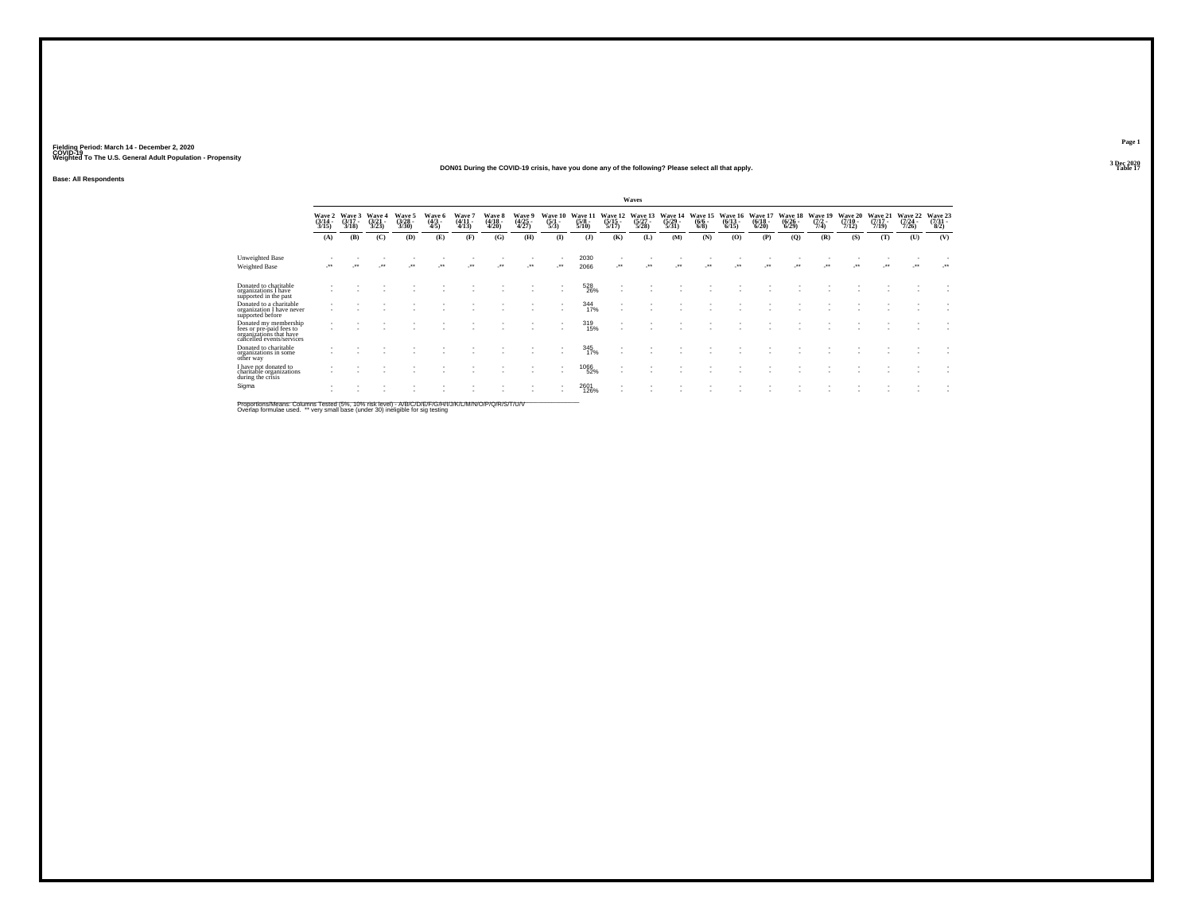Fielding Period: March 14 - December 2, 2020
COVID-19
Weighted To The U.S. General Adult Population - Propensity

3 Dec 2020
Table 17

DON01 During the COVID-19 crisis, have you done any of the following? Please select all that apply.

Base: All Respondents

| | Waves | | | | | | | | | | | | | | | | | | | | | |
|---|---|---|---|---|---|---|---|---|---|---|---|---|---|---|---|---|---|---|---|---|---|---|
| | Wave 2 (3/14 - 3/15) | Wave 3 (3/17 - 3/18) | Wave 4 (3/21 - 3/23) | Wave 5 (3/28 - 3/30) | Wave 6 (4/3 - 4/5) | Wave 7 (4/11 - 4/13) | Wave 8 (4/18 - 4/20) | Wave 9 (4/25 - 4/27) | Wave 10 (5/1 - 5/3) | Wave 11 (5/8 - 5/10) | Wave 12 (5/15 - 5/17) | Wave 13 (5/27 - 5/28) | Wave 14 (5/29 - 5/31) | Wave 15 (6/6 - 6/8) | Wave 16 (6/13 - 6/15) | Wave 17 (6/18 - 6/20) | Wave 18 (6/26 - 6/29) | Wave 19 (7/2 - 7/4) | Wave 20 (7/10 - 7/12) | Wave 21 (7/17 - 7/19) | Wave 22 (7/24 - 7/26) | Wave 23 (7/31 - 8/2) |
| | (A) | (B) | (C) | (D) | (E) | (F) | (G) | (H) | (I) | (J) | (K) | (L) | (M) | (N) | (O) | (P) | (Q) | (R) | (S) | (T) | (U) | (V) |
| Unweighted Base | - | - | - | - | - | - | - | - | - | 2030 | - | - | - | - | - | - | - | - | - | - | - | - |
| Weighted Base | -** | -** | -** | -** | -** | -** | -** | -** | -** | 2066 | -** | -** | -** | -** | -** | -** | -** | -** | -** | -** | -** | -** |
| Donated to charitable organizations I have supported in the past | - | - | - | - | - | - | - | - | - | 528 26% | - | - | - | - | - | - | - | - | - | - | - | - |
| Donated to a charitable organization I have never supported before | - | - | - | - | - | - | - | - | - | 344 17% | - | - | - | - | - | - | - | - | - | - | - | - |
| Donated my membership fees or pre-paid fees to organizations that have cancelled events/services | - | - | - | - | - | - | - | - | - | 319 15% | - | - | - | - | - | - | - | - | - | - | - | - |
| Donated to charitable organizations in some other way | - | - | - | - | - | - | - | - | - | 345 17% | - | - | - | - | - | - | - | - | - | - | - | - |
| I have not donated to charitable organizations during the crisis | - | - | - | - | - | - | - | - | - | 1066 52% | - | - | - | - | - | - | - | - | - | - | - | - |
| Sigma | - | - | - | - | - | - | - | - | - | 2601 126% | - | - | - | - | - | - | - | - | - | - | - | - |

Proportions/Means: Columns Tested (5%, 10% risk level) - A/B/C/D/E/F/G/H/I/J/K/L/M/N/O/P/Q/R/S/T/U/V
Overlap formulae used. ** very small base (under 30) ineligible for sig testing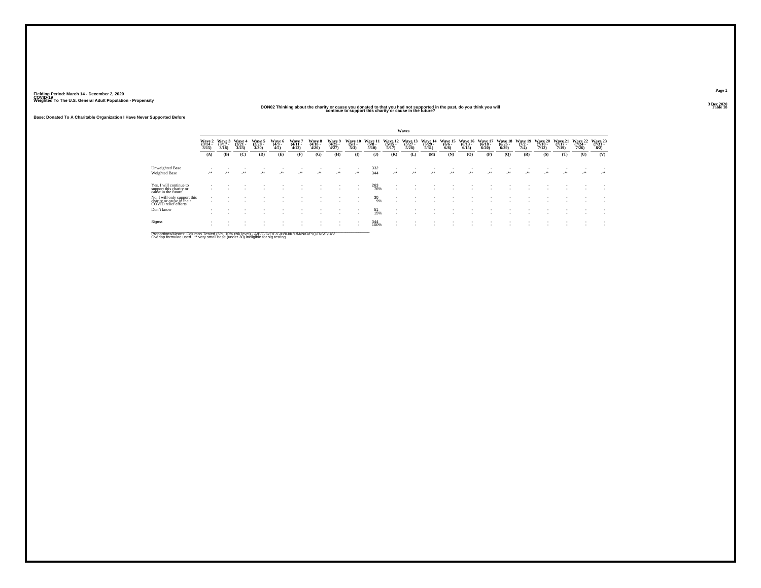Fielding Period: March 14 - December 2, 2020
COVID-19
Weighted To The U.S. General Adult Population - Propensity

3 Dec 2020
Table 18

DON02 Thinking about the charity or cause you donated to that you had not supported in the past, do you think you will continue to support this charity or cause in the future?

Base: Donated To A Charitable Organization I Have Never Supported Before

| | Waves | | | | | | | | | | | | | | | | | | | | | |
|---|---|---|---|---|---|---|---|---|---|---|---|---|---|---|---|---|---|---|---|---|---|---|
| | Wave 2 (3/14 - 3/15) | Wave 3 (3/17 - 3/18) | Wave 4 (3/21 - 3/23) | Wave 5 (3/28 - 3/30) | Wave 6 (4/3 - 4/5) | Wave 7 (4/11 - 4/13) | Wave 8 (4/18 - 4/20) | Wave 9 (4/25 - 4/27) | Wave 10 (5/1 - 5/3) | Wave 11 (5/8 - 5/10) | Wave 12 (5/15 - 5/17) | Wave 13 (5/27 - 5/28) | Wave 14 (5/29 - 5/31) | Wave 15 (6/6 - 6/8) | Wave 16 (6/13 - 6/15) | Wave 17 (6/18 - 6/20) | Wave 18 (6/26 - 6/29) | Wave 19 (7/2 - 7/4) | Wave 20 (7/10 - 7/12) | Wave 21 (7/17 - 7/19) | Wave 22 (7/24 - 7/26) | Wave 23 (7/31 - 8/2) |
| | (A) | (B) | (C) | (D) | (E) | (F) | (G) | (H) | (I) | (J) | (K) | (L) | (M) | (N) | (O) | (P) | (Q) | (R) | (S) | (T) | (U) | (V) |
| Unweighted Base | - | - | - | - | - | - | - | - | - | 332 | - | - | - | - | - | - | - | - | - | - | - | - |
| Weighted Base | -** | -** | -** | -** | -** | -** | -** | -** | -** | 344 | -** | -** | -** | -** | -** | -** | -** | -** | -** | -** | -** | -** |
| Yes, I will continue to support this charity or cause in the future | - | - | - | - | - | - | - | - | - | 263<br>76% | - | - | - | - | - | - | - | - | - | - | - | - |
| No, I will only support this charity or cause in their COVID relief efforts | - | - | - | - | - | - | - | - | - | 30<br>9% | - | - | - | - | - | - | - | - | - | - | - | - |
| Don't know | - | - | - | - | - | - | - | - | - | 51<br>15% | - | - | - | - | - | - | - | - | - | - | - | - |
| Sigma | - | - | - | - | - | - | - | - | - | 344<br>100% | - | - | - | - | - | - | - | - | - | - | - | - |

Proportions/Means: Columns Tested (5%, 10% risk level) - A/B/C/D/E/F/G/H/I/J/K/L/M/N/O/P/Q/R/S/T/U/V
Overlap formulae used. ** very small base (under 30) ineligible for sig testing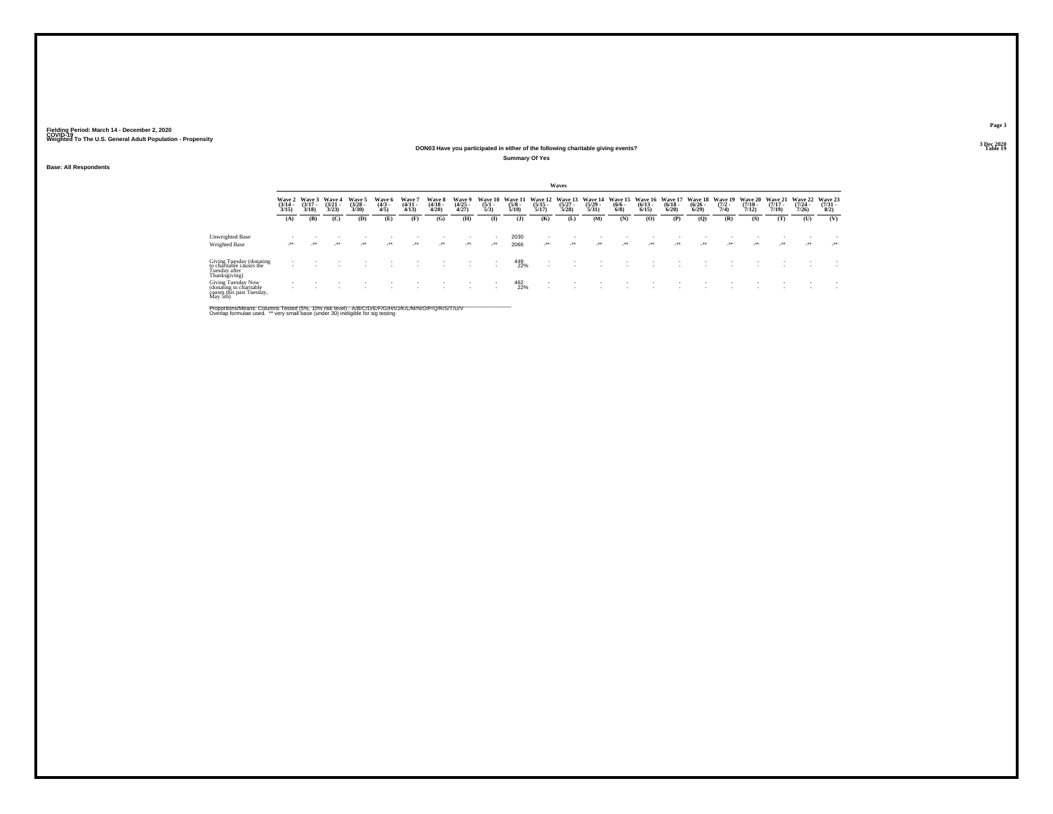Fielding Period: March 14 - December 2, 2020
COVID-19
Weighted To The U.S. General Adult Population - Propensity

3 Dec 2020
Table 19

## DON03 Have you participated in either of the following charitable giving events?

**Summary Of Yes**

Base: All Respondents

| | Waves | | | | | | | | | | | | | | | | | | | | | |
|---|---|---|---|---|---|---|---|---|---|---|---|---|---|---|---|---|---|---|---|---|---|---|
| | Wave 2 (3/14 - 3/15) | Wave 3 (3/17 - 3/18) | Wave 4 (3/21 - 3/23) | Wave 5 (3/28 - 3/30) | Wave 6 (4/3 - 4/5) | Wave 7 (4/11 - 4/13) | Wave 8 (4/18 - 4/20) | Wave 9 (4/25 - 4/27) | Wave 10 (5/1 - 5/3) | Wave 11 (5/8 - 5/10) | Wave 12 (5/15 - 5/17) | Wave 13 (5/27 - 5/28) | Wave 14 (5/29 - 5/31) | Wave 15 (6/6 - 6/8) | Wave 16 (6/13 - 6/15) | Wave 17 (6/18 - 6/20) | Wave 18 (6/26 - 6/29) | Wave 19 (7/2 - 7/4) | Wave 20 (7/10 - 7/12) | Wave 21 (7/17 - 7/19) | Wave 22 (7/24 - 7/26) | Wave 23 (7/31 - 8/2) |
| | (A) | (B) | (C) | (D) | (E) | (F) | (G) | (H) | (I) | (J) | (K) | (L) | (M) | (N) | (O) | (P) | (Q) | (R) | (S) | (T) | (U) | (V) |
| Unweighted Base | - | - | - | - | - | - | - | - | - | 2030 | - | - | - | - | - | - | - | - | - | - | - | - |
| Weighted Base | -** | -** | -** | -** | -** | -** | -** | -** | -** | 2066 | -** | -** | -** | -** | -** | -** | -** | -** | -** | -** | -** | -** |
| Giving Tuesday (donating to charitable causes the Tuesday after Thanksgiving) | - | - | - | - | - | - | - | - | - | 449 | - | - | - | - | - | - | - | - | - | - | - | - |
| | - | - | - | - | - | - | - | - | - | 22% | - | - | - | - | - | - | - | - | - | - | - | - |
| Giving Tuesday Now (donating to charitable causes this past Tuesday, May 5th) | - | - | - | - | - | - | - | - | - | 462 | - | - | - | - | - | - | - | - | - | - | - | - |
| | - | - | - | - | - | - | - | - | - | 22% | - | - | - | - | - | - | - | - | - | - | - | - |

Proportions/Means: Columns Tested (5%, 10% risk level) - A/B/C/D/E/F/G/H/I/J/K/L/M/N/O/P/Q/R/S/T/U/V
Overlap formulae used. ** very small base (under 30) ineligible for sig testing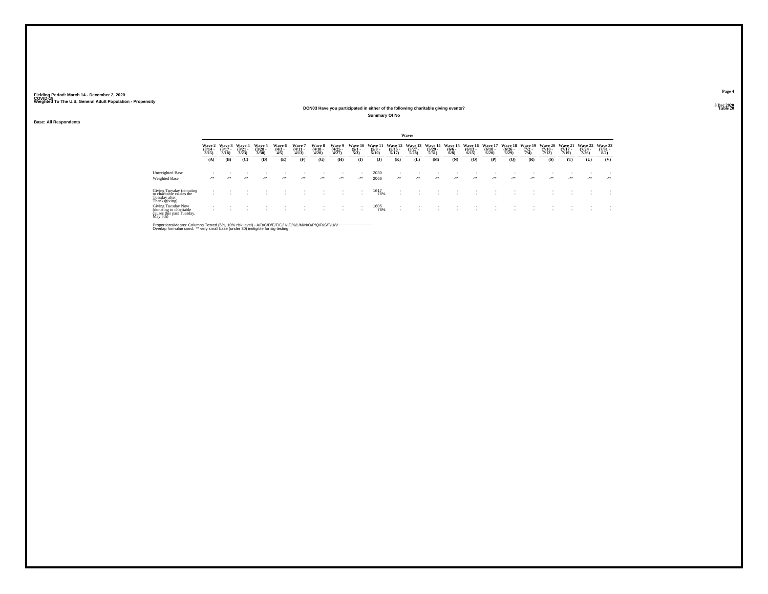Fielding Period: March 14 - December 2, 2020
COVID-19
Weighted To The U.S. General Adult Population - Propensity

3 Dec 2020
Table 20

## DON03 Have you participated in either of the following charitable giving events?

Summary Of No

Base: All Respondents

| | Waves | | | | | | | | | | | | | | | | | | | | | |
|---|---|---|---|---|---|---|---|---|---|---|---|---|---|---|---|---|---|---|---|---|---|---|
| | Wave 2 (3/14 - 3/15) | Wave 3 (3/17 - 3/18) | Wave 4 (3/21 - 3/23) | Wave 5 (3/28 - 3/30) | Wave 6 (4/3 - 4/5) | Wave 7 (4/11 - 4/13) | Wave 8 (4/18 - 4/20) | Wave 9 (4/25 - 4/27) | Wave 10 (5/1 - 5/3) | Wave 11 (5/8 - 5/10) | Wave 12 (5/15 - 5/17) | Wave 13 (5/27 - 5/28) | Wave 14 (5/29 - 5/31) | Wave 15 (6/6 - 6/8) | Wave 16 (6/13 - 6/15) | Wave 17 (6/18 - 6/20) | Wave 18 (6/26 - 6/29) | Wave 19 (7/2 - 7/4) | Wave 20 (7/10 - 7/12) | Wave 21 (7/17 - 7/19) | Wave 22 (7/24 - 7/26) | Wave 23 (7/31 - 8/2) |
| | (A) | (B) | (C) | (D) | (E) | (F) | (G) | (H) | (I) | (J) | (K) | (L) | (M) | (N) | (O) | (P) | (Q) | (R) | (S) | (T) | (U) | (V) |
| Unweighted Base | - | - | - | - | - | - | - | - | - | 2030 | - | - | - | - | - | - | - | - | - | - | - | - |
| Weighted Base | -** | -** | -** | -** | -** | -** | -** | -** | -** | 2066 | -** | -** | -** | -** | -** | -** | -** | -** | -** | -** | -** | -** |
| Giving Tuesday (donating to charitable causes the Tuesday after Thanksgiving) | - | - | - | - | - | - | - | - | - | 1617 78% | - | - | - | - | - | - | - | - | - | - | - | - |
| Giving Tuesday Now (donating to charitable causes this past Tuesday, May 5th) | - | - | - | - | - | - | - | - | - | 1605 78% | - | - | - | - | - | - | - | - | - | - | - | - |

Proportions/Means: Columns Tested (5%, 10% risk level) - A/B/C/D/E/F/G/H/I/J/K/L/M/N/O/P/Q/R/S/T/U/V
Overlap formulae used. ** very small base (under 30) ineligible for sig testing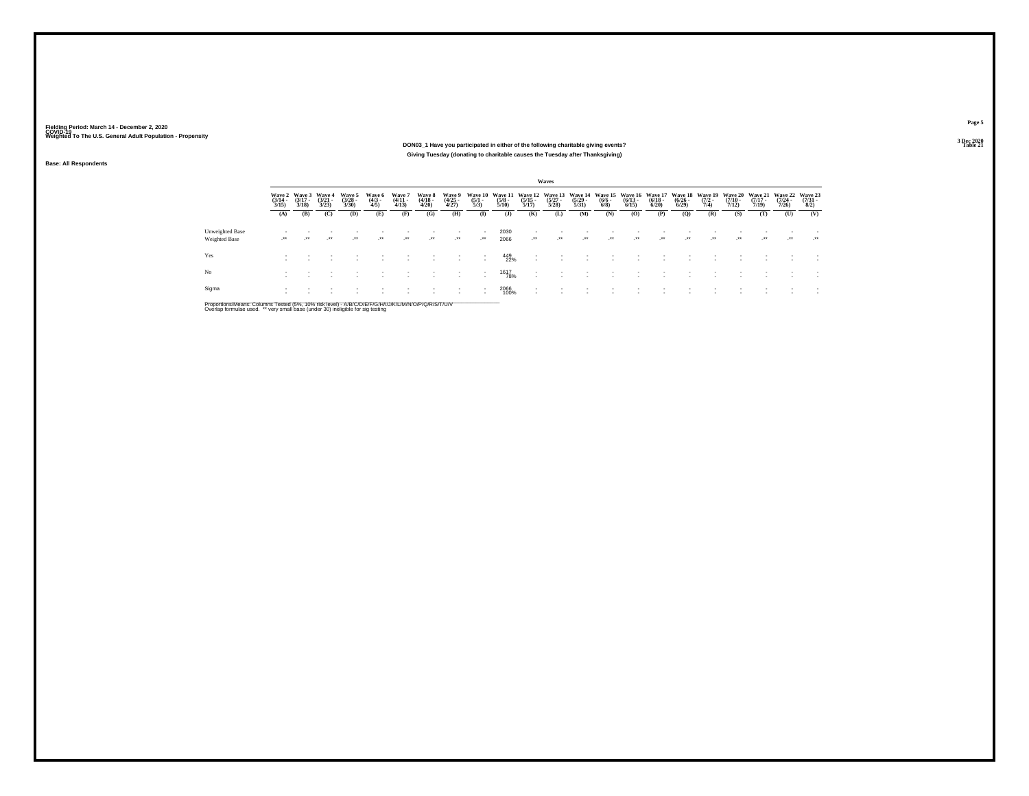Fielding Period: March 14 - December 2, 2020
COVID-19
Weighted To The U.S. General Adult Population - Propensity

3 Dec 2020
Table 21

### DON03_1 Have you participated in either of the following charitable giving events?

Giving Tuesday (donating to charitable causes the Tuesday after Thanksgiving)

Base: All Respondents

| | Waves | | | | | | | | | | | | | | | | | | | | | |
|---|---|---|---|---|---|---|---|---|---|---|---|---|---|---|---|---|---|---|---|---|---|---|
| | Wave 2 (3/14 - 3/15) | Wave 3 (3/17 - 3/18) | Wave 4 (3/21 - 3/23) | Wave 5 (3/28 - 3/30) | Wave 6 (4/3 - 4/5) | Wave 7 (4/11 - 4/13) | Wave 8 (4/18 - 4/20) | Wave 9 (4/25 - 4/27) | Wave 10 (5/1 - 5/3) | Wave 11 (5/8 - 5/10) | Wave 12 (5/15 - 5/17) | Wave 13 (5/27 - 5/28) | Wave 14 (5/29 - 5/31) | Wave 15 (6/6 - 6/8) | Wave 16 (6/13 - 6/15) | Wave 17 (6/18 - 6/20) | Wave 18 (6/26 - 6/29) | Wave 19 (7/2 - 7/4) | Wave 20 (7/10 - 7/12) | Wave 21 (7/17 - 7/19) | Wave 22 (7/24 - 7/26) | Wave 23 (7/31 - 8/2) |
| | (A) | (B) | (C) | (D) | (E) | (F) | (G) | (H) | (I) | (J) | (K) | (L) | (M) | (N) | (O) | (P) | (Q) | (R) | (S) | (T) | (U) | (V) |
| Unweighted Base | - | - | - | - | - | - | - | - | - | 2030 | - | - | - | - | - | - | - | - | - | - | - | - |
| Weighted Base | -** | -** | -** | -** | -** | -** | -** | -** | -** | 2066 | -** | -** | -** | -** | -** | -** | -** | -** | -** | -** | -** | -** |
| Yes | - | - | - | - | - | - | - | - | - | 449 | - | - | - | - | - | - | - | - | - | - | - | - |
| | - | - | - | - | - | - | - | - | - | 22% | - | - | - | - | - | - | - | - | - | - | - | - |
| No | - | - | - | - | - | - | - | - | - | 1617 | - | - | - | - | - | - | - | - | - | - | - | - |
| | - | - | - | - | - | - | - | - | - | 78% | - | - | - | - | - | - | - | - | - | - | - | - |
| Sigma | - | - | - | - | - | - | - | - | - | 2066 | - | - | - | - | - | - | - | - | - | - | - | - |
| | - | - | - | - | - | - | - | - | - | 100% | - | - | - | - | - | - | - | - | - | - | - | - |

Proportions/Means: Columns Tested (5%, 10% risk level) - A/B/C/D/E/F/G/H/I/J/K/L/M/N/O/P/Q/R/S/T/U/V
Overlap formulae used. ** very small base (under 30) ineligible for sig testing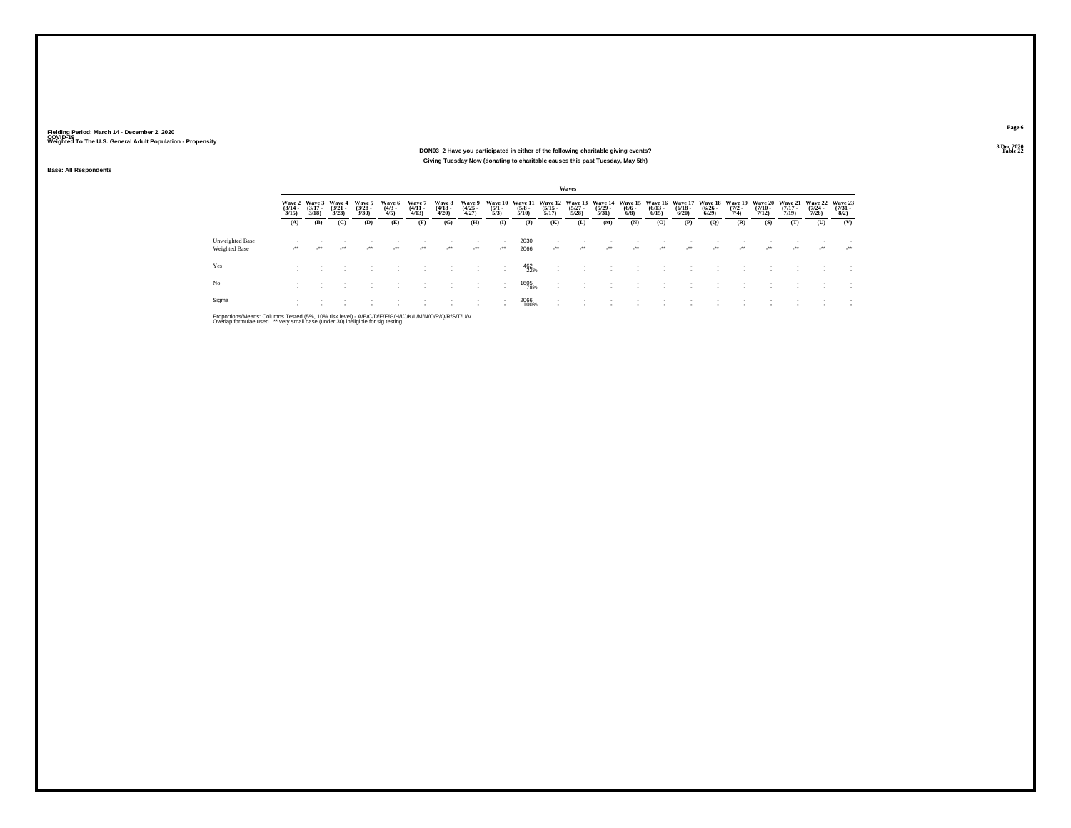Fielding Period: March 14 - December 2, 2020
COVID-19
Weighted To The U.S. General Adult Population - Propensity

3 Dec 2020
Table 22

**DON03_2 Have you participated in either of the following charitable giving events?**

**Giving Tuesday Now (donating to charitable causes this past Tuesday, May 5th)**

**Base: All Respondents**

| | Waves | | | | | | | | | | | | | | | | | | | | | |
|---|---|---|---|---|---|---|---|---|---|---|---|---|---|---|---|---|---|---|---|---|---|---|
| | Wave 2 (3/14 - 3/15) | Wave 3 (3/17 - 3/18) | Wave 4 (3/21 - 3/23) | Wave 5 (3/28 - 3/30) | Wave 6 (4/3 - 4/5) | Wave 7 (4/11 - 4/13) | Wave 8 (4/18 - 4/20) | Wave 9 (4/25 - 4/27) | Wave 10 (5/1 - 5/3) | Wave 11 (5/8 - 5/10) | Wave 12 (5/15 - 5/17) | Wave 13 (5/27 - 5/28) | Wave 14 (5/29 - 5/31) | Wave 15 (6/6 - 6/8) | Wave 16 (6/13 - 6/15) | Wave 17 (6/18 - 6/20) | Wave 18 (6/26 - 6/29) | Wave 19 (7/2 - 7/4) | Wave 20 (7/10 - 7/12) | Wave 21 (7/17 - 7/19) | Wave 22 (7/24 - 7/26) | Wave 23 (7/31 - 8/2) |
| | (A) | (B) | (C) | (D) | (E) | (F) | (G) | (H) | (I) | (J) | (K) | (L) | (M) | (N) | (O) | (P) | (Q) | (R) | (S) | (T) | (U) | (V) |
| Unweighted Base | - | - | - | - | - | - | - | - | - | 2030 | - | - | - | - | - | - | - | - | - | - | - | - |
| Weighted Base | -** | -** | -** | -** | -** | -** | -** | -** | -** | 2066 | -** | -** | -** | -** | -** | -** | -** | -** | -** | -** | -** | -** |
| Yes | - | - | - | - | - | - | - | - | - | 462 | - | - | - | - | - | - | - | - | - | - | - | - |
| | - | - | - | - | - | - | - | - | - | 22% | - | - | - | - | - | - | - | - | - | - | - | - |
| No | - | - | - | - | - | - | - | - | - | 1605 | - | - | - | - | - | - | - | - | - | - | - | - |
| | - | - | - | - | - | - | - | - | - | 78% | - | - | - | - | - | - | - | - | - | - | - | - |
| Sigma | - | - | - | - | - | - | - | - | - | 2066 | - | - | - | - | - | - | - | - | - | - | - | - |
| | - | - | - | - | - | - | - | - | - | 100% | - | - | - | - | - | - | - | - | - | - | - | - |

Proportions/Means: Columns Tested (5%, 10% risk level) - A/B/C/D/E/F/G/H/I/J/K/L/M/N/O/P/Q/R/S/T/U/V
Overlap formulae used. ** very small base (under 30) ineligible for sig testing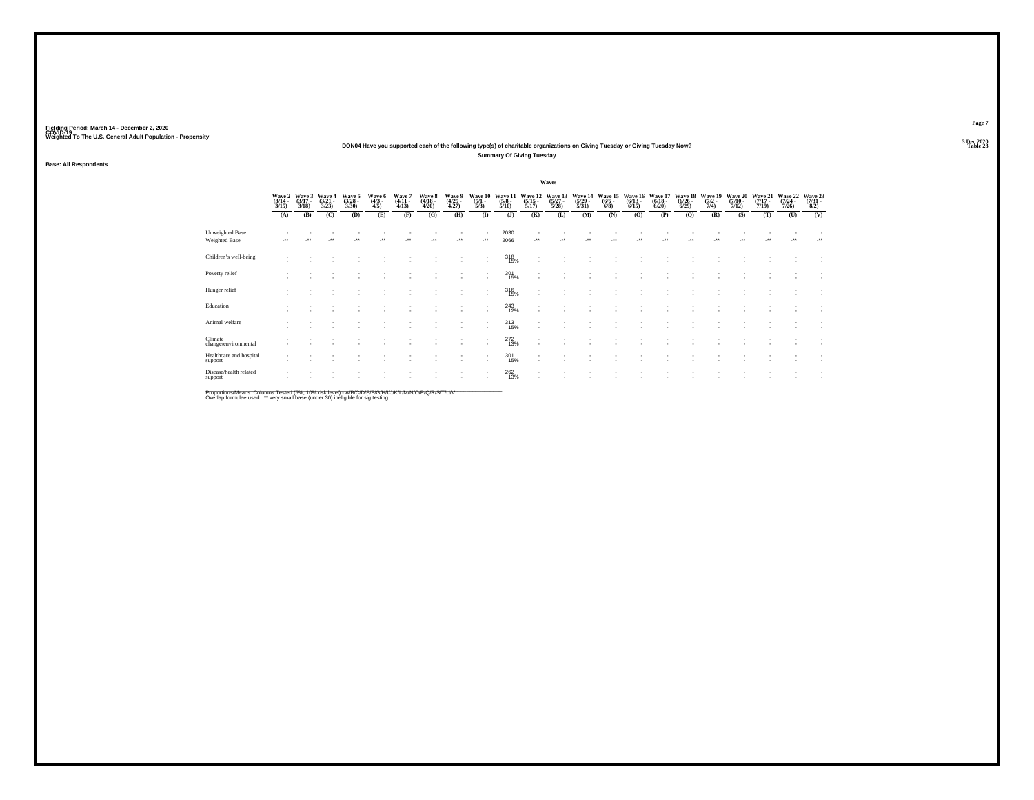Fielding Period: March 14 - December 2, 2020
COVID-19
Weighted To The U.S. General Adult Population - Propensity

3 Dec 2020
Table 23

## DON04 Have you supported each of the following type(s) of charitable organizations on Giving Tuesday or Giving Tuesday Now?

### Summary Of Giving Tuesday

Base: All Respondents

| | Waves | | | | | | | | | | | | | | | | | | | | | |
|---|---|---|---|---|---|---|---|---|---|---|---|---|---|---|---|---|---|---|---|---|---|---|
| | Wave 2 (3/14 - 3/15) | Wave 3 (3/17 - 3/18) | Wave 4 (3/21 - 3/23) | Wave 5 (3/28 - 3/30) | Wave 6 (4/3 - 4/5) | Wave 7 (4/11 - 4/13) | Wave 8 (4/18 - 4/20) | Wave 9 (4/25 - 4/27) | Wave 10 (5/1 - 5/3) | Wave 11 (5/8 - 5/10) | Wave 12 (5/15 - 5/17) | Wave 13 (5/27 - 5/28) | Wave 14 (5/29 - 5/31) | Wave 15 (6/6 - 6/8) | Wave 16 (6/13 - 6/15) | Wave 17 (6/18 - 6/20) | Wave 18 (6/26 - 6/29) | Wave 19 (7/2 - 7/4) | Wave 20 (7/10 - 7/12) | Wave 21 (7/17 - 7/19) | Wave 22 (7/24 - 7/26) | Wave 23 (7/31 - 8/2) |
| | (A) | (B) | (C) | (D) | (E) | (F) | (G) | (H) | (I) | (J) | (K) | (L) | (M) | (N) | (O) | (P) | (Q) | (R) | (S) | (T) | (U) | (V) |
| Unweighted Base | - | - | - | - | - | - | - | - | - | 2030 | - | - | - | - | - | - | - | - | - | - | - | - |
| Weighted Base | -** | -** | -** | -** | -** | -** | -** | -** | -** | 2066 | -** | -** | -** | -** | -** | -** | -** | -** | -** | -** | -** | -** |
| Children's well-being | - | - | - | - | - | - | - | - | - | 318 | - | - | - | - | - | - | - | - | - | - | - | - |
| | - | - | - | - | - | - | - | - | - | 15% | - | - | - | - | - | - | - | - | - | - | - | - |
| Poverty relief | - | - | - | - | - | - | - | - | - | 301 | - | - | - | - | - | - | - | - | - | - | - | - |
| | - | - | - | - | - | - | - | - | - | 15% | - | - | - | - | - | - | - | - | - | - | - | - |
| Hunger relief | - | - | - | - | - | - | - | - | - | 316 | - | - | - | - | - | - | - | - | - | - | - | - |
| | - | - | - | - | - | - | - | - | - | 15% | - | - | - | - | - | - | - | - | - | - | - | - |
| Education | - | - | - | - | - | - | - | - | - | 243 | - | - | - | - | - | - | - | - | - | - | - | - |
| | - | - | - | - | - | - | - | - | - | 12% | - | - | - | - | - | - | - | - | - | - | - | - |
| Animal welfare | - | - | - | - | - | - | - | - | - | 313 | - | - | - | - | - | - | - | - | - | - | - | - |
| | - | - | - | - | - | - | - | - | - | 15% | - | - | - | - | - | - | - | - | - | - | - | - |
| Climate change/environmental | - | - | - | - | - | - | - | - | - | 272 | - | - | - | - | - | - | - | - | - | - | - | - |
| | - | - | - | - | - | - | - | - | - | 13% | - | - | - | - | - | - | - | - | - | - | - | - |
| Healthcare and hospital support | - | - | - | - | - | - | - | - | - | 301 | - | - | - | - | - | - | - | - | - | - | - | - |
| | - | - | - | - | - | - | - | - | - | 15% | - | - | - | - | - | - | - | - | - | - | - | - |
| Disease/health related support | - | - | - | - | - | - | - | - | - | 262 | - | - | - | - | - | - | - | - | - | - | - | - |
| | - | - | - | - | - | - | - | - | - | 13% | - | - | - | - | - | - | - | - | - | - | - | - |

Proportions/Means: Columns Tested (5%, 10% risk level) - A/B/C/D/E/F/G/H/I/J/K/L/M/N/O/P/Q/R/S/T/U/V
Overlap formulae used. ** very small base (under 30) ineligible for sig testing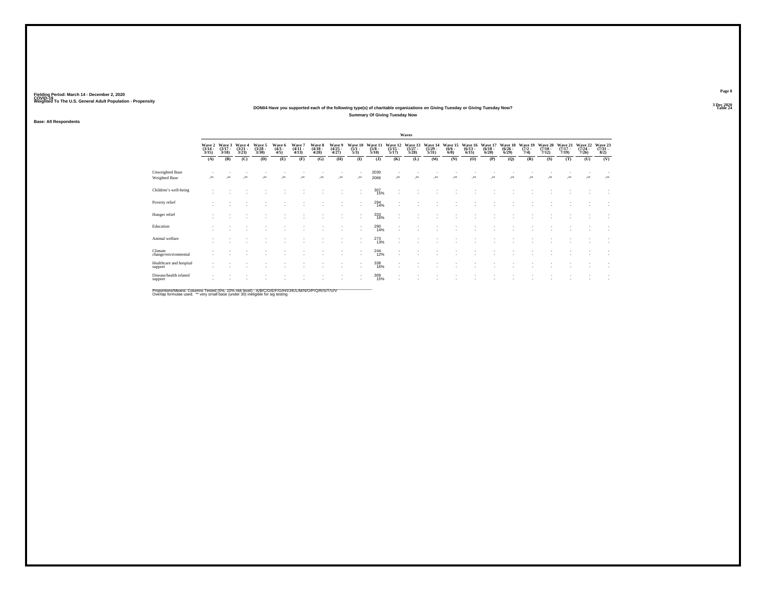Fielding Period: March 14 - December 2, 2020
COVID-19
Weighted To The U.S. General Adult Population - Propensity

3 Dec 2020
Table 24

## DON04 Have you supported each of the following type(s) of charitable organizations on Giving Tuesday or Giving Tuesday Now?

### Summary Of Giving Tuesday Now

Base: All Respondents

| | Wave 2 (3/14 - 3/15) | Wave 3 (3/17 - 3/18) | Wave 4 (3/21 - 3/23) | Wave 5 (3/28 - 3/30) | Wave 6 (4/3 - 4/5) | Wave 7 (4/11 - 4/13) | Wave 8 (4/18 - 4/20) | Wave 9 (4/25 - 4/27) | Wave 10 (5/1 - 5/3) | Wave 11 (5/8 - 5/10) | Wave 12 (5/15 - 5/17) | Wave 13 (5/27 - 5/28) | Wave 14 (5/29 - 5/31) | Wave 15 (6/6 - 6/8) | Wave 16 (6/13 - 6/15) | Wave 17 (6/18 - 6/20) | Wave 18 (6/26 - 6/29) | Wave 19 (7/2 - 7/4) | Wave 20 (7/10 - 7/12) | Wave 21 (7/17 - 7/19) | Wave 22 (7/24 - 7/26) | Wave 23 (7/31 - 8/2) |
|---|---|---|---|---|---|---|---|---|---|---|---|---|---|---|---|---|---|---|---|---|---|---|
| | (A) | (B) | (C) | (D) | (E) | (F) | (G) | (H) | (I) | (J) | (K) | (L) | (M) | (N) | (O) | (P) | (Q) | (R) | (S) | (T) | (U) | (V) |
| Unweighted Base | - | - | - | - | - | - | - | - | - | 2030 | - | - | - | - | - | - | - | - | - | - | - | - |
| Weighted Base | -** | -** | -** | -** | -** | -** | -** | -** | -** | 2066 | -** | -** | -** | -** | -** | -** | -** | -** | -** | -** | -** | -** |
| Children's well-being | - | - | - | - | - | - | - | - | - | 307 | - | - | - | - | - | - | - | - | - | - | - | - |
| | - | - | - | - | - | - | - | - | - | 15% | - | - | - | - | - | - | - | - | - | - | - | - |
| Poverty relief | - | - | - | - | - | - | - | - | - | 294 | - | - | - | - | - | - | - | - | - | - | - | - |
| | - | - | - | - | - | - | - | - | - | 14% | - | - | - | - | - | - | - | - | - | - | - | - |
| Hunger relief | - | - | - | - | - | - | - | - | - | 333 | - | - | - | - | - | - | - | - | - | - | - | - |
| | - | - | - | - | - | - | - | - | - | 16% | - | - | - | - | - | - | - | - | - | - | - | - |
| Education | - | - | - | - | - | - | - | - | - | 290 | - | - | - | - | - | - | - | - | - | - | - | - |
| | - | - | - | - | - | - | - | - | - | 14% | - | - | - | - | - | - | - | - | - | - | - | - |
| Animal welfare | - | - | - | - | - | - | - | - | - | 273 | - | - | - | - | - | - | - | - | - | - | - | - |
| | - | - | - | - | - | - | - | - | - | 13% | - | - | - | - | - | - | - | - | - | - | - | - |
| Climate change/environmental | - | - | - | - | - | - | - | - | - | 244 | - | - | - | - | - | - | - | - | - | - | - | - |
| | - | - | - | - | - | - | - | - | - | 12% | - | - | - | - | - | - | - | - | - | - | - | - |
| Healthcare and hospital support | - | - | - | - | - | - | - | - | - | 338 | - | - | - | - | - | - | - | - | - | - | - | - |
| | - | - | - | - | - | - | - | - | - | 16% | - | - | - | - | - | - | - | - | - | - | - | - |
| Disease/health related support | - | - | - | - | - | - | - | - | - | 309 | - | - | - | - | - | - | - | - | - | - | - | - |
| | - | - | - | - | - | - | - | - | - | 15% | - | - | - | - | - | - | - | - | - | - | - | - |

Proportions/Means: Columns Tested (5%, 10% risk level) - A/B/C/D/E/F/G/H/I/J/K/L/M/N/O/P/Q/R/S/T/U/V
Overlap formulae used. ** very small base (under 30) ineligible for sig testing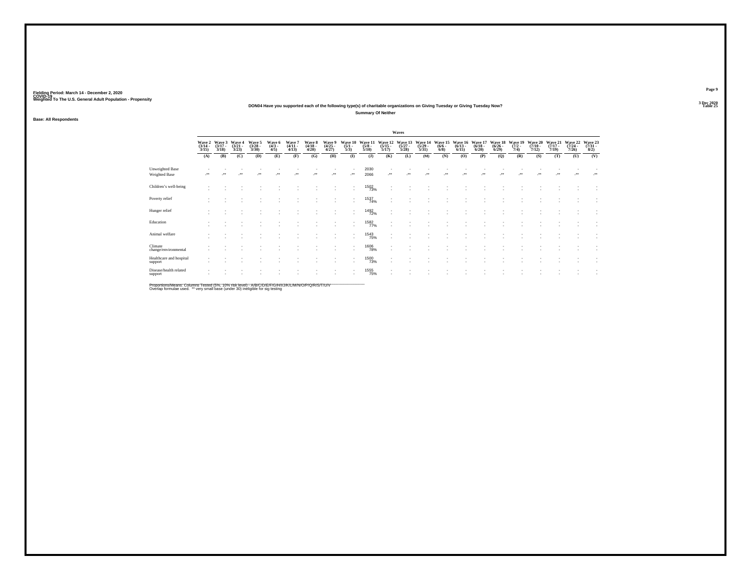Fielding Period: March 14 - December 2, 2020
COVID-19
Weighted To The U.S. General Adult Population - Propensity

3 Dec 2020
Table 25

**DON04 Have you supported each of the following type(s) of charitable organizations on Giving Tuesday or Giving Tuesday Now?**

**Summary Of Neither**

Base: All Respondents

| | Waves | | | | | | | | | | | | | | | | | | | | | |
|---|---|---|---|---|---|---|---|---|---|---|---|---|---|---|---|---|---|---|---|---|---|---|
| | Wave 2 (3/14 - 3/15) | Wave 3 (3/17 - 3/18) | Wave 4 (3/21 - 3/23) | Wave 5 (3/28 - 3/30) | Wave 6 (4/3 - 4/5) | Wave 7 (4/11 - 4/13) | Wave 8 (4/18 - 4/20) | Wave 9 (4/25 - 4/27) | Wave 10 (5/1 - 5/3) | Wave 11 (5/8 - 5/10) | Wave 12 (5/15 - 5/17) | Wave 13 (5/27 - 5/28) | Wave 14 (5/29 - 5/31) | Wave 15 (6/6 - 6/8) | Wave 16 (6/13 - 6/15) | Wave 17 (6/18 - 6/20) | Wave 18 (6/26 - 6/29) | Wave 19 (7/2 - 7/4) | Wave 20 (7/10 - 7/12) | Wave 21 (7/17 - 7/19) | Wave 22 (7/24 - 7/26) | Wave 23 (7/31 - 8/2) |
| | (A) | (B) | (C) | (D) | (E) | (F) | (G) | (H) | (I) | (J) | (K) | (L) | (M) | (N) | (O) | (P) | (Q) | (R) | (S) | (T) | (U) | (V) |
| Unweighted Base | - | - | - | - | - | - | - | - | - | 2030 | - | - | - | - | - | - | - | - | - | - | - | - |
| Weighted Base | -** | -** | -** | -** | -** | -** | -** | -** | -** | 2066 | -** | -** | -** | -** | -** | -** | -** | -** | -** | -** | -** | -** |
| Children's well-being | - | - | - | - | - | - | - | - | - | 1502 | - | - | - | - | - | - | - | - | - | - | - | - |
| | - | - | - | - | - | - | - | - | - | 73% | - | - | - | - | - | - | - | - | - | - | - | - |
| Poverty relief | - | - | - | - | - | - | - | - | - | 1537 | - | - | - | - | - | - | - | - | - | - | - | - |
| | - | - | - | - | - | - | - | - | - | 74% | - | - | - | - | - | - | - | - | - | - | - | - |
| Hunger relief | - | - | - | - | - | - | - | - | - | 1492 | - | - | - | - | - | - | - | - | - | - | - | - |
| | - | - | - | - | - | - | - | - | - | 72% | - | - | - | - | - | - | - | - | - | - | - | - |
| Education | - | - | - | - | - | - | - | - | - | 1582 | - | - | - | - | - | - | - | - | - | - | - | - |
| | - | - | - | - | - | - | - | - | - | 77% | - | - | - | - | - | - | - | - | - | - | - | - |
| Animal welfare | - | - | - | - | - | - | - | - | - | 1543 | - | - | - | - | - | - | - | - | - | - | - | - |
| | - | - | - | - | - | - | - | - | - | 75% | - | - | - | - | - | - | - | - | - | - | - | - |
| Climate change/environmental | - | - | - | - | - | - | - | - | - | 1606 | - | - | - | - | - | - | - | - | - | - | - | - |
| | - | - | - | - | - | - | - | - | - | 78% | - | - | - | - | - | - | - | - | - | - | - | - |
| Healthcare and hospital support | - | - | - | - | - | - | - | - | - | 1500 | - | - | - | - | - | - | - | - | - | - | - | - |
| | - | - | - | - | - | - | - | - | - | 73% | - | - | - | - | - | - | - | - | - | - | - | - |
| Disease/health related support | - | - | - | - | - | - | - | - | - | 1555 | - | - | - | - | - | - | - | - | - | - | - | - |
| | - | - | - | - | - | - | - | - | - | 75% | - | - | - | - | - | - | - | - | - | - | - | - |

Proportions/Means: Columns Tested (5%, 10% risk level) - A/B/C/D/E/F/G/H/I/J/K/L/M/N/O/P/Q/R/S/T/U/V
Overlap formulae used. ** very small base (under 30) ineligible for sig testing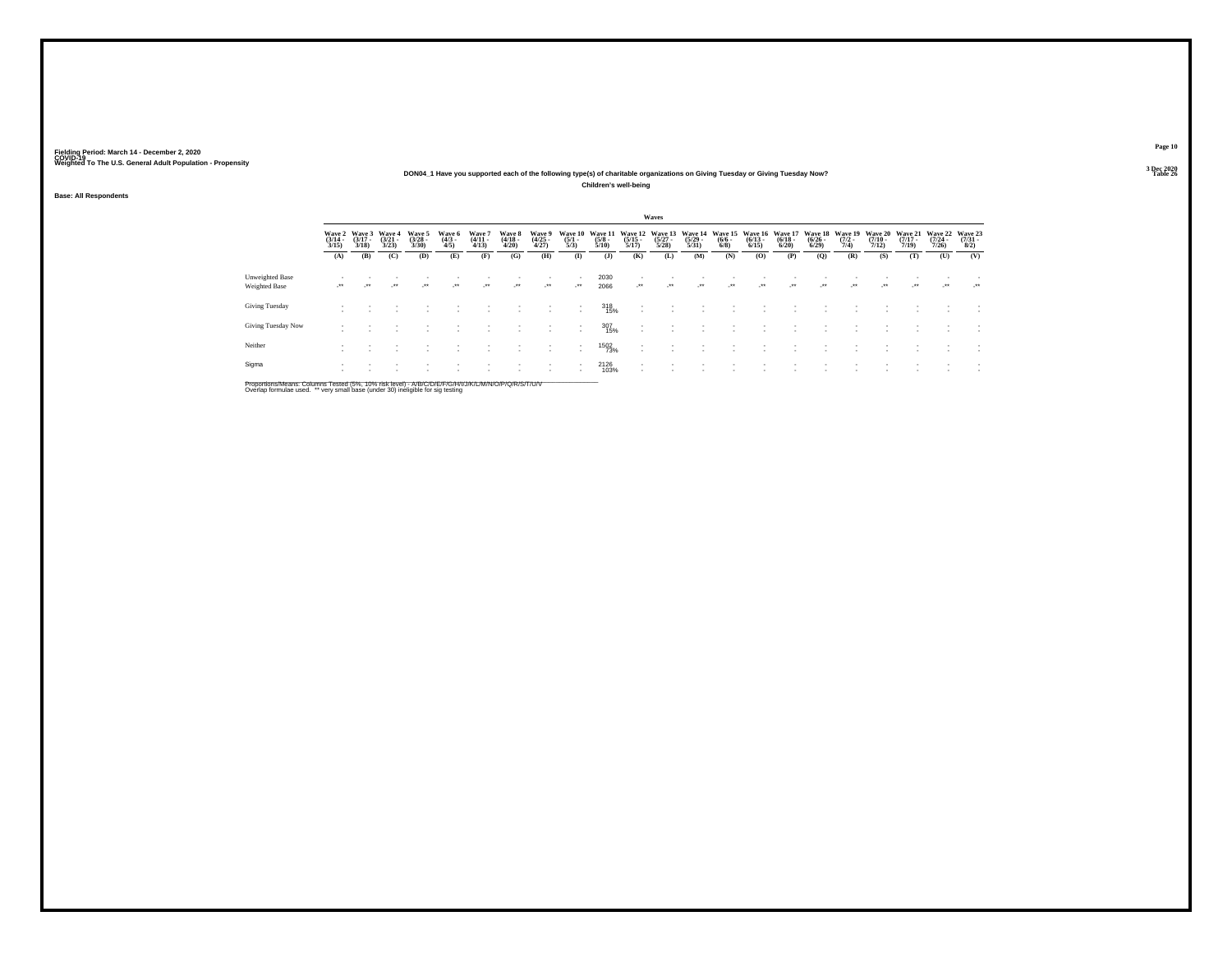Fielding Period: March 14 - December 2, 2020
COVID-19
Weighted To The U.S. General Adult Population - Propensity

3 Dec 2020
Table 26

### DON04_1 Have you supported each of the following type(s) of charitable organizations on Giving Tuesday or Giving Tuesday Now?

**Children's well-being**

**Base: All Respondents**

| | Waves | | | | | | | | | | | | | | | | | | | | | |
|---|---|---|---|---|---|---|---|---|---|---|---|---|---|---|---|---|---|---|---|---|---|---|
| | Wave 2 (3/14 - 3/15) | Wave 3 (3/17 - 3/18) | Wave 4 (3/21 - 3/23) | Wave 5 (3/28 - 3/30) | Wave 6 (4/3 - 4/5) | Wave 7 (4/11 - 4/13) | Wave 8 (4/18 - 4/20) | Wave 9 (4/25 - 4/27) | Wave 10 (5/1 - 5/3) | Wave 11 (5/8 - 5/10) | Wave 12 (5/15 - 5/17) | Wave 13 (5/27 - 5/28) | Wave 14 (5/29 - 5/31) | Wave 15 (6/6 - 6/8) | Wave 16 (6/13 - 6/15) | Wave 17 (6/18 - 6/20) | Wave 18 (6/26 - 6/29) | Wave 19 (7/2 - 7/4) | Wave 20 (7/10 - 7/12) | Wave 21 (7/17 - 7/19) | Wave 22 (7/24 - 7/26) | Wave 23 (7/31 - 8/2) |
| | (A) | (B) | (C) | (D) | (E) | (F) | (G) | (H) | (I) | (J) | (K) | (L) | (M) | (N) | (O) | (P) | (Q) | (R) | (S) | (T) | (U) | (V) |
| Unweighted Base | - | - | - | - | - | - | - | - | - | 2030 | - | - | - | - | - | - | - | - | - | - | - | - |
| Weighted Base | -** | -** | -** | -** | -** | -** | -** | -** | -** | 2066 | -** | -** | -** | -** | -** | -** | -** | -** | -** | -** | -** | -** |
| Giving Tuesday | - | - | - | - | - | - | - | - | - | 318 15% | - | - | - | - | - | - | - | - | - | - | - | - |
| Giving Tuesday Now | - | - | - | - | - | - | - | - | - | 307 15% | - | - | - | - | - | - | - | - | - | - | - | - |
| Neither | - | - | - | - | - | - | - | - | - | 1502 73% | - | - | - | - | - | - | - | - | - | - | - | - |
| Sigma | - | - | - | - | - | - | - | - | - | 2126 103% | - | - | - | - | - | - | - | - | - | - | - | - |

Proportions/Means: Columns Tested (5%, 10% risk level) - A/B/C/D/E/F/G/H/I/J/K/L/M/N/O/P/Q/R/S/T/U/V
Overlap formulae used. ** very small base (under 30) ineligible for sig testing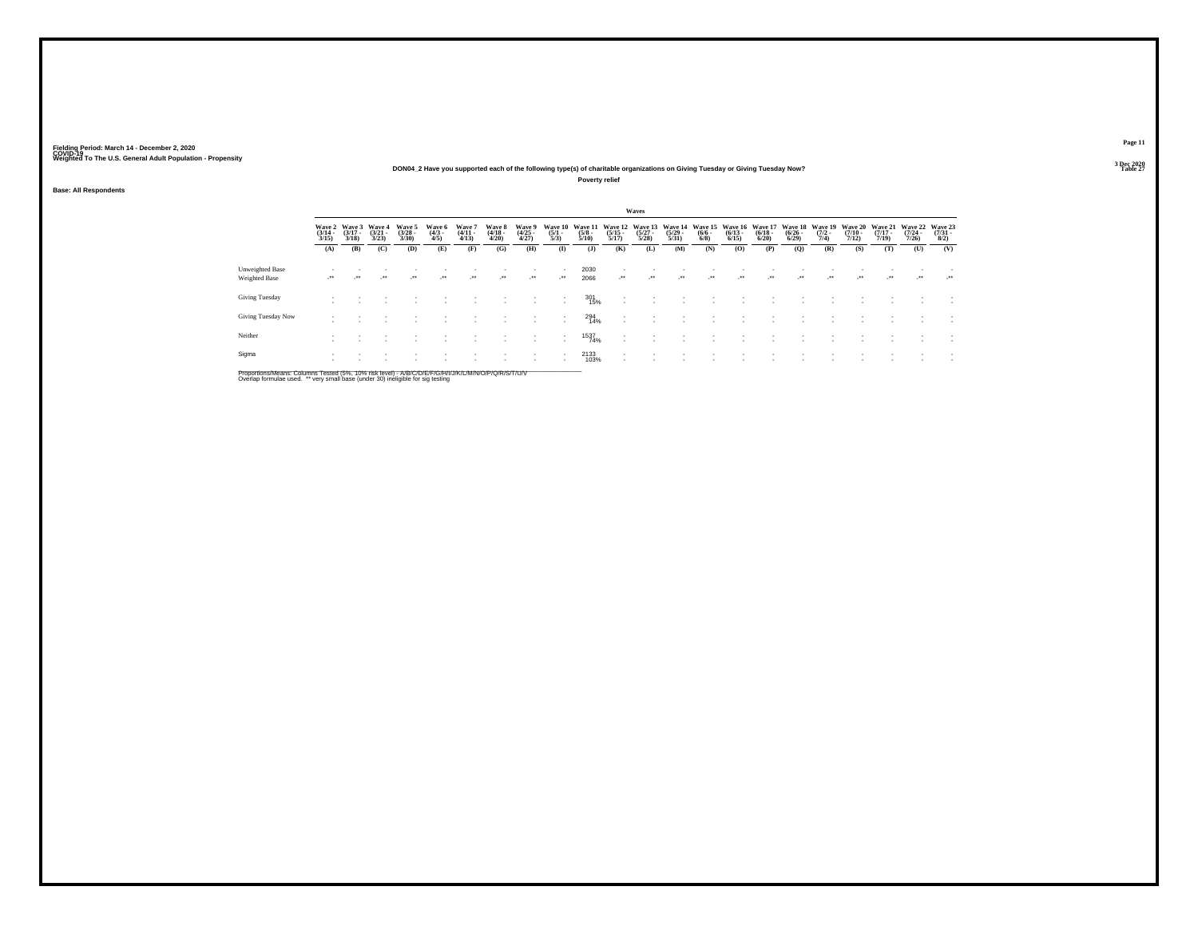Fielding Period: March 14 - December 2, 2020
COVID-19
Weighted To The U.S. General Adult Population - Propensity

3 Dec 2020
Table 27

DON04_2 Have you supported each of the following type(s) of charitable organizations on Giving Tuesday or Giving Tuesday Now?

Poverty relief

Base: All Respondents

| | Waves | | | | | | | | | | | | | | | | | | | | | |
|---|---|---|---|---|---|---|---|---|---|---|---|---|---|---|---|---|---|---|---|---|---|---|
| | Wave 2 (3/14 - 3/15) | Wave 3 (3/17 - 3/18) | Wave 4 (3/21 - 3/23) | Wave 5 (3/28 - 3/30) | Wave 6 (4/3 - 4/5) | Wave 7 (4/11 - 4/13) | Wave 8 (4/18 - 4/20) | Wave 9 (4/25 - 4/27) | Wave 10 (5/1 - 5/3) | Wave 11 (5/8 - 5/10) | Wave 12 (5/15 - 5/17) | Wave 13 (5/27 - 5/28) | Wave 14 (5/29 - 5/31) | Wave 15 (6/6 - 6/8) | Wave 16 (6/13 - 6/15) | Wave 17 (6/18 - 6/20) | Wave 18 (6/26 - 6/29) | Wave 19 (7/2 - 7/4) | Wave 20 (7/10 - 7/12) | Wave 21 (7/17 - 7/19) | Wave 22 (7/24 - 7/26) | Wave 23 (7/31 - 8/2) |
| | (A) | (B) | (C) | (D) | (E) | (F) | (G) | (H) | (I) | (J) | (K) | (L) | (M) | (N) | (O) | (P) | (Q) | (R) | (S) | (T) | (U) | (V) |
| Unweighted Base | - | - | - | - | - | - | - | - | - | 2030 | - | - | - | - | - | - | - | - | - | - | - | - |
| Weighted Base | -** | -** | -** | -** | -** | -** | -** | -** | -** | 2066 | -** | -** | -** | -** | -** | -** | -** | -** | -** | -** | -** | -** |
| Giving Tuesday | - | - | - | - | - | - | - | - | - | 301 | - | - | - | - | - | - | - | - | - | - | - | - |
| | - | - | - | - | - | - | - | - | - | 15% | - | - | - | - | - | - | - | - | - | - | - | - |
| Giving Tuesday Now | - | - | - | - | - | - | - | - | - | 294 | - | - | - | - | - | - | - | - | - | - | - | - |
| | - | - | - | - | - | - | - | - | - | 14% | - | - | - | - | - | - | - | - | - | - | - | - |
| Neither | - | - | - | - | - | - | - | - | - | 1537 | - | - | - | - | - | - | - | - | - | - | - | - |
| | - | - | - | - | - | - | - | - | - | 74% | - | - | - | - | - | - | - | - | - | - | - | - |
| Sigma | - | - | - | - | - | - | - | - | - | 2133 | - | - | - | - | - | - | - | - | - | - | - | - |
| | - | - | - | - | - | - | - | - | - | 103% | - | - | - | - | - | - | - | - | - | - | - | - |

Proportions/Means: Columns Tested (5%, 10% risk level) - A/B/C/D/E/F/G/H/I/J/K/L/M/N/O/P/Q/R/S/T/U/V
Overlap formulae used. ** very small base (under 30) ineligible for sig testing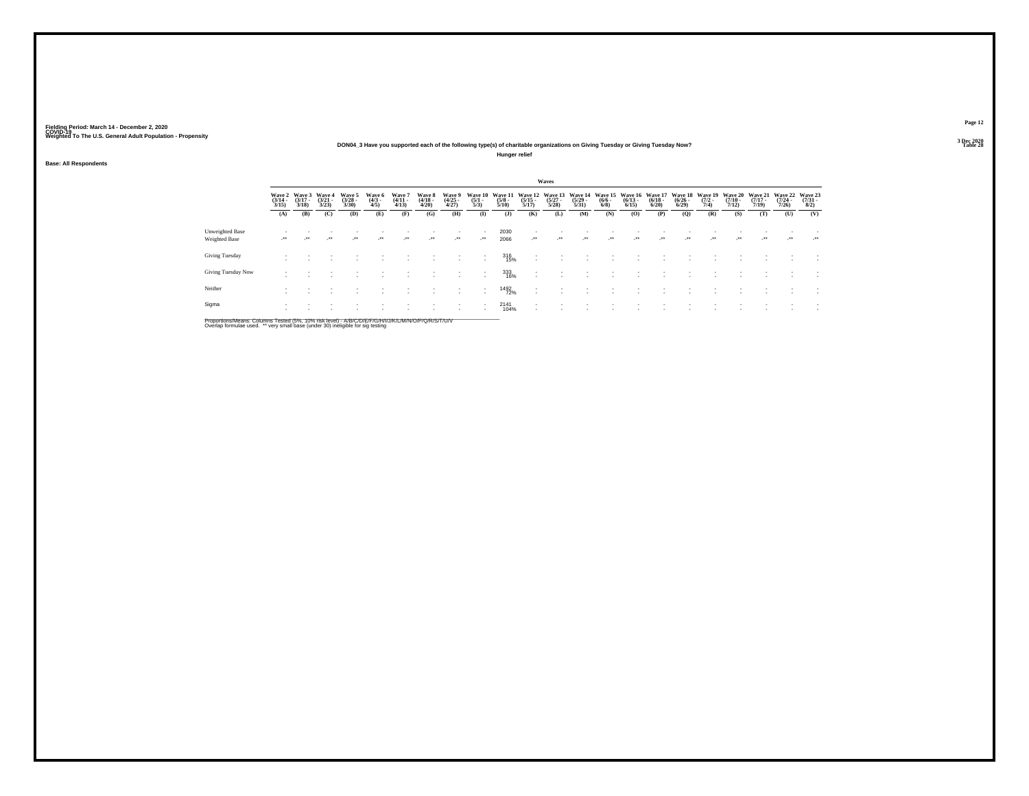Fielding Period: March 14 - December 2, 2020
COVID-19
Weighted To The U.S. General Adult Population - Propensity

3 Dec 2020
Table 28

**DON04_3 Have you supported each of the following type(s) of charitable organizations on Giving Tuesday or Giving Tuesday Now?**

**Hunger relief**

**Base: All Respondents**

| | Waves | | | | | | | | | | | | | | | | | | | | | |
|---|---|---|---|---|---|---|---|---|---|---|---|---|---|---|---|---|---|---|---|---|---|---|
| | Wave 2 (3/14 - 3/15) | Wave 3 (3/17 - 3/18) | Wave 4 (3/21 - 3/23) | Wave 5 (3/28 - 3/30) | Wave 6 (4/3 - 4/5) | Wave 7 (4/11 - 4/13) | Wave 8 (4/18 - 4/20) | Wave 9 (4/25 - 4/27) | Wave 10 (5/1 - 5/3) | Wave 11 (5/8 - 5/10) | Wave 12 (5/15 - 5/17) | Wave 13 (5/27 - 5/28) | Wave 14 (5/29 - 5/31) | Wave 15 (6/6 - 6/8) | Wave 16 (6/13 - 6/15) | Wave 17 (6/18 - 6/20) | Wave 18 (6/26 - 6/29) | Wave 19 (7/2 - 7/4) | Wave 20 (7/10 - 7/12) | Wave 21 (7/17 - 7/19) | Wave 22 (7/24 - 7/26) | Wave 23 (7/31 - 8/2) |
| | (A) | (B) | (C) | (D) | (E) | (F) | (G) | (H) | (I) | (J) | (K) | (L) | (M) | (N) | (O) | (P) | (Q) | (R) | (S) | (T) | (U) | (V) |
| Unweighted Base | - | - | - | - | - | - | - | - | - | 2030 | - | - | - | - | - | - | - | - | - | - | - | - |
| Weighted Base | -** | -** | -** | -** | -** | -** | -** | -** | -** | 2066 | -** | -** | -** | -** | -** | -** | -** | -** | -** | -** | -** | -** |
| Giving Tuesday | - | - | - | - | - | - | - | - | - | 316 15% | - | - | - | - | - | - | - | - | - | - | - | - |
| Giving Tuesday Now | - | - | - | - | - | - | - | - | - | 333 16% | - | - | - | - | - | - | - | - | - | - | - | - |
| Neither | - | - | - | - | - | - | - | - | - | 1492 72% | - | - | - | - | - | - | - | - | - | - | - | - |
| Sigma | - | - | - | - | - | - | - | - | - | 2141 104% | - | - | - | - | - | - | - | - | - | - | - | - |

Proportions/Means: Columns Tested (5%, 10% risk level) - A/B/C/D/E/F/G/H/I/J/K/L/M/N/O/P/Q/R/S/T/U/V
Overlap formulae used. ** very small base (under 30) ineligible for sig testing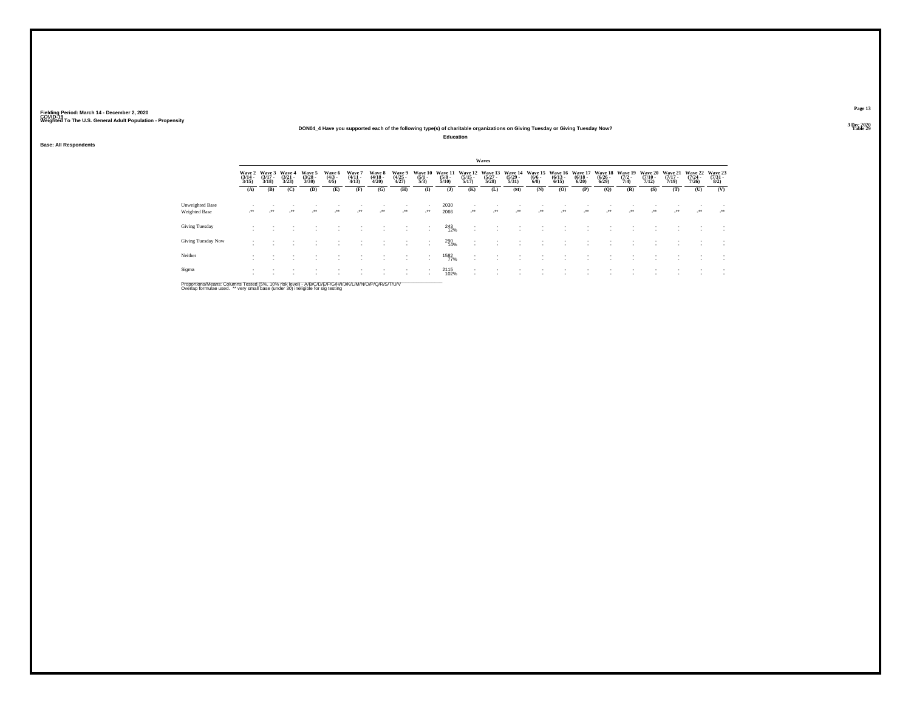Fielding Period: March 14 - December 2, 2020
COVID-19
Weighted To The U.S. General Adult Population - Propensity

3 Dec 2020
Table 29

## DON04_4 Have you supported each of the following type(s) of charitable organizations on Giving Tuesday or Giving Tuesday Now?

### Education

Base: All Respondents

| | Waves | | | | | | | | | | | | | | | | | | | | | |
|---|---|---|---|---|---|---|---|---|---|---|---|---|---|---|---|---|---|---|---|---|---|---|
| | Wave 2 (3/14 - 3/15) | Wave 3 (3/17 - 3/18) | Wave 4 (3/21 - 3/23) | Wave 5 (3/28 - 3/30) | Wave 6 (4/3 - 4/5) | Wave 7 (4/11 - 4/13) | Wave 8 (4/18 - 4/20) | Wave 9 (4/25 - 4/27) | Wave 10 (5/1 - 5/3) | Wave 11 (5/8 - 5/10) | Wave 12 (5/15 - 5/17) | Wave 13 (5/27 - 5/28) | Wave 14 (5/29 - 5/31) | Wave 15 (6/6 - 6/8) | Wave 16 (6/13 - 6/15) | Wave 17 (6/18 - 6/20) | Wave 18 (6/26 - 6/29) | Wave 19 (7/2 - 7/4) | Wave 20 (7/10 - 7/12) | Wave 21 (7/17 - 7/19) | Wave 22 (7/24 - 7/26) | Wave 23 (7/31 - 8/2) |
| | (A) | (B) | (C) | (D) | (E) | (F) | (G) | (H) | (I) | (J) | (K) | (L) | (M) | (N) | (O) | (P) | (Q) | (R) | (S) | (T) | (U) | (V) |
| Unweighted Base | - | - | - | - | - | - | - | - | - | 2030 | - | - | - | - | - | - | - | - | - | - | - | - |
| Weighted Base | -** | -** | -** | -** | -** | -** | -** | -** | -** | 2066 | -** | -** | -** | -** | -** | -** | -** | -** | -** | -** | -** | -** |
| Giving Tuesday | - | - | - | - | - | - | - | - | - | 243 12% | - | - | - | - | - | - | - | - | - | - | - | - |
| Giving Tuesday Now | - | - | - | - | - | - | - | - | - | 290 14% | - | - | - | - | - | - | - | - | - | - | - | - |
| Neither | - | - | - | - | - | - | - | - | - | 1582 77% | - | - | - | - | - | - | - | - | - | - | - | - |
| Sigma | - | - | - | - | - | - | - | - | - | 2115 102% | - | - | - | - | - | - | - | - | - | - | - | - |

Proportions/Means: Columns Tested (5%, 10% risk level) - A/B/C/D/E/F/G/H/I/J/K/L/M/N/O/P/Q/R/S/T/U/V
Overlap formulae used. ** very small base (under 30) ineligible for sig testing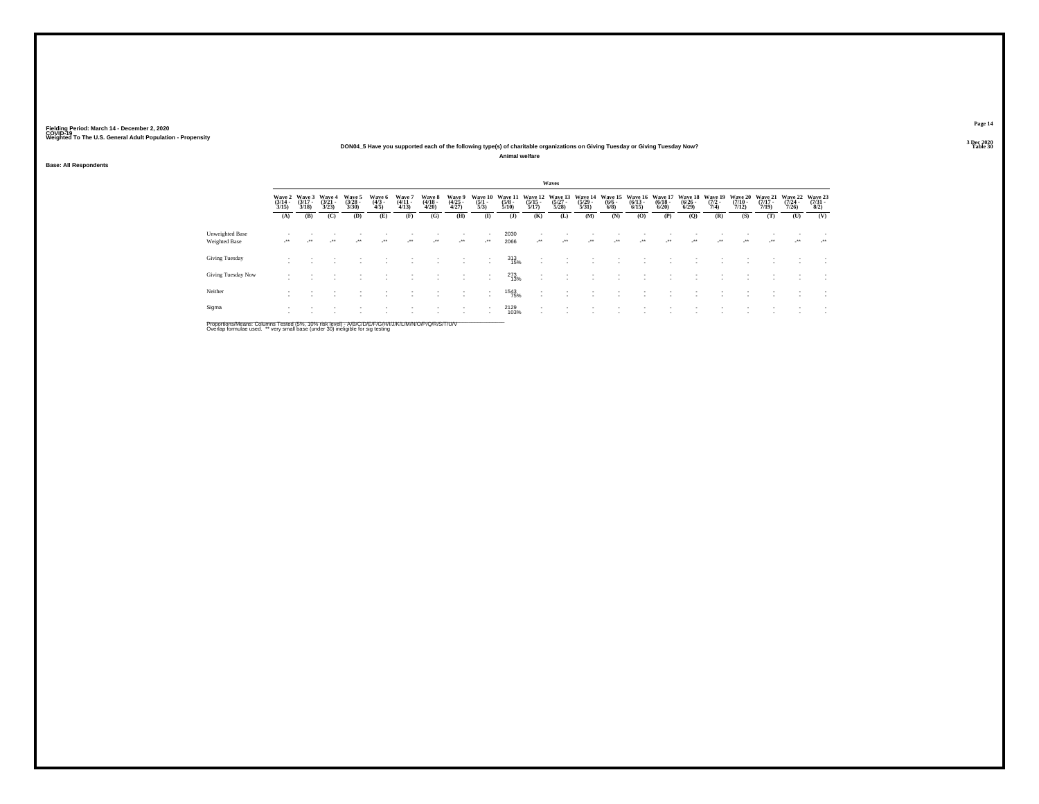Fielding Period: March 14 - December 2, 2020
COVID-19
Weighted To The U.S. General Adult Population - Propensity

3 Dec 2020
Table 30

DON04_5 Have you supported each of the following type(s) of charitable organizations on Giving Tuesday or Giving Tuesday Now?

Animal welfare

Base: All Respondents

| | Waves | | | | | | | | | | | | | | | | | | | | | |
|---|---|---|---|---|---|---|---|---|---|---|---|---|---|---|---|---|---|---|---|---|---|---|
| | Wave 2 (3/14 - 3/15) | Wave 3 (3/17 - 3/18) | Wave 4 (3/21 - 3/23) | Wave 5 (3/28 - 3/30) | Wave 6 (4/3 - 4/5) | Wave 7 (4/11 - 4/13) | Wave 8 (4/18 - 4/20) | Wave 9 (4/25 - 4/27) | Wave 10 (5/1 - 5/3) | Wave 11 (5/8 - 5/10) | Wave 12 (5/15 - 5/17) | Wave 13 (5/27 - 5/28) | Wave 14 (5/29 - 5/31) | Wave 15 (6/6 - 6/8) | Wave 16 (6/13 - 6/15) | Wave 17 (6/18 - 6/20) | Wave 18 (6/26 - 6/29) | Wave 19 (7/2 - 7/4) | Wave 20 (7/10 - 7/12) | Wave 21 (7/17 - 7/19) | Wave 22 (7/24 - 7/26) | Wave 23 (7/31 - 8/2) |
| | (A) | (B) | (C) | (D) | (E) | (F) | (G) | (H) | (I) | (J) | (K) | (L) | (M) | (N) | (O) | (P) | (Q) | (R) | (S) | (T) | (U) | (V) |
| Unweighted Base | - | - | - | - | - | - | - | - | - | 2030 | - | - | - | - | - | - | - | - | - | - | - | - |
| Weighted Base | -** | -** | -** | -** | -** | -** | -** | -** | -** | 2066 | -** | -** | -** | -** | -** | -** | -** | -** | -** | -** | -** | -** |
| Giving Tuesday | - | - | - | - | - | - | - | - | - | 313 | - | - | - | - | - | - | - | - | - | - | - | - |
| | - | - | - | - | - | - | - | - | - | 15% | - | - | - | - | - | - | - | - | - | - | - | - |
| Giving Tuesday Now | - | - | - | - | - | - | - | - | - | 273 | - | - | - | - | - | - | - | - | - | - | - | - |
| | - | - | - | - | - | - | - | - | - | 13% | - | - | - | - | - | - | - | - | - | - | - | - |
| Neither | - | - | - | - | - | - | - | - | - | 1543 | - | - | - | - | - | - | - | - | - | - | - | - |
| | - | - | - | - | - | - | - | - | - | 75% | - | - | - | - | - | - | - | - | - | - | - | - |
| Sigma | - | - | - | - | - | - | - | - | - | 2129 | - | - | - | - | - | - | - | - | - | - | - | - |
| | - | - | - | - | - | - | - | - | - | 103% | - | - | - | - | - | - | - | - | - | - | - | - |

Proportions/Means: Columns Tested (5%, 10% risk level) - A/B/C/D/E/F/G/H/I/J/K/L/M/N/O/P/Q/R/S/T/U/V
Overlap formulae used. ** very small base (under 30) ineligible for sig testing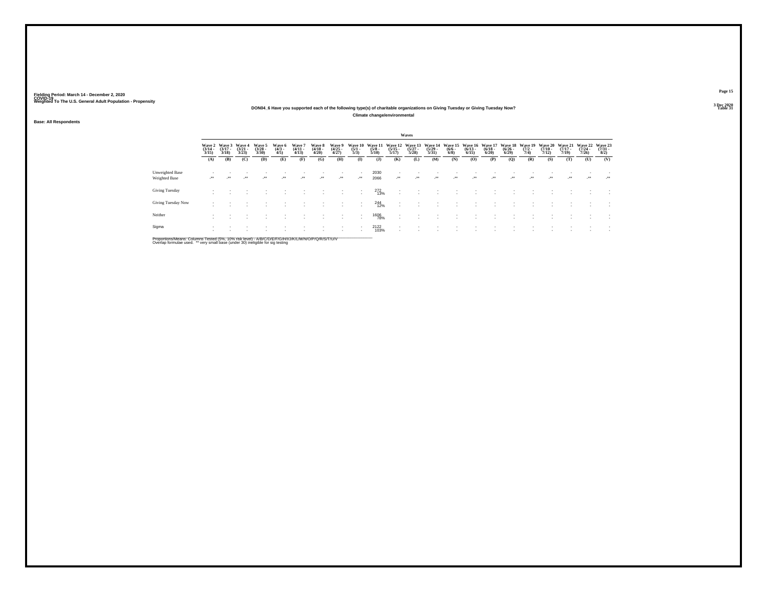Fielding Period: March 14 - December 2, 2020
COVID-19
Weighted To The U.S. General Adult Population - Propensity

3 Dec 2020
Table 31

## DON04_6 Have you supported each of the following type(s) of charitable organizations on Giving Tuesday or Giving Tuesday Now?

### Climate change/environmental

Base: All Respondents

| | Waves | | | | | | | | | | | | | | | | | | | | | |
|---|---|---|---|---|---|---|---|---|---|---|---|---|---|---|---|---|---|---|---|---|---|---|
| | Wave 2 (3/14 - 3/15) | Wave 3 (3/17 - 3/18) | Wave 4 (3/21 - 3/23) | Wave 5 (3/28 - 3/30) | Wave 6 (4/3 - 4/5) | Wave 7 (4/11 - 4/13) | Wave 8 (4/18 - 4/20) | Wave 9 (4/25 - 4/27) | Wave 10 (5/1 - 5/3) | Wave 11 (5/8 - 5/10) | Wave 12 (5/15 - 5/17) | Wave 13 (5/27 - 5/28) | Wave 14 (5/29 - 5/31) | Wave 15 (6/6 - 6/8) | Wave 16 (6/13 - 6/15) | Wave 17 (6/18 - 6/20) | Wave 18 (6/26 - 6/29) | Wave 19 (7/2 - 7/4) | Wave 20 (7/10 - 7/12) | Wave 21 (7/17 - 7/19) | Wave 22 (7/24 - 7/26) | Wave 23 (7/31 - 8/2) |
| | (A) | (B) | (C) | (D) | (E) | (F) | (G) | (H) | (I) | (J) | (K) | (L) | (M) | (N) | (O) | (P) | (Q) | (R) | (S) | (T) | (U) | (V) |
| Unweighted Base | - | - | - | - | - | - | - | - | - | 2030 | - | - | - | - | - | - | - | - | - | - | - | - |
| Weighted Base | -** | -** | -** | -** | -** | -** | -** | -** | -** | 2066 | -** | -** | -** | -** | -** | -** | -** | -** | -** | -** | -** | -** |
| Giving Tuesday | - | - | - | - | - | - | - | - | - | 272 13% | - | - | - | - | - | - | - | - | - | - | - | - |
| Giving Tuesday Now | - | - | - | - | - | - | - | - | - | 244 12% | - | - | - | - | - | - | - | - | - | - | - | - |
| Neither | - | - | - | - | - | - | - | - | - | 1606 78% | - | - | - | - | - | - | - | - | - | - | - | - |
| Sigma | - | - | - | - | - | - | - | - | - | 2122 103% | - | - | - | - | - | - | - | - | - | - | - | - |

Proportions/Means: Columns Tested (5%, 10% risk level) - A/B/C/D/E/F/G/H/I/J/K/L/M/N/O/P/Q/R/S/T/U/V
Overlap formulae used. ** very small base (under 30) ineligible for sig testing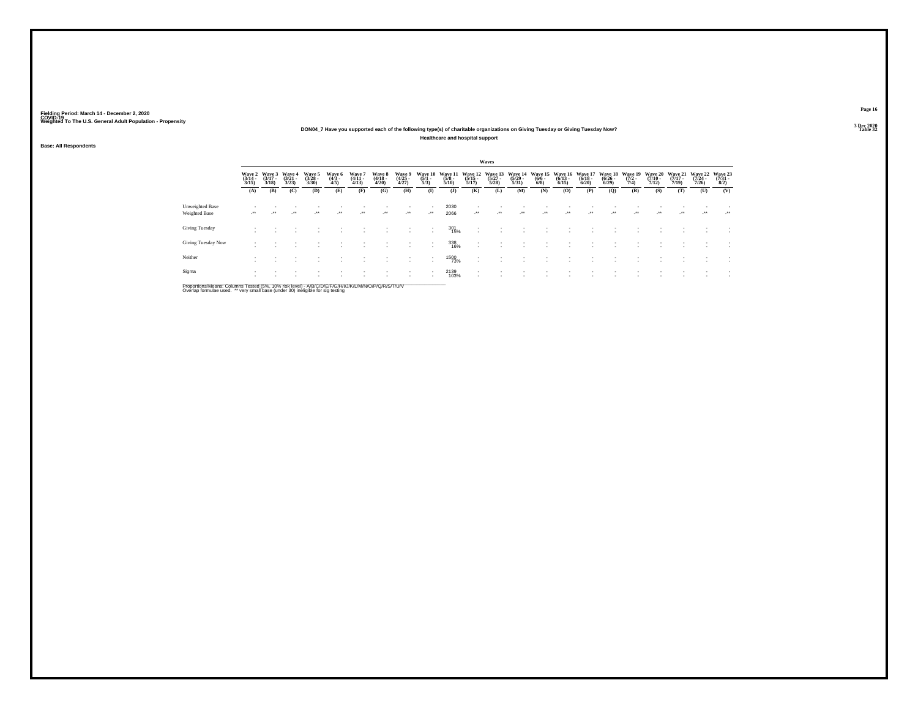Fielding Period: March 14 - December 2, 2020
COVID-19
Weighted To The U.S. General Adult Population - Propensity

3 Dec 2020
Table 32

## DON04_7 Have you supported each of the following type(s) of charitable organizations on Giving Tuesday or Giving Tuesday Now?

### Healthcare and hospital support

Base: All Respondents

| | Waves | | | | | | | | | | | | | | | | | | | | | |
|---|---|---|---|---|---|---|---|---|---|---|---|---|---|---|---|---|---|---|---|---|---|---|
| | Wave 2 (3/14 - 3/15) | Wave 3 (3/17 - 3/18) | Wave 4 (3/21 - 3/23) | Wave 5 (3/28 - 3/30) | Wave 6 (4/3 - 4/5) | Wave 7 (4/11 - 4/13) | Wave 8 (4/18 - 4/20) | Wave 9 (4/25 - 4/27) | Wave 10 (5/1 - 5/3) | Wave 11 (5/8 - 5/10) | Wave 12 (5/15 - 5/17) | Wave 13 (5/27 - 5/28) | Wave 14 (5/29 - 5/31) | Wave 15 (6/6 - 6/8) | Wave 16 (6/13 - 6/15) | Wave 17 (6/18 - 6/20) | Wave 18 (6/26 - 6/29) | Wave 19 (7/2 - 7/4) | Wave 20 (7/10 - 7/12) | Wave 21 (7/17 - 7/19) | Wave 22 (7/24 - 7/26) | Wave 23 (7/31 - 8/2) |
| | (A) | (B) | (C) | (D) | (E) | (F) | (G) | (H) | (I) | (J) | (K) | (L) | (M) | (N) | (O) | (P) | (Q) | (R) | (S) | (T) | (U) | (V) |
| Unweighted Base | - | - | - | - | - | - | - | - | - | 2030 | - | - | - | - | - | - | - | - | - | - | - | - |
| Weighted Base | -** | -** | -** | -** | -** | -** | -** | -** | -** | 2066 | -** | -** | -** | -** | -** | -** | -** | -** | -** | -** | -** | -** |
| Giving Tuesday | - | - | - | - | - | - | - | - | - | 301 15% | - | - | - | - | - | - | - | - | - | - | - | - |
| Giving Tuesday Now | - | - | - | - | - | - | - | - | - | 338 16% | - | - | - | - | - | - | - | - | - | - | - | - |
| Neither | - | - | - | - | - | - | - | - | - | 1500 73% | - | - | - | - | - | - | - | - | - | - | - | - |
| Sigma | - | - | - | - | - | - | - | - | - | 2139 103% | - | - | - | - | - | - | - | - | - | - | - | - |

Proportions/Means: Columns Tested (5%, 10% risk level) - A/B/C/D/E/F/G/H/I/J/K/L/M/N/O/P/Q/R/S/T/U/V
Overlap formulae used. ** very small base (under 30) ineligible for sig testing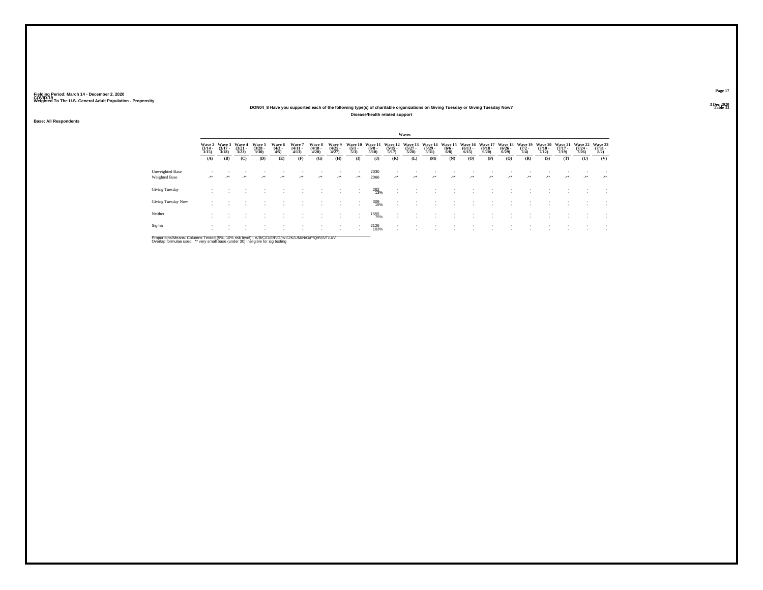Fielding Period: March 14 - December 2, 2020
COVID-19
Weighted To The U.S. General Adult Population - Propensity

3 Dec 2020
Table 33

**DON04_8 Have you supported each of the following type(s) of charitable organizations on Giving Tuesday or Giving Tuesday Now?**

**Disease/health related support**

**Base: All Respondents**

| | Waves | | | | | | | | | | | | | | | | | | | | | |
|---|---|---|---|---|---|---|---|---|---|---|---|---|---|---|---|---|---|---|---|---|---|---|
| | Wave 2 (3/14 - 3/15) | Wave 3 (3/17 - 3/18) | Wave 4 (3/21 - 3/23) | Wave 5 (3/28 - 3/30) | Wave 6 (4/3 - 4/5) | Wave 7 (4/11 - 4/13) | Wave 8 (4/18 - 4/20) | Wave 9 (4/25 - 4/27) | Wave 10 (5/1 - 5/3) | Wave 11 (5/8 - 5/10) | Wave 12 (5/15 - 5/17) | Wave 13 (5/27 - 5/28) | Wave 14 (5/29 - 5/31) | Wave 15 (6/6 - 6/8) | Wave 16 (6/13 - 6/15) | Wave 17 (6/18 - 6/20) | Wave 18 (6/26 - 6/29) | Wave 19 (7/2 - 7/4) | Wave 20 (7/10 - 7/12) | Wave 21 (7/17 - 7/19) | Wave 22 (7/24 - 7/26) | Wave 23 (7/31 - 8/2) |
| | (A) | (B) | (C) | (D) | (E) | (F) | (G) | (H) | (I) | (J) | (K) | (L) | (M) | (N) | (O) | (P) | (Q) | (R) | (S) | (T) | (U) | (V) |
| Unweighted Base | - | - | - | - | - | - | - | - | - | 2030 | - | - | - | - | - | - | - | - | - | - | - | - |
| Weighted Base | -** | -** | -** | -** | -** | -** | -** | -** | -** | 2066 | -** | -** | -** | -** | -** | -** | -** | -** | -** | -** | -** | -** |
| Giving Tuesday | - | - | - | - | - | - | - | - | - | 262 | - | - | - | - | - | - | - | - | - | - | - | - |
| | - | - | - | - | - | - | - | - | - | 13% | - | - | - | - | - | - | - | - | - | - | - | - |
| Giving Tuesday Now | - | - | - | - | - | - | - | - | - | 309 | - | - | - | - | - | - | - | - | - | - | - | - |
| | - | - | - | - | - | - | - | - | - | 15% | - | - | - | - | - | - | - | - | - | - | - | - |
| Neither | - | - | - | - | - | - | - | - | - | 1555 | - | - | - | - | - | - | - | - | - | - | - | - |
| | - | - | - | - | - | - | - | - | - | 75% | - | - | - | - | - | - | - | - | - | - | - | - |
| Sigma | - | - | - | - | - | - | - | - | - | 2126 | - | - | - | - | - | - | - | - | - | - | - | - |
| | - | - | - | - | - | - | - | - | - | 103% | - | - | - | - | - | - | - | - | - | - | - | - |

Proportions/Means: Columns Tested (5%, 10% risk level) - A/B/C/D/E/F/G/H/I/J/K/L/M/N/O/P/Q/R/S/T/U/V
Overlap formulae used. ** very small base (under 30) ineligible for sig testing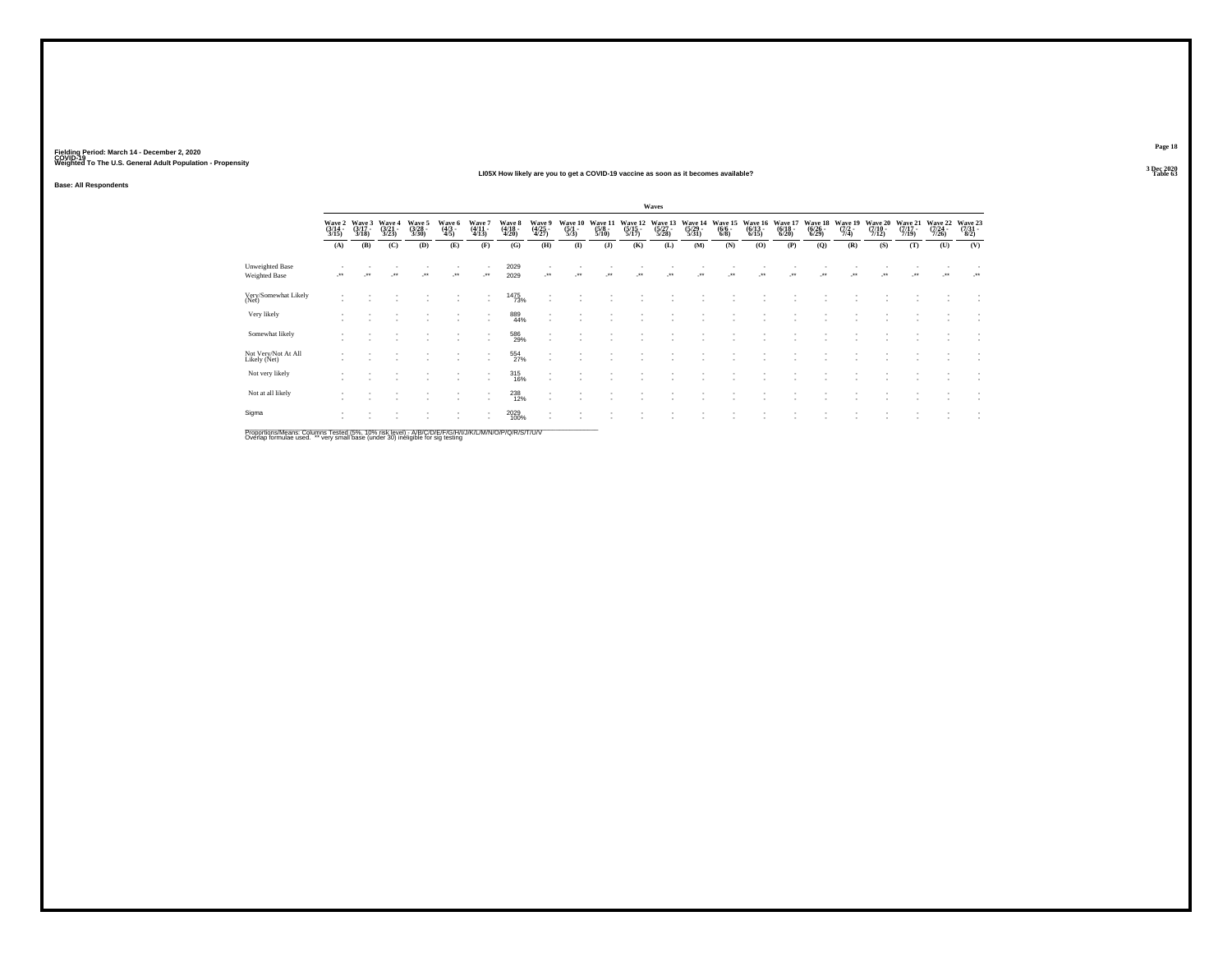Fielding Period: March 14 - December 2, 2020
COVID-19
Weighted To The U.S. General Adult Population - Propensity

3 Dec 2020
Table 63

## LI05X How likely are you to get a COVID-19 vaccine as soon as it becomes available?

Base: All Respondents

| | Waves | | | | | | | | | | | | | | | | | | | | | |
|---|---|---|---|---|---|---|---|---|---|---|---|---|---|---|---|---|---|---|---|---|---|---|
| | Wave 2 (3/14 - 3/15) | Wave 3 (3/17 - 3/18) | Wave 4 (3/21 - 3/23) | Wave 5 (3/28 - 3/30) | Wave 6 (4/3 - 4/5) | Wave 7 (4/11 - 4/13) | Wave 8 (4/18 - 4/20) | Wave 9 (4/25 - 4/27) | Wave 10 (5/1 - 5/3) | Wave 11 (5/8 - 5/10) | Wave 12 (5/15 - 5/17) | Wave 13 (5/27 - 5/28) | Wave 14 (5/29 - 5/31) | Wave 15 (6/6 - 6/8) | Wave 16 (6/13 - 6/15) | Wave 17 (6/18 - 6/20) | Wave 18 (6/26 - 6/29) | Wave 19 (7/2 - 7/4) | Wave 20 (7/10 - 7/12) | Wave 21 (7/17 - 7/19) | Wave 22 (7/24 - 7/26) | Wave 23 (7/31 - 8/2) |
| | (A) | (B) | (C) | (D) | (E) | (F) | (G) | (H) | (I) | (J) | (K) | (L) | (M) | (N) | (O) | (P) | (Q) | (R) | (S) | (T) | (U) | (V) |
| Unweighted Base | - | - | - | - | - | - | 2029 | - | - | - | - | - | - | - | - | - | - | - | - | - | - | - |
| Weighted Base | -** | -** | -** | -** | -** | -** | 2029 | -** | -** | -** | -** | -** | -** | -** | -** | -** | -** | -** | -** | -** | -** | -** |
| Very/Somewhat Likely (Net) | - | - | - | - | - | - | 1475 73% | - | - | - | - | - | - | - | - | - | - | - | - | - | - | - |
| Very likely | - | - | - | - | - | - | 889 44% | - | - | - | - | - | - | - | - | - | - | - | - | - | - | - |
| Somewhat likely | - | - | - | - | - | - | 586 29% | - | - | - | - | - | - | - | - | - | - | - | - | - | - | - |
| Not Very/Not At All Likely (Net) | - | - | - | - | - | - | 554 27% | - | - | - | - | - | - | - | - | - | - | - | - | - | - | - |
| Not very likely | - | - | - | - | - | - | 315 16% | - | - | - | - | - | - | - | - | - | - | - | - | - | - | - |
| Not at all likely | - | - | - | - | - | - | 238 12% | - | - | - | - | - | - | - | - | - | - | - | - | - | - | - |
| Sigma | - | - | - | - | - | - | 2029 100% | - | - | - | - | - | - | - | - | - | - | - | - | - | - | - |

Proportions/Means: Columns Tested (5%, 10% risk level) - A/B/C/D/E/F/G/H/I/J/K/L/M/N/O/P/Q/R/S/T/U/V
Overlap formulae used. ** very small base (under 30) ineligible for sig testing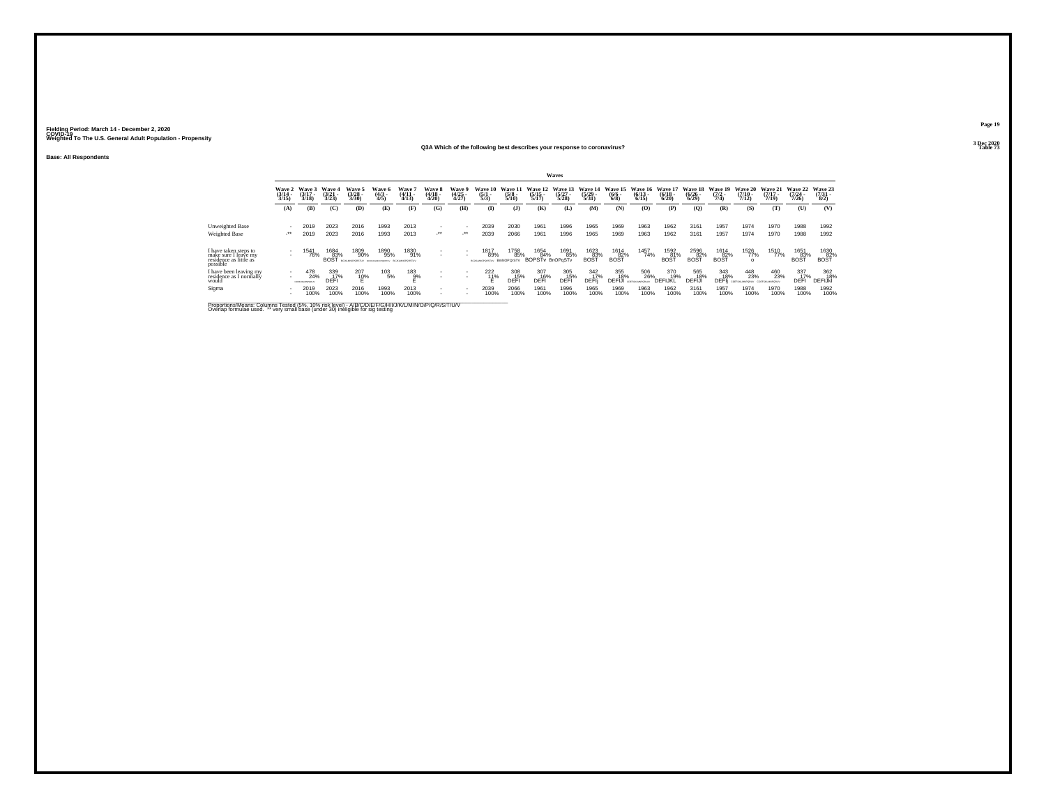Fielding Period: March 14 - December 2, 2020
COVID-19
Weighted To The U.S. General Adult Population - Propensity

3 Dec 2020
Table 73

### Q3A Which of the following best describes your response to coronavirus?

Base: All Respondents

| | Wave 2 (3/14 - 3/15) | Wave 3 (3/17 - 3/18) | Wave 4 (3/21 - 3/23) | Wave 5 (3/28 - 3/30) | Wave 6 (4/3 - 4/5) | Wave 7 (4/11 - 4/13) | Wave 8 (4/18 - 4/20) | Wave 9 (4/25 - 4/27) | Wave 10 (5/1 - 5/3) | Wave 11 (5/8 - 5/10) | Wave 12 (5/15 - 5/17) | Wave 13 (5/27 - 5/28) | Wave 14 (5/29 - 5/31) | Wave 15 (6/6 - 6/8) | Wave 16 (6/13 - 6/15) | Wave 17 (6/18 - 6/20) | Wave 18 (6/26 - 6/29) | Wave 19 (7/2 - 7/4) | Wave 20 (7/10 - 7/12) | Wave 21 (7/17 - 7/19) | Wave 22 (7/24 - 7/26) | Wave 23 (7/31 - 8/2) |
|---|---|---|---|---|---|---|---|---|---|---|---|---|---|---|---|---|---|---|---|---|---|---|
| | (A) | (B) | (C) | (D) | (E) | (F) | (G) | (H) | (I) | (J) | (K) | (L) | (M) | (N) | (O) | (P) | (Q) | (R) | (S) | (T) | (U) | (V) |
| Unweighted Base | - | 2019 | 2023 | 2016 | 1993 | 2013 | - | - | 2039 | 2030 | 1961 | 1996 | 1965 | 1969 | 1963 | 1962 | 3161 | 1957 | 1974 | 1970 | 1988 | 1992 |
| Weighted Base | -** | 2019 | 2023 | 2016 | 1993 | 2013 | -** | -** | 2039 | 2066 | 1961 | 1996 | 1965 | 1969 | 1963 | 1962 | 3161 | 1957 | 1974 | 1970 | 1988 | 1992 |
| I have taken steps to make sure I leave my residence as little as possible | - | 1541 76% | 1684 83% BOST | 1809 90% BCJKLMNOPQRSTUV | 1890 95% BCDFIJKLMNOPQRSTUV | 1830 91% BCJKLMNOPQRSTUV | - | - | 1817 89% BCJKLMNOPQRSTUV | 1758 85% BnNOPQrSTV | 1654 84% BOPSTv | 1691 85% BnOPqSTv | 1623 83% BOST | 1614 82% BOST | 1457 74% | 1592 81% BOST | 2596 82% BOST | 1614 82% BOST | 1526 77% o | 1510 77% | 1651 83% BOST | 1630 82% BOST |
| I have been leaving my residence as I normally would | - | 478 24% CDEFIJKLMNPQRUV | 339 17% DEFI | 207 10% E | 103 5% | 183 9% E | - | - | 222 11% E | 308 15% DEFI | 307 16% DEFI | 305 15% DEFI | 342 17% DEFIj | 355 18% DEFIJl | 506 26% CDEFIJKLMNPQRUV | 370 19% DEFIJKL | 565 18% DEFIJl | 343 18% DEFIj | 448 23% CDEFIJKLMNPQRUV | 460 23% CDEFIJKLMNPQRUV | 337 17% DEFI | 362 18% DEFIJkl |
| Sigma | - | 2019 100% | 2023 100% | 2016 100% | 1993 100% | 2013 100% | - | - | 2039 100% | 2066 100% | 1961 100% | 1996 100% | 1965 100% | 1969 100% | 1963 100% | 1962 100% | 3161 100% | 1957 100% | 1974 100% | 1970 100% | 1988 100% | 1992 100% |

Proportions/Means: Columns Tested (5%, 10% risk level) - A/B/C/D/E/F/G/H/I/J/K/L/M/N/O/P/Q/R/S/T/U/V
Overlap formulae used. ** very small base (under 30) ineligible for sig testing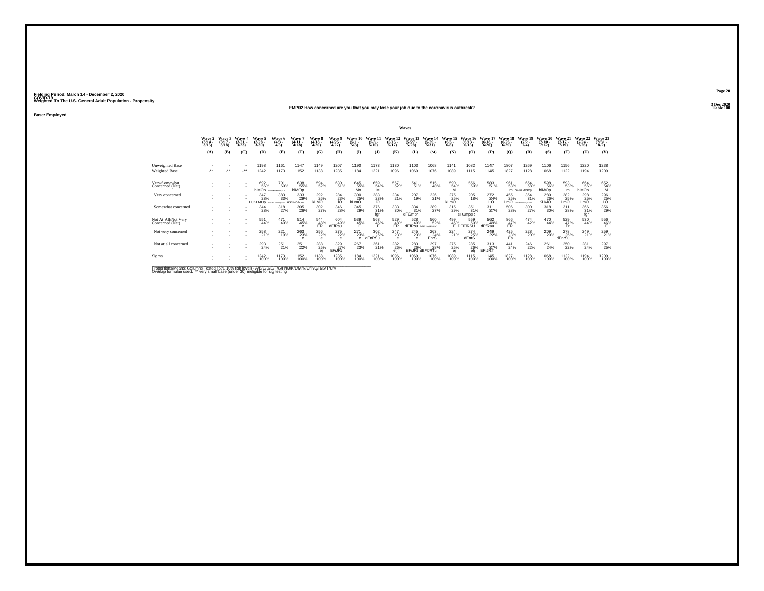Fielding Period: March 14 - December 2, 2020
COVID-19
Weighted To The U.S. General Adult Population - Propensity

3 Dec 2020
Table 100

**EMP02 How concerned are you that you may lose your job due to the coronavirus outbreak?**

**Base: Employed**

| | Waves | | | | | | | | | | | | | | | | | | | | | |
|---|---|---|---|---|---|---|---|---|---|---|---|---|---|---|---|---|---|---|---|---|---|---|
| | Wave 2 (3/14 - 3/15) | Wave 3 (3/17 - 3/18) | Wave 4 (3/21 - 3/23) | Wave 5 (3/28 - 3/30) | Wave 6 (4/3 - 4/5) | Wave 7 (4/11 - 4/13) | Wave 8 (4/18 - 4/20) | Wave 9 (4/25 - 4/27) | Wave 10 (5/1 - 5/3) | Wave 11 (5/8 - 5/10) | Wave 12 (5/15 - 5/17) | Wave 13 (5/27 - 5/28) | Wave 14 (5/29 - 5/31) | Wave 15 (6/6 - 6/8) | Wave 16 (6/13 - 6/15) | Wave 17 (6/18 - 6/20) | Wave 18 (6/26 - 6/29) | Wave 19 (7/2 - 7/4) | Wave 20 (7/10 - 7/12) | Wave 21 (7/17 - 7/19) | Wave 22 (7/24 - 7/26) | Wave 23 (7/31 - 8/2) |
| | (A) | (B) | (C) | (D) | (E) | (F) | (G) | (H) | (I) | (J) | (K) | (L) | (M) | (N) | (O) | (P) | (Q) | (R) | (S) | (T) | (U) | (V) |
| Unweighted Base | - | - | - | 1198 | 1161 | 1147 | 1149 | 1207 | 1190 | 1173 | 1130 | 1103 | 1068 | 1141 | 1082 | 1147 | 1807 | 1269 | 1106 | 1156 | 1220 | 1238 |
| Weighted Base | -** | -** | -** | 1242 | 1173 | 1152 | 1138 | 1235 | 1184 | 1221 | 1096 | 1069 | 1076 | 1089 | 1115 | 1145 | 1827 | 1128 | 1068 | 1122 | 1194 | 1209 |
| Very/Somewhat Concerned (Net) | - | - | - | 692 56% hIMOp HIJKLMNOPQTV | 701 60% | 638 55% hIMOp | 594 52% | 630 51% | 645 55% Mo | 659 54% M | 567 52% | 541 51% | 515 48% | 590 54% M | 556 50% | 583 51% | 961 53% m | 654 58% GHIKLMOPQt | 598 56% hIMOp | 593 53% m | 664 56% hIMOp | 652 54% M |
| Very concerned | - | - | - | 347 28% HJKLMOp | 383 33% HIJKLMNOPQRSTUV | 333 29% HJKLMOPquv | 292 26% kLMO | 284 23% lO | 300 25% kLmO | 283 23% lO | 234 21% | 207 19% | 226 21% | 275 25% kLmO | 205 18% | 272 24% LO | 455 25% LmO | 354 31% GHIJKLMNOPQSTUV | 280 26% KLMO | 282 25% LmO | 298 25% LmO | 296 25% LO |
| Somewhat concerned | - | - | - | 344 28% | 318 27% | 305 26% | 302 27% | 346 28% | 345 29% | 376 31% fgr | 333 30% | 334 31% eFGmpr | 289 27% | 315 29% | 351 31% eFGmpqR | 311 27% | 506 28% | 300 27% | 318 30% | 311 28% | 366 31% fgr | 356 29% |
| Not At All/Not Very Concerned (Net) | - | - | - | 551 44% | 471 40% | 514 45% e | 544 48% ER | 604 49% dEfRsu | 539 45% E | 563 46% E | 529 48% ER | 528 49% dEfRsu | 560 52% DEFIJNqRSUV | 499 46% E | 559 50% DEFIRSU | 562 49% dEfRsu | 866 47% ER | 474 42% | 470 44% | 529 47% Er | 530 44% | 556 46% E |
| Not very concerned | - | - | - | 258 21% | 221 19% | 263 23% e | 256 22% e | 275 22% e | 271 23% e | 302 25% dEnRSu | 247 23% e | 245 23% e | 263 24% EnrS | 224 21% | 274 25% dEnrS | 249 22% | 425 23% Es | 228 20% | 209 20% | 278 25% dEnrSu | 249 21% | 259 21% |
| Not at all concerned | - | - | - | 293 24% | 251 21% | 251 22% | 288 25% ej | 329 27% EFIJRt | 267 23% | 261 21% | 282 26% efjr | 283 26% EFIJRt | 297 28% dEFIJRTu | 275 25% ej | 285 26% efj | 313 27% EFIJRT | 441 24% | 246 22% | 261 24% | 250 22% | 281 24% | 297 25% |
| Sigma | - | - | - | 1242 100% | 1173 100% | 1152 100% | 1138 100% | 1235 100% | 1184 100% | 1221 100% | 1096 100% | 1069 100% | 1076 100% | 1089 100% | 1115 100% | 1145 100% | 1827 100% | 1128 100% | 1068 100% | 1122 100% | 1194 100% | 1209 100% |

Proportions/Means: Columns Tested (5%, 10% risk level) - A/B/C/D/E/F/G/H/I/J/K/L/M/N/O/P/Q/R/S/T/U/V
Overlap formulae used. ** very small base (under 30) ineligible for sig testing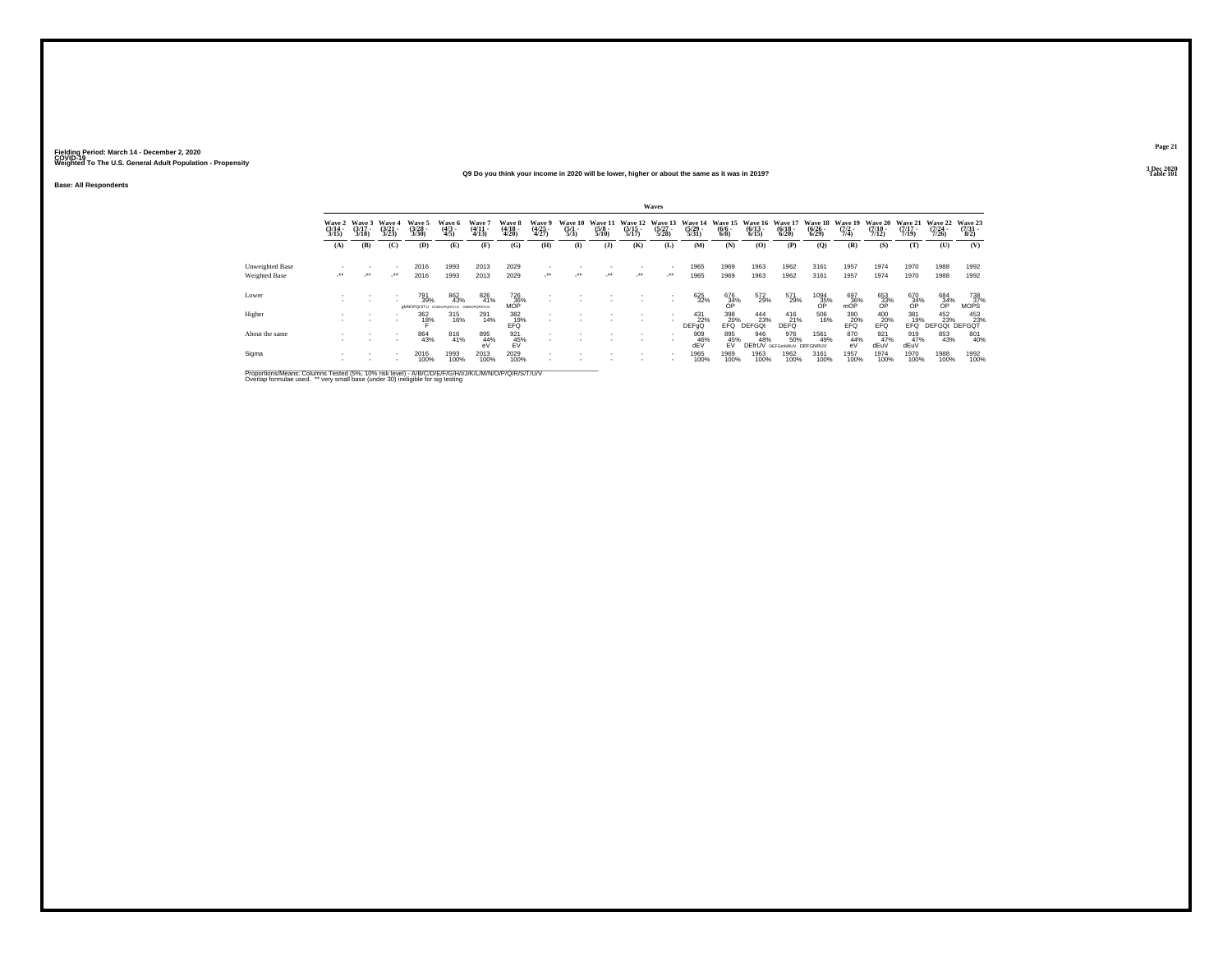Fielding Period: March 14 - December 2, 2020
COVID-19
Weighted To The U.S. General Adult Population - Propensity

3 Dec 2020
Table 101

Q9 Do you think your income in 2020 will be lower, higher or about the same as it was in 2019?

Base: All Respondents

| | Waves | | | | | | | | | | | | | | | | | | | | | |
|---|---|---|---|---|---|---|---|---|---|---|---|---|---|---|---|---|---|---|---|---|---|---|
| | Wave 2 (3/14 - 3/15) | Wave 3 (3/17 - 3/18) | Wave 4 (3/21 - 3/23) | Wave 5 (3/28 - 3/30) | Wave 6 (4/3 - 4/5) | Wave 7 (4/11 - 4/13) | Wave 8 (4/18 - 4/20) | Wave 9 (4/25 - 4/27) | Wave 10 (5/1 - 5/3) | Wave 11 (5/8 - 5/10) | Wave 12 (5/15 - 5/17) | Wave 13 (5/27 - 5/28) | Wave 14 (5/29 - 5/31) | Wave 15 (6/6 - 6/8) | Wave 16 (6/13 - 6/15) | Wave 17 (6/18 - 6/20) | Wave 18 (6/26 - 6/29) | Wave 19 (7/2 - 7/4) | Wave 20 (7/10 - 7/12) | Wave 21 (7/17 - 7/19) | Wave 22 (7/24 - 7/26) | Wave 23 (7/31 - 8/2) |
| | (A) | (B) | (C) | (D) | (E) | (F) | (G) | (H) | (I) | (J) | (K) | (L) | (M) | (N) | (O) | (P) | (Q) | (R) | (S) | (T) | (U) | (V) |
| Unweighted Base | - | - | - | 2016 | 1993 | 2013 | 2029 | - | - | - | - | - | 1965 | 1969 | 1963 | 1962 | 3161 | 1957 | 1974 | 1970 | 1988 | 1992 |
| Weighted Base | -** | -** | -** | 2016 | 1993 | 2013 | 2029 | -** | -** | -** | -** | -** | 1965 | 1969 | 1963 | 1962 | 3161 | 1957 | 1974 | 1970 | 1988 | 1992 |
| Lower | - | - | - | 791 | 862 | 826 | 726 | - | - | - | - | - | 625 | 676 | 572 | 571 | 1094 | 697 | 653 | 670 | 684 | 738 |
| | - | - | - | 39% | 43% | 41% | 36% | - | - | - | - | - | 32% | 34% | 29% | 29% | 35% | 36% | 33% | 34% | 34% | 37% |
| | | | | gMNOPQrSTU | DGMNOPQRSTUV | GMNOPQRSTUV | MOP | | | | | | | OP | | | OP | mOP | OP | OP | OP | MOPS |
| Higher | - | - | - | 362 | 315 | 291 | 382 | - | - | - | - | - | 431 | 398 | 444 | 416 | 506 | 390 | 400 | 381 | 452 | 453 |
| | - | - | - | 18% | 16% | 14% | 19% | - | - | - | - | - | 22% | 20% | 23% | 21% | 16% | 20% | 20% | 19% | 23% | 23% |
| | | | | F | | | EFQ | | | | | | DEFgQ | EFQ | DEFGQt | DEFQ | | EFQ | EFQ | EFQ | DEFGQt | DEFGQT |
| About the same | - | - | - | 864 | 816 | 895 | 921 | - | - | - | - | - | 909 | 895 | 946 | 976 | 1561 | 870 | 921 | 919 | 853 | 801 |
| | - | - | - | 43% | 41% | 44% | 45% | - | - | - | - | - | 46% | 45% | 48% | 50% | 49% | 44% | 47% | 47% | 43% | 40% |
| | | | | | | eV | EV | | | | | | dEV | EV | DEfrUV | DEFGmNRUV | DEFGNRUV | eV | dEuV | dEuV | | |
| Sigma | - | - | - | 2016 | 1993 | 2013 | 2029 | - | - | - | - | - | 1965 | 1969 | 1963 | 1962 | 3161 | 1957 | 1974 | 1970 | 1988 | 1992 |
| | - | - | - | 100% | 100% | 100% | 100% | - | - | - | - | - | 100% | 100% | 100% | 100% | 100% | 100% | 100% | 100% | 100% | 100% |

Proportions/Means: Columns Tested (5%, 10% risk level) - A/B/C/D/E/F/G/H/I/J/K/L/M/N/O/P/Q/R/S/T/U/V
Overlap formulae used. ** very small base (under 30) ineligible for sig testing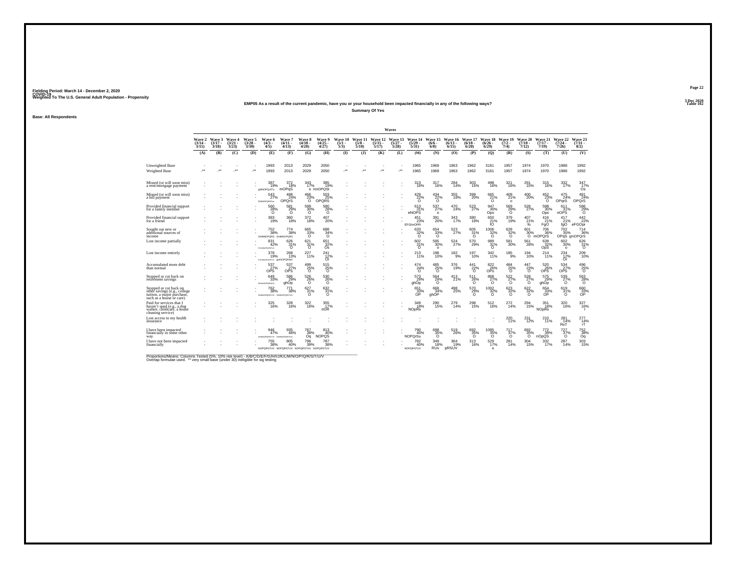Fielding Period: March 14 - December 2, 2020
COVID-19
Weighted To The U.S. General Adult Population - Propensity

3 Dec 2020
Table 102

**EMP05 As a result of the current pandemic, have you or your household been impacted financially in any of the following ways?**

**Summary Of Yes**

**Base: All Respondents**

| | Wave 2 (3/14 - 3/15) | Wave 3 (3/17 - 3/18) | Wave 4 (3/21 - 3/23) | Wave 5 (3/28 - 3/30) | Wave 6 (4/3 - 4/5) | Wave 7 (4/11 - 4/13) | Wave 8 (4/18 - 4/20) | Wave 9 (4/25 - 4/27) | Wave 10 (5/1 - 5/3) | Wave 11 (5/8 - 5/10) | Wave 12 (5/15 - 5/17) | Wave 13 (5/27 - 5/28) | Wave 14 (5/29 - 5/31) | Wave 15 (6/6 - 6/8) | Wave 16 (6/13 - 6/15) | Wave 17 (6/18 - 6/20) | Wave 18 (6/26 - 6/29) | Wave 19 (7/2 - 7/4) | Wave 20 (7/10 - 7/12) | Wave 21 (7/17 - 7/19) | Wave 22 (7/24 - 7/26) | Wave 23 (7/31 - 8/2) |
|---|---|---|---|---|---|---|---|---|---|---|---|---|---|---|---|---|---|---|---|---|---|---|
| | (A) | (B) | (C) | (D) | (E) | (F) | (G) | (H) | (I) | (J) | (K) | (L) | (M) | (N) | (O) | (P) | (Q) | (R) | (S) | (T) | (U) | (V) |
| Unweighted Base | - | - | - | - | 1993 | 2013 | 2029 | 2050 | - | - | - | - | 1965 | 1969 | 1963 | 1962 | 3161 | 1957 | 1974 | 1970 | 1988 | 1992 |
| Weighted Base | -** | -** | -** | -** | 1993 | 2013 | 2029 | 2050 | -** | -** | -** | -** | 1965 | 1969 | 1963 | 1962 | 3161 | 1957 | 1974 | 1970 | 1988 | 1992 |
| Missed (or will soon miss) a rent/mortgage payment | - | - | - | - | 387 19% gMNOPQrSTu | 372 18% mOPqS | 343 17% o | 385 19% mnOPQSt | - | - | - | - | 313 16% | 317 16% | 284 14% | 303 15% | 498 16% | 321 16% | 291 15% | 315 16% | 332 17% | 347 17% Os |
| Missed (or will soon miss) a bill payment | - | - | - | - | 543 27% fGMNOPQRSTuv | 488 24% OPQrS | 466 23% O | 503 25% OPQRS | - | - | - | - | 429 22% O | 434 22% O | 355 18% | 399 20% | 665 21% O | 409 21% o | 400 20% | 452 23% O | 475 24% OPqrS | 481 24% OPQrS |
| Provided financial support for a family member | - | - | - | - | 560 28% O | 581 29% O | 599 30% O | 580 28% O | - | - | - | - | 613 31% eNOPS | 537 27% o | 470 24% | 523 27% | 947 30% Ops | 569 29% O | 528 27% | 598 30% Ops | 611 31% nOPS | 586 29% O |
| Provided financial support for a friend | - | - | - | - | 383 19% | 360 18% | 372 18% | 407 20% | - | - | - | - | 451 23% EFGhnOPR | 391 20% | 343 17% | 380 19% | 650 21% fO | 379 19% | 407 21% fo | 416 21% FgO | 417 21% fgO | 442 22% eFGOpr |
| Sought out new or additional sources of income | - | - | - | - | 752 38% GHMNOPQRS | 774 38% GHMNOPQRS | 665 33% O | 688 34% O | - | - | - | - | 633 32% O | 654 33% O | 523 27% | 605 31% O | 1006 32% O | 628 32% O | 601 30% O | 706 36% mOPQrS | 702 35% OPqS | 714 36% gmOPQrS |
| Lost income partially | - | - | - | - | 831 42% FGHMNOPQRSTUV | 626 31% O | 621 31% O | 651 32% Os | - | - | - | - | 602 31% O | 595 30% o | 524 27% | 570 29% | 989 31% O | 581 30% | 561 28% | 639 32% OpS | 602 30% o | 626 31% O |
| Lost income entirely | - | - | - | - | 378 19% FGHMNOPQRSTUV | 268 13% gmNOPQRStv | 227 11% | 241 12% Or | - | - | - | - | 213 11% | 198 10% | 182 9% | 197 10% | 342 11% | 185 9% | 194 10% | 214 11% | 234 12% Or | 209 10% |
| Accumulated more debt than normal | - | - | - | - | 537 27% OPS | 537 27% OPS | 499 25% O | 515 25% O | - | - | - | - | 474 24% O | 485 25% O | 376 19% | 441 22% O | 822 26% OPs | 484 25% O | 447 23% O | 520 26% OPS | 534 27% OPS | 496 25% O |
| Stopped or cut back on retirement savings | - | - | - | - | 649 33% fGHmNOPQRStuv | 586 29% ghOp | 526 26% O | 530 26% O | - | - | - | - | 573 29% ghOp | 564 29% O | 413 21% | 511 26% O | 868 27% O | 522 27% O | 528 27% O | 575 29% ghOp | 539 27% O | 563 28% O |
| Stopped or cut back on other savings (e.g., college tuition, a major purchase, such as a house or care) | - | - | - | - | 762 38% GHMNOPQRSTUV | 771 38% GHMNOPQRSTUV | 627 31% O | 632 31% O | - | - | - | - | 651 33% OP | 668 34% ghOP | 498 25% | 570 29% O | 1002 32% O | 623 32% O | 622 32% O | 654 33% OP | 619 31% O | 660 33% OP |
| Paid for services that I haven't used (e.g., a dog walker, childcare, a house cleaning service) | - | - | - | - | 325 16% | 328 16% | 322 16% | 355 17% nOR | - | - | - | - | 349 18% NOpRs | 290 15% | 279 14% | 298 15% | 512 16% | 272 14% | 294 15% | 351 18% NOpRs | 320 16% | 327 16% r |
| Lost access to my health insurance | - | - | - | - | - | - | - | - | - | - | - | - | - | - | - | - | - | 220 11% | 231 12% | 210 11% | 281 14% RsT | 277 14% rT |
| I have been impacted financially in some other way | - | - | - | - | 946 47% GHMNOPQRSTUV | 935 46% GHMNOPQRSTUV | 767 38% Oq | 813 40% NOPQS | - | - | - | - | 790 40% NOPQrSu | 698 35% O | 519 26% | 692 35% O | 1095 35% O | 717 37% O | 692 35% O | 772 39% nOpQS | 727 37% O | 752 38% Oq |
| I have not been impacted financially | - | - | - | - | 755 38% NOPQRSTUV | 805 40% NOPQRSTUV | 796 39% NOPQRSTUV | 787 38% NOPQRSTUV | - | - | - | - | 782 40% NOPQRSTUV | 349 18% RUv | 364 19% pRSUV | 313 16% | 529 17% u | 281 14% | 304 15% | 332 17% | 287 14% | 303 15% |

Proportions/Means: Columns Tested (5%, 10% risk level) - A/B/C/D/E/F/G/H/I/J/K/L/M/N/O/P/Q/R/S/T/U/V
Overlap formulae used. ** very small base (under 30) ineligible for sig testing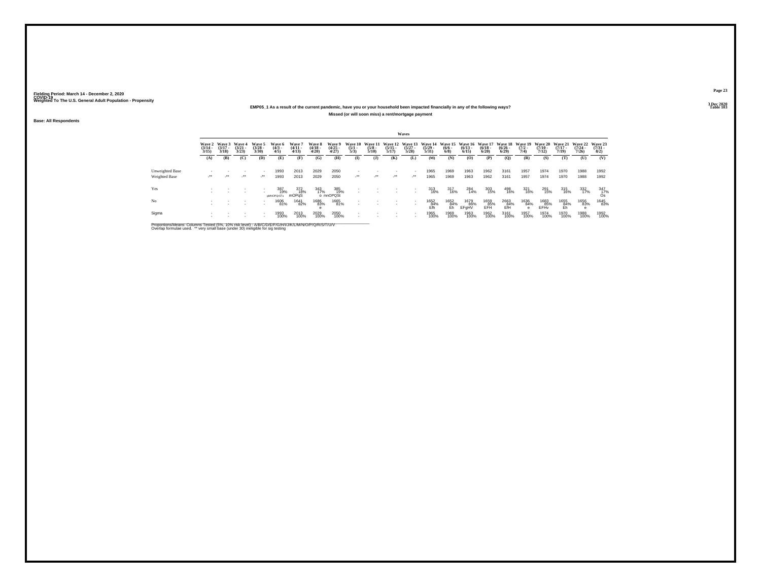Fielding Period: March 14 - December 2, 2020
COVID-19
Weighted To The U.S. General Adult Population - Propensity

3 Dec 2020
Table 103

**EMP05_1 As a result of the current pandemic, have you or your household been impacted financially in any of the following ways?**

**Missed (or will soon miss) a rent/mortgage payment**

Base: All Respondents

| | Waves | | | | | | | | | | | | | | | | | | | | | |
|---|---|---|---|---|---|---|---|---|---|---|---|---|---|---|---|---|---|---|---|---|---|---|
| | Wave 2 (3/14 - 3/15) | Wave 3 (3/17 - 3/18) | Wave 4 (3/21 - 3/23) | Wave 5 (3/28 - 3/30) | Wave 6 (4/3 - 4/5) | Wave 7 (4/11 - 4/13) | Wave 8 (4/18 - 4/20) | Wave 9 (4/25 - 4/27) | Wave 10 (5/1 - 5/3) | Wave 11 (5/8 - 5/10) | Wave 12 (5/15 - 5/17) | Wave 13 (5/27 - 5/28) | Wave 14 (5/29 - 5/31) | Wave 15 (6/6 - 6/8) | Wave 16 (6/13 - 6/15) | Wave 17 (6/18 - 6/20) | Wave 18 (6/26 - 6/29) | Wave 19 (7/2 - 7/4) | Wave 20 (7/10 - 7/12) | Wave 21 (7/17 - 7/19) | Wave 22 (7/24 - 7/26) | Wave 23 (7/31 - 8/2) |
| | (A) | (B) | (C) | (D) | (E) | (F) | (G) | (H) | (I) | (J) | (K) | (L) | (M) | (N) | (O) | (P) | (Q) | (R) | (S) | (T) | (U) | (V) |
| Unweighted Base | - | - | - | - | 1993 | 2013 | 2029 | 2050 | - | - | - | - | 1965 | 1969 | 1963 | 1962 | 3161 | 1957 | 1974 | 1970 | 1988 | 1992 |
| Weighted Base | -** | -** | -** | -** | 1993 | 2013 | 2029 | 2050 | -** | -** | -** | -** | 1965 | 1969 | 1963 | 1962 | 3161 | 1957 | 1974 | 1970 | 1988 | 1992 |
| Yes | - | - | - | - | 387 | 372 | 343 | 385 | - | - | - | - | 313 | 317 | 284 | 303 | 498 | 321 | 291 | 315 | 332 | 347 |
| | - | - | - | - | 19% | 18% | 17% | 19% | - | - | - | - | 16% | 16% | 14% | 15% | 16% | 16% | 15% | 16% | 17% | 17% |
| | | | | | gMNOPQrSTu | mOPqS | o | mnOPQSt | | | | | | | | | | | | | | Os |
| No | - | - | - | - | 1606 | 1641 | 1686 | 1665 | - | - | - | - | 1652 | 1652 | 1679 | 1659 | 2663 | 1636 | 1683 | 1655 | 1656 | 1645 |
| | - | - | - | - | 81% | 82% | 83% | 81% | - | - | - | - | 84% | 84% | 86% | 85% | 84% | 84% | 85% | 84% | 83% | 83% |
| | | | | | | | e | | | | | | Efh | Eh | EFgHV | EFH | EfH | e | EFHv | Eh | e | |
| Sigma | - | - | - | - | 1993 | 2013 | 2029 | 2050 | - | - | - | - | 1965 | 1969 | 1963 | 1962 | 3161 | 1957 | 1974 | 1970 | 1988 | 1992 |
| | - | - | - | - | 100% | 100% | 100% | 100% | - | - | - | - | 100% | 100% | 100% | 100% | 100% | 100% | 100% | 100% | 100% | 100% |

Proportions/Means: Columns Tested (5%, 10% risk level) - A/B/C/D/E/F/G/H/I/J/K/L/M/N/O/P/Q/R/S/T/U/V
Overlap formulae used. ** very small base (under 30) ineligible for sig testing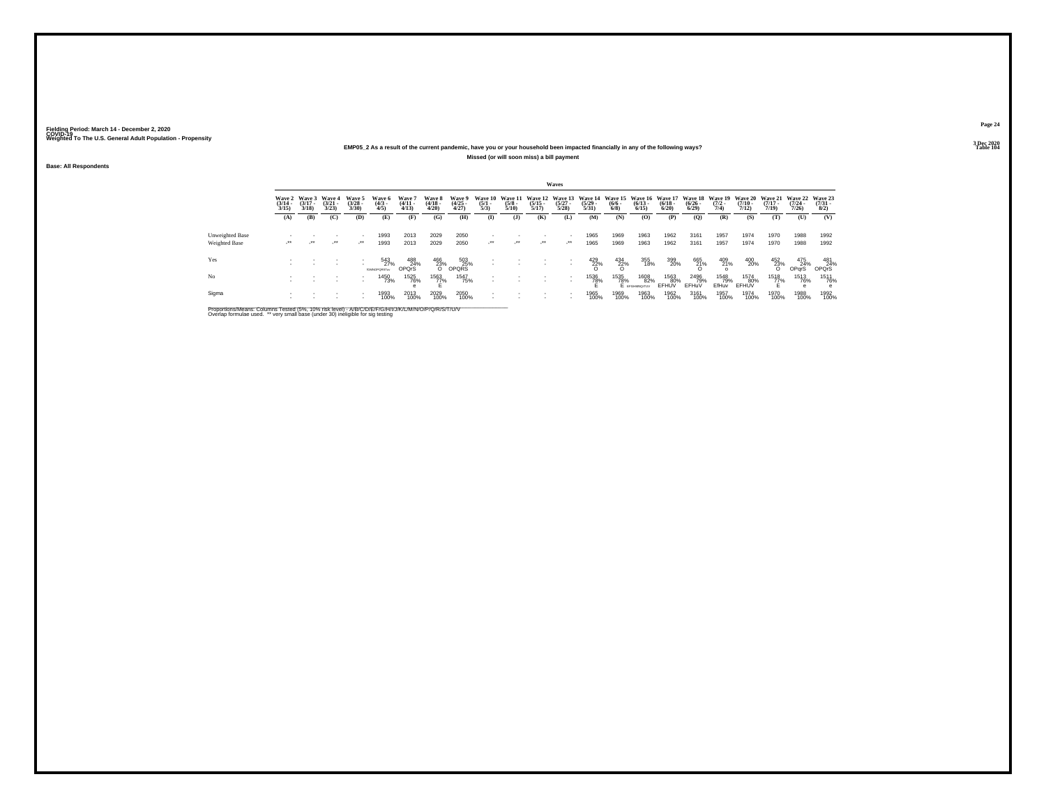Fielding Period: March 14 - December 2, 2020
COVID-19
Weighted To The U.S. General Adult Population - Propensity

3 Dec 2020
Table 104

**EMP05_2 As a result of the current pandemic, have you or your household been impacted financially in any of the following ways?**

**Missed (or will soon miss) a bill payment**

Base: All Respondents

| | Wave 2 (3/14 - 3/15) | Wave 3 (3/17 - 3/18) | Wave 4 (3/21 - 3/23) | Wave 5 (3/28 - 3/30) | Wave 6 (4/3 - 4/5) | Wave 7 (4/11 - 4/13) | Wave 8 (4/18 - 4/20) | Wave 9 (4/25 - 4/27) | Wave 10 (5/1 - 5/3) | Wave 11 (5/8 - 5/10) | Wave 12 (5/15 - 5/17) | Wave 13 (5/27 - 5/28) | Wave 14 (5/29 - 5/31) | Wave 15 (6/6 - 6/8) | Wave 16 (6/13 - 6/15) | Wave 17 (6/18 - 6/20) | Wave 18 (6/26 - 6/29) | Wave 19 (7/2 - 7/4) | Wave 20 (7/10 - 7/12) | Wave 21 (7/17 - 7/19) | Wave 22 (7/24 - 7/26) | Wave 23 (7/31 - 8/2) |
|---|---|---|---|---|---|---|---|---|---|---|---|---|---|---|---|---|---|---|---|---|---|---|
| | (A) | (B) | (C) | (D) | (E) | (F) | (G) | (H) | (I) | (J) | (K) | (L) | (M) | (N) | (O) | (P) | (Q) | (R) | (S) | (T) | (U) | (V) |
| Unweighted Base | - | - | - | - | 1993 | 2013 | 2029 | 2050 | - | - | - | - | 1965 | 1969 | 1963 | 1962 | 3161 | 1957 | 1974 | 1970 | 1988 | 1992 |
| Weighted Base | -** | -** | -** | -** | 1993 | 2013 | 2029 | 2050 | -** | -** | -** | -** | 1965 | 1969 | 1963 | 1962 | 3161 | 1957 | 1974 | 1970 | 1988 | 1992 |
| Yes | - | - | - | - | 543 | 488 | 466 | 503 | - | - | - | - | 429 | 434 | 355 | 399 | 665 | 409 | 400 | 452 | 475 | 481 |
| | - | - | - | - | 27% | 24% | 23% | 25% | - | - | - | - | 22% | 22% | 18% | 20% | 21% | 21% | 20% | 23% | 24% | 24% |
| | | | | | fGMNOPQRSTuv | OPQrS | O | OPQRS | | | | | O | O | | | O | o | | O | OPqrS | OPQrS |
| No | - | - | - | - | 1450 | 1525 | 1563 | 1547 | - | - | - | - | 1536 | 1535 | 1608 | 1563 | 2496 | 1548 | 1574 | 1518 | 1513 | 1511 |
| | - | - | - | - | 73% | 76% | 77% | 75% | - | - | - | - | 78% | 78% | 82% | 80% | 79% | 79% | 80% | 77% | 76% | 76% |
| | | | | | | e | E | | | | | | E | E | EFGHMNQTUV | EFHUV | EFHuV | EfHuv | EFHUV | E | e | e |
| Sigma | - | - | - | - | 1993 | 2013 | 2029 | 2050 | - | - | - | - | 1965 | 1969 | 1963 | 1962 | 3161 | 1957 | 1974 | 1970 | 1988 | 1992 |
| | - | - | - | - | 100% | 100% | 100% | 100% | - | - | - | - | 100% | 100% | 100% | 100% | 100% | 100% | 100% | 100% | 100% | 100% |

Proportions/Means: Columns Tested (5%, 10% risk level) - A/B/C/D/E/F/G/H/I/J/K/L/M/N/O/P/Q/R/S/T/U/V
Overlap formulae used. ** very small base (under 30) ineligible for sig testing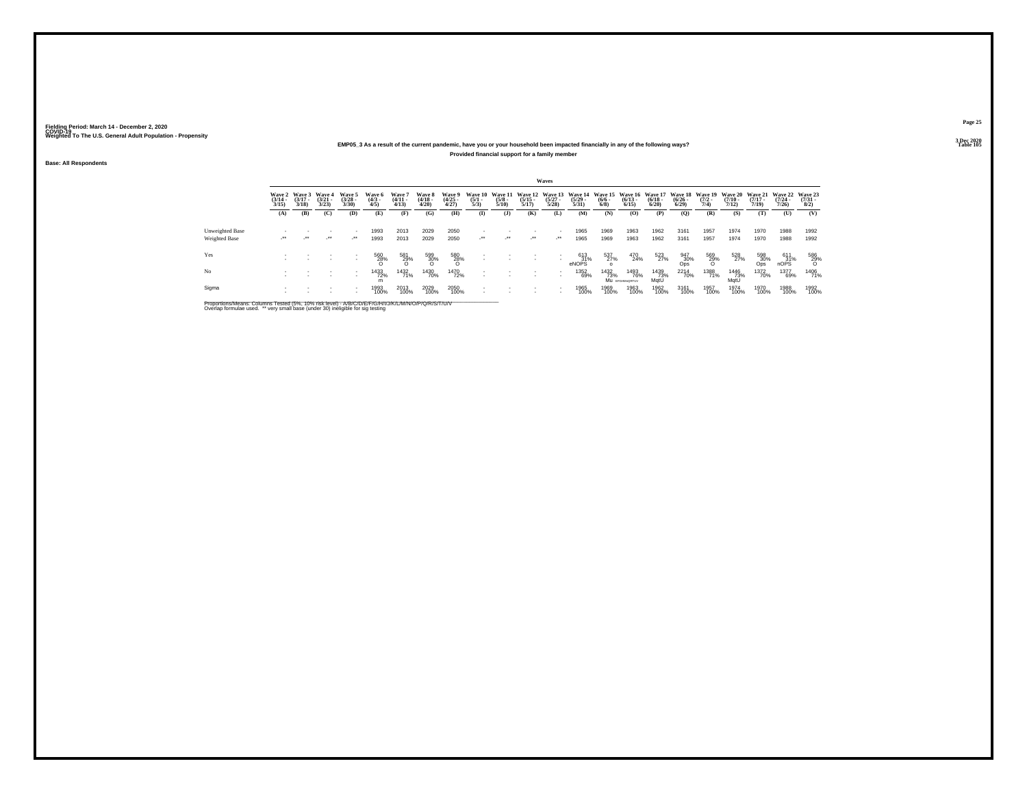Fielding Period: March 14 - December 2, 2020
COVID-19
Weighted To The U.S. General Adult Population - Propensity

3 Dec 2020
Table 105

## EMP05_3 As a result of the current pandemic, have you or your household been impacted financially in any of the following ways?

### Provided financial support for a family member

Base: All Respondents

| | Waves | | | | | | | | | | | | | | | | | | | | | |
|---|---|---|---|---|---|---|---|---|---|---|---|---|---|---|---|---|---|---|---|---|---|---|
| | Wave 2 (3/14 - 3/15) | Wave 3 (3/17 - 3/18) | Wave 4 (3/21 - 3/23) | Wave 5 (3/28 - 3/30) | Wave 6 (4/3 - 4/5) | Wave 7 (4/11 - 4/13) | Wave 8 (4/18 - 4/20) | Wave 9 (4/25 - 4/27) | Wave 10 (5/1 - 5/3) | Wave 11 (5/8 - 5/10) | Wave 12 (5/15 - 5/17) | Wave 13 (5/27 - 5/28) | Wave 14 (5/29 - 5/31) | Wave 15 (6/6 - 6/8) | Wave 16 (6/13 - 6/15) | Wave 17 (6/18 - 6/20) | Wave 18 (6/26 - 6/29) | Wave 19 (7/2 - 7/4) | Wave 20 (7/10 - 7/12) | Wave 21 (7/17 - 7/19) | Wave 22 (7/24 - 7/26) | Wave 23 (7/31 - 8/2) |
| | (A) | (B) | (C) | (D) | (E) | (F) | (G) | (H) | (I) | (J) | (K) | (L) | (M) | (N) | (O) | (P) | (Q) | (R) | (S) | (T) | (U) | (V) |
| Unweighted Base | - | - | - | - | 1993 | 2013 | 2029 | 2050 | - | - | - | - | 1965 | 1969 | 1963 | 1962 | 3161 | 1957 | 1974 | 1970 | 1988 | 1992 |
| Weighted Base | -** | -** | -** | -** | 1993 | 2013 | 2029 | 2050 | -** | -** | -** | -** | 1965 | 1969 | 1963 | 1962 | 3161 | 1957 | 1974 | 1970 | 1988 | 1992 |
| Yes | - | - | - | - | 560 | 581 | 599 | 580 | - | - | - | - | 613 | 537 | 470 | 523 | 947 | 569 | 528 | 598 | 611 | 586 |
| | - | - | - | - | 28% | 29% | 30% | 28% | - | - | - | - | 31% | 27% | 24% | 27% | 30% | 29% | 27% | 30% | 31% | 29% |
| | | | | | O | O | O | O | | | | | eNOPS | o | | | Ops | O | | Ops | nOPS | O |
| No | - | - | - | - | 1433 | 1432 | 1430 | 1470 | - | - | - | - | 1352 | 1432 | 1493 | 1439 | 2214 | 1388 | 1446 | 1372 | 1377 | 1406 |
| | - | - | - | - | 72% | 71% | 70% | 72% | - | - | - | - | 69% | 73% | 76% | 73% | 70% | 71% | 73% | 70% | 69% | 71% |
| | | | | | m | | | | | | | | | Mu | EFGHMQRTUV | MqtU | | | MqtU | | | |
| Sigma | - | - | - | - | 1993 | 2013 | 2029 | 2050 | - | - | - | - | 1965 | 1969 | 1963 | 1962 | 3161 | 1957 | 1974 | 1970 | 1988 | 1992 |
| | - | - | - | - | 100% | 100% | 100% | 100% | - | - | - | - | 100% | 100% | 100% | 100% | 100% | 100% | 100% | 100% | 100% | 100% |

Proportions/Means: Columns Tested (5%, 10% risk level) - A/B/C/D/E/F/G/H/I/J/K/L/M/N/O/P/Q/R/S/T/U/V
Overlap formulae used. ** very small base (under 30) ineligible for sig testing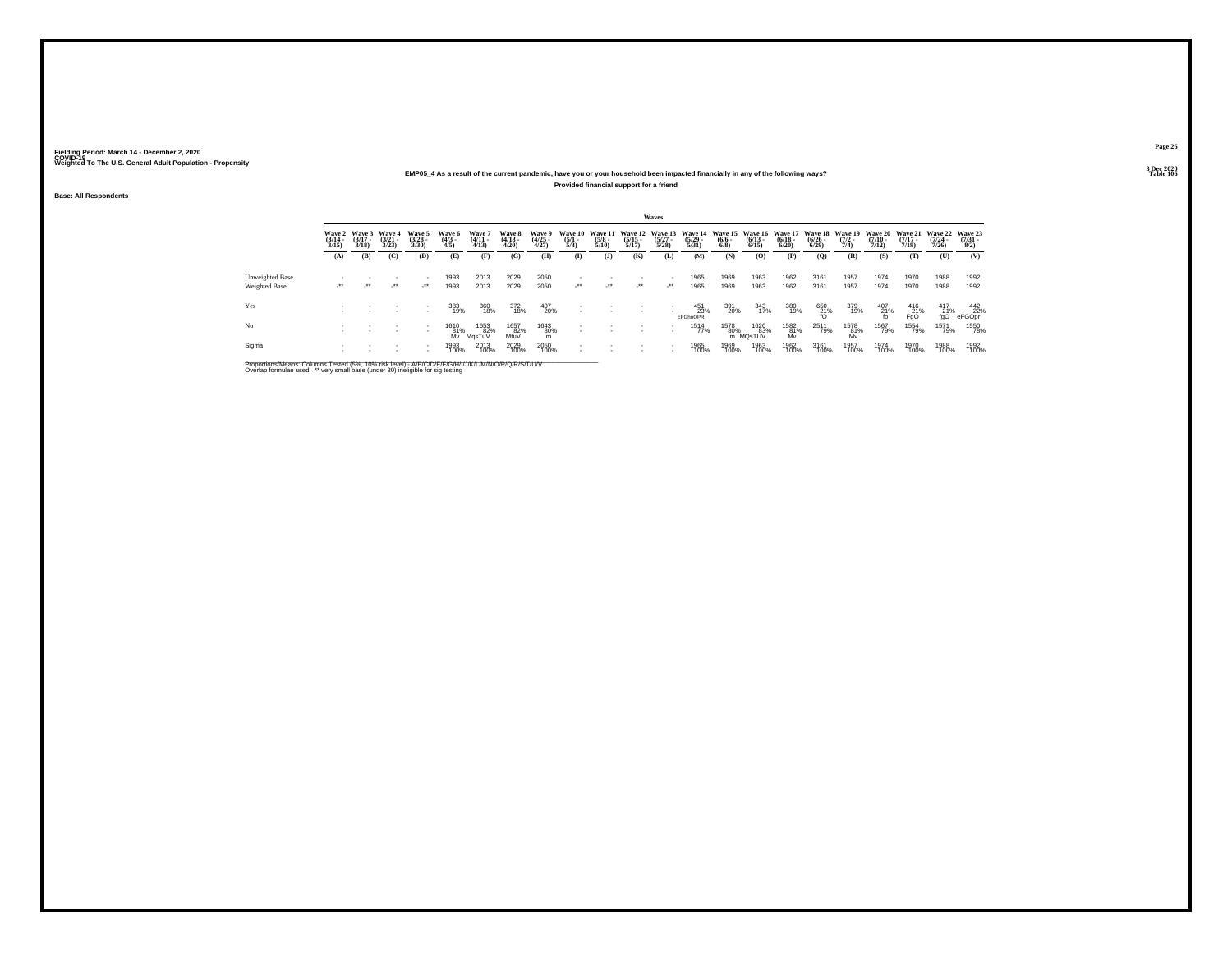Fielding Period: March 14 - December 2, 2020
COVID-19
Weighted To The U.S. General Adult Population - Propensity

3 Dec 2020
Table 106

**EMP05_4 As a result of the current pandemic, have you or your household been impacted financially in any of the following ways?**

**Provided financial support for a friend**

**Base: All Respondents**

| | Waves | | | | | | | | | | | | | | | | | | | | | |
|---|---|---|---|---|---|---|---|---|---|---|---|---|---|---|---|---|---|---|---|---|---|---|
| | Wave 2 (3/14 - 3/15) | Wave 3 (3/17 - 3/18) | Wave 4 (3/21 - 3/23) | Wave 5 (3/28 - 3/30) | Wave 6 (4/3 - 4/5) | Wave 7 (4/11 - 4/13) | Wave 8 (4/18 - 4/20) | Wave 9 (4/25 - 4/27) | Wave 10 (5/1 - 5/3) | Wave 11 (5/8 - 5/10) | Wave 12 (5/15 - 5/17) | Wave 13 (5/27 - 5/28) | Wave 14 (5/29 - 5/31) | Wave 15 (6/6 - 6/8) | Wave 16 (6/13 - 6/15) | Wave 17 (6/18 - 6/20) | Wave 18 (6/26 - 6/29) | Wave 19 (7/2 - 7/4) | Wave 20 (7/10 - 7/12) | Wave 21 (7/17 - 7/19) | Wave 22 (7/24 - 7/26) | Wave 23 (7/31 - 8/2) |
| | (A) | (B) | (C) | (D) | (E) | (F) | (G) | (H) | (I) | (J) | (K) | (L) | (M) | (N) | (O) | (P) | (Q) | (R) | (S) | (T) | (U) | (V) |
| Unweighted Base | - | - | - | - | 1993 | 2013 | 2029 | 2050 | - | - | - | - | 1965 | 1969 | 1963 | 1962 | 3161 | 1957 | 1974 | 1970 | 1988 | 1992 |
| Weighted Base | -** | -** | -** | -** | 1993 | 2013 | 2029 | 2050 | -** | -** | -** | -** | 1965 | 1969 | 1963 | 1962 | 3161 | 1957 | 1974 | 1970 | 1988 | 1992 |
| Yes | - | - | - | - | 383 | 360 | 372 | 407 | - | - | - | - | 451 | 391 | 343 | 380 | 650 | 379 | 407 | 416 | 417 | 442 |
| | - | - | - | - | 19% | 18% | 18% | 20% | - | - | - | - | 23% | 20% | 17% | 19% | 21% | 19% | 21% | 21% | 21% | 22% |
| | | | | | | | | | | | | | EFGhnOPR | | | | fO | | fo | FgO | fgO | eFGOpr |
| No | - | - | - | - | 1610 | 1653 | 1657 | 1643 | - | - | - | - | 1514 | 1578 | 1620 | 1582 | 2511 | 1578 | 1567 | 1554 | 1571 | 1550 |
| | - | - | - | - | 81% | 82% | 82% | 80% | - | - | - | - | 77% | 80% | 83% | 81% | 79% | 81% | 79% | 79% | 79% | 78% |
| | | | | | Mv | MqsTuV | MtuV | m | | | | | | m | MQsTUV | Mv | | Mv | | | | |
| Sigma | - | - | - | - | 1993 | 2013 | 2029 | 2050 | - | - | - | - | 1965 | 1969 | 1963 | 1962 | 3161 | 1957 | 1974 | 1970 | 1988 | 1992 |
| | - | - | - | - | 100% | 100% | 100% | 100% | - | - | - | - | 100% | 100% | 100% | 100% | 100% | 100% | 100% | 100% | 100% | 100% |

Proportions/Means: Columns Tested (5%, 10% risk level) - A/B/C/D/E/F/G/H/I/J/K/L/M/N/O/P/Q/R/S/T/U/V
Overlap formulae used. ** very small base (under 30) ineligible for sig testing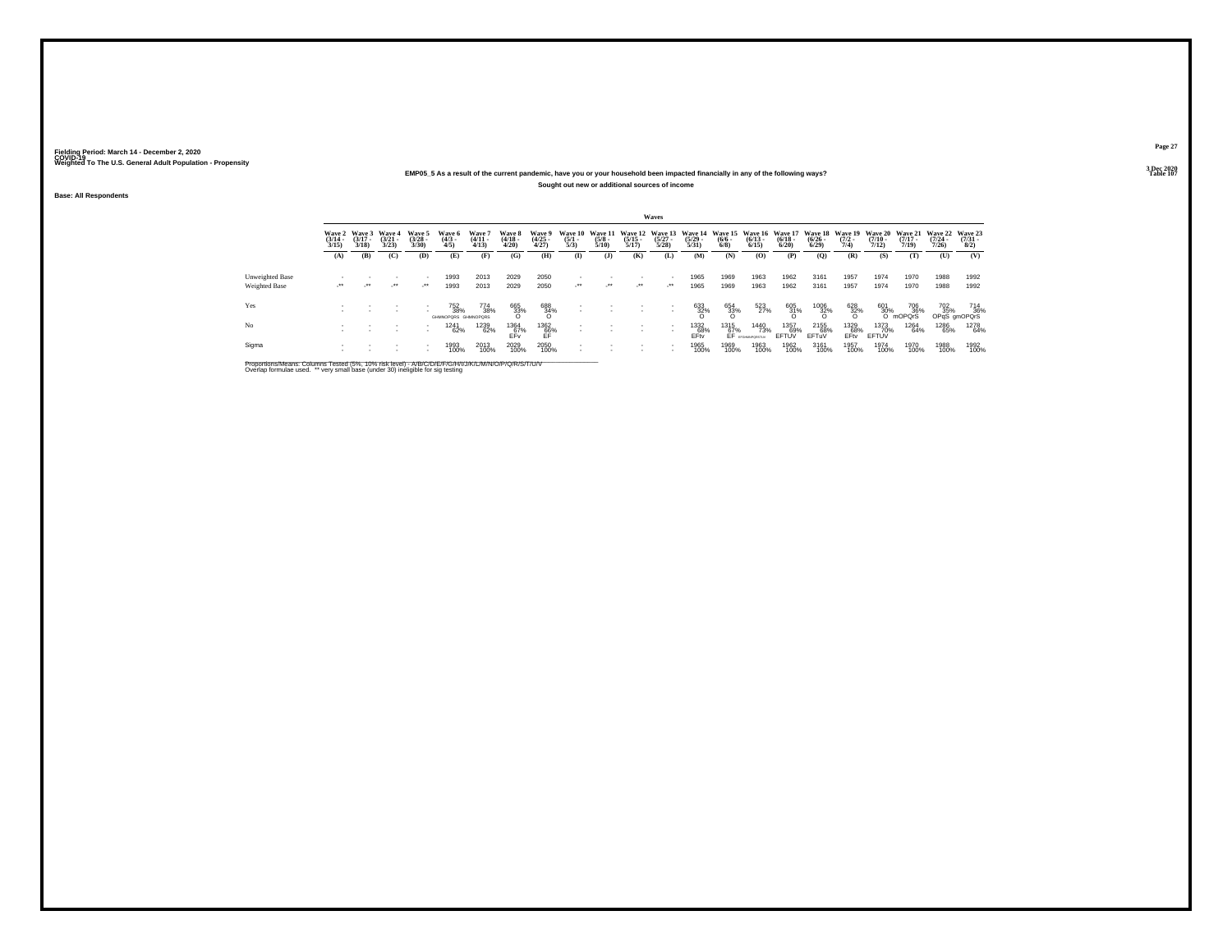Fielding Period: March 14 - December 2, 2020
COVID-19
Weighted To The U.S. General Adult Population - Propensity

3 Dec 2020
Table 107

## EMP05_5 As a result of the current pandemic, have you or your household been impacted financially in any of the following ways?

### Sought out new or additional sources of income

Base: All Respondents

| | Waves | | | | | | | | | | | | | | | | | | | | | |
|---|---|---|---|---|---|---|---|---|---|---|---|---|---|---|---|---|---|---|---|---|---|---|
| | Wave 2 (3/14 - 3/15) | Wave 3 (3/17 - 3/18) | Wave 4 (3/21 - 3/23) | Wave 5 (3/28 - 3/30) | Wave 6 (4/3 - 4/5) | Wave 7 (4/11 - 4/13) | Wave 8 (4/18 - 4/20) | Wave 9 (4/25 - 4/27) | Wave 10 (5/1 - 5/3) | Wave 11 (5/8 - 5/10) | Wave 12 (5/15 - 5/17) | Wave 13 (5/27 - 5/28) | Wave 14 (5/29 - 5/31) | Wave 15 (6/6 - 6/8) | Wave 16 (6/13 - 6/15) | Wave 17 (6/18 - 6/20) | Wave 18 (6/26 - 6/29) | Wave 19 (7/2 - 7/4) | Wave 20 (7/10 - 7/12) | Wave 21 (7/17 - 7/19) | Wave 22 (7/24 - 7/26) | Wave 23 (7/31 - 8/2) |
| | (A) | (B) | (C) | (D) | (E) | (F) | (G) | (H) | (I) | (J) | (K) | (L) | (M) | (N) | (O) | (P) | (Q) | (R) | (S) | (T) | (U) | (V) |
| Unweighted Base | - | - | - | - | 1993 | 2013 | 2029 | 2050 | - | - | - | - | 1965 | 1969 | 1963 | 1962 | 3161 | 1957 | 1974 | 1970 | 1988 | 1992 |
| Weighted Base | -** | -** | -** | -** | 1993 | 2013 | 2029 | 2050 | -** | -** | -** | -** | 1965 | 1969 | 1963 | 1962 | 3161 | 1957 | 1974 | 1970 | 1988 | 1992 |
| Yes | - | - | - | - | 752 | 774 | 665 | 688 | - | - | - | - | 633 | 654 | 523 | 605 | 1006 | 628 | 601 | 706 | 702 | 714 |
| | - | - | - | - | 38% | 38% | 33% | 34% | - | - | - | - | 32% | 33% | 27% | 31% | 32% | 32% | 30% | 36% | 35% | 36% |
| | | | | | GHMNOPQRS | GHMNOPQRS | O | O | | | | | O | O | | O | O | O | O | mOPQrS | OPqS | gmOPQrS |
| No | - | - | - | - | 1241 | 1239 | 1364 | 1362 | - | - | - | - | 1332 | 1315 | 1440 | 1357 | 2155 | 1329 | 1373 | 1264 | 1286 | 1278 |
| | - | - | - | - | 62% | 62% | 67% | 66% | - | - | - | - | 68% | 67% | 73% | 69% | 68% | 68% | 70% | 64% | 65% | 64% |
| | | | | | | | EFv | EF | | | | | EFtv | EF | EFGHMNPQRSTUV | EFTUV | EFTuV | EFtv | EFTUV | | | |
| Sigma | - | - | - | - | 1993 | 2013 | 2029 | 2050 | - | - | - | - | 1965 | 1969 | 1963 | 1962 | 3161 | 1957 | 1974 | 1970 | 1988 | 1992 |
| | - | - | - | - | 100% | 100% | 100% | 100% | - | - | - | - | 100% | 100% | 100% | 100% | 100% | 100% | 100% | 100% | 100% | 100% |

Proportions/Means: Columns Tested (5%, 10% risk level) - A/B/C/D/E/F/G/H/I/J/K/L/M/N/O/P/Q/R/S/T/U/V
Overlap formulae used. ** very small base (under 30) ineligible for sig testing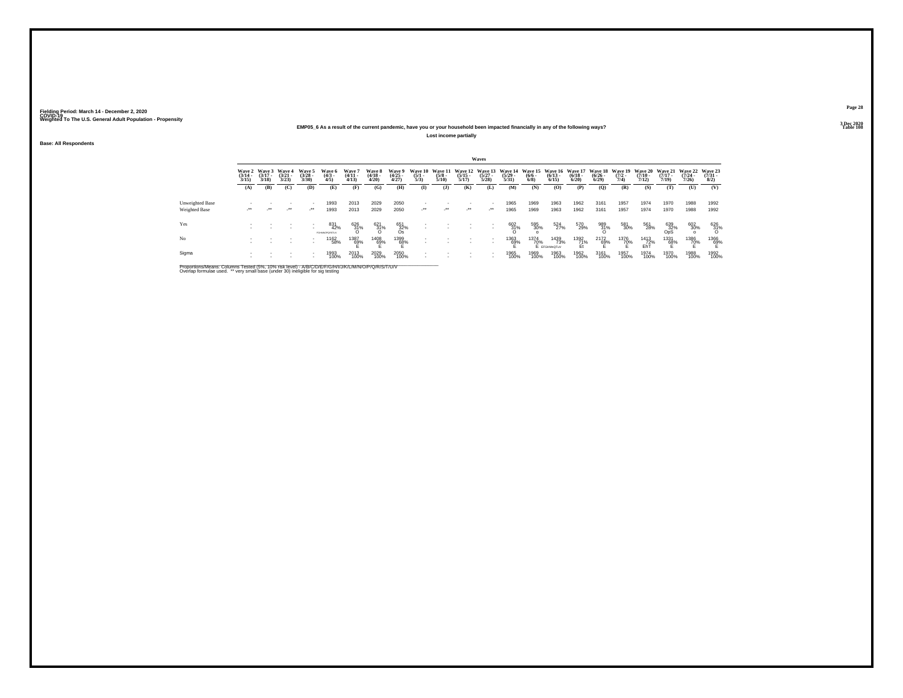Fielding Period: March 14 - December 2, 2020
COVID-19
Weighted To The U.S. General Adult Population - Propensity

3 Dec 2020
Table 108

EMP05_6 As a result of the current pandemic, have you or your household been impacted financially in any of the following ways?

Lost income partially

Base: All Respondents

| | Waves | | | | | | | | | | | | | | | | | | | | | |
|---|---|---|---|---|---|---|---|---|---|---|---|---|---|---|---|---|---|---|---|---|---|---|
| | Wave 2 (3/14 - 3/15) | Wave 3 (3/17 - 3/18) | Wave 4 (3/21 - 3/23) | Wave 5 (3/28 - 3/30) | Wave 6 (4/3 - 4/5) | Wave 7 (4/11 - 4/13) | Wave 8 (4/18 - 4/20) | Wave 9 (4/25 - 4/27) | Wave 10 (5/1 - 5/3) | Wave 11 (5/8 - 5/10) | Wave 12 (5/15 - 5/17) | Wave 13 (5/27 - 5/28) | Wave 14 (5/29 - 5/31) | Wave 15 (6/6 - 6/8) | Wave 16 (6/13 - 6/15) | Wave 17 (6/18 - 6/20) | Wave 18 (6/26 - 6/29) | Wave 19 (7/2 - 7/4) | Wave 20 (7/10 - 7/12) | Wave 21 (7/17 - 7/19) | Wave 22 (7/24 - 7/26) | Wave 23 (7/31 - 8/2) |
| | (A) | (B) | (C) | (D) | (E) | (F) | (G) | (H) | (I) | (J) | (K) | (L) | (M) | (N) | (O) | (P) | (Q) | (R) | (S) | (T) | (U) | (V) |
| Unweighted Base | - | - | - | - | 1993 | 2013 | 2029 | 2050 | - | - | - | - | 1965 | 1969 | 1963 | 1962 | 3161 | 1957 | 1974 | 1970 | 1988 | 1992 |
| Weighted Base | -** | -** | -** | -** | 1993 | 2013 | 2029 | 2050 | -** | -** | -** | -** | 1965 | 1969 | 1963 | 1962 | 3161 | 1957 | 1974 | 1970 | 1988 | 1992 |
| Yes | - | - | - | - | 831 | 626 | 621 | 651 | - | - | - | - | 602 | 595 | 524 | 570 | 989 | 581 | 561 | 639 | 602 | 626 |
| | - | - | - | - | 42% | 31% | 31% | 32% | - | - | - | - | 31% | 30% | 27% | 29% | 31% | 30% | 28% | 32% | 30% | 31% |
| | | | | | FGHMNOPQRSTUV | O | O | Os | | | | | O | o | | | O | | | OpS | o | O |
| No | - | - | - | - | 1162 | 1387 | 1408 | 1399 | - | - | - | - | 1363 | 1374 | 1439 | 1392 | 2172 | 1376 | 1413 | 1331 | 1386 | 1366 |
| | - | - | - | - | 58% | 69% | 69% | 68% | - | - | - | - | 69% | 70% | 73% | 71% | 69% | 70% | 72% | 68% | 70% | 69% |
| | | | | | | E | E | E | | | | | E | E | EFGHMQTUV | Et | E | E | EhT | E | E | E |
| Sigma | - | - | - | - | 1993 | 2013 | 2029 | 2050 | - | - | - | - | 1965 | 1969 | 1963 | 1962 | 3161 | 1957 | 1974 | 1970 | 1988 | 1992 |
| | - | - | - | - | 100% | 100% | 100% | 100% | - | - | - | - | 100% | 100% | 100% | 100% | 100% | 100% | 100% | 100% | 100% | 100% |

Proportions/Means: Columns Tested (5%, 10% risk level) - A/B/C/D/E/F/G/H/I/J/K/L/M/N/O/P/Q/R/S/T/U/V
Overlap formulae used. ** very small base (under 30) ineligible for sig testing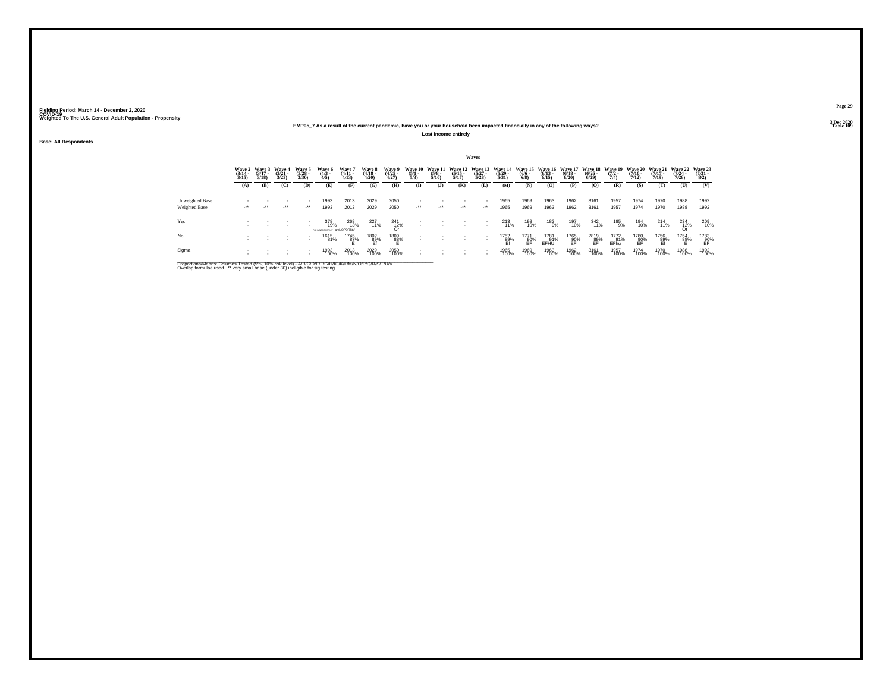Fielding Period: March 14 - December 2, 2020
COVID-19
Weighted To The U.S. General Adult Population - Propensity

3 Dec 2020
Table 109

**EMP05_7 As a result of the current pandemic, have you or your household been impacted financially in any of the following ways?**

**Lost income entirely**

**Base: All Respondents**

| | Waves | | | | | | | | | | | | | | | | | | | | | |
|---|---|---|---|---|---|---|---|---|---|---|---|---|---|---|---|---|---|---|---|---|---|---|
| | Wave 2 (3/14 - 3/15) | Wave 3 (3/17 - 3/18) | Wave 4 (3/21 - 3/23) | Wave 5 (3/28 - 3/30) | Wave 6 (4/3 - 4/5) | Wave 7 (4/11 - 4/13) | Wave 8 (4/18 - 4/20) | Wave 9 (4/25 - 4/27) | Wave 10 (5/1 - 5/3) | Wave 11 (5/8 - 5/10) | Wave 12 (5/15 - 5/17) | Wave 13 (5/27 - 5/28) | Wave 14 (5/29 - 5/31) | Wave 15 (6/6 - 6/8) | Wave 16 (6/13 - 6/15) | Wave 17 (6/18 - 6/20) | Wave 18 (6/26 - 6/29) | Wave 19 (7/2 - 7/4) | Wave 20 (7/10 - 7/12) | Wave 21 (7/17 - 7/19) | Wave 22 (7/24 - 7/26) | Wave 23 (7/31 - 8/2) |
| | (A) | (B) | (C) | (D) | (E) | (F) | (G) | (H) | (I) | (J) | (K) | (L) | (M) | (N) | (O) | (P) | (Q) | (R) | (S) | (T) | (U) | (V) |
| Unweighted Base | - | - | - | - | 1993 | 2013 | 2029 | 2050 | - | - | - | - | 1965 | 1969 | 1963 | 1962 | 3161 | 1957 | 1974 | 1970 | 1988 | 1992 |
| Weighted Base | -** | -** | -** | -** | 1993 | 2013 | 2029 | 2050 | -** | -** | -** | -** | 1965 | 1969 | 1963 | 1962 | 3161 | 1957 | 1974 | 1970 | 1988 | 1992 |
| Yes | - | - | - | - | 378 | 268 | 227 | 241 | - | - | - | - | 213 | 198 | 182 | 197 | 342 | 185 | 194 | 214 | 234 | 209 |
| | - | - | - | - | 19% | 13% | 11% | 12% | - | - | - | - | 11% | 10% | 9% | 10% | 11% | 9% | 10% | 11% | 12% | 10% |
| | | | | | FGHMNOPQRSTUV | gHNOPQRSv | | Or | | | | | | | | | | | | | Or | |
| No | - | - | - | - | 1615 | 1745 | 1802 | 1809 | - | - | - | - | 1752 | 1771 | 1781 | 1765 | 2819 | 1772 | 1780 | 1756 | 1754 | 1783 |
| | - | - | - | - | 81% | 87% | 89% | 88% | - | - | - | - | 89% | 90% | 91% | 90% | 89% | 91% | 90% | 89% | 88% | 90% |
| | | | | | | E | Ef | E | | | | | Ef | EF | EFHU | EF | EF | EFhu | EF | Ef | E | EF |
| Sigma | - | - | - | - | 1993 | 2013 | 2029 | 2050 | - | - | - | - | 1965 | 1969 | 1963 | 1962 | 3161 | 1957 | 1974 | 1970 | 1988 | 1992 |
| | - | - | - | - | 100% | 100% | 100% | 100% | - | - | - | - | 100% | 100% | 100% | 100% | 100% | 100% | 100% | 100% | 100% | 100% |

Proportions/Means: Columns Tested (5%, 10% risk level) - A/B/C/D/E/F/G/H/I/J/K/L/M/N/O/P/Q/R/S/T/U/V
Overlap formulae used. ** very small base (under 30) ineligible for sig testing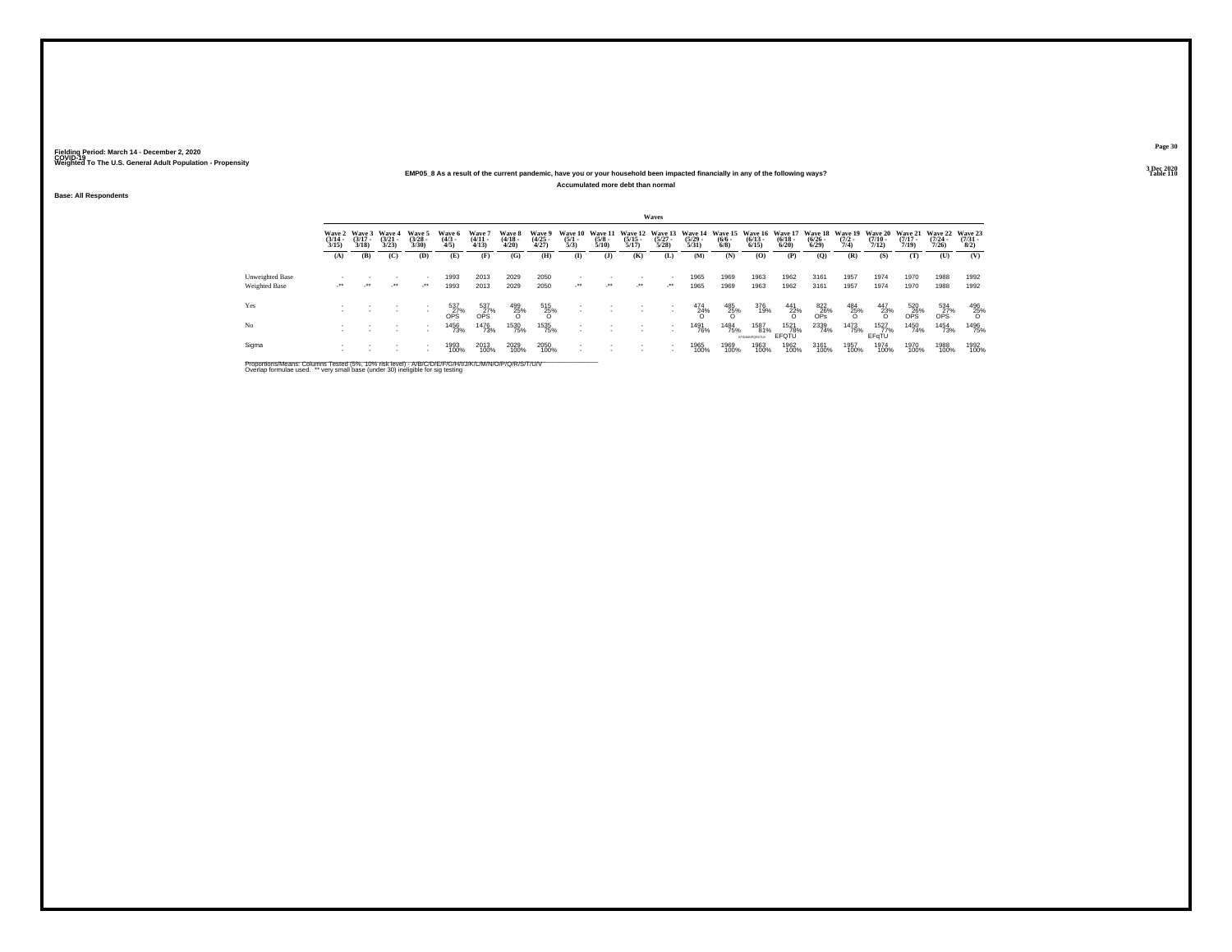Fielding Period: March 14 - December 2, 2020
COVID-19
Weighted To The U.S. General Adult Population - Propensity

3 Dec 2020
Table 110

**EMP05_8 As a result of the current pandemic, have you or your household been impacted financially in any of the following ways?**

**Accumulated more debt than normal**

**Base: All Respondents**

| | Waves | | | | | | | | | | | | | | | | | | | | | |
|---|---|---|---|---|---|---|---|---|---|---|---|---|---|---|---|---|---|---|---|---|---|---|
| | Wave 2 (3/14 - 3/15) | Wave 3 (3/17 - 3/18) | Wave 4 (3/21 - 3/23) | Wave 5 (3/28 - 3/30) | Wave 6 (4/3 - 4/5) | Wave 7 (4/11 - 4/13) | Wave 8 (4/18 - 4/20) | Wave 9 (4/25 - 4/27) | Wave 10 (5/1 - 5/3) | Wave 11 (5/8 - 5/10) | Wave 12 (5/15 - 5/17) | Wave 13 (5/27 - 5/28) | Wave 14 (5/29 - 5/31) | Wave 15 (6/6 - 6/8) | Wave 16 (6/13 - 6/15) | Wave 17 (6/18 - 6/20) | Wave 18 (6/26 - 6/29) | Wave 19 (7/2 - 7/4) | Wave 20 (7/10 - 7/12) | Wave 21 (7/17 - 7/19) | Wave 22 (7/24 - 7/26) | Wave 23 (7/31 - 8/2) |
| | (A) | (B) | (C) | (D) | (E) | (F) | (G) | (H) | (I) | (J) | (K) | (L) | (M) | (N) | (O) | (P) | (Q) | (R) | (S) | (T) | (U) | (V) |
| Unweighted Base | - | - | - | - | 1993 | 2013 | 2029 | 2050 | - | - | - | - | 1965 | 1969 | 1963 | 1962 | 3161 | 1957 | 1974 | 1970 | 1988 | 1992 |
| Weighted Base | -** | -** | -** | -** | 1993 | 2013 | 2029 | 2050 | -** | -** | -** | -** | 1965 | 1969 | 1963 | 1962 | 3161 | 1957 | 1974 | 1970 | 1988 | 1992 |
| Yes | - | - | - | - | 537<br>27%<br>OPS | 537<br>27%<br>OPS | 499<br>25%<br>O | 515<br>25%<br>O | - | - | - | - | 474<br>24%<br>O | 485<br>25%<br>O | 376<br>19% | 441<br>22%<br>O | 822<br>26%<br>OPs | 484<br>25%<br>O | 447<br>23%<br>O | 520<br>26%<br>OPS | 534<br>27%<br>OPS | 496<br>25%<br>O |
| No | - | - | - | - | 1456<br>73% | 1476<br>73% | 1530<br>75% | 1535<br>75% | - | - | - | - | 1491<br>76% | 1484<br>75% | 1587<br>81%<br>EFGHMNQRTUV | 1521<br>78%<br>EFQTU | 2339<br>74% | 1473<br>75% | 1527<br>77%<br>EFqTU | 1450<br>74% | 1454<br>73% | 1496<br>75% |
| Sigma | - | - | - | - | 1993<br>100% | 2013<br>100% | 2029<br>100% | 2050<br>100% | - | - | - | - | 1965<br>100% | 1969<br>100% | 1963<br>100% | 1962<br>100% | 3161<br>100% | 1957<br>100% | 1974<br>100% | 1970<br>100% | 1988<br>100% | 1992<br>100% |

Proportions/Means: Columns Tested (5%, 10% risk level) - A/B/C/D/E/F/G/H/I/J/K/L/M/N/O/P/Q/R/S/T/U/V
Overlap formulae used. ** very small base (under 30) ineligible for sig testing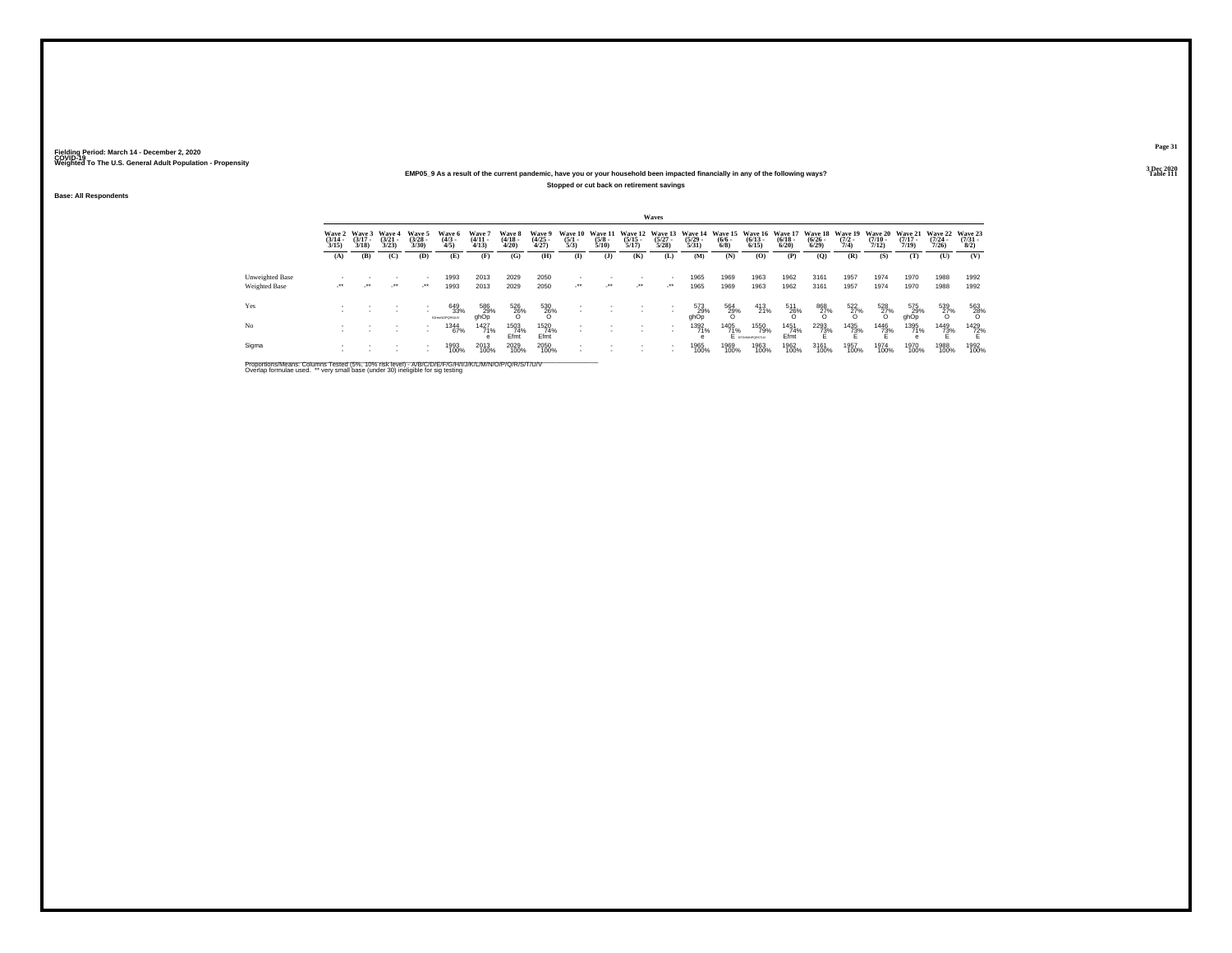Fielding Period: March 14 - December 2, 2020
COVID-19
Weighted To The U.S. General Adult Population - Propensity

3 Dec 2020
Table 111

**EMP05_9 As a result of the current pandemic, have you or your household been impacted financially in any of the following ways?**

**Stopped or cut back on retirement savings**

**Base: All Respondents**

| | Wave 2 (3/14 - 3/15) | Wave 3 (3/17 - 3/18) | Wave 4 (3/21 - 3/23) | Wave 5 (3/28 - 3/30) | Wave 6 (4/3 - 4/5) | Wave 7 (4/11 - 4/13) | Wave 8 (4/18 - 4/20) | Wave 9 (4/25 - 4/27) | Wave 10 (5/1 - 5/3) | Wave 11 (5/8 - 5/10) | Wave 12 (5/15 - 5/17) | Wave 13 (5/27 - 5/28) | Wave 14 (5/29 - 5/31) | Wave 15 (6/6 - 6/8) | Wave 16 (6/13 - 6/15) | Wave 17 (6/18 - 6/20) | Wave 18 (6/26 - 6/29) | Wave 19 (7/2 - 7/4) | Wave 20 (7/10 - 7/12) | Wave 21 (7/17 - 7/19) | Wave 22 (7/24 - 7/26) | Wave 23 (7/31 - 8/2) |
|---|---|---|---|---|---|---|---|---|---|---|---|---|---|---|---|---|---|---|---|---|---|---|
| | (A) | (B) | (C) | (D) | (E) | (F) | (G) | (H) | (I) | (J) | (K) | (L) | (M) | (N) | (O) | (P) | (Q) | (R) | (S) | (T) | (U) | (V) |
| Unweighted Base | - | - | - | - | 1993 | 2013 | 2029 | 2050 | - | - | - | - | 1965 | 1969 | 1963 | 1962 | 3161 | 1957 | 1974 | 1970 | 1988 | 1992 |
| Weighted Base | -** | -** | -** | -** | 1993 | 2013 | 2029 | 2050 | -** | -** | -** | -** | 1965 | 1969 | 1963 | 1962 | 3161 | 1957 | 1974 | 1970 | 1988 | 1992 |
| Yes | - | - | - | - | 649 | 586 | 526 | 530 | - | - | - | - | 573 | 564 | 413 | 511 | 868 | 522 | 528 | 575 | 539 | 563 |
| | - | - | - | - | 33% | 29% | 26% | 26% | - | - | - | - | 29% | 29% | 21% | 26% | 27% | 27% | 27% | 29% | 27% | 28% |
| | | | | | FGHmNOPQRSUV | ghOp | O | O | | | | | ghOp | O | | O | O | O | O | ghOp | O | O |
| No | - | - | - | - | 1344 | 1427 | 1503 | 1520 | - | - | - | - | 1392 | 1405 | 1550 | 1451 | 2293 | 1435 | 1446 | 1395 | 1449 | 1429 |
| | - | - | - | - | 67% | 71% | 74% | 74% | - | - | - | - | 71% | 71% | 79% | 74% | 73% | 73% | 73% | 71% | 73% | 72% |
| | | | | | | e | Efmt | Efmt | | | | | e | E | EFGHMNPQRSTUV | Efmt | E | E | E | e | E | E |
| Sigma | - | - | - | - | 1993 | 2013 | 2029 | 2050 | - | - | - | - | 1965 | 1969 | 1963 | 1962 | 3161 | 1957 | 1974 | 1970 | 1988 | 1992 |
| | - | - | - | - | 100% | 100% | 100% | 100% | - | - | - | - | 100% | 100% | 100% | 100% | 100% | 100% | 100% | 100% | 100% | 100% |

Proportions/Means: Columns Tested (5%, 10% risk level) - A/B/C/D/E/F/G/H/I/J/K/L/M/N/O/P/Q/R/S/T/U/V
Overlap formulae used. ** very small base (under 30) ineligible for sig testing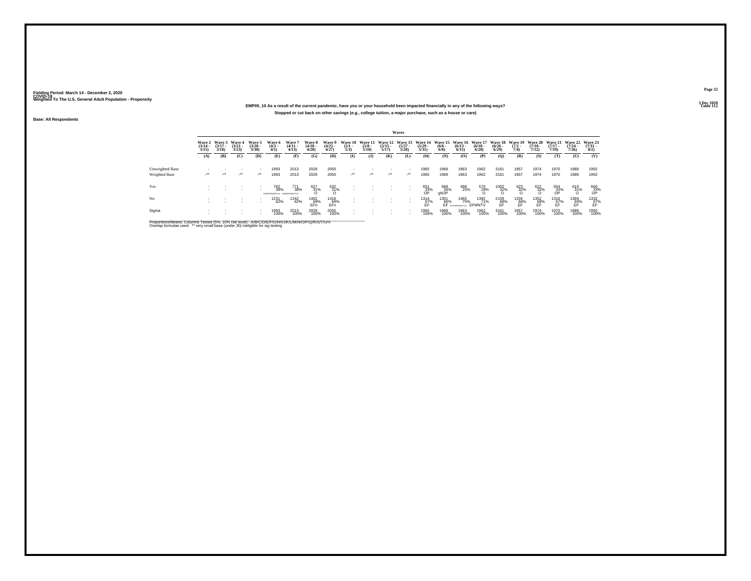Fielding Period: March 14 - December 2, 2020
COVID-19
Weighted To The U.S. General Adult Population - Propensity

3 Dec 2020
Table 112

**EMP05_10 As a result of the current pandemic, have you or your household been impacted financially in any of the following ways?**

**Stopped or cut back on other savings (e.g., college tuition, a major purchase, such as a house or care)**

Base: All Respondents

| | Waves | | | | | | | | | | | | | | | | | | | | | | |
|---|---|---|---|---|---|---|---|---|---|---|---|---|---|---|---|---|---|---|---|---|---|---|---|
| | Wave 2 (3/14 - 3/15) | Wave 3 (3/17 - 3/18) | Wave 4 (3/21 - 3/23) | Wave 5 (3/28 - 3/30) | Wave 6 (4/3 - 4/5) | Wave 7 (4/11 - 4/13) | Wave 8 (4/18 - 4/20) | Wave 9 (4/25 - 4/27) | Wave 10 (5/1 - 5/3) | Wave 11 (5/8 - 5/10) | Wave 12 (5/15 - 5/17) | Wave 13 (5/27 - 5/28) | Wave 14 (5/29 - 5/31) | Wave 15 (6/6 - 6/8) | Wave 16 (6/13 - 6/15) | Wave 17 (6/18 - 6/20) | Wave 18 (6/26 - 6/29) | Wave 19 (7/2 - 7/4) | Wave 20 (7/10 - 7/12) | Wave 21 (7/17 - 7/19) | Wave 22 (7/24 - 7/26) | Wave 23 (7/31 - 8/2) |
| | (A) | (B) | (C) | (D) | (E) | (F) | (G) | (H) | (I) | (J) | (K) | (L) | (M) | (N) | (O) | (P) | (Q) | (R) | (S) | (T) | (U) | (V) |
| Unweighted Base | - | - | - | - | 1993 | 2013 | 2029 | 2050 | - | - | - | - | 1965 | 1969 | 1963 | 1962 | 3161 | 1957 | 1974 | 1970 | 1988 | 1992 |
| Weighted Base | -** | -** | -** | -** | 1993 | 2013 | 2029 | 2050 | -** | -** | -** | -** | 1965 | 1969 | 1963 | 1962 | 3161 | 1957 | 1974 | 1970 | 1988 | 1992 |
| Yes | - | - | - | - | 762 | 771 | 627 | 632 | - | - | - | - | 651 | 668 | 498 | 570 | 1002 | 623 | 622 | 654 | 619 | 660 |
| | - | - | - | - | 38% | 38% | 31% | 31% | - | - | - | - | 33% | 34% | 25% | 29% | 32% | 32% | 32% | 33% | 31% | 33% |
| | | | | | GHMNOPQRSTUV | GHMNOPQRSTUV | O | O | | | | | OP | ghOP | | O | O | O | O | OP | O | OP |
| No | - | - | - | - | 1231 | 1242 | 1402 | 1418 | - | - | - | - | 1314 | 1301 | 1465 | 1392 | 2159 | 1334 | 1352 | 1316 | 1369 | 1332 |
| | - | - | - | - | 62% | 62% | 69% | 69% | - | - | - | - | 67% | 66% | 75% | 71% | 68% | 68% | 68% | 67% | 69% | 67% |
| | | | | | | | EFn | EFn | | | | | EF | EF | EFGHMNPQRSTUV | EFMNTV | EF | EF | EF | EF | EF | EF |
| Sigma | - | - | - | - | 1993 | 2013 | 2029 | 2050 | - | - | - | - | 1965 | 1969 | 1963 | 1962 | 3161 | 1957 | 1974 | 1970 | 1988 | 1992 |
| | - | - | - | - | 100% | 100% | 100% | 100% | - | - | - | - | 100% | 100% | 100% | 100% | 100% | 100% | 100% | 100% | 100% | 100% |

Proportions/Means: Columns Tested (5%, 10% risk level) - A/B/C/D/E/F/G/H/I/J/K/L/M/N/O/P/Q/R/S/T/U/V
Overlap formulae used. ** very small base (under 30) ineligible for sig testing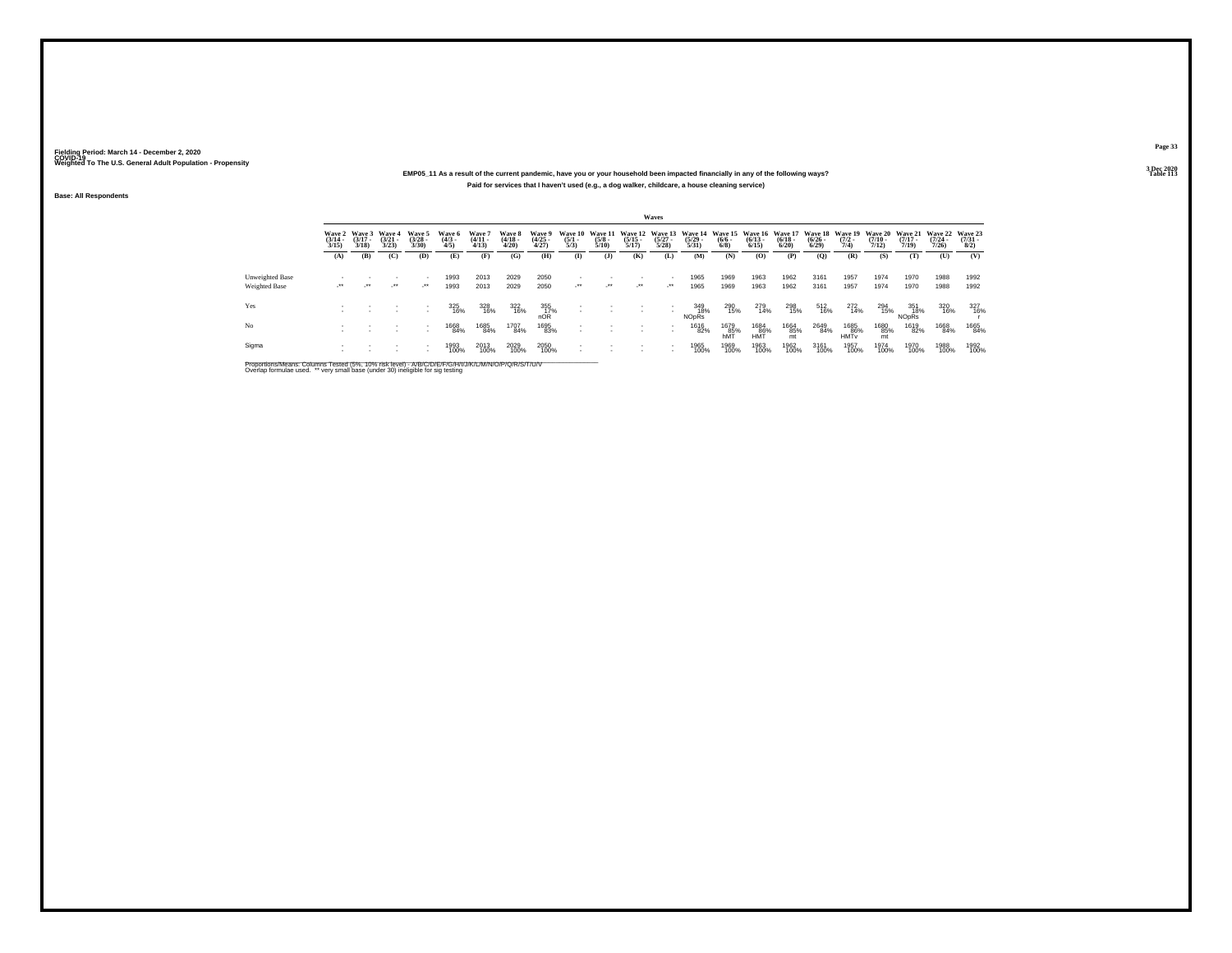Fielding Period: March 14 - December 2, 2020
COVID-19
Weighted To The U.S. General Adult Population - Propensity

3 Dec 2020
Table 113

**EMP05_11 As a result of the current pandemic, have you or your household been impacted financially in any of the following ways?**

**Paid for services that I haven't used (e.g., a dog walker, childcare, a house cleaning service)**

Base: All Respondents

| | Waves | | | | | | | | | | | | | | | | | | | | | | |
|---|---|---|---|---|---|---|---|---|---|---|---|---|---|---|---|---|---|---|---|---|---|---|---|
| | Wave 2 (3/14 - 3/15) | Wave 3 (3/17 - 3/18) | Wave 4 (3/21 - 3/23) | Wave 5 (3/28 - 3/30) | Wave 6 (4/3 - 4/5) | Wave 7 (4/11 - 4/13) | Wave 8 (4/18 - 4/20) | Wave 9 (4/25 - 4/27) | Wave 10 (5/1 - 5/3) | Wave 11 (5/8 - 5/10) | Wave 12 (5/15 - 5/17) | Wave 13 (5/27 - 5/28) | Wave 14 (5/29 - 5/31) | Wave 15 (6/6 - 6/8) | Wave 16 (6/13 - 6/15) | Wave 17 (6/18 - 6/20) | Wave 18 (6/26 - 6/29) | Wave 19 (7/2 - 7/4) | Wave 20 (7/10 - 7/12) | Wave 21 (7/17 - 7/19) | Wave 22 (7/24 - 7/26) | Wave 23 (7/31 - 8/2) |
| | (A) | (B) | (C) | (D) | (E) | (F) | (G) | (H) | (I) | (J) | (K) | (L) | (M) | (N) | (O) | (P) | (Q) | (R) | (S) | (T) | (U) | (V) |
| Unweighted Base | - | - | - | - | 1993 | 2013 | 2029 | 2050 | - | - | - | - | 1965 | 1969 | 1963 | 1962 | 3161 | 1957 | 1974 | 1970 | 1988 | 1992 |
| Weighted Base | -** | -** | -** | -** | 1993 | 2013 | 2029 | 2050 | -** | -** | -** | -** | 1965 | 1969 | 1963 | 1962 | 3161 | 1957 | 1974 | 1970 | 1988 | 1992 |
| Yes | - | - | - | - | 325 16% | 328 16% | 322 16% | 355 17% nOR | - | - | - | - | 349 18% NOpRs | 290 15% | 279 14% | 298 15% | 512 16% | 272 14% | 294 15% | 351 18% NOpRs | 320 16% | 327 16% r |
| No | - | - | - | - | 1668 84% | 1685 84% | 1707 84% | 1695 83% | - | - | - | - | 1616 82% | 1679 85% hMT | 1684 86% HMT | 1664 85% mt | 2649 84% | 1685 86% HMTv | 1680 85% mt | 1619 82% | 1668 84% | 1665 84% |
| Sigma | - | - | - | - | 1993 100% | 2013 100% | 2029 100% | 2050 100% | - | - | - | - | 1965 100% | 1969 100% | 1963 100% | 1962 100% | 3161 100% | 1957 100% | 1974 100% | 1970 100% | 1988 100% | 1992 100% |

Proportions/Means: Columns Tested (5%, 10% risk level) - A/B/C/D/E/F/G/H/I/J/K/L/M/N/O/P/Q/R/S/T/U/V
Overlap formulae used. ** very small base (under 30) ineligible for sig testing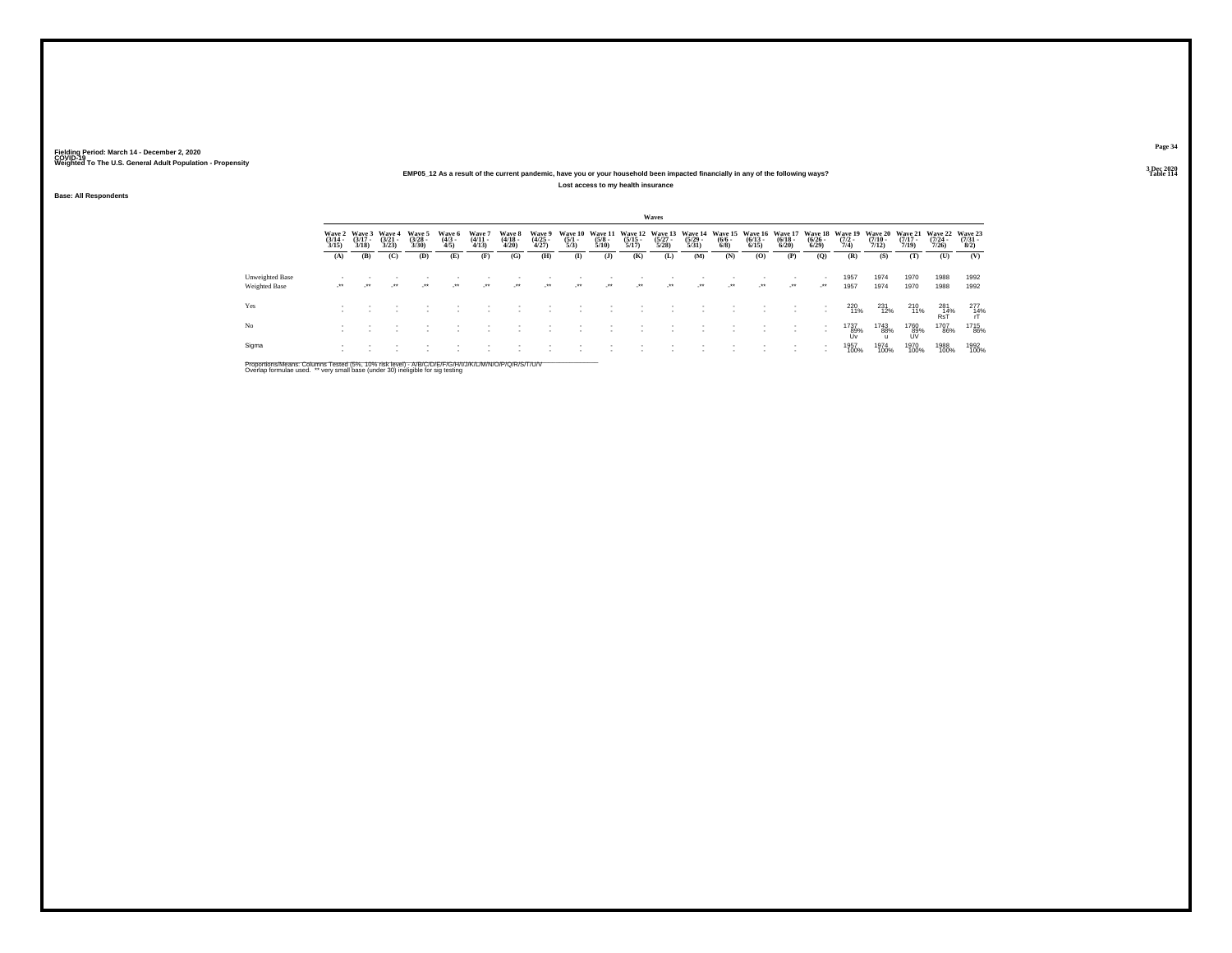Fielding Period: March 14 - December 2, 2020
COVID-19
Weighted To The U.S. General Adult Population - Propensity

3 Dec 2020
Table 114

**EMP05_12 As a result of the current pandemic, have you or your household been impacted financially in any of the following ways?**

**Lost access to my health insurance**

**Base: All Respondents**

| | Wave 2 (3/14 - 3/15) | Wave 3 (3/17 - 3/18) | Wave 4 (3/21 - 3/23) | Wave 5 (3/28 - 3/30) | Wave 6 (4/3 - 4/5) | Wave 7 (4/11 - 4/13) | Wave 8 (4/18 - 4/20) | Wave 9 (4/25 - 4/27) | Wave 10 (5/1 - 5/3) | Wave 11 (5/8 - 5/10) | Wave 12 (5/15 - 5/17) | Wave 13 (5/27 - 5/28) | Wave 14 (5/29 - 5/31) | Wave 15 (6/6 - 6/8) | Wave 16 (6/13 - 6/15) | Wave 17 (6/18 - 6/20) | Wave 18 (6/26 - 6/29) | Wave 19 (7/2 - 7/4) | Wave 20 (7/10 - 7/12) | Wave 21 (7/17 - 7/19) | Wave 22 (7/24 - 7/26) | Wave 23 (7/31 - 8/2) |
|---|---|---|---|---|---|---|---|---|---|---|---|---|---|---|---|---|---|---|---|---|---|---|
| | (A) | (B) | (C) | (D) | (E) | (F) | (G) | (H) | (I) | (J) | (K) | (L) | (M) | (N) | (O) | (P) | (Q) | (R) | (S) | (T) | (U) | (V) |
| Unweighted Base | - | - | - | - | - | - | - | - | - | - | - | - | - | - | - | - | - | 1957 | 1974 | 1970 | 1988 | 1992 |
| Weighted Base | -** | -** | -** | -** | -** | -** | -** | -** | -** | -** | -** | -** | -** | -** | -** | -** | -** | 1957 | 1974 | 1970 | 1988 | 1992 |
| Yes | - | - | - | - | - | - | - | - | - | - | - | - | - | - | - | - | - | 220 11% | 231 12% | 210 11% | 281 14% RsT | 277 14% rT |
| No | - | - | - | - | - | - | - | - | - | - | - | - | - | - | - | - | - | 1737 89% Uv | 1743 88% u | 1760 89% UV | 1707 86% | 1715 86% |
| Sigma | - | - | - | - | - | - | - | - | - | - | - | - | - | - | - | - | - | 1957 100% | 1974 100% | 1970 100% | 1988 100% | 1992 100% |

Proportions/Means: Columns Tested (5%, 10% risk level) - A/B/C/D/E/F/G/H/I/J/K/L/M/N/O/P/Q/R/S/T/U/V
Overlap formulae used. ** very small base (under 30) ineligible for sig testing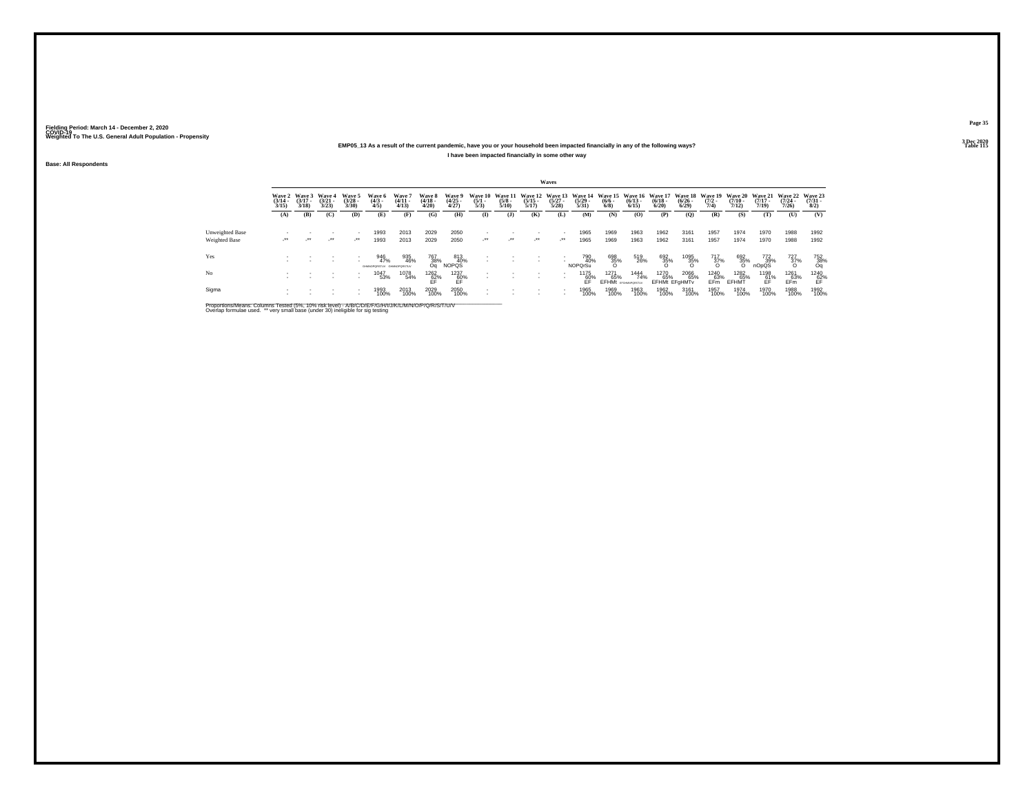Fielding Period: March 14 - December 2, 2020
COVID-19
Weighted To The U.S. General Adult Population - Propensity

3 Dec 2020
Table 115

EMP05_13 As a result of the current pandemic, have you or your household been impacted financially in any of the following ways?

I have been impacted financially in some other way

Base: All Respondents

| | Wave 2 (3/14 - 3/15) | Wave 3 (3/17 - 3/18) | Wave 4 (3/21 - 3/23) | Wave 5 (3/28 - 3/30) | Wave 6 (4/3 - 4/5) | Wave 7 (4/11 - 4/13) | Wave 8 (4/18 - 4/20) | Wave 9 (4/25 - 4/27) | Wave 10 (5/1 - 5/3) | Wave 11 (5/8 - 5/10) | Wave 12 (5/15 - 5/17) | Wave 13 (5/27 - 5/28) | Wave 14 (5/29 - 5/31) | Wave 15 (6/6 - 6/8) | Wave 16 (6/13 - 6/15) | Wave 17 (6/18 - 6/20) | Wave 18 (6/26 - 6/29) | Wave 19 (7/2 - 7/4) | Wave 20 (7/10 - 7/12) | Wave 21 (7/17 - 7/19) | Wave 22 (7/24 - 7/26) | Wave 23 (7/31 - 8/2) |
|---|---|---|---|---|---|---|---|---|---|---|---|---|---|---|---|---|---|---|---|---|---|---|
| | (A) | (B) | (C) | (D) | (E) | (F) | (G) | (H) | (I) | (J) | (K) | (L) | (M) | (N) | (O) | (P) | (Q) | (R) | (S) | (T) | (U) | (V) |
| Unweighted Base | - | - | - | - | 1993 | 2013 | 2029 | 2050 | - | - | - | - | 1965 | 1969 | 1963 | 1962 | 3161 | 1957 | 1974 | 1970 | 1988 | 1992 |
| Weighted Base | -** | -** | -** | -** | 1993 | 2013 | 2029 | 2050 | -** | -** | -** | -** | 1965 | 1969 | 1963 | 1962 | 3161 | 1957 | 1974 | 1970 | 1988 | 1992 |
| Yes | - | - | - | - | 946 | 935 | 767 | 813 | - | - | - | - | 790 | 698 | 519 | 692 | 1095 | 717 | 692 | 772 | 727 | 752 |
| | - | - | - | - | 47% | 46% | 38% | 40% | - | - | - | - | 40% | 35% | 26% | 35% | 35% | 37% | 35% | 39% | 37% | 38% |
| | | | | | GHMNOPQRSTUV | GHMNOPQRSTUV | Oq | NOPQS | | | | | NOPQrSu | O | | O | O | O | O | nOpQS | O | Oq |
| No | - | - | - | - | 1047 | 1078 | 1262 | 1237 | - | - | - | - | 1175 | 1271 | 1444 | 1270 | 2066 | 1240 | 1282 | 1198 | 1261 | 1240 |
| | - | - | - | - | 53% | 54% | 62% | 60% | - | - | - | - | 60% | 65% | 74% | 65% | 65% | 63% | 65% | 61% | 63% | 62% |
| | | | | | | | EF | EF | | | | | EF | EFHMt | EFGHMNPQRSTUV | EFHMt | EFgHMTv | EFm | EFHMT | EF | EFm | EF |
| Sigma | - | - | - | - | 1993 | 2013 | 2029 | 2050 | - | - | - | - | 1965 | 1969 | 1963 | 1962 | 3161 | 1957 | 1974 | 1970 | 1988 | 1992 |
| | - | - | - | - | 100% | 100% | 100% | 100% | - | - | - | - | 100% | 100% | 100% | 100% | 100% | 100% | 100% | 100% | 100% | 100% |

Proportions/Means: Columns Tested (5%, 10% risk level) - A/B/C/D/E/F/G/H/I/J/K/L/M/N/O/P/Q/R/S/T/U/V
Overlap formulae used. ** very small base (under 30) ineligible for sig testing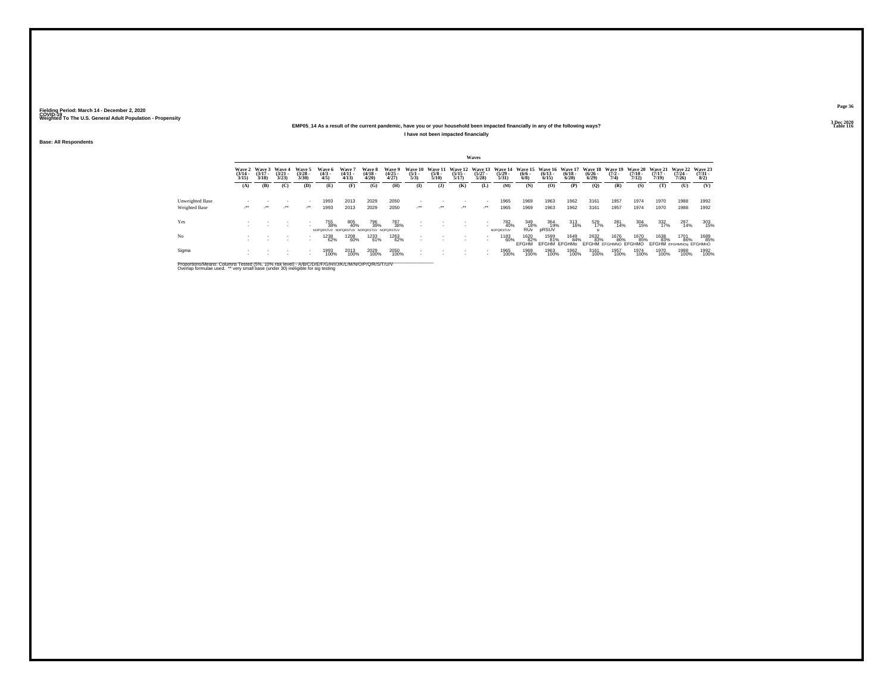Fielding Period: March 14 - December 2, 2020
COVID-19
Weighted To The U.S. General Adult Population - Propensity

3 Dec 2020
Table 116

**EMP05_14 As a result of the current pandemic, have you or your household been impacted financially in any of the following ways?**

**I have not been impacted financially**

**Base: All Respondents**

| | Waves | | | | | | | | | | | | | | | | | | | | | |
|---|---|---|---|---|---|---|---|---|---|---|---|---|---|---|---|---|---|---|---|---|---|---|
| | Wave 2 (3/14 - 3/15) | Wave 3 (3/17 - 3/18) | Wave 4 (3/21 - 3/23) | Wave 5 (3/28 - 3/30) | Wave 6 (4/3 - 4/5) | Wave 7 (4/11 - 4/13) | Wave 8 (4/18 - 4/20) | Wave 9 (4/25 - 4/27) | Wave 10 (5/1 - 5/3) | Wave 11 (5/8 - 5/10) | Wave 12 (5/15 - 5/17) | Wave 13 (5/27 - 5/28) | Wave 14 (5/29 - 5/31) | Wave 15 (6/6 - 6/8) | Wave 16 (6/13 - 6/15) | Wave 17 (6/18 - 6/20) | Wave 18 (6/26 - 6/29) | Wave 19 (7/2 - 7/4) | Wave 20 (7/10 - 7/12) | Wave 21 (7/17 - 7/19) | Wave 22 (7/24 - 7/26) | Wave 23 (7/31 - 8/2) |
| | (A) | (B) | (C) | (D) | (E) | (F) | (G) | (H) | (I) | (J) | (K) | (L) | (M) | (N) | (O) | (P) | (Q) | (R) | (S) | (T) | (U) | (V) |
| Unweighted Base | - | - | - | - | 1993 | 2013 | 2029 | 2050 | - | - | - | - | 1965 | 1969 | 1963 | 1962 | 3161 | 1957 | 1974 | 1970 | 1988 | 1992 |
| Weighted Base | -** | -** | -** | -** | 1993 | 2013 | 2029 | 2050 | -** | -** | -** | -** | 1965 | 1969 | 1963 | 1962 | 3161 | 1957 | 1974 | 1970 | 1988 | 1992 |
| Yes | - | - | - | - | 755 | 805 | 796 | 787 | - | - | - | - | 782 | 349 | 364 | 313 | 529 | 281 | 304 | 332 | 287 | 303 |
| | - | - | - | - | 38% | 40% | 39% | 38% | - | - | - | - | 40% | 18% | 19% | 16% | 17% | 14% | 15% | 17% | 14% | 15% |
| | | | | | NOPQRSTUV | NOPQRSTUV | NOPQRSTUV | NOPQRSTUV | | | | | NOPQRSTUV | RUv | pRSUV | | u | | | | | |
| No | - | - | - | - | 1238 | 1208 | 1233 | 1263 | - | - | - | - | 1183 | 1620 | 1599 | 1649 | 2632 | 1676 | 1670 | 1638 | 1701 | 1689 |
| | - | - | - | - | 62% | 60% | 61% | 62% | - | - | - | - | 60% | 82% | 81% | 84% | 83% | 86% | 85% | 83% | 86% | 85% |
| | | | | | | | | | | | | | | EFGHM | EFGHM | EFGHMo | EFGHM | EFGHMNO | EFGHMO | EFGHM | EFGHMNOq | EFGHMnO |
| Sigma | - | - | - | - | 1993 | 2013 | 2029 | 2050 | - | - | - | - | 1965 | 1969 | 1963 | 1962 | 3161 | 1957 | 1974 | 1970 | 1988 | 1992 |
| | - | - | - | - | 100% | 100% | 100% | 100% | - | - | - | - | 100% | 100% | 100% | 100% | 100% | 100% | 100% | 100% | 100% | 100% |

Proportions/Means: Columns Tested (5%, 10% risk level) - A/B/C/D/E/F/G/H/I/J/K/L/M/N/O/P/Q/R/S/T/U/V
Overlap formulae used. ** very small base (under 30) ineligible for sig testing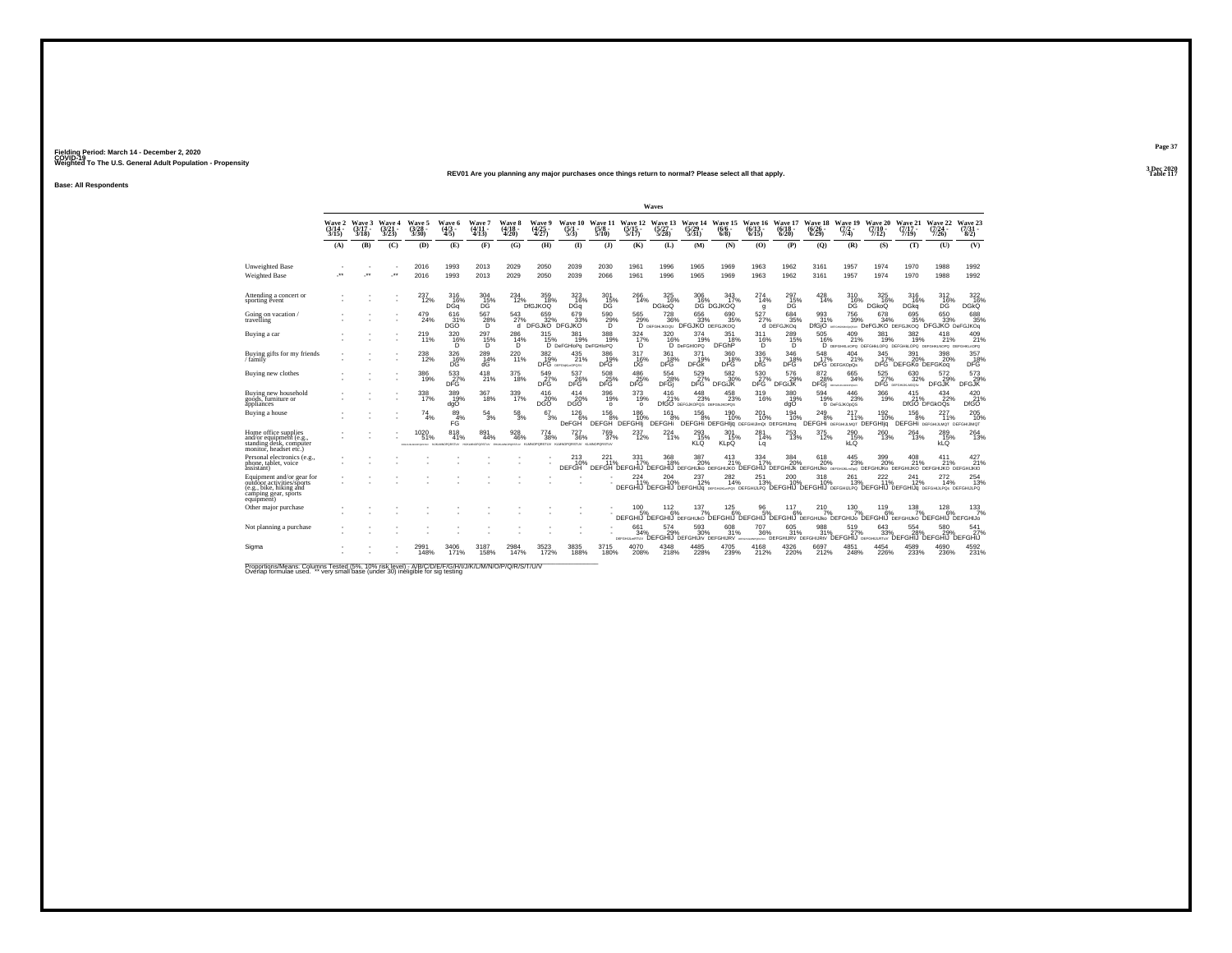Fielding Period: March 14 - December 2, 2020
COVID-19
Weighted To The U.S. General Adult Population - Propensity

3 Dec 2020
Table 117

REV01 Are you planning any major purchases once things return to normal? Please select all that apply.

Base: All Respondents

| | Waves | | | | | | | | | | | | | | | | | | | | | |
|---|---|---|---|---|---|---|---|---|---|---|---|---|---|---|---|---|---|---|---|---|---|---|
| | Wave 2 (3/14 - 3/15) | Wave 3 (3/17 - 3/18) | Wave 4 (3/21 - 3/23) | Wave 5 (3/28 - 3/30) | Wave 6 (4/3 - 4/5) | Wave 7 (4/11 - 4/13) | Wave 8 (4/18 - 4/20) | Wave 9 (4/25 - 4/27) | Wave 10 (5/1 - 5/3) | Wave 11 (5/8 - 5/10) | Wave 12 (5/15 - 5/17) | Wave 13 (5/27 - 5/28) | Wave 14 (5/29 - 5/31) | Wave 15 (6/6 - 6/8) | Wave 16 (6/13 - 6/15) | Wave 17 (6/18 - 6/20) | Wave 18 (6/26 - 6/29) | Wave 19 (7/2 - 7/4) | Wave 20 (7/10 - 7/12) | Wave 21 (7/17 - 7/19) | Wave 22 (7/24 - 7/26) | Wave 23 (7/31 - 8/2) |
| | (A) | (B) | (C) | (D) | (E) | (F) | (G) | (H) | (I) | (J) | (K) | (L) | (M) | (N) | (O) | (P) | (Q) | (R) | (S) | (T) | (U) | (V) |
| Unweighted Base | - | - | - | 2016 | 1993 | 2013 | 2029 | 2050 | 2039 | 2030 | 1961 | 1996 | 1965 | 1969 | 1963 | 1962 | 3161 | 1957 | 1974 | 1970 | 1988 | 1992 |
| Weighted Base | -** | -** | -** | 2016 | 1993 | 2013 | 2029 | 2050 | 2039 | 2066 | 1961 | 1996 | 1965 | 1969 | 1963 | 1962 | 3161 | 1957 | 1974 | 1970 | 1988 | 1992 |
| Attending a concert or sporting event | - | - | - | 237 12% | 316 16% DGq | 304 15% DG | 234 12% | 359 18% DfGJKOQ | 323 16% DGq | 301 15% DG | 266 14% | 325 16% DGkoQ | 306 16% DG | 343 17% DGJKOQ | 274 14% g | 297 15% DG | 428 14% | 310 16% DG | 325 16% DGkoQ | 316 16% DGkq | 312 16% DG | 322 16% DGkQ |
| Going on vacation / travelling | - | - | - | 479 24% | 616 31% DGO | 567 28% D | 543 27% d | 659 32% DFGJkO | 679 33% DFGJKO | 590 29% D | 565 29% D | 728 36% DEFGHIJKOQU | 656 33% DFGJKO | 690 35% DEFGJKOQ | 527 27% d | 684 35% DEFGJKOq | 993 31% DfGjO | 756 39% DEFGHIJKMOPQU | 678 34% DeFGJKO | 695 35% DEFGJKOQ | 650 33% DFGJKO | 688 35% DeFGJKOq |
| Buying a car | - | - | - | 219 11% | 320 16% D | 297 15% D | 286 14% D | 315 15% D | 381 19% DeFGHIoPq | 388 19% DeFGHIoPQ | 324 17% D | 320 16% D | 374 19% DeFGHIOPQ | 351 18% DFGhP | 311 16% D | 289 15% D | 505 16% D | 409 21% DEFGHIKLOPQ | 381 19% DEFGHIkLOPQ | 382 19% DEFGHIkLOPQ | 418 21% DEFGHIKLNOPQ | 409 21% DEFGHIKLOPQ |
| Buying gifts for my friends / family | - | - | - | 238 12% | 326 16% DG | 289 14% dG | 220 11% | 382 19% DFG | 435 21% DEFGhjKLnOPQSV | 386 19% DFG | 317 16% DG | 361 18% DFG | 371 19% DFGk | 360 18% DFG | 336 17% DfG | 346 18% DFG | 548 17% DFG | 404 21% DEFGKOpQs | 345 17% DfG | 391 20% DEFGKo | 398 20% DEFGKoq | 357 18% DFG |
| Buying new clothes | - | - | - | 386 19% | 533 27% DFG | 418 21% | 375 18% | 549 27% DFG | 537 26% DFG | 508 25% DFG | 486 25% DFG | 554 28% DFGj | 529 27% DFG | 582 30% DFGIJK | 530 27% DFG | 576 29% DFGIJK | 872 28% DFGj | 665 34% DEFGHIJKLMOPQSUV | 525 27% DFG | 630 32% DEFGHIJKLMOQS | 572 29% DFGJK | 573 29% DFGJK |
| Buying new household goods, furniture or appliances | - | - | - | 338 17% | 389 19% dgO | 367 18% | 339 17% | 416 20% DGO | 414 20% DGO | 396 19% o | 373 19% o | 416 21% DfGO | 448 23% DEFGJKOPQS | 458 23% DEFGhJKOPQS | 319 16% | 380 19% dgO | 594 19% o | 446 23% DeFGJKOpQS | 366 19% | 415 21% DfGO | 434 22% DFGJKOQs | 420 21% DfGO |
| Buying a house | - | - | - | 74 4% | 89 4% FG | 54 3% | 58 3% | 67 3% | 126 6% DeFGH | 156 8% DEFGH | 186 10% DEFGHIj | 161 8% DEFGHi | 156 8% DEFGHI | 190 10% DEFGHIjq | 201 10% DEFGHIJmQt | 194 10% DEFGHIJmq | 249 8% DEFGHI | 217 11% DEFGHIJLMQT | 192 10% DEFGHIjq | 156 8% DEFGHI | 227 11% DEFGHIJLMQT | 205 10% DEFGHIJMQT |
| Home office supplies and/or equipment (e.g., standing desk, computer monitor, headset etc.) | - | - | - | 1020 51% EFGHIJKLMNOPQRSTUV | 818 41% IJKLMNOPQRSTUV | 891 44% HIJKLMNOPQRSTUV | 928 46% EHIJKLMNOPQRSTUV | 774 38% KLMNOPQRSTUV | 727 36% KLMNOPQRSTUV | 769 37% KLMNOPQRSTUV | 237 12% | 224 11% | 293 15% KLQ | 301 15% KLpQ | 281 14% Lq | 253 13% | 375 12% | 290 15% kLQ | 260 13% | 264 13% | 289 15% kLQ | 264 13% |
| Personal electronics (e.g., phone, tablet, voice assistant) | - | - | - | - | - | - | - | - | 213 10% DEFGH | 221 11% DEFGH | 331 17% DEFGHIJ | 368 18% DEFGHIJ | 387 20% DEFGHIJko | 413 21% DEFGHIJKO | 334 17% DEFGHIJ | 384 20% DEFGHIJk | 618 20% DEFGHIJko | 445 23% DEFGHIJKLOPQ | 399 20% DEFGHIJKo | 408 21% DEFGHIJKO | 411 21% DEFGHIJKO | 427 21% DEFGHIJKlO |
| Equipment and/or gear for outdoor activities/sports (e.g., bike, hiking and camping gear, sports equipment) | - | - | - | - | - | - | - | - | - | - | 224 11% DEFGHIJ | 204 10% DEFGHIJ | 237 12% DEFGHIJq | 282 14% DEFGHIJKLmPQS | 251 13% DEFGHIJLPQ | 200 10% DEFGHIJ | 318 10% DEFGHIJ | 261 13% DEFGHIJLPQ | 222 11% DEFGHIJ | 241 12% DEFGHIJq | 272 14% DEFGHIJLPQs | 254 13% DEFGHIJLPQ |
| Other major purchase | - | - | - | - | - | - | - | - | - | - | 100 5% DEFGHIJ | 112 6% DEFGHIJ | 137 7% DEFGHIJko | 125 6% DEFGHIJ | 96 5% DEFGHIJ | 117 6% DEFGHIJ | 210 7% DEFGHIJko | 130 7% DEFGHIJo | 119 6% DEFGHIJ | 138 7% DEFGHIJko | 128 6% DEFGHIJ | 133 7% DEFGHIJo |
| Not planning a purchase | - | - | - | - | - | - | - | - | - | - | 661 34% DEFGHIJLMRTUV | 574 29% DEFGHIJ | 593 30% DEFGHIJrv | 608 31% DEFGHIJRV | 707 36% DEFGHIJLMNRSTUV | 605 31% DEFGHIJRV | 988 31% DEFGHIJRV | 519 27% DEFGHIJ | 643 33% DEFGHIJLRTuV | 554 28% DEFGHIJ | 580 29% DEFGHIJ | 541 27% DEFGHIJ |
| Sigma | - | - | - | 2991 148% | 3406 171% | 3187 158% | 2984 147% | 3523 172% | 3835 188% | 3715 180% | 4070 208% | 4348 218% | 4485 228% | 4705 239% | 4168 212% | 4326 220% | 6697 212% | 4851 248% | 4454 226% | 4589 233% | 4690 236% | 4592 231% |

Proportions/Means: Columns Tested (5%, 10% risk level) - A/B/C/D/E/F/G/H/I/J/K/L/M/N/O/P/Q/R/S/T/U/V
Overlap formulae used. ** very small base (under 30) ineligible for sig testing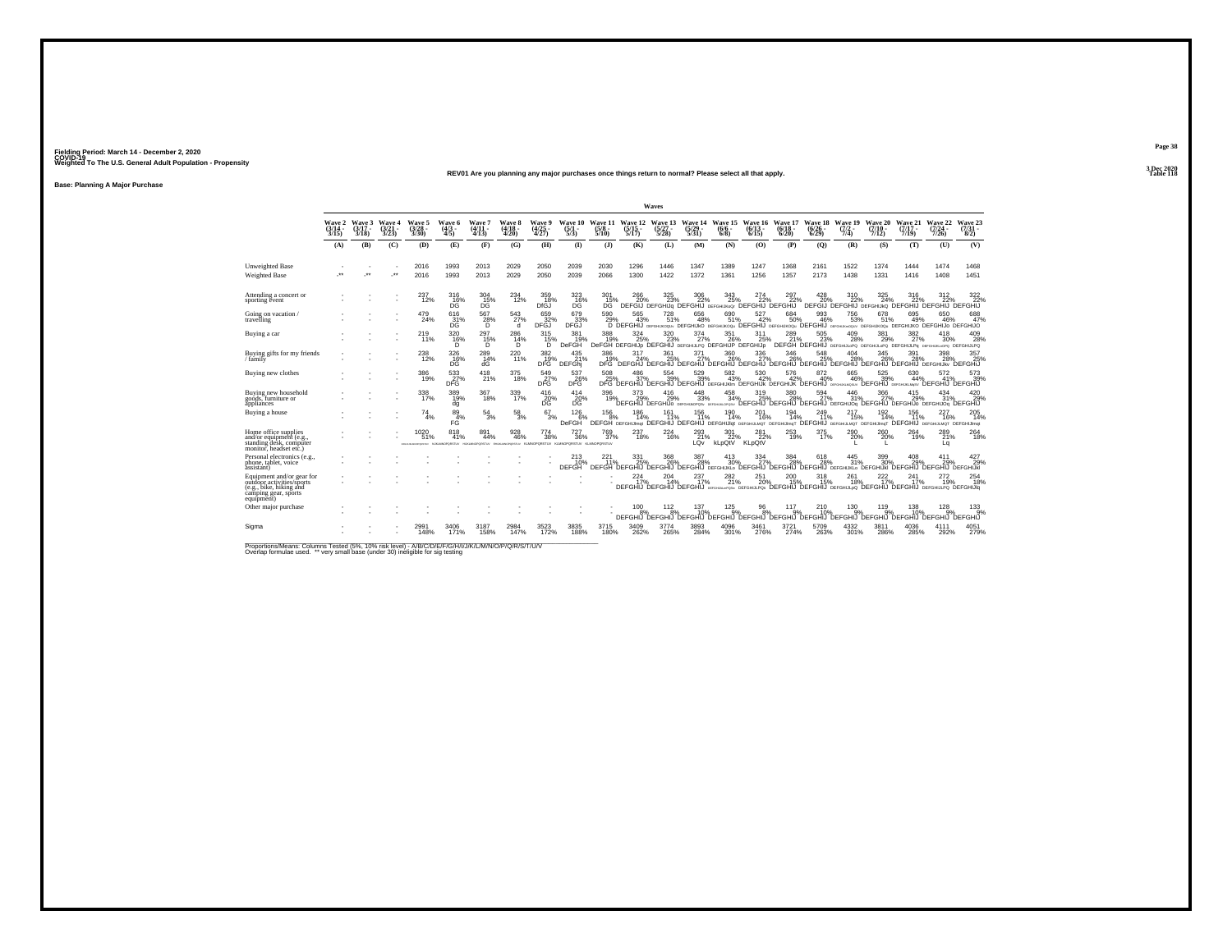Fielding Period: March 14 - December 2, 2020
COVID-19
Weighted To The U.S. General Adult Population - Propensity

3 Dec 2020
Table 118

**REV01 Are you planning any major purchases once things return to normal? Please select all that apply.**

**Base: Planning A Major Purchase**

| | Waves | | | | | | | | | | | | | | | | | | | | | |
|---|---|---|---|---|---|---|---|---|---|---|---|---|---|---|---|---|---|---|---|---|---|---|
| | Wave 2 (3/14 - 3/15) | Wave 3 (3/17 - 3/18) | Wave 4 (3/21 - 3/23) | Wave 5 (3/28 - 3/30) | Wave 6 (4/3 - 4/5) | Wave 7 (4/11 - 4/13) | Wave 8 (4/18 - 4/20) | Wave 9 (4/25 - 4/27) | Wave 10 (5/1 - 5/3) | Wave 11 (5/8 - 5/10) | Wave 12 (5/15 - 5/17) | Wave 13 (5/27 - 5/28) | Wave 14 (5/29 - 5/31) | Wave 15 (6/6 - 6/8) | Wave 16 (6/13 - 6/15) | Wave 17 (6/18 - 6/20) | Wave 18 (6/26 - 6/29) | Wave 19 (7/2 - 7/4) | Wave 20 (7/10 - 7/12) | Wave 21 (7/17 - 7/19) | Wave 22 (7/24 - 7/26) | Wave 23 (7/31 - 8/2) |
| | (A) | (B) | (C) | (D) | (E) | (F) | (G) | (H) | (I) | (J) | (K) | (L) | (M) | (N) | (O) | (P) | (Q) | (R) | (S) | (T) | (U) | (V) |
| Unweighted Base | - | - | - | 2016 | 1993 | 2013 | 2029 | 2050 | 2039 | 2030 | 1296 | 1446 | 1347 | 1389 | 1247 | 1368 | 2161 | 1522 | 1374 | 1444 | 1474 | 1468 |
| Weighted Base | -** | -** | -** | 2016 | 1993 | 2013 | 2029 | 2050 | 2039 | 2066 | 1300 | 1422 | 1372 | 1361 | 1256 | 1357 | 2173 | 1438 | 1331 | 1416 | 1408 | 1451 |
| Attending a concert or sporting event | - | - | - | 237 12% | 316 16% DG | 304 15% DG | 234 12% | 359 18% DfGJ | 323 16% DG | 301 15% DG | 266 20% DEFGIJ | 325 23% DEFGHIJq | 306 22% DEFGHIJ | 343 25% DEFGHIJKoQr | 274 22% DEFGHIJ | 297 22% DEFGHIJ | 428 20% DEFGIJ | 310 22% DEFGHIJ | 325 24% DEFGHIJKQ | 316 22% DEFGHIJ | 312 22% DEFGHIJ | 322 22% DEFGHIJ |
| Going on vacation / travelling | - | - | - | 479 24% | 616 31% DG | 567 28% D | 543 27% d | 659 32% DFGJ | 679 33% DFGJ | 590 29% D | 565 43% DEFGHIJ | 728 51% DEFGHIJKOQRu | 656 48% DEFGHIJKO | 690 51% DEFGHIJKOQu | 527 42% DEFGHIJ | 684 50% DEFGHIJKOQu | 993 46% DEFGHIJ | 756 53% DEFGHIJKmOQUV | 678 51% DEFGHIJKOQu | 695 49% DEFGHIJKO | 650 46% DEFGHIJo | 688 47% DEFGHIJO |
| Buying a car | - | - | - | 219 11% | 320 16% D | 297 15% D | 286 14% D | 315 15% D | 381 19% DeFGH | 388 19% DeFGH | 324 25% DEFGHIJp | 320 23% DEFGHIJ | 374 27% DEFGHIJLPQ | 351 26% DEFGHIJP | 311 25% DEFGHIJp | 289 21% DEFGH | 505 23% DEFGHIJ | 409 28% DEFGHIJLPQ | 381 29% DEFGHIJLPQ | 382 27% DEFGHIJLPq | 418 30% DEFGHIJLnPQ | 409 28% DEFGHIJLPQ |
| Buying gifts for my friends / family | - | - | - | 238 12% | 326 16% DG | 289 14% dG | 220 11% | 382 19% DFG | 435 21% DEFGHj | 386 19% DFG | 317 24% DEFGHIJ | 361 25% DEFGHIJ | 371 27% DEFGHIJ | 360 26% DEFGHIJ | 336 27% DEFGHIJ | 346 25% DEFGHIJ | 548 25% DEFGHIJ | 404 28% DEFGHIJ | 345 26% DEFGHIJ | 391 28% DEFGHIJ | 398 28% DEFGHIJkv | 357 25% DEFGHIJ |
| Buying new clothes | - | - | - | 386 19% | 533 27% DFG | 418 21% | 375 18% | 549 27% DFG | 537 26% DFG | 508 25% DFG | 486 37% DEFGHIJ | 554 39% DEFGHIJ | 529 39% DEFGHIJ | 582 43% DEFGHIJKlm | 530 42% DEFGHIJk | 576 42% DEFGHIJK | 872 40% DEFGHIJ | 665 46% DEFGHIJKLMQUv | 525 39% DEFGHIJ | 630 44% DEFGHIJKLMqUv | 572 41% DEFGHIJ | 573 39% DEFGHIJ |
| Buying new household goods, furniture or appliances | - | - | - | 338 17% | 389 19% dg | 367 18% | 339 17% | 416 20% DG | 414 20% DG | 396 19% | 373 29% DEFGHIJ | 416 29% DEFGHIJo | 448 33% DEFGHIJlOPQRv | 458 34% DEFGHIJLOPQRV | 319 25% DEFGHIJ | 380 28% DEFGHIJ | 594 27% DEFGHIJ | 446 31% DEFGHIJOq | 366 27% DEFGHIJ | 415 29% DEFGHIJo | 434 31% DEFGHIJOq | 420 29% DEFGHIJ |
| Buying a house | - | - | - | 74 4% | 89 4% FG | 54 3% | 58 3% | 67 3% | 126 6% DeFGH | 156 8% DEFGH | 186 14% DEFGHIJlmqt | 161 11% DEFGHIJ | 156 11% DEFGHIJ | 190 14% DEFGHIJlqt | 201 16% DEFGHIJLMQT | 194 14% DEFGHIJlmqT | 249 11% DEFGHIJ | 217 15% DEFGHIJLMQT | 192 14% DEFGHIJlmqT | 156 11% DEFGHIJ | 227 16% DEFGHIJLMQT | 205 14% DEFGHIJlmqt |
| Home office supplies and/or equipment (e.g., standing desk, computer monitor, headset etc.) | - | - | - | 1020 51% EFGHIJKLMNOPQRSTUV | 818 41% IJKLMNOPQRSTUV | 891 44% HIJKLMNOPQRSTUV | 928 46% EHIJKLMNOPQRSTUV | 774 38% IJKLMNOPQRSTUV | 727 36% KLMNOPQRSTUV | 769 37% KLMNOPQRSTUV | 237 18% | 224 16% | 293 21% LQv | 301 22% kLpQtV | 281 22% KLpQtV | 253 19% | 375 17% | 290 20% L | 260 20% L | 264 19% | 289 21% Lq | 264 18% |
| Personal electronics (e.g., phone, tablet, voice assistant) | - | - | - | - | - | - | - | - | 213 10% DEFGH | 221 11% DEFGH | 331 25% DEFGHIJ | 368 26% DEFGHIJ | 387 28% DEFGHIJ | 413 30% DEFGHIJKLo | 334 27% DEFGHIJ | 384 28% DEFGHIJ | 618 28% DEFGHIJ | 445 31% DEFGHIJKLo | 399 30% DEFGHIJkl | 408 29% DEFGHIJ | 411 29% DEFGHIJ | 427 29% DEFGHIJkl |
| Equipment and/or gear for outdoor activities/sports (e.g., bike, hiking and camping gear, sports equipment) | - | - | - | - | - | - | - | - | - | - | 224 17% DEFGHIJ | 204 14% DEFGHIJ | 237 17% DEFGHIJ | 282 21% DEFGHIJKLmPQTv | 251 20% DEFGHIJLPQt | 200 15% DEFGHIJ | 318 15% DEFGHIJ | 261 18% DEFGHIJLpQ | 222 17% DEFGHIJ | 241 17% DEFGHIJ | 272 19% DEFGHIJLPQ | 254 18% DEFGHIJlq |
| Other major purchase | - | - | - | - | - | - | - | - | - | - | 100 8% DEFGHIJ | 112 8% DEFGHIJ | 137 10% DEFGHIJ | 125 9% DEFGHIJ | 96 8% DEFGHIJ | 117 9% DEFGHIJ | 210 10% DEFGHIJ | 130 9% DEFGHIJ | 119 9% DEFGHIJ | 138 10% DEFGHIJ | 128 9% DEFGHIJ | 133 9% DEFGHIJ |
| Sigma | - | - | - | 2991 148% | 3406 171% | 3187 158% | 2984 147% | 3523 172% | 3835 188% | 3715 180% | 3409 262% | 3774 265% | 3893 284% | 4096 301% | 3461 276% | 3721 274% | 5709 263% | 4332 301% | 3811 286% | 4036 285% | 4111 292% | 4051 279% |

Proportions/Means: Columns Tested (5%, 10% risk level) - A/B/C/D/E/F/G/H/I/J/K/L/M/N/O/P/Q/R/S/T/U/V
Overlap formulae used. ** very small base (under 30) ineligible for sig testing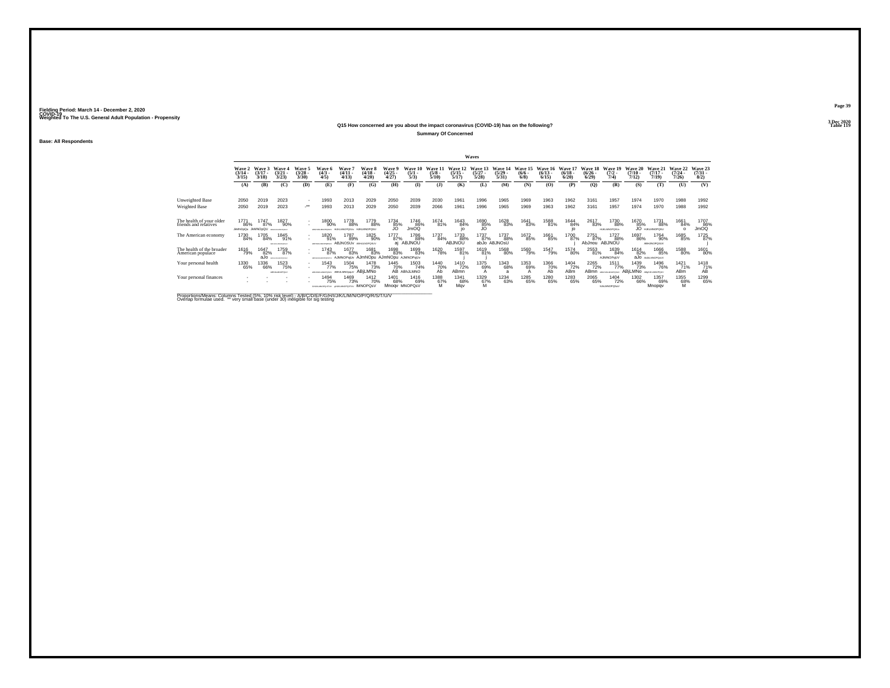Fielding Period: March 14 - December 2, 2020
COVID-19
Weighted To The U.S. General Adult Population - Propensity

3 Dec 2020
Table 119

Q15 How concerned are you about the impact coronavirus (COVID-19) has on the following?

Summary Of Concerned

Base: All Respondents

| | Waves | | | | | | | | | | | | | | | | | | | | | |
|---|---|---|---|---|---|---|---|---|---|---|---|---|---|---|---|---|---|---|---|---|---|---|
| | Wave 2 (3/14 - 3/15) | Wave 3 (3/17 - 3/18) | Wave 4 (3/21 - 3/23) | Wave 5 (3/28 - 3/30) | Wave 6 (4/3 - 4/5) | Wave 7 (4/11 - 4/13) | Wave 8 (4/18 - 4/20) | Wave 9 (4/25 - 4/27) | Wave 10 (5/1 - 5/3) | Wave 11 (5/8 - 5/10) | Wave 12 (5/15 - 5/17) | Wave 13 (5/27 - 5/28) | Wave 14 (5/29 - 5/31) | Wave 15 (6/6 - 6/8) | Wave 16 (6/13 - 6/15) | Wave 17 (6/18 - 6/20) | Wave 18 (6/26 - 6/29) | Wave 19 (7/2 - 7/4) | Wave 20 (7/10 - 7/12) | Wave 21 (7/17 - 7/19) | Wave 22 (7/24 - 7/26) | Wave 23 (7/31 - 8/2) |
| | (A) | (B) | (C) | (D) | (E) | (F) | (G) | (H) | (I) | (J) | (K) | (L) | (M) | (N) | (O) | (P) | (Q) | (R) | (S) | (T) | (U) | (V) |
| Unweighted Base | 2050 | 2019 | 2023 | - | 1993 | 2013 | 2029 | 2050 | 2039 | 2030 | 1961 | 1996 | 1965 | 1969 | 1963 | 1962 | 3161 | 1957 | 1974 | 1970 | 1988 | 1992 |
| Weighted Base | 2050 | 2019 | 2023 | -** | 1993 | 2013 | 2029 | 2050 | 2039 | 2066 | 1961 | 1996 | 1965 | 1969 | 1963 | 1962 | 3161 | 1957 | 1974 | 1970 | 1988 | 1992 |
| The health of your older friends and relatives | 1771 86% JMNOpQu | 1747 87% JkMNOpQU | 1827 90% | - - | 1800 90% | 1778 88% HJKLMNOPQSU | 1779 88% HJKLMNOPQSU | 1734 85% JO | 1746 86% JmOQ | 1674 81% | 1643 84% jo | 1690 85% JO | 1628 83% | 1641 83% | 1588 81% | 1644 84% jo | 2617 83% | 1730 88% HIJKLMNOPQSU | 1670 85% JO | 1731 88% HJKLMNOPQSU | 1661 84% o | 1707 86% JmOQ |
| The American economy | 1730 84% | 1705 84% | 1845 91% | - - | 1820 91% | 1787 89% ABJNOSUv | 1825 90% ABHIJLNOPQSUV | 1777 87% aj | 1786 88% ABJNOU | 1737 84% | 1733 88% ABJNOU | 1737 87% abJo | 1737 88% ABJNOsU | 1672 85% | 1661 85% | 1700 87% j | 2751 87% AbJnou | 1727 88% ABJNOU | 1697 86% | 1764 90% ABHIJNOPQSUV | 1685 85% | 1725 87% j |
| The health of the broader American populace | 1616 79% | 1647 82% aJo | 1759 87% | - - | 1743 87% | 1677 83% AJmNOPqUv | 1681 83% AJmNOpu | 1698 83% AJmNOpu | 1699 83% AJMNOPqUv | 1620 78% | 1597 81% j | 1619 81% j | 1568 80% | 1560 79% | 1547 79% | 1574 80% | 2553 81% | 1639 84% AJMNOPqUV | 1614 82% aJo | 1666 85% AbJkLMNOPQsUV | 1588 80% | 1601 80% |
| Your personal health | 1330 65% | 1336 66% | 1523 75% | - - | 1543 77% | 1504 75% ABHJLMNOpqUV | 1478 73% ABjLMNo | 1445 70% AB | 1503 74% ABhJLMNO | 1440 70% Ab | 1410 72% ABmn | 1375 69% A | 1343 68% a | 1353 69% A | 1366 70% Ab | 1404 72% ABm | 2265 72% ABmn | 1511 77% | 1439 73% ABjLMNo | 1496 76% | 1421 71% ABm | 1418 71% AB |
| Your personal finances | - - | - - | - - | - - | 1494 75% | 1469 73% | 1412 70% lMNOPQsV | 1401 68% Mnoqv | 1416 69% MNOPQsV | 1388 67% M | 1341 68% Mqv | 1329 67% M | 1234 63% | 1285 65% | 1280 65% | 1283 65% | 2065 65% | 1404 72% | 1302 66% | 1357 69% Mnopqv | 1355 68% M | 1299 65% |

Proportions/Means: Columns Tested (5%, 10% risk level) - A/B/C/D/E/F/G/H/I/J/K/L/M/N/O/P/Q/R/S/T/U/V
Overlap formulae used. ** very small base (under 30) ineligible for sig testing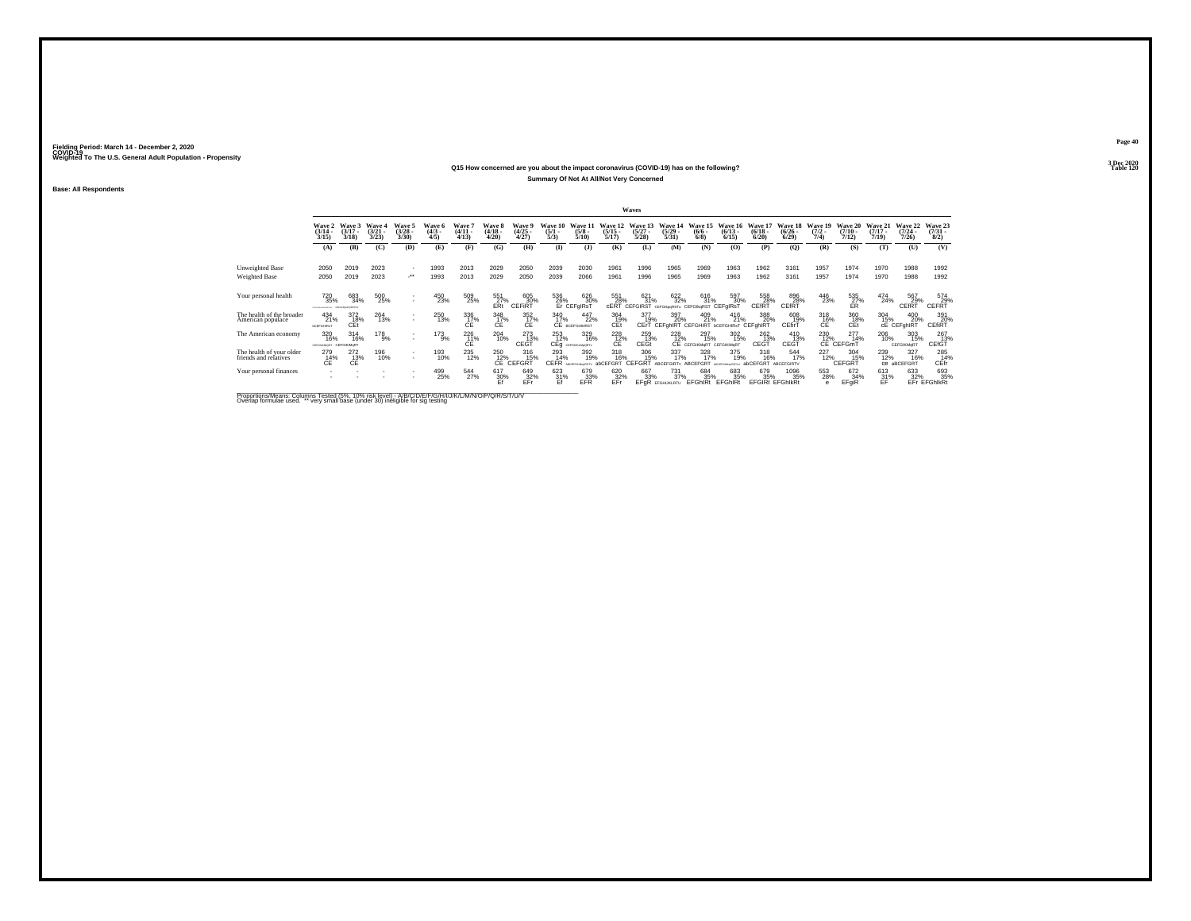Fielding Period: March 14 - December 2, 2020
COVID-19
Weighted To The U.S. General Adult Population - Propensity

3 Dec 2020
Table 120

### Q15 How concerned are you about the impact coronavirus (COVID-19) has on the following?
### Summary Of Not At All/Not Very Concerned

Base: All Respondents

| | Wave 2 (3/14 - 3/15) | Wave 3 (3/17 - 3/18) | Wave 4 (3/21 - 3/23) | Wave 5 (3/28 - 3/30) | Wave 6 (4/3 - 4/5) | Wave 7 (4/11 - 4/13) | Wave 8 (4/18 - 4/20) | Wave 9 (4/25 - 4/27) | Wave 10 (5/1 - 5/3) | Wave 11 (5/8 - 5/10) | Wave 12 (5/15 - 5/17) | Wave 13 (5/27 - 5/28) | Wave 14 (5/29 - 5/31) | Wave 15 (6/6 - 6/8) | Wave 16 (6/13 - 6/15) | Wave 17 (6/18 - 6/20) | Wave 18 (6/26 - 6/29) | Wave 19 (7/2 - 7/4) | Wave 20 (7/10 - 7/12) | Wave 21 (7/17 - 7/19) | Wave 22 (7/24 - 7/26) | Wave 23 (7/31 - 8/2) |
|---|---|---|---|---|---|---|---|---|---|---|---|---|---|---|---|---|---|---|---|---|---|---|
| | (A) | (B) | (C) | (D) | (E) | (F) | (G) | (H) | (I) | (J) | (K) | (L) | (M) | (N) | (O) | (P) | (Q) | (R) | (S) | (T) | (U) | (V) |
| Unweighted Base | 2050 | 2019 | 2023 | - | 1993 | 2013 | 2029 | 2050 | 2039 | 2030 | 1961 | 1996 | 1965 | 1969 | 1963 | 1962 | 3161 | 1957 | 1974 | 1970 | 1988 | 1992 |
| Weighted Base | 2050 | 2019 | 2023 | -** | 1993 | 2013 | 2029 | 2050 | 2039 | 2066 | 1961 | 1996 | 1965 | 1969 | 1963 | 1962 | 3161 | 1957 | 1974 | 1970 | 1988 | 1992 |
| Your personal health | 720 35% CEFGHIJKLMNOPQRSTUV | 683 34% CEFGHIJKLMNOPQRSTUV | 500 25% | - - | 450 23% | 509 25% | 551 27% ERt | 605 30% CEFtRT | 536 26% Er | 626 30% CEFgIRsT | 551 28% cERT | 621 31% CEFGIRST | 622 32% CEFGhIpqRSTu | 616 31% CEFGIRST | 597 30% CEFgIRsT | 558 28% CEfRT | 896 28% CEfRT | 446 23% | 535 27% ER | 474 24% | 567 29% CEfRT | 574 29% CEFRT |
| The health of the broader American populace | 434 21% bCEFGHIRsT | 372 18% CEt | 264 13% | - - | 250 13% | 336 17% CE | 348 17% CE | 352 17% CE | 340 17% CE | 447 22% bCEFGHIkRST | 364 19% CEt | 377 19% CErT | 397 20% CEFghIRT | 409 21% CEFGHIRT | 416 21% bCEFGHIRsT | 388 20% CEFghIRT | 608 19% CEfirT | 318 16% CE | 360 18% CEt | 304 15% cE | 400 20% CEFghIRT | 391 20% CEfIRT |
| The American economy | 320 16% CEFGIkRT | 314 16% CEFGIKMqRT | 178 9% | - - | 173 9% | 226 11% CE | 204 10% | 273 13% CEGT | 253 12% CEg | 329 16% CEFGhIKLMqRTv | 228 12% CE | 259 13% CEGt | 228 12% CE | 297 15% CEFGIKMqRT | 302 15% CEFGIKMqRT | 262 13% CEGT | 410 13% CEGT | 230 12% CE | 277 14% CEFGmT | 206 10% | 302 15% CEFGIKMqRT | 267 13% CEfGT |
| The health of your older friends and relatives | 279 14% CE | 272 13% CE | 196 10% | - - | 193 10% | 235 12% | 250 12% CE | 316 15% CEFGRT | 293 14% CEFR | 392 19% ABCEFGHIKLMNpRSTUV | 318 16% abCEFGRT | 306 15% CEFGRT | 337 17% ABCEFGIRTv | 328 17% ABCEFGRT | 375 19% ABCEFGHIKLMnpRSTUV | 318 16% abCEFGRT | 544 17% ABCEFGIRTV | 227 12% | 304 15% CEFGRT | 239 12% ce | 327 16% aBCEFGRT | 285 14% CEfr |
| Your personal finances | - - | - - | - - | - - | 499 25% | 544 27% | 617 30% Ef | 649 32% EFr | 623 31% Ef | 679 33% EFR | 620 32% EFr | 667 33% EFgR | 731 37% EFGHIJKLRTU | 684 35% EFGhIRt | 683 35% EFGhIRt | 679 35% EFGIRt | 1096 35% EFGhIkRt | 553 28% e | 672 34% EFgiR | 613 31% EF | 633 32% EFr | 693 35% EFGhIkRt |

Proportions/Means: Columns Tested (5%, 10% risk level) - A/B/C/D/E/F/G/H/I/J/K/L/M/N/O/P/Q/R/S/T/U/V
Overlap formulae used. ** very small base (under 30) ineligible for sig testing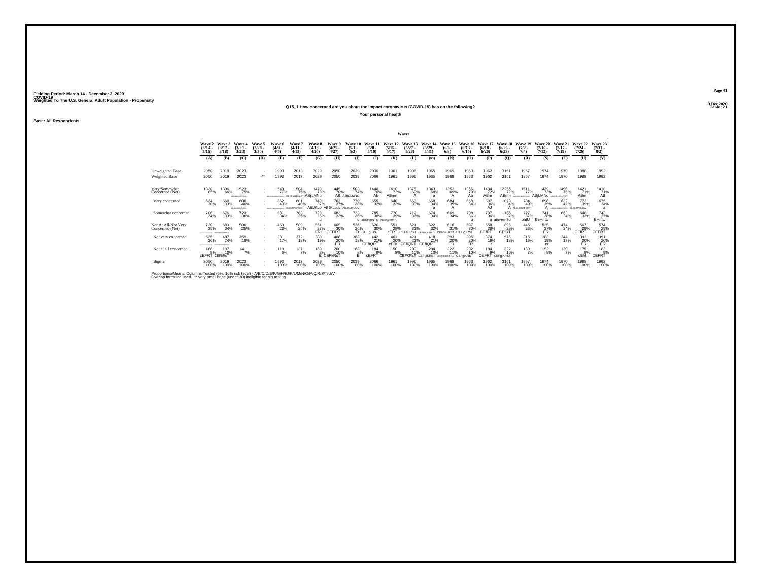Fielding Period: March 14 - December 2, 2020
COVID-19
Weighted To The U.S. General Adult Population - Propensity

3 Dec 2020
Table 121

### Q15_1 How concerned are you about the impact coronavirus (COVID-19) has on the following?

Your personal health

Base: All Respondents

| | Wave 2 (3/14 - 3/15) | Wave 3 (3/17 - 3/18) | Wave 4 (3/21 - 3/23) | Wave 5 (3/28 - 3/30) | Wave 6 (4/3 - 4/5) | Wave 7 (4/11 - 4/13) | Wave 8 (4/18 - 4/20) | Wave 9 (4/25 - 4/27) | Wave 10 (5/1 - 5/3) | Wave 11 (5/8 - 5/10) | Wave 12 (5/15 - 5/17) | Wave 13 (5/27 - 5/28) | Wave 14 (5/29 - 5/31) | Wave 15 (6/6 - 6/8) | Wave 16 (6/13 - 6/15) | Wave 17 (6/18 - 6/20) | Wave 18 (6/26 - 6/29) | Wave 19 (7/2 - 7/4) | Wave 20 (7/10 - 7/12) | Wave 21 (7/17 - 7/19) | Wave 22 (7/24 - 7/26) | Wave 23 (7/31 - 8/2) |
|---|---|---|---|---|---|---|---|---|---|---|---|---|---|---|---|---|---|---|---|---|---|---|
| | (A) | (B) | (C) | (D) | (E) | (F) | (G) | (H) | (I) | (J) | (K) | (L) | (M) | (N) | (O) | (P) | (Q) | (R) | (S) | (T) | (U) | (V) |
| Unweighted Base | 2050 | 2019 | 2023 | - | 1993 | 2013 | 2029 | 2050 | 2039 | 2030 | 1961 | 1996 | 1965 | 1969 | 1963 | 1962 | 3161 | 1957 | 1974 | 1970 | 1988 | 1992 |
| Weighted Base | 2050 | 2019 | 2023 | -** | 1993 | 2013 | 2029 | 2050 | 2039 | 2066 | 1961 | 1996 | 1965 | 1969 | 1963 | 1962 | 3161 | 1957 | 1974 | 1970 | 1988 | 1992 |
| Very/Somewhat Concerned (Net) | 1330 65% | 1336 66% | 1523 75% | - | 1543 77% | 1504 75% | 1478 73% ABjLMNo | 1445 70% AB | 1503 74% ABhJLMNO | 1440 70% Ab | 1410 72% ABmn | 1375 69% A | 1343 68% a | 1353 69% A | 1366 70% Ab | 1404 72% ABm | 2265 72% ABmn | 1511 77% | 1439 73% ABjLMNo | 1496 76% | 1421 71% ABm | 1418 71% AB |
| Very concerned | 624 30% | 660 33% | 800 40% | - | 862 43% | 801 40% | 749 37% ABJKLo | 762 37% ABJKLoqv | 770 38% ABJKLmOQV | 655 32% | 640 33% | 663 33% | 668 34% a | 684 35% A | 658 34% | 697 36% AJ | 1079 34% A | 784 40% | 698 35% Aj | 832 42% | 773 39% | 675 34% a |
| Somewhat concerned | 706 34% | 676 33% | 723 36% | - | 681 34% | 703 35% | 728 36% u | 683 33% | 733 36% u | 785 38% aBEHmNTU | 770 39% | 712 36% | 674 34% | 669 34% | 708 36% u | 707 36% u | 1185 37% aBeHmnTU | 727 37% bhtU | 741 38% BeHntU | 663 34% | 648 33% | 743 37% BHntU |
| Not At All/Not Very Concerned (Net) | 720 35% | 683 34% | 500 25% | - | 450 23% | 509 25% | 551 27% ERt | 605 30% CEFRT | 536 26% Er | 626 30% CEFgIRsT | 551 28% cERT | 621 31% CEFGIRST | 622 32% | 616 31% CEFGIkqRST | 597 30% CEFgIRsT | 558 28% CEfRT | 896 28% CEfRT | 446 23% | 535 27% ER | 474 24% | 567 29% CEfRT | 574 29% CEFRT |
| Not very concerned | 535 26% | 487 24% | 359 18% | - | 331 17% | 372 18% | 383 19% r | 406 20% ER | 368 18% | 442 21% CEfIQRT | 401 20% cERt | 421 21% CEfIQRT | 418 21% CEfIQRT | 393 20% ER | 395 20% ER | 374 19% r | 575 18% | 315 16% | 383 19% er | 344 17% | 392 20% ER | 391 20% ER |
| Not at all concerned | 186 9% cEFRT | 197 10% CEFkRsT | 141 7% | - | 119 6% | 137 7% | 168 8% E | 200 10% CEFkRsT | 168 8% E | 184 9% cEFRT | 150 8% | 200 10% CEFKRsT | 204 10% CEFgiKRST | 222 11% | 202 10% CEFgiKRST | 184 9% CEFRT | 322 10% CEFgiKRST | 130 7% | 152 8% | 130 7% | 175 9% cEfrt | 183 9% CEFRT |
| Sigma | 2050 100% | 2019 100% | 2023 100% | - | 1993 100% | 2013 100% | 2029 100% | 2050 100% | 2039 100% | 2066 100% | 1961 100% | 1996 100% | 1965 100% | 1969 100% | 1963 100% | 1962 100% | 3161 100% | 1957 100% | 1974 100% | 1970 100% | 1988 100% | 1992 100% |

Proportions/Means: Columns Tested (5%, 10% risk level) - A/B/C/D/E/F/G/H/I/J/K/L/M/N/O/P/Q/R/S/T/U/V
Overlap formulae used. ** very small base (under 30) ineligible for sig testing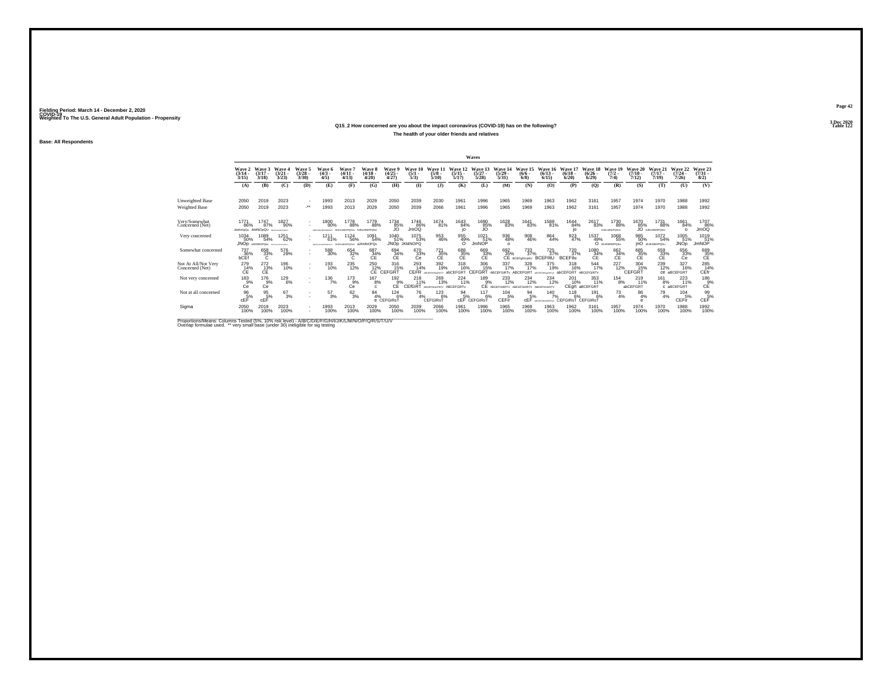Fielding Period: March 14 - December 2, 2020
COVID-19
Weighted To The U.S. General Adult Population - Propensity

3 Dec 2020
Table 122

## Q15_2 How concerned are you about the impact coronavirus (COVID-19) has on the following?

### The health of your older friends and relatives

Base: All Respondents

| | Wave 2 (3/14 - 3/15) (A) | Wave 3 (3/17 - 3/18) (B) | Wave 4 (3/21 - 3/23) (C) | Wave 5 (3/28 - 3/30) (D) | Wave 6 (4/3 - 4/5) (E) | Wave 7 (4/11 - 4/13) (F) | Wave 8 (4/18 - 4/20) (G) | Wave 9 (4/25 - 4/27) (H) | Wave 10 (5/1 - 5/3) (I) | Wave 11 (5/8 - 5/10) (J) | Wave 12 (5/15 - 5/17) (K) | Wave 13 (5/27 - 5/28) (L) | Wave 14 (5/29 - 5/31) (M) | Wave 15 (6/6 - 6/8) (N) | Wave 16 (6/13 - 6/15) (O) | Wave 17 (6/18 - 6/20) (P) | Wave 18 (6/26 - 6/29) (Q) | Wave 19 (7/2 - 7/4) (R) | Wave 20 (7/10 - 7/12) (S) | Wave 21 (7/17 - 7/19) (T) | Wave 22 (7/24 - 7/26) (U) | Wave 23 (7/31 - 8/2) (V) |
|---|---|---|---|---|---|---|---|---|---|---|---|---|---|---|---|---|---|---|---|---|---|---|
| Unweighted Base | 2050 | 2019 | 2023 | - | 1993 | 2013 | 2029 | 2050 | 2039 | 2030 | 1961 | 1996 | 1965 | 1969 | 1963 | 1962 | 3161 | 1957 | 1974 | 1970 | 1988 | 1992 |
| Weighted Base | 2050 | 2019 | 2023 | -** | 1993 | 2013 | 2029 | 2050 | 2039 | 2066 | 1961 | 1996 | 1965 | 1969 | 1963 | 1962 | 3161 | 1957 | 1974 | 1970 | 1988 | 1992 |
| Very/Somewhat Concerned (Net) | 1771 86% JkMNOpQu | 1747 87% JkMNOpQU | 1827 90% | - | 1800 90% | 1778 88% HIJKLMNOPQSU | 1779 88% HIJKLMNOPQSU | 1734 85% JO | 1746 86% JmOQ | 1674 81% | 1643 84% jo | 1690 85% JO | 1628 83% | 1641 83% | 1588 81% | 1644 84% jo | 2617 83% | 1730 88% HIJKLMNOPQSU | 1670 85% JO | 1731 88% HIJKLMNOPQSU | 1661 84% o | 1707 86% JmOQ |
| Very concerned | 1034 50% JNOp | 1089 54% aJKMNOPQIu | 1251 62% | - | 1211 61% | 1124 56% AHIJKLMNOPQRsUv | 1091 54% aJKMNOPQIs | 1040 51% JNOp | 1075 53% JKMNOPQ | 953 46% | 955 49% O | 1021 51% JmNOP | 936 48% o | 908 46% | 864 44% | 923 47% | 1537 49% O | 1068 55% aIJKLMNOPQsu | 985 50% jnO | 1072 54% aIJKMNOPQsu | 1005 51% JNOp | 1019 51% JmNOP |
| Somewhat concerned | 737 36% bCEf | 658 33% C | 576 28% | - | 588 30% | 654 32% C | 687 34% CE | 694 34% CE | 670 33% Ce | 721 35% CE | 688 35% CE | 669 33% CE | 692 35% CE | 733 37% BCEFghIkLqrtU | 725 37% BCEFIltU | 720 37% BCEFIlu | 1080 34% CE | 662 34% CE | 685 35% CE | 659 33% CE | 656 33% Ce | 689 35% CE |
| Not At All/Not Very Concerned (Net) | 279 14% CE | 272 13% CE | 196 10% | - | 193 10% | 235 12% | 250 12% CE | 316 15% CEFGRT | 293 14% CEFR | 392 19% ABCEFGHIKLMPRSTUV | 318 16% abCEFGRT | 306 15% CEFGRT | 337 17% ABCEFGIRTv | 328 17% ABCEFGRT | 375 19% ABCEFGHIKLPRSTUV | 318 16% abCEFGRT | 544 17% ABCEFGIRTV | 227 12% | 304 15% CEFGRT | 239 12% ce | 327 16% aBCEFGRT | 285 14% CEfr |
| Not very concerned | 183 9% Ce | 176 9% Ce | 129 6% | - | 136 7% | 173 9% Ce | 167 8% c | 192 9% CE | 218 11% CEfGRT | 269 13% ABCEFGHiLPRTV | 224 11% ABCEFGRTv | 189 9% CE | 233 12% ABCEFGHIRTV | 234 12% ABCEFGHIRTV | 234 12% ABCEFGHIRTV | 201 10% CEgrt | 353 11% aBCEFGRT | 154 8% | 219 11% abCEFGRT | 161 8% c | 223 11% aBCEFGRT | 186 9% CE |
| Not at all concerned | 96 5% cEF | 95 5% cEF | 67 3% | - | 57 3% | 62 3% | 84 4% e | 124 6% CEFGIRsT | 76 4% | 123 6% CEFGIRsT | 94 5% cEF | 117 6% CEFGIRsT | 104 5% CEFir | 94 5% cEF | 140 7% aBCEFGIkmnRSTuv | 118 6% CEFGIRsT | 191 6% CEFGIRsT | 73 4% | 86 4% e | 79 4% | 104 5% CEFir | 99 5% CEF |
| Sigma | 2050 100% | 2019 100% | 2023 100% | - | 1993 100% | 2013 100% | 2029 100% | 2050 100% | 2039 100% | 2066 100% | 1961 100% | 1996 100% | 1965 100% | 1969 100% | 1963 100% | 1962 100% | 3161 100% | 1957 100% | 1974 100% | 1970 100% | 1988 100% | 1992 100% |

Proportions/Means: Columns Tested (5%, 10% risk level) - A/B/C/D/E/F/G/H/I/J/K/L/M/N/O/P/Q/R/S/T/U/V
Overlap formulae used. ** very small base (under 30) ineligible for sig testing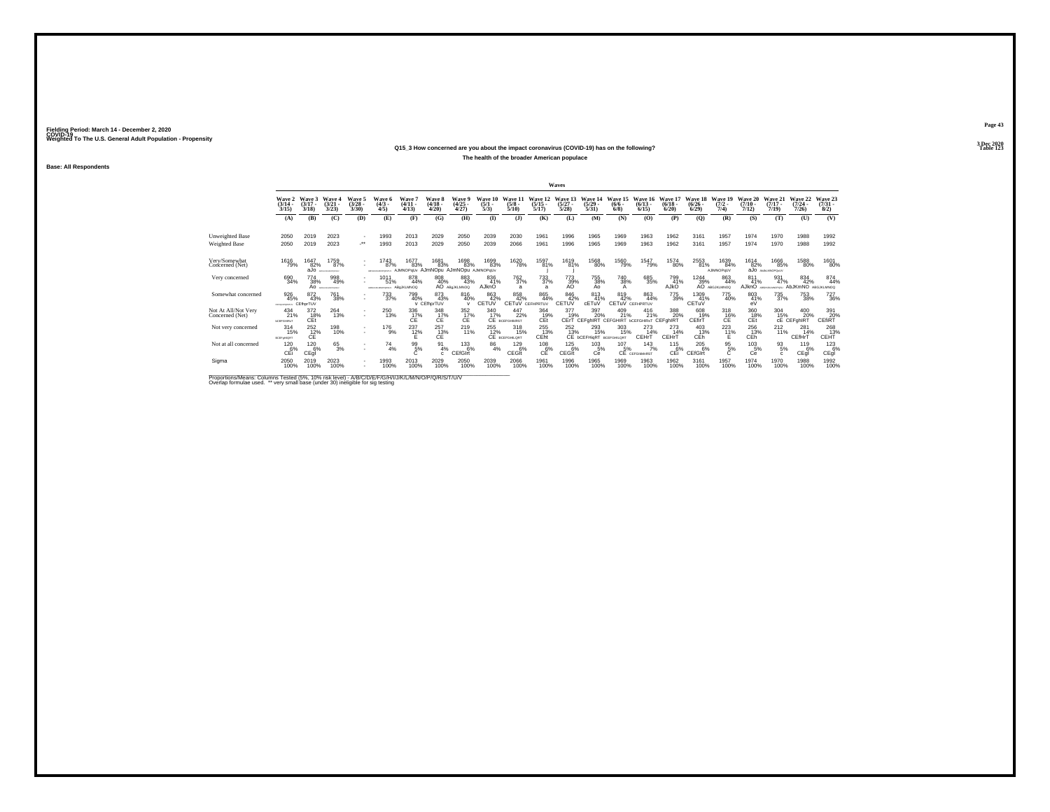Fielding Period: March 14 - December 2, 2020
COVID-19
Weighted To The U.S. General Adult Population - Propensity

3 Dec 2020
Table 123

## Q15_3 How concerned are you about the impact coronavirus (COVID-19) has on the following?

### The health of the broader American populace

Base: All Respondents

| | Waves | | | | | | | | | | | | | | | | | | | | | |
|---|---|---|---|---|---|---|---|---|---|---|---|---|---|---|---|---|---|---|---|---|---|---|
| | Wave 2 (3/14 - 3/15) | Wave 3 (3/17 - 3/18) | Wave 4 (3/21 - 3/23) | Wave 5 (3/28 - 3/30) | Wave 6 (4/3 - 4/5) | Wave 7 (4/11 - 4/13) | Wave 8 (4/18 - 4/20) | Wave 9 (4/25 - 4/27) | Wave 10 (5/1 - 5/3) | Wave 11 (5/8 - 5/10) | Wave 12 (5/15 - 5/17) | Wave 13 (5/27 - 5/28) | Wave 14 (5/29 - 5/31) | Wave 15 (6/6 - 6/8) | Wave 16 (6/13 - 6/15) | Wave 17 (6/18 - 6/20) | Wave 18 (6/26 - 6/29) | Wave 19 (7/2 - 7/4) | Wave 20 (7/10 - 7/12) | Wave 21 (7/17 - 7/19) | Wave 22 (7/24 - 7/26) | Wave 23 (7/31 - 8/2) |
| | (A) | (B) | (C) | (D) | (E) | (F) | (G) | (H) | (I) | (J) | (K) | (L) | (M) | (N) | (O) | (P) | (Q) | (R) | (S) | (T) | (U) | (V) |
| Unweighted Base | 2050 | 2019 | 2023 | - | 1993 | 2013 | 2029 | 2050 | 2039 | 2030 | 1961 | 1996 | 1965 | 1969 | 1963 | 1962 | 3161 | 1957 | 1974 | 1970 | 1988 | 1992 |
| Weighted Base | 2050 | 2019 | 2023 | -** | 1993 | 2013 | 2029 | 2050 | 2039 | 2066 | 1961 | 1996 | 1965 | 1969 | 1963 | 1962 | 3161 | 1957 | 1974 | 1970 | 1988 | 1992 |
| Very/Somewhat Concerned (Net) | 1616 79% | 1647 82% aJo | 1759 87% | - | 1743 87% | 1677 83% AJMNOPqUv | 1681 83% AJmNOpu | 1698 83% AJmNOpu | 1699 83% AJMNOPqUv | 1620 78% | 1597 81% j | 1619 81% j | 1568 80% | 1560 79% | 1547 79% | 1574 80% | 2553 81% | 1639 84% AJMNOPqUV | 1614 82% aJo | 1666 85% | 1588 80% | 1601 80% |
| Very concerned | 690 34% | 774 38% Ao | 998 49% | - | 1011 51% | 878 44% ABgJKLMNOQ | 808 40% AO | 883 43% ABgJKLMNOQ | 836 41% AJknO | 762 37% a | 733 37% a | 773 39% AO | 755 38% Ao | 740 38% A | 685 35% | 799 41% AJkO | 1244 39% AO | 863 44% ABGJKLMNOQ | 811 41% AJknO | 931 47% | 834 42% AbJKmNO | 874 44% ABGJKLMNOQ |
| Somewhat concerned | 926 45% | 872 43% CEfhprTUV | 761 38% | - | 733 37% | 799 40% v | 873 43% CEfhprTUV | 816 40% v | 863 42% CETUV | 858 42% CETuV | 865 44% CEFHPRTUV | 846 42% CETUV | 813 41% cETuV | 819 42% CETuV | 863 44% CEFHPRTUV | 775 39% | 1309 41% CETuV | 775 40% | 803 41% eV | 735 37% | 753 38% | 727 36% |
| Not At All/Not Very Concerned (Net) | 434 21% bCEFGHIRsT | 372 18% CEt | 264 13% | - | 250 13% | 336 17% CE | 348 17% CE | 352 17% CE | 340 17% CE | 447 22% BCEFGHIkRST | 364 19% CEt | 377 19% CErT | 397 20% CEFghIRT | 409 21% CEFGHIRT | 416 21% bCEFGHIRsT | 388 20% CEFghIRT | 608 19% CEfIrT | 318 16% CE | 360 18% CEt | 304 15% cE | 400 20% CEFghIRT | 391 20% CEfIRT |
| Not very concerned | 314 15% BCEFgHIRSTt | 252 12% CE | 198 10% | - | 176 9% | 237 12% E | 257 13% CE | 219 11% | 255 12% CE | 318 15% BCEFGHIkLQRT | 255 13% CEht | 252 13% CE | 293 15% bCEFHIqRT | 303 15% BCEFGHILQRT | 273 14% CEHrT | 273 14% CEHrT | 403 13% CEh | 223 11% E | 256 13% CEh | 212 11% | 281 14% CEfHrT | 268 13% CEHT |
| Not at all concerned | 120 6% CEI | 120 6% CEgI | 65 3% | - | 74 4% | 99 5% C | 91 4% c | 133 6% CEfGIrt | 86 4% | 129 6% CEGIt | 108 6% CE | 125 6% CEGIt | 103 5% Ce | 107 5% CE | 143 7% CEFGHIkRST | 115 6% CEI | 205 6% CEfGIrt | 95 5% C | 103 5% Ce | 93 5% c | 119 6% CEgI | 123 6% CEgI |
| Sigma | 2050 100% | 2019 100% | 2023 100% | - | 1993 100% | 2013 100% | 2029 100% | 2050 100% | 2039 100% | 2066 100% | 1961 100% | 1996 100% | 1965 100% | 1969 100% | 1963 100% | 1962 100% | 3161 100% | 1957 100% | 1974 100% | 1970 100% | 1988 100% | 1992 100% |

Proportions/Means: Columns Tested (5%, 10% risk level) - A/B/C/D/E/F/G/H/I/J/K/L/M/N/O/P/Q/R/S/T/U/V
Overlap formulae used. ** very small base (under 30) ineligible for sig testing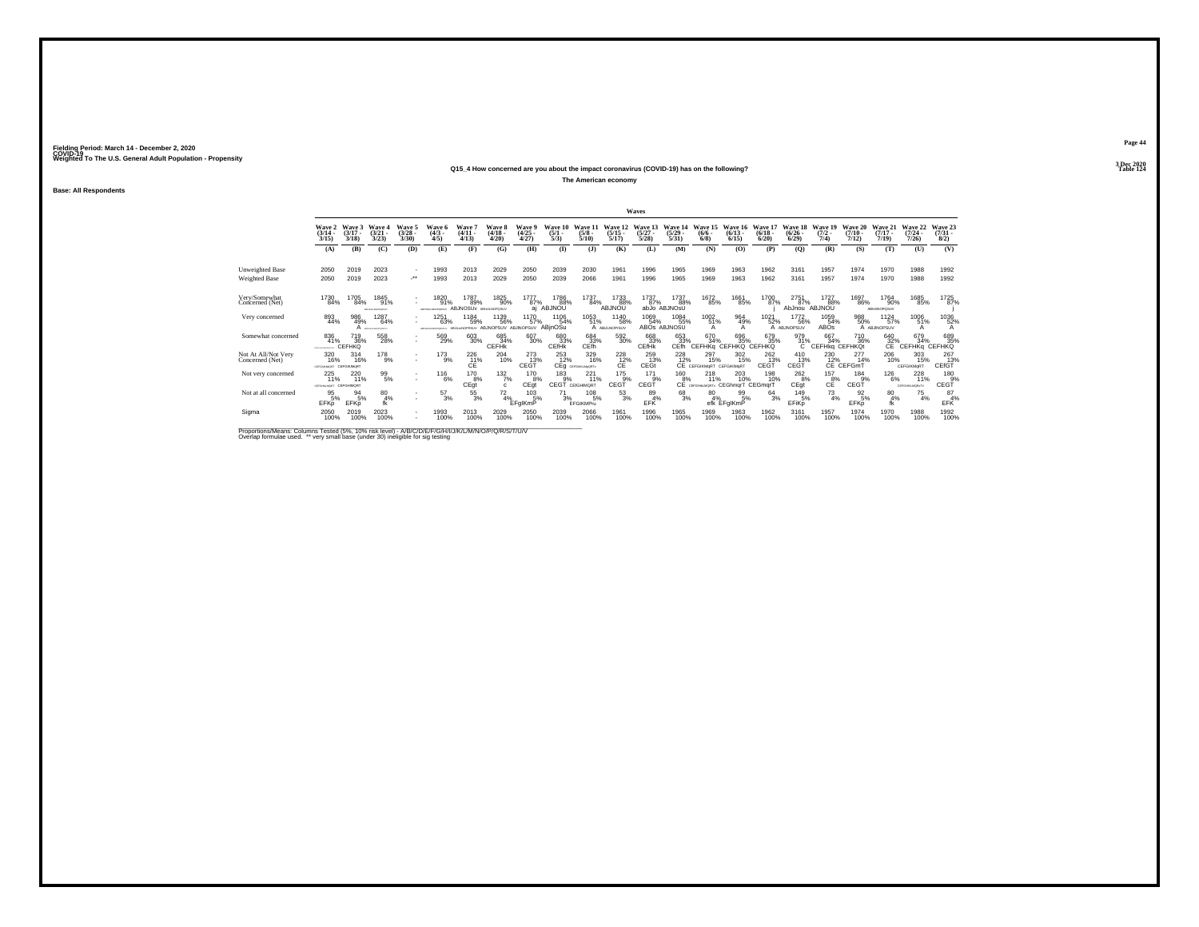Fielding Period: March 14 - December 2, 2020
COVID-19
Weighted To The U.S. General Adult Population - Propensity

3 Dec 2020
Table 124

Q15_4 How concerned are you about the impact coronavirus (COVID-19) has on the following?

The American economy

Base: All Respondents

| | Wave 2 (3/14 - 3/15) | Wave 3 (3/17 - 3/18) | Wave 4 (3/21 - 3/23) | Wave 5 (3/28 - 3/30) | Wave 6 (4/3 - 4/5) | Wave 7 (4/11 - 4/13) | Wave 8 (4/18 - 4/20) | Wave 9 (4/25 - 4/27) | Wave 10 (5/1 - 5/3) | Wave 11 (5/8 - 5/10) | Wave 12 (5/15 - 5/17) | Wave 13 (5/27 - 5/28) | Wave 14 (5/29 - 5/31) | Wave 15 (6/6 - 6/8) | Wave 16 (6/13 - 6/15) | Wave 17 (6/18 - 6/20) | Wave 18 (6/26 - 6/29) | Wave 19 (7/2 - 7/4) | Wave 20 (7/10 - 7/12) | Wave 21 (7/17 - 7/19) | Wave 22 (7/24 - 7/26) | Wave 23 (7/31 - 8/2) |
|---|---|---|---|---|---|---|---|---|---|---|---|---|---|---|---|---|---|---|---|---|---|---|
| | (A) | (B) | (C) | (D) | (E) | (F) | (G) | (H) | (I) | (J) | (K) | (L) | (M) | (N) | (O) | (P) | (Q) | (R) | (S) | (T) | (U) | (V) |
| Unweighted Base | 2050 | 2019 | 2023 | - | 1993 | 2013 | 2029 | 2050 | 2039 | 2030 | 1961 | 1996 | 1965 | 1969 | 1963 | 1962 | 3161 | 1957 | 1974 | 1970 | 1988 | 1992 |
| Weighted Base | 2050 | 2019 | 2023 | -** | 1993 | 2013 | 2029 | 2050 | 2039 | 2066 | 1961 | 1996 | 1965 | 1969 | 1963 | 1962 | 3161 | 1957 | 1974 | 1970 | 1988 | 1992 |
| Very/Somewhat Concerned (Net) | 1730 84% | 1705 84% | 1845 91% | - | 1820 91% | 1787 89% ABJNOSUv | 1825 90% | 1777 87% aj | 1786 88% ABJNOU | 1737 84% | 1733 88% ABJNOU | 1737 87% abJo | 1737 88% ABJNOsU | 1672 85% | 1661 85% | 1700 87% j | 2751 87% AbJnou | 1727 88% ABJNOU | 1697 86% | 1764 90% | 1685 85% | 1725 87% j |
| Very concerned | 893 44% | 986 49% A | 1287 64% | - | 1251 63% | 1184 59% | 1139 56% ABJNOPSUV | 1170 57% ABJNOPSUV | 1106 54% ABjnOSu | 1053 51% A | 1140 58% | 1069 54% ABOs | 1084 55% ABJNOSU | 1002 51% A | 964 49% A | 1021 52% A | 1772 56% ABJNOPSUV | 1059 54% ABOs | 988 50% A | 1124 57% ABJNOPSUV | 1006 51% A | 1036 52% A |
| Somewhat concerned | 836 41% | 719 36% CEFHKQ | 558 28% | - | 569 29% | 603 30% | 685 34% CEFHk | 607 30% | 680 33% CEfHk | 684 33% CEfh | 592 30% | 668 33% CEfHk | 653 33% CEfh | 670 34% CEFHKq | 696 35% CEFHKQ | 679 35% CEFHKQ | 979 31% C | 667 34% CEFHKq | 710 36% CEFHKQt | 640 32% CE | 679 34% CEFHKq | 689 35% CEFHKQ |
| Not At All/Not Very Concerned (Net) | 320 16% | 314 16% CEFGIKMqRT | 178 9% | - | 173 9% | 226 11% CE | 204 10% | 273 13% CEGT | 253 12% CEg | 329 16% | 228 12% CE | 259 13% CEGt | 228 12% CE | 297 15% CEFGIKMqRT | 302 15% CEFGIKMqRT | 262 13% CEGT | 410 13% CEGT | 230 12% CE | 277 14% CEFGmT | 206 10% | 303 15% CEFGIKMqRT | 267 13% CEfGT |
| Not very concerned | 225 11% | 220 11% CEFGHIMQRT | 99 5% | - | 116 6% | 170 8% CEgt | 132 7% c | 170 8% CEgt | 183 9% CEGT | 221 11% CEfGHIMQRT | 175 9% CEGT | 171 9% CEGT | 160 8% CE | 218 11% | 203 10% CEGhmqrT | 198 10% CEGmqrT | 262 8% CEgt | 157 8% CE | 184 9% CEGT | 126 6% | 228 11% | 180 9% CEGT |
| Not at all concerned | 95 5% EFKp | 94 5% EFKp | 80 4% fk | - | 57 3% | 55 3% | 72 4% | 103 5% EFgIKmP | 71 3% | 108 5% EFGIKMPu | 53 3% | 89 4% EFK | 68 3% | 80 4% efk | 99 5% EFgIKmP | 64 3% | 149 5% EFiKp | 73 4% | 92 5% EFKp | 80 4% fk | 75 4% | 87 4% EFK |
| Sigma | 2050 100% | 2019 100% | 2023 100% | - | 1993 100% | 2013 100% | 2029 100% | 2050 100% | 2039 100% | 2066 100% | 1961 100% | 1996 100% | 1965 100% | 1969 100% | 1963 100% | 1962 100% | 3161 100% | 1957 100% | 1974 100% | 1970 100% | 1988 100% | 1992 100% |

Proportions/Means: Columns Tested (5%, 10% risk level) - A/B/C/D/E/F/G/H/I/J/K/L/M/N/O/P/Q/R/S/T/U/V
Overlap formulae used. ** very small base (under 30) ineligible for sig testing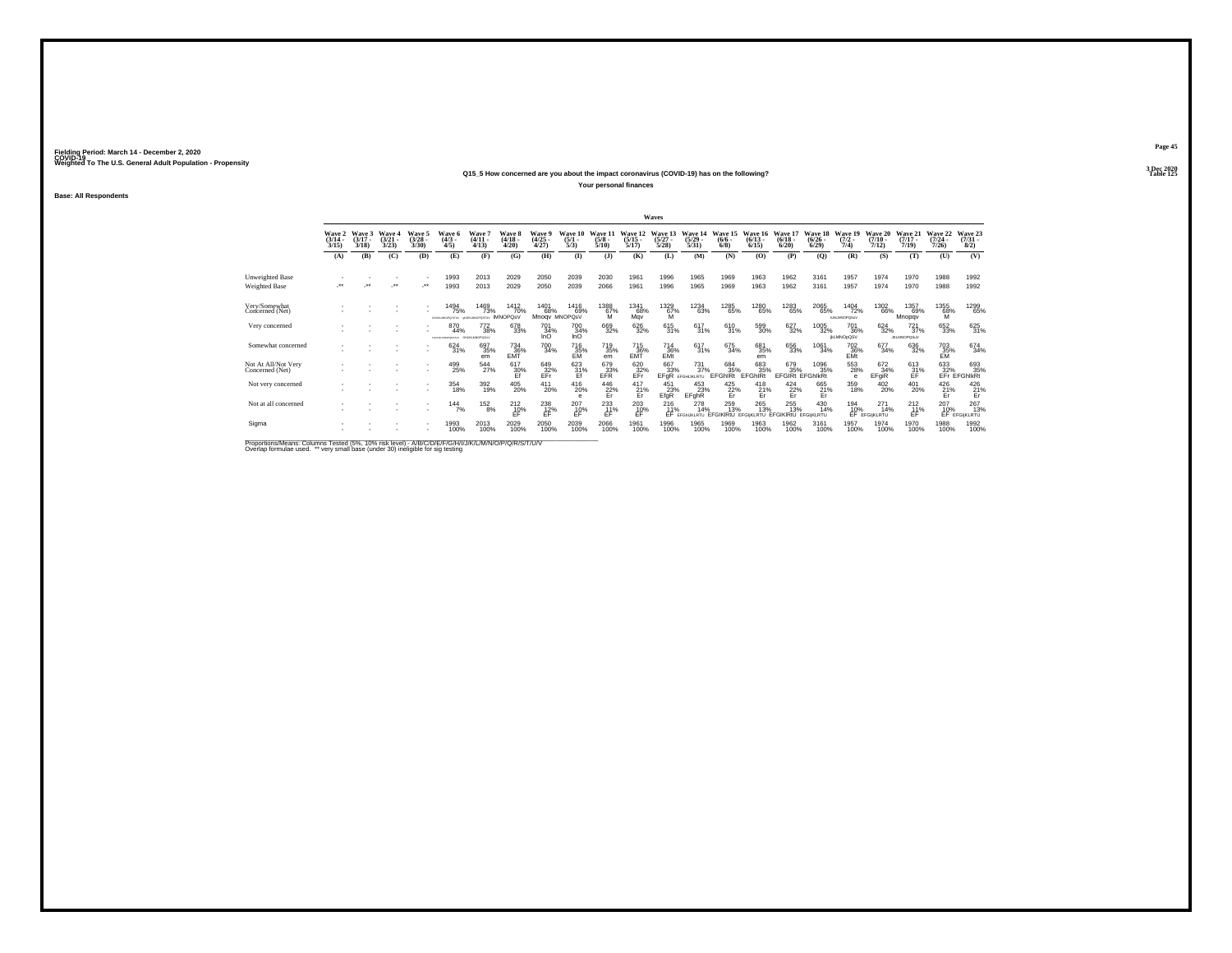Fielding Period: March 14 - December 2, 2020
COVID-19
Weighted To The U.S. General Adult Population - Propensity

3 Dec 2020
Table 125

**Q15_5 How concerned are you about the impact coronavirus (COVID-19) has on the following?**

**Your personal finances**

**Base: All Respondents**

| | Wave 2 (3/14 - 3/15) (A) | Wave 3 (3/17 - 3/18) (B) | Wave 4 (3/21 - 3/23) (C) | Wave 5 (3/28 - 3/30) (D) | Wave 6 (4/3 - 4/5) (E) | Wave 7 (4/11 - 4/13) (F) | Wave 8 (4/18 - 4/20) (G) | Wave 9 (4/25 - 4/27) (H) | Wave 10 (5/1 - 5/3) (I) | Wave 11 (5/8 - 5/10) (J) | Wave 12 (5/15 - 5/17) (K) | Wave 13 (5/27 - 5/28) (L) | Wave 14 (5/29 - 5/31) (M) | Wave 15 (6/6 - 6/8) (N) | Wave 16 (6/13 - 6/15) (O) | Wave 17 (6/18 - 6/20) (P) | Wave 18 (6/26 - 6/29) (Q) | Wave 19 (7/2 - 7/4) (R) | Wave 20 (7/10 - 7/12) (S) | Wave 21 (7/17 - 7/19) (T) | Wave 22 (7/24 - 7/26) (U) | Wave 23 (7/31 - 8/2) (V) |
|---|---|---|---|---|---|---|---|---|---|---|---|---|---|---|---|---|---|---|---|---|---|---|
| Unweighted Base | - | - | - | - | 1993 | 2013 | 2029 | 2050 | 2039 | 2030 | 1961 | 1996 | 1965 | 1969 | 1963 | 1962 | 3161 | 1957 | 1974 | 1970 | 1988 | 1992 |
| Weighted Base | -** | -** | -** | -** | 1993 | 2013 | 2029 | 2050 | 2039 | 2066 | 1961 | 1996 | 1965 | 1969 | 1963 | 1962 | 3161 | 1957 | 1974 | 1970 | 1988 | 1992 |
| Very/Somewhat Concerned (Net) | - | - | - | - | 1494 75% GHIJKLMNOPQRSTUV | 1469 73% gHIJKLMNOPQRSTUV | 1412 70% lMNOPQsV | 1401 68% Mnoqv | 1416 69% MNOPQsV | 1388 67% M | 1341 68% Mqv | 1329 67% M | 1234 63% | 1285 65% | 1280 65% | 1283 65% | 2065 65% | 1404 72% hJKLMNOPQSuV | 1302 66% | 1357 69% Mnopqv | 1355 68% M | 1299 65% |
| Very concerned | - | - | - | - | 870 44% FGHIJKLMNOPQRSTUV | 772 38% GHIJKLMNOPQSUV | 678 33% | 701 34% lnO | 700 34% lnO | 669 32% | 626 32% | 615 31% | 617 31% | 610 31% | 599 30% | 627 32% | 1005 32% | 701 36% jkLMNOpQSV | 624 32% | 721 37% JKLMNOPQSuV | 652 33% | 625 31% |
| Somewhat concerned | - | - | - | - | 624 31% | 697 35% em | 734 36% EMT | 700 34% | 716 35% EM | 719 35% em | 715 36% EMT | 714 36% EMt | 617 31% | 675 34% | 681 35% em | 656 33% | 1061 34% | 702 36% EMt | 677 34% | 636 32% | 703 35% EM | 674 34% |
| Not At All/Not Very Concerned (Net) | - | - | - | - | 499 25% | 544 27% | 617 30% Ef | 649 32% EFr | 623 31% Ef | 679 33% EFR | 620 32% EFr | 667 33% EFgR | 731 37% EFGHIJKLRTU | 684 35% EFGhIRt | 683 35% EFGhIRt | 679 35% EFGIRt | 1096 35% EFGhIkRt | 553 28% e | 672 34% EFgiR | 613 31% EF | 633 32% EFr | 693 35% EFGhIkRt |
| Not very concerned | - | - | - | - | 354 18% | 392 19% | 405 20% | 411 20% | 416 20% e | 446 22% Er | 417 21% Er | 451 23% EfgR | 453 23% EFghR | 425 22% Er | 418 21% Er | 424 22% Er | 665 21% Er | 359 18% | 402 20% | 401 20% | 426 21% Er | 426 21% Er |
| Not at all concerned | - | - | - | - | 144 7% | 152 8% | 212 10% EF | 238 12% EF | 207 10% EF | 233 11% EF | 203 10% EF | 216 11% EF | 278 14% EFGHIJKLRTU | 259 13% EFGIKRtU | 265 13% EFGIjKLRTU | 255 13% EFGIKRtU | 430 14% EFGIjKLRTU | 194 10% EF | 271 14% EFGIjKLRTU | 212 11% EF | 207 10% EF | 267 13% EFGIjKLRTU |
| Sigma | - | - | - | - | 1993 100% | 2013 100% | 2029 100% | 2050 100% | 2039 100% | 2066 100% | 1961 100% | 1996 100% | 1965 100% | 1969 100% | 1963 100% | 1962 100% | 3161 100% | 1957 100% | 1974 100% | 1970 100% | 1988 100% | 1992 100% |

Proportions/Means: Columns Tested (5%, 10% risk level) - A/B/C/D/E/F/G/H/I/J/K/L/M/N/O/P/Q/R/S/T/U/V
Overlap formulae used. ** very small base (under 30) ineligible for sig testing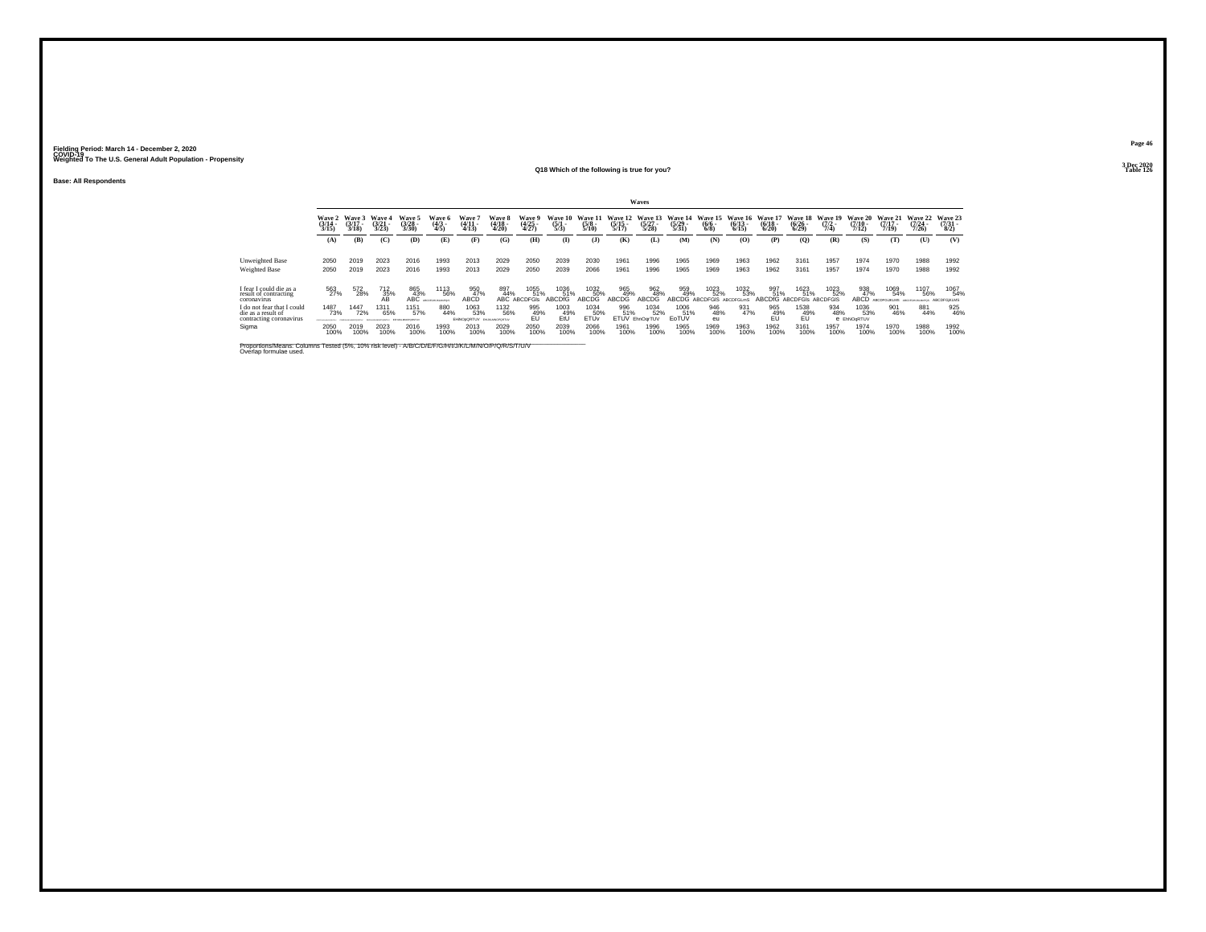Fielding Period: March 14 - December 2, 2020
COVID-19
Weighted To The U.S. General Adult Population - Propensity

3 Dec 2020
Table 126

Q18 Which of the following is true for you?

**Base: All Respondents**

| | Waves | | | | | | | | | | | | | | | | | | | | | |
|---|---|---|---|---|---|---|---|---|---|---|---|---|---|---|---|---|---|---|---|---|---|---|
| | Wave 2 (3/14 - 3/15) | Wave 3 (3/17 - 3/18) | Wave 4 (3/21 - 3/23) | Wave 5 (3/28 - 3/30) | Wave 6 (4/3 - 4/5) | Wave 7 (4/11 - 4/13) | Wave 8 (4/18 - 4/20) | Wave 9 (4/25 - 4/27) | Wave 10 (5/1 - 5/3) | Wave 11 (5/8 - 5/10) | Wave 12 (5/15 - 5/17) | Wave 13 (5/27 - 5/28) | Wave 14 (5/29 - 5/31) | Wave 15 (6/6 - 6/8) | Wave 16 (6/13 - 6/15) | Wave 17 (6/18 - 6/20) | Wave 18 (6/26 - 6/29) | Wave 19 (7/2 - 7/4) | Wave 20 (7/10 - 7/12) | Wave 21 (7/17 - 7/19) | Wave 22 (7/24 - 7/26) | Wave 23 (7/31 - 8/2) |
| | (A) | (B) | (C) | (D) | (E) | (F) | (G) | (H) | (I) | (J) | (K) | (L) | (M) | (N) | (O) | (P) | (Q) | (R) | (S) | (T) | (U) | (V) |
| Unweighted Base | 2050 | 2019 | 2023 | 2016 | 1993 | 2013 | 2029 | 2050 | 2039 | 2030 | 1961 | 1996 | 1965 | 1969 | 1963 | 1962 | 3161 | 1957 | 1974 | 1970 | 1988 | 1992 |
| Weighted Base | 2050 | 2019 | 2023 | 2016 | 1993 | 2013 | 2029 | 2050 | 2039 | 2066 | 1961 | 1996 | 1965 | 1969 | 1963 | 1962 | 3161 | 1957 | 1974 | 1970 | 1988 | 1992 |
| I fear I could die as a result of contracting coronavirus | 563<br>27% | 572<br>28% | 712<br>35%<br>AB | 865<br>43%<br>ABC | 1113<br>56%<br>ABCDFGIJLMS | 950<br>47%<br>ABCD | 897<br>44%<br>ABC | 1055<br>51%<br>ABCDFGIs | 1036<br>51%<br>ABCDfG | 1032<br>50%<br>ABCDG | 965<br>49%<br>ABCDG | 962<br>48%<br>ABCDG | 959<br>49%<br>ABCDG | 1023<br>52%<br>ABCDFGIS | 1032<br>53%<br>ABCDFGLmS | 997<br>51%<br>ABCDfG | 1623<br>51%<br>ABCDFGIs | 1023<br>52%<br>ABCDFGIS | 938<br>47%<br>ABCD | 1069<br>54%<br>ABCDFGIJKLMS | 1107<br>56%<br>ABCDFGIJKLMNQS | 1067<br>54%<br>ABCDFGIjKLMS |
| I do not fear that I could die as a result of contracting coronavirus | 1487<br>73%<br>CDEFGHIJKLMNOPQRSTUV | 1447<br>72%<br>CDEFGHIJKLMNOPQRSTUV | 1311<br>65%<br>DEFGHIJKLMNOPQRSTUV | 1151<br>57%<br>EFHIJKLMNOPQRSTUV | 880<br>44% | 1063<br>53%<br>EHNOqRTUV | 1132<br>56%<br>EHIJKLMNOPQRTUV | 995<br>49%<br>EU | 1003<br>49%<br>EtU | 1034<br>50%<br>ETUv | 996<br>51%<br>ETUV | 1034<br>52%<br>EhnOqrTUV | 1006<br>51%<br>EoTUV | 946<br>48%<br>eu | 931<br>47% | 965<br>49%<br>EU | 1538<br>49%<br>EU | 934<br>48%<br>e | 1036<br>53%<br>EhNOqRTUV | 901<br>46% | 881<br>44% | 925<br>46% |
| Sigma | 2050<br>100% | 2019<br>100% | 2023<br>100% | 2016<br>100% | 1993<br>100% | 2013<br>100% | 2029<br>100% | 2050<br>100% | 2039<br>100% | 2066<br>100% | 1961<br>100% | 1996<br>100% | 1965<br>100% | 1969<br>100% | 1963<br>100% | 1962<br>100% | 3161<br>100% | 1957<br>100% | 1974<br>100% | 1970<br>100% | 1988<br>100% | 1992<br>100% |

Proportions/Means: Columns Tested (5%, 10% risk level) - A/B/C/D/E/F/G/H/I/J/K/L/M/N/O/P/Q/R/S/T/U/V
Overlap formulae used.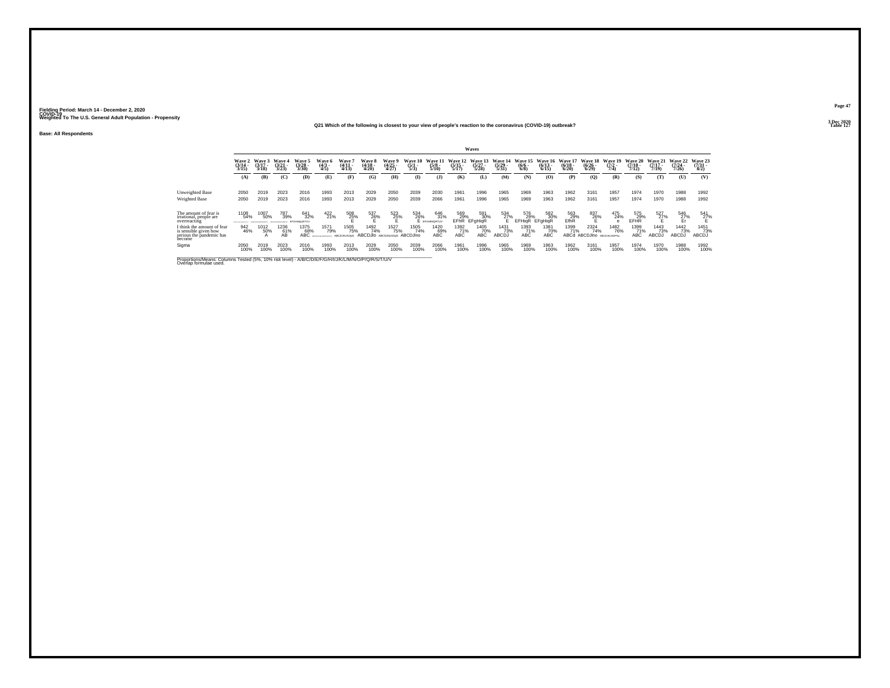Fielding Period: March 14 - December 2, 2020
COVID-19
Weighted To The U.S. General Adult Population - Propensity

3 Dec 2020
Table 127

Q21 Which of the following is closest to your view of people's reaction to the coronavirus (COVID-19) outbreak?

Base: All Respondents

| | Wave 2 (3/14 - 3/15) | Wave 3 (3/17 - 3/18) | Wave 4 (3/21 - 3/23) | Wave 5 (3/28 - 3/30) | Wave 6 (4/3 - 4/5) | Wave 7 (4/11 - 4/13) | Wave 8 (4/18 - 4/20) | Wave 9 (4/25 - 4/27) | Wave 10 (5/1 - 5/3) | Wave 11 (5/8 - 5/10) | Wave 12 (5/15 - 5/17) | Wave 13 (5/27 - 5/28) | Wave 14 (5/29 - 5/31) | Wave 15 (6/6 - 6/8) | Wave 16 (6/13 - 6/15) | Wave 17 (6/18 - 6/20) | Wave 18 (6/26 - 6/29) | Wave 19 (7/2 - 7/4) | Wave 20 (7/10 - 7/12) | Wave 21 (7/17 - 7/19) | Wave 22 (7/24 - 7/26) | Wave 23 (7/31 - 8/2) |
|---|---|---|---|---|---|---|---|---|---|---|---|---|---|---|---|---|---|---|---|---|---|---|
| | (A) | (B) | (C) | (D) | (E) | (F) | (G) | (H) | (I) | (J) | (K) | (L) | (M) | (N) | (O) | (P) | (Q) | (R) | (S) | (T) | (U) | (V) |
| Unweighted Base | 2050 | 2019 | 2023 | 2016 | 1993 | 2013 | 2029 | 2050 | 2039 | 2030 | 1961 | 1996 | 1965 | 1969 | 1963 | 1962 | 3161 | 1957 | 1974 | 1970 | 1988 | 1992 |
| Weighted Base | 2050 | 2019 | 2023 | 2016 | 1993 | 2013 | 2029 | 2050 | 2039 | 2066 | 1961 | 1996 | 1965 | 1969 | 1963 | 1962 | 3161 | 1957 | 1974 | 1970 | 1988 | 1992 |
| The amount of fear is irrational, people are overreacting | 1108 54% | 1007 50% | 787 39% | 641 32% EFGHIMpQRTUV | 422 21% | 508 25% E | 537 26% E | 523 25% E | 534 26% E | 646 31% EFGHIMQRTUV | 569 29% EFhR | 591 30% EFgHiqR | 534 27% E | 576 29% EFHiqR | 582 30% EFgHiqR | 563 29% EfhR | 837 26% E | 475 24% e | 575 29% EFHR | 527 27% E | 546 27% Er | 541 27% E |
| I think the amount of fear is sensible given how serious the pandemic has become | 942 46% | 1012 50% A | 1236 61% AB | 1375 68% ABC | 1571 79% | 1505 75% ABCDJKLNOpS | 1492 74% ABCDJlo | 1527 75% ABCDJKLNOpS | 1505 74% ABCDJlno | 1420 69% ABC | 1392 71% ABC | 1405 70% ABC | 1431 73% ABCDJ | 1393 71% ABC | 1381 70% ABC | 1399 71% ABCd | 2324 74% ABCDJlno | 1482 76% ABCDJKLNOPSu | 1399 71% ABC | 1443 73% ABCDJ | 1442 73% ABCDJ | 1451 73% ABCDJ |
| Sigma | 2050 100% | 2019 100% | 2023 100% | 2016 100% | 1993 100% | 2013 100% | 2029 100% | 2050 100% | 2039 100% | 2066 100% | 1961 100% | 1996 100% | 1965 100% | 1969 100% | 1963 100% | 1962 100% | 3161 100% | 1957 100% | 1974 100% | 1970 100% | 1988 100% | 1992 100% |

Proportions/Means: Columns Tested (5%, 10% risk level) - A/B/C/D/E/F/G/H/I/J/K/L/M/N/O/P/Q/R/S/T/U/V
Overlap formulae used.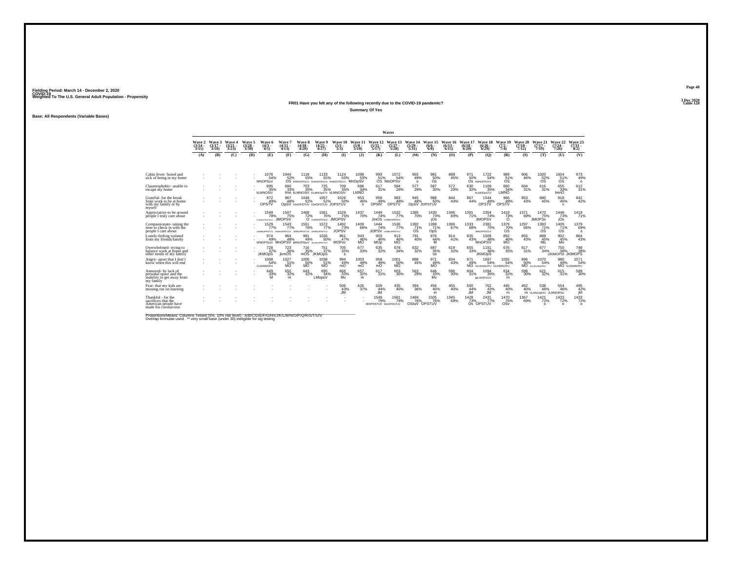Fielding Period: March 14 - December 2, 2020
COVID-19
Weighted To The U.S. General Adult Population - Propensity

3 Dec 2020
Table 128

**FR01 Have you felt any of the following recently due to the COVID-19 pandemic?**

**Summary Of Yes**

Base: All Respondents (Variable Bases)

| | Wave 2 (3/14 - 3/15) | Wave 3 (3/17 - 3/18) | Wave 4 (3/21 - 3/23) | Wave 5 (3/28 - 3/30) | Wave 6 (4/3 - 4/5) | Wave 7 (4/11 - 4/13) | Wave 8 (4/18 - 4/20) | Wave 9 (4/25 - 4/27) | Wave 10 (5/1 - 5/3) | Wave 11 (5/8 - 5/10) | Wave 12 (5/15 - 5/17) | Wave 13 (5/27 - 5/28) | Wave 14 (5/29 - 5/31) | Wave 15 (6/6 - 6/8) | Wave 16 (6/13 - 6/15) | Wave 17 (6/18 - 6/20) | Wave 18 (6/26 - 6/29) | Wave 19 (7/2 - 7/4) | Wave 20 (7/10 - 7/12) | Wave 21 (7/17 - 7/19) | Wave 22 (7/24 - 7/26) | Wave 23 (7/31 - 8/2) |
|---|---|---|---|---|---|---|---|---|---|---|---|---|---|---|---|---|---|---|---|---|---|---|
| | (A) | (B) | (C) | (D) | (E) | (F) | (G) | (H) | (I) | (J) | (K) | (L) | (M) | (N) | (O) | (P) | (Q) | (R) | (S) | (T) | (U) | (V) |
| Cabin fever- bored and sick of being in my home | - | - | - | - | 1076 54% MNOPSuV | 1044 52% OS | 1118 55% fkMNOPRSUV | 1133 55% fKMNOPRSUV | 1124 55% fKMNOPRSUV | 1098 53% MnOpSV | 993 51% OS | 1072 54% MnOPSV | 955 49% o | 981 50% Os | 888 45% | 971 50% Os | 1722 54% KMNOPRSUV | 989 51% OS | 906 46% | 1020 52% OS | 1004 51% OS | 973 49% o |
| Claustrophobic- unable to escape my home | - | - | - | - | 695 35% kLMNOStv | 660 33% lmo | 703 35% kLMNOStV | 725 35% KLMNOpSTV | 709 35% kLMNOStV | 696 34% LMNO | 617 31% | 584 29% | 577 29% | 587 30% | 572 29% | 630 32% | 1109 35% KLMNOpSTV | 660 34% LMNO | 604 31% | 616 31% | 655 33% lmnO | 612 31% |
| Grateful- for the break from work to be at home with my family or by myself | - | - | - | - | 972 49% OPSTV | 967 48% OpSV | 1049 52% IJmOPSTUV | 1057 52% IJmOPSTUV | 1026 50% JOPSTUV | 953 46% v | 958 49% OPStV | 983 49% OPSTV | 945 48% OpSV | 988 50% JOPSTUV | 844 43% | 867 44% | 1544 49% OPSTV | 966 49% OPSTV | 853 43% | 880 45% | 918 46% v | 842 42% |
| Appreciative-to be around people I truly care about | - | - | - | - | 1549 78% fGIJMNOPQRSUV | 1507 75% JMOPSV | 1468 72% O | 1561 76% GJMNOPRSUV | 1529 75% JMOPSV | 1437 70% | 1449 74% JmOS | 1532 77% GJMNOPRSUV | 1385 70% | 1430 73% jOs | 1346 69% | 1391 71% | 2354 74% JMOPSV | 1419 73% O | 1371 69% | 1470 75% JMOPSv | 1448 73% jOs | 1419 71% |
| Compassionate- taking the time to check in with the people I care about | - | - | - | - | 1529 77% IJMNOPRSTUV | 1543 77% IJMNOPRSTUV | 1551 76% IJMNOPRSTUV | 1572 77% IJMNOPRSTUV | 1492 73% JOPSV | 1409 68% | 1444 74% JOPSV | 1536 77% IJMNOPRSTUV | 1392 71% OS | 1398 71% OpS | 1306 67% | 1333 68% | 2381 75% JMNOPRSTUV | 1379 70% OS | 1297 66% | 1393 71% OS | 1409 71% OS | 1379 69% s |
| Lonely-feeling isolated from my friends/family | - | - | - | - | 974 49% MNOPSuV | 964 48% MnOPSV | 991 49% jMNOPSuV | 1026 50% JKLMNOPRSTUV | 961 47% MOPsv | 943 46% MO | 903 46% MOp | 913 46% MO | 791 40% | 876 44% M | 814 41% | 835 43% | 1509 48% MnOPSV | 892 46% MO | 855 43% | 889 45% Mo | 902 45% Mo | 864 43% |
| Overwhelmed- trying to balance work at home and other needs of my family | - | - | - | - | 728 37% JKMOpS | 723 36% jkmOS | 716 35% mOS | 751 37% JKMOpS | 705 35% s | 677 33% | 635 32% | 678 34% | 632 32% | 687 35% os | 619 32% | 655 33% | 1151 36% JKMOpS | 676 35% | 617 31% | 677 34% | 750 38% IJKlMOPSt | 748 38% JKlMOPS |
| Angry- upset that I don't know when this will end | - | - | - | - | 1068 54% GIJKlMNOPU | 1027 51% MO | 1006 50% MO | 1038 51% MO | 994 49% mO | 1003 49% mO | 958 49% mO | 1001 50% MO | 888 45% | 971 49% MO | 834 43% | 971 49% MO | 1697 54% GhIJKlMNOPU | 1055 54% GIJKlMNOPU | 996 50% MO | 1070 54% GhIJKLMNOPU | 980 49% MO | 1071 54% GIJKlMNOPU |
| Annoyed- by lack of personal space and the inability to get away from my family | - | - | - | - | 649 33% M | 650 32% m | 643 32% | 695 34% LMopsV | 666 33% Mv | 657 32% m | 617 31% | 603 30% | 563 29% | 646 33% Mv | 596 30% | 604 31% | 1094 35% gkLMOPStUV | 634 32% m | 598 30% | 621 32% | 615 31% | 589 30% |
| Fear- that my kids are missing out on learning | - | - | - | - | - | - | - | - | 506 43% JM | 426 37% | 509 44% JM | 435 40% | 394 36% | 456 40% m | 455 40% | 500 44% JM | 762 43% JM | 445 40% m | 462 40% m | 538 48% IJLMNOqRSV | 554 46% JLMNORSv | 495 42% jM |
| Thankful - for the sacrifices that the American people have made for coronavirus | - | - | - | - | - | - | - | - | - | - | 1549 79% MOPRSTUV | 1581 79% MnOPRSTUV | 1484 76% OStuV | 1505 76% OPSTUV | 1345 69% | 1428 73% Os | 2431 77% OPSTUV | 1470 75% OSv | 1367 69% | 1421 72% o | 1433 72% o | 1433 72% o |

Proportions/Means: Columns Tested (5%, 10% risk level) - A/B/C/D/E/F/G/H/I/J/K/L/M/N/O/P/Q/R/S/T/U/V
Overlap formulae used. ** very small base (under 30) ineligible for sig testing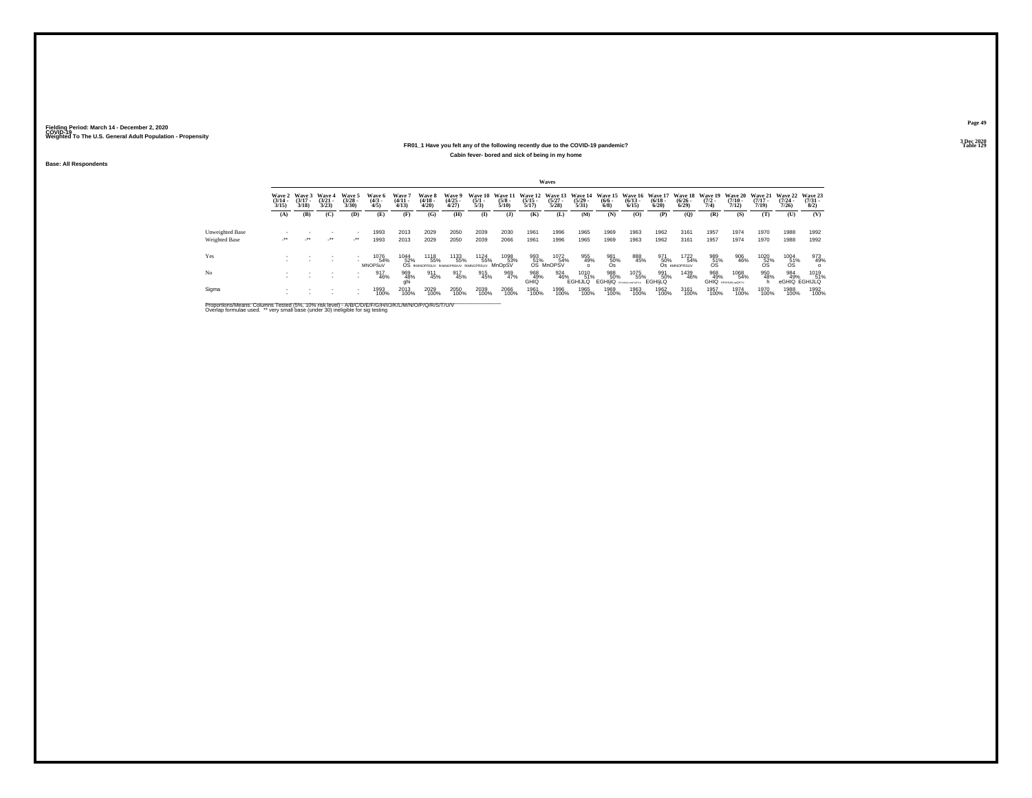Fielding Period: March 14 - December 2, 2020
COVID-19
Weighted To The U.S. General Adult Population - Propensity

3 Dec 2020
Table 129

## FR01_1 Have you felt any of the following recently due to the COVID-19 pandemic?

Cabin fever- bored and sick of being in my home

Base: All Respondents

| | Waves | | | | | | | | | | | | | | | | | | | | | |
|---|---|---|---|---|---|---|---|---|---|---|---|---|---|---|---|---|---|---|---|---|---|---|
| | Wave 2 (3/14 - 3/15) | Wave 3 (3/17 - 3/18) | Wave 4 (3/21 - 3/23) | Wave 5 (3/28 - 3/30) | Wave 6 (4/3 - 4/5) | Wave 7 (4/11 - 4/13) | Wave 8 (4/18 - 4/20) | Wave 9 (4/25 - 4/27) | Wave 10 (5/1 - 5/3) | Wave 11 (5/8 - 5/10) | Wave 12 (5/15 - 5/17) | Wave 13 (5/27 - 5/28) | Wave 14 (5/29 - 5/31) | Wave 15 (6/6 - 6/8) | Wave 16 (6/13 - 6/15) | Wave 17 (6/18 - 6/20) | Wave 18 (6/26 - 6/29) | Wave 19 (7/2 - 7/4) | Wave 20 (7/10 - 7/12) | Wave 21 (7/17 - 7/19) | Wave 22 (7/24 - 7/26) | Wave 23 (7/31 - 8/2) |
| | (A) | (B) | (C) | (D) | (E) | (F) | (G) | (H) | (I) | (J) | (K) | (L) | (M) | (N) | (O) | (P) | (Q) | (R) | (S) | (T) | (U) | (V) |
| Unweighted Base | - | - | - | - | 1993 | 2013 | 2029 | 2050 | 2039 | 2030 | 1961 | 1996 | 1965 | 1969 | 1963 | 1962 | 3161 | 1957 | 1974 | 1970 | 1988 | 1992 |
| Weighted Base | -** | -** | -** | -** | 1993 | 2013 | 2029 | 2050 | 2039 | 2066 | 1961 | 1996 | 1965 | 1969 | 1963 | 1962 | 3161 | 1957 | 1974 | 1970 | 1988 | 1992 |
| Yes | - | - | - | - | 1076 | 1044 | 1118 | 1133 | 1124 | 1098 | 993 | 1072 | 955 | 981 | 888 | 971 | 1722 | 989 | 906 | 1020 | 1004 | 973 |
| | - | - | - | - | 54% | 52% | 55% | 55% | 55% | 53% | 51% | 54% | 49% | 50% | 45% | 50% | 54% | 51% | 46% | 52% | 51% | 49% |
| | | | | | MNOPSuV | OS | fKMNOPRSUV | fKMNOPRSUV | fKMNOPRSUV | MnOpSV | OS | MnOPSV | o | Os | | Os | KMNOPRSUV | OS | | OS | OS | o |
| No | - | - | - | - | 917 | 969 | 911 | 917 | 915 | 969 | 968 | 924 | 1010 | 988 | 1075 | 991 | 1439 | 968 | 1068 | 950 | 984 | 1019 |
| | - | - | - | - | 46% | 48% | 45% | 45% | 45% | 47% | 49% | 46% | 51% | 50% | 55% | 50% | 46% | 49% | 54% | 48% | 49% | 51% |
| | | | | | | ghi | | | | | GHIQ | | EGHIJLQ | EGHIjlQ | EFGHIJKLmNPQRTU | EGHIjLQ | | GHIQ | EFGHIJKLnpQRTU | h | eGHIQ | EGHIJLQ |
| Sigma | - | - | - | - | 1993 | 2013 | 2029 | 2050 | 2039 | 2066 | 1961 | 1996 | 1965 | 1969 | 1963 | 1962 | 3161 | 1957 | 1974 | 1970 | 1988 | 1992 |
| | - | - | - | - | 100% | 100% | 100% | 100% | 100% | 100% | 100% | 100% | 100% | 100% | 100% | 100% | 100% | 100% | 100% | 100% | 100% | 100% |

Proportions/Means: Columns Tested (5%, 10% risk level) - A/B/C/D/E/F/G/H/I/J/K/L/M/N/O/P/Q/R/S/T/U/V
Overlap formulae used. ** very small base (under 30) ineligible for sig testing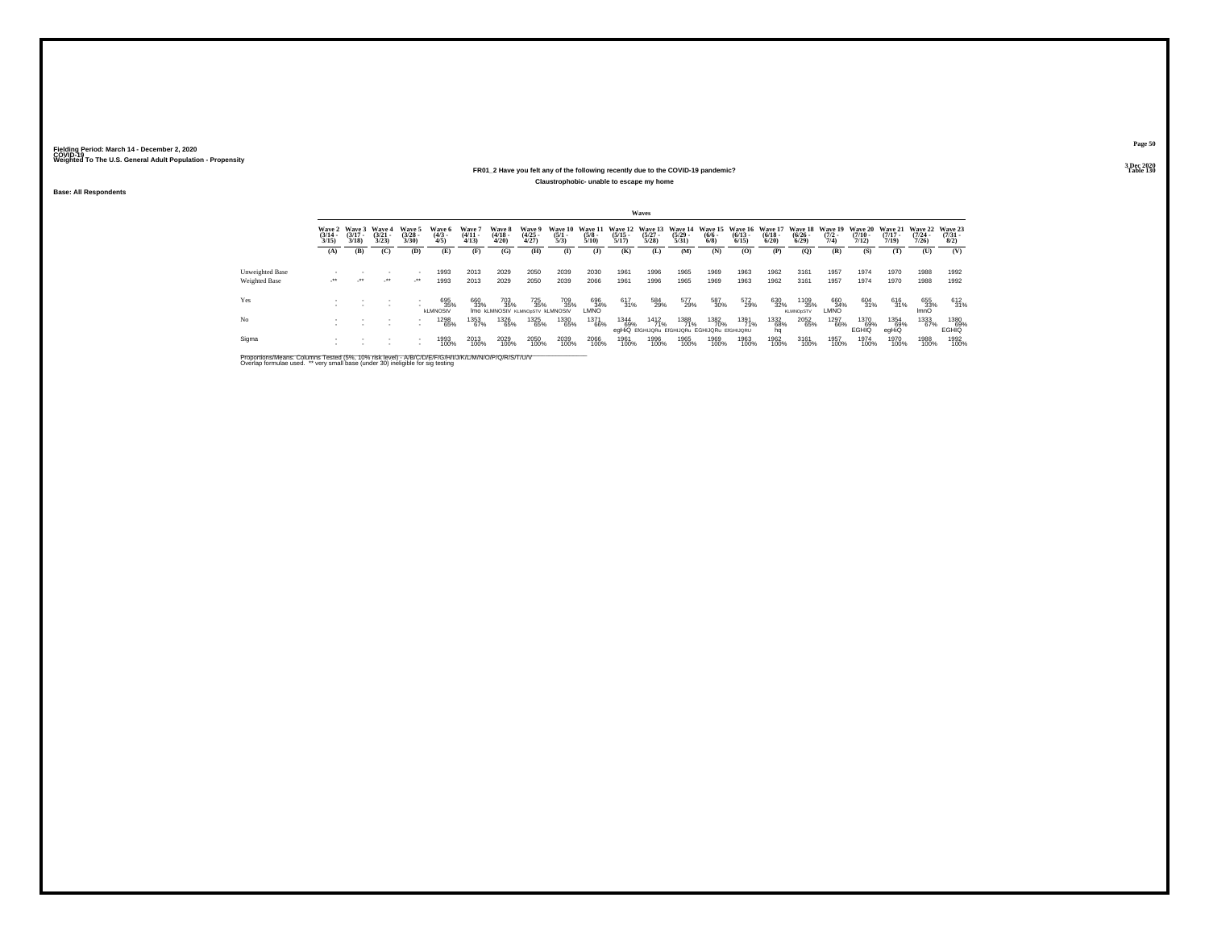Fielding Period: March 14 - December 2, 2020
COVID-19
Weighted To The U.S. General Adult Population - Propensity

3 Dec 2020
Table 130

## FR01_2 Have you felt any of the following recently due to the COVID-19 pandemic?

### Claustrophobic- unable to escape my home

Base: All Respondents

| | Waves | | | | | | | | | | | | | | | | | | | | | |
|---|---|---|---|---|---|---|---|---|---|---|---|---|---|---|---|---|---|---|---|---|---|---|
| | Wave 2 (3/14 - 3/15) | Wave 3 (3/17 - 3/18) | Wave 4 (3/21 - 3/23) | Wave 5 (3/28 - 3/30) | Wave 6 (4/3 - 4/5) | Wave 7 (4/11 - 4/13) | Wave 8 (4/18 - 4/20) | Wave 9 (4/25 - 4/27) | Wave 10 (5/1 - 5/3) | Wave 11 (5/8 - 5/10) | Wave 12 (5/15 - 5/17) | Wave 13 (5/27 - 5/28) | Wave 14 (5/29 - 5/31) | Wave 15 (6/6 - 6/8) | Wave 16 (6/13 - 6/15) | Wave 17 (6/18 - 6/20) | Wave 18 (6/26 - 6/29) | Wave 19 (7/2 - 7/4) | Wave 20 (7/10 - 7/12) | Wave 21 (7/17 - 7/19) | Wave 22 (7/24 - 7/26) | Wave 23 (7/31 - 8/2) |
| | (A) | (B) | (C) | (D) | (E) | (F) | (G) | (H) | (I) | (J) | (K) | (L) | (M) | (N) | (O) | (P) | (Q) | (R) | (S) | (T) | (U) | (V) |
| Unweighted Base | - | - | - | - | 1993 | 2013 | 2029 | 2050 | 2039 | 2030 | 1961 | 1996 | 1965 | 1969 | 1963 | 1962 | 3161 | 1957 | 1974 | 1970 | 1988 | 1992 |
| Weighted Base | -** | -** | -** | -** | 1993 | 2013 | 2029 | 2050 | 2039 | 2066 | 1961 | 1996 | 1965 | 1969 | 1963 | 1962 | 3161 | 1957 | 1974 | 1970 | 1988 | 1992 |
| Yes | - | - | - | - | 695 | 660 | 703 | 725 | 709 | 696 | 617 | 584 | 577 | 587 | 572 | 630 | 1109 | 660 | 604 | 616 | 655 | 612 |
| | - | - | - | - | 35% | 33% | 35% | 35% | 35% | 34% | 31% | 29% | 29% | 30% | 29% | 32% | 35% | 34% | 31% | 31% | 33% | 31% |
| | | | | | kLMNOStV | lmo | kLMNOStV | kLMNOpSTV | kLMNOStV | LMNO | | | | | | | KLMNOpSTV | LMNO | | | lmnO | |
| No | - | - | - | - | 1298 | 1353 | 1326 | 1325 | 1330 | 1371 | 1344 | 1412 | 1388 | 1382 | 1391 | 1332 | 2052 | 1297 | 1370 | 1354 | 1333 | 1380 |
| | - | - | - | - | 65% | 67% | 65% | 65% | 65% | 66% | 69% | 71% | 71% | 70% | 71% | 68% | 65% | 66% | 69% | 69% | 67% | 69% |
| | | | | | | | | | | | egHIQ | EfGHIJQRu | EfGHIJQRu | EGHIJQRu | EfGHIJQRU | hq | | | EGHIQ | egHiQ | | EGHIQ |
| Sigma | - | - | - | - | 1993 | 2013 | 2029 | 2050 | 2039 | 2066 | 1961 | 1996 | 1965 | 1969 | 1963 | 1962 | 3161 | 1957 | 1974 | 1970 | 1988 | 1992 |
| | - | - | - | - | 100% | 100% | 100% | 100% | 100% | 100% | 100% | 100% | 100% | 100% | 100% | 100% | 100% | 100% | 100% | 100% | 100% | 100% |

Proportions/Means: Columns Tested (5%, 10% risk level) - A/B/C/D/E/F/G/H/I/J/K/L/M/N/O/P/Q/R/S/T/U/V
Overlap formulae used. ** very small base (under 30) ineligible for sig testing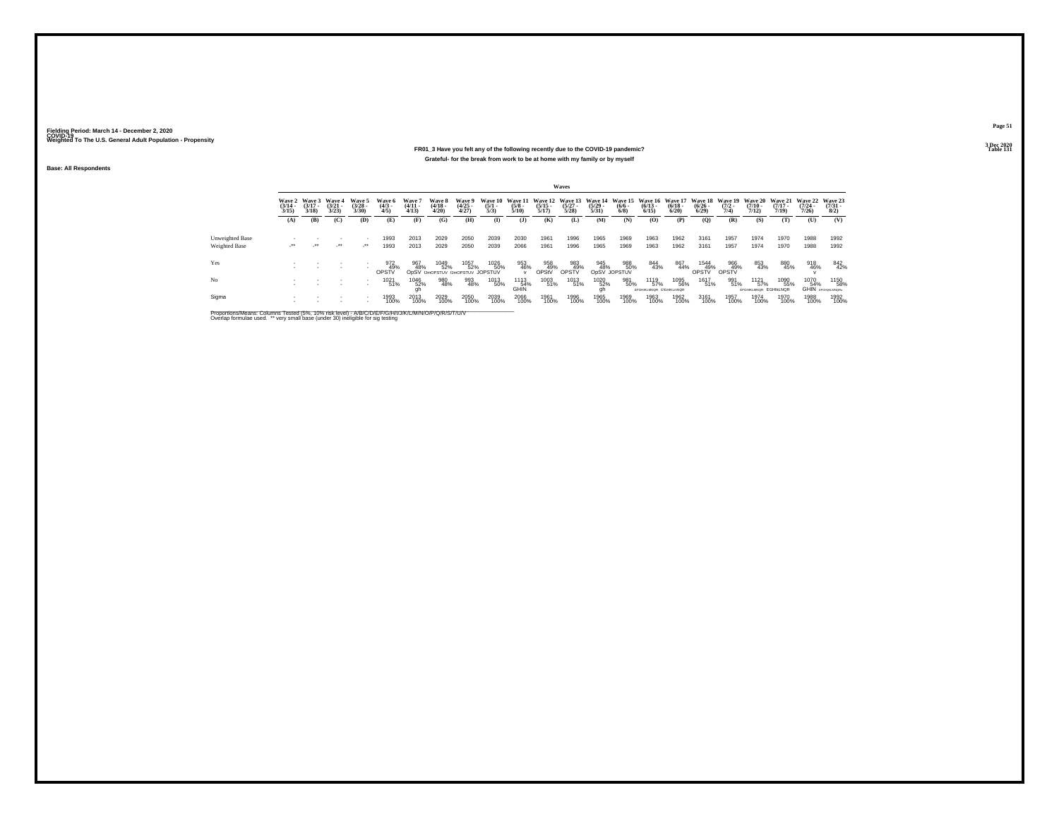Fielding Period: March 14 - December 2, 2020
COVID-19
Weighted To The U.S. General Adult Population - Propensity

3 Dec 2020
Table 131

## FR01_3 Have you felt any of the following recently due to the COVID-19 pandemic?

Grateful- for the break from work to be at home with my family or by myself

Base: All Respondents

| | Waves | | | | | | | | | | | | | | | | | | | | | |
|---|---|---|---|---|---|---|---|---|---|---|---|---|---|---|---|---|---|---|---|---|---|---|
| | Wave 2 (3/14 - 3/15) | Wave 3 (3/17 - 3/18) | Wave 4 (3/21 - 3/23) | Wave 5 (3/28 - 3/30) | Wave 6 (4/3 - 4/5) | Wave 7 (4/11 - 4/13) | Wave 8 (4/18 - 4/20) | Wave 9 (4/25 - 4/27) | Wave 10 (5/1 - 5/3) | Wave 11 (5/8 - 5/10) | Wave 12 (5/15 - 5/17) | Wave 13 (5/27 - 5/28) | Wave 14 (5/29 - 5/31) | Wave 15 (6/6 - 6/8) | Wave 16 (6/13 - 6/15) | Wave 17 (6/18 - 6/20) | Wave 18 (6/26 - 6/29) | Wave 19 (7/2 - 7/4) | Wave 20 (7/10 - 7/12) | Wave 21 (7/17 - 7/19) | Wave 22 (7/24 - 7/26) | Wave 23 (7/31 - 8/2) |
| | (A) | (B) | (C) | (D) | (E) | (F) | (G) | (H) | (I) | (J) | (K) | (L) | (M) | (N) | (O) | (P) | (Q) | (R) | (S) | (T) | (U) | (V) |
| Unweighted Base | - | - | - | - | 1993 | 2013 | 2029 | 2050 | 2039 | 2030 | 1961 | 1996 | 1965 | 1969 | 1963 | 1962 | 3161 | 1957 | 1974 | 1970 | 1988 | 1992 |
| Weighted Base | -** | -** | -** | -** | 1993 | 2013 | 2029 | 2050 | 2039 | 2066 | 1961 | 1996 | 1965 | 1969 | 1963 | 1962 | 3161 | 1957 | 1974 | 1970 | 1988 | 1992 |
| Yes | - | - | - | - | 972 49% OPSTV | 967 48% OpSV | 1049 52% OJmOPSTUV | 1057 52% OJmOPSTUV | 1026 50% JOPSTUV | 953 46% v | 958 49% OPStV | 983 49% OPSTV | 945 48% OpSV | 988 50% JOPSTUV | 844 43% | 867 44% | 1544 49% OPSTV | 966 49% OPSTV | 853 43% | 880 45% | 918 46% v | 842 42% |
| No | - | - | - | - | 1021 51% | 1046 52% gh | 980 48% | 993 48% | 1013 50% | 1113 54% GHIN | 1003 51% | 1013 51% | 1020 52% gh | 981 50% | 1119 57% EFGHIKLMNQR | 1095 56% EfGHIKLmNQR | 1617 51% | 991 51% | 1121 57% EFGHIKLMNQR | 1090 55% EGHIkLNQR | 1070 54% GHIN | 1150 58% EFGHIjKLMNQRu |
| Sigma | - | - | - | - | 1993 100% | 2013 100% | 2029 100% | 2050 100% | 2039 100% | 2066 100% | 1961 100% | 1996 100% | 1965 100% | 1969 100% | 1963 100% | 1962 100% | 3161 100% | 1957 100% | 1974 100% | 1970 100% | 1988 100% | 1992 100% |

Proportions/Means: Columns Tested (5%, 10% risk level) - A/B/C/D/E/F/G/H/I/J/K/L/M/N/O/P/Q/R/S/T/U/V
Overlap formulae used. ** very small base (under 30) ineligible for sig testing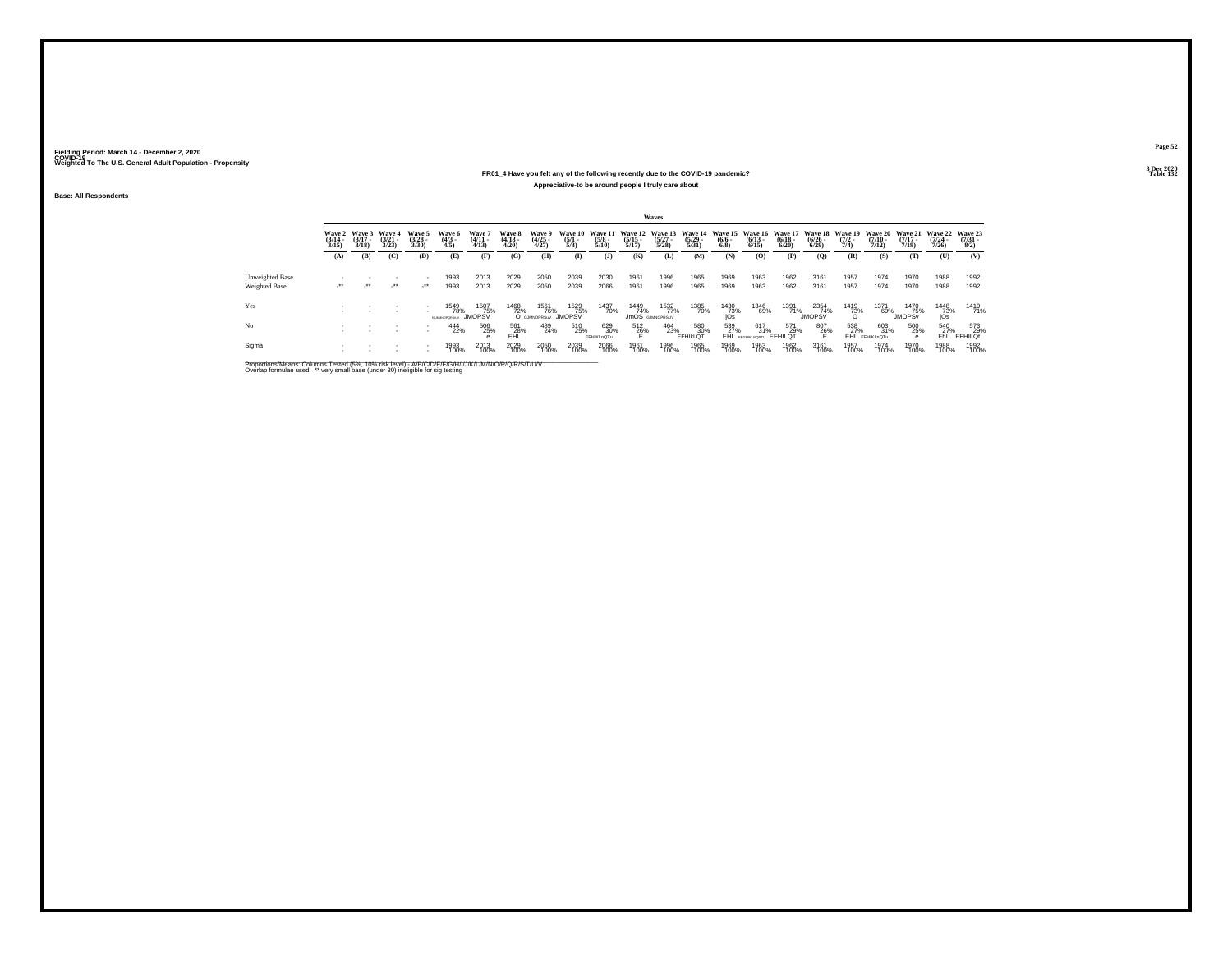Fielding Period: March 14 - December 2, 2020
COVID-19
Weighted To The U.S. General Adult Population - Propensity

3 Dec 2020
Table 132

### FR01_4 Have you felt any of the following recently due to the COVID-19 pandemic?

### Appreciative-to be around people I truly care about

Base: All Respondents

| | Wave 2 (3/14 - 3/15) | Wave 3 (3/17 - 3/18) | Wave 4 (3/21 - 3/23) | Wave 5 (3/28 - 3/30) | Wave 6 (4/3 - 4/5) | Wave 7 (4/11 - 4/13) | Wave 8 (4/18 - 4/20) | Wave 9 (4/25 - 4/27) | Wave 10 (5/1 - 5/3) | Wave 11 (5/8 - 5/10) | Wave 12 (5/15 - 5/17) | Wave 13 (5/27 - 5/28) | Wave 14 (5/29 - 5/31) | Wave 15 (6/6 - 6/8) | Wave 16 (6/13 - 6/15) | Wave 17 (6/18 - 6/20) | Wave 18 (6/26 - 6/29) | Wave 19 (7/2 - 7/4) | Wave 20 (7/10 - 7/12) | Wave 21 (7/17 - 7/19) | Wave 22 (7/24 - 7/26) | Wave 23 (7/31 - 8/2) |
|---|---|---|---|---|---|---|---|---|---|---|---|---|---|---|---|---|---|---|---|---|---|---|
| | (A) | (B) | (C) | (D) | (E) | (F) | (G) | (H) | (I) | (J) | (K) | (L) | (M) | (N) | (O) | (P) | (Q) | (R) | (S) | (T) | (U) | (V) |
| Unweighted Base | - | - | - | - | 1993 | 2013 | 2029 | 2050 | 2039 | 2030 | 1961 | 1996 | 1965 | 1969 | 1963 | 1962 | 3161 | 1957 | 1974 | 1970 | 1988 | 1992 |
| Weighted Base | -** | -** | -** | -** | 1993 | 2013 | 2029 | 2050 | 2039 | 2066 | 1961 | 1996 | 1965 | 1969 | 1963 | 1962 | 3161 | 1957 | 1974 | 1970 | 1988 | 1992 |
| Yes | - | - | - | - | 1549 | 1507 | 1468 | 1561 | 1529 | 1437 | 1449 | 1532 | 1385 | 1430 | 1346 | 1391 | 2354 | 1419 | 1371 | 1470 | 1448 | 1419 |
| | - | - | - | - | 78% | 75% | 72% | 76% | 75% | 70% | 74% | 77% | 70% | 73% | 69% | 71% | 74% | 73% | 69% | 75% | 73% | 71% |
| | | | | | GJMNOPQRStUV | JMOPSV | O | GJMNOPRSuV | JMOPSV | | JmOS | GJMNOPRSfV | | jOs | | | JMOPSV | O | | JMOPSv | jOs | |
| No | - | - | - | - | 444 | 506 | 561 | 489 | 510 | 629 | 512 | 464 | 580 | 539 | 617 | 571 | 807 | 538 | 603 | 500 | 540 | 573 |
| | - | - | - | - | 22% | 25% | 28% | 24% | 25% | 30% | 26% | 23% | 30% | 27% | 31% | 29% | 26% | 27% | 31% | 25% | 27% | 29% |
| | | | | | | e | EHL | | | EFHIKLnQTu | E | | EFHIKLQT | EHL | EFGHIKLNQRTU | EFHILQT | E | EHL | EFHIKLnQTu | e | EhL | EFHILQt |
| Sigma | - | - | - | - | 1993 | 2013 | 2029 | 2050 | 2039 | 2066 | 1961 | 1996 | 1965 | 1969 | 1963 | 1962 | 3161 | 1957 | 1974 | 1970 | 1988 | 1992 |
| | - | - | - | - | 100% | 100% | 100% | 100% | 100% | 100% | 100% | 100% | 100% | 100% | 100% | 100% | 100% | 100% | 100% | 100% | 100% | 100% |

Proportions/Means: Columns Tested (5%, 10% risk level) - A/B/C/D/E/F/G/H/I/J/K/L/M/N/O/P/Q/R/S/T/U/V
Overlap formulae used. ** very small base (under 30) ineligible for sig testing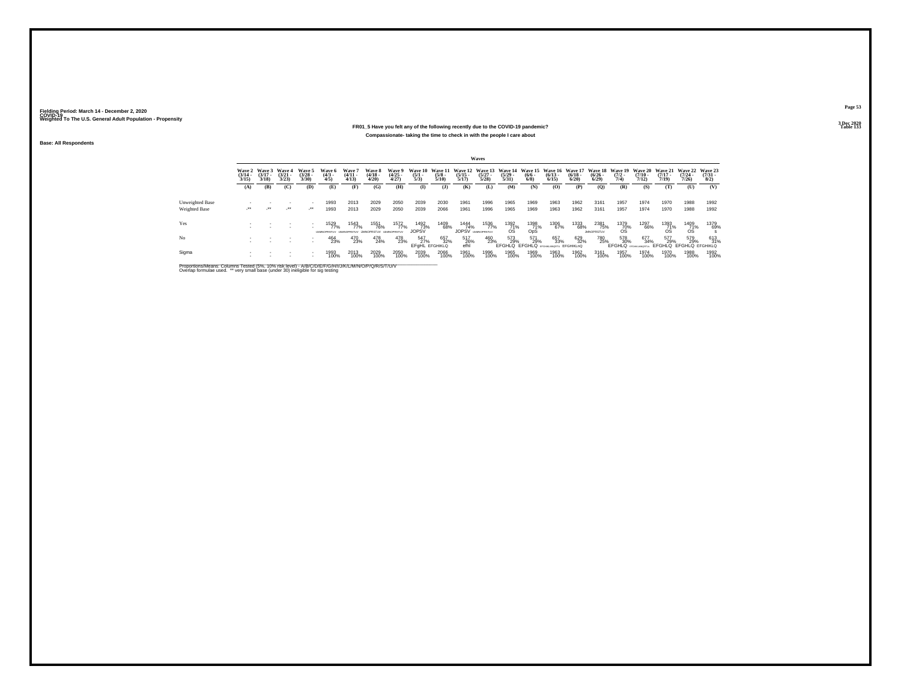Fielding Period: March 14 - December 2, 2020
COVID-19
Weighted To The U.S. General Adult Population - Propensity

3 Dec 2020
Table 133

## FR01_5 Have you felt any of the following recently due to the COVID-19 pandemic?

### Compassionate- taking the time to check in with the people I care about

Base: All Respondents

| | Wave 2 (3/14 - 3/15) | Wave 3 (3/17 - 3/18) | Wave 4 (3/21 - 3/23) | Wave 5 (3/28 - 3/30) | Wave 6 (4/3 - 4/5) | Wave 7 (4/11 - 4/13) | Wave 8 (4/18 - 4/20) | Wave 9 (4/25 - 4/27) | Wave 10 (5/1 - 5/3) | Wave 11 (5/8 - 5/10) | Wave 12 (5/15 - 5/17) | Wave 13 (5/27 - 5/28) | Wave 14 (5/29 - 5/31) | Wave 15 (6/6 - 6/8) | Wave 16 (6/13 - 6/15) | Wave 17 (6/18 - 6/20) | Wave 18 (6/26 - 6/29) | Wave 19 (7/2 - 7/4) | Wave 20 (7/10 - 7/12) | Wave 21 (7/17 - 7/19) | Wave 22 (7/24 - 7/26) | Wave 23 (7/31 - 8/2) |
|---|---|---|---|---|---|---|---|---|---|---|---|---|---|---|---|---|---|---|---|---|---|---|
| | (A) | (B) | (C) | (D) | (E) | (F) | (G) | (H) | (I) | (J) | (K) | (L) | (M) | (N) | (O) | (P) | (Q) | (R) | (S) | (T) | (U) | (V) |
| Unweighted Base | - | - | - | - | 1993 | 2013 | 2029 | 2050 | 2039 | 2030 | 1961 | 1996 | 1965 | 1969 | 1963 | 1962 | 3161 | 1957 | 1974 | 1970 | 1988 | 1992 |
| Weighted Base | -** | -** | -** | -** | 1993 | 2013 | 2029 | 2050 | 2039 | 2066 | 1961 | 1996 | 1965 | 1969 | 1963 | 1962 | 3161 | 1957 | 1974 | 1970 | 1988 | 1992 |
| Yes | - | - | - | - | 1529 77% IJMNOPRSTUV | 1543 77% IJMNOPRSTUV | 1551 76% IJMNOPRSTUV | 1572 77% IJMNOPRSTUV | 1492 73% JOPSV | 1409 68% | 1444 74% JOPSV | 1536 77% IJMNOPRSTUV | 1392 71% OS | 1398 71% OpS | 1306 67% | 1333 68% | 2381 75% JMNOPRSTUV | 1379 70% OS | 1297 66% | 1393 71% OS | 1409 71% OS | 1379 69% s |
| No | - | - | - | - | 464 23% | 470 23% | 478 24% | 478 23% | 547 27% EFgHL | 657 32% EFGHIKLQ | 517 26% efhl | 460 23% | 573 29% EFGHLQ | 571 29% EFGHLQ | 657 33% EFGHIKLMNQRTUV | 629 32% EFGHIKLnQ | 780 25% | 578 30% EFGHLQ | 677 34% EFGHIKLMNQRTUV | 577 29% EFGHLQ | 579 29% EFGHLQ | 613 31% EFGHIKLQ |
| Sigma | - | - | - | - | 1993 100% | 2013 100% | 2029 100% | 2050 100% | 2039 100% | 2066 100% | 1961 100% | 1996 100% | 1965 100% | 1969 100% | 1963 100% | 1962 100% | 3161 100% | 1957 100% | 1974 100% | 1970 100% | 1988 100% | 1992 100% |

Proportions/Means: Columns Tested (5%, 10% risk level) - A/B/C/D/E/F/G/H/I/J/K/L/M/N/O/P/Q/R/S/T/U/V
Overlap formulae used. ** very small base (under 30) ineligible for sig testing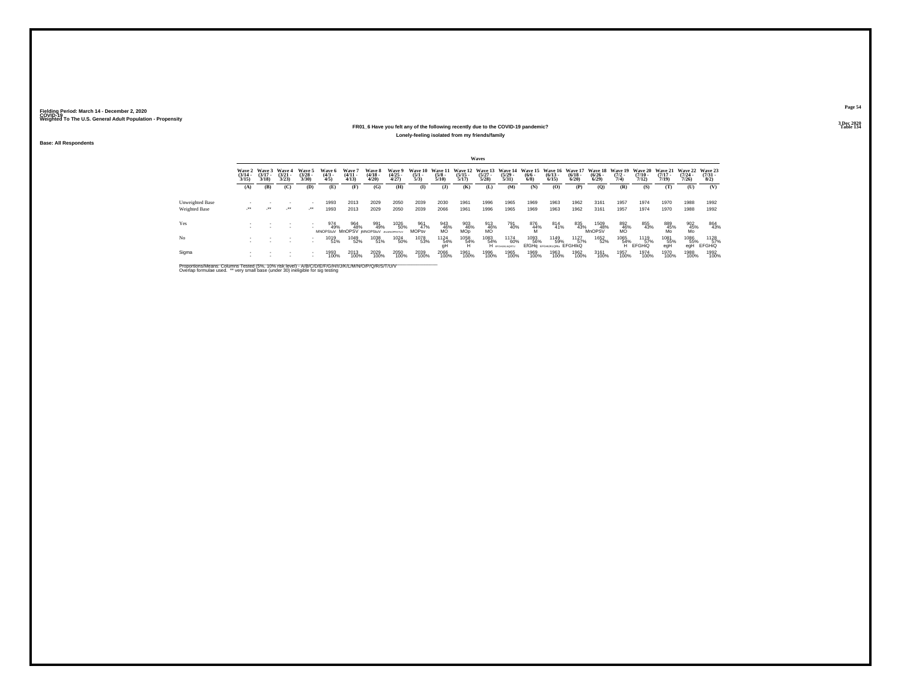Fielding Period: March 14 - December 2, 2020
COVID-19
Weighted To The U.S. General Adult Population - Propensity

3 Dec 2020
Table 134

### FR01_6 Have you felt any of the following recently due to the COVID-19 pandemic?

Lonely-feeling isolated from my friends/family

Base: All Respondents

| | Waves | | | | | | | | | | | | | | | | | | | | | |
|---|---|---|---|---|---|---|---|---|---|---|---|---|---|---|---|---|---|---|---|---|---|---|
| | Wave 2 (3/14 - 3/15) | Wave 3 (3/17 - 3/18) | Wave 4 (3/21 - 3/23) | Wave 5 (3/28 - 3/30) | Wave 6 (4/3 - 4/5) | Wave 7 (4/11 - 4/13) | Wave 8 (4/18 - 4/20) | Wave 9 (4/25 - 4/27) | Wave 10 (5/1 - 5/3) | Wave 11 (5/8 - 5/10) | Wave 12 (5/15 - 5/17) | Wave 13 (5/27 - 5/28) | Wave 14 (5/29 - 5/31) | Wave 15 (6/6 - 6/8) | Wave 16 (6/13 - 6/15) | Wave 17 (6/18 - 6/20) | Wave 18 (6/26 - 6/29) | Wave 19 (7/2 - 7/4) | Wave 20 (7/10 - 7/12) | Wave 21 (7/17 - 7/19) | Wave 22 (7/24 - 7/26) | Wave 23 (7/31 - 8/2) |
| | (A) | (B) | (C) | (D) | (E) | (F) | (G) | (H) | (I) | (J) | (K) | (L) | (M) | (N) | (O) | (P) | (Q) | (R) | (S) | (T) | (U) | (V) |
| Unweighted Base | - | - | - | - | 1993 | 2013 | 2029 | 2050 | 2039 | 2030 | 1961 | 1996 | 1965 | 1969 | 1963 | 1962 | 3161 | 1957 | 1974 | 1970 | 1988 | 1992 |
| Weighted Base | -** | -** | -** | -** | 1993 | 2013 | 2029 | 2050 | 2039 | 2066 | 1961 | 1996 | 1965 | 1969 | 1963 | 1962 | 3161 | 1957 | 1974 | 1970 | 1988 | 1992 |
| Yes | - | - | - | - | 974 | 964 | 991 | 1026 | 961 | 943 | 903 | 913 | 791 | 876 | 814 | 835 | 1509 | 892 | 855 | 889 | 902 | 864 |
| | - | - | - | - | 49% | 48% | 49% | 50% | 47% | 46% | 46% | 46% | 40% | 44% | 41% | 43% | 48% | 46% | 43% | 45% | 45% | 43% |
| | | | | | MNOPStuV | MnOPSV | jMNOPStuV | JkLMNOPRSTUV | MOPsv | MO | MOp | MO | | M | | | MnOPSV | MO | | Mo | Mo | |
| No | - | - | - | - | 1019 | 1049 | 1038 | 1024 | 1078 | 1124 | 1058 | 1083 | 1174 | 1093 | 1149 | 1127 | 1652 | 1065 | 1119 | 1081 | 1086 | 1128 |
| | - | - | - | - | 51% | 52% | 51% | 50% | 53% | 54% | 54% | 54% | 60% | 56% | 59% | 57% | 52% | 54% | 57% | 55% | 55% | 57% |
| | | | | | | | | | | gH | H | H | EFGHIJKLNQRTU | EfGHq | EFGHIJKLQRu | EFGHIkQ | | H | EFGHiQ | egH | egH | EFGHiQ |
| Sigma | - | - | - | - | 1993 | 2013 | 2029 | 2050 | 2039 | 2066 | 1961 | 1996 | 1965 | 1969 | 1963 | 1962 | 3161 | 1957 | 1974 | 1970 | 1988 | 1992 |
| | - | - | - | - | 100% | 100% | 100% | 100% | 100% | 100% | 100% | 100% | 100% | 100% | 100% | 100% | 100% | 100% | 100% | 100% | 100% | 100% |

Proportions/Means: Columns Tested (5%, 10% risk level) - A/B/C/D/E/F/G/H/I/J/K/L/M/N/O/P/Q/R/S/T/U/V
Overlap formulae used. ** very small base (under 30) ineligible for sig testing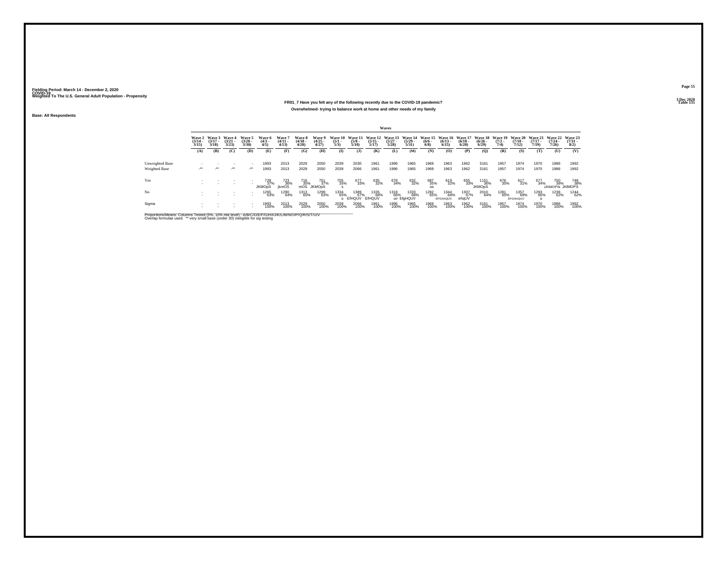Fielding Period: March 14 - December 2, 2020
COVID-19
Weighted To The U.S. General Adult Population - Propensity

3 Dec 2020
Table 135

## FR01_7 Have you felt any of the following recently due to the COVID-19 pandemic?

### Overwhelmed- trying to balance work at home and other needs of my family

Base: All Respondents

| | Waves | | | | | | | | | | | | | | | | | | | | | |
|---|---|---|---|---|---|---|---|---|---|---|---|---|---|---|---|---|---|---|---|---|---|---|
| | Wave 2 (3/14 - 3/15) | Wave 3 (3/17 - 3/18) | Wave 4 (3/21 - 3/23) | Wave 5 (3/28 - 3/30) | Wave 6 (4/3 - 4/5) | Wave 7 (4/11 - 4/13) | Wave 8 (4/18 - 4/20) | Wave 9 (4/25 - 4/27) | Wave 10 (5/1 - 5/3) | Wave 11 (5/8 - 5/10) | Wave 12 (5/15 - 5/17) | Wave 13 (5/27 - 5/28) | Wave 14 (5/29 - 5/31) | Wave 15 (6/6 - 6/8) | Wave 16 (6/13 - 6/15) | Wave 17 (6/18 - 6/20) | Wave 18 (6/26 - 6/29) | Wave 19 (7/2 - 7/4) | Wave 20 (7/10 - 7/12) | Wave 21 (7/17 - 7/19) | Wave 22 (7/24 - 7/26) | Wave 23 (7/31 - 8/2) |
| | (A) | (B) | (C) | (D) | (E) | (F) | (G) | (H) | (I) | (J) | (K) | (L) | (M) | (N) | (O) | (P) | (Q) | (R) | (S) | (T) | (U) | (V) |
| Unweighted Base | - | - | - | - | 1993 | 2013 | 2029 | 2050 | 2039 | 2030 | 1961 | 1996 | 1965 | 1969 | 1963 | 1962 | 3161 | 1957 | 1974 | 1970 | 1988 | 1992 |
| Weighted Base | -** | -** | -** | -** | 1993 | 2013 | 2029 | 2050 | 2039 | 2066 | 1961 | 1996 | 1965 | 1969 | 1963 | 1962 | 3161 | 1957 | 1974 | 1970 | 1988 | 1992 |
| Yes | - | - | - | - | 728 | 723 | 716 | 751 | 705 | 677 | 635 | 678 | 632 | 687 | 619 | 655 | 1151 | 676 | 617 | 677 | 750 | 748 |
| | - | - | - | - | 37% | 36% | 35% | 37% | 35% | 33% | 32% | 34% | 32% | 35% | 32% | 33% | 36% | 35% | 31% | 34% | 38% | 38% |
| | | | | | JKMOpS | jkmOS | mOS | JKMOpS | s | | | | | os | | | JKMOpS | | | | IJKlMOPSt | JKlMOPS |
| No | - | - | - | - | 1265 | 1290 | 1313 | 1299 | 1334 | 1389 | 1326 | 1318 | 1333 | 1282 | 1344 | 1307 | 2010 | 1281 | 1357 | 1293 | 1238 | 1244 |
| | - | - | - | - | 63% | 64% | 65% | 63% | 65% | 67% | 68% | 66% | 68% | 65% | 68% | 67% | 64% | 65% | 69% | 66% | 62% | 62% |
| | | | | | | | | | u | EfHQUV | EfHQUV | uv | EfgHQUV | | EFGHnQUV | ehqUV | | | EFGHnQUV | u | | |
| Sigma | - | - | - | - | 1993 | 2013 | 2029 | 2050 | 2039 | 2066 | 1961 | 1996 | 1965 | 1969 | 1963 | 1962 | 3161 | 1957 | 1974 | 1970 | 1988 | 1992 |
| | - | - | - | - | 100% | 100% | 100% | 100% | 100% | 100% | 100% | 100% | 100% | 100% | 100% | 100% | 100% | 100% | 100% | 100% | 100% | 100% |

Proportions/Means: Columns Tested (5%, 10% risk level) - A/B/C/D/E/F/G/H/I/J/K/L/M/N/O/P/Q/R/S/T/U/V
Overlap formulae used. ** very small base (under 30) ineligible for sig testing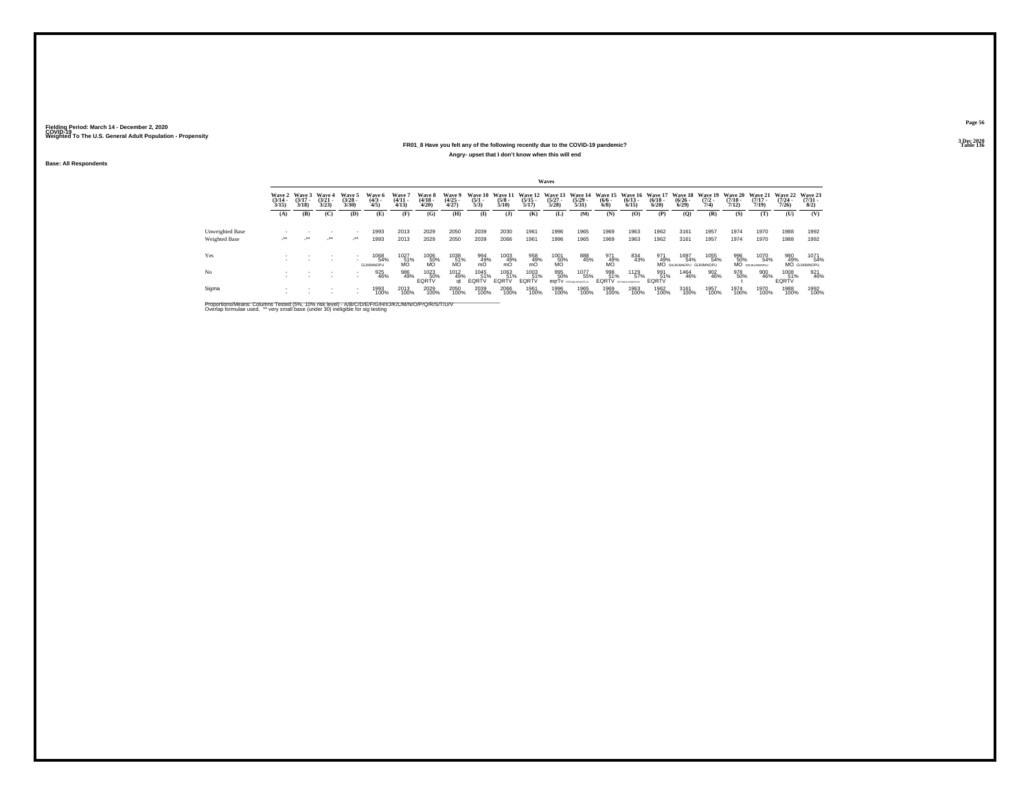Fielding Period: March 14 - December 2, 2020
COVID-19
Weighted To The U.S. General Adult Population - Propensity

3 Dec 2020
Table 136

FR01_8 Have you felt any of the following recently due to the COVID-19 pandemic?

Angry- upset that I don't know when this will end

Base: All Respondents

| | Wave 2 (3/14 - 3/15) | Wave 3 (3/17 - 3/18) | Wave 4 (3/21 - 3/23) | Wave 5 (3/28 - 3/30) | Wave 6 (4/3 - 4/5) | Wave 7 (4/11 - 4/13) | Wave 8 (4/18 - 4/20) | Wave 9 (4/25 - 4/27) | Wave 10 (5/1 - 5/3) | Wave 11 (5/8 - 5/10) | Wave 12 (5/15 - 5/17) | Wave 13 (5/27 - 5/28) | Wave 14 (5/29 - 5/31) | Wave 15 (6/6 - 6/8) | Wave 16 (6/13 - 6/15) | Wave 17 (6/18 - 6/20) | Wave 18 (6/26 - 6/29) | Wave 19 (7/2 - 7/4) | Wave 20 (7/10 - 7/12) | Wave 21 (7/17 - 7/19) | Wave 22 (7/24 - 7/26) | Wave 23 (7/31 - 8/2) |
|---|---|---|---|---|---|---|---|---|---|---|---|---|---|---|---|---|---|---|---|---|---|---|
| | (A) | (B) | (C) | (D) | (E) | (F) | (G) | (H) | (I) | (J) | (K) | (L) | (M) | (N) | (O) | (P) | (Q) | (R) | (S) | (T) | (U) | (V) |
| Unweighted Base | - | - | - | - | 1993 | 2013 | 2029 | 2050 | 2039 | 2030 | 1961 | 1996 | 1965 | 1969 | 1963 | 1962 | 3161 | 1957 | 1974 | 1970 | 1988 | 1992 |
| Weighted Base | -** | -** | -** | -** | 1993 | 2013 | 2029 | 2050 | 2039 | 2066 | 1961 | 1996 | 1965 | 1969 | 1963 | 1962 | 3161 | 1957 | 1974 | 1970 | 1988 | 1992 |
| Yes | - | - | - | - | 1068 | 1027 | 1006 | 1038 | 994 | 1003 | 958 | 1001 | 888 | 971 | 834 | 971 | 1697 | 1055 | 996 | 1070 | 980 | 1071 |
| | - | - | - | - | 54% | 51% | 50% | 51% | 49% | 49% | 49% | 50% | 45% | 49% | 43% | 49% | 54% | 54% | 50% | 54% | 49% | 54% |
| | | | | | GIJKMNOPU | MO | MO | MO | mO | mO | mO | MO | | MO | | MO | GIJKMNOPU | GIJKMNOPU | MO | GIJKLMNOPU | MO | GIJKMNOPU |
| No | - | - | - | - | 925 | 986 | 1023 | 1012 | 1045 | 1063 | 1003 | 995 | 1077 | 998 | 1129 | 991 | 1464 | 902 | 978 | 900 | 1008 | 921 |
| | - | - | - | - | 46% | 49% | 50% | 49% | 51% | 51% | 51% | 50% | 55% | 51% | 57% | 51% | 46% | 46% | 50% | 46% | 51% | 46% |
| | | | | | | | EQRTV | qt | EQRTV | EQRTV | EQRTV | eqrTv | EFGHIJKLNQRSTUV | EQRTV | EFGHIJKLMNPQRSTUV | EQRTV | | | t | | EQRTV | |
| Sigma | - | - | - | - | 1993 | 2013 | 2029 | 2050 | 2039 | 2066 | 1961 | 1996 | 1965 | 1969 | 1963 | 1962 | 3161 | 1957 | 1974 | 1970 | 1988 | 1992 |
| | - | - | - | - | 100% | 100% | 100% | 100% | 100% | 100% | 100% | 100% | 100% | 100% | 100% | 100% | 100% | 100% | 100% | 100% | 100% | 100% |

Proportions/Means: Columns Tested (5%, 10% risk level) - A/B/C/D/E/F/G/H/I/J/K/L/M/N/O/P/Q/R/S/T/U/V
Overlap formulae used. ** very small base (under 30) ineligible for sig testing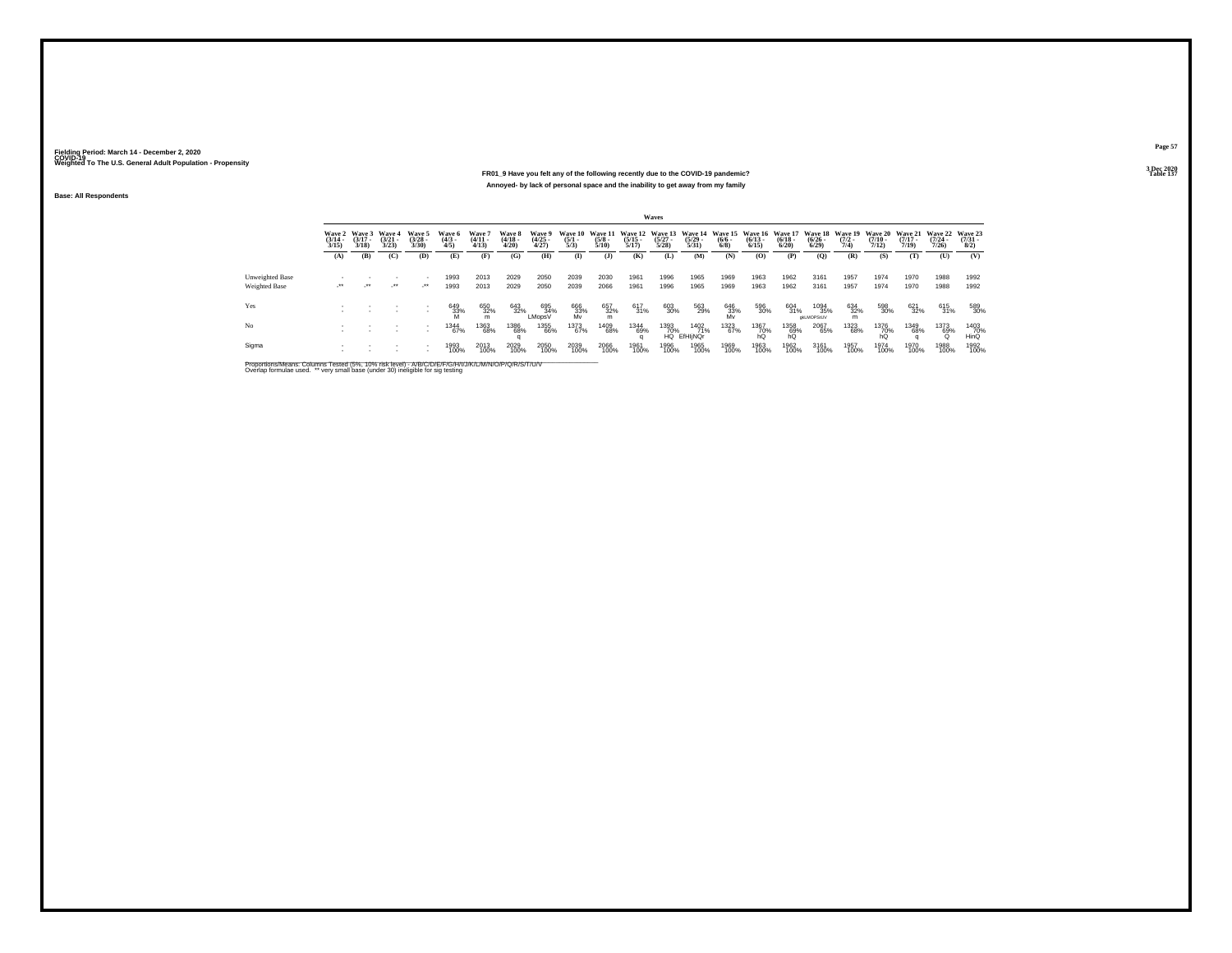Fielding Period: March 14 - December 2, 2020
COVID-19
Weighted To The U.S. General Adult Population - Propensity

3 Dec 2020
Table 137

## FR01_9 Have you felt any of the following recently due to the COVID-19 pandemic?

### Annoyed- by lack of personal space and the inability to get away from my family

Base: All Respondents

| | Waves | | | | | | | | | | | | | | | | | | | | | |
|---|---|---|---|---|---|---|---|---|---|---|---|---|---|---|---|---|---|---|---|---|---|---|
| | Wave 2 (3/14 - 3/15) | Wave 3 (3/17 - 3/18) | Wave 4 (3/21 - 3/23) | Wave 5 (3/28 - 3/30) | Wave 6 (4/3 - 4/5) | Wave 7 (4/11 - 4/13) | Wave 8 (4/18 - 4/20) | Wave 9 (4/25 - 4/27) | Wave 10 (5/1 - 5/3) | Wave 11 (5/8 - 5/10) | Wave 12 (5/15 - 5/17) | Wave 13 (5/27 - 5/28) | Wave 14 (5/29 - 5/31) | Wave 15 (6/6 - 6/8) | Wave 16 (6/13 - 6/15) | Wave 17 (6/18 - 6/20) | Wave 18 (6/26 - 6/29) | Wave 19 (7/2 - 7/4) | Wave 20 (7/10 - 7/12) | Wave 21 (7/17 - 7/19) | Wave 22 (7/24 - 7/26) | Wave 23 (7/31 - 8/2) |
| | (A) | (B) | (C) | (D) | (E) | (F) | (G) | (H) | (I) | (J) | (K) | (L) | (M) | (N) | (O) | (P) | (Q) | (R) | (S) | (T) | (U) | (V) |
| Unweighted Base | - | - | - | - | 1993 | 2013 | 2029 | 2050 | 2039 | 2030 | 1961 | 1996 | 1965 | 1969 | 1963 | 1962 | 3161 | 1957 | 1974 | 1970 | 1988 | 1992 |
| Weighted Base | -** | -** | -** | -** | 1993 | 2013 | 2029 | 2050 | 2039 | 2066 | 1961 | 1996 | 1965 | 1969 | 1963 | 1962 | 3161 | 1957 | 1974 | 1970 | 1988 | 1992 |
| Yes | - | - | - | - | 649 33% M | 650 32% m | 643 32% | 695 34% LMopsV | 666 33% Mv | 657 32% m | 617 31% | 603 30% | 563 29% | 646 33% Mv | 596 30% | 604 31% | 1094 35% gkLMOPStUV | 634 32% m | 598 30% | 621 32% | 615 31% | 589 30% |
| No | - | - | - | - | 1344 67% | 1363 68% | 1386 68% q | 1355 66% | 1373 67% | 1409 68% | 1344 69% q | 1393 70% HQ | 1402 71% EfHIjNQr | 1323 67% | 1367 70% hQ | 1358 69% hQ | 2067 65% | 1323 68% | 1376 70% hQ | 1349 68% q | 1373 69% Q | 1403 70% HinQ |
| Sigma | - | - | - | - | 1993 100% | 2013 100% | 2029 100% | 2050 100% | 2039 100% | 2066 100% | 1961 100% | 1996 100% | 1965 100% | 1969 100% | 1963 100% | 1962 100% | 3161 100% | 1957 100% | 1974 100% | 1970 100% | 1988 100% | 1992 100% |

Proportions/Means: Columns Tested (5%, 10% risk level) - A/B/C/D/E/F/G/H/I/J/K/L/M/N/O/P/Q/R/S/T/U/V
Overlap formulae used. ** very small base (under 30) ineligible for sig testing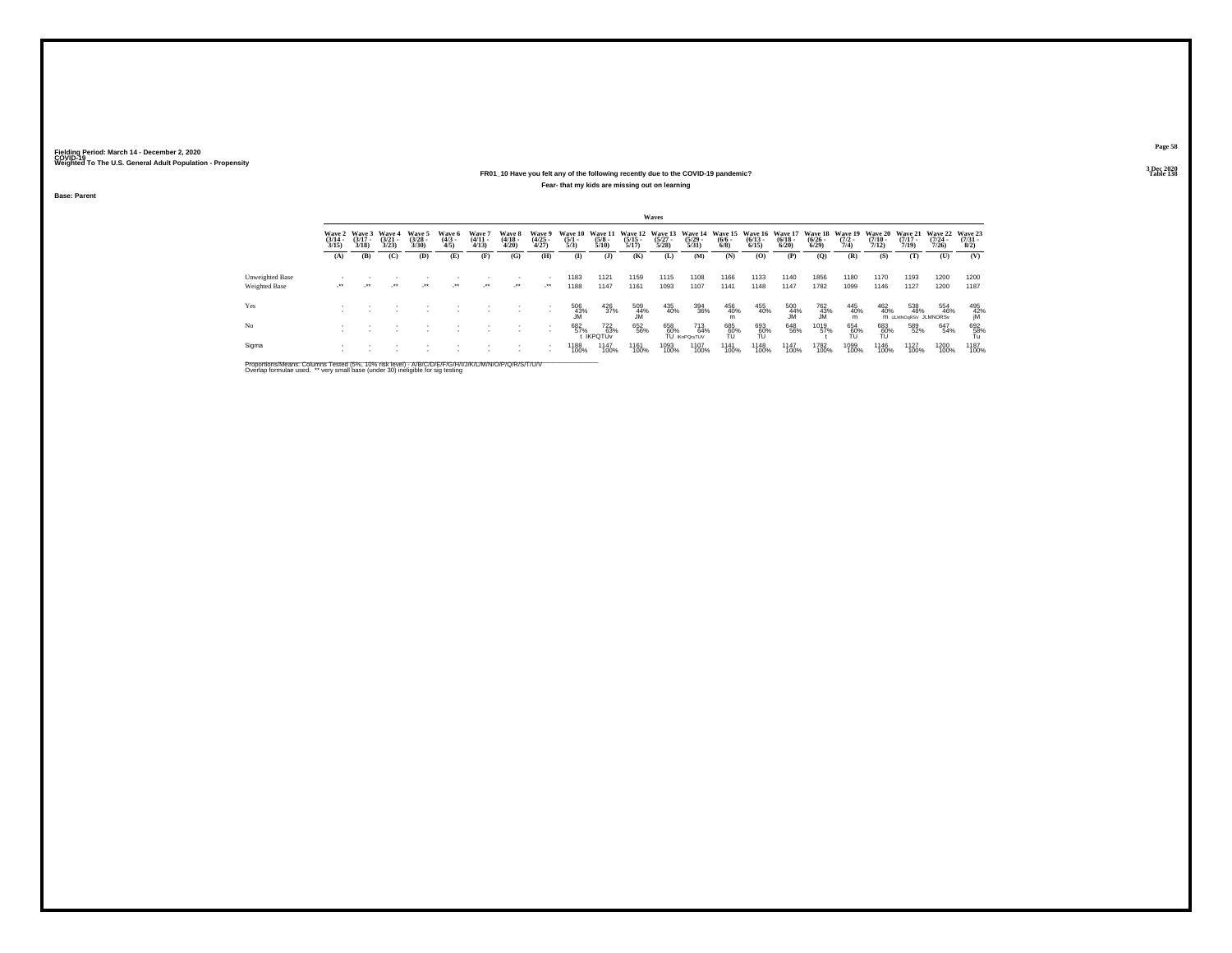Fielding Period: March 14 - December 2, 2020
COVID-19
Weighted To The U.S. General Adult Population - Propensity

3 Dec 2020
Table 138

## FR01_10 Have you felt any of the following recently due to the COVID-19 pandemic?

### Fear- that my kids are missing out on learning

Base: Parent

| | Waves | | | | | | | | | | | | | | | | | | | | | |
|---|---|---|---|---|---|---|---|---|---|---|---|---|---|---|---|---|---|---|---|---|---|---|
| | Wave 2 (3/14 - 3/15) | Wave 3 (3/17 - 3/18) | Wave 4 (3/21 - 3/23) | Wave 5 (3/28 - 3/30) | Wave 6 (4/3 - 4/5) | Wave 7 (4/11 - 4/13) | Wave 8 (4/18 - 4/20) | Wave 9 (4/25 - 4/27) | Wave 10 (5/1 - 5/3) | Wave 11 (5/8 - 5/10) | Wave 12 (5/15 - 5/17) | Wave 13 (5/27 - 5/28) | Wave 14 (5/29 - 5/31) | Wave 15 (6/6 - 6/8) | Wave 16 (6/13 - 6/15) | Wave 17 (6/18 - 6/20) | Wave 18 (6/26 - 6/29) | Wave 19 (7/2 - 7/4) | Wave 20 (7/10 - 7/12) | Wave 21 (7/17 - 7/19) | Wave 22 (7/24 - 7/26) | Wave 23 (7/31 - 8/2) |
| | (A) | (B) | (C) | (D) | (E) | (F) | (G) | (H) | (I) | (J) | (K) | (L) | (M) | (N) | (O) | (P) | (Q) | (R) | (S) | (T) | (U) | (V) |
| Unweighted Base | - | - | - | - | - | - | - | - | 1183 | 1121 | 1159 | 1115 | 1108 | 1166 | 1133 | 1140 | 1856 | 1180 | 1170 | 1193 | 1200 | 1200 |
| Weighted Base | -** | -** | -** | -** | -** | -** | -** | -** | 1188 | 1147 | 1161 | 1093 | 1107 | 1141 | 1148 | 1147 | 1782 | 1099 | 1146 | 1127 | 1200 | 1187 |
| Yes | - | - | - | - | - | - | - | - | 506 | 426 | 509 | 435 | 394 | 456 | 455 | 500 | 762 | 445 | 462 | 538 | 554 | 495 |
| | - | - | - | - | - | - | - | - | 43% | 37% | 44% | 40% | 36% | 40% | 40% | 44% | 43% | 40% | 40% | 48% | 46% | 42% |
| | | | | | | | | | JM | | JM | | | m | | JM | JM | m | m | iJLMNOqRSV | JLMNORSv | jM |
| No | - | - | - | - | - | - | - | - | 682 | 722 | 652 | 658 | 713 | 685 | 693 | 648 | 1019 | 654 | 683 | 589 | 647 | 692 |
| | - | - | - | - | - | - | - | - | 57% | 63% | 56% | 60% | 64% | 60% | 60% | 56% | 57% | 60% | 60% | 52% | 54% | 58% |
| | | | | | | | | | t | IKPQTUv | | TU | IKnPQrsTUV | TU | TU | | t | TU | TU | | | Tu |
| Sigma | - | - | - | - | - | - | - | - | 1188 | 1147 | 1161 | 1093 | 1107 | 1141 | 1148 | 1147 | 1782 | 1099 | 1146 | 1127 | 1200 | 1187 |
| | - | - | - | - | - | - | - | - | 100% | 100% | 100% | 100% | 100% | 100% | 100% | 100% | 100% | 100% | 100% | 100% | 100% | 100% |

Proportions/Means: Columns Tested (5%, 10% risk level) - A/B/C/D/E/F/G/H/I/J/K/L/M/N/O/P/Q/R/S/T/U/V
Overlap formulae used. ** very small base (under 30) ineligible for sig testing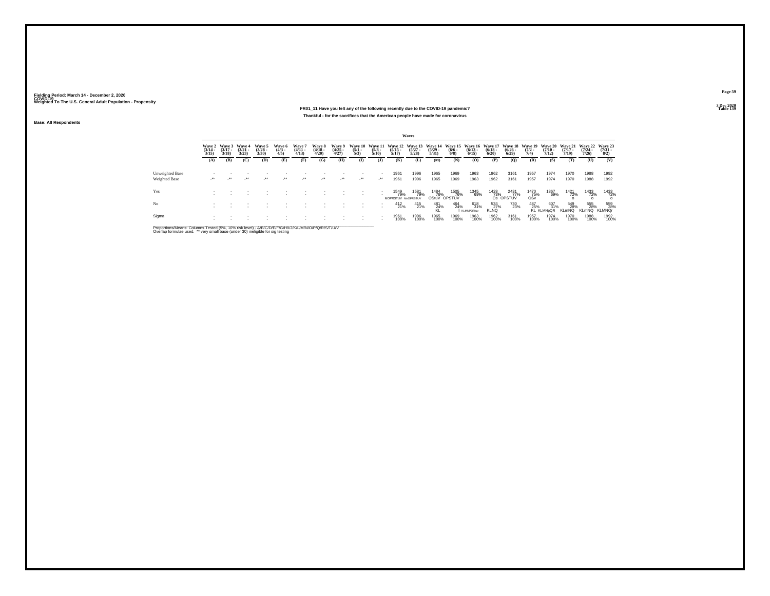Fielding Period: March 14 - December 2, 2020
COVID-19
Weighted To The U.S. General Adult Population - Propensity

3 Dec 2020
Table 139

**FR01_11 Have you felt any of the following recently due to the COVID-19 pandemic?**

**Thankful - for the sacrifices that the American people have made for coronavirus**

**Base: All Respondents**

| | Wave 2 (3/14 - 3/15) | Wave 3 (3/17 - 3/18) | Wave 4 (3/21 - 3/23) | Wave 5 (3/28 - 3/30) | Wave 6 (4/3 - 4/5) | Wave 7 (4/11 - 4/13) | Wave 8 (4/18 - 4/20) | Wave 9 (4/25 - 4/27) | Wave 10 (5/1 - 5/3) | Wave 11 (5/8 - 5/10) | Wave 12 (5/15 - 5/17) | Wave 13 (5/27 - 5/28) | Wave 14 (5/29 - 5/31) | Wave 15 (6/6 - 6/8) | Wave 16 (6/13 - 6/15) | Wave 17 (6/18 - 6/20) | Wave 18 (6/26 - 6/29) | Wave 19 (7/2 - 7/4) | Wave 20 (7/10 - 7/12) | Wave 21 (7/17 - 7/19) | Wave 22 (7/24 - 7/26) | Wave 23 (7/31 - 8/2) |
|---|---|---|---|---|---|---|---|---|---|---|---|---|---|---|---|---|---|---|---|---|---|---|
| | (A) | (B) | (C) | (D) | (E) | (F) | (G) | (H) | (I) | (J) | (K) | (L) | (M) | (N) | (O) | (P) | (Q) | (R) | (S) | (T) | (U) | (V) |
| Unweighted Base | - | - | - | - | - | - | - | - | - | - | 1961 | 1996 | 1965 | 1969 | 1963 | 1962 | 3161 | 1957 | 1974 | 1970 | 1988 | 1992 |
| Weighted Base | -** | -** | -** | -** | -** | -** | -** | -** | -** | -** | 1961 | 1996 | 1965 | 1969 | 1963 | 1962 | 3161 | 1957 | 1974 | 1970 | 1988 | 1992 |
| Yes | - | - | - | - | - | - | - | - | - | - | 1549 | 1581 | 1484 | 1505 | 1345 | 1428 | 2431 | 1470 | 1367 | 1421 | 1433 | 1433 |
| | - | - | - | - | - | - | - | - | - | - | 79% | 79% | 76% | 76% | 69% | 73% | 77% | 75% | 69% | 72% | 72% | 72% |
| | | | | | | | | | | | MOPRSTUV | MnOPRSTUV | OStuV | OPSTUV | | Os | OPSTUV | OSv | | o | o | o |
| No | - | - | - | - | - | - | - | - | - | - | 412 | 415 | 481 | 464 | 618 | 534 | 730 | 487 | 607 | 549 | 555 | 559 |
| | - | - | - | - | - | - | - | - | - | - | 21% | 21% | 24% | 24% | 31% | 27% | 23% | 25% | 31% | 28% | 28% | 28% |
| | | | | | | | | | | | | | KL | l | KLMNPQRuv | KLNQ | | KL | KLMNpQR | KLmNQ | KLmNQ | KLMNQr |
| Sigma | - | - | - | - | - | - | - | - | - | - | 1961 | 1996 | 1965 | 1969 | 1963 | 1962 | 3161 | 1957 | 1974 | 1970 | 1988 | 1992 |
| | - | - | - | - | - | - | - | - | - | - | 100% | 100% | 100% | 100% | 100% | 100% | 100% | 100% | 100% | 100% | 100% | 100% |

Proportions/Means: Columns Tested (5%, 10% risk level) - A/B/C/D/E/F/G/H/I/J/K/L/M/N/O/P/Q/R/S/T/U/V
Overlap formulae used. ** very small base (under 30) ineligible for sig testing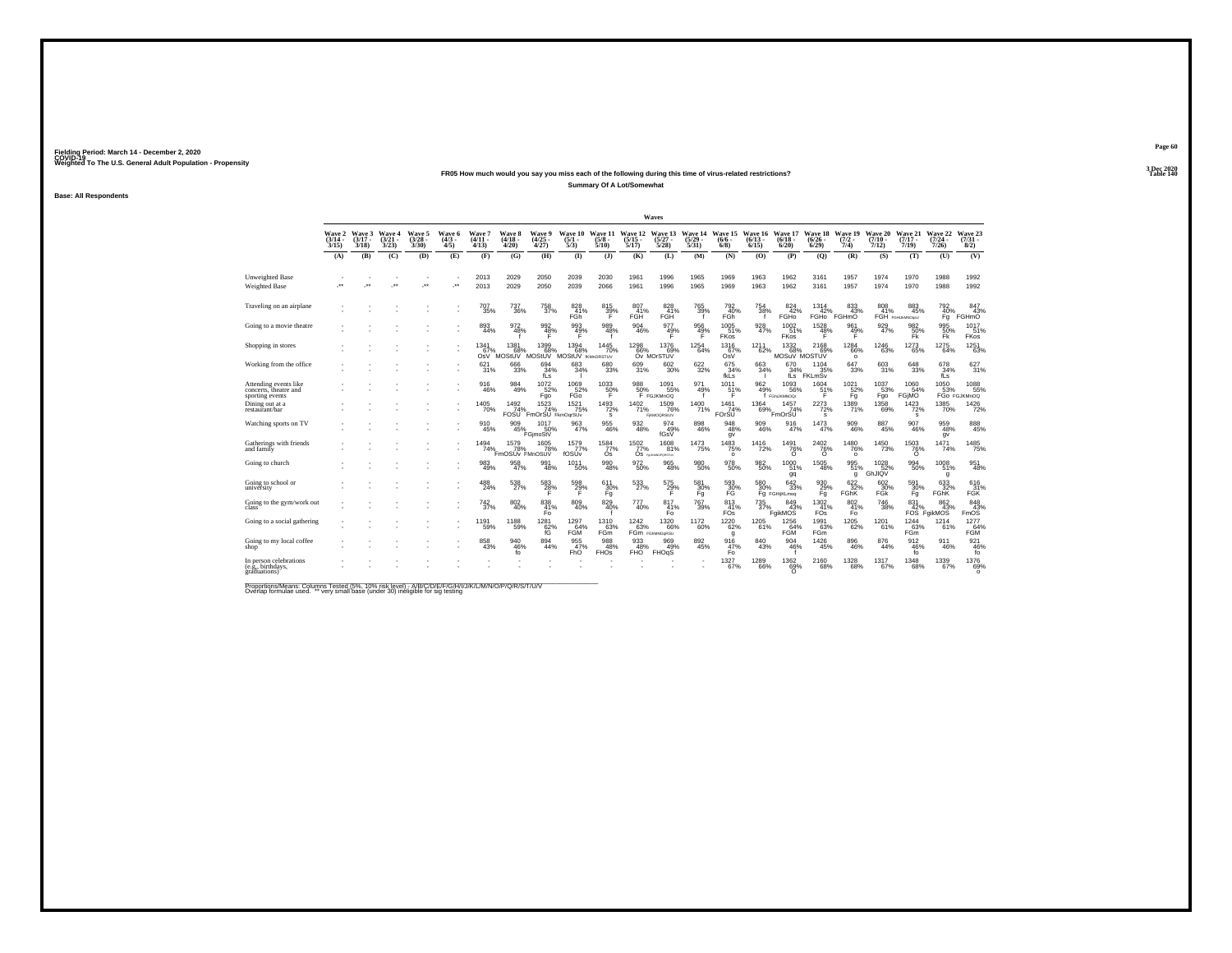Fielding Period: March 14 - December 2, 2020
COVID-19
Weighted To The U.S. General Adult Population - Propensity

3 Dec 2020
Table 140

**FR05 How much would you say you miss each of the following during this time of virus-related restrictions?**

**Summary Of A Lot/Somewhat**

**Base: All Respondents**

| | Wave 2 (3/14 - 3/15) | Wave 3 (3/17 - 3/18) | Wave 4 (3/21 - 3/23) | Wave 5 (3/28 - 3/30) | Wave 6 (4/3 - 4/5) | Wave 7 (4/11 - 4/13) | Wave 8 (4/18 - 4/20) | Wave 9 (4/25 - 4/27) | Wave 10 (5/1 - 5/3) | Wave 11 (5/8 - 5/10) | Wave 12 (5/15 - 5/17) | Wave 13 (5/27 - 5/28) | Wave 14 (5/29 - 5/31) | Wave 15 (6/6 - 6/8) | Wave 16 (6/13 - 6/15) | Wave 17 (6/18 - 6/20) | Wave 18 (6/26 - 6/29) | Wave 19 (7/2 - 7/4) | Wave 20 (7/10 - 7/12) | Wave 21 (7/17 - 7/19) | Wave 22 (7/24 - 7/26) | Wave 23 (7/31 - 8/2) |
|---|---|---|---|---|---|---|---|---|---|---|---|---|---|---|---|---|---|---|---|---|---|---|
| | (A) | (B) | (C) | (D) | (E) | (F) | (G) | (H) | (I) | (J) | (K) | (L) | (M) | (N) | (O) | (P) | (Q) | (R) | (S) | (T) | (U) | (V) |
| Unweighted Base | - | - | - | - | - | 2013 | 2029 | 2050 | 2039 | 2030 | 1961 | 1996 | 1965 | 1969 | 1963 | 1962 | 3161 | 1957 | 1974 | 1970 | 1988 | 1992 |
| Weighted Base | -** | -** | -** | -** | -** | 2013 | 2029 | 2050 | 2039 | 2066 | 1961 | 1996 | 1965 | 1969 | 1963 | 1962 | 3161 | 1957 | 1974 | 1970 | 1988 | 1992 |
| Traveling on an airplane | - | - | - | - | - | 707 35% | 737 36% | 758 37% | 828 41% FGh | 815 39% F | 807 41% FGH | 828 41% FGH | 765 39% f | 792 40% FGh | 754 38% f | 824 42% FGHo | 1314 42% FGHo | 833 43% FGHmO | 808 41% FGH | 883 45% FGHIJkMNOpQU | 792 40% Fg | 847 43% FGHmO |
| Going to a movie theatre | - | - | - | - | - | 893 44% | 972 48% f | 992 48% F | 993 49% F | 989 48% f | 904 46% | 977 49% F | 956 49% F | 1005 51% FKos | 928 47% | 1002 51% FKos | 1528 48% F | 961 49% F | 929 47% | 982 50% Fk | 995 50% Fk | 1017 51% FKos |
| Shopping in stores | - | - | - | - | - | 1341 67% OsV | 1381 68% MOStUV | 1399 68% MOStUV | 1394 68% MOStUV | 1445 70% fKMnOpRSTUV | 1298 66% Ov | 1376 69% MOrSTUV | 1254 64% | 1316 67% OsV | 1211 62% | 1332 68% MOSuV | 2168 69% MOSTUV | 1284 66% o | 1246 63% | 1273 65% | 1275 64% | 1251 63% |
| Working from the office | - | - | - | - | - | 621 31% | 666 33% | 694 34% fLs | 683 34% l | 680 33% | 609 31% | 602 30% | 622 32% | 675 34% fkLs | 663 34% l | 670 34% fLs | 1104 35% FKLmSv | 647 33% | 603 31% | 648 33% | 678 34% fLs | 627 31% |
| Attending events like concerts, theatre and sporting events | - | - | - | - | - | 916 46% | 984 49% | 1072 52% Fgo | 1069 52% FGo | 1033 50% F | 988 50% F | 1091 55% FGJKMnOQ | 971 49% f | 1011 51% F | 962 49% f | 1093 56% FGhJKMNOQr | 1604 51% F | 1021 52% Fg | 1037 53% Fgo | 1060 54% FGjMO | 1050 53% FGo | 1088 55% FGJKMnOQ |
| Dining out at a restaurant/bar | - | - | - | - | - | 1405 70% | 1492 74% FOSU | 1523 74% FmOrSU | 1521 75% FkmOqrSUv | 1493 72% s | 1402 71% | 1509 76% FjkMOQRSUV | 1400 71% | 1461 74% FOrSU | 1364 69% | 1457 74% FmOrSU | 2273 72% s | 1389 71% | 1358 69% | 1423 72% s | 1385 70% | 1426 72% |
| Watching sports on TV | - | - | - | - | - | 910 45% | 909 45% | 1017 50% FGjmoStV | 963 47% | 955 46% | 932 48% | 974 49% fGsV | 898 46% | 948 48% gv | 909 46% | 916 47% | 1473 47% | 909 46% | 887 45% | 907 46% | 959 48% gv | 888 45% |
| Gatherings with friends and family | - | - | - | - | - | 1494 74% | 1579 78% FmOSUv | 1605 78% FMnOSUV | 1579 77% fOSUv | 1584 77% Os | 1502 77% Os | 1608 81% FgJkMnOPQRSTUV | 1473 75% | 1483 75% o | 1416 72% | 1491 76% O | 2402 76% O | 1480 76% o | 1450 73% | 1503 76% O | 1471 74% | 1485 75% |
| Going to church | - | - | - | - | - | 983 49% | 958 47% | 991 48% | 1011 50% | 990 48% | 972 50% | 965 48% | 980 50% | 978 50% | 982 50% | 1000 51% gq | 1505 48% | 995 51% g | 1028 52% GhJlQV | 994 50% | 1008 51% g | 951 48% |
| Going to school or university | - | - | - | - | - | 488 24% | 538 27% | 583 28% F | 598 29% F | 611 30% Fg | 533 27% | 575 29% F | 581 30% Fg | 593 30% FG | 580 30% Fg | 642 33% FGHijKLmoq | 930 29% Fg | 622 32% FGhK | 602 30% FGk | 591 30% Fg | 633 32% FGhK | 616 31% FGK |
| Going to the gym/work out class | - | - | - | - | - | 742 37% | 802 40% | 838 41% Fo | 809 40% | 829 40% f | 777 40% | 817 41% Fo | 767 39% | 813 41% FOs | 735 37% | 849 43% FgikMOS | 1302 41% FOs | 802 41% Fo | 746 38% | 831 42% FOS | 862 43% FgikMOS | 848 43% FmOS |
| Going to a social gathering | - | - | - | - | - | 1191 59% | 1188 59% | 1281 62% fG | 1297 64% FGM | 1310 63% FGm | 1242 63% FGm | 1320 66% FGhMNOpRSU | 1172 60% | 1220 62% g | 1205 61% | 1256 64% FGM | 1991 63% FGm | 1205 62% | 1201 61% | 1244 63% FGm | 1214 61% | 1277 64% FGM |
| Going to my local coffee shop | - | - | - | - | - | 858 43% | 940 46% fo | 894 44% | 955 47% FhO | 988 48% FHOs | 933 48% FHO | 969 49% FHOqS | 892 45% | 916 47% Fo | 840 43% | 904 46% f | 1426 45% | 896 46% | 876 44% | 912 46% fo | 911 46% | 921 46% fo |
| In person celebrations (e.g., birthdays, graduations) | - | - | - | - | - | - | - | - | - | - | - | - | - | 1327 67% | 1289 66% | 1362 69% O | 2160 68% | 1328 68% | 1317 67% | 1348 68% | 1339 67% | 1376 69% o |

Proportions/Means: Columns Tested (5%, 10% risk level) - A/B/C/D/E/F/G/H/I/J/K/L/M/N/O/P/Q/R/S/T/U/V
Overlap formulae used. ** very small base (under 30) ineligible for sig testing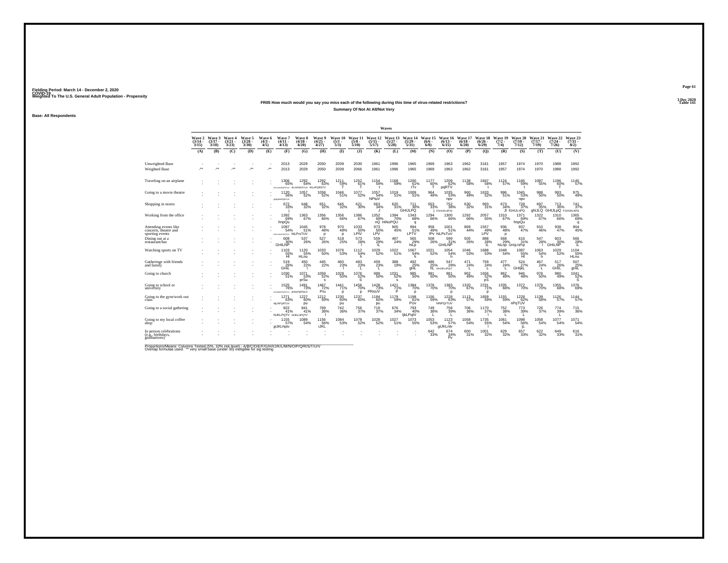Fielding Period: March 14 - December 2, 2020
COVID-19
Weighted To The U.S. General Adult Population - Propensity

3 Dec 2020
Table 141

**FR05 How much would you say you miss each of the following during this time of virus-related restrictions?**

**Summary Of Not At All/Not Very**

**Base: All Respondents**

| | Wave 2 (3/14 - 3/15) | Wave 3 (3/17 - 3/18) | Wave 4 (3/21 - 3/23) | Wave 5 (3/28 - 3/30) | Wave 6 (4/3 - 4/5) | Wave 7 (4/11 - 4/13) | Wave 8 (4/18 - 4/20) | Wave 9 (4/25 - 4/27) | Wave 10 (5/1 - 5/3) | Wave 11 (5/8 - 5/10) | Wave 12 (5/15 - 5/17) | Wave 13 (5/27 - 5/28) | Wave 14 (5/29 - 5/31) | Wave 15 (6/6 - 6/8) | Wave 16 (6/13 - 6/15) | Wave 17 (6/18 - 6/20) | Wave 18 (6/26 - 6/29) | Wave 19 (7/2 - 7/4) | Wave 20 (7/10 - 7/12) | Wave 21 (7/17 - 7/19) | Wave 22 (7/24 - 7/26) | Wave 23 (7/31 - 8/2) |
|---|---|---|---|---|---|---|---|---|---|---|---|---|---|---|---|---|---|---|---|---|---|---|
| | (A) | (B) | (C) | (D) | (E) | (F) | (G) | (H) | (I) | (J) | (K) | (L) | (M) | (N) | (O) | (P) | (Q) | (R) | (S) | (T) | (U) | (V) |
| Unweighted Base | - | - | - | - | - | 2013 | 2029 | 2050 | 2039 | 2030 | 1961 | 1996 | 1965 | 1969 | 1963 | 1962 | 3161 | 1957 | 1974 | 1970 | 1988 | 1992 |
| Weighted Base | -** | -** | -** | -** | -** | 2013 | 2029 | 2050 | 2039 | 2066 | 1961 | 1996 | 1965 | 1969 | 1963 | 1962 | 3161 | 1957 | 1974 | 1970 | 1988 | 1992 |
| Traveling on an airplane | - | - | - | - | - | 1306 65% GHIJkMNPQRSTUV | 1292 64% IKLNPQRSTuV | 1292 63% IKLnPQRSTV | 1211 59% T | 1252 61% T | 1154 59% t | 1168 59% | 1200 61% rTv | 1177 60% T | 1209 62% pqRTV | 1138 58% | 1847 58% t | 1124 57% | 1166 59% t | 1087 55% | 1196 60% T | 1145 57% |
| Going to a movie theatre | - | - | - | - | - | 1120 56% gHIjLMNPQRTUV | 1057 52% | 1058 52% | 1046 51% | 1077 52% | 1057 54% NPtuV | 1019 51% | 1009 51% | 964 49% | 1035 53% npv | 960 49% | 1633 52% | 996 51% | 1045 53% npv | 988 50% | 993 50% | 975 49% |
| Shopping in stores | - | - | - | - | - | 672 33% I | 648 32% | 651 32% | 645 32% | 621 30% | 663 34% J | 620 31% | 711 36% GHIJLPQ | 652 33% j | 752 38% FGHIJKLNPQr | 630 32% | 993 31% | 673 34% Jl | 729 37% fGHIJLnPQ | 697 35% ghiJLQ | 713 36% GHIJLpQ | 741 37% FGHIJkLNPQ |
| Working from the office | - | - | - | - | - | 1392 69% hnpQu | 1363 67% | 1356 66% | 1356 66% | 1386 67% | 1352 69% nQ | 1394 70% HiNoPQU | 1343 68% q | 1294 66% | 1300 66% | 1292 66% | 2057 65% | 1310 67% | 1371 69% hnpQu | 1322 67% | 1310 66% | 1365 69% q |
| Attending events like concerts, theatre and sporting events | - | - | - | - | - | 1097 54% HIJKLMNPQRSTUV | 1045 51% hILPrsTUV | 978 48% p | 970 48% p | 1033 50% LPtV | 973 50% LPV | 905 45% | 994 51% LPTV | 958 49% lPv | 1001 51% hiLPsTuV | 869 44% | 1557 49% LPV | 936 48% p | 937 47% | 910 46% | 938 47% | 904 45% |
| Dining out at a restaurant/bar | - | - | - | - | - | 608 30% GHILNP | 537 26% | 527 26% | 518 25% | 573 28% l | 559 29% iL | 487 24% | 565 29% hiLp | 508 26% | 599 31% GHILNP | 505 26% | 888 28% iL | 568 29% hiLnp | 616 31% GHIjLNPqt | 547 28% l | 603 30% GHILNP | 566 28% iL |
| Watching sports on TV | - | - | - | - | - | 1103 55% HI | 1120 55% HLnu | 1033 50% | 1076 53% | 1112 54% h | 1029 52% | 1022 51% | 1067 54% h | 1021 52% | 1054 54% h | 1046 53% | 1688 53% | 1048 54% | 1087 55% HI | 1063 54% h | 1029 52% | 1104 55% HLnu |
| Gatherings with friends and family | - | - | - | - | - | 519 26% GHIL | 450 22% l | 445 22% | 460 23% l | 483 23% L | 459 23% L | 388 19% | 492 25% gHL | 486 25% hL | 547 28% GHIJKLnPQrT | 471 24% L | 759 24% L | 477 24% L | 524 27% GHIjkL | 467 24% L | 517 26% GHIL | 507 25% gHiL |
| Going to church | - | - | - | - | - | 1030 51% | 1071 53% prSu | 1059 52% s | 1028 50% | 1076 52% S | 989 50% | 1031 52% s | 985 50% | 991 50% | 981 50% | 962 49% | 1656 52% pS | 962 49% | 946 48% | 976 50% | 980 49% | 1041 52% S |
| Going to school or university | - | - | - | - | - | 1525 76% HIJLMNPQRSTUV | 1491 73% jNoPqRStUV | 1467 72% Pru | 1441 71% p | 1456 70% p | 1428 73% PRsUV | 1421 71% P | 1384 70% p | 1376 70% | 1383 70% p | 1320 67% | 2231 71% p | 1335 68% | 1372 70% | 1379 70% | 1355 68% | 1376 69% |
| Going to the gym/work out class | - | - | - | - | - | 1271 63% HjLNPQRTUV | 1227 60% pu | 1212 59% | 1230 60% pu | 1237 60% | 1184 60% pu | 1179 59% | 1198 61% PUv | 1156 59% | 1228 63% hlNPQrTUV | 1113 57% | 1859 59% | 1155 59% | 1228 62% nPqTUV | 1139 58% | 1126 57% | 1144 57% |
| Going to a social gathering | - | - | - | - | - | 822 41% hIJKLPQTV | 841 41% HIJKLnPQTV | 769 38% l | 742 36% | 756 37% | 719 37% | 676 34% | 793 40% lJkLPqtV | 749 38% L | 758 39% L | 706 36% | 1170 37% l | 752 38% L | 773 39% L | 726 37% | 774 39% L | 715 36% |
| Going to my local coffee shop | - | - | - | - | - | 1155 57% gIJKLNptv | 1089 54% | 1156 56% iJKL | 1084 53% | 1078 52% | 1028 52% | 1027 51% | 1073 55% | 1053 53% | 1123 57% gIJKLntv | 1058 54% | 1735 55% l | 1061 54% | 1098 56% jL | 1058 54% | 1077 54% | 1071 54% |
| In person celebrations (e.g., birthdays, graduations) | - | - | - | - | - | - | - | - | - | - | - | - | - | 642 33% | 674 34% Pv | 600 31% | 1001 32% | 629 32% | 657 33% | 622 32% | 649 33% | 616 31% |

Proportions/Means: Columns Tested (5%, 10% risk level) - A/B/C/D/E/F/G/H/I/J/K/L/M/N/O/P/Q/R/S/T/U/V
Overlap formulae used. ** very small base (under 30) ineligible for sig testing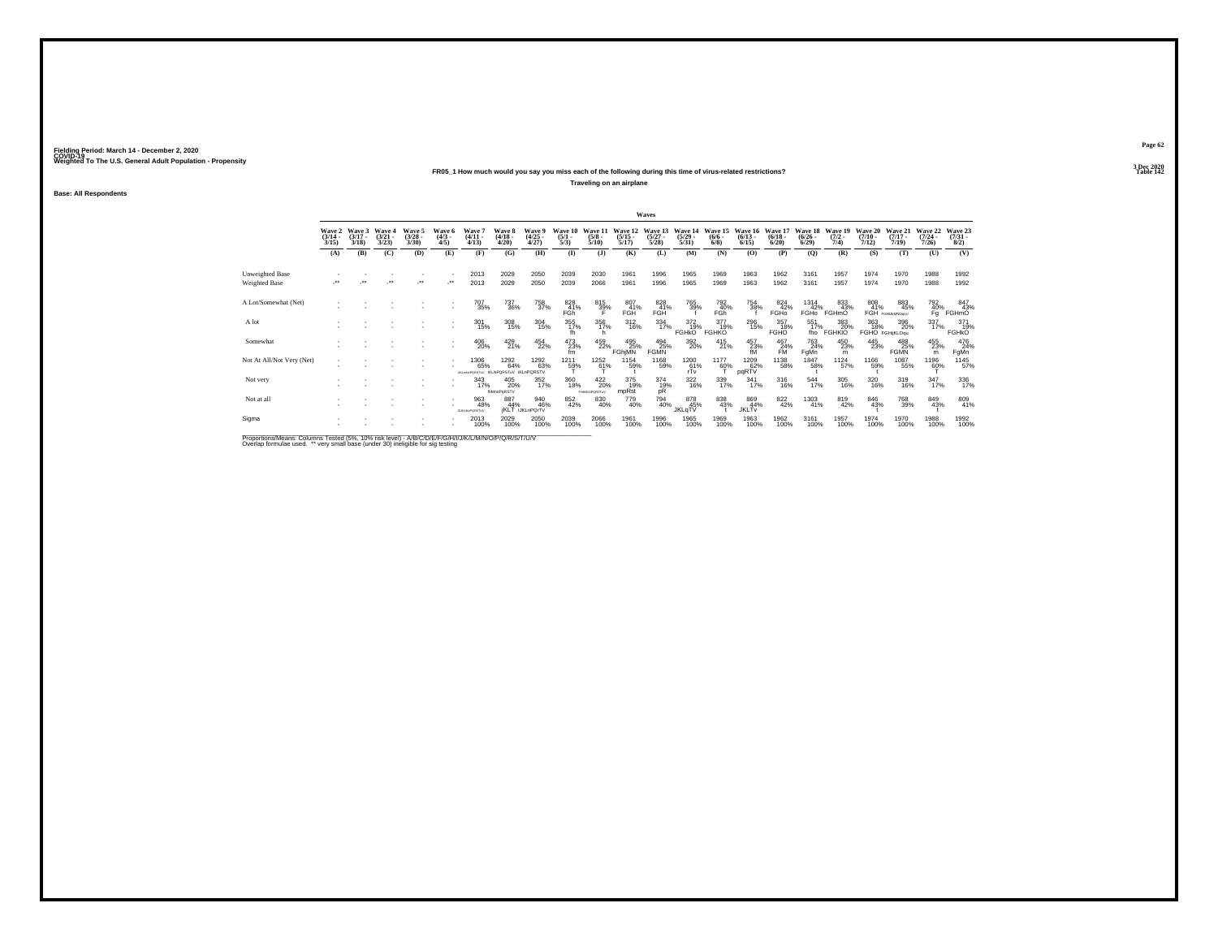Fielding Period: March 14 - December 2, 2020
COVID-19
Weighted To The U.S. General Adult Population - Propensity

3 Dec 2020
Table 142

**FR05_1 How much would you say you miss each of the following during this time of virus-related restrictions?**

**Traveling on an airplane**

**Base: All Respondents**

| | Wave 2 (3/14 - 3/15) | Wave 3 (3/17 - 3/18) | Wave 4 (3/21 - 3/23) | Wave 5 (3/28 - 3/30) | Wave 6 (4/3 - 4/5) | Wave 7 (4/11 - 4/13) | Wave 8 (4/18 - 4/20) | Wave 9 (4/25 - 4/27) | Wave 10 (5/1 - 5/3) | Wave 11 (5/8 - 5/10) | Wave 12 (5/15 - 5/17) | Wave 13 (5/27 - 5/28) | Wave 14 (5/29 - 5/31) | Wave 15 (6/6 - 6/8) | Wave 16 (6/13 - 6/15) | Wave 17 (6/18 - 6/20) | Wave 18 (6/26 - 6/29) | Wave 19 (7/2 - 7/4) | Wave 20 (7/10 - 7/12) | Wave 21 (7/17 - 7/19) | Wave 22 (7/24 - 7/26) | Wave 23 (7/31 - 8/2) |
|---|---|---|---|---|---|---|---|---|---|---|---|---|---|---|---|---|---|---|---|---|---|---|
| | (A) | (B) | (C) | (D) | (E) | (F) | (G) | (H) | (I) | (J) | (K) | (L) | (M) | (N) | (O) | (P) | (Q) | (R) | (S) | (T) | (U) | (V) |
| Unweighted Base | - | - | - | - | - | 2013 | 2029 | 2050 | 2039 | 2030 | 1961 | 1996 | 1965 | 1969 | 1963 | 1962 | 3161 | 1957 | 1974 | 1970 | 1988 | 1992 |
| Weighted Base | -** | -** | -** | -** | -** | 2013 | 2029 | 2050 | 2039 | 2066 | 1961 | 1996 | 1965 | 1969 | 1963 | 1962 | 3161 | 1957 | 1974 | 1970 | 1988 | 1992 |
| A Lot/Somewhat (Net) | - | - | - | - | - | 707 35% | 737 36% | 758 37% | 828 41% FGh | 815 39% F | 807 41% FGH | 828 41% FGH | 765 39% f | 792 40% FGh | 754 38% f | 824 42% FGHo | 1314 42% FGHo | 833 43% FGHmO | 808 41% FGH | 883 45% FGHIJkMNOpQU | 792 40% Fg | 847 43% FGHmO |
| A lot | - | - | - | - | - | 301 15% | 308 15% | 304 15% | 355 17% fh | 356 17% h | 312 16% | 334 17% | 372 19% FGHkO | 377 19% FGHKO | 296 15% | 357 18% FGHO | 551 17% fho | 383 20% FGHKlO | 363 18% FGHO | 396 20% FGHjKLOqu | 337 17% | 371 19% FGHKO |
| Somewhat | - | - | - | - | - | 406 20% | 429 21% | 454 22% | 473 23% fm | 459 22% | 495 25% FGhjMN | 494 25% FGMN | 392 20% | 415 21% | 457 23% fM | 467 24% FM | 763 24% FgMn | 450 23% m | 445 23% | 488 25% FGMN | 455 23% m | 476 24% FgMn |
| Not At All/Not Very (Net) | - | - | - | - | - | 1306 65% GhIJKLmNOPQRSTUV | 1292 64% IKLNPQRSTuV | 1292 63% IKLnPQRSTV | 1211 59% T | 1252 61% T | 1154 59% t | 1168 59% | 1200 61% rTv | 1177 60% T | 1209 62% pqRTV | 1138 58% | 1847 58% t | 1124 57% | 1166 59% t | 1087 55% | 1196 60% T | 1145 57% |
| Not very | - | - | - | - | - | 343 17% | 405 20% fMnoPqRSTV | 352 17% | 360 18% | 422 20% FHMNOPQRSTUV | 375 19% mpRst | 374 19% pR | 322 16% | 339 17% | 341 17% | 316 16% | 544 17% | 305 16% | 320 16% | 319 16% | 347 17% | 336 17% |
| Not at all | - | - | - | - | - | 963 48% GIJKLmNOPQRSTUV | 887 44% jKLT | 940 46% IJKLnPQrTV | 852 42% | 830 40% | 779 40% | 794 40% | 878 45% JKLqTV | 838 43% t | 869 44% JKLTv | 822 42% | 1303 41% | 819 42% | 846 43% t | 768 39% | 849 43% t | 809 41% |
| Sigma | - | - | - | - | - | 2013 100% | 2029 100% | 2050 100% | 2039 100% | 2066 100% | 1961 100% | 1996 100% | 1965 100% | 1969 100% | 1963 100% | 1962 100% | 3161 100% | 1957 100% | 1974 100% | 1970 100% | 1988 100% | 1992 100% |

Proportions/Means: Columns Tested (5%, 10% risk level) - A/B/C/D/E/F/G/H/I/J/K/L/M/N/O/P/Q/R/S/T/U/V
Overlap formulae used. ** very small base (under 30) ineligible for sig testing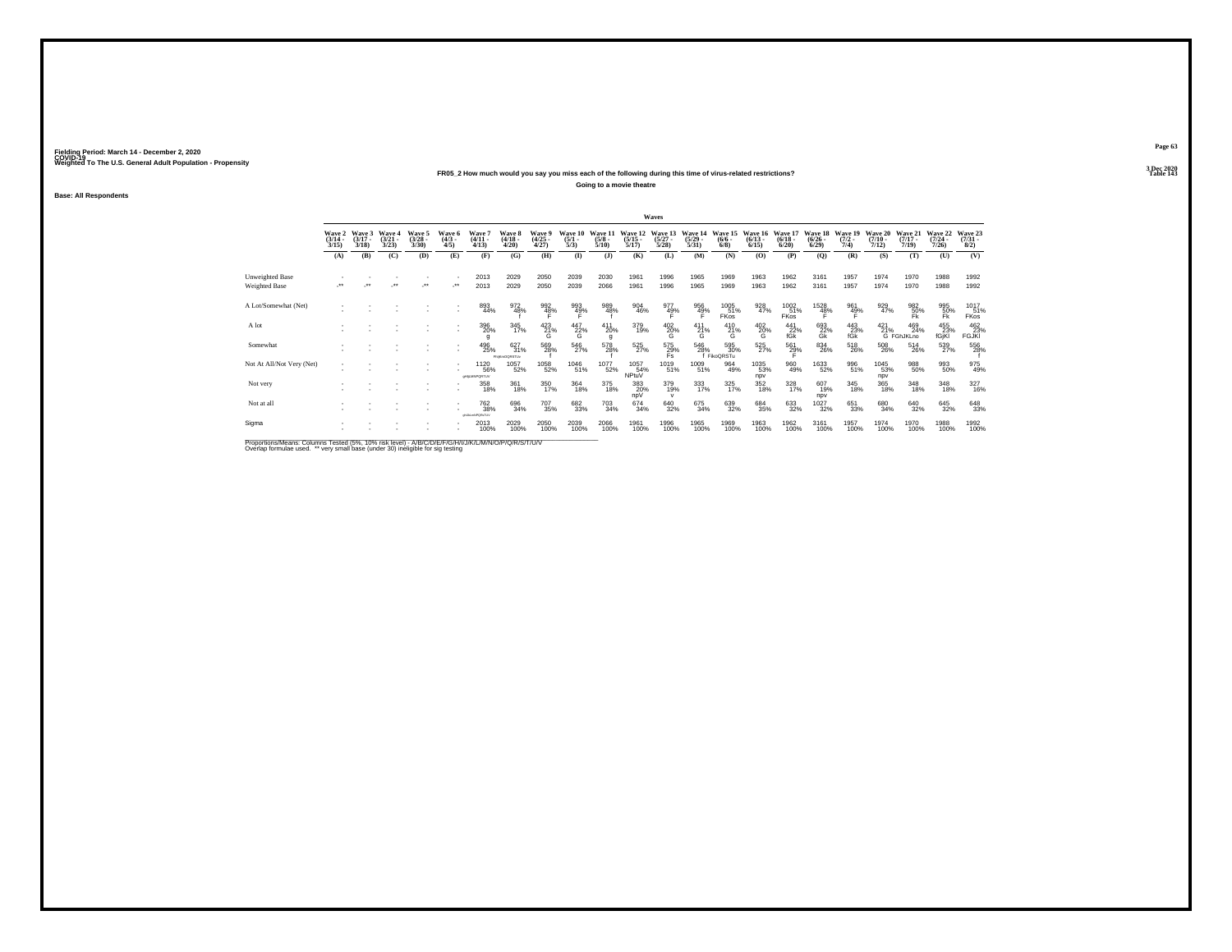Fielding Period: March 14 - December 2, 2020
COVID-19
Weighted To The U.S. General Adult Population - Propensity

3 Dec 2020
Table 143

**FR05_2 How much would you say you miss each of the following during this time of virus-related restrictions?**

**Going to a movie theatre**

**Base: All Respondents**

| | Wave 2 (3/14 - 3/15) | Wave 3 (3/17 - 3/18) | Wave 4 (3/21 - 3/23) | Wave 5 (3/28 - 3/30) | Wave 6 (4/3 - 4/5) | Wave 7 (4/11 - 4/13) | Wave 8 (4/18 - 4/20) | Wave 9 (4/25 - 4/27) | Wave 10 (5/1 - 5/3) | Wave 11 (5/8 - 5/10) | Wave 12 (5/15 - 5/17) | Wave 13 (5/27 - 5/28) | Wave 14 (5/29 - 5/31) | Wave 15 (6/6 - 6/8) | Wave 16 (6/13 - 6/15) | Wave 17 (6/18 - 6/20) | Wave 18 (6/26 - 6/29) | Wave 19 (7/2 - 7/4) | Wave 20 (7/10 - 7/12) | Wave 21 (7/17 - 7/19) | Wave 22 (7/24 - 7/26) | Wave 23 (7/31 - 8/2) |
|---|---|---|---|---|---|---|---|---|---|---|---|---|---|---|---|---|---|---|---|---|---|---|
| | (A) | (B) | (C) | (D) | (E) | (F) | (G) | (H) | (I) | (J) | (K) | (L) | (M) | (N) | (O) | (P) | (Q) | (R) | (S) | (T) | (U) | (V) |
| Unweighted Base | - | - | - | - | - | 2013 | 2029 | 2050 | 2039 | 2030 | 1961 | 1996 | 1965 | 1969 | 1963 | 1962 | 3161 | 1957 | 1974 | 1970 | 1988 | 1992 |
| Weighted Base | -** | -** | -** | -** | -** | 2013 | 2029 | 2050 | 2039 | 2066 | 1961 | 1996 | 1965 | 1969 | 1963 | 1962 | 3161 | 1957 | 1974 | 1970 | 1988 | 1992 |
| A Lot/Somewhat (Net) | - | - | - | - | - | 893 44% | 972 48% f | 992 48% F | 993 49% F | 989 48% f | 904 46% | 977 49% F | 956 49% F | 1005 51% FKos | 928 47% | 1002 51% FKos | 1528 48% F | 961 49% F | 929 47% | 982 50% Fk | 995 50% Fk | 1017 51% FKos |
| A lot | - | - | - | - | - | 396 20% g | 345 17% | 423 21% G | 447 22% G | 411 20% g | 379 19% | 402 20% G | 411 21% G | 410 21% G | 402 20% G | 441 22% fGk | 693 22% Gk | 443 23% fGk | 421 21% G | 469 24% FGhJKLno | 455 23% fGjKl | 462 23% FGJKl |
| Somewhat | - | - | - | - | - | 496 25% | 627 31% FHIjKLmOQRSTUv | 569 28% f | 546 27% | 578 28% f | 525 27% | 575 29% Fs | 546 28% f | 595 30% FikoQRSTu | 525 27% | 561 29% F | 834 26% | 518 26% | 508 26% | 514 26% | 539 27% | 556 28% f |
| Not At All/Not Very (Net) | - | - | - | - | - | 1120 56% gHIjLMNPQRTUV | 1057 52% | 1058 52% | 1046 51% | 1077 52% | 1057 54% NPtuV | 1019 51% | 1009 51% | 964 49% | 1035 53% npv | 960 49% | 1633 52% | 996 51% | 1045 53% npv | 988 50% | 993 50% | 975 49% |
| Not very | - | - | - | - | - | 358 18% | 361 18% | 350 17% | 364 18% | 375 18% | 383 20% npV | 379 19% v | 333 17% | 325 17% | 352 18% | 328 17% | 607 19% npv | 345 18% | 365 18% | 348 18% | 348 18% | 327 16% |
| Not at all | - | - | - | - | - | 762 38% gHIJkLMNOPQRSTUV | 696 34% | 707 35% | 682 33% | 703 34% | 674 34% | 640 32% | 675 34% | 639 32% | 684 35% | 633 32% | 1027 32% | 651 33% | 680 34% | 640 32% | 645 32% | 648 33% |
| Sigma | - | - | - | - | - | 2013 100% | 2029 100% | 2050 100% | 2039 100% | 2066 100% | 1961 100% | 1996 100% | 1965 100% | 1969 100% | 1963 100% | 1962 100% | 3161 100% | 1957 100% | 1974 100% | 1970 100% | 1988 100% | 1992 100% |

Proportions/Means: Columns Tested (5%, 10% risk level) - A/B/C/D/E/F/G/H/I/J/K/L/M/N/O/P/Q/R/S/T/U/V
Overlap formulae used. ** very small base (under 30) ineligible for sig testing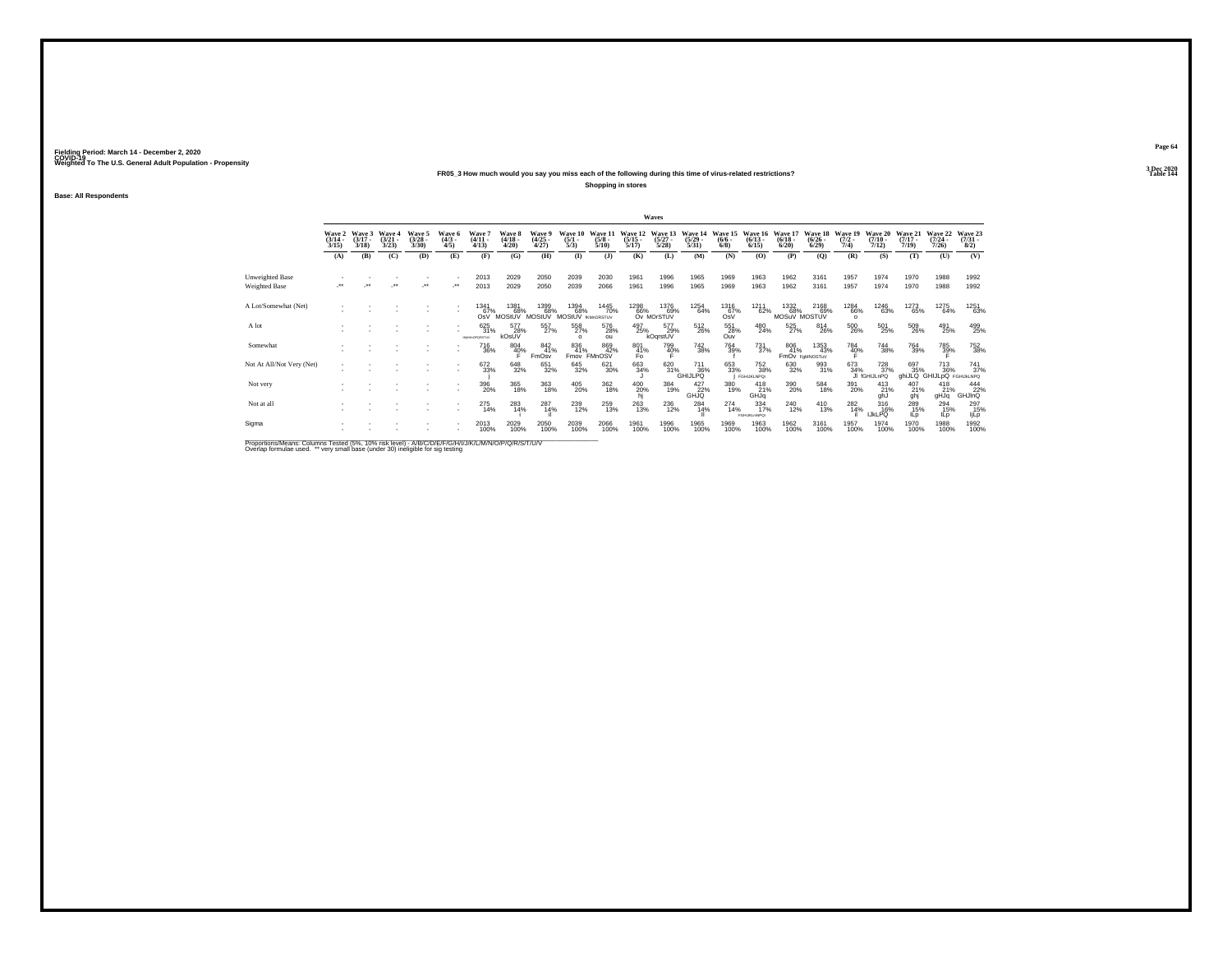Fielding Period: March 14 - December 2, 2020
COVID-19
Weighted To The U.S. General Adult Population - Propensity

3 Dec 2020
Table 144

**FR05_3 How much would you say you miss each of the following during this time of virus-related restrictions?**

**Shopping in stores**

**Base: All Respondents**

| | Wave 2 (3/14 - 3/15) | Wave 3 (3/17 - 3/18) | Wave 4 (3/21 - 3/23) | Wave 5 (3/28 - 3/30) | Wave 6 (4/3 - 4/5) | Wave 7 (4/11 - 4/13) | Wave 8 (4/18 - 4/20) | Wave 9 (4/25 - 4/27) | Wave 10 (5/1 - 5/3) | Wave 11 (5/8 - 5/10) | Wave 12 (5/15 - 5/17) | Wave 13 (5/27 - 5/28) | Wave 14 (5/29 - 5/31) | Wave 15 (6/6 - 6/8) | Wave 16 (6/13 - 6/15) | Wave 17 (6/18 - 6/20) | Wave 18 (6/26 - 6/29) | Wave 19 (7/2 - 7/4) | Wave 20 (7/10 - 7/12) | Wave 21 (7/17 - 7/19) | Wave 22 (7/24 - 7/26) | Wave 23 (7/31 - 8/2) |
|---|---|---|---|---|---|---|---|---|---|---|---|---|---|---|---|---|---|---|---|---|---|---|
| | (A) | (B) | (C) | (D) | (E) | (F) | (G) | (H) | (I) | (J) | (K) | (L) | (M) | (N) | (O) | (P) | (Q) | (R) | (S) | (T) | (U) | (V) |
| Unweighted Base | - | - | - | - | - | 2013 | 2029 | 2050 | 2039 | 2030 | 1961 | 1996 | 1965 | 1969 | 1963 | 1962 | 3161 | 1957 | 1974 | 1970 | 1988 | 1992 |
| Weighted Base | -** | -** | -** | -** | -** | 2013 | 2029 | 2050 | 2039 | 2066 | 1961 | 1996 | 1965 | 1969 | 1963 | 1962 | 3161 | 1957 | 1974 | 1970 | 1988 | 1992 |
| A Lot/Somewhat (Net) | - | - | - | - | - | 1341 67% OsV | 1381 68% MOStUV | 1399 68% MOStUV | 1394 68% MOStUV | 1445 70% IKMnORSTUV | 1298 66% Ov | 1376 69% MOrSTUV | 1254 64% | 1316 67% OsV | 1211 62% | 1332 68% MOSuV | 2168 69% MOSTUV | 1284 66% o | 1246 63% | 1273 65% | 1275 64% | 1251 63% |
| A lot | - | - | - | - | - | 625 31% HIjKMnOPQRSTUV | 577 28% kOsUV | 557 27% | 558 27% o | 576 28% ou | 497 25% | 577 29% kOqrstUV | 512 26% | 551 28% Ouv | 480 24% | 525 27% | 814 26% | 500 26% | 501 25% | 509 26% | 491 25% | 499 25% |
| Somewhat | - | - | - | - | - | 716 36% | 804 40% F | 842 41% FmOsv | 836 41% Fmov | 869 42% FMnOSV | 801 41% Fo | 799 40% F | 742 38% | 764 39% f | 731 37% | 806 41% FmOv | 1353 43% FgMNOSTuV | 784 40% F | 744 38% | 764 39% | 785 39% F | 752 38% |
| Not At All/Not Very (Net) | - | - | - | - | - | 672 33% j | 648 32% | 651 32% | 645 32% | 621 30% | 663 34% J | 620 31% | 711 36% GHIJLPQ | 653 33% j | 752 38% FGHIJKLNPQr | 630 32% | 993 31% | 673 34% Jl | 728 37% fGHIJLnPQ | 697 35% ghiJLQ | 713 36% GHIJLpQ | 741 37% FGHIJkLNPQ |
| Not very | - | - | - | - | - | 396 20% | 365 18% | 363 18% | 405 20% | 362 18% | 400 20% hj | 384 19% | 427 22% GHJQ | 380 19% | 418 21% GHJq | 390 20% | 584 18% | 391 20% | 413 21% ghJ | 407 21% ghj | 418 21% gHJq | 444 22% GHJlnQ |
| Not at all | - | - | - | - | - | 275 14% | 283 14% i | 287 14% il | 239 12% | 259 13% | 263 13% | 236 12% | 284 14% il | 274 14% | 334 17% FGHIJKLMNPQr | 240 12% | 410 13% | 282 14% il | 316 16% IJkLPQ | 289 15% ILp | 294 15% ILp | 297 15% IjLp |
| Sigma | - | - | - | - | - | 2013 100% | 2029 100% | 2050 100% | 2039 100% | 2066 100% | 1961 100% | 1996 100% | 1965 100% | 1969 100% | 1963 100% | 1962 100% | 3161 100% | 1957 100% | 1974 100% | 1970 100% | 1988 100% | 1992 100% |

Proportions/Means: Columns Tested (5%, 10% risk level) - A/B/C/D/E/F/G/H/I/J/K/L/M/N/O/P/Q/R/S/T/U/V
Overlap formulae used. ** very small base (under 30) ineligible for sig testing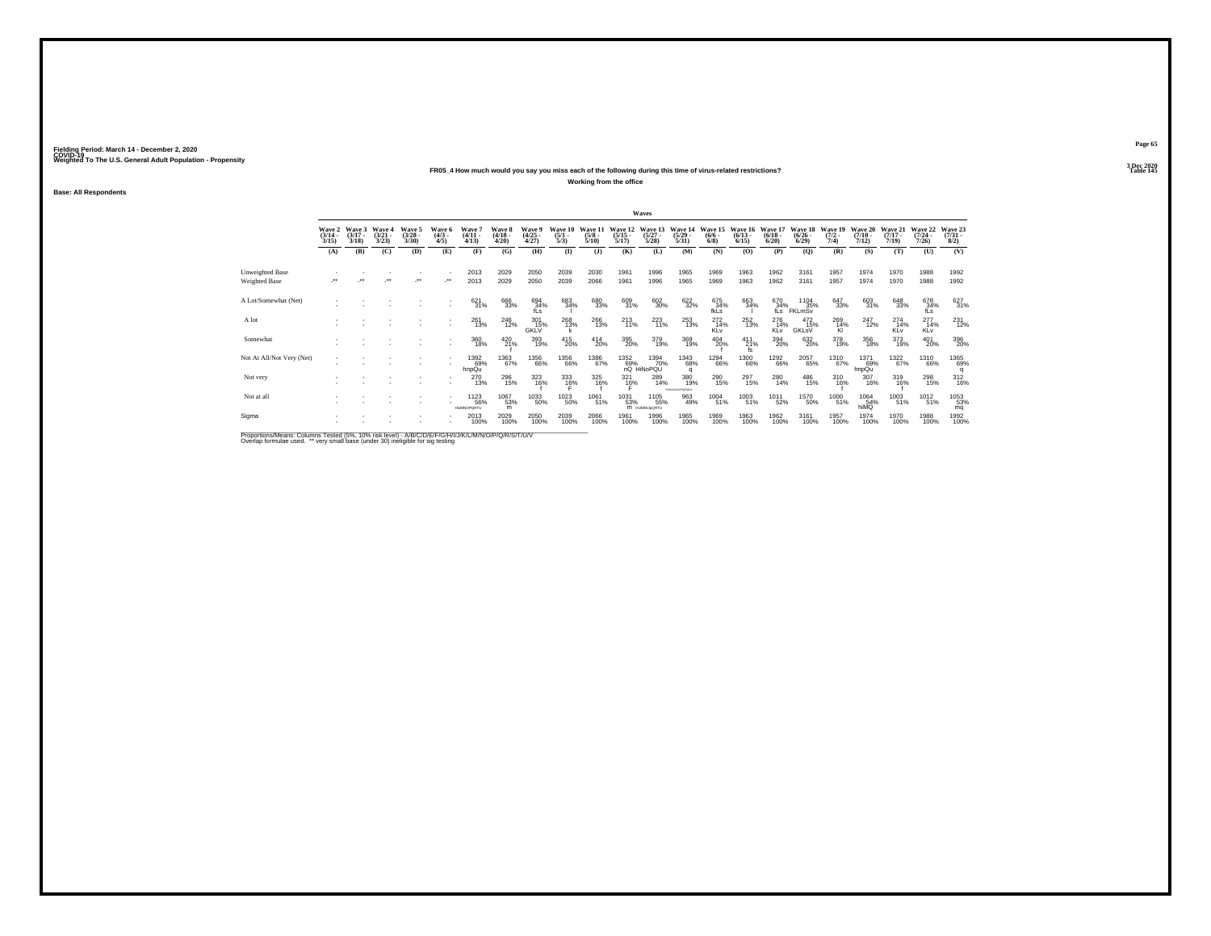Fielding Period: March 14 - December 2, 2020
COVID-19
Weighted To The U.S. General Adult Population - Propensity

3 Dec 2020
Table 145

**FR05_4 How much would you say you miss each of the following during this time of virus-related restrictions?**

**Working from the office**

Base: All Respondents

| | Wave 2 (3/14 - 3/15) | Wave 3 (3/17 - 3/18) | Wave 4 (3/21 - 3/23) | Wave 5 (3/28 - 3/30) | Wave 6 (4/3 - 4/5) | Wave 7 (4/11 - 4/13) | Wave 8 (4/18 - 4/20) | Wave 9 (4/25 - 4/27) | Wave 10 (5/1 - 5/3) | Wave 11 (5/8 - 5/10) | Wave 12 (5/15 - 5/17) | Wave 13 (5/27 - 5/28) | Wave 14 (5/29 - 5/31) | Wave 15 (6/6 - 6/8) | Wave 16 (6/13 - 6/15) | Wave 17 (6/18 - 6/20) | Wave 18 (6/26 - 6/29) | Wave 19 (7/2 - 7/4) | Wave 20 (7/10 - 7/12) | Wave 21 (7/17 - 7/19) | Wave 22 (7/24 - 7/26) | Wave 23 (7/31 - 8/2) |
|---|---|---|---|---|---|---|---|---|---|---|---|---|---|---|---|---|---|---|---|---|---|---|
| | (A) | (B) | (C) | (D) | (E) | (F) | (G) | (H) | (I) | (J) | (K) | (L) | (M) | (N) | (O) | (P) | (Q) | (R) | (S) | (T) | (U) | (V) |
| Unweighted Base | - | - | - | - | - | 2013 | 2029 | 2050 | 2039 | 2030 | 1961 | 1996 | 1965 | 1969 | 1963 | 1962 | 3161 | 1957 | 1974 | 1970 | 1988 | 1992 |
| Weighted Base | -** | -** | -** | -** | -** | 2013 | 2029 | 2050 | 2039 | 2066 | 1961 | 1996 | 1965 | 1969 | 1963 | 1962 | 3161 | 1957 | 1974 | 1970 | 1988 | 1992 |
| A Lot/Somewhat (Net) | - | - | - | - | - | 621 31% | 666 33% | 694 34% fLs | 683 34% l | 680 33% | 609 31% | 602 30% | 622 32% | 675 34% fkLs | 663 34% l | 670 34% fLs | 1104 35% FKLmSv | 647 33% | 603 31% | 648 33% | 678 34% fLs | 627 31% |
| A lot | - | - | - | - | - | 261 13% | 246 12% | 301 15% GKLV | 268 13% k | 266 13% | 213 11% | 223 11% | 253 13% | 272 14% KLv | 252 13% | 276 14% KLv | 472 15% GKLsV | 269 14% Kl | 247 12% | 274 14% KLv | 277 14% KLv | 231 12% |
| Somewhat | - | - | - | - | - | 360 18% | 420 21% f | 393 19% | 415 20% | 414 20% | 395 20% | 379 19% | 369 19% | 404 20% f | 411 21% fs | 394 20% | 632 20% | 378 19% | 356 18% | 373 19% | 401 20% | 396 20% |
| Not At All/Not Very (Net) | - | - | - | - | - | 1392 69% hnpQu | 1363 67% | 1356 66% | 1356 66% | 1386 67% | 1352 69% nQ | 1394 70% HiNoPQU | 1343 68% q | 1294 66% | 1300 66% | 1292 66% | 2057 65% | 1310 67% | 1371 69% hnpQu | 1322 67% | 1310 66% | 1365 69% q |
| Not very | - | - | - | - | - | 270 13% | 296 15% | 323 16% f | 333 16% F | 325 16% f | 321 16% F | 289 14% | 380 19% FGHIJLNOPQRSTUV | 290 15% | 297 15% | 280 14% | 486 15% | 310 16% f | 307 16% | 319 16% f | 298 15% | 312 16% |
| Not at all | - | - | - | - | - | 1123 56% HIJMNOPQRTU | 1067 53% m | 1033 50% | 1023 50% | 1061 51% | 1031 53% m | 1105 55% HIJMNOPQRTU | 963 49% | 1004 51% | 1003 51% | 1011 52% | 1570 50% | 1000 51% | 1064 54% hiMQ | 1003 51% | 1012 51% | 1053 53% mq |
| Sigma | - | - | - | - | - | 2013 100% | 2029 100% | 2050 100% | 2039 100% | 2066 100% | 1961 100% | 1996 100% | 1965 100% | 1969 100% | 1963 100% | 1962 100% | 3161 100% | 1957 100% | 1974 100% | 1970 100% | 1988 100% | 1992 100% |

Proportions/Means: Columns Tested (5%, 10% risk level) - A/B/C/D/E/F/G/H/I/J/K/L/M/N/O/P/Q/R/S/T/U/V
Overlap formulae used. ** very small base (under 30) ineligible for sig testing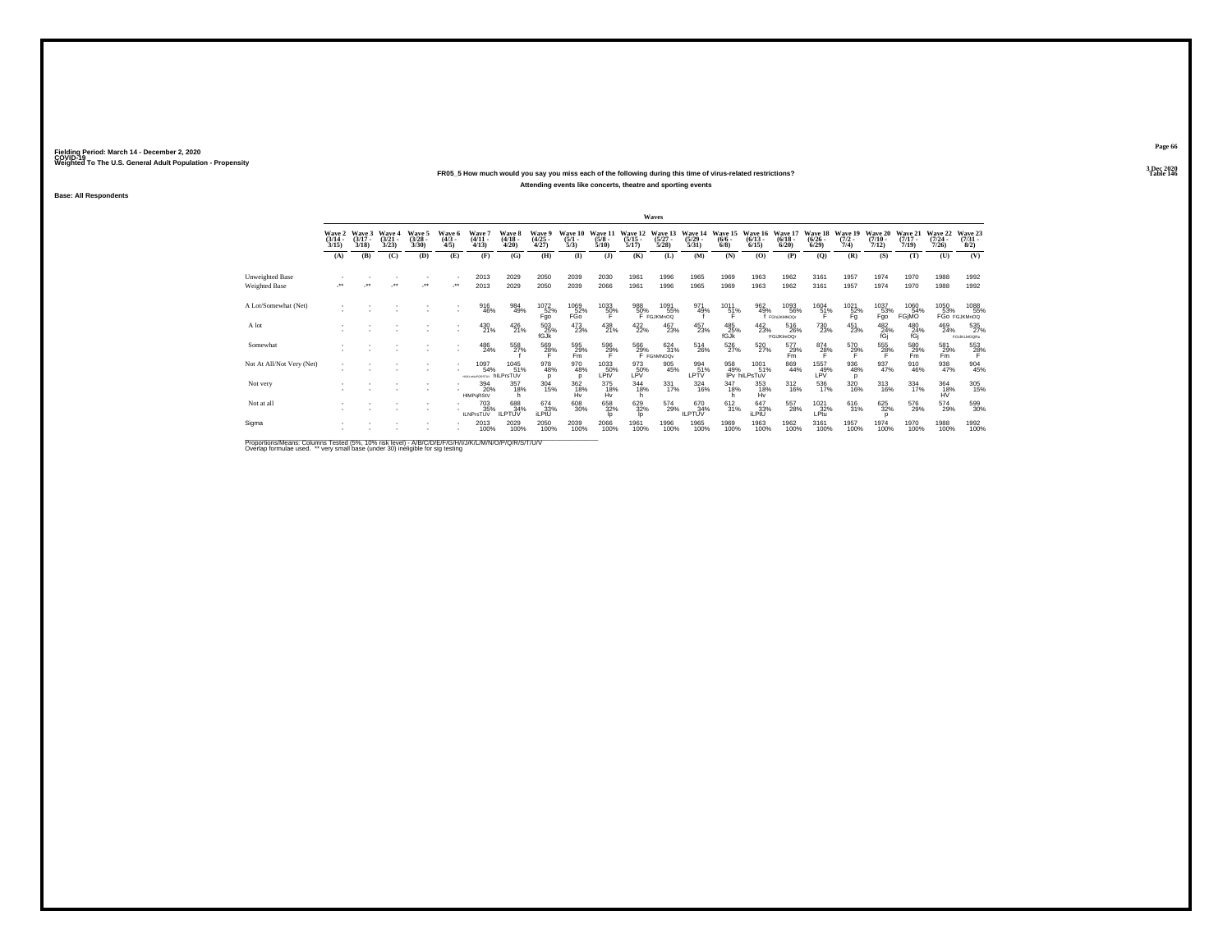Fielding Period: March 14 - December 2, 2020
COVID-19
Weighted To The U.S. General Adult Population - Propensity

3 Dec 2020
Table 146

**FR05_5 How much would you say you miss each of the following during this time of virus-related restrictions?**

**Attending events like concerts, theatre and sporting events**

**Base: All Respondents**

| | Waves | | | | | | | | | | | | | | | | | | | | | |
|---|---|---|---|---|---|---|---|---|---|---|---|---|---|---|---|---|---|---|---|---|---|---|
| | Wave 2 (3/14 - 3/15) | Wave 3 (3/17 - 3/18) | Wave 4 (3/21 - 3/23) | Wave 5 (3/28 - 3/30) | Wave 6 (4/3 - 4/5) | Wave 7 (4/11 - 4/13) | Wave 8 (4/18 - 4/20) | Wave 9 (4/25 - 4/27) | Wave 10 (5/1 - 5/3) | Wave 11 (5/8 - 5/10) | Wave 12 (5/15 - 5/17) | Wave 13 (5/27 - 5/28) | Wave 14 (5/29 - 5/31) | Wave 15 (6/6 - 6/8) | Wave 16 (6/13 - 6/15) | Wave 17 (6/18 - 6/20) | Wave 18 (6/26 - 6/29) | Wave 19 (7/2 - 7/4) | Wave 20 (7/10 - 7/12) | Wave 21 (7/17 - 7/19) | Wave 22 (7/24 - 7/26) | Wave 23 (7/31 - 8/2) |
| | (A) | (B) | (C) | (D) | (E) | (F) | (G) | (H) | (I) | (J) | (K) | (L) | (M) | (N) | (O) | (P) | (Q) | (R) | (S) | (T) | (U) | (V) |
| Unweighted Base | - | - | - | - | - | 2013 | 2029 | 2050 | 2039 | 2030 | 1961 | 1996 | 1965 | 1969 | 1963 | 1962 | 3161 | 1957 | 1974 | 1970 | 1988 | 1992 |
| Weighted Base | -** | -** | -** | -** | -** | 2013 | 2029 | 2050 | 2039 | 2066 | 1961 | 1996 | 1965 | 1969 | 1963 | 1962 | 3161 | 1957 | 1974 | 1970 | 1988 | 1992 |
| A Lot/Somewhat (Net) | - | - | - | - | - | 916 46% | 984 49% | 1072 52% Fgo | 1069 52% FGo | 1033 50% F | 988 50% F | 1091 55% FGJKMnOQ | 971 49% f | 1011 51% F | 962 49% f | 1093 56% FGhJKMNOQr | 1604 51% F | 1021 52% Fg | 1037 53% Fgo | 1060 54% FGjMO | 1050 53% FGo | 1088 55% FGJKMnOQ |
| A lot | - | - | - | - | - | 430 21% | 426 21% | 503 25% fGJk | 473 23% | 438 21% | 422 22% | 467 23% | 457 23% | 485 25% fGJk | 442 23% | 516 26% FGJKlmOQr | 730 23% | 451 23% | 482 24% fGj | 480 24% fGj | 469 24% | 535 27% FGIJKLMOQRs |
| Somewhat | - | - | - | - | - | 486 24% | 558 27% f | 569 28% F | 595 29% Fm | 596 29% F | 566 29% F | 624 31% FGhMNOQv | 514 26% | 526 27% | 520 27% | 577 29% Fm | 874 28% F | 570 29% F | 555 28% F | 580 29% Fm | 581 29% Fm | 553 28% F |
| Not At All/Not Very (Net) | - | - | - | - | - | 1097 54% HIKLMNPQRSTUV | 1045 51% hlLPrsTUV | 978 48% p | 970 48% p | 1033 50% LPtV | 973 50% LPV | 905 45% | 994 51% LPTV | 958 49% lPv | 1001 51% hiLPsTuV | 869 44% | 1557 49% LPV | 936 48% p | 937 47% | 910 46% | 938 47% | 904 45% |
| Not very | - | - | - | - | - | 394 20% HIMPqRStV | 357 18% h | 304 15% | 362 18% Hv | 375 18% Hv | 344 18% h | 331 17% | 324 16% | 347 18% h | 353 18% Hv | 312 16% | 536 17% | 320 16% | 313 16% | 334 17% | 364 18% HV | 305 15% |
| Not at all | - | - | - | - | - | 703 35% iLNPrsTUV | 688 34% ILPTUV | 674 33% iLPtU | 608 30% | 658 32% lp | 629 32% lp | 574 29% | 670 34% ILPTUV | 612 31% | 647 33% iLPtU | 557 28% | 1021 32% LPtu | 616 31% | 625 32% p | 576 29% | 574 29% | 599 30% |
| Sigma | - | - | - | - | - | 2013 100% | 2029 100% | 2050 100% | 2039 100% | 2066 100% | 1961 100% | 1996 100% | 1965 100% | 1969 100% | 1963 100% | 1962 100% | 3161 100% | 1957 100% | 1974 100% | 1970 100% | 1988 100% | 1992 100% |

Proportions/Means: Columns Tested (5%, 10% risk level) - A/B/C/D/E/F/G/H/I/J/K/L/M/N/O/P/Q/R/S/T/U/V
Overlap formulae used. ** very small base (under 30) ineligible for sig testing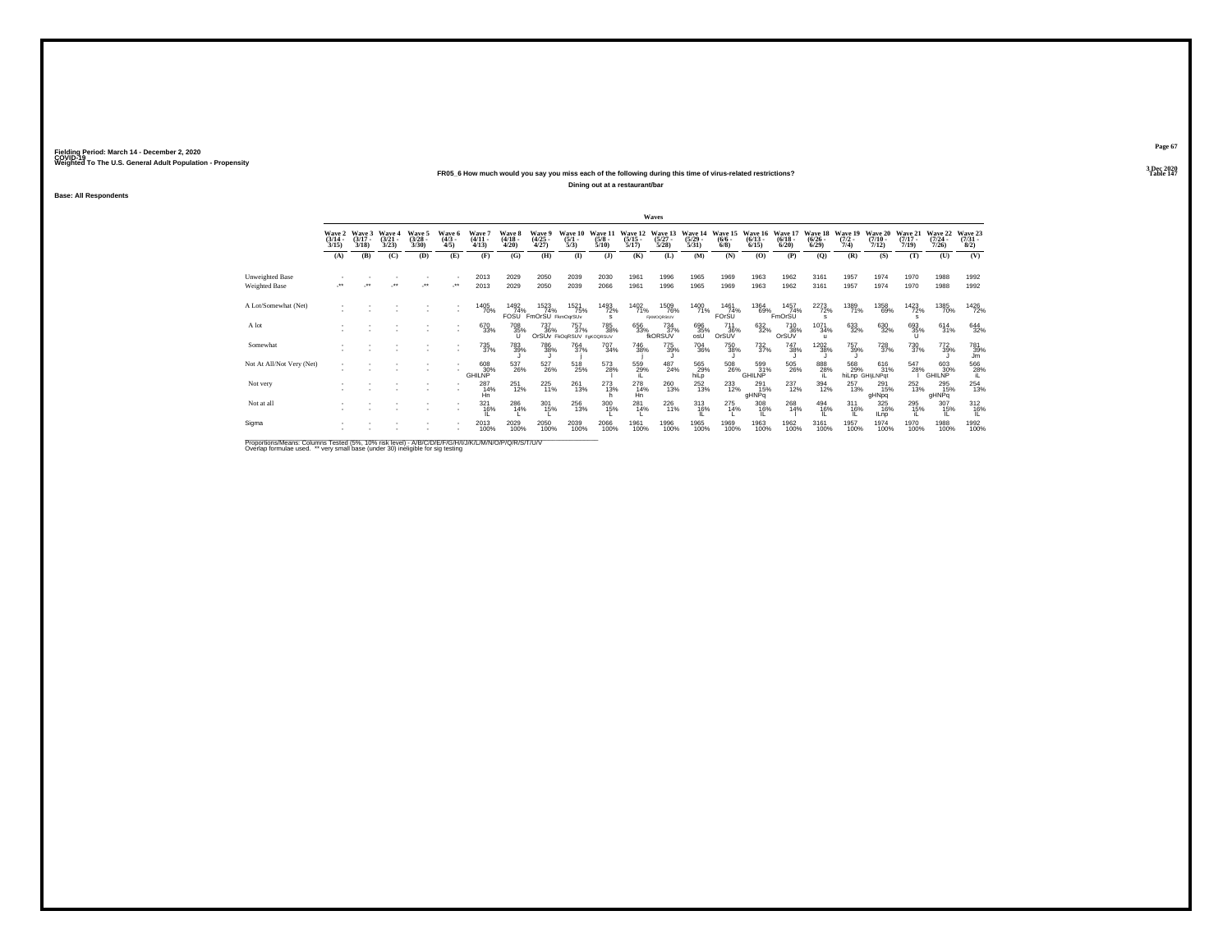Fielding Period: March 14 - December 2, 2020
COVID-19
Weighted To The U.S. General Adult Population - Propensity

3 Dec 2020
Table 147

**FR05_6 How much would you say you miss each of the following during this time of virus-related restrictions?**

**Dining out at a restaurant/bar**

**Base: All Respondents**

| | Wave 2 (3/14 - 3/15) | Wave 3 (3/17 - 3/18) | Wave 4 (3/21 - 3/23) | Wave 5 (3/28 - 3/30) | Wave 6 (4/3 - 4/5) | Wave 7 (4/11 - 4/13) | Wave 8 (4/18 - 4/20) | Wave 9 (4/25 - 4/27) | Wave 10 (5/1 - 5/3) | Wave 11 (5/8 - 5/10) | Wave 12 (5/15 - 5/17) | Wave 13 (5/27 - 5/28) | Wave 14 (5/29 - 5/31) | Wave 15 (6/6 - 6/8) | Wave 16 (6/13 - 6/15) | Wave 17 (6/18 - 6/20) | Wave 18 (6/26 - 6/29) | Wave 19 (7/2 - 7/4) | Wave 20 (7/10 - 7/12) | Wave 21 (7/17 - 7/19) | Wave 22 (7/24 - 7/26) | Wave 23 (7/31 - 8/2) |
|---|---|---|---|---|---|---|---|---|---|---|---|---|---|---|---|---|---|---|---|---|---|---|
| | (A) | (B) | (C) | (D) | (E) | (F) | (G) | (H) | (I) | (J) | (K) | (L) | (M) | (N) | (O) | (P) | (Q) | (R) | (S) | (T) | (U) | (V) |
| Unweighted Base | - | - | - | - | - | 2013 | 2029 | 2050 | 2039 | 2030 | 1961 | 1996 | 1965 | 1969 | 1963 | 1962 | 3161 | 1957 | 1974 | 1970 | 1988 | 1992 |
| Weighted Base | -** | -** | -** | -** | -** | 2013 | 2029 | 2050 | 2039 | 2066 | 1961 | 1996 | 1965 | 1969 | 1963 | 1962 | 3161 | 1957 | 1974 | 1970 | 1988 | 1992 |
| A Lot/Somewhat (Net) | - | - | - | - | - | 1405 70% | 1492 74% FOSU | 1523 74% FmOrSU | 1521 75% FkmOqrSUv | 1493 72% s | 1402 71% | 1509 76% FjkMOQRSUV | 1400 71% | 1461 74% FOrSU | 1364 69% | 1457 74% FmOrSU | 2273 72% s | 1389 71% | 1358 69% | 1423 72% s | 1385 70% | 1426 72% |
| A lot | - | - | - | - | - | 670 33% | 708 35% U | 737 36% OrSUv | 757 37% FkOqRSUV | 785 38% FgKOQRSUV | 656 33% | 734 37% fkORSUV | 696 35% osU | 711 36% OrSUV | 632 32% | 710 36% OrSUV | 1071 34% u | 633 32% | 630 32% | 693 35% U | 614 31% | 644 32% |
| Somewhat | - | - | - | - | - | 735 37% | 783 39% J | 786 38% J | 764 37% | 707 34% | 746 38% j | 775 39% J | 704 36% | 750 38% J | 732 37% | 747 38% J | 1202 38% J | 757 39% J | 728 37% | 730 37% | 772 39% J | 781 39% Jm |
| Not At All/Not Very (Net) | - | - | - | - | - | 608 30% GHILNP | 537 26% | 527 26% | 518 25% | 573 28% l | 559 29% iL | 487 24% | 565 29% hiLp | 508 26% | 599 31% GHILNP | 505 26% | 888 28% iL | 568 29% hiLnp | 616 31% GHIjLNPqt | 547 28% l | 603 30% GHILNP | 566 28% iL |
| Not very | - | - | - | - | - | 287 14% Hn | 251 12% | 225 11% | 261 13% | 273 13% h | 278 14% Hn | 260 13% | 252 13% | 233 12% | 291 15% gHNPq | 237 12% | 394 12% | 257 13% | 291 15% gHNpq | 252 13% | 295 15% gHNPq | 254 13% |
| Not at all | - | - | - | - | - | 321 16% IL | 286 14% L | 301 15% L | 256 13% | 300 15% L | 281 14% L | 226 11% | 313 16% IL | 275 14% L | 308 16% IL | 268 14% l | 494 16% IL | 311 16% IL | 325 16% ILnp | 295 15% IL | 307 15% IL | 312 16% IL |
| Sigma | - | - | - | - | - | 2013 100% | 2029 100% | 2050 100% | 2039 100% | 2066 100% | 1961 100% | 1996 100% | 1965 100% | 1969 100% | 1963 100% | 1962 100% | 3161 100% | 1957 100% | 1974 100% | 1970 100% | 1988 100% | 1992 100% |

Proportions/Means: Columns Tested (5%, 10% risk level) - A/B/C/D/E/F/G/H/I/J/K/L/M/N/O/P/Q/R/S/T/U/V
Overlap formulae used. ** very small base (under 30) ineligible for sig testing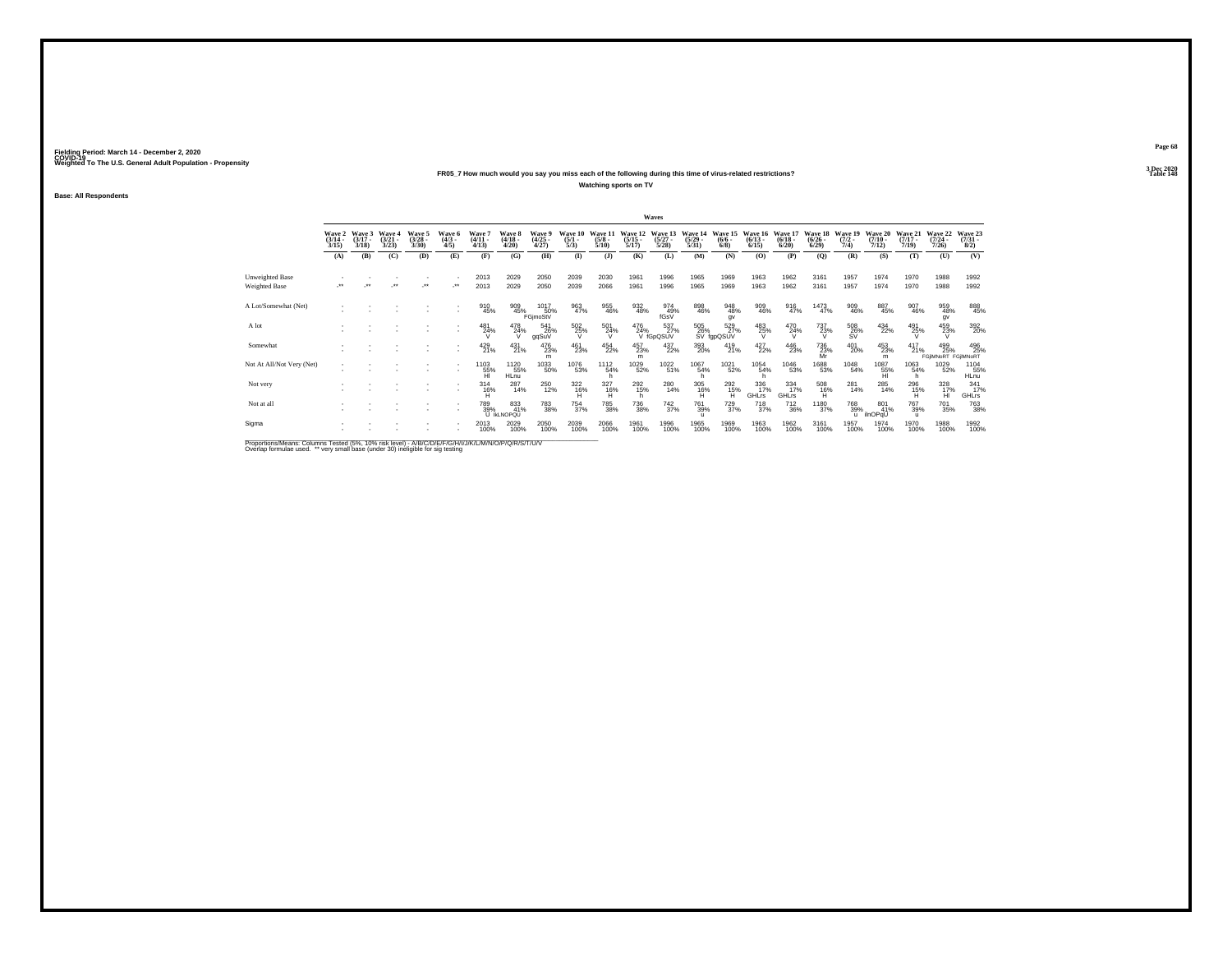Fielding Period: March 14 - December 2, 2020
COVID-19
Weighted To The U.S. General Adult Population - Propensity

3 Dec 2020
Table 148

**FR05_7 How much would you say you miss each of the following during this time of virus-related restrictions?**

**Watching sports on TV**

**Base: All Respondents**

| | Waves | | | | | | | | | | | | | | | | | | | | | |
|---|---|---|---|---|---|---|---|---|---|---|---|---|---|---|---|---|---|---|---|---|---|---|
| | Wave 2 (3/14 - 3/15) | Wave 3 (3/17 - 3/18) | Wave 4 (3/21 - 3/23) | Wave 5 (3/28 - 3/30) | Wave 6 (4/3 - 4/5) | Wave 7 (4/11 - 4/13) | Wave 8 (4/18 - 4/20) | Wave 9 (4/25 - 4/27) | Wave 10 (5/1 - 5/3) | Wave 11 (5/8 - 5/10) | Wave 12 (5/15 - 5/17) | Wave 13 (5/27 - 5/28) | Wave 14 (5/29 - 5/31) | Wave 15 (6/6 - 6/8) | Wave 16 (6/13 - 6/15) | Wave 17 (6/18 - 6/20) | Wave 18 (6/26 - 6/29) | Wave 19 (7/2 - 7/4) | Wave 20 (7/10 - 7/12) | Wave 21 (7/17 - 7/19) | Wave 22 (7/24 - 7/26) | Wave 23 (7/31 - 8/2) |
| | (A) | (B) | (C) | (D) | (E) | (F) | (G) | (H) | (I) | (J) | (K) | (L) | (M) | (N) | (O) | (P) | (Q) | (R) | (S) | (T) | (U) | (V) |
| Unweighted Base | - | - | - | - | - | 2013 | 2029 | 2050 | 2039 | 2030 | 1961 | 1996 | 1965 | 1969 | 1963 | 1962 | 3161 | 1957 | 1974 | 1970 | 1988 | 1992 |
| Weighted Base | -** | -** | -** | -** | -** | 2013 | 2029 | 2050 | 2039 | 2066 | 1961 | 1996 | 1965 | 1969 | 1963 | 1962 | 3161 | 1957 | 1974 | 1970 | 1988 | 1992 |
| A Lot/Somewhat (Net) | - | - | - | - | - | 910 45% | 909 45% | 1017 50% FGjmoStV | 963 47% | 955 46% | 932 48% | 974 49% fGsV | 898 46% | 948 48% gv | 909 46% | 916 47% | 1473 47% | 909 46% | 887 45% | 907 46% | 959 48% gv | 888 45% |
| A lot | - | - | - | - | - | 481 24% V | 478 24% V | 541 26% gqSuV | 502 25% V | 501 24% V | 476 24% V | 537 27% fGpQSUV | 505 26% SV | 529 27% fgpQSUV | 483 25% V | 470 24% V | 737 23% V | 508 26% SV | 434 22% | 491 25% V | 459 23% V | 392 20% |
| Somewhat | - | - | - | - | - | 429 21% | 431 21% | 476 23% m | 461 23% | 454 22% | 457 23% m | 437 22% | 393 20% | 419 21% | 427 22% | 446 23% | 736 23% Mr | 401 20% | 453 23% m | 417 21% | 499 25% FGjMNoRT | 496 25% FGjMNoRT |
| Not At All/Not Very (Net) | - | - | - | - | - | 1103 55% HI | 1120 55% HLnu | 1033 50% | 1076 53% | 1112 54% h | 1029 52% | 1022 51% | 1067 54% h | 1021 52% | 1054 54% h | 1046 53% | 1688 53% | 1048 54% | 1087 55% HI | 1063 54% h | 1029 52% | 1104 55% HLnu |
| Not very | - | - | - | - | - | 314 16% H | 287 14% | 250 12% | 322 16% H | 327 16% H | 292 15% h | 280 14% | 305 16% H | 292 15% H | 336 17% GHLrs | 334 17% GHLrs | 508 16% H | 281 14% | 285 14% | 296 15% H | 328 17% HI | 341 17% GHLrs |
| Not at all | - | - | - | - | - | 789 39% U | 833 41% IkLNOPQU | 783 38% | 754 37% | 785 38% | 736 38% | 742 37% | 761 39% u | 729 37% | 718 37% | 712 36% | 1180 37% | 768 39% u | 801 41% ilnOPqU | 767 39% u | 701 35% | 763 38% |
| Sigma | - | - | - | - | - | 2013 100% | 2029 100% | 2050 100% | 2039 100% | 2066 100% | 1961 100% | 1996 100% | 1965 100% | 1969 100% | 1963 100% | 1962 100% | 3161 100% | 1957 100% | 1974 100% | 1970 100% | 1988 100% | 1992 100% |

Proportions/Means: Columns Tested (5%, 10% risk level) - A/B/C/D/E/F/G/H/I/J/K/L/M/N/O/P/Q/R/S/T/U/V
Overlap formulae used. ** very small base (under 30) ineligible for sig testing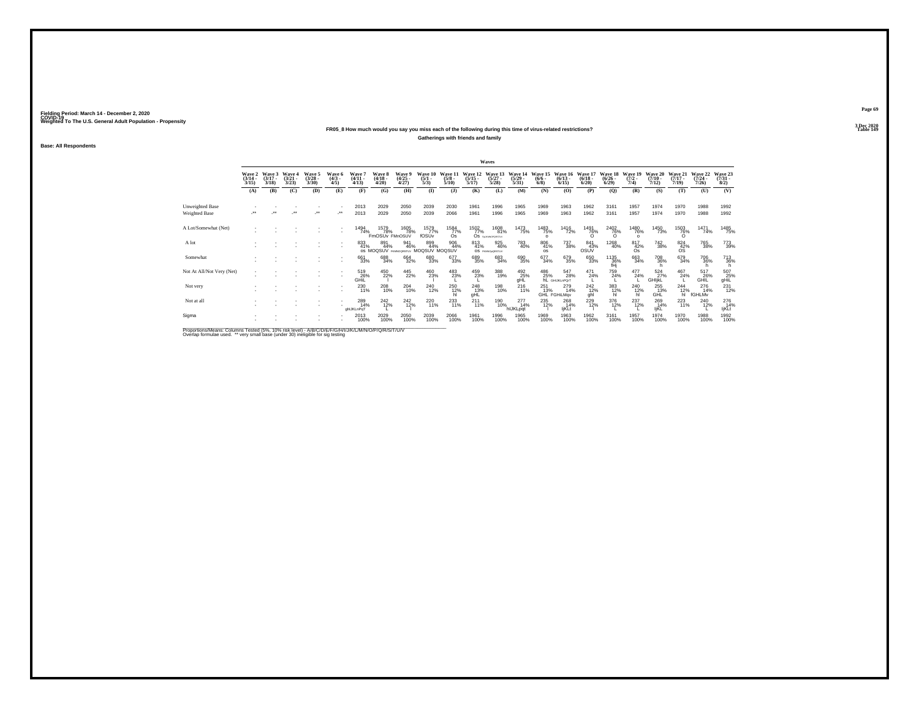Fielding Period: March 14 - December 2, 2020
COVID-19
Weighted To The U.S. General Adult Population - Propensity

3 Dec 2020
Table 149

**FR05_8 How much would you say you miss each of the following during this time of virus-related restrictions?**

**Gatherings with friends and family**

**Base: All Respondents**

| | Waves | | | | | | | | | | | | | | | | | | | | | |
|---|---|---|---|---|---|---|---|---|---|---|---|---|---|---|---|---|---|---|---|---|---|---|
| | Wave 2 (3/14 - 3/15) | Wave 3 (3/17 - 3/18) | Wave 4 (3/21 - 3/23) | Wave 5 (3/28 - 3/30) | Wave 6 (4/3 - 4/5) | Wave 7 (4/11 - 4/13) | Wave 8 (4/18 - 4/20) | Wave 9 (4/25 - 4/27) | Wave 10 (5/1 - 5/3) | Wave 11 (5/8 - 5/10) | Wave 12 (5/15 - 5/17) | Wave 13 (5/27 - 5/28) | Wave 14 (5/29 - 5/31) | Wave 15 (6/6 - 6/8) | Wave 16 (6/13 - 6/15) | Wave 17 (6/18 - 6/20) | Wave 18 (6/26 - 6/29) | Wave 19 (7/2 - 7/4) | Wave 20 (7/10 - 7/12) | Wave 21 (7/17 - 7/19) | Wave 22 (7/24 - 7/26) | Wave 23 (7/31 - 8/2) |
| | (A) | (B) | (C) | (D) | (E) | (F) | (G) | (H) | (I) | (J) | (K) | (L) | (M) | (N) | (O) | (P) | (Q) | (R) | (S) | (T) | (U) | (V) |
| Unweighted Base | - | - | - | - | - | 2013 | 2029 | 2050 | 2039 | 2030 | 1961 | 1996 | 1965 | 1969 | 1963 | 1962 | 3161 | 1957 | 1974 | 1970 | 1988 | 1992 |
| Weighted Base | -** | -** | -** | -** | -** | 2013 | 2029 | 2050 | 2039 | 2066 | 1961 | 1996 | 1965 | 1969 | 1963 | 1962 | 3161 | 1957 | 1974 | 1970 | 1988 | 1992 |
| A Lot/Somewhat (Net) | - | - | - | - | - | 1494 74% | 1579 78% FmOSUv | 1605 78% FMnOSUV | 1579 77% fOSUv | 1584 77% Os | 1502 77% Os | 1608 81% FgIJkMNOPQRSTUV | 1473 75% | 1483 75% o | 1416 72% | 1491 76% O | 2402 76% O | 1480 76% o | 1450 73% | 1503 76% O | 1471 74% | 1485 75% |
| A lot | - | - | - | - | - | 833 41% os | 891 44% MOQSUV | 941 46% FKMNOQRSTUV | 899 44% MOQSUV | 906 44% MOQSUV | 813 41% os | 925 46% FKMNOpQRSTUV | 783 40% | 806 41% os | 737 38% | 841 43% OSUV | 1268 40% | 817 42% Os | 742 38% | 824 42% OS | 765 38% | 773 39% |
| Somewhat | - | - | - | - | - | 661 33% | 688 34% | 664 32% | 680 33% | 677 33% | 689 35% | 683 34% | 690 35% | 677 34% | 679 35% | 650 33% | 1135 36% fHj | 663 34% | 708 36% h | 679 34% | 706 36% h | 713 36% h |
| Not At All/Not Very (Net) | - | - | - | - | - | 519 26% GHiL | 450 22% l | 445 22% | 460 23% l | 483 23% L | 459 23% L | 388 19% | 492 25% gHL | 486 25% hL | 547 28% GHIJKLmPQrT | 471 24% L | 759 24% L | 477 24% L | 524 27% GHIjkL | 467 24% L | 517 26% GHIL | 507 25% gHiL |
| Not very | - | - | - | - | - | 230 11% | 208 10% | 204 10% | 240 12% | 250 12% hl | 248 13% gHL | 198 10% | 216 11% | 251 13% GHL | 279 14% FGHiLMqv | 242 12% ghl | 383 12% hl | 240 12% hl | 255 13% GHL | 244 12% hl | 276 14% fGHLMv | 231 12% |
| Not at all | - | - | - | - | - | 289 14% ghIJKLmPqT | 242 12% L | 242 12% l | 220 11% | 233 11% | 211 11% | 190 10% | 277 14% hIJKLpqt | 235 12% l | 268 14% ijKLt | 229 12% l | 376 12% L | 237 12% L | 269 14% ijKL | 223 11% | 240 12% L | 276 14% ijKLt |
| Sigma | - | - | - | - | - | 2013 100% | 2029 100% | 2050 100% | 2039 100% | 2066 100% | 1961 100% | 1996 100% | 1965 100% | 1969 100% | 1963 100% | 1962 100% | 3161 100% | 1957 100% | 1974 100% | 1970 100% | 1988 100% | 1992 100% |

Proportions/Means: Columns Tested (5%, 10% risk level) - A/B/C/D/E/F/G/H/I/J/K/L/M/N/O/P/Q/R/S/T/U/V
Overlap formulae used. ** very small base (under 30) ineligible for sig testing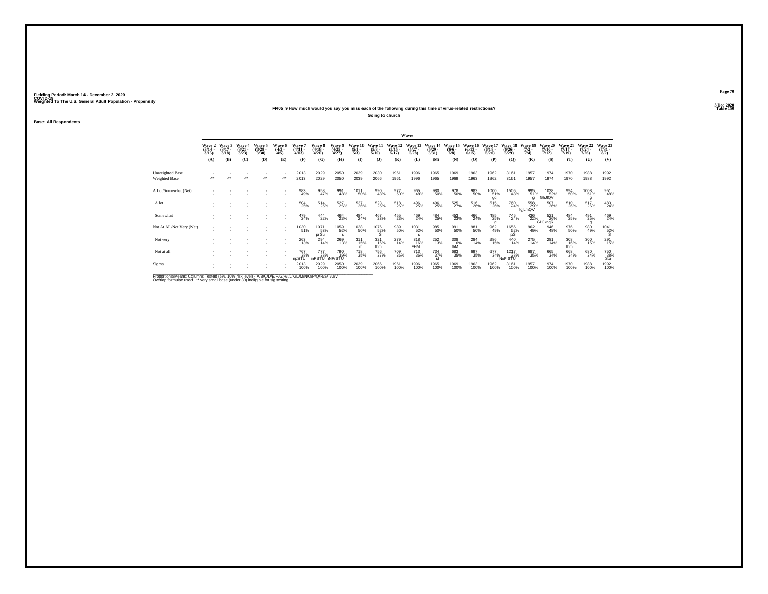Fielding Period: March 14 - December 2, 2020
COVID-19
Weighted To The U.S. General Adult Population - Propensity

3 Dec 2020
Table 150

**FR05_9 How much would you say you miss each of the following during this time of virus-related restrictions?**

**Going to church**

Base: All Respondents

| | Waves | | | | | | | | | | | | | | | | | | | | | |
|---|---|---|---|---|---|---|---|---|---|---|---|---|---|---|---|---|---|---|---|---|---|---|
| | Wave 2 (3/14 - 3/15) | Wave 3 (3/17 - 3/18) | Wave 4 (3/21 - 3/23) | Wave 5 (3/28 - 3/30) | Wave 6 (4/3 - 4/5) | Wave 7 (4/11 - 4/13) | Wave 8 (4/18 - 4/20) | Wave 9 (4/25 - 4/27) | Wave 10 (5/1 - 5/3) | Wave 11 (5/8 - 5/10) | Wave 12 (5/15 - 5/17) | Wave 13 (5/27 - 5/28) | Wave 14 (5/29 - 5/31) | Wave 15 (6/6 - 6/8) | Wave 16 (6/13 - 6/15) | Wave 17 (6/18 - 6/20) | Wave 18 (6/26 - 6/29) | Wave 19 (7/2 - 7/4) | Wave 20 (7/10 - 7/12) | Wave 21 (7/17 - 7/19) | Wave 22 (7/24 - 7/26) | Wave 23 (7/31 - 8/2) |
| | (A) | (B) | (C) | (D) | (E) | (F) | (G) | (H) | (I) | (J) | (K) | (L) | (M) | (N) | (O) | (P) | (Q) | (R) | (S) | (T) | (U) | (V) |
| Unweighted Base | - | - | - | - | - | 2013 | 2029 | 2050 | 2039 | 2030 | 1961 | 1996 | 1965 | 1969 | 1963 | 1962 | 3161 | 1957 | 1974 | 1970 | 1988 | 1992 |
| Weighted Base | -** | -** | -** | -** | -** | 2013 | 2029 | 2050 | 2039 | 2066 | 1961 | 1996 | 1965 | 1969 | 1963 | 1962 | 3161 | 1957 | 1974 | 1970 | 1988 | 1992 |
| A Lot/Somewhat (Net) | - | - | - | - | - | 983 49% | 958 47% | 991 48% | 1011 50% | 990 48% | 972 50% | 965 48% | 980 50% | 978 50% | 982 50% | 1000 51% gq | 1505 48% | 995 51% g | 1028 52% GhJlQV | 994 50% | 1008 51% g | 951 48% |
| A lot | - | - | - | - | - | 504 25% | 514 25% | 527 26% | 527 26% | 523 25% | 516 26% | 496 25% | 496 25% | 525 27% | 516 26% | 515 26% | 760 24% | 558 29% fgjLmQV | 507 26% | 510 26% | 517 26% | 483 24% |
| Somewhat | - | - | - | - | - | 479 24% | 444 22% | 464 23% | 484 24% | 467 23% | 455 23% | 469 24% | 484 25% | 453 23% | 466 24% | 485 25% g | 745 24% | 436 22% | 521 26% GHJknqR | 484 25% | 491 25% g | 469 24% |
| Not At All/Not Very (Net) | - | - | - | - | - | 1030 51% | 1071 53% prSu | 1059 52% s | 1028 50% | 1076 52% S | 989 50% | 1031 52% s | 985 50% | 991 50% | 981 50% | 962 49% | 1656 52% pS | 962 49% | 946 48% | 976 50% | 980 49% | 1041 52% S |
| Not very | - | - | - | - | - | 263 13% | 294 14% | 269 13% | 311 15% m | 321 16% fhm | 279 14% | 318 16% FHM | 252 13% | 308 16% fhM | 284 14% | 286 15% | 440 14% | 275 14% | 281 14% | 308 16% fhm | 300 15% | 291 15% |
| Not at all | - | - | - | - | - | 767 38% npSTU | 777 38% inPSTU | 790 39% iNPrSTU | 718 35% | 756 37% | 709 36% | 713 36% | 734 37% st | 683 35% | 697 35% | 677 34% | 1217 38% iNoPrSTU | 687 35% | 665 34% | 668 34% | 680 34% | 750 38% Stu |
| Sigma | - | - | - | - | - | 2013 100% | 2029 100% | 2050 100% | 2039 100% | 2066 100% | 1961 100% | 1996 100% | 1965 100% | 1969 100% | 1963 100% | 1962 100% | 3161 100% | 1957 100% | 1974 100% | 1970 100% | 1988 100% | 1992 100% |

Proportions/Means: Columns Tested (5%, 10% risk level) - A/B/C/D/E/F/G/H/I/J/K/L/M/N/O/P/Q/R/S/T/U/V
Overlap formulae used. ** very small base (under 30) ineligible for sig testing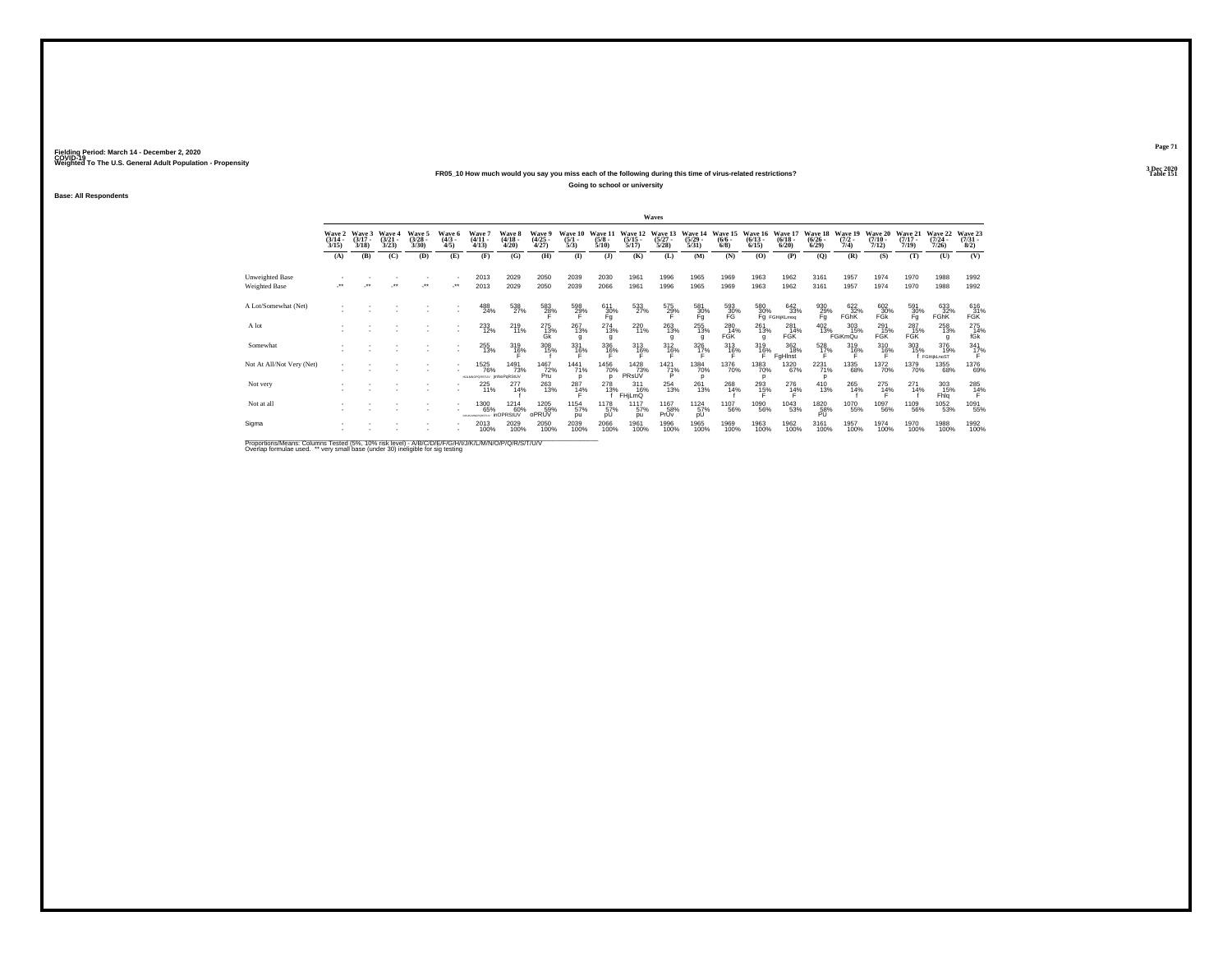Fielding Period: March 14 - December 2, 2020
COVID-19
Weighted To The U.S. General Adult Population - Propensity

3 Dec 2020
Table 151

FR05_10 How much would you say you miss each of the following during this time of virus-related restrictions?

Going to school or university

Base: All Respondents

| | Waves | | | | | | | | | | | | | | | | | | | | |
|---|---|---|---|---|---|---|---|---|---|---|---|---|---|---|---|---|---|---|---|---|---|
| | Wave 2 (3/14 - 3/15) | Wave 3 (3/17 - 3/18) | Wave 4 (3/21 - 3/23) | Wave 5 (3/28 - 3/30) | Wave 6 (4/3 - 4/5) | Wave 7 (4/11 - 4/13) | Wave 8 (4/18 - 4/20) | Wave 9 (4/25 - 4/27) | Wave 10 (5/1 - 5/3) | Wave 11 (5/8 - 5/10) | Wave 12 (5/15 - 5/17) | Wave 13 (5/27 - 5/28) | Wave 14 (5/29 - 5/31) | Wave 15 (6/6 - 6/8) | Wave 16 (6/13 - 6/15) | Wave 17 (6/18 - 6/20) | Wave 18 (6/26 - 6/29) | Wave 19 (7/2 - 7/4) | Wave 20 (7/10 - 7/12) | Wave 21 (7/17 - 7/19) | Wave 22 (7/24 - 7/26) | Wave 23 (7/31 - 8/2) |
| | (A) | (B) | (C) | (D) | (E) | (F) | (G) | (H) | (I) | (J) | (K) | (L) | (M) | (N) | (O) | (P) | (Q) | (R) | (S) | (T) | (U) | (V) |
| Unweighted Base | - | - | - | - | - | 2013 | 2029 | 2050 | 2039 | 2030 | 1961 | 1996 | 1965 | 1969 | 1963 | 1962 | 3161 | 1957 | 1974 | 1970 | 1988 | 1992 |
| Weighted Base | -** | -** | -** | -** | -** | 2013 | 2029 | 2050 | 2039 | 2066 | 1961 | 1996 | 1965 | 1969 | 1963 | 1962 | 3161 | 1957 | 1974 | 1970 | 1988 | 1992 |
| A Lot/Somewhat (Net) | - | - | - | - | - | 488 24% | 538 27% | 583 28% F | 598 29% F | 611 30% Fg | 533 27% | 575 29% F | 581 30% Fg | 593 30% FG | 580 30% Fg | 642 33% FGHIjKLmnq | 930 29% Fg | 622 32% FGhK | 602 30% FGk | 591 30% Fg | 633 32% FGhK | 616 31% FGK |
| A lot | - | - | - | - | - | 233 12% | 219 11% | 275 13% Gk | 267 13% g | 274 13% g | 220 11% | 263 13% g | 255 13% g | 280 14% FGK | 261 13% g | 281 14% FGK | 402 13% | 303 15% FGiKmQu | 291 15% FGK | 287 15% FGK | 258 13% g | 275 14% fGk |
| Somewhat | - | - | - | - | - | 255 13% | 319 16% F | 308 15% f | 331 16% F | 336 16% F | 313 16% F | 312 16% F | 326 17% F | 313 16% F | 319 16% F | 362 18% FgHInst | 528 17% F | 319 16% F | 310 16% F | 303 15% f | 376 19% FGHIjkLnoST | 341 17% F |
| Not At All/Not Very (Net) | - | - | - | - | - | 1525 76% HIJKLMNOPQRSTUV | 1491 73% jkNoPqRStUV | 1467 72% Pru | 1441 71% p | 1456 70% p | 1428 73% PRsUV | 1421 71% P | 1384 70% p | 1376 70% | 1383 70% p | 1320 67% | 2231 71% p | 1335 68% | 1372 70% | 1379 70% | 1355 68% | 1376 69% |
| Not very | - | - | - | - | - | 225 11% | 277 14% f | 263 13% | 287 14% F | 278 13% f | 311 16% FHjLmQ | 254 13% | 261 13% | 268 14% f | 293 15% F | 276 14% F | 410 13% | 265 14% f | 275 14% F | 271 14% f | 303 15% Fhlq | 285 14% F |
| Not at all | - | - | - | - | - | 1300 65% GHIJKLMNOPQRSTUV | 1214 60% inOPRStUV | 1205 59% oPRUV | 1154 57% pu | 1178 57% pU | 1117 57% pu | 1167 58% PrUv | 1124 57% pU | 1107 56% | 1090 56% | 1043 53% | 1820 58% PU | 1070 55% | 1097 56% | 1109 56% | 1052 53% | 1091 55% |
| Sigma | - | - | - | - | - | 2013 100% | 2029 100% | 2050 100% | 2039 100% | 2066 100% | 1961 100% | 1996 100% | 1965 100% | 1969 100% | 1963 100% | 1962 100% | 3161 100% | 1957 100% | 1974 100% | 1970 100% | 1988 100% | 1992 100% |

Proportions/Means: Columns Tested (5%, 10% risk level) - A/B/C/D/E/F/G/H/I/J/K/L/M/N/O/P/Q/R/S/T/U/V
Overlap formulae used. ** very small base (under 30) ineligible for sig testing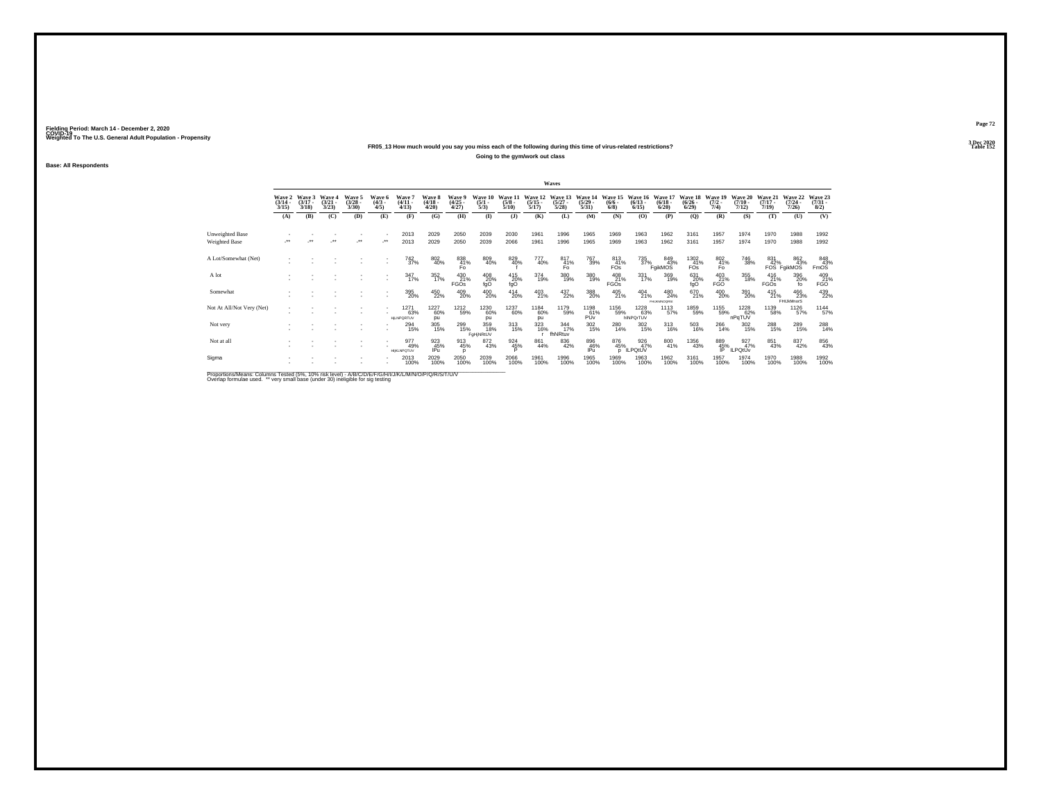Fielding Period: March 14 - December 2, 2020
COVID-19
Weighted To The U.S. General Adult Population - Propensity

3 Dec 2020
Table 152

**FR05_13 How much would you say you miss each of the following during this time of virus-related restrictions?**

**Going to the gym/work out class**

**Base: All Respondents**

| | Waves | | | | | | | | | | | | | | | | | | | | | |
|---|---|---|---|---|---|---|---|---|---|---|---|---|---|---|---|---|---|---|---|---|---|---|
| | Wave 2 (3/14 - 3/15) | Wave 3 (3/17 - 3/18) | Wave 4 (3/21 - 3/23) | Wave 5 (3/28 - 3/30) | Wave 6 (4/3 - 4/5) | Wave 7 (4/11 - 4/13) | Wave 8 (4/18 - 4/20) | Wave 9 (4/25 - 4/27) | Wave 10 (5/1 - 5/3) | Wave 11 (5/8 - 5/10) | Wave 12 (5/15 - 5/17) | Wave 13 (5/27 - 5/28) | Wave 14 (5/29 - 5/31) | Wave 15 (6/6 - 6/8) | Wave 16 (6/13 - 6/15) | Wave 17 (6/18 - 6/20) | Wave 18 (6/26 - 6/29) | Wave 19 (7/2 - 7/4) | Wave 20 (7/10 - 7/12) | Wave 21 (7/17 - 7/19) | Wave 22 (7/24 - 7/26) | Wave 23 (7/31 - 8/2) |
| | (A) | (B) | (C) | (D) | (E) | (F) | (G) | (H) | (I) | (J) | (K) | (L) | (M) | (N) | (O) | (P) | (Q) | (R) | (S) | (T) | (U) | (V) |
| Unweighted Base | - | - | - | - | - | 2013 | 2029 | 2050 | 2039 | 2030 | 1961 | 1996 | 1965 | 1969 | 1963 | 1962 | 3161 | 1957 | 1974 | 1970 | 1988 | 1992 |
| Weighted Base | -** | -** | -** | -** | -** | 2013 | 2029 | 2050 | 2039 | 2066 | 1961 | 1996 | 1965 | 1969 | 1963 | 1962 | 3161 | 1957 | 1974 | 1970 | 1988 | 1992 |
| A Lot/Somewhat (Net) | - | - | - | - | - | 742 37% | 802 40% | 838 41% Fo | 809 40% | 829 40% f | 777 40% | 817 41% Fo | 767 39% | 813 41% FOs | 735 37% | 849 43% FgikMOS | 1302 41% FOs | 802 41% Fo | 746 38% | 831 42% FOS | 862 43% FgikMOS | 848 43% FmOS |
| A lot | - | - | - | - | - | 347 17% | 352 17% | 430 21% FGOs | 408 20% fgO | 415 20% fgO | 374 19% | 380 19% | 380 19% | 408 21% FGOs | 331 17% | 369 19% | 631 20% fgO | 403 21% FGO | 355 18% | 416 21% FGOs | 396 20% fo | 409 21% FGO |
| Somewhat | - | - | - | - | - | 395 20% | 450 22% | 409 20% | 400 20% | 414 20% | 403 21% | 437 22% | 388 20% | 405 21% | 404 21% | 480 24% FHIJkMNOQRS | 670 21% | 400 20% | 391 20% | 415 21% | 466 23% FHIJkMnrS | 439 22% |
| Not At All/Not Very (Net) | - | - | - | - | - | 1271 63% HjLNPQRTUV | 1227 60% pu | 1212 59% | 1230 60% pu | 1237 60% | 1184 60% pu | 1179 59% | 1198 61% PUv | 1156 59% | 1228 63% hlNPQrTUV | 1113 57% | 1859 59% | 1155 59% | 1228 62% nPqTUV | 1139 58% | 1126 57% | 1144 57% |
| Not very | - | - | - | - | - | 294 15% | 305 15% | 299 15% | 359 18% FgHjNRtUV | 313 15% | 323 16% r | 344 17% fhNRtuv | 302 15% | 280 14% | 302 15% | 313 16% | 503 16% | 266 14% | 302 15% | 288 15% | 289 15% | 288 14% |
| Not at all | - | - | - | - | - | 977 49% HIjKLNPQTUV | 923 45% IPu | 913 45% p | 872 43% | 924 45% P | 861 44% | 836 42% | 896 46% IPu | 876 45% p | 926 47% ILPQtUV | 800 41% | 1356 43% | 889 45% IP | 927 47% ILPQtUv | 851 43% | 837 42% | 856 43% |
| Sigma | - | - | - | - | - | 2013 100% | 2029 100% | 2050 100% | 2039 100% | 2066 100% | 1961 100% | 1996 100% | 1965 100% | 1969 100% | 1963 100% | 1962 100% | 3161 100% | 1957 100% | 1974 100% | 1970 100% | 1988 100% | 1992 100% |

Proportions/Means: Columns Tested (5%, 10% risk level) - A/B/C/D/E/F/G/H/I/J/K/L/M/N/O/P/Q/R/S/T/U/V
Overlap formulae used. ** very small base (under 30) ineligible for sig testing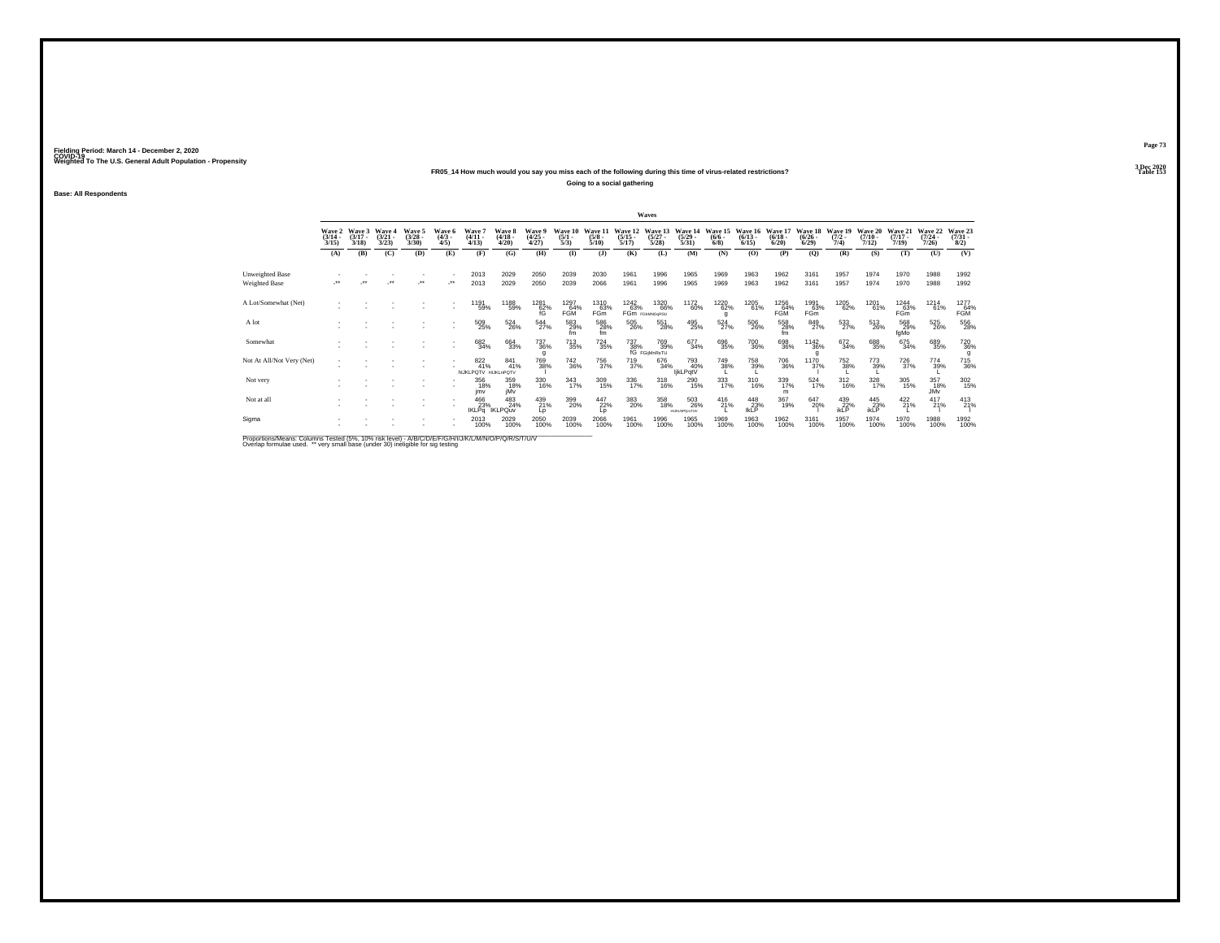Fielding Period: March 14 - December 2, 2020
COVID-19
Weighted To The U.S. General Adult Population - Propensity

3 Dec 2020
Table 153

**FR05_14 How much would you say you miss each of the following during this time of virus-related restrictions?**

**Going to a social gathering**

**Base: All Respondents**

| | Wave 2 (3/14 - 3/15) | Wave 3 (3/17 - 3/18) | Wave 4 (3/21 - 3/23) | Wave 5 (3/28 - 3/30) | Wave 6 (4/3 - 4/5) | Wave 7 (4/11 - 4/13) | Wave 8 (4/18 - 4/20) | Wave 9 (4/25 - 4/27) | Wave 10 (5/1 - 5/3) | Wave 11 (5/8 - 5/10) | Wave 12 (5/15 - 5/17) | Wave 13 (5/27 - 5/28) | Wave 14 (5/29 - 5/31) | Wave 15 (6/6 - 6/8) | Wave 16 (6/13 - 6/15) | Wave 17 (6/18 - 6/20) | Wave 18 (6/26 - 6/29) | Wave 19 (7/2 - 7/4) | Wave 20 (7/10 - 7/12) | Wave 21 (7/17 - 7/19) | Wave 22 (7/24 - 7/26) | Wave 23 (7/31 - 8/2) |
|---|---|---|---|---|---|---|---|---|---|---|---|---|---|---|---|---|---|---|---|---|---|---|
| | (A) | (B) | (C) | (D) | (E) | (F) | (G) | (H) | (I) | (J) | (K) | (L) | (M) | (N) | (O) | (P) | (Q) | (R) | (S) | (T) | (U) | (V) |
| Unweighted Base | - | - | - | - | - | 2013 | 2029 | 2050 | 2039 | 2030 | 1961 | 1996 | 1965 | 1969 | 1963 | 1962 | 3161 | 1957 | 1974 | 1970 | 1988 | 1992 |
| Weighted Base | -** | -** | -** | -** | -** | 2013 | 2029 | 2050 | 2039 | 2066 | 1961 | 1996 | 1965 | 1969 | 1963 | 1962 | 3161 | 1957 | 1974 | 1970 | 1988 | 1992 |
| A Lot/Somewhat (Net) | - | - | - | - | - | 1191 59% | 1188 59% | 1281 62% fG | 1297 64% FGM | 1310 63% FGm | 1242 63% FGm | 1320 66% FGhMNOqRSU | 1172 60% | 1220 62% g | 1205 61% | 1256 64% FGM | 1991 63% FGm | 1205 62% | 1201 61% | 1244 63% FGm | 1214 61% | 1277 64% FGM |
| A lot | - | - | - | - | - | 509 25% | 524 26% | 544 27% | 583 29% fm | 586 28% fm | 505 26% | 551 28% | 495 25% | 524 27% | 506 26% | 558 28% fm | 849 27% | 533 27% | 513 26% | 568 29% fgMo | 525 26% | 556 28% |
| Somewhat | - | - | - | - | - | 682 34% | 664 33% | 737 36% g | 713 35% | 724 35% | 737 38% fG | 769 39% FGjMnRsTU | 677 34% | 696 35% | 700 36% | 698 36% | 1142 36% g | 672 34% | 688 35% | 675 34% | 689 35% | 720 36% g |
| Not At All/Not Very (Net) | - | - | - | - | - | 822 41% NJKLPQTV | 841 41% HIJKLnPQTV | 769 38% l | 742 36% | 756 37% | 719 37% | 676 34% | 793 40% IjkLPqtV | 749 38% L | 758 39% L | 706 36% | 1170 37% l | 752 38% L | 773 39% L | 726 37% | 774 39% L | 715 36% |
| Not very | - | - | - | - | - | 356 18% jmv | 359 18% jMv | 330 16% | 343 17% | 309 15% | 336 17% | 318 16% | 290 15% | 333 17% | 310 16% | 339 17% m | 524 17% | 312 16% | 328 17% | 305 15% | 357 18% JMv | 302 15% |
| Not at all | - | - | - | - | - | 466 23% IKLPq | 483 24% IKLPQuv | 439 21% Lp | 399 20% | 447 22% Lp | 383 20% | 358 18% | 503 26% HIKLNPQrsTUV | 416 21% L | 448 23% IkLP | 367 19% | 647 20% l | 439 22% ikLP | 445 23% ikLP | 422 21% L | 417 21% l | 413 21% l |
| Sigma | - | - | - | - | - | 2013 100% | 2029 100% | 2050 100% | 2039 100% | 2066 100% | 1961 100% | 1996 100% | 1965 100% | 1969 100% | 1963 100% | 1962 100% | 3161 100% | 1957 100% | 1974 100% | 1970 100% | 1988 100% | 1992 100% |

Proportions/Means: Columns Tested (5%, 10% risk level) - A/B/C/D/E/F/G/H/I/J/K/L/M/N/O/P/Q/R/S/T/U/V
Overlap formulae used. ** very small base (under 30) ineligible for sig testing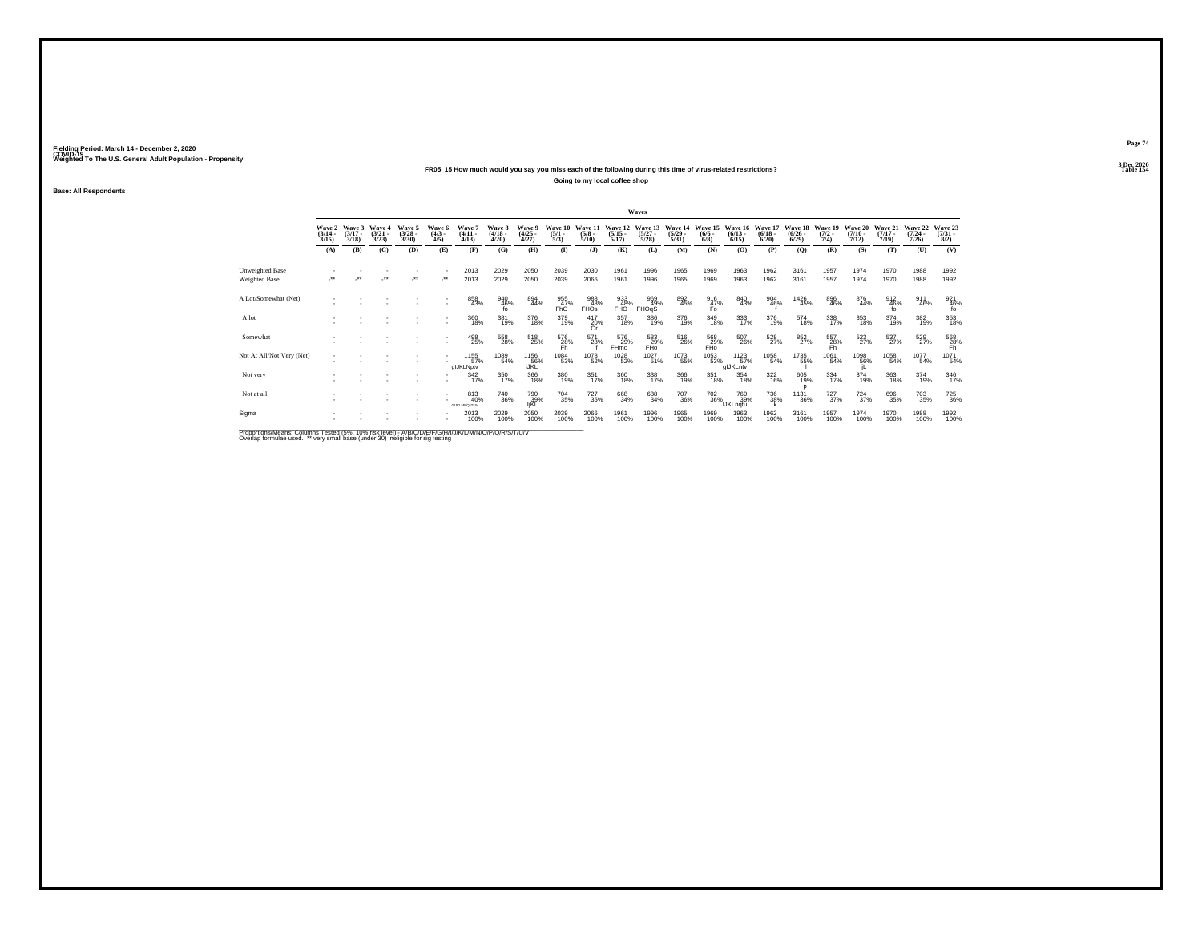Fielding Period: March 14 - December 2, 2020
COVID-19
Weighted To The U.S. General Adult Population - Propensity

3 Dec 2020
Table 154

**FR05_15 How much would you say you miss each of the following during this time of virus-related restrictions?**

**Going to my local coffee shop**

**Base: All Respondents**

| | Wave 2 (3/14 - 3/15) | Wave 3 (3/17 - 3/18) | Wave 4 (3/21 - 3/23) | Wave 5 (3/28 - 3/30) | Wave 6 (4/3 - 4/5) | Wave 7 (4/11 - 4/13) | Wave 8 (4/18 - 4/20) | Wave 9 (4/25 - 4/27) | Wave 10 (5/1 - 5/3) | Wave 11 (5/8 - 5/10) | Wave 12 (5/15 - 5/17) | Wave 13 (5/27 - 5/28) | Wave 14 (5/29 - 5/31) | Wave 15 (6/6 - 6/8) | Wave 16 (6/13 - 6/15) | Wave 17 (6/18 - 6/20) | Wave 18 (6/26 - 6/29) | Wave 19 (7/2 - 7/4) | Wave 20 (7/10 - 7/12) | Wave 21 (7/17 - 7/19) | Wave 22 (7/24 - 7/26) | Wave 23 (7/31 - 8/2) |
|---|---|---|---|---|---|---|---|---|---|---|---|---|---|---|---|---|---|---|---|---|---|---|
| | (A) | (B) | (C) | (D) | (E) | (F) | (G) | (H) | (I) | (J) | (K) | (L) | (M) | (N) | (O) | (P) | (Q) | (R) | (S) | (T) | (U) | (V) |
| Unweighted Base | - | - | - | - | - | 2013 | 2029 | 2050 | 2039 | 2030 | 1961 | 1996 | 1965 | 1969 | 1963 | 1962 | 3161 | 1957 | 1974 | 1970 | 1988 | 1992 |
| Weighted Base | -** | -** | -** | -** | -** | 2013 | 2029 | 2050 | 2039 | 2066 | 1961 | 1996 | 1965 | 1969 | 1963 | 1962 | 3161 | 1957 | 1974 | 1970 | 1988 | 1992 |
| A Lot/Somewhat (Net) | - | - | - | - | - | 858 43% | 940 46% fo | 894 44% | 955 47% FhO | 988 48% FHOs | 933 48% FHO | 969 49% FHOqS | 892 45% | 916 47% Fo | 840 43% | 904 46% f | 1426 45% | 896 46% | 876 44% | 912 46% fo | 911 46% | 921 46% fo |
| A lot | - | - | - | - | - | 360 18% | 381 19% | 376 18% | 379 19% | 417 20% Or | 357 18% | 386 19% | 376 19% | 349 18% | 333 17% | 376 19% | 574 18% | 338 17% | 353 18% | 374 19% | 382 19% | 353 18% |
| Somewhat | - | - | - | - | - | 498 25% | 558 28% | 518 25% | 576 28% Fh | 571 28% f | 576 29% FHmo | 583 29% FHo | 516 26% | 568 29% FHo | 507 26% | 528 27% | 852 27% | 557 28% Fh | 523 27% | 537 27% | 529 27% | 568 28% Fh |
| Not At All/Not Very (Net) | - | - | - | - | - | 1155 57% gIJKLNptv | 1089 54% | 1156 56% iJKL | 1084 53% | 1078 52% | 1028 52% | 1027 51% | 1073 55% | 1053 53% | 1123 57% gIJKLntv | 1058 54% | 1735 55% l | 1061 54% | 1098 56% jL | 1058 54% | 1077 54% | 1071 54% |
| Not very | - | - | - | - | - | 342 17% | 350 17% | 366 18% | 380 19% | 351 17% | 360 18% | 338 17% | 366 19% | 351 18% | 354 18% | 322 16% | 605 19% p | 334 17% | 374 19% | 363 18% | 374 19% | 346 17% |
| Not at all | - | - | - | - | - | 813 40% GIJKLMNQrsTUV | 740 36% | 790 39% ljKL | 704 35% | 727 35% | 668 34% | 688 34% | 707 36% | 702 36% | 769 39% IJKLnqtu | 736 38% k | 1131 36% | 727 37% | 724 37% | 696 35% | 703 35% | 725 36% |
| Sigma | - | - | - | - | - | 2013 100% | 2029 100% | 2050 100% | 2039 100% | 2066 100% | 1961 100% | 1996 100% | 1965 100% | 1969 100% | 1963 100% | 1962 100% | 3161 100% | 1957 100% | 1974 100% | 1970 100% | 1988 100% | 1992 100% |

Proportions/Means: Columns Tested (5%, 10% risk level) - A/B/C/D/E/F/G/H/I/J/K/L/M/N/O/P/Q/R/S/T/U/V
Overlap formulae used. ** very small base (under 30) ineligible for sig testing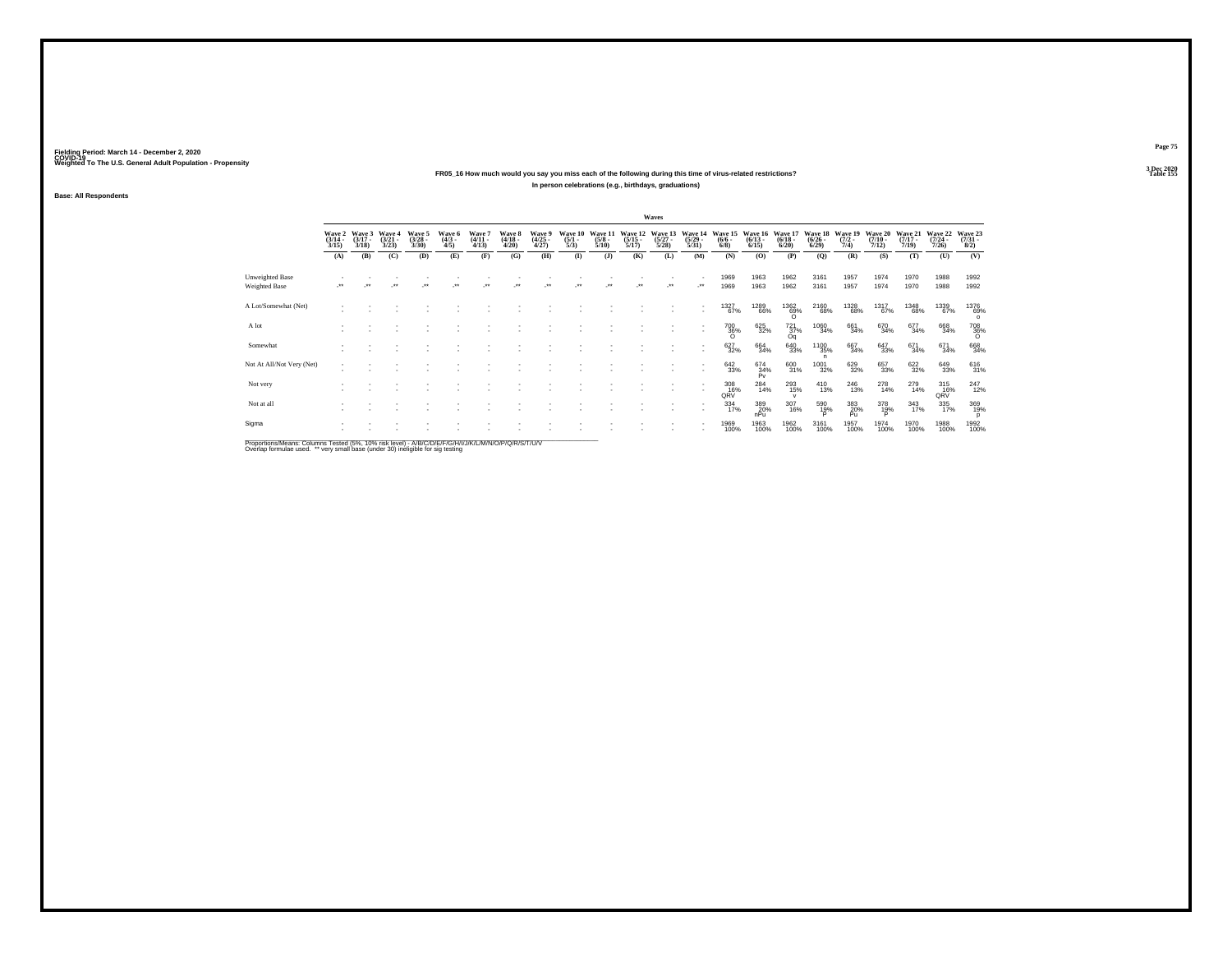Fielding Period: March 14 - December 2, 2020
COVID-19
Weighted To The U.S. General Adult Population - Propensity

3 Dec 2020
Table 155

**FR05_16 How much would you say you miss each of the following during this time of virus-related restrictions?**

**In person celebrations (e.g., birthdays, graduations)**

Base: All Respondents

| | Waves | | | | | | | | | | | | | | | | | | | | | |
|---|---|---|---|---|---|---|---|---|---|---|---|---|---|---|---|---|---|---|---|---|---|---|
| | Wave 2 (3/14 - 3/15) | Wave 3 (3/17 - 3/18) | Wave 4 (3/21 - 3/23) | Wave 5 (3/28 - 3/30) | Wave 6 (4/3 - 4/5) | Wave 7 (4/11 - 4/13) | Wave 8 (4/18 - 4/20) | Wave 9 (4/25 - 4/27) | Wave 10 (5/1 - 5/3) | Wave 11 (5/8 - 5/10) | Wave 12 (5/15 - 5/17) | Wave 13 (5/27 - 5/28) | Wave 14 (5/29 - 5/31) | Wave 15 (6/6 - 6/8) | Wave 16 (6/13 - 6/15) | Wave 17 (6/18 - 6/20) | Wave 18 (6/26 - 6/29) | Wave 19 (7/2 - 7/4) | Wave 20 (7/10 - 7/12) | Wave 21 (7/17 - 7/19) | Wave 22 (7/24 - 7/26) | Wave 23 (7/31 - 8/2) |
| | (A) | (B) | (C) | (D) | (E) | (F) | (G) | (H) | (I) | (J) | (K) | (L) | (M) | (N) | (O) | (P) | (Q) | (R) | (S) | (T) | (U) | (V) |
| Unweighted Base | - | - | - | - | - | - | - | - | - | - | - | - | - | 1969 | 1963 | 1962 | 3161 | 1957 | 1974 | 1970 | 1988 | 1992 |
| Weighted Base | -** | -** | -** | -** | -** | -** | -** | -** | -** | -** | -** | -** | -** | 1969 | 1963 | 1962 | 3161 | 1957 | 1974 | 1970 | 1988 | 1992 |
| A Lot/Somewhat (Net) | - | - | - | - | - | - | - | - | - | - | - | - | - | 1327 67% | 1289 66% | 1362 69% O | 2160 68% | 1328 68% | 1317 67% | 1348 68% | 1339 67% | 1376 69% o |
| A lot | - | - | - | - | - | - | - | - | - | - | - | - | - | 700 36% O | 625 32% | 721 37% Oq | 1060 34% | 661 34% | 670 34% | 677 34% | 668 34% | 708 36% O |
| Somewhat | - | - | - | - | - | - | - | - | - | - | - | - | - | 627 32% | 664 34% | 640 33% | 1100 35% n | 667 34% | 647 33% | 671 34% | 671 34% | 668 34% |
| Not At All/Not Very (Net) | - | - | - | - | - | - | - | - | - | - | - | - | - | 642 33% | 674 34% Pv | 600 31% | 1001 32% | 629 32% | 657 33% | 622 32% | 649 33% | 616 31% |
| Not very | - | - | - | - | - | - | - | - | - | - | - | - | - | 308 16% QRV | 284 14% | 293 15% v | 410 13% | 246 13% | 278 14% | 279 14% | 315 16% QRV | 247 12% |
| Not at all | - | - | - | - | - | - | - | - | - | - | - | - | - | 334 17% | 389 20% nPu | 307 16% | 590 19% P | 383 20% Pu | 378 19% P | 343 17% | 335 17% | 369 19% p |
| Sigma | - | - | - | - | - | - | - | - | - | - | - | - | - | 1969 100% | 1963 100% | 1962 100% | 3161 100% | 1957 100% | 1974 100% | 1970 100% | 1988 100% | 1992 100% |

Proportions/Means: Columns Tested (5%, 10% risk level) - A/B/C/D/E/F/G/H/I/J/K/L/M/N/O/P/Q/R/S/T/U/V
Overlap formulae used. ** very small base (under 30) ineligible for sig testing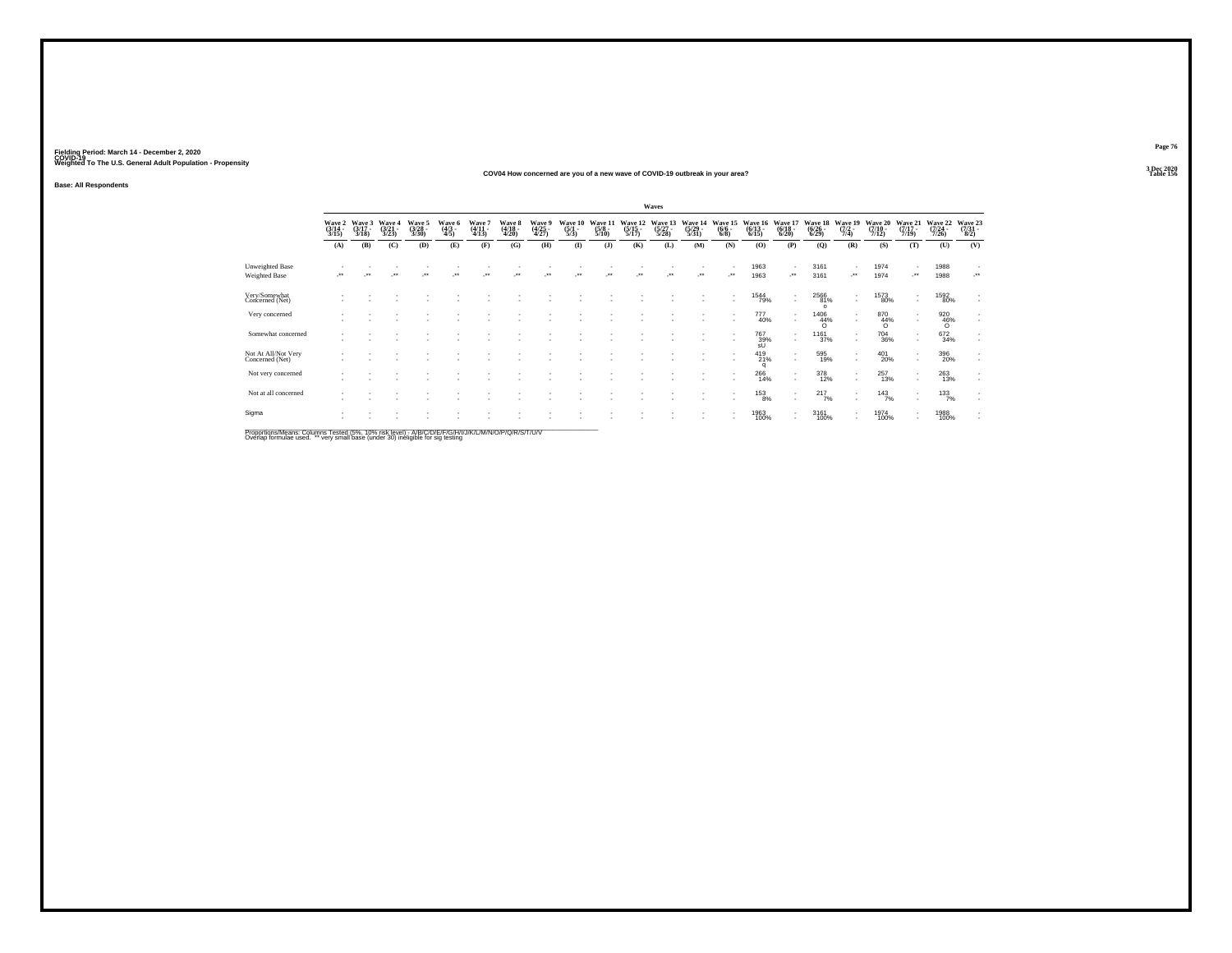Fielding Period: March 14 - December 2, 2020
COVID-19
Weighted To The U.S. General Adult Population - Propensity

3 Dec 2020
Table 156

COV04 How concerned are you of a new wave of COVID-19 outbreak in your area?

Base: All Respondents

| | Waves | | | | | | | | | | | | | | | | | | | | | |
|---|---|---|---|---|---|---|---|---|---|---|---|---|---|---|---|---|---|---|---|---|---|---|
| | Wave 2 (3/14 - 3/15) | Wave 3 (3/17 - 3/18) | Wave 4 (3/21 - 3/23) | Wave 5 (3/28 - 3/30) | Wave 6 (4/3 - 4/5) | Wave 7 (4/11 - 4/13) | Wave 8 (4/18 - 4/20) | Wave 9 (4/25 - 4/27) | Wave 10 (5/1 - 5/3) | Wave 11 (5/8 - 5/10) | Wave 12 (5/15 - 5/17) | Wave 13 (5/27 - 5/28) | Wave 14 (5/29 - 5/31) | Wave 15 (6/6 - 6/8) | Wave 16 (6/13 - 6/15) | Wave 17 (6/18 - 6/20) | Wave 18 (6/26 - 6/29) | Wave 19 (7/2 - 7/4) | Wave 20 (7/10 - 7/12) | Wave 21 (7/17 - 7/19) | Wave 22 (7/24 - 7/26) | Wave 23 (7/31 - 8/2) |
| | (A) | (B) | (C) | (D) | (E) | (F) | (G) | (H) | (I) | (J) | (K) | (L) | (M) | (N) | (O) | (P) | (Q) | (R) | (S) | (T) | (U) | (V) |
| Unweighted Base | - | - | - | - | - | - | - | - | - | - | - | - | - | - | 1963 | - | 3161 | - | 1974 | - | 1988 | - |
| Weighted Base | -** | -** | -** | -** | -** | -** | -** | -** | -** | -** | -** | -** | -** | -** | 1963 | -** | 3161 | -** | 1974 | -** | 1988 | -** |
| Very/Somewhat Concerned (Net) | - | - | - | - | - | - | - | - | - | - | - | - | - | - | 1544 79% | - | 2566 81% o | - | 1573 80% | - | 1592 80% | - |
| Very concerned | - | - | - | - | - | - | - | - | - | - | - | - | - | - | 777 40% | - | 1406 44% O | - | 870 44% O | - | 920 46% O | - |
| Somewhat concerned | - | - | - | - | - | - | - | - | - | - | - | - | - | - | 767 39% sU | - | 1161 37% | - | 704 36% | - | 672 34% | - |
| Not At All/Not Very Concerned (Net) | - | - | - | - | - | - | - | - | - | - | - | - | - | - | 419 21% q | - | 595 19% | - | 401 20% | - | 396 20% | - |
| Not very concerned | - | - | - | - | - | - | - | - | - | - | - | - | - | - | 266 14% | - | 378 12% | - | 257 13% | - | 263 13% | - |
| Not at all concerned | - | - | - | - | - | - | - | - | - | - | - | - | - | - | 153 8% | - | 217 7% | - | 143 7% | - | 133 7% | - |
| Sigma | - | - | - | - | - | - | - | - | - | - | - | - | - | - | 1963 100% | - | 3161 100% | - | 1974 100% | - | 1988 100% | - |

Proportions/Means: Columns Tested (5%, 10% risk level) - A/B/C/D/E/F/G/H/I/J/K/L/M/N/O/P/Q/R/S/T/U/V
Overlap formulae used. ** very small base (under 30) ineligible for sig testing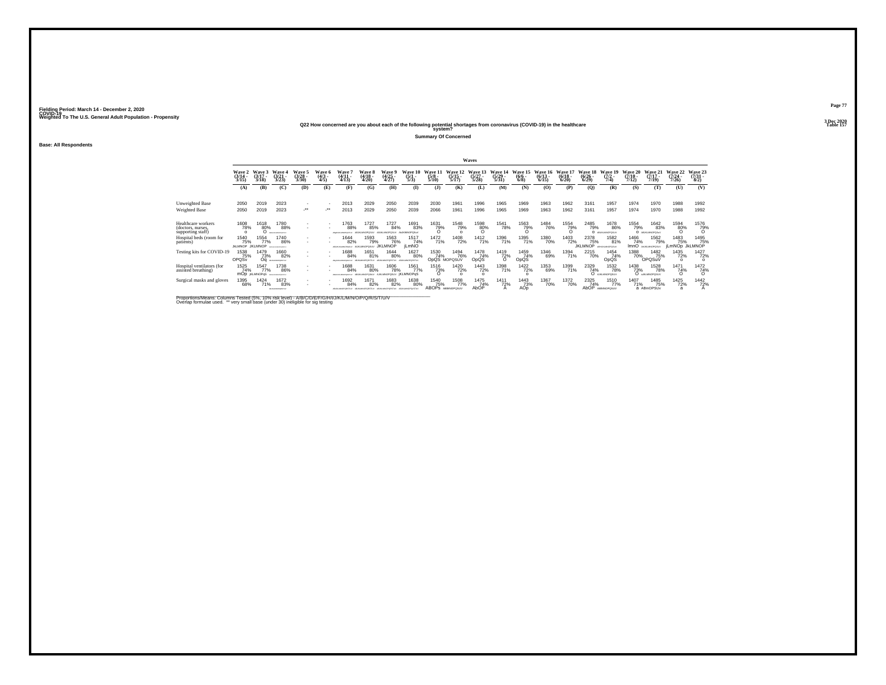Fielding Period: March 14 - December 2, 2020
COVID-19
Weighted To The U.S. General Adult Population - Propensity

3 Dec 2020
Table 157

## Q22 How concerned are you about each of the following potential shortages from coronavirus (COVID-19) in the healthcare system?

**Summary Of Concerned**

**Base: All Respondents**

| | Wave 2 (3/14 - 3/15) | Wave 3 (3/17 - 3/18) | Wave 4 (3/21 - 3/23) | Wave 5 (3/28 - 3/30) | Wave 6 (4/3 - 4/5) | Wave 7 (4/11 - 4/13) | Wave 8 (4/18 - 4/20) | Wave 9 (4/25 - 4/27) | Wave 10 (5/1 - 5/3) | Wave 11 (5/8 - 5/10) | Wave 12 (5/15 - 5/17) | Wave 13 (5/27 - 5/28) | Wave 14 (5/29 - 5/31) | Wave 15 (6/6 - 6/8) | Wave 16 (6/13 - 6/15) | Wave 17 (6/18 - 6/20) | Wave 18 (6/26 - 6/29) | Wave 19 (7/2 - 7/4) | Wave 20 (7/10 - 7/12) | Wave 21 (7/17 - 7/19) | Wave 22 (7/24 - 7/26) | Wave 23 (7/31 - 8/2) |
|---|---|---|---|---|---|---|---|---|---|---|---|---|---|---|---|---|---|---|---|---|---|---|
| | (A) | (B) | (C) | (D) | (E) | (F) | (G) | (H) | (I) | (J) | (K) | (L) | (M) | (N) | (O) | (P) | (Q) | (R) | (S) | (T) | (U) | (V) |
| Unweighted Base | 2050 | 2019 | 2023 | - | - | 2013 | 2029 | 2050 | 2039 | 2030 | 1961 | 1996 | 1965 | 1969 | 1963 | 1962 | 3161 | 1957 | 1974 | 1970 | 1988 | 1992 |
| Weighted Base | 2050 | 2019 | 2023 | -** | -** | 2013 | 2029 | 2050 | 2039 | 2066 | 1961 | 1996 | 1965 | 1969 | 1963 | 1962 | 3161 | 1957 | 1974 | 1970 | 1988 | 1992 |
| Healthcare workers (doctors, nurses, supporting staff) | 1608 78% o | 1618 80% O | 1780 88% | - | - | 1763 88% | 1727 85% | 1727 84% | 1691 83% | 1631 79% O | 1548 79% o | 1598 80% O | 1541 78% | 1563 79% O | 1484 76% | 1554 79% O | 2485 79% O | 1678 86% | 1554 79% O | 1642 83% | 1594 80% O | 1576 79% O |
| Hospital beds (room for patients) | 1540 75% JkLMNOP | 1554 77% JKLMNOP | 1740 86% | - | - | 1644 82% | 1593 79% | 1563 76% JKLMNOP | 1517 74% jLmNO | 1472 71% | 1408 72% | 1412 71% | 1396 71% | 1395 71% | 1380 70% | 1403 72% | 2378 75% JKLMNOP | 1582 81% | 1466 74% lmnO | 1562 79% | 1483 75% jLmNOp | 1495 75% JkLMNOP |
| Testing kits for COVID-19 | 1538 75% OPQSv | 1479 73% Oq | 1660 82% | - | - | 1688 84% | 1651 81% | 1644 80% | 1627 80% | 1530 74% OpQS | 1494 76% MOPQSUV | 1478 74% OpQS | 1419 72% O | 1459 74% OpQS | 1346 69% | 1394 71% | 2215 70% | 1454 74% OpQS | 1388 70% | 1482 75% OPQSuV | 1435 72% o | 1427 72% o |
| Hospital ventilators (for assisted breathing) | 1525 74% mOp | 1547 77% jKLMNOPqS | 1738 86% | - | - | 1688 84% | 1631 80% | 1606 78% | 1561 77% jKLMNOPqS | 1516 73% O | 1420 72% o | 1443 72% o | 1398 71% | 1422 72% o | 1353 69% | 1399 71% | 2329 74% O | 1532 78% | 1438 73% O | 1528 78% | 1471 74% O | 1472 74% O |
| Surgical masks and gloves | 1395 68% | 1424 71% | 1672 83% | - | - | 1692 84% | 1671 82% | 1683 82% | 1638 80% | 1540 75% ABOPS | 1508 77% ABMNOPQSUV | 1475 74% AbOP | 1411 72% A | 1443 73% AOp | 1367 70% | 1372 70% | 2325 74% AbOP | 1510 77% ABMNOPQSUV | 1407 71% a | 1485 75% ABmOPSUv | 1425 72% a | 1442 72% A |

Proportions/Means: Columns Tested (5%, 10% risk level) - A/B/C/D/E/F/G/H/I/J/K/L/M/N/O/P/Q/R/S/T/U/V
Overlap formulae used. ** very small base (under 30) ineligible for sig testing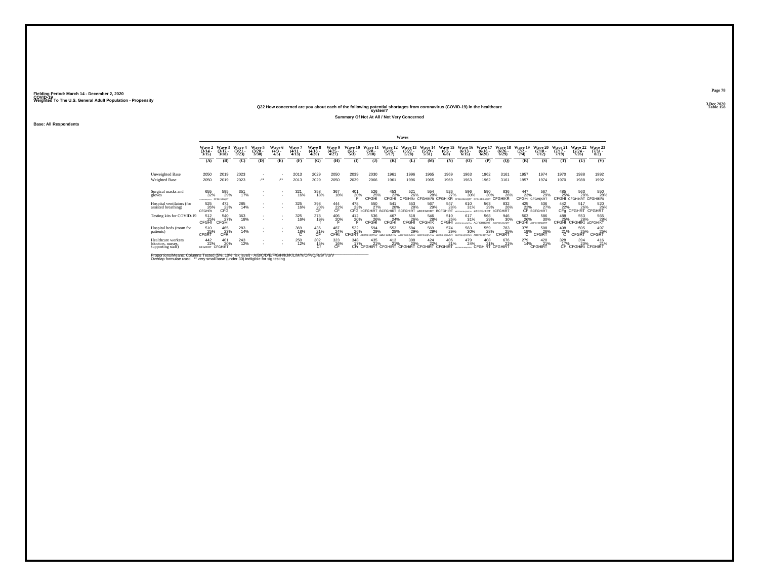Fielding Period: March 14 - December 2, 2020
COVID-19
Weighted To The U.S. General Adult Population - Propensity

3 Dec 2020
Table 158

**Q22 How concerned are you about each of the following potential shortages from coronavirus (COVID-19) in the healthcare system?**

**Summary Of Not At All / Not Very Concerned**

**Base: All Respondents**

| | Wave 2 (3/14 - 3/15) | Wave 3 (3/17 - 3/18) | Wave 4 (3/21 - 3/23) | Wave 5 (3/28 - 3/30) | Wave 6 (4/3 - 4/5) | Wave 7 (4/11 - 4/13) | Wave 8 (4/18 - 4/20) | Wave 9 (4/25 - 4/27) | Wave 10 (5/1 - 5/3) | Wave 11 (5/8 - 5/10) | Wave 12 (5/15 - 5/17) | Wave 13 (5/27 - 5/28) | Wave 14 (5/29 - 5/31) | Wave 15 (6/6 - 6/8) | Wave 16 (6/13 - 6/15) | Wave 17 (6/18 - 6/20) | Wave 18 (6/26 - 6/29) | Wave 19 (7/2 - 7/4) | Wave 20 (7/10 - 7/12) | Wave 21 (7/17 - 7/19) | Wave 22 (7/24 - 7/26) | Wave 23 (7/31 - 8/2) |
|---|---|---|---|---|---|---|---|---|---|---|---|---|---|---|---|---|---|---|---|---|---|---|
| | (A) | (B) | (C) | (D) | (E) | (F) | (G) | (H) | (I) | (J) | (K) | (L) | (M) | (N) | (O) | (P) | (Q) | (R) | (S) | (T) | (U) | (V) |
| Unweighted Base | 2050 | 2019 | 2023 | - | - | 2013 | 2029 | 2050 | 2039 | 2030 | 1961 | 1996 | 1965 | 1969 | 1963 | 1962 | 3161 | 1957 | 1974 | 1970 | 1988 | 1992 |
| Weighted Base | 2050 | 2019 | 2023 | -** | -** | 2013 | 2029 | 2050 | 2039 | 2066 | 1961 | 1996 | 1965 | 1969 | 1963 | 1962 | 3161 | 1957 | 1974 | 1970 | 1988 | 1992 |
| Surgical masks and gloves | 655 32% CFGHIKLNQRTUV | 595 29% CFGHIjKRT | 351 17% | - | - | 321 16% | 358 18% | 367 18% | 401 20% F | 526 25% CFGHI | 453 23% CFGHI | 521 26% CFGHIkr | 554 28% CFGHIKRt | 526 27% CFGHIKR | 596 30% CFGHIJKLNQRT | 590 30% CFGHIJKLnQRT | 836 26% CFGHIKR | 447 23% CFGHi | 567 29% CFGHIjKRT | 485 25% CFGHI | 563 28% CFGHIKRT | 550 28% CFGHIKRt |
| Hospital ventilators (for assisted breathing) | 525 26% CFGHRt | 472 23% CFG | 285 14% | - | - | 325 16% | 398 20% CF | 444 22% CF | 478 23% CFG | 550 27% bCFGHiRT | 541 28% BCFGHIRT | 553 28% BCFGHIRT | 567 29% aBCFGHIRT | 547 28% BCFGHIRT | 610 31% aBCFGHIJkQRSTUV | 563 29% aBCFGHIRT | 832 26% bCFGHIRT | 425 22% CF | 536 27% BCFGHIRT | 442 22% CFg | 517 26% CFGHIRT | 520 26% CFGHIRT |
| Testing kits for COVID-19 | 512 25% CFGHI | 540 27% CFGHI | 363 18% | - | - | 325 16% | 378 19% f | 406 20% F | 412 20% F | 536 26% CFGHI | 467 24% CFGHI | 518 26% CFGHI | 546 28% CFGHIK | 510 26% CFGHI | 617 31% aBCFGHIJKLNRTUv | 568 29% ACFGHIjKnT | 946 30% aBCFGHIJKLNRT | 503 26% CFGHI | 586 30% ACFGHIJKLNRT | 488 25% CFGHI | 553 28% CFGHIKt | 565 28% aCFGHIKT |
| Hospital beds (room for patients) | 510 25% CFGRT | 465 23% CFR | 283 14% | - | - | 369 18% C | 436 21% CF | 487 24% CFRt | 522 26% CFGRT | 594 29% aBCFGHIQRTuv | 553 28% aBCFGHQRTv | 584 29% aBCFGHIQRsTUV | 569 29% aBCFGHIQRsTUV | 574 29% aBCFGHIQRsTUV | 583 30% aBCFGHIQRSTUV | 559 28% aBCFGHIQRtTuV | 783 25% CFGRT | 375 19% C | 508 26% CFGRT | 408 21% C | 505 25% CFGRT | 497 25% CFGRT |
| Healthcare workers (doctors, nurses, supporting staff) | 442 22% CFGHIRT | 401 20% CFGHIRT | 243 12% | - | - | 250 12% | 302 15% Cf | 323 16% CF | 348 17% CFr | 435 21% CFGHIRT | 413 21% CFGHIRT | 398 20% CFGHIRT | 424 22% CFGHIRT | 406 21% CFGHIRT | 479 24% aBCFGHIJKLMNPQRSTUV | 408 21% CFGHIRT | 676 21% CFGHIRT | 279 14% | 420 21% CFGHIRT | 328 17% CF | 394 20% CFGHIRt | 416 21% CFGHIRT |

Proportions/Means: Columns Tested (5%, 10% risk level) - A/B/C/D/E/F/G/H/I/J/K/L/M/N/O/P/Q/R/S/T/U/V
Overlap formulae used. ** very small base (under 30) ineligible for sig testing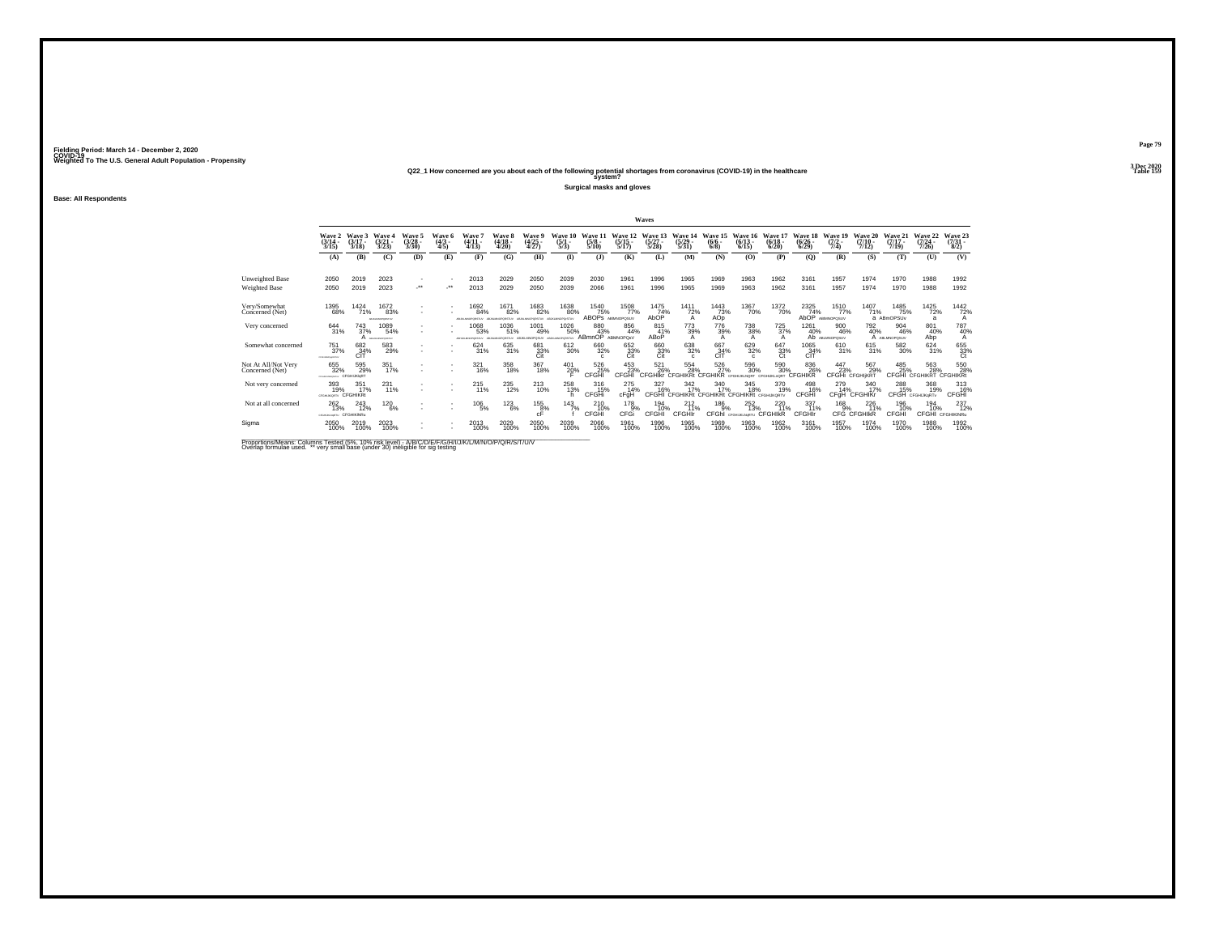Fielding Period: March 14 - December 2, 2020
COVID-19
Weighted To The U.S. General Adult Population - Propensity

3 Dec 2020
Table 159

### Q22_1 How concerned are you about each of the following potential shortages from coronavirus (COVID-19) in the healthcare system?

**Surgical masks and gloves**

**Base: All Respondents**

| | Wave 2 (3/14 - 3/15) | Wave 3 (3/17 - 3/18) | Wave 4 (3/21 - 3/23) | Wave 5 (3/28 - 3/30) | Wave 6 (4/3 - 4/5) | Wave 7 (4/11 - 4/13) | Wave 8 (4/18 - 4/20) | Wave 9 (4/25 - 4/27) | Wave 10 (5/1 - 5/3) | Wave 11 (5/8 - 5/10) | Wave 12 (5/15 - 5/17) | Wave 13 (5/27 - 5/28) | Wave 14 (5/29 - 5/31) | Wave 15 (6/6 - 6/8) | Wave 16 (6/13 - 6/15) | Wave 17 (6/18 - 6/20) | Wave 18 (6/26 - 6/29) | Wave 19 (7/2 - 7/4) | Wave 20 (7/10 - 7/12) | Wave 21 (7/17 - 7/19) | Wave 22 (7/24 - 7/26) | Wave 23 (7/31 - 8/2) |
|---|---|---|---|---|---|---|---|---|---|---|---|---|---|---|---|---|---|---|---|---|---|---|
| | (A) | (B) | (C) | (D) | (E) | (F) | (G) | (H) | (I) | (J) | (K) | (L) | (M) | (N) | (O) | (P) | (Q) | (R) | (S) | (T) | (U) | (V) |
| Unweighted Base | 2050 | 2019 | 2023 | - | - | 2013 | 2029 | 2050 | 2039 | 2030 | 1961 | 1996 | 1965 | 1969 | 1963 | 1962 | 3161 | 1957 | 1974 | 1970 | 1988 | 1992 |
| Weighted Base | 2050 | 2019 | 2023 | -** | -** | 2013 | 2029 | 2050 | 2039 | 2066 | 1961 | 1996 | 1965 | 1969 | 1963 | 1962 | 3161 | 1957 | 1974 | 1970 | 1988 | 1992 |
| Very/Somewhat Concerned (Net) | 1395 68% | 1424 71% | 1672 83% | - | - | 1692 84% | 1671 82% | 1683 82% | 1638 80% | 1540 75% ABOPS | 1508 77% ABMNOPQSUV | 1475 74% AbOP | 1411 72% A | 1443 73% AOp | 1367 70% | 1372 70% | 2325 74% AbOP | 1510 77% ABMNOPQSUV | 1407 71% a | 1485 75% ABmOPSUv | 1425 72% a | 1442 72% A |
| Very concerned | 644 31% | 743 37% A | 1089 54% | - | - | 1068 53% | 1036 51% | 1001 49% | 1026 50% | 880 43% ABmnOP | 856 44% ABMNOPQsV | 815 41% ABoP | 773 39% A | 776 39% A | 738 38% A | 725 37% A | 1261 40% Ab | 900 46% ABLMNOPQSUV | 792 40% A | 904 46% ABLMNOPQSUV | 801 40% Abp | 787 40% A |
| Somewhat concerned | 751 37% | 682 34% CIT | 583 29% | - | - | 624 31% | 635 31% | 681 33% Cit | 612 30% | 660 32% c | 652 33% Cit | 660 33% Cit | 638 32% c | 667 34% CIT | 629 32% c | 647 33% Ct | 1065 34% CIT | 610 31% | 615 31% | 582 30% | 624 31% | 655 33% Ct |
| Not At All/Not Very Concerned (Net) | 655 32% | 595 29% CFGHIJKQRT | 351 17% | - | - | 321 16% | 358 18% | 367 18% | 401 20% F | 526 25% CFGHI | 453 23% CFGHI | 521 26% CFGHIkr | 554 28% CFGHIKRt | 526 27% CFGHIKR | 596 30% | 590 30% | 836 26% CFGHIKR | 447 23% CFGHi | 567 29% CFGHIjKRT | 485 25% CFGHI | 563 28% CFGHIKRT | 550 28% CFGHIKRt |
| Not very concerned | 393 19% | 351 17% CFGHIKRt | 231 11% | - | - | 215 11% | 235 12% | 213 10% | 258 13% h | 316 15% CFGHi | 275 14% cFgH | 327 16% CFGHI | 342 17% CFGHIKRt | 340 17% CFGHIKRt | 345 18% CFGHIKRt | 370 19% | 498 16% CFGHI | 279 14% CFgH | 340 17% CFGHIKr | 288 15% CFGH | 368 19% | 313 16% CFGHI |
| Not at all concerned | 262 13% | 243 12% CFGHIKNRu | 120 6% | - | - | 106 5% | 123 6% | 155 8% cF | 143 7% f | 210 10% CFGHI | 178 9% CFGi | 194 10% CFGHI | 212 11% CFGHIr | 186 9% CFGhI | 252 13% | 220 11% CFGHIkR | 337 11% CFGHIr | 168 9% CFG | 226 11% CFGHIkR | 196 10% CFGHI | 194 10% CFGHI | 237 12% CFGHIKNRu |
| Sigma | 2050 100% | 2019 100% | 2023 100% | - | - | 2013 100% | 2029 100% | 2050 100% | 2039 100% | 2066 100% | 1961 100% | 1996 100% | 1965 100% | 1969 100% | 1963 100% | 1962 100% | 3161 100% | 1957 100% | 1974 100% | 1970 100% | 1988 100% | 1992 100% |

Proportions/Means: Columns Tested (5%, 10% risk level) - A/B/C/D/E/F/G/H/I/J/K/L/M/N/O/P/Q/R/S/T/U/V
Overlap formulae used. ** very small base (under 30) ineligible for sig testing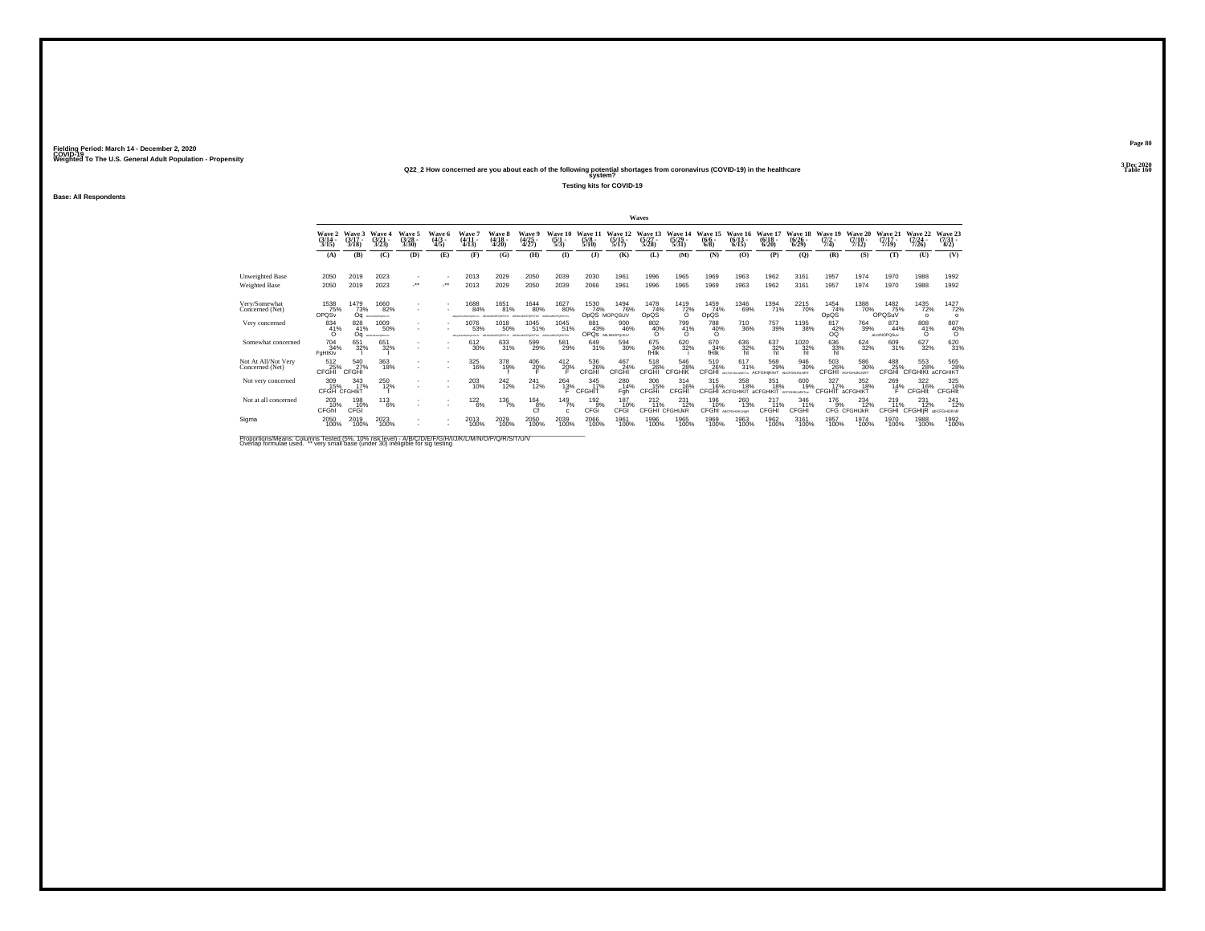Fielding Period: March 14 - December 2, 2020
COVID-19
Weighted To The U.S. General Adult Population - Propensity

3 Dec 2020
Table 160

Q22_2 How concerned are you about each of the following potential shortages from coronavirus (COVID-19) in the healthcare system?

Testing kits for COVID-19

Base: All Respondents

| | Wave 2 (3/14 - 3/15) | Wave 3 (3/17 - 3/18) | Wave 4 (3/21 - 3/23) | Wave 5 (3/28 - 3/30) | Wave 6 (4/3 - 4/5) | Wave 7 (4/11 - 4/13) | Wave 8 (4/18 - 4/20) | Wave 9 (4/25 - 4/27) | Wave 10 (5/1 - 5/3) | Wave 11 (5/8 - 5/10) | Wave 12 (5/15 - 5/17) | Wave 13 (5/27 - 5/28) | Wave 14 (5/29 - 5/31) | Wave 15 (6/6 - 6/8) | Wave 16 (6/13 - 6/15) | Wave 17 (6/18 - 6/20) | Wave 18 (6/26 - 6/29) | Wave 19 (7/2 - 7/4) | Wave 20 (7/10 - 7/12) | Wave 21 (7/17 - 7/19) | Wave 22 (7/24 - 7/26) | Wave 23 (7/31 - 8/2) |
|---|---|---|---|---|---|---|---|---|---|---|---|---|---|---|---|---|---|---|---|---|---|---|
| | (A) | (B) | (C) | (D) | (E) | (F) | (G) | (H) | (I) | (J) | (K) | (L) | (M) | (N) | (O) | (P) | (Q) | (R) | (S) | (T) | (U) | (V) |
| Unweighted Base | 2050 | 2019 | 2023 | - | - | 2013 | 2029 | 2050 | 2039 | 2030 | 1961 | 1996 | 1965 | 1969 | 1963 | 1962 | 3161 | 1957 | 1974 | 1970 | 1988 | 1992 |
| Weighted Base | 2050 | 2019 | 2023 | -** | -** | 2013 | 2029 | 2050 | 2039 | 2066 | 1961 | 1996 | 1965 | 1969 | 1963 | 1962 | 3161 | 1957 | 1974 | 1970 | 1988 | 1992 |
| Very/Somewhat Concerned (Net) | 1538 75% OPQSv | 1479 73% Oq | 1660 82% | - | - | 1688 84% | 1651 81% | 1644 80% | 1627 80% | 1530 74% OpQS | 1494 76% MOPQSUV | 1478 74% OpQS | 1419 72% O | 1459 74% OpQS | 1346 69% | 1394 71% | 2215 70% | 1454 74% OpQS | 1388 70% | 1482 75% OPQSuV | 1435 72% o | 1427 72% o |
| Very concerned | 834 41% O | 828 41% Oq | 1009 50% | - | - | 1076 53% | 1018 50% | 1045 51% | 1045 51% | 881 43% OPQS | 900 46% | 802 40% O | 799 41% O | 788 40% O | 710 36% | 757 39% | 1195 38% | 817 42% OQ | 764 39% | 873 44% | 808 41% O | 807 40% O |
| Somewhat concerned | 704 34% FgHIKtv | 651 32% i | 651 32% i | - | - | 612 30% | 633 31% | 599 29% | 581 29% | 649 31% | 594 30% | 675 34% fHIk | 620 32% i | 670 34% fHIk | 636 32% hI | 637 32% hI | 1020 32% hI | 636 33% hI | 624 32% | 609 31% | 627 32% | 620 31% |
| Not At All/Not Very Concerned (Net) | 512 25% CFGHI | 540 27% CFGHI | 363 18% | - | - | 325 16% | 378 19% f | 406 20% F | 412 20% F | 536 26% CFGHI | 467 24% CFGHI | 518 26% CFGHI | 546 28% CFGHIK | 510 26% CFGHI | 617 31% | 568 29% ACFGHIjKlnT | 946 30% | 503 26% CFGHI | 586 30% | 488 25% CFGHI | 553 28% CFGHIKt | 565 28% aCFGHIKT |
| Not very concerned | 309 15% CFGH | 343 17% CFGHIkT | 250 12% f | - | - | 203 10% | 242 12% | 241 12% | 264 13% F | 345 17% CFGHIT | 280 14% Fgh | 306 15% CFGHi | 314 16% CFGHI | 315 16% CFGHI | 358 18% ACFGHIKIT | 351 18% aCFGHIKIT | 600 19% | 327 17% CFGHIT | 352 18% aCFGHIKT | 269 14% F | 322 16% CFGHIt | 325 16% CFGHIt |
| Not at all concerned | 203 10% CFGhI | 198 10% CFGI | 113 6% | - | - | 122 6% | 136 7% | 164 8% Cf | 149 7% c | 192 9% CFGI | 187 10% CFGI | 212 11% CFGHI | 231 12% CFGHIJkR | 196 10% CFGhI | 260 13% | 217 11% CFGHI | 346 11% CFGHI | 176 9% CFG | 234 12% CFGHIJkR | 219 11% CFGHI | 231 12% CFGHIjR | 241 12% |
| Sigma | 2050 100% | 2019 100% | 2023 100% | - | - | 2013 100% | 2029 100% | 2050 100% | 2039 100% | 2066 100% | 1961 100% | 1996 100% | 1965 100% | 1969 100% | 1963 100% | 1962 100% | 3161 100% | 1957 100% | 1974 100% | 1970 100% | 1988 100% | 1992 100% |

Proportions/Means: Columns Tested (5%, 10% risk level) - A/B/C/D/E/F/G/H/I/J/K/L/M/N/O/P/Q/R/S/T/U/V
Overlap formulae used. ** very small base (under 30) ineligible for sig testing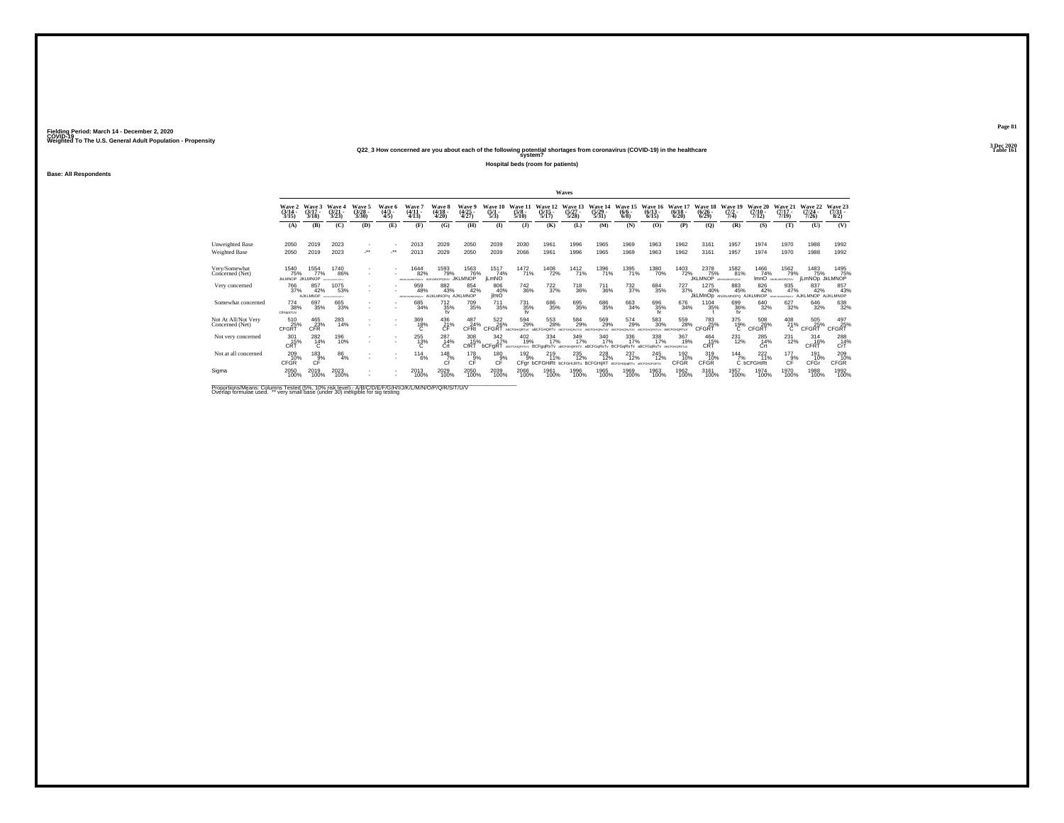Fielding Period: March 14 - December 2, 2020
COVID-19
Weighted To The U.S. General Adult Population - Propensity

3 Dec 2020
Table 161

Q22_3 How concerned are you about each of the following potential shortages from coronavirus (COVID-19) in the healthcare system?

Hospital beds (room for patients)

Base: All Respondents

| | Wave 2 (3/14 - 3/15) | Wave 3 (3/17 - 3/18) | Wave 4 (3/21 - 3/23) | Wave 5 (3/28 - 3/30) | Wave 6 (4/3 - 4/5) | Wave 7 (4/11 - 4/13) | Wave 8 (4/18 - 4/20) | Wave 9 (4/25 - 4/27) | Wave 10 (5/1 - 5/3) | Wave 11 (5/8 - 5/10) | Wave 12 (5/15 - 5/17) | Wave 13 (5/27 - 5/28) | Wave 14 (5/29 - 5/31) | Wave 15 (6/6 - 6/8) | Wave 16 (6/13 - 6/15) | Wave 17 (6/18 - 6/20) | Wave 18 (6/26 - 6/29) | Wave 19 (7/2 - 7/4) | Wave 20 (7/10 - 7/12) | Wave 21 (7/17 - 7/19) | Wave 22 (7/24 - 7/26) | Wave 23 (7/31 - 8/2) |
|---|---|---|---|---|---|---|---|---|---|---|---|---|---|---|---|---|---|---|---|---|---|---|
| | (A) | (B) | (C) | (D) | (E) | (F) | (G) | (H) | (I) | (J) | (K) | (L) | (M) | (N) | (O) | (P) | (Q) | (R) | (S) | (T) | (U) | (V) |
| Unweighted Base | 2050 | 2019 | 2023 | - | - | 2013 | 2029 | 2050 | 2039 | 2030 | 1961 | 1996 | 1965 | 1969 | 1963 | 1962 | 3161 | 1957 | 1974 | 1970 | 1988 | 1992 |
| Weighted Base | 2050 | 2019 | 2023 | -** | -** | 2013 | 2029 | 2050 | 2039 | 2066 | 1961 | 1996 | 1965 | 1969 | 1963 | 1962 | 3161 | 1957 | 1974 | 1970 | 1988 | 1992 |
| Very/Somewhat Concerned (Net) | 1540 75% JkLMNOP | 1554 77% JKLMNOP | 1740 86% ABDEFGHIJKLMNOPQRSTUV | - | - | 1644 82% ABDEHIJKLMNOPQSTUV | 1593 79% AIJKLMNOPQSUV | 1563 76% JKLMNOP | 1517 74% jLmNO | 1472 71% | 1408 72% | 1412 71% | 1396 71% | 1395 71% | 1380 70% | 1403 72% | 2378 75% JKLMNOP | 1582 81% ABHIJKLMNOPQSUV | 1466 74% lmnO | 1562 79% AHIJKLMNOPQSUV | 1483 75% jLmNOp | 1495 75% JkLMNOP |
| Very concerned | 766 37% | 857 42% AJKLMNOP | 1075 53% ABDEFGHIJKLMNOPQRSTUV | - | - | 959 48% ABDEHIJKLMNOPQSUV | 882 43% AJKLMNOPq | 854 42% AJKLMNOP | 806 40% jlmO | 742 36% | 722 37% | 718 36% | 711 36% | 732 37% | 684 35% | 727 37% | 1275 40% JkLMnOp | 883 45% AHIJKLMNOPQ | 826 42% AJKLMNOP | 935 47% ABHIJKLMNOPQSUV | 837 42% AJKLMNOP | 857 43% AJKLMNOP |
| Somewhat concerned | 774 38% CFhqrSTUV | 697 35% | 665 33% | - | - | 685 34% | 712 35% tv | 709 35% | 711 35% | 731 35% tv | 686 35% | 695 35% | 686 35% | 663 34% | 696 35% tv | 676 34% | 1104 35% t | 699 36% tv | 640 32% | 627 32% | 646 32% | 638 32% |
| Not At All/Not Very Concerned (Net) | 510 25% CFGRT | 465 23% CFR | 283 14% | - | - | 369 18% C | 436 21% CF | 487 24% CFRt | 522 26% CFGRT | 594 29% ABCFGHIQRTuV | 553 28% aBCFGHIQRTv | 584 29% ABCFGHIQRsTUV | 569 29% ABCFGHIQRsTuV | 574 29% ABCFGHIQRsTUV | 583 30% ABCFGHIQRSTUV | 559 28% ABCFGHIQRTuV | 783 25% CFGRT | 375 19% C | 508 26% CFGRT | 408 21% C | 505 25% CFGRT | 497 25% CFGRT |
| Not very concerned | 301 15% CRT | 282 14% C | 196 10% | - | - | 255 13% C | 287 14% Crt | 308 15% CfRT | 342 17% bCFgRT | 402 19% ABCFGHQRSTUV | 334 17% BCFgqRsTv | 349 17% aBCFGhQRSTV | 340 17% aBCFGRsTv | 336 17% BCFGqRsTv | 338 17% aBCFGqRsTv | 367 19% ABCFGHQRSTuV | 464 15% CRT | 231 12% | 285 14% Crt | 231 12% | 314 16% CFRT | 288 14% CrT |
| Not at all concerned | 209 10% CFGR | 183 9% CF | 86 4% | - | - | 114 6% | 148 7% Cr | 178 9% CF | 180 9% CF | 192 9% CFgr | 219 11% bCFGHIRt | 235 12% BCFGHIJRTu | 228 12% BCFGHIjRT | 237 12% BCFGHIJpqRTu | 245 12% aBCFGHIJPQRTU | 192 10% CFGR | 319 10% CFGR | 144 7% C | 222 11% bCFGHIRt | 177 9% CF | 191 10% CFGr | 209 10% CFGR |
| Sigma | 2050 100% | 2019 100% | 2023 100% | - | - | 2013 100% | 2029 100% | 2050 100% | 2039 100% | 2066 100% | 1961 100% | 1996 100% | 1965 100% | 1969 100% | 1963 100% | 1962 100% | 3161 100% | 1957 100% | 1974 100% | 1970 100% | 1988 100% | 1992 100% |

Proportions/Means: Columns Tested (5%, 10% risk level) - A/B/C/D/E/F/G/H/I/J/K/L/M/N/O/P/Q/R/S/T/U/V
Overlap formulae used. ** very small base (under 30) ineligible for sig testing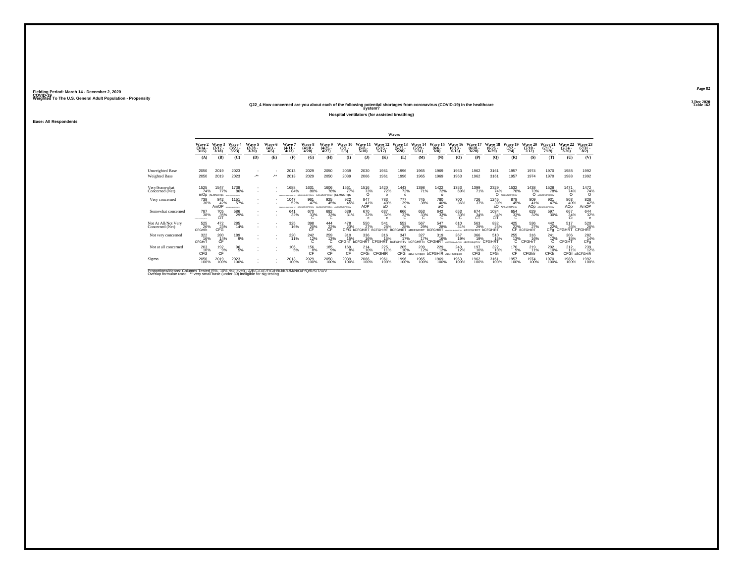Fielding Period: March 14 - December 2, 2020
COVID-19
Weighted To The U.S. General Adult Population - Propensity

3 Dec 2020
Table 162

Q22_4 How concerned are you about each of the following potential shortages from coronavirus (COVID-19) in the healthcare system?

Hospital ventilators (for assisted breathing)

Base: All Respondents

| | Wave 2 (3/14 - 3/15) | Wave 3 (3/17 - 3/18) | Wave 4 (3/21 - 3/23) | Wave 5 (3/28 - 3/30) | Wave 6 (4/3 - 4/5) | Wave 7 (4/11 - 4/13) | Wave 8 (4/18 - 4/20) | Wave 9 (4/25 - 4/27) | Wave 10 (5/1 - 5/3) | Wave 11 (5/8 - 5/10) | Wave 12 (5/15 - 5/17) | Wave 13 (5/27 - 5/28) | Wave 14 (5/29 - 5/31) | Wave 15 (6/6 - 6/8) | Wave 16 (6/13 - 6/15) | Wave 17 (6/18 - 6/29) | Wave 18 (6/26 - 6/29) | Wave 19 (7/2 - 7/4) | Wave 20 (7/10 - 7/12) | Wave 21 (7/17 - 7/19) | Wave 22 (7/24 - 7/26) | Wave 23 (7/31 - 8/2) |
|---|---|---|---|---|---|---|---|---|---|---|---|---|---|---|---|---|---|---|---|---|---|---|
| | (A) | (B) | (C) | (D) | (E) | (F) | (G) | (H) | (I) | (J) | (K) | (L) | (M) | (N) | (O) | (P) | (Q) | (R) | (S) | (T) | (U) | (V) |
| Unweighted Base | 2050 | 2019 | 2023 | - | - | 2013 | 2029 | 2050 | 2039 | 2030 | 1961 | 1996 | 1965 | 1969 | 1963 | 1962 | 3161 | 1957 | 1974 | 1970 | 1988 | 1992 |
| Weighted Base | 2050 | 2019 | 2023 | -** | -** | 2013 | 2029 | 2050 | 2039 | 2066 | 1961 | 1996 | 1965 | 1969 | 1963 | 1962 | 3161 | 1957 | 1974 | 1970 | 1988 | 1992 |
| Very/Somewhat Concerned (Net) | 1525 74% mOp | 1547 77% jKLMNOPqS | 1738 86% | - | - | 1688 84% | 1631 80% | 1606 78% | 1561 77% jKLMNOPqS | 1516 73% O | 1420 72% o | 1443 72% o | 1398 71% | 1422 72% o | 1353 69% | 1399 71% | 2329 74% O | 1532 78% | 1438 73% O | 1528 78% | 1471 74% O | 1472 74% O |
| Very concerned | 738 36% | 842 42% AmOP | 1151 57% | - | - | 1047 52% | 961 47% | 925 45% | 922 45% | 847 41% AOP | 783 40% aO | 777 39% o | 745 38% | 780 40% aO | 700 36% | 726 37% | 1245 39% aO | 878 45% | 809 41% AOp | 931 47% | 803 40% AOp | 828 42% AmOP |
| Somewhat concerned | 787 38% | 705 35% CfI | 586 29% | - | - | 641 32% | 670 33% C | 682 33% C | 639 31% | 670 32% c | 637 32% c | 666 33% C | 653 33% C | 642 33% C | 653 33% C | 674 34% CfI | 1084 34% CfI | 654 33% C | 629 32% | 597 30% | 667 34% CI | 644 32% c |
| Not At All/Not Very Concerned (Net) | 525 26% CFGHRt | 472 23% CFG | 285 14% | - | - | 325 16% | 398 20% CF | 444 22% CF | 478 23% CFG | 550 27% bCFGHIRT | 541 28% BCFGHIRT | 553 28% BCFGHIRT | 567 29% aBCFGHIRT | 547 28% BCFGHIRT | 610 31% | 563 29% aBCFGHIRT | 832 26% bCFGHIRT | 425 22% CF | 536 27% BCFGHIRT | 442 22% CFg | 517 26% CFGHIRT | 520 26% CFGHIRT |
| Not very concerned | 322 16% CFGHrT | 280 14% CF | 189 9% | - | - | 220 11% | 242 12% C | 259 13% C | 310 15% CFGhT | 336 16% bCFGHRT | 316 16% CFGHRT | 347 17% BCFGHRTv | 327 17% bCFGHRTv | 319 16% CFGHRT | 367 19% | 366 19% aBCFGHIjRTUV | 510 16% CFGHRT | 255 13% C | 316 16% CFGHrT | 241 12% C | 306 15% CFGHT | 282 14% CFg |
| Not at all concerned | 203 10% CFG | 192 9% CF | 96 5% | - | - | 106 5% | 156 8% CF | 185 9% CF | 169 8% CF | 214 10% CFGi | 225 11% CFGHIR | 205 10% CFGi | 239 12% aBCFGHIpqR | 229 12% bCFGHIR | 243 12% ABCFGHIpqR | 197 10% CFG | 322 10% CFGi | 170 9% CF | 219 11% CFGhIr | 202 10% CFGi | 212 11% CFGI | 239 12% aBCFGHIR |
| Sigma | 2050 100% | 2019 100% | 2023 100% | - | - | 2013 100% | 2029 100% | 2050 100% | 2039 100% | 2066 100% | 1961 100% | 1996 100% | 1965 100% | 1969 100% | 1963 100% | 1962 100% | 3161 100% | 1957 100% | 1974 100% | 1970 100% | 1988 100% | 1992 100% |

Proportions/Means: Columns Tested (5%, 10% risk level) - A/B/C/D/E/F/G/H/I/J/K/L/M/N/O/P/Q/R/S/T/U/V
Overlap formulae used. ** very small base (under 30) ineligible for sig testing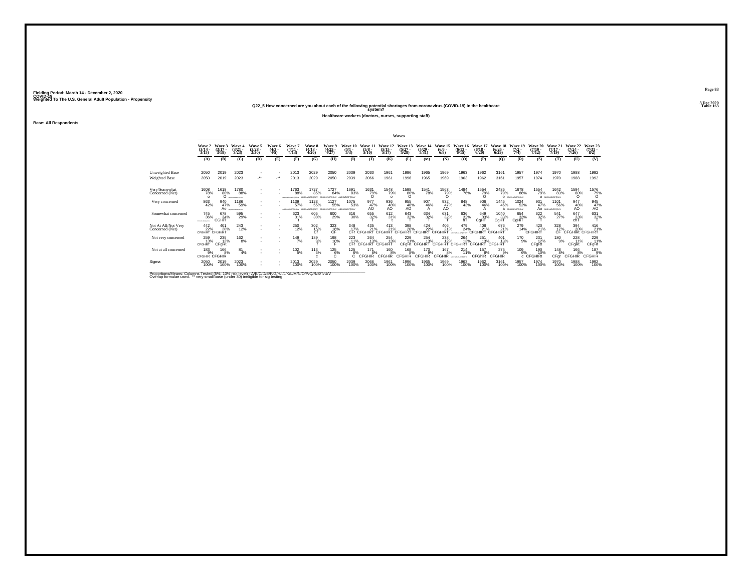Fielding Period: March 14 - December 2, 2020
COVID-19
Weighted To The U.S. General Adult Population - Propensity

3 Dec 2020
Table 163

Q22_5 How concerned are you about each of the following potential shortages from coronavirus (COVID-19) in the healthcare system?

Healthcare workers (doctors, nurses, supporting staff)

Base: All Respondents

| | Wave 2 (3/14 - 3/15) | Wave 3 (3/17 - 3/18) | Wave 4 (3/21 - 3/23) | Wave 5 (3/28 - 3/30) | Wave 6 (4/3 - 4/5) | Wave 7 (4/11 - 4/13) | Wave 8 (4/18 - 4/20) | Wave 9 (4/25 - 4/27) | Wave 10 (5/1 - 5/3) | Wave 11 (5/8 - 5/10) | Wave 12 (5/15 - 5/17) | Wave 13 (5/27 - 5/28) | Wave 14 (5/29 - 5/31) | Wave 15 (6/6 - 6/8) | Wave 16 (6/13 - 6/15) | Wave 17 (6/18 - 6/20) | Wave 18 (6/26 - 6/29) | Wave 19 (7/2 - 7/4) | Wave 20 (7/10 - 7/12) | Wave 21 (7/17 - 7/19) | Wave 22 (7/24 - 7/26) | Wave 23 (7/31 - 8/2) |
|---|---|---|---|---|---|---|---|---|---|---|---|---|---|---|---|---|---|---|---|---|---|---|
| | (A) | (B) | (C) | (D) | (E) | (F) | (G) | (H) | (I) | (J) | (K) | (L) | (M) | (N) | (O) | (P) | (Q) | (R) | (S) | (T) | (U) | (V) |
| Unweighted Base | 2050 | 2019 | 2023 | - | - | 2013 | 2029 | 2050 | 2039 | 2030 | 1961 | 1996 | 1965 | 1969 | 1963 | 1962 | 3161 | 1957 | 1974 | 1970 | 1988 | 1992 |
| Weighted Base | 2050 | 2019 | 2023 | -** | -** | 2013 | 2029 | 2050 | 2039 | 2066 | 1961 | 1996 | 1965 | 1969 | 1963 | 1962 | 3161 | 1957 | 1974 | 1970 | 1988 | 1992 |
| Very/Somewhat Concerned (Net) | 1608 78% o | 1618 80% O | 1780 88% ABDEFGHIJKLMNOPQRSTUV | - | - | 1763 88% ABGHIJKLMNOPQRSTUV | 1727 85% ABIJKLMNOPQSUV | 1727 84% ABIJKLMNOPQSUV | 1691 83% AbJKLMNOPQSuV | 1631 79% O | 1548 79% o | 1598 80% O | 1541 78% | 1563 79% O | 1484 76% | 1554 79% O | 2485 79% O | 1678 86% ABIJKLMNOPQSUV | 1554 79% O | 1642 83% ABJKLMNOPQSuV | 1594 80% O | 1576 79% O |
| Very concerned | 863 42% | 940 47% Ao | 1186 59% ABIJKLMNOPQRSTUV | - | - | 1139 57% ABIJKLMNOPQRSUV | 1123 55% ABIJKLMNOPQSUV | 1127 55% ABIJKLMNOPQSUV | 1075 53% ABIJKLMNOPQSUV | 977 47% AO | 936 48% AO | 955 48% AO | 907 46% A | 932 47% AO | 848 43% | 906 46% A | 1445 46% a | 1024 52% ABIJKLMNOPQSUV | 931 47% Ao | 1101 56% ABIJKLMNOPQSUV | 947 48% AO | 945 47% AO |
| Somewhat concerned | 745 36% CFGHIJKLMNOPQRSTUV | 678 34% CGHIT | 595 29% | - | - | 623 31% t | 605 30% | 600 29% | 616 30% | 655 32% t | 612 31% t | 643 32% T | 634 32% T | 631 32% T | 636 32% hT | 649 33% CgHT | 1040 33% CgHT | 654 33% CgHIT | 622 32% T | 541 27% | 647 33% chT | 631 32% T |
| Not At All/Not Very Concerned (Net) | 442 22% CFGHIRT | 401 20% CFGHIRT | 243 12% | - | - | 250 12% | 302 15% Cf | 323 16% CF | 348 17% CFr | 435 21% CFGHIRT | 413 21% CFGHIRT | 398 20% CFGHIRT | 424 22% CFGHIRT | 406 21% CFGHIRT | 479 24% ABCFGHIJKLMNPQRSTUV | 408 21% CFGHIRT | 676 21% CFGHIRT | 279 14% | 420 21% CFGHIRT | 328 17% CF | 394 20% CFGHIRt | 416 21% CFGHIRT |
| Not very concerned | 259 13% CFGHRT | 235 12% CFgRt | 162 8% | - | - | 149 7% | 189 9% f | 198 10% F | 223 11% CFr | 264 13% CFGHRT | 254 13% CFGHRT | 229 11% CFgRt | 254 13% CFGHRT | 238 12% CFGHRT | 264 13% CFGHRT | 251 13% CFGHRT | 401 13% CFGHRT | 170 9% | 231 12% CFgRt | 180 9% | 228 11% CFgRt | 229 11% CFgRt |
| Not at all concerned | 183 9% CFGHIR | 166 8% CFGHIR | 81 4% | - | - | 102 5% | 113 6% c | 125 6% C | 125 6% C | 171 8% CFGHIR | 160 8% CFGHIR | 168 8% CFGHIR | 170 9% CFGHIR | 167 8% CFGHIR | 214 11% ABCFGHIJKLMNPQRTUV | 157 8% CFGhiR | 275 9% CFGHIR | 109 6% c | 190 10% CFGHIRt | 148 8% CFgr | 166 8% CFGHIR | 187 9% CFGHIR |
| Sigma | 2050 100% | 2019 100% | 2023 100% | - | - | 2013 100% | 2029 100% | 2050 100% | 2039 100% | 2066 100% | 1961 100% | 1996 100% | 1965 100% | 1969 100% | 1963 100% | 1962 100% | 3161 100% | 1957 100% | 1974 100% | 1970 100% | 1988 100% | 1992 100% |

Proportions/Means: Columns Tested (5%, 10% risk level) - A/B/C/D/E/F/G/H/I/J/K/L/M/N/O/P/Q/R/S/T/U/V
Overlap formulae used. ** very small base (under 30) ineligible for sig testing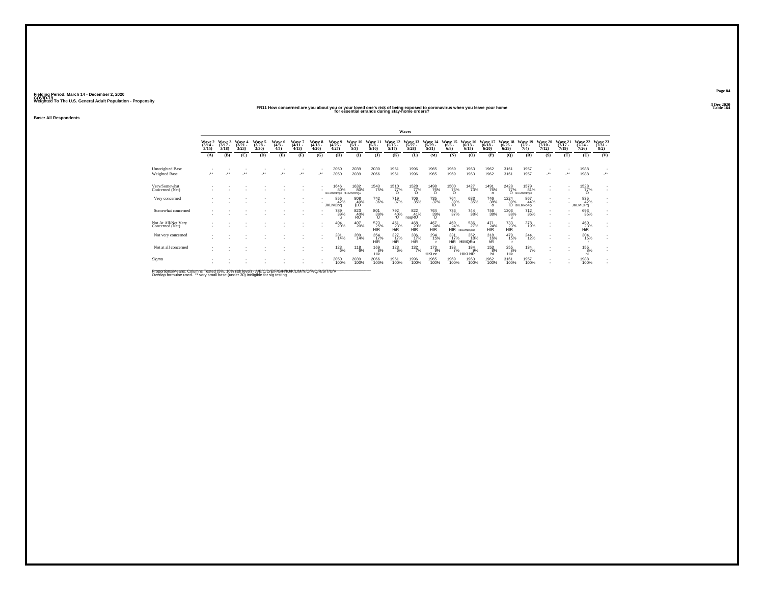Fielding Period: March 14 - December 2, 2020
COVID-19
Weighted To The U.S. General Adult Population - Propensity

3 Dec 2020
Table 164

## FR11 How concerned are you about you or your loved one's risk of being exposed to coronavirus when you leave your home for essential errands during stay-home orders?

Base: All Respondents

| | Wave 2 (3/14 - 3/15) | Wave 3 (3/17 - 3/18) | Wave 4 (3/21 - 3/23) | Wave 5 (3/28 - 3/30) | Wave 6 (4/3 - 4/5) | Wave 7 (4/11 - 4/13) | Wave 8 (4/18 - 4/20) | Wave 9 (4/25 - 4/27) | Wave 10 (5/1 - 5/3) | Wave 11 (5/8 - 5/10) | Wave 12 (5/15 - 5/17) | Wave 13 (5/27 - 5/28) | Wave 14 (5/29 - 5/31) | Wave 15 (6/6 - 6/8) | Wave 16 (6/13 - 6/15) | Wave 17 (6/18 - 6/20) | Wave 18 (6/26 - 6/29) | Wave 19 (7/2 - 7/4) | Wave 20 (7/10 - 7/12) | Wave 21 (7/17 - 7/19) | Wave 22 (7/24 - 7/26) | Wave 23 (7/31 - 8/2) |
|---|---|---|---|---|---|---|---|---|---|---|---|---|---|---|---|---|---|---|---|---|---|---|
| | (A) | (B) | (C) | (D) | (E) | (F) | (G) | (H) | (I) | (J) | (K) | (L) | (M) | (N) | (O) | (P) | (Q) | (R) | (S) | (T) | (U) | (V) |
| Unweighted Base | - | - | - | - | - | - | - | 2050 | 2039 | 2030 | 1961 | 1996 | 1965 | 1969 | 1963 | 1962 | 3161 | 1957 | - | - | 1988 | - |
| Weighted Base | -** | -** | -** | -** | -** | -** | -** | 2050 | 2039 | 2066 | 1961 | 1996 | 1965 | 1969 | 1963 | 1962 | 3161 | 1957 | -** | -** | 1988 | -** |
| Very/Somewhat Concerned (Net) | - | - | - | - | - | - | - | 1646 80% JKLMNOPQU | 1632 80% JkLMNOPQu | 1543 75% | 1510 77% O | 1528 77% O | 1498 76% O | 1500 76% O | 1427 73% | 1491 76% o | 2428 77% O | 1579 81% JKLMNOPQU | - | - | 1528 77% O | - |
| Very concerned | - | - | - | - | - | - | - | 856 42% JKLMOpq | 808 40% jLO | 742 36% | 719 37% | 706 35% | 735 37% | 764 39% lO | 683 35% | 746 38% o | 1224 39% lO | 867 44% IJKLMNOPQ | - | - | 835 42% JKLMOPq | - |
| Somewhat concerned | - | - | - | - | - | - | - | 789 39% u | 823 40% RU | 801 39% U | 792 40% rU | 822 41% noqRU | 764 39% U | 736 37% | 744 38% | 746 38% | 1203 38% u | 712 36% | - | - | 693 35% | - |
| Not At All/Not Very Concerned (Net) | - | - | - | - | - | - | - | 404 20% | 407 20% | 523 25% HIR | 451 23% HiR | 468 23% HIR | 467 24% HIR | 469 24% HIR | 536 27% HIKLMNpQRU | 471 24% HIR | 733 23% HIR | 378 19% | - | - | 460 23% HiR | - |
| Not very concerned | - | - | - | - | - | - | - | 281 14% | 289 14% | 354 17% HIR | 327 17% HiR | 336 17% HiR | 294 15% r | 331 17% HiR | 352 18% HIMQRu | 318 16% hR | 479 15% r | 244 12% | - | - | 304 15% r | - |
| Not at all concerned | - | - | - | - | - | - | - | 123 6% | 118 6% | 169 8% Hik | 123 6% | 132 7% | 173 9% HIKLnr | 138 7% | 184 9% HIKLNR | 153 8% hI | 255 8% HIk | 134 7% | - | - | 155 8% hI | - |
| Sigma | - | - | - | - | - | - | - | 2050 100% | 2039 100% | 2066 100% | 1961 100% | 1996 100% | 1965 100% | 1969 100% | 1963 100% | 1962 100% | 3161 100% | 1957 100% | - | - | 1988 100% | - |

Proportions/Means: Columns Tested (5%, 10% risk level) - A/B/C/D/E/F/G/H/I/J/K/L/M/N/O/P/Q/R/S/T/U/V
Overlap formulae used. ** very small base (under 30) ineligible for sig testing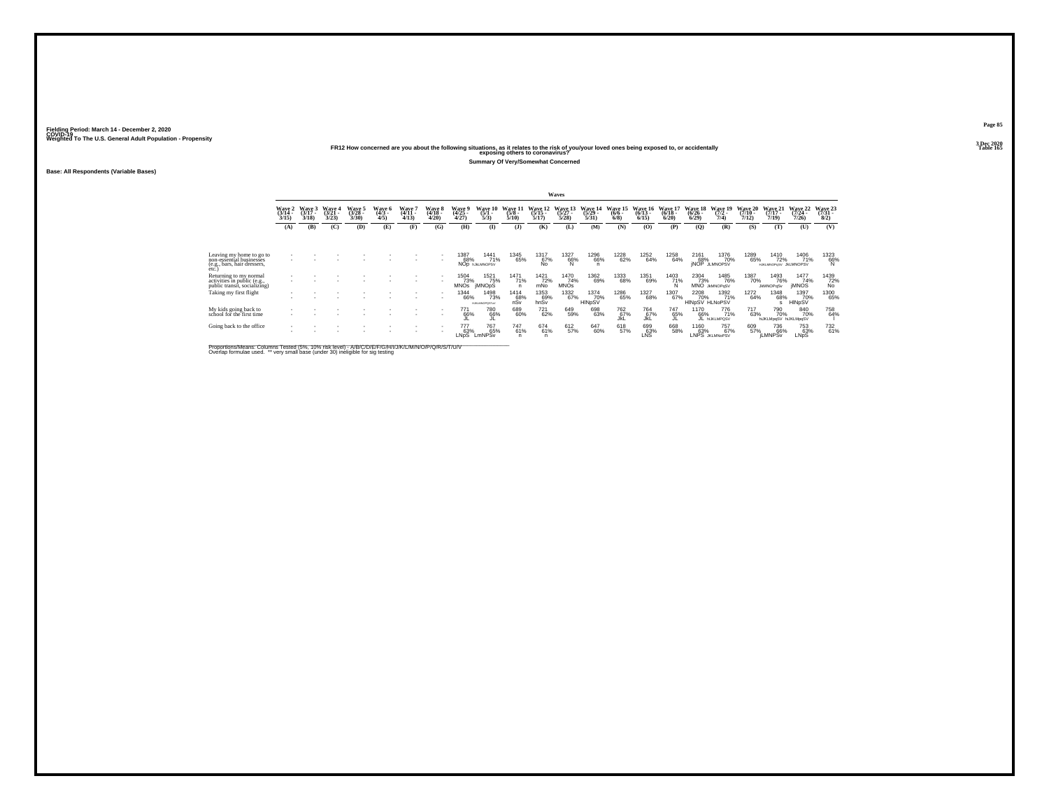Fielding Period: March 14 - December 2, 2020
COVID-19
Weighted To The U.S. General Adult Population - Propensity

3 Dec 2020
Table 165

**FR12 How concerned are you about the following situations, as it relates to the risk of you/your loved ones being exposed to, or accidentally exposing others to coronavirus?**

**Summary Of Very/Somewhat Concerned**

**Base: All Respondents (Variable Bases)**

| | Wave 2 (3/14 - 3/15) | Wave 3 (3/17 - 3/18) | Wave 4 (3/21 - 3/23) | Wave 5 (3/28 - 3/30) | Wave 6 (4/3 - 4/5) | Wave 7 (4/11 - 4/13) | Wave 8 (4/18 - 4/20) | Wave 9 (4/25 - 4/27) | Wave 10 (5/1 - 5/3) | Wave 11 (5/8 - 5/10) | Wave 12 (5/15 - 5/17) | Wave 13 (5/27 - 5/28) | Wave 14 (5/29 - 5/31) | Wave 15 (6/6 - 6/8) | Wave 16 (6/13 - 6/15) | Wave 17 (6/18 - 6/20) | Wave 18 (6/26 - 6/29) | Wave 19 (7/2 - 7/4) | Wave 20 (7/10 - 7/12) | Wave 21 (7/17 - 7/19) | Wave 22 (7/24 - 7/26) | Wave 23 (7/31 - 8/2) |
|---|---|---|---|---|---|---|---|---|---|---|---|---|---|---|---|---|---|---|---|---|---|---|
| | (A) | (B) | (C) | (D) | (E) | (F) | (G) | (H) | (I) | (J) | (K) | (L) | (M) | (N) | (O) | (P) | (Q) | (R) | (S) | (T) | (U) | (V) |
| Leaving my home to go to non-essential businesses (e.g., bars, hair dressers, etc.) | - - | - - | - - | - - | - - | - - | - - | 1387 68% NOp | 1441 71% hJkLMNOPSV | 1345 65% | 1317 67% No | 1327 66% N | 1296 66% n | 1228 62% | 1252 64% | 1258 64% | 2161 68% jNOP | 1376 70% JLMNOPSV | 1289 65% | 1410 72% HJKLMNOPqSV | 1406 71% JkLMNOPSV | 1323 66% N |
| Returning to my normal activities in public (e.g., public transit, socializing) | - - | - - | - - | - - | - - | - - | - - | 1504 73% MNOs | 1521 75% jMNOpS | 1471 71% n | 1421 72% mNo | 1470 74% MNOs | 1362 69% | 1333 68% | 1351 69% | 1403 71% N | 2304 73% MNO | 1485 76% JkMNOPqSV | 1387 70% | 1493 76% JkMNOPqSv | 1477 74% jMNOS | 1439 72% No |
| Taking my first flight | - - | - - | - - | - - | - - | - - | - - | 1344 66% | 1498 73% HJKLMNOPQSTuV | 1414 68% nSv | 1353 69% hnSv | 1332 67% | 1374 70% HlNpSV | 1286 65% | 1327 68% | 1307 67% | 2208 70% HlNpSV | 1392 71% HLNoPSV | 1272 64% | 1348 68% s | 1397 70% HlNpSV | 1300 65% |
| My kids going back to school for the first time | - - | - - | - - | - - | - - | - - | - - | 771 66% JL | 780 66% JL | 689 60% | 721 62% | 649 59% | 698 63% | 762 67% JkL | 764 67% JkL | 747 65% JL | 1170 66% JL | 776 71% hJKLMPQSV | 717 63% | 790 70% hJKLMpqSV | 840 70% hJKLMpqSV | 758 64% l |
| Going back to the office | - - | - - | - - | - - | - - | - - | - - | 777 63% LNpS | 767 65% LmNPSv | 747 61% n | 674 61% n | 612 57% | 647 60% | 618 57% | 699 63% LNS | 668 58% | 1160 63% LNPS | 757 67% JKLMNoPSV | 609 57% | 736 66% jLMNPSv | 753 63% LNpS | 732 61% |

Proportions/Means: Columns Tested (5%, 10% risk level) - A/B/C/D/E/F/G/H/I/J/K/L/M/N/O/P/Q/R/S/T/U/V
Overlap formulae used. ** very small base (under 30) ineligible for sig testing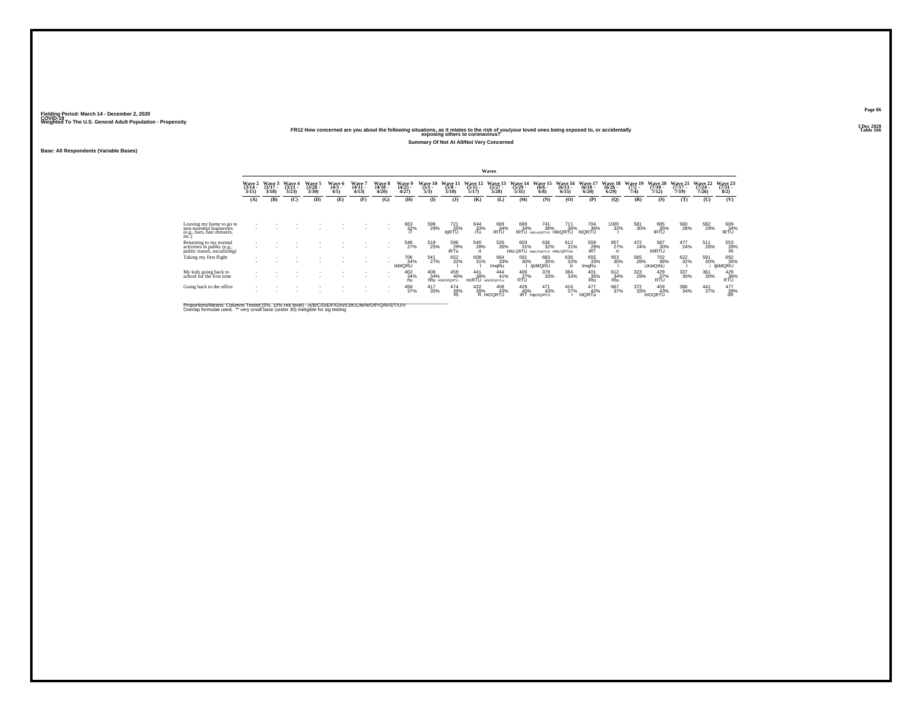Fielding Period: March 14 - December 2, 2020
COVID-19
Weighted To The U.S. General Adult Population - Propensity

3 Dec 2020
Table 166

FR12 How concerned are you about the following situations, as it relates to the risk of you/your loved ones being exposed to, or accidentally exposing others to coronavirus?

Summary Of Not At All/Not Very Concerned

Base: All Respondents (Variable Bases)

| | Waves | | | | | | | | | | | | | | | | | | | | | |
|---|---|---|---|---|---|---|---|---|---|---|---|---|---|---|---|---|---|---|---|---|---|---|
| | Wave 2 (3/14 - 3/15) | Wave 3 (3/17 - 3/18) | Wave 4 (3/21 - 3/23) | Wave 5 (3/28 - 3/30) | Wave 6 (4/3 - 4/5) | Wave 7 (4/11 - 4/13) | Wave 8 (4/18 - 4/20) | Wave 9 (4/25 - 4/27) | Wave 10 (5/1 - 5/3) | Wave 11 (5/8 - 5/10) | Wave 12 (5/15 - 5/17) | Wave 13 (5/27 - 5/28) | Wave 14 (5/29 - 5/31) | Wave 15 (6/6 - 6/8) | Wave 16 (6/13 - 6/15) | Wave 17 (6/18 - 6/20) | Wave 18 (6/26 - 6/29) | Wave 19 (7/2 - 7/4) | Wave 20 (7/10 - 7/12) | Wave 21 (7/17 - 7/19) | Wave 22 (7/24 - 7/26) | Wave 23 (7/31 - 8/2) |
| | (A) | (B) | (C) | (D) | (E) | (F) | (G) | (H) | (I) | (J) | (K) | (L) | (M) | (N) | (O) | (P) | (Q) | (R) | (S) | (T) | (U) | (V) |
| Leaving my home to go to non-essential businesses (e.g., bars, hair dressers, etc.) | - | - | - | - | - | - | - | 663 | 598 | 721 | 644 | 669 | 669 | 741 | 711 | 704 | 1000 | 581 | 685 | 560 | 582 | 669 |
| | - | - | - | - | - | - | - | 32% | 29% | 35% | 33% | 34% | 34% | 38% | 36% | 36% | 32% | 30% | 35% | 28% | 29% | 34% |
| | | | | | | | | iT | | IqRTU | iTu | IRTU | IRTU | HIKLmQRTUV | HIKQRTU | hIQRTU | t | | IRTU | | | IRTU |
| Returning to my normal activities in public (e.g., public transit, socializing) | - | - | - | - | - | - | - | 546 | 518 | 596 | 540 | 526 | 603 | 636 | 612 | 559 | 857 | 472 | 587 | 477 | 511 | 553 |
| | - | - | - | - | - | - | - | 27% | 25% | 29% | 28% | 26% | 31% | 32% | 31% | 29% | 27% | 24% | 30% | 24% | 26% | 28% |
| | | | | | | | | | | iRTu | rt | | HIkLQRTU | HIjKLPQRTUV | HIkLQRTUv | iRT | rt | | hIIRTU | | | Rt |
| Taking my first flight | - | - | - | - | - | - | - | 706 | 541 | 652 | 608 | 664 | 591 | 683 | 636 | 655 | 953 | 565 | 702 | 622 | 591 | 692 |
| | - | - | - | - | - | - | - | 34% | 27% | 32% | 31% | 33% | 30% | 35% | 32% | 33% | 30% | 29% | 36% | 32% | 30% | 35% |
| | | | | | | | | IkMQRU | | I | I | ImqRu | I | IjkMQRU | Ir | ImqRu | i | | IJKMQRtU | I | i | IjkMQRU |
| My kids going back to school for the first time | - | - | - | - | - | - | - | 402 | 408 | 459 | 441 | 444 | 409 | 379 | 384 | 401 | 612 | 323 | 429 | 337 | 361 | 429 |
| | - | - | - | - | - | - | - | 34% | 34% | 40% | 38% | 41% | 37% | 33% | 33% | 35% | 34% | 29% | 37% | 30% | 30% | 36% |
| | | | | | | | | rtu | Rtu | HINOPQRTU | noRTU | HINOPQRTUv | RTU | | | Rtu | Rtu | | RTU | | | RTU |
| Going back to the office | - | - | - | - | - | - | - | 458 | 417 | 474 | 422 | 458 | 429 | 471 | 416 | 477 | 667 | 372 | 459 | 386 | 441 | 477 |
| | - | - | - | - | - | - | - | 37% | 35% | 39% | 39% | 43% | 40% | 43% | 37% | 42% | 37% | 33% | 43% | 34% | 37% | 39% |
| | | | | | | | | | | Rt | R | HIOQRTU | iRT | HIjkOQRTU | r | hIQRTu | | | HIOQRTU | | | iRt |

Proportions/Means: Columns Tested (5%, 10% risk level) - A/B/C/D/E/F/G/H/I/J/K/L/M/N/O/P/Q/R/S/T/U/V
Overlap formulae used. ** very small base (under 30) ineligible for sig testing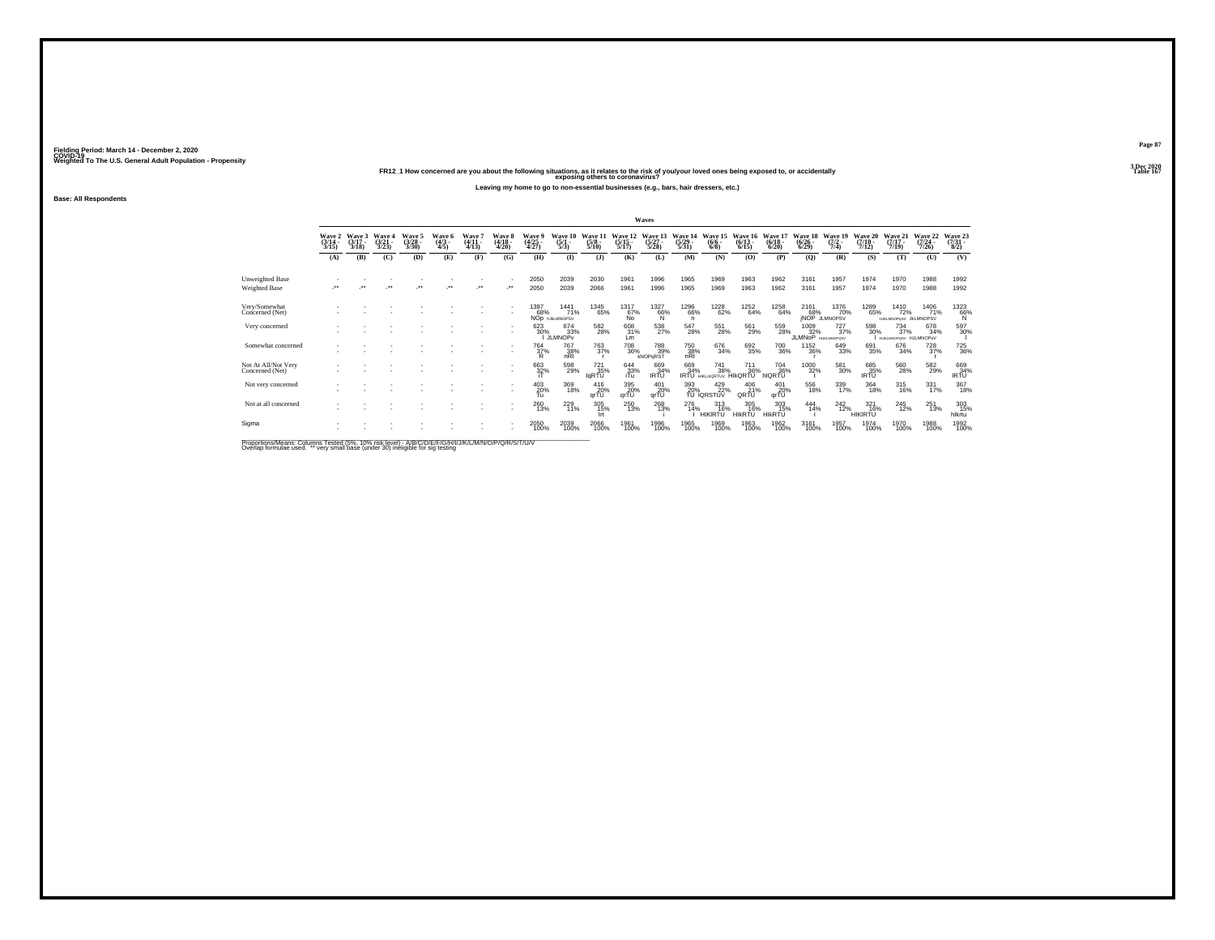Fielding Period: March 14 - December 2, 2020
COVID-19
Weighted To The U.S. General Adult Population - Propensity

3 Dec 2020
Table 167

FR12_1 How concerned are you about the following situations, as it relates to the risk of you/your loved ones being exposed to, or accidentally exposing others to coronavirus?

Leaving my home to go to non-essential businesses (e.g., bars, hair dressers, etc.)

Base: All Respondents

| | Wave 2 (3/14 - 3/15) | Wave 3 (3/17 - 3/18) | Wave 4 (3/21 - 3/23) | Wave 5 (3/28 - 3/30) | Wave 6 (4/3 - 4/5) | Wave 7 (4/11 - 4/13) | Wave 8 (4/18 - 4/20) | Wave 9 (4/25 - 4/27) | Wave 10 (5/1 - 5/3) | Wave 11 (5/8 - 5/10) | Wave 12 (5/15 - 5/17) | Wave 13 (5/27 - 5/28) | Wave 14 (5/29 - 5/31) | Wave 15 (6/6 - 6/8) | Wave 16 (6/13 - 6/15) | Wave 17 (6/18 - 6/20) | Wave 18 (6/26 - 6/29) | Wave 19 (7/2 - 7/4) | Wave 20 (7/10 - 7/12) | Wave 21 (7/17 - 7/19) | Wave 22 (7/24 - 7/26) | Wave 23 (7/31 - 8/2) |
|---|---|---|---|---|---|---|---|---|---|---|---|---|---|---|---|---|---|---|---|---|---|---|
| | (A) | (B) | (C) | (D) | (E) | (F) | (G) | (H) | (I) | (J) | (K) | (L) | (M) | (N) | (O) | (P) | (Q) | (R) | (S) | (T) | (U) | (V) |
| Unweighted Base | - | - | - | - | - | - | - | 2050 | 2039 | 2030 | 1961 | 1996 | 1965 | 1969 | 1963 | 1962 | 3161 | 1957 | 1974 | 1970 | 1988 | 1992 |
| Weighted Base | -** | -** | -** | -** | -** | -** | -** | 2050 | 2039 | 2066 | 1961 | 1996 | 1965 | 1969 | 1963 | 1962 | 3161 | 1957 | 1974 | 1970 | 1988 | 1992 |
| Very/Somewhat Concerned (Net) | - | - | - | - | - | - | - | 1387 68% NOp | 1441 71% hJkLMNOPSV | 1345 65% | 1317 67% No | 1327 66% N | 1296 66% n | 1228 62% | 1252 64% | 1258 64% | 2161 68% jNOP | 1376 70% JLMNOPSV | 1289 65% | 1410 72% HJKLMNOPqSV | 1406 71% JkLMNOPSV | 1323 66% N |
| Very concerned | - | - | - | - | - | - | - | 623 30% l | 674 33% JLMNOPv | 582 28% | 608 31% Lm | 538 27% | 547 28% | 551 28% | 561 29% | 559 28% | 1009 32% JLMNoP | 727 37% HIJKLMNOPQSV | 598 30% l | 734 37% HIJKLMNOPQSV | 678 34% HJLMNOPsV | 597 30% l |
| Somewhat concerned | - | - | - | - | - | - | - | 764 37% R | 767 38% nRt | 763 37% r | 708 36% | 788 39% kNOPqRST | 750 38% nRt | 676 34% | 692 35% | 700 36% | 1152 36% r | 649 33% | 691 35% | 676 34% | 728 37% r | 725 36% |
| Not At All/Not Very Concerned (Net) | - | - | - | - | - | - | - | 663 32% iT | 598 29% | 721 35% IqRTU | 644 33% iTu | 669 34% IRTU | 669 34% IRTU | 741 38% HIKLmQRSTUV | 711 36% HIkQRTU | 704 36% hIQRTU | 1000 32% t | 581 30% | 685 35% IRTU | 560 28% | 582 29% | 669 34% IRTU |
| Not very concerned | - | - | - | - | - | - | - | 403 20% Tu | 369 18% | 416 20% qrTU | 395 20% qrTU | 401 20% qrTU | 393 20% TU | 429 22% IQRSTUV | 406 21% QRTU | 401 20% qrTU | 556 18% | 339 17% | 364 18% | 315 16% | 331 17% | 367 18% |
| Not at all concerned | - | - | - | - | - | - | - | 260 13% | 229 11% | 305 15% Irt | 250 13% | 268 13% i | 276 14% I | 313 16% HIKlRTU | 305 16% HIkRTU | 303 15% HIkRTU | 444 14% I | 242 12% | 321 16% HIKlRTU | 245 12% | 251 13% | 303 15% hIkrtu |
| Sigma | - | - | - | - | - | - | - | 2050 100% | 2039 100% | 2066 100% | 1961 100% | 1996 100% | 1965 100% | 1969 100% | 1963 100% | 1962 100% | 3161 100% | 1957 100% | 1974 100% | 1970 100% | 1988 100% | 1992 100% |

Proportions/Means: Columns Tested (5%, 10% risk level) - A/B/C/D/E/F/G/H/I/J/K/L/M/N/O/P/Q/R/S/T/U/V
Overlap formulae used. ** very small base (under 30) ineligible for sig testing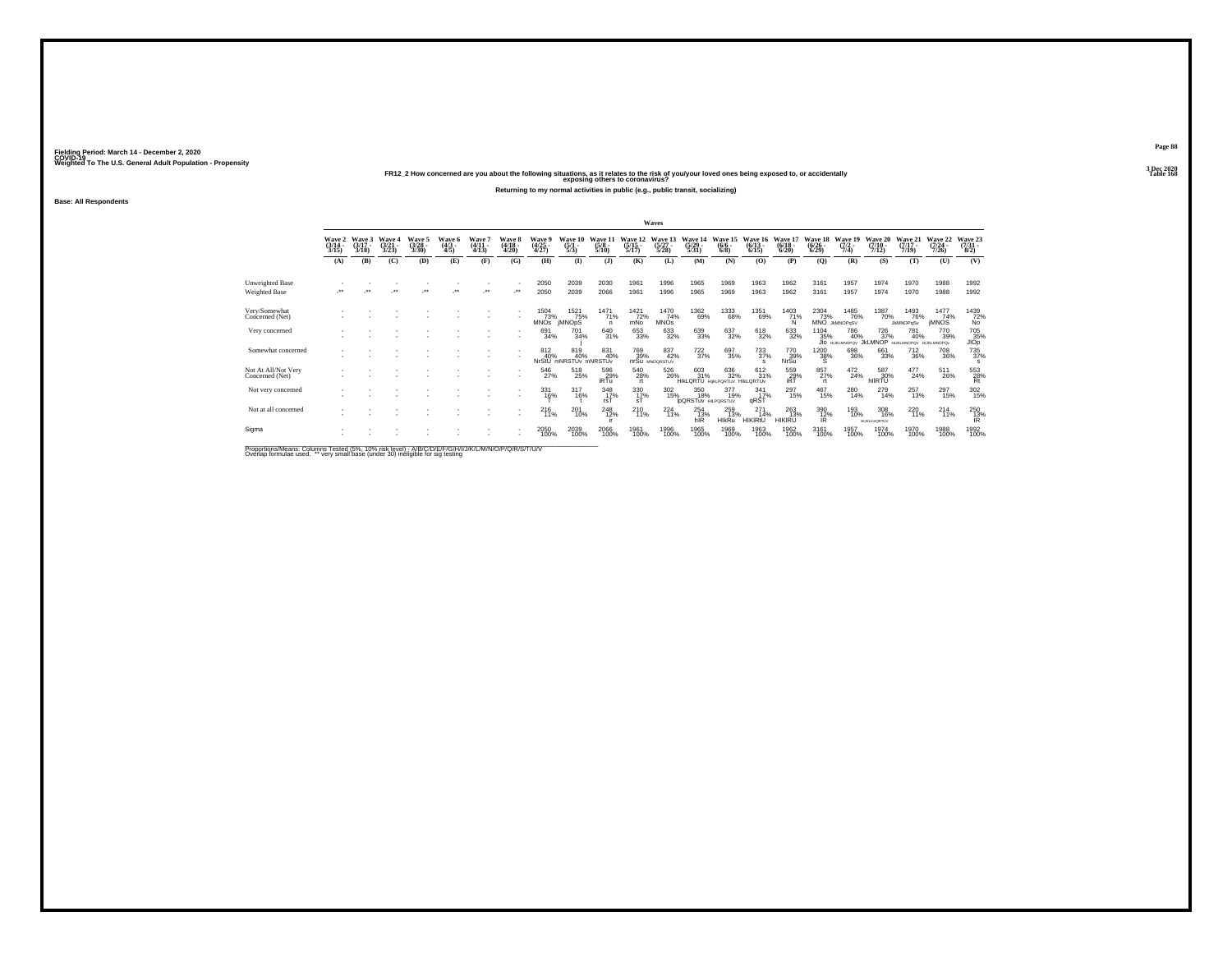Fielding Period: March 14 - December 2, 2020
COVID-19
Weighted To The U.S. General Adult Population - Propensity

3 Dec 2020
Table 168

FR12_2 How concerned are you about the following situations, as it relates to the risk of you/your loved ones being exposed to, or accidentally exposing others to coronavirus?

Returning to my normal activities in public (e.g., public transit, socializing)

Base: All Respondents

| | Wave 2 (3/14 - 3/15) | Wave 3 (3/17 - 3/18) | Wave 4 (3/21 - 3/23) | Wave 5 (3/28 - 3/30) | Wave 6 (4/3 - 4/5) | Wave 7 (4/11 - 4/13) | Wave 8 (4/18 - 4/20) | Wave 9 (4/25 - 4/27) | Wave 10 (5/1 - 5/3) | Wave 11 (5/8 - 5/10) | Wave 12 (5/15 - 5/17) | Wave 13 (5/27 - 5/28) | Wave 14 (5/29 - 5/31) | Wave 15 (6/6 - 6/8) | Wave 16 (6/13 - 6/15) | Wave 17 (6/18 - 6/20) | Wave 18 (6/26 - 6/29) | Wave 19 (7/2 - 7/4) | Wave 20 (7/10 - 7/12) | Wave 21 (7/17 - 7/19) | Wave 22 (7/24 - 7/26) | Wave 23 (7/31 - 8/2) |
|---|---|---|---|---|---|---|---|---|---|---|---|---|---|---|---|---|---|---|---|---|---|---|
| | (A) | (B) | (C) | (D) | (E) | (F) | (G) | (H) | (I) | (J) | (K) | (L) | (M) | (N) | (O) | (P) | (Q) | (R) | (S) | (T) | (U) | (V) |
| Unweighted Base | - | - | - | - | - | - | - | 2050 | 2039 | 2030 | 1961 | 1996 | 1965 | 1969 | 1963 | 1962 | 3161 | 1957 | 1974 | 1970 | 1988 | 1992 |
| Weighted Base | -** | -** | -** | -** | -** | -** | -** | 2050 | 2039 | 2066 | 1961 | 1996 | 1965 | 1969 | 1963 | 1962 | 3161 | 1957 | 1974 | 1970 | 1988 | 1992 |
| Very/Somewhat Concerned (Net) | - | - | - | - | - | - | - | 1504 73% MNOs | 1521 75% jMNOpS | 1471 71% n | 1421 72% mNo | 1470 74% MNOs | 1362 69% | 1333 68% | 1351 69% | 1403 71% N | 2304 73% MNO | 1485 76% JkMNOPqSv | 1387 70% | 1493 76% JkMNOPqSv | 1477 74% jMNOS | 1439 72% No |
| Very concerned | - | - | - | - | - | - | - | 691 34% | 701 34% j | 640 31% | 653 33% | 633 32% | 639 33% | 637 32% | 618 32% | 633 32% | 1104 35% JlO | 786 40% HIJKLMNOPQV | 726 37% JkLMNOP | 781 40% HIJKLMNOPQV | 770 39% HIJKLMNOPQv | 705 35% JlOp |
| Somewhat concerned | - | - | - | - | - | - | - | 812 40% NrStU | 819 40% mNRSTUv | 831 40% mNRSTUv | 769 39% nrSu | 837 42% MNOQRSTUV | 722 37% | 697 35% | 733 37% s | 770 39% NrSu | 1200 38% S | 698 36% | 661 33% | 712 36% | 708 36% | 735 37% s |
| Not At All/Not Very Concerned (Net) | - | - | - | - | - | - | - | 546 27% | 518 25% | 596 29% iRTu | 540 28% rt | 526 26% | 603 31% HIkLQRTU | 636 32% HIjKLPQRTUV | 612 31% HIkLQRTUv | 559 29% iRT | 857 27% rt | 472 24% | 587 30% hIlRTU | 477 24% | 511 26% | 553 28% Rt |
| Not very concerned | - | - | - | - | - | - | - | 331 16% T | 317 16% t | 348 17% rsT | 330 17% sT | 302 15% | 350 18% lpQRSTUv | 377 19% HILPQRSTUV | 341 17% qRST | 297 15% | 467 15% | 280 14% | 279 14% | 257 13% | 297 15% | 302 15% |
| Not at all concerned | - | - | - | - | - | - | - | 216 11% | 201 10% | 248 12% ir | 210 11% | 224 11% | 254 13% hIR | 259 13% HIkRu | 271 14% HIKlRtU | 263 13% HIKlRU | 390 12% IR | 193 10% | 308 16% HIJKLmNOPQRTUV | 220 11% | 214 11% | 250 13% IR |
| Sigma | - | - | - | - | - | - | - | 2050 100% | 2039 100% | 2066 100% | 1961 100% | 1996 100% | 1965 100% | 1969 100% | 1963 100% | 1962 100% | 3161 100% | 1957 100% | 1974 100% | 1970 100% | 1988 100% | 1992 100% |

Proportions/Means: Columns Tested (5%, 10% risk level) - A/B/C/D/E/F/G/H/I/J/K/L/M/N/O/P/Q/R/S/T/U/V
Overlap formulae used. ** very small base (under 30) ineligible for sig testing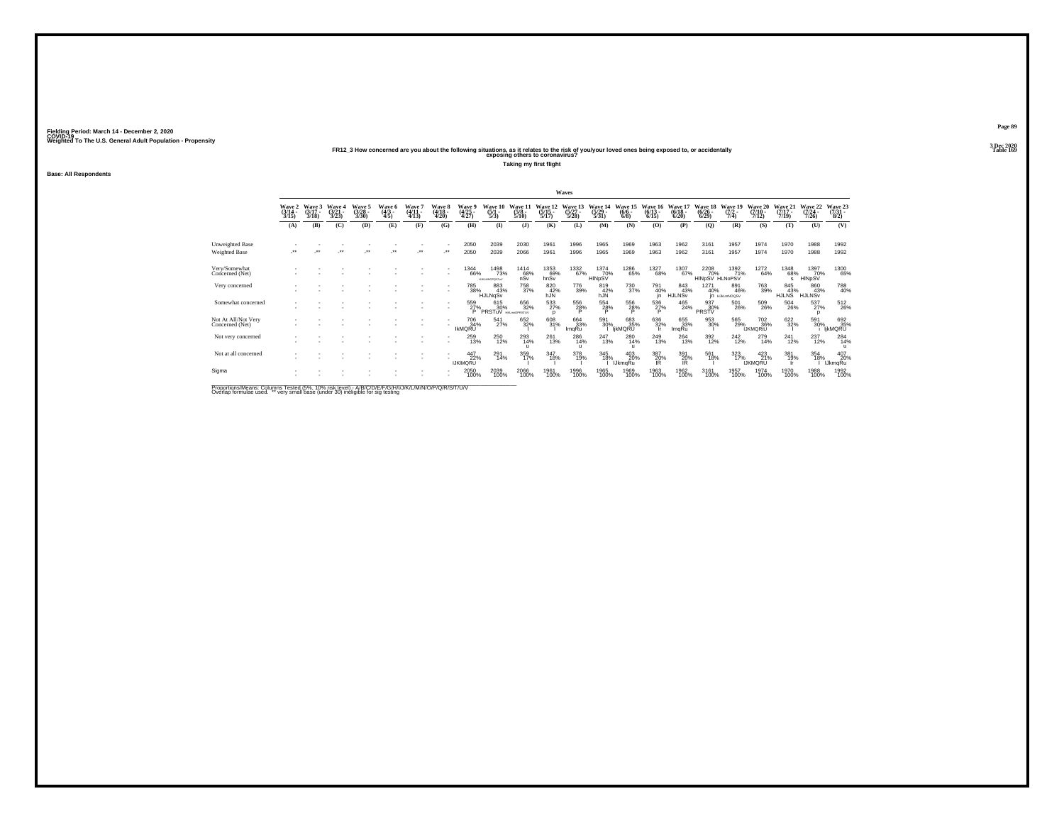Fielding Period: March 14 - December 2, 2020
COVID-19
Weighted To The U.S. General Adult Population - Propensity

3 Dec 2020
Table 169

### FR12_3 How concerned are you about the following situations, as it relates to the risk of you/your loved ones being exposed to, or accidentally exposing others to coronavirus?

**Taking my first flight**

**Base: All Respondents**

| | Wave 2 (3/14 - 3/15) | Wave 3 (3/17 - 3/18) | Wave 4 (3/21 - 3/23) | Wave 5 (3/28 - 3/30) | Wave 6 (4/3 - 4/5) | Wave 7 (4/11 - 4/13) | Wave 8 (4/18 - 4/20) | Wave 9 (4/25 - 4/27) | Wave 10 (5/1 - 5/3) | Wave 11 (5/8 - 5/10) | Wave 12 (5/15 - 5/17) | Wave 13 (5/27 - 5/28) | Wave 14 (5/29 - 5/31) | Wave 15 (6/6 - 6/8) | Wave 16 (6/13 - 6/15) | Wave 17 (6/18 - 6/20) | Wave 18 (6/26 - 6/29) | Wave 19 (7/2 - 7/4) | Wave 20 (7/10 - 7/12) | Wave 21 (7/17 - 7/19) | Wave 22 (7/24 - 7/26) | Wave 23 (7/31 - 8/2) |
|---|---|---|---|---|---|---|---|---|---|---|---|---|---|---|---|---|---|---|---|---|---|---|
| | (A) | (B) | (C) | (D) | (E) | (F) | (G) | (H) | (I) | (J) | (K) | (L) | (M) | (N) | (O) | (P) | (Q) | (R) | (S) | (T) | (U) | (V) |
| Unweighted Base | - | - | - | - | - | - | - | 2050 | 2039 | 2030 | 1961 | 1996 | 1965 | 1969 | 1963 | 1962 | 3161 | 1957 | 1974 | 1970 | 1988 | 1992 |
| Weighted Base | -** | -** | -** | -** | -** | -** | -** | 2050 | 2039 | 2066 | 1961 | 1996 | 1965 | 1969 | 1963 | 1962 | 3161 | 1957 | 1974 | 1970 | 1988 | 1992 |
| Very/Somewhat Concerned (Net) | - | - | - | - | - | - | - | 1344 66% | 1498 73% HJKLMNOPQRSTUV | 1414 68% nSv | 1353 69% hnSv | 1332 67% | 1374 70% HlNpSV | 1286 65% | 1327 68% | 1307 67% | 2208 70% HlNpSV | 1392 71% HLNoPSV | 1272 64% | 1348 68% s | 1397 70% HlNpSV | 1300 65% |
| Very concerned | - | - | - | - | - | - | - | 785 38% | 883 43% HJLNqSv | 758 37% | 820 42% hJN | 776 39% | 819 42% hJN | 730 37% | 791 40% jn | 843 43% HJLNSv | 1271 40% jn | 891 46% HJKLMNOQSV | 763 39% | 845 43% HJLNS | 860 43% HJLNSv | 788 40% |
| Somewhat concerned | - | - | - | - | - | - | - | 559 27% P | 615 30% PRSTUV | 656 32% HKLmnOPRSTUV | 533 27% p | 556 28% P | 554 28% P | 556 28% P | 536 27% p | 465 24% | 937 30% PRSTV | 501 26% | 509 26% | 504 26% | 537 27% p | 512 26% |
| Not At All/Not Very Concerned (Net) | - | - | - | - | - | - | - | 706 34% IkMQRU | 541 27% | 652 32% I | 608 31% I | 664 33% ImqRu | 591 30% I | 683 35% IjkMQRU | 636 32% Ir | 655 33% ImqRu | 953 30% I | 565 29% | 702 36% IJKMQRtU | 622 32% I | 591 30% I | 692 35% IjkMQRU |
| Not very concerned | - | - | - | - | - | - | - | 259 13% | 250 12% | 293 14% u | 261 13% | 286 14% u | 247 13% | 280 14% u | 249 13% | 264 13% | 392 12% | 242 12% | 279 14% | 241 12% | 237 12% | 284 14% u |
| Not at all concerned | - | - | - | - | - | - | - | 447 22% IJKlMQRU | 291 14% | 359 17% I | 347 18% I | 378 19% I | 345 18% I | 403 20% IJkmqRu | 387 20% IR | 391 20% IR | 561 18% I | 323 17% | 423 21% IJKMQRU | 381 19% Ir | 354 18% I | 407 20% IJkmqRu |
| Sigma | - | - | - | - | - | - | - | 2050 100% | 2039 100% | 2066 100% | 1961 100% | 1996 100% | 1965 100% | 1969 100% | 1963 100% | 1962 100% | 3161 100% | 1957 100% | 1974 100% | 1970 100% | 1988 100% | 1992 100% |

Proportions/Means: Columns Tested (5%, 10% risk level) - A/B/C/D/E/F/G/H/I/J/K/L/M/N/O/P/Q/R/S/T/U/V
Overlap formulae used. ** very small base (under 30) ineligible for sig testing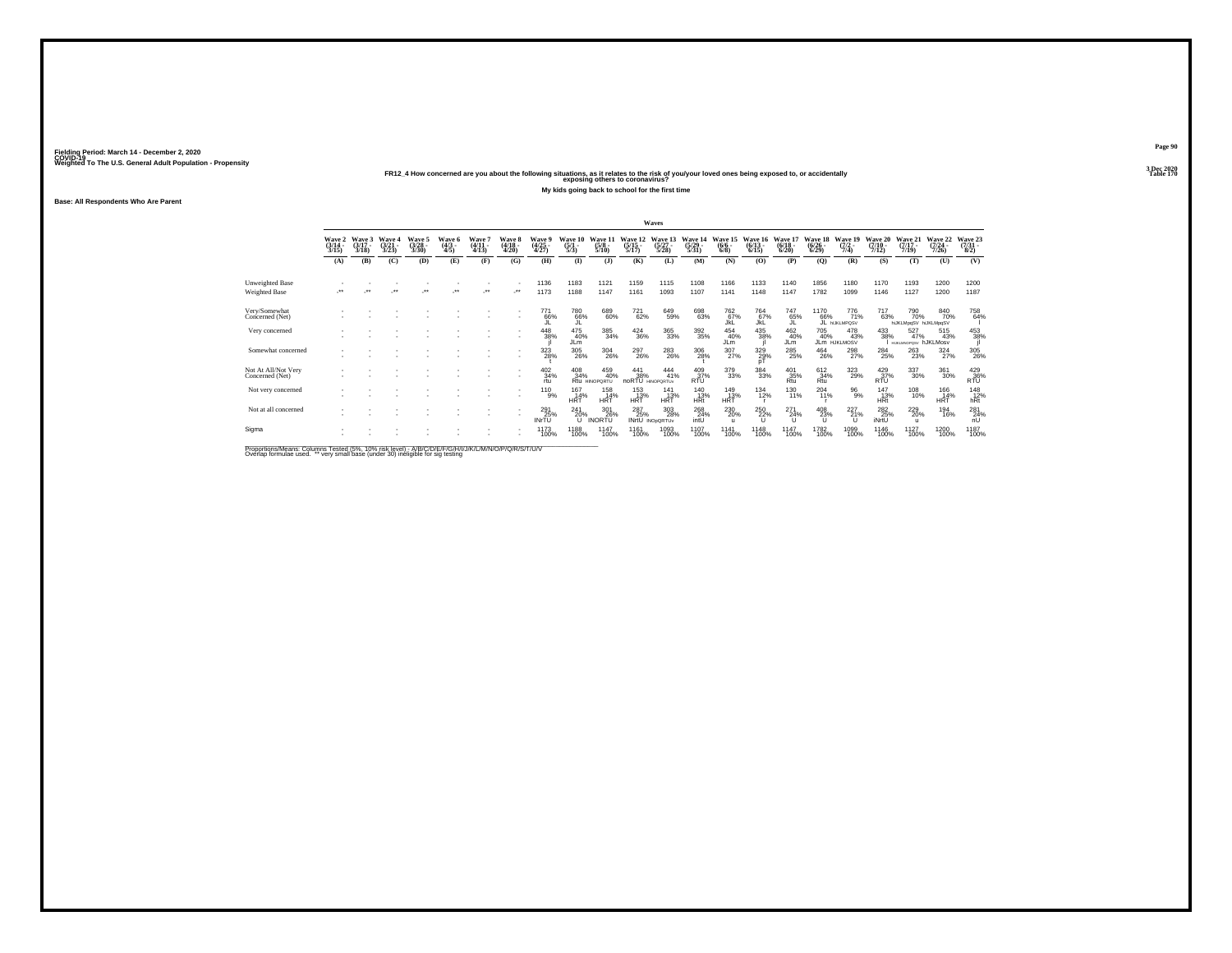Fielding Period: March 14 - December 2, 2020
COVID-19
Weighted To The U.S. General Adult Population - Propensity

3 Dec 2020
Table 170

**FR12_4 How concerned are you about the following situations, as it relates to the risk of you/your loved ones being exposed to, or accidentally exposing others to coronavirus?**

**My kids going back to school for the first time**

**Base: All Respondents Who Are Parent**

| | Wave 2 (3/14 - 3/15) | Wave 3 (3/17 - 3/18) | Wave 4 (3/21 - 3/23) | Wave 5 (3/28 - 3/30) | Wave 6 (4/3 - 4/5) | Wave 7 (4/11 - 4/13) | Wave 8 (4/18 - 4/20) | Wave 9 (4/25 - 4/27) | Wave 10 (5/1 - 5/3) | Wave 11 (5/8 - 5/10) | Wave 12 (5/15 - 5/17) | Wave 13 (5/27 - 5/28) | Wave 14 (5/29 - 5/31) | Wave 15 (6/6 - 6/8) | Wave 16 (6/13 - 6/15) | Wave 17 (6/18 - 6/20) | Wave 18 (6/26 - 6/29) | Wave 19 (7/2 - 7/4) | Wave 20 (7/10 - 7/12) | Wave 21 (7/17 - 7/19) | Wave 22 (7/24 - 7/26) | Wave 23 (7/31 - 8/2) |
|---|---|---|---|---|---|---|---|---|---|---|---|---|---|---|---|---|---|---|---|---|---|---|
| | (A) | (B) | (C) | (D) | (E) | (F) | (G) | (H) | (I) | (J) | (K) | (L) | (M) | (N) | (O) | (P) | (Q) | (R) | (S) | (T) | (U) | (V) |
| Unweighted Base | - | - | - | - | - | - | - | 1136 | 1183 | 1121 | 1159 | 1115 | 1108 | 1166 | 1133 | 1140 | 1856 | 1180 | 1170 | 1193 | 1200 | 1200 |
| Weighted Base | -** | -** | -** | -** | -** | -** | -** | 1173 | 1188 | 1147 | 1161 | 1093 | 1107 | 1141 | 1148 | 1147 | 1782 | 1099 | 1146 | 1127 | 1200 | 1187 |
| Very/Somewhat Concerned (Net) | - | - | - | - | - | - | - | 771 66% JL | 780 66% JL | 689 60% | 721 62% | 649 59% | 698 63% | 762 67% JkL | 764 67% JkL | 747 65% JL | 1170 66% JL | 776 71% hIJKLMPQSV | 717 63% | 790 70% hJKLMpqSV | 840 70% hJKLMpqSV | 758 64% l |
| Very concerned | - | - | - | - | - | - | - | 448 38% jl | 475 40% JLm | 385 34% | 424 36% | 365 33% | 392 35% | 454 40% JLm | 435 38% jl | 462 40% JLm | 705 40% JLm | 478 43% HJKLMOSV | 433 38% l | 527 47% HIJKLMNOPQSV | 515 43% hJKLMosv | 453 38% jl |
| Somewhat concerned | - | - | - | - | - | - | - | 323 28% t | 305 26% | 304 26% | 297 26% | 283 26% | 306 28% t | 307 27% | 329 29% pT | 285 25% | 464 26% | 298 27% | 284 25% | 263 23% | 324 27% | 305 26% |
| Not At All/Not Very Concerned (Net) | - | - | - | - | - | - | - | 402 34% rtu | 408 34% Rtu | 459 40% HINOPQRTU | 441 38% noRTU | 444 41% HINOPQRTUv | 409 37% RTU | 379 33% | 384 33% | 401 35% Rtu | 612 34% Rtu | 323 29% | 429 37% RTU | 337 30% | 361 30% | 429 36% RTU |
| Not very concerned | - | - | - | - | - | - | - | 110 9% | 167 14% HRT | 158 14% HRT | 153 13% HRT | 141 13% HRT | 140 13% HRt | 149 13% HRT | 134 12% r | 130 11% | 204 11% r | 96 9% | 147 13% HRt | 108 10% | 166 14% HRT | 148 12% hRt |
| Not at all concerned | - | - | - | - | - | - | - | 291 25% INrTU | 241 20% U | 301 26% INORTU | 287 25% INrTU | 303 28% INOpQRTUv | 268 24% inrU | 230 20% u | 250 22% U | 271 24% U | 408 23% U | 227 21% U | 282 25% iNrtU | 229 20% u | 194 16% | 281 24% nU |
| Sigma | - | - | - | - | - | - | - | 1173 100% | 1188 100% | 1147 100% | 1161 100% | 1093 100% | 1107 100% | 1141 100% | 1148 100% | 1147 100% | 1782 100% | 1099 100% | 1146 100% | 1127 100% | 1200 100% | 1187 100% |

Proportions/Means: Columns Tested (5%, 10% risk level) - A/B/C/D/E/F/G/H/I/J/K/L/M/N/O/P/Q/R/S/T/U/V
Overlap formulae used. ** very small base (under 30) ineligible for sig testing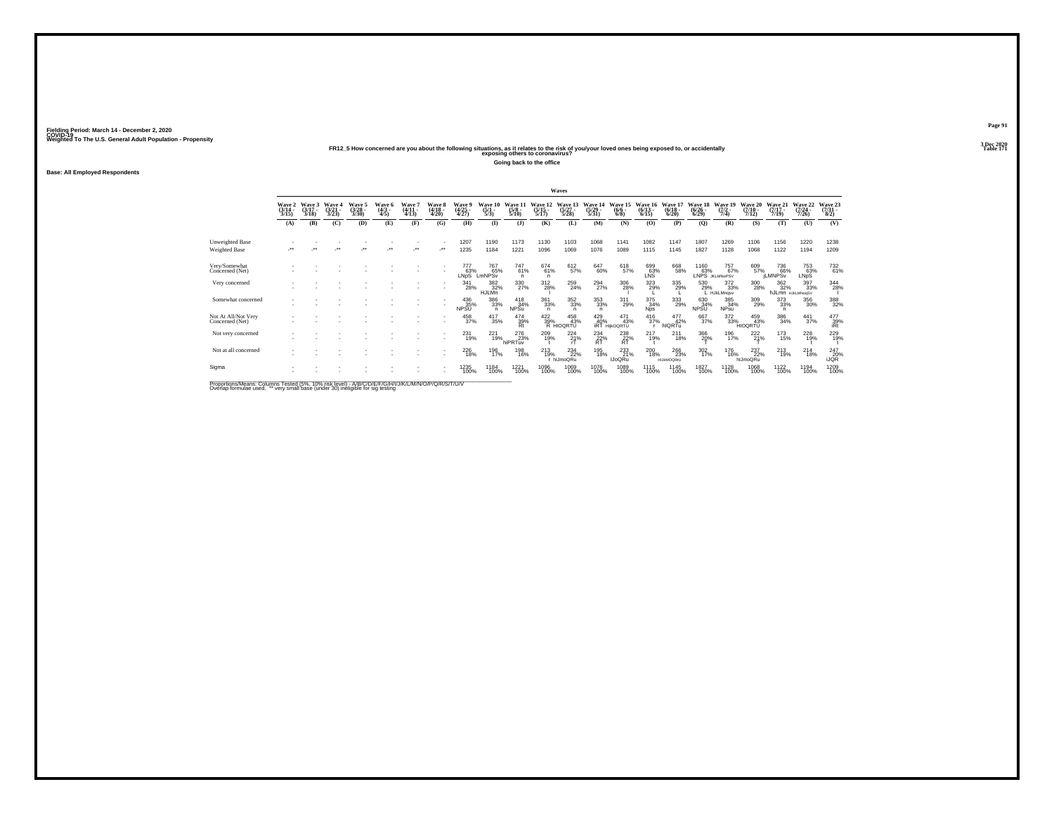Fielding Period: March 14 - December 2, 2020
COVID-19
Weighted To The U.S. General Adult Population - Propensity

3 Dec 2020
Table 171

**FR12_5 How concerned are you about the following situations, as it relates to the risk of you/your loved ones being exposed to, or accidentally exposing others to coronavirus?**

**Going back to the office**

**Base: All Employed Respondents**

| | Wave 2 (3/14 - 3/15) | Wave 3 (3/17 - 3/18) | Wave 4 (3/21 - 3/23) | Wave 5 (3/28 - 3/30) | Wave 6 (4/3 - 4/5) | Wave 7 (4/11 - 4/13) | Wave 8 (4/18 - 4/20) | Wave 9 (4/25 - 4/27) | Wave 10 (5/1 - 5/3) | Wave 11 (5/8 - 5/10) | Wave 12 (5/15 - 5/17) | Wave 13 (5/27 - 5/28) | Wave 14 (5/29 - 5/31) | Wave 15 (6/6 - 6/8) | Wave 16 (6/13 - 6/15) | Wave 17 (6/18 - 6/20) | Wave 18 (6/26 - 6/29) | Wave 19 (7/2 - 7/4) | Wave 20 (7/10 - 7/12) | Wave 21 (7/17 - 7/19) | Wave 22 (7/24 - 7/26) | Wave 23 (7/31 - 8/2) |
|---|---|---|---|---|---|---|---|---|---|---|---|---|---|---|---|---|---|---|---|---|---|---|
| | (A) | (B) | (C) | (D) | (E) | (F) | (G) | (H) | (I) | (J) | (K) | (L) | (M) | (N) | (O) | (P) | (Q) | (R) | (S) | (T) | (U) | (V) |
| Unweighted Base | - | - | - | - | - | - | - | 1207 | 1190 | 1173 | 1130 | 1103 | 1068 | 1141 | 1082 | 1147 | 1807 | 1269 | 1106 | 1156 | 1220 | 1238 |
| Weighted Base | -** | -** | -** | -** | -** | -** | -** | 1235 | 1184 | 1221 | 1096 | 1069 | 1076 | 1089 | 1115 | 1145 | 1827 | 1128 | 1068 | 1122 | 1194 | 1209 |
| Very/Somewhat Concerned (Net) | - | - | - | - | - | - | - | 777 63% LNpS | 767 65% LmNPSv | 747 61% n | 674 61% n | 612 57% | 647 60% | 618 57% | 699 63% LNS | 668 58% | 1160 63% LNPS | 757 67% JKLMNoPSV | 609 57% | 736 66% jLMNPSv | 753 63% LNpS | 732 61% |
| Very concerned | - | - | - | - | - | - | - | 341 28% | 382 32% HJLMn | 330 27% | 312 28% l | 259 24% | 294 27% | 306 28% l | 323 29% L | 335 29% L | 530 29% L | 372 33% HJkLMnqsv | 300 28% | 362 32% hJLMn | 397 33% HJkLMNoqSV | 344 28% l |
| Somewhat concerned | - | - | - | - | - | - | - | 436 35% NPSU | 386 33% n | 418 34% NPSu | 361 33% n | 352 33% n | 353 33% n | 311 29% | 375 34% Nps | 333 29% | 630 34% NPSU | 385 34% NPSu | 309 29% | 373 33% n | 356 30% | 388 32% |
| Not At All/Not Very Concerned (Net) | - | - | - | - | - | - | - | 458 37% | 417 35% | 474 39% Rt | 422 39% R | 458 43% HIOQRTU | 429 40% iRT | 471 43% HIjkOQRTU | 416 37% r | 477 42% hIQRTu | 667 37% | 372 33% | 459 43% HIOQRTU | 386 34% | 441 37% | 477 39% iRt |
| Not very concerned | - | - | - | - | - | - | - | 231 19% | 221 19% | 276 23% hiPRTuv | 209 19% t | 224 21% rT | 234 22% RT | 238 22% RT | 217 19% t | 211 18% | 366 20% T | 196 17% | 222 21% T | 173 15% | 228 19% t | 229 19% t |
| Not at all concerned | - | - | - | - | - | - | - | 226 18% | 196 17% | 198 16% | 213 19% r | 234 22% hIJmoQRu | 195 18% | 233 21% IJoQRu | 200 18% | 266 23% HIJkMOQRtU | 302 17% | 176 16% | 237 22% hIJmoQRu | 213 19% | 214 18% | 247 20% iJQR |
| Sigma | - | - | - | - | - | - | - | 1235 100% | 1184 100% | 1221 100% | 1096 100% | 1069 100% | 1076 100% | 1089 100% | 1115 100% | 1145 100% | 1827 100% | 1128 100% | 1068 100% | 1122 100% | 1194 100% | 1209 100% |

Proportions/Means: Columns Tested (5%, 10% risk level) - A/B/C/D/E/F/G/H/I/J/K/L/M/N/O/P/Q/R/S/T/U/V
Overlap formulae used. ** very small base (under 30) ineligible for sig testing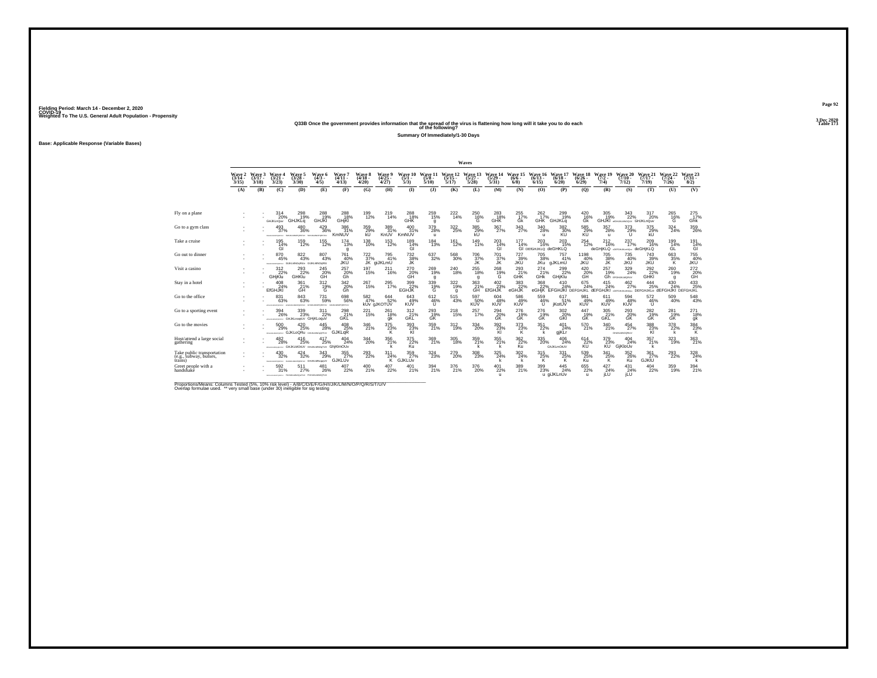Fielding Period: March 14 - December 2, 2020
COVID-19
Weighted To The U.S. General Adult Population - Propensity

3 Dec 2020
Table 173

**Q33B Once the government provides information that the spread of the virus is flattening how long will it take you to do each of the following?**

**Summary Of Immediately/1-30 Days**

Base: Applicable Response (Variable Bases)

| | Wave 2 (3/14 - 3/15) | Wave 3 (3/17 - 3/18) | Wave 4 (3/21 - 3/23) | Wave 5 (3/28 - 3/30) | Wave 6 (4/3 - 4/5) | Wave 7 (4/11 - 4/13) | Wave 8 (4/18 - 4/20) | Wave 9 (4/25 - 4/27) | Wave 10 (5/1 - 5/3) | Wave 11 (5/8 - 5/10) | Wave 12 (5/15 - 5/17) | Wave 13 (5/27 - 5/28) | Wave 14 (5/29 - 5/31) | Wave 15 (6/6 - 6/8) | Wave 16 (6/13 - 6/15) | Wave 17 (6/18 - 6/20) | Wave 18 (6/26 - 6/29) | Wave 19 (7/2 - 7/4) | Wave 20 (7/10 - 7/12) | Wave 21 (7/17 - 7/19) | Wave 22 (7/24 - 7/26) | Wave 23 (7/31 - 8/2) |
|---|---|---|---|---|---|---|---|---|---|---|---|---|---|---|---|---|---|---|---|---|---|---|
| | (A) | (B) | (C) | (D) | (E) | (F) | (G) | (H) | (I) | (J) | (K) | (L) | (M) | (N) | (O) | (P) | (Q) | (R) | (S) | (T) | (U) | (V) |
| Fly on a plane | - | - | 314 20% GHJKLnQuv | 298 19% GHJKLq | 288 19% GHJKl | 288 18% GHJKl | 199 12% | 219 14% | 288 18% GHK | 259 15% g | 222 14% | 250 16% G | 283 18% GHK | 255 17% Gk | 262 17% GHK | 299 19% GHJKLq | 420 16% Gk | 305 19% GHJKl | 343 22% | 317 20% GHJKLnQuv | 265 16% G | 275 17% Ghk |
| Go to a gym class | - | - | 493 37% | 480 36% | 429 36% | 386 31% KmNUV | 359 29% kU | 389 31% KnUV | 400 31% KmNUV | 379 28% u | 322 25% | 385 29% kU | 367 27% | 343 27% | 340 28% u | 382 30% KU | 585 29% KU | 357 28% u | 373 29% U | 375 29% kU | 324 24% | 359 26% |
| Take a cruise | - | - | 195 14% GI | 159 12% | 155 12% | 174 13% g | 138 10% | 153 12% | 189 14% GI | 184 13% | 161 12% | 149 11% | 203 14% GI | 177 14% GI | 203 16% DEfGHIJKLQ | 203 15% deGHIKLQ | 254 12% | 212 16% deGHIJKLQ | 237 17% | 209 16% deGHIJKLQ | 199 14% GL | 191 14% GI |
| Go out to dinner | - | - | 870 45% | 822 43% | 807 43% | 761 40% JKU | 722 37% JK | 795 41% gIJKLmU | 732 38% JK | 637 32% | 568 30% | 706 37% JK | 701 37% JK | 727 39% JKU | 705 38% JKu | 757 41% gJKLmU | 1198 40% JKU | 705 38% JK | 735 40% JKU | 743 39% JKU | 663 35% K | 755 40% JKU |
| Visit a casino | - | - | 312 22% GHIjKlu | 293 22% GHKlu | 245 20% GH | 257 20% Gh | 197 15% | 211 16% | 270 20% GH | 269 19% g | 240 18% | 255 18% g | 268 19% G | 293 21% GHK | 274 21% GHk | 299 22% GHjKlu | 420 20% GH | 257 19% Gh | 329 24% | 292 22% GHKl | 260 19% g | 272 20% GH |
| Stay in a hotel | - | - | 408 24% EfGHJKl | 361 21% GH | 312 19% G | 342 20% Gh | 267 15% | 295 17% | 399 22% EGHJK | 339 19% G | 322 19% g | 363 21% GH | 402 23% EfGHJK | 383 22% eGHJK | 368 22% eGHjK | 410 24% EFGHJKl | 675 24% DEFGHJKL | 415 24% dEFGHJKl | 462 27% | 444 25% DEFGHJKLo | 430 24% dEFGHJKl | 433 25% DEFGHJKL |
| Go to the office | - | - | 831 63% | 843 63% | 731 59% | 698 56% | 582 47% | 644 52% kUv gJKOTUV | 643 49% KUV | 612 46% U | 515 43% | 597 50% KUV | 604 48% KUV | 586 49% KUV | 559 46% U | 617 51% jKotUV | 981 49% KUV | 611 49% KUV | 594 48% KUV | 572 46% U | 509 40% | 548 43% |
| Go to a sporting event | - | - | 394 26% | 339 23% GHJKLnoqtUV | 311 22% GHJKLoquV | 298 21% GKL | 221 15% | 261 18% gk | 312 21% GKL | 293 19% GK | 218 15% | 257 17% | 294 20% GK | 276 19% GK | 276 19% GK | 302 20% GKl | 447 19% GK | 305 21% GKL | 293 20% GK | 282 19% GK | 281 19% GK | 271 18% gk |
| Go to the movies | - | - | 500 29% | 420 25% GJKLoQRu | 445 28% | 408 25% GJKLqR | 346 21% | 375 23% K | 393 23% Kl | 359 21% | 312 19% | 334 20% | 392 23% Kl | 373 23% K | 351 22% k | 401 24% gjKLr | 570 21% | 340 21% | 454 27% | 388 23% Kl | 378 22% k | 384 23% K |
| Host/attend a large social gathering | - | - | 482 28% | 416 25% GHJKLMOtUV | 417 25% GHIJKLMNOqrTUV | 404 24% GhjKlmOUv | 344 20% | 356 21% k | 375 22% Ku | 369 21% | 305 18% | 359 21% k | 355 21% k | 362 22% Ku | 335 20% | 406 24% GhJKLmOtUV | 614 22% KU | 379 23% KU | 404 24% GjKloUv | 357 21% k | 323 19% | 363 21% |
| Take public transportation (e.g., subway, busses, trains) | - | - | 430 32% | 424 32% | 343 29% | 355 27% GJKLUv | 293 22% | 311 24% K | 359 27% GJKLUv | 324 23% | 279 20% | 308 23% | 325 24% k | 302 24% k | 315 25% K | 331 25% K | 539 25% Ku | 341 25% K | 352 26% Ku | 361 27% GJKlU | 293 22% | 328 24% k |
| Greet people with a handshake | - | - | 592 31% | 511 27% | 481 26% | 407 22% | 400 21% | 407 22% | 401 21% | 394 21% | 376 21% | 376 20% | 401 22% u | 389 21% | 399 23% u | 445 24% gIJKLnUv | 655 22% u | 427 24% jLU | 431 24% jLU | 404 22% | 359 19% | 394 21% |

Proportions/Means: Columns Tested (5%, 10% risk level) - A/B/C/D/E/F/G/H/I/J/K/L/M/N/O/P/Q/R/S/T/U/V
Overlap formulae used. ** very small base (under 30) ineligible for sig testing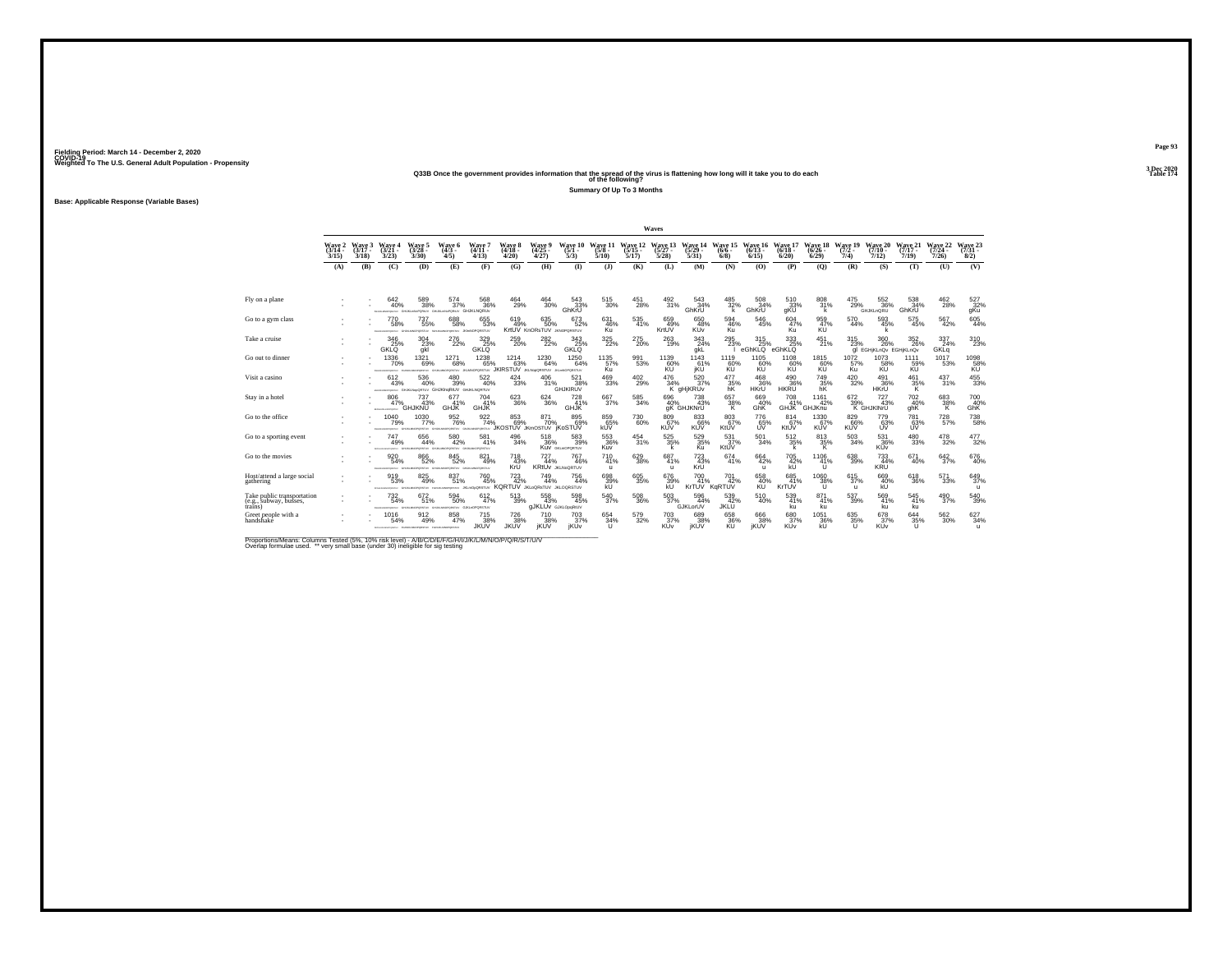Fielding Period: March 14 - December 2, 2020
COVID-19
Weighted To The U.S. General Adult Population - Propensity

3 Dec 2020
Table 174

**Q33B Once the government provides information that the spread of the virus is flattening how long will it take you to do each of the following?**

**Summary Of Up To 3 Months**

**Base: Applicable Response (Variable Bases)**

| | Wave 2 (3/14 - 3/15) | Wave 3 (3/17 - 3/18) | Wave 4 (3/21 - 3/23) | Wave 5 (3/28 - 3/30) | Wave 6 (4/3 - 4/5) | Wave 7 (4/11 - 4/13) | Wave 8 (4/18 - 4/20) | Wave 9 (4/25 - 4/27) | Wave 10 (5/1 - 5/3) | Wave 11 (5/8 - 5/10) | Wave 12 (5/15 - 5/17) | Wave 13 (5/27 - 5/28) | Wave 14 (5/29 - 5/31) | Wave 15 (6/6 - 6/8) | Wave 16 (6/13 - 6/15) | Wave 17 (6/18 - 6/20) | Wave 18 (6/26 - 6/29) | Wave 19 (7/2 - 7/4) | Wave 20 (7/10 - 7/12) | Wave 21 (7/17 - 7/19) | Wave 22 (7/24 - 7/26) | Wave 23 (7/31 - 8/2) |
|---|---|---|---|---|---|---|---|---|---|---|---|---|---|---|---|---|---|---|---|---|---|---|
| | (A) | (B) | (C) | (D) | (E) | (F) | (G) | (H) | (I) | (J) | (K) | (L) | (M) | (N) | (O) | (P) | (Q) | (R) | (S) | (T) | (U) | (V) |
| Fly on a plane | - | - | 642 40% | 589 38% | 574 37% | 568 36% GHJKLNQRtu | 464 29% | 464 30% | 543 33% GhKrU | 515 30% | 451 28% | 492 31% | 543 34% GhKrU | 485 32% k | 508 34% GhKrU | 510 33% gKU | 808 31% k | 475 29% | 552 36% GHJKLnQRU | 538 34% GhKrU | 462 28% | 527 32% gKu |
| Go to a gym class | - | - | 770 58% | 737 55% | 688 58% | 655 53% | 619 49% KrtUV | 635 50% KnORsTUV | 673 52% | 631 46% Ku | 535 41% | 659 49% KrtUV | 650 48% KUv | 594 46% Ku | 546 45% | 604 47% Ku | 959 47% KU | 570 44% | 593 45% k | 575 45% | 567 42% | 605 44% |
| Take a cruise | - | - | 346 25% GKLQ | 304 23% gkl | 276 22% | 329 25% GKLQ | 259 20% | 282 22% | 343 25% GKLQ | 325 22% | 275 20% | 263 19% | 343 24% gkL | 295 23% l | 315 25% eGhKLQ | 333 25% eGhKLQ | 451 21% | 315 23% gl | 360 26% EGHjKLnQv | 352 26% EGHjKLnQv | 337 24% GKLq | 310 23% |
| Go out to dinner | - | - | 1336 70% | 1321 69% | 1271 68% | 1238 65% JKIRSTUV | 1214 63% | 1230 64% | 1250 64% | 1135 57% Ku | 991 53% | 1139 60% KU | 1143 61% jKU | 1119 60% KU | 1105 60% KU | 1108 60% KU | 1815 60% KU | 1072 57% Ku | 1073 58% KU | 1111 59% KU | 1017 53% | 1098 58% KU |
| Visit a casino | - | - | 612 43% | 536 40% | 480 39% | 522 40% | 424 33% | 406 31% | 521 38% GHJKIRUV | 469 33% | 402 29% | 476 34% K | 520 37% gHjKRUv | 477 35% hK | 468 36% HKrU | 490 36% HKRU | 749 35% hK | 420 32% | 491 36% HKrU | 461 35% K | 437 31% | 455 33% |
| Stay in a hotel | - | - | 806 47% | 737 43% GHJKNU | 677 41% GHJK | 704 41% GHJK | 623 36% | 624 36% | 728 41% GHJK | 667 37% | 585 34% | 696 40% gK | 738 43% GHJKNrU | 657 38% K | 669 40% GhK | 708 41% GHJK | 1161 42% GHJKnu | 672 39% K | 727 43% GHJKNrU | 702 40% ghK | 683 38% K | 700 40% GhK |
| Go to the office | - | - | 1040 79% | 1030 77% | 952 76% | 922 74% | 853 69% JKOSTUV | 871 70% JKmOSTUV | 895 69% jKoSTUV | 859 65% kUV | 730 60% | 809 67% KUV | 833 66% KUV | 803 67% KtUV | 776 65% UV | 814 67% KtUV | 1330 67% KUV | 829 66% KUV | 779 63% UV | 781 63% UV | 728 57% | 738 58% |
| Go to a sporting event | - | - | 747 49% | 656 44% | 580 42% | 581 41% | 496 34% | 518 36% Kuv | 583 39% | 553 36% Kuv | 454 31% | 525 35% k | 529 35% Ku | 531 37% KtUV | 501 34% | 512 35% k | 813 35% K | 503 34% | 531 36% KUv | 480 33% | 478 32% | 477 32% |
| Go to the movies | - | - | 920 54% | 866 52% | 845 52% | 821 49% | 718 43% KrU | 727 44% KRtUv | 767 46% | 710 41% u | 629 38% | 687 41% u | 723 43% KrU | 674 41% | 664 42% u | 705 42% kU | 1106 41% U | 638 39% | 733 44% KRU | 671 40% | 642 37% | 676 40% |
| Host/attend a large social gathering | - | - | 919 53% | 825 49% | 837 51% | 760 45% | 723 42% KQRTUV | 749 44% | 756 44% | 698 39% kU | 605 35% | 676 39% kU | 700 41% KrTUV | 701 42% KqRTUV | 658 40% KU | 685 41% KrTUV | 1060 38% U | 615 37% u | 669 40% kU | 618 36% | 571 33% | 649 37% u |
| Take public transportation (e.g., subway, busses, trains) | - | - | 732 54% | 672 51% | 594 50% | 612 47% | 513 39% | 558 43% gJKLUv | 598 45% | 540 37% | 508 36% | 503 37% | 596 44% GJKLorUV | 539 42% JKLU | 510 40% | 539 41% ku | 871 41% ku | 537 39% | 569 41% ku | 545 41% ku | 490 37% | 540 39% |
| Greet people with a handshake | - | - | 1016 54% | 912 49% | 858 47% | 715 38% JKUV | 726 38% JKUV | 710 38% jKUV | 703 37% jKUv | 654 34% U | 579 32% | 703 37% KUv | 689 38% jKUV | 658 36% KU | 666 38% jKUV | 680 37% KUv | 1051 36% kU | 635 35% U | 678 37% KUv | 644 35% U | 562 30% | 627 34% u |

Proportions/Means: Columns Tested (5%, 10% risk level) - A/B/C/D/E/F/G/H/I/J/K/L/M/N/O/P/Q/R/S/T/U/V
Overlap formulae used. ** very small base (under 30) ineligible for sig testing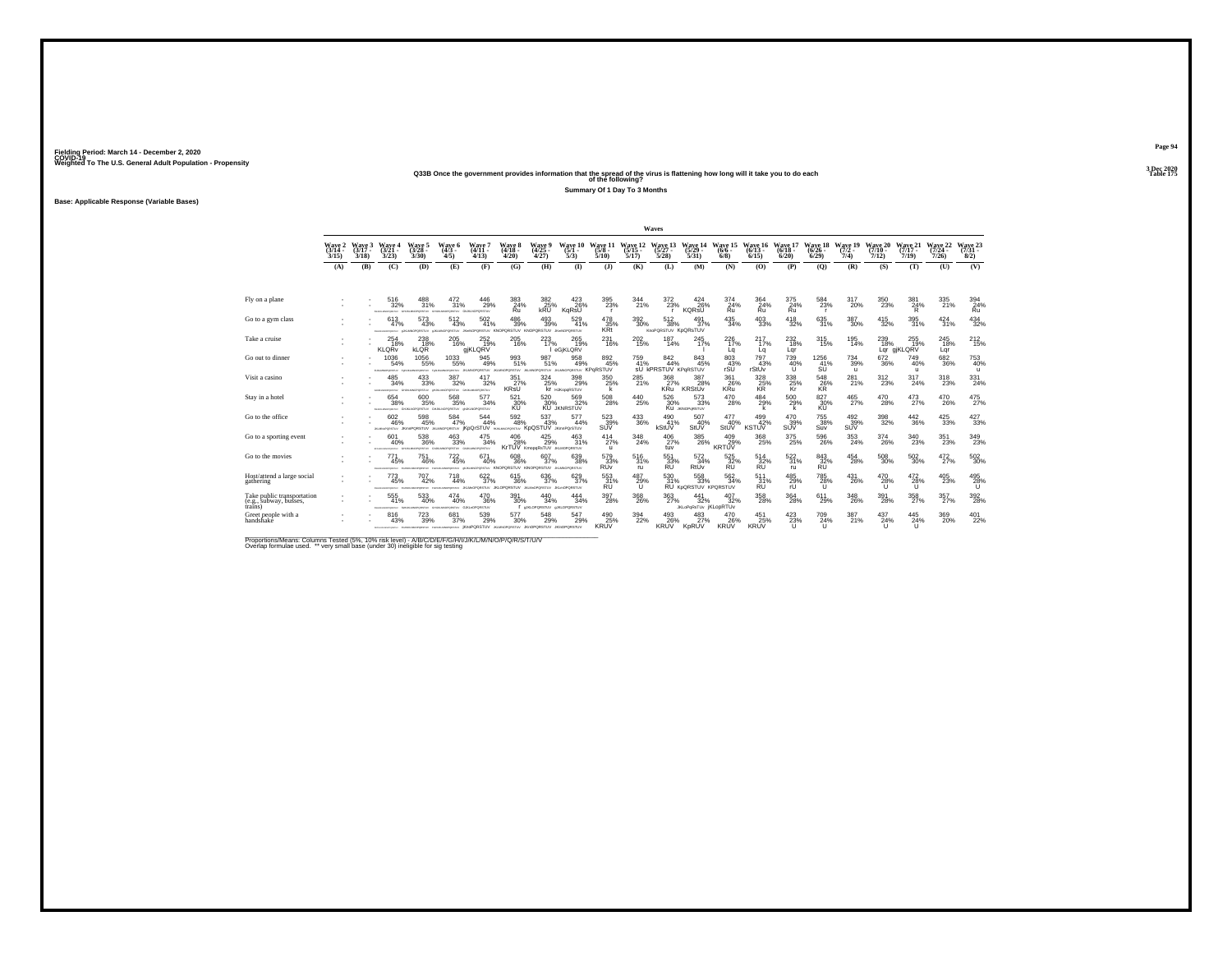Fielding Period: March 14 - December 2, 2020
COVID-19
Weighted To The U.S. General Adult Population - Propensity

3 Dec 2020
Table 175

## Q33B Once the government provides information that the spread of the virus is flattening how long will it take you to do each of the following?

### Summary Of 1 Day To 3 Months

Base: Applicable Response (Variable Bases)

| | Wave 2 (3/14 - 3/15) | Wave 3 (3/17 - 3/18) | Wave 4 (3/21 - 3/23) | Wave 5 (3/28 - 3/30) | Wave 6 (4/3 - 4/5) | Wave 7 (4/11 - 4/13) | Wave 8 (4/18 - 4/20) | Wave 9 (4/25 - 4/27) | Wave 10 (5/1 - 5/3) | Wave 11 (5/8 - 5/10) | Wave 12 (5/15 - 5/17) | Wave 13 (5/27 - 5/28) | Wave 14 (5/29 - 5/31) | Wave 15 (6/6 - 6/8) | Wave 16 (6/13 - 6/15) | Wave 17 (6/18 - 6/20) | Wave 18 (6/26 - 6/29) | Wave 19 (7/2 - 7/4) | Wave 20 (7/10 - 7/12) | Wave 21 (7/17 - 7/19) | Wave 22 (7/24 - 7/26) | Wave 23 (7/31 - 8/2) |
|---|---|---|---|---|---|---|---|---|---|---|---|---|---|---|---|---|---|---|---|---|---|---|
| | (A) | (B) | (C) | (D) | (E) | (F) | (G) | (H) | (I) | (J) | (K) | (L) | (M) | (N) | (O) | (P) | (Q) | (R) | (S) | (T) | (U) | (V) |
| Fly on a plane | - | - | 516 | 488 | 472 | 446 | 383 | 382 | 423 | 395 | 344 | 372 | 424 | 374 | 364 | 375 | 584 | 317 | 350 | 381 | 335 | 394 |
| | - | - | 32% | 31% | 31% | 29% | 24% | 25% | 26% | 23% | 21% | 23% | 26% | 24% | 24% | 24% | 23% | 20% | 23% | 24% | 21% | 24% |
| | | | | | | | Ru | kRU | KqRsU | r | | r | KQRsU | Ru | Ru | Ru | r | | | R | | Ru |
| Go to a gym class | - | - | 613 | 573 | 512 | 502 | 486 | 493 | 529 | 478 | 392 | 512 | 491 | 435 | 403 | 418 | 635 | 387 | 415 | 395 | 424 | 434 |
| | - | - | 47% | 43% | 43% | 41% | 39% | 39% | 41% | 35% | 30% | 38% | 37% | 34% | 33% | 32% | 31% | 30% | 32% | 31% | 31% | 32% |
| | | | | | | | KNOPQRSTUV | KNOPQRSTUV | | KRt | | RtoPQRSTUV | KpQRsTUV | | | | | | | | | |
| Take a cruise | - | - | 254 | 238 | 205 | 252 | 205 | 223 | 265 | 231 | 202 | 187 | 245 | 226 | 217 | 232 | 315 | 195 | 239 | 255 | 245 | 212 |
| | - | - | 18% | 18% | 16% | 19% | 16% | 17% | 19% | 16% | 15% | 14% | 17% | 17% | 17% | 18% | 15% | 14% | 18% | 19% | 18% | 15% |
| | | | KLQRv | kLQR | | gjKLQRV | | l | eGjKLQRV | | | | l | Lq | Lq | Lqr | | | Lqr | gjKLQRV | Lqr | |
| Go out to dinner | - | - | 1036 | 1056 | 1033 | 945 | 993 | 987 | 958 | 892 | 759 | 842 | 843 | 803 | 797 | 739 | 1256 | 734 | 672 | 749 | 682 | 753 |
| | - | - | 54% | 55% | 55% | 49% | 51% | 51% | 49% | 45% | 41% | 44% | 45% | 43% | 43% | 40% | 41% | 39% | 36% | 40% | 36% | 40% |
| | | | | | | | | | | KPqRSTUV | | sU | kPRSTUV KPqRSTUV | rSU | rSItUv | U | SU | u | | u | | u |
| Visit a casino | - | - | 485 | 433 | 387 | 417 | 351 | 324 | 398 | 350 | 285 | 368 | 387 | 361 | 328 | 338 | 548 | 281 | 312 | 317 | 318 | 331 |
| | - | - | 34% | 33% | 32% | 32% | 27% | 25% | 29% | 25% | 21% | 27% | 28% | 26% | 25% | 25% | 26% | 21% | 23% | 24% | 23% | 24% |
| | | | | | | | KRsU | kr | | k | | KRu | KRStUv | KRu | KR | Kr | KR | | | | | |
| Stay in a hotel | - | - | 654 | 600 | 568 | 577 | 521 | 520 | 569 | 508 | 440 | 526 | 573 | 470 | 484 | 500 | 827 | 465 | 470 | 473 | 470 | 475 |
| | - | - | 38% | 35% | 35% | 34% | 30% | 30% | 32% | 28% | 25% | 30% | 33% | 28% | 29% | 29% | 30% | 27% | 28% | 27% | 26% | 27% |
| | | | | | | | KU | KU | JKNRSTUV | | | Ku | | | k | k | KU | | | | | |
| Go to the office | - | - | 602 | 598 | 584 | 544 | 592 | 537 | 577 | 523 | 433 | 490 | 507 | 477 | 499 | 470 | 755 | 492 | 398 | 442 | 425 | 427 |
| | - | - | 46% | 45% | 47% | 44% | 48% | 43% | 44% | 39% | 36% | 41% | 40% | 40% | 42% | 39% | 38% | 39% | 32% | 36% | 33% | 33% |
| | | | | | | jKpQrSTUV | | KpQSTUV | JKnrPQrSTUV | SUV | | kStUV | StUV | StUV | KSTUV | SUV | Suv | SUV | | | | |
| Go to a sporting event | - | - | 601 | 538 | 463 | 475 | 406 | 425 | 463 | 414 | 348 | 406 | 385 | 409 | 368 | 375 | 596 | 353 | 374 | 340 | 351 | 349 |
| | - | - | 40% | 36% | 33% | 34% | 28% | 29% | 31% | 27% | 24% | 27% | 26% | 29% | 25% | 25% | 26% | 24% | 26% | 23% | 23% | 23% |
| | | | | | | | KrTUV | KmopqRsTUV | | u | | tuv | | KRTUV | | | | | | | | |
| Go to the movies | - | - | 771 | 751 | 722 | 671 | 608 | 607 | 639 | 579 | 516 | 551 | 572 | 525 | 514 | 522 | 843 | 454 | 508 | 502 | 472 | 502 |
| | - | - | 45% | 46% | 45% | 40% | 36% | 37% | 38% | 33% | 31% | 33% | 34% | 32% | 32% | 31% | 32% | 28% | 30% | 30% | 27% | 30% |
| | | | | | | | KNOPQRSTUV | KNOPQRSTUV | | RUv | ru | RU | RtUv | RU | RU | ru | RU | | | | | |
| Host/attend a large social gathering | - | - | 773 | 707 | 718 | 622 | 615 | 636 | 629 | 553 | 487 | 530 | 558 | 562 | 511 | 485 | 785 | 431 | 470 | 472 | 405 | 495 |
| | - | - | 45% | 42% | 44% | 37% | 36% | 37% | 37% | 31% | 29% | 31% | 33% | 34% | 31% | 29% | 28% | 26% | 28% | 28% | 23% | 28% |
| | | | | | | | | | | RU | U | RU | KpQRSTUV | KPQRSTUV | RU | rU | U | | U | U | | U |
| Take public transportation (e.g., subway, busses, trains) | - | - | 555 | 533 | 474 | 470 | 391 | 440 | 444 | 397 | 368 | 363 | 441 | 407 | 358 | 364 | 611 | 348 | 391 | 358 | 357 | 392 |
| | - | - | 41% | 40% | 40% | 36% | 30% | 34% | 34% | 28% | 26% | 27% | 32% | 32% | 28% | 28% | 29% | 26% | 28% | 27% | 27% | 28% |
| | | | | | | | f | | | | | | JKLoPqRsTUv | jKLopRTUV | | | | | | | | |
| Greet people with a handshake | - | - | 816 | 723 | 681 | 539 | 577 | 548 | 547 | 490 | 394 | 493 | 483 | 470 | 451 | 423 | 709 | 387 | 437 | 445 | 369 | 401 |
| | - | - | 43% | 39% | 37% | 29% | 30% | 29% | 29% | 25% | 22% | 26% | 27% | 26% | 25% | 23% | 24% | 21% | 24% | 24% | 20% | 22% |
| | | | | | | jKnoPQRSTUV | | | | KRUV | | KRUV | KpRUV | KRUV | KRUV | U | U | | U | U | | |

Proportions/Means: Columns Tested (5%, 10% risk level) - A/B/C/D/E/F/G/H/I/J/K/L/M/N/O/P/Q/R/S/T/U/V
Overlap formulae used. ** very small base (under 30) ineligible for sig testing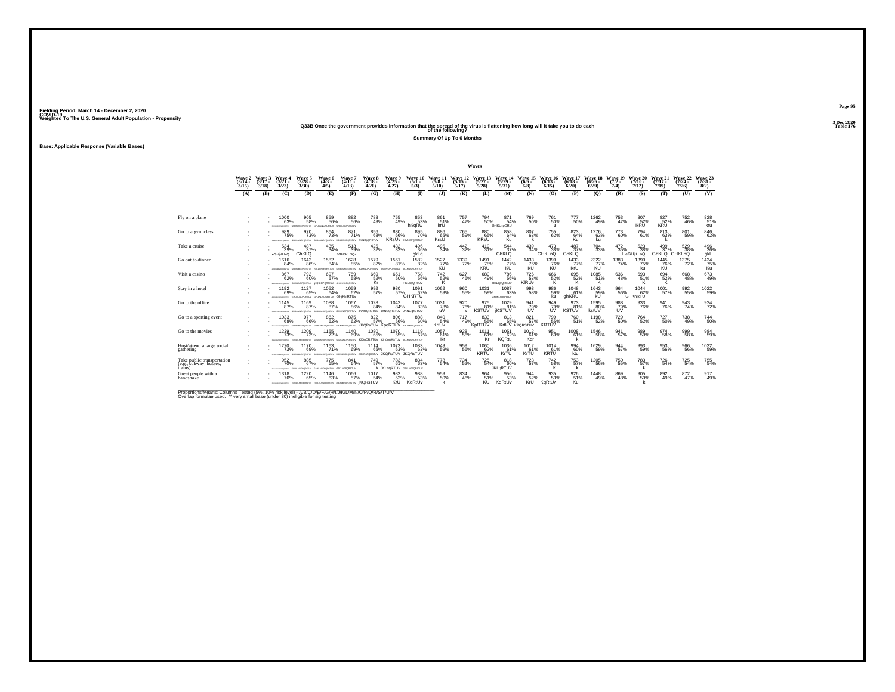Fielding Period: March 14 - December 2, 2020
COVID-19
Weighted To The U.S. General Adult Population - Propensity

3 Dec 2020
Table 176

Q33B Once the government provides information that the spread of the virus is flattening how long will it take you to do each of the following?

Summary Of Up To 6 Months

Base: Applicable Response (Variable Bases)

| | Waves | | | | | | | | | | | | | | | | | | | | | |
|---|---|---|---|---|---|---|---|---|---|---|---|---|---|---|---|---|---|---|---|---|---|---|
| | Wave 2 (3/14 - 3/15) | Wave 3 (3/17 - 3/18) | Wave 4 (3/21 - 3/23) | Wave 5 (3/28 - 3/30) | Wave 6 (4/3 - 4/5) | Wave 7 (4/11 - 4/13) | Wave 8 (4/18 - 4/20) | Wave 9 (4/25 - 4/27) | Wave 10 (5/1 - 5/3) | Wave 11 (5/8 - 5/10) | Wave 12 (5/15 - 5/17) | Wave 13 (5/27 - 5/28) | Wave 14 (5/29 - 5/31) | Wave 15 (6/6 - 6/8) | Wave 16 (6/13 - 6/15) | Wave 17 (6/18 - 6/20) | Wave 18 (6/26 - 6/29) | Wave 19 (7/2 - 7/4) | Wave 20 (7/10 - 7/12) | Wave 21 (7/17 - 7/19) | Wave 22 (7/24 - 7/26) | Wave 23 (7/31 - 8/2) |
| | (A) | (B) | (C) | (D) | (E) | (F) | (G) | (H) | (I) | (J) | (K) | (L) | (M) | (N) | (O) | (P) | (Q) | (R) | (S) | (T) | (U) | (V) |
| Fly on a plane | - | - | 1000 63% | 905 58% | 859 56% | 882 56% | 788 49% | 755 49% | 853 53% hKqRU | 861 51% krU | 757 47% | 794 50% | 871 54% GHKLnpQRU | 769 50% | 761 50% u | 777 50% | 1262 49% | 753 47% | 807 52% KRU | 827 52% KRU | 752 46% | 828 51% kru |
| Go to a gym class | - | - | 989 75% | 970 73% | 864 73% | 871 71% | 856 68% | 830 66% KRsUv | 895 70% | 886 65% KrsU | 765 59% | 880 65% KRsU | 858 64% Ku | 807 63% k | 755 62% | 823 64% Ku | 1276 63% ku | 773 60% | 794 61% | 813 63% k | 801 59% | 846 62% |
| Take a cruise | - | - | 534 39% eGHjKLNQ | 487 37% GhKLQ | 435 34% | 513 39% EGHJKLNQr | 425 32% | 432 33% | 496 36% gkLq | 495 34% | 442 32% | 419 31% | 544 37% GhKLQ | 439 34% | 473 38% GHKLnQ | 487 37% GhKLQ | 704 33% | 472 35% l | 523 38% eGHjKLnQ | 499 37% GhKLQ | 529 38% GHKLnQ | 496 36% gkL |
| Go out to dinner | - | - | 1616 84% | 1642 86% | 1582 84% | 1628 85% | 1579 82% | 1561 81% | 1582 82% | 1527 77% KU | 1339 72% | 1491 78% KRU | 1442 77% KU | 1433 76% KU | 1399 76% KU | 1433 77% KrU | 2322 77% KU | 1383 74% | 1390 75% ku | 1445 76% KU | 1375 72% | 1434 75% Ku |
| Visit a casino | - | - | 867 62% | 792 60% | 697 57% | 759 58% | 669 52% Kr | 651 50% | 758 56% HKLnpQRsUV | 742 52% K | 627 46% | 680 49% | 786 56% HKLnpQRsUV | 726 53% KlRUv | 666 52% K | 695 52% K | 1085 51% K | 636 48% | 693 51% K | 694 52% K | 668 48% | 673 49% |
| Stay in a hotel | - | - | 1192 69% | 1127 65% | 1052 64% | 1059 62% GHjKlnRTUv | 992 57% | 980 57% | 1091 62% GHKRTU | 1062 59% | 960 55% | 1031 59% | 1087 63% GHJKLNopRTUV | 993 58% | 986 59% ku | 1048 61% ghKRU | 1643 59% kU | 964 56% | 1044 62% GHKnRTU | 1001 57% | 992 55% | 1022 59% |
| Go to the office | - | - | 1145 87% | 1169 87% | 1088 87% | 1067 86% | 1028 84% JKNOQRSTUV | 1042 84% JKNOQRSTUV | 1077 83% JKNOqrSTUV | 1031 78% uV | 920 76% v | 975 81% KSTUV | 1029 81% jKSTUV | 941 79% UV | 949 79% UV | 973 81% KSTUV | 1595 80% kstUV | 988 79% UV | 933 76% | 941 76% | 943 74% | 924 72% |
| Go to a sporting event | - | - | 1033 68% | 977 66% | 862 62% | 875 62% | 822 57% KPQRsTUV | 806 56% KpqRTUV | 888 60% | 840 54% KrtUv | 717 49% | 833 55% KpRTUV | 813 55% KrtUV | 821 57% KPQRSTUV | 799 55% KRTUV | 760 51% | 1198 52% | 729 50% | 764 52% | 727 50% | 738 49% | 744 50% |
| Go to the movies | - | - | 1239 73% | 1209 73% | 1155 72% | 1140 69% | 1080 65% jKlOpQRSTUV | 1070 65% jKlOpQRSTUV | 1119 67% | 1057 61% Kr | 928 56% | 1011 61% Kr | 1051 62% KQRtu | 1012 61% Kqr | 951 60% | 1008 61% k | 1546 58% | 941 57% | 989 59% | 974 58% | 999 58% | 984 59% |
| Host/attend a large social gathering | - | - | 1270 73% | 1170 69% | 1163 71% | 1150 69% | 1114 65% | 1073 63% JKQRsTUV | 1083 63% JKQRsTUV | 1049 59% | 959 56% | 1060 62% KRTU | 1036 61% KrTU | 1012 61% KrTU | 1014 61% KRTU | 994 60% ktu | 1629 59% | 944 57% | 993 59% | 953 56% | 966 56% | 1032 59% |
| Take public transportation (e.g., subway, busses, trains) | - | - | 952 70% | 885 67% | 775 65% | 841 64% | 749 57% K | 783 61% JKLnqRTUV | 834 63% | 778 54% | 734 52% | 725 54% | 818 60% JKLqRTUV | 723 57% | 742 58% K | 753 57% k | 1205 56% | 750 55% | 783 57% k | 726 54% | 725 54% | 755 54% |
| Greet people with a handshake | - | - | 1318 70% | 1220 65% | 1146 63% | 1066 57% jKQRsTUV | 1017 54% | 983 52% KrU | 988 53% KqRtUv | 959 50% k | 834 46% | 964 51% KU | 956 53% KqRtUv | 944 52% KrU | 935 53% KqRtUv | 926 51% Ku | 1448 49% | 869 48% | 905 50% k | 892 49% | 872 47% | 917 49% |

Proportions/Means: Columns Tested (5%, 10% risk level) - A/B/C/D/E/F/G/H/I/J/K/L/M/N/O/P/Q/R/S/T/U/V
Overlap formulae used. ** very small base (under 30) ineligible for sig testing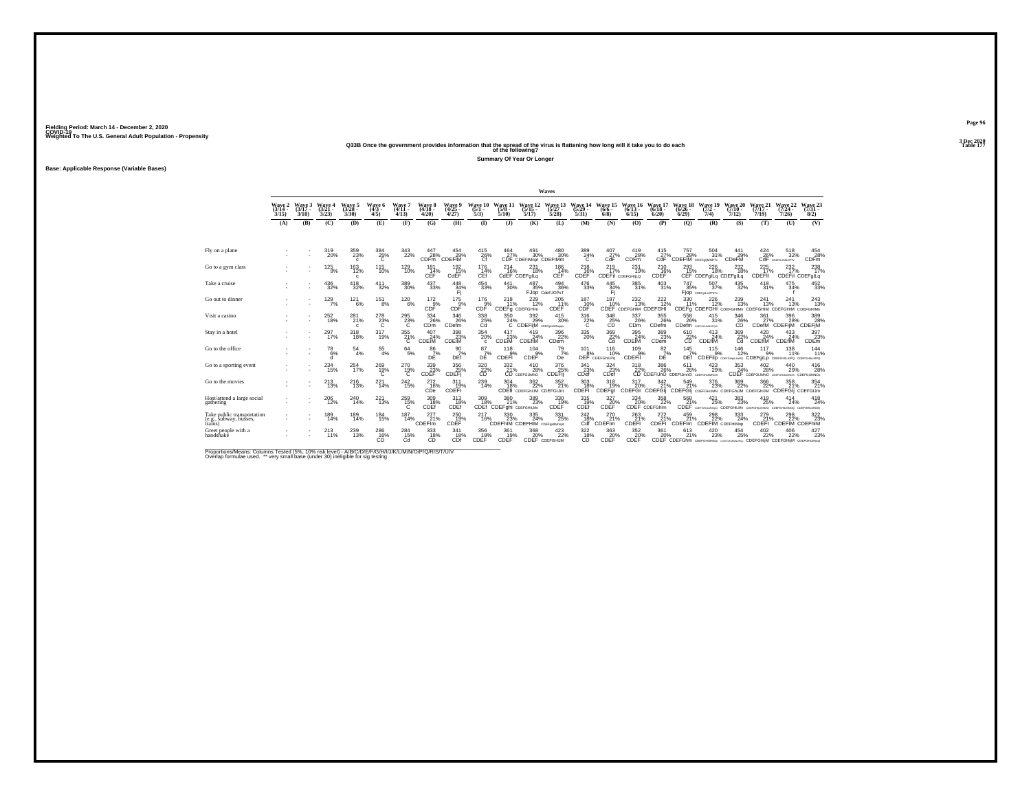Fielding Period: March 14 - December 2, 2020
COVID-19
Weighted To The U.S. General Adult Population - Propensity

3 Dec 2020
Table 177

### Q33B Once the government provides information that the spread of the virus is flattening how long will it take you to do each of the following?

Summary Of Year Or Longer

Base: Applicable Response (Variable Bases)

| | Wave 2 (3/14 - 3/15) | Wave 3 (3/17 - 3/18) | Wave 4 (3/21 - 3/23) | Wave 5 (3/28 - 3/30) | Wave 6 (4/3 - 4/5) | Wave 7 (4/11 - 4/13) | Wave 8 (4/18 - 4/20) | Wave 9 (4/25 - 4/27) | Wave 10 (5/1 - 5/3) | Wave 11 (5/8 - 5/10) | Wave 12 (5/15 - 5/17) | Wave 13 (5/27 - 5/28) | Wave 14 (5/29 - 5/31) | Wave 15 (6/6 - 6/8) | Wave 16 (6/13 - 6/15) | Wave 17 (6/18 - 6/20) | Wave 18 (6/26 - 6/29) | Wave 19 (7/2 - 7/4) | Wave 20 (7/10 - 7/12) | Wave 21 (7/17 - 7/19) | Wave 22 (7/24 - 7/26) | Wave 23 (7/31 - 8/2) |
|---|---|---|---|---|---|---|---|---|---|---|---|---|---|---|---|---|---|---|---|---|---|---|
| | (A) | (B) | (C) | (D) | (E) | (F) | (G) | (H) | (I) | (J) | (K) | (L) | (M) | (N) | (O) | (P) | (Q) | (R) | (S) | (T) | (U) | (V) |
| Fly on a plane | - | - | 319 20% | 359 23% c | 384 25% C | 343 22% | 447 28% CDFm | 454 29% CDEFM | 415 26% Cf | 464 27% CDF | 491 30% CDEFIMnpt | 480 30% CDEFIMnt | 389 24% C | 407 27% CdF | 419 28% CDFm | 415 27% CdF | 757 29% CDEFIM | 504 31% CDEFgIjMNPTv | 441 29% CDeFM | 424 26% CdF | 518 32% CDEFGhIJMNOPTV | 454 28% CDFm |
| Go to a gym class | - | - | 125 9% | 163 12% c | 115 10% | 129 10% | 181 14% CEF | 192 15% CdEF | 176 14% CEf | 214 16% CdEF | 231 18% CDEFgILq | 186 14% CEF | 218 16% CDEF | 219 17% CDEFil | 231 19% CDEFGHIjLQ | 210 16% CDEF | 293 15% CEF | 226 18% CDEFgILq | 232 18% CDEFgILq | 225 17% CDEFil | 232 17% CDEFil | 238 17% CDEFgILq |
| Take a cruise | - | - | 436 32% | 418 32% | 411 32% | 389 30% | 437 33% | 448 34% Fj | 454 33% | 441 30% | 487 35% FJop | 494 36% CdeFJOPsT | 476 33% | 445 34% Fj | 385 31% | 403 31% | 747 35% Fjop | 507 37% CDEFgIJnOPST | 435 32% | 418 31% | 475 34% f | 452 33% |
| Go out to dinner | - | - | 129 7% | 121 6% | 151 8% | 120 6% | 172 9% CDF | 175 9% CDF | 176 9% CDF | 218 11% CDEFg | 229 12% CDEFGHIm | 205 11% CDEF | 187 10% CDF | 197 10% CDEF | 232 13% CDEFGHIM | 222 12% CDEFGHI | 330 11% CDEFg | 226 12% CDEFGHI | 239 13% CDEFGHIMn | 241 13% CDEFGHIM | 241 13% CDEFGHIM | 243 13% CDEFGHIMn |
| Visit a casino | - | - | 252 18% | 281 21% c | 278 23% C | 295 23% C | 334 26% CDm | 346 26% CDefm | 338 25% Cd | 350 24% C | 392 29% CDEFIjM | 415 30% CDEFgIJMnpq | 316 22% C | 348 25% CD | 337 26% CDm | 355 26% CDefm | 558 26% CDefm | 415 31% CDEFGIJMNOPQS | 346 26% CD | 361 27% CDefM | 396 28% CDEFIjM | 389 28% CDEFjM |
| Stay in a hotel | - | - | 297 17% | 318 18% | 317 19% | 355 21% C | 407 24% CDEfM | 398 23% CDEfM | 354 20% c | 417 23% CDEfM | 419 24% CDEfM | 396 22% CDem | 335 20% | 369 22% Cd | 395 24% CDEfM | 389 23% CDem | 610 22% CD | 413 24% CDEfM | 369 22% Cd | 420 24% CDEfM | 433 24% CDEfM | 397 23% CDEm |
| Go to the office | - | - | 78 6% d | 54 4% | 55 4% | 64 5% | 86 7% DE | 90 7% DEf | 87 7% DE | 118 9% CDEFi | 104 9% CDEF | 79 7% De | 101 8% DEF | 116 10% CDEFGhILPq | 109 9% CDEFil | 82 7% DE | 145 7% DEf | 115 9% CDEFilp | 146 12% CDEFGHIjkLMnPQ | 117 9% CDEFgILp | 138 11% CDEFGHILnPQ | 144 11% CDEFGHIkLMPQ |
| Go to a sporting event | - | - | 234 15% | 254 17% | 269 19% C | 270 19% C | 339 23% CDEF | 356 25% CDEFj | 320 22% CD | 332 21% CD | 410 28% CDEFGIJmNO | 376 25% CDEFij | 341 23% CDef | 324 23% CDef | 318 22% CD | 386 26% CDEFIJnO | 611 26% CDEFIJmnO | 423 29% CDEFGHIJMNOS | 353 24% CDEF | 402 28% CDEFGIJMNO | 440 29% CDEFGHIJLMNOS | 416 28% CDEFGIJMNOs |
| Go to the movies | - | - | 213 13% | 216 13% | 221 14% | 242 15% | 272 16% CDe | 311 19% CDEFI | 239 14% | 304 18% CDEfI | 362 22% CDEFGHIJM | 352 21% CDEFGIJm | 303 18% CDEFI | 318 19% CDEFgI | 317 20% CDEFGI | 342 21% CDEFGIj | 549 21% CDEFGIj | 376 23% CDEFGHIJMN | 369 22% CDEFGHIJM | 366 22% CDEFGHIJM | 358 21% CDEFGIj | 354 21% CDEFGIJm |
| Host/attend a large social gathering | - | - | 206 12% | 240 14% | 221 13% | 259 15% C | 309 18% CDEf | 313 18% CDEf | 309 18% CDEf | 380 21% CDEFghI | 389 23% CDEFGHILMn | 330 19% CDEF | 315 19% CDEf | 327 20% CDEF | 334 20% CDEF | 358 22% CDEFGhIm | 568 21% CDEF | 421 25% CDEFGHIJLMNOpQ | 383 23% CDEFGHILMN | 419 25% CDEFGHIjLMNOQ | 414 24% CDEFGHIJLMNOQ | 418 24% CDEFGHIJLMNOQ |
| Take public transportation (e.g., subway, busses, trains) | - | - | 189 14% | 189 14% | 184 15% | 187 14% | 277 21% CDEFIm | 250 19% CDEF | 217 16% | 330 23% CDEFhIM | 335 24% CDEFHIM | 331 25% CDEFgHIMNopqt | 242 18% Cdf | 270 21% CDEFIm | 263 21% CDEFI | 272 21% CDEFI | 459 21% CDEFIm | 298 22% CDEFIM | 333 24% CDEFHIMnp | 279 21% CDEFI | 298 22% CDEFIM | 322 23% CDEFhIM |
| Greet people with a handshake | - | - | 213 11% | 239 13% | 286 16% CD | 284 15% Cd | 333 18% CD | 341 18% CDf | 356 19% CDEF | 361 19% CDEF | 368 20% CDEF | 423 22% CDEFGHIJM | 322 18% CD | 363 20% CDEF | 352 20% CDEF | 361 20% CDEF | 613 21% CDEFGhm | 420 23% CDEFGHIJMNop | 454 25% CDEFGHIJLMNOPQs | 402 22% CDEFHijM | 406 22% CDEFGHIjM | 427 23% CDEFGHIJMNop |

Proportions/Means: Columns Tested (5%, 10% risk level) - A/B/C/D/E/F/G/H/I/J/K/L/M/N/O/P/Q/R/S/T/U/V
Overlap formulae used. ** very small base (under 30) ineligible for sig testing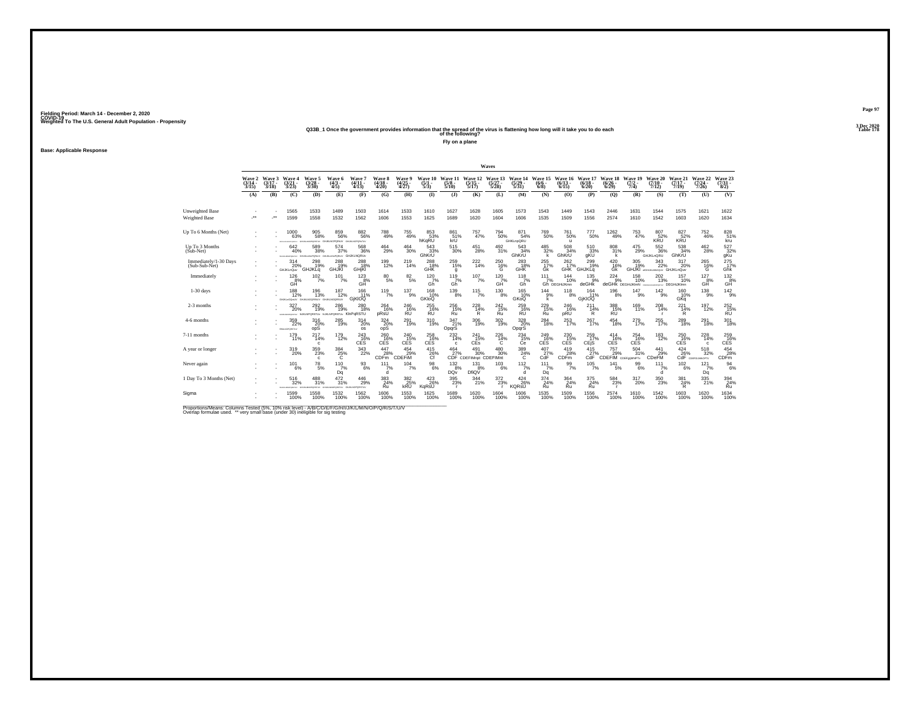Fielding Period: March 14 - December 2, 2020
COVID-19
Weighted To The U.S. General Adult Population - Propensity

3 Dec 2020
Table 178

**Q33B_1 Once the government provides information that the spread of the virus is flattening how long will it take you to do each of the following?**

**Fly on a plane**

**Base: Applicable Response**

| | Wave 2 (3/14 - 3/15) | Wave 3 (3/17 - 3/18) | Wave 4 (3/21 - 3/23) | Wave 5 (3/28 - 3/30) | Wave 6 (4/3 - 4/5) | Wave 7 (4/11 - 4/13) | Wave 8 (4/18 - 4/20) | Wave 9 (4/25 - 4/27) | Wave 10 (5/1 - 5/3) | Wave 11 (5/8 - 5/10) | Wave 12 (5/15 - 5/17) | Wave 13 (5/27 - 5/28) | Wave 14 (5/29 - 5/31) | Wave 15 (6/6 - 6/8) | Wave 16 (6/13 - 6/15) | Wave 17 (6/18 - 6/20) | Wave 18 (6/26 - 6/29) | Wave 19 (7/2 - 7/4) | Wave 20 (7/10 - 7/12) | Wave 21 (7/17 - 7/19) | Wave 22 (7/24 - 7/26) | Wave 23 (7/31 - 8/2) |
|---|---|---|---|---|---|---|---|---|---|---|---|---|---|---|---|---|---|---|---|---|---|---|
| | (A) | (B) | (C) | (D) | (E) | (F) | (G) | (H) | (I) | (J) | (K) | (L) | (M) | (N) | (O) | (P) | (Q) | (R) | (S) | (T) | (U) | (V) |
| Unweighted Base | - | - | 1565 | 1533 | 1489 | 1503 | 1614 | 1533 | 1610 | 1627 | 1628 | 1605 | 1573 | 1543 | 1449 | 1543 | 2446 | 1631 | 1544 | 1575 | 1621 | 1622 |
| Weighted Base | -** | -** | 1599 | 1558 | 1532 | 1562 | 1606 | 1553 | 1625 | 1689 | 1620 | 1604 | 1606 | 1535 | 1509 | 1556 | 2574 | 1610 | 1542 | 1603 | 1620 | 1634 |
| Up To 6 Months (Net) | - | - | 1000 63% | 905 58% | 859 56% | 882 56% | 788 49% | 755 49% | 853 53% hKqRU | 861 51% krU | 757 47% | 794 50% | 871 54% GHKLnpQRU | 769 50% | 761 50% u | 777 50% | 1262 49% | 753 47% | 807 52% KRU | 827 52% KRU | 752 46% | 828 51% kru |
| Up To 3 Months (Sub-Net) | - | - | 642 40% | 589 38% | 574 37% | 568 36% GHJKLNQRU | 464 29% | 464 30% | 543 33% GhKrU | 515 30% | 451 28% | 492 31% | 543 34% GhKrU | 485 32% k | 508 34% GhKrU | 510 33% gKU | 808 31% k | 475 29% | 552 36% GHJKLnQRU | 538 34% GhKrU | 462 28% | 527 32% gKu |
| Immediately/1-30 Days (Sub-Sub-Net) | - | - | 314 20% GHJKLnQuv | 298 19% GHJKLq | 288 19% GHJKl | 288 18% GHjKl | 199 12% | 219 14% | 288 18% GHK | 259 15% g | 222 14% | 250 16% G | 283 18% GHK | 255 17% Gk | 262 17% GHK | 299 19% GHJKLq | 420 16% Gk | 305 19% GHJKl | 343 22% | 317 20% GHJKLnQuv | 265 16% G | 275 17% Ghk |
| Immediately | - | - | 126 8% GH | 102 7% | 101 7% | 123 8% GH | 80 5% | 82 5% | 120 7% Gh | 119 7% Gh | 107 7% | 120 7% GH | 118 7% Gh | 111 7% Gh | 144 10% DEGHIJKmn | 135 9% deGHk | 224 9% deGHk | 158 10% DEGHIJKmN | 202 13% | 157 10% DEGHIJKlmn | 127 8% GH | 132 8% GH |
| 1-30 days | - | - | 188 12% | 196 13% | 187 12% | 166 11% GjKlOQ | 119 7% | 137 9% | 168 10% GKloQ | 139 8% | 115 7% | 130 8% | 165 10% GKoQ | 144 9% k | 118 8% | 164 11% GjKlOQ | 196 8% | 147 9% | 142 9% | 160 10% GKq | 138 9% | 142 9% |
| 2-3 months | - | - | 327 20% | 292 19% | 286 19% | 280 18% KlnPqRSTU | 264 16% pRsU | 246 16% RU | 255 16% RU | 256 15% Ru | 228 14% R | 242 15% Ru | 259 16% RU | 229 15% Ru | 246 16% pRU | 211 14% R | 388 15% RU | 169 11% | 208 14% r | 221 14% R | 197 12% | 252 15% RU |
| 4-6 months | - | - | 359 22% | 316 20% opS | 285 19% | 314 20% os | 324 20% opS | 291 19% | 310 19% | 347 21% OpqrS | 306 19% | 302 19% | 328 20% OpqrS | 284 18% | 253 17% | 267 17% | 454 18% | 279 17% | 255 17% | 289 18% | 291 18% | 301 18% |
| 7-11 months | - | - | 179 11% | 217 14% c | 179 12% | 243 16% CES | 260 16% CES | 240 15% CES | 258 16% CES | 232 14% c | 241 15% CEs | 226 14% C | 234 15% Ce | 249 16% CES | 230 15% CES | 259 17% CEjS | 414 16% CES | 254 16% CES | 183 12% | 250 16% CES | 228 14% c | 259 16% CES |
| A year or longer | - | - | 319 20% | 359 23% c | 384 25% C | 343 22% | 447 28% CDFm | 454 29% CDEFiM | 415 26% Cf | 464 27% CDF | 491 30% CDEFIMnpt | 480 30% CDEFIMnt | 389 24% C | 407 27% CdF | 419 28% CDFm | 415 27% CdF | 757 29% CDEFIM | 504 31% | 441 29% CDeFM | 424 26% CdF | 518 32% | 454 28% CDFm |
| Never again | - | - | 101 6% | 78 5% | 110 7% Dq | 93 6% | 111 7% d | 104 7% | 98 6% | 132 8% DQv | 131 8% DfiQV | 103 6% | 112 7% d | 111 7% Dq | 99 7% | 105 7% | 141 5% | 99 6% | 111 7% d | 102 6% | 121 7% Dq | 94 6% |
| 1 Day To 3 Months (Net) | - | - | 516 32% | 488 31% | 472 31% | 446 29% | 383 24% Ru | 382 25% kRU | 423 26% KqRsU | 395 23% r | 344 21% | 372 23% r | 424 26% KQRsU | 374 24% Ru | 364 24% Ru | 375 24% Ru | 584 23% r | 317 20% | 350 23% | 381 24% R | 335 21% | 394 24% Ru |
| Sigma | - | - | 1599 100% | 1558 100% | 1532 100% | 1562 100% | 1606 100% | 1553 100% | 1625 100% | 1689 100% | 1620 100% | 1604 100% | 1606 100% | 1535 100% | 1509 100% | 1556 100% | 2574 100% | 1610 100% | 1542 100% | 1603 100% | 1620 100% | 1634 100% |

Proportions/Means: Columns Tested (5%, 10% risk level) - A/B/C/D/E/F/G/H/I/J/K/L/M/N/O/P/Q/R/S/T/U/V
Overlap formulae used. ** very small base (under 30) ineligible for sig testing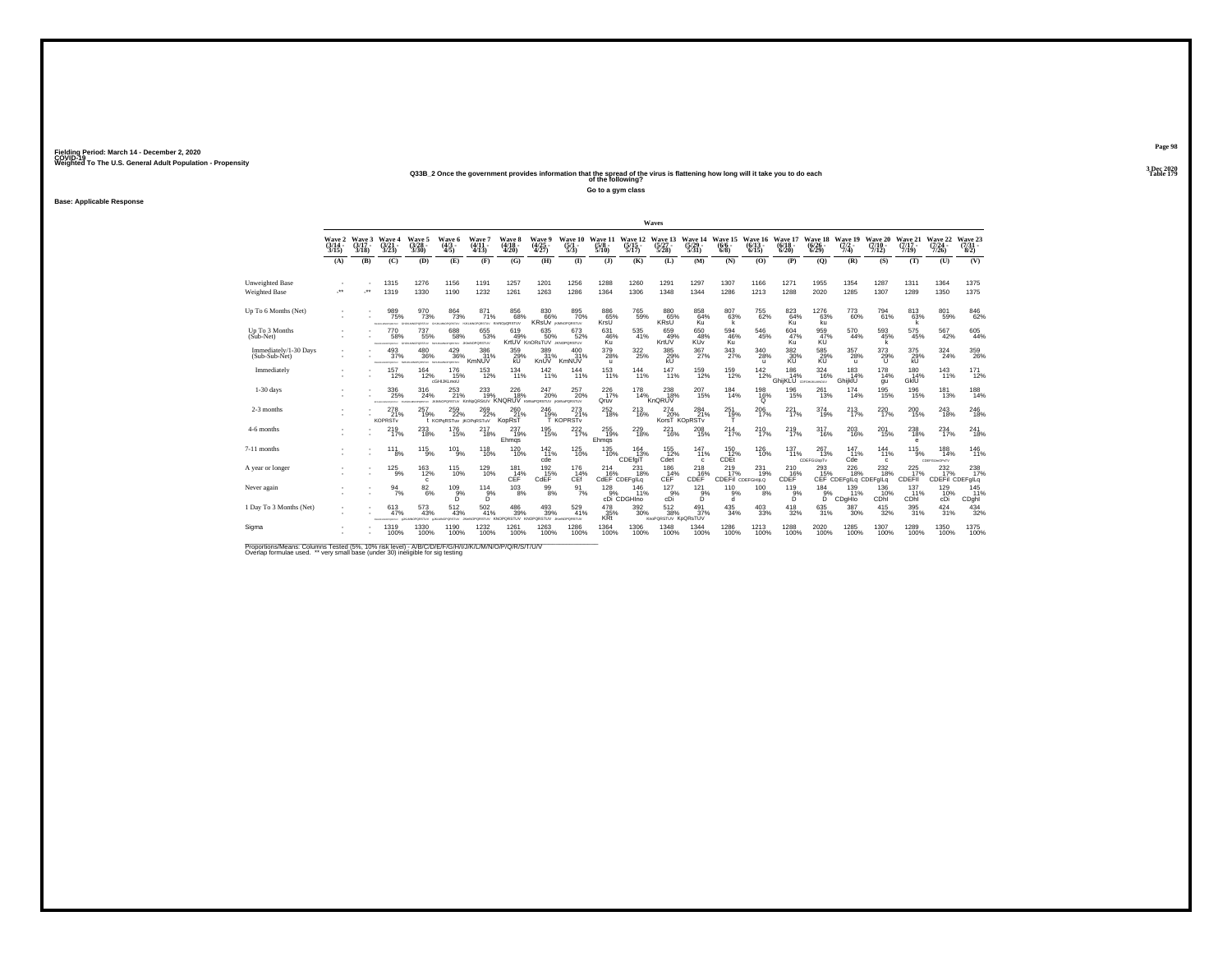Fielding Period: March 14 - December 2, 2020
COVID-19
Weighted To The U.S. General Adult Population - Propensity

3 Dec 2020
Table 179

## Q33B_2 Once the government provides information that the spread of the virus is flattening how long will it take you to do each of the following?

### Go to a gym class

Base: Applicable Response

| | Wave 2 (3/14 - 3/15) | Wave 3 (3/17 - 3/18) | Wave 4 (3/21 - 3/23) | Wave 5 (3/28 - 3/30) | Wave 6 (4/3 - 4/5) | Wave 7 (4/11 - 4/13) | Wave 8 (4/18 - 4/20) | Wave 9 (4/25 - 4/27) | Wave 10 (5/1 - 5/3) | Wave 11 (5/8 - 5/10) | Wave 12 (5/15 - 5/17) | Wave 13 (5/27 - 5/28) | Wave 14 (5/29 - 5/31) | Wave 15 (6/6 - 6/8) | Wave 16 (6/13 - 6/15) | Wave 17 (6/18 - 6/20) | Wave 18 (6/26 - 6/29) | Wave 19 (7/2 - 7/4) | Wave 20 (7/10 - 7/12) | Wave 21 (7/17 - 7/19) | Wave 22 (7/24 - 7/26) | Wave 23 (7/31 - 8/2) |
|---|---|---|---|---|---|---|---|---|---|---|---|---|---|---|---|---|---|---|---|---|---|---|
| | (A) | (B) | (C) | (D) | (E) | (F) | (G) | (H) | (I) | (J) | (K) | (L) | (M) | (N) | (O) | (P) | (Q) | (R) | (S) | (T) | (U) | (V) |
| Unweighted Base | - | - | 1315 | 1276 | 1156 | 1191 | 1257 | 1201 | 1256 | 1288 | 1260 | 1291 | 1297 | 1307 | 1166 | 1271 | 1955 | 1354 | 1287 | 1311 | 1364 | 1375 |
| Weighted Base | -** | -** | 1319 | 1330 | 1190 | 1232 | 1261 | 1263 | 1286 | 1364 | 1306 | 1348 | 1344 | 1286 | 1213 | 1288 | 2020 | 1285 | 1307 | 1289 | 1350 | 1375 |
| Up To 6 Months (Net) | - | - | 989 75% | 970 73% | 864 73% | 871 71% | 856 68% | 830 66% KRsUv | 895 70% | 886 65% KrsU | 765 59% | 880 65% KRsU | 858 64% Ku | 807 63% k | 755 62% | 823 64% Ku | 1276 63% ku | 773 60% | 794 61% | 813 63% k | 801 59% | 846 62% |
| Up To 3 Months (Sub-Net) | - | - | 770 58% | 737 55% | 688 58% | 655 53% | 619 49% KrtUV | 635 50% KnORsTUV | 673 52% | 631 46% Ku | 535 41% | 659 49% KrtUV | 650 48% KUv | 594 46% Ku | 546 45% | 604 47% Ku | 959 47% KU | 570 44% | 593 45% k | 575 45% | 567 42% | 605 44% |
| Immediately/1-30 Days (Sub-Sub-Net) | - | - | 493 37% | 480 36% | 429 36% | 386 31% KmNUV | 359 29% kU | 389 31% KnUV | 400 31% KmNUV | 379 28% u | 322 25% | 385 29% kU | 367 27% | 343 27% | 340 28% u | 382 30% KU | 585 29% KU | 357 28% u | 373 29% U | 375 29% kU | 324 24% | 359 26% |
| Immediately | - | - | 157 12% | 164 12% | 176 15% cGHIJKLmnU | 153 12% | 134 11% | 142 11% | 144 11% | 153 11% | 144 11% | 147 11% | 159 12% | 159 12% | 142 12% | 186 14% GhijKLU | 324 16% | 183 14% GhijklU | 178 14% gu | 180 14% GklU | 143 11% | 171 12% |
| 1-30 days | - | - | 336 25% | 316 24% | 253 21% | 233 19% KnNgQRSU | 226 18% KNQRUV | 247 20% | 257 20% | 226 17% Qruv | 178 14% | 238 18% KnQRUV | 207 15% | 184 14% | 198 16% Q | 196 15% | 261 13% | 174 14% | 195 15% | 196 15% | 181 13% | 188 14% |
| 2-3 months | - | - | 278 21% KOPRSTv | 257 19% t | 259 22% KOPqRSTuv | 269 22% jKOPqRSTuV | 260 21% KopRsT | 246 19% T | 273 21% KOPRSTv | 252 18% | 213 16% | 274 20% KorsT | 284 21% KOpRSTv | 251 19% T | 206 17% | 221 17% | 374 19% | 213 17% | 220 17% | 200 15% | 243 18% | 246 18% |
| 4-6 months | - | - | 219 17% | 233 18% | 176 15% | 217 18% | 237 19% Ehmqs | 195 15% | 222 17% | 255 19% Ehmqs | 229 18% | 221 16% | 208 15% | 214 17% | 210 17% | 219 17% | 317 16% | 203 16% | 201 15% | 238 18% e | 234 17% | 241 18% |
| 7-11 months | - | - | 111 8% | 115 9% | 101 9% | 118 10% | 120 10% | 142 11% cde | 125 10% | 135 10% | 164 13% CDEfgiT | 155 12% Cdet | 147 11% c | 150 12% CDEt | 126 10% | 137 11% | 267 13% | 147 11% Cde | 144 11% c | 115 9% | 188 14% | 146 11% |
| A year or longer | - | - | 125 9% | 163 12% c | 115 10% | 129 10% | 181 14% CEF | 192 15% CdEF | 176 14% CEf | 214 16% CdEF | 231 18% CDEFgILq | 186 14% CEF | 218 16% CDEF | 219 17% CDEFil | 231 19% | 210 16% CDEF | 293 15% CEF | 226 18% CDEFgILq | 232 18% CDEFgILq | 225 17% CDEFIl | 232 17% CDEFIl | 238 17% CDEFgILq |
| Never again | - | - | 94 7% | 82 6% | 109 9% D | 114 9% D | 103 8% | 99 8% | 91 7% | 128 9% cDi | 146 11% CDGHIno | 127 9% cDi | 121 9% D | 110 9% d | 100 8% | 119 9% D | 184 9% D | 139 11% CDgHIo | 136 10% CDhI | 137 11% CDhI | 129 10% cDi | 145 11% CDghI |
| 1 Day To 3 Months (Net) | - | - | 613 47% | 573 43% | 512 43% | 502 41% | 486 39% KNOPQRSTUV | 493 39% KNOPQRSTUV | 529 41% | 478 35% KRt | 392 30% | 512 38% KnoPQRSTUV | 491 37% KpQRsTUV | 435 34% | 403 33% | 418 32% | 635 31% | 387 30% | 415 32% | 395 31% | 424 31% | 434 32% |
| Sigma | - | - | 1319 100% | 1330 100% | 1190 100% | 1232 100% | 1261 100% | 1263 100% | 1286 100% | 1364 100% | 1306 100% | 1348 100% | 1344 100% | 1286 100% | 1213 100% | 1288 100% | 2020 100% | 1285 100% | 1307 100% | 1289 100% | 1350 100% | 1375 100% |

Proportions/Means: Columns Tested (5%, 10% risk level) - A/B/C/D/E/F/G/H/I/J/K/L/M/N/O/P/Q/R/S/T/U/V
Overlap formulae used. ** very small base (under 30) ineligible for sig testing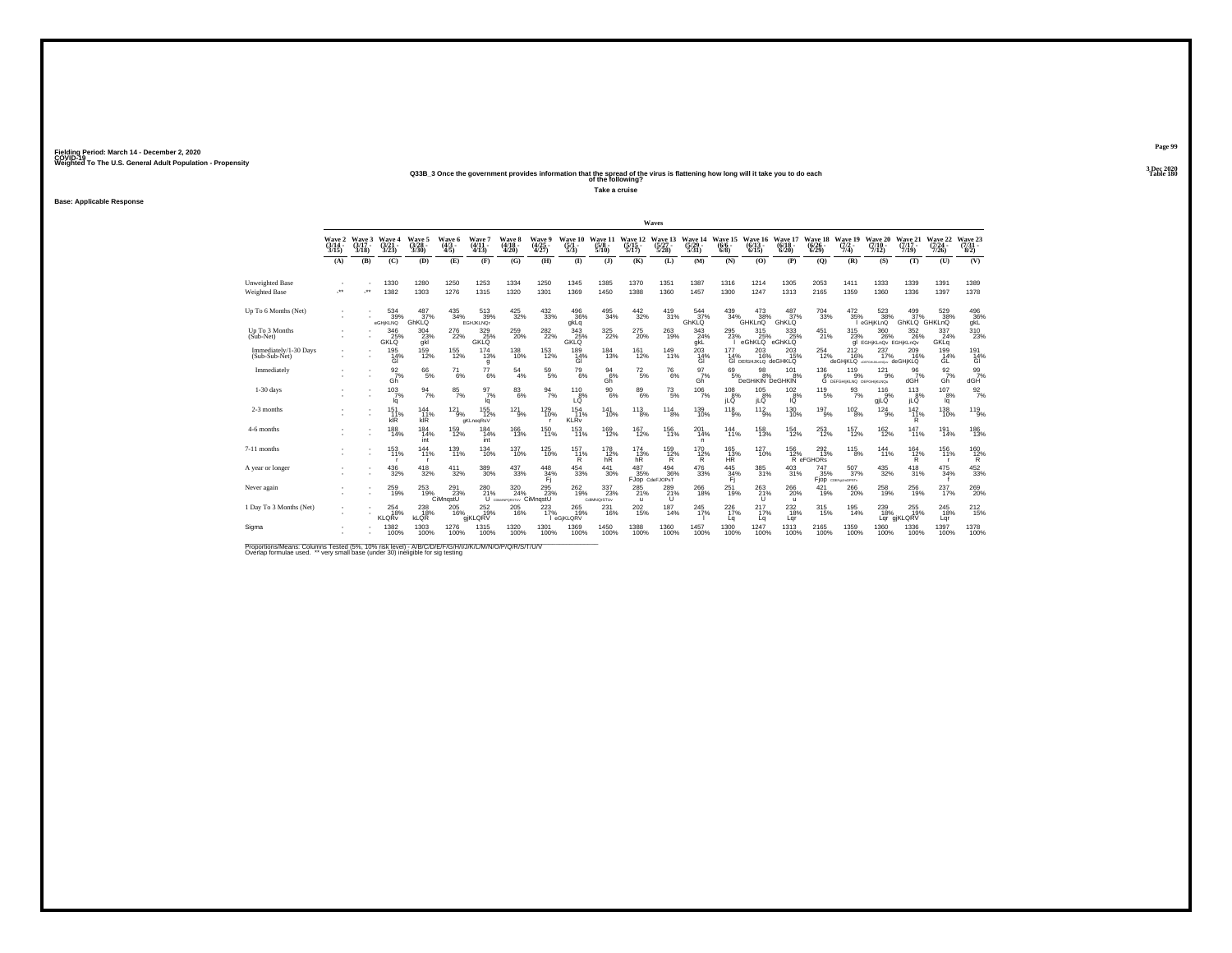Fielding Period: March 14 - December 2, 2020
COVID-19
Weighted To The U.S. General Adult Population - Propensity

3 Dec 2020
Table 180

**Q33B_3 Once the government provides information that the spread of the virus is flattening how long will it take you to do each of the following?**

**Take a cruise**

**Base: Applicable Response**

| | Wave 2 (3/14 - 3/15) | Wave 3 (3/17 - 3/18) | Wave 4 (3/21 - 3/23) | Wave 5 (3/28 - 3/30) | Wave 6 (4/3 - 4/5) | Wave 7 (4/11 - 4/13) | Wave 8 (4/18 - 4/20) | Wave 9 (4/25 - 4/27) | Wave 10 (5/1 - 5/3) | Wave 11 (5/8 - 5/10) | Wave 12 (5/15 - 5/17) | Wave 13 (5/27 - 5/28) | Wave 14 (5/29 - 5/31) | Wave 15 (6/6 - 6/8) | Wave 16 (6/13 - 6/15) | Wave 17 (6/18 - 6/20) | Wave 18 (6/26 - 6/29) | Wave 19 (7/2 - 7/4) | Wave 20 (7/10 - 7/12) | Wave 21 (7/17 - 7/19) | Wave 22 (7/24 - 7/26) | Wave 23 (7/31 - 8/2) |
|---|---|---|---|---|---|---|---|---|---|---|---|---|---|---|---|---|---|---|---|---|---|---|
| | (A) | (B) | (C) | (D) | (E) | (F) | (G) | (H) | (I) | (J) | (K) | (L) | (M) | (N) | (O) | (P) | (Q) | (R) | (S) | (T) | (U) | (V) |
| Unweighted Base | - | - | 1330 | 1280 | 1250 | 1253 | 1334 | 1250 | 1345 | 1385 | 1370 | 1351 | 1387 | 1316 | 1214 | 1305 | 2053 | 1411 | 1333 | 1339 | 1391 | 1389 |
| Weighted Base | -** | -** | 1382 | 1303 | 1276 | 1315 | 1320 | 1301 | 1369 | 1450 | 1388 | 1360 | 1457 | 1300 | 1247 | 1313 | 2165 | 1359 | 1360 | 1336 | 1397 | 1378 |
| Up To 6 Months (Net) | - | - | 534 39% eGHjKLNQ | 487 37% GhKLQ | 435 34% | 513 39% EGHJKLNQr | 425 32% | 432 33% | 496 36% gkLq | 495 34% | 442 32% | 419 31% | 544 37% GhKLQ | 439 34% | 473 38% GHKLnQ | 487 37% GhKLQ | 704 33% | 472 35% l | 523 38% eGHjKLnQ | 499 37% GhKLQ | 529 38% GHKLnQ | 496 36% gkL |
| Up To 3 Months (Sub-Net) | - | - | 346 25% GKLQ | 304 23% gkl | 276 22% | 329 25% GKLQ | 259 20% | 282 22% | 343 25% GKLQ | 325 22% | 275 20% | 263 19% | 343 24% gkL | 295 23% l | 315 25% eGhKLQ | 333 25% eGhKLQ | 451 21% | 315 23% gl | 360 26% EGHjKLnQv | 352 26% EGHjKLnQv | 337 24% GKLq | 310 23% |
| Immediately/1-30 Days (Sub-Sub-Net) | - | - | 195 14% Gl | 159 12% | 155 12% | 174 13% g | 138 10% | 153 12% | 189 14% Gl | 184 13% | 161 12% | 149 11% | 203 14% Gl | 177 14% Gl | 203 16% DEfGHJKLQ | 203 15% deGHKLQ | 254 12% | 212 16% deGHjKLQ | 237 17% cDEFGHJKLmnQu | 209 16% deGHjKLQ | 199 14% GL | 191 14% Gl |
| Immediately | - | - | 92 7% Gh | 66 5% | 71 6% | 77 6% | 54 4% | 59 5% | 79 6% | 94 6% Gh | 72 5% | 76 6% | 97 7% Gh | 69 5% | 98 8% DeGHKlN | 101 8% DeGHKlN | 136 6% G | 119 9% DEFGHIjKLNQ | 121 9% DEFGHIjKLNQu | 96 7% dGH | 92 7% Gh | 99 7% dGH |
| 1-30 days | - | - | 103 7% lq | 94 7% | 85 7% | 97 7% lq | 83 6% | 94 7% | 110 8% LQ | 90 6% | 89 6% | 73 5% | 106 7% | 108 8% jLQ | 105 8% jLQ | 102 8% lQ | 119 5% | 93 7% | 116 9% gjLQ | 113 8% jLQ | 107 8% lq | 92 7% |
| 2-3 months | - | - | 151 11% klR | 144 11% klR | 121 9% | 155 12% gKLnoqRsV | 121 9% | 129 10% r | 154 11% KLRv | 141 10% | 113 8% | 114 8% | 139 10% | 118 9% | 112 9% | 130 10% | 197 9% | 102 8% | 124 9% | 142 11% R | 138 10% | 119 9% |
| 4-6 months | - | - | 188 14% | 184 14% int | 159 12% | 184 14% int | 166 13% | 150 11% | 153 11% | 169 12% | 167 12% | 156 11% | 201 14% n | 144 11% | 158 13% | 154 12% | 253 12% | 157 12% | 162 12% | 147 11% | 191 14% | 186 13% |
| 7-11 months | - | - | 153 11% r | 144 11% r | 139 11% | 134 10% | 137 10% | 125 10% | 157 11% R | 178 12% hR | 174 13% hR | 159 12% R | 170 12% R | 165 13% HR | 127 10% | 156 12% R | 292 13% eFGHORs | 115 8% | 144 11% | 164 12% R | 156 11% r | 160 12% R |
| A year or longer | - | - | 436 32% | 418 32% | 411 32% | 389 30% | 437 33% | 448 34% Fj | 454 33% | 441 30% | 487 35% FJop | 494 36% CdeFJOPsT | 476 33% | 445 34% Fj | 385 31% | 403 31% | 747 35% Fjop | 507 37% CDFgJmOPSTv | 435 32% | 418 31% | 475 34% f | 452 33% |
| Never again | - | - | 259 19% | 253 19% | 291 23% CiMnqstU | 280 21% U | 320 24% CDIMNPQRSTUV | 295 23% CiMnqstU | 262 19% | 337 23% CdIMNQrSTUv | 285 21% u | 289 21% U | 266 18% | 251 19% | 263 21% U | 266 20% u | 421 19% | 266 20% | 258 19% | 256 19% | 237 17% | 269 20% |
| 1 Day To 3 Months (Net) | - | - | 254 18% KLQRv | 238 18% kLQR | 205 16% | 252 19% gjKLQRV | 205 16% | 223 17% l | 265 19% eGjKLQRV | 231 16% | 202 15% | 187 14% | 245 17% l | 226 17% Lq | 217 17% Lq | 232 18% Lqr | 315 15% | 195 14% | 239 18% Lqr | 255 19% gjKLQRV | 245 18% Lqr | 212 15% |
| Sigma | - | - | 1382 100% | 1303 100% | 1276 100% | 1315 100% | 1320 100% | 1301 100% | 1369 100% | 1450 100% | 1388 100% | 1360 100% | 1457 100% | 1300 100% | 1247 100% | 1313 100% | 2165 100% | 1359 100% | 1360 100% | 1336 100% | 1397 100% | 1378 100% |

Proportions/Means: Columns Tested (5%, 10% risk level) - A/B/C/D/E/F/G/H/I/J/K/L/M/N/O/P/Q/R/S/T/U/V
Overlap formulae used. ** very small base (under 30) ineligible for sig testing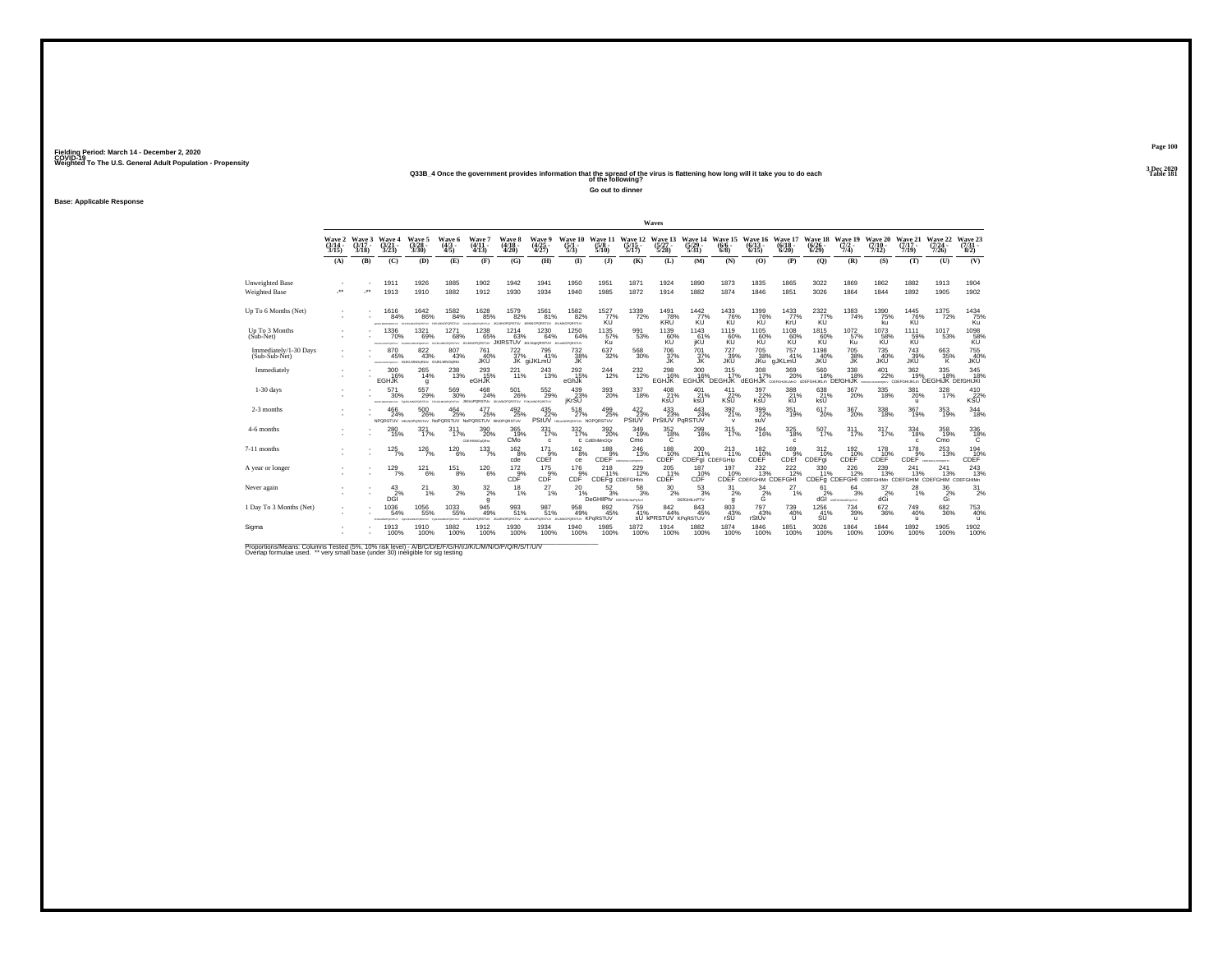Fielding Period: March 14 - December 2, 2020
COVID-19
Weighted To The U.S. General Adult Population - Propensity

3 Dec 2020
Table 181

### Q33B_4 Once the government provides information that the spread of the virus is flattening how long will it take you to do each of the following?

Go out to dinner

Base: Applicable Response

| | Wave 2 (3/14 - 3/15) | Wave 3 (3/17 - 3/18) | Wave 4 (3/21 - 3/23) | Wave 5 (3/28 - 3/30) | Wave 6 (4/3 - 4/5) | Wave 7 (4/11 - 4/13) | Wave 8 (4/18 - 4/20) | Wave 9 (4/25 - 4/27) | Wave 10 (5/1 - 5/3) | Wave 11 (5/8 - 5/10) | Wave 12 (5/15 - 5/17) | Wave 13 (5/27 - 5/28) | Wave 14 (5/29 - 5/31) | Wave 15 (6/6 - 6/8) | Wave 16 (6/13 - 6/15) | Wave 17 (6/18 - 6/20) | Wave 18 (6/26 - 6/29) | Wave 19 (7/2 - 7/4) | Wave 20 (7/10 - 7/12) | Wave 21 (7/17 - 7/19) | Wave 22 (7/24 - 7/26) | Wave 23 (7/31 - 8/2) |
|---|---|---|---|---|---|---|---|---|---|---|---|---|---|---|---|---|---|---|---|---|---|---|
| | (A) | (B) | (C) | (D) | (E) | (F) | (G) | (H) | (I) | (J) | (K) | (L) | (M) | (N) | (O) | (P) | (Q) | (R) | (S) | (T) | (U) | (V) |
| Unweighted Base | - | - | 1911 | 1926 | 1885 | 1902 | 1942 | 1941 | 1950 | 1951 | 1871 | 1924 | 1890 | 1873 | 1835 | 1865 | 3022 | 1869 | 1862 | 1882 | 1913 | 1904 |
| Weighted Base | -** | -** | 1913 | 1910 | 1882 | 1912 | 1930 | 1934 | 1940 | 1985 | 1872 | 1914 | 1882 | 1874 | 1846 | 1851 | 3026 | 1864 | 1844 | 1892 | 1905 | 1902 |
| Up To 6 Months (Net) | - | - | 1616 84% | 1642 86% | 1582 84% | 1628 85% | 1579 82% | 1561 81% | 1582 82% | 1527 77% KU | 1339 72% | 1491 78% KRU | 1442 77% KU | 1433 76% KU | 1399 76% KU | 1433 77% KrU | 2322 77% KU | 1383 74% | 1390 75% ku | 1445 76% KU | 1375 72% | 1434 75% Ku |
| Up To 3 Months (Sub-Net) | - | - | 1336 70% | 1321 69% | 1271 68% | 1238 65% | 1214 63% JKlRSTUV | 1230 64% | 1250 64% | 1135 57% Ku | 991 53% | 1139 60% KU | 1143 61% jKU | 1119 60% KU | 1105 60% KU | 1108 60% KU | 1815 60% KU | 1072 57% Ku | 1073 58% KU | 1111 59% KU | 1017 53% | 1098 58% KU |
| Immediately/1-30 Days (Sub-Sub-Net) | - | - | 870 45% | 822 43% | 807 43% | 761 40% JKU | 722 37% JK | 795 41% gIJKLmU | 732 38% JK | 637 32% | 568 30% | 706 37% JK | 701 37% JK | 727 39% JKU | 705 38% JKu | 757 41% gJKLmU | 1198 40% JKU | 705 38% JK | 735 40% JKU | 743 39% JKU | 663 35% K | 755 40% JKU |
| Immediately | - | - | 300 16% EGHJK | 265 14% g | 238 13% | 293 15% eGHJK | 221 11% | 243 13% | 292 15% eGhJk | 244 12% | 232 12% | 298 16% EGHJK | 300 16% EGHJK | 315 17% DEGHJK | 308 17% dEGHJK | 369 20% | 560 18% dEFGHIJKLM | 338 18% DEfGHIJK | 401 22% | 362 19% CDEFGHIJKLM | 335 18% DEGHIJK | 345 18% DEfGHIJKl |
| 1-30 days | - | - | 571 30% | 557 29% | 569 30% | 468 24% JRStUV | 501 26% | 552 29% | 439 23% jKrSU | 393 20% | 337 18% | 408 21% KsU | 401 21% ksU | 411 22% KSU | 397 22% KsU | 388 21% kU | 638 21% ksU | 367 20% | 335 18% | 381 20% u | 328 17% | 410 22% KSU |
| 2-3 months | - | - | 466 24% NPQRSTUV | 500 26% | 464 25% NoPQRSTUV | 477 25% NoPQRSTUV | 492 25% | 435 22% PStUV | 518 27% | 499 25% NOPQRSTUV | 422 23% PStUV | 433 23% PrStUV | 443 24% PqRSTUV | 392 21% v | 399 22% suV | 351 19% | 617 20% | 367 20% | 338 18% | 367 19% | 353 19% | 344 18% |
| 4-6 months | - | - | 280 15% | 321 17% | 311 17% | 390 20% | 365 19% CMo | 331 17% c | 332 17% c | 392 20% CdEhIMnOQr | 349 19% Cmo | 352 18% C | 299 16% | 315 17% | 294 16% | 325 18% c | 507 17% | 311 17% | 317 17% | 334 18% c | 358 19% Cmo | 336 18% C |
| 7-11 months | - | - | 125 7% | 126 7% | 120 6% | 133 7% | 162 8% cde | 171 9% CDEf | 162 8% ce | 188 9% CDEF | 246 13% | 189 10% CDEF | 200 11% CDEFgi | 213 11% CDEFGHIo | 182 10% CDEF | 169 9% CDEf | 312 10% CDEFgi | 192 10% CDEF | 178 10% CDEF | 178 9% CDEF | 253 13% | 194 10% CDEF |
| A year or longer | - | - | 129 7% | 121 6% | 151 8% | 120 6% | 172 9% CDF | 175 9% CDF | 176 9% CDF | 218 11% CDEFg | 229 12% CDEFGHIm | 205 11% CDEF | 187 10% CDF | 197 10% CDEF | 232 13% CDEFGHIM | 222 12% CDEFGHI | 330 11% CDEFg | 226 12% CDEFGHI | 239 13% CDEFGHIMn | 241 13% CDEFGHIM | 241 13% CDEFGHIM | 243 13% CDEFGHIMn |
| Never again | - | - | 43 2% DGI | 21 1% | 30 2% | 32 2% g | 18 1% | 27 1% | 20 1% | 52 3% DeGHIPtv | 58 3% | 30 2% | 53 3% DEfGHILnPTV | 31 2% g | 34 2% G | 27 1% | 61 2% dGI | 64 3% | 37 2% dGi | 28 1% | 36 2% Gi | 31 2% |
| 1 Day To 3 Months (Net) | - | - | 1036 54% | 1056 55% | 1033 55% | 945 49% | 993 51% | 987 51% | 958 49% | 892 45% KPqRSTUV | 759 41% sU | 842 44% kPRSTUV | 843 45% KPqRSTUV | 803 43% rSU | 797 43% rStUv | 739 40% U | 1256 41% SU | 734 39% u | 672 36% | 749 40% u | 682 36% | 753 40% u |
| Sigma | - | - | 1913 100% | 1910 100% | 1882 100% | 1912 100% | 1930 100% | 1934 100% | 1940 100% | 1985 100% | 1872 100% | 1914 100% | 1882 100% | 1874 100% | 1846 100% | 1851 100% | 3026 100% | 1864 100% | 1844 100% | 1892 100% | 1905 100% | 1902 100% |

Proportions/Means: Columns Tested (5%, 10% risk level) - A/B/C/D/E/F/G/H/I/J/K/L/M/N/O/P/Q/R/S/T/U/V
Overlap formulae used. ** very small base (under 30) ineligible for sig testing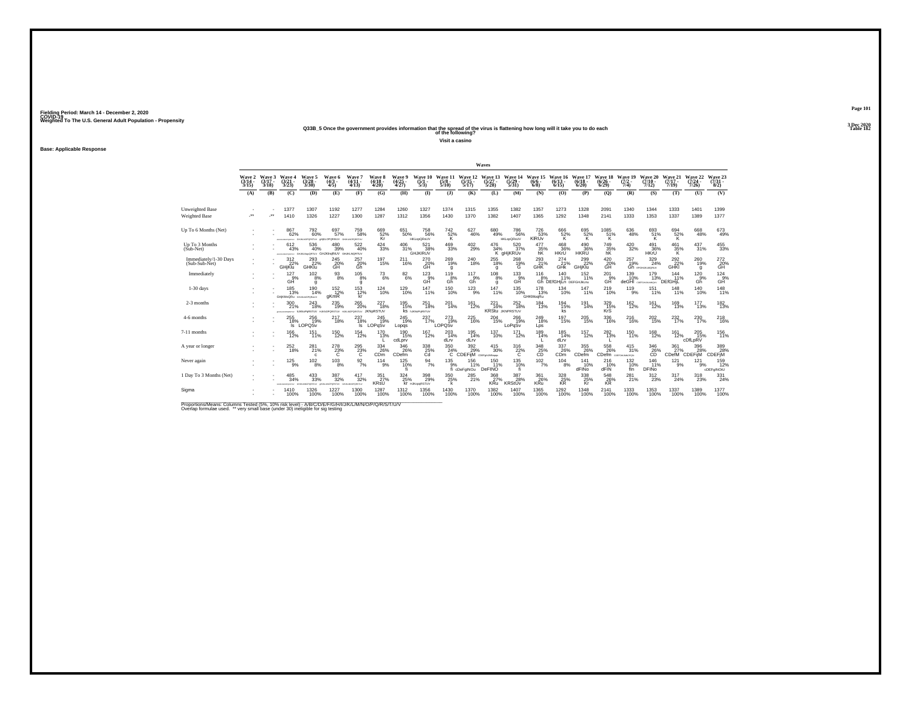Fielding Period: March 14 - December 2, 2020
COVID-19
Weighted To The U.S. General Adult Population - Propensity

3 Dec 2020
Table 182

**Q33B_5 Once the government provides information that the spread of the virus is flattening how long will it take you to do each of the following?**

**Visit a casino**

**Base: Applicable Response**

| | Wave 2 (3/14 - 3/15) (A) | Wave 3 (3/17 - 3/18) (B) | Wave 4 (3/21 - 3/23) (C) | Wave 5 (3/28 - 3/30) (D) | Wave 6 (4/3 - 4/5) (E) | Wave 7 (4/11 - 4/13) (F) | Wave 8 (4/18 - 4/20) (G) | Wave 9 (4/25 - 4/27) (H) | Wave 10 (5/1 - 5/3) (I) | Wave 11 (5/8 - 5/10) (J) | Wave 12 (5/15 - 5/17) (K) | Wave 13 (5/27 - 5/28) (L) | Wave 14 (5/29 - 5/31) (M) | Wave 15 (6/6 - 6/8) (N) | Wave 16 (6/13 - 6/15) (O) | Wave 17 (6/18 - 6/20) (P) | Wave 18 (6/26 - 6/29) (Q) | Wave 19 (7/2 - 7/4) (R) | Wave 20 (7/10 - 7/12) (S) | Wave 21 (7/17 - 7/19) (T) | Wave 22 (7/24 - 7/26) (U) | Wave 23 (7/31 - 8/2) (V) |
|---|---|---|---|---|---|---|---|---|---|---|---|---|---|---|---|---|---|---|---|---|---|---|
| Unweighted Base | - | - | 1377 | 1307 | 1192 | 1277 | 1284 | 1260 | 1327 | 1374 | 1315 | 1355 | 1382 | 1357 | 1273 | 1328 | 2091 | 1340 | 1344 | 1333 | 1401 | 1399 |
| Weighted Base | -** | -** | 1410 | 1326 | 1227 | 1300 | 1287 | 1312 | 1356 | 1430 | 1370 | 1382 | 1407 | 1365 | 1292 | 1348 | 2141 | 1333 | 1353 | 1337 | 1389 | 1377 |
| Up To 6 Months (Net) | - | - | 867 62% | 792 60% | 697 57% | 759 58% | 669 52% Kr | 651 50% | 758 56% HKLopQRsUV | 742 52% K | 627 46% | 680 49% | 786 56% HKLopQRsUV | 726 53% KlRUv | 666 52% K | 695 52% K | 1085 51% K | 636 48% | 693 51% K | 694 52% K | 668 48% | 673 49% |
| Up To 3 Months (Sub-Net) | - | - | 612 43% | 536 40% GHJKlmgQRTUV | 480 39% GHJKlnqRUV | 522 40% GHJKLNQRTUV | 424 33% | 406 31% | 521 38% GHJKlRUV | 469 33% | 402 29% | 476 34% K | 520 37% gHjKRUv | 477 35% hK | 468 36% HKrU | 490 36% HKRU | 749 35% hK | 420 32% | 491 36% HKrU | 461 35% K | 437 31% | 455 33% |
| Immediately/1-30 Days (Sub-Sub-Net) | - | - | 312 22% GHjKlu | 293 22% GHKlu | 245 20% GH | 257 20% Gh | 197 15% | 211 16% | 270 20% GH | 269 19% g | 240 18% | 255 18% g | 268 19% G | 293 21% GHK | 274 21% GHk | 299 22% GHjKlu | 420 20% GH | 257 19% Gh | 329 24% | 292 22% GHKl | 260 19% g | 272 20% GH |
| Immediately | - | - | 127 9% GH | 102 8% g | 93 8% | 105 8% g | 73 6% | 82 6% | 123 9% GH | 119 8% Gh | 117 9% Gh | 108 8% g | 133 9% GH | 116 8% Gh | 140 11% DEfGHjLn | 152 11% DEFGHJkLnu | 201 9% GH | 139 10% deGHl | 179 13% | 144 11% DEfGHjL | 120 9% Gh | 124 9% GH |
| 1-30 days | - | - | 185 13% GHjKMoQRu | 190 14% | 152 12% gKmR | 153 12% kr | 124 10% | 129 10% | 147 11% | 150 10% | 123 9% | 147 11% | 135 10% | 178 13% GHKMoqRu | 134 10% | 147 11% | 219 10% | 119 9% | 151 11% | 148 11% | 140 10% | 148 11% |
| 2-3 months | - | - | 300 21% | 243 18% kMNoPqRSTUV | 235 19% HJKNOPQRSTUV | 265 20% | 227 18% JKNpRSTUV | 195 15% ks | 251 18% | 201 14% | 161 12% | 221 16% KRStu | 252 18% JKNPRSTUV | 184 13% | 194 15% ks | 191 14% | 329 15% KrS | 162 12% | 161 12% | 169 13% | 177 13% | 182 13% |
| 4-6 months | - | - | 255 18% ls | 256 19% LOPQSv | 217 18% | 237 18% ls | 245 19% LOPqSv | 245 19% Lopqs | 237 17% | 273 19% LOPQSv | 225 16% | 204 15% | 266 19% LoPqSv | 249 18% Lps | 197 15% | 205 15% | 336 16% | 216 16% | 202 15% | 232 17% | 230 17% | 218 16% |
| 7-11 months | - | - | 166 12% | 151 11% | 150 12% | 154 12% | 170 13% L | 190 15% cdLprv | 167 12% | 203 14% dLrv | 195 14% dLrv | 137 10% | 171 12% | 189 14% L | 185 14% dLrv | 157 12% | 282 13% L | 150 11% | 168 12% | 161 12% | 205 15% cDfLpRV | 156 11% |
| A year or longer | - | - | 252 18% | 281 21% c | 278 23% C | 295 23% C | 334 26% CDm | 346 26% CDefm | 338 25% Cd | 350 24% C | 392 29% CDEFijM | 415 30% | 316 22% C | 348 25% CD | 337 26% CDm | 355 26% CDefm | 558 26% CDefm | 415 31% | 346 26% CD | 361 27% CDefM | 396 28% CDEFijM | 389 28% CDEFjM |
| Never again | - | - | 125 9% | 102 8% | 103 8% | 92 7% | 114 9% | 125 10% fi | 94 7% | 135 9% fi | 156 11% cDeFgINOu | 150 11% DeFINO | 135 10% fi | 102 7% | 104 8% | 141 10% dFINo | 216 10% dFIN | 132 10% fin | 146 11% DFINo | 121 9% | 121 9% | 159 12% cDEFgINOtU |
| 1 Day To 3 Months (Net) | - | - | 485 34% | 433 33% | 387 32% | 417 32% | 351 27% KRsU | 324 25% kr | 398 29% HJKopqRSTUV | 350 25% k | 285 21% | 368 27% KRu | 387 28% KRStUv | 361 26% KRu | 328 25% KR | 338 25% Kr | 648 26% KR | 281 21% | 312 23% | 317 24% | 318 23% | 331 24% |
| Sigma | - | - | 1410 100% | 1326 100% | 1227 100% | 1300 100% | 1287 100% | 1312 100% | 1356 100% | 1430 100% | 1370 100% | 1382 100% | 1407 100% | 1365 100% | 1292 100% | 1348 100% | 2141 100% | 1333 100% | 1353 100% | 1337 100% | 1389 100% | 1377 100% |

Proportions/Means: Columns Tested (5%, 10% risk level) - A/B/C/D/E/F/G/H/I/J/K/L/M/N/O/P/Q/R/S/T/U/V
Overlap formulae used. ** very small base (under 30) ineligible for sig testing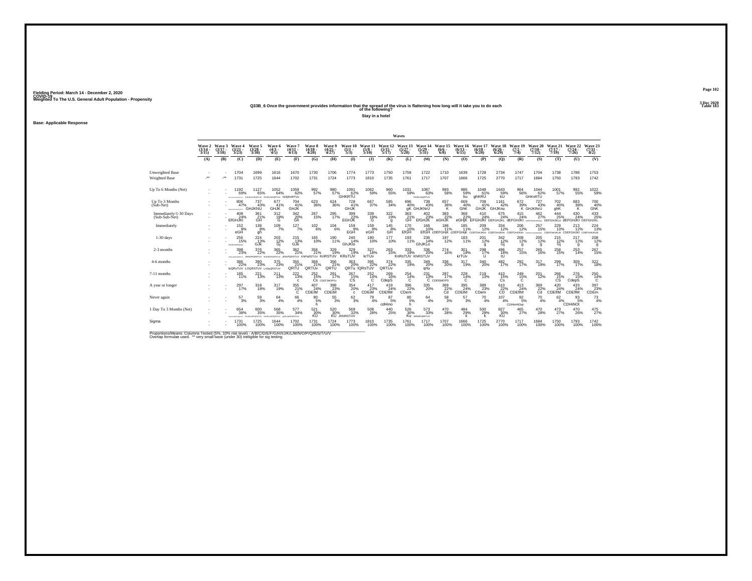Fielding Period: March 14 - December 2, 2020
COVID-19
Weighted To The U.S. General Adult Population - Propensity

3 Dec 2020
Table 183

## Q33B_6 Once the government provides information that the spread of the virus is flattening how long will it take you to do each of the following?

### Stay in a hotel

**Base: Applicable Response**

| | Wave 2 (3/14 - 3/15) | Wave 3 (3/17 - 3/18) | Wave 4 (3/21 - 3/23) | Wave 5 (3/28 - 3/30) | Wave 6 (4/3 - 4/5) | Wave 7 (4/11 - 4/13) | Wave 8 (4/18 - 4/20) | Wave 9 (4/25 - 4/27) | Wave 10 (5/1 - 5/3) | Wave 11 (5/8 - 5/10) | Wave 12 (5/15 - 5/17) | Wave 13 (5/27 - 5/28) | Wave 14 (5/29 - 5/31) | Wave 15 (6/6 - 6/8) | Wave 16 (6/13 - 6/15) | Wave 17 (6/18 - 6/20) | Wave 18 (6/26 - 6/29) | Wave 19 (7/2 - 7/4) | Wave 20 (7/10 - 7/12) | Wave 21 (7/17 - 7/19) | Wave 22 (7/24 - 7/26) | Wave 23 (7/31 - 8/2) |
|---|---|---|---|---|---|---|---|---|---|---|---|---|---|---|---|---|---|---|---|---|---|---|
| | (A) | (B) | (C) | (D) | (E) | (F) | (G) | (H) | (I) | (J) | (K) | (L) | (M) | (N) | (O) | (P) | (Q) | (R) | (S) | (T) | (U) | (V) |
| Unweighted Base | - | - | 1704 | 1699 | 1616 | 1670 | 1730 | 1706 | 1774 | 1773 | 1750 | 1759 | 1722 | 1710 | 1639 | 1728 | 2734 | 1747 | 1704 | 1738 | 1788 | 1753 |
| Weighted Base | -** | -** | 1731 | 1725 | 1644 | 1702 | 1731 | 1724 | 1773 | 1810 | 1735 | 1761 | 1717 | 1707 | 1666 | 1725 | 2770 | 1717 | 1684 | 1750 | 1793 | 1742 |
| Up To 6 Months (Net) | - | - | 1192 69% | 1127 65% GHJKLNOQRSTUV | 1052 64% GHJKLNOQRSTUV | 1059 62% GHJKnRTUv | 992 57% | 980 57% | 1091 62% GHKRTU | 1062 59% | 960 55% | 1031 59% | 1087 63% GHJKLNoQRTUV | 993 58% | 986 59% ku | 1048 61% ghKRU | 1643 59% kU | 964 56% | 1044 62% GHKnRTU | 1001 57% | 992 55% | 1022 59% |
| Up To 3 Months (Sub-Net) | - | - | 806 47% | 737 43% GHJKNU | 677 41% GHJK | 704 41% GHJK | 623 36% | 624 36% | 728 41% GHJK | 667 37% | 585 34% | 696 40% gK | 738 43% GHJKNrU | 657 38% K | 669 40% GhK | 708 41% GHJK | 1161 42% GHJKnu | 672 39% K | 727 43% GHJKNrU | 702 40% ghK | 683 38% K | 700 40% GhK |
| Immediately/1-30 Days (Sub-Sub-Net) | - | - | 408 24% EfGHJKl | 361 21% GH | 312 19% G | 342 20% Gh | 267 15% | 295 17% | 399 22% EGHJK | 339 19% G | 322 19% g | 363 21% GH | 402 23% EfGHJK | 383 22% eGHJK | 368 22% eGHjK | 410 24% EFGHJKl | 675 24% DEFGHJKL | 415 24% dEFGHJKl | 462 27% CDEFGHIJKLMNOpq | 444 25% DEFGHJKLo | 430 24% dEFGHJKl | 433 25% DEFGHJKL |
| Immediately | - | - | 152 9% eGH | 138 8% gh | 109 7% | 127 7% | 102 6% | 104 6% | 159 9% EGH | 159 9% eGH | 145 8% GH | 170 10% EfGH | 166 10% EfGH | 186 11% cDEFGHjK | 185 11% cDEFGHjK | 209 12% CDEFGHIJKln | 334 12% CDEFGHIJKln | 206 12% CDEFGHIJKln | 257 15% CDEFGHIJKLMNOPQR | 229 13% CDEFGHIJKLM | 213 12% CDEFGHIJKl | 224 13% CDEFGHIJKLM |
| 1-30 days | - | - | 256 15% DHJKLNOPStuv | 224 13% GJk | 203 12% Gj | 215 13% GJk | 165 10% | 190 11% | 240 14% GhJKlo | 180 10% | 177 10% | 193 11% | 236 14% GhJKLo | 197 12% | 183 11% | 201 12% g | 342 12% Gj | 208 12% g | 205 12% g | 215 12% Gj | 217 12% g | 208 12% g |
| 2-3 months | - | - | 398 23% GHIJKLMNOPQRSTUV | 376 22% jJKNOPQRSTUV | 365 22% hIJKNOPQRSTUV | 362 21% jKNoPQRSTUV | 356 21% KNPqRSTUV | 329 19% KnRSTUV | 329 19% KRsTUV | 327 18% krTUv | 263 15% | 333 19% KnRsTUV | 336 20% KNRSTUV | 274 16% | 301 18% krTUv | 298 17% U | 486 18% tU | 257 15% | 265 16% | 258 15% | 253 14% | 267 15% |
| 4-6 months | - | - | 386 22% loQRsTUV | 390 23% LOQRSTUV | 375 23% LnOpQRSTUV | 355 21% QRTU | 369 21% QRTUv | 356 21% QRTU | 363 20% QRTu | 395 22% lQRsTUV | 374 22% QRTUv | 335 19% | 349 20% qrtu | 336 20% | 317 19% | 340 20% | 482 17% | 292 17% | 317 19% | 299 17% | 309 17% | 322 18% |
| 7-11 months | - | - | 185 11% | 221 13% | 211 13% | 222 13% c | 252 15% Cs | 291 17% CDEFIJMOPSv | 267 15% CS | 252 14% C | 269 16% CdepS | 254 14% C | 231 13% C | 287 17% CDEFjMOPS | 228 14% C | 219 13% | 410 15% Cs | 249 15% C | 201 12% | 266 15% CS | 276 15% CdepS | 250 14% C |
| A year or longer | - | - | 297 17% | 318 18% | 317 19% | 355 21% C | 407 24% CDEIM | 398 23% CDEiM | 354 20% c | 417 23% CDEiM | 419 24% CDEfIM | 396 22% CDem | 335 20% | 369 22% Cd | 395 24% CDEIM | 389 23% CDem | 610 22% CD | 413 24% CDEfIM | 369 22% Cd | 420 24% CDEfIM | 433 24% CDEfIM | 397 23% CDEm |
| Never again | - | - | 57 3% | 59 3% | 64 4% | 66 4% | 80 5% h | 55 3% | 62 3% | 79 4% | 87 5% cdHino | 80 5% h | 64 4% | 58 3% | 57 3% | 70 4% | 107 4% | 92 5% CDHImNOqt | 70 4% | 62 4% | 93 5% CDHiNOt | 73 4% |
| 1 Day To 3 Months (Net) | - | - | 654 38% DEFGHIJKLMNOPQRSTUV | 600 35% GHJKLNOPQRSTUV | 568 35% GHJKLNOPQRSTUV | 577 34% ghJKLNOPQRSTUV | 521 30% KU | 520 30% KU | 569 32% JKNRSTUV | 508 28% | 440 25% | 526 30% Ku | 573 33% iJKNOPqRSTUV | 470 28% | 484 29% k | 500 29% k | 827 30% KU | 465 27% | 470 28% | 473 27% | 470 26% | 475 27% |
| Sigma | - | - | 1731 100% | 1725 100% | 1644 100% | 1702 100% | 1731 100% | 1724 100% | 1773 100% | 1810 100% | 1735 100% | 1761 100% | 1717 100% | 1707 100% | 1666 100% | 1725 100% | 2770 100% | 1717 100% | 1684 100% | 1750 100% | 1793 100% | 1742 100% |

Proportions/Means: Columns Tested (5%, 10% risk level) - A/B/C/D/E/F/G/H/I/J/K/L/M/N/O/P/Q/R/S/T/U/V
Overlap formulae used. ** very small base (under 30) ineligible for sig testing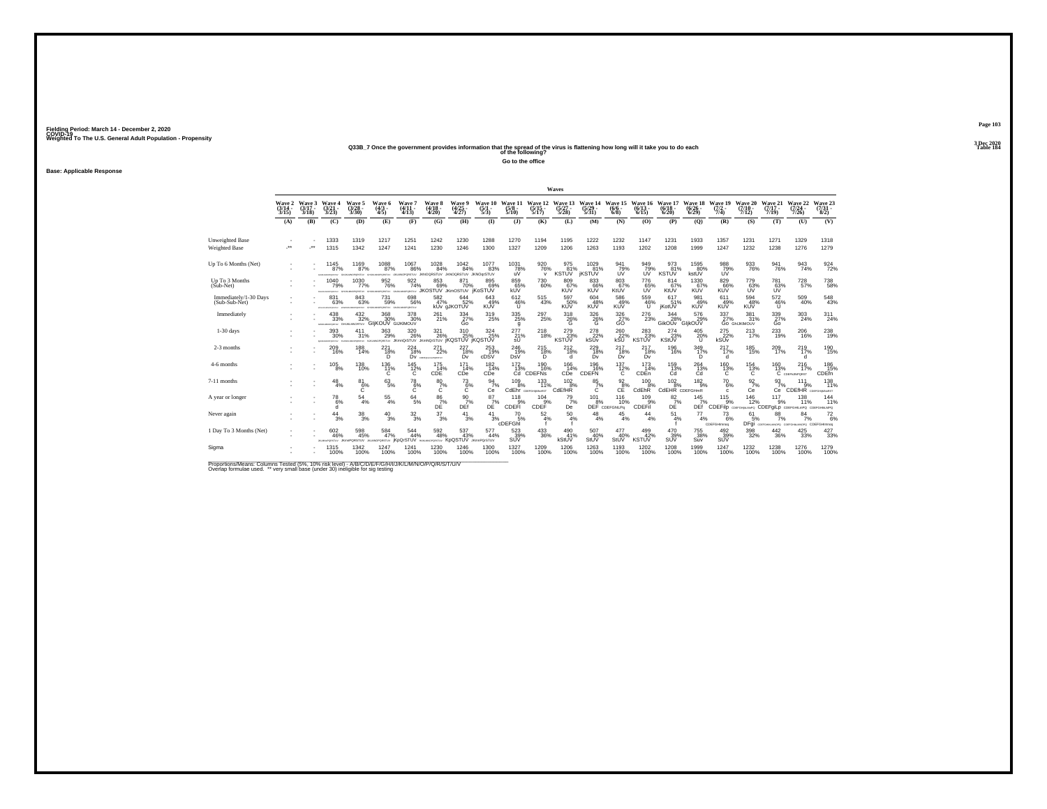Fielding Period: March 14 - December 2, 2020
COVID-19
Weighted To The U.S. General Adult Population - Propensity

3 Dec 2020
Table 184

Q33B_7 Once the government provides information that the spread of the virus is flattening how long will it take you to do each of the following?

Go to the office

Base: Applicable Response

| | Wave 2 (3/14 - 3/15) | Wave 3 (3/17 - 3/18) | Wave 4 (3/21 - 3/23) | Wave 5 (3/28 - 3/30) | Wave 6 (4/3 - 4/5) | Wave 7 (4/11 - 4/13) | Wave 8 (4/18 - 4/20) | Wave 9 (4/25 - 4/27) | Wave 10 (5/1 - 5/3) | Wave 11 (5/8 - 5/10) | Wave 12 (5/15 - 5/17) | Wave 13 (5/27 - 5/28) | Wave 14 (5/29 - 5/31) | Wave 15 (6/6 - 6/8) | Wave 16 (6/13 - 6/15) | Wave 17 (6/18 - 6/20) | Wave 18 (6/26 - 6/29) | Wave 19 (7/2 - 7/4) | Wave 20 (7/10 - 7/12) | Wave 21 (7/17 - 7/19) | Wave 22 (7/24 - 7/26) | Wave 23 (7/31 - 8/2) |
|---|---|---|---|---|---|---|---|---|---|---|---|---|---|---|---|---|---|---|---|---|---|---|
| | (A) | (B) | (C) | (D) | (E) | (F) | (G) | (H) | (I) | (J) | (K) | (L) | (M) | (N) | (O) | (P) | (Q) | (R) | (S) | (T) | (U) | (V) |
| Unweighted Base | - | - | 1333 | 1319 | 1217 | 1251 | 1242 | 1230 | 1288 | 1270 | 1194 | 1195 | 1222 | 1232 | 1147 | 1231 | 1933 | 1357 | 1231 | 1271 | 1329 | 1318 |
| Weighted Base | -** | -** | 1315 | 1342 | 1247 | 1241 | 1230 | 1246 | 1300 | 1327 | 1209 | 1206 | 1263 | 1193 | 1202 | 1208 | 1999 | 1247 | 1232 | 1238 | 1276 | 1279 |
| Up To 6 Months (Net) | - | - | 1145 87% | 1169 87% | 1088 87% | 1067 86% | 1028 84% JKNOQRSTUV | 1042 84% JKNOQRSTUV | 1077 83% JKNOqrSTUV | 1031 78% uV | 920 76% v | 975 81% KSTUV | 1029 81% jKSTUV | 941 79% UV | 949 79% UV | 973 81% KSTUV | 1595 80% kstUV | 988 79% UV | 933 76% | 941 76% | 943 74% | 924 72% |
| Up To 3 Months (Sub-Net) | - | - | 1040 79% | 1030 77% | 952 76% | 922 74% | 853 69% JKOSTUV | 871 70% JKmOSTUV | 895 69% jKoSTUV | 859 65% kUV | 730 60% | 809 67% KUV | 833 66% KUV | 803 67% KtUV | 776 65% UV | 814 67% KtUV | 1330 67% KUV | 829 66% KUV | 779 63% UV | 781 63% UV | 728 57% | 738 58% |
| Immediately/1-30 Days (Sub-Sub-Net) | - | - | 831 63% | 843 63% | 731 59% | 698 56% | 582 47% kUv | 644 52% gJKOTUV | 643 49% KUV | 612 46% U | 515 43% | 597 50% KUV | 604 48% KUV | 586 49% KUV | 559 46% U | 617 51% jKotUV | 981 49% KUV | 611 49% KUV | 594 48% KUV | 572 46% U | 509 40% | 548 43% |
| Immediately | - | - | 438 33% | 432 32% GHIJKLMNOSTUV | 368 30% GIjKOUV | 378 30% GIJKlMOUV | 261 21% | 334 27% Go | 319 25% | 335 25% g | 297 25% | 318 26% G | 326 26% G | 326 27% GO | 276 23% | 344 28% GIkOUv | 576 29% GIjkOUV | 337 27% Go | 381 31% GhIJKlMOUV | 339 27% Go | 303 24% | 311 24% |
| 1-30 days | - | - | 393 30% | 411 31% | 363 29% | 320 26% JKmnQrSTUV | 321 26% JKmnQrSTUV | 310 25% jKQSTUV | 324 25% jKQSTUV | 277 21% sU | 218 18% | 279 23% KSTUV | 278 22% kSUv | 260 22% kSU | 283 23% KSTUV | 274 23% KStUV | 405 20% U | 275 22% kSUv | 213 17% | 233 19% | 206 16% | 238 19% |
| 2-3 months | - | - | 209 16% | 188 14% | 221 18% D | 224 18% Dv | 271 22% | 227 18% Dv | 253 19% cDSV | 246 19% DsV | 215 18% D | 212 18% d | 229 18% Dv | 217 18% Dv | 217 18% Dv | 196 16% | 349 17% D | 217 17% d | 185 15% | 209 17% | 219 17% d | 190 15% |
| 4-6 months | - | - | 105 8% | 138 10% | 136 11% C | 145 12% C | 175 14% CDE | 171 14% CDe | 182 14% CDe | 172 13% Cd | 190 16% CDEFNs | 166 14% CDe | 196 16% CDEFN | 137 12% C | 173 14% CDEn | 159 13% Cd | 264 13% Cd | 160 13% C | 154 13% C | 160 13% C | 216 17% | 186 15% CDEfn |
| 7-11 months | - | - | 48 4% | 81 6% C | 63 5% | 78 6% C | 80 7% C | 73 6% C | 94 7% Ce | 109 8% CdEhr | 133 11% | 102 8% CdEfHR | 85 7% C | 92 8% CE | 100 8% CdEhR | 102 8% CdEHR | 182 9% | 70 6% c | 92 7% Ce | 93 7% Ce | 111 9% CDEfHR | 138 11% |
| A year or longer | - | - | 78 6% d | 54 4% | 55 4% | 64 5% | 86 7% DE | 90 7% DEf | 87 7% DE | 118 9% CDEFI | 104 9% CDEF | 79 7% De | 101 8% DEF | 116 10% CDEFGhiLPq | 109 9% CDEFil | 82 7% DE | 145 7% DEf | 115 9% CDEFilp | 146 12% | 117 9% CDEFgiLp | 138 11% | 144 11% |
| Never again | - | - | 44 3% | 38 3% | 40 3% | 32 3% | 37 3% | 41 3% | 41 3% | 70 5% cDEFGhI | 52 4% f | 50 4% f | 48 4% | 45 4% | 44 4% | 51 4% f | 77 4% | 73 6% CDEFGHImnq | 61 5% DFgi | 88 7% | 84 7% | 72 6% CDEFGHIlmnoq |
| 1 Day To 3 Months (Net) | - | - | 602 46% | 598 45% JKMNPQRSTUV | 584 47% | 544 44% jKpQrSTUV | 592 48% | 537 43% KpQSTUV | 577 44% JKmNPQrSTUV | 523 39% SUV | 433 36% | 490 41% kStUV | 507 40% StUV | 477 40% StUV | 499 42% KSTUV | 470 39% SUV | 755 38% Suv | 492 39% SUV | 398 32% | 442 36% | 425 33% | 427 33% |
| Sigma | - | - | 1315 100% | 1342 100% | 1247 100% | 1241 100% | 1230 100% | 1246 100% | 1300 100% | 1327 100% | 1209 100% | 1206 100% | 1263 100% | 1193 100% | 1202 100% | 1208 100% | 1999 100% | 1247 100% | 1232 100% | 1238 100% | 1276 100% | 1279 100% |

Proportions/Means: Columns Tested (5%, 10% risk level) - A/B/C/D/E/F/G/H/I/J/K/L/M/N/O/P/Q/R/S/T/U/V
Overlap formulae used. ** very small base (under 30) ineligible for sig testing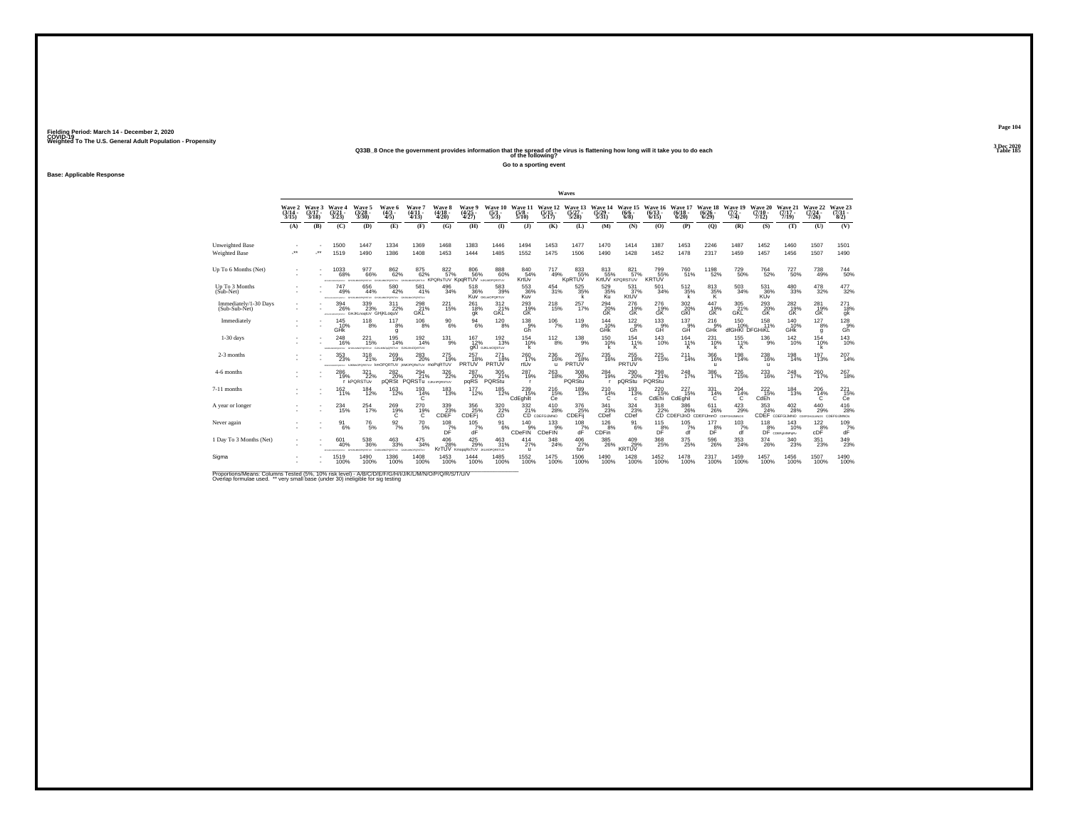Fielding Period: March 14 - December 2, 2020
COVID-19
Weighted To The U.S. General Adult Population - Propensity

3 Dec 2020
Table 185

## Q33B_8 Once the government provides information that the spread of the virus is flattening how long will it take you to do each of the following?

### Go to a sporting event

Base: Applicable Response

| | Wave 2 (3/14 - 3/15) | Wave 3 (3/17 - 3/18) | Wave 4 (3/21 - 3/23) | Wave 5 (3/28 - 3/30) | Wave 6 (4/3 - 4/5) | Wave 7 (4/11 - 4/13) | Wave 8 (4/18 - 4/20) | Wave 9 (4/25 - 4/27) | Wave 10 (5/1 - 5/3) | Wave 11 (5/8 - 5/10) | Wave 12 (5/15 - 5/17) | Wave 13 (5/27 - 5/28) | Wave 14 (5/29 - 5/31) | Wave 15 (6/6 - 6/8) | Wave 16 (6/13 - 6/15) | Wave 17 (6/18 - 6/20) | Wave 18 (6/26 - 6/29) | Wave 19 (7/2 - 7/4) | Wave 20 (7/10 - 7/12) | Wave 21 (7/17 - 7/19) | Wave 22 (7/24 - 7/26) | Wave 23 (7/31 - 8/2) |
|---|---|---|---|---|---|---|---|---|---|---|---|---|---|---|---|---|---|---|---|---|---|---|
| | (A) | (B) | (C) | (D) | (E) | (F) | (G) | (H) | (I) | (J) | (K) | (L) | (M) | (N) | (O) | (P) | (Q) | (R) | (S) | (T) | (U) | (V) |
| Unweighted Base | - | - | 1500 | 1447 | 1334 | 1369 | 1468 | 1383 | 1446 | 1494 | 1453 | 1477 | 1470 | 1414 | 1387 | 1453 | 2246 | 1487 | 1452 | 1460 | 1507 | 1501 |
| Weighted Base | -** | -** | 1519 | 1490 | 1386 | 1408 | 1453 | 1444 | 1485 | 1552 | 1475 | 1506 | 1490 | 1428 | 1452 | 1478 | 2317 | 1459 | 1457 | 1456 | 1507 | 1490 |
| Up To 6 Months (Net) | - | - | 1033 68% | 977 66% | 862 62% | 875 62% | 822 57% KPQRsTUV | 806 56% KpqRTUV | 888 60% | 840 54% KrtUv | 717 49% | 833 55% KpRTUV | 813 55% KrtUV | 821 57% KPQRSTUV | 799 55% KRTUV | 760 51% | 1198 52% | 729 50% | 764 52% | 727 50% | 738 49% | 744 50% |
| Up To 3 Months (Sub-Net) | - | - | 747 49% | 656 44% | 580 42% | 581 41% | 496 34% | 518 36% Kuv | 583 39% | 553 36% Kuv | 454 31% | 525 35% k | 529 35% Ku | 531 37% KtUV | 501 34% | 512 35% k | 813 35% K | 503 34% | 531 36% KUv | 480 33% | 478 32% | 477 32% |
| Immediately/1-30 Days (Sub-Sub-Net) | - | - | 394 26% | 339 23% GHJKLnoqtUV | 311 22% GHjKLoquV | 298 21% GKL | 221 15% | 261 18% gk | 312 21% GKL | 293 19% GK | 218 15% | 257 17% | 294 20% GK | 276 19% GK | 276 19% GK | 302 20% GKl | 447 19% GK | 305 21% GKL | 293 20% GK | 282 19% GK | 281 19% GK | 271 18% gk |
| Immediately | - | - | 145 10% GHk | 118 8% | 117 8% g | 106 8% | 90 6% | 94 6% | 120 8% | 138 9% Gh | 106 7% | 119 8% | 144 10% GHk | 122 9% Gh | 133 9% GH | 137 9% GH | 216 9% GHk | 150 10% dfGHKl | 158 11% DFGHiKL | 140 10% GHk | 127 8% g | 128 9% Gh |
| 1-30 days | - | - | 248 16% | 221 15% | 195 14% | 192 14% | 131 9% | 167 12% gKl | 192 13% | 154 10% k | 112 8% | 138 9% | 150 10% k | 154 11% K | 143 10% | 164 11% K | 231 10% k | 155 11% K | 136 9% | 142 10% | 154 10% k | 143 10% |
| 2-3 months | - | - | 353 23% | 318 21% kmOPQRTUV | 269 19% jKMOPQRsTUV | 283 20% moPqRTUV | 275 19% PRTUV | 257 18% PRTUV | 271 18% | 260 17% rtUv | 236 16% u | 267 18% PRTUV | 235 16% | 255 18% PRTUV | 225 15% | 211 14% | 366 16% u | 198 14% | 238 16% u | 198 14% | 197 13% | 207 14% |
| 4-6 months | - | - | 286 19% r | 321 22% kPQRSTUv | 282 20% pQRSt | 294 21% PQRSTu | 326 22% | 287 20% pqRS | 305 21% PQRStu | 287 19% r | 263 18% | 308 20% PQRStu | 284 19% r | 290 20% pQRStu | 298 21% PQRStu | 248 17% | 386 17% | 226 15% | 233 16% | 248 17% | 260 17% | 267 18% |
| 7-11 months | - | - | 162 11% | 184 12% | 163 12% | 193 14% C | 183 13% | 177 12% | 185 12% | 239 15% CdEghilt | 216 15% Ce | 189 13% | 210 14% C | 193 13% c | 220 15% CdEhi | 227 15% CdEghil | 331 14% C | 204 14% C | 222 15% CdEh | 184 13% | 206 14% C | 221 15% Ce |
| A year or longer | - | - | 234 15% | 254 17% | 269 19% C | 270 19% C | 339 23% CDEF | 356 25% CDEFj | 320 22% CD | 332 21% CD | 410 28% CDEFGIJMNO | 376 25% CDEFij | 341 23% CDef | 324 23% CDef | 318 22% CD | 386 26% CDEFIJnO | 611 26% CDEFIJmnO | 423 29% CDEFGHIJMNOS | 353 24% CDEF | 402 28% CDEFGIJMNO | 440 29% CDEFGHIJLMNOS | 416 28% CDEFGIJMNOS |
| Never again | - | - | 91 6% | 76 5% | 92 7% | 70 5% | 108 7% DF | 105 7% dF | 91 6% | 140 9% CDeFIN | 133 9% CDeFIN | 108 7% dF | 126 8% CDFin | 91 6% | 115 8% DF | 105 7% df | 177 8% DF | 103 7% df | 118 8% DF | 143 10% CDEFgHIlMNpRv | 122 8% cDF | 109 7% dF |
| 1 Day To 3 Months (Net) | - | - | 601 40% | 538 36% | 463 33% | 475 34% | 406 28% KrTUV | 425 29% KmopqRsTUV | 463 31% | 414 27% u | 348 24% | 406 27% tuv | 385 26% | 409 29% KRTUV | 368 25% | 375 25% | 596 26% | 353 24% | 374 26% | 340 23% | 351 23% | 349 23% |
| Sigma | - | - | 1519 100% | 1490 100% | 1386 100% | 1408 100% | 1453 100% | 1444 100% | 1485 100% | 1552 100% | 1475 100% | 1506 100% | 1490 100% | 1428 100% | 1452 100% | 1478 100% | 2317 100% | 1459 100% | 1457 100% | 1456 100% | 1507 100% | 1490 100% |

Proportions/Means: Columns Tested (5%, 10% risk level) - A/B/C/D/E/F/G/H/I/J/K/L/M/N/O/P/Q/R/S/T/U/V
Overlap formulae used. ** very small base (under 30) ineligible for sig testing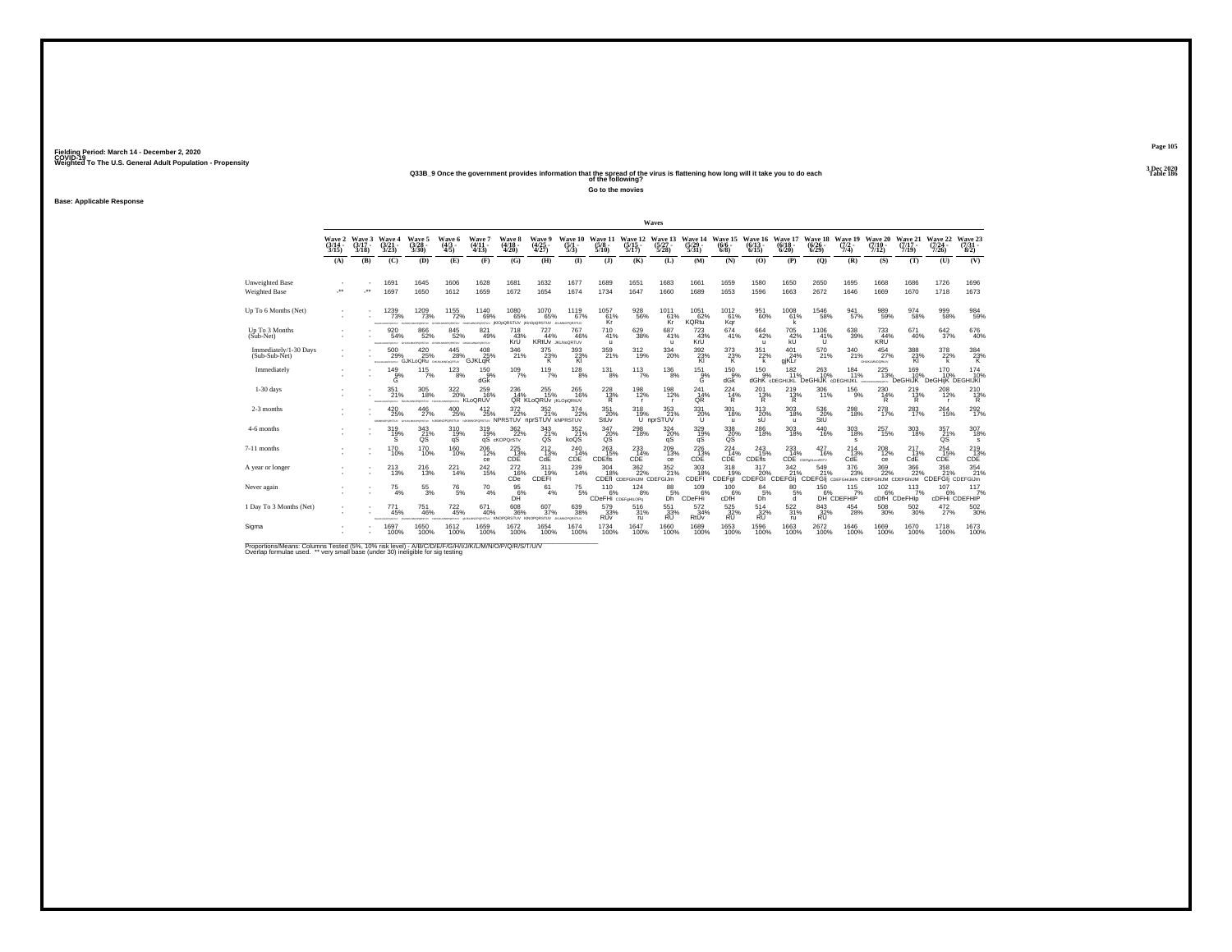Fielding Period: March 14 - December 2, 2020
COVID-19
Weighted To The U.S. General Adult Population - Propensity

3 Dec 2020
Table 186

**Q33B_9 Once the government provides information that the spread of the virus is flattening how long will it take you to do each of the following?**

**Go to the movies**

Base: Applicable Response

| | Wave 2 (3/14 - 3/15) | Wave 3 (3/17 - 3/18) | Wave 4 (3/21 - 3/23) | Wave 5 (3/28 - 3/30) | Wave 6 (4/3 - 4/5) | Wave 7 (4/11 - 4/13) | Wave 8 (4/18 - 4/20) | Wave 9 (4/25 - 4/27) | Wave 10 (5/1 - 5/3) | Wave 11 (5/8 - 5/10) | Wave 12 (5/15 - 5/17) | Wave 13 (5/27 - 5/28) | Wave 14 (5/29 - 5/31) | Wave 15 (6/6 - 6/8) | Wave 16 (6/13 - 6/15) | Wave 17 (6/18 - 6/20) | Wave 18 (6/26 - 6/29) | Wave 19 (7/2 - 7/4) | Wave 20 (7/10 - 7/12) | Wave 21 (7/17 - 7/19) | Wave 22 (7/24 - 7/26) | Wave 23 (7/31 - 8/2) |
|---|---|---|---|---|---|---|---|---|---|---|---|---|---|---|---|---|---|---|---|---|---|---|
| | (A) | (B) | (C) | (D) | (E) | (F) | (G) | (H) | (I) | (J) | (K) | (L) | (M) | (N) | (O) | (P) | (Q) | (R) | (S) | (T) | (U) | (V) |
| Unweighted Base | - | - | 1691 | 1645 | 1606 | 1628 | 1681 | 1632 | 1677 | 1689 | 1651 | 1683 | 1661 | 1659 | 1580 | 1650 | 2650 | 1695 | 1668 | 1686 | 1726 | 1696 |
| Weighted Base | -** | -** | 1697 | 1650 | 1612 | 1659 | 1672 | 1654 | 1674 | 1734 | 1647 | 1660 | 1689 | 1653 | 1596 | 1663 | 2672 | 1646 | 1669 | 1670 | 1718 | 1673 |
| Up To 6 Months (Net) | - | - | 1239 73% | 1209 73% | 1155 72% | 1140 69% | 1080 65% JKlOpQRSTUV | 1070 65% jKlOpQRSTUV | 1119 67% JKLNOPQRSTUV | 1057 61% Kr | 928 56% | 1011 61% Kr | 1051 62% KQRtu | 1012 61% Kqr | 951 60% | 1008 61% k | 1546 58% | 941 57% | 989 59% | 974 58% | 999 58% | 984 59% |
| Up To 3 Months (Sub-Net) | - | - | 920 54% | 866 52% | 845 52% | 821 49% | 718 43% KrU | 727 44% KRtUv | 767 46% JKLNoQRTUV | 710 41% u | 629 38% | 687 41% u | 723 43% KrU | 674 41% | 664 42% u | 705 42% kU | 1106 41% U | 638 39% | 733 44% KRU | 671 40% | 642 37% | 676 40% |
| Immediately/1-30 Days (Sub-Sub-Net) | - | - | 500 29% | 420 25% GJKLoQRu | 445 28% | 408 25% GJKLqR | 346 21% | 375 23% K | 393 23% Kl | 359 21% | 312 19% | 334 20% | 392 23% Kl | 373 23% K | 351 22% k | 401 24% gjKLr | 570 21% | 340 21% | 454 27% | 388 23% Kl | 378 22% k | 384 23% K |
| Immediately | - | - | 149 9% G | 115 7% | 123 8% | 150 9% dGk | 109 7% | 119 7% | 128 8% | 131 8% | 113 7% | 136 8% | 151 9% G | 150 9% dGk | 150 9% dGhK | 182 11% cDEGHIJKL | 263 10% DeGHIJK | 184 11% cDEGHIJKL | 225 13% | 169 10% DeGHIJK | 170 10% DeGHIjK | 174 10% DEGHIJKl |
| 1-30 days | - | - | 351 21% | 305 18% | 322 20% | 259 16% KLoQRUV | 236 14% QR | 255 15% KLoQRUv | 265 16% jKLOpQRUV | 228 13% R | 198 12% r | 198 12% r | 241 14% QR | 224 14% R | 201 13% R | 219 13% R | 306 11% | 156 9% | 230 14% R | 219 13% R | 208 12% r | 210 13% R |
| 2-3 months | - | - | 420 25% | 446 27% | 400 25% | 412 25% | 372 22% NPRSTUV | 352 21% nprSTUV | 374 22% kNPRSTUV | 351 20% StUv | 318 19% U | 353 21% nprSTUV | 331 20% U | 301 18% u | 313 20% sU | 303 18% u | 536 20% StU | 298 18% | 278 17% | 283 17% | 264 15% | 292 17% |
| 4-6 months | - | - | 319 19% S | 343 21% QS | 310 19% qS | 319 19% qS | 362 22% cKOPQrSTv | 343 21% QS | 352 21% koQS | 347 20% QS | 298 18% | 324 20% qS | 329 19% qS | 338 20% QS | 286 18% | 303 18% | 440 16% | 303 18% s | 257 15% | 303 18% | 357 21% QS | 307 18% s |
| 7-11 months | - | - | 170 10% | 170 10% | 160 10% | 206 12% ce | 225 13% CDE | 212 13% CdE | 240 14% CDE | 263 15% CDEfs | 233 14% CDE | 209 13% ce | 226 13% CDE | 224 14% CDE | 243 15% CDEfs | 233 14% CDE | 427 16% | 214 13% CdE | 208 12% ce | 217 13% CdE | 254 15% CDE | 219 13% CDE |
| A year or longer | - | - | 213 13% | 216 13% | 221 14% | 242 15% | 272 16% CDe | 311 19% CDEFI | 239 14% | 304 18% CDEfI | 362 22% CDEFGHIJM | 352 21% CDEFGIJm | 303 18% CDEFI | 318 19% CDEFgI | 317 20% CDEFGI | 342 21% CDEFGIj | 549 21% CDEFGIj | 376 23% | 369 22% CDEFGHIJM | 366 22% CDEFGHIJM | 358 21% CDEFGIj | 354 21% CDEFGIJm |
| Never again | - | - | 75 4% | 55 3% | 76 5% | 70 4% | 95 6% DH | 61 4% | 75 5% | 110 6% CDeFHi | 124 8% | 88 5% Dh | 109 6% CDeFHi | 100 6% cDfH | 84 5% Dh | 80 5% d | 150 6% DH | 115 7% CDEFHIP | 102 6% cDfH | 113 7% CDeFHIp | 107 6% cDFHi | 117 7% CDEFHIP |
| 1 Day To 3 Months (Net) | - | - | 771 45% | 751 46% | 722 45% | 671 40% | 608 36% KNOPQRSTUV | 607 37% KNOPQRSTUV | 639 38% | 579 33% RUv | 516 31% ru | 551 33% RU | 572 34% RtUv | 525 32% RU | 514 32% RU | 522 31% ru | 843 32% RU | 454 28% | 508 30% | 502 30% | 472 27% | 502 30% |
| Sigma | - | - | 1697 100% | 1650 100% | 1612 100% | 1659 100% | 1672 100% | 1654 100% | 1674 100% | 1734 100% | 1647 100% | 1660 100% | 1689 100% | 1653 100% | 1596 100% | 1663 100% | 2672 100% | 1646 100% | 1669 100% | 1670 100% | 1718 100% | 1673 100% |

Proportions/Means: Columns Tested (5%, 10% risk level) - A/B/C/D/E/F/G/H/I/J/K/L/M/N/O/P/Q/R/S/T/U/V
Overlap formulae used. ** very small base (under 30) ineligible for sig testing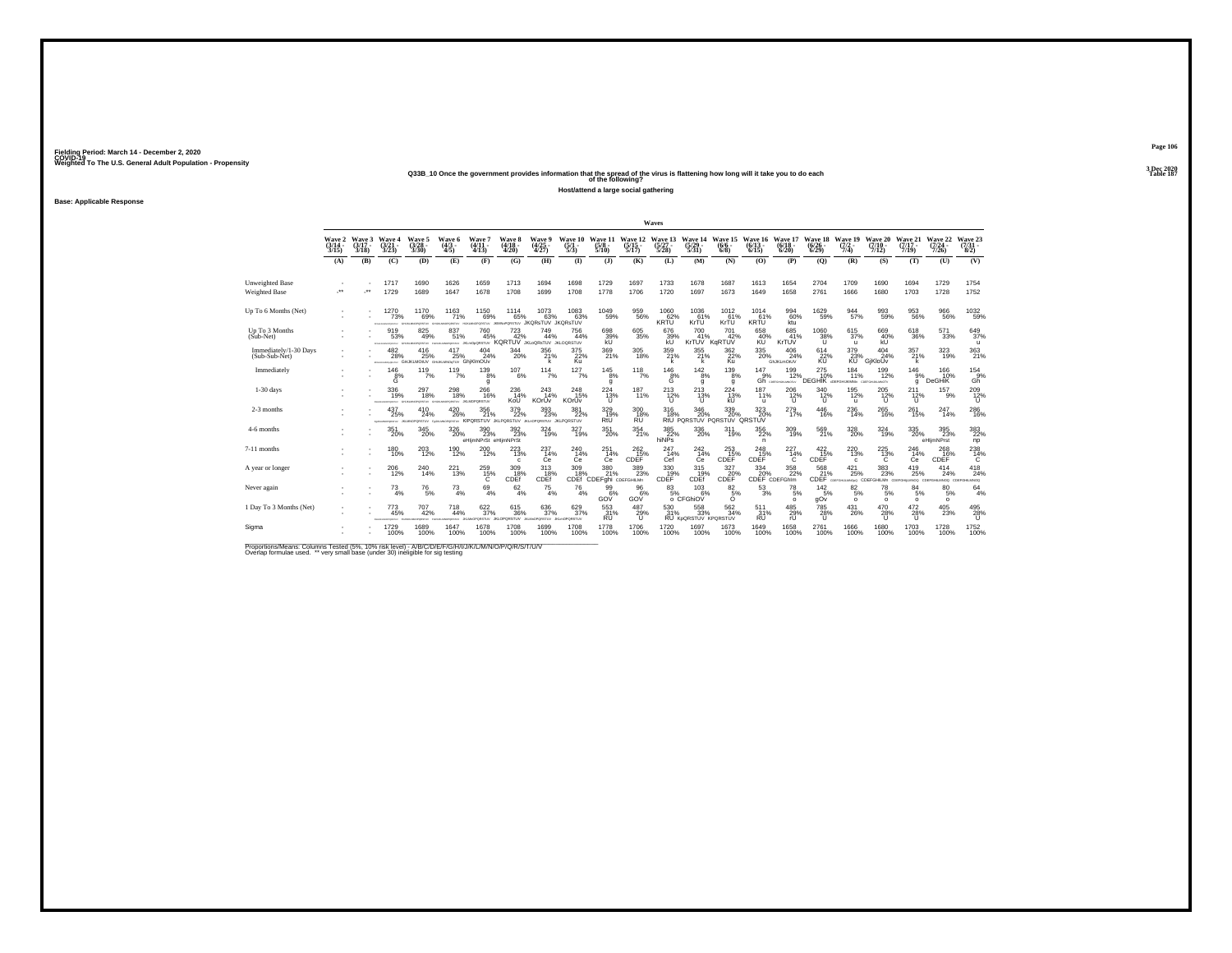Fielding Period: March 14 - December 2, 2020
COVID-19
Weighted To The U.S. General Adult Population - Propensity

3 Dec 2020
Table 187

Q33B_10 Once the government provides information that the spread of the virus is flattening how long will it take you to do each of the following?

Host/attend a large social gathering

Base: Applicable Response

| | Wave 2 (3/14 - 3/15) | Wave 3 (3/17 - 3/18) | Wave 4 (3/21 - 3/23) | Wave 5 (3/28 - 3/30) | Wave 6 (4/3 - 4/5) | Wave 7 (4/11 - 4/13) | Wave 8 (4/18 - 4/20) | Wave 9 (4/25 - 4/27) | Wave 10 (5/1 - 5/3) | Wave 11 (5/8 - 5/10) | Wave 12 (5/15 - 5/17) | Wave 13 (5/27 - 5/28) | Wave 14 (5/29 - 5/31) | Wave 15 (6/6 - 6/8) | Wave 16 (6/13 - 6/15) | Wave 17 (6/18 - 6/20) | Wave 18 (6/26 - 6/29) | Wave 19 (7/2 - 7/4) | Wave 20 (7/10 - 7/12) | Wave 21 (7/17 - 7/19) | Wave 22 (7/24 - 7/26) | Wave 23 (7/31 - 8/2) |
|---|---|---|---|---|---|---|---|---|---|---|---|---|---|---|---|---|---|---|---|---|---|---|
| | (A) | (B) | (C) | (D) | (E) | (F) | (G) | (H) | (I) | (J) | (K) | (L) | (M) | (N) | (O) | (P) | (Q) | (R) | (S) | (T) | (U) | (V) |
| Unweighted Base | - | - | 1717 | 1690 | 1626 | 1659 | 1713 | 1694 | 1698 | 1729 | 1697 | 1733 | 1678 | 1687 | 1613 | 1654 | 2704 | 1709 | 1690 | 1694 | 1729 | 1754 |
| Weighted Base | -** | -** | 1729 | 1689 | 1647 | 1678 | 1708 | 1699 | 1708 | 1778 | 1706 | 1720 | 1697 | 1673 | 1649 | 1658 | 2761 | 1666 | 1680 | 1703 | 1728 | 1752 |
| Up To 6 Months (Net) | - | - | 1270 73% | 1170 69% | 1163 71% | 1150 69% | 1114 65% | 1073 63% JKQRsTUV | 1083 63% JKQRsTUV | 1049 59% | 959 56% | 1060 62% KRTU | 1036 61% KrTU | 1012 61% KrTU | 1014 61% KRTU | 994 60% ktu | 1629 59% | 944 57% | 993 59% | 953 56% | 966 56% | 1032 59% |
| Up To 3 Months (Sub-Net) | - | - | 919 53% | 825 49% | 837 51% | 760 45% KQRTUV | 723 42% JKLoQRsTUV | 749 44% JKLoQRsTUV | 756 44% JKLOQRSTUV | 698 39% kU | 605 35% | 676 39% kU | 700 41% KrTUV | 701 42% KqRTUV | 658 40% KU | 685 41% KrTUV | 1060 38% U | 615 37% u | 669 40% kU | 618 36% | 571 33% | 649 37% u |
| Immediately/1-30 Days (Sub-Sub-Net) | - | - | 482 28% | 416 25% GHJKLMOtUV | 417 25% GHJKLMNOqTUV | 404 24% GhjKlmOUv | 344 20% | 356 21% k | 375 22% Ku | 369 21% | 305 18% | 359 21% k | 355 21% k | 362 22% Ku | 335 20% | 406 24% GhJKLmOtUV | 614 22% KU | 379 23% KU | 404 24% GjKloUv | 357 21% k | 323 19% | 363 21% |
| Immediately | - | - | 146 8% G | 119 7% | 119 7% | 139 8% g | 107 6% | 114 7% | 127 7% | 145 8% g | 118 7% | 146 8% G | 142 8% g | 139 8% g | 147 9% Gh | 199 12% | 275 10% DEGHIK | 184 11% | 199 12% | 146 9% g | 166 10% DeGHIK | 154 9% Gh |
| 1-30 days | - | - | 336 19% | 297 18% | 298 18% | 266 16% | 236 14% KoU | 243 14% KOrUv | 248 15% KOrUv | 224 13% U | 187 11% | 213 12% U | 213 13% U | 224 13% kU | 187 11% u | 206 12% U | 340 12% U | 195 12% u | 205 12% U | 211 12% U | 157 9% | 209 12% U |
| 2-3 months | - | - | 437 25% | 410 24% | 420 26% | 356 21% KlPQRSTUV | 379 22% JKLPQRSTUV | 393 23% JKLoOPQRSTUV | 381 22% JKLPQRSTUV | 329 19% RtU | 300 18% RU | 316 18% RtU | 346 20% PQRSTUV | 339 20% PQRSTUV | 323 20% QRSTUV | 279 17% | 446 16% | 236 14% | 265 16% | 261 15% | 247 14% | 286 16% |
| 4-6 months | - | - | 351 20% | 345 20% | 326 20% | 390 23% eHIjmNPrSt | 392 23% eHIjmNPrSt | 324 19% | 327 19% | 351 20% | 354 21% | 385 22% hiNPs | 336 20% | 311 19% | 356 22% n | 309 19% | 569 21% | 328 20% | 324 19% | 335 20% | 395 23% eHIjmNPrst | 383 22% np |
| 7-11 months | - | - | 180 10% | 203 12% | 190 12% | 200 12% | 223 13% c | 237 14% Ce | 240 14% Ce | 251 14% Ce | 262 15% CDEF | 247 14% Cef | 242 14% Ce | 253 15% CDEF | 248 15% CDEF | 227 14% C | 422 15% CDEF | 220 13% c | 225 13% C | 246 14% Ce | 268 16% CDEF | 238 14% C |
| A year or longer | - | - | 206 12% | 240 14% | 221 13% | 259 15% C | 309 18% CDEf | 313 18% CDEf | 309 18% CDEf | 380 21% CDEFghi | 389 23% CDEFGHILMn | 330 19% CDEF | 315 19% CDEf | 327 20% CDEF | 334 20% CDEF | 358 22% CDEFGhIm | 568 21% CDEF | 421 25% | 383 23% CDEFGHILMn | 419 25% | 414 24% | 418 24% |
| Never again | - | - | 73 4% | 76 5% | 73 4% | 69 4% | 62 4% | 75 4% | 76 4% | 99 6% GOV | 96 6% GOV | 83 5% o | 103 6% CFGhiOV | 82 5% O | 53 3% | 78 5% o | 142 5% gOv | 82 5% o | 78 5% o | 84 5% o | 80 5% o | 64 4% |
| 1 Day To 3 Months (Net) | - | - | 773 45% | 707 42% | 718 44% | 622 37% JKLMnOPQRSTUV | 615 36% JKLOPQRSTUV | 636 37% JKLMnOPQRSTUV | 629 37% JKLmOPQRSTUV | 553 31% RU | 487 29% U | 530 31% RU | 558 33% KpQRSTUV | 562 34% KPQRSTUV | 511 31% RU | 485 29% rU | 785 28% U | 431 26% | 470 28% U | 472 28% U | 405 23% | 495 28% U |
| Sigma | - | - | 1729 100% | 1689 100% | 1647 100% | 1678 100% | 1708 100% | 1699 100% | 1708 100% | 1778 100% | 1706 100% | 1720 100% | 1697 100% | 1673 100% | 1649 100% | 1658 100% | 2761 100% | 1666 100% | 1680 100% | 1703 100% | 1728 100% | 1752 100% |

Proportions/Means: Columns Tested (5%, 10% risk level) - A/B/C/D/E/F/G/H/I/J/K/L/M/N/O/P/Q/R/S/T/U/V
Overlap formulae used. ** very small base (under 30) ineligible for sig testing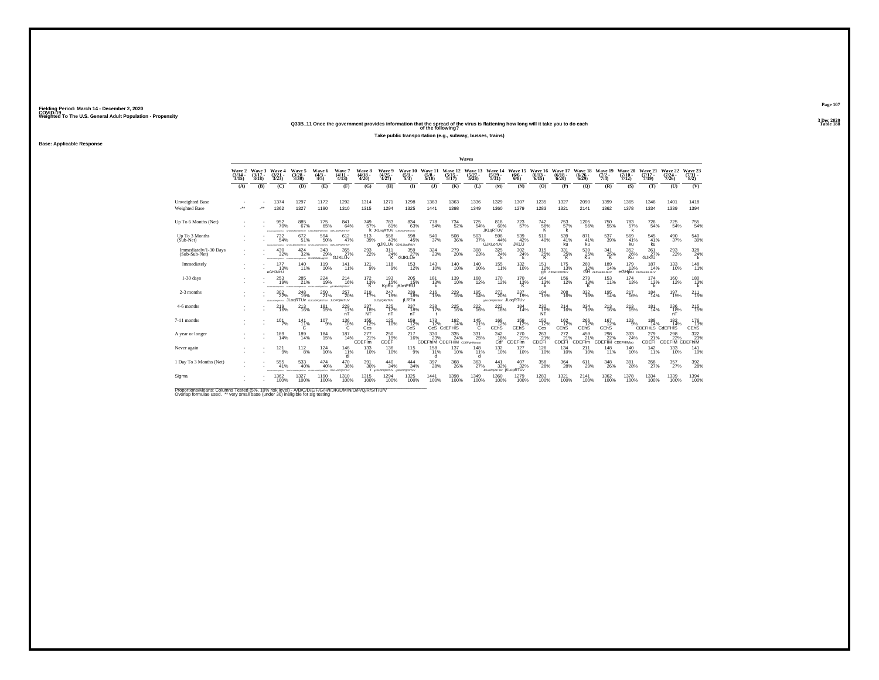Fielding Period: March 14 - December 2, 2020
COVID-19
Weighted To The U.S. General Adult Population - Propensity

3 Dec 2020
Table 188

**Q33B_11 Once the government provides information that the spread of the virus is flattening how long will it take you to do each of the following?**

**Take public transportation (e.g., subway, busses, trains)**

**Base: Applicable Response**

| | Wave 2 (3/14 - 3/15) | Wave 3 (3/17 - 3/18) | Wave 4 (3/21 - 3/23) | Wave 5 (3/28 - 3/30) | Wave 6 (4/3 - 4/5) | Wave 7 (4/11 - 4/13) | Wave 8 (4/18 - 4/20) | Wave 9 (4/25 - 4/27) | Wave 10 (5/1 - 5/3) | Wave 11 (5/8 - 5/10) | Wave 12 (5/15 - 5/17) | Wave 13 (5/27 - 5/28) | Wave 14 (5/29 - 5/31) | Wave 15 (6/6 - 6/8) | Wave 16 (6/13 - 6/15) | Wave 17 (6/18 - 6/20) | Wave 18 (6/26 - 6/29) | Wave 19 (7/2 - 7/4) | Wave 20 (7/10 - 7/12) | Wave 21 (7/17 - 7/19) | Wave 22 (7/24 - 7/26) | Wave 23 (7/31 - 8/2) |
|---|---|---|---|---|---|---|---|---|---|---|---|---|---|---|---|---|---|---|---|---|---|---|
| | (A) | (B) | (C) | (D) | (E) | (F) | (G) | (H) | (I) | (J) | (K) | (L) | (M) | (N) | (O) | (P) | (Q) | (R) | (S) | (T) | (U) | (V) |
| Unweighted Base | - | - | 1374 | 1297 | 1172 | 1292 | 1314 | 1271 | 1298 | 1383 | 1363 | 1336 | 1329 | 1307 | 1235 | 1327 | 2090 | 1399 | 1365 | 1346 | 1401 | 1418 |
| Weighted Base | -** | -** | 1362 | 1327 | 1190 | 1310 | 1315 | 1294 | 1325 | 1441 | 1398 | 1349 | 1360 | 1279 | 1283 | 1321 | 2141 | 1362 | 1378 | 1334 | 1339 | 1394 |
| Up To 6 Months (Net) | - | - | 952 70% | 885 67% | 775 65% | 841 64% | 749 57% | 783 61% K | 834 63% JKLnqRTUV | 778 54% | 734 52% | 725 54% | 818 60% JKLqRTUV | 723 57% | 742 58% K | 753 57% k | 1205 56% | 750 55% | 783 57% k | 726 54% | 725 54% | 755 54% |
| Up To 3 Months (Sub-Net) | - | - | 732 54% | 672 51% | 594 50% | 612 47% | 513 39% | 558 43% gJKLUv | 598 45% GJKLOpqRtUV | 540 37% | 508 36% | 503 37% | 596 44% GJKLorUV | 539 42% JKLU | 510 40% | 539 41% ku | 871 41% ku | 537 39% | 569 41% ku | 545 41% ku | 490 37% | 540 39% |
| Immediately/1-30 Days (Sub-Sub-Net) | - | - | 430 32% | 424 32% | 343 29% GHJKLMNopqUV | 355 27% GJKLUv | 293 22% | 311 24% K | 359 27% GJKLUv | 324 23% | 279 20% | 308 23% | 325 24% k | 302 24% k | 315 25% K | 331 25% K | 539 25% Ku | 341 25% K | 352 26% Ku | 361 27% GJKlU | 293 22% | 328 24% k |
| Immediately | - | - | 177 13% eGHJklnU | 140 11% | 119 10% | 141 11% | 121 9% | 118 9% | 153 12% | 143 10% | 140 10% | 140 10% | 155 11% | 132 10% | 151 12% gh | 175 13% dEGHJKlnUv | 260 12% GH | 189 14% dEGHJKLNUV | 179 13% eGHjku | 187 14% DEFGHJKLNUV | 133 10% | 148 11% |
| 1-30 days | - | - | 253 19% | 285 21% | 224 19% | 214 16% | 172 13% K | 193 15% KpRu | 205 15% jKlmPRU | 181 13% k | 139 10% | 168 12% | 170 12% | 170 13% K | 164 13% k | 156 12% | 279 13% K | 153 11% | 174 13% | 174 13% k | 160 12% | 180 13% k |
| 2-3 months | - | - | 302 22% | 248 19% JLoqRTUv | 250 21% | 257 20% JLOPQRsTUV | 219 17% | 247 19% JLOpQRsTUV | 239 18% jLRTu | 216 15% | 229 16% | 195 14% | 272 20% | 237 19% JLoqRTUv | 194 15% | 208 16% | 332 16% | 195 14% | 217 16% | 184 14% | 197 15% | 211 15% |
| 4-6 months | - | - | 219 16% | 213 16% | 181 15% | 229 17% nT | 237 18% NT | 225 17% nT | 237 18% nT | 238 17% t | 225 16% | 222 16% | 222 16% | 184 14% | 232 18% NT | 214 16% | 334 16% | 213 16% | 213 15% | 181 14% | 236 18% nT | 215 15% |
| 7-11 months | - | - | 101 7% | 141 11% C | 107 9% | 136 10% C | 155 12% Ces | 125 10% | 159 12% CeS | 173 12% CeS | 192 14% CdEFHIS | 145 11% C | 168 12% CEhS | 159 12% CEhS | 152 12% Ces | 162 12% CEhS | 266 12% CEhS | 167 12% CEhS | 123 9% | 188 14% CDEFHLS | 182 14% CdEFHIS | 176 13% CEhS |
| A year or longer | - | - | 189 14% | 189 14% | 184 15% | 187 14% | 277 21% CDEFIm | 250 19% CDEF | 217 16% | 330 23% CDEFhIM | 335 24% CDEFHIM | 331 25% CDEFgHIMnpq | 242 18% Cdf | 270 21% CDEFIm | 263 21% CDEFI | 272 21% CDEFI | 459 21% CDEFIm | 298 22% CDEFIM | 333 24% CDEFHIMnp | 279 21% CDEFI | 298 22% CDEFIM | 322 23% CDEFhIM |
| Never again | - | - | 121 9% | 112 8% | 124 10% | 146 11% di | 133 10% | 136 10% | 115 9% | 158 11% d | 137 10% | 148 11% d | 132 10% | 127 10% | 126 10% | 134 10% | 211 10% | 148 11% | 140 10% | 142 11% | 133 10% | 141 10% |
| 1 Day To 3 Months (Net) | - | - | 555 41% | 533 40% | 474 40% | 470 36% GJKLoOPQRsTUV | 391 30% T | 440 34% gJKLOPQRSTUV | 444 34% gJKLOPQRSTUV | 397 28% | 368 26% | 363 27% | 441 32% JKLoPqRsTUv | 407 32% jKLopRTUv | 358 28% | 364 28% | 611 29% | 348 26% | 391 28% | 358 27% | 357 27% | 392 28% |
| Sigma | - | - | 1362 100% | 1327 100% | 1190 100% | 1310 100% | 1315 100% | 1294 100% | 1325 100% | 1441 100% | 1398 100% | 1349 100% | 1360 100% | 1279 100% | 1283 100% | 1321 100% | 2141 100% | 1362 100% | 1378 100% | 1334 100% | 1339 100% | 1394 100% |

Proportions/Means: Columns Tested (5%, 10% risk level) - A/B/C/D/E/F/G/H/I/J/K/L/M/N/O/P/Q/R/S/T/U/V
Overlap formulae used. ** very small base (under 30) ineligible for sig testing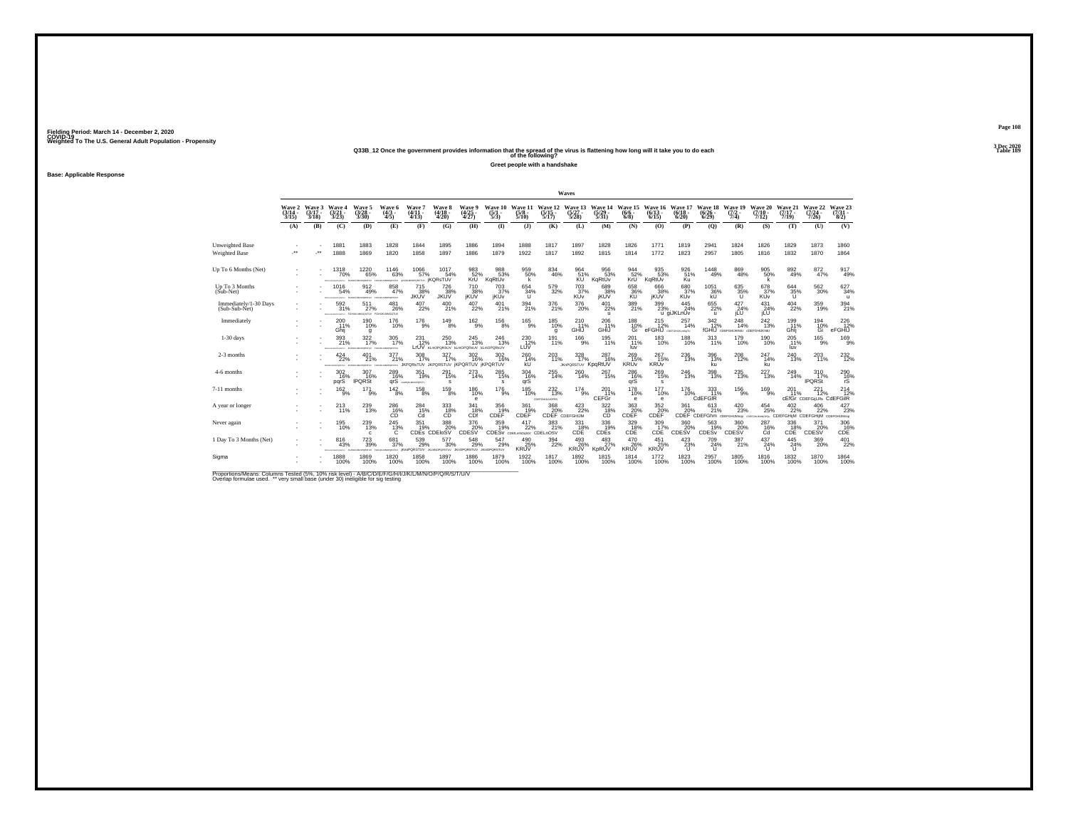Fielding Period: March 14 - December 2, 2020
COVID-19
Weighted To The U.S. General Adult Population - Propensity

3 Dec 2020
Table 189

**Q33B_12 Once the government provides information that the spread of the virus is flattening how long will it take you to do each of the following?**

**Greet people with a handshake**

**Base: Applicable Response**

| | Wave 2 (3/14 - 3/15) | Wave 3 (3/17 - 3/18) | Wave 4 (3/21 - 3/23) | Wave 5 (3/28 - 3/30) | Wave 6 (4/3 - 4/5) | Wave 7 (4/11 - 4/13) | Wave 8 (4/18 - 4/20) | Wave 9 (4/25 - 4/27) | Wave 10 (5/1 - 5/3) | Wave 11 (5/8 - 5/10) | Wave 12 (5/15 - 5/17) | Wave 13 (5/27 - 5/28) | Wave 14 (5/29 - 5/31) | Wave 15 (6/6 - 6/8) | Wave 16 (6/13 - 6/15) | Wave 17 (6/18 - 6/20) | Wave 18 (6/26 - 6/29) | Wave 19 (7/2 - 7/4) | Wave 20 (7/10 - 7/12) | Wave 21 (7/17 - 7/19) | Wave 22 (7/24 - 7/26) | Wave 23 (7/31 - 8/2) |
|---|---|---|---|---|---|---|---|---|---|---|---|---|---|---|---|---|---|---|---|---|---|---|
| | (A) | (B) | (C) | (D) | (E) | (F) | (G) | (H) | (I) | (J) | (K) | (L) | (M) | (N) | (O) | (P) | (Q) | (R) | (S) | (T) | (U) | (V) |
| Unweighted Base | - | - | 1881 | 1883 | 1828 | 1844 | 1895 | 1886 | 1894 | 1888 | 1817 | 1897 | 1828 | 1826 | 1771 | 1819 | 2941 | 1824 | 1826 | 1829 | 1873 | 1860 |
| Weighted Base | -** | -** | 1888 | 1869 | 1820 | 1858 | 1897 | 1886 | 1879 | 1922 | 1817 | 1892 | 1815 | 1814 | 1772 | 1823 | 2957 | 1805 | 1816 | 1832 | 1870 | 1864 |
| Up To 6 Months (Net) | - | - | 1318 | 1220 | 1146 | 1066 | 1017 | 983 | 988 | 959 | 834 | 964 | 956 | 944 | 935 | 926 | 1448 | 869 | 905 | 892 | 872 | 917 |
| | - | - | 70% | 65% | 63% | 57% | 54% | 52% | 53% | 50% | 46% | 51% | 53% | 52% | 53% | 51% | 49% | 48% | 50% | 49% | 47% | 49% |
| | | | | | | | jKQRsTUV | KrU | KqRtUv | k | | KU | KqRtUv | KrU | KqRtUv | Ku | | | k | | | |
| Up To 3 Months (Sub-Net) | - | - | 1016 | 912 | 858 | 715 | 726 | 710 | 703 | 654 | 579 | 703 | 689 | 658 | 666 | 680 | 1051 | 635 | 678 | 644 | 562 | 627 |
| | - | - | 54% | 49% | 47% | 38% | 38% | 38% | 37% | 34% | 32% | 37% | 38% | 36% | 38% | 37% | 36% | 35% | 37% | 35% | 30% | 34% |
| | | | | | | JKUV | JKUV | jKUV | jKUv | U | | KUv | jKUV | KU | jKUV | KUv | kU | U | KUv | U | | u |
| Immediately/1-30 Days (Sub-Sub-Net) | - | - | 592 | 511 | 481 | 407 | 400 | 407 | 401 | 394 | 376 | 376 | 401 | 389 | 399 | 445 | 655 | 427 | 431 | 404 | 359 | 394 |
| | - | - | 31% | 27% | 26% | 22% | 21% | 22% | 21% | 21% | 21% | 20% | 22% | 21% | 23% | 24% | 22% | 24% | 24% | 22% | 19% | 21% |
| | | | | | | | | | | | | | u | | u | gIJKLnUv | u | jLU | jLU | | | |
| Immediately | - | - | 200 | 190 | 176 | 176 | 149 | 162 | 156 | 165 | 185 | 210 | 206 | 188 | 215 | 257 | 342 | 248 | 242 | 199 | 194 | 226 |
| | - | - | 11% | 10% | 10% | 9% | 8% | 9% | 8% | 9% | 10% | 11% | 11% | 10% | 12% | 14% | 12% | 14% | 13% | 11% | 10% | 12% |
| | | | Ghij | g | | | | | | | g | GHIJ | GHIJ | Gi | eFGHIJ | | fGHIJ | | | Ghij | Gi | eFGHIJ |
| 1-30 days | - | - | 393 | 322 | 305 | 231 | 250 | 245 | 246 | 230 | 191 | 166 | 195 | 201 | 183 | 188 | 313 | 179 | 190 | 205 | 165 | 169 |
| | - | - | 21% | 17% | 17% | 12% | 13% | 13% | 13% | 12% | 11% | 9% | 11% | 11% | 10% | 10% | 11% | 10% | 10% | 11% | 9% | 9% |
| | | | | | | LrUV | | | | LUV | | | | luv | | | | | | luv | | |
| 2-3 months | - | - | 424 | 401 | 377 | 308 | 327 | 302 | 302 | 260 | 203 | 328 | 287 | 269 | 267 | 236 | 396 | 208 | 247 | 240 | 203 | 232 |
| | - | - | 22% | 21% | 21% | 17% | 17% | 16% | 16% | 14% | 11% | 17% | 16% | 15% | 15% | 13% | 13% | 12% | 14% | 13% | 11% | 12% |
| | | | | | | JKPQRsTUV | JKPQRSTUV | jKPQRTUV | jKPQRTUV | kU | | | KpqRTUV | KRUv | KRUv | | ku | | ku | | | |
| 4-6 months | - | - | 302 | 307 | 289 | 351 | 291 | 273 | 285 | 304 | 255 | 260 | 267 | 286 | 269 | 246 | 398 | 235 | 227 | 249 | 310 | 290 |
| | - | - | 16% | 16% | 16% | 19% | 15% | 14% | 15% | 16% | 14% | 14% | 15% | 16% | 15% | 13% | 13% | 13% | 13% | 14% | 17% | 16% |
| | | | pqrS | lPQRSt | qrS | | s | | s | qrS | | | | qrS | s | | | | | | lPQRSt | rS |
| 7-11 months | - | - | 162 | 171 | 142 | 159 | 159 | 186 | 176 | 185 | 232 | 174 | 201 | 178 | 177 | 176 | 333 | 156 | 169 | 201 | 221 | 214 |
| | - | - | 9% | 9% | 8% | 8% | 8% | 10% | 9% | 10% | 13% | 9% | 11% | 10% | 10% | 10% | 11% | 9% | 9% | 11% | 12% | 12% |
| | | | | | | | | e | | | | | CEFGr | e | e | | CdEFGIR | | | cEfGr | CDEFGijLRs | CdEFGiR |
| A year or longer | - | - | 213 | 239 | 286 | 284 | 333 | 341 | 356 | 361 | 368 | 423 | 322 | 363 | 352 | 361 | 613 | 420 | 454 | 402 | 406 | 427 |
| | - | - | 11% | 13% | 16% | 15% | 18% | 18% | 19% | 19% | 20% | 22% | 18% | 20% | 20% | 20% | 21% | 23% | 25% | 22% | 22% | 23% |
| | | | | | CD | Cd | CD | CDf | CDEF | CDEF | CDEF | CDEFGHIJM | CD | CDEF | CDEF | CDEF | CDEFGhm | | | CDEFGHIjM | CDEFGHIjM | |
| Never again | - | - | 195 | 239 | 245 | 351 | 388 | 376 | 359 | 417 | 383 | 331 | 336 | 329 | 309 | 360 | 563 | 360 | 287 | 336 | 371 | 306 |
| | - | - | 10% | 13% | 13% | 19% | 20% | 20% | 19% | 22% | 21% | 18% | 19% | 18% | 17% | 20% | 19% | 20% | 16% | 18% | 20% | 16% |
| | | | | c | C | CDEs | CDEloSV | CDESV | CDESv | | CDELnOSV | CDE | CDEs | CDE | CDE | CDESV | CDESv | CDESV | Cd | CDE | CDESV | CDE |
| 1 Day To 3 Months (Net) | - | - | 816 | 723 | 681 | 539 | 577 | 548 | 547 | 490 | 394 | 493 | 483 | 470 | 451 | 423 | 709 | 387 | 437 | 445 | 369 | 401 |
| | - | - | 43% | 39% | 37% | 29% | 30% | 29% | 29% | 25% | 22% | 26% | 27% | 26% | 25% | 23% | 24% | 21% | 24% | 24% | 20% | 22% |
| | | | | | | jKnPQRSTUV | | | | KRUV | | KRUV | KpRUV | KRUV | KRUV | U | U | | U | U | | |
| Sigma | - | - | 1888 | 1869 | 1820 | 1858 | 1897 | 1886 | 1879 | 1922 | 1817 | 1892 | 1815 | 1814 | 1772 | 1823 | 2957 | 1805 | 1816 | 1832 | 1870 | 1864 |
| | - | - | 100% | 100% | 100% | 100% | 100% | 100% | 100% | 100% | 100% | 100% | 100% | 100% | 100% | 100% | 100% | 100% | 100% | 100% | 100% | 100% |

Proportions/Means: Columns Tested (5%, 10% risk level) - A/B/C/D/E/F/G/H/I/J/K/L/M/N/O/P/Q/R/S/T/U/V
Overlap formulae used. ** very small base (under 30) ineligible for sig testing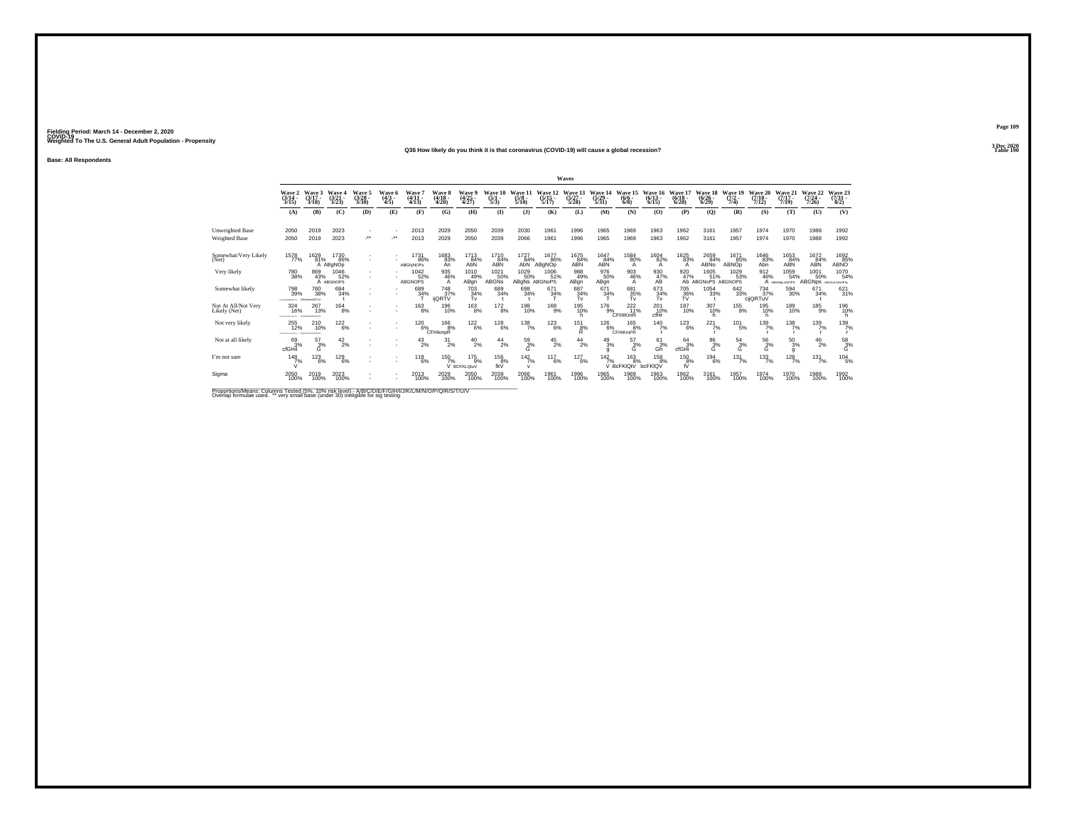Fielding Period: March 14 - December 2, 2020
COVID-19
Weighted To The U.S. General Adult Population - Propensity

3 Dec 2020
Table 190

Q36 How likely do you think it is that coronavirus (COVID-19) will cause a global recession?

Base: All Respondents

| | Wave 2 (3/14 - 3/15) | Wave 3 (3/17 - 3/18) | Wave 4 (3/21 - 3/23) | Wave 5 (3/28 - 3/30) | Wave 6 (4/3 - 4/5) | Wave 7 (4/11 - 4/13) | Wave 8 (4/18 - 4/20) | Wave 9 (4/25 - 4/27) | Wave 10 (5/1 - 5/3) | Wave 11 (5/8 - 5/10) | Wave 12 (5/15 - 5/17) | Wave 13 (5/27 - 5/28) | Wave 14 (5/29 - 5/31) | Wave 15 (6/6 - 6/8) | Wave 16 (6/13 - 6/15) | Wave 17 (6/18 - 6/20) | Wave 18 (6/26 - 6/29) | Wave 19 (7/2 - 7/4) | Wave 20 (7/10 - 7/12) | Wave 21 (7/17 - 7/19) | Wave 22 (7/24 - 7/26) | Wave 23 (7/31 - 8/2) |
|---|---|---|---|---|---|---|---|---|---|---|---|---|---|---|---|---|---|---|---|---|---|---|
| | (A) | (B) | (C) | (D) | (E) | (F) | (G) | (H) | (I) | (J) | (K) | (L) | (M) | (N) | (O) | (P) | (Q) | (R) | (S) | (T) | (U) | (V) |
| Unweighted Base | 2050 | 2019 | 2023 | - | - | 2013 | 2029 | 2050 | 2039 | 2030 | 1961 | 1996 | 1965 | 1969 | 1963 | 1962 | 3161 | 1957 | 1974 | 1970 | 1988 | 1992 |
| Weighted Base | 2050 | 2019 | 2023 | -** | -** | 2013 | 2029 | 2050 | 2039 | 2066 | 1961 | 1996 | 1965 | 1969 | 1963 | 1962 | 3161 | 1957 | 1974 | 1970 | 1988 | 1992 |
| Somewhat/Very Likely (Net) | 1578 77% | 1629 81% A | 1730 86% ABgNOp | - | - | 1731 86% ABGhjNOPs | 1683 83% An | 1713 84% AbN | 1710 84% ABN | 1727 84% AbN | 1677 86% ABgNOp | 1675 84% ABN | 1647 84% ABN | 1584 80% A | 1604 82% A | 1625 83% A | 2659 84% ABNo | 1671 85% ABNOp | 1646 83% Abn | 1653 84% ABN | 1672 84% ABN | 1692 85% ABNO |
| Very likely | 780 38% | 869 43% A | 1046 52% ABGNOPS | - | - | 1042 52% ABGNOPS | 935 46% A | 1010 49% ABgn | 1021 50% ABGNs | 1029 50% ABgNs | 1006 51% ABGNoPS | 988 49% ABgn | 976 50% ABgn | 903 46% A | 930 47% AB | 920 47% Ab | 1605 51% ABGNoPS | 1029 53% ABGNOPS | 912 46% A | 1059 54% ABGNjLNOPS | 1001 50% ABGNps | 1070 54% ABGhiLMNOPSu |
| Somewhat likely | 798 39% CFKLMNOPQRTUV | 760 38% CFKLMNOQRTUV | 684 34% t | - | - | 689 34% T | 748 37% ijQRTV | 703 34% Tv | 689 34% t | 698 34% t | 671 34% T | 687 34% Tv | 671 34% T | 681 35% Tv | 673 34% Tv | 705 36% TV | 1054 33% t | 642 33% | 734 37% cijQRTuV | 594 30% | 671 34% t | 621 31% |
| Not At All/Not Very Likely (Net) | 324 16% CFGHIJKLMNOPQRSTUV | 267 13% CFGHIJKLMNOPQRSTUV | 164 8% | - | - | 163 8% | 196 10% | 163 8% | 172 8% | 198 10% | 168 9% | 195 10% h | 176 9% | 222 11% CFHIKmR | 201 10% cfHr | 187 10% | 307 10% h | 155 8% | 195 10% h | 189 10% | 185 9% | 196 10% h |
| Not very likely | 255 12% CFGHIJKLMNOPQRSTUV | 210 10% CFGHIJKLMNOPQRSTUV | 122 6% | - | - | 120 6% | 166 8% CFHIkmpR | 122 6% | 128 6% | 138 7% | 123 6% | 151 8% R | 126 6% | 165 8% CFHIKmPR | 140 7% r | 123 6% | 221 7% r | 101 5% | 139 7% r | 138 7% r | 139 7% r | 139 7% r |
| Not at all likely | 69 3% cfGHil | 57 3% G | 42 2% | - | - | 43 2% | 31 2% | 40 2% | 44 2% | 59 3% G | 45 2% | 44 2% | 49 3% g | 57 3% G | 61 3% Gh | 64 3% cfGHi | 86 3% G | 54 3% G | 56 3% G | 50 3% g | 46 2% | 58 3% G |
| I'm not sure | 148 7% V | 123 6% | 129 6% | - | - | 118 6% | 150 7% V | 175 9% BCFKLQuV | 156 8% fkV | 142 7% v | 117 6% | 127 6% | 142 7% V | 163 8% BcFKlQtV | 158 8% bcFKlQV | 150 8% fV | 194 6% | 131 7% | 133 7% | 128 7% | 131 7% | 104 5% |
| Sigma | 2050 100% | 2019 100% | 2023 100% | - | - | 2013 100% | 2029 100% | 2050 100% | 2039 100% | 2066 100% | 1961 100% | 1996 100% | 1965 100% | 1969 100% | 1963 100% | 1962 100% | 3161 100% | 1957 100% | 1974 100% | 1970 100% | 1988 100% | 1992 100% |

Proportions/Means: Columns Tested (5%, 10% risk level) - A/B/C/D/E/F/G/H/I/J/K/L/M/N/O/P/Q/R/S/T/U/V
Overlap formulae used. ** very small base (under 30) ineligible for sig testing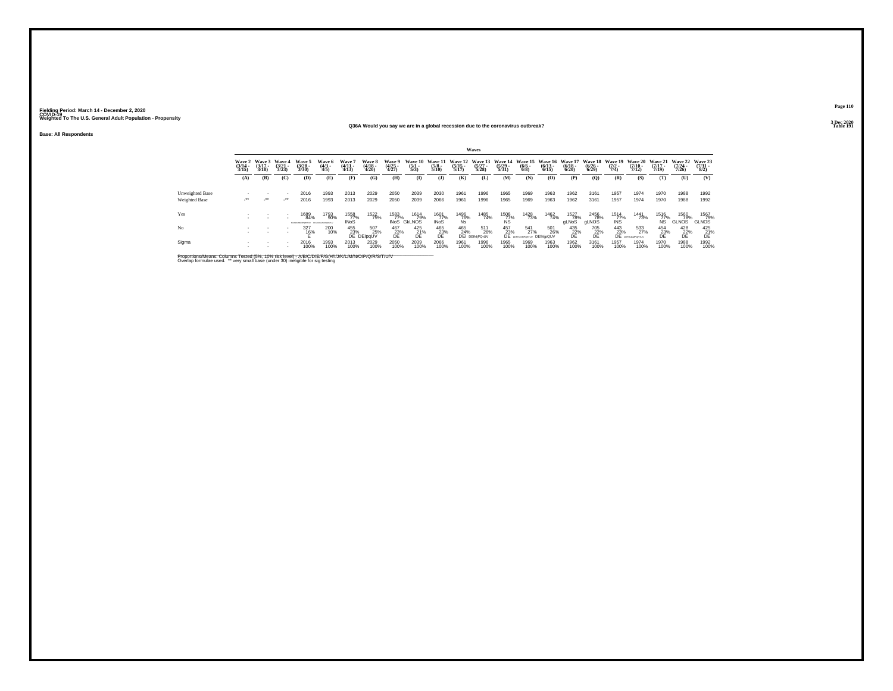Fielding Period: March 14 - December 2, 2020
COVID-19
Weighted To The U.S. General Adult Population - Propensity

3 Dec 2020
Table 191

### Q36A Would you say we are in a global recession due to the coronavirus outbreak?

Base: All Respondents

| | Wave 2 (3/14 - 3/15) | Wave 3 (3/17 - 3/18) | Wave 4 (3/21 - 3/23) | Wave 5 (3/28 - 3/30) | Wave 6 (4/3 - 4/5) | Wave 7 (4/11 - 4/13) | Wave 8 (4/18 - 4/20) | Wave 9 (4/25 - 4/27) | Wave 10 (5/1 - 5/3) | Wave 11 (5/8 - 5/10) | Wave 12 (5/15 - 5/17) | Wave 13 (5/27 - 5/28) | Wave 14 (5/29 - 5/31) | Wave 15 (6/6 - 6/8) | Wave 16 (6/13 - 6/15) | Wave 17 (6/18 - 6/20) | Wave 18 (6/26 - 6/29) | Wave 19 (7/2 - 7/4) | Wave 20 (7/10 - 7/12) | Wave 21 (7/17 - 7/19) | Wave 22 (7/24 - 7/26) | Wave 23 (7/31 - 8/2) |
|---|---|---|---|---|---|---|---|---|---|---|---|---|---|---|---|---|---|---|---|---|---|---|
| | (A) | (B) | (C) | (D) | (E) | (F) | (G) | (H) | (I) | (J) | (K) | (L) | (M) | (N) | (O) | (P) | (Q) | (R) | (S) | (T) | (U) | (V) |
| Unweighted Base | - | - | - | 2016 | 1993 | 2013 | 2029 | 2050 | 2039 | 2030 | 1961 | 1996 | 1965 | 1969 | 1963 | 1962 | 3161 | 1957 | 1974 | 1970 | 1988 | 1992 |
| Weighted Base | -** | -** | -** | 2016 | 1993 | 2013 | 2029 | 2050 | 2039 | 2066 | 1961 | 1996 | 1965 | 1969 | 1963 | 1962 | 3161 | 1957 | 1974 | 1970 | 1988 | 1992 |
| Yes | - | - | - | 1689 | 1793 | 1558 | 1522 | 1583 | 1614 | 1601 | 1496 | 1485 | 1508 | 1428 | 1462 | 1527 | 2456 | 1514 | 1441 | 1516 | 1560 | 1567 |
| | - | - | - | 84% | 90% | 77% | 75% | 77% | 79% | 77% | 76% | 74% | 77% | 73% | 74% | 78% | 78% | 77% | 73% | 77% | 78% | 79% |
| | | | | FGHIJKLMNOPQRSTUV | DFGHIJKLMNOPQRSTUV | lNoS | | lNoS | GkLNOS | lNoS | Ns | | NS | | | gLNoS | gLNOS | lNS | | NS | GLNOS | GLNOS |
| No | - | - | - | 327 | 200 | 455 | 507 | 467 | 425 | 465 | 465 | 511 | 457 | 541 | 501 | 435 | 705 | 443 | 533 | 454 | 428 | 425 |
| | - | - | - | 16% | 10% | 23% | 25% | 23% | 21% | 23% | 24% | 26% | 23% | 27% | 26% | 22% | 22% | 23% | 27% | 23% | 22% | 21% |
| | | | | E | | DE | DEIpqUV | DE | DE | DE | DEI | DEfhIjPQrUV | DE | DEFHIJMPQRTUV | DEfhIjpQUV | DE | DE | DE | DEFHIJMPQRTUV | DE | DE | DE |
| Sigma | - | - | - | 2016 | 1993 | 2013 | 2029 | 2050 | 2039 | 2066 | 1961 | 1996 | 1965 | 1969 | 1963 | 1962 | 3161 | 1957 | 1974 | 1970 | 1988 | 1992 |
| | - | - | - | 100% | 100% | 100% | 100% | 100% | 100% | 100% | 100% | 100% | 100% | 100% | 100% | 100% | 100% | 100% | 100% | 100% | 100% | 100% |

Proportions/Means: Columns Tested (5%, 10% risk level) - A/B/C/D/E/F/G/H/I/J/K/L/M/N/O/P/Q/R/S/T/U/V
Overlap formulae used. ** very small base (under 30) ineligible for sig testing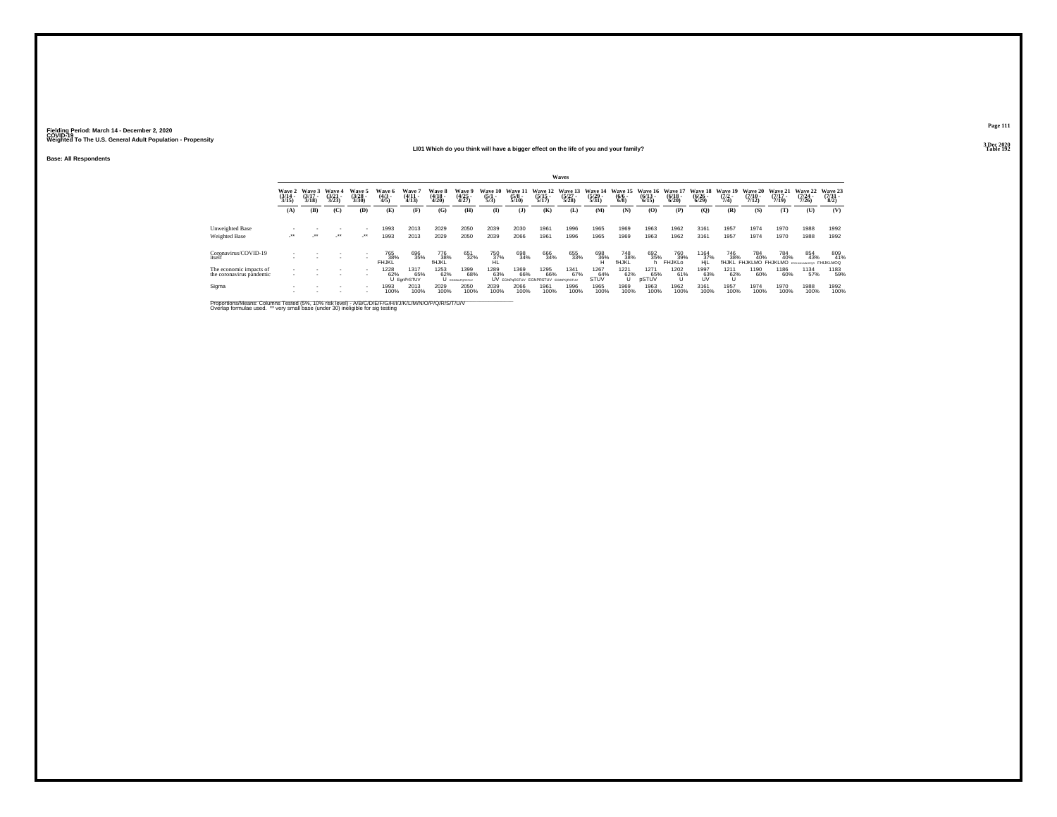Fielding Period: March 14 - December 2, 2020
COVID-19
Weighted To The U.S. General Adult Population - Propensity

3 Dec 2020
Table 192

## LI01 Which do you think will have a bigger effect on the life of you and your family?

**Base: All Respondents**

| | Wave 2 (3/14 - 3/15) | Wave 3 (3/17 - 3/18) | Wave 4 (3/21 - 3/23) | Wave 5 (3/28 - 3/30) | Wave 6 (4/3 - 4/5) | Wave 7 (4/11 - 4/13) | Wave 8 (4/18 - 4/20) | Wave 9 (4/25 - 4/27) | Wave 10 (5/1 - 5/3) | Wave 11 (5/8 - 5/10) | Wave 12 (5/15 - 5/17) | Wave 13 (5/27 - 5/28) | Wave 14 (5/29 - 5/31) | Wave 15 (6/6 - 6/8) | Wave 16 (6/13 - 6/15) | Wave 17 (6/18 - 6/20) | Wave 18 (6/26 - 6/29) | Wave 19 (7/2 - 7/4) | Wave 20 (7/10 - 7/12) | Wave 21 (7/17 - 7/19) | Wave 22 (7/24 - 7/26) | Wave 23 (7/31 - 8/2) |
|---|---|---|---|---|---|---|---|---|---|---|---|---|---|---|---|---|---|---|---|---|---|---|
| | (A) | (B) | (C) | (D) | (E) | (F) | (G) | (H) | (I) | (J) | (K) | (L) | (M) | (N) | (O) | (P) | (Q) | (R) | (S) | (T) | (U) | (V) |
| Unweighted Base | - | - | - | - | 1993 | 2013 | 2029 | 2050 | 2039 | 2030 | 1961 | 1996 | 1965 | 1969 | 1963 | 1962 | 3161 | 1957 | 1974 | 1970 | 1988 | 1992 |
| Weighted Base | -** | -** | -** | -** | 1993 | 2013 | 2029 | 2050 | 2039 | 2066 | 1961 | 1996 | 1965 | 1969 | 1963 | 1962 | 3161 | 1957 | 1974 | 1970 | 1988 | 1992 |
| Coronavirus/COVID-19 itself | - | - | - | - | 765 38% FHJKL | 696 35% | 776 38% fHJKL | 651 32% | 750 37% HL | 698 34% | 666 34% | 655 33% | 698 36% H | 748 38% fHJKL | 692 35% h | 760 39% FHJKLo | 1164 37% HjL | 746 38% fHJKL | 784 40% FHJKLMO | 784 40% FHJKLMO | 854 43% EFGHIJKLMNOPQR | 809 41% FHJKLMOQ |
| The economic impacts of the coronavirus pandemic | - | - | - | - | 1228 62% U | 1317 65% EgnPrSTUV | 1253 62% U | 1399 68% EGINOPQRSTUV | 1289 63% UV | 1369 66% EGNPqRSTUV | 1295 66% EGNPRSTUV | 1341 67% EGINPQRSTUV | 1267 64% STUV | 1221 62% U | 1271 65% pSTUV | 1202 61% U | 1997 63% UV | 1211 62% U | 1190 60% | 1186 60% | 1134 57% | 1183 59% |
| Sigma | - | - | - | - | 1993 100% | 2013 100% | 2029 100% | 2050 100% | 2039 100% | 2066 100% | 1961 100% | 1996 100% | 1965 100% | 1969 100% | 1963 100% | 1962 100% | 3161 100% | 1957 100% | 1974 100% | 1970 100% | 1988 100% | 1992 100% |

Proportions/Means: Columns Tested (5%, 10% risk level) - A/B/C/D/E/F/G/H/I/J/K/L/M/N/O/P/Q/R/S/T/U/V
Overlap formulae used. ** very small base (under 30) ineligible for sig testing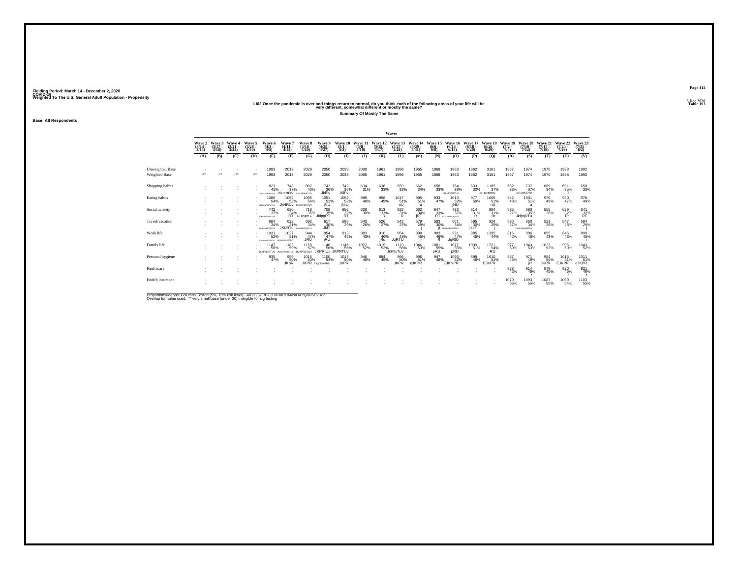Fielding Period: March 14 - December 2, 2020
COVID-19
Weighted To The U.S. General Adult Population - Propensity

3 Dec 2020
Table 193

## LI02 Once the pandemic is over and things return to normal, do you think each of the following areas of your life will be very different, somewhat different or mostly the same?

**Summary Of Mostly The Same**

**Base: All Respondents**

| | Wave 2 (3/14 - 3/15) | Wave 3 (3/17 - 3/18) | Wave 4 (3/21 - 3/23) | Wave 5 (3/28 - 3/30) | Wave 6 (4/3 - 4/5) | Wave 7 (4/11 - 4/13) | Wave 8 (4/18 - 4/20) | Wave 9 (4/25 - 4/27) | Wave 10 (5/1 - 5/3) | Wave 11 (5/8 - 5/10) | Wave 12 (5/15 - 5/17) | Wave 13 (5/27 - 5/28) | Wave 14 (5/29 - 5/31) | Wave 15 (6/6 - 6/8) | Wave 16 (6/13 - 6/15) | Wave 17 (6/18 - 6/20) | Wave 18 (6/26 - 6/29) | Wave 19 (7/2 - 7/4) | Wave 20 (7/10 - 7/12) | Wave 21 (7/17 - 7/19) | Wave 22 (7/24 - 7/26) | Wave 23 (7/31 - 8/2) |
|---|---|---|---|---|---|---|---|---|---|---|---|---|---|---|---|---|---|---|---|---|---|---|
| | (A) | (B) | (C) | (D) | (E) | (F) | (G) | (H) | (I) | (J) | (K) | (L) | (M) | (N) | (O) | (P) | (Q) | (R) | (S) | (T) | (U) | (V) |
| Unweighted Base | - | - | - | - | 1993 | 2013 | 2029 | 2050 | 2039 | 2030 | 1961 | 1996 | 1965 | 1969 | 1963 | 1962 | 3161 | 1957 | 1974 | 1970 | 1988 | 1992 |
| Weighted Base | -** | -** | -** | -** | 1993 | 2013 | 2029 | 2050 | 2039 | 2066 | 1961 | 1996 | 1965 | 1969 | 1963 | 1962 | 3161 | 1957 | 1974 | 1970 | 1988 | 1992 |
| Shopping habits | - | - | - | - | 823 41% FHIJKLMNPQRsTUV | 748 37% JKLmNPrV | 802 40% IlJKLMNPRTUV | 742 36% JKlPv | 742 36% JKlPv | 634 31% | 638 33% | 659 33% | 662 34% | 658 33% | 754 38% JKLMNPRTUV | 633 32% | 1185 37% JKLMNPRtV | 652 33% | 737 37% JKLmNPrV | 669 34% j | 691 35% J | 658 33% |
| Eating habits | - | - | - | - | 1086 54% IlJKMnPQRsTUV | 1053 52% JkNRUv | 1095 54% JKmNPqRTUV | 1051 51% jNU | 1052 52% jNrU | 989 48% | 958 49% | 1017 51% nU | 995 51% u | 933 47% | 1013 52% jNU | 977 50% | 1605 51% nU | 942 48% | 1001 51% u | 970 49% | 930 47% | 976 49% |
| Social activity | - | - | - | - | 742 37% IlJKLmNPQRTUV | 680 34% jRT | 718 35% IJKLPQRTUv | 708 35% JklpqRT | 656 32% RT | 628 30% | 613 31% R | 622 31% R | 662 34% jRT | 647 33% RT | 733 37% IlJKLmNPQRTUV | 614 31% R | 994 31% Rt | 535 27% | 690 35% JklpqRTu | 555 28% | 629 32% Rt | 641 32% RT |
| Travel/vacation | - | - | - | - | 684 34% IlHIJKLMNPQRTUV | 622 31% JKLRTu | 692 34% IHIJKLMNPQRTUV | 617 30% JklT | 586 29% | 543 26% | 526 27% | 542 27% | 579 29% j | 583 30% jt | 661 34% IlJKLMNpQRTUV | 595 30% JklrT | 924 29% j | 530 27% | 663 34% HJKLMNpQRTUV | 521 26% | 547 28% | 584 29% j |
| Work life | - | - | - | - | 1031 52% IlHIJKLMNPQRSTUV | 1027 51% GHIJKMNoPQRSTUV | 944 47% JRU | 954 47% jRU | 913 45% | 883 43% | 910 46% jRu | 954 48% JqRTU | 890 45% r | 903 46% R | 931 47% JqRtU | 885 45% | 1395 44% | 816 42% | 906 46% r | 855 43% | 846 43% | 899 45% r |
| Family life | - | - | - | - | 1147 58% JKMPqRSTUV | 1182 59% JKMmnPQRSTUV | 1159 57% JKmPRSTUV | 1146 56% JKPRtUv | 1146 56% JKPRTUv | 1072 52% | 1015 52% | 1123 56% JKPRsTUV | 1046 53% | 1081 55% pRU | 1077 55% pRU | 1009 51% | 1721 54% RU | 977 50% | 1043 53% | 1023 52% | 995 50% | 1043 52% |
| Personal hygiene | - | - | - | - | 935 47% | 999 50% JKpR | 1016 50% JKPR | 1100 54% EFgJKlNPRSt | 1017 50% JKPR | 946 46% | 884 45% | 996 50% JKPR | 996 51% eJKPR | 947 48% | 1026 52% EJKNPR | 899 46% | 1610 51% EJKPR | 887 45% | 971 49% jkr | 984 50% JKPR | 1015 51% EJKPR | 1011 51% eJKPR |
| Healthcare | - | - | - | - | - | - | - | - | - | - | - | - | - | - | - | - | - | 828 42% | 914 46% r | 879 45% | 920 46% r | 921 46% r |
| Health insurance | - | - | - | - | - | - | - | - | - | - | - | - | - | - | - | - | - | 1070 55% | 1093 55% | 1087 55% | 1069 54% | 1103 55% |

Proportions/Means: Columns Tested (5%, 10% risk level) - A/B/C/D/E/F/G/H/I/J/K/L/M/N/O/P/Q/R/S/T/U/V
Overlap formulae used. ** very small base (under 30) ineligible for sig testing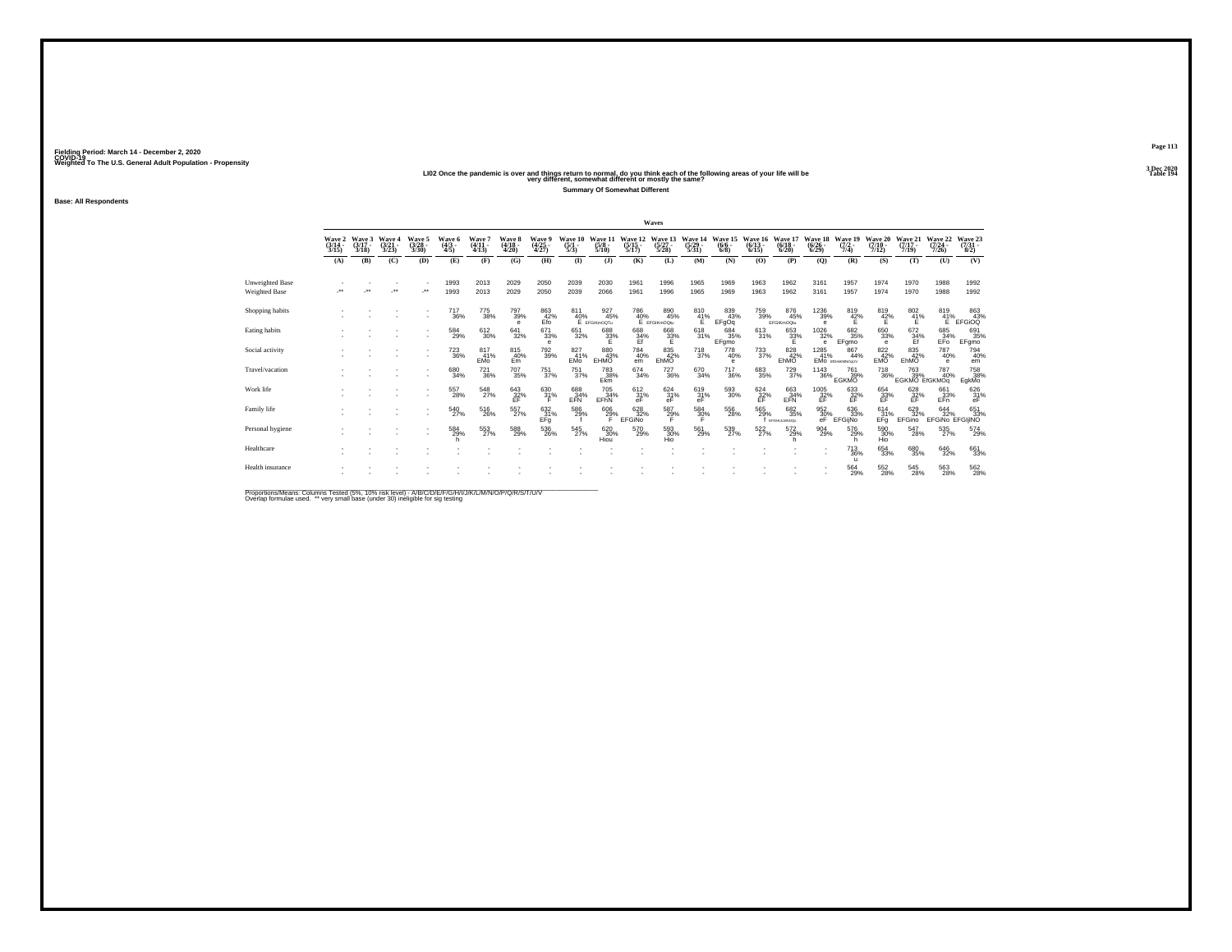Fielding Period: March 14 - December 2, 2020
COVID-19
Weighted To The U.S. General Adult Population - Propensity

3 Dec 2020
Table 194

LI02 Once the pandemic is over and things return to normal, do you think each of the following areas of your life will be very different, somewhat different or mostly the same?

Summary Of Somewhat Different

Base: All Respondents

| | Wave 2 (3/14 - 3/15) | Wave 3 (3/17 - 3/18) | Wave 4 (3/21 - 3/23) | Wave 5 (3/28 - 3/30) | Wave 6 (4/3 - 4/5) | Wave 7 (4/11 - 4/13) | Wave 8 (4/18 - 4/20) | Wave 9 (4/25 - 4/27) | Wave 10 (5/1 - 5/3) | Wave 11 (5/8 - 5/10) | Wave 12 (5/15 - 5/17) | Wave 13 (5/27 - 5/28) | Wave 14 (5/29 - 5/31) | Wave 15 (6/6 - 6/8) | Wave 16 (6/13 - 6/15) | Wave 17 (6/18 - 6/20) | Wave 18 (6/26 - 6/29) | Wave 19 (7/2 - 7/4) | Wave 20 (7/10 - 7/12) | Wave 21 (7/17 - 7/19) | Wave 22 (7/24 - 7/26) | Wave 23 (7/31 - 8/2) |
|---|---|---|---|---|---|---|---|---|---|---|---|---|---|---|---|---|---|---|---|---|---|---|
| | (A) | (B) | (C) | (D) | (E) | (F) | (G) | (H) | (I) | (J) | (K) | (L) | (M) | (N) | (O) | (P) | (Q) | (R) | (S) | (T) | (U) | (V) |
| Unweighted Base | - | - | - | - | 1993 | 2013 | 2029 | 2050 | 2039 | 2030 | 1961 | 1996 | 1965 | 1969 | 1963 | 1962 | 3161 | 1957 | 1974 | 1970 | 1988 | 1992 |
| Weighted Base | -** | -** | -** | -** | 1993 | 2013 | 2029 | 2050 | 2039 | 2066 | 1961 | 1996 | 1965 | 1969 | 1963 | 1962 | 3161 | 1957 | 1974 | 1970 | 1988 | 1992 |
| Shopping habits | - | - | - | - | 717 36% | 775 38% | 797 39% e | 863 42% Efo | 811 40% E | 927 45% EFGIkmOQTu | 786 40% E | 890 45% EFGIKmOQtu | 810 41% E | 839 43% EFgOq | 759 39% | 876 45% EFGIKmOQtu | 1236 39% e | 819 42% E | 819 42% E | 802 41% E | 819 41% E | 863 43% EFGiOQ |
| Eating habits | - | - | - | - | 584 29% | 612 30% | 641 32% | 671 33% e | 651 32% | 688 33% E | 668 34% Ef | 668 33% E | 618 31% | 684 35% EFgmo | 613 31% | 653 33% E | 1026 32% e | 682 35% EFgmo | 650 33% e | 672 34% Ef | 685 34% EFo | 691 35% EFgmo |
| Social activity | - | - | - | - | 723 36% | 817 41% EMo | 815 40% Em | 792 39% | 827 41% EMo | 880 43% EHMO | 784 40% em | 835 42% EhMO | 718 37% | 778 40% e | 733 37% | 828 42% EhMO | 1285 41% EMo | 867 44% EfGHIKMNOqUV | 822 42% EMO | 835 42% EhMO | 787 40% e | 794 40% em |
| Travel/vacation | - | - | - | - | 680 34% | 721 36% | 707 35% | 751 37% | 751 37% | 783 38% Ekm | 674 34% | 727 36% | 670 34% | 717 36% | 683 35% | 729 37% | 1143 36% | 761 39% EGKMO | 718 36% | 763 39% EGKMO | 787 40% EfGKMOq | 758 38% EgkMo |
| Work life | - | - | - | - | 557 28% | 548 27% | 643 32% EF | 630 31% F | 688 34% EFN | 705 34% EFhN | 612 31% eF | 624 31% eF | 619 31% eF | 593 30% | 624 32% EF | 663 34% EFN | 1005 32% EF | 633 32% EF | 654 33% EF | 628 32% EF | 661 33% EFn | 626 31% eF |
| Family life | - | - | - | - | 540 27% | 516 26% | 557 27% | 632 31% EFg | 586 29% f | 606 29% F | 628 32% EFGiNo | 587 29% F | 584 30% F | 556 28% | 565 29% f | 682 35% EFGHIJLMNOQs | 952 30% eF | 636 33% EFGijNo | 614 31% EFg | 629 32% EFGino | 644 32% EFGiNo | 651 33% EFGIjNO |
| Personal hygiene | - | - | - | - | 584 29% h | 553 27% | 588 29% | 536 26% | 545 27% | 620 30% Hiou | 570 29% | 593 30% Hio | 561 29% | 539 27% | 522 27% | 572 29% h | 904 29% | 576 29% h | 590 30% Hio | 547 28% | 535 27% | 574 29% |
| Healthcare | - | - | - | - | - | - | - | - | - | - | - | - | - | - | - | - | - | 713 36% u | 654 33% | 680 35% | 646 32% | 661 33% |
| Health insurance | - | - | - | - | - | - | - | - | - | - | - | - | - | - | - | - | - | 564 29% | 552 28% | 545 28% | 563 28% | 562 28% |

Proportions/Means: Columns Tested (5%, 10% risk level) - A/B/C/D/E/F/G/H/I/J/K/L/M/N/O/P/Q/R/S/T/U/V
Overlap formulae used. ** very small base (under 30) ineligible for sig testing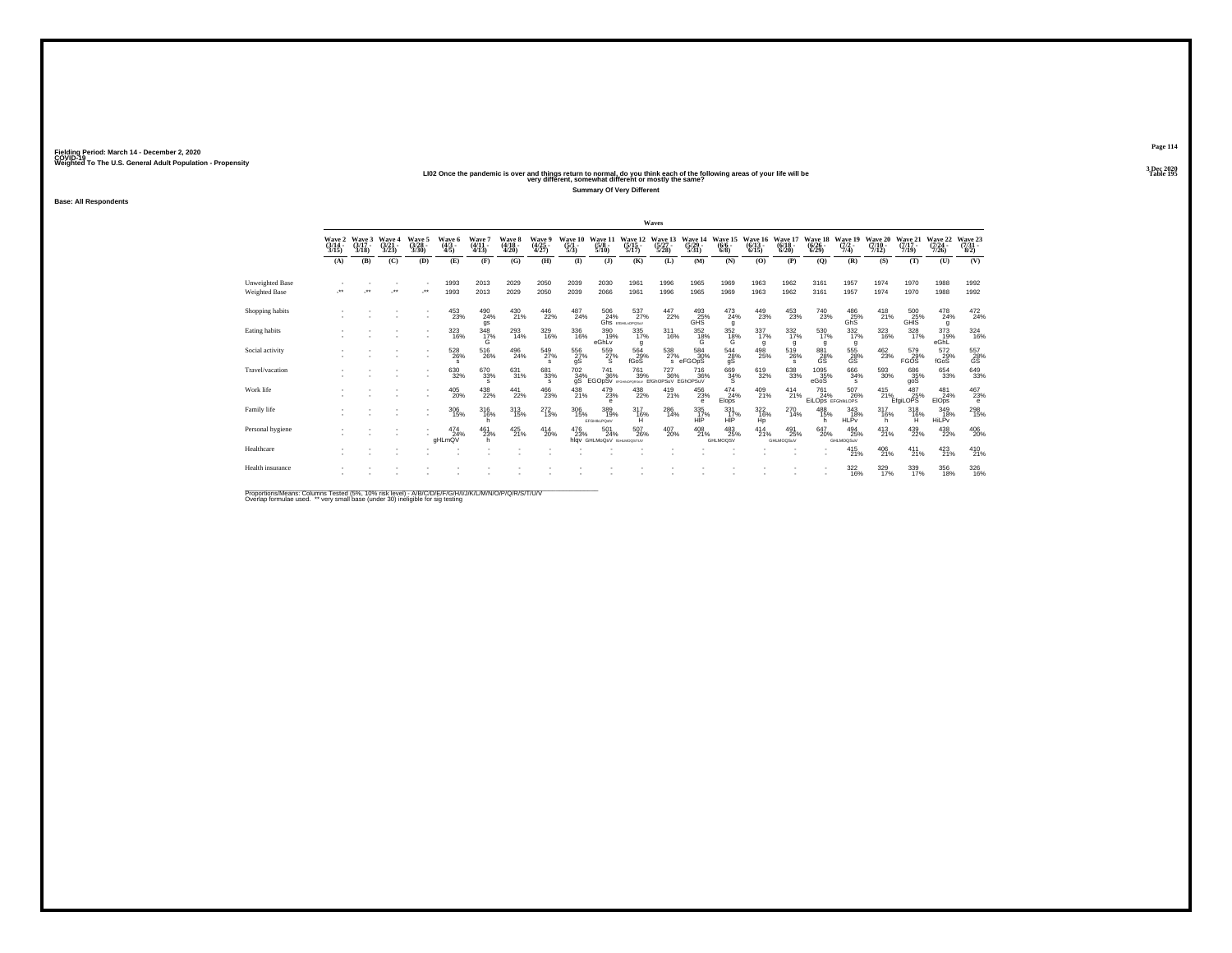Fielding Period: March 14 - December 2, 2020
COVID-19
Weighted To The U.S. General Adult Population - Propensity

3 Dec 2020
Table 195

LI02 Once the pandemic is over and things return to normal, do you think each of the following areas of your life will be very different, somewhat different or mostly the same?

Summary Of Very Different

Base: All Respondents

| | Wave 2 (3/14 - 3/15) | Wave 3 (3/17 - 3/18) | Wave 4 (3/21 - 3/23) | Wave 5 (3/28 - 3/30) | Wave 6 (4/3 - 4/5) | Wave 7 (4/11 - 4/13) | Wave 8 (4/18 - 4/20) | Wave 9 (4/25 - 4/27) | Wave 10 (5/1 - 5/3) | Wave 11 (5/8 - 5/10) | Wave 12 (5/15 - 5/17) | Wave 13 (5/27 - 5/28) | Wave 14 (5/29 - 5/31) | Wave 15 (6/6 - 6/8) | Wave 16 (6/13 - 6/15) | Wave 17 (6/18 - 6/20) | Wave 18 (6/26 - 6/29) | Wave 19 (7/2 - 7/4) | Wave 20 (7/10 - 7/12) | Wave 21 (7/17 - 7/19) | Wave 22 (7/24 - 7/26) | Wave 23 (7/31 - 8/2) |
|---|---|---|---|---|---|---|---|---|---|---|---|---|---|---|---|---|---|---|---|---|---|---|
| | (A) | (B) | (C) | (D) | (E) | (F) | (G) | (H) | (I) | (J) | (K) | (L) | (M) | (N) | (O) | (P) | (Q) | (R) | (S) | (T) | (U) | (V) |
| Unweighted Base | - | - | - | - | 1993 | 2013 | 2029 | 2050 | 2039 | 2030 | 1961 | 1996 | 1965 | 1969 | 1963 | 1962 | 3161 | 1957 | 1974 | 1970 | 1988 | 1992 |
| Weighted Base | -** | -** | -** | -** | 1993 | 2013 | 2029 | 2050 | 2039 | 2066 | 1961 | 1996 | 1965 | 1969 | 1963 | 1962 | 3161 | 1957 | 1974 | 1970 | 1988 | 1992 |
| Shopping habits | - | - | - | - | 453 23% | 490 24% gs | 430 21% | 446 22% | 487 24% | 506 24% Ghs | 537 27% EfGHILnOPQSuV | 447 22% | 493 25% GHS | 473 24% g | 449 23% | 453 23% | 740 23% | 486 25% GhS | 418 21% | 500 25% GHIS | 470 24% g | 472 24% |
| Eating habits | - | - | - | - | 323 16% | 348 17% G | 293 14% | 329 16% | 336 16% | 390 19% eGhLv | 335 17% g | 311 16% | 352 18% G | 352 18% G | 337 17% g | 332 17% g | 530 17% g | 332 17% g | 323 16% | 328 17% | 373 19% eGhL | 324 16% |
| Social activity | - | - | - | - | 528 26% s | 516 26% | 496 24% | 549 27% s | 556 27% gS | 559 27% S | 564 29% fGoS | 538 27% s | 584 30% eFGOpS | 544 28% gS | 498 25% | 519 26% s | 881 28% GS | 555 28% GS | 462 23% | 579 29% FGOS | 572 29% fGoS | 557 28% GS |
| Travel/vacation | - | - | - | - | 630 32% | 670 33% s | 631 31% | 681 33% s | 702 34% gS | 741 36% EGOpSv | 761 39% EFGHIOPQRSTUV | 727 36% EfGhOPSuV | 716 36% EGhOPSuV | 669 34% S | 619 32% | 638 33% | 1095 35% eGoS | 666 34% s | 593 30% | 686 35% goS | 654 33% | 649 33% |
| Work life | - | - | - | - | 405 20% | 438 22% | 441 22% | 466 23% | 438 21% | 479 23% e | 438 22% | 419 21% | 456 23% e | 474 24% Elops | 409 21% | 414 21% | 761 24% EiLOps | 507 26% EFGhIkLOPS | 415 21% | 487 25% EfgILOPS | 481 24% ElOps | 467 23% e |
| Family life | - | - | - | - | 306 15% | 316 16% h | 313 15% | 272 13% | 306 15% | 389 19% EFGHIlLPQsV | 317 16% H | 286 14% | 335 17% HlP | 331 17% HlP | 322 16% Hp | 270 14% | 488 15% h | 343 18% HLPv | 317 16% h | 318 16% H | 349 18% HiLPv | 298 15% |
| Personal hygiene | - | - | - | - | 474 24% gHLmQV | 461 23% h | 425 21% | 414 20% | 476 23% hlqv | 501 24% GHLMoQsV | 507 26% fGHLMOQSTUV | 407 20% | 408 21% | 483 25% GHLMOQSV | 414 21% | 491 25% GHLMOQSuV | 647 20% | 494 25% GHLMOQSuV | 413 21% | 439 22% | 438 22% | 406 20% |
| Healthcare | - | - | - | - | - | - | - | - | - | - | - | - | - | - | - | - | - | 415 21% | 406 21% | 411 21% | 423 21% | 410 21% |
| Health insurance | - | - | - | - | - | - | - | - | - | - | - | - | - | - | - | - | - | 322 16% | 329 17% | 339 17% | 356 18% | 326 16% |

Proportions/Means: Columns Tested (5%, 10% risk level) - A/B/C/D/E/F/G/H/I/J/K/L/M/N/O/P/Q/R/S/T/U/V
Overlap formulae used. ** very small base (under 30) ineligible for sig testing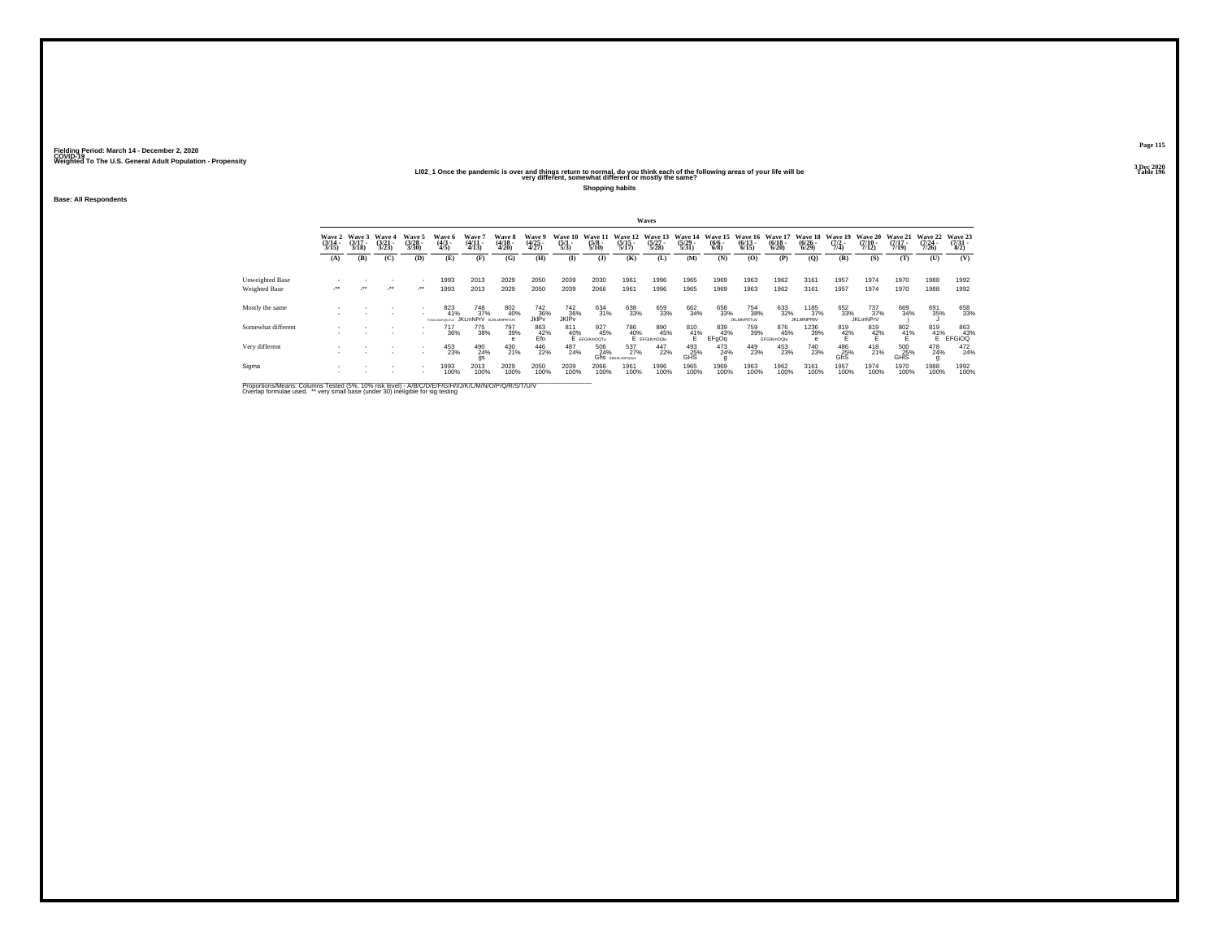Fielding Period: March 14 - December 2, 2020
COVID-19
Weighted To The U.S. General Adult Population - Propensity

3 Dec 2020
Table 196

### LI02_1 Once the pandemic is over and things return to normal, do you think each of the following areas of your life will be very different, somewhat different or mostly the same?

**Shopping habits**

**Base: All Respondents**

| | Waves | | | | | | | | | | | | | | | | | | | | | |
|---|---|---|---|---|---|---|---|---|---|---|---|---|---|---|---|---|---|---|---|---|---|---|
| | Wave 2 (3/14 - 3/15) | Wave 3 (3/17 - 3/18) | Wave 4 (3/21 - 3/23) | Wave 5 (3/28 - 3/30) | Wave 6 (4/3 - 4/5) | Wave 7 (4/11 - 4/13) | Wave 8 (4/18 - 4/20) | Wave 9 (4/25 - 4/27) | Wave 10 (5/1 - 5/3) | Wave 11 (5/8 - 5/10) | Wave 12 (5/15 - 5/17) | Wave 13 (5/27 - 5/28) | Wave 14 (5/29 - 5/31) | Wave 15 (6/6 - 6/8) | Wave 16 (6/13 - 6/15) | Wave 17 (6/18 - 6/20) | Wave 18 (6/26 - 6/29) | Wave 19 (7/2 - 7/4) | Wave 20 (7/10 - 7/12) | Wave 21 (7/17 - 7/19) | Wave 22 (7/24 - 7/26) | Wave 23 (7/31 - 8/2) |
| | (A) | (B) | (C) | (D) | (E) | (F) | (G) | (H) | (I) | (J) | (K) | (L) | (M) | (N) | (O) | (P) | (Q) | (R) | (S) | (T) | (U) | (V) |
| Unweighted Base | - | - | - | - | 1993 | 2013 | 2029 | 2050 | 2039 | 2030 | 1961 | 1996 | 1965 | 1969 | 1963 | 1962 | 3161 | 1957 | 1974 | 1970 | 1988 | 1992 |
| Weighted Base | -** | -** | -** | -** | 1993 | 2013 | 2029 | 2050 | 2039 | 2066 | 1961 | 1996 | 1965 | 1969 | 1963 | 1962 | 3161 | 1957 | 1974 | 1970 | 1988 | 1992 |
| Mostly the same | - | - | - | - | 823 | 748 | 802 | 742 | 742 | 634 | 638 | 659 | 662 | 658 | 754 | 633 | 1185 | 652 | 737 | 669 | 691 | 658 |
| | - | - | - | - | 41% | 37% | 40% | 36% | 36% | 31% | 33% | 33% | 34% | 33% | 38% | 32% | 37% | 33% | 37% | 34% | 35% | 33% |
| | | | | | FHIJKLMNPQRSTUV | JKLmNPrV | IJKLMNPRTUV | JklPv | JKlPv | | | | | | JKLMNPRTuV | | JKLMNPRV | | JKLmNPrV | j | J | |
| Somewhat different | - | - | - | - | 717 | 775 | 797 | 863 | 811 | 927 | 786 | 890 | 810 | 839 | 759 | 876 | 1236 | 819 | 819 | 802 | 819 | 863 |
| | - | - | - | - | 36% | 38% | 39% | 42% | 40% | 45% | 40% | 45% | 41% | 43% | 39% | 45% | 39% | 42% | 42% | 41% | 41% | 43% |
| | | | | | | | e | Efo | E | EFGIKmOQTu | E | EFGIKmOQtu | E | EFgOq | | EFGIKmOQts | e | E | E | E | E | EFGiOQ |
| Very different | - | - | - | - | 453 | 490 | 430 | 446 | 487 | 506 | 537 | 447 | 493 | 473 | 449 | 453 | 740 | 486 | 418 | 500 | 478 | 472 |
| | - | - | - | - | 23% | 24% | 21% | 22% | 24% | 24% | 27% | 22% | 25% | 24% | 23% | 23% | 23% | 25% | 21% | 25% | 24% | 24% |
| | | | | | | gs | | | | Ghs | EfGHLoPQSuV | | GHS | g | | | | GhS | | GHIS | g | |
| Sigma | - | - | - | - | 1993 | 2013 | 2029 | 2050 | 2039 | 2066 | 1961 | 1996 | 1965 | 1969 | 1963 | 1962 | 3161 | 1957 | 1974 | 1970 | 1988 | 1992 |
| | - | - | - | - | 100% | 100% | 100% | 100% | 100% | 100% | 100% | 100% | 100% | 100% | 100% | 100% | 100% | 100% | 100% | 100% | 100% | 100% |

Proportions/Means: Columns Tested (5%, 10% risk level) - A/B/C/D/E/F/G/H/I/J/K/L/M/N/O/P/Q/R/S/T/U/V
Overlap formulae used. ** very small base (under 30) ineligible for sig testing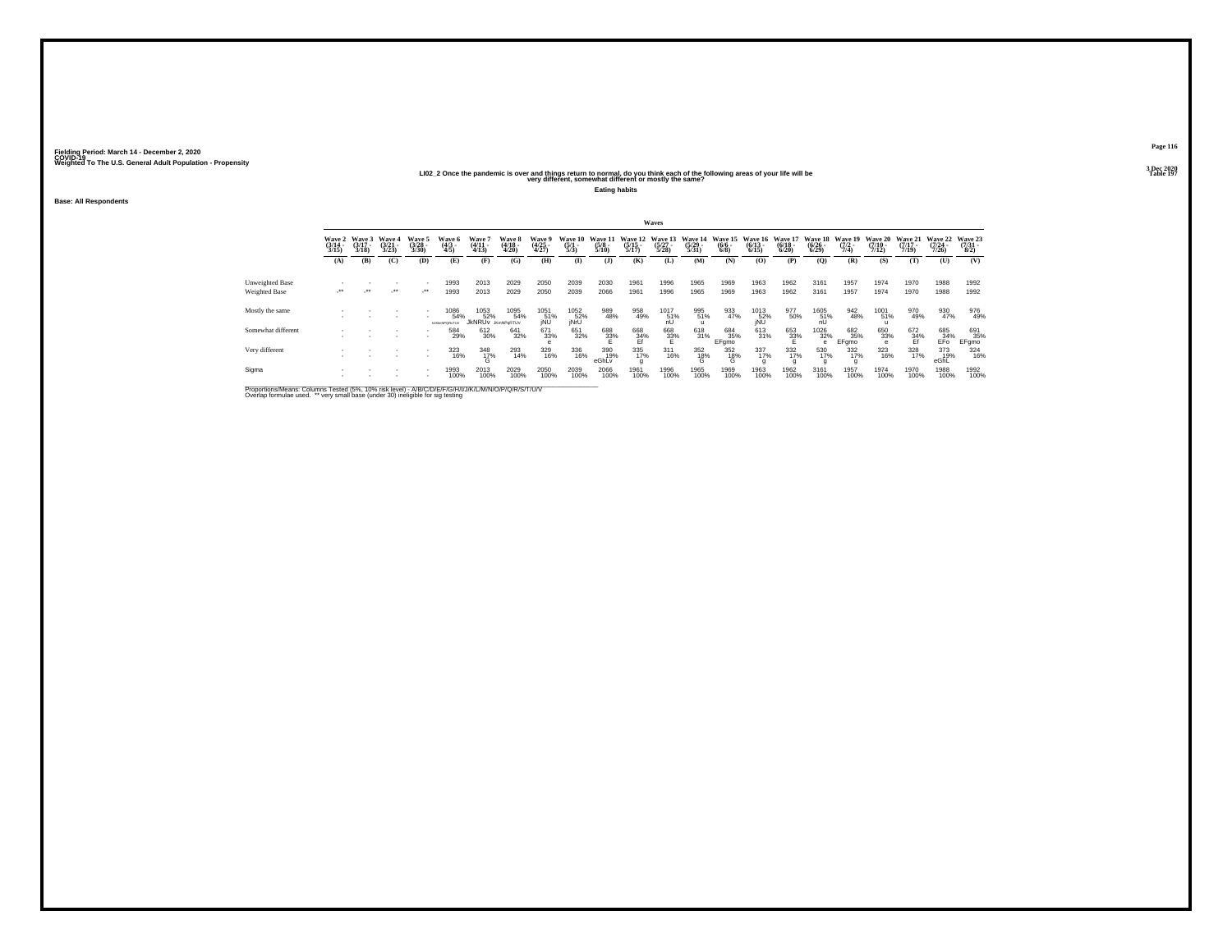Fielding Period: March 14 - December 2, 2020
COVID-19
Weighted To The U.S. General Adult Population - Propensity

3 Dec 2020
Table 197

## LI02_2 Once the pandemic is over and things return to normal, do you think each of the following areas of your life will be very different, somewhat different or mostly the same?

**Eating habits**

**Base: All Respondents**

| | Wave 2 (3/14 - 3/15) | Wave 3 (3/17 - 3/18) | Wave 4 (3/21 - 3/23) | Wave 5 (3/28 - 3/30) | Wave 6 (4/3 - 4/5) | Wave 7 (4/11 - 4/13) | Wave 8 (4/18 - 4/20) | Wave 9 (4/25 - 4/27) | Wave 10 (5/1 - 5/3) | Wave 11 (5/8 - 5/10) | Wave 12 (5/15 - 5/17) | Wave 13 (5/27 - 5/28) | Wave 14 (5/29 - 5/31) | Wave 15 (6/6 - 6/8) | Wave 16 (6/13 - 6/15) | Wave 17 (6/18 - 6/20) | Wave 18 (6/26 - 6/29) | Wave 19 (7/2 - 7/4) | Wave 20 (7/10 - 7/12) | Wave 21 (7/17 - 7/19) | Wave 22 (7/24 - 7/26) | Wave 23 (7/31 - 8/2) |
|---|---|---|---|---|---|---|---|---|---|---|---|---|---|---|---|---|---|---|---|---|---|---|
| | (A) | (B) | (C) | (D) | (E) | (F) | (G) | (H) | (I) | (J) | (K) | (L) | (M) | (N) | (O) | (P) | (Q) | (R) | (S) | (T) | (U) | (V) |
| Unweighted Base | - | - | - | - | 1993 | 2013 | 2029 | 2050 | 2039 | 2030 | 1961 | 1996 | 1965 | 1969 | 1963 | 1962 | 3161 | 1957 | 1974 | 1970 | 1988 | 1992 |
| Weighted Base | -** | -** | -** | -** | 1993 | 2013 | 2029 | 2050 | 2039 | 2066 | 1961 | 1996 | 1965 | 1969 | 1963 | 1962 | 3161 | 1957 | 1974 | 1970 | 1988 | 1992 |
| Mostly the same | - | - | - | - | 1086 | 1053 | 1095 | 1051 | 1052 | 989 | 958 | 1017 | 995 | 933 | 1013 | 977 | 1605 | 942 | 1001 | 970 | 930 | 976 |
| | - | - | - | - | 54% | 52% | 54% | 51% | 52% | 48% | 49% | 51% | 51% | 47% | 52% | 50% | 51% | 48% | 51% | 49% | 47% | 49% |
| | | | | | hJKmNPQRsTUV | JkNRUv | JKmNPqRTUV | jNU | jNrU | | | nU | u | | jNU | | nU | | u | | | |
| Somewhat different | - | - | - | - | 584 | 612 | 641 | 671 | 651 | 688 | 668 | 668 | 618 | 684 | 613 | 653 | 1026 | 682 | 650 | 672 | 685 | 691 |
| | - | - | - | - | 29% | 30% | 32% | 33% | 32% | 33% | 34% | 33% | 31% | 35% | 31% | 33% | 32% | 35% | 33% | 34% | 34% | 35% |
| | | | | | | | | e | | E | Ef | E | | EFgmo | | E | e | EFgmo | e | Ef | EFo | EFgmo |
| Very different | - | - | - | - | 323 | 348 | 293 | 329 | 336 | 390 | 335 | 311 | 352 | 352 | 337 | 332 | 530 | 332 | 323 | 328 | 373 | 324 |
| | - | - | - | - | 16% | 17% | 14% | 16% | 16% | 19% | 17% | 16% | 18% | 18% | 17% | 17% | 17% | 17% | 16% | 17% | 19% | 16% |
| | | | | | | G | | | | eGhLv | g | | G | G | g | g | g | g | | | eGhL | |
| Sigma | - | - | - | - | 1993 | 2013 | 2029 | 2050 | 2039 | 2066 | 1961 | 1996 | 1965 | 1969 | 1963 | 1962 | 3161 | 1957 | 1974 | 1970 | 1988 | 1992 |
| | - | - | - | - | 100% | 100% | 100% | 100% | 100% | 100% | 100% | 100% | 100% | 100% | 100% | 100% | 100% | 100% | 100% | 100% | 100% | 100% |

Proportions/Means: Columns Tested (5%, 10% risk level) - A/B/C/D/E/F/G/H/I/J/K/L/M/N/O/P/Q/R/S/T/U/V
Overlap formulae used. ** very small base (under 30) ineligible for sig testing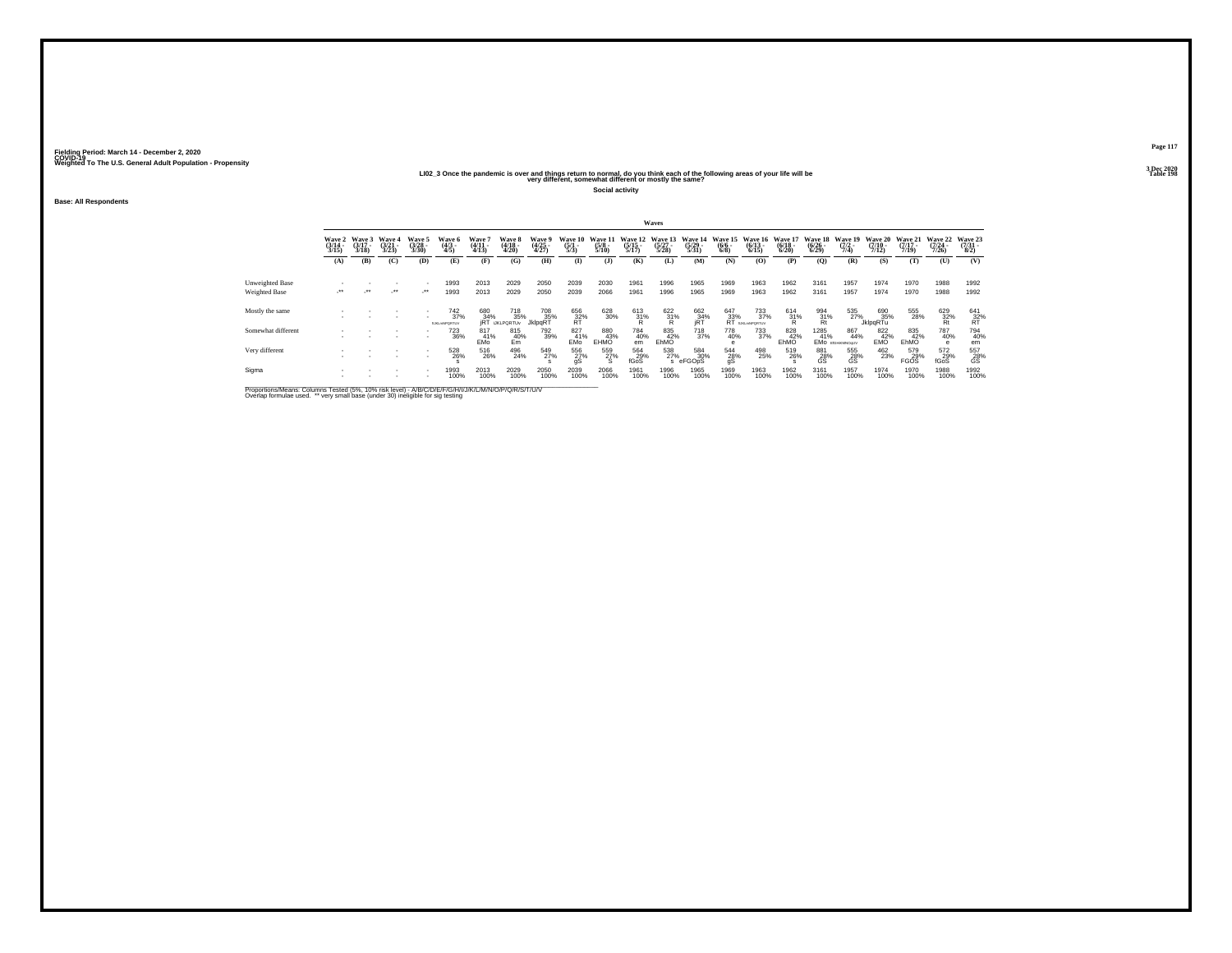Fielding Period: March 14 - December 2, 2020
COVID-19
Weighted To The U.S. General Adult Population - Propensity

3 Dec 2020
Table 198

## LI02_3 Once the pandemic is over and things return to normal, do you think each of the following areas of your life will be very different, somewhat different or mostly the same?

**Social activity**

**Base: All Respondents**

| | Waves | | | | | | | | | | | | | | | | | | | | | |
|---|---|---|---|---|---|---|---|---|---|---|---|---|---|---|---|---|---|---|---|---|---|---|
| | Wave 2 (3/14 - 3/15) | Wave 3 (3/17 - 3/18) | Wave 4 (3/21 - 3/23) | Wave 5 (3/28 - 3/30) | Wave 6 (4/3 - 4/5) | Wave 7 (4/11 - 4/13) | Wave 8 (4/18 - 4/20) | Wave 9 (4/25 - 4/27) | Wave 10 (5/1 - 5/3) | Wave 11 (5/8 - 5/10) | Wave 12 (5/15 - 5/17) | Wave 13 (5/27 - 5/28) | Wave 14 (5/29 - 5/31) | Wave 15 (6/6 - 6/8) | Wave 16 (6/13 - 6/15) | Wave 17 (6/18 - 6/20) | Wave 18 (6/26 - 6/29) | Wave 19 (7/2 - 7/4) | Wave 20 (7/10 - 7/12) | Wave 21 (7/17 - 7/19) | Wave 22 (7/24 - 7/26) | Wave 23 (7/31 - 8/2) |
| | (A) | (B) | (C) | (D) | (E) | (F) | (G) | (H) | (I) | (J) | (K) | (L) | (M) | (N) | (O) | (P) | (Q) | (R) | (S) | (T) | (U) | (V) |
| Unweighted Base | - | - | - | - | 1993 | 2013 | 2029 | 2050 | 2039 | 2030 | 1961 | 1996 | 1965 | 1969 | 1963 | 1962 | 3161 | 1957 | 1974 | 1970 | 1988 | 1992 |
| Weighted Base | -** | -** | -** | -** | 1993 | 2013 | 2029 | 2050 | 2039 | 2066 | 1961 | 1996 | 1965 | 1969 | 1963 | 1962 | 3161 | 1957 | 1974 | 1970 | 1988 | 1992 |
| Mostly the same | - | - | - | - | 742 | 680 | 718 | 708 | 656 | 628 | 613 | 622 | 662 | 647 | 733 | 614 | 994 | 535 | 690 | 555 | 629 | 641 |
| | - | - | - | - | 37% | 34% | 35% | 35% | 32% | 30% | 31% | 31% | 34% | 33% | 37% | 31% | 31% | 27% | 35% | 28% | 32% | 32% |
| | | | | | IJKLmNPQRTUV | jRT | IJKLPQRTUv | JklpqRT | RT | | R | R | jRT | RT | IJKLmNPQRTUV | R | Rt | | JklpqRTu | | Rt | RT |
| Somewhat different | - | - | - | - | 723 | 817 | 815 | 792 | 827 | 880 | 784 | 835 | 718 | 778 | 733 | 828 | 1285 | 867 | 822 | 835 | 787 | 794 |
| | - | - | - | - | 36% | 41% | 40% | 39% | 41% | 43% | 40% | 42% | 37% | 40% | 37% | 42% | 41% | 44% | 42% | 42% | 40% | 40% |
| | | | | | | EMo | Em | | EMo | EHMO | em | EhMO | | e | | EhMO | EMo | EfGHkMNOqUV | EMO | EhMO | e | em |
| Very different | - | - | - | - | 528 | 516 | 496 | 549 | 556 | 559 | 564 | 538 | 584 | 544 | 498 | 519 | 881 | 555 | 462 | 579 | 572 | 557 |
| | - | - | - | - | 26% | 26% | 24% | 27% | 27% | 27% | 29% | 27% | 30% | 28% | 25% | 26% | 28% | 28% | 23% | 29% | 29% | 28% |
| | | | | | s | | | s | gS | S | fGoS | s | eFGOpS | gS | | s | GS | GS | | FGOS | fGoS | GS |
| Sigma | - | - | - | - | 1993 | 2013 | 2029 | 2050 | 2039 | 2066 | 1961 | 1996 | 1965 | 1969 | 1963 | 1962 | 3161 | 1957 | 1974 | 1970 | 1988 | 1992 |
| | - | - | - | - | 100% | 100% | 100% | 100% | 100% | 100% | 100% | 100% | 100% | 100% | 100% | 100% | 100% | 100% | 100% | 100% | 100% | 100% |

Proportions/Means: Columns Tested (5%, 10% risk level) - A/B/C/D/E/F/G/H/I/J/K/L/M/N/O/P/Q/R/S/T/U/V
Overlap formulae used. ** very small base (under 30) ineligible for sig testing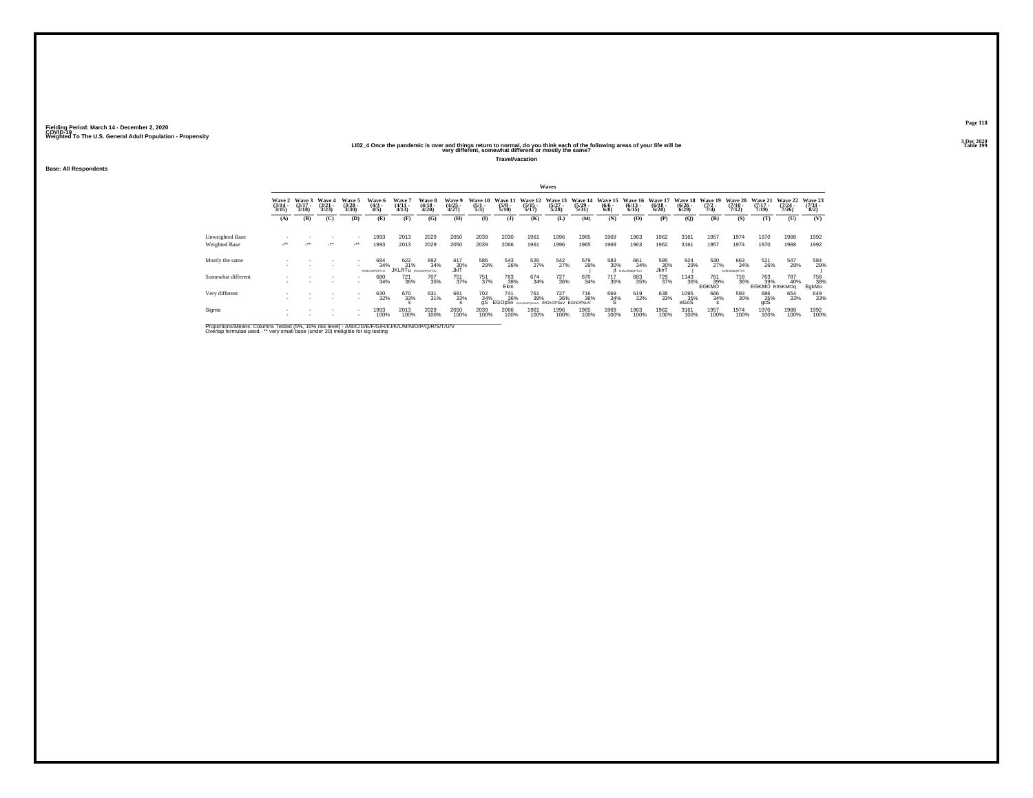Fielding Period: March 14 - December 2, 2020
COVID-19
Weighted To The U.S. General Adult Population - Propensity

3 Dec 2020
Table 199

LI02_4 Once the pandemic is over and things return to normal, do you think each of the following areas of your life will be very different, somewhat different or mostly the same?

Travel/vacation

Base: All Respondents

| | Waves | | | | | | | | | | | | | | | | | | | | | |
|---|---|---|---|---|---|---|---|---|---|---|---|---|---|---|---|---|---|---|---|---|---|---|
| | Wave 2 (3/14 - 3/15) | Wave 3 (3/17 - 3/18) | Wave 4 (3/21 - 3/23) | Wave 5 (3/28 - 3/30) | Wave 6 (4/3 - 4/5) | Wave 7 (4/11 - 4/13) | Wave 8 (4/18 - 4/20) | Wave 9 (4/25 - 4/27) | Wave 10 (5/1 - 5/3) | Wave 11 (5/8 - 5/10) | Wave 12 (5/15 - 5/17) | Wave 13 (5/27 - 5/28) | Wave 14 (5/29 - 5/31) | Wave 15 (6/6 - 6/8) | Wave 16 (6/13 - 6/15) | Wave 17 (6/18 - 6/20) | Wave 18 (6/26 - 6/29) | Wave 19 (7/2 - 7/4) | Wave 20 (7/10 - 7/12) | Wave 21 (7/17 - 7/19) | Wave 22 (7/24 - 7/26) | Wave 23 (7/31 - 8/2) |
| | (A) | (B) | (C) | (D) | (E) | (F) | (G) | (H) | (I) | (J) | (K) | (L) | (M) | (N) | (O) | (P) | (Q) | (R) | (S) | (T) | (U) | (V) |
| Unweighted Base | - | - | - | - | 1993 | 2013 | 2029 | 2050 | 2039 | 2030 | 1961 | 1996 | 1965 | 1969 | 1963 | 1962 | 3161 | 1957 | 1974 | 1970 | 1988 | 1992 |
| Weighted Base | -** | -** | -** | -** | 1993 | 2013 | 2029 | 2050 | 2039 | 2066 | 1961 | 1996 | 1965 | 1969 | 1963 | 1962 | 3161 | 1957 | 1974 | 1970 | 1988 | 1992 |
| Mostly the same | - | - | - | - | 684 | 622 | 692 | 617 | 586 | 543 | 526 | 542 | 579 | 583 | 661 | 595 | 924 | 530 | 663 | 521 | 547 | 584 |
| | - | - | - | - | 34% | 31% | 34% | 30% | 29% | 26% | 27% | 27% | 29% | 30% | 34% | 30% | 29% | 27% | 34% | 26% | 28% | 29% |
| | | | | | HIJKLMNPQRTUV | JKLRTu | HIJKLMNPQRTUV | JklT | | | | | j | jt | HIJKLMNpQRTUV | JklrT | j | | HJKLMNpQRTUV | | | j |
| Somewhat different | - | - | - | - | 680 | 721 | 707 | 751 | 751 | 783 | 674 | 727 | 670 | 717 | 683 | 729 | 1143 | 761 | 718 | 763 | 787 | 758 |
| | - | - | - | - | 34% | 36% | 35% | 37% | 37% | 38% | 34% | 36% | 34% | 36% | 35% | 37% | 36% | 39% | 36% | 39% | 40% | 38% |
| | | | | | | | | | | Ekm | | | | | | | | EGKMO | | EGKMO | EfGKMOq | EgkMo |
| Very different | - | - | - | - | 630 | 670 | 631 | 681 | 702 | 741 | 761 | 727 | 716 | 669 | 619 | 638 | 1095 | 666 | 593 | 686 | 654 | 649 |
| | - | - | - | - | 32% | 33% | 31% | 33% | 34% | 36% | 39% | 36% | 36% | 34% | 32% | 33% | 35% | 34% | 30% | 35% | 33% | 33% |
| | | | | | | s | | s | gS | EGOpSv | EFGHiNOPQRSUV | EfGhOPSuV | EGhOPSuV | S | | | eGoS | s | | goS | | |
| Sigma | - | - | - | - | 1993 | 2013 | 2029 | 2050 | 2039 | 2066 | 1961 | 1996 | 1965 | 1969 | 1963 | 1962 | 3161 | 1957 | 1974 | 1970 | 1988 | 1992 |
| | - | - | - | - | 100% | 100% | 100% | 100% | 100% | 100% | 100% | 100% | 100% | 100% | 100% | 100% | 100% | 100% | 100% | 100% | 100% | 100% |

Proportions/Means: Columns Tested (5%, 10% risk level) - A/B/C/D/E/F/G/H/I/J/K/L/M/N/O/P/Q/R/S/T/U/V
Overlap formulae used. ** very small base (under 30) ineligible for sig testing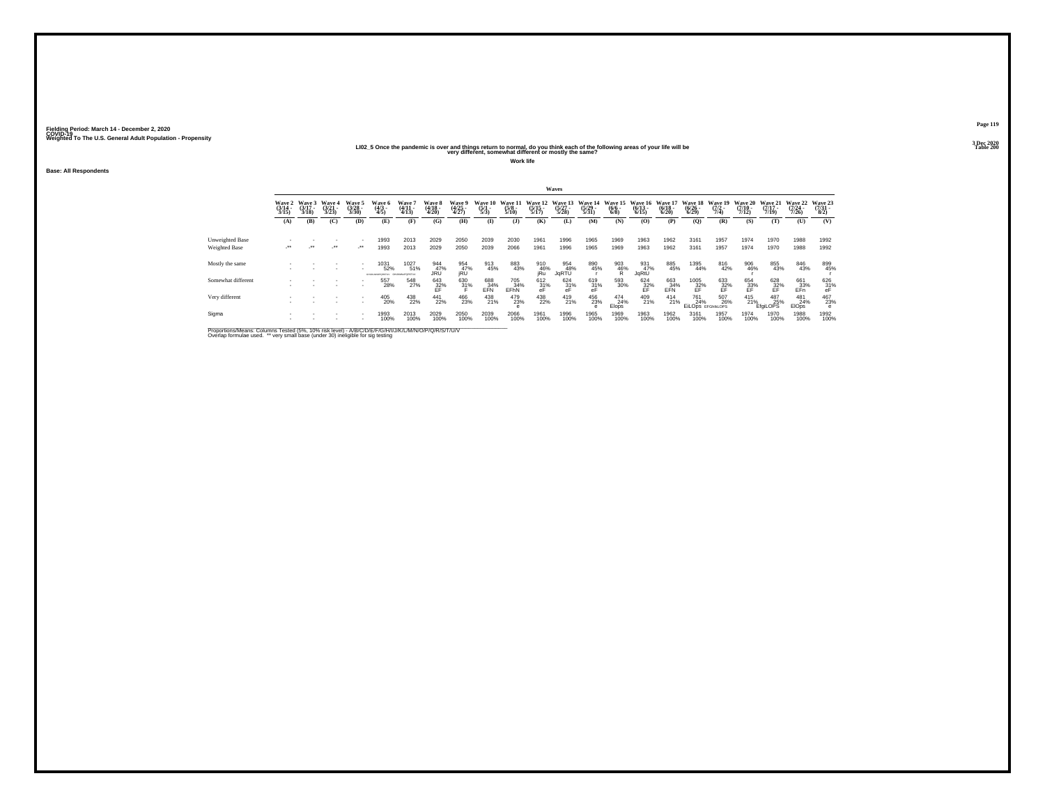Fielding Period: March 14 - December 2, 2020
COVID-19
Weighted To The U.S. General Adult Population - Propensity

3 Dec 2020
Table 200

### LI02_5 Once the pandemic is over and things return to normal, do you think each of the following areas of your life will be very different, somewhat different or mostly the same?

**Work life**

**Base: All Respondents**

| | Wave 2 (3/14 - 3/15) | Wave 3 (3/17 - 3/18) | Wave 4 (3/21 - 3/23) | Wave 5 (3/28 - 3/30) | Wave 6 (4/3 - 4/5) | Wave 7 (4/11 - 4/13) | Wave 8 (4/18 - 4/20) | Wave 9 (4/25 - 4/27) | Wave 10 (5/1 - 5/3) | Wave 11 (5/8 - 5/10) | Wave 12 (5/15 - 5/17) | Wave 13 (5/27 - 5/28) | Wave 14 (5/29 - 5/31) | Wave 15 (6/6 - 6/8) | Wave 16 (6/13 - 6/15) | Wave 17 (6/18 - 6/20) | Wave 18 (6/26 - 6/29) | Wave 19 (7/2 - 7/4) | Wave 20 (7/10 - 7/12) | Wave 21 (7/17 - 7/19) | Wave 22 (7/24 - 7/26) | Wave 23 (7/31 - 8/2) |
|---|---|---|---|---|---|---|---|---|---|---|---|---|---|---|---|---|---|---|---|---|---|---|
| | (A) | (B) | (C) | (D) | (E) | (F) | (G) | (H) | (I) | (J) | (K) | (L) | (M) | (N) | (O) | (P) | (Q) | (R) | (S) | (T) | (U) | (V) |
| Unweighted Base | - | - | - | - | 1993 | 2013 | 2029 | 2050 | 2039 | 2030 | 1961 | 1996 | 1965 | 1969 | 1963 | 1962 | 3161 | 1957 | 1974 | 1970 | 1988 | 1992 |
| Weighted Base | -** | -** | -** | -** | 1993 | 2013 | 2029 | 2050 | 2039 | 2066 | 1961 | 1996 | 1965 | 1969 | 1963 | 1962 | 3161 | 1957 | 1974 | 1970 | 1988 | 1992 |
| Mostly the same | - | - | - | - | 1031 | 1027 | 944 | 954 | 913 | 883 | 910 | 954 | 890 | 903 | 931 | 885 | 1395 | 816 | 906 | 855 | 846 | 899 |
| | - | - | - | - | 52% | 51% | 47% | 47% | 45% | 43% | 46% | 48% | 45% | 46% | 47% | 45% | 44% | 42% | 46% | 43% | 43% | 45% |
| | | | | | GHIJKLMNOPQRSTUV | GHIJKMNOPQRSTUV | JRU | jRU | | | jRu | JqRTU | r | R | JqRtU | | | | r | | | r |
| Somewhat different | - | - | - | - | 557 | 548 | 643 | 630 | 688 | 705 | 612 | 624 | 619 | 593 | 624 | 663 | 1005 | 633 | 654 | 628 | 661 | 626 |
| | - | - | - | - | 28% | 27% | 32% | 31% | 34% | 34% | 31% | 31% | 31% | 30% | 32% | 34% | 32% | 32% | 33% | 32% | 33% | 31% |
| | | | | | | | EF | F | EFN | EFhN | eF | eF | eF | | EF | EFN | EF | EF | EF | EF | EFn | eF |
| Very different | - | - | - | - | 405 | 438 | 441 | 466 | 438 | 479 | 438 | 419 | 456 | 474 | 409 | 414 | 761 | 507 | 415 | 487 | 481 | 467 |
| | - | - | - | - | 20% | 22% | 22% | 23% | 21% | 23% | 22% | 21% | 23% | 24% | 21% | 21% | 24% | 26% | 21% | 25% | 24% | 23% |
| | | | | | | | | | | e | | | e | Elops | | | EiLOps | EFGhIkLOPS | | EfgiLOPS | ElOps | e |
| Sigma | - | - | - | - | 1993 | 2013 | 2029 | 2050 | 2039 | 2066 | 1961 | 1996 | 1965 | 1969 | 1963 | 1962 | 3161 | 1957 | 1974 | 1970 | 1988 | 1992 |
| | - | - | - | - | 100% | 100% | 100% | 100% | 100% | 100% | 100% | 100% | 100% | 100% | 100% | 100% | 100% | 100% | 100% | 100% | 100% | 100% |

Proportions/Means: Columns Tested (5%, 10% risk level) - A/B/C/D/E/F/G/H/I/J/K/L/M/N/O/P/Q/R/S/T/U/V
Overlap formulae used. ** very small base (under 30) ineligible for sig testing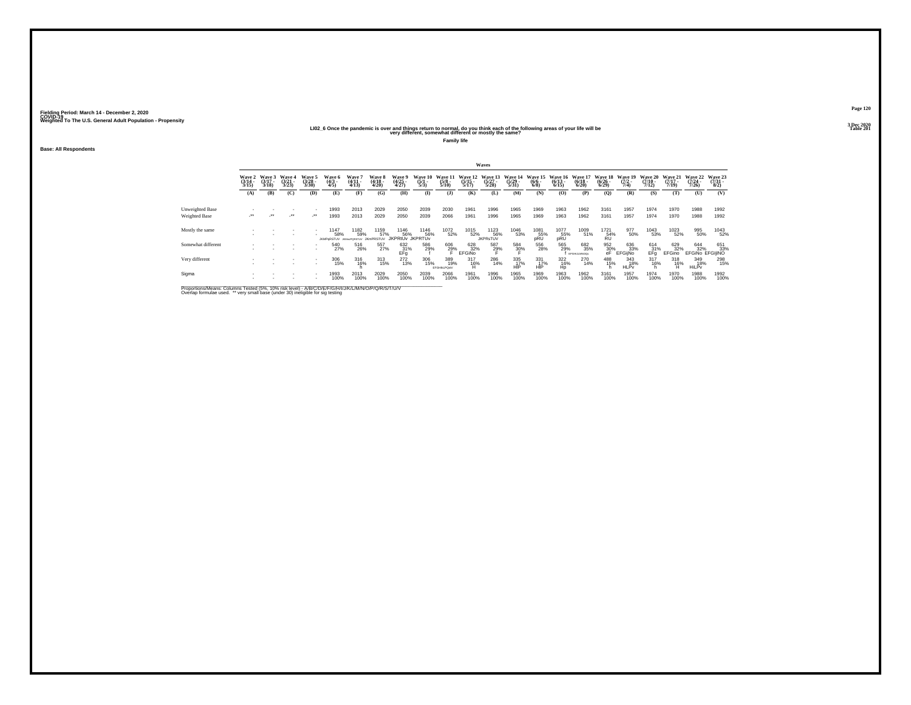Fielding Period: March 14 - December 2, 2020
COVID-19
Weighted To The U.S. General Adult Population - Propensity

3 Dec 2020
Table 201

## LI02_6 Once the pandemic is over and things return to normal, do you think each of the following areas of your life will be very different, somewhat different or mostly the same?

**Family life**

**Base: All Respondents**

| | Waves | | | | | | | | | | | | | | | | | | | | | |
|---|---|---|---|---|---|---|---|---|---|---|---|---|---|---|---|---|---|---|---|---|---|---|
| | Wave 2 (3/14 - 3/15) | Wave 3 (3/17 - 3/18) | Wave 4 (3/21 - 3/23) | Wave 5 (3/28 - 3/30) | Wave 6 (4/3 - 4/5) | Wave 7 (4/11 - 4/13) | Wave 8 (4/18 - 4/20) | Wave 9 (4/25 - 4/27) | Wave 10 (5/1 - 5/3) | Wave 11 (5/8 - 5/10) | Wave 12 (5/15 - 5/17) | Wave 13 (5/27 - 5/28) | Wave 14 (5/29 - 5/31) | Wave 15 (6/6 - 6/8) | Wave 16 (6/13 - 6/15) | Wave 17 (6/18 - 6/20) | Wave 18 (6/26 - 6/29) | Wave 19 (7/2 - 7/4) | Wave 20 (7/10 - 7/12) | Wave 21 (7/17 - 7/19) | Wave 22 (7/24 - 7/26) | Wave 23 (7/31 - 8/2) |
| | (A) | (B) | (C) | (D) | (E) | (F) | (G) | (H) | (I) | (J) | (K) | (L) | (M) | (N) | (O) | (P) | (Q) | (R) | (S) | (T) | (U) | (V) |
| Unweighted Base | - | - | - | - | 1993 | 2013 | 2029 | 2050 | 2039 | 2030 | 1961 | 1996 | 1965 | 1969 | 1963 | 1962 | 3161 | 1957 | 1974 | 1970 | 1988 | 1992 |
| Weighted Base | -** | -** | -** | -** | 1993 | 2013 | 2029 | 2050 | 2039 | 2066 | 1961 | 1996 | 1965 | 1969 | 1963 | 1962 | 3161 | 1957 | 1974 | 1970 | 1988 | 1992 |
| Mostly the same | - | - | - | - | 1147 | 1182 | 1159 | 1146 | 1146 | 1072 | 1015 | 1123 | 1046 | 1081 | 1077 | 1009 | 1721 | 977 | 1043 | 1023 | 995 | 1043 |
| | - | - | - | - | 58% | 59% | 57% | 56% | 56% | 52% | 52% | 56% | 53% | 55% | 55% | 51% | 54% | 50% | 53% | 52% | 50% | 52% |
| | | | | | JKMPqRSTUV | JKMnoPQRSTUV | JKmPRSTUV | JKPRtUv | JKPRTUv | | | JKPRsTUV | | pRU | pRU | | RU | | | | | |
| Somewhat different | - | - | - | - | 540 | 516 | 557 | 632 | 586 | 606 | 628 | 587 | 584 | 556 | 565 | 682 | 952 | 636 | 614 | 629 | 644 | 651 |
| | - | - | - | - | 27% | 26% | 27% | 31% | 29% | 29% | 32% | 29% | 30% | 28% | 29% | 35% | 30% | 33% | 31% | 32% | 32% | 33% |
| | | | | | | | | EFg | f | F | EFGiNo | F | F | | f | EFGHIJLMNOQs | eF | EFGijNo | EFg | EFGino | EFGiNo | EFGIjNO |
| Very different | - | - | - | - | 306 | 316 | 313 | 272 | 306 | 389 | 317 | 286 | 335 | 331 | 322 | 270 | 488 | 343 | 317 | 318 | 349 | 298 |
| | - | - | - | - | 15% | 16% | 15% | 13% | 15% | 19% | 16% | 14% | 17% | 17% | 16% | 14% | 15% | 18% | 16% | 16% | 18% | 15% |
| | | | | | | h | | | | EFGHILPQsV | H | | HlP | HlP | Hp | | h | HLPv | h | H | HiLPv | |
| Sigma | - | - | - | - | 1993 | 2013 | 2029 | 2050 | 2039 | 2066 | 1961 | 1996 | 1965 | 1969 | 1963 | 1962 | 3161 | 1957 | 1974 | 1970 | 1988 | 1992 |
| | - | - | - | - | 100% | 100% | 100% | 100% | 100% | 100% | 100% | 100% | 100% | 100% | 100% | 100% | 100% | 100% | 100% | 100% | 100% | 100% |

Proportions/Means: Columns Tested (5%, 10% risk level) - A/B/C/D/E/F/G/H/I/J/K/L/M/N/O/P/Q/R/S/T/U/V
Overlap formulae used. ** very small base (under 30) ineligible for sig testing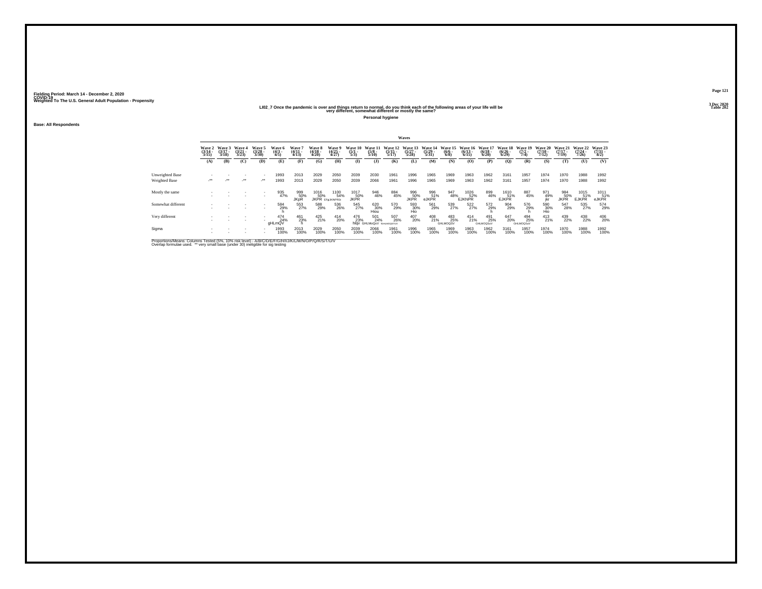Fielding Period: March 14 - December 2, 2020
COVID-19
Weighted To The U.S. General Adult Population - Propensity

3 Dec 2020
Table 202

### LI02_7 Once the pandemic is over and things return to normal, do you think each of the following areas of your life will be very different, somewhat different or mostly the same?

**Personal hygiene**

Base: All Respondents

| | Waves | | | | | | | | | | | | | | | | | | | | | |
|---|---|---|---|---|---|---|---|---|---|---|---|---|---|---|---|---|---|---|---|---|---|---|
| | Wave 2 (3/14 - 3/15) | Wave 3 (3/17 - 3/18) | Wave 4 (3/21 - 3/23) | Wave 5 (3/28 - 3/30) | Wave 6 (4/3 - 4/5) | Wave 7 (4/11 - 4/13) | Wave 8 (4/18 - 4/20) | Wave 9 (4/25 - 4/27) | Wave 10 (5/1 - 5/3) | Wave 11 (5/8 - 5/10) | Wave 12 (5/15 - 5/17) | Wave 13 (5/27 - 5/28) | Wave 14 (5/29 - 5/31) | Wave 15 (6/6 - 6/8) | Wave 16 (6/13 - 6/15) | Wave 17 (6/18 - 6/20) | Wave 18 (6/26 - 6/29) | Wave 19 (7/2 - 7/4) | Wave 20 (7/10 - 7/12) | Wave 21 (7/17 - 7/19) | Wave 22 (7/24 - 7/26) | Wave 23 (7/31 - 8/2) |
| | (A) | (B) | (C) | (D) | (E) | (F) | (G) | (H) | (I) | (J) | (K) | (L) | (M) | (N) | (O) | (P) | (Q) | (R) | (S) | (T) | (U) | (V) |
| Unweighted Base | - | - | - | - | 1993 | 2013 | 2029 | 2050 | 2039 | 2030 | 1961 | 1996 | 1965 | 1969 | 1963 | 1962 | 3161 | 1957 | 1974 | 1970 | 1988 | 1992 |
| Weighted Base | -** | -** | -** | -** | 1993 | 2013 | 2029 | 2050 | 2039 | 2066 | 1961 | 1996 | 1965 | 1969 | 1963 | 1962 | 3161 | 1957 | 1974 | 1970 | 1988 | 1992 |
| Mostly the same | - | - | - | - | 935 47% | 999 50% JKpR | 1016 50% JKPR | 1100 54% EFgIJKNPRSt | 1017 50% JKPR | 946 46% | 884 45% | 996 50% JKPR | 996 51% eJKPR | 947 48% | 1026 52% EJKNPR | 899 46% | 1610 51% EJKPR | 887 45% | 971 49% jkr | 984 50% JKPR | 1015 51% EJKPR | 1011 51% eJKPR |
| Somewhat different | - | - | - | - | 584 29% h | 553 27% | 588 29% | 536 26% | 545 27% | 620 30% Hiou | 570 29% | 593 30% Hio | 561 29% | 539 27% | 522 27% | 572 29% h | 904 29% | 576 29% h | 590 30% Hio | 547 28% | 535 27% | 574 29% |
| Very different | - | - | - | - | 474 24% gHLmQV | 461 23% h | 425 21% | 414 20% | 476 23% hlqv | 501 24% GHLMoQsV | 507 26% fGHLMOQSTUV | 407 20% | 408 21% | 483 25% GHLMOQSV | 414 21% | 491 25% GHLMOQsuV | 647 20% | 494 25% GHLMOQSuV | 413 21% | 439 22% | 438 22% | 406 20% |
| Sigma | - | - | - | - | 1993 100% | 2013 100% | 2029 100% | 2050 100% | 2039 100% | 2066 100% | 1961 100% | 1996 100% | 1965 100% | 1969 100% | 1963 100% | 1962 100% | 3161 100% | 1957 100% | 1974 100% | 1970 100% | 1988 100% | 1992 100% |

Proportions/Means: Columns Tested (5%, 10% risk level) - A/B/C/D/E/F/G/H/I/J/K/L/M/N/O/P/Q/R/S/T/U/V
Overlap formulae used. ** very small base (under 30) ineligible for sig testing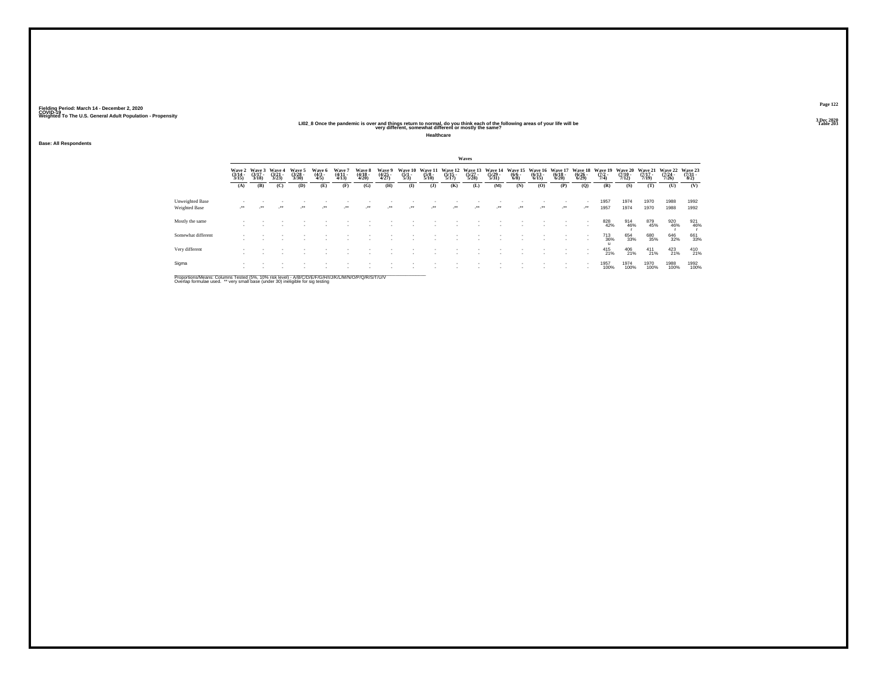Fielding Period: March 14 - December 2, 2020
COVID-19
Weighted To The U.S. General Adult Population - Propensity

3 Dec 2020
Table 203

## LI02_8 Once the pandemic is over and things return to normal, do you think each of the following areas of your life will be very different, somewhat different or mostly the same?

### Healthcare

Base: All Respondents

| | Waves | | | | | | | | | | | | | | | | | | | | | |
|---|---|---|---|---|---|---|---|---|---|---|---|---|---|---|---|---|---|---|---|---|---|---|
| | Wave 2 (3/14 - 3/15) | Wave 3 (3/17 - 3/18) | Wave 4 (3/21 - 3/23) | Wave 5 (3/28 - 3/30) | Wave 6 (4/3 - 4/5) | Wave 7 (4/11 - 4/13) | Wave 8 (4/18 - 4/20) | Wave 9 (4/25 - 4/27) | Wave 10 (5/1 - 5/3) | Wave 11 (5/8 - 5/10) | Wave 12 (5/15 - 5/17) | Wave 13 (5/27 - 5/28) | Wave 14 (5/29 - 5/31) | Wave 15 (6/6 - 6/8) | Wave 16 (6/13 - 6/15) | Wave 17 (6/18 - 6/20) | Wave 18 (6/26 - 6/29) | Wave 19 (7/2 - 7/4) | Wave 20 (7/10 - 7/12) | Wave 21 (7/17 - 7/19) | Wave 22 (7/24 - 7/26) | Wave 23 (7/31 - 8/2) |
| | (A) | (B) | (C) | (D) | (E) | (F) | (G) | (H) | (I) | (J) | (K) | (L) | (M) | (N) | (O) | (P) | (Q) | (R) | (S) | (T) | (U) | (V) |
| Unweighted Base | - | - | - | - | - | - | - | - | - | - | - | - | - | - | - | - | - | 1957 | 1974 | 1970 | 1988 | 1992 |
| Weighted Base | -** | -** | -** | -** | -** | -** | -** | -** | -** | -** | -** | -** | -** | -** | -** | -** | -** | 1957 | 1974 | 1970 | 1988 | 1992 |
| Mostly the same | - | - | - | - | - | - | - | - | - | - | - | - | - | - | - | - | - | 828 | 914 | 879 | 920 | 921 |
| | - | - | - | - | - | - | - | - | - | - | - | - | - | - | - | - | - | 42% | 46% r | 45% | 46% r | 46% r |
| Somewhat different | - | - | - | - | - | - | - | - | - | - | - | - | - | - | - | - | - | 713 | 654 | 680 | 646 | 661 |
| | - | - | - | - | - | - | - | - | - | - | - | - | - | - | - | - | - | 36% u | 33% | 35% | 32% | 33% |
| Very different | - | - | - | - | - | - | - | - | - | - | - | - | - | - | - | - | - | 415 | 406 | 411 | 423 | 410 |
| | - | - | - | - | - | - | - | - | - | - | - | - | - | - | - | - | - | 21% | 21% | 21% | 21% | 21% |
| Sigma | - | - | - | - | - | - | - | - | - | - | - | - | - | - | - | - | - | 1957 | 1974 | 1970 | 1988 | 1992 |
| | - | - | - | - | - | - | - | - | - | - | - | - | - | - | - | - | - | 100% | 100% | 100% | 100% | 100% |

Proportions/Means: Columns Tested (5%, 10% risk level) - A/B/C/D/E/F/G/H/I/J/K/L/M/N/O/P/Q/R/S/T/U/V
Overlap formulae used. ** very small base (under 30) ineligible for sig testing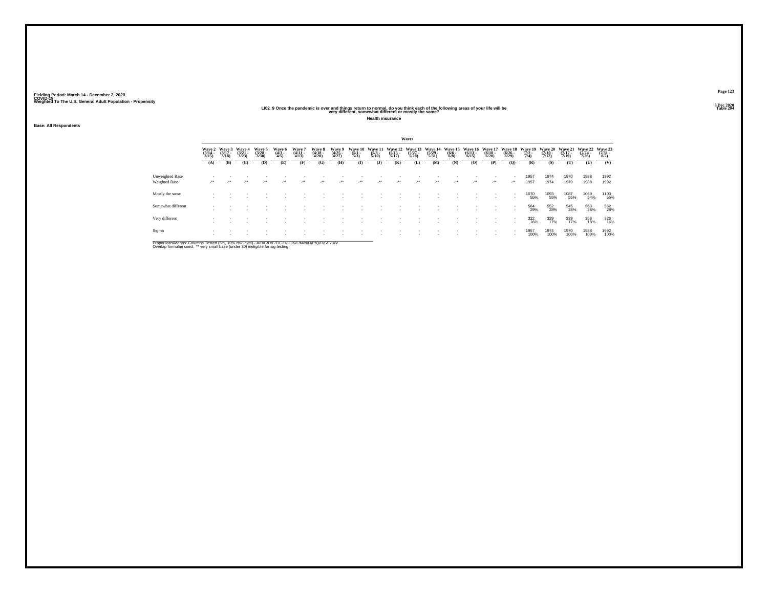Fielding Period: March 14 - December 2, 2020
COVID-19
Weighted To The U.S. General Adult Population - Propensity

3 Dec 2020
Table 204

## LI02_9 Once the pandemic is over and things return to normal, do you think each of the following areas of your life will be very different, somewhat different or mostly the same?

**Health insurance**

**Base: All Respondents**

| | Waves | | | | | | | | | | | | | | | | | | | | | |
|---|---|---|---|---|---|---|---|---|---|---|---|---|---|---|---|---|---|---|---|---|---|---|
| | Wave 2 (3/14 - 3/15) | Wave 3 (3/17 - 3/18) | Wave 4 (3/21 - 3/23) | Wave 5 (3/28 - 3/30) | Wave 6 (4/3 - 4/5) | Wave 7 (4/11 - 4/13) | Wave 8 (4/18 - 4/20) | Wave 9 (4/25 - 4/27) | Wave 10 (5/1 - 5/3) | Wave 11 (5/8 - 5/10) | Wave 12 (5/15 - 5/17) | Wave 13 (5/27 - 5/28) | Wave 14 (5/29 - 5/31) | Wave 15 (6/6 - 6/8) | Wave 16 (6/13 - 6/15) | Wave 17 (6/18 - 6/20) | Wave 18 (6/26 - 6/29) | Wave 19 (7/2 - 7/4) | Wave 20 (7/10 - 7/12) | Wave 21 (7/17 - 7/19) | Wave 22 (7/24 - 7/26) | Wave 23 (7/31 - 8/2) |
| | (A) | (B) | (C) | (D) | (E) | (F) | (G) | (H) | (I) | (J) | (K) | (L) | (M) | (N) | (O) | (P) | (Q) | (R) | (S) | (T) | (U) | (V) |
| Unweighted Base | - | - | - | - | - | - | - | - | - | - | - | - | - | - | - | - | - | 1957 | 1974 | 1970 | 1988 | 1992 |
| Weighted Base | -** | -** | -** | -** | -** | -** | -** | -** | -** | -** | -** | -** | -** | -** | -** | -** | -** | 1957 | 1974 | 1970 | 1988 | 1992 |
| Mostly the same | - | - | - | - | - | - | - | - | - | - | - | - | - | - | - | - | - | 1070 | 1093 | 1087 | 1069 | 1103 |
| | - | - | - | - | - | - | - | - | - | - | - | - | - | - | - | - | - | 55% | 55% | 55% | 54% | 55% |
| Somewhat different | - | - | - | - | - | - | - | - | - | - | - | - | - | - | - | - | - | 564 | 552 | 545 | 563 | 562 |
| | - | - | - | - | - | - | - | - | - | - | - | - | - | - | - | - | - | 29% | 28% | 28% | 28% | 28% |
| Very different | - | - | - | - | - | - | - | - | - | - | - | - | - | - | - | - | - | 322 | 329 | 339 | 356 | 326 |
| | - | - | - | - | - | - | - | - | - | - | - | - | - | - | - | - | - | 16% | 17% | 17% | 18% | 16% |
| Sigma | - | - | - | - | - | - | - | - | - | - | - | - | - | - | - | - | - | 1957 | 1974 | 1970 | 1988 | 1992 |
| | - | - | - | - | - | - | - | - | - | - | - | - | - | - | - | - | - | 100% | 100% | 100% | 100% | 100% |

Proportions/Means: Columns Tested (5%, 10% risk level) - A/B/C/D/E/F/G/H/I/J/K/L/M/N/O/P/Q/R/S/T/U/V
Overlap formulae used. ** very small base (under 30) ineligible for sig testing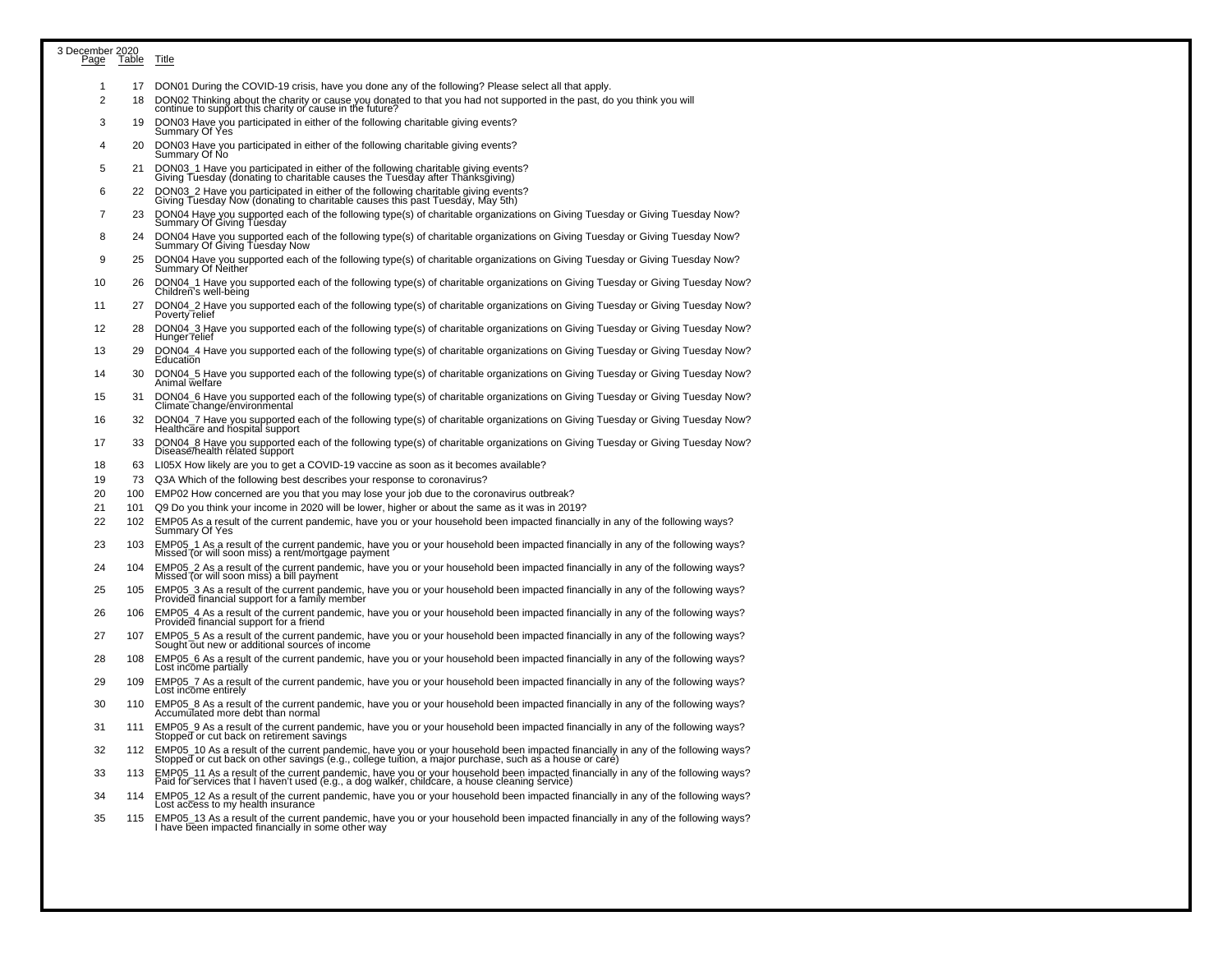3 December 2020

| Page | Table | Title |
|---|---|---|
| 1 | 17 | DON01 During the COVID-19 crisis, have you done any of the following? Please select all that apply. |
| 2 | 18 | DON02 Thinking about the charity or cause you donated to that you had not supported in the past, do you think you will continue to support this charity or cause in the future? |
| 3 | 19 | DON03 Have you participated in either of the following charitable giving events? Summary Of Yes |
| 4 | 20 | DON03 Have you participated in either of the following charitable giving events? Summary Of No |
| 5 | 21 | DON03_1 Have you participated in either of the following charitable giving events? Giving Tuesday (donating to charitable causes the Tuesday after Thanksgiving) |
| 6 | 22 | DON03_2 Have you participated in either of the following charitable giving events? Giving Tuesday Now (donating to charitable causes this past Tuesday, May 5th) |
| 7 | 23 | DON04 Have you supported each of the following type(s) of charitable organizations on Giving Tuesday or Giving Tuesday Now? Summary Of Giving Tuesday |
| 8 | 24 | DON04 Have you supported each of the following type(s) of charitable organizations on Giving Tuesday or Giving Tuesday Now? Summary Of Giving Tuesday Now |
| 9 | 25 | DON04 Have you supported each of the following type(s) of charitable organizations on Giving Tuesday or Giving Tuesday Now? Summary Of Neither |
| 10 | 26 | DON04_1 Have you supported each of the following type(s) of charitable organizations on Giving Tuesday or Giving Tuesday Now? Children's well-being |
| 11 | 27 | DON04_2 Have you supported each of the following type(s) of charitable organizations on Giving Tuesday or Giving Tuesday Now? Poverty relief |
| 12 | 28 | DON04_3 Have you supported each of the following type(s) of charitable organizations on Giving Tuesday or Giving Tuesday Now? Hunger relief |
| 13 | 29 | DON04_4 Have you supported each of the following type(s) of charitable organizations on Giving Tuesday or Giving Tuesday Now? Education |
| 14 | 30 | DON04_5 Have you supported each of the following type(s) of charitable organizations on Giving Tuesday or Giving Tuesday Now? Animal welfare |
| 15 | 31 | DON04_6 Have you supported each of the following type(s) of charitable organizations on Giving Tuesday or Giving Tuesday Now? Climate change/environmental |
| 16 | 32 | DON04_7 Have you supported each of the following type(s) of charitable organizations on Giving Tuesday or Giving Tuesday Now? Healthcare and hospital support |
| 17 | 33 | DON04_8 Have you supported each of the following type(s) of charitable organizations on Giving Tuesday or Giving Tuesday Now? Disease/health related support |
| 18 | 63 | LI05X How likely are you to get a COVID-19 vaccine as soon as it becomes available? |
| 19 | 73 | Q3A Which of the following best describes your response to coronavirus? |
| 20 | 100 | EMP02 How concerned are you that you may lose your job due to the coronavirus outbreak? |
| 21 | 101 | Q9 Do you think your income in 2020 will be lower, higher or about the same as it was in 2019? |
| 22 | 102 | EMP05 As a result of the current pandemic, have you or your household been impacted financially in any of the following ways? Summary Of Yes |
| 23 | 103 | EMP05_1 As a result of the current pandemic, have you or your household been impacted financially in any of the following ways? Missed (or will soon miss) a rent/mortgage payment |
| 24 | 104 | EMP05_2 As a result of the current pandemic, have you or your household been impacted financially in any of the following ways? Missed (or will soon miss) a bill payment |
| 25 | 105 | EMP05_3 As a result of the current pandemic, have you or your household been impacted financially in any of the following ways? Provided financial support for a family member |
| 26 | 106 | EMP05_4 As a result of the current pandemic, have you or your household been impacted financially in any of the following ways? Provided financial support for a friend |
| 27 | 107 | EMP05_5 As a result of the current pandemic, have you or your household been impacted financially in any of the following ways? Sought out new or additional sources of income |
| 28 | 108 | EMP05_6 As a result of the current pandemic, have you or your household been impacted financially in any of the following ways? Lost income partially |
| 29 | 109 | EMP05_7 As a result of the current pandemic, have you or your household been impacted financially in any of the following ways? Lost income entirely |
| 30 | 110 | EMP05_8 As a result of the current pandemic, have you or your household been impacted financially in any of the following ways? Accumulated more debt than normal |
| 31 | 111 | EMP05_9 As a result of the current pandemic, have you or your household been impacted financially in any of the following ways? Stopped or cut back on retirement savings |
| 32 | 112 | EMP05_10 As a result of the current pandemic, have you or your household been impacted financially in any of the following ways? Stopped or cut back on other savings (e.g., college tuition, a major purchase, such as a house or care) |
| 33 | 113 | EMP05_11 As a result of the current pandemic, have you or your household been impacted financially in any of the following ways? Paid for services that I haven't used (e.g., a dog walker, childcare, a house cleaning service) |
| 34 | 114 | EMP05_12 As a result of the current pandemic, have you or your household been impacted financially in any of the following ways? Lost access to my health insurance |
| 35 | 115 | EMP05_13 As a result of the current pandemic, have you or your household been impacted financially in any of the following ways? I have been impacted financially in some other way |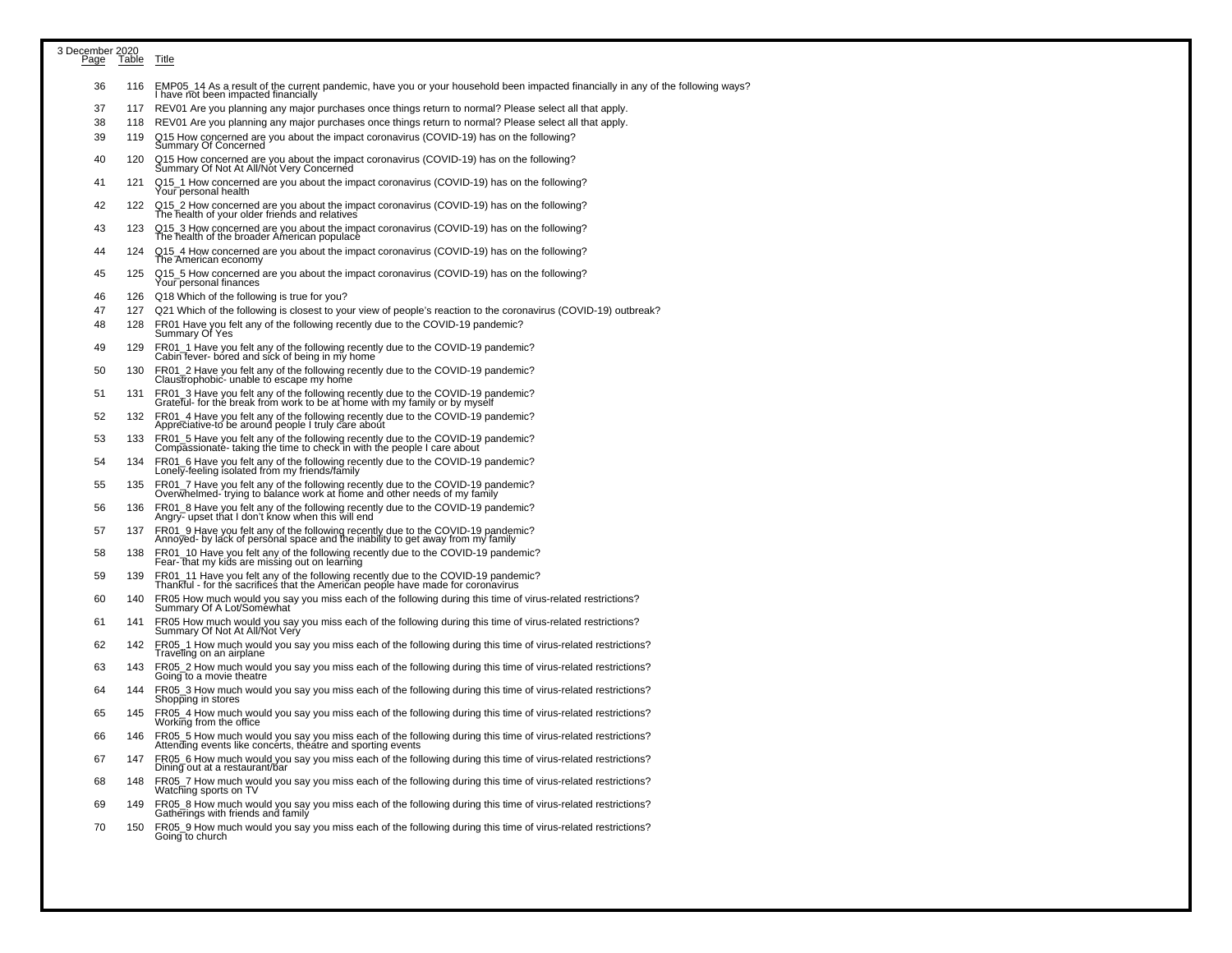3 December 2020

| Page | Table | Title |
|---|---|---|
| 36 | 116 | EMP05_14 As a result of the current pandemic, have you or your household been impacted financially in any of the following ways?<br>I have not been impacted financially |
| 37 | 117 | REV01 Are you planning any major purchases once things return to normal? Please select all that apply. |
| 38 | 118 | REV01 Are you planning any major purchases once things return to normal? Please select all that apply. |
| 39 | 119 | Q15 How concerned are you about the impact coronavirus (COVID-19) has on the following?<br>Summary Of Concerned |
| 40 | 120 | Q15 How concerned are you about the impact coronavirus (COVID-19) has on the following?<br>Summary Of Not At All/Not Very Concerned |
| 41 | 121 | Q15_1 How concerned are you about the impact coronavirus (COVID-19) has on the following?<br>Your personal health |
| 42 | 122 | Q15_2 How concerned are you about the impact coronavirus (COVID-19) has on the following?<br>The health of your older friends and relatives |
| 43 | 123 | Q15_3 How concerned are you about the impact coronavirus (COVID-19) has on the following?<br>The health of the broader American populace |
| 44 | 124 | Q15_4 How concerned are you about the impact coronavirus (COVID-19) has on the following?<br>The American economy |
| 45 | 125 | Q15_5 How concerned are you about the impact coronavirus (COVID-19) has on the following?<br>Your personal finances |
| 46 | 126 | Q18 Which of the following is true for you? |
| 47 | 127 | Q21 Which of the following is closest to your view of people's reaction to the coronavirus (COVID-19) outbreak? |
| 48 | 128 | FR01 Have you felt any of the following recently due to the COVID-19 pandemic?<br>Summary Of Yes |
| 49 | 129 | FR01_1 Have you felt any of the following recently due to the COVID-19 pandemic?<br>Cabin fever- bored and sick of being in my home |
| 50 | 130 | FR01_2 Have you felt any of the following recently due to the COVID-19 pandemic?<br>Claustrophobic- unable to escape my home |
| 51 | 131 | FR01_3 Have you felt any of the following recently due to the COVID-19 pandemic?<br>Grateful- for the break from work to be at home with my family or by myself |
| 52 | 132 | FR01_4 Have you felt any of the following recently due to the COVID-19 pandemic?<br>Appreciative-to be around people I truly care about |
| 53 | 133 | FR01_5 Have you felt any of the following recently due to the COVID-19 pandemic?<br>Compassionate- taking the time to check in with the people I care about |
| 54 | 134 | FR01_6 Have you felt any of the following recently due to the COVID-19 pandemic?<br>Lonely-feeling isolated from my friends/family |
| 55 | 135 | FR01_7 Have you felt any of the following recently due to the COVID-19 pandemic?<br>Overwhelmed- trying to balance work at home and other needs of my family |
| 56 | 136 | FR01_8 Have you felt any of the following recently due to the COVID-19 pandemic?<br>Angry- upset that I don't know when this will end |
| 57 | 137 | FR01_9 Have you felt any of the following recently due to the COVID-19 pandemic?<br>Annoyed- by lack of personal space and the inability to get away from my family |
| 58 | 138 | FR01_10 Have you felt any of the following recently due to the COVID-19 pandemic?<br>Fear- that my kids are missing out on learning |
| 59 | 139 | FR01_11 Have you felt any of the following recently due to the COVID-19 pandemic?<br>Thankful - for the sacrifices that the American people have made for coronavirus |
| 60 | 140 | FR05 How much would you say you miss each of the following during this time of virus-related restrictions?<br>Summary Of A Lot/Somewhat |
| 61 | 141 | FR05 How much would you say you miss each of the following during this time of virus-related restrictions?<br>Summary Of Not At All/Not Very |
| 62 | 142 | FR05_1 How much would you say you miss each of the following during this time of virus-related restrictions?<br>Traveling on an airplane |
| 63 | 143 | FR05_2 How much would you say you miss each of the following during this time of virus-related restrictions?<br>Going to a movie theatre |
| 64 | 144 | FR05_3 How much would you say you miss each of the following during this time of virus-related restrictions?<br>Shopping in stores |
| 65 | 145 | FR05_4 How much would you say you miss each of the following during this time of virus-related restrictions?<br>Working from the office |
| 66 | 146 | FR05_5 How much would you say you miss each of the following during this time of virus-related restrictions?<br>Attending events like concerts, theatre and sporting events |
| 67 | 147 | FR05_6 How much would you say you miss each of the following during this time of virus-related restrictions?<br>Dining out at a restaurant/bar |
| 68 | 148 | FR05_7 How much would you say you miss each of the following during this time of virus-related restrictions?<br>Watching sports on TV |
| 69 | 149 | FR05_8 How much would you say you miss each of the following during this time of virus-related restrictions?<br>Gatherings with friends and family |
| 70 | 150 | FR05_9 How much would you say you miss each of the following during this time of virus-related restrictions?<br>Going to church |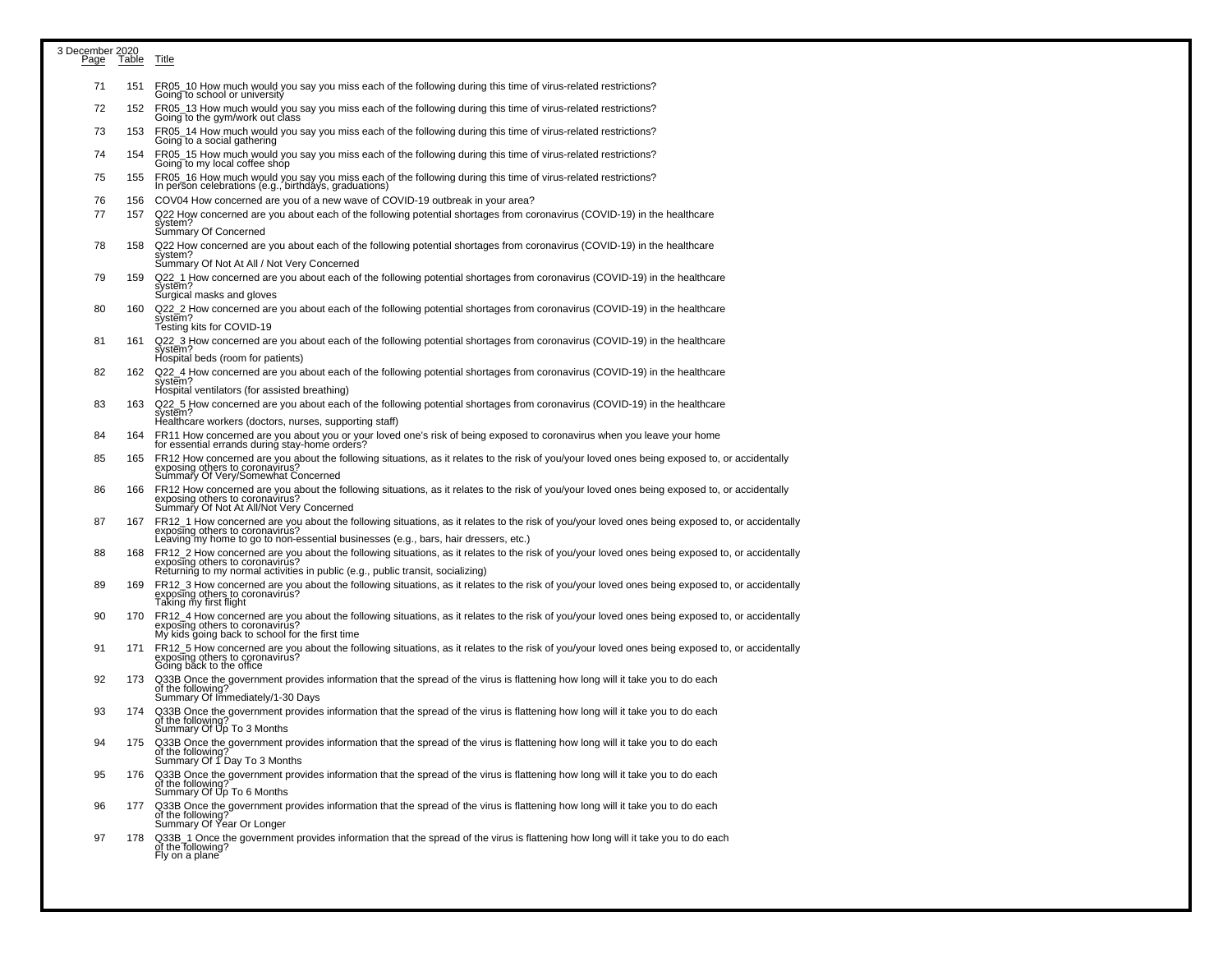3 December 2020

| Page | Table | Title |
|---|---|---|
| 71 | 151 | FR05_10 How much would you say you miss each of the following during this time of virus-related restrictions? Going to school or university |
| 72 | 152 | FR05_13 How much would you say you miss each of the following during this time of virus-related restrictions? Going to the gym/work out class |
| 73 | 153 | FR05_14 How much would you say you miss each of the following during this time of virus-related restrictions? Going to a social gathering |
| 74 | 154 | FR05_15 How much would you say you miss each of the following during this time of virus-related restrictions? Going to my local coffee shop |
| 75 | 155 | FR05_16 How much would you say you miss each of the following during this time of virus-related restrictions? In person celebrations (e.g., birthdays, graduations) |
| 76 | 156 | COV04 How concerned are you of a new wave of COVID-19 outbreak in your area? |
| 77 | 157 | Q22 How concerned are you about each of the following potential shortages from coronavirus (COVID-19) in the healthcare system? Summary Of Concerned |
| 78 | 158 | Q22 How concerned are you about each of the following potential shortages from coronavirus (COVID-19) in the healthcare system? Summary Of Not At All / Not Very Concerned |
| 79 | 159 | Q22_1 How concerned are you about each of the following potential shortages from coronavirus (COVID-19) in the healthcare system? Surgical masks and gloves |
| 80 | 160 | Q22_2 How concerned are you about each of the following potential shortages from coronavirus (COVID-19) in the healthcare system? Testing kits for COVID-19 |
| 81 | 161 | Q22_3 How concerned are you about each of the following potential shortages from coronavirus (COVID-19) in the healthcare system? Hospital beds (room for patients) |
| 82 | 162 | Q22_4 How concerned are you about each of the following potential shortages from coronavirus (COVID-19) in the healthcare system? Hospital ventilators (for assisted breathing) |
| 83 | 163 | Q22_5 How concerned are you about each of the following potential shortages from coronavirus (COVID-19) in the healthcare system? Healthcare workers (doctors, nurses, supporting staff) |
| 84 | 164 | FR11 How concerned are you about you or your loved one's risk of being exposed to coronavirus when you leave your home for essential errands during stay-home orders? |
| 85 | 165 | FR12 How concerned are you about the following situations, as it relates to the risk of you/your loved ones being exposed to, or accidentally exposing others to coronavirus? Summary Of Very/Somewhat Concerned |
| 86 | 166 | FR12 How concerned are you about the following situations, as it relates to the risk of you/your loved ones being exposed to, or accidentally exposing others to coronavirus? Summary Of Not At All/Not Very Concerned |
| 87 | 167 | FR12_1 How concerned are you about the following situations, as it relates to the risk of you/your loved ones being exposed to, or accidentally exposing others to coronavirus? Leaving my home to go to non-essential businesses (e.g., bars, hair dressers, etc.) |
| 88 | 168 | FR12_2 How concerned are you about the following situations, as it relates to the risk of you/your loved ones being exposed to, or accidentally exposing others to coronavirus? Returning to my normal activities in public (e.g., public transit, socializing) |
| 89 | 169 | FR12_3 How concerned are you about the following situations, as it relates to the risk of you/your loved ones being exposed to, or accidentally exposing others to coronavirus? Taking my first flight |
| 90 | 170 | FR12_4 How concerned are you about the following situations, as it relates to the risk of you/your loved ones being exposed to, or accidentally exposing others to coronavirus? My kids going back to school for the first time |
| 91 | 171 | FR12_5 How concerned are you about the following situations, as it relates to the risk of you/your loved ones being exposed to, or accidentally exposing others to coronavirus? Going back to the office |
| 92 | 173 | Q33B Once the government provides information that the spread of the virus is flattening how long will it take you to do each of the following? Summary Of Immediately/1-30 Days |
| 93 | 174 | Q33B Once the government provides information that the spread of the virus is flattening how long will it take you to do each of the following? Summary Of Up To 3 Months |
| 94 | 175 | Q33B Once the government provides information that the spread of the virus is flattening how long will it take you to do each of the following? Summary Of 1 Day To 3 Months |
| 95 | 176 | Q33B Once the government provides information that the spread of the virus is flattening how long will it take you to do each of the following? Summary Of Up To 6 Months |
| 96 | 177 | Q33B Once the government provides information that the spread of the virus is flattening how long will it take you to do each of the following? Summary Of Year Or Longer |
| 97 | 178 | Q33B_1 Once the government provides information that the spread of the virus is flattening how long will it take you to do each of the following? Fly on a plane |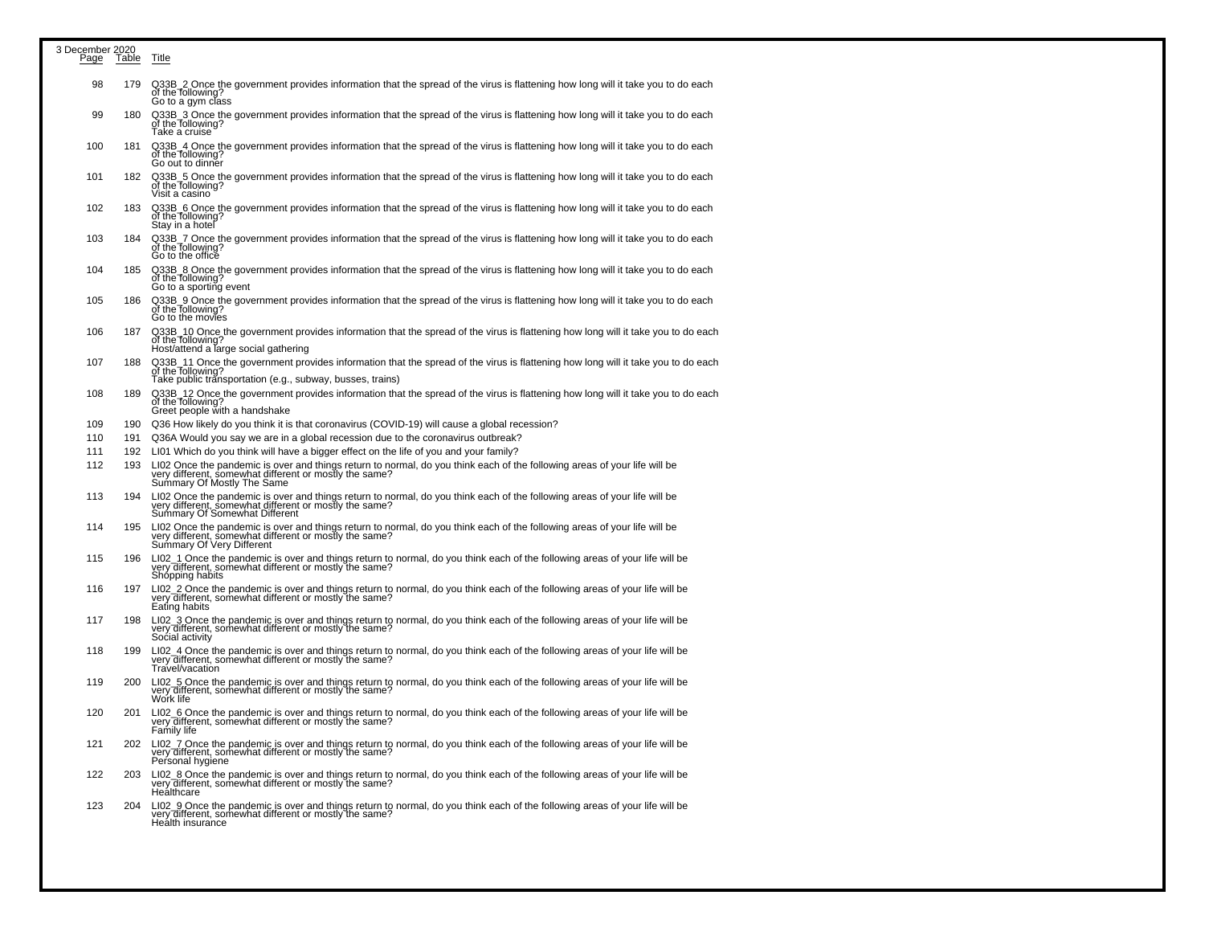3 December 2020

| Page | Table | Title |
|---|---|---|
| 98 | 179 | Q33B_2 Once the government provides information that the spread of the virus is flattening how long will it take you to do each of the following?<br>Go to a gym class |
| 99 | 180 | Q33B_3 Once the government provides information that the spread of the virus is flattening how long will it take you to do each of the following?<br>Take a cruise |
| 100 | 181 | Q33B_4 Once the government provides information that the spread of the virus is flattening how long will it take you to do each of the following?<br>Go out to dinner |
| 101 | 182 | Q33B_5 Once the government provides information that the spread of the virus is flattening how long will it take you to do each of the following?<br>Visit a casino |
| 102 | 183 | Q33B_6 Once the government provides information that the spread of the virus is flattening how long will it take you to do each of the following?<br>Stay in a hotel |
| 103 | 184 | Q33B_7 Once the government provides information that the spread of the virus is flattening how long will it take you to do each of the following?<br>Go to the office |
| 104 | 185 | Q33B_8 Once the government provides information that the spread of the virus is flattening how long will it take you to do each of the following?<br>Go to a sporting event |
| 105 | 186 | Q33B_9 Once the government provides information that the spread of the virus is flattening how long will it take you to do each of the following?<br>Go to the movies |
| 106 | 187 | Q33B_10 Once the government provides information that the spread of the virus is flattening how long will it take you to do each of the following?<br>Host/attend a large social gathering |
| 107 | 188 | Q33B_11 Once the government provides information that the spread of the virus is flattening how long will it take you to do each of the following?<br>Take public transportation (e.g., subway, busses, trains) |
| 108 | 189 | Q33B_12 Once the government provides information that the spread of the virus is flattening how long will it take you to do each of the following?<br>Greet people with a handshake |
| 109 | 190 | Q36 How likely do you think it is that coronavirus (COVID-19) will cause a global recession? |
| 110 | 191 | Q36A Would you say we are in a global recession due to the coronavirus outbreak? |
| 111 | 192 | LI01 Which do you think will have a bigger effect on the life of you and your family? |
| 112 | 193 | LI02 Once the pandemic is over and things return to normal, do you think each of the following areas of your life will be very different, somewhat different or mostly the same?<br>Summary Of Mostly The Same |
| 113 | 194 | LI02 Once the pandemic is over and things return to normal, do you think each of the following areas of your life will be very different, somewhat different or mostly the same?<br>Summary Of Somewhat Different |
| 114 | 195 | LI02 Once the pandemic is over and things return to normal, do you think each of the following areas of your life will be very different, somewhat different or mostly the same?<br>Summary Of Very Different |
| 115 | 196 | LI02_1 Once the pandemic is over and things return to normal, do you think each of the following areas of your life will be very different, somewhat different or mostly the same?<br>Shopping habits |
| 116 | 197 | LI02_2 Once the pandemic is over and things return to normal, do you think each of the following areas of your life will be very different, somewhat different or mostly the same?<br>Eating habits |
| 117 | 198 | LI02_3 Once the pandemic is over and things return to normal, do you think each of the following areas of your life will be very different, somewhat different or mostly the same?<br>Social activity |
| 118 | 199 | LI02_4 Once the pandemic is over and things return to normal, do you think each of the following areas of your life will be very different, somewhat different or mostly the same?<br>Travel/vacation |
| 119 | 200 | LI02_5 Once the pandemic is over and things return to normal, do you think each of the following areas of your life will be very different, somewhat different or mostly the same?<br>Work life |
| 120 | 201 | LI02_6 Once the pandemic is over and things return to normal, do you think each of the following areas of your life will be very different, somewhat different or mostly the same?<br>Family life |
| 121 | 202 | LI02_7 Once the pandemic is over and things return to normal, do you think each of the following areas of your life will be very different, somewhat different or mostly the same?<br>Personal hygiene |
| 122 | 203 | LI02_8 Once the pandemic is over and things return to normal, do you think each of the following areas of your life will be very different, somewhat different or mostly the same?<br>Healthcare |
| 123 | 204 | LI02_9 Once the pandemic is over and things return to normal, do you think each of the following areas of your life will be very different, somewhat different or mostly the same?<br>Health insurance |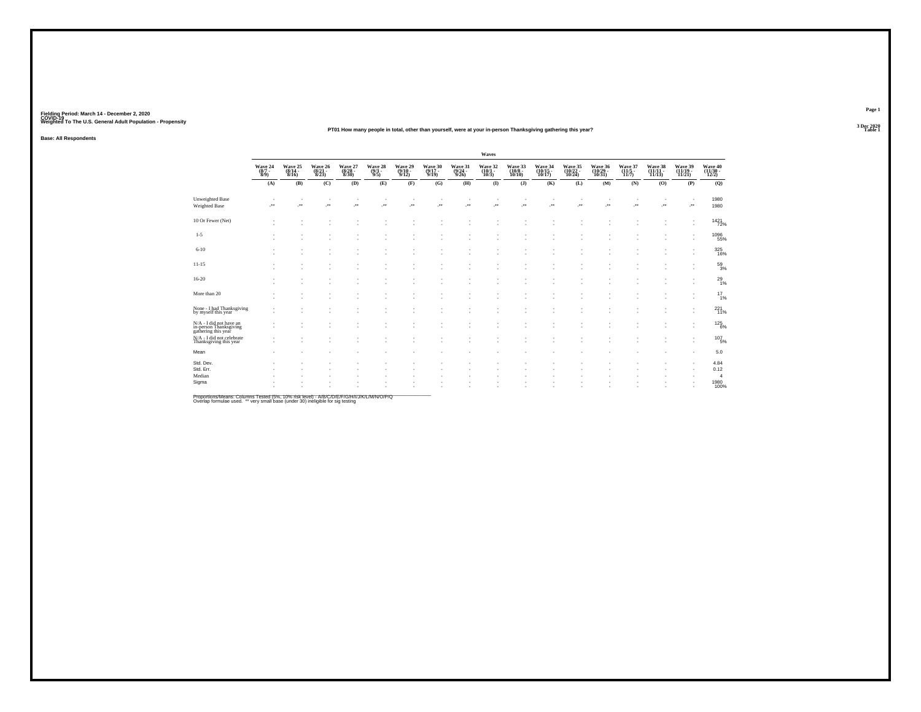Fielding Period: March 14 - December 2, 2020
COVID-19
Weighted To The U.S. General Adult Population - Propensity

3 Dec 2020
Table 1

**PT01 How many people in total, other than yourself, were at your in-person Thanksgiving gathering this year?**

**Base: All Respondents**

| | Waves | | | | | | | | | | | | | | | | |
|---|---|---|---|---|---|---|---|---|---|---|---|---|---|---|---|---|---|
| | Wave 24 (8/7 - 8/9) | Wave 25 (8/14 - 8/16) | Wave 26 (8/21 - 8/23) | Wave 27 (8/28 - 8/30) | Wave 28 (9/3 - 9/5) | Wave 29 (9/10 - 9/12) | Wave 30 (9/17 - 9/19) | Wave 31 (9/24 - 9/26) | Wave 32 (10/1 - 10/3) | Wave 33 (10/8 - 10/10) | Wave 34 (10/15 - 10/17) | Wave 35 (10/22 - 10/24) | Wave 36 (10/29 - 10/31) | Wave 37 (11/5 - 11/7) | Wave 38 (11/11 - 11/13) | Wave 39 (11/19 - 11/21) | Wave 40 (11/30 - 12/2) |
| | (A) | (B) | (C) | (D) | (E) | (F) | (G) | (H) | (I) | (J) | (K) | (L) | (M) | (N) | (O) | (P) | (Q) |
| Unweighted Base | - | - | - | - | - | - | - | - | - | - | - | - | - | - | - | - | 1980 |
| Weighted Base | -** | -** | -** | -** | -** | -** | -** | -** | -** | -** | -** | -** | -** | -** | -** | -** | 1980 |
| 10 Or Fewer (Net) | - | - | - | - | - | - | - | - | - | - | - | - | - | - | - | - | 1421 72% |
| 1-5 | - | - | - | - | - | - | - | - | - | - | - | - | - | - | - | - | 1096 55% |
| 6-10 | - | - | - | - | - | - | - | - | - | - | - | - | - | - | - | - | 325 16% |
| 11-15 | - | - | - | - | - | - | - | - | - | - | - | - | - | - | - | - | 59 3% |
| 16-20 | - | - | - | - | - | - | - | - | - | - | - | - | - | - | - | - | 29 1% |
| More than 20 | - | - | - | - | - | - | - | - | - | - | - | - | - | - | - | - | 17 1% |
| None - I had Thanksgiving by myself this year | - | - | - | - | - | - | - | - | - | - | - | - | - | - | - | - | 221 11% |
| N/A - I did not have an in-person Thanksgiving gathering this year | - | - | - | - | - | - | - | - | - | - | - | - | - | - | - | - | 125 6% |
| N/A - I did not celebrate Thanksgiving this year | - | - | - | - | - | - | - | - | - | - | - | - | - | - | - | - | 107 5% |
| Mean | - | - | - | - | - | - | - | - | - | - | - | - | - | - | - | - | 5.0 |
| Std. Dev. | - | - | - | - | - | - | - | - | - | - | - | - | - | - | - | - | 4.84 |
| Std. Err. | - | - | - | - | - | - | - | - | - | - | - | - | - | - | - | - | 0.12 |
| Median | - | - | - | - | - | - | - | - | - | - | - | - | - | - | - | - | 4 |
| Sigma | - | - | - | - | - | - | - | - | - | - | - | - | - | - | - | - | 1980 100% |

Proportions/Means: Columns Tested (5%, 10% risk level) - A/B/C/D/E/F/G/H/I/J/K/L/M/N/O/P/Q
Overlap formulae used. ** very small base (under 30) ineligible for sig testing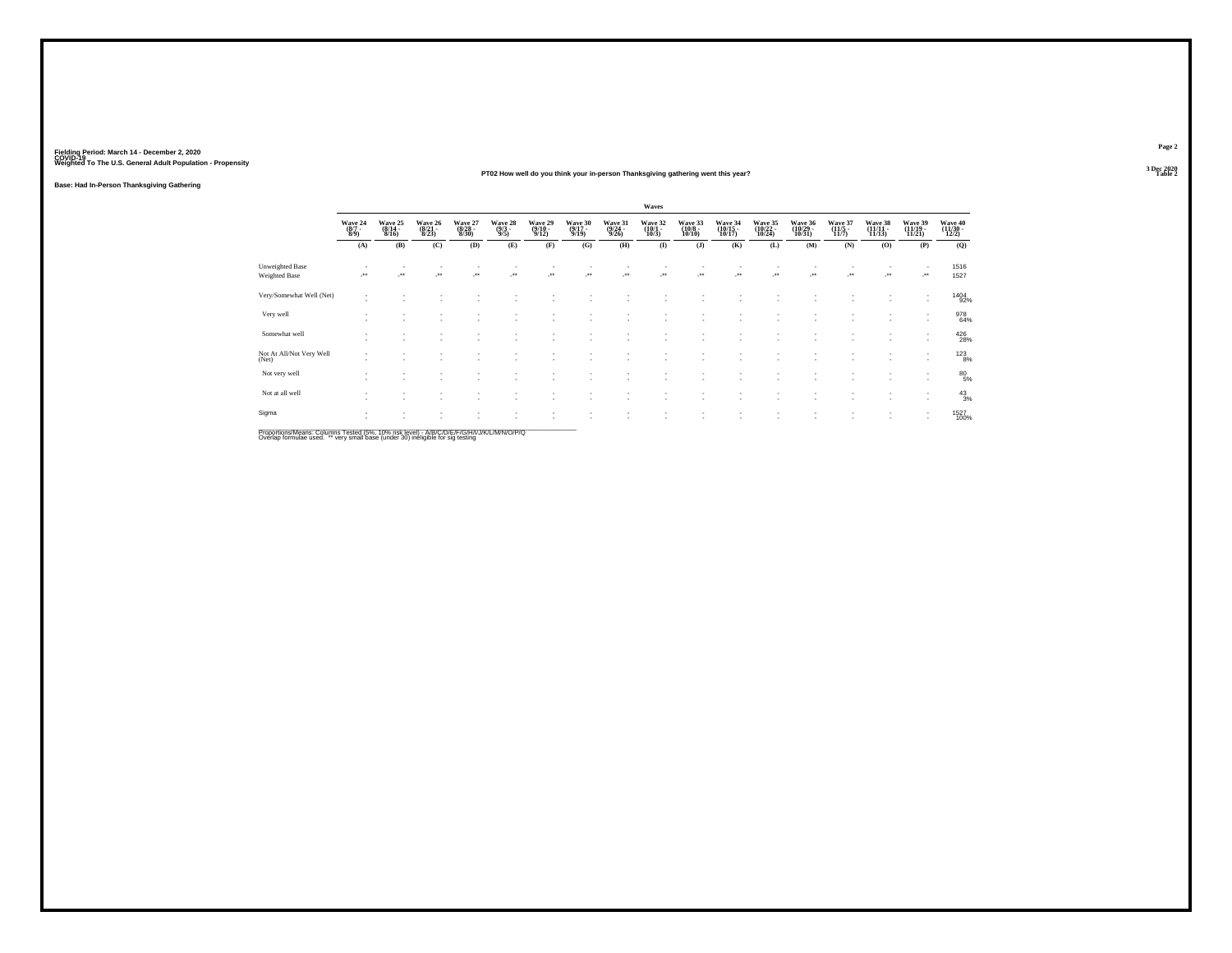Fielding Period: March 14 - December 2, 2020
COVID-19
Weighted To The U.S. General Adult Population - Propensity

Table 2

## PT02 How well do you think your in-person Thanksgiving gathering went this year?

Base: Had In-Person Thanksgiving Gathering

| | Waves | | | | | | | | | | | | | | | | |
|---|---|---|---|---|---|---|---|---|---|---|---|---|---|---|---|---|---|
| | Wave 24 (8/7 - 8/9) | Wave 25 (8/14 - 8/16) | Wave 26 (8/21 - 8/23) | Wave 27 (8/28 - 8/30) | Wave 28 (9/3 - 9/5) | Wave 29 (9/10 - 9/12) | Wave 30 (9/17 - 9/19) | Wave 31 (9/24 - 9/26) | Wave 32 (10/1 - 10/3) | Wave 33 (10/8 - 10/10) | Wave 34 (10/15 - 10/17) | Wave 35 (10/22 - 10/24) | Wave 36 (10/29 - 10/31) | Wave 37 (11/5 - 11/7) | Wave 38 (11/11 - 11/13) | Wave 39 (11/19 - 11/21) | Wave 40 (11/30 - 12/2) |
| | (A) | (B) | (C) | (D) | (E) | (F) | (G) | (H) | (I) | (J) | (K) | (L) | (M) | (N) | (O) | (P) | (Q) |
| Unweighted Base | - | - | - | - | - | - | - | - | - | - | - | - | - | - | - | - | 1516 |
| Weighted Base | -** | -** | -** | -** | -** | -** | -** | -** | -** | -** | -** | -** | -** | -** | -** | -** | 1527 |
| Very/Somewhat Well (Net) | - | - | - | - | - | - | - | - | - | - | - | - | - | - | - | - | 1404 |
| | - | - | - | - | - | - | - | - | - | - | - | - | - | - | - | - | 92% |
| Very well | - | - | - | - | - | - | - | - | - | - | - | - | - | - | - | - | 978 |
| | - | - | - | - | - | - | - | - | - | - | - | - | - | - | - | - | 64% |
| Somewhat well | - | - | - | - | - | - | - | - | - | - | - | - | - | - | - | - | 426 |
| | - | - | - | - | - | - | - | - | - | - | - | - | - | - | - | - | 28% |
| Not At All/Not Very Well (Net) | - | - | - | - | - | - | - | - | - | - | - | - | - | - | - | - | 123 |
| | - | - | - | - | - | - | - | - | - | - | - | - | - | - | - | - | 8% |
| Not very well | - | - | - | - | - | - | - | - | - | - | - | - | - | - | - | - | 80 |
| | - | - | - | - | - | - | - | - | - | - | - | - | - | - | - | - | 5% |
| Not at all well | - | - | - | - | - | - | - | - | - | - | - | - | - | - | - | - | 43 |
| | - | - | - | - | - | - | - | - | - | - | - | - | - | - | - | - | 3% |
| Sigma | - | - | - | - | - | - | - | - | - | - | - | - | - | - | - | - | 1527 |
| | - | - | - | - | - | - | - | - | - | - | - | - | - | - | - | - | 100% |

Proportions/Means: Columns Tested (5%, 10% risk level) - A/B/C/D/E/F/G/H/I/J/K/L/M/N/O/P/Q
Overlap formulae used. ** very small base (under 30) ineligible for sig testing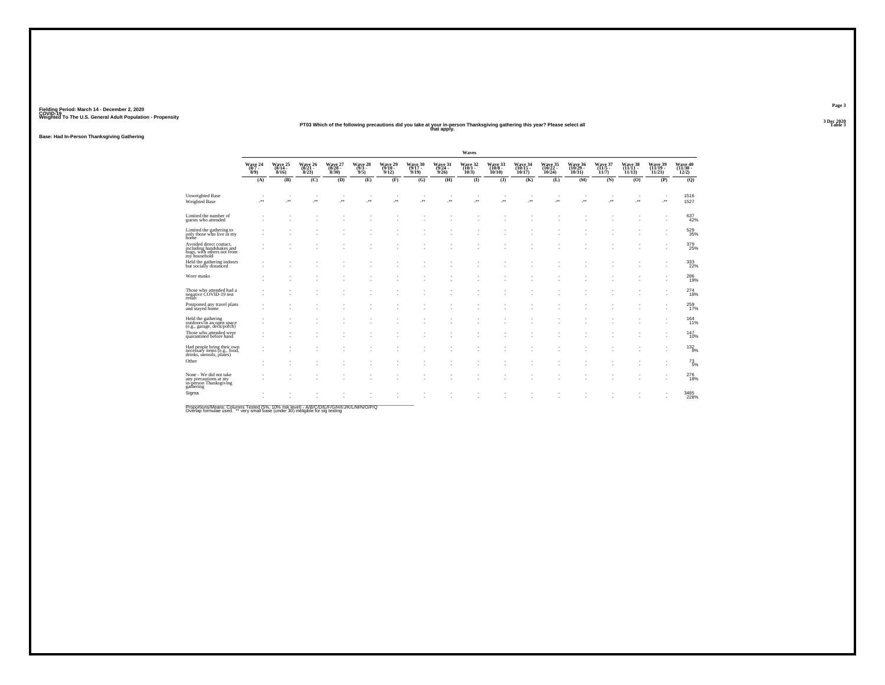Fielding Period: March 14 - December 2, 2020
COVID-19
Weighted To The U.S. General Adult Population - Propensity

3 Dec 2020
Table 3

## PT03 Which of the following precautions did you take at your in-person Thanksgiving gathering this year? Please select all that apply.

Base: Had In-Person Thanksgiving Gathering

| | Wave 24 (8/7 - 8/9) | Wave 25 (8/14 - 8/16) | Wave 26 (8/21 - 8/23) | Wave 27 (8/28 - 8/30) | Wave 28 (9/3 - 9/5) | Wave 29 (9/10 - 9/12) | Wave 30 (9/17 - 9/19) | Wave 31 (9/24 - 9/26) | Wave 32 (10/1 - 10/3) | Wave 33 (10/8 - 10/10) | Wave 34 (10/15 - 10/17) | Wave 35 (10/22 - 10/24) | Wave 36 (10/29 - 10/31) | Wave 37 (11/5 - 11/7) | Wave 38 (11/11 - 11/13) | Wave 39 (11/19 - 11/21) | Wave 40 (11/30 - 12/2) |
|---|---|---|---|---|---|---|---|---|---|---|---|---|---|---|---|---|---|
| | (A) | (B) | (C) | (D) | (E) | (F) | (G) | (H) | (I) | (J) | (K) | (L) | (M) | (N) | (O) | (P) | (Q) |
| Unweighted Base | - | - | - | - | - | - | - | - | - | - | - | - | - | - | - | - | 1516 |
| Weighted Base | -** | -** | -** | -** | -** | -** | -** | -** | -** | -** | -** | -** | -** | -** | -** | -** | 1527 |
| Limited the number of guests who attended | - | - | - | - | - | - | - | - | - | - | - | - | - | - | - | - | 637 42% |
| Limited the gathering to only those who live in my home | - | - | - | - | - | - | - | - | - | - | - | - | - | - | - | - | 529 35% |
| Avoided direct contact, including handshakes and hugs, with others not from my household | - | - | - | - | - | - | - | - | - | - | - | - | - | - | - | - | 379 25% |
| Held the gathering indoors but socially distanced | - | - | - | - | - | - | - | - | - | - | - | - | - | - | - | - | 333 22% |
| Wore masks | - | - | - | - | - | - | - | - | - | - | - | - | - | - | - | - | 286 19% |
| Those who attended had a negative COVID-19 test result | - | - | - | - | - | - | - | - | - | - | - | - | - | - | - | - | 274 18% |
| Postponed any travel plans and stayed home | - | - | - | - | - | - | - | - | - | - | - | - | - | - | - | - | 259 17% |
| Held the gathering outdoors/in an open space (e.g., garage, deck/porch) | - | - | - | - | - | - | - | - | - | - | - | - | - | - | - | - | 164 11% |
| Those who attended were quarantined before hand | - | - | - | - | - | - | - | - | - | - | - | - | - | - | - | - | 147 10% |
| Had people bring their own necessary items (e.g., food, drinks, utensils, plates) | - | - | - | - | - | - | - | - | - | - | - | - | - | - | - | - | 132 9% |
| Other | - | - | - | - | - | - | - | - | - | - | - | - | - | - | - | - | 73 5% |
| None - We did not take any precautions at my in-person Thanksgiving gathering | - | - | - | - | - | - | - | - | - | - | - | - | - | - | - | - | 276 18% |
| Sigma | - | - | - | - | - | - | - | - | - | - | - | - | - | - | - | - | 3485 228% |

Proportions/Means: Columns Tested (5%, 10% risk level) - A/B/C/D/E/F/G/H/I/J/K/L/M/N/O/P/Q
Overlap formulae used. ** very small base (under 30) ineligible for sig testing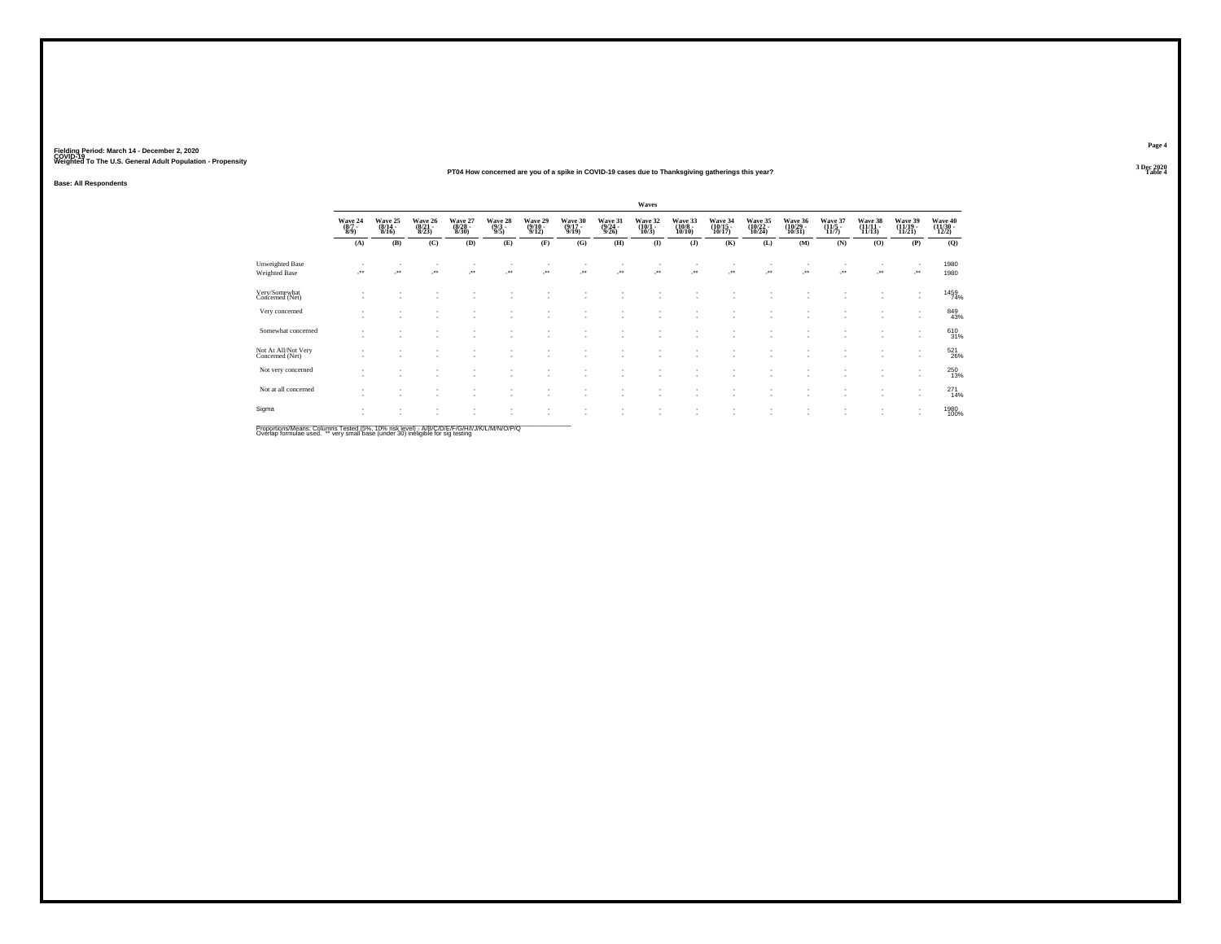Fielding Period: March 14 - December 2, 2020
COVID-19
Weighted To The U.S. General Adult Population - Propensity

3 Dec 2020
Table 4

**PT04 How concerned are you of a spike in COVID-19 cases due to Thanksgiving gatherings this year?**

**Base: All Respondents**

| | Waves | | | | | | | | | | | | | | | | |
|---|---|---|---|---|---|---|---|---|---|---|---|---|---|---|---|---|---|
| | Wave 24 (8/7 - 8/9) | Wave 25 (8/14 - 8/16) | Wave 26 (8/21 - 8/23) | Wave 27 (8/28 - 8/30) | Wave 28 (9/3 - 9/5) | Wave 29 (9/10 - 9/12) | Wave 30 (9/17 - 9/19) | Wave 31 (9/24 - 9/26) | Wave 32 (10/1 - 10/3) | Wave 33 (10/8 - 10/10) | Wave 34 (10/15 - 10/17) | Wave 35 (10/22 - 10/24) | Wave 36 (10/29 - 10/31) | Wave 37 (11/5 - 11/7) | Wave 38 (11/11 - 11/13) | Wave 39 (11/19 - 11/21) | Wave 40 (11/30 - 12/2) |
| | (A) | (B) | (C) | (D) | (E) | (F) | (G) | (H) | (I) | (J) | (K) | (L) | (M) | (N) | (O) | (P) | (Q) |
| Unweighted Base | - | - | - | - | - | - | - | - | - | - | - | - | - | - | - | - | 1980 |
| Weighted Base | -** | -** | -** | -** | -** | -** | -** | -** | -** | -** | -** | -** | -** | -** | -** | -** | 1980 |
| Very/Somewhat Concerned (Net) | - | - | - | - | - | - | - | - | - | - | - | - | - | - | - | - | 1459<br>74% |
| Very concerned | - | - | - | - | - | - | - | - | - | - | - | - | - | - | - | - | 849<br>43% |
| Somewhat concerned | - | - | - | - | - | - | - | - | - | - | - | - | - | - | - | - | 610<br>31% |
| Not At All/Not Very Concerned (Net) | - | - | - | - | - | - | - | - | - | - | - | - | - | - | - | - | 521<br>26% |
| Not very concerned | - | - | - | - | - | - | - | - | - | - | - | - | - | - | - | - | 250<br>13% |
| Not at all concerned | - | - | - | - | - | - | - | - | - | - | - | - | - | - | - | - | 271<br>14% |
| Sigma | - | - | - | - | - | - | - | - | - | - | - | - | - | - | - | - | 1980<br>100% |

Proportions/Means: Columns Tested (5%, 10% risk level) - A/B/C/D/E/F/G/H/I/J/K/L/M/N/O/P/Q
Overlap formulae used. ** very small base (under 30) ineligible for sig testing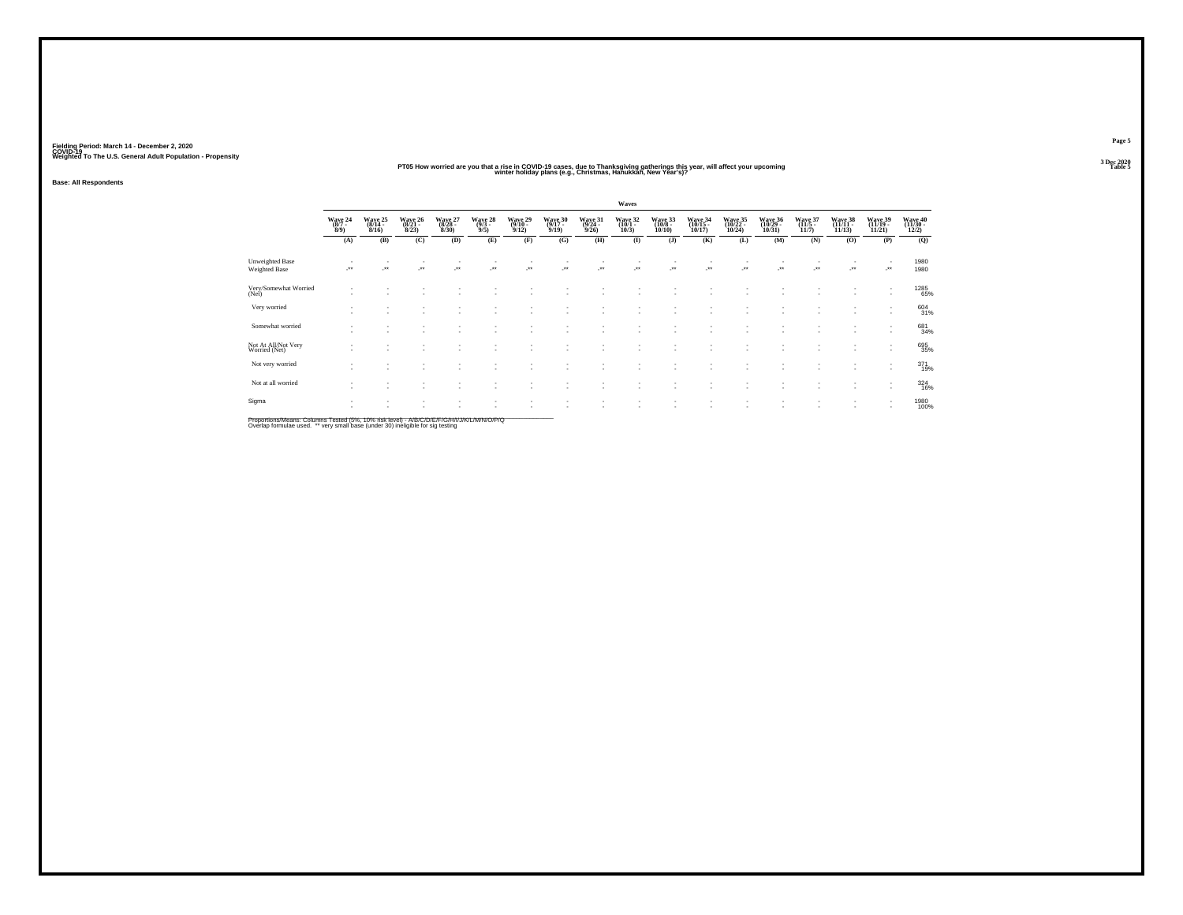Fielding Period: March 14 - December 2, 2020
COVID-19
Weighted To The U.S. General Adult Population - Propensity

3 Dec 2020
Table 5

**PT05 How worried are you that a rise in COVID-19 cases, due to Thanksgiving gatherings this year, will affect your upcoming winter holiday plans (e.g., Christmas, Hanukkah, New Year's)?**

**Base: All Respondents**

| | Waves | | | | | | | | | | | | | | | | |
|---|---|---|---|---|---|---|---|---|---|---|---|---|---|---|---|---|---|
| | Wave 24 (8/7 - 8/9) | Wave 25 (8/14 - 8/16) | Wave 26 (8/21 - 8/23) | Wave 27 (8/28 - 8/30) | Wave 28 (9/3 - 9/5) | Wave 29 (9/10 - 9/12) | Wave 30 (9/17 - 9/19) | Wave 31 (9/24 - 9/26) | Wave 32 (10/1 - 10/3) | Wave 33 (10/8 - 10/10) | Wave 34 (10/15 - 10/17) | Wave 35 (10/22 - 10/24) | Wave 36 (10/29 - 10/31) | Wave 37 (11/5 - 11/7) | Wave 38 (11/11 - 11/13) | Wave 39 (11/19 - 11/21) | Wave 40 (11/30 - 12/2) |
| | (A) | (B) | (C) | (D) | (E) | (F) | (G) | (H) | (I) | (J) | (K) | (L) | (M) | (N) | (O) | (P) | (Q) |
| Unweighted Base | - | - | - | - | - | - | - | - | - | - | - | - | - | - | - | - | 1980 |
| Weighted Base | -** | -** | -** | -** | -** | -** | -** | -** | -** | -** | -** | -** | -** | -** | -** | -** | 1980 |
| Very/Somewhat Worried (Net) | - | - | - | - | - | - | - | - | - | - | - | - | - | - | - | - | 1285 |
| | - | - | - | - | - | - | - | - | - | - | - | - | - | - | - | - | 65% |
| Very worried | - | - | - | - | - | - | - | - | - | - | - | - | - | - | - | - | 604 |
| | - | - | - | - | - | - | - | - | - | - | - | - | - | - | - | - | 31% |
| Somewhat worried | - | - | - | - | - | - | - | - | - | - | - | - | - | - | - | - | 681 |
| | - | - | - | - | - | - | - | - | - | - | - | - | - | - | - | - | 34% |
| Not At All/Not Very Worried (Net) | - | - | - | - | - | - | - | - | - | - | - | - | - | - | - | - | 695 |
| | - | - | - | - | - | - | - | - | - | - | - | - | - | - | - | - | 35% |
| Not very worried | - | - | - | - | - | - | - | - | - | - | - | - | - | - | - | - | 371 |
| | - | - | - | - | - | - | - | - | - | - | - | - | - | - | - | - | 19% |
| Not at all worried | - | - | - | - | - | - | - | - | - | - | - | - | - | - | - | - | 324 |
| | - | - | - | - | - | - | - | - | - | - | - | - | - | - | - | - | 16% |
| Sigma | - | - | - | - | - | - | - | - | - | - | - | - | - | - | - | - | 1980 |
| | - | - | - | - | - | - | - | - | - | - | - | - | - | - | - | - | 100% |

Proportions/Means: Columns Tested (5%, 10% risk level) - A/B/C/D/E/F/G/H/I/J/K/L/M/N/O/P/Q
Overlap formulae used. ** very small base (under 30) ineligible for sig testing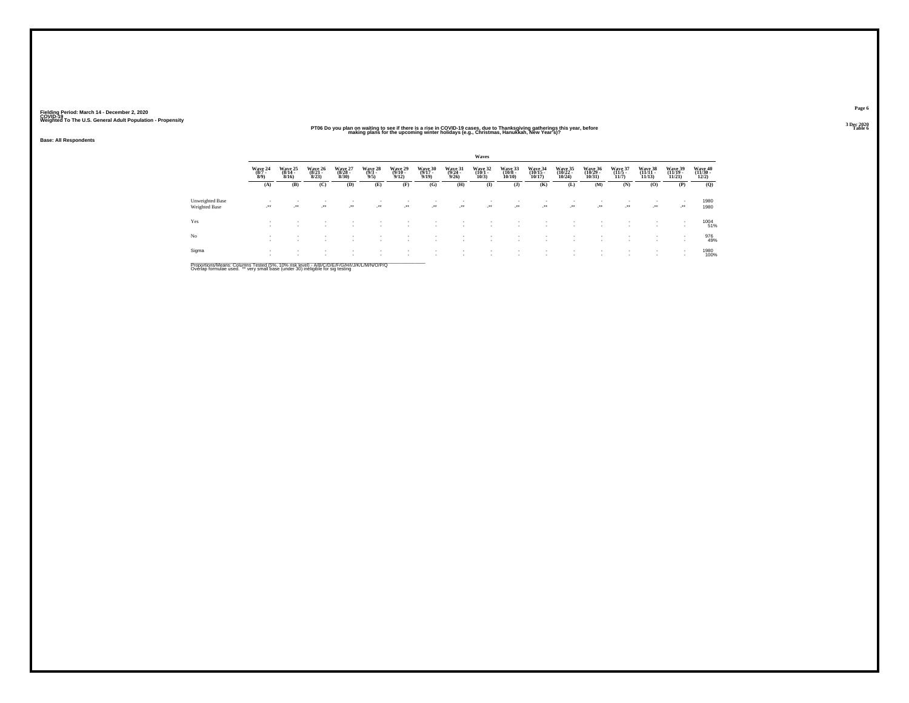Fielding Period: March 14 - December 2, 2020
COVID-19
Weighted To The U.S. General Adult Population - Propensity

3 Dec 2020
Table 6

## PT06 Do you plan on waiting to see if there is a rise in COVID-19 cases, due to Thanksgiving gatherings this year, before making plans for the upcoming winter holidays (e.g., Christmas, Hanukkah, New Year's)?

**Base: All Respondents**

| | Waves | | | | | | | | | | | | | | | | |
|---|---|---|---|---|---|---|---|---|---|---|---|---|---|---|---|---|---|
| | Wave 24 (8/7 - 8/9) | Wave 25 (8/14 - 8/16) | Wave 26 (8/21 - 8/23) | Wave 27 (8/28 - 8/30) | Wave 28 (9/3 - 9/5) | Wave 29 (9/10 - 9/12) | Wave 30 (9/17 - 9/19) | Wave 31 (9/24 - 9/26) | Wave 32 (10/1 - 10/3) | Wave 33 (10/8 - 10/10) | Wave 34 (10/15 - 10/17) | Wave 35 (10/22 - 10/24) | Wave 36 (10/29 - 10/31) | Wave 37 (11/5 - 11/7) | Wave 38 (11/11 - 11/13) | Wave 39 (11/19 - 11/21) | Wave 40 (11/30 - 12/2) |
| | (A) | (B) | (C) | (D) | (E) | (F) | (G) | (H) | (I) | (J) | (K) | (L) | (M) | (N) | (O) | (P) | (Q) |
| Unweighted Base | - | - | - | - | - | - | - | - | - | - | - | - | - | - | - | - | 1980 |
| Weighted Base | -** | -** | -** | -** | -** | -** | -** | -** | -** | -** | -** | -** | -** | -** | -** | -** | 1980 |
| Yes | - | - | - | - | - | - | - | - | - | - | - | - | - | - | - | - | 1004 |
| | - | - | - | - | - | - | - | - | - | - | - | - | - | - | - | - | 51% |
| No | - | - | - | - | - | - | - | - | - | - | - | - | - | - | - | - | 976 |
| | - | - | - | - | - | - | - | - | - | - | - | - | - | - | - | - | 49% |
| Sigma | - | - | - | - | - | - | - | - | - | - | - | - | - | - | - | - | 1980 |
| | - | - | - | - | - | - | - | - | - | - | - | - | - | - | - | - | 100% |

Proportions/Means: Columns Tested (5%, 10% risk level) - A/B/C/D/E/F/G/H/I/J/K/L/M/N/O/P/Q
Overlap formulae used. ** very small base (under 30) ineligible for sig testing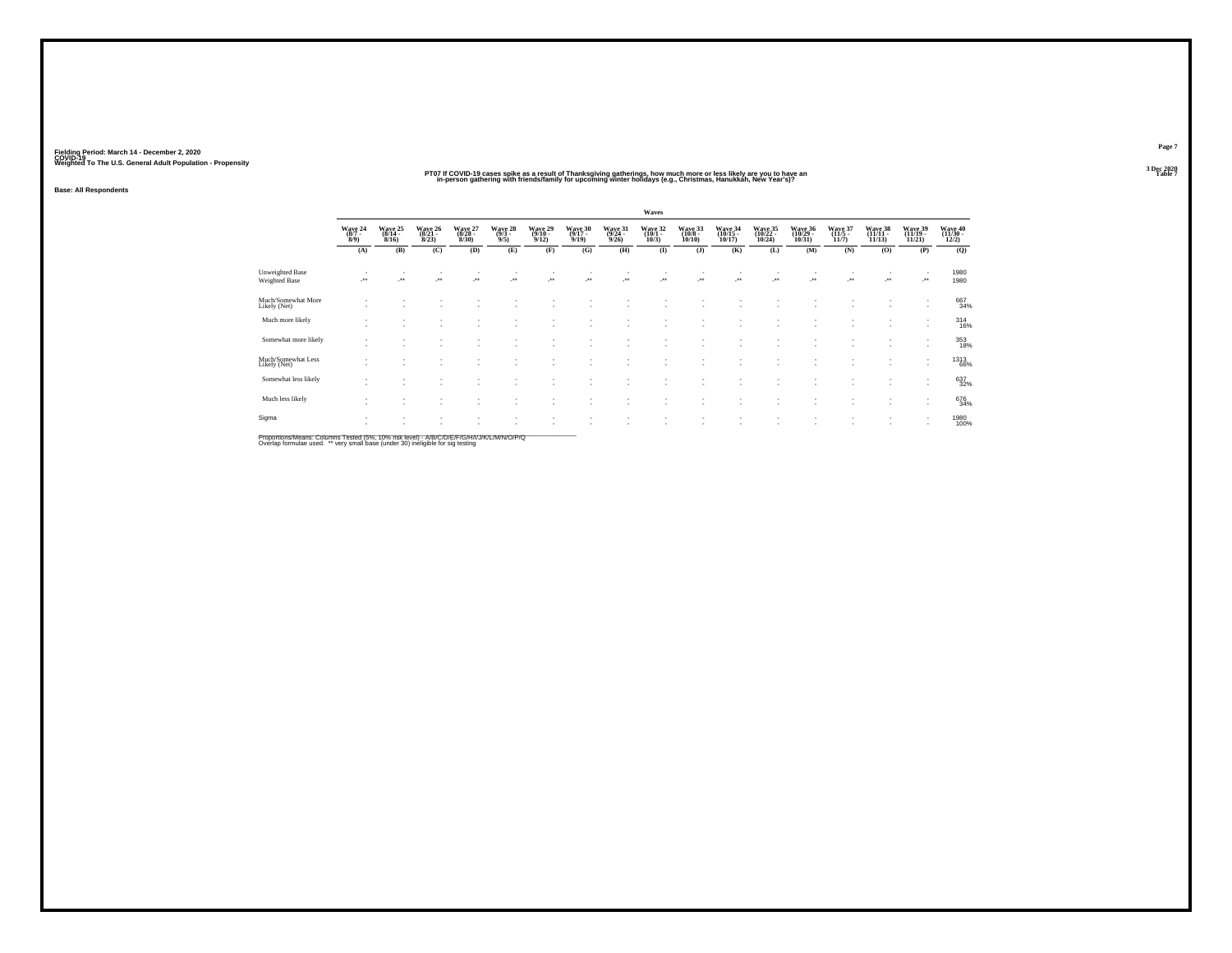Fielding Period: March 14 - December 2, 2020
COVID-19
Weighted To The U.S. General Adult Population - Propensity

3 Dec 2020
Table 7

## PT07 If COVID-19 cases spike as a result of Thanksgiving gatherings, how much more or less likely are you to have an in-person gathering with friends/family for upcoming winter holidays (e.g., Christmas, Hanukkah, New Year's)?

Base: All Respondents

| | Waves | | | | | | | | | | | | | | | | |
|---|---|---|---|---|---|---|---|---|---|---|---|---|---|---|---|---|---|
| | Wave 24 (8/7 - 8/9) | Wave 25 (8/14 - 8/16) | Wave 26 (8/21 - 8/23) | Wave 27 (8/28 - 8/30) | Wave 28 (9/3 - 9/5) | Wave 29 (9/10 - 9/12) | Wave 30 (9/17 - 9/19) | Wave 31 (9/24 - 9/26) | Wave 32 (10/1 - 10/3) | Wave 33 (10/8 - 10/10) | Wave 34 (10/15 - 10/17) | Wave 35 (10/22 - 10/24) | Wave 36 (10/29 - 10/31) | Wave 37 (11/5 - 11/7) | Wave 38 (11/11 - 11/13) | Wave 39 (11/19 - 11/21) | Wave 40 (11/30 - 12/2) |
| | (A) | (B) | (C) | (D) | (E) | (F) | (G) | (H) | (I) | (J) | (K) | (L) | (M) | (N) | (O) | (P) | (Q) |
| Unweighted Base | - | - | - | - | - | - | - | - | - | - | - | - | - | - | - | - | 1980 |
| Weighted Base | -** | -** | -** | -** | -** | -** | -** | -** | -** | -** | -** | -** | -** | -** | -** | -** | 1980 |
| Much/Somewhat More Likely (Net) | - | - | - | - | - | - | - | - | - | - | - | - | - | - | - | - | 667<br>34% |
| Much more likely | - | - | - | - | - | - | - | - | - | - | - | - | - | - | - | - | 314<br>16% |
| Somewhat more likely | - | - | - | - | - | - | - | - | - | - | - | - | - | - | - | - | 353<br>18% |
| Much/Somewhat Less Likely (Net) | - | - | - | - | - | - | - | - | - | - | - | - | - | - | - | - | 1313<br>66% |
| Somewhat less likely | - | - | - | - | - | - | - | - | - | - | - | - | - | - | - | - | 637<br>32% |
| Much less likely | - | - | - | - | - | - | - | - | - | - | - | - | - | - | - | - | 676<br>34% |
| Sigma | - | - | - | - | - | - | - | - | - | - | - | - | - | - | - | - | 1980<br>100% |

Proportions/Means: Columns Tested (5%, 10% risk level) - A/B/C/D/E/F/G/H/I/J/K/L/M/N/O/P/Q
Overlap formulae used. ** very small base (under 30) ineligible for sig testing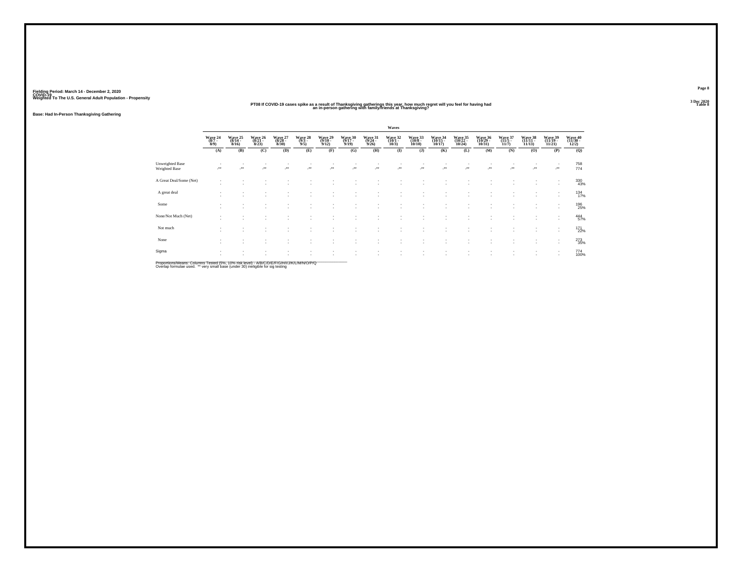Fielding Period: March 14 - December 2, 2020
COVID-19
Weighted To The U.S. General Adult Population - Propensity

3 Dec 2020
Table 8

## PT08 If COVID-19 cases spike as a result of Thanksgiving gatherings this year, how much regret will you feel for having had an in-person gathering with family/friends at Thanksgiving?

Base: Had In-Person Thanksgiving Gathering

| | Waves | | | | | | | | | | | | | | | | |
|---|---|---|---|---|---|---|---|---|---|---|---|---|---|---|---|---|---|
| | Wave 24 (8/7 - 8/9) | Wave 25 (8/14 - 8/16) | Wave 26 (8/21 - 8/23) | Wave 27 (8/28 - 8/30) | Wave 28 (9/3 - 9/5) | Wave 29 (9/10 - 9/12) | Wave 30 (9/17 - 9/19) | Wave 31 (9/24 - 9/26) | Wave 32 (10/1 - 10/3) | Wave 33 (10/8 - 10/10) | Wave 34 (10/15 - 10/17) | Wave 35 (10/22 - 10/24) | Wave 36 (10/29 - 10/31) | Wave 37 (11/5 - 11/7) | Wave 38 (11/11 - 11/13) | Wave 39 (11/19 - 11/21) | Wave 40 (11/30 - 12/2) |
| | (A) | (B) | (C) | (D) | (E) | (F) | (G) | (H) | (I) | (J) | (K) | (L) | (M) | (N) | (O) | (P) | (Q) |
| Unweighted Base | - | - | - | - | - | - | - | - | - | - | - | - | - | - | - | - | 758 |
| Weighted Base | -** | -** | -** | -** | -** | -** | -** | -** | -** | -** | -** | -** | -** | -** | -** | -** | 774 |
| A Great Deal/Some (Net) | - | - | - | - | - | - | - | - | - | - | - | - | - | - | - | - | 330 |
| | - | - | - | - | - | - | - | - | - | - | - | - | - | - | - | - | 43% |
| A great deal | - | - | - | - | - | - | - | - | - | - | - | - | - | - | - | - | 134 |
| | - | - | - | - | - | - | - | - | - | - | - | - | - | - | - | - | 17% |
| Some | - | - | - | - | - | - | - | - | - | - | - | - | - | - | - | - | 196 |
| | - | - | - | - | - | - | - | - | - | - | - | - | - | - | - | - | 25% |
| None/Not Much (Net) | - | - | - | - | - | - | - | - | - | - | - | - | - | - | - | - | 444 |
| | - | - | - | - | - | - | - | - | - | - | - | - | - | - | - | - | 57% |
| Not much | - | - | - | - | - | - | - | - | - | - | - | - | - | - | - | - | 171 |
| | - | - | - | - | - | - | - | - | - | - | - | - | - | - | - | - | 22% |
| None | - | - | - | - | - | - | - | - | - | - | - | - | - | - | - | - | 273 |
| | - | - | - | - | - | - | - | - | - | - | - | - | - | - | - | - | 35% |
| Sigma | - | - | - | - | - | - | - | - | - | - | - | - | - | - | - | - | 774 |
| | - | - | - | - | - | - | - | - | - | - | - | - | - | - | - | - | 100% |

Proportions/Means: Columns Tested (5%, 10% risk level) - A/B/C/D/E/F/G/H/I/J/K/L/M/N/O/P/Q
Overlap formulae used. ** very small base (under 30) ineligible for sig testing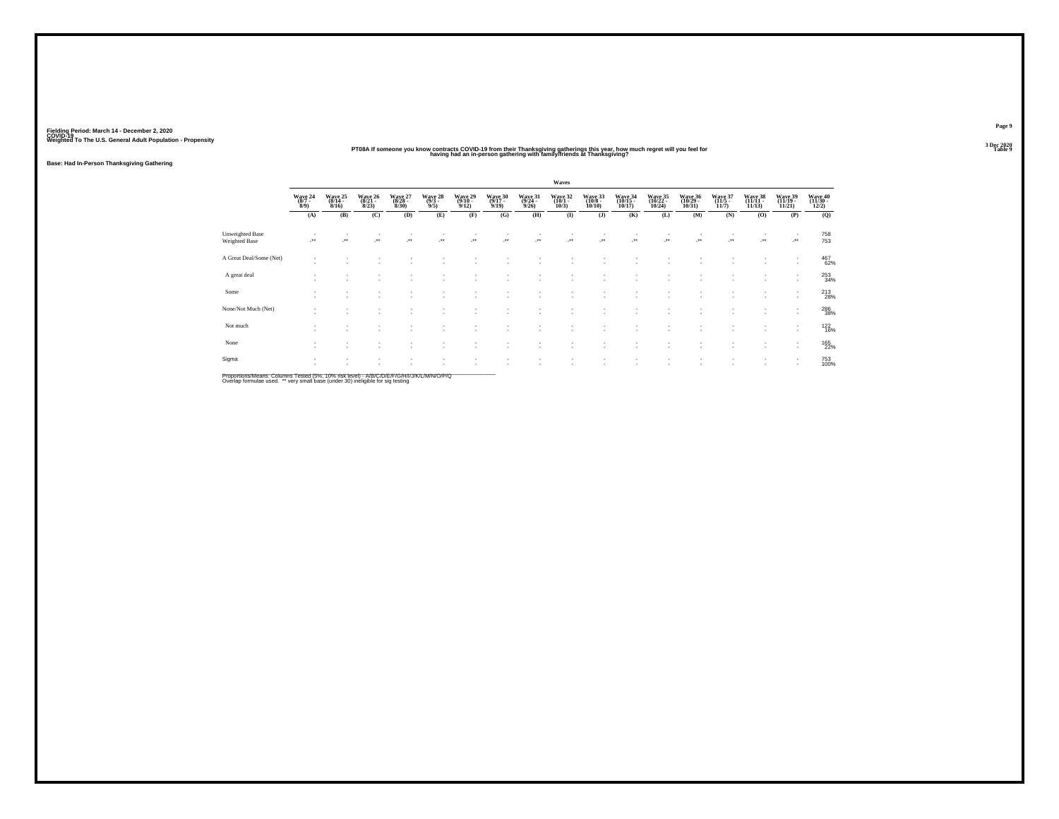Fielding Period: March 14 - December 2, 2020
COVID-19
Weighted To The U.S. General Adult Population - Propensity

3 Dec 2020
Table 9

## PT08A If someone you know contracts COVID-19 from their Thanksgiving gatherings this year, how much regret will you feel for having had an in-person gathering with family/friends at Thanksgiving?

Base: Had In-Person Thanksgiving Gathering

| | Waves | | | | | | | | | | | | | | | | |
|---|---|---|---|---|---|---|---|---|---|---|---|---|---|---|---|---|---|
| | Wave 24 (8/7 - 8/9) | Wave 25 (8/14 - 8/16) | Wave 26 (8/21 - 8/23) | Wave 27 (8/28 - 8/30) | Wave 28 (9/3 - 9/5) | Wave 29 (9/10 - 9/12) | Wave 30 (9/17 - 9/19) | Wave 31 (9/24 - 9/26) | Wave 32 (10/1 - 10/3) | Wave 33 (10/8 - 10/10) | Wave 34 (10/15 - 10/17) | Wave 35 (10/22 - 10/24) | Wave 36 (10/29 - 10/31) | Wave 37 (11/5 - 11/7) | Wave 38 (11/11 - 11/13) | Wave 39 (11/19 - 11/21) | Wave 40 (11/30 - 12/2) |
| | (A) | (B) | (C) | (D) | (E) | (F) | (G) | (H) | (I) | (J) | (K) | (L) | (M) | (N) | (O) | (P) | (Q) |
| Unweighted Base | - | - | - | - | - | - | - | - | - | - | - | - | - | - | - | - | 758 |
| Weighted Base | -** | -** | -** | -** | -** | -** | -** | -** | -** | -** | -** | -** | -** | -** | -** | -** | 753 |
| A Great Deal/Some (Net) | - | - | - | - | - | - | - | - | - | - | - | - | - | - | - | - | 467 |
| | - | - | - | - | - | - | - | - | - | - | - | - | - | - | - | - | 62% |
| A great deal | - | - | - | - | - | - | - | - | - | - | - | - | - | - | - | - | 253 |
| | - | - | - | - | - | - | - | - | - | - | - | - | - | - | - | - | 34% |
| Some | - | - | - | - | - | - | - | - | - | - | - | - | - | - | - | - | 213 |
| | - | - | - | - | - | - | - | - | - | - | - | - | - | - | - | - | 28% |
| None/Not Much (Net) | - | - | - | - | - | - | - | - | - | - | - | - | - | - | - | - | 286 |
| | - | - | - | - | - | - | - | - | - | - | - | - | - | - | - | - | 38% |
| Not much | - | - | - | - | - | - | - | - | - | - | - | - | - | - | - | - | 122 |
| | - | - | - | - | - | - | - | - | - | - | - | - | - | - | - | - | 16% |
| None | - | - | - | - | - | - | - | - | - | - | - | - | - | - | - | - | 165 |
| | - | - | - | - | - | - | - | - | - | - | - | - | - | - | - | - | 22% |
| Sigma | - | - | - | - | - | - | - | - | - | - | - | - | - | - | - | - | 753 |
| | - | - | - | - | - | - | - | - | - | - | - | - | - | - | - | - | 100% |

Proportions/Means: Columns Tested (5%, 10% risk level) - A/B/C/D/E/F/G/H/I/J/K/L/M/N/O/P/Q
Overlap formulae used. ** very small base (under 30) ineligible for sig testing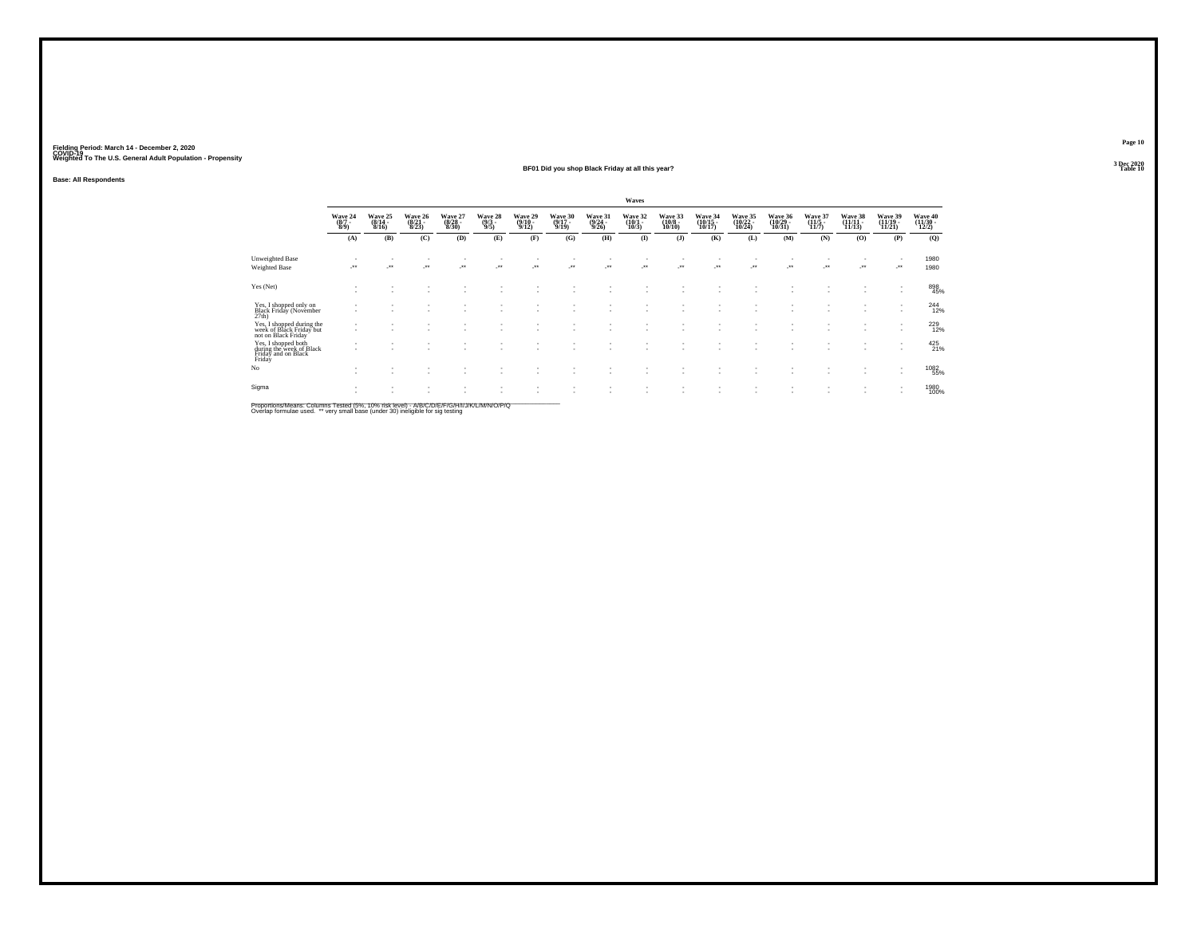Fielding Period: March 14 - December 2, 2020
COVID-19
Weighted To The U.S. General Adult Population - Propensity

3 Dec 2020
Table 10

## BF01 Did you shop Black Friday at all this year?

Base: All Respondents

| | Waves | | | | | | | | | | | | | | | | |
|---|---|---|---|---|---|---|---|---|---|---|---|---|---|---|---|---|---|
| | Wave 24 (8/7 - 8/9) | Wave 25 (8/14 - 8/16) | Wave 26 (8/21 - 8/23) | Wave 27 (8/28 - 8/30) | Wave 28 (9/3 - 9/5) | Wave 29 (9/10 - 9/12) | Wave 30 (9/17 - 9/19) | Wave 31 (9/24 - 9/26) | Wave 32 (10/1 - 10/3) | Wave 33 (10/8 - 10/10) | Wave 34 (10/15 - 10/17) | Wave 35 (10/22 - 10/24) | Wave 36 (10/29 - 10/31) | Wave 37 (11/5 - 11/7) | Wave 38 (11/11 - 11/13) | Wave 39 (11/19 - 11/21) | Wave 40 (11/30 - 12/2) |
| | (A) | (B) | (C) | (D) | (E) | (F) | (G) | (H) | (I) | (J) | (K) | (L) | (M) | (N) | (O) | (P) | (Q) |
| Unweighted Base | - | - | - | - | - | - | - | - | - | - | - | - | - | - | - | - | 1980 |
| Weighted Base | -** | -** | -** | -** | -** | -** | -** | -** | -** | -** | -** | -** | -** | -** | -** | -** | 1980 |
| Yes (Net) | - | - | - | - | - | - | - | - | - | - | - | - | - | - | - | - | 898 |
| | - | - | - | - | - | - | - | - | - | - | - | - | - | - | - | - | 45% |
| Yes, I shopped only on Black Friday (November 27th) | - | - | - | - | - | - | - | - | - | - | - | - | - | - | - | - | 244 |
| | - | - | - | - | - | - | - | - | - | - | - | - | - | - | - | - | 12% |
| Yes, I shopped during the week of Black Friday but not on Black Friday | - | - | - | - | - | - | - | - | - | - | - | - | - | - | - | - | 229 |
| | - | - | - | - | - | - | - | - | - | - | - | - | - | - | - | - | 12% |
| Yes, I shopped both during the week of Black Friday and on Black Friday | - | - | - | - | - | - | - | - | - | - | - | - | - | - | - | - | 425 |
| | - | - | - | - | - | - | - | - | - | - | - | - | - | - | - | - | 21% |
| No | - | - | - | - | - | - | - | - | - | - | - | - | - | - | - | - | 1082 |
| | - | - | - | - | - | - | - | - | - | - | - | - | - | - | - | - | 55% |
| Sigma | - | - | - | - | - | - | - | - | - | - | - | - | - | - | - | - | 1980 |
| | - | - | - | - | - | - | - | - | - | - | - | - | - | - | - | - | 100% |

Proportions/Means: Columns Tested (5%, 10% risk level) - A/B/C/D/E/F/G/H/I/J/K/L/M/N/O/P/Q
Overlap formulae used. ** very small base (under 30) ineligible for sig testing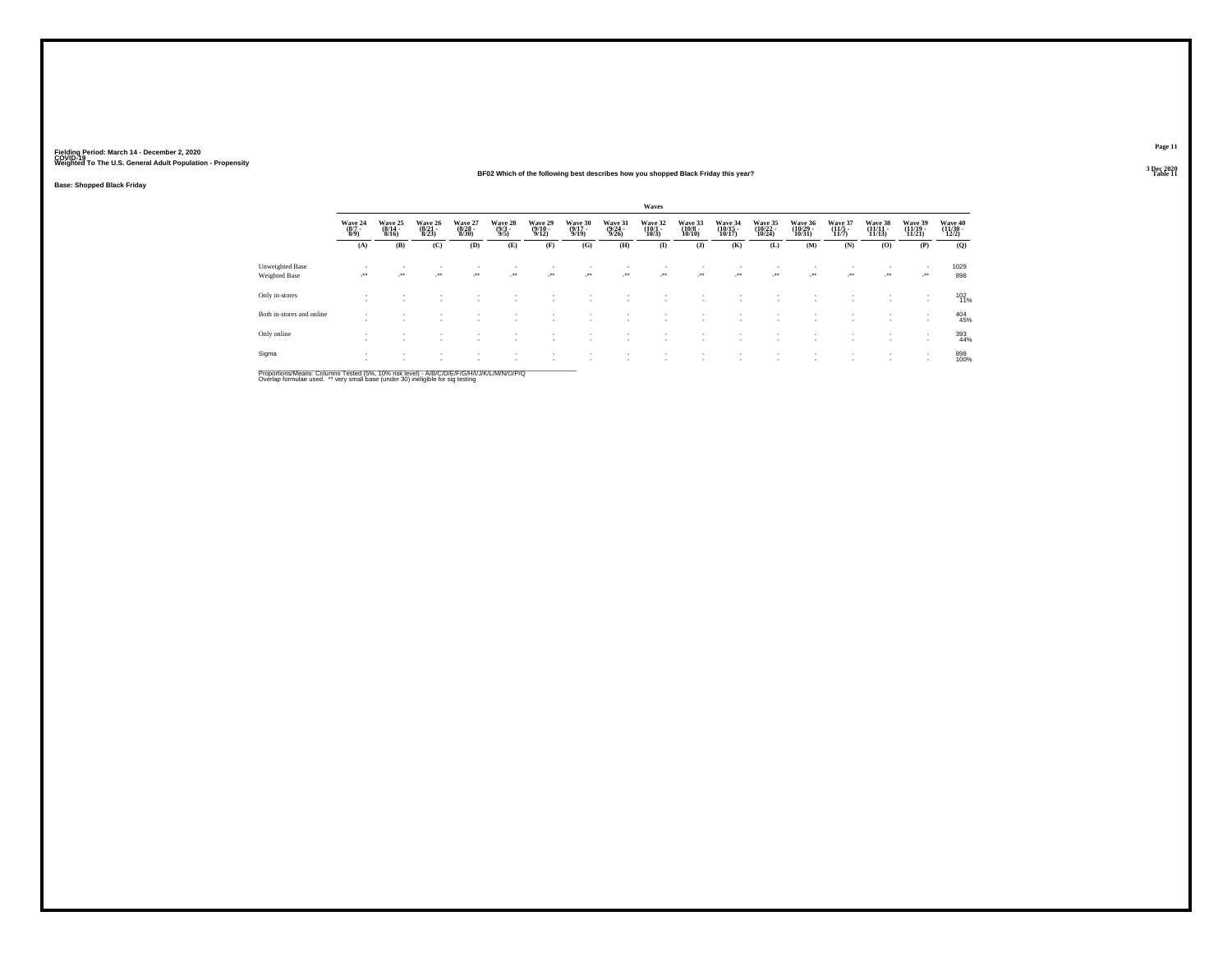Fielding Period: March 14 - December 2, 2020
COVID-19
Weighted To The U.S. General Adult Population - Propensity

Base: Shopped Black Friday

## BF02 Which of the following best describes how you shopped Black Friday this year?

| | Waves | | | | | | | | | | | | | | | | |
|---|---|---|---|---|---|---|---|---|---|---|---|---|---|---|---|---|---|
| | Wave 24 (8/7 - 8/9) | Wave 25 (8/14 - 8/16) | Wave 26 (8/21 - 8/23) | Wave 27 (8/28 - 8/30) | Wave 28 (9/3 - 9/5) | Wave 29 (9/10 - 9/12) | Wave 30 (9/17 - 9/19) | Wave 31 (9/24 - 9/26) | Wave 32 (10/1 - 10/3) | Wave 33 (10/8 - 10/10) | Wave 34 (10/15 - 10/17) | Wave 35 (10/22 - 10/24) | Wave 36 (10/29 - 10/31) | Wave 37 (11/5 - 11/7) | Wave 38 (11/11 - 11/13) | Wave 39 (11/19 - 11/21) | Wave 40 (11/30 - 12/2) |
| | (A) | (B) | (C) | (D) | (E) | (F) | (G) | (H) | (I) | (J) | (K) | (L) | (M) | (N) | (O) | (P) | (Q) |
| Unweighted Base | - | - | - | - | - | - | - | - | - | - | - | - | - | - | - | - | 1029 |
| Weighted Base | -** | -** | -** | -** | -** | -** | -** | -** | -** | -** | -** | -** | -** | -** | -** | -** | 898 |
| Only in-stores | - | - | - | - | - | - | - | - | - | - | - | - | - | - | - | - | 102 |
| | - | - | - | - | - | - | - | - | - | - | - | - | - | - | - | - | 11% |
| Both in-stores and online | - | - | - | - | - | - | - | - | - | - | - | - | - | - | - | - | 404 |
| | - | - | - | - | - | - | - | - | - | - | - | - | - | - | - | - | 45% |
| Only online | - | - | - | - | - | - | - | - | - | - | - | - | - | - | - | - | 393 |
| | - | - | - | - | - | - | - | - | - | - | - | - | - | - | - | - | 44% |
| Sigma | - | - | - | - | - | - | - | - | - | - | - | - | - | - | - | - | 898 |
| | - | - | - | - | - | - | - | - | - | - | - | - | - | - | - | - | 100% |

Proportions/Means: Columns Tested (5%, 10% risk level) - A/B/C/D/E/F/G/H/I/J/K/L/M/N/O/P/Q
Overlap formulae used. ** very small base (under 30) ineligible for sig testing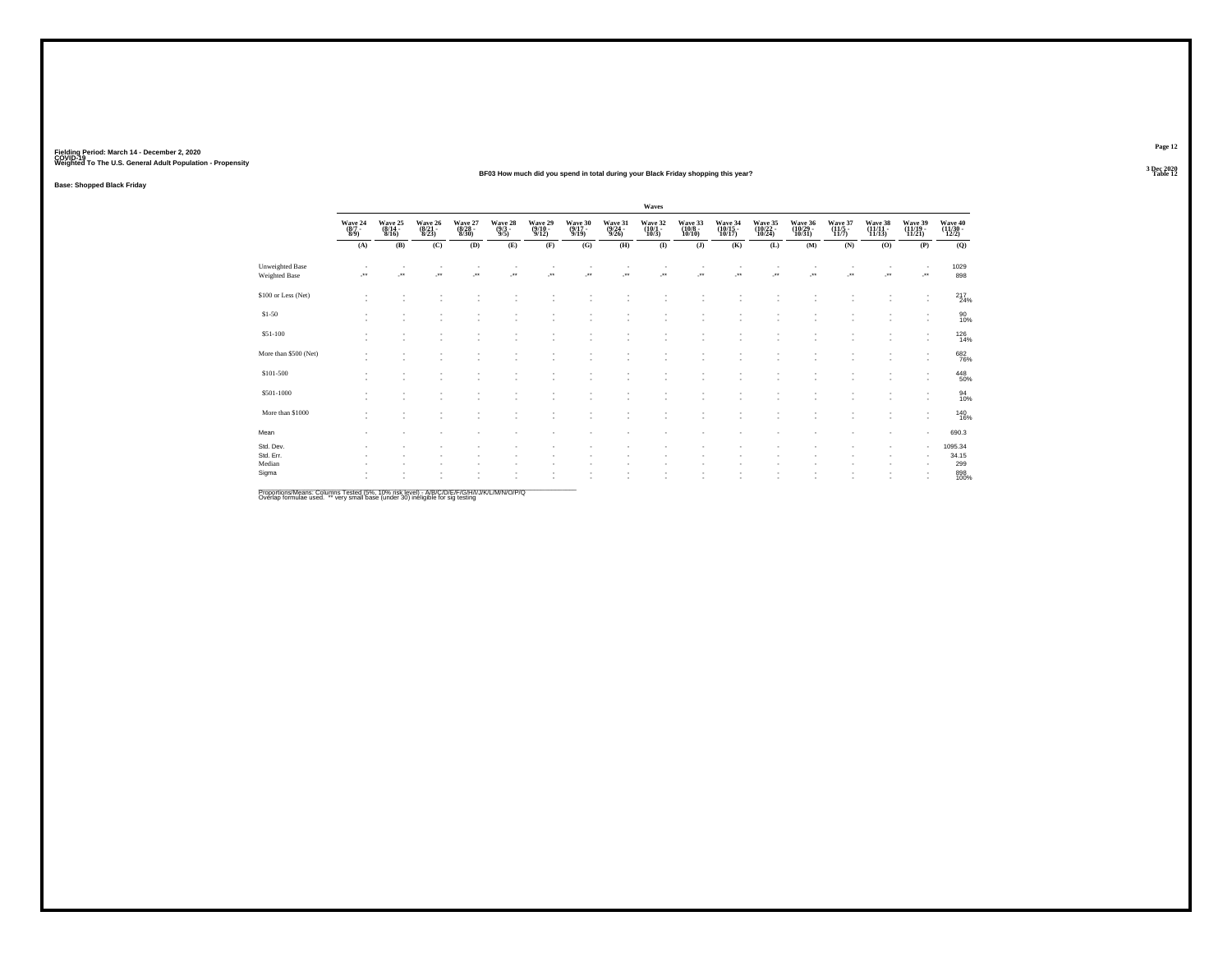Fielding Period: March 14 - December 2, 2020
COVID-19
Weighted To The U.S. General Adult Population - Propensity

## BF03 How much did you spend in total during your Black Friday shopping this year?

Base: Shopped Black Friday

| | Waves | | | | | | | | | | | | | | | | |
|---|---|---|---|---|---|---|---|---|---|---|---|---|---|---|---|---|---|
| | Wave 24 (8/7 - 8/9) | Wave 25 (8/14 - 8/16) | Wave 26 (8/21 - 8/23) | Wave 27 (8/28 - 8/30) | Wave 28 (9/3 - 9/5) | Wave 29 (9/10 - 9/12) | Wave 30 (9/17 - 9/19) | Wave 31 (9/24 - 9/26) | Wave 32 (10/1 - 10/3) | Wave 33 (10/8 - 10/10) | Wave 34 (10/15 - 10/17) | Wave 35 (10/22 - 10/24) | Wave 36 (10/29 - 10/31) | Wave 37 (11/5 - 11/7) | Wave 38 (11/11 - 11/13) | Wave 39 (11/19 - 11/21) | Wave 40 (11/30 - 12/2) |
| | (A) | (B) | (C) | (D) | (E) | (F) | (G) | (H) | (I) | (J) | (K) | (L) | (M) | (N) | (O) | (P) | (Q) |
| Unweighted Base | - | - | - | - | - | - | - | - | - | - | - | - | - | - | - | - | 1029 |
| Weighted Base | -** | -** | -** | -** | -** | -** | -** | -** | -** | -** | -** | -** | -** | -** | -** | -** | 898 |
| $100 or Less (Net) | - | - | - | - | - | - | - | - | - | - | - | - | - | - | - | - | 217 |
| | - | - | - | - | - | - | - | - | - | - | - | - | - | - | - | - | 24% |
| $1-50 | - | - | - | - | - | - | - | - | - | - | - | - | - | - | - | - | 90 |
| | - | - | - | - | - | - | - | - | - | - | - | - | - | - | - | - | 10% |
| $51-100 | - | - | - | - | - | - | - | - | - | - | - | - | - | - | - | - | 126 |
| | - | - | - | - | - | - | - | - | - | - | - | - | - | - | - | - | 14% |
| More than $500 (Net) | - | - | - | - | - | - | - | - | - | - | - | - | - | - | - | - | 682 |
| | - | - | - | - | - | - | - | - | - | - | - | - | - | - | - | - | 76% |
| $101-500 | - | - | - | - | - | - | - | - | - | - | - | - | - | - | - | - | 448 |
| | - | - | - | - | - | - | - | - | - | - | - | - | - | - | - | - | 50% |
| $501-1000 | - | - | - | - | - | - | - | - | - | - | - | - | - | - | - | - | 94 |
| | - | - | - | - | - | - | - | - | - | - | - | - | - | - | - | - | 10% |
| More than $1000 | - | - | - | - | - | - | - | - | - | - | - | - | - | - | - | - | 140 |
| | - | - | - | - | - | - | - | - | - | - | - | - | - | - | - | - | 16% |
| Mean | - | - | - | - | - | - | - | - | - | - | - | - | - | - | - | - | 690.3 |
| Std. Dev. | - | - | - | - | - | - | - | - | - | - | - | - | - | - | - | - | 1095.34 |
| Std. Err. | - | - | - | - | - | - | - | - | - | - | - | - | - | - | - | - | 34.15 |
| Median | - | - | - | - | - | - | - | - | - | - | - | - | - | - | - | - | 299 |
| Sigma | - | - | - | - | - | - | - | - | - | - | - | - | - | - | - | - | 898 |
| | - | - | - | - | - | - | - | - | - | - | - | - | - | - | - | - | 100% |

Proportions/Means: Columns Tested (5%, 10% risk level) - A/B/C/D/E/F/G/H/I/J/K/L/M/N/O/P/Q
Overlap formulae used. ** very small base (under 30) ineligible for sig testing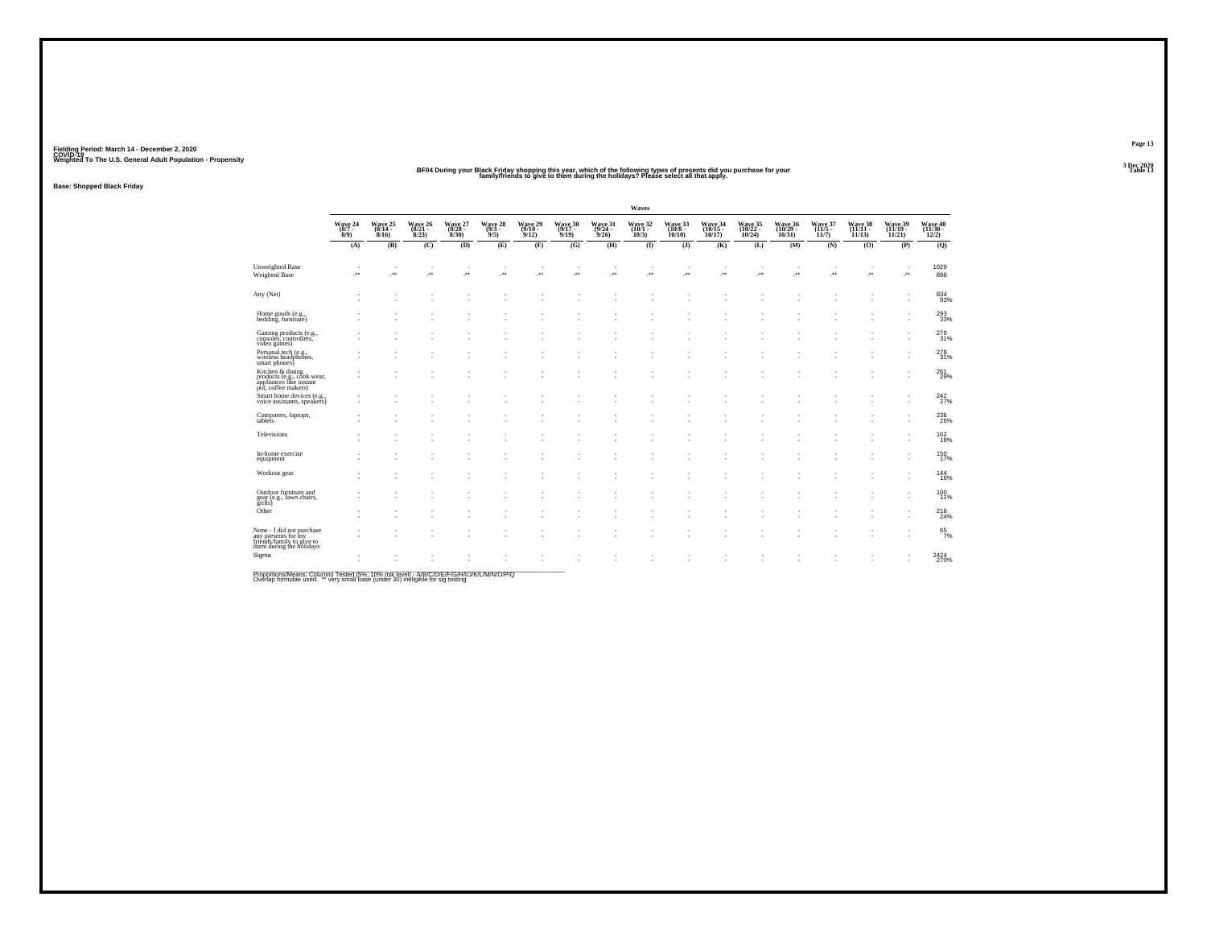Fielding Period: March 14 - December 2, 2020
COVID-19
Weighted To The U.S. General Adult Population - Propensity

## BF04 During your Black Friday shopping this year, which of the following types of presents did you purchase for your family/friends to give to them during the holidays? Please select all that apply.

**Base: Shopped Black Friday**

| | Waves | | | | | | | | | | | | | | | | |
|---|---|---|---|---|---|---|---|---|---|---|---|---|---|---|---|---|---|
| | Wave 24 (8/7 - 8/9) | Wave 25 (8/14 - 8/16) | Wave 26 (8/21 - 8/23) | Wave 27 (8/28 - 8/30) | Wave 28 (9/3 - 9/5) | Wave 29 (9/10 - 9/12) | Wave 30 (9/17 - 9/19) | Wave 31 (9/24 - 9/26) | Wave 32 (10/1 - 10/3) | Wave 33 (10/8 - 10/10) | Wave 34 (10/15 - 10/17) | Wave 35 (10/22 - 10/24) | Wave 36 (10/29 - 10/31) | Wave 37 (11/5 - 11/7) | Wave 38 (11/11 - 11/13) | Wave 39 (11/19 - 11/21) | Wave 40 (11/30 - 12/2) |
| | (A) | (B) | (C) | (D) | (E) | (F) | (G) | (H) | (I) | (J) | (K) | (L) | (M) | (N) | (O) | (P) | (Q) |
| Unweighted Base | - | - | - | - | - | - | - | - | - | - | - | - | - | - | - | - | 1029 |
| Weighted Base | -** | -** | -** | -** | -** | -** | -** | -** | -** | -** | -** | -** | -** | -** | -** | -** | 898 |
| Any (Net) | - | - | - | - | - | - | - | - | - | - | - | - | - | - | - | - | 834 |
| | - | - | - | - | - | - | - | - | - | - | - | - | - | - | - | - | 93% |
| Home goods (e.g., bedding, furniture) | - | - | - | - | - | - | - | - | - | - | - | - | - | - | - | - | 293 |
| | - | - | - | - | - | - | - | - | - | - | - | - | - | - | - | - | 33% |
| Gaming products (e.g., consoles, controllers, video games) | - | - | - | - | - | - | - | - | - | - | - | - | - | - | - | - | 279 |
| | - | - | - | - | - | - | - | - | - | - | - | - | - | - | - | - | 31% |
| Personal tech (e.g., wireless headphones, smart phones) | - | - | - | - | - | - | - | - | - | - | - | - | - | - | - | - | 278 |
| | - | - | - | - | - | - | - | - | - | - | - | - | - | - | - | - | 31% |
| Kitchen & dining products (e.g., cook wear, appliances like instant pot, coffee makers) | - | - | - | - | - | - | - | - | - | - | - | - | - | - | - | - | 261 |
| | - | - | - | - | - | - | - | - | - | - | - | - | - | - | - | - | 29% |
| Smart home devices (e.g., voice assistants, speakers) | - | - | - | - | - | - | - | - | - | - | - | - | - | - | - | - | 242 |
| | - | - | - | - | - | - | - | - | - | - | - | - | - | - | - | - | 27% |
| Computers, laptops, tablets | - | - | - | - | - | - | - | - | - | - | - | - | - | - | - | - | 236 |
| | - | - | - | - | - | - | - | - | - | - | - | - | - | - | - | - | 26% |
| Televisions | - | - | - | - | - | - | - | - | - | - | - | - | - | - | - | - | 162 |
| | - | - | - | - | - | - | - | - | - | - | - | - | - | - | - | - | 18% |
| In-home exercise equipment | - | - | - | - | - | - | - | - | - | - | - | - | - | - | - | - | 150 |
| | - | - | - | - | - | - | - | - | - | - | - | - | - | - | - | - | 17% |
| Workout gear | - | - | - | - | - | - | - | - | - | - | - | - | - | - | - | - | 144 |
| | - | - | - | - | - | - | - | - | - | - | - | - | - | - | - | - | 16% |
| Outdoor furniture and gear (e.g., lawn chairs, grills) | - | - | - | - | - | - | - | - | - | - | - | - | - | - | - | - | 100 |
| | - | - | - | - | - | - | - | - | - | - | - | - | - | - | - | - | 11% |
| Other | - | - | - | - | - | - | - | - | - | - | - | - | - | - | - | - | 216 |
| | - | - | - | - | - | - | - | - | - | - | - | - | - | - | - | - | 24% |
| None - I did not purchase any presents for my friends/family to give to them during the holidays | - | - | - | - | - | - | - | - | - | - | - | - | - | - | - | - | 65 |
| | - | - | - | - | - | - | - | - | - | - | - | - | - | - | - | - | 7% |
| Sigma | - | - | - | - | - | - | - | - | - | - | - | - | - | - | - | - | 2424 |
| | - | - | - | - | - | - | - | - | - | - | - | - | - | - | - | - | 270% |

Proportions/Means: Columns Tested (5%, 10% risk level) - A/B/C/D/E/F/G/H/I/J/K/L/M/N/O/P/Q
Overlap formulae used. ** very small base (under 30) ineligible for sig testing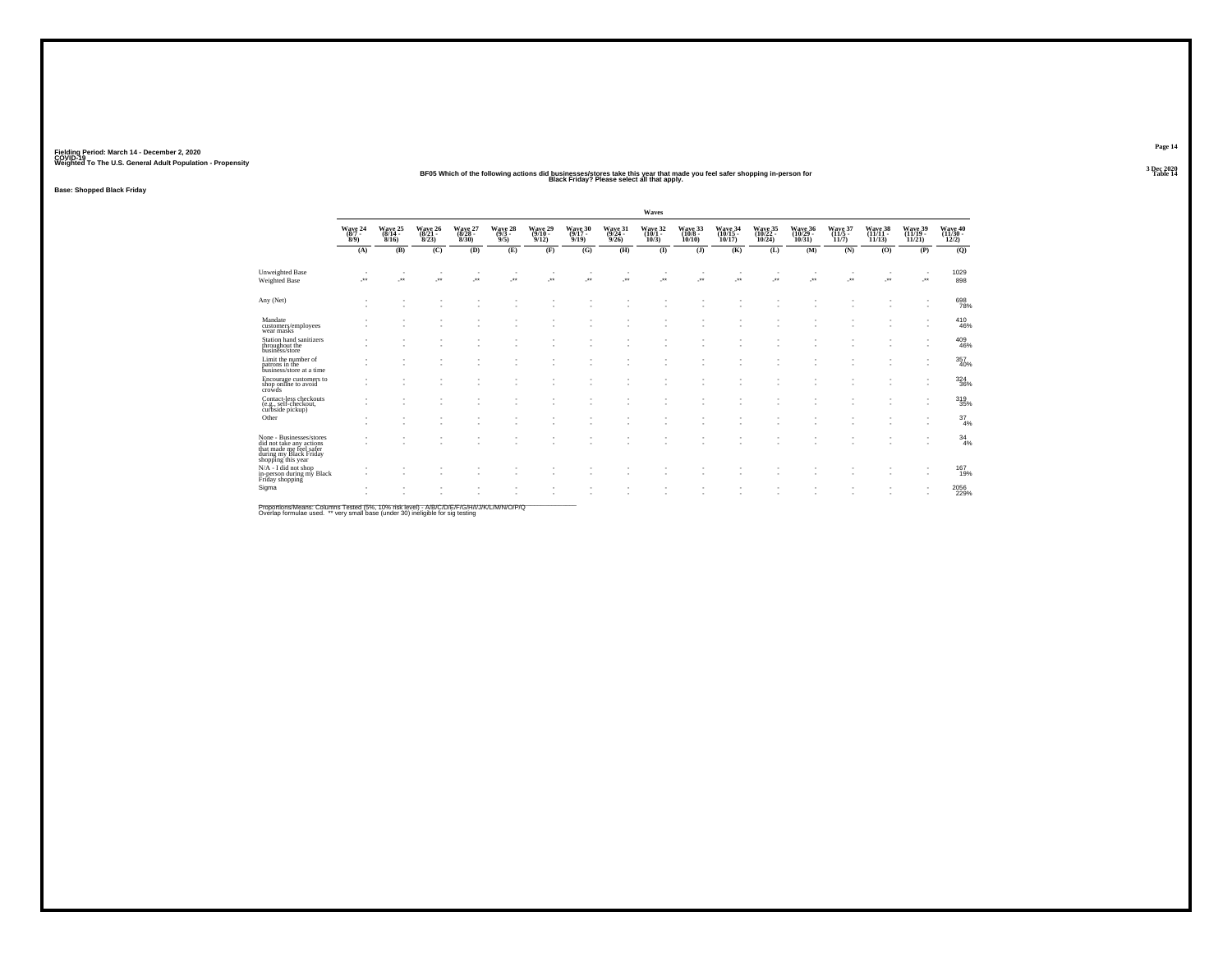Fielding Period: March 14 - December 2, 2020
COVID-19
Weighted To The U.S. General Adult Population - Propensity

3 Dec 2020
Table 14

## BF05 Which of the following actions did businesses/stores take this year that made you feel safer shopping in-person for Black Friday? Please select all that apply.

**Base: Shopped Black Friday**

| | Waves | | | | | | | | | | | | | | | | |
|---|---|---|---|---|---|---|---|---|---|---|---|---|---|---|---|---|---|
| | Wave 24 (8/7 - 8/9) | Wave 25 (8/14 - 8/16) | Wave 26 (8/21 - 8/23) | Wave 27 (8/28 - 8/30) | Wave 28 (9/3 - 9/5) | Wave 29 (9/10 - 9/12) | Wave 30 (9/17 - 9/19) | Wave 31 (9/24 - 9/26) | Wave 32 (10/1 - 10/3) | Wave 33 (10/8 - 10/10) | Wave 34 (10/15 - 10/17) | Wave 35 (10/22 - 10/24) | Wave 36 (10/29 - 10/31) | Wave 37 (11/5 - 11/7) | Wave 38 (11/11 - 11/13) | Wave 39 (11/19 - 11/21) | Wave 40 (11/30 - 12/2) |
| | (A) | (B) | (C) | (D) | (E) | (F) | (G) | (H) | (I) | (J) | (K) | (L) | (M) | (N) | (O) | (P) | (Q) |
| Unweighted Base | - | - | - | - | - | - | - | - | - | - | - | - | - | - | - | - | 1029 |
| Weighted Base | -** | -** | -** | -** | -** | -** | -** | -** | -** | -** | -** | -** | -** | -** | -** | -** | 898 |
| Any (Net) | - | - | - | - | - | - | - | - | - | - | - | - | - | - | - | - | 698 |
| | - | - | - | - | - | - | - | - | - | - | - | - | - | - | - | - | 78% |
| Mandate customers/employees wear masks | - | - | - | - | - | - | - | - | - | - | - | - | - | - | - | - | 410 |
| | - | - | - | - | - | - | - | - | - | - | - | - | - | - | - | - | 46% |
| Station hand sanitizers throughout the business/store | - | - | - | - | - | - | - | - | - | - | - | - | - | - | - | - | 409 |
| | - | - | - | - | - | - | - | - | - | - | - | - | - | - | - | - | 46% |
| Limit the number of patrons in the business/store at a time | - | - | - | - | - | - | - | - | - | - | - | - | - | - | - | - | 357 |
| | - | - | - | - | - | - | - | - | - | - | - | - | - | - | - | - | 40% |
| Encourage customers to shop online to avoid crowds | - | - | - | - | - | - | - | - | - | - | - | - | - | - | - | - | 324 |
| | - | - | - | - | - | - | - | - | - | - | - | - | - | - | - | - | 36% |
| Contact-less checkouts (e.g., self-checkout, curbside pickup) | - | - | - | - | - | - | - | - | - | - | - | - | - | - | - | - | 319 |
| | - | - | - | - | - | - | - | - | - | - | - | - | - | - | - | - | 35% |
| Other | - | - | - | - | - | - | - | - | - | - | - | - | - | - | - | - | 37 |
| | - | - | - | - | - | - | - | - | - | - | - | - | - | - | - | - | 4% |
| None - Businesses/stores did not take any actions that made me feel safer during my Black Friday shopping this year | - | - | - | - | - | - | - | - | - | - | - | - | - | - | - | - | 34 |
| | - | - | - | - | - | - | - | - | - | - | - | - | - | - | - | - | 4% |
| N/A - I did not shop in-person during my Black Friday shopping | - | - | - | - | - | - | - | - | - | - | - | - | - | - | - | - | 167 |
| | - | - | - | - | - | - | - | - | - | - | - | - | - | - | - | - | 19% |
| Sigma | - | - | - | - | - | - | - | - | - | - | - | - | - | - | - | - | 2056 |
| | - | - | - | - | - | - | - | - | - | - | - | - | - | - | - | - | 229% |

Proportions/Means: Columns Tested (5%, 10% risk level) - A/B/C/D/E/F/G/H/I/J/K/L/M/N/O/P/Q
Overlap formulae used. ** very small base (under 30) ineligible for sig testing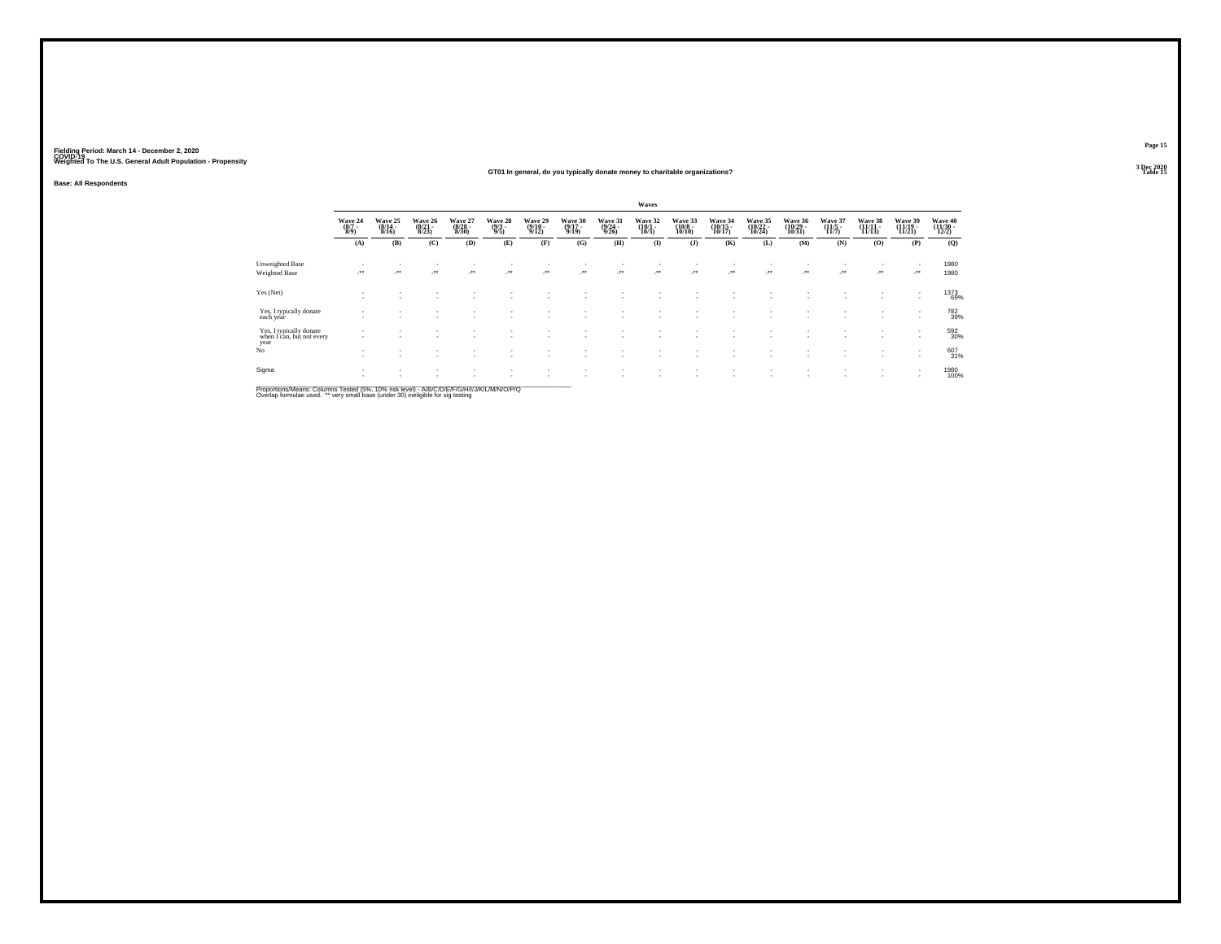Fielding Period: March 14 - December 2, 2020
COVID-19
Weighted To The U.S. General Adult Population - Propensity

3 Dec 2020
Table 15

## GT01 In general, do you typically donate money to charitable organizations?

**Base: All Respondents**

| | Waves | | | | | | | | | | | | | | | | |
|---|---|---|---|---|---|---|---|---|---|---|---|---|---|---|---|---|---|
| | Wave 24 (8/7 - 8/9) | Wave 25 (8/14 - 8/16) | Wave 26 (8/21 - 8/23) | Wave 27 (8/28 - 8/30) | Wave 28 (9/3 - 9/5) | Wave 29 (9/10 - 9/12) | Wave 30 (9/17 - 9/19) | Wave 31 (9/24 - 9/26) | Wave 32 (10/1 - 10/3) | Wave 33 (10/8 - 10/10) | Wave 34 (10/15 - 10/17) | Wave 35 (10/22 - 10/24) | Wave 36 (10/29 - 10/31) | Wave 37 (11/5 - 11/7) | Wave 38 (11/11 - 11/13) | Wave 39 (11/19 - 11/21) | Wave 40 (11/30 - 12/2) |
| | (A) | (B) | (C) | (D) | (E) | (F) | (G) | (H) | (I) | (J) | (K) | (L) | (M) | (N) | (O) | (P) | (Q) |
| Unweighted Base | - | - | - | - | - | - | - | - | - | - | - | - | - | - | - | - | 1980 |
| Weighted Base | -** | -** | -** | -** | -** | -** | -** | -** | -** | -** | -** | -** | -** | -** | -** | -** | 1980 |
| Yes (Net) | - | - | - | - | - | - | - | - | - | - | - | - | - | - | - | - | 1373 |
| | - | - | - | - | - | - | - | - | - | - | - | - | - | - | - | - | 69% |
| Yes, I typically donate each year | - | - | - | - | - | - | - | - | - | - | - | - | - | - | - | - | 782 |
| | - | - | - | - | - | - | - | - | - | - | - | - | - | - | - | - | 39% |
| Yes, I typically donate when I can, but not every year | - | - | - | - | - | - | - | - | - | - | - | - | - | - | - | - | 592 |
| | - | - | - | - | - | - | - | - | - | - | - | - | - | - | - | - | 30% |
| No | - | - | - | - | - | - | - | - | - | - | - | - | - | - | - | - | 607 |
| | - | - | - | - | - | - | - | - | - | - | - | - | - | - | - | - | 31% |
| Sigma | - | - | - | - | - | - | - | - | - | - | - | - | - | - | - | - | 1980 |
| | - | - | - | - | - | - | - | - | - | - | - | - | - | - | - | - | 100% |

Proportions/Means: Columns Tested (5%, 10% risk level) - A/B/C/D/E/F/G/H/I/J/K/L/M/N/O/P/Q
Overlap formulae used. ** very small base (under 30) ineligible for sig testing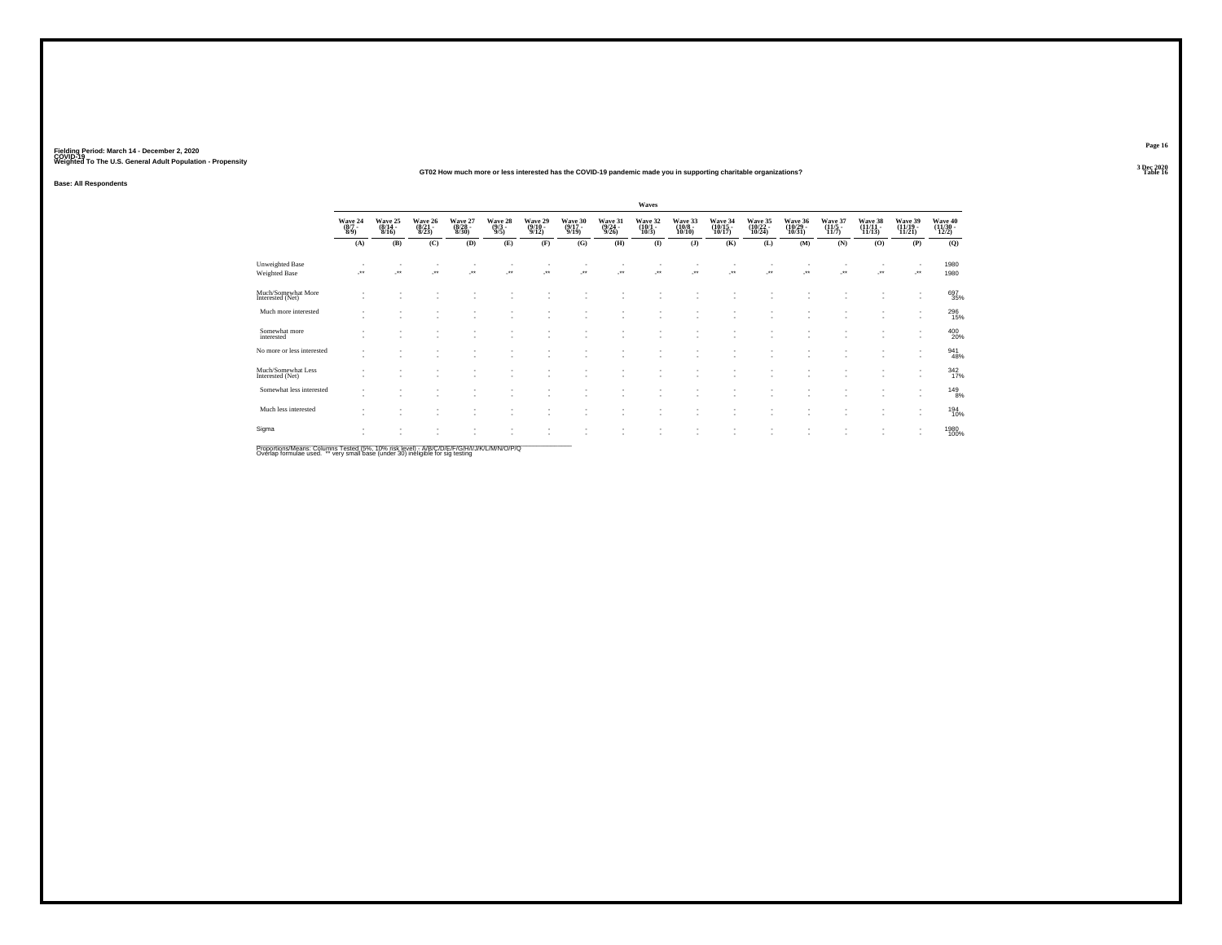Fielding Period: March 14 - December 2, 2020
COVID-19
Weighted To The U.S. General Adult Population - Propensity

3 Dec 2020
Table 16

GT02 How much more or less interested has the COVID-19 pandemic made you in supporting charitable organizations?

Base: All Respondents

| | Waves | | | | | | | | | | | | | | | | |
|---|---|---|---|---|---|---|---|---|---|---|---|---|---|---|---|---|---|
| | Wave 24 (8/7 - 8/9) | Wave 25 (8/14 - 8/16) | Wave 26 (8/21 - 8/23) | Wave 27 (8/28 - 8/30) | Wave 28 (9/3 - 9/5) | Wave 29 (9/10 - 9/12) | Wave 30 (9/17 - 9/19) | Wave 31 (9/24 - 9/26) | Wave 32 (10/1 - 10/3) | Wave 33 (10/8 - 10/10) | Wave 34 (10/15 - 10/17) | Wave 35 (10/22 - 10/24) | Wave 36 (10/29 - 10/31) | Wave 37 (11/5 - 11/7) | Wave 38 (11/11 - 11/13) | Wave 39 (11/19 - 11/21) | Wave 40 (11/30 - 12/2) |
| | (A) | (B) | (C) | (D) | (E) | (F) | (G) | (H) | (I) | (J) | (K) | (L) | (M) | (N) | (O) | (P) | (Q) |
| Unweighted Base | - | - | - | - | - | - | - | - | - | - | - | - | - | - | - | - | 1980 |
| Weighted Base | -** | -** | -** | -** | -** | -** | -** | -** | -** | -** | -** | -** | -** | -** | -** | -** | 1980 |
| Much/Somewhat More Interested (Net) | - | - | - | - | - | - | - | - | - | - | - | - | - | - | - | - | 697 35% |
| Much more interested | - | - | - | - | - | - | - | - | - | - | - | - | - | - | - | - | 296 15% |
| Somewhat more interested | - | - | - | - | - | - | - | - | - | - | - | - | - | - | - | - | 400 20% |
| No more or less interested | - | - | - | - | - | - | - | - | - | - | - | - | - | - | - | - | 941 48% |
| Much/Somewhat Less Interested (Net) | - | - | - | - | - | - | - | - | - | - | - | - | - | - | - | - | 342 17% |
| Somewhat less interested | - | - | - | - | - | - | - | - | - | - | - | - | - | - | - | - | 149 8% |
| Much less interested | - | - | - | - | - | - | - | - | - | - | - | - | - | - | - | - | 194 10% |
| Sigma | - | - | - | - | - | - | - | - | - | - | - | - | - | - | - | - | 1980 100% |

Proportions/Means: Columns Tested (5%, 10% risk level) - A/B/C/D/E/F/G/H/I/J/K/L/M/N/O/P/Q
Overlap formulae used. ** very small base (under 30) ineligible for sig testing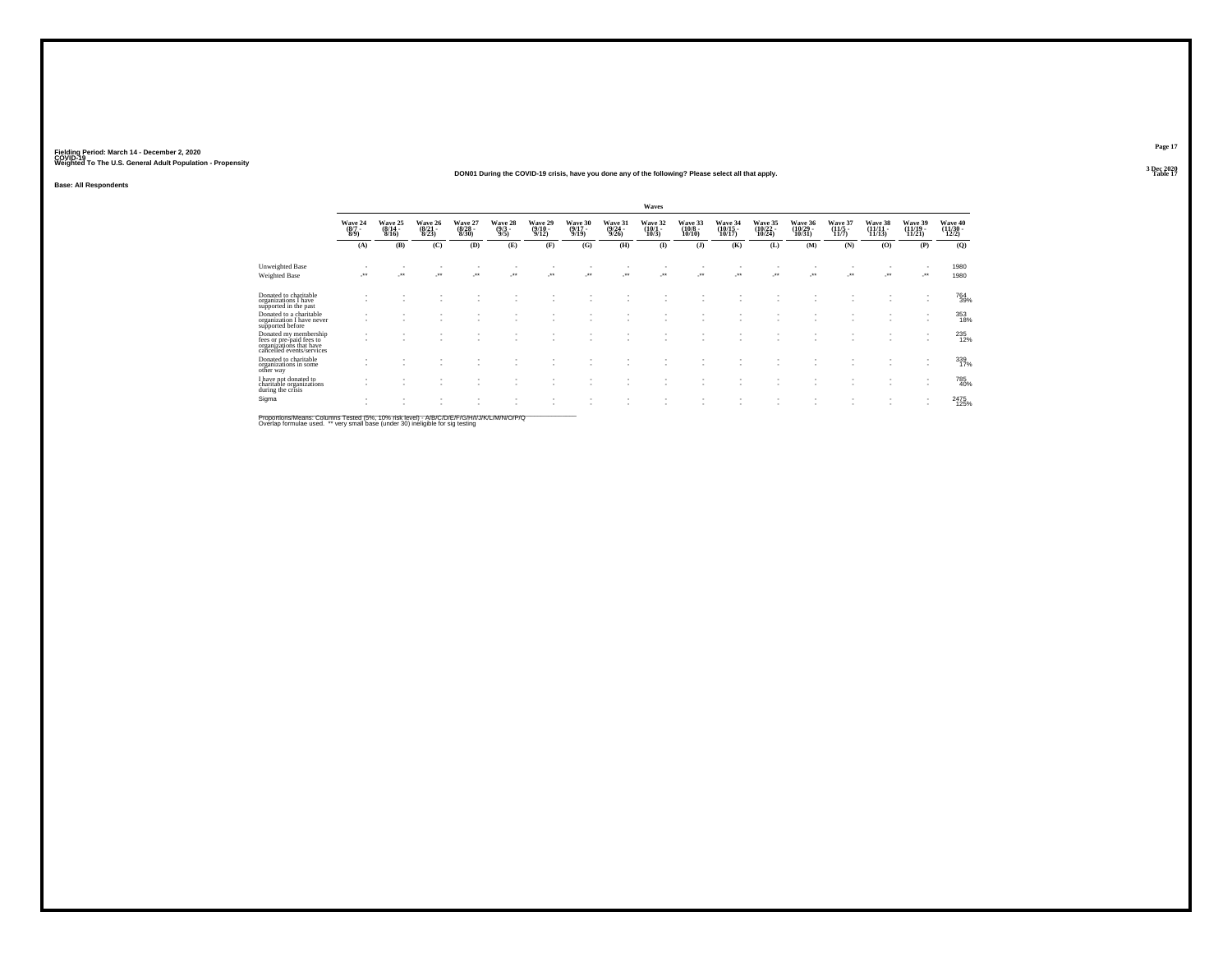Fielding Period: March 14 - December 2, 2020
COVID-19
Weighted To The U.S. General Adult Population - Propensity

3 Dec 2020
Table 17

## DON01 During the COVID-19 crisis, have you done any of the following? Please select all that apply.

Base: All Respondents

| | Waves | | | | | | | | | | | | | | | | |
|---|---|---|---|---|---|---|---|---|---|---|---|---|---|---|---|---|---|
| | Wave 24 (8/7 - 8/9) | Wave 25 (8/14 - 8/16) | Wave 26 (8/21 - 8/23) | Wave 27 (8/28 - 8/30) | Wave 28 (9/3 - 9/5) | Wave 29 (9/10 - 9/12) | Wave 30 (9/17 - 9/19) | Wave 31 (9/24 - 9/26) | Wave 32 (10/1 - 10/3) | Wave 33 (10/8 - 10/10) | Wave 34 (10/15 - 10/17) | Wave 35 (10/22 - 10/24) | Wave 36 (10/29 - 10/31) | Wave 37 (11/5 - 11/7) | Wave 38 (11/11 - 11/13) | Wave 39 (11/19 - 11/21) | Wave 40 (11/30 - 12/2) |
| | (A) | (B) | (C) | (D) | (E) | (F) | (G) | (H) | (I) | (J) | (K) | (L) | (M) | (N) | (O) | (P) | (Q) |
| Unweighted Base | - | - | - | - | - | - | - | - | - | - | - | - | - | - | - | - | 1980 |
| Weighted Base | -** | -** | -** | -** | -** | -** | -** | -** | -** | -** | -** | -** | -** | -** | -** | -** | 1980 |
| Donated to charitable organizations I have supported in the past | - | - | - | - | - | - | - | - | - | - | - | - | - | - | - | - | 764 39% |
| Donated to a charitable organization I have never supported before | - | - | - | - | - | - | - | - | - | - | - | - | - | - | - | - | 353 18% |
| Donated my membership fees or pre-paid fees to organizations that have cancelled events/services | - | - | - | - | - | - | - | - | - | - | - | - | - | - | - | - | 235 12% |
| Donated to charitable organizations in some other way | - | - | - | - | - | - | - | - | - | - | - | - | - | - | - | - | 339 17% |
| I have not donated to charitable organizations during the crisis | - | - | - | - | - | - | - | - | - | - | - | - | - | - | - | - | 785 40% |
| Sigma | - | - | - | - | - | - | - | - | - | - | - | - | - | - | - | - | 2475 125% |

Proportions/Means: Columns Tested (5%, 10% risk level) - A/B/C/D/E/F/G/H/I/J/K/L/M/N/O/P/Q
Overlap formulae used. ** very small base (under 30) ineligible for sig testing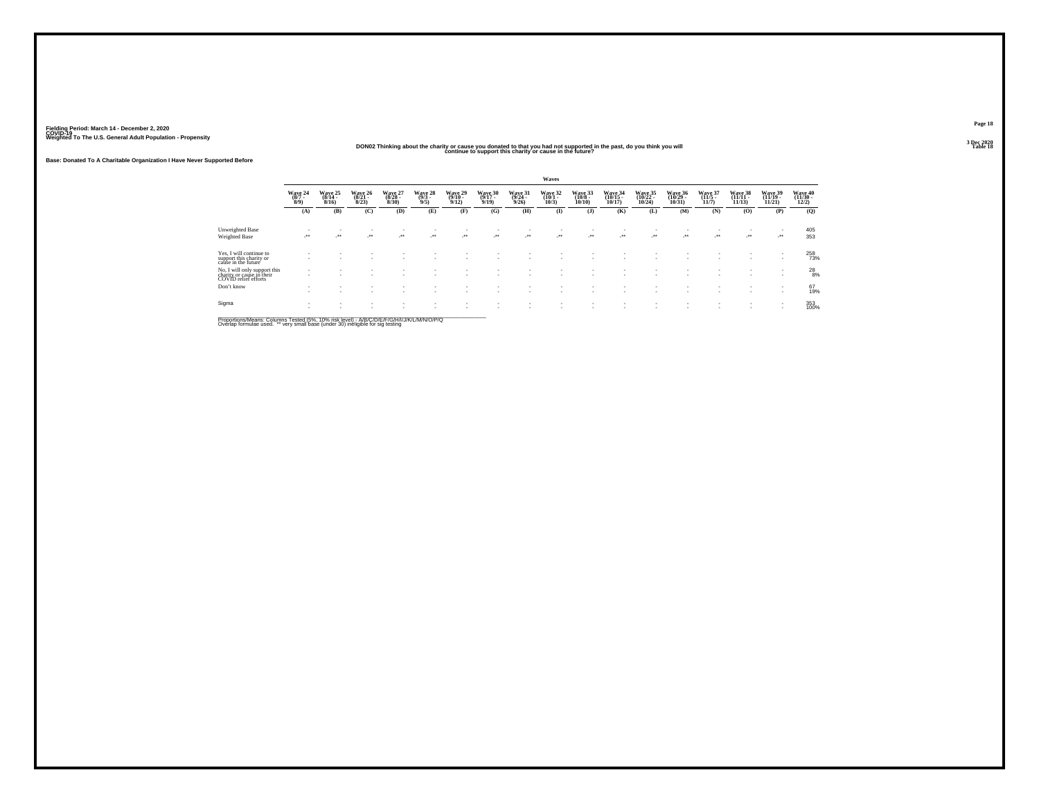Fielding Period: March 14 - December 2, 2020
COVID-19
Weighted To The U.S. General Adult Population - Propensity

3 Dec 2020
Table 18

## DON02 Thinking about the charity or cause you donated to that you had not supported in the past, do you think you will continue to support this charity or cause in the future?

Base: Donated To A Charitable Organization I Have Never Supported Before

| | Waves | | | | | | | | | | | | | | | | |
|---|---|---|---|---|---|---|---|---|---|---|---|---|---|---|---|---|---|
| | Wave 24 (8/7 - 8/9) | Wave 25 (8/14 - 8/16) | Wave 26 (8/21 - 8/23) | Wave 27 (8/28 - 8/30) | Wave 28 (9/3 - 9/5) | Wave 29 (9/10 - 9/12) | Wave 30 (9/17 - 9/19) | Wave 31 (9/24 - 9/26) | Wave 32 (10/1 - 10/3) | Wave 33 (10/8 - 10/10) | Wave 34 (10/15 - 10/17) | Wave 35 (10/22 - 10/24) | Wave 36 (10/29 - 10/31) | Wave 37 (11/5 - 11/7) | Wave 38 (11/11 - 11/13) | Wave 39 (11/19 - 11/21) | Wave 40 (11/30 - 12/2) |
| | (A) | (B) | (C) | (D) | (E) | (F) | (G) | (H) | (I) | (J) | (K) | (L) | (M) | (N) | (O) | (P) | (Q) |
| Unweighted Base | - | - | - | - | - | - | - | - | - | - | - | - | - | - | - | - | 405 |
| Weighted Base | -** | -** | -** | -** | -** | -** | -** | -** | -** | -** | -** | -** | -** | -** | -** | -** | 353 |
| Yes, I will continue to support this charity or cause in the future | - | - | - | - | - | - | - | - | - | - | - | - | - | - | - | - | 258<br>73% |
| No, I will only support this charity or cause in their COVID relief efforts | - | - | - | - | - | - | - | - | - | - | - | - | - | - | - | - | 28<br>8% |
| Don't know | - | - | - | - | - | - | - | - | - | - | - | - | - | - | - | - | 67<br>19% |
| Sigma | - | - | - | - | - | - | - | - | - | - | - | - | - | - | - | - | 353<br>100% |

Proportions/Means: Columns Tested (5%, 10% risk level) - A/B/C/D/E/F/G/H/I/J/K/L/M/N/O/P/Q
Overlap formulae used. ** very small base (under 30) ineligible for sig testing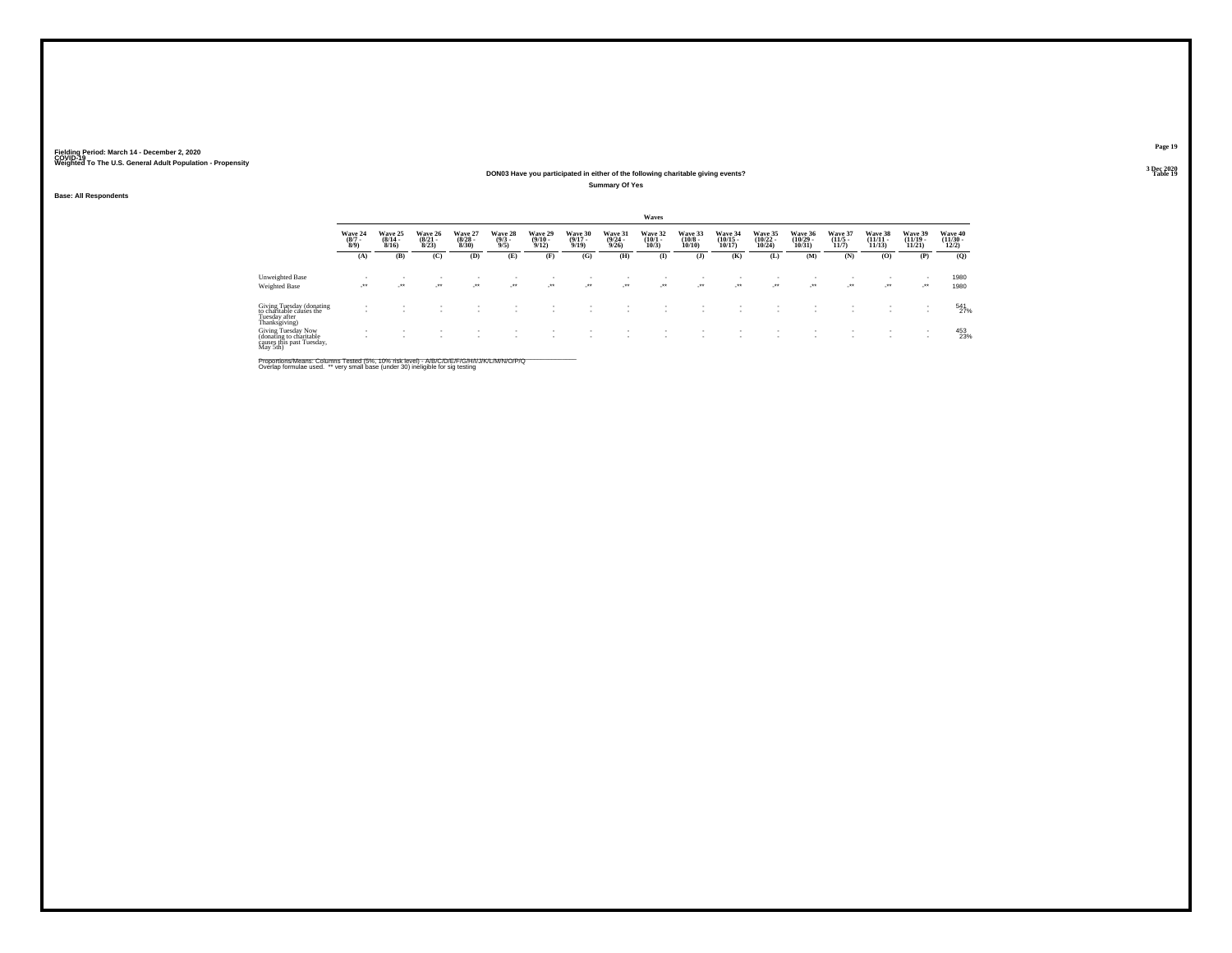Fielding Period: March 14 - December 2, 2020
COVID-19
Weighted To The U.S. General Adult Population - Propensity

3 Dec 2020
Table 19

## DON03 Have you participated in either of the following charitable giving events?

**Summary Of Yes**

**Base: All Respondents**

| | Waves | | | | | | | | | | | | | | | | |
|---|---|---|---|---|---|---|---|---|---|---|---|---|---|---|---|---|---|
| | Wave 24 (8/7 - 8/9) | Wave 25 (8/14 - 8/16) | Wave 26 (8/21 - 8/23) | Wave 27 (8/28 - 8/30) | Wave 28 (9/3 - 9/5) | Wave 29 (9/10 - 9/12) | Wave 30 (9/17 - 9/19) | Wave 31 (9/24 - 9/26) | Wave 32 (10/1 - 10/3) | Wave 33 (10/8 - 10/10) | Wave 34 (10/15 - 10/17) | Wave 35 (10/22 - 10/24) | Wave 36 (10/29 - 10/31) | Wave 37 (11/5 - 11/7) | Wave 38 (11/11 - 11/13) | Wave 39 (11/19 - 11/21) | Wave 40 (11/30 - 12/2) |
| | (A) | (B) | (C) | (D) | (E) | (F) | (G) | (H) | (I) | (J) | (K) | (L) | (M) | (N) | (O) | (P) | (Q) |
| Unweighted Base | - | - | - | - | - | - | - | - | - | - | - | - | - | - | - | - | 1980 |
| Weighted Base | -** | -** | -** | -** | -** | -** | -** | -** | -** | -** | -** | -** | -** | -** | -** | -** | 1980 |
| Giving Tuesday (donating to charitable causes the Tuesday after Thanksgiving) | - | - | - | - | - | - | - | - | - | - | - | - | - | - | - | - | 541 |
| | - | - | - | - | - | - | - | - | - | - | - | - | - | - | - | - | 27% |
| Giving Tuesday Now (donating to charitable causes this past Tuesday, May 5th) | - | - | - | - | - | - | - | - | - | - | - | - | - | - | - | - | 453 |
| | - | - | - | - | - | - | - | - | - | - | - | - | - | - | - | - | 23% |

Proportions/Means: Columns Tested (5%, 10% risk level) - A/B/C/D/E/F/G/H/I/J/K/L/M/N/O/P/Q
Overlap formulae used. ** very small base (under 30) ineligible for sig testing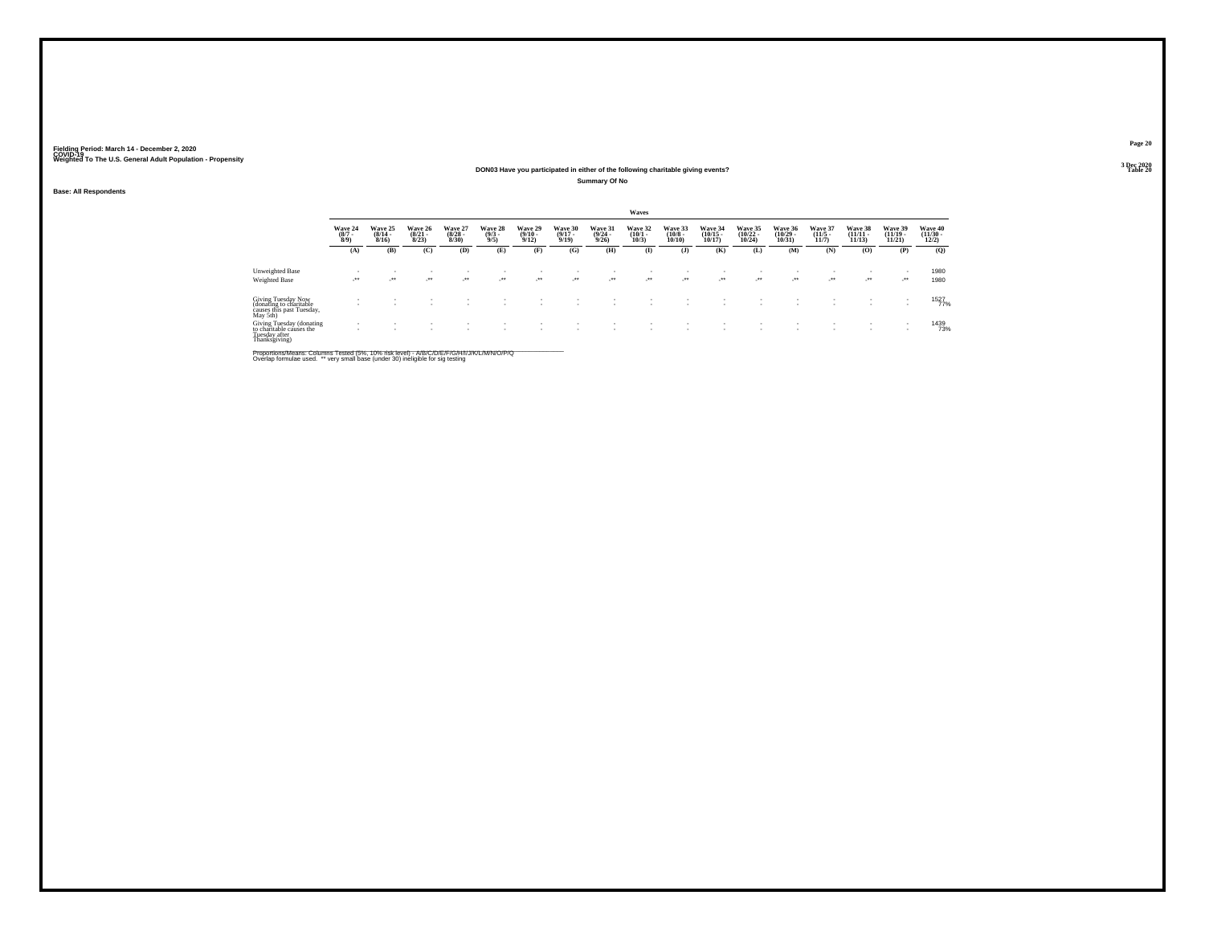Fielding Period: March 14 - December 2, 2020
COVID-19
Weighted To The U.S. General Adult Population - Propensity

3 Dec 2020
Table 20

## DON03 Have you participated in either of the following charitable giving events?

### Summary Of No

Base: All Respondents

| | Waves | | | | | | | | | | | | | | | | |
|---|---|---|---|---|---|---|---|---|---|---|---|---|---|---|---|---|---|
| | Wave 24 (8/7 - 8/9) | Wave 25 (8/14 - 8/16) | Wave 26 (8/21 - 8/23) | Wave 27 (8/28 - 8/30) | Wave 28 (9/3 - 9/5) | Wave 29 (9/10 - 9/12) | Wave 30 (9/17 - 9/19) | Wave 31 (9/24 - 9/26) | Wave 32 (10/1 - 10/3) | Wave 33 (10/8 - 10/10) | Wave 34 (10/15 - 10/17) | Wave 35 (10/22 - 10/24) | Wave 36 (10/29 - 10/31) | Wave 37 (11/5 - 11/7) | Wave 38 (11/11 - 11/13) | Wave 39 (11/19 - 11/21) | Wave 40 (11/30 - 12/2) |
| | (A) | (B) | (C) | (D) | (E) | (F) | (G) | (H) | (I) | (J) | (K) | (L) | (M) | (N) | (O) | (P) | (Q) |
| Unweighted Base | - | - | - | - | - | - | - | - | - | - | - | - | - | - | - | - | 1980 |
| Weighted Base | -** | -** | -** | -** | -** | -** | -** | -** | -** | -** | -** | -** | -** | -** | -** | -** | 1980 |
| Giving Tuesday Now (donating to charitable causes this past Tuesday, May 5th) | - | - | - | - | - | - | - | - | - | - | - | - | - | - | - | - | 1527 |
| | - | - | - | - | - | - | - | - | - | - | - | - | - | - | - | - | 77% |
| Giving Tuesday (donating to charitable causes the Tuesday after Thanksgiving) | - | - | - | - | - | - | - | - | - | - | - | - | - | - | - | - | 1439 |
| | - | - | - | - | - | - | - | - | - | - | - | - | - | - | - | - | 73% |

Proportions/Means: Columns Tested (5%, 10% risk level) - A/B/C/D/E/F/G/H/I/J/K/L/M/N/O/P/Q
Overlap formulae used. ** very small base (under 30) ineligible for sig testing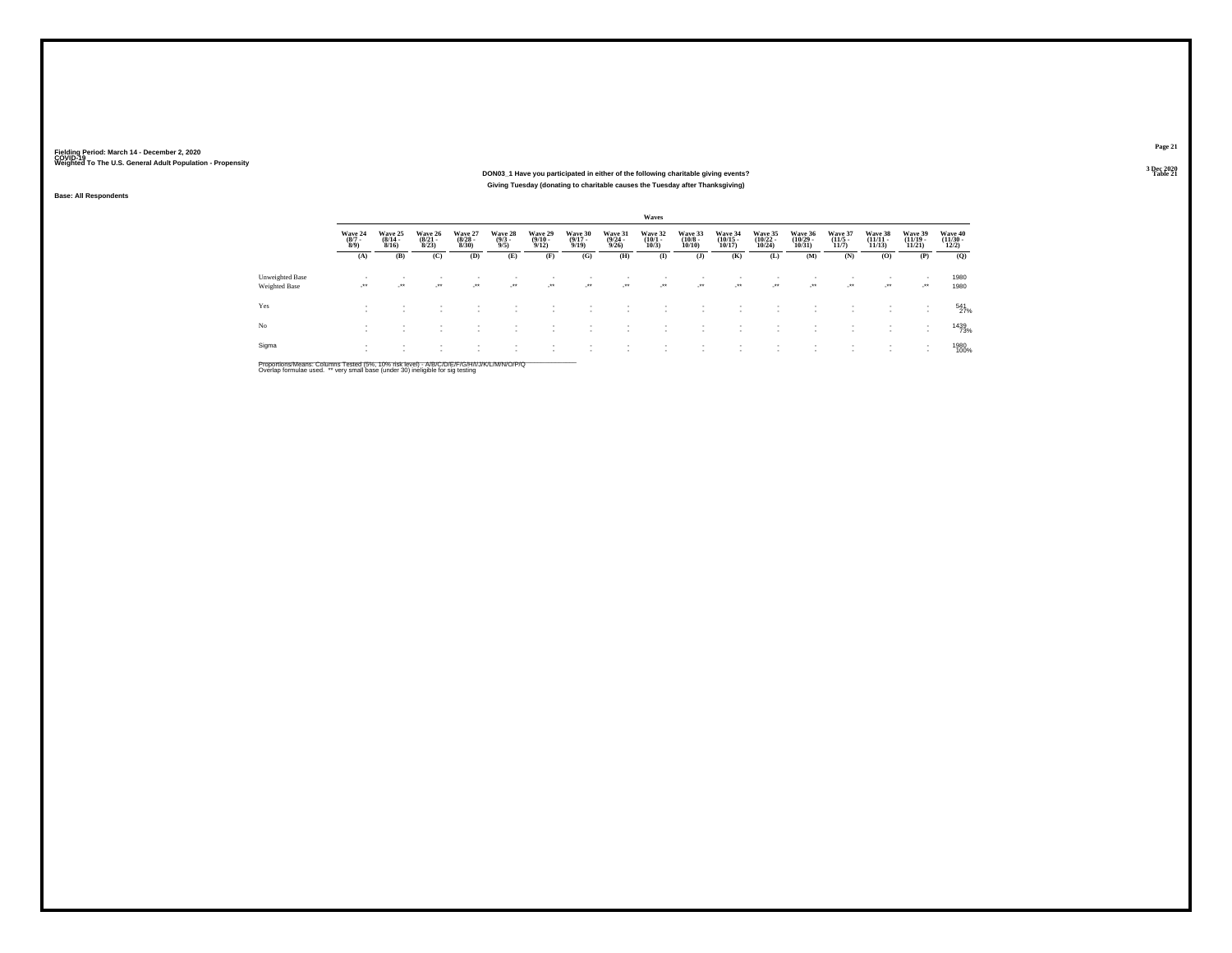Fielding Period: March 14 - December 2, 2020
COVID-19
Weighted To The U.S. General Adult Population - Propensity

Base: All Respondents

## DON03_1 Have you participated in either of the following charitable giving events?

### Giving Tuesday (donating to charitable causes the Tuesday after Thanksgiving)

| | Waves | | | | | | | | | | | | | | | | |
|---|---|---|---|---|---|---|---|---|---|---|---|---|---|---|---|---|---|
| | Wave 24 (8/7 - 8/9) | Wave 25 (8/14 - 8/16) | Wave 26 (8/21 - 8/23) | Wave 27 (8/28 - 8/30) | Wave 28 (9/3 - 9/5) | Wave 29 (9/10 - 9/12) | Wave 30 (9/17 - 9/19) | Wave 31 (9/24 - 9/26) | Wave 32 (10/1 - 10/3) | Wave 33 (10/8 - 10/10) | Wave 34 (10/15 - 10/17) | Wave 35 (10/22 - 10/24) | Wave 36 (10/29 - 10/31) | Wave 37 (11/5 - 11/7) | Wave 38 (11/11 - 11/13) | Wave 39 (11/19 - 11/21) | Wave 40 (11/30 - 12/2) |
| | (A) | (B) | (C) | (D) | (E) | (F) | (G) | (H) | (I) | (J) | (K) | (L) | (M) | (N) | (O) | (P) | (Q) |
| Unweighted Base | - | - | - | - | - | - | - | - | - | - | - | - | - | - | - | - | 1980 |
| Weighted Base | -** | -** | -** | -** | -** | -** | -** | -** | -** | -** | -** | -** | -** | -** | -** | -** | 1980 |
| Yes | - | - | - | - | - | - | - | - | - | - | - | - | - | - | - | - | 541 |
| | - | - | - | - | - | - | - | - | - | - | - | - | - | - | - | - | 27% |
| No | - | - | - | - | - | - | - | - | - | - | - | - | - | - | - | - | 1439 |
| | - | - | - | - | - | - | - | - | - | - | - | - | - | - | - | - | 73% |
| Sigma | - | - | - | - | - | - | - | - | - | - | - | - | - | - | - | - | 1980 |
| | - | - | - | - | - | - | - | - | - | - | - | - | - | - | - | - | 100% |

Proportions/Means: Columns Tested (5%, 10% risk level) - A/B/C/D/E/F/G/H/I/J/K/L/M/N/O/P/Q
Overlap formulae used. ** very small base (under 30) ineligible for sig testing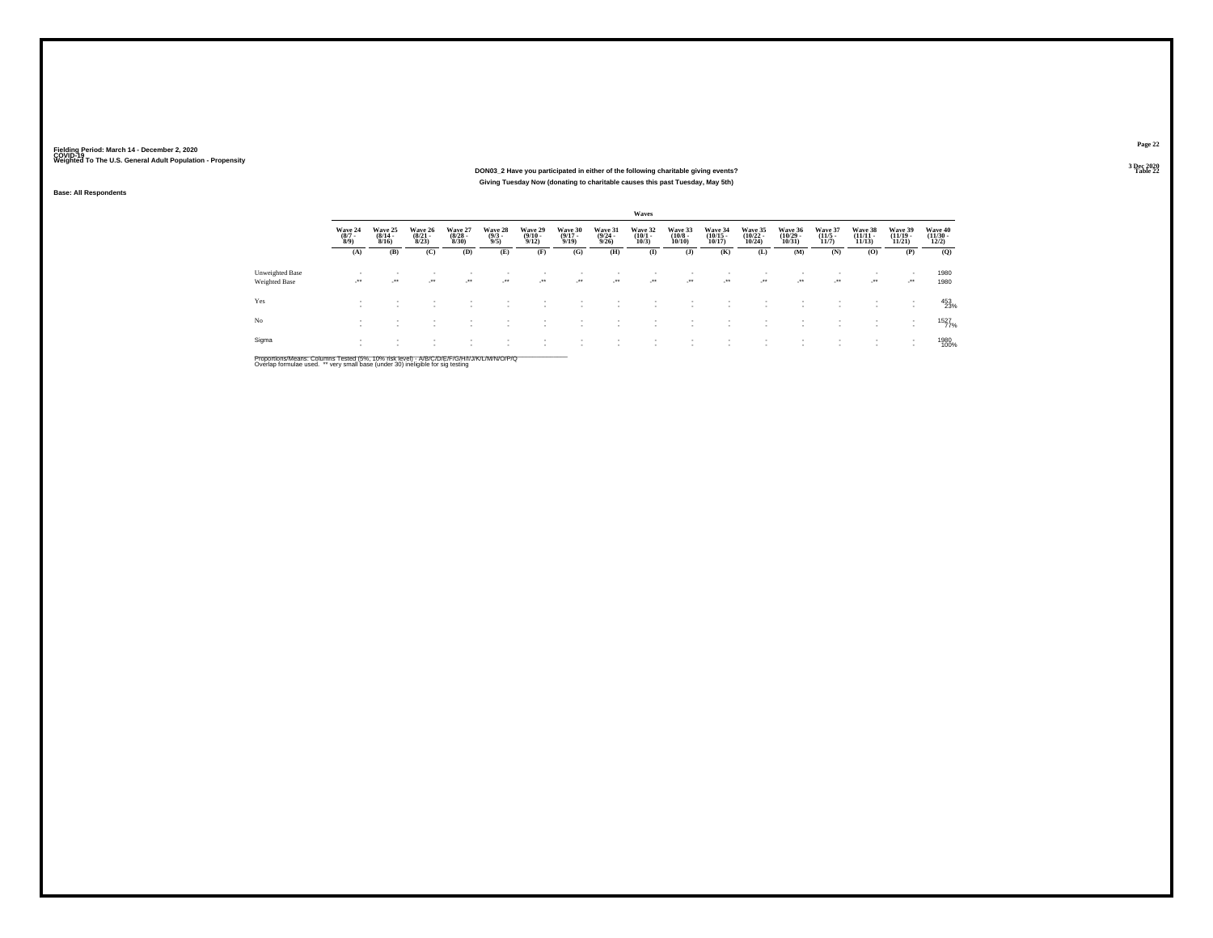Fielding Period: March 14 - December 2, 2020
COVID-19
Weighted To The U.S. General Adult Population - Propensity

**DON03_2 Have you participated in either of the following charitable giving events?**

**Giving Tuesday Now (donating to charitable causes this past Tuesday, May 5th)**

Base: All Respondents

| | Waves | | | | | | | | | | | | | | | | |
|---|---|---|---|---|---|---|---|---|---|---|---|---|---|---|---|---|---|
| | Wave 24 (8/7 - 8/9) | Wave 25 (8/14 - 8/16) | Wave 26 (8/21 - 8/23) | Wave 27 (8/28 - 8/30) | Wave 28 (9/3 - 9/5) | Wave 29 (9/10 - 9/12) | Wave 30 (9/17 - 9/19) | Wave 31 (9/24 - 9/26) | Wave 32 (10/1 - 10/3) | Wave 33 (10/8 - 10/10) | Wave 34 (10/15 - 10/17) | Wave 35 (10/22 - 10/24) | Wave 36 (10/29 - 10/31) | Wave 37 (11/5 - 11/7) | Wave 38 (11/11 - 11/13) | Wave 39 (11/19 - 11/21) | Wave 40 (11/30 - 12/2) |
| | (A) | (B) | (C) | (D) | (E) | (F) | (G) | (H) | (I) | (J) | (K) | (L) | (M) | (N) | (O) | (P) | (Q) |
| Unweighted Base | - | - | - | - | - | - | - | - | - | - | - | - | - | - | - | - | 1980 |
| Weighted Base | -** | -** | -** | -** | -** | -** | -** | -** | -** | -** | -** | -** | -** | -** | -** | -** | 1980 |
| Yes | - | - | - | - | - | - | - | - | - | - | - | - | - | - | - | - | 453 |
| | - | - | - | - | - | - | - | - | - | - | - | - | - | - | - | - | 23% |
| No | - | - | - | - | - | - | - | - | - | - | - | - | - | - | - | - | 1527 |
| | - | - | - | - | - | - | - | - | - | - | - | - | - | - | - | - | 77% |
| Sigma | - | - | - | - | - | - | - | - | - | - | - | - | - | - | - | - | 1980 |
| | - | - | - | - | - | - | - | - | - | - | - | - | - | - | - | - | 100% |

Proportions/Means: Columns Tested (5%, 10% risk level) - A/B/C/D/E/F/G/H/I/J/K/L/M/N/O/P/Q
Overlap formulae used. ** very small base (under 30) ineligible for sig testing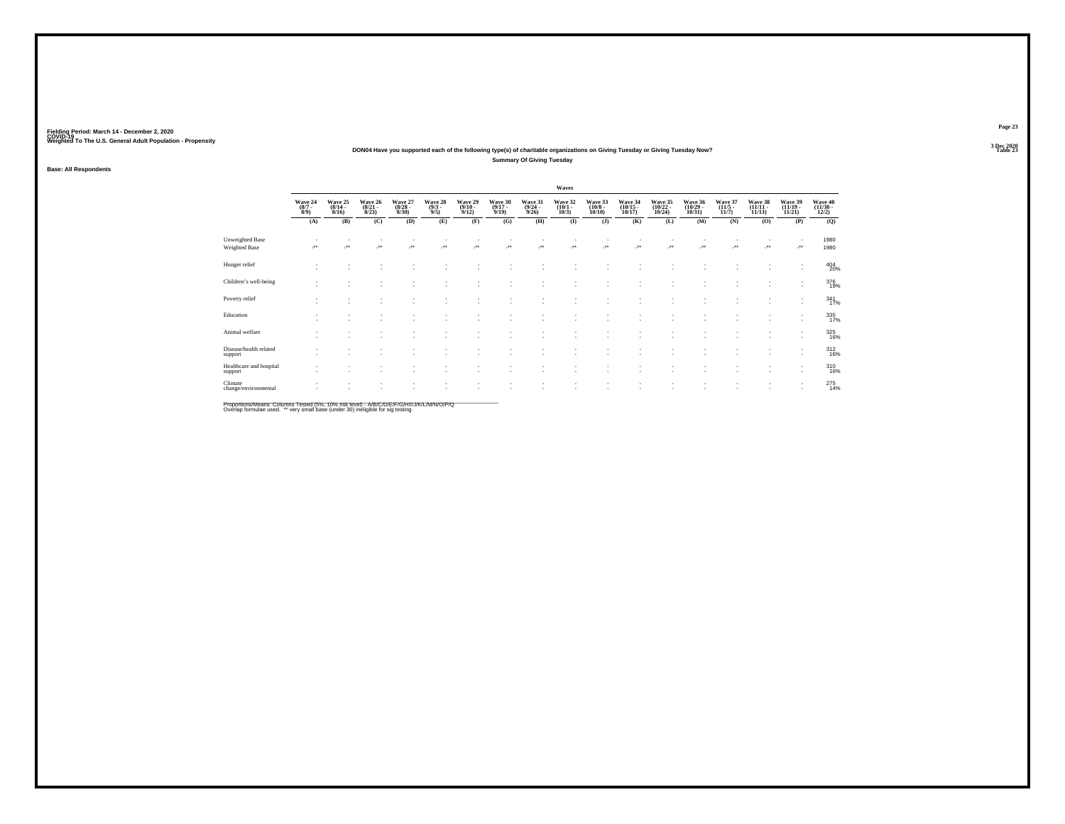Fielding Period: March 14 - December 2, 2020
COVID-19
Weighted To The U.S. General Adult Population - Propensity

3 Dec 2020
Table 23

**DON04 Have you supported each of the following type(s) of charitable organizations on Giving Tuesday or Giving Tuesday Now?**
**Summary Of Giving Tuesday**

**Base: All Respondents**

| | Waves | | | | | | | | | | | | | | | | |
|---|---|---|---|---|---|---|---|---|---|---|---|---|---|---|---|---|---|
| | Wave 24 (8/7 - 8/9) | Wave 25 (8/14 - 8/16) | Wave 26 (8/21 - 8/23) | Wave 27 (8/28 - 8/30) | Wave 28 (9/3 - 9/5) | Wave 29 (9/10 - 9/12) | Wave 30 (9/17 - 9/19) | Wave 31 (9/24 - 9/26) | Wave 32 (10/1 - 10/3) | Wave 33 (10/8 - 10/10) | Wave 34 (10/15 - 10/17) | Wave 35 (10/22 - 10/24) | Wave 36 (10/29 - 10/31) | Wave 37 (11/5 - 11/7) | Wave 38 (11/11 - 11/13) | Wave 39 (11/19 - 11/21) | Wave 40 (11/30 - 12/2) |
| | (A) | (B) | (C) | (D) | (E) | (F) | (G) | (H) | (I) | (J) | (K) | (L) | (M) | (N) | (O) | (P) | (Q) |
| Unweighted Base | - | - | - | - | - | - | - | - | - | - | - | - | - | - | - | - | 1980 |
| Weighted Base | -** | -** | -** | -** | -** | -** | -** | -** | -** | -** | -** | -** | -** | -** | -** | -** | 1980 |
| Hunger relief | - | - | - | - | - | - | - | - | - | - | - | - | - | - | - | - | 404 |
| | - | - | - | - | - | - | - | - | - | - | - | - | - | - | - | - | 20% |
| Children's well-being | - | - | - | - | - | - | - | - | - | - | - | - | - | - | - | - | 376 |
| | - | - | - | - | - | - | - | - | - | - | - | - | - | - | - | - | 19% |
| Poverty relief | - | - | - | - | - | - | - | - | - | - | - | - | - | - | - | - | 341 |
| | - | - | - | - | - | - | - | - | - | - | - | - | - | - | - | - | 17% |
| Education | - | - | - | - | - | - | - | - | - | - | - | - | - | - | - | - | 335 |
| | - | - | - | - | - | - | - | - | - | - | - | - | - | - | - | - | 17% |
| Animal welfare | - | - | - | - | - | - | - | - | - | - | - | - | - | - | - | - | 325 |
| | - | - | - | - | - | - | - | - | - | - | - | - | - | - | - | - | 16% |
| Disease/health related support | - | - | - | - | - | - | - | - | - | - | - | - | - | - | - | - | 312 |
| | - | - | - | - | - | - | - | - | - | - | - | - | - | - | - | - | 16% |
| Healthcare and hospital support | - | - | - | - | - | - | - | - | - | - | - | - | - | - | - | - | 310 |
| | - | - | - | - | - | - | - | - | - | - | - | - | - | - | - | - | 16% |
| Climate change/environmental | - | - | - | - | - | - | - | - | - | - | - | - | - | - | - | - | 275 |
| | - | - | - | - | - | - | - | - | - | - | - | - | - | - | - | - | 14% |

Proportions/Means: Columns Tested (5%, 10% risk level) - A/B/C/D/E/F/G/H/I/J/K/L/M/N/O/P/Q
Overlap formulae used. ** very small base (under 30) ineligible for sig testing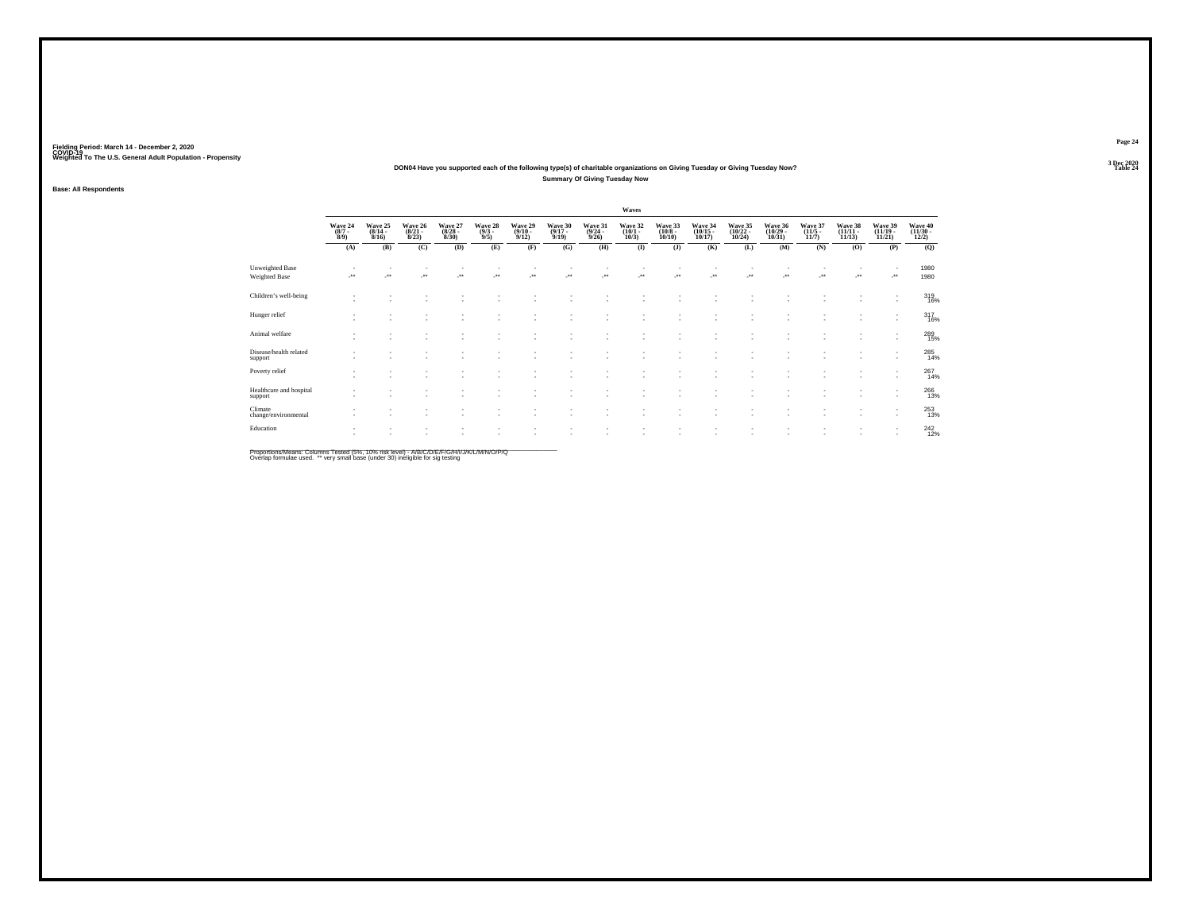Fielding Period: March 14 - December 2, 2020
COVID-19
Weighted To The U.S. General Adult Population - Propensity

3 Dec 2020
Table 24

**DON04 Have you supported each of the following type(s) of charitable organizations on Giving Tuesday or Giving Tuesday Now?**

**Summary Of Giving Tuesday Now**

**Base: All Respondents**

| | Wave 24 (8/7 - 8/9) | Wave 25 (8/14 - 8/16) | Wave 26 (8/21 - 8/23) | Wave 27 (8/28 - 8/30) | Wave 28 (9/3 - 9/5) | Wave 29 (9/10 - 9/12) | Wave 30 (9/17 - 9/19) | Wave 31 (9/24 - 9/26) | Wave 32 (10/1 - 10/3) | Wave 33 (10/8 - 10/10) | Wave 34 (10/15 - 10/17) | Wave 35 (10/22 - 10/24) | Wave 36 (10/29 - 10/31) | Wave 37 (11/5 - 11/7) | Wave 38 (11/11 - 11/13) | Wave 39 (11/19 - 11/21) | Wave 40 (11/30 - 12/2) |
|---|---|---|---|---|---|---|---|---|---|---|---|---|---|---|---|---|---|
| | (A) | (B) | (C) | (D) | (E) | (F) | (G) | (H) | (I) | (J) | (K) | (L) | (M) | (N) | (O) | (P) | (Q) |
| Unweighted Base | - | - | - | - | - | - | - | - | - | - | - | - | - | - | - | - | 1980 |
| Weighted Base | -** | -** | -** | -** | -** | -** | -** | -** | -** | -** | -** | -** | -** | -** | -** | -** | 1980 |
| Children's well-being | - | - | - | - | - | - | - | - | - | - | - | - | - | - | - | - | 319 |
| | - | - | - | - | - | - | - | - | - | - | - | - | - | - | - | - | 16% |
| Hunger relief | - | - | - | - | - | - | - | - | - | - | - | - | - | - | - | - | 317 |
| | - | - | - | - | - | - | - | - | - | - | - | - | - | - | - | - | 16% |
| Animal welfare | - | - | - | - | - | - | - | - | - | - | - | - | - | - | - | - | 289 |
| | - | - | - | - | - | - | - | - | - | - | - | - | - | - | - | - | 15% |
| Disease/health related support | - | - | - | - | - | - | - | - | - | - | - | - | - | - | - | - | 285 |
| | - | - | - | - | - | - | - | - | - | - | - | - | - | - | - | - | 14% |
| Poverty relief | - | - | - | - | - | - | - | - | - | - | - | - | - | - | - | - | 267 |
| | - | - | - | - | - | - | - | - | - | - | - | - | - | - | - | - | 14% |
| Healthcare and hospital support | - | - | - | - | - | - | - | - | - | - | - | - | - | - | - | - | 266 |
| | - | - | - | - | - | - | - | - | - | - | - | - | - | - | - | - | 13% |
| Climate change/environmental | - | - | - | - | - | - | - | - | - | - | - | - | - | - | - | - | 253 |
| | - | - | - | - | - | - | - | - | - | - | - | - | - | - | - | - | 13% |
| Education | - | - | - | - | - | - | - | - | - | - | - | - | - | - | - | - | 242 |
| | - | - | - | - | - | - | - | - | - | - | - | - | - | - | - | - | 12% |

Proportions/Means: Columns Tested (5%, 10% risk level) - A/B/C/D/E/F/G/H/I/J/K/L/M/N/O/P/Q
Overlap formulae used. ** very small base (under 30) ineligible for sig testing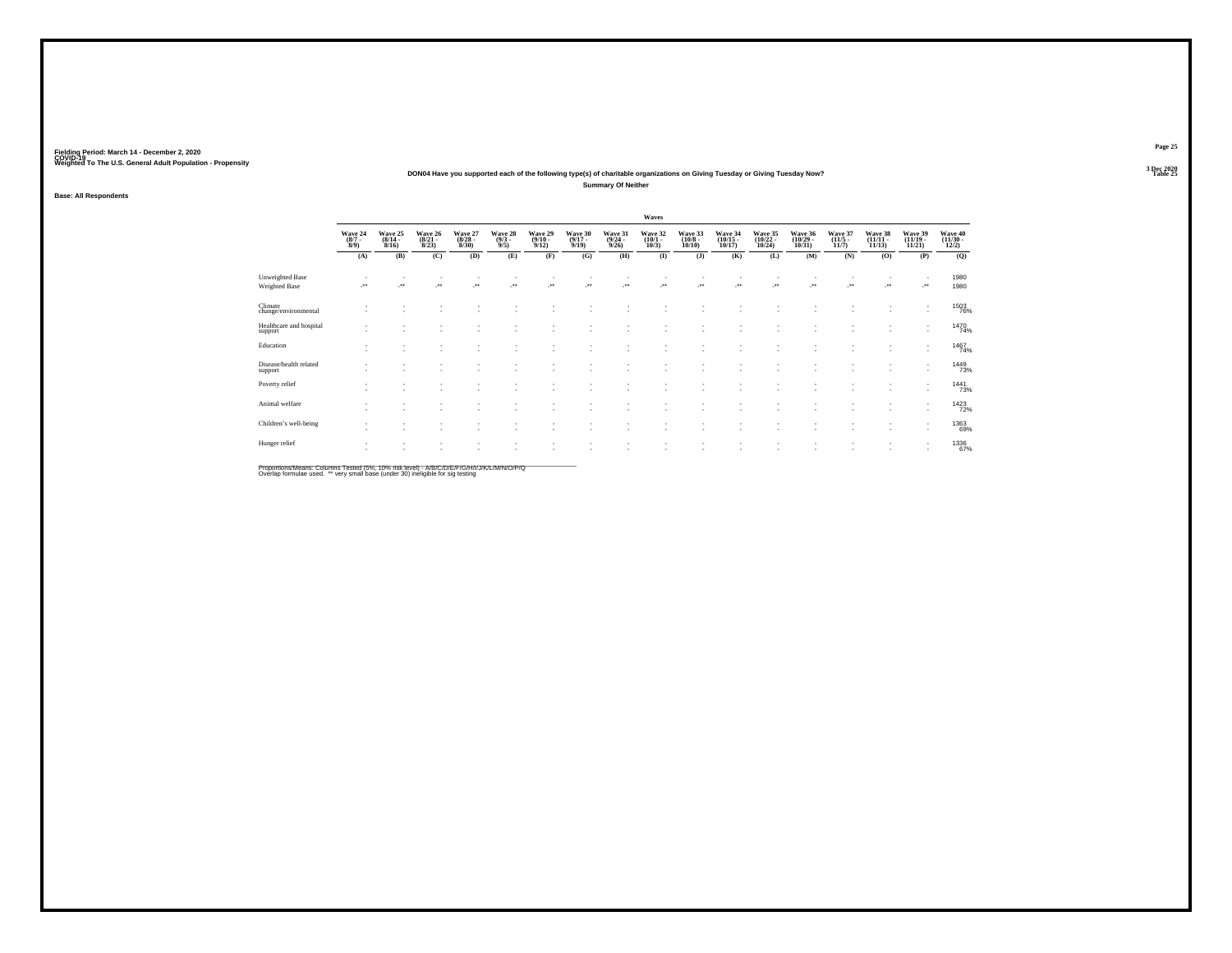Fielding Period: March 14 - December 2, 2020
COVID-19
Weighted To The U.S. General Adult Population - Propensity

Table 25

## DON04 Have you supported each of the following type(s) of charitable organizations on Giving Tuesday or Giving Tuesday Now?

### Summary Of Neither

Base: All Respondents

| | Waves | | | | | | | | | | | | | | | | |
|---|---|---|---|---|---|---|---|---|---|---|---|---|---|---|---|---|---|
| | Wave 24 (8/7 - 8/9) | Wave 25 (8/14 - 8/16) | Wave 26 (8/21 - 8/23) | Wave 27 (8/28 - 8/30) | Wave 28 (9/3 - 9/5) | Wave 29 (9/10 - 9/12) | Wave 30 (9/17 - 9/19) | Wave 31 (9/24 - 9/26) | Wave 32 (10/1 - 10/3) | Wave 33 (10/8 - 10/10) | Wave 34 (10/15 - 10/17) | Wave 35 (10/22 - 10/24) | Wave 36 (10/29 - 10/31) | Wave 37 (11/5 - 11/7) | Wave 38 (11/11 - 11/13) | Wave 39 (11/19 - 11/21) | Wave 40 (11/30 - 12/2) |
| | (A) | (B) | (C) | (D) | (E) | (F) | (G) | (H) | (I) | (J) | (K) | (L) | (M) | (N) | (O) | (P) | (Q) |
| Unweighted Base | - | - | - | - | - | - | - | - | - | - | - | - | - | - | - | - | 1980 |
| Weighted Base | -** | -** | -** | -** | -** | -** | -** | -** | -** | -** | -** | -** | -** | -** | -** | -** | 1980 |
| Climate change/environmental | - | - | - | - | - | - | - | - | - | - | - | - | - | - | - | - | 1503 |
| | - | - | - | - | - | - | - | - | - | - | - | - | - | - | - | - | 76% |
| Healthcare and hospital support | - | - | - | - | - | - | - | - | - | - | - | - | - | - | - | - | 1470 |
| | - | - | - | - | - | - | - | - | - | - | - | - | - | - | - | - | 74% |
| Education | - | - | - | - | - | - | - | - | - | - | - | - | - | - | - | - | 1467 |
| | - | - | - | - | - | - | - | - | - | - | - | - | - | - | - | - | 74% |
| Disease/health related support | - | - | - | - | - | - | - | - | - | - | - | - | - | - | - | - | 1449 |
| | - | - | - | - | - | - | - | - | - | - | - | - | - | - | - | - | 73% |
| Poverty relief | - | - | - | - | - | - | - | - | - | - | - | - | - | - | - | - | 1441 |
| | - | - | - | - | - | - | - | - | - | - | - | - | - | - | - | - | 73% |
| Animal welfare | - | - | - | - | - | - | - | - | - | - | - | - | - | - | - | - | 1423 |
| | - | - | - | - | - | - | - | - | - | - | - | - | - | - | - | - | 72% |
| Children's well-being | - | - | - | - | - | - | - | - | - | - | - | - | - | - | - | - | 1363 |
| | - | - | - | - | - | - | - | - | - | - | - | - | - | - | - | - | 69% |
| Hunger relief | - | - | - | - | - | - | - | - | - | - | - | - | - | - | - | - | 1336 |
| | - | - | - | - | - | - | - | - | - | - | - | - | - | - | - | - | 67% |

Proportions/Means: Columns Tested (5%, 10% risk level) - A/B/C/D/E/F/G/H/I/J/K/L/M/N/O/P/Q
Overlap formulae used. ** very small base (under 30) ineligible for sig testing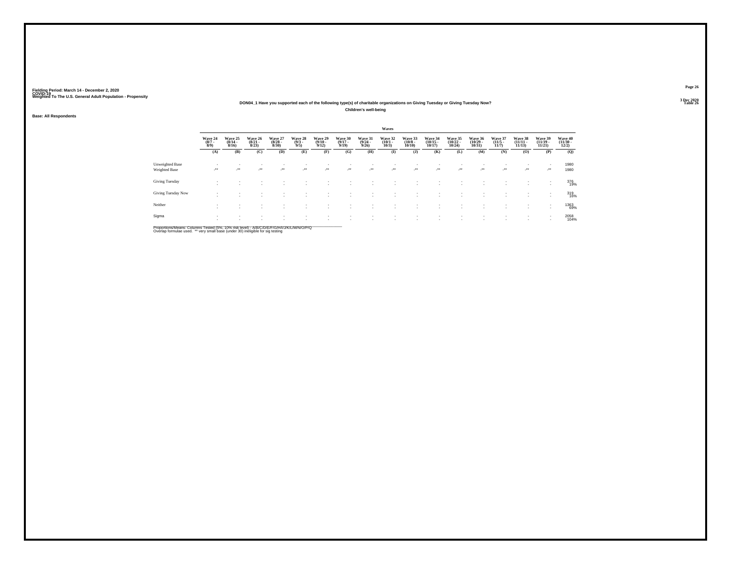Fielding Period: March 14 - December 2, 2020
COVID-19
Weighted To The U.S. General Adult Population - Propensity

3 Dec 2020
Table 26

DON04_1 Have you supported each of the following type(s) of charitable organizations on Giving Tuesday or Giving Tuesday Now?

Children's well-being

Base: All Respondents

| | Waves | | | | | | | | | | | | | | | | |
|---|---|---|---|---|---|---|---|---|---|---|---|---|---|---|---|---|---|
| | Wave 24 (8/7 - 8/9) | Wave 25 (8/14 - 8/16) | Wave 26 (8/21 - 8/23) | Wave 27 (8/28 - 8/30) | Wave 28 (9/3 - 9/5) | Wave 29 (9/10 - 9/12) | Wave 30 (9/17 - 9/19) | Wave 31 (9/24 - 9/26) | Wave 32 (10/1 - 10/3) | Wave 33 (10/8 - 10/10) | Wave 34 (10/15 - 10/17) | Wave 35 (10/22 - 10/24) | Wave 36 (10/29 - 10/31) | Wave 37 (11/5 - 11/7) | Wave 38 (11/11 - 11/13) | Wave 39 (11/19 - 11/21) | Wave 40 (11/30 - 12/2) |
| | (A) | (B) | (C) | (D) | (E) | (F) | (G) | (H) | (I) | (J) | (K) | (L) | (M) | (N) | (O) | (P) | (Q) |
| Unweighted Base | - | - | - | - | - | - | - | - | - | - | - | - | - | - | - | - | 1980 |
| Weighted Base | -** | -** | -** | -** | -** | -** | -** | -** | -** | -** | -** | -** | -** | -** | -** | -** | 1980 |
| Giving Tuesday | - | - | - | - | - | - | - | - | - | - | - | - | - | - | - | - | 376 |
| | - | - | - | - | - | - | - | - | - | - | - | - | - | - | - | - | 19% |
| Giving Tuesday Now | - | - | - | - | - | - | - | - | - | - | - | - | - | - | - | - | 319 |
| | - | - | - | - | - | - | - | - | - | - | - | - | - | - | - | - | 16% |
| Neither | - | - | - | - | - | - | - | - | - | - | - | - | - | - | - | - | 1363 |
| | - | - | - | - | - | - | - | - | - | - | - | - | - | - | - | - | 69% |
| Sigma | - | - | - | - | - | - | - | - | - | - | - | - | - | - | - | - | 2058 |
| | - | - | - | - | - | - | - | - | - | - | - | - | - | - | - | - | 104% |

Proportions/Means: Columns Tested (5%, 10% risk level) - A/B/C/D/E/F/G/H/I/J/K/L/M/N/O/P/Q
Overlap formulae used. ** very small base (under 30) ineligible for sig testing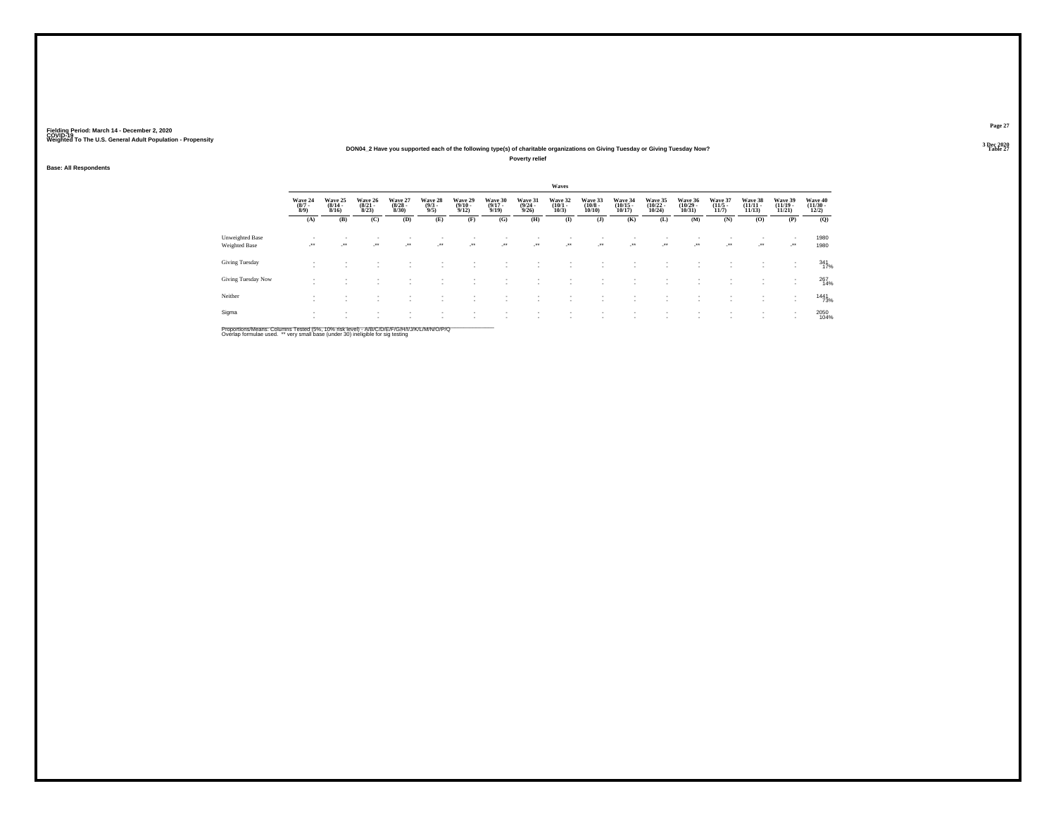Fielding Period: March 14 - December 2, 2020
COVID-19
Weighted To The U.S. General Adult Population - Propensity

3 Dec 2020
Table 27

DON04_2 Have you supported each of the following type(s) of charitable organizations on Giving Tuesday or Giving Tuesday Now?

Poverty relief

Base: All Respondents

| | Waves | | | | | | | | | | | | | | | | |
|---|---|---|---|---|---|---|---|---|---|---|---|---|---|---|---|---|---|
| | Wave 24 (8/7 - 8/9) | Wave 25 (8/14 - 8/16) | Wave 26 (8/21 - 8/23) | Wave 27 (8/28 - 8/30) | Wave 28 (9/3 - 9/5) | Wave 29 (9/10 - 9/12) | Wave 30 (9/17 - 9/19) | Wave 31 (9/24 - 9/26) | Wave 32 (10/1 - 10/3) | Wave 33 (10/8 - 10/10) | Wave 34 (10/15 - 10/17) | Wave 35 (10/22 - 10/24) | Wave 36 (10/29 - 10/31) | Wave 37 (11/5 - 11/7) | Wave 38 (11/11 - 11/13) | Wave 39 (11/19 - 11/21) | Wave 40 (11/30 - 12/2) |
| | (A) | (B) | (C) | (D) | (E) | (F) | (G) | (H) | (I) | (J) | (K) | (L) | (M) | (N) | (O) | (P) | (Q) |
| Unweighted Base | - | - | - | - | - | - | - | - | - | - | - | - | - | - | - | - | 1980 |
| Weighted Base | -** | -** | -** | -** | -** | -** | -** | -** | -** | -** | -** | -** | -** | -** | -** | -** | 1980 |
| Giving Tuesday | - | - | - | - | - | - | - | - | - | - | - | - | - | - | - | - | 341 |
| | - | - | - | - | - | - | - | - | - | - | - | - | - | - | - | - | 17% |
| Giving Tuesday Now | - | - | - | - | - | - | - | - | - | - | - | - | - | - | - | - | 267 |
| | - | - | - | - | - | - | - | - | - | - | - | - | - | - | - | - | 14% |
| Neither | - | - | - | - | - | - | - | - | - | - | - | - | - | - | - | - | 1441 |
| | - | - | - | - | - | - | - | - | - | - | - | - | - | - | - | - | 73% |
| Sigma | - | - | - | - | - | - | - | - | - | - | - | - | - | - | - | - | 2050 |
| | - | - | - | - | - | - | - | - | - | - | - | - | - | - | - | - | 104% |

Proportions/Means: Columns Tested (5%, 10% risk level) - A/B/C/D/E/F/G/H/I/J/K/L/M/N/O/P/Q
Overlap formulae used. ** very small base (under 30) ineligible for sig testing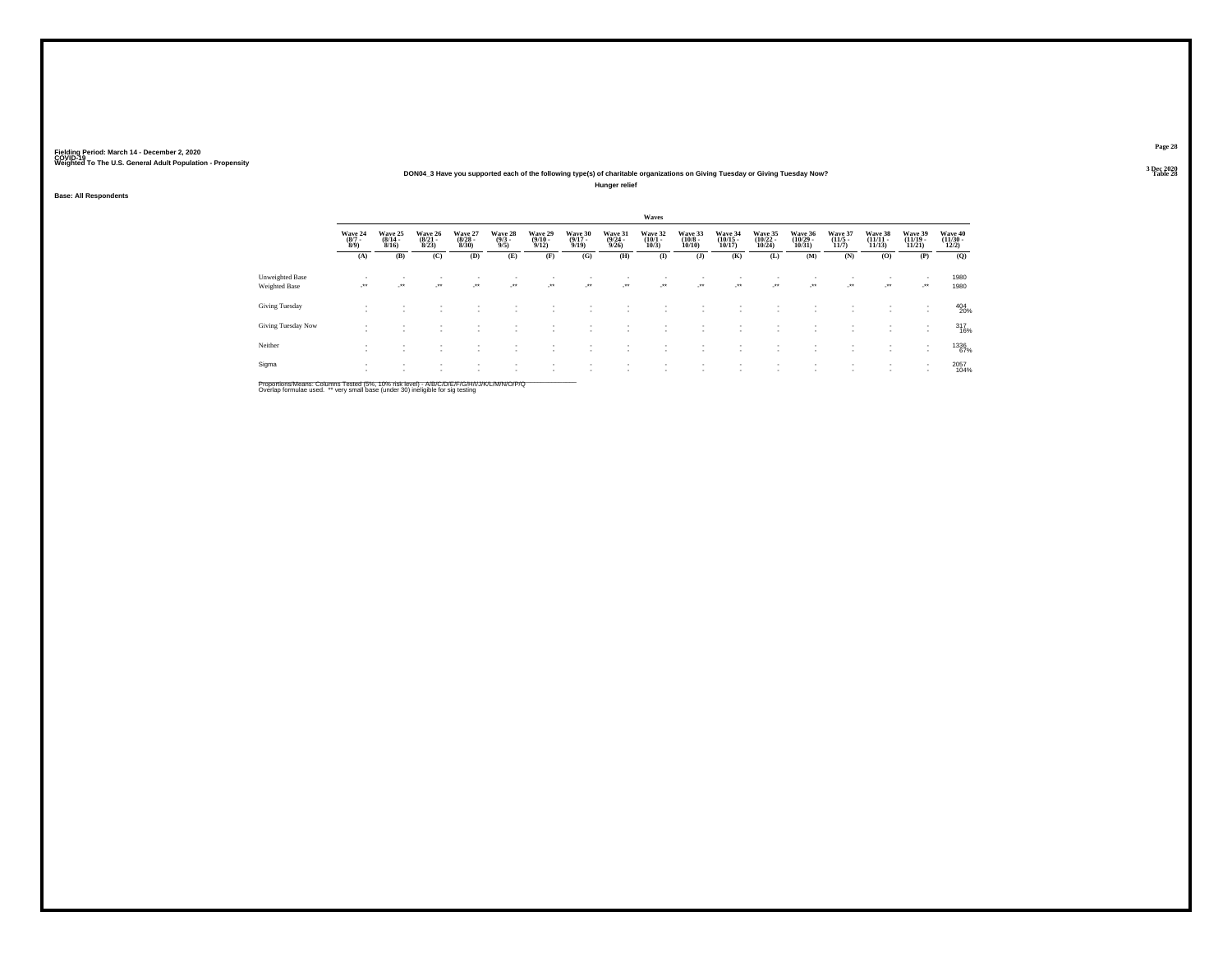Fielding Period: March 14 - December 2, 2020
COVID-19
Weighted To The U.S. General Adult Population - Propensity

## DON04_3 Have you supported each of the following type(s) of charitable organizations on Giving Tuesday or Giving Tuesday Now?

**Hunger relief**

Base: All Respondents

| | Waves | | | | | | | | | | | | | | | | |
|---|---|---|---|---|---|---|---|---|---|---|---|---|---|---|---|---|---|
| | Wave 24 (8/7 - 8/9) | Wave 25 (8/14 - 8/16) | Wave 26 (8/21 - 8/23) | Wave 27 (8/28 - 8/30) | Wave 28 (9/3 - 9/5) | Wave 29 (9/10 - 9/12) | Wave 30 (9/17 - 9/19) | Wave 31 (9/24 - 9/26) | Wave 32 (10/1 - 10/3) | Wave 33 (10/8 - 10/10) | Wave 34 (10/15 - 10/17) | Wave 35 (10/22 - 10/24) | Wave 36 (10/29 - 10/31) | Wave 37 (11/5 - 11/7) | Wave 38 (11/11 - 11/13) | Wave 39 (11/19 - 11/21) | Wave 40 (11/30 - 12/2) |
| | (A) | (B) | (C) | (D) | (E) | (F) | (G) | (H) | (I) | (J) | (K) | (L) | (M) | (N) | (O) | (P) | (Q) |
| Unweighted Base | - | - | - | - | - | - | - | - | - | - | - | - | - | - | - | - | 1980 |
| Weighted Base | -** | -** | -** | -** | -** | -** | -** | -** | -** | -** | -** | -** | -** | -** | -** | -** | 1980 |
| Giving Tuesday | - | - | - | - | - | - | - | - | - | - | - | - | - | - | - | - | 404 |
| | - | - | - | - | - | - | - | - | - | - | - | - | - | - | - | - | 20% |
| Giving Tuesday Now | - | - | - | - | - | - | - | - | - | - | - | - | - | - | - | - | 317 |
| | - | - | - | - | - | - | - | - | - | - | - | - | - | - | - | - | 16% |
| Neither | - | - | - | - | - | - | - | - | - | - | - | - | - | - | - | - | 1336 |
| | - | - | - | - | - | - | - | - | - | - | - | - | - | - | - | - | 67% |
| Sigma | - | - | - | - | - | - | - | - | - | - | - | - | - | - | - | - | 2057 |
| | - | - | - | - | - | - | - | - | - | - | - | - | - | - | - | - | 104% |

Proportions/Means: Columns Tested (5%, 10% risk level) - A/B/C/D/E/F/G/H/I/J/K/L/M/N/O/P/Q
Overlap formulae used. ** very small base (under 30) ineligible for sig testing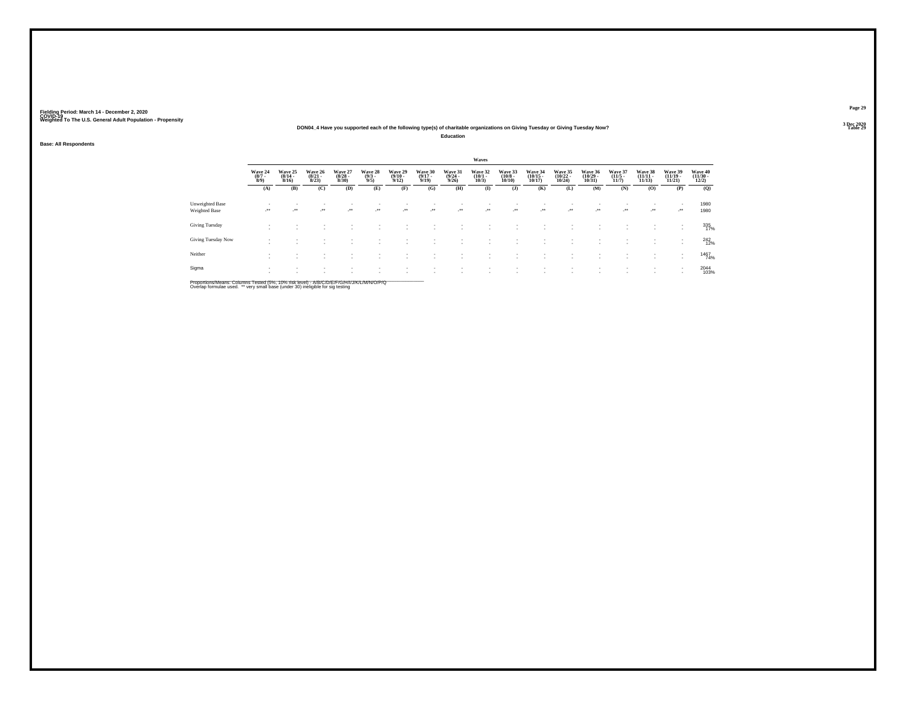Fielding Period: March 14 - December 2, 2020
COVID-19
Weighted To The U.S. General Adult Population - Propensity

Table 29

**DON04_4 Have you supported each of the following type(s) of charitable organizations on Giving Tuesday or Giving Tuesday Now?**

**Education**

**Base: All Respondents**

| | Waves | | | | | | | | | | | | | | | | |
|---|---|---|---|---|---|---|---|---|---|---|---|---|---|---|---|---|---|
| | Wave 24 (8/7 - 8/9) | Wave 25 (8/14 - 8/16) | Wave 26 (8/21 - 8/23) | Wave 27 (8/28 - 8/30) | Wave 28 (9/3 - 9/5) | Wave 29 (9/10 - 9/12) | Wave 30 (9/17 - 9/19) | Wave 31 (9/24 - 9/26) | Wave 32 (10/1 - 10/3) | Wave 33 (10/8 - 10/10) | Wave 34 (10/15 - 10/17) | Wave 35 (10/22 - 10/24) | Wave 36 (10/29 - 10/31) | Wave 37 (11/5 - 11/7) | Wave 38 (11/11 - 11/13) | Wave 39 (11/19 - 11/21) | Wave 40 (11/30 - 12/2) |
| | (A) | (B) | (C) | (D) | (E) | (F) | (G) | (H) | (I) | (J) | (K) | (L) | (M) | (N) | (O) | (P) | (Q) |
| Unweighted Base | - | - | - | - | - | - | - | - | - | - | - | - | - | - | - | - | 1980 |
| Weighted Base | -** | -** | -** | -** | -** | -** | -** | -** | -** | -** | -** | -** | -** | -** | -** | -** | 1980 |
| Giving Tuesday | - | - | - | - | - | - | - | - | - | - | - | - | - | - | - | - | 335 |
| | - | - | - | - | - | - | - | - | - | - | - | - | - | - | - | - | 17% |
| Giving Tuesday Now | - | - | - | - | - | - | - | - | - | - | - | - | - | - | - | - | 242 |
| | - | - | - | - | - | - | - | - | - | - | - | - | - | - | - | - | 12% |
| Neither | - | - | - | - | - | - | - | - | - | - | - | - | - | - | - | - | 1467 |
| | - | - | - | - | - | - | - | - | - | - | - | - | - | - | - | - | 74% |
| Sigma | - | - | - | - | - | - | - | - | - | - | - | - | - | - | - | - | 2044 |
| | - | - | - | - | - | - | - | - | - | - | - | - | - | - | - | - | 103% |

Proportions/Means: Columns Tested (5%, 10% risk level) - A/B/C/D/E/F/G/H/I/J/K/L/M/N/O/P/Q
Overlap formulae used. ** very small base (under 30) ineligible for sig testing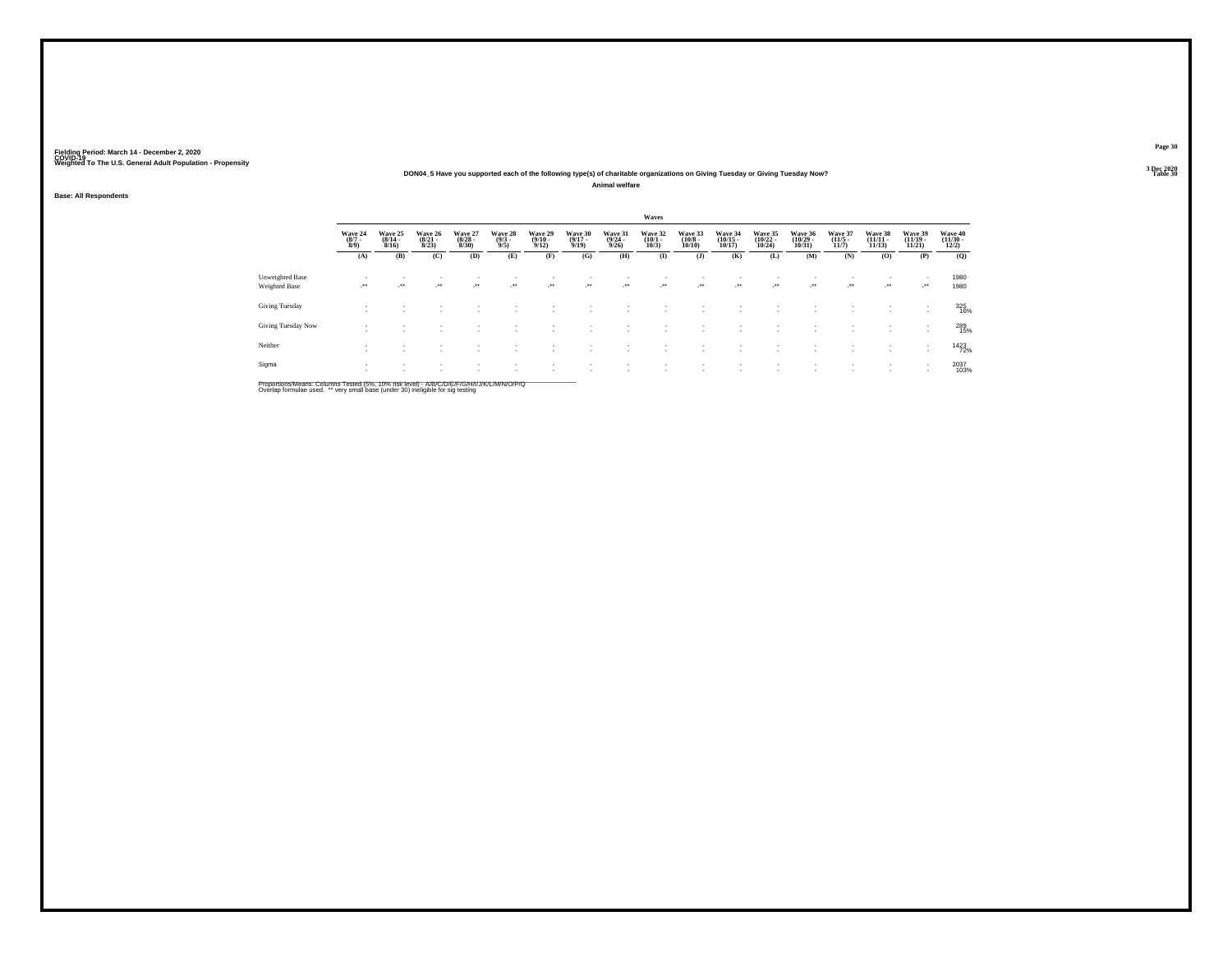Fielding Period: March 14 - December 2, 2020
COVID-19
Weighted To The U.S. General Adult Population - Propensity

3 Dec 2020
Table 30

DON04_5 Have you supported each of the following type(s) of charitable organizations on Giving Tuesday or Giving Tuesday Now?

Animal welfare

Base: All Respondents

| | Waves | | | | | | | | | | | | | | | | |
|---|---|---|---|---|---|---|---|---|---|---|---|---|---|---|---|---|---|
| | Wave 24 (8/7 - 8/9) | Wave 25 (8/14 - 8/16) | Wave 26 (8/21 - 8/23) | Wave 27 (8/28 - 8/30) | Wave 28 (9/3 - 9/5) | Wave 29 (9/10 - 9/12) | Wave 30 (9/17 - 9/19) | Wave 31 (9/24 - 9/26) | Wave 32 (10/1 - 10/3) | Wave 33 (10/8 - 10/10) | Wave 34 (10/15 - 10/17) | Wave 35 (10/22 - 10/24) | Wave 36 (10/29 - 10/31) | Wave 37 (11/5 - 11/7) | Wave 38 (11/11 - 11/13) | Wave 39 (11/19 - 11/21) | Wave 40 (11/30 - 12/2) |
| | (A) | (B) | (C) | (D) | (E) | (F) | (G) | (H) | (I) | (J) | (K) | (L) | (M) | (N) | (O) | (P) | (Q) |
| Unweighted Base | - | - | - | - | - | - | - | - | - | - | - | - | - | - | - | - | 1980 |
| Weighted Base | -** | -** | -** | -** | -** | -** | -** | -** | -** | -** | -** | -** | -** | -** | -** | -** | 1980 |
| Giving Tuesday | - | - | - | - | - | - | - | - | - | - | - | - | - | - | - | - | 325 |
| | - | - | - | - | - | - | - | - | - | - | - | - | - | - | - | - | 16% |
| Giving Tuesday Now | - | - | - | - | - | - | - | - | - | - | - | - | - | - | - | - | 289 |
| | - | - | - | - | - | - | - | - | - | - | - | - | - | - | - | - | 15% |
| Neither | - | - | - | - | - | - | - | - | - | - | - | - | - | - | - | - | 1423 |
| | - | - | - | - | - | - | - | - | - | - | - | - | - | - | - | - | 72% |
| Sigma | - | - | - | - | - | - | - | - | - | - | - | - | - | - | - | - | 2037 |
| | - | - | - | - | - | - | - | - | - | - | - | - | - | - | - | - | 103% |

Proportions/Means: Columns Tested (5%, 10% risk level) - A/B/C/D/E/F/G/H/I/J/K/L/M/N/O/P/Q
Overlap formulae used. ** very small base (under 30) ineligible for sig testing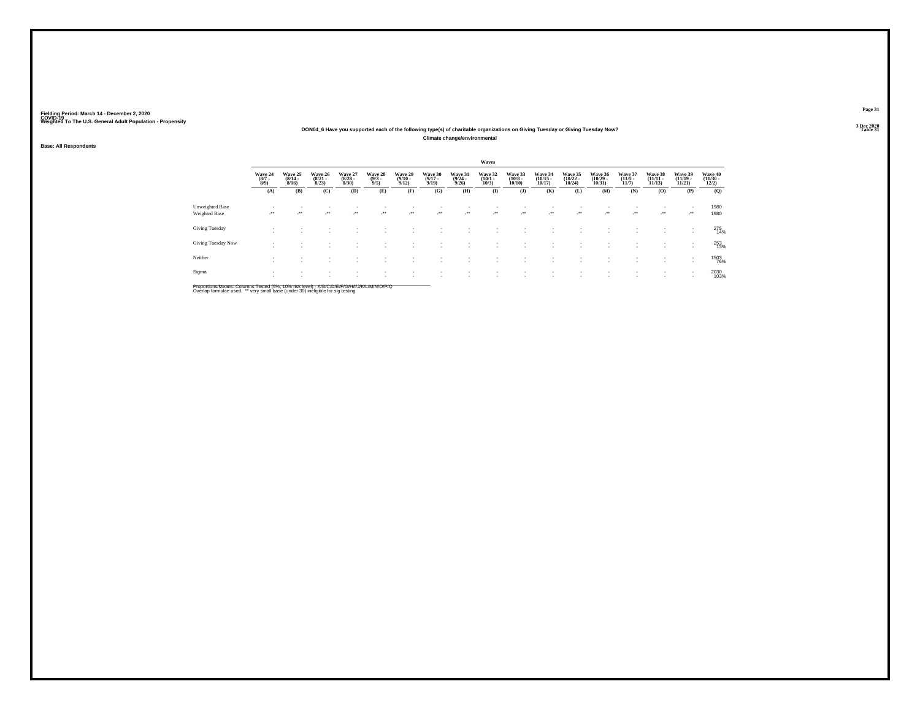Fielding Period: March 14 - December 2, 2020
COVID-19
Weighted To The U.S. General Adult Population - Propensity

Table 31

DON04_6 Have you supported each of the following type(s) of charitable organizations on Giving Tuesday or Giving Tuesday Now?

Climate change/environmental

Base: All Respondents

| | Waves | | | | | | | | | | | | | | | | |
|---|---|---|---|---|---|---|---|---|---|---|---|---|---|---|---|---|---|
| | Wave 24 (8/7 - 8/9) | Wave 25 (8/14 - 8/16) | Wave 26 (8/21 - 8/23) | Wave 27 (8/28 - 8/30) | Wave 28 (9/3 - 9/5) | Wave 29 (9/10 - 9/12) | Wave 30 (9/17 - 9/19) | Wave 31 (9/24 - 9/26) | Wave 32 (10/1 - 10/3) | Wave 33 (10/8 - 10/10) | Wave 34 (10/15 - 10/17) | Wave 35 (10/22 - 10/24) | Wave 36 (10/29 - 10/31) | Wave 37 (11/5 - 11/7) | Wave 38 (11/11 - 11/13) | Wave 39 (11/19 - 11/21) | Wave 40 (11/30 - 12/2) |
| | (A) | (B) | (C) | (D) | (E) | (F) | (G) | (H) | (I) | (J) | (K) | (L) | (M) | (N) | (O) | (P) | (Q) |
| Unweighted Base | - | - | - | - | - | - | - | - | - | - | - | - | - | - | - | - | 1980 |
| Weighted Base | -** | -** | -** | -** | -** | -** | -** | -** | -** | -** | -** | -** | -** | -** | -** | -** | 1980 |
| Giving Tuesday | - | - | - | - | - | - | - | - | - | - | - | - | - | - | - | - | 275 |
| | - | - | - | - | - | - | - | - | - | - | - | - | - | - | - | - | 14% |
| Giving Tuesday Now | - | - | - | - | - | - | - | - | - | - | - | - | - | - | - | - | 253 |
| | - | - | - | - | - | - | - | - | - | - | - | - | - | - | - | - | 13% |
| Neither | - | - | - | - | - | - | - | - | - | - | - | - | - | - | - | - | 1503 |
| | - | - | - | - | - | - | - | - | - | - | - | - | - | - | - | - | 76% |
| Sigma | - | - | - | - | - | - | - | - | - | - | - | - | - | - | - | - | 2030 |
| | - | - | - | - | - | - | - | - | - | - | - | - | - | - | - | - | 103% |

Proportions/Means: Columns Tested (5%, 10% risk level) - A/B/C/D/E/F/G/H/I/J/K/L/M/N/O/P/Q
Overlap formulae used. ** very small base (under 30) ineligible for sig testing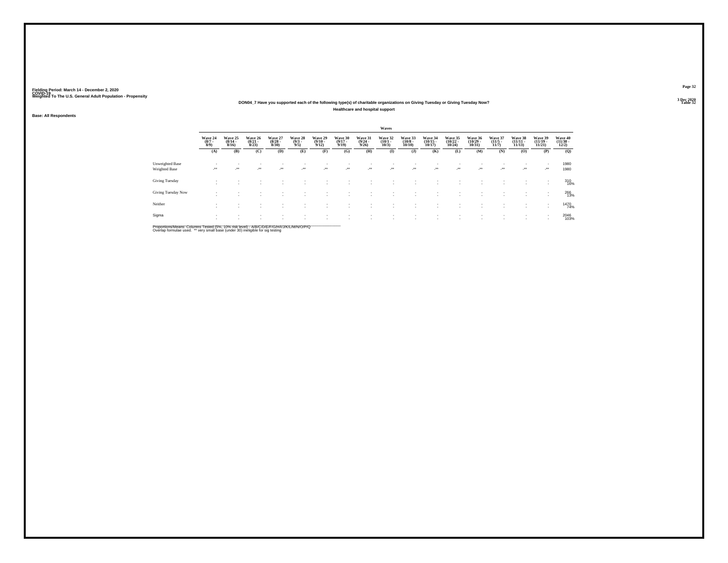Fielding Period: March 14 - December 2, 2020
COVID-19
Weighted To The U.S. General Adult Population - Propensity

3 Dec 2020
Table 32

DON04_7 Have you supported each of the following type(s) of charitable organizations on Giving Tuesday or Giving Tuesday Now?

Healthcare and hospital support

Base: All Respondents

| | Waves | | | | | | | | | | | | | | | | |
|---|---|---|---|---|---|---|---|---|---|---|---|---|---|---|---|---|---|
| | Wave 24 (8/7 - 8/9) | Wave 25 (8/14 - 8/16) | Wave 26 (8/21 - 8/23) | Wave 27 (8/28 - 8/30) | Wave 28 (9/3 - 9/5) | Wave 29 (9/10 - 9/12) | Wave 30 (9/17 - 9/19) | Wave 31 (9/24 - 9/26) | Wave 32 (10/1 - 10/3) | Wave 33 (10/8 - 10/10) | Wave 34 (10/15 - 10/17) | Wave 35 (10/22 - 10/24) | Wave 36 (10/29 - 10/31) | Wave 37 (11/5 - 11/7) | Wave 38 (11/11 - 11/13) | Wave 39 (11/19 - 11/21) | Wave 40 (11/30 - 12/2) |
| | (A) | (B) | (C) | (D) | (E) | (F) | (G) | (H) | (I) | (J) | (K) | (L) | (M) | (N) | (O) | (P) | (Q) |
| Unweighted Base | - | - | - | - | - | - | - | - | - | - | - | - | - | - | - | - | 1980 |
| Weighted Base | -** | -** | -** | -** | -** | -** | -** | -** | -** | -** | -** | -** | -** | -** | -** | -** | 1980 |
| Giving Tuesday | - | - | - | - | - | - | - | - | - | - | - | - | - | - | - | - | 310 |
| | - | - | - | - | - | - | - | - | - | - | - | - | - | - | - | - | 16% |
| Giving Tuesday Now | - | - | - | - | - | - | - | - | - | - | - | - | - | - | - | - | 266 |
| | - | - | - | - | - | - | - | - | - | - | - | - | - | - | - | - | 13% |
| Neither | - | - | - | - | - | - | - | - | - | - | - | - | - | - | - | - | 1470 |
| | - | - | - | - | - | - | - | - | - | - | - | - | - | - | - | - | 74% |
| Sigma | - | - | - | - | - | - | - | - | - | - | - | - | - | - | - | - | 2046 |
| | - | - | - | - | - | - | - | - | - | - | - | - | - | - | - | - | 103% |

Proportions/Means: Columns Tested (5%, 10% risk level) - A/B/C/D/E/F/G/H/I/J/K/L/M/N/O/P/Q
Overlap formulae used. ** very small base (under 30) ineligible for sig testing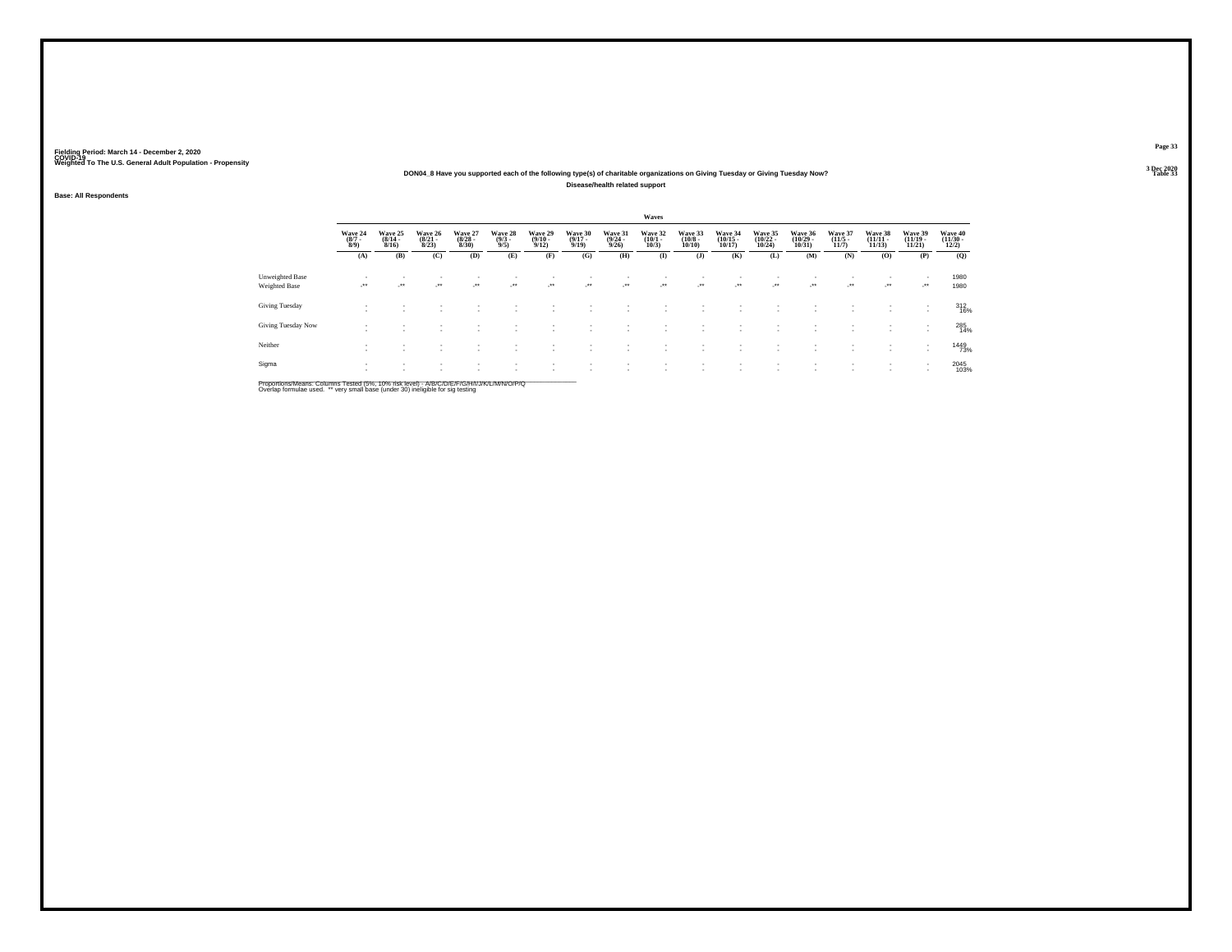Fielding Period: March 14 - December 2, 2020
COVID-19
Weighted To The U.S. General Adult Population - Propensity

3 Dec 2020
Table 33

DON04_8 Have you supported each of the following type(s) of charitable organizations on Giving Tuesday or Giving Tuesday Now?

Disease/health related support

Base: All Respondents

| | Waves | | | | | | | | | | | | | | | | |
|---|---|---|---|---|---|---|---|---|---|---|---|---|---|---|---|---|---|
| | Wave 24 (8/7 - 8/9) | Wave 25 (8/14 - 8/16) | Wave 26 (8/21 - 8/23) | Wave 27 (8/28 - 8/30) | Wave 28 (9/3 - 9/5) | Wave 29 (9/10 - 9/12) | Wave 30 (9/17 - 9/19) | Wave 31 (9/24 - 9/26) | Wave 32 (10/1 - 10/3) | Wave 33 (10/8 - 10/10) | Wave 34 (10/15 - 10/17) | Wave 35 (10/22 - 10/24) | Wave 36 (10/29 - 10/31) | Wave 37 (11/5 - 11/7) | Wave 38 (11/11 - 11/13) | Wave 39 (11/19 - 11/21) | Wave 40 (11/30 - 12/2) |
| | (A) | (B) | (C) | (D) | (E) | (F) | (G) | (H) | (I) | (J) | (K) | (L) | (M) | (N) | (O) | (P) | (Q) |
| Unweighted Base | - | - | - | - | - | - | - | - | - | - | - | - | - | - | - | - | 1980 |
| Weighted Base | -** | -** | -** | -** | -** | -** | -** | -** | -** | -** | -** | -** | -** | -** | -** | -** | 1980 |
| Giving Tuesday | - | - | - | - | - | - | - | - | - | - | - | - | - | - | - | - | 312 |
| | - | - | - | - | - | - | - | - | - | - | - | - | - | - | - | - | 16% |
| Giving Tuesday Now | - | - | - | - | - | - | - | - | - | - | - | - | - | - | - | - | 285 |
| | - | - | - | - | - | - | - | - | - | - | - | - | - | - | - | - | 14% |
| Neither | - | - | - | - | - | - | - | - | - | - | - | - | - | - | - | - | 1449 |
| | - | - | - | - | - | - | - | - | - | - | - | - | - | - | - | - | 73% |
| Sigma | - | - | - | - | - | - | - | - | - | - | - | - | - | - | - | - | 2045 |
| | - | - | - | - | - | - | - | - | - | - | - | - | - | - | - | - | 103% |

Proportions/Means: Columns Tested (5%, 10% risk level) - A/B/C/D/E/F/G/H/I/J/K/L/M/N/O/P/Q
Overlap formulae used. ** very small base (under 30) ineligible for sig testing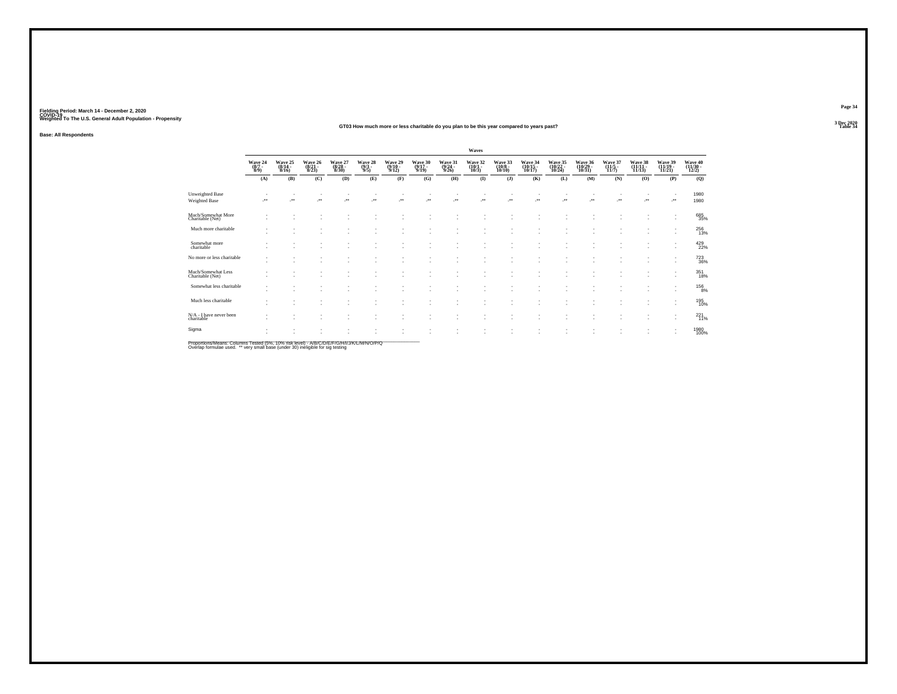Fielding Period: March 14 - December 2, 2020
COVID-19
Weighted To The U.S. General Adult Population - Propensity

GT03 How much more or less charitable do you plan to be this year compared to years past?

Base: All Respondents

| | Waves | | | | | | | | | | | | | | | | |
|---|---|---|---|---|---|---|---|---|---|---|---|---|---|---|---|---|---|
| | Wave 24 (8/7 - 8/9) | Wave 25 (8/14 - 8/16) | Wave 26 (8/21 - 8/23) | Wave 27 (8/28 - 8/30) | Wave 28 (9/3 - 9/5) | Wave 29 (9/10 - 9/12) | Wave 30 (9/17 - 9/19) | Wave 31 (9/24 - 9/26) | Wave 32 (10/1 - 10/3) | Wave 33 (10/8 - 10/10) | Wave 34 (10/15 - 10/17) | Wave 35 (10/22 - 10/24) | Wave 36 (10/29 - 10/31) | Wave 37 (11/5 - 11/7) | Wave 38 (11/11 - 11/13) | Wave 39 (11/19 - 11/21) | Wave 40 (11/30 - 12/2) |
| | (A) | (B) | (C) | (D) | (E) | (F) | (G) | (H) | (I) | (J) | (K) | (L) | (M) | (N) | (O) | (P) | (Q) |
| Unweighted Base | - | - | - | - | - | - | - | - | - | - | - | - | - | - | - | - | 1980 |
| Weighted Base | -** | -** | -** | -** | -** | -** | -** | -** | -** | -** | -** | -** | -** | -** | -** | -** | 1980 |
| Much/Somewhat More Charitable (Net) | - | - | - | - | - | - | - | - | - | - | - | - | - | - | - | - | 685 35% |
| Much more charitable | - | - | - | - | - | - | - | - | - | - | - | - | - | - | - | - | 256 13% |
| Somewhat more charitable | - | - | - | - | - | - | - | - | - | - | - | - | - | - | - | - | 429 22% |
| No more or less charitable | - | - | - | - | - | - | - | - | - | - | - | - | - | - | - | - | 723 36% |
| Much/Somewhat Less Charitable (Net) | - | - | - | - | - | - | - | - | - | - | - | - | - | - | - | - | 351 18% |
| Somewhat less charitable | - | - | - | - | - | - | - | - | - | - | - | - | - | - | - | - | 156 8% |
| Much less charitable | - | - | - | - | - | - | - | - | - | - | - | - | - | - | - | - | 195 10% |
| N/A - I have never been charitable | - | - | - | - | - | - | - | - | - | - | - | - | - | - | - | - | 221 11% |
| Sigma | - | - | - | - | - | - | - | - | - | - | - | - | - | - | - | - | 1980 100% |

Proportions/Means: Columns Tested (5%, 10% risk level) - A/B/C/D/E/F/G/H/I/J/K/L/M/N/O/P/Q
Overlap formulae used. ** very small base (under 30) ineligible for sig testing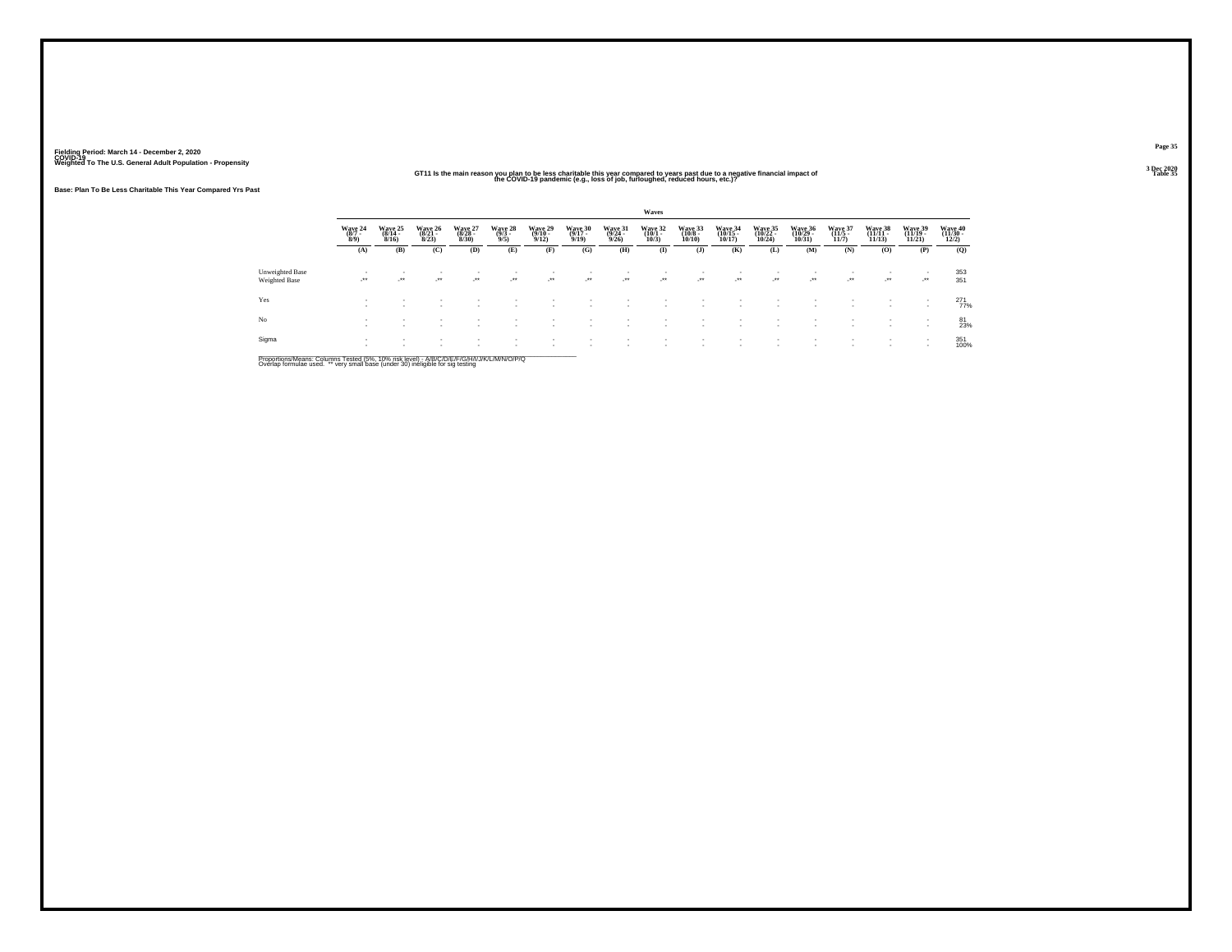Fielding Period: March 14 - December 2, 2020
COVID-19
Weighted To The U.S. General Adult Population - Propensity

3 Dec 2020
Table 35

## GT11 Is the main reason you plan to be less charitable this year compared to years past due to a negative financial impact of the COVID-19 pandemic (e.g., loss of job, furloughed, reduced hours, etc.)?

Base: Plan To Be Less Charitable This Year Compared Yrs Past

| | Waves | | | | | | | | | | | | | | | | |
|---|---|---|---|---|---|---|---|---|---|---|---|---|---|---|---|---|---|
| | Wave 24 (8/7 - 8/9) | Wave 25 (8/14 - 8/16) | Wave 26 (8/21 - 8/23) | Wave 27 (8/28 - 8/30) | Wave 28 (9/3 - 9/5) | Wave 29 (9/10 - 9/12) | Wave 30 (9/17 - 9/19) | Wave 31 (9/24 - 9/26) | Wave 32 (10/1 - 10/3) | Wave 33 (10/8 - 10/10) | Wave 34 (10/15 - 10/17) | Wave 35 (10/22 - 10/24) | Wave 36 (10/29 - 10/31) | Wave 37 (11/5 - 11/7) | Wave 38 (11/11 - 11/13) | Wave 39 (11/19 - 11/21) | Wave 40 (11/30 - 12/2) |
| | (A) | (B) | (C) | (D) | (E) | (F) | (G) | (H) | (I) | (J) | (K) | (L) | (M) | (N) | (O) | (P) | (Q) |
| Unweighted Base | - | - | - | - | - | - | - | - | - | - | - | - | - | - | - | - | 353 |
| Weighted Base | -** | -** | -** | -** | -** | -** | -** | -** | -** | -** | -** | -** | -** | -** | -** | -** | 351 |
| Yes | - | - | - | - | - | - | - | - | - | - | - | - | - | - | - | - | 271 |
| | - | - | - | - | - | - | - | - | - | - | - | - | - | - | - | - | 77% |
| No | - | - | - | - | - | - | - | - | - | - | - | - | - | - | - | - | 81 |
| | - | - | - | - | - | - | - | - | - | - | - | - | - | - | - | - | 23% |
| Sigma | - | - | - | - | - | - | - | - | - | - | - | - | - | - | - | - | 351 |
| | - | - | - | - | - | - | - | - | - | - | - | - | - | - | - | - | 100% |

Proportions/Means: Columns Tested (5%, 10% risk level) - A/B/C/D/E/F/G/H/I/J/K/L/M/N/O/P/Q
Overlap formulae used. ** very small base (under 30) ineligible for sig testing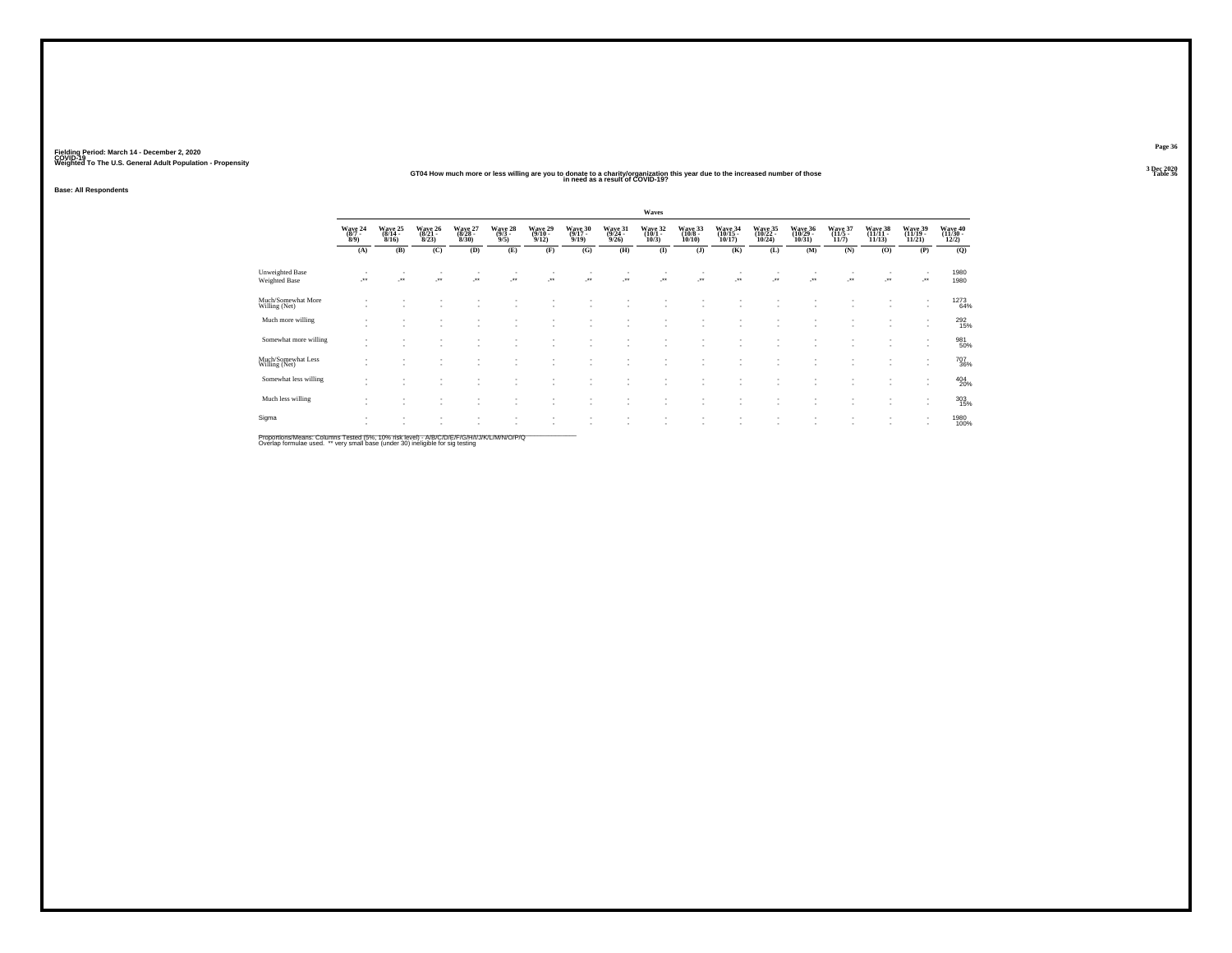Fielding Period: March 14 - December 2, 2020
COVID-19
Weighted To The U.S. General Adult Population - Propensity

3 Dec 2020
Table 36

## GT04 How much more or less willing are you to donate to a charity/organization this year due to the increased number of those in need as a result of COVID-19?

Base: All Respondents

| | Waves | | | | | | | | | | | | | | | | |
|---|---|---|---|---|---|---|---|---|---|---|---|---|---|---|---|---|---|
| | Wave 24 (8/7 - 8/9) | Wave 25 (8/14 - 8/16) | Wave 26 (8/21 - 8/23) | Wave 27 (8/28 - 8/30) | Wave 28 (9/3 - 9/5) | Wave 29 (9/10 - 9/12) | Wave 30 (9/17 - 9/19) | Wave 31 (9/24 - 9/26) | Wave 32 (10/1 - 10/3) | Wave 33 (10/8 - 10/10) | Wave 34 (10/15 - 10/17) | Wave 35 (10/22 - 10/24) | Wave 36 (10/29 - 10/31) | Wave 37 (11/5 - 11/7) | Wave 38 (11/11 - 11/13) | Wave 39 (11/19 - 11/21) | Wave 40 (11/30 - 12/2) |
| | (A) | (B) | (C) | (D) | (E) | (F) | (G) | (H) | (I) | (J) | (K) | (L) | (M) | (N) | (O) | (P) | (Q) |
| Unweighted Base | - | - | - | - | - | - | - | - | - | - | - | - | - | - | - | - | 1980 |
| Weighted Base | -** | -** | -** | -** | -** | -** | -** | -** | -** | -** | -** | -** | -** | -** | -** | -** | 1980 |
| Much/Somewhat More Willing (Net) | - | - | - | - | - | - | - | - | - | - | - | - | - | - | - | - | 1273 |
| | - | - | - | - | - | - | - | - | - | - | - | - | - | - | - | - | 64% |
| Much more willing | - | - | - | - | - | - | - | - | - | - | - | - | - | - | - | - | 292 |
| | - | - | - | - | - | - | - | - | - | - | - | - | - | - | - | - | 15% |
| Somewhat more willing | - | - | - | - | - | - | - | - | - | - | - | - | - | - | - | - | 981 |
| | - | - | - | - | - | - | - | - | - | - | - | - | - | - | - | - | 50% |
| Much/Somewhat Less Willing (Net) | - | - | - | - | - | - | - | - | - | - | - | - | - | - | - | - | 707 |
| | - | - | - | - | - | - | - | - | - | - | - | - | - | - | - | - | 36% |
| Somewhat less willing | - | - | - | - | - | - | - | - | - | - | - | - | - | - | - | - | 404 |
| | - | - | - | - | - | - | - | - | - | - | - | - | - | - | - | - | 20% |
| Much less willing | - | - | - | - | - | - | - | - | - | - | - | - | - | - | - | - | 303 |
| | - | - | - | - | - | - | - | - | - | - | - | - | - | - | - | - | 15% |
| Sigma | - | - | - | - | - | - | - | - | - | - | - | - | - | - | - | - | 1980 |
| | - | - | - | - | - | - | - | - | - | - | - | - | - | - | - | - | 100% |

Proportions/Means: Columns Tested (5%, 10% risk level) - A/B/C/D/E/F/G/H/I/J/K/L/M/N/O/P/Q
Overlap formulae used. ** very small base (under 30) ineligible for sig testing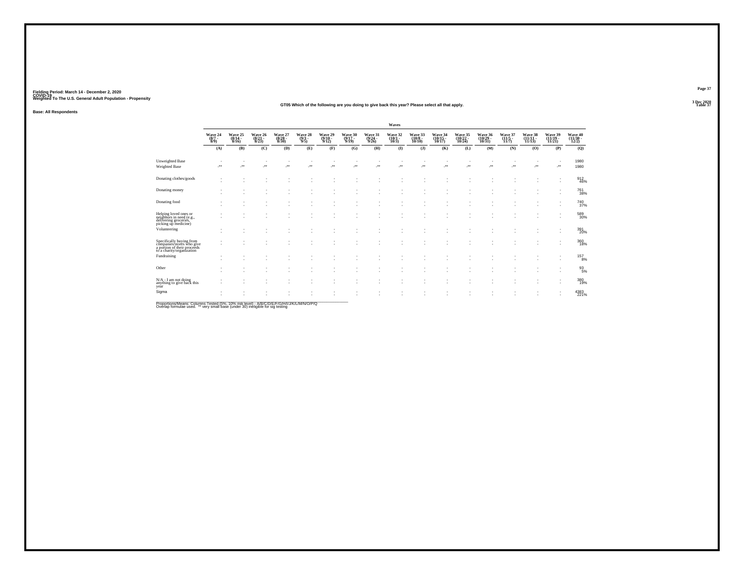Fielding Period: March 14 - December 2, 2020
COVID-19
Weighted To The U.S. General Adult Population - Propensity

GT05 Which of the following are you doing to give back this year? Please select all that apply.

Base: All Respondents

| | Waves | | | | | | | | | | | | | | | | |
|---|---|---|---|---|---|---|---|---|---|---|---|---|---|---|---|---|---|
| | Wave 24 (8/7 - 8/9) | Wave 25 (8/14 - 8/16) | Wave 26 (8/21 - 8/23) | Wave 27 (8/28 - 8/30) | Wave 28 (9/3 - 9/5) | Wave 29 (9/10 - 9/12) | Wave 30 (9/17 - 9/19) | Wave 31 (9/24 - 9/26) | Wave 32 (10/1 - 10/3) | Wave 33 (10/8 - 10/10) | Wave 34 (10/15 - 10/17) | Wave 35 (10/22 - 10/24) | Wave 36 (10/29 - 10/31) | Wave 37 (11/5 - 11/7) | Wave 38 (11/11 - 11/13) | Wave 39 (11/19 - 11/21) | Wave 40 (11/30 - 12/2) |
| | (A) | (B) | (C) | (D) | (E) | (F) | (G) | (H) | (I) | (J) | (K) | (L) | (M) | (N) | (O) | (P) | (Q) |
| Unweighted Base | - | - | - | - | - | - | - | - | - | - | - | - | - | - | - | - | 1980 |
| Weighted Base | -** | -** | -** | -** | -** | -** | -** | -** | -** | -** | -** | -** | -** | -** | -** | -** | 1980 |
| Donating clothes/goods | - | - | - | - | - | - | - | - | - | - | - | - | - | - | - | - | 912 |
| | - | - | - | - | - | - | - | - | - | - | - | - | - | - | - | - | 46% |
| Donating money | - | - | - | - | - | - | - | - | - | - | - | - | - | - | - | - | 761 |
| | - | - | - | - | - | - | - | - | - | - | - | - | - | - | - | - | 38% |
| Donating food | - | - | - | - | - | - | - | - | - | - | - | - | - | - | - | - | 740 |
| | - | - | - | - | - | - | - | - | - | - | - | - | - | - | - | - | 37% |
| Helping loved ones or neighbors in need (e.g., delivering groceries, picking up medicine) | - | - | - | - | - | - | - | - | - | - | - | - | - | - | - | - | 589 |
| | - | - | - | - | - | - | - | - | - | - | - | - | - | - | - | - | 30% |
| Volunteering | - | - | - | - | - | - | - | - | - | - | - | - | - | - | - | - | 391 |
| | - | - | - | - | - | - | - | - | - | - | - | - | - | - | - | - | 20% |
| Specifically buying from companies/stores who give a portion of their proceeds to a charity/organization | - | - | - | - | - | - | - | - | - | - | - | - | - | - | - | - | 360 |
| | - | - | - | - | - | - | - | - | - | - | - | - | - | - | - | - | 18% |
| Fundraising | - | - | - | - | - | - | - | - | - | - | - | - | - | - | - | - | 157 |
| | - | - | - | - | - | - | - | - | - | - | - | - | - | - | - | - | 8% |
| Other | - | - | - | - | - | - | - | - | - | - | - | - | - | - | - | - | 93 |
| | - | - | - | - | - | - | - | - | - | - | - | - | - | - | - | - | 5% |
| N/A - I am not doing anything to give back this year | - | - | - | - | - | - | - | - | - | - | - | - | - | - | - | - | 380 |
| | - | - | - | - | - | - | - | - | - | - | - | - | - | - | - | - | 19% |
| Sigma | - | - | - | - | - | - | - | - | - | - | - | - | - | - | - | - | 4383 |
| | - | - | - | - | - | - | - | - | - | - | - | - | - | - | - | - | 221% |

Proportions/Means: Columns Tested (5%, 10% risk level) - A/B/C/D/E/F/G/H/I/J/K/L/M/N/O/P/Q
Overlap formulae used. ** very small base (under 30) ineligible for sig testing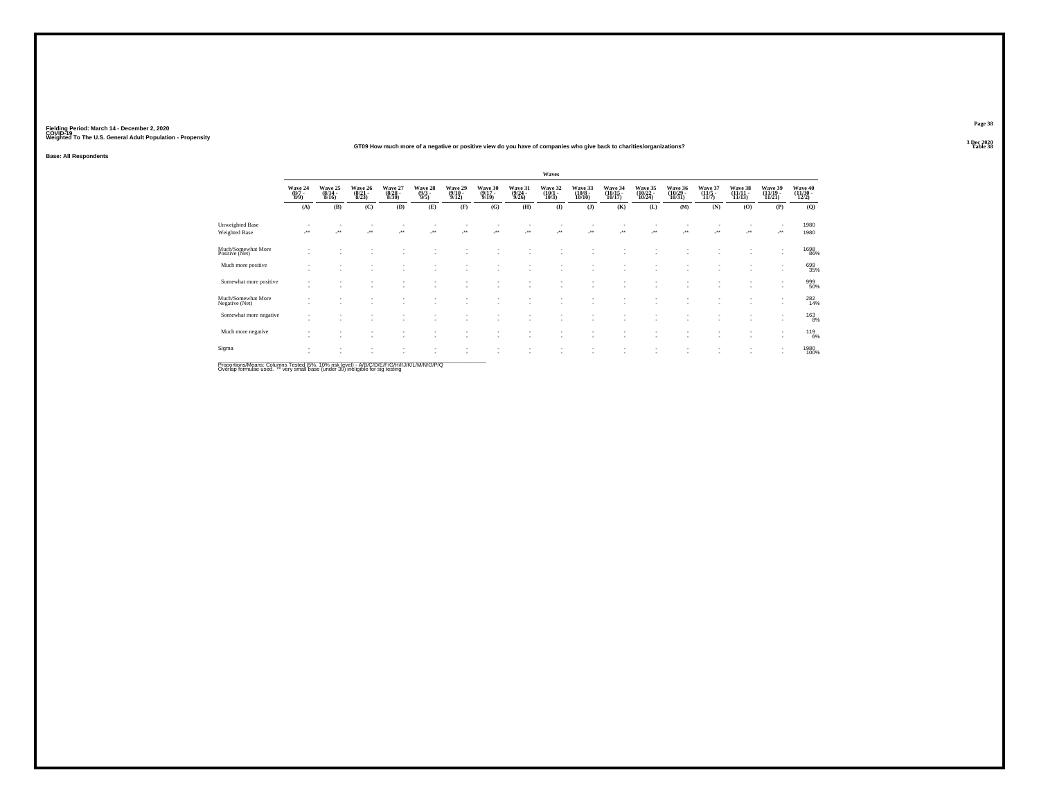Fielding Period: March 14 - December 2, 2020
COVID-19
Weighted To The U.S. General Adult Population - Propensity

Table 38

## GT09 How much more of a negative or positive view do you have of companies who give back to charities/organizations?

Base: All Respondents

| | Waves | | | | | | | | | | | | | | | | |
|---|---|---|---|---|---|---|---|---|---|---|---|---|---|---|---|---|---|
| | Wave 24 (8/7 - 8/9) | Wave 25 (8/14 - 8/16) | Wave 26 (8/21 - 8/23) | Wave 27 (8/28 - 8/30) | Wave 28 (9/3 - 9/5) | Wave 29 (9/10 - 9/12) | Wave 30 (9/17 - 9/19) | Wave 31 (9/24 - 9/26) | Wave 32 (10/1 - 10/3) | Wave 33 (10/8 - 10/10) | Wave 34 (10/15 - 10/17) | Wave 35 (10/22 - 10/24) | Wave 36 (10/29 - 10/31) | Wave 37 (11/5 - 11/7) | Wave 38 (11/11 - 11/13) | Wave 39 (11/19 - 11/21) | Wave 40 (11/30 - 12/2) |
| | (A) | (B) | (C) | (D) | (E) | (F) | (G) | (H) | (I) | (J) | (K) | (L) | (M) | (N) | (O) | (P) | (Q) |
| Unweighted Base | - | - | - | - | - | - | - | - | - | - | - | - | - | - | - | - | 1980 |
| Weighted Base | -** | -** | -** | -** | -** | -** | -** | -** | -** | -** | -** | -** | -** | -** | -** | -** | 1980 |
| Much/Somewhat More Positive (Net) | - | - | - | - | - | - | - | - | - | - | - | - | - | - | - | - | 1698 |
| | - | - | - | - | - | - | - | - | - | - | - | - | - | - | - | - | 86% |
| Much more positive | - | - | - | - | - | - | - | - | - | - | - | - | - | - | - | - | 699 |
| | - | - | - | - | - | - | - | - | - | - | - | - | - | - | - | - | 35% |
| Somewhat more positive | - | - | - | - | - | - | - | - | - | - | - | - | - | - | - | - | 999 |
| | - | - | - | - | - | - | - | - | - | - | - | - | - | - | - | - | 50% |
| Much/Somewhat More Negative (Net) | - | - | - | - | - | - | - | - | - | - | - | - | - | - | - | - | 282 |
| | - | - | - | - | - | - | - | - | - | - | - | - | - | - | - | - | 14% |
| Somewhat more negative | - | - | - | - | - | - | - | - | - | - | - | - | - | - | - | - | 163 |
| | - | - | - | - | - | - | - | - | - | - | - | - | - | - | - | - | 8% |
| Much more negative | - | - | - | - | - | - | - | - | - | - | - | - | - | - | - | - | 119 |
| | - | - | - | - | - | - | - | - | - | - | - | - | - | - | - | - | 6% |
| Sigma | - | - | - | - | - | - | - | - | - | - | - | - | - | - | - | - | 1980 |
| | - | - | - | - | - | - | - | - | - | - | - | - | - | - | - | - | 100% |

Proportions/Means: Columns Tested (5%, 10% risk level) - A/B/C/D/E/F/G/H/I/J/K/L/M/N/O/P/Q
Overlap formulae used. ** very small base (under 30) ineligible for sig testing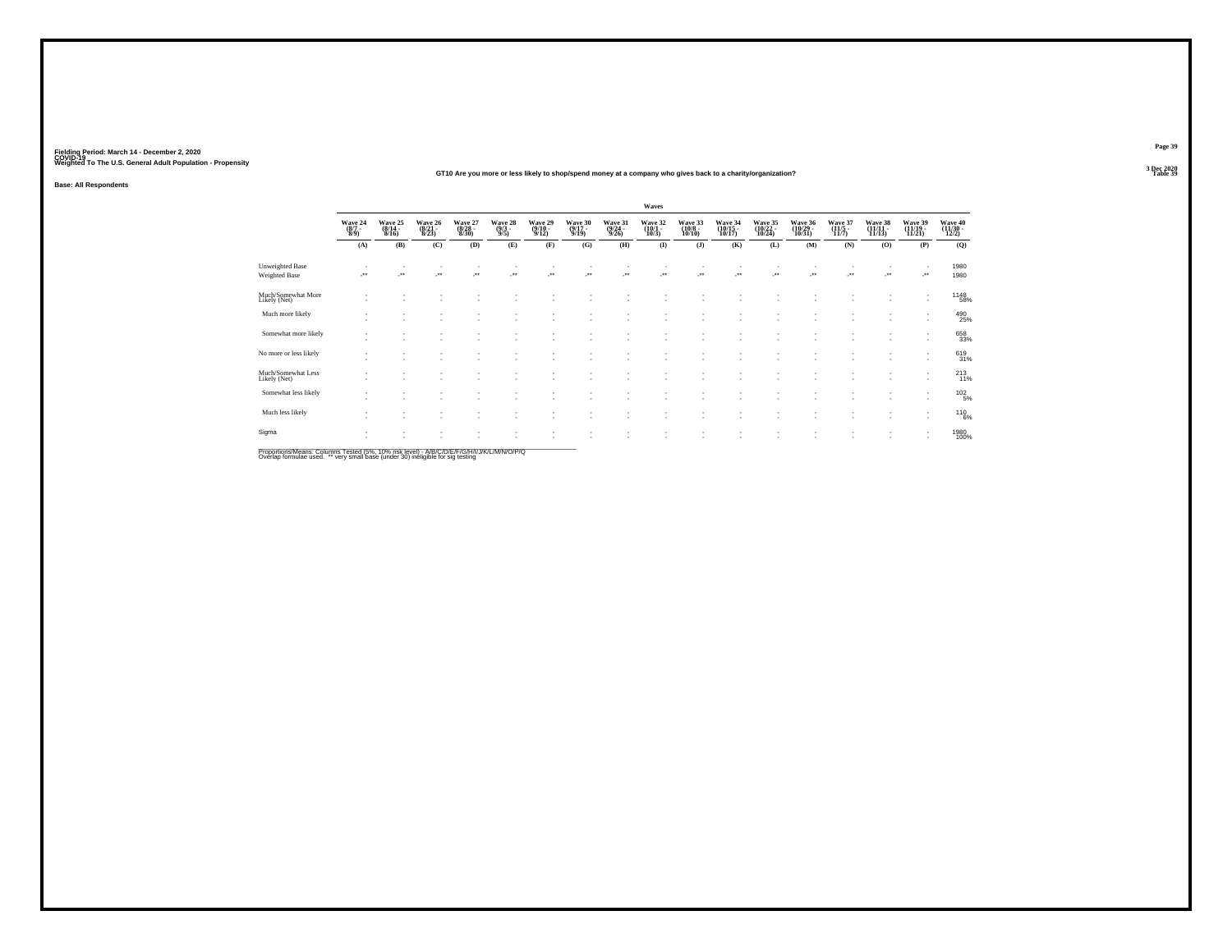Fielding Period: March 14 - December 2, 2020
COVID-19
Weighted To The U.S. General Adult Population - Propensity

3 Dec 2020
Table 39

GT10 Are you more or less likely to shop/spend money at a company who gives back to a charity/organization?

Base: All Respondents

| | Waves | | | | | | | | | | | | | | | | |
|---|---|---|---|---|---|---|---|---|---|---|---|---|---|---|---|---|---|
| | Wave 24 (8/7 - 8/9) | Wave 25 (8/14 - 8/16) | Wave 26 (8/21 - 8/23) | Wave 27 (8/28 - 8/30) | Wave 28 (9/3 - 9/5) | Wave 29 (9/10 - 9/12) | Wave 30 (9/17 - 9/19) | Wave 31 (9/24 - 9/26) | Wave 32 (10/1 - 10/3) | Wave 33 (10/8 - 10/10) | Wave 34 (10/15 - 10/17) | Wave 35 (10/22 - 10/24) | Wave 36 (10/29 - 10/31) | Wave 37 (11/5 - 11/7) | Wave 38 (11/11 - 11/13) | Wave 39 (11/19 - 11/21) | Wave 40 (11/30 - 12/2) |
| | (A) | (B) | (C) | (D) | (E) | (F) | (G) | (H) | (I) | (J) | (K) | (L) | (M) | (N) | (O) | (P) | (Q) |
| Unweighted Base | - | - | - | - | - | - | - | - | - | - | - | - | - | - | - | - | 1980 |
| Weighted Base | -** | -** | -** | -** | -** | -** | -** | -** | -** | -** | -** | -** | -** | -** | -** | -** | 1980 |
| Much/Somewhat More Likely (Net) | - | - | - | - | - | - | - | - | - | - | - | - | - | - | - | - | 1148 |
| | - | - | - | - | - | - | - | - | - | - | - | - | - | - | - | - | 58% |
| Much more likely | - | - | - | - | - | - | - | - | - | - | - | - | - | - | - | - | 490 |
| | - | - | - | - | - | - | - | - | - | - | - | - | - | - | - | - | 25% |
| Somewhat more likely | - | - | - | - | - | - | - | - | - | - | - | - | - | - | - | - | 658 |
| | - | - | - | - | - | - | - | - | - | - | - | - | - | - | - | - | 33% |
| No more or less likely | - | - | - | - | - | - | - | - | - | - | - | - | - | - | - | - | 619 |
| | - | - | - | - | - | - | - | - | - | - | - | - | - | - | - | - | 31% |
| Much/Somewhat Less Likely (Net) | - | - | - | - | - | - | - | - | - | - | - | - | - | - | - | - | 213 |
| | - | - | - | - | - | - | - | - | - | - | - | - | - | - | - | - | 11% |
| Somewhat less likely | - | - | - | - | - | - | - | - | - | - | - | - | - | - | - | - | 102 |
| | - | - | - | - | - | - | - | - | - | - | - | - | - | - | - | - | 5% |
| Much less likely | - | - | - | - | - | - | - | - | - | - | - | - | - | - | - | - | 110 |
| | - | - | - | - | - | - | - | - | - | - | - | - | - | - | - | - | 6% |
| Sigma | - | - | - | - | - | - | - | - | - | - | - | - | - | - | - | - | 1980 |
| | - | - | - | - | - | - | - | - | - | - | - | - | - | - | - | - | 100% |

Proportions/Means: Columns Tested (5%, 10% risk level) - A/B/C/D/E/F/G/H/I/J/K/L/M/N/O/P/Q
Overlap formulae used. ** very small base (under 30) ineligible for sig testing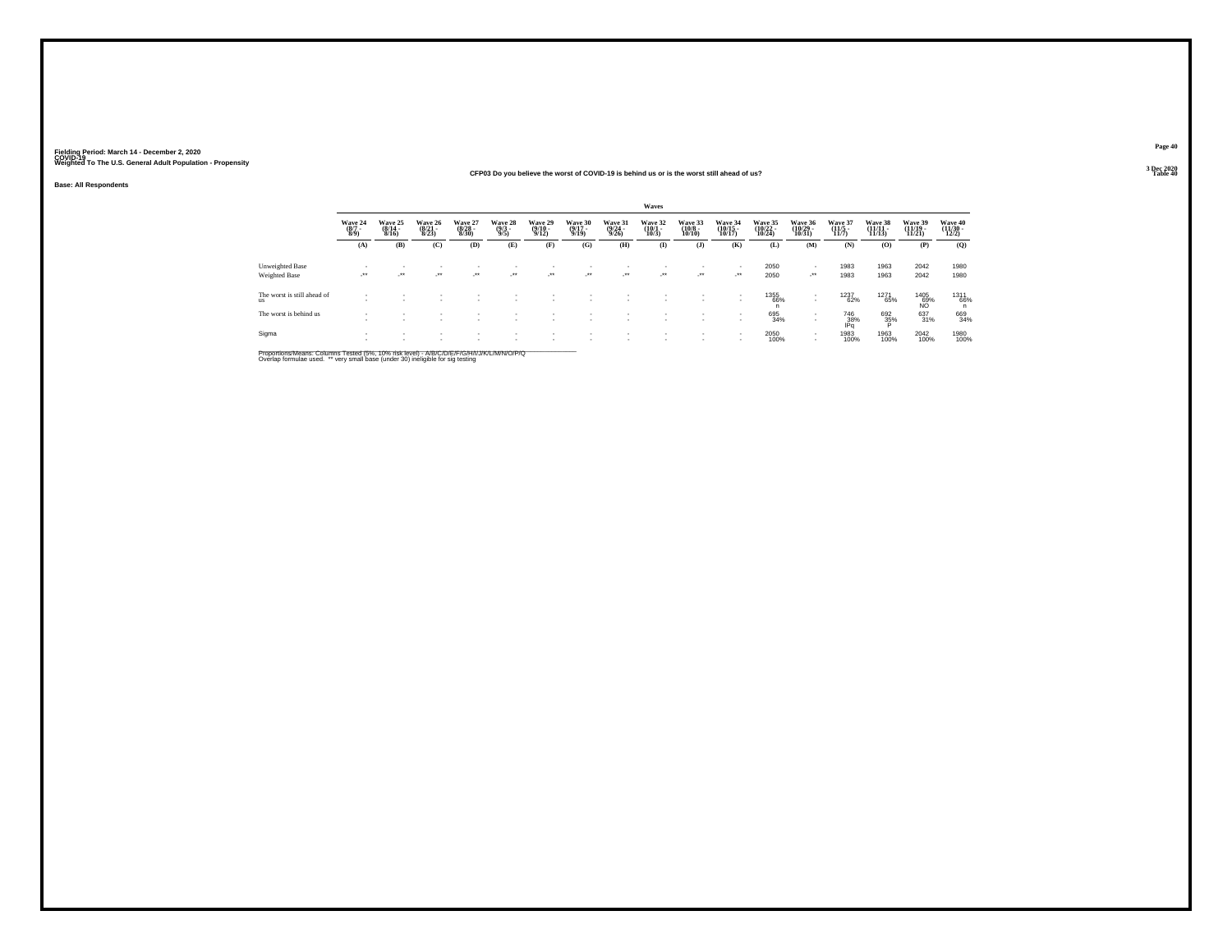Fielding Period: March 14 - December 2, 2020
COVID-19
Weighted To The U.S. General Adult Population - Propensity

3 Dec 2020
Table 40

**CFP03 Do you believe the worst of COVID-19 is behind us or is the worst still ahead of us?**

Base: All Respondents

| | Waves | | | | | | | | | | | | | | | | |
|---|---|---|---|---|---|---|---|---|---|---|---|---|---|---|---|---|---|
| | Wave 24 (8/7 - 8/9) | Wave 25 (8/14 - 8/16) | Wave 26 (8/21 - 8/23) | Wave 27 (8/28 - 8/30) | Wave 28 (9/3 - 9/5) | Wave 29 (9/10 - 9/12) | Wave 30 (9/17 - 9/19) | Wave 31 (9/24 - 9/26) | Wave 32 (10/1 - 10/3) | Wave 33 (10/8 - 10/10) | Wave 34 (10/15 - 10/17) | Wave 35 (10/22 - 10/24) | Wave 36 (10/29 - 10/31) | Wave 37 (11/5 - 11/7) | Wave 38 (11/11 - 11/13) | Wave 39 (11/19 - 11/21) | Wave 40 (11/30 - 12/2) |
| | (A) | (B) | (C) | (D) | (E) | (F) | (G) | (H) | (I) | (J) | (K) | (L) | (M) | (N) | (O) | (P) | (Q) |
| Unweighted Base | - | - | - | - | - | - | - | - | - | - | - | 2050 | - | 1983 | 1963 | 2042 | 1980 |
| Weighted Base | -** | -** | -** | -** | -** | -** | -** | -** | -** | -** | -** | 2050 | -** | 1983 | 1963 | 2042 | 1980 |
| The worst is still ahead of us | - | - | - | - | - | - | - | - | - | - | - | 1355 66% n | - | 1237 62% | 1271 65% | 1405 69% NO | 1311 66% n |
| The worst is behind us | - | - | - | - | - | - | - | - | - | - | - | 695 34% | - | 746 38% lPq | 692 35% P | 637 31% | 669 34% |
| Sigma | - | - | - | - | - | - | - | - | - | - | - | 2050 100% | - | 1983 100% | 1963 100% | 2042 100% | 1980 100% |

Proportions/Means: Columns Tested (5%, 10% risk level) - A/B/C/D/E/F/G/H/I/J/K/L/M/N/O/P/Q
Overlap formulae used. ** very small base (under 30) ineligible for sig testing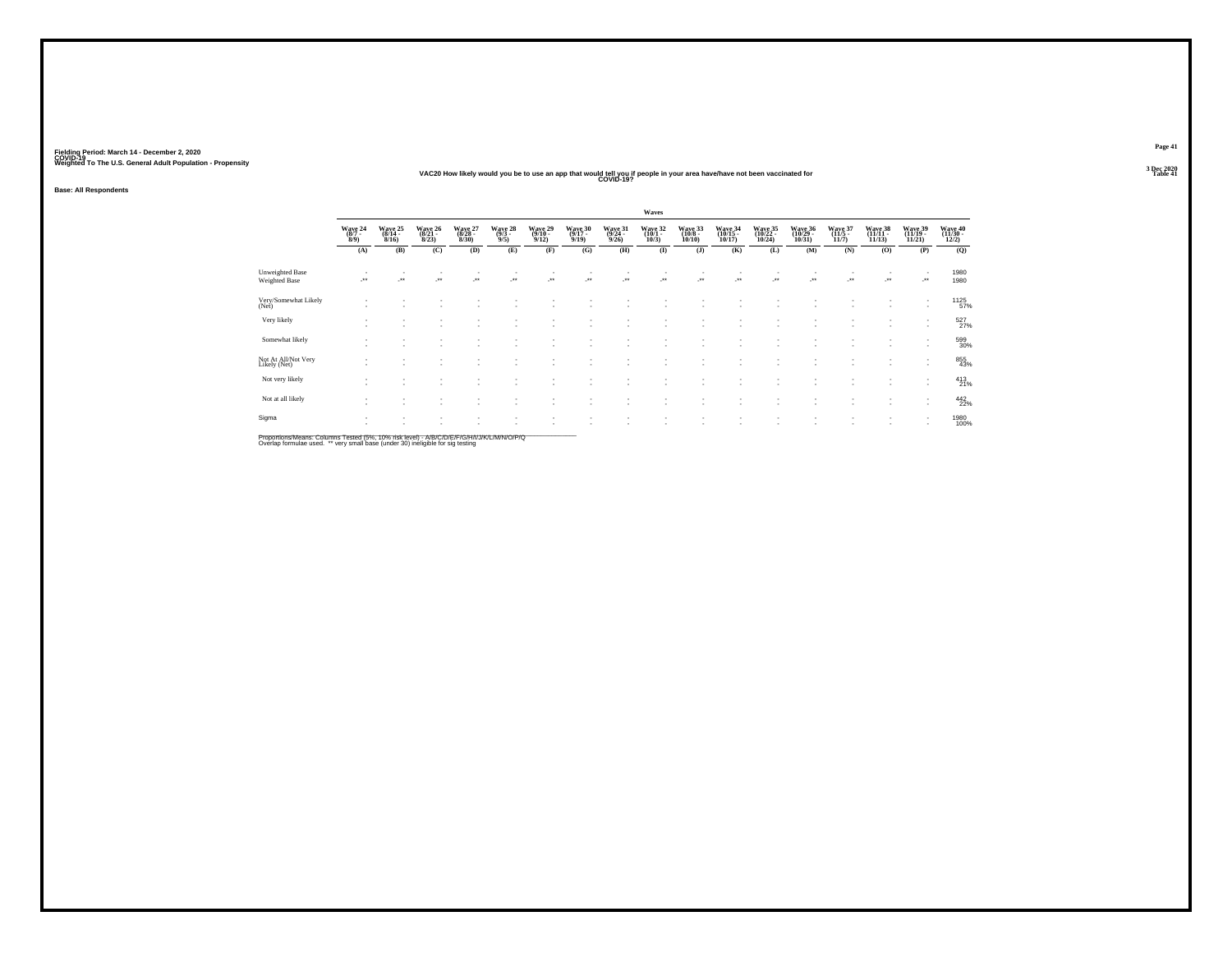Fielding Period: March 14 - December 2, 2020
COVID-19
Weighted To The U.S. General Adult Population - Propensity

3 Dec 2020
Table 41

## VAC20 How likely would you be to use an app that would tell you if people in your area have/have not been vaccinated for COVID-19?

**Base: All Respondents**

| | Waves | | | | | | | | | | | | | | | | |
|---|---|---|---|---|---|---|---|---|---|---|---|---|---|---|---|---|---|
| | Wave 24 (8/7 - 8/9) | Wave 25 (8/14 - 8/16) | Wave 26 (8/21 - 8/23) | Wave 27 (8/28 - 8/30) | Wave 28 (9/3 - 9/5) | Wave 29 (9/10 - 9/12) | Wave 30 (9/17 - 9/19) | Wave 31 (9/24 - 9/26) | Wave 32 (10/1 - 10/3) | Wave 33 (10/8 - 10/10) | Wave 34 (10/15 - 10/17) | Wave 35 (10/22 - 10/24) | Wave 36 (10/29 - 10/31) | Wave 37 (11/5 - 11/7) | Wave 38 (11/11 - 11/13) | Wave 39 (11/19 - 11/21) | Wave 40 (11/30 - 12/2) |
| | (A) | (B) | (C) | (D) | (E) | (F) | (G) | (H) | (I) | (J) | (K) | (L) | (M) | (N) | (O) | (P) | (Q) |
| Unweighted Base | - | - | - | - | - | - | - | - | - | - | - | - | - | - | - | - | 1980 |
| Weighted Base | -** | -** | -** | -** | -** | -** | -** | -** | -** | -** | -** | -** | -** | -** | -** | -** | 1980 |
| Very/Somewhat Likely (Net) | - | - | - | - | - | - | - | - | - | - | - | - | - | - | - | - | 1125 57% |
| Very likely | - | - | - | - | - | - | - | - | - | - | - | - | - | - | - | - | 527 27% |
| Somewhat likely | - | - | - | - | - | - | - | - | - | - | - | - | - | - | - | - | 599 30% |
| Not At All/Not Very Likely (Net) | - | - | - | - | - | - | - | - | - | - | - | - | - | - | - | - | 855 43% |
| Not very likely | - | - | - | - | - | - | - | - | - | - | - | - | - | - | - | - | 413 21% |
| Not at all likely | - | - | - | - | - | - | - | - | - | - | - | - | - | - | - | - | 442 22% |
| Sigma | - | - | - | - | - | - | - | - | - | - | - | - | - | - | - | - | 1980 100% |

Proportions/Means: Columns Tested (5%, 10% risk level) - A/B/C/D/E/F/G/H/I/J/K/L/M/N/O/P/Q
Overlap formulae used. ** very small base (under 30) ineligible for sig testing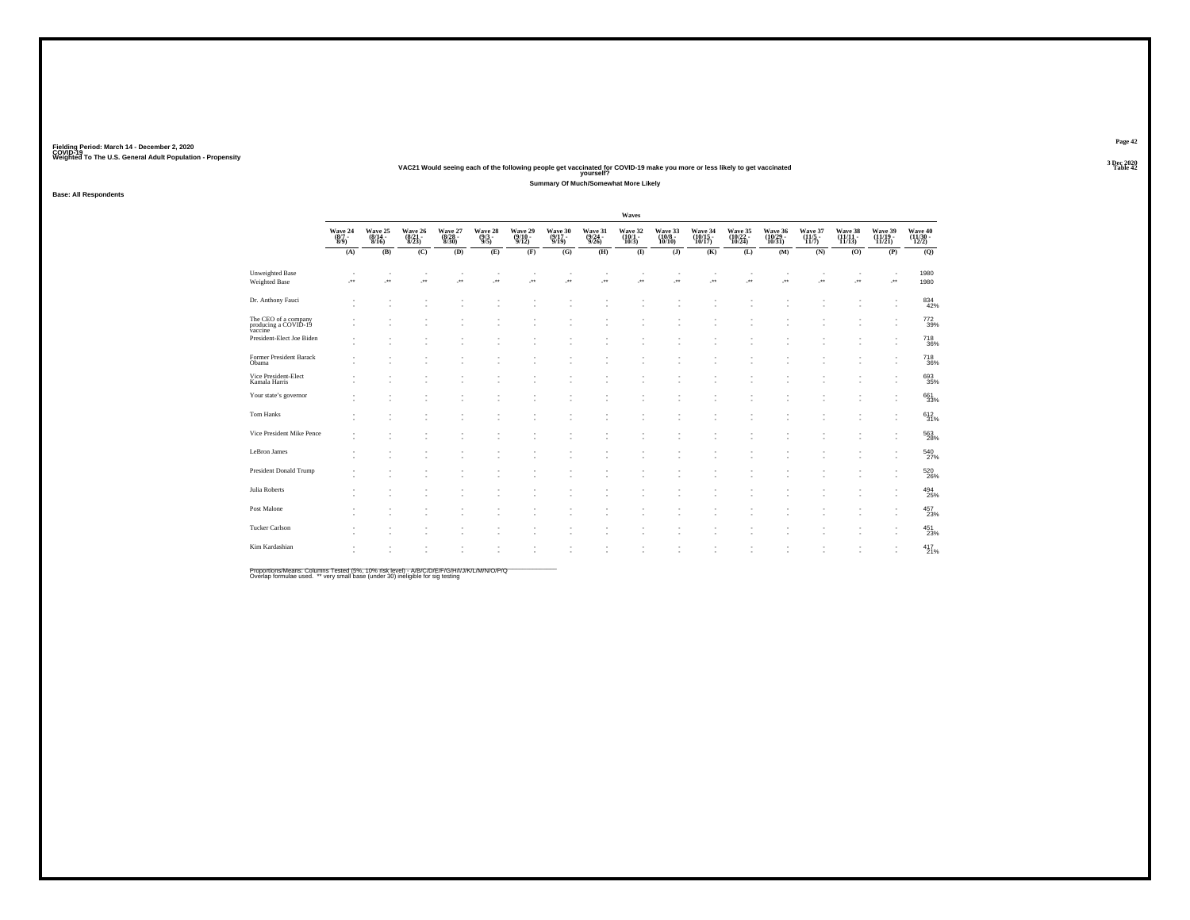Fielding Period: March 14 - December 2, 2020
COVID-19
Weighted To The U.S. General Adult Population - Propensity

3 Dec 2020
Table 42

### VAC21 Would seeing each of the following people get vaccinated for COVID-19 make you more or less likely to get vaccinated yourself?

**Summary Of Much/Somewhat More Likely**

**Base: All Respondents**

| | Wave 24 (8/7 - 8/9) | Wave 25 (8/14 - 8/16) | Wave 26 (8/21 - 8/23) | Wave 27 (8/28 - 8/30) | Wave 28 (9/3 - 9/5) | Wave 29 (9/10 - 9/12) | Wave 30 (9/17 - 9/19) | Wave 31 (9/24 - 9/26) | Wave 32 (10/1 - 10/3) | Wave 33 (10/8 - 10/10) | Wave 34 (10/15 - 10/17) | Wave 35 (10/22 - 10/24) | Wave 36 (10/29 - 10/31) | Wave 37 (11/5 - 11/7) | Wave 38 (11/11 - 11/15) | Wave 39 (11/19 - 11/21) | Wave 40 (11/30 - 12/2) |
|---|---|---|---|---|---|---|---|---|---|---|---|---|---|---|---|---|---|
| | (A) | (B) | (C) | (D) | (E) | (F) | (G) | (H) | (I) | (J) | (K) | (L) | (M) | (N) | (O) | (P) | (Q) |
| Unweighted Base | - | - | - | - | - | - | - | - | - | - | - | - | - | - | - | - | 1980 |
| Weighted Base | -** | -** | -** | -** | -** | -** | -** | -** | -** | -** | -** | -** | -** | -** | -** | -** | 1980 |
| Dr. Anthony Fauci | - | - | - | - | - | - | - | - | - | - | - | - | - | - | - | - | 834 42% |
| The CEO of a company producing a COVID-19 vaccine | - | - | - | - | - | - | - | - | - | - | - | - | - | - | - | - | 772 39% |
| President-Elect Joe Biden | - | - | - | - | - | - | - | - | - | - | - | - | - | - | - | - | 718 36% |
| Former President Barack Obama | - | - | - | - | - | - | - | - | - | - | - | - | - | - | - | - | 718 36% |
| Vice President-Elect Kamala Harris | - | - | - | - | - | - | - | - | - | - | - | - | - | - | - | - | 693 35% |
| Your state's governor | - | - | - | - | - | - | - | - | - | - | - | - | - | - | - | - | 661 33% |
| Tom Hanks | - | - | - | - | - | - | - | - | - | - | - | - | - | - | - | - | 612 31% |
| Vice President Mike Pence | - | - | - | - | - | - | - | - | - | - | - | - | - | - | - | - | 563 28% |
| LeBron James | - | - | - | - | - | - | - | - | - | - | - | - | - | - | - | - | 540 27% |
| President Donald Trump | - | - | - | - | - | - | - | - | - | - | - | - | - | - | - | - | 520 26% |
| Julia Roberts | - | - | - | - | - | - | - | - | - | - | - | - | - | - | - | - | 494 25% |
| Post Malone | - | - | - | - | - | - | - | - | - | - | - | - | - | - | - | - | 457 23% |
| Tucker Carlson | - | - | - | - | - | - | - | - | - | - | - | - | - | - | - | - | 451 23% |
| Kim Kardashian | - | - | - | - | - | - | - | - | - | - | - | - | - | - | - | - | 417 21% |

Proportions/Means: Columns Tested (5%, 10% risk level) - A/B/C/D/E/F/G/H/I/J/K/L/M/N/O/P/Q
Overlap formulae used. ** very small base (under 30) ineligible for sig testing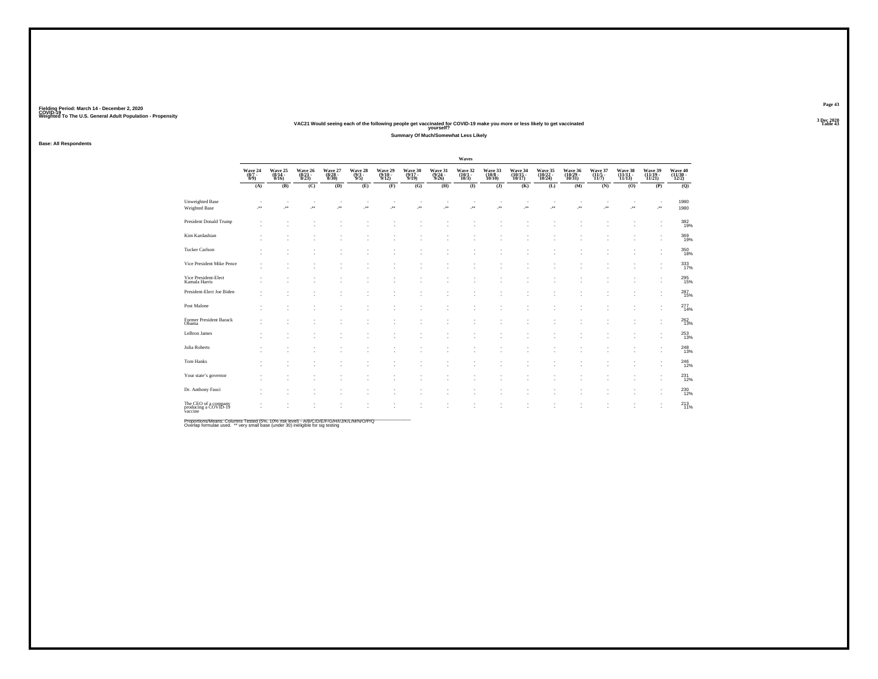Fielding Period: March 14 - December 2, 2020
COVID-19
Weighted To The U.S. General Adult Population - Propensity

Table 43

## VAC21 Would seeing each of the following people get vaccinated for COVID-19 make you more or less likely to get vaccinated yourself?

### Summary Of Much/Somewhat Less Likely

Base: All Respondents

| | Waves | | | | | | | | | | | | | | | | |
|---|---|---|---|---|---|---|---|---|---|---|---|---|---|---|---|---|---|
| | Wave 24 (8/7 - 8/9) | Wave 25 (8/14 - 8/16) | Wave 26 (8/21 - 8/23) | Wave 27 (8/28 - 8/30) | Wave 28 (9/3 - 9/5) | Wave 29 (9/10 - 9/12) | Wave 30 (9/17 - 9/19) | Wave 31 (9/24 - 9/26) | Wave 32 (10/1 - 10/3) | Wave 33 (10/8 - 10/10) | Wave 34 (10/15 - 10/17) | Wave 35 (10/22 - 10/24) | Wave 36 (10/29 - 10/31) | Wave 37 (11/5 - 11/7) | Wave 38 (11/11 - 11/15) | Wave 39 (11/19 - 11/21) | Wave 40 (11/30 - 12/2) |
| | (A) | (B) | (C) | (D) | (E) | (F) | (G) | (H) | (I) | (J) | (K) | (L) | (M) | (N) | (O) | (P) | (Q) |
| Unweighted Base | - | - | - | - | - | - | - | - | - | - | - | - | - | - | - | - | 1980 |
| Weighted Base | -** | -** | -** | -** | -** | -** | -** | -** | -** | -** | -** | -** | -** | -** | -** | -** | 1980 |
| President Donald Trump | - | - | - | - | - | - | - | - | - | - | - | - | - | - | - | - | 382 19% |
| Kim Kardashian | - | - | - | - | - | - | - | - | - | - | - | - | - | - | - | - | 369 19% |
| Tucker Carlson | - | - | - | - | - | - | - | - | - | - | - | - | - | - | - | - | 350 18% |
| Vice President Mike Pence | - | - | - | - | - | - | - | - | - | - | - | - | - | - | - | - | 333 17% |
| Vice President-Elect Kamala Harris | - | - | - | - | - | - | - | - | - | - | - | - | - | - | - | - | 295 15% |
| President-Elect Joe Biden | - | - | - | - | - | - | - | - | - | - | - | - | - | - | - | - | 287 15% |
| Post Malone | - | - | - | - | - | - | - | - | - | - | - | - | - | - | - | - | 277 14% |
| Former President Barack Obama | - | - | - | - | - | - | - | - | - | - | - | - | - | - | - | - | 262 13% |
| LeBron James | - | - | - | - | - | - | - | - | - | - | - | - | - | - | - | - | 253 13% |
| Julia Roberts | - | - | - | - | - | - | - | - | - | - | - | - | - | - | - | - | 248 13% |
| Tom Hanks | - | - | - | - | - | - | - | - | - | - | - | - | - | - | - | - | 246 12% |
| Your state's governor | - | - | - | - | - | - | - | - | - | - | - | - | - | - | - | - | 231 12% |
| Dr. Anthony Fauci | - | - | - | - | - | - | - | - | - | - | - | - | - | - | - | - | 230 12% |
| The CEO of a company producing a COVID-19 vaccine | - | - | - | - | - | - | - | - | - | - | - | - | - | - | - | - | 213 11% |

Proportions/Means: Columns Tested (5%, 10% risk level) - A/B/C/D/E/F/G/H/I/J/K/L/M/N/O/P/Q
Overlap formulae used. ** very small base (under 30) ineligible for sig testing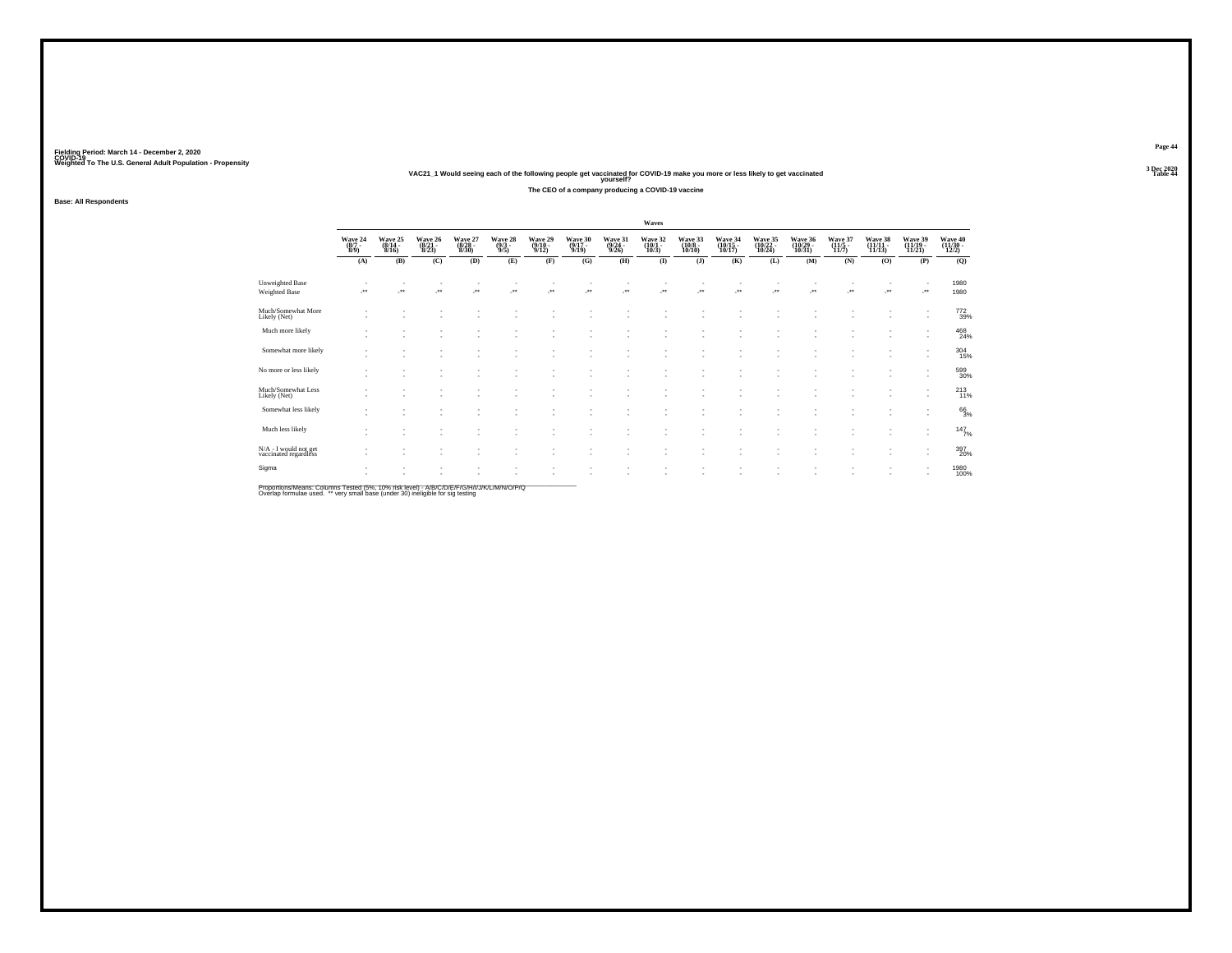Fielding Period: March 14 - December 2, 2020
COVID-19
Weighted To The U.S. General Adult Population - Propensity

3 Dec 2020
Table 44

## VAC21_1 Would seeing each of the following people get vaccinated for COVID-19 make you more or less likely to get vaccinated yourself?

### The CEO of a company producing a COVID-19 vaccine

**Base: All Respondents**

| | Waves | | | | | | | | | | | | | | | | |
|---|---|---|---|---|---|---|---|---|---|---|---|---|---|---|---|---|---|
| | Wave 24 (8/7 - 8/9) | Wave 25 (8/14 - 8/16) | Wave 26 (8/21 - 8/23) | Wave 27 (8/28 - 8/30) | Wave 28 (9/3 - 9/5) | Wave 29 (9/10 - 9/12) | Wave 30 (9/17 - 9/19) | Wave 31 (9/24 - 9/26) | Wave 32 (10/1 - 10/3) | Wave 33 (10/8 - 10/10) | Wave 34 (10/15 - 10/17) | Wave 35 (10/22 - 10/24) | Wave 36 (10/29 - 10/31) | Wave 37 (11/5 - 11/7) | Wave 38 (11/11 - 11/13) | Wave 39 (11/19 - 11/21) | Wave 40 (11/30 - 12/2) |
| | (A) | (B) | (C) | (D) | (E) | (F) | (G) | (H) | (I) | (J) | (K) | (L) | (M) | (N) | (O) | (P) | (Q) |
| Unweighted Base | - | - | - | - | - | - | - | - | - | - | - | - | - | - | - | - | 1980 |
| Weighted Base | -** | -** | -** | -** | -** | -** | -** | -** | -** | -** | -** | -** | -** | -** | -** | -** | 1980 |
| Much/Somewhat More Likely (Net) | - | - | - | - | - | - | - | - | - | - | - | - | - | - | - | - | 772 39% |
| Much more likely | - | - | - | - | - | - | - | - | - | - | - | - | - | - | - | - | 468 24% |
| Somewhat more likely | - | - | - | - | - | - | - | - | - | - | - | - | - | - | - | - | 304 15% |
| No more or less likely | - | - | - | - | - | - | - | - | - | - | - | - | - | - | - | - | 599 30% |
| Much/Somewhat Less Likely (Net) | - | - | - | - | - | - | - | - | - | - | - | - | - | - | - | - | 213 11% |
| Somewhat less likely | - | - | - | - | - | - | - | - | - | - | - | - | - | - | - | - | 66 3% |
| Much less likely | - | - | - | - | - | - | - | - | - | - | - | - | - | - | - | - | 147 7% |
| N/A - I would not get vaccinated regardless | - | - | - | - | - | - | - | - | - | - | - | - | - | - | - | - | 397 20% |
| Sigma | - | - | - | - | - | - | - | - | - | - | - | - | - | - | - | - | 1980 100% |

Proportions/Means: Columns Tested (5%, 10% risk level) - A/B/C/D/E/F/G/H/I/J/K/L/M/N/O/P/Q
Overlap formulae used. ** very small base (under 30) ineligible for sig testing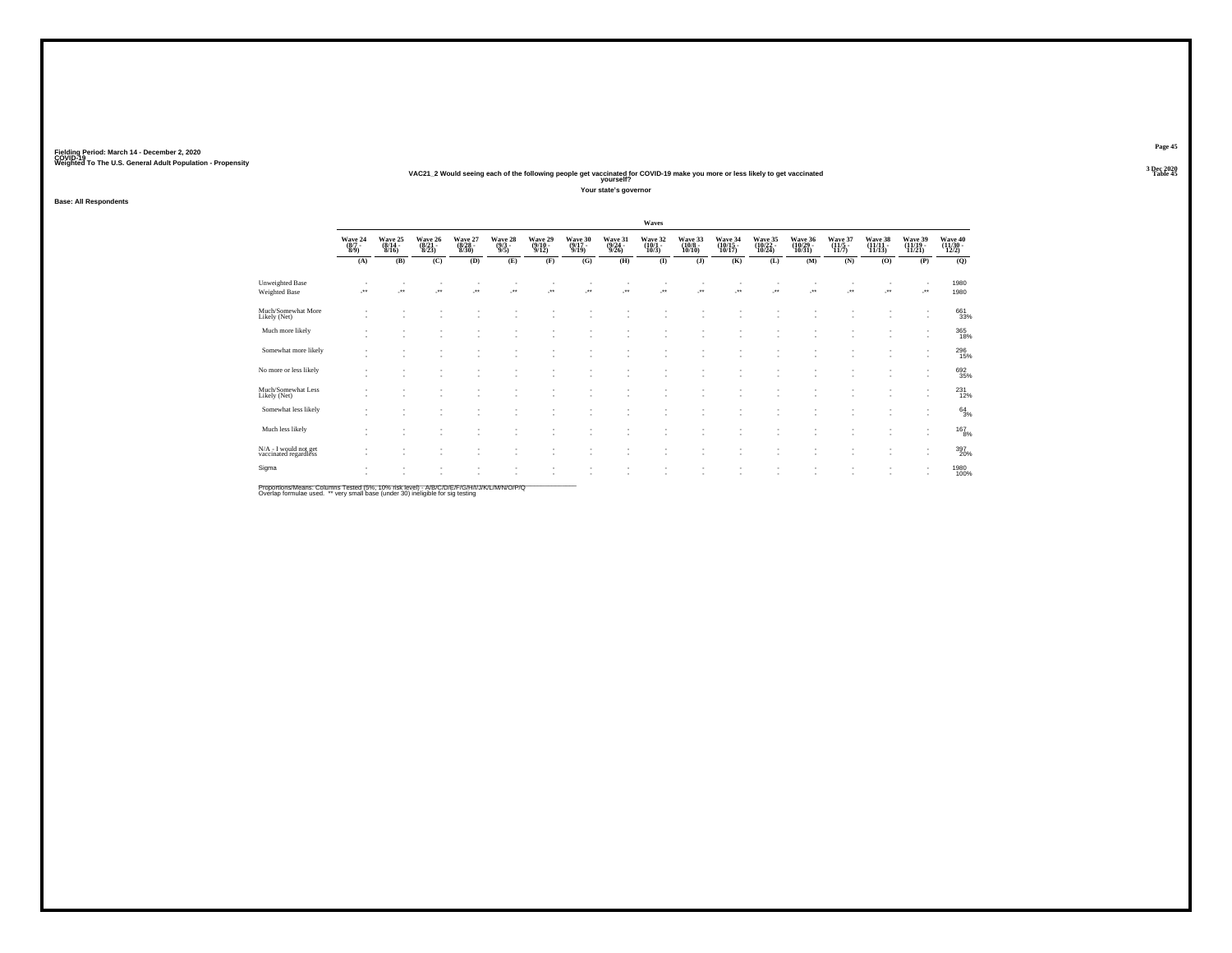Fielding Period: March 14 - December 2, 2020
COVID-19
Weighted To The U.S. General Adult Population - Propensity

3 Dec 2020
Table 45

VAC21_2 Would seeing each of the following people get vaccinated for COVID-19 make you more or less likely to get vaccinated yourself?

Your state's governor

Base: All Respondents

| | Waves | | | | | | | | | | | | | | | | |
|---|---|---|---|---|---|---|---|---|---|---|---|---|---|---|---|---|---|
| | Wave 24 (8/7 - 8/9) | Wave 25 (8/14 - 8/16) | Wave 26 (8/21 - 8/23) | Wave 27 (8/28 - 8/30) | Wave 28 (9/3 - 9/5) | Wave 29 (9/10 - 9/12) | Wave 30 (9/17 - 9/19) | Wave 31 (9/24 - 9/26) | Wave 32 (10/1 - 10/3) | Wave 33 (10/8 - 10/10) | Wave 34 (10/15 - 10/17) | Wave 35 (10/22 - 10/24) | Wave 36 (10/29 - 10/31) | Wave 37 (11/5 - 11/7) | Wave 38 (11/11 - 11/15) | Wave 39 (11/19 - 11/21) | Wave 40 (11/30 - 12/2) |
| | (A) | (B) | (C) | (D) | (E) | (F) | (G) | (H) | (I) | (J) | (K) | (L) | (M) | (N) | (O) | (P) | (Q) |
| Unweighted Base | - | - | - | - | - | - | - | - | - | - | - | - | - | - | - | - | 1980 |
| Weighted Base | -** | -** | -** | -** | -** | -** | -** | -** | -** | -** | -** | -** | -** | -** | -** | -** | 1980 |
| Much/Somewhat More Likely (Net) | - | - | - | - | - | - | - | - | - | - | - | - | - | - | - | - | 661 33% |
| Much more likely | - | - | - | - | - | - | - | - | - | - | - | - | - | - | - | - | 365 18% |
| Somewhat more likely | - | - | - | - | - | - | - | - | - | - | - | - | - | - | - | - | 296 15% |
| No more or less likely | - | - | - | - | - | - | - | - | - | - | - | - | - | - | - | - | 692 35% |
| Much/Somewhat Less Likely (Net) | - | - | - | - | - | - | - | - | - | - | - | - | - | - | - | - | 231 12% |
| Somewhat less likely | - | - | - | - | - | - | - | - | - | - | - | - | - | - | - | - | 64 3% |
| Much less likely | - | - | - | - | - | - | - | - | - | - | - | - | - | - | - | - | 167 8% |
| N/A - I would not get vaccinated regardless | - | - | - | - | - | - | - | - | - | - | - | - | - | - | - | - | 397 20% |
| Sigma | - | - | - | - | - | - | - | - | - | - | - | - | - | - | - | - | 1980 100% |

Proportions/Means: Columns Tested (5%, 10% risk level) - A/B/C/D/E/F/G/H/I/J/K/L/M/N/O/P/Q
Overlap formulae used. ** very small base (under 30) ineligible for sig testing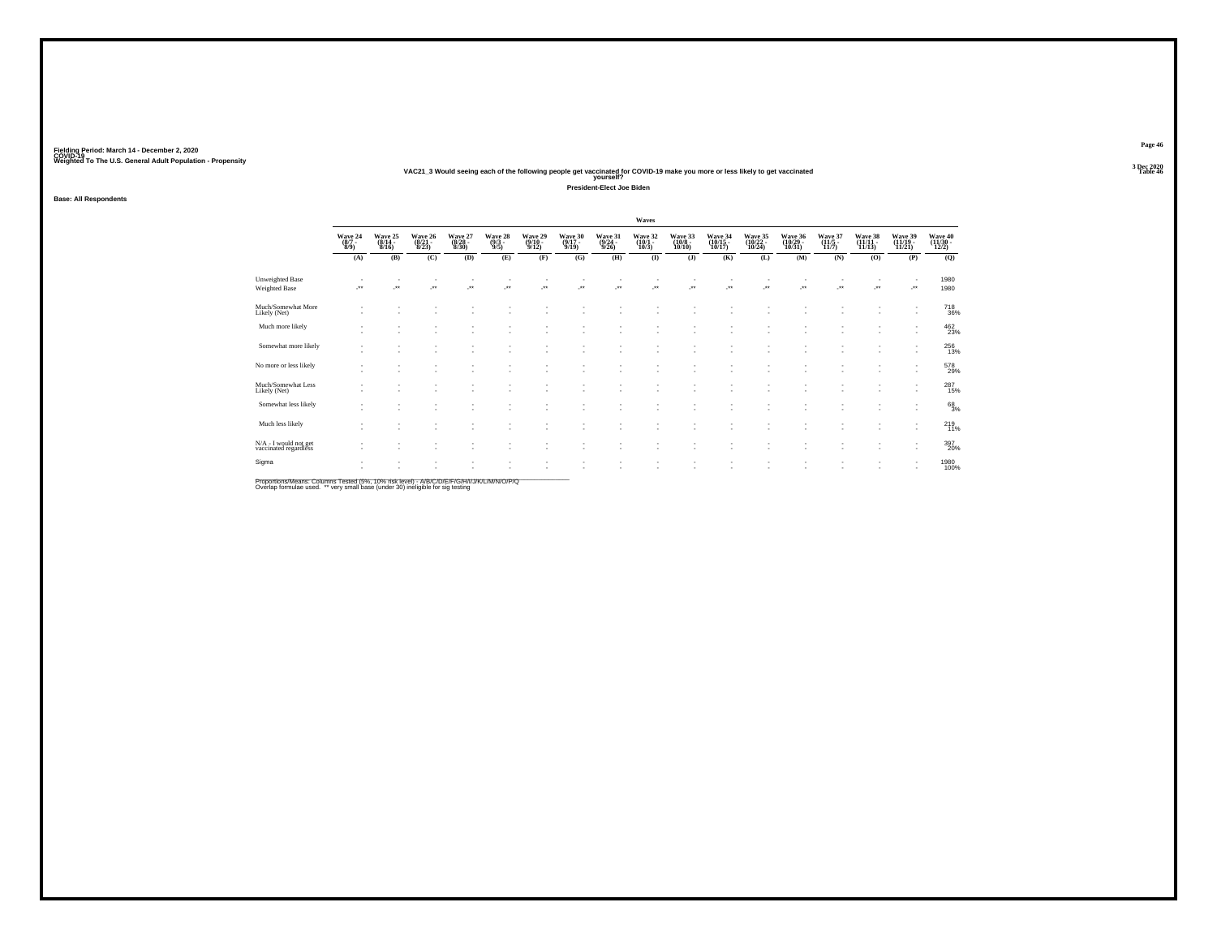Fielding Period: March 14 - December 2, 2020
COVID-19
Weighted To The U.S. General Adult Population - Propensity

3 Dec 2020
Table 46

## VAC21_3 Would seeing each of the following people get vaccinated for COVID-19 make you more or less likely to get vaccinated yourself?

**President-Elect Joe Biden**

**Base: All Respondents**

| | Waves | | | | | | | | | | | | | | | | |
|---|---|---|---|---|---|---|---|---|---|---|---|---|---|---|---|---|---|
| | Wave 24 (8/7 - 8/9) | Wave 25 (8/14 - 8/16) | Wave 26 (8/21 - 8/23) | Wave 27 (8/28 - 8/30) | Wave 28 (9/3 - 9/5) | Wave 29 (9/10 - 9/12) | Wave 30 (9/17 - 9/19) | Wave 31 (9/24 - 9/26) | Wave 32 (10/1 - 10/3) | Wave 33 (10/8 - 10/10) | Wave 34 (10/15 - 10/17) | Wave 35 (10/22 - 10/24) | Wave 36 (10/29 - 10/31) | Wave 37 (11/5 - 11/7) | Wave 38 (11/11 - 11/15) | Wave 39 (11/19 - 11/21) | Wave 40 (11/30 - 12/2) |
| | (A) | (B) | (C) | (D) | (E) | (F) | (G) | (H) | (I) | (J) | (K) | (L) | (M) | (N) | (O) | (P) | (Q) |
| Unweighted Base | - | - | - | - | - | - | - | - | - | - | - | - | - | - | - | - | 1980 |
| Weighted Base | -** | -** | -** | -** | -** | -** | -** | -** | -** | -** | -** | -** | -** | -** | -** | -** | 1980 |
| Much/Somewhat More Likely (Net) | - | - | - | - | - | - | - | - | - | - | - | - | - | - | - | - | 718 36% |
| Much more likely | - | - | - | - | - | - | - | - | - | - | - | - | - | - | - | - | 462 23% |
| Somewhat more likely | - | - | - | - | - | - | - | - | - | - | - | - | - | - | - | - | 256 13% |
| No more or less likely | - | - | - | - | - | - | - | - | - | - | - | - | - | - | - | - | 578 29% |
| Much/Somewhat Less Likely (Net) | - | - | - | - | - | - | - | - | - | - | - | - | - | - | - | - | 287 15% |
| Somewhat less likely | - | - | - | - | - | - | - | - | - | - | - | - | - | - | - | - | 68 3% |
| Much less likely | - | - | - | - | - | - | - | - | - | - | - | - | - | - | - | - | 219 11% |
| N/A - I would not get vaccinated regardless | - | - | - | - | - | - | - | - | - | - | - | - | - | - | - | - | 397 20% |
| Sigma | - | - | - | - | - | - | - | - | - | - | - | - | - | - | - | - | 1980 100% |

Proportions/Means: Columns Tested (5%, 10% risk level) - A/B/C/D/E/F/G/H/I/J/K/L/M/N/O/P/Q
Overlap formulae used. ** very small base (under 30) ineligible for sig testing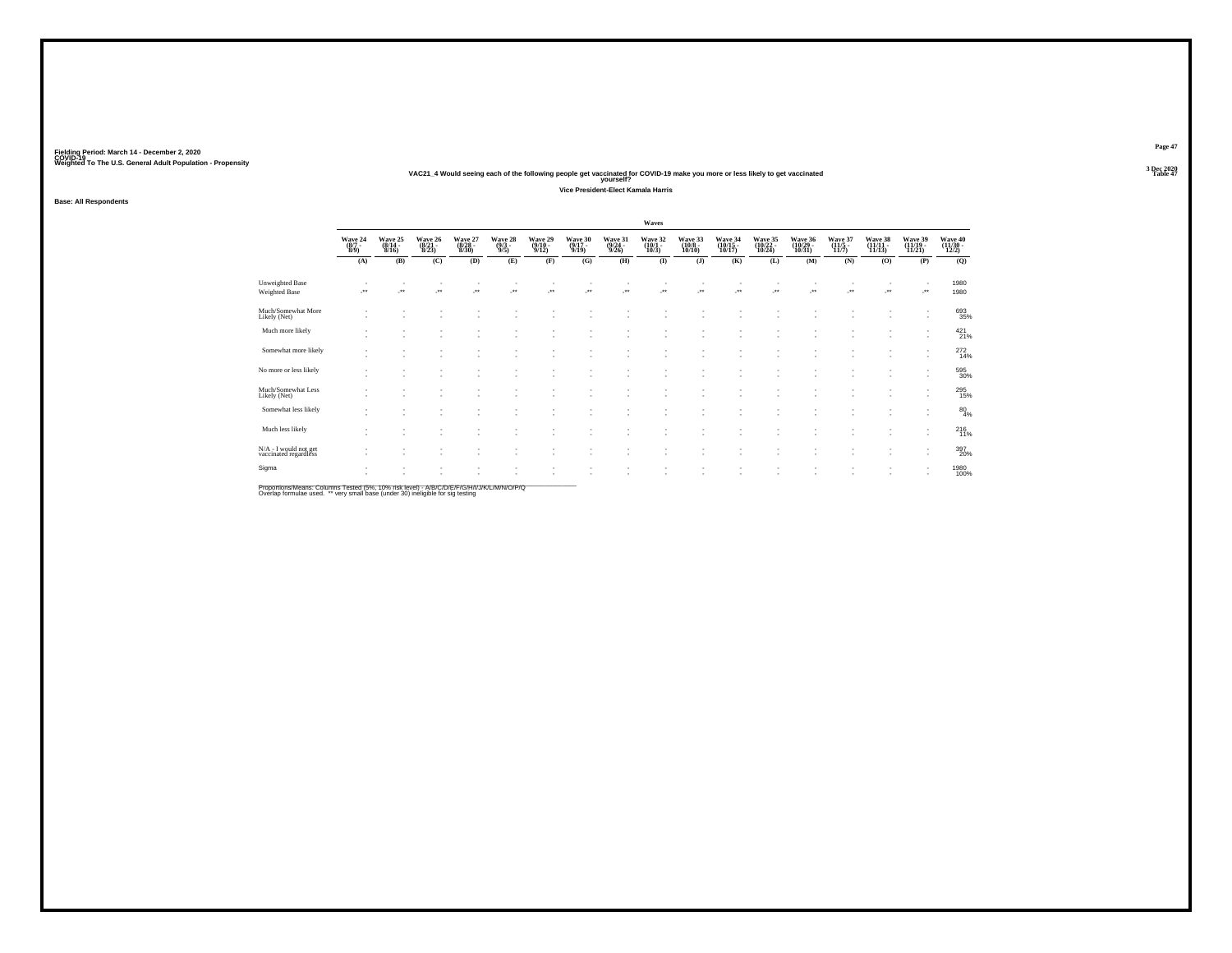Fielding Period: March 14 - December 2, 2020
COVID-19
Weighted To The U.S. General Adult Population - Propensity

## VAC21_4 Would seeing each of the following people get vaccinated for COVID-19 make you more or less likely to get vaccinated yourself?

### Vice President-Elect Kamala Harris

Base: All Respondents

| | Waves | | | | | | | | | | | | | | | | |
|---|---|---|---|---|---|---|---|---|---|---|---|---|---|---|---|---|---|
| | Wave 24 (8/7 - 8/9) | Wave 25 (8/14 - 8/16) | Wave 26 (8/21 - 8/23) | Wave 27 (8/28 - 8/30) | Wave 28 (9/3 - 9/5) | Wave 29 (9/10 - 9/12) | Wave 30 (9/17 - 9/19) | Wave 31 (9/24 - 9/26) | Wave 32 (10/1 - 10/3) | Wave 33 (10/8 - 10/10) | Wave 34 (10/15 - 10/17) | Wave 35 (10/22 - 10/24) | Wave 36 (10/29 - 10/31) | Wave 37 (11/5 - 11/7) | Wave 38 (11/11 - 11/15) | Wave 39 (11/19 - 11/21) | Wave 40 (11/30 - 12/2) |
| | (A) | (B) | (C) | (D) | (E) | (F) | (G) | (H) | (I) | (J) | (K) | (L) | (M) | (N) | (O) | (P) | (Q) |
| Unweighted Base | - | - | - | - | - | - | - | - | - | - | - | - | - | - | - | - | 1980 |
| Weighted Base | -** | -** | -** | -** | -** | -** | -** | -** | -** | -** | -** | -** | -** | -** | -** | -** | 1980 |
| Much/Somewhat More Likely (Net) | - | - | - | - | - | - | - | - | - | - | - | - | - | - | - | - | 693 35% |
| Much more likely | - | - | - | - | - | - | - | - | - | - | - | - | - | - | - | - | 421 21% |
| Somewhat more likely | - | - | - | - | - | - | - | - | - | - | - | - | - | - | - | - | 272 14% |
| No more or less likely | - | - | - | - | - | - | - | - | - | - | - | - | - | - | - | - | 595 30% |
| Much/Somewhat Less Likely (Net) | - | - | - | - | - | - | - | - | - | - | - | - | - | - | - | - | 295 15% |
| Somewhat less likely | - | - | - | - | - | - | - | - | - | - | - | - | - | - | - | - | 80 4% |
| Much less likely | - | - | - | - | - | - | - | - | - | - | - | - | - | - | - | - | 216 11% |
| N/A - I would not get vaccinated regardless | - | - | - | - | - | - | - | - | - | - | - | - | - | - | - | - | 397 20% |
| Sigma | - | - | - | - | - | - | - | - | - | - | - | - | - | - | - | - | 1980 100% |

Proportions/Means: Columns Tested (5%, 10% risk level) - A/B/C/D/E/F/G/H/I/J/K/L/M/N/O/P/Q
Overlap formulae used. ** very small base (under 30) ineligible for sig testing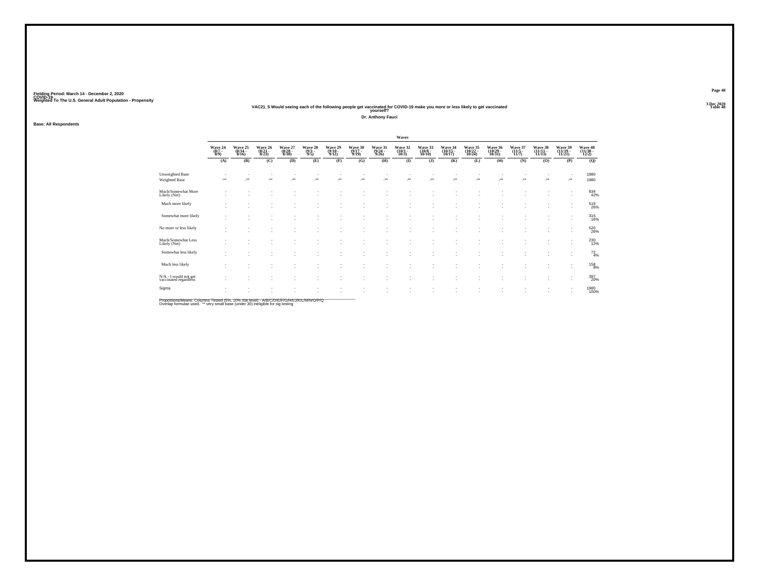Fielding Period: March 14 - December 2, 2020
COVID-19
Weighted To The U.S. General Adult Population - Propensity

3 Dec 2020
Table 48

## VAC21_5 Would seeing each of the following people get vaccinated for COVID-19 make you more or less likely to get vaccinated yourself?

**Dr. Anthony Fauci**

**Base: All Respondents**

| | Wave 24 (8/7 - 8/9) | Wave 25 (8/14 - 8/16) | Wave 26 (8/21 - 8/23) | Wave 27 (8/28 - 8/30) | Wave 28 (9/3 - 9/5) | Wave 29 (9/10 - 9/12) | Wave 30 (9/17 - 9/19) | Wave 31 (9/24 - 9/26) | Wave 32 (10/1 - 10/3) | Wave 33 (10/8 - 10/10) | Wave 34 (10/15 - 10/17) | Wave 35 (10/22 - 10/24) | Wave 36 (10/29 - 10/31) | Wave 37 (11/5 - 11/7) | Wave 38 (11/11 - 11/15) | Wave 39 (11/19 - 11/21) | Wave 40 (11/30 - 12/2) |
|---|---|---|---|---|---|---|---|---|---|---|---|---|---|---|---|---|---|
| | (A) | (B) | (C) | (D) | (E) | (F) | (G) | (H) | (I) | (J) | (K) | (L) | (M) | (N) | (O) | (P) | (Q) |
| Unweighted Base | - | - | - | - | - | - | - | - | - | - | - | - | - | - | - | - | 1980 |
| Weighted Base | -** | -** | -** | -** | -** | -** | -** | -** | -** | -** | -** | -** | -** | -** | -** | -** | 1980 |
| Much/Somewhat More Likely (Net) | - | - | - | - | - | - | - | - | - | - | - | - | - | - | - | - | 834 42% |
| Much more likely | - | - | - | - | - | - | - | - | - | - | - | - | - | - | - | - | 519 26% |
| Somewhat more likely | - | - | - | - | - | - | - | - | - | - | - | - | - | - | - | - | 315 16% |
| No more or less likely | - | - | - | - | - | - | - | - | - | - | - | - | - | - | - | - | 520 26% |
| Much/Somewhat Less Likely (Net) | - | - | - | - | - | - | - | - | - | - | - | - | - | - | - | - | 230 12% |
| Somewhat less likely | - | - | - | - | - | - | - | - | - | - | - | - | - | - | - | - | 72 4% |
| Much less likely | - | - | - | - | - | - | - | - | - | - | - | - | - | - | - | - | 158 8% |
| N/A - I would not get vaccinated regardless | - | - | - | - | - | - | - | - | - | - | - | - | - | - | - | - | 397 20% |
| Sigma | - | - | - | - | - | - | - | - | - | - | - | - | - | - | - | - | 1980 100% |

Proportions/Means: Columns Tested (5%, 10% risk level) - A/B/C/D/E/F/G/H/I/J/K/L/M/N/O/P/Q
Overlap formulae used. ** very small base (under 30) ineligible for sig testing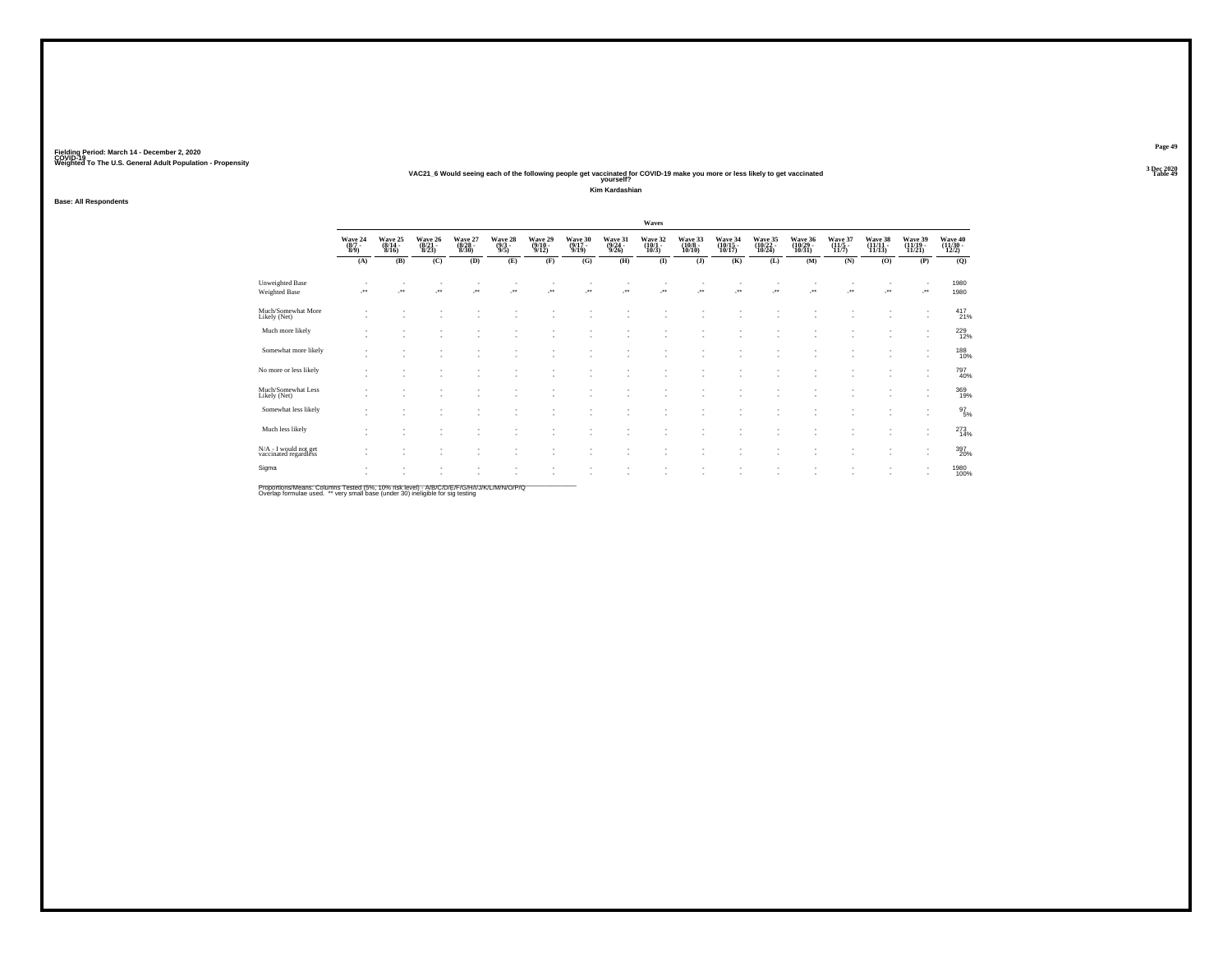Fielding Period: March 14 - December 2, 2020
COVID-19
Weighted To The U.S. General Adult Population - Propensity

3 Dec 2020
Table 49

### VAC21_6 Would seeing each of the following people get vaccinated for COVID-19 make you more or less likely to get vaccinated yourself?

**Kim Kardashian**

**Base: All Respondents**

| | Waves | | | | | | | | | | | | | | | | |
|---|---|---|---|---|---|---|---|---|---|---|---|---|---|---|---|---|---|
| | Wave 24 (8/7 - 8/9) | Wave 25 (8/14 - 8/16) | Wave 26 (8/21 - 8/23) | Wave 27 (8/28 - 8/30) | Wave 28 (9/3 - 9/5) | Wave 29 (9/10 - 9/12) | Wave 30 (9/17 - 9/19) | Wave 31 (9/24 - 9/26) | Wave 32 (10/1 - 10/3) | Wave 33 (10/8 - 10/10) | Wave 34 (10/15 - 10/17) | Wave 35 (10/22 - 10/24) | Wave 36 (10/29 - 10/31) | Wave 37 (11/5 - 11/7) | Wave 38 (11/11 - 11/15) | Wave 39 (11/19 - 11/21) | Wave 40 (11/30 - 12/2) |
| | (A) | (B) | (C) | (D) | (E) | (F) | (G) | (H) | (I) | (J) | (K) | (L) | (M) | (N) | (O) | (P) | (Q) |
| Unweighted Base | - | - | - | - | - | - | - | - | - | - | - | - | - | - | - | - | 1980 |
| Weighted Base | -** | -** | -** | -** | -** | -** | -** | -** | -** | -** | -** | -** | -** | -** | -** | -** | 1980 |
| Much/Somewhat More Likely (Net) | - | - | - | - | - | - | - | - | - | - | - | - | - | - | - | - | 417<br>21% |
| Much more likely | - | - | - | - | - | - | - | - | - | - | - | - | - | - | - | - | 229<br>12% |
| Somewhat more likely | - | - | - | - | - | - | - | - | - | - | - | - | - | - | - | - | 188<br>10% |
| No more or less likely | - | - | - | - | - | - | - | - | - | - | - | - | - | - | - | - | 797<br>40% |
| Much/Somewhat Less Likely (Net) | - | - | - | - | - | - | - | - | - | - | - | - | - | - | - | - | 369<br>19% |
| Somewhat less likely | - | - | - | - | - | - | - | - | - | - | - | - | - | - | - | - | 97<br>5% |
| Much less likely | - | - | - | - | - | - | - | - | - | - | - | - | - | - | - | - | 273<br>14% |
| N/A - I would not get vaccinated regardless | - | - | - | - | - | - | - | - | - | - | - | - | - | - | - | - | 397<br>20% |
| Sigma | - | - | - | - | - | - | - | - | - | - | - | - | - | - | - | - | 1980<br>100% |

Proportions/Means: Columns Tested (5%, 10% risk level) - A/B/C/D/E/F/G/H/I/J/K/L/M/N/O/P/Q
Overlap formulae used. ** very small base (under 30) ineligible for sig testing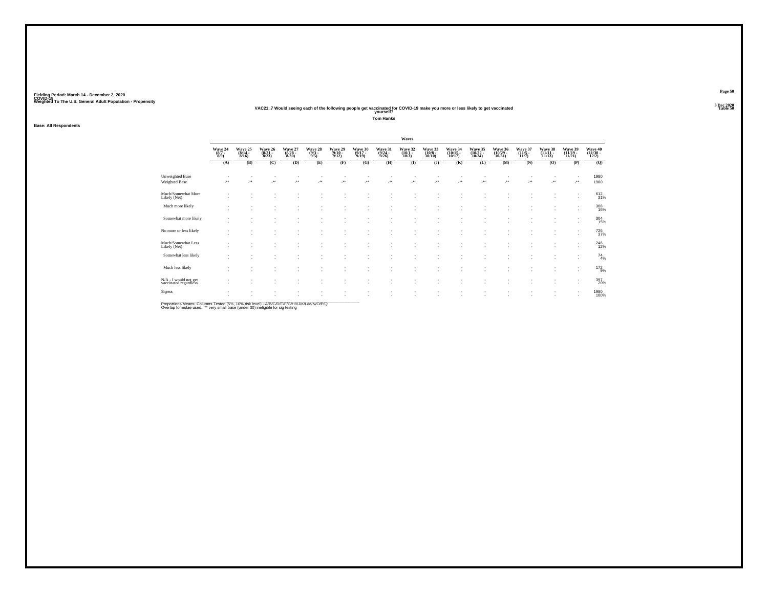Fielding Period: March 14 - December 2, 2020
COVID-19
Weighted To The U.S. General Adult Population - Propensity

3 Dec 2020
Table 50

## VAC21_7 Would seeing each of the following people get vaccinated for COVID-19 make you more or less likely to get vaccinated yourself?

### Tom Hanks

**Base: All Respondents**

| | Waves | | | | | | | | | | | | | | | | |
|---|---|---|---|---|---|---|---|---|---|---|---|---|---|---|---|---|---|
| | Wave 24 (8/7 - 8/9) | Wave 25 (8/14 - 8/16) | Wave 26 (8/21 - 8/23) | Wave 27 (8/28 - 8/30) | Wave 28 (9/3 - 9/5) | Wave 29 (9/10 - 9/12) | Wave 30 (9/17 - 9/19) | Wave 31 (9/24 - 9/26) | Wave 32 (10/1 - 10/3) | Wave 33 (10/8 - 10/10) | Wave 34 (10/15 - 10/17) | Wave 35 (10/22 - 10/24) | Wave 36 (10/29 - 10/31) | Wave 37 (11/5 - 11/7) | Wave 38 (11/11 - 11/15) | Wave 39 (11/19 - 11/21) | Wave 40 (11/30 - 12/2) |
| | (A) | (B) | (C) | (D) | (E) | (F) | (G) | (H) | (I) | (J) | (K) | (L) | (M) | (N) | (O) | (P) | (Q) |
| Unweighted Base | - | - | - | - | - | - | - | - | - | - | - | - | - | - | - | - | 1980 |
| Weighted Base | -** | -** | -** | -** | -** | -** | -** | -** | -** | -** | -** | -** | -** | -** | -** | -** | 1980 |
| Much/Somewhat More Likely (Net) | - | - | - | - | - | - | - | - | - | - | - | - | - | - | - | - | 612 31% |
| Much more likely | - | - | - | - | - | - | - | - | - | - | - | - | - | - | - | - | 308 16% |
| Somewhat more likely | - | - | - | - | - | - | - | - | - | - | - | - | - | - | - | - | 304 15% |
| No more or less likely | - | - | - | - | - | - | - | - | - | - | - | - | - | - | - | - | 726 37% |
| Much/Somewhat Less Likely (Net) | - | - | - | - | - | - | - | - | - | - | - | - | - | - | - | - | 246 12% |
| Somewhat less likely | - | - | - | - | - | - | - | - | - | - | - | - | - | - | - | - | 74 4% |
| Much less likely | - | - | - | - | - | - | - | - | - | - | - | - | - | - | - | - | 172 9% |
| N/A - I would not get vaccinated regardless | - | - | - | - | - | - | - | - | - | - | - | - | - | - | - | - | 397 20% |
| Sigma | - | - | - | - | - | - | - | - | - | - | - | - | - | - | - | - | 1980 100% |

Proportions/Means: Columns Tested (5%, 10% risk level) - A/B/C/D/E/F/G/H/I/J/K/L/M/N/O/P/Q
Overlap formulae used. ** very small base (under 30) ineligible for sig testing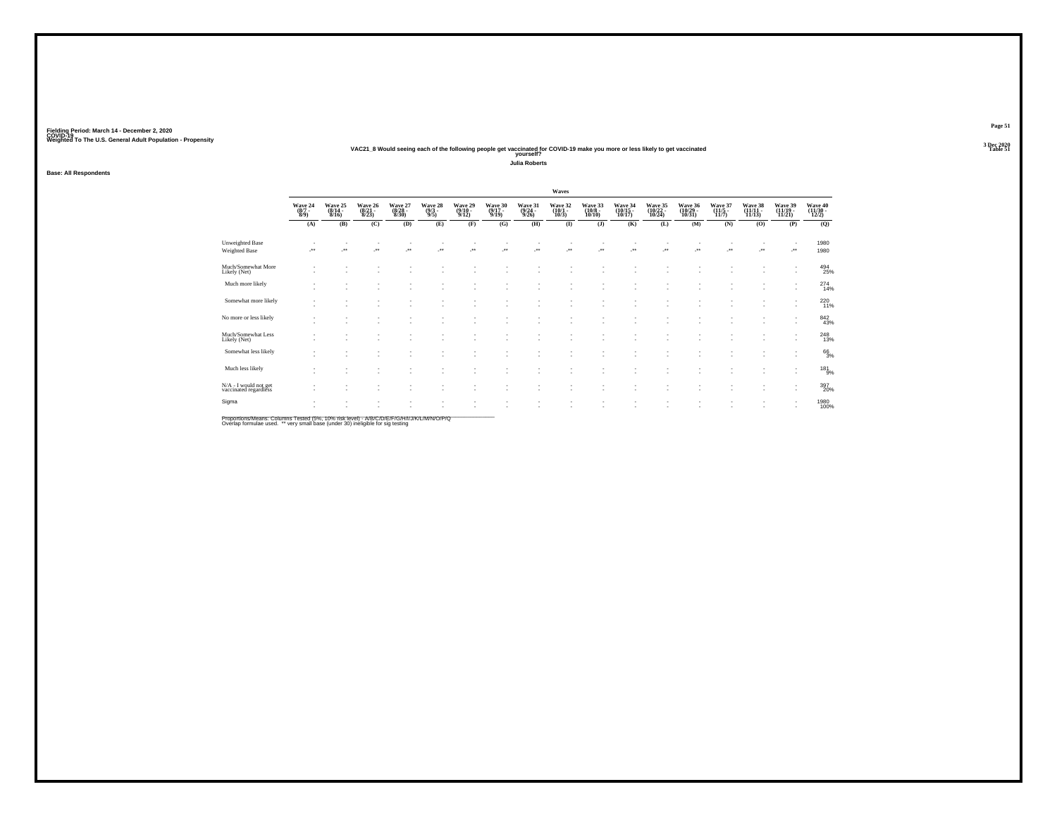Fielding Period: March 14 - December 2, 2020
COVID-19
Weighted To The U.S. General Adult Population - Propensity

3 Dec 2020
Table 51

## VAC21_8 Would seeing each of the following people get vaccinated for COVID-19 make you more or less likely to get vaccinated yourself?

### Julia Roberts

**Base: All Respondents**

| | Waves | | | | | | | | | | | | | | | | |
|---|---|---|---|---|---|---|---|---|---|---|---|---|---|---|---|---|---|
| | Wave 24 (8/7 - 8/9) | Wave 25 (8/14 - 8/16) | Wave 26 (8/21 - 8/23) | Wave 27 (8/28 - 8/30) | Wave 28 (9/3 - 9/5) | Wave 29 (9/10 - 9/12) | Wave 30 (9/17 - 9/19) | Wave 31 (9/24 - 9/26) | Wave 32 (10/1 - 10/3) | Wave 33 (10/8 - 10/10) | Wave 34 (10/15 - 10/17) | Wave 35 (10/22 - 10/24) | Wave 36 (10/29 - 10/31) | Wave 37 (11/5 - 11/7) | Wave 38 (11/11 - 11/15) | Wave 39 (11/19 - 11/21) | Wave 40 (11/30 - 12/2) |
| | (A) | (B) | (C) | (D) | (E) | (F) | (G) | (H) | (I) | (J) | (K) | (L) | (M) | (N) | (O) | (P) | (Q) |
| Unweighted Base | - | - | - | - | - | - | - | - | - | - | - | - | - | - | - | - | 1980 |
| Weighted Base | -** | -** | -** | -** | -** | -** | -** | -** | -** | -** | -** | -** | -** | -** | -** | -** | 1980 |
| Much/Somewhat More Likely (Net) | - | - | - | - | - | - | - | - | - | - | - | - | - | - | - | - | 494 25% |
| Much more likely | - | - | - | - | - | - | - | - | - | - | - | - | - | - | - | - | 274 14% |
| Somewhat more likely | - | - | - | - | - | - | - | - | - | - | - | - | - | - | - | - | 220 11% |
| No more or less likely | - | - | - | - | - | - | - | - | - | - | - | - | - | - | - | - | 842 43% |
| Much/Somewhat Less Likely (Net) | - | - | - | - | - | - | - | - | - | - | - | - | - | - | - | - | 248 13% |
| Somewhat less likely | - | - | - | - | - | - | - | - | - | - | - | - | - | - | - | - | 66 3% |
| Much less likely | - | - | - | - | - | - | - | - | - | - | - | - | - | - | - | - | 181 9% |
| N/A - I would not get vaccinated regardless | - | - | - | - | - | - | - | - | - | - | - | - | - | - | - | - | 397 20% |
| Sigma | - | - | - | - | - | - | - | - | - | - | - | - | - | - | - | - | 1980 100% |

Proportions/Means: Columns Tested (5%, 10% risk level) - A/B/C/D/E/F/G/H/I/J/K/L/M/N/O/P/Q
Overlap formulae used. ** very small base (under 30) ineligible for sig testing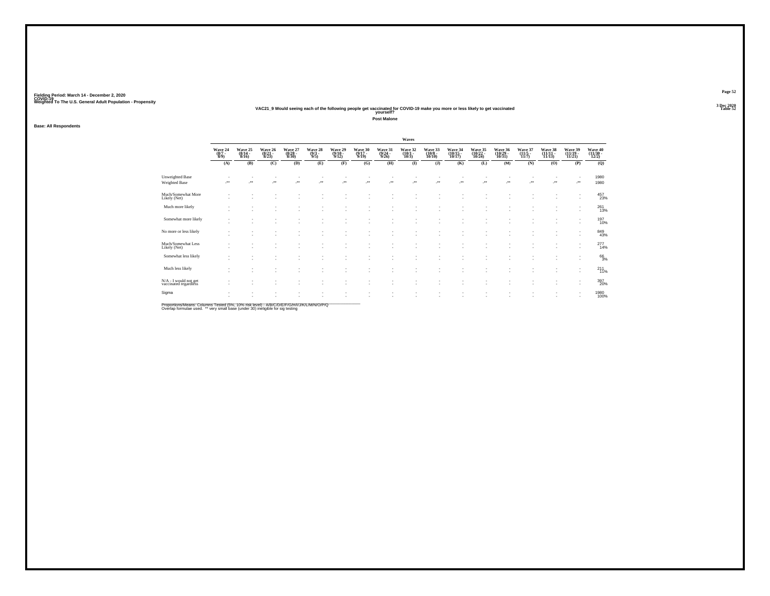Fielding Period: March 14 - December 2, 2020
COVID-19
Weighted To The U.S. General Adult Population - Propensity

3 Dec 2020
Table 52

## VAC21_9 Would seeing each of the following people get vaccinated for COVID-19 make you more or less likely to get vaccinated yourself?

### Post Malone

**Base: All Respondents**

| | Wave 24 (8/7 - 8/9) | Wave 25 (8/14 - 8/16) | Wave 26 (8/21 - 8/23) | Wave 27 (8/28 - 8/30) | Wave 28 (9/3 - 9/5) | Wave 29 (9/10 - 9/12) | Wave 30 (9/17 - 9/19) | Wave 31 (9/24 - 9/26) | Wave 32 (10/1 - 10/3) | Wave 33 (10/8 - 10/10) | Wave 34 (10/15 - 10/17) | Wave 35 (10/22 - 10/24) | Wave 36 (10/29 - 10/31) | Wave 37 (11/5 - 11/7) | Wave 38 (11/11 - 11/13) | Wave 39 (11/19 - 11/21) | Wave 40 (11/30 - 12/2) |
|---|---|---|---|---|---|---|---|---|---|---|---|---|---|---|---|---|---|
| | (A) | (B) | (C) | (D) | (E) | (F) | (G) | (H) | (I) | (J) | (K) | (L) | (M) | (N) | (O) | (P) | (Q) |
| Unweighted Base | - | - | - | - | - | - | - | - | - | - | - | - | - | - | - | - | 1980 |
| Weighted Base | -** | -** | -** | -** | -** | -** | -** | -** | -** | -** | -** | -** | -** | -** | -** | -** | 1980 |
| Much/Somewhat More Likely (Net) | - | - | - | - | - | - | - | - | - | - | - | - | - | - | - | - | 457 23% |
| Much more likely | - | - | - | - | - | - | - | - | - | - | - | - | - | - | - | - | 261 13% |
| Somewhat more likely | - | - | - | - | - | - | - | - | - | - | - | - | - | - | - | - | 197 10% |
| No more or less likely | - | - | - | - | - | - | - | - | - | - | - | - | - | - | - | - | 849 43% |
| Much/Somewhat Less Likely (Net) | - | - | - | - | - | - | - | - | - | - | - | - | - | - | - | - | 277 14% |
| Somewhat less likely | - | - | - | - | - | - | - | - | - | - | - | - | - | - | - | - | 66 3% |
| Much less likely | - | - | - | - | - | - | - | - | - | - | - | - | - | - | - | - | 211 11% |
| N/A - I would not get vaccinated regardless | - | - | - | - | - | - | - | - | - | - | - | - | - | - | - | - | 397 20% |
| Sigma | - | - | - | - | - | - | - | - | - | - | - | - | - | - | - | - | 1980 100% |

Proportions/Means: Columns Tested (5%, 10% risk level) - A/B/C/D/E/F/G/H/I/J/K/L/M/N/O/P/Q
Overlap formulae used. ** very small base (under 30) ineligible for sig testing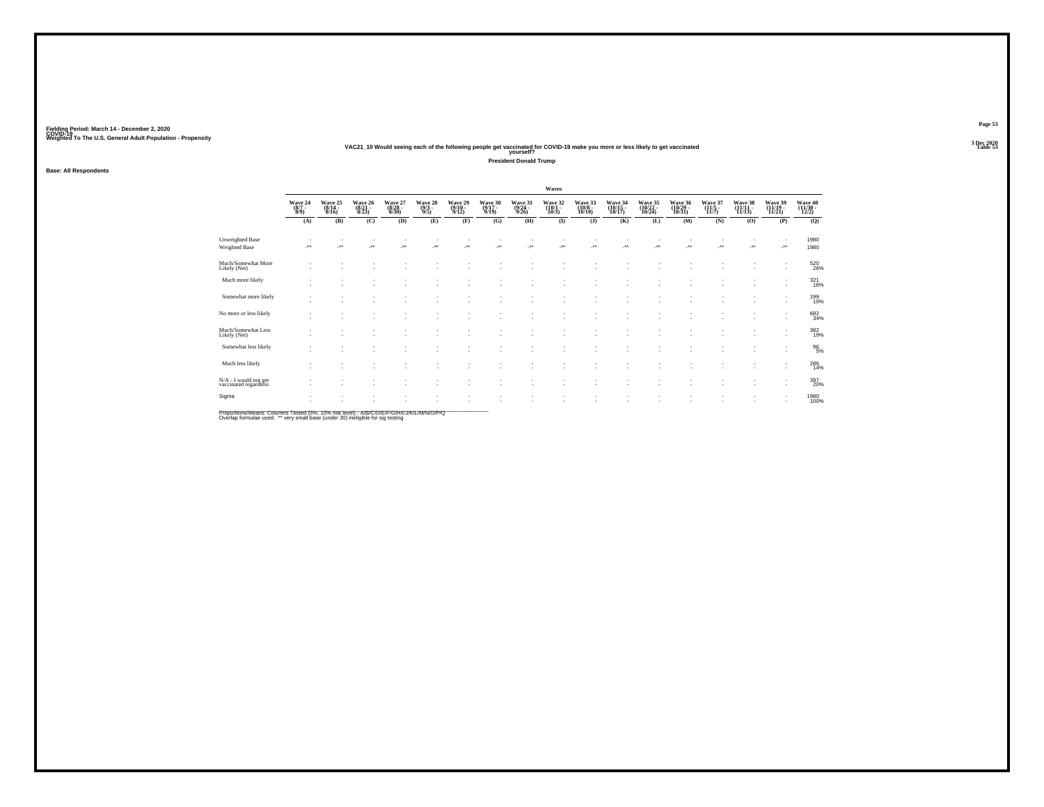Fielding Period: March 14 - December 2, 2020
COVID-19
Weighted To The U.S. General Adult Population - Propensity

3 Dec 2020
Table 53

## VAC21_10 Would seeing each of the following people get vaccinated for COVID-19 make you more or less likely to get vaccinated yourself?

**President Donald Trump**

**Base: All Respondents**

| | Waves | | | | | | | | | | | | | | | | |
|---|---|---|---|---|---|---|---|---|---|---|---|---|---|---|---|---|---|
| | Wave 24 (8/7 - 8/9) | Wave 25 (8/14 - 8/16) | Wave 26 (8/21 - 8/23) | Wave 27 (8/28 - 8/30) | Wave 28 (9/3 - 9/5) | Wave 29 (9/10 - 9/12) | Wave 30 (9/17 - 9/19) | Wave 31 (9/24 - 9/26) | Wave 32 (10/1 - 10/3) | Wave 33 (10/8 - 10/10) | Wave 34 (10/15 - 10/17) | Wave 35 (10/22 - 10/24) | Wave 36 (10/29 - 10/31) | Wave 37 (11/5 - 11/7) | Wave 38 (11/11 - 11/15) | Wave 39 (11/19 - 11/21) | Wave 40 (11/30 - 12/2) |
| | (A) | (B) | (C) | (D) | (E) | (F) | (G) | (H) | (I) | (J) | (K) | (L) | (M) | (N) | (O) | (P) | (Q) |
| Unweighted Base | - | - | - | - | - | - | - | - | - | - | - | - | - | - | - | - | 1980 |
| Weighted Base | -** | -** | -** | -** | -** | -** | -** | -** | -** | -** | -** | -** | -** | -** | -** | -** | 1980 |
| Much/Somewhat More Likely (Net) | - | - | - | - | - | - | - | - | - | - | - | - | - | - | - | - | 520 / 26% |
| Much more likely | - | - | - | - | - | - | - | - | - | - | - | - | - | - | - | - | 321 / 16% |
| Somewhat more likely | - | - | - | - | - | - | - | - | - | - | - | - | - | - | - | - | 199 / 10% |
| No more or less likely | - | - | - | - | - | - | - | - | - | - | - | - | - | - | - | - | 682 / 34% |
| Much/Somewhat Less Likely (Net) | - | - | - | - | - | - | - | - | - | - | - | - | - | - | - | - | 382 / 19% |
| Somewhat less likely | - | - | - | - | - | - | - | - | - | - | - | - | - | - | - | - | 96 / 5% |
| Much less likely | - | - | - | - | - | - | - | - | - | - | - | - | - | - | - | - | 286 / 14% |
| N/A - I would not get vaccinated regardless | - | - | - | - | - | - | - | - | - | - | - | - | - | - | - | - | 397 / 20% |
| Sigma | - | - | - | - | - | - | - | - | - | - | - | - | - | - | - | - | 1980 / 100% |

Proportions/Means: Columns Tested (5%, 10% risk level) - A/B/C/D/E/F/G/H/I/J/K/L/M/N/O/P/Q
Overlap formulae used. ** very small base (under 30) ineligible for sig testing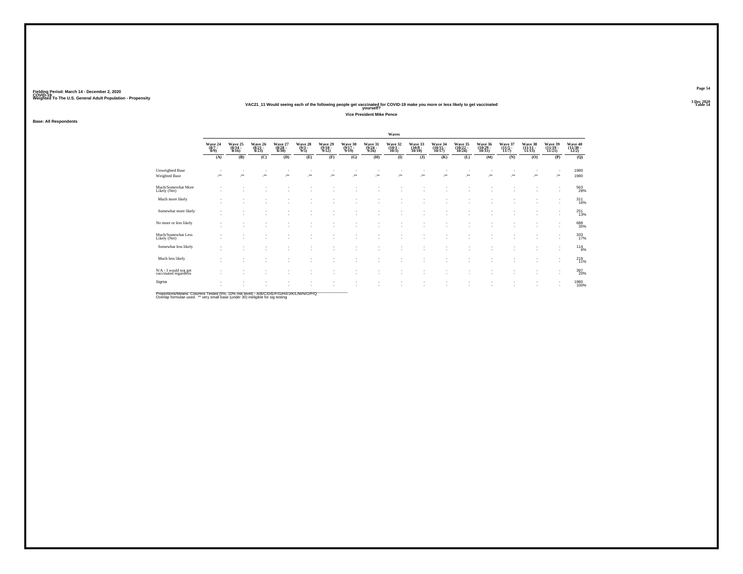Fielding Period: March 14 - December 2, 2020
COVID-19
Weighted To The U.S. General Adult Population - Propensity

3 Dec 2020
Table 54

## VAC21_11 Would seeing each of the following people get vaccinated for COVID-19 make you more or less likely to get vaccinated yourself?

### Vice President Mike Pence

**Base: All Respondents**

| | Waves | | | | | | | | | | | | | | | | |
|---|---|---|---|---|---|---|---|---|---|---|---|---|---|---|---|---|---|
| | Wave 24 (8/7 - 8/9) | Wave 25 (8/14 - 8/16) | Wave 26 (8/21 - 8/23) | Wave 27 (8/28 - 8/30) | Wave 28 (9/3 - 9/5) | Wave 29 (9/10 - 9/12) | Wave 30 (9/17 - 9/19) | Wave 31 (9/24 - 9/26) | Wave 32 (10/1 - 10/3) | Wave 33 (10/8 - 10/10) | Wave 34 (10/15 - 10/17) | Wave 35 (10/22 - 10/24) | Wave 36 (10/29 - 10/31) | Wave 37 (11/5 - 11/7) | Wave 38 (11/11 - 11/15) | Wave 39 (11/19 - 11/21) | Wave 40 (11/30 - 12/2) |
| | (A) | (B) | (C) | (D) | (E) | (F) | (G) | (H) | (I) | (J) | (K) | (L) | (M) | (N) | (O) | (P) | (Q) |
| Unweighted Base | - | - | - | - | - | - | - | - | - | - | - | - | - | - | - | - | 1980 |
| Weighted Base | -** | -** | -** | -** | -** | -** | -** | -** | -** | -** | -** | -** | -** | -** | -** | -** | 1980 |
| Much/Somewhat More Likely (Net) | - | - | - | - | - | - | - | - | - | - | - | - | - | - | - | - | 563 28% |
| Much more likely | - | - | - | - | - | - | - | - | - | - | - | - | - | - | - | - | 311 16% |
| Somewhat more likely | - | - | - | - | - | - | - | - | - | - | - | - | - | - | - | - | 251 13% |
| No more or less likely | - | - | - | - | - | - | - | - | - | - | - | - | - | - | - | - | 688 35% |
| Much/Somewhat Less Likely (Net) | - | - | - | - | - | - | - | - | - | - | - | - | - | - | - | - | 333 17% |
| Somewhat less likely | - | - | - | - | - | - | - | - | - | - | - | - | - | - | - | - | 114 6% |
| Much less likely | - | - | - | - | - | - | - | - | - | - | - | - | - | - | - | - | 219 11% |
| N/A - I would not get vaccinated regardless | - | - | - | - | - | - | - | - | - | - | - | - | - | - | - | - | 397 20% |
| Sigma | - | - | - | - | - | - | - | - | - | - | - | - | - | - | - | - | 1980 100% |

Proportions/Means: Columns Tested (5%, 10% risk level) - A/B/C/D/E/F/G/H/I/J/K/L/M/N/O/P/Q
Overlap formulae used. ** very small base (under 30) ineligible for sig testing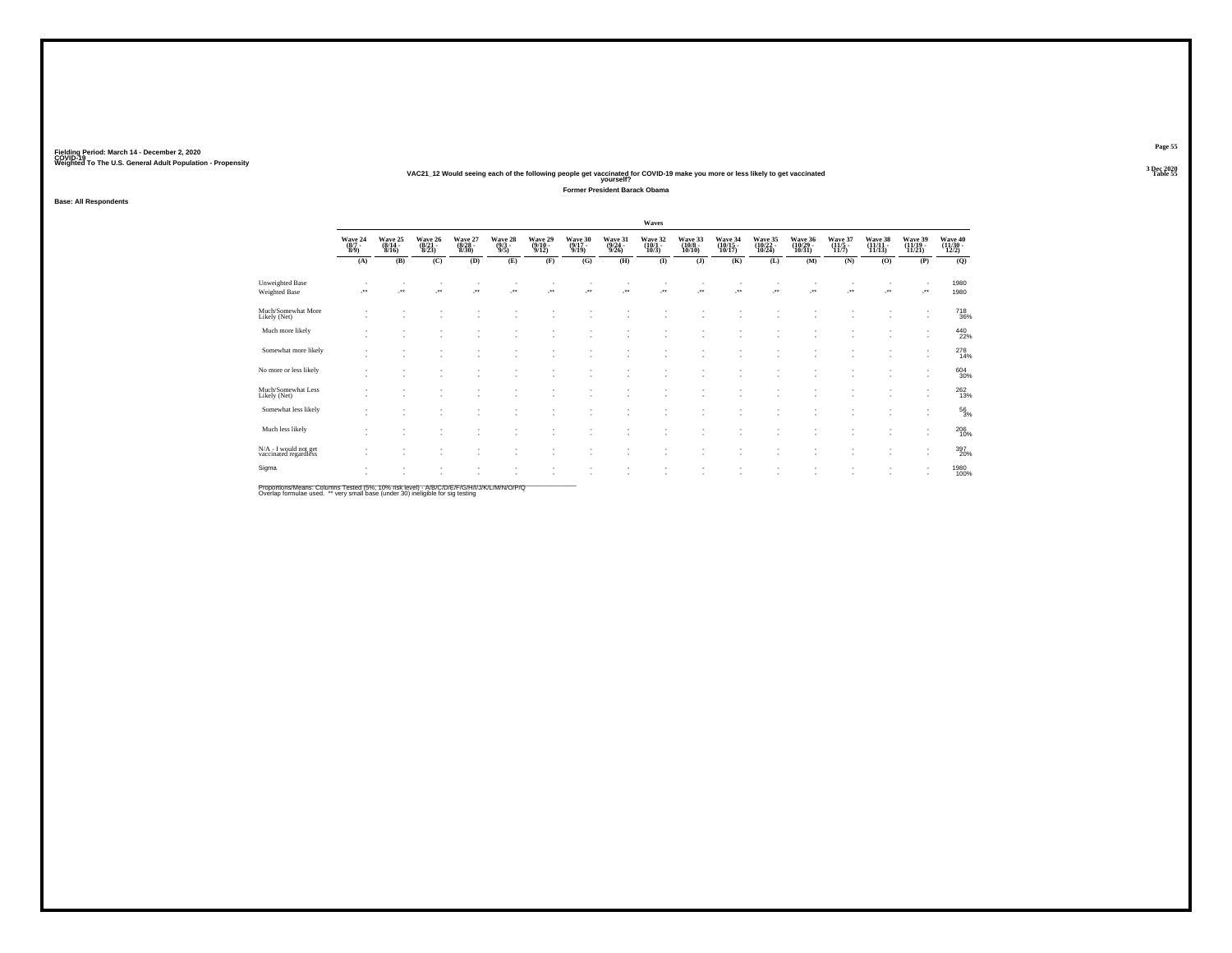Fielding Period: March 14 - December 2, 2020
COVID-19
Weighted To The U.S. General Adult Population - Propensity

3 Dec 2020
Table 55

## VAC21_12 Would seeing each of the following people get vaccinated for COVID-19 make you more or less likely to get vaccinated yourself?

### Former President Barack Obama

Base: All Respondents

| | Wave 24 (8/7 - 8/9) | Wave 25 (8/14 - 8/16) | Wave 26 (8/21 - 8/23) | Wave 27 (8/28 - 8/30) | Wave 28 (9/3 - 9/5) | Wave 29 (9/10 - 9/12) | Wave 30 (9/17 - 9/19) | Wave 31 (9/24 - 9/26) | Wave 32 (10/1 - 10/3) | Wave 33 (10/8 - 10/10) | Wave 34 (10/15 - 10/17) | Wave 35 (10/22 - 10/24) | Wave 36 (10/29 - 10/31) | Wave 37 (11/5 - 11/7) | Wave 38 (11/11 - 11/15) | Wave 39 (11/19 - 11/21) | Wave 40 (11/30 - 12/2) |
|---|---|---|---|---|---|---|---|---|---|---|---|---|---|---|---|---|---|
| | (A) | (B) | (C) | (D) | (E) | (F) | (G) | (H) | (I) | (J) | (K) | (L) | (M) | (N) | (O) | (P) | (Q) |
| Unweighted Base | - | - | - | - | - | - | - | - | - | - | - | - | - | - | - | - | 1980 |
| Weighted Base | -** | -** | -** | -** | -** | -** | -** | -** | -** | -** | -** | -** | -** | -** | -** | -** | 1980 |
| Much/Somewhat More Likely (Net) | - | - | - | - | - | - | - | - | - | - | - | - | - | - | - | - | 718 36% |
| Much more likely | - | - | - | - | - | - | - | - | - | - | - | - | - | - | - | - | 440 22% |
| Somewhat more likely | - | - | - | - | - | - | - | - | - | - | - | - | - | - | - | - | 278 14% |
| No more or less likely | - | - | - | - | - | - | - | - | - | - | - | - | - | - | - | - | 604 30% |
| Much/Somewhat Less Likely (Net) | - | - | - | - | - | - | - | - | - | - | - | - | - | - | - | - | 262 13% |
| Somewhat less likely | - | - | - | - | - | - | - | - | - | - | - | - | - | - | - | - | 56 3% |
| Much less likely | - | - | - | - | - | - | - | - | - | - | - | - | - | - | - | - | 206 10% |
| N/A - I would not get vaccinated regardless | - | - | - | - | - | - | - | - | - | - | - | - | - | - | - | - | 397 20% |
| Sigma | - | - | - | - | - | - | - | - | - | - | - | - | - | - | - | - | 1980 100% |

Proportions/Means: Columns Tested (5%, 10% risk level) - A/B/C/D/E/F/G/H/I/J/K/L/M/N/O/P/Q
Overlap formulae used. ** very small base (under 30) ineligible for sig testing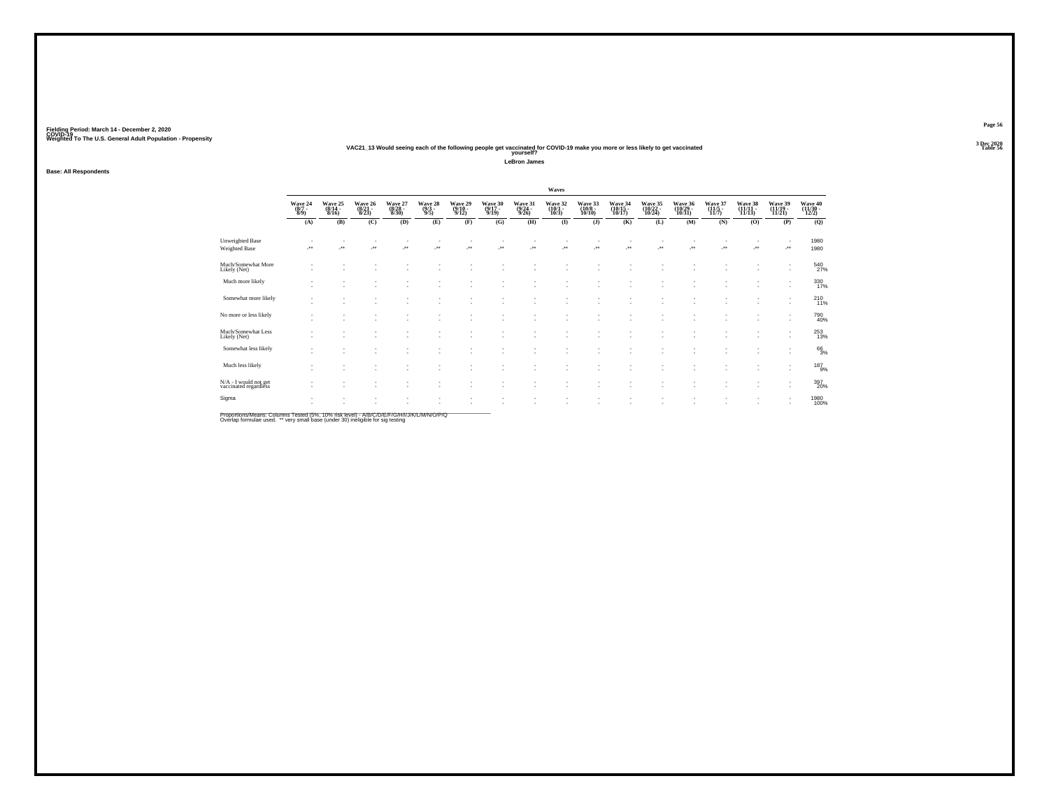Fielding Period: March 14 - December 2, 2020
COVID-19
Weighted To The U.S. General Adult Population - Propensity

3 Dec 2020
Table 56

### VAC21_13 Would seeing each of the following people get vaccinated for COVID-19 make you more or less likely to get vaccinated yourself?

**LeBron James**

**Base: All Respondents**

| | Waves | | | | | | | | | | | | | | | | |
|---|---|---|---|---|---|---|---|---|---|---|---|---|---|---|---|---|---|
| | Wave 24 (8/7 - 8/9) | Wave 25 (8/14 - 8/16) | Wave 26 (8/21 - 8/23) | Wave 27 (8/28 - 8/30) | Wave 28 (9/3 - 9/5) | Wave 29 (9/10 - 9/12) | Wave 30 (9/17 - 9/19) | Wave 31 (9/24 - 9/26) | Wave 32 (10/1 - 10/3) | Wave 33 (10/8 - 10/10) | Wave 34 (10/15 - 10/17) | Wave 35 (10/22 - 10/24) | Wave 36 (10/29 - 10/31) | Wave 37 (11/5 - 11/7) | Wave 38 (11/11 - 11/15) | Wave 39 (11/19 - 11/21) | Wave 40 (11/30 - 12/2) |
| | (A) | (B) | (C) | (D) | (E) | (F) | (G) | (H) | (I) | (J) | (K) | (L) | (M) | (N) | (O) | (P) | (Q) |
| Unweighted Base | - | - | - | - | - | - | - | - | - | - | - | - | - | - | - | - | 1980 |
| Weighted Base | -** | -** | -** | -** | -** | -** | -** | -** | -** | -** | -** | -** | -** | -** | -** | -** | 1980 |
| Much/Somewhat More Likely (Net) | - | - | - | - | - | - | - | - | - | - | - | - | - | - | - | - | 540 27% |
| Much more likely | - | - | - | - | - | - | - | - | - | - | - | - | - | - | - | - | 330 17% |
| Somewhat more likely | - | - | - | - | - | - | - | - | - | - | - | - | - | - | - | - | 210 11% |
| No more or less likely | - | - | - | - | - | - | - | - | - | - | - | - | - | - | - | - | 790 40% |
| Much/Somewhat Less Likely (Net) | - | - | - | - | - | - | - | - | - | - | - | - | - | - | - | - | 253 13% |
| Somewhat less likely | - | - | - | - | - | - | - | - | - | - | - | - | - | - | - | - | 66 3% |
| Much less likely | - | - | - | - | - | - | - | - | - | - | - | - | - | - | - | - | 187 9% |
| N/A - I would not get vaccinated regardless | - | - | - | - | - | - | - | - | - | - | - | - | - | - | - | - | 397 20% |
| Sigma | - | - | - | - | - | - | - | - | - | - | - | - | - | - | - | - | 1980 100% |

Proportions/Means: Columns Tested (5%, 10% risk level) - A/B/C/D/E/F/G/H/I/J/K/L/M/N/O/P/Q
Overlap formulae used. ** very small base (under 30) ineligible for sig testing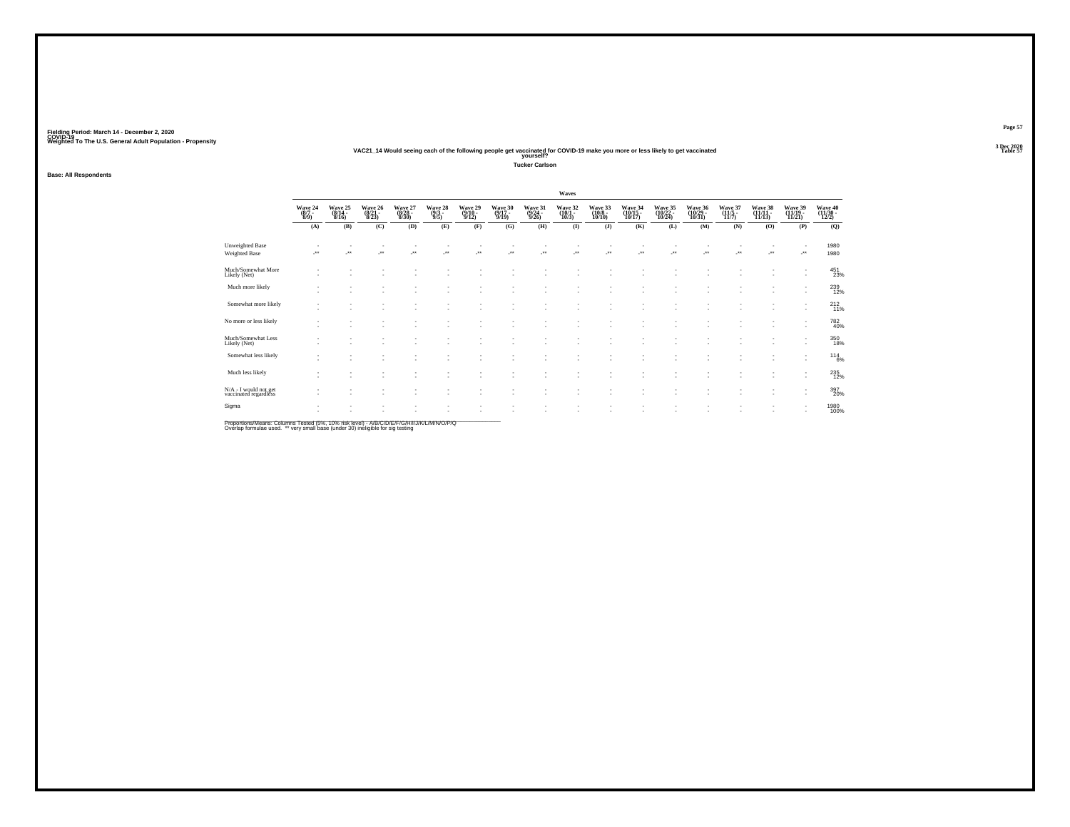Fielding Period: March 14 - December 2, 2020
COVID-19
Weighted To The U.S. General Adult Population - Propensity

3 Dec 2020
Table 57

## VAC21_14 Would seeing each of the following people get vaccinated for COVID-19 make you more or less likely to get vaccinated yourself?

### Tucker Carlson

Base: All Respondents

| | Waves | | | | | | | | | | | | | | | | |
|---|---|---|---|---|---|---|---|---|---|---|---|---|---|---|---|---|---|
| | Wave 24 (8/7 - 8/9) | Wave 25 (8/14 - 8/16) | Wave 26 (8/21 - 8/23) | Wave 27 (8/28 - 8/30) | Wave 28 (9/3 - 9/5) | Wave 29 (9/10 - 9/12) | Wave 30 (9/17 - 9/19) | Wave 31 (9/24 - 9/26) | Wave 32 (10/1 - 10/3) | Wave 33 (10/8 - 10/10) | Wave 34 (10/15 - 10/17) | Wave 35 (10/22 - 10/24) | Wave 36 (10/29 - 10/31) | Wave 37 (11/5 - 11/7) | Wave 38 (11/11 - 11/15) | Wave 39 (11/19 - 11/21) | Wave 40 (11/30 - 12/2) |
| | (A) | (B) | (C) | (D) | (E) | (F) | (G) | (H) | (I) | (J) | (K) | (L) | (M) | (N) | (O) | (P) | (Q) |
| Unweighted Base | - | - | - | - | - | - | - | - | - | - | - | - | - | - | - | - | 1980 |
| Weighted Base | -** | -** | -** | -** | -** | -** | -** | -** | -** | -** | -** | -** | -** | -** | -** | -** | 1980 |
| Much/Somewhat More Likely (Net) | - | - | - | - | - | - | - | - | - | - | - | - | - | - | - | - | 451 23% |
| Much more likely | - | - | - | - | - | - | - | - | - | - | - | - | - | - | - | - | 239 12% |
| Somewhat more likely | - | - | - | - | - | - | - | - | - | - | - | - | - | - | - | - | 212 11% |
| No more or less likely | - | - | - | - | - | - | - | - | - | - | - | - | - | - | - | - | 782 40% |
| Much/Somewhat Less Likely (Net) | - | - | - | - | - | - | - | - | - | - | - | - | - | - | - | - | 350 18% |
| Somewhat less likely | - | - | - | - | - | - | - | - | - | - | - | - | - | - | - | - | 114 6% |
| Much less likely | - | - | - | - | - | - | - | - | - | - | - | - | - | - | - | - | 235 12% |
| N/A - I would not get vaccinated regardless | - | - | - | - | - | - | - | - | - | - | - | - | - | - | - | - | 397 20% |
| Sigma | - | - | - | - | - | - | - | - | - | - | - | - | - | - | - | - | 1980 100% |

Proportions/Means: Columns Tested (5%, 10% risk level) - A/B/C/D/E/F/G/H/I/J/K/L/M/N/O/P/Q
Overlap formulae used. ** very small base (under 30) ineligible for sig testing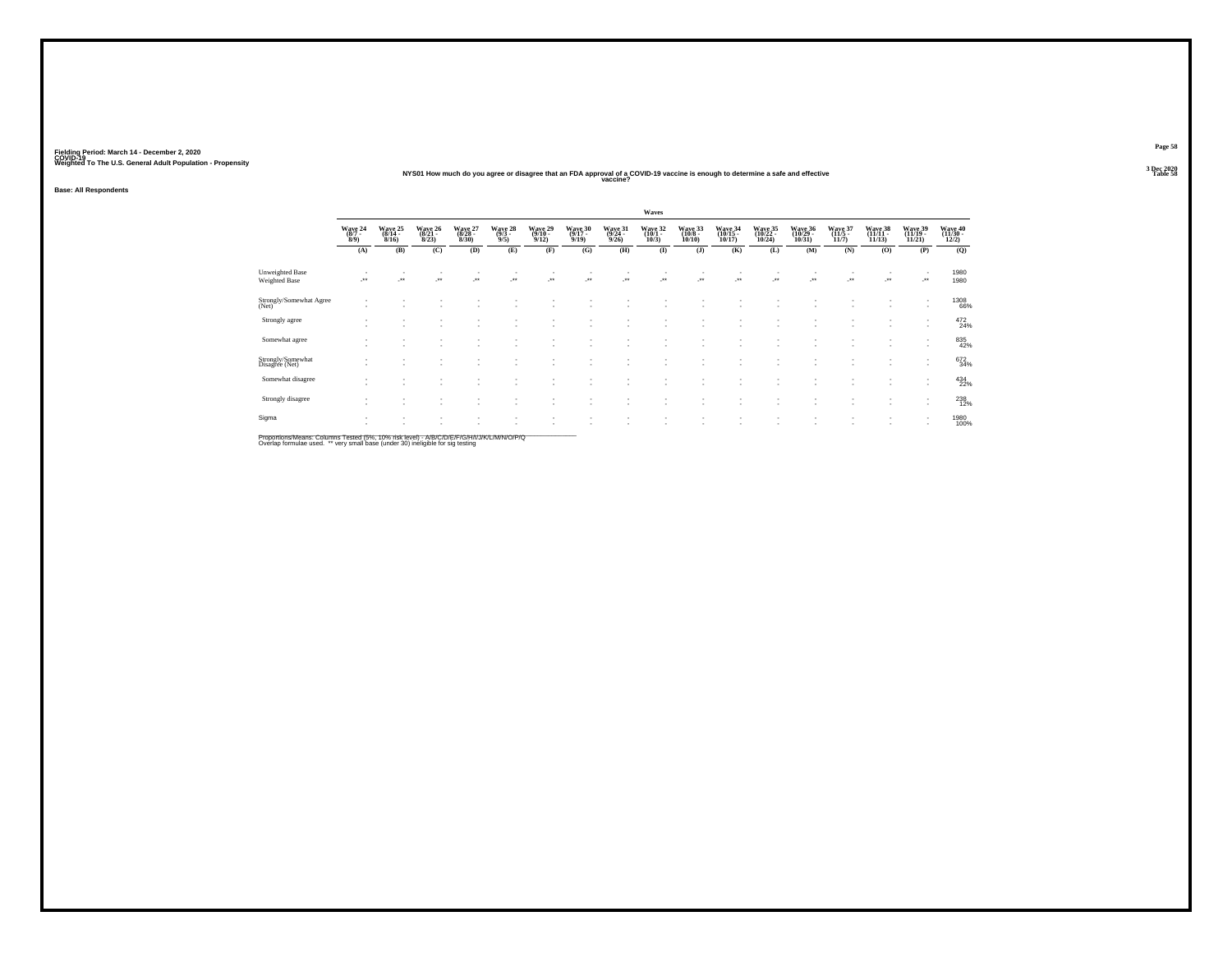Fielding Period: March 14 - December 2, 2020
COVID-19
Weighted To The U.S. General Adult Population - Propensity

3 Dec 2020
Table 58

### NYS01 How much do you agree or disagree that an FDA approval of a COVID-19 vaccine is enough to determine a safe and effective vaccine?

**Base: All Respondents**

| | Waves | | | | | | | | | | | | | | | | |
|---|---|---|---|---|---|---|---|---|---|---|---|---|---|---|---|---|---|
| | Wave 24 (8/7 - 8/9) | Wave 25 (8/14 - 8/16) | Wave 26 (8/21 - 8/23) | Wave 27 (8/28 - 8/30) | Wave 28 (9/3 - 9/5) | Wave 29 (9/10 - 9/12) | Wave 30 (9/17 - 9/19) | Wave 31 (9/24 - 9/26) | Wave 32 (10/1 - 10/3) | Wave 33 (10/8 - 10/10) | Wave 34 (10/15 - 10/17) | Wave 35 (10/22 - 10/24) | Wave 36 (10/29 - 10/31) | Wave 37 (11/5 - 11/7) | Wave 38 (11/11 - 11/13) | Wave 39 (11/19 - 11/21) | Wave 40 (11/30 - 12/2) |
| | (A) | (B) | (C) | (D) | (E) | (F) | (G) | (H) | (I) | (J) | (K) | (L) | (M) | (N) | (O) | (P) | (Q) |
| Unweighted Base | - | - | - | - | - | - | - | - | - | - | - | - | - | - | - | - | 1980 |
| Weighted Base | -** | -** | -** | -** | -** | -** | -** | -** | -** | -** | -** | -** | -** | -** | -** | -** | 1980 |
| Strongly/Somewhat Agree (Net) | - | - | - | - | - | - | - | - | - | - | - | - | - | - | - | - | 1308 |
| | - | - | - | - | - | - | - | - | - | - | - | - | - | - | - | - | 66% |
| Strongly agree | - | - | - | - | - | - | - | - | - | - | - | - | - | - | - | - | 472 |
| | - | - | - | - | - | - | - | - | - | - | - | - | - | - | - | - | 24% |
| Somewhat agree | - | - | - | - | - | - | - | - | - | - | - | - | - | - | - | - | 835 |
| | - | - | - | - | - | - | - | - | - | - | - | - | - | - | - | - | 42% |
| Strongly/Somewhat Disagree (Net) | - | - | - | - | - | - | - | - | - | - | - | - | - | - | - | - | 672 |
| | - | - | - | - | - | - | - | - | - | - | - | - | - | - | - | - | 34% |
| Somewhat disagree | - | - | - | - | - | - | - | - | - | - | - | - | - | - | - | - | 434 |
| | - | - | - | - | - | - | - | - | - | - | - | - | - | - | - | - | 22% |
| Strongly disagree | - | - | - | - | - | - | - | - | - | - | - | - | - | - | - | - | 238 |
| | - | - | - | - | - | - | - | - | - | - | - | - | - | - | - | - | 12% |
| Sigma | - | - | - | - | - | - | - | - | - | - | - | - | - | - | - | - | 1980 |
| | - | - | - | - | - | - | - | - | - | - | - | - | - | - | - | - | 100% |

Proportions/Means: Columns Tested (5%, 10% risk level) - A/B/C/D/E/F/G/H/I/J/K/L/M/N/O/P/Q
Overlap formulae used. ** very small base (under 30) ineligible for sig testing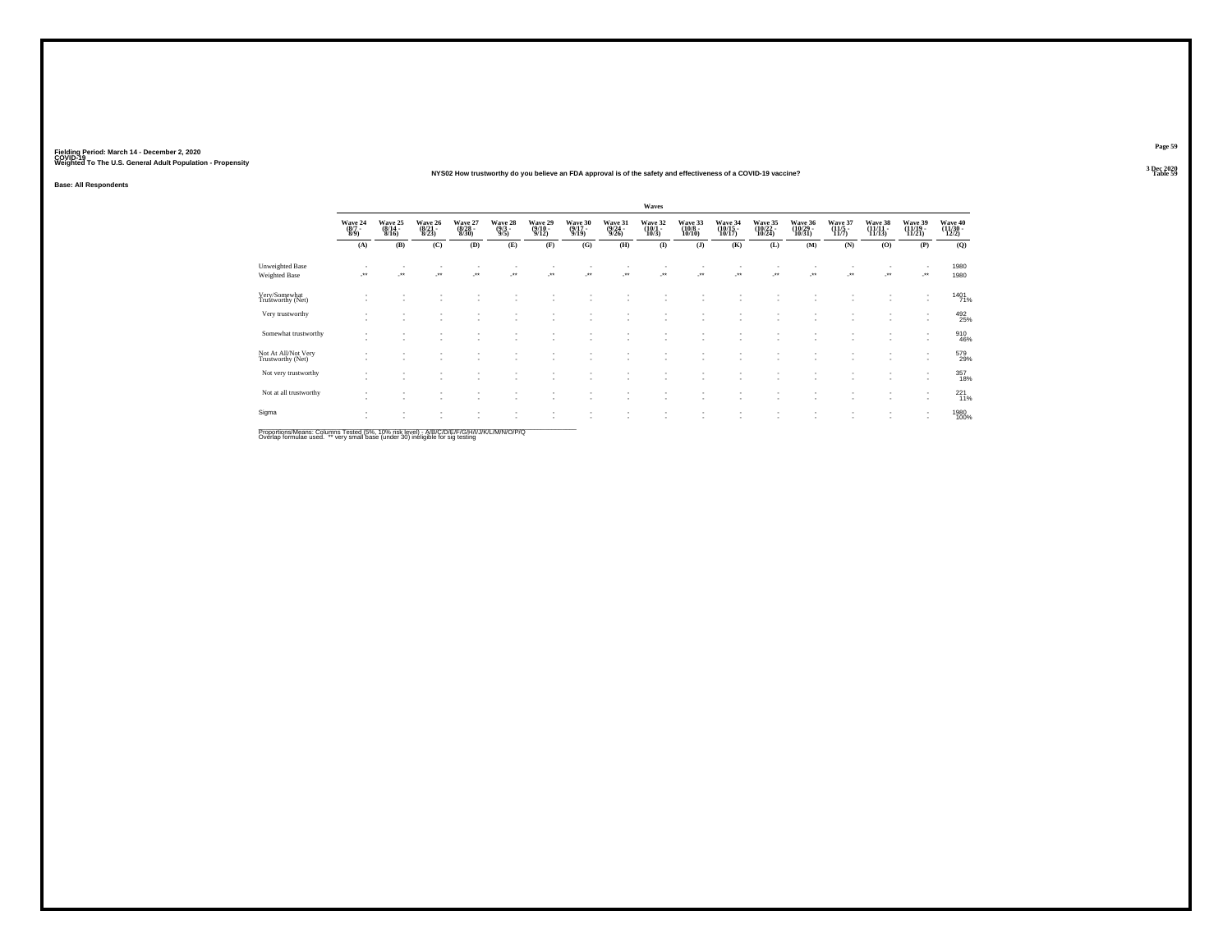Fielding Period: March 14 - December 2, 2020
COVID-19
Weighted To The U.S. General Adult Population - Propensity

3 Dec 2020
Table 59

NYS02 How trustworthy do you believe an FDA approval is of the safety and effectiveness of a COVID-19 vaccine?

Base: All Respondents

| | Waves | | | | | | | | | | | | | | | | |
|---|---|---|---|---|---|---|---|---|---|---|---|---|---|---|---|---|---|
| | Wave 24 (8/7 - 8/9) | Wave 25 (8/14 - 8/16) | Wave 26 (8/21 - 8/23) | Wave 27 (8/28 - 8/30) | Wave 28 (9/3 - 9/5) | Wave 29 (9/10 - 9/12) | Wave 30 (9/17 - 9/19) | Wave 31 (9/24 - 9/26) | Wave 32 (10/1 - 10/3) | Wave 33 (10/8 - 10/10) | Wave 34 (10/15 - 10/17) | Wave 35 (10/22 - 10/24) | Wave 36 (10/29 - 10/31) | Wave 37 (11/5 - 11/7) | Wave 38 (11/11 - 11/13) | Wave 39 (11/19 - 11/21) | Wave 40 (11/30 - 12/2) |
| | (A) | (B) | (C) | (D) | (E) | (F) | (G) | (H) | (I) | (J) | (K) | (L) | (M) | (N) | (O) | (P) | (Q) |
| Unweighted Base | - | - | - | - | - | - | - | - | - | - | - | - | - | - | - | - | 1980 |
| Weighted Base | -** | -** | -** | -** | -** | -** | -** | -** | -** | -** | -** | -** | -** | -** | -** | -** | 1980 |
| Very/Somewhat Trustworthy (Net) | - | - | - | - | - | - | - | - | - | - | - | - | - | - | - | - | 1401 |
| | - | - | - | - | - | - | - | - | - | - | - | - | - | - | - | - | 71% |
| Very trustworthy | - | - | - | - | - | - | - | - | - | - | - | - | - | - | - | - | 492 |
| | - | - | - | - | - | - | - | - | - | - | - | - | - | - | - | - | 25% |
| Somewhat trustworthy | - | - | - | - | - | - | - | - | - | - | - | - | - | - | - | - | 910 |
| | - | - | - | - | - | - | - | - | - | - | - | - | - | - | - | - | 46% |
| Not At All/Not Very Trustworthy (Net) | - | - | - | - | - | - | - | - | - | - | - | - | - | - | - | - | 579 |
| | - | - | - | - | - | - | - | - | - | - | - | - | - | - | - | - | 29% |
| Not very trustworthy | - | - | - | - | - | - | - | - | - | - | - | - | - | - | - | - | 357 |
| | - | - | - | - | - | - | - | - | - | - | - | - | - | - | - | - | 18% |
| Not at all trustworthy | - | - | - | - | - | - | - | - | - | - | - | - | - | - | - | - | 221 |
| | - | - | - | - | - | - | - | - | - | - | - | - | - | - | - | - | 11% |
| Sigma | - | - | - | - | - | - | - | - | - | - | - | - | - | - | - | - | 1980 |
| | - | - | - | - | - | - | - | - | - | - | - | - | - | - | - | - | 100% |

Proportions/Means: Columns Tested (5%, 10% risk level) - A/B/C/D/E/F/G/H/I/J/K/L/M/N/O/P/Q
Overlap formulae used. ** very small base (under 30) ineligible for sig testing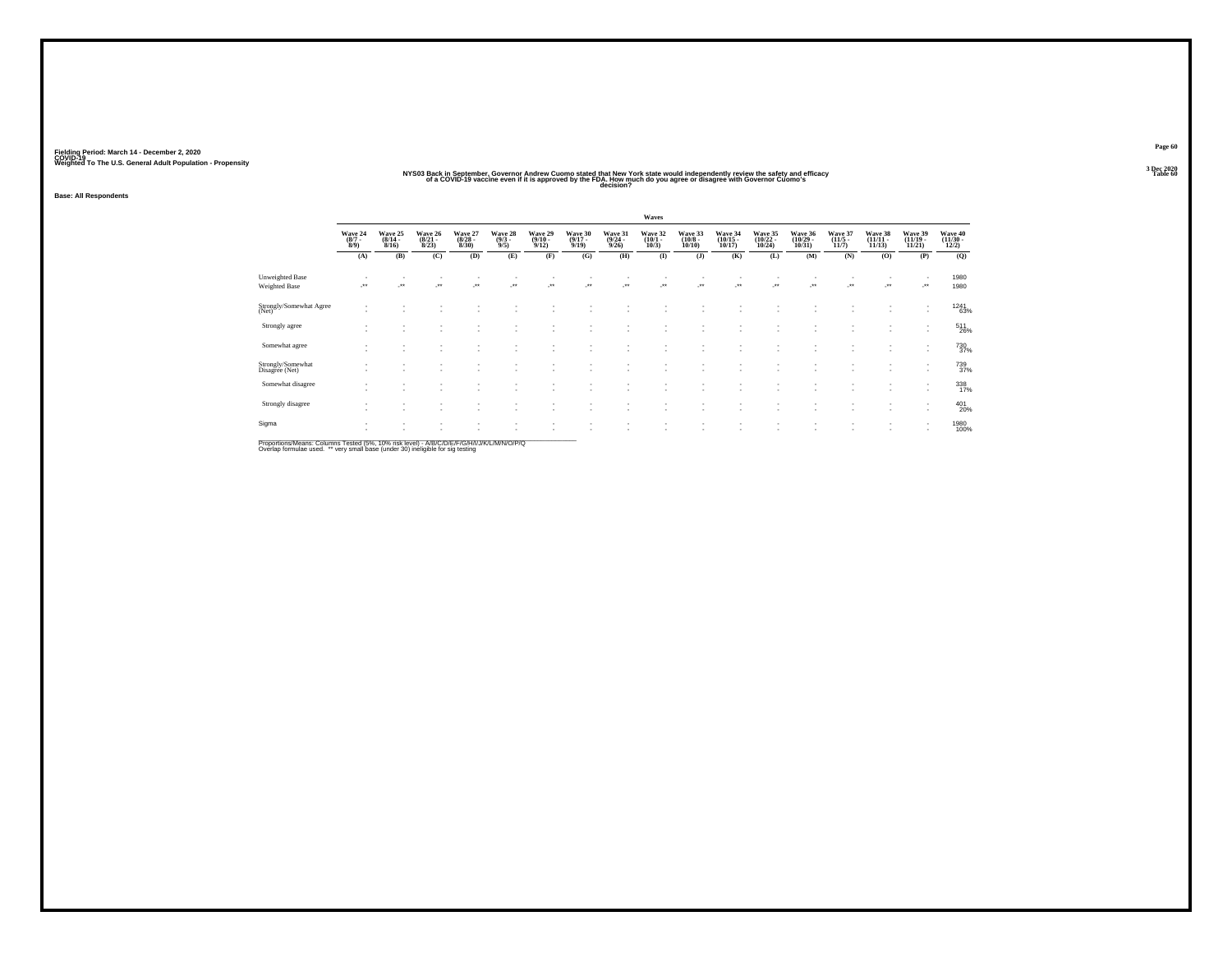Fielding Period: March 14 - December 2, 2020
COVID-19
Weighted To The U.S. General Adult Population - Propensity

NYS03 Back in September, Governor Andrew Cuomo stated that New York state would independently review the safety and efficacy of a COVID-19 vaccine even if it is approved by the FDA. How much do you agree or disagree with Governor Cuomo's decision?

Table 60

Base: All Respondents

| | Waves | | | | | | | | | | | | | | | | |
|---|---|---|---|---|---|---|---|---|---|---|---|---|---|---|---|---|---|
| | Wave 24 (8/7 - 8/9) | Wave 25 (8/14 - 8/16) | Wave 26 (8/21 - 8/23) | Wave 27 (8/28 - 8/30) | Wave 28 (9/3 - 9/5) | Wave 29 (9/10 - 9/12) | Wave 30 (9/17 - 9/19) | Wave 31 (9/24 - 9/26) | Wave 32 (10/1 - 10/3) | Wave 33 (10/8 - 10/10) | Wave 34 (10/15 - 10/17) | Wave 35 (10/22 - 10/24) | Wave 36 (10/29 - 10/31) | Wave 37 (11/5 - 11/7) | Wave 38 (11/11 - 11/13) | Wave 39 (11/19 - 11/21) | Wave 40 (11/30 - 12/2) |
| | (A) | (B) | (C) | (D) | (E) | (F) | (G) | (H) | (I) | (J) | (K) | (L) | (M) | (N) | (O) | (P) | (Q) |
| Unweighted Base | - | - | - | - | - | - | - | - | - | - | - | - | - | - | - | - | 1980 |
| Weighted Base | -** | -** | -** | -** | -** | -** | -** | -** | -** | -** | -** | -** | -** | -** | -** | -** | 1980 |
| Strongly/Somewhat Agree (Net) | - | - | - | - | - | - | - | - | - | - | - | - | - | - | - | - | 1241 |
| | - | - | - | - | - | - | - | - | - | - | - | - | - | - | - | - | 63% |
| Strongly agree | - | - | - | - | - | - | - | - | - | - | - | - | - | - | - | - | 511 |
| | - | - | - | - | - | - | - | - | - | - | - | - | - | - | - | - | 26% |
| Somewhat agree | - | - | - | - | - | - | - | - | - | - | - | - | - | - | - | - | 730 |
| | - | - | - | - | - | - | - | - | - | - | - | - | - | - | - | - | 37% |
| Strongly/Somewhat Disagree (Net) | - | - | - | - | - | - | - | - | - | - | - | - | - | - | - | - | 739 |
| | - | - | - | - | - | - | - | - | - | - | - | - | - | - | - | - | 37% |
| Somewhat disagree | - | - | - | - | - | - | - | - | - | - | - | - | - | - | - | - | 338 |
| | - | - | - | - | - | - | - | - | - | - | - | - | - | - | - | - | 17% |
| Strongly disagree | - | - | - | - | - | - | - | - | - | - | - | - | - | - | - | - | 401 |
| | - | - | - | - | - | - | - | - | - | - | - | - | - | - | - | - | 20% |
| Sigma | - | - | - | - | - | - | - | - | - | - | - | - | - | - | - | - | 1980 |
| | - | - | - | - | - | - | - | - | - | - | - | - | - | - | - | - | 100% |

Proportions/Means: Columns Tested (5%, 10% risk level) - A/B/C/D/E/F/G/H/I/J/K/L/M/N/O/P/Q
Overlap formulae used. ** very small base (under 30) ineligible for sig testing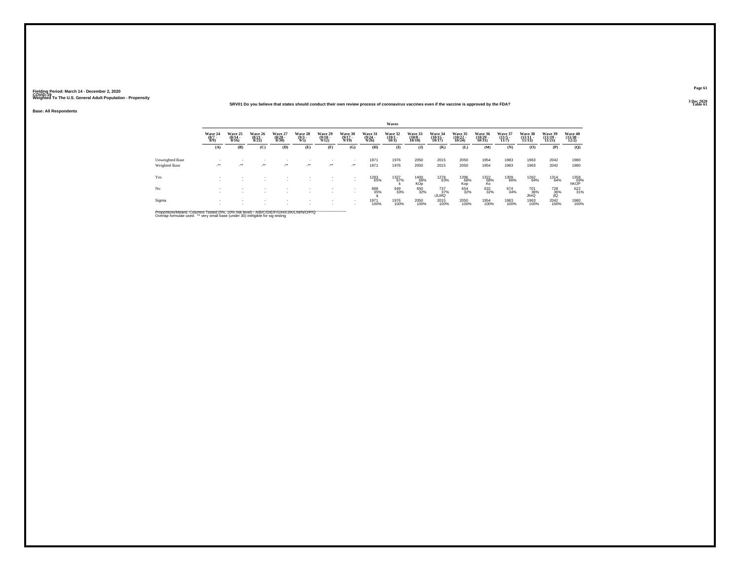Fielding Period: March 14 - December 2, 2020
COVID-19
Weighted To The U.S. General Adult Population - Propensity

3 Dec 2020
Table 61

**SRV01 Do you believe that states should conduct their own review process of coronavirus vaccines even if the vaccine is approved by the FDA?**

Base: All Respondents

| | Waves | | | | | | | | | | | | | | | | |
|---|---|---|---|---|---|---|---|---|---|---|---|---|---|---|---|---|---|
| | Wave 24 (8/7 - 8/9) | Wave 25 (8/14 - 8/16) | Wave 26 (8/21 - 8/23) | Wave 27 (8/28 - 8/30) | Wave 28 (9/3 - 9/5) | Wave 29 (9/10 - 9/12) | Wave 30 (9/17 - 9/19) | Wave 31 (9/24 - 9/26) | Wave 32 (10/1 - 10/3) | Wave 33 (10/8 - 10/10) | Wave 34 (10/15 - 10/17) | Wave 35 (10/22 - 10/24) | Wave 36 (10/29 - 10/31) | Wave 37 (11/5 - 11/7) | Wave 38 (11/11 - 11/13) | Wave 39 (11/19 - 11/21) | Wave 40 (11/30 - 12/2) |
| | (A) | (B) | (C) | (D) | (E) | (F) | (G) | (H) | (I) | (J) | (K) | (L) | (M) | (N) | (O) | (P) | (Q) |
| Unweighted Base | - | - | - | - | - | - | - | 1971 | 1976 | 2050 | 2015 | 2050 | 1954 | 1983 | 1963 | 2042 | 1980 |
| Weighted Base | -** | -** | -** | -** | -** | -** | -** | 1971 | 1976 | 2050 | 2015 | 2050 | 1954 | 1983 | 1963 | 2042 | 1980 |
| Yes | - | - | - | - | - | - | - | 1283 | 1327 | 1400 | 1278 | 1396 | 1322 | 1309 | 1262 | 1314 | 1358 |
| | - | - | - | - | - | - | - | 65% | 67% | 68% | 63% | 68% | 68% | 66% | 64% | 64% | 69% |
| | | | | | | | | | k | KOp | | Kop | Ko | | | | hKOP |
| No | - | - | - | - | - | - | - | 688 | 649 | 650 | 737 | 654 | 632 | 674 | 701 | 728 | 622 |
| | - | - | - | - | - | - | - | 35% | 33% | 32% | 37% | 32% | 32% | 34% | 36% | 36% | 31% |
| | | | | | | | | q | | | iJLMQ | | | | JlmQ | jlQ | |
| Sigma | - | - | - | - | - | - | - | 1971 | 1976 | 2050 | 2015 | 2050 | 1954 | 1983 | 1963 | 2042 | 1980 |
| | - | - | - | - | - | - | - | 100% | 100% | 100% | 100% | 100% | 100% | 100% | 100% | 100% | 100% |

Proportions/Means: Columns Tested (5%, 10% risk level) - A/B/C/D/E/F/G/H/I/J/K/L/M/N/O/P/Q
Overlap formulae used. ** very small base (under 30) ineligible for sig testing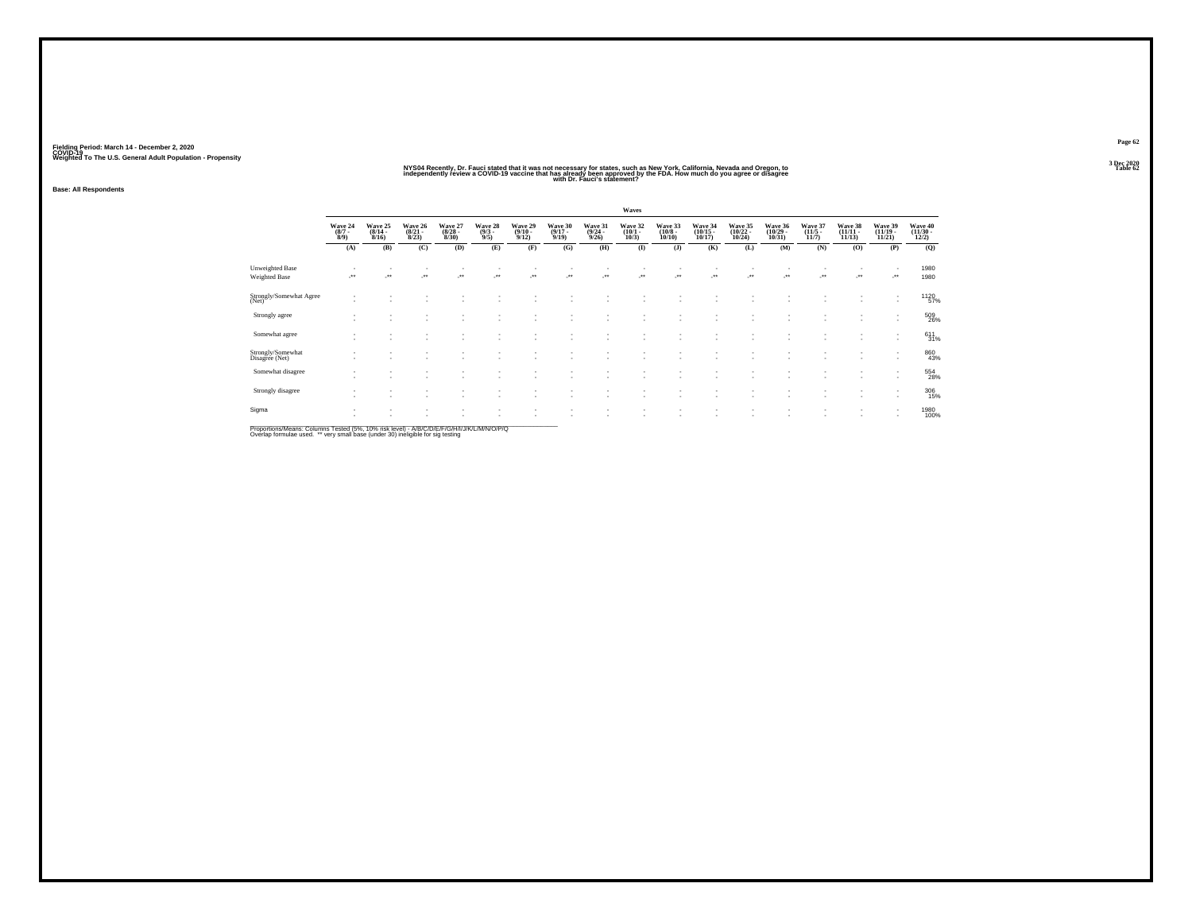Fielding Period: March 14 - December 2, 2020
COVID-19
Weighted To The U.S. General Adult Population - Propensity

3 Dec 2020
Table 62

## NYS04 Recently, Dr. Fauci stated that it was not necessary for states, such as New York, California, Nevada and Oregon, to independently review a COVID-19 vaccine that has already been approved by the FDA. How much do you agree or disagree with Dr. Fauci's statement?

**Base: All Respondents**

| | Waves | | | | | | | | | | | | | | | | |
|---|---|---|---|---|---|---|---|---|---|---|---|---|---|---|---|---|---|
| | Wave 24 (8/7 - 8/9) | Wave 25 (8/14 - 8/16) | Wave 26 (8/21 - 8/23) | Wave 27 (8/28 - 8/30) | Wave 28 (9/3 - 9/5) | Wave 29 (9/10 - 9/12) | Wave 30 (9/17 - 9/19) | Wave 31 (9/24 - 9/26) | Wave 32 (10/1 - 10/3) | Wave 33 (10/8 - 10/10) | Wave 34 (10/15 - 10/17) | Wave 35 (10/22 - 10/24) | Wave 36 (10/29 - 10/31) | Wave 37 (11/5 - 11/7) | Wave 38 (11/11 - 11/13) | Wave 39 (11/19 - 11/21) | Wave 40 (11/30 - 12/2) |
| | (A) | (B) | (C) | (D) | (E) | (F) | (G) | (H) | (I) | (J) | (K) | (L) | (M) | (N) | (O) | (P) | (Q) |
| Unweighted Base | - | - | - | - | - | - | - | - | - | - | - | - | - | - | - | - | 1980 |
| Weighted Base | -** | -** | -** | -** | -** | -** | -** | -** | -** | -** | -** | -** | -** | -** | -** | -** | 1980 |
| Strongly/Somewhat Agree (Net) | - | - | - | - | - | - | - | - | - | - | - | - | - | - | - | - | 1120 |
| | - | - | - | - | - | - | - | - | - | - | - | - | - | - | - | - | 57% |
| Strongly agree | - | - | - | - | - | - | - | - | - | - | - | - | - | - | - | - | 509 |
| | - | - | - | - | - | - | - | - | - | - | - | - | - | - | - | - | 26% |
| Somewhat agree | - | - | - | - | - | - | - | - | - | - | - | - | - | - | - | - | 611 |
| | - | - | - | - | - | - | - | - | - | - | - | - | - | - | - | - | 31% |
| Strongly/Somewhat Disagree (Net) | - | - | - | - | - | - | - | - | - | - | - | - | - | - | - | - | 860 |
| | - | - | - | - | - | - | - | - | - | - | - | - | - | - | - | - | 43% |
| Somewhat disagree | - | - | - | - | - | - | - | - | - | - | - | - | - | - | - | - | 554 |
| | - | - | - | - | - | - | - | - | - | - | - | - | - | - | - | - | 28% |
| Strongly disagree | - | - | - | - | - | - | - | - | - | - | - | - | - | - | - | - | 306 |
| | - | - | - | - | - | - | - | - | - | - | - | - | - | - | - | - | 15% |
| Sigma | - | - | - | - | - | - | - | - | - | - | - | - | - | - | - | - | 1980 |
| | - | - | - | - | - | - | - | - | - | - | - | - | - | - | - | - | 100% |

Proportions/Means: Columns Tested (5%, 10% risk level) - A/B/C/D/E/F/G/H/I/J/K/L/M/N/O/P/Q
Overlap formulae used. ** very small base (under 30) ineligible for sig testing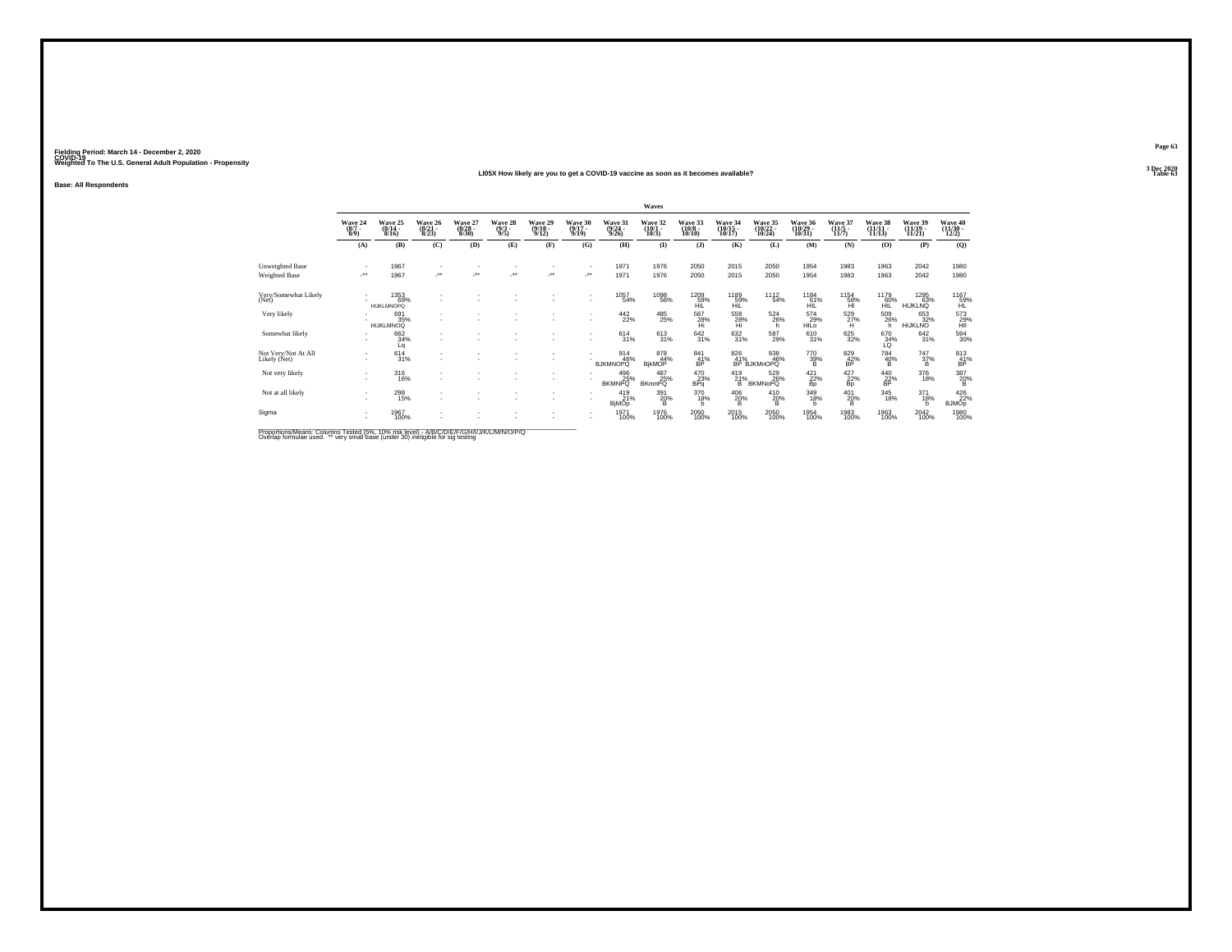Fielding Period: March 14 - December 2, 2020
COVID-19
Weighted To The U.S. General Adult Population - Propensity

3 Dec 2020
Table 63

### LI05X How likely are you to get a COVID-19 vaccine as soon as it becomes available?

**Base: All Respondents**

| | Waves | | | | | | | | | | | | | | | | |
|---|---|---|---|---|---|---|---|---|---|---|---|---|---|---|---|---|---|
| | Wave 24 (8/7 - 8/9) | Wave 25 (8/14 - 8/16) | Wave 26 (8/21 - 8/23) | Wave 27 (8/28 - 8/30) | Wave 28 (9/3 - 9/5) | Wave 29 (9/10 - 9/12) | Wave 30 (9/17 - 9/19) | Wave 31 (9/24 - 9/26) | Wave 32 (10/1 - 10/3) | Wave 33 (10/8 - 10/10) | Wave 34 (10/15 - 10/17) | Wave 35 (10/22 - 10/24) | Wave 36 (10/29 - 10/31) | Wave 37 (11/5 - 11/7) | Wave 38 (11/11 - 11/13) | Wave 39 (11/19 - 11/21) | Wave 40 (11/30 - 12/2) |
| | (A) | (B) | (C) | (D) | (E) | (F) | (G) | (H) | (I) | (J) | (K) | (L) | (M) | (N) | (O) | (P) | (Q) |
| Unweighted Base | - | 1967 | - | - | - | - | - | 1971 | 1976 | 2050 | 2015 | 2050 | 1954 | 1983 | 1963 | 2042 | 1980 |
| Weighted Base | -** | 1967 | -** | -** | -** | -** | -** | 1971 | 1976 | 2050 | 2015 | 2050 | 1954 | 1983 | 1963 | 2042 | 1980 |
| Very/Somewhat Likely (Net) | - | 1353 | - | - | - | - | - | 1057 | 1098 | 1209 | 1189 | 1112 | 1184 | 1154 | 1179 | 1295 | 1167 |
| | - | 69% | - | - | - | - | - | 54% | 56% | 59% | 59% | 54% | 61% | 58% | 60% | 63% | 59% |
| | | HIJKLMNOPQ | | | | | | | | HiL | HiL | | HIL | HI | HIL | HIJKLNQ | HL |
| Very likely | - | 691 | - | - | - | - | - | 442 | 485 | 567 | 558 | 524 | 574 | 529 | 509 | 653 | 573 |
| | - | 35% | - | - | - | - | - | 22% | 25% | 28% | 28% | 26% | 29% | 27% | 26% | 32% | 29% |
| | | HIJKLMNOQ | | | | | | | | Hi | Hi | h | HILo | H | h | HIJKLNO | HII |
| Somewhat likely | - | 662 | - | - | - | - | - | 614 | 613 | 642 | 632 | 587 | 610 | 625 | 670 | 642 | 594 |
| | - | 34% | - | - | - | - | - | 31% | 31% | 31% | 31% | 29% | 31% | 32% | 34% | 31% | 30% |
| | | Lq | | | | | | | | | | | | | LQ | | |
| Not Very/Not At All Likely (Net) | - | 614 | - | - | - | - | - | 914 | 878 | 841 | 826 | 938 | 770 | 829 | 784 | 747 | 813 |
| | - | 31% | - | - | - | - | - | 46% | 44% | 41% | 41% | 46% | 39% | 42% | 40% | 37% | 41% |
| | | | | | | | | BJKMNOPQ | BjkMOP | BP | BP | BJKMnOPQ | B | BP | B | B | BP |
| Not very likely | - | 316 | - | - | - | - | - | 496 | 487 | 470 | 419 | 529 | 421 | 427 | 440 | 376 | 387 |
| | - | 16% | - | - | - | - | - | 25% | 25% | 23% | 21% | 26% | 22% | 22% | 22% | 18% | 20% |
| | | | | | | | | BKMNPQ | BKmnPQ | BPq | B | BKMNoPQ | Bp | Bp | BP | | B |
| Not at all likely | - | 298 | - | - | - | - | - | 419 | 391 | 370 | 406 | 410 | 349 | 401 | 345 | 371 | 426 |
| | - | 15% | - | - | - | - | - | 21% | 20% | 18% | 20% | 20% | 18% | 20% | 18% | 18% | 22% |
| | | | | | | | | BjMOp | B | b | B | B | b | B | | b | BJMOp |
| Sigma | - | 1967 | - | - | - | - | - | 1971 | 1976 | 2050 | 2015 | 2050 | 1954 | 1983 | 1963 | 2042 | 1980 |
| | - | 100% | - | - | - | - | - | 100% | 100% | 100% | 100% | 100% | 100% | 100% | 100% | 100% | 100% |

Proportions/Means: Columns Tested (5%, 10% risk level) - A/B/C/D/E/F/G/H/I/J/K/L/M/N/O/P/Q
Overlap formulae used. ** very small base (under 30) ineligible for sig testing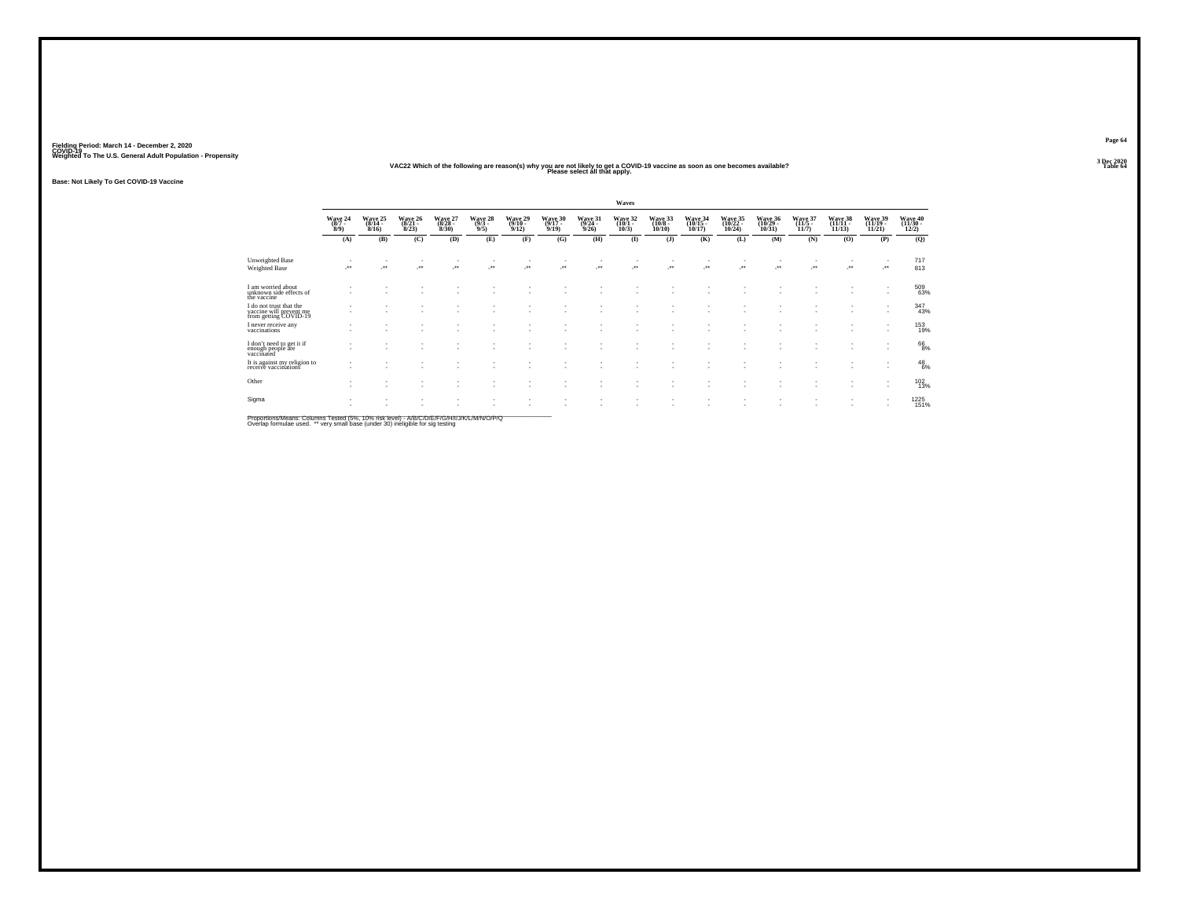Fielding Period: March 14 - December 2, 2020
COVID-19
Weighted To The U.S. General Adult Population - Propensity

3 Dec 2020
Table 64

## VAC22 Which of the following are reason(s) why you are not likely to get a COVID-19 vaccine as soon as one becomes available? Please select all that apply.

Base: Not Likely To Get COVID-19 Vaccine

| | Waves | | | | | | | | | | | | | | | | |
|---|---|---|---|---|---|---|---|---|---|---|---|---|---|---|---|---|---|
| | Wave 24 (8/7 - 8/9) | Wave 25 (8/14 - 8/16) | Wave 26 (8/21 - 8/23) | Wave 27 (8/28 - 8/30) | Wave 28 (9/3 - 9/5) | Wave 29 (9/10 - 9/12) | Wave 30 (9/17 - 9/19) | Wave 31 (9/24 - 9/26) | Wave 32 (10/1 - 10/3) | Wave 33 (10/8 - 10/10) | Wave 34 (10/15 - 10/17) | Wave 35 (10/22 - 10/24) | Wave 36 (10/29 - 10/31) | Wave 37 (11/5 - 11/7) | Wave 38 (11/11 - 11/13) | Wave 39 (11/19 - 11/21) | Wave 40 (11/30 - 12/2) |
| | (A) | (B) | (C) | (D) | (E) | (F) | (G) | (H) | (I) | (J) | (K) | (L) | (M) | (N) | (O) | (P) | (Q) |
| Unweighted Base | - | - | - | - | - | - | - | - | - | - | - | - | - | - | - | - | 717 |
| Weighted Base | -** | -** | -** | -** | -** | -** | -** | -** | -** | -** | -** | -** | -** | -** | -** | -** | 813 |
| I am worried about unknown side effects of the vaccine | - | - | - | - | - | - | - | - | - | - | - | - | - | - | - | - | 509 |
| | - | - | - | - | - | - | - | - | - | - | - | - | - | - | - | - | 63% |
| I do not trust that the vaccine will prevent me from getting COVID-19 | - | - | - | - | - | - | - | - | - | - | - | - | - | - | - | - | 347 |
| | - | - | - | - | - | - | - | - | - | - | - | - | - | - | - | - | 43% |
| I never receive any vaccinations | - | - | - | - | - | - | - | - | - | - | - | - | - | - | - | - | 153 |
| | - | - | - | - | - | - | - | - | - | - | - | - | - | - | - | - | 19% |
| I don't need to get it if enough people are vaccinated | - | - | - | - | - | - | - | - | - | - | - | - | - | - | - | - | 66 |
| | - | - | - | - | - | - | - | - | - | - | - | - | - | - | - | - | 8% |
| It is against my religion to receive vaccinations | - | - | - | - | - | - | - | - | - | - | - | - | - | - | - | - | 48 |
| | - | - | - | - | - | - | - | - | - | - | - | - | - | - | - | - | 6% |
| Other | - | - | - | - | - | - | - | - | - | - | - | - | - | - | - | - | 102 |
| | - | - | - | - | - | - | - | - | - | - | - | - | - | - | - | - | 13% |
| Sigma | - | - | - | - | - | - | - | - | - | - | - | - | - | - | - | - | 1225 |
| | - | - | - | - | - | - | - | - | - | - | - | - | - | - | - | - | 151% |

Proportions/Means: Columns Tested (5%, 10% risk level) - A/B/C/D/E/F/G/H/I/J/K/L/M/N/O/P/Q
Overlap formulae used. ** very small base (under 30) ineligible for sig testing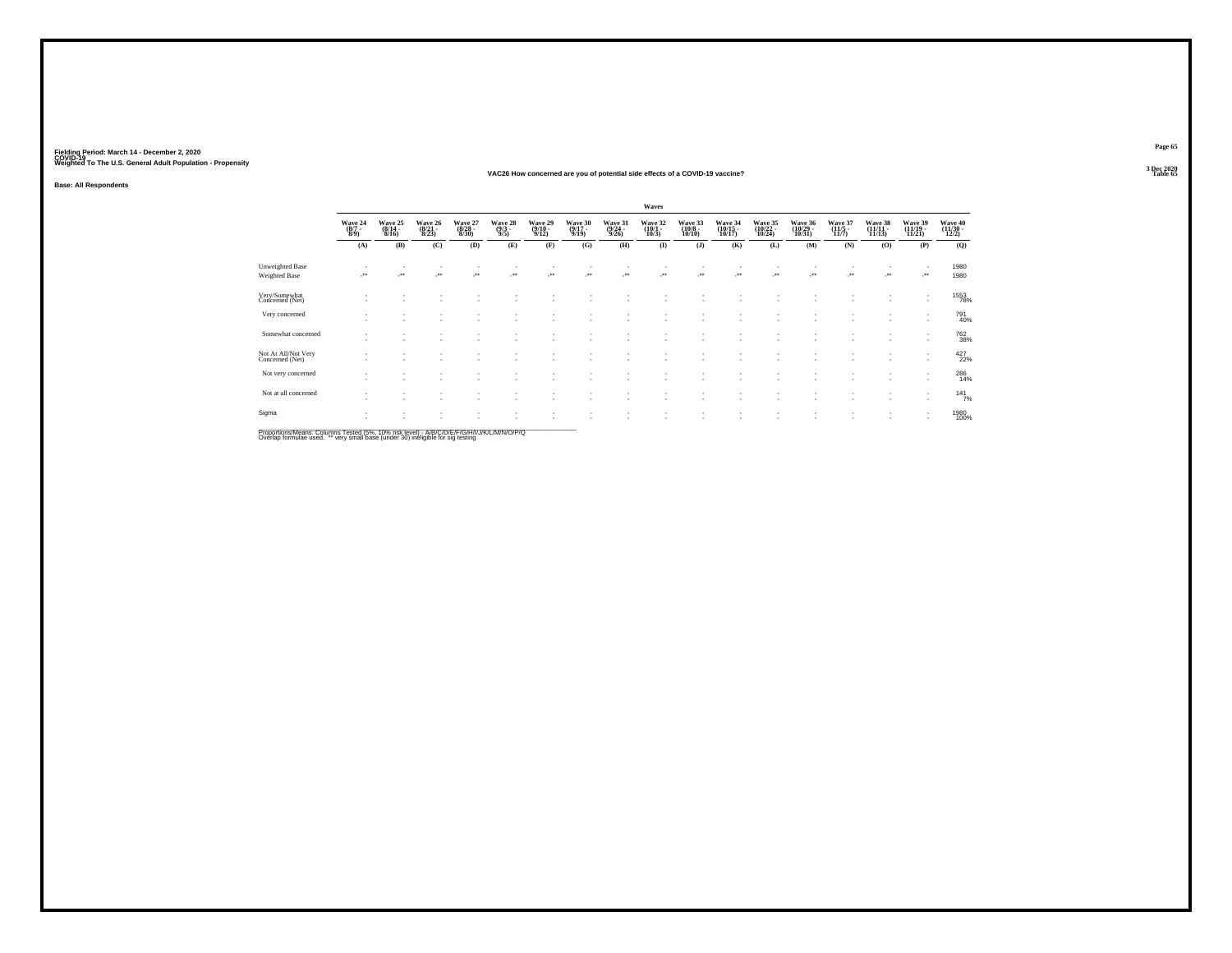Fielding Period: March 14 - December 2, 2020
COVID-19
Weighted To The U.S. General Adult Population - Propensity

3 Dec 2020
Table 65

## VAC26 How concerned are you of potential side effects of a COVID-19 vaccine?

Base: All Respondents

| | Waves | | | | | | | | | | | | | | | | |
|---|---|---|---|---|---|---|---|---|---|---|---|---|---|---|---|---|---|
| | Wave 24 (8/7 - 8/9) | Wave 25 (8/14 - 8/16) | Wave 26 (8/21 - 8/23) | Wave 27 (8/28 - 8/30) | Wave 28 (9/3 - 9/5) | Wave 29 (9/10 - 9/12) | Wave 30 (9/17 - 9/19) | Wave 31 (9/24 - 9/26) | Wave 32 (10/1 - 10/3) | Wave 33 (10/8 - 10/10) | Wave 34 (10/15 - 10/17) | Wave 35 (10/22 - 10/24) | Wave 36 (10/29 - 10/31) | Wave 37 (11/5 - 11/7) | Wave 38 (11/11 - 11/13) | Wave 39 (11/19 - 11/21) | Wave 40 (11/30 - 12/2) |
| | (A) | (B) | (C) | (D) | (E) | (F) | (G) | (H) | (I) | (J) | (K) | (L) | (M) | (N) | (O) | (P) | (Q) |
| Unweighted Base | - | - | - | - | - | - | - | - | - | - | - | - | - | - | - | - | 1980 |
| Weighted Base | -** | -** | -** | -** | -** | -** | -** | -** | -** | -** | -** | -** | -** | -** | -** | -** | 1980 |
| Very/Somewhat Concerned (Net) | - | - | - | - | - | - | - | - | - | - | - | - | - | - | - | - | 1553 78% |
| Very concerned | - | - | - | - | - | - | - | - | - | - | - | - | - | - | - | - | 791 40% |
| Somewhat concerned | - | - | - | - | - | - | - | - | - | - | - | - | - | - | - | - | 762 38% |
| Not At All/Not Very Concerned (Net) | - | - | - | - | - | - | - | - | - | - | - | - | - | - | - | - | 427 22% |
| Not very concerned | - | - | - | - | - | - | - | - | - | - | - | - | - | - | - | - | 286 14% |
| Not at all concerned | - | - | - | - | - | - | - | - | - | - | - | - | - | - | - | - | 141 7% |
| Sigma | - | - | - | - | - | - | - | - | - | - | - | - | - | - | - | - | 1980 100% |

Proportions/Means: Columns Tested (5%, 10% risk level) - A/B/C/D/E/F/G/H/I/J/K/L/M/N/O/P/Q
Overlap formulae used. ** very small base (under 30) ineligible for sig testing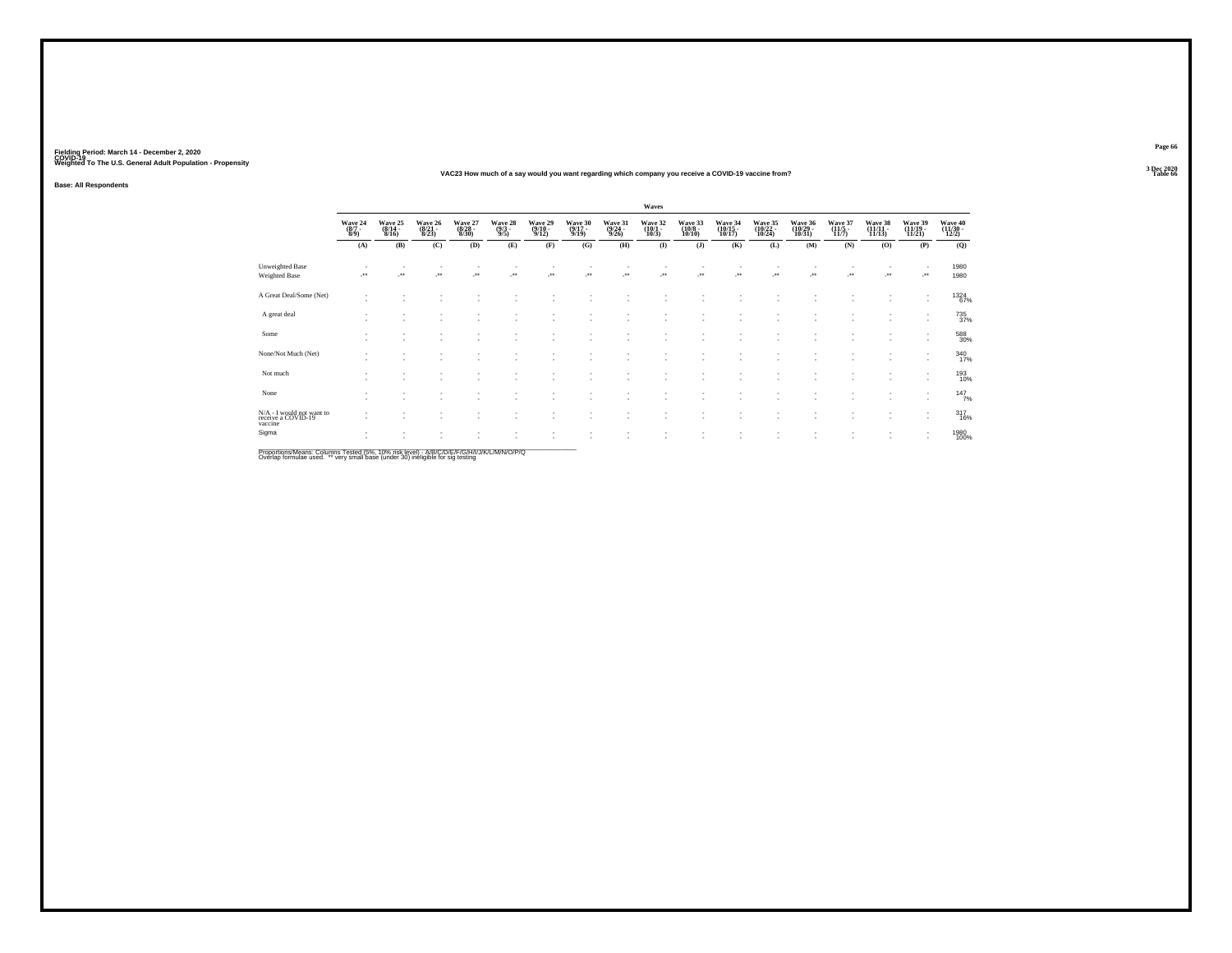Fielding Period: March 14 - December 2, 2020
COVID-19
Weighted To The U.S. General Adult Population - Propensity

3 Dec 2020
Table 66

VAC23 How much of a say would you want regarding which company you receive a COVID-19 vaccine from?

Base: All Respondents

| | Waves | | | | | | | | | | | | | | | | |
|---|---|---|---|---|---|---|---|---|---|---|---|---|---|---|---|---|---|
| | Wave 24 (8/7 - 8/9) | Wave 25 (8/14 - 8/16) | Wave 26 (8/21 - 8/23) | Wave 27 (8/28 - 8/30) | Wave 28 (9/3 - 9/5) | Wave 29 (9/10 - 9/12) | Wave 30 (9/17 - 9/19) | Wave 31 (9/24 - 9/26) | Wave 32 (10/1 - 10/3) | Wave 33 (10/8 - 10/10) | Wave 34 (10/15 - 10/17) | Wave 35 (10/22 - 10/24) | Wave 36 (10/29 - 10/31) | Wave 37 (11/5 - 11/7) | Wave 38 (11/11 - 11/13) | Wave 39 (11/19 - 11/21) | Wave 40 (11/30 - 12/2) |
| | (A) | (B) | (C) | (D) | (E) | (F) | (G) | (H) | (I) | (J) | (K) | (L) | (M) | (N) | (O) | (P) | (Q) |
| Unweighted Base | - | - | - | - | - | - | - | - | - | - | - | - | - | - | - | - | 1980 |
| Weighted Base | -** | -** | -** | -** | -** | -** | -** | -** | -** | -** | -** | -** | -** | -** | -** | -** | 1980 |
| A Great Deal/Some (Net) | - | - | - | - | - | - | - | - | - | - | - | - | - | - | - | - | 1324 67% |
| A great deal | - | - | - | - | - | - | - | - | - | - | - | - | - | - | - | - | 735 37% |
| Some | - | - | - | - | - | - | - | - | - | - | - | - | - | - | - | - | 588 30% |
| None/Not Much (Net) | - | - | - | - | - | - | - | - | - | - | - | - | - | - | - | - | 340 17% |
| Not much | - | - | - | - | - | - | - | - | - | - | - | - | - | - | - | - | 193 10% |
| None | - | - | - | - | - | - | - | - | - | - | - | - | - | - | - | - | 147 7% |
| N/A - I would not want to receive a COVID-19 vaccine | - | - | - | - | - | - | - | - | - | - | - | - | - | - | - | - | 317 16% |
| Sigma | - | - | - | - | - | - | - | - | - | - | - | - | - | - | - | - | 1980 100% |

Proportions/Means: Columns Tested (5%, 10% risk level) - A/B/C/D/E/F/G/H/I/J/K/L/M/N/O/P/Q
Overlap formulae used. ** very small base (under 30) ineligible for sig testing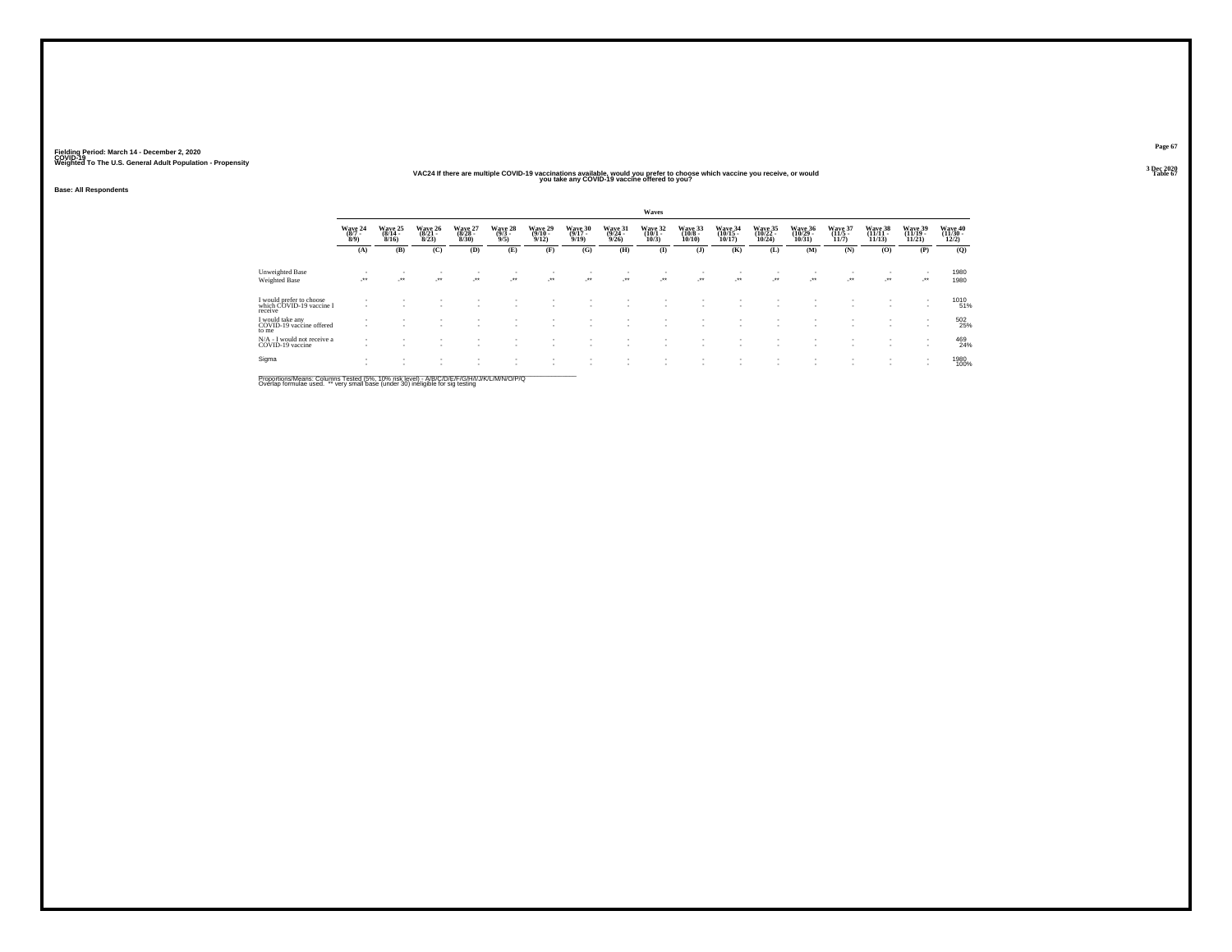Fielding Period: March 14 - December 2, 2020
COVID-19
Weighted To The U.S. General Adult Population - Propensity

3 Dec 2020
Table 67

## VAC24 If there are multiple COVID-19 vaccinations available, would you prefer to choose which vaccine you receive, or would you take any COVID-19 vaccine offered to you?

**Base: All Respondents**

| | Waves | | | | | | | | | | | | | | | | |
|---|---|---|---|---|---|---|---|---|---|---|---|---|---|---|---|---|---|
| | Wave 24 (8/7 - 8/9) | Wave 25 (8/14 - 8/16) | Wave 26 (8/21 - 8/23) | Wave 27 (8/28 - 8/30) | Wave 28 (9/3 - 9/5) | Wave 29 (9/10 - 9/12) | Wave 30 (9/17 - 9/19) | Wave 31 (9/24 - 9/26) | Wave 32 (10/1 - 10/3) | Wave 33 (10/8 - 10/10) | Wave 34 (10/15 - 10/17) | Wave 35 (10/22 - 10/24) | Wave 36 (10/29 - 10/31) | Wave 37 (11/5 - 11/7) | Wave 38 (11/11 - 11/13) | Wave 39 (11/19 - 11/21) | Wave 40 (11/30 - 12/2) |
| | (A) | (B) | (C) | (D) | (E) | (F) | (G) | (H) | (I) | (J) | (K) | (L) | (M) | (N) | (O) | (P) | (Q) |
| Unweighted Base | - | - | - | - | - | - | - | - | - | - | - | - | - | - | - | - | 1980 |
| Weighted Base | -** | -** | -** | -** | -** | -** | -** | -** | -** | -** | -** | -** | -** | -** | -** | -** | 1980 |
| I would prefer to choose which COVID-19 vaccine I receive | - | - | - | - | - | - | - | - | - | - | - | - | - | - | - | - | 1010 |
| | - | - | - | - | - | - | - | - | - | - | - | - | - | - | - | - | 51% |
| I would take any COVID-19 vaccine offered to me | - | - | - | - | - | - | - | - | - | - | - | - | - | - | - | - | 502 |
| | - | - | - | - | - | - | - | - | - | - | - | - | - | - | - | - | 25% |
| N/A - I would not receive a COVID-19 vaccine | - | - | - | - | - | - | - | - | - | - | - | - | - | - | - | - | 469 |
| | - | - | - | - | - | - | - | - | - | - | - | - | - | - | - | - | 24% |
| Sigma | - | - | - | - | - | - | - | - | - | - | - | - | - | - | - | - | 1980 |
| | - | - | - | - | - | - | - | - | - | - | - | - | - | - | - | - | 100% |

Proportions/Means: Columns Tested (5%, 10% risk level) - A/B/C/D/E/F/G/H/I/J/K/L/M/N/O/P/Q
Overlap formulae used. ** very small base (under 30) ineligible for sig testing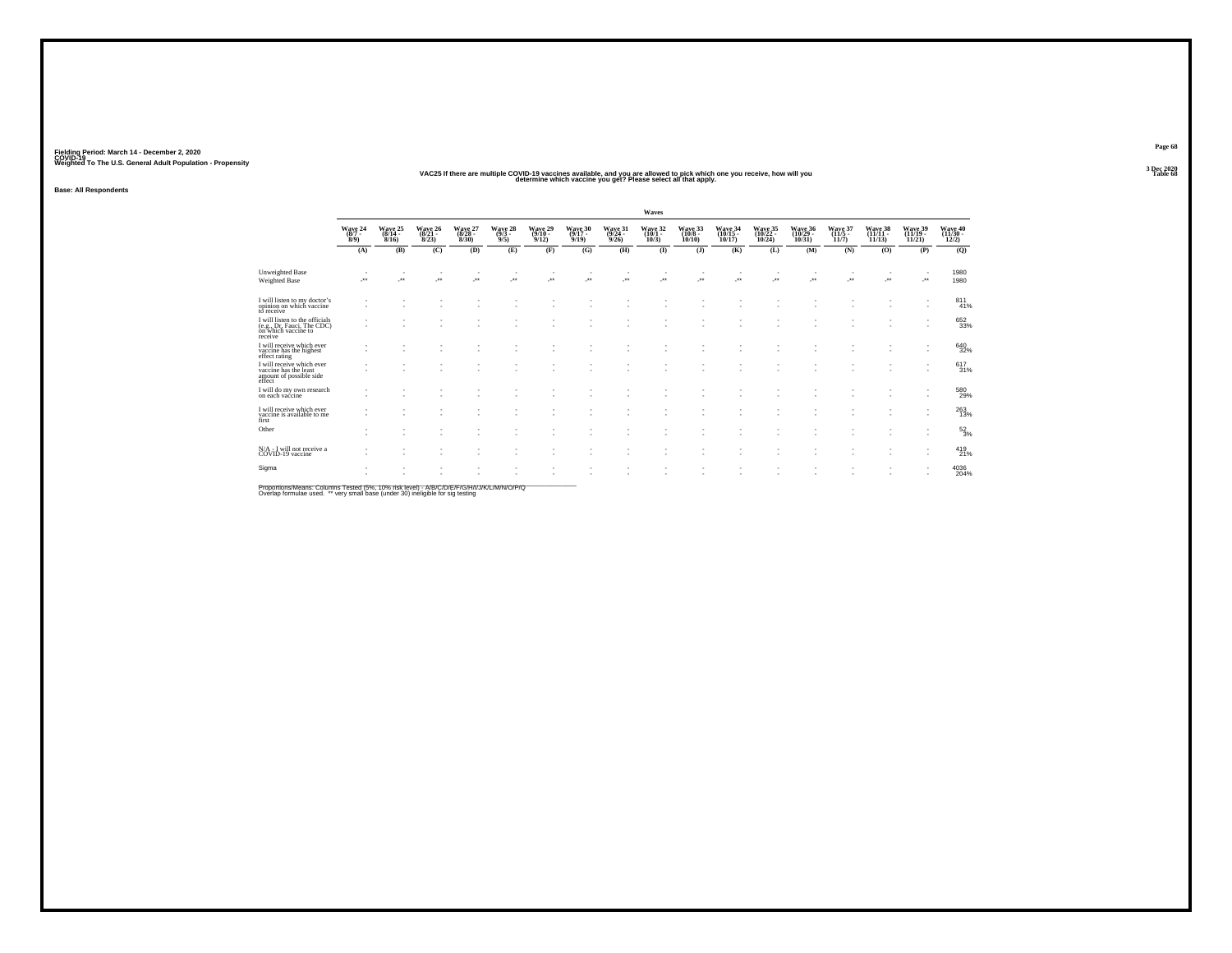Fielding Period: March 14 - December 2, 2020
COVID-19
Weighted To The U.S. General Adult Population - Propensity

3 Dec 2020
Table 68

**VAC25 If there are multiple COVID-19 vaccines available, and you are allowed to pick which one you receive, how will you determine which vaccine you get? Please select all that apply.**

**Base: All Respondents**

| | Waves | | | | | | | | | | | | | | | | |
|---|---|---|---|---|---|---|---|---|---|---|---|---|---|---|---|---|---|
| | Wave 24 (8/7 - 8/9) | Wave 25 (8/14 - 8/16) | Wave 26 (8/21 - 8/23) | Wave 27 (8/28 - 8/30) | Wave 28 (9/3 - 9/5) | Wave 29 (9/10 - 9/12) | Wave 30 (9/17 - 9/19) | Wave 31 (9/24 - 9/26) | Wave 32 (10/1 - 10/3) | Wave 33 (10/8 - 10/10) | Wave 34 (10/15 - 10/17) | Wave 35 (10/22 - 10/24) | Wave 36 (10/29 - 10/31) | Wave 37 (11/5 - 11/7) | Wave 38 (11/11 - 11/13) | Wave 39 (11/19 - 11/21) | Wave 40 (11/30 - 12/2) |
| | (A) | (B) | (C) | (D) | (E) | (F) | (G) | (H) | (I) | (J) | (K) | (L) | (M) | (N) | (O) | (P) | (Q) |
| Unweighted Base | - | - | - | - | - | - | - | - | - | - | - | - | - | - | - | - | 1980 |
| Weighted Base | -** | -** | -** | -** | -** | -** | -** | -** | -** | -** | -** | -** | -** | -** | -** | -** | 1980 |
| I will listen to my doctor's opinion on which vaccine to receive | - | - | - | - | - | - | - | - | - | - | - | - | - | - | - | - | 811 41% |
| I will listen to the officials (e.g., Dr. Fauci, The CDC) on which vaccine to receive | - | - | - | - | - | - | - | - | - | - | - | - | - | - | - | - | 652 33% |
| I will receive which ever vaccine has the highest effect rating | - | - | - | - | - | - | - | - | - | - | - | - | - | - | - | - | 640 32% |
| I will receive which ever vaccine has the least amount of possible side effect | - | - | - | - | - | - | - | - | - | - | - | - | - | - | - | - | 617 31% |
| I will do my own research on each vaccine | - | - | - | - | - | - | - | - | - | - | - | - | - | - | - | - | 580 29% |
| I will receive which ever vaccine is available to me first | - | - | - | - | - | - | - | - | - | - | - | - | - | - | - | - | 263 13% |
| Other | - | - | - | - | - | - | - | - | - | - | - | - | - | - | - | - | 52 3% |
| N/A - I will not receive a COVID-19 vaccine | - | - | - | - | - | - | - | - | - | - | - | - | - | - | - | - | 419 21% |
| Sigma | - | - | - | - | - | - | - | - | - | - | - | - | - | - | - | - | 4036 204% |

Proportions/Means: Columns Tested (5%, 10% risk level) - A/B/C/D/E/F/G/H/I/J/K/L/M/N/O/P/Q
Overlap formulae used. ** very small base (under 30) ineligible for sig testing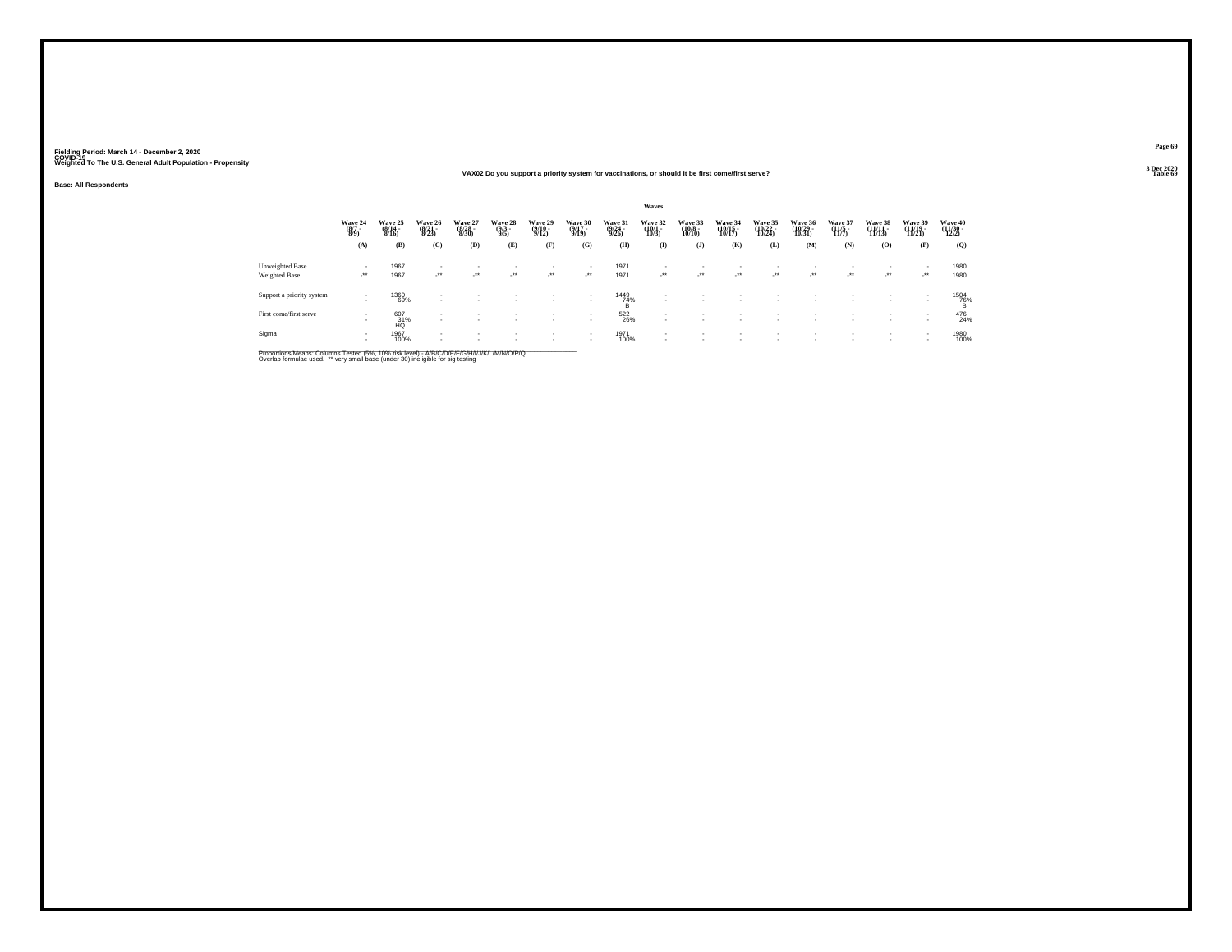Fielding Period: March 14 - December 2, 2020
COVID-19
Weighted To The U.S. General Adult Population - Propensity

3 Dec 2020
Table 69

VAX02 Do you support a priority system for vaccinations, or should it be first come/first serve?

Base: All Respondents

| | Waves | | | | | | | | | | | | | | | | |
|---|---|---|---|---|---|---|---|---|---|---|---|---|---|---|---|---|---|
| | Wave 24 (8/7 - 8/9) | Wave 25 (8/14 - 8/16) | Wave 26 (8/21 - 8/23) | Wave 27 (8/28 - 8/30) | Wave 28 (9/3 - 9/5) | Wave 29 (9/10 - 9/12) | Wave 30 (9/17 - 9/19) | Wave 31 (9/24 - 9/26) | Wave 32 (10/1 - 10/3) | Wave 33 (10/8 - 10/10) | Wave 34 (10/15 - 10/17) | Wave 35 (10/22 - 10/24) | Wave 36 (10/29 - 10/31) | Wave 37 (11/5 - 11/7) | Wave 38 (11/11 - 11/13) | Wave 39 (11/19 - 11/21) | Wave 40 (11/30 - 12/2) |
| | (A) | (B) | (C) | (D) | (E) | (F) | (G) | (H) | (I) | (J) | (K) | (L) | (M) | (N) | (O) | (P) | (Q) |
| Unweighted Base | - | 1967 | - | - | - | - | - | 1971 | - | - | - | - | - | - | - | - | 1980 |
| Weighted Base | -** | 1967 | -** | -** | -** | -** | -** | 1971 | -** | -** | -** | -** | -** | -** | -** | -** | 1980 |
| Support a priority system | - | 1360 | - | - | - | - | - | 1449 | - | - | - | - | - | - | - | - | 1504 |
| | - | 69% | - | - | - | - | - | 74% | - | - | - | - | - | - | - | - | 76% |
| | | | | | | | | B | | | | | | | | | B |
| First come/first serve | - | 607 | - | - | - | - | - | 522 | - | - | - | - | - | - | - | - | 476 |
| | - | 31% | - | - | - | - | - | 26% | - | - | - | - | - | - | - | - | 24% |
| | | HQ | | | | | | | | | | | | | | | |
| Sigma | - | 1967 | - | - | - | - | - | 1971 | - | - | - | - | - | - | - | - | 1980 |
| | - | 100% | - | - | - | - | - | 100% | - | - | - | - | - | - | - | - | 100% |

Proportions/Means: Columns Tested (5%, 10% risk level) - A/B/C/D/E/F/G/H/I/J/K/L/M/N/O/P/Q
Overlap formulae used. ** very small base (under 30) ineligible for sig testing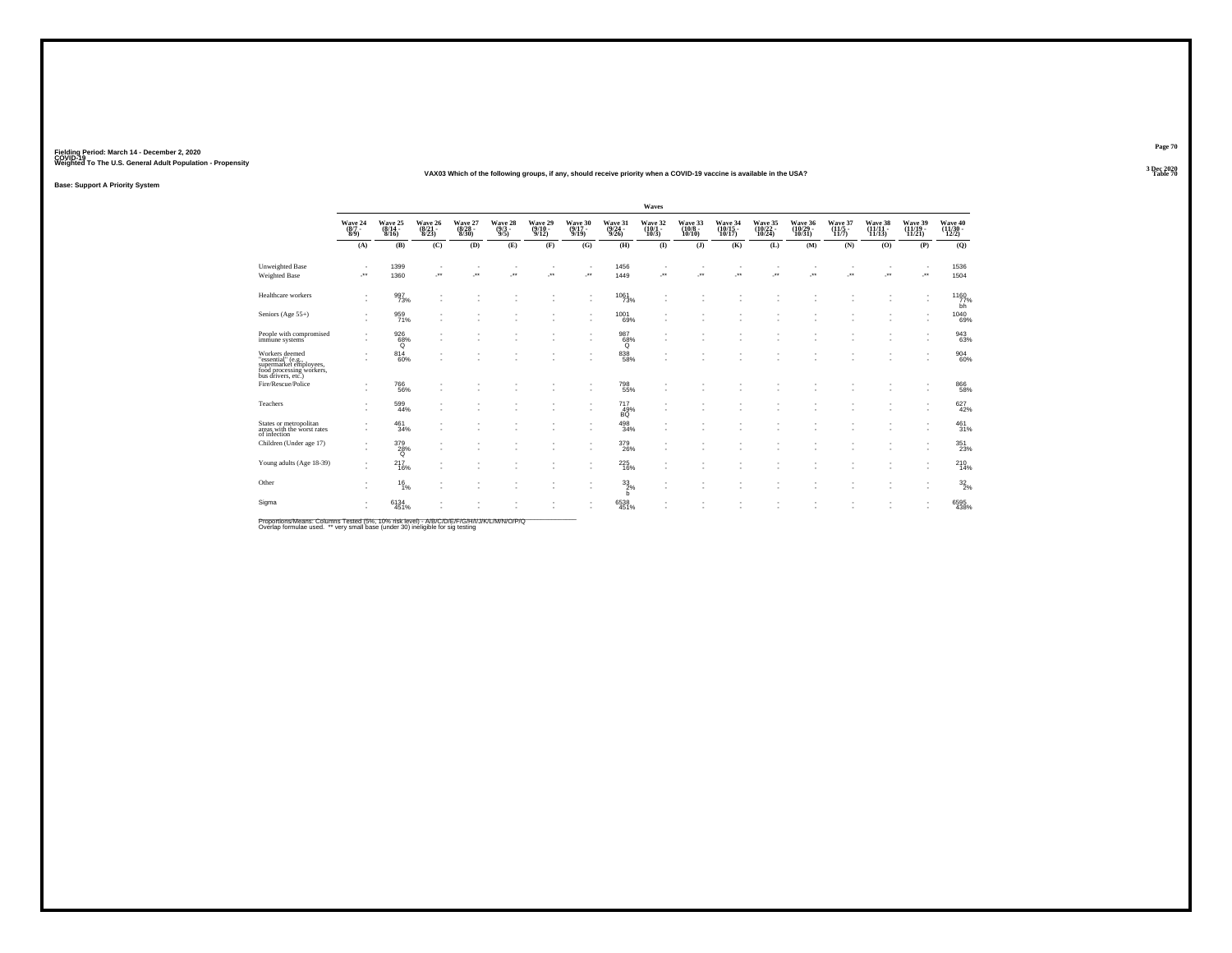Fielding Period: March 14 - December 2, 2020
COVID-19
Weighted To The U.S. General Adult Population - Propensity

VAX03 Which of the following groups, if any, should receive priority when a COVID-19 vaccine is available in the USA?

Base: Support A Priority System

| | Waves | | | | | | | | | | | | | | | | |
|---|---|---|---|---|---|---|---|---|---|---|---|---|---|---|---|---|---|
| | Wave 24 (8/7 - 8/9) | Wave 25 (8/14 - 8/16) | Wave 26 (8/21 - 8/23) | Wave 27 (8/28 - 8/30) | Wave 28 (9/3 - 9/5) | Wave 29 (9/10 - 9/12) | Wave 30 (9/17 - 9/19) | Wave 31 (9/24 - 9/26) | Wave 32 (10/1 - 10/3) | Wave 33 (10/8 - 10/10) | Wave 34 (10/15 - 10/17) | Wave 35 (10/22 - 10/24) | Wave 36 (10/29 - 10/31) | Wave 37 (11/5 - 11/7) | Wave 38 (11/11 - 11/13) | Wave 39 (11/19 - 11/21) | Wave 40 (11/30 - 12/2) |
| | (A) | (B) | (C) | (D) | (E) | (F) | (G) | (H) | (I) | (J) | (K) | (L) | (M) | (N) | (O) | (P) | (Q) |
| Unweighted Base | - | 1399 | - | - | - | - | - | 1456 | - | - | - | - | - | - | - | - | 1536 |
| Weighted Base | -** | 1360 | -** | -** | -** | -** | -** | 1449 | -** | -** | -** | -** | -** | -** | -** | -** | 1504 |
| Healthcare workers | - | 997 | - | - | - | - | - | 1061 | - | - | - | - | - | - | - | - | 1160 |
| | - | 73% | - | - | - | - | - | 73% | - | - | - | - | - | - | - | - | 77% |
| | | | | | | | | | | | | | | | | | bh |
| Seniors (Age 55+) | - | 959 | - | - | - | - | - | 1001 | - | - | - | - | - | - | - | - | 1040 |
| | - | 71% | - | - | - | - | - | 69% | - | - | - | - | - | - | - | - | 69% |
| People with compromised immune systems | - | 926 | - | - | - | - | - | 987 | - | - | - | - | - | - | - | - | 943 |
| | - | 68% | - | - | - | - | - | 68% | - | - | - | - | - | - | - | - | 63% |
| | | Q | | | | | | Q | | | | | | | | | |
| Workers deemed "essential" (e.g., supermarket employees, food processing workers, bus drivers, etc.) | - | 814 | - | - | - | - | - | 838 | - | - | - | - | - | - | - | - | 904 |
| | - | 60% | - | - | - | - | - | 58% | - | - | - | - | - | - | - | - | 60% |
| Fire/Rescue/Police | - | 766 | - | - | - | - | - | 798 | - | - | - | - | - | - | - | - | 866 |
| | - | 56% | - | - | - | - | - | 55% | - | - | - | - | - | - | - | - | 58% |
| Teachers | - | 599 | - | - | - | - | - | 717 | - | - | - | - | - | - | - | - | 627 |
| | - | 44% | - | - | - | - | - | 49% | - | - | - | - | - | - | - | - | 42% |
| | | | | | | | | BQ | | | | | | | | | |
| States or metropolitan areas with the worst rates of infection | - | 461 | - | - | - | - | - | 498 | - | - | - | - | - | - | - | - | 461 |
| | - | 34% | - | - | - | - | - | 34% | - | - | - | - | - | - | - | - | 31% |
| Children (Under age 17) | - | 379 | - | - | - | - | - | 379 | - | - | - | - | - | - | - | - | 351 |
| | - | 28% | - | - | - | - | - | 26% | - | - | - | - | - | - | - | - | 23% |
| | | Q | | | | | | | | | | | | | | | |
| Young adults (Age 18-39) | - | 217 | - | - | - | - | - | 225 | - | - | - | - | - | - | - | - | 210 |
| | - | 16% | - | - | - | - | - | 16% | - | - | - | - | - | - | - | - | 14% |
| Other | - | 16 | - | - | - | - | - | 33 | - | - | - | - | - | - | - | - | 32 |
| | - | 1% | - | - | - | - | - | 2% | - | - | - | - | - | - | - | - | 2% |
| | | | | | | | | b | | | | | | | | | |
| Sigma | - | 6134 | - | - | - | - | - | 6538 | - | - | - | - | - | - | - | - | 6595 |
| | - | 451% | - | - | - | - | - | 451% | - | - | - | - | - | - | - | - | 438% |

Proportions/Means: Columns Tested (5%, 10% risk level) - A/B/C/D/E/F/G/H/I/J/K/L/M/N/O/P/Q
Overlap formulae used. ** very small base (under 30) ineligible for sig testing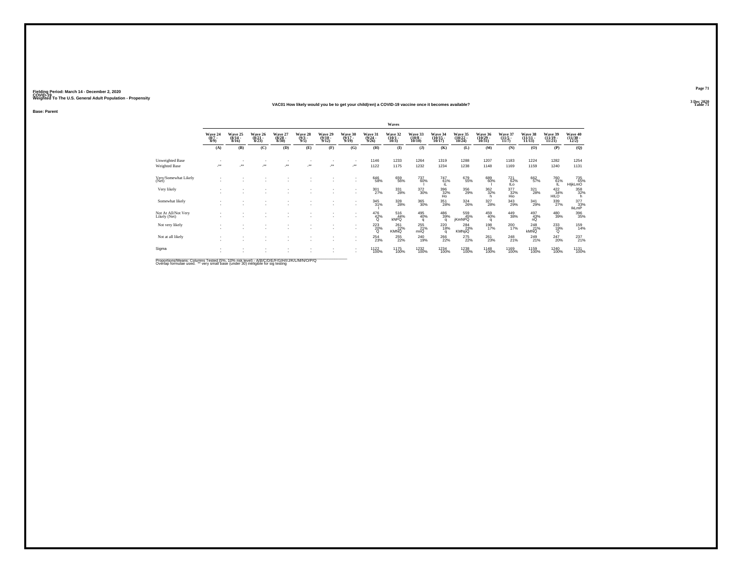Fielding Period: March 14 - December 2, 2020
COVID-19
Weighted To The U.S. General Adult Population - Propensity

3 Dec 2020
Table 71

### VAC01 How likely would you be to get your child(ren) a COVID-19 vaccine once it becomes available?

**Base: Parent**

| | Waves | | | | | | | | | | | | | | | | |
|---|---|---|---|---|---|---|---|---|---|---|---|---|---|---|---|---|---|
| | Wave 24 (8/7 - 8/9) | Wave 25 (8/14 - 8/16) | Wave 26 (8/21 - 8/23) | Wave 27 (8/28 - 8/30) | Wave 28 (9/3 - 9/5) | Wave 29 (9/10 - 9/12) | Wave 30 (9/17 - 9/19) | Wave 31 (9/24 - 9/26) | Wave 32 (10/1 - 10/3) | Wave 33 (10/8 - 10/10) | Wave 34 (10/15 - 10/17) | Wave 35 (10/22 - 10/24) | Wave 36 (10/29 - 10/31) | Wave 37 (11/5 - 11/7) | Wave 38 (11/11 - 11/13) | Wave 39 (11/19 - 11/21) | Wave 40 (11/30 - 12/2) |
| | (A) | (B) | (C) | (D) | (E) | (F) | (G) | (H) | (I) | (J) | (K) | (L) | (M) | (N) | (O) | (P) | (Q) |
| Unweighted Base | - | - | - | - | - | - | - | 1146 | 1233 | 1264 | 1319 | 1288 | 1207 | 1183 | 1224 | 1282 | 1254 |
| Weighted Base | -** | -** | -** | -** | -** | -** | -** | 1122 | 1175 | 1232 | 1234 | 1238 | 1148 | 1169 | 1159 | 1240 | 1131 |
| Very/Somewhat Likely (Net) | - | - | - | - | - | - | - | 646 58% | 659 56% | 737 60% I | 747 61% iL | 679 55% | 689 60% I | 721 62% ILo | 662 57% | 760 61% IL | 735 65% HIjkLmO |
| Very likely | - | - | - | - | - | - | - | 301 27% | 331 28% | 372 30% | 396 32% Ho | 356 29% | 362 32% h | 377 32% Hio | 321 28% | 422 34% HILO | 358 32% h |
| Somewhat likely | - | - | - | - | - | - | - | 345 31% I | 328 28% | 365 30% | 351 28% | 324 26% | 327 28% | 343 29% | 341 29% | 339 27% | 377 33% lkLmP |
| Not At All/Not Very Likely (Net) | - | - | - | - | - | - | - | 476 42% Q | 516 44% kNPQ | 495 40% q | 486 39% q | 559 45% jKmNPQ | 459 40% q | 449 38% | 497 43% nQ | 480 39% | 396 35% |
| Not very likely | - | - | - | - | - | - | - | 223 20% Q | 261 22% KMNQ | 255 21% mnQ | 220 18% q | 284 23% KMNpQ | 198 17% | 200 17% | 248 21% kMNQ | 233 19% Q | 159 14% |
| Not at all likely | - | - | - | - | - | - | - | 254 23% | 255 22% | 240 19% | 266 22% | 275 22% | 261 23% | 248 21% | 249 21% | 247 20% | 237 21% |
| Sigma | - | - | - | - | - | - | - | 1122 100% | 1175 100% | 1232 100% | 1234 100% | 1238 100% | 1148 100% | 1169 100% | 1159 100% | 1240 100% | 1131 100% |

Proportions/Means: Columns Tested (5%, 10% risk level) - A/B/C/D/E/F/G/H/I/J/K/L/M/N/O/P/Q
Overlap formulae used. ** very small base (under 30) ineligible for sig testing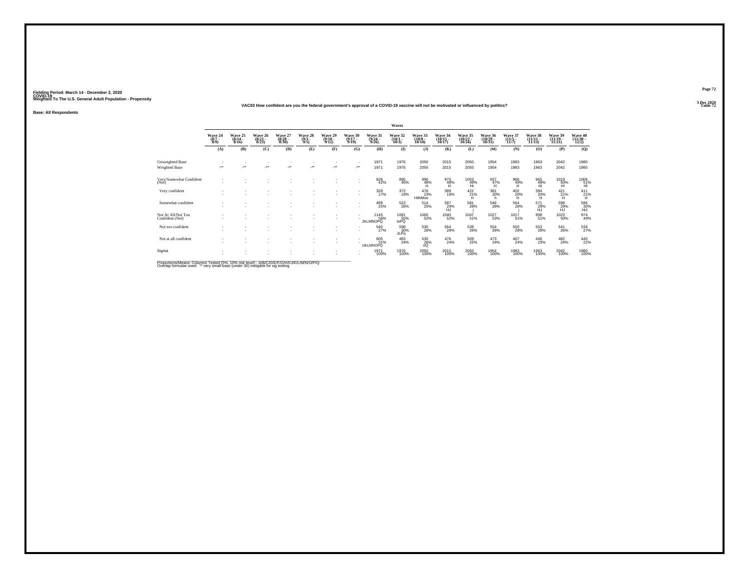Fielding Period: March 14 - December 2, 2020
COVID-19
Weighted To The U.S. General Adult Population - Propensity

3 Dec 2020
Table 72

**VAC03 How confident are you the federal government's approval of a COVID-19 vaccine will not be motivated or influenced by politics?**

**Base: All Respondents**

| | Waves | | | | | | | | | | | | | | | | |
|---|---|---|---|---|---|---|---|---|---|---|---|---|---|---|---|---|---|
| | Wave 24 (8/7 - 8/9) | Wave 25 (8/14 - 8/16) | Wave 26 (8/21 - 8/23) | Wave 27 (8/28 - 8/30) | Wave 28 (9/3 - 9/5) | Wave 29 (9/10 - 9/12) | Wave 30 (9/17 - 9/19) | Wave 31 (9/24 - 9/26) | Wave 32 (10/1 - 10/3) | Wave 33 (10/8 - 10/10) | Wave 34 (10/15 - 10/17) | Wave 35 (10/22 - 10/24) | Wave 36 (10/29 - 10/31) | Wave 37 (11/5 - 11/7) | Wave 38 (11/11 - 11/13) | Wave 39 (11/19 - 11/21) | Wave 40 (11/30 - 12/2) |
| | (A) | (B) | (C) | (D) | (E) | (F) | (G) | (H) | (I) | (J) | (K) | (L) | (M) | (N) | (O) | (P) | (Q) |
| Unweighted Base | - | - | - | - | - | - | - | 1971 | 1976 | 2050 | 2015 | 2050 | 1954 | 1983 | 1963 | 2042 | 1980 |
| Weighted Base | -** | -** | -** | -** | -** | -** | -** | 1971 | 1976 | 2050 | 2015 | 2050 | 1954 | 1983 | 1963 | 2042 | 1980 |
| Very/Somewhat Confident (Net) | - | - | - | - | - | - | - | 826 42% | 895 45% | 990 48% H | 975 48% H | 1003 49% Hi | 927 47% H | 966 49% H | 965 49% Hi | 1019 50% HI | 1006 51% HI |
| Very confident | - | - | - | - | - | - | - | 328 17% | 372 19% | 476 23% HIKMno | 389 19% | 422 21% H | 381 20% h | 402 20% H | 394 20% H | 421 21% H | 411 21% H |
| Somewhat confident | - | - | - | - | - | - | - | 499 25% | 523 26% | 514 25% | 587 29% HJ | 581 28% j | 546 28% | 564 28% j | 571 29% HJ | 598 29% HJ | 596 30% HIJ |
| Not At All/Not Too Confident (Net) | - | - | - | - | - | - | - | 1145 58% JKLMNOPQ | 1081 55% loPQ | 1060 52% | 1040 52% | 1047 51% | 1027 53% | 1017 51% | 998 51% | 1023 50% | 974 49% |
| Not too confident | - | - | - | - | - | - | - | 540 27% | 598 30% JLPq | 530 26% | 564 28% | 539 26% | 554 28% | 550 28% | 553 28% | 541 26% | 534 27% |
| Not at all confident | - | - | - | - | - | - | - | 605 31% IJKLMNOPQ | 483 24% | 530 26% oQ | 476 24% | 509 25% | 473 24% | 467 24% | 446 23% | 482 24% | 440 22% |
| Sigma | - | - | - | - | - | - | - | 1971 100% | 1976 100% | 2050 100% | 2015 100% | 2050 100% | 1954 100% | 1983 100% | 1963 100% | 2042 100% | 1980 100% |

Proportions/Means: Columns Tested (5%, 10% risk level) - A/B/C/D/E/F/G/H/I/J/K/L/M/N/O/P/Q
Overlap formulae used. ** very small base (under 30) ineligible for sig testing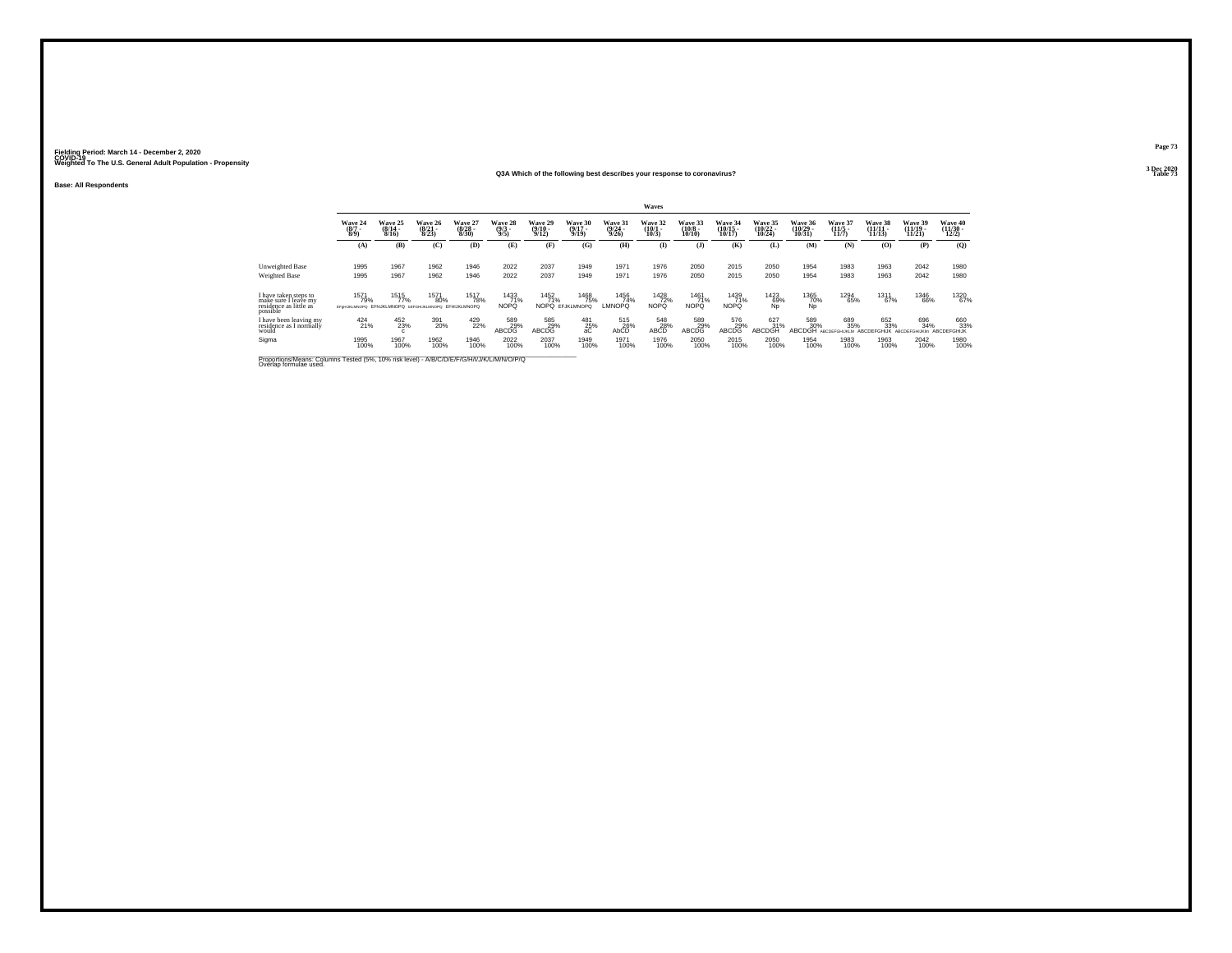Fielding Period: March 14 - December 2, 2020
COVID-19
Weighted To The U.S. General Adult Population - Propensity

Q3A Which of the following best describes your response to coronavirus?

Base: All Respondents

| | Waves | | | | | | | | | | | | | | | | |
|---|---|---|---|---|---|---|---|---|---|---|---|---|---|---|---|---|---|
| | Wave 24 (8/7 - 8/9) | Wave 25 (8/14 - 8/16) | Wave 26 (8/21 - 8/23) | Wave 27 (8/28 - 8/30) | Wave 28 (9/3 - 9/5) | Wave 29 (9/10 - 9/12) | Wave 30 (9/17 - 9/19) | Wave 31 (9/24 - 9/26) | Wave 32 (10/1 - 10/3) | Wave 33 (10/8 - 10/10) | Wave 34 (10/15 - 10/17) | Wave 35 (10/22 - 10/24) | Wave 36 (10/29 - 10/31) | Wave 37 (11/5 - 11/7) | Wave 38 (11/11 - 11/13) | Wave 39 (11/19 - 11/21) | Wave 40 (11/30 - 12/2) |
| | (A) | (B) | (C) | (D) | (E) | (F) | (G) | (H) | (I) | (J) | (K) | (L) | (M) | (N) | (O) | (P) | (Q) |
| Unweighted Base | 1995 | 1967 | 1962 | 1946 | 2022 | 2037 | 1949 | 1971 | 1976 | 2050 | 2015 | 2050 | 1954 | 1983 | 1963 | 2042 | 1980 |
| Weighted Base | 1995 | 1967 | 1962 | 1946 | 2022 | 2037 | 1949 | 1971 | 1976 | 2050 | 2015 | 2050 | 1954 | 1983 | 1963 | 2042 | 1980 |
| I have taken steps to make sure I leave my residence as little as possible | 1571 79% EFgHIJKLMNOPQ | 1515 77% EFHIJKLMNOPQ | 1571 80% bEFGHIJKLMNOPQ | 1517 78% EFHIJKLMNOPQ | 1433 71% NOPQ | 1452 71% NOPQ | 1468 75% EFJKLMNOPQ | 1456 74% LMNOPQ | 1428 72% NOPQ | 1461 71% NOPQ | 1439 71% NOPQ | 1423 69% Np | 1365 70% Np | 1294 65% | 1311 67% | 1346 66% | 1320 67% |
| I have been leaving my residence as I normally would | 424 21% | 452 23% c | 391 20% | 429 22% | 589 29% ABCDG | 585 29% ABCDG | 481 25% aC | 515 26% AbCD | 548 28% ABCD | 589 29% ABCDG | 576 29% ABCDG | 627 31% ABCDGH | 589 30% ABCDGH | 689 35% ABCDEFGHIJKLM | 652 33% ABCDEFGHIJK | 696 34% ABCDEFGHIJKlm | 660 33% ABCDEFGHIJK |
| Sigma | 1995 100% | 1967 100% | 1962 100% | 1946 100% | 2022 100% | 2037 100% | 1949 100% | 1971 100% | 1976 100% | 2050 100% | 2015 100% | 2050 100% | 1954 100% | 1983 100% | 1963 100% | 2042 100% | 1980 100% |

Proportions/Means: Columns Tested (5%, 10% risk level) - A/B/C/D/E/F/G/H/I/J/K/L/M/N/O/P/Q
Overlap formulae used.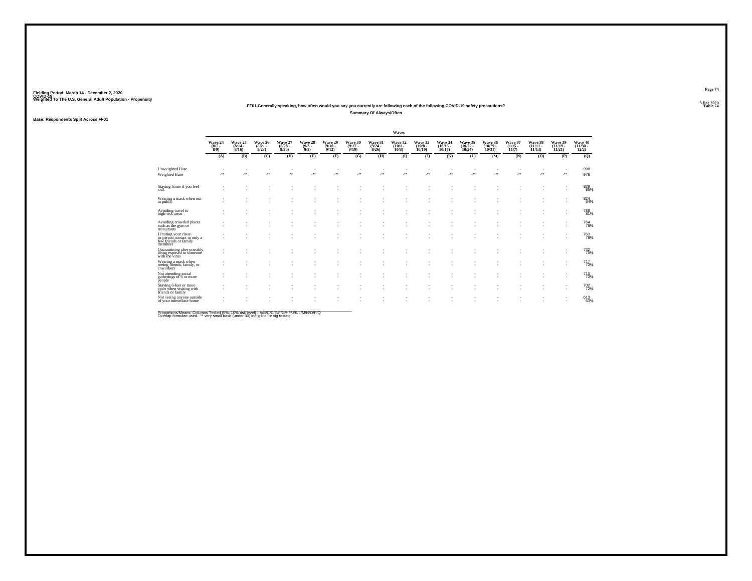Fielding Period: March 14 - December 2, 2020
COVID-19
Weighted To The U.S. General Adult Population - Propensity

3 Dec 2020
Table 74

**FF01 Generally speaking, how often would you say you currently are following each of the following COVID-19 safety precautions?**
**Summary Of Always/Often**

**Base: Respondents Split Across FF01**

| | Waves | | | | | | | | | | | | | | | | |
|---|---|---|---|---|---|---|---|---|---|---|---|---|---|---|---|---|---|
| | Wave 24 (8/7 - 8/9) | Wave 25 (8/14 - 8/16) | Wave 26 (8/21 - 8/23) | Wave 27 (8/28 - 8/30) | Wave 28 (9/3 - 9/5) | Wave 29 (9/10 - 9/12) | Wave 30 (9/17 - 9/19) | Wave 31 (9/24 - 9/26) | Wave 32 (10/1 - 10/3) | Wave 33 (10/8 - 10/10) | Wave 34 (10/15 - 10/17) | Wave 35 (10/22 - 10/24) | Wave 36 (10/29 - 10/31) | Wave 37 (11/5 - 11/7) | Wave 38 (11/11 - 11/13) | Wave 39 (11/19 - 11/21) | Wave 40 (11/30 - 12/2) |
| | (A) | (B) | (C) | (D) | (E) | (F) | (G) | (H) | (I) | (J) | (K) | (L) | (M) | (N) | (O) | (P) | (Q) |
| Unweighted Base | - | - | - | - | - | - | - | - | - | - | - | - | - | - | - | - | 990 |
| Weighted Base | -** | -** | -** | -** | -** | -** | -** | -** | -** | -** | -** | -** | -** | -** | -** | -** | 976 |
| Staying home if you feel sick | - | - | - | - | - | - | - | - | - | - | - | - | - | - | - | - | 829 85% |
| Wearing a mask when out in public | - | - | - | - | - | - | - | - | - | - | - | - | - | - | - | - | 824 84% |
| Avoiding travel to high-risk areas | - | - | - | - | - | - | - | - | - | - | - | - | - | - | - | - | 788 81% |
| Avoiding crowded places such as the gym or restaurants | - | - | - | - | - | - | - | - | - | - | - | - | - | - | - | - | 764 78% |
| Limiting your close in-person contact to only a few friends or family members | - | - | - | - | - | - | - | - | - | - | - | - | - | - | - | - | 763 78% |
| Quarantining after possibly being exposed to someone with the virus | - | - | - | - | - | - | - | - | - | - | - | - | - | - | - | - | 732 75% |
| Wearing a mask when seeing friends, family, or coworkers | - | - | - | - | - | - | - | - | - | - | - | - | - | - | - | - | 717 73% |
| Not attending social gatherings of 6 or more people | - | - | - | - | - | - | - | - | - | - | - | - | - | - | - | - | 710 73% |
| Staying 6-feet or more apart when visiting with friends or family | - | - | - | - | - | - | - | - | - | - | - | - | - | - | - | - | 702 72% |
| Not seeing anyone outside of your immediate home | - | - | - | - | - | - | - | - | - | - | - | - | - | - | - | - | 613 63% |

Proportions/Means: Columns Tested (5%, 10% risk level) - A/B/C/D/E/F/G/H/I/J/K/L/M/N/O/P/Q
Overlap formulae used. ** very small base (under 30) ineligible for sig testing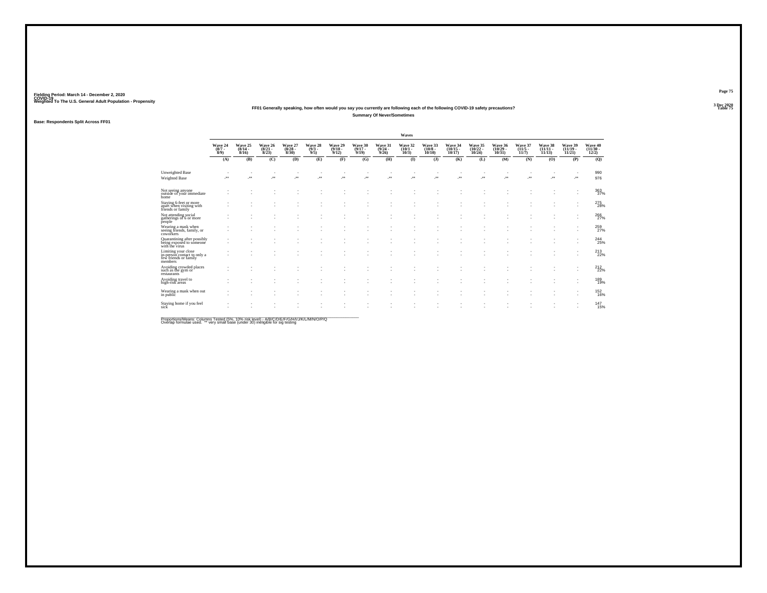Fielding Period: March 14 - December 2, 2020
COVID-19
Weighted To The U.S. General Adult Population - Propensity

3 Dec 2020
Table 75

## FF01 Generally speaking, how often would you say you currently are following each of the following COVID-19 safety precautions?

### Summary Of Never/Sometimes

Base: Respondents Split Across FF01

| | Waves | | | | | | | | | | | | | | | | |
|---|---|---|---|---|---|---|---|---|---|---|---|---|---|---|---|---|---|
| | Wave 24 (8/7 - 8/9) | Wave 25 (8/14 - 8/16) | Wave 26 (8/21 - 8/23) | Wave 27 (8/28 - 8/30) | Wave 28 (9/3 - 9/5) | Wave 29 (9/10 - 9/12) | Wave 30 (9/17 - 9/19) | Wave 31 (9/24 - 9/26) | Wave 32 (10/1 - 10/3) | Wave 33 (10/8 - 10/10) | Wave 34 (10/15 - 10/17) | Wave 35 (10/22 - 10/24) | Wave 36 (10/29 - 10/31) | Wave 37 (11/5 - 11/7) | Wave 38 (11/11 - 11/13) | Wave 39 (11/19 - 11/21) | Wave 40 (11/30 - 12/2) |
| | (A) | (B) | (C) | (D) | (E) | (F) | (G) | (H) | (I) | (J) | (K) | (L) | (M) | (N) | (O) | (P) | (Q) |
| Unweighted Base | - | - | - | - | - | - | - | - | - | - | - | - | - | - | - | - | 990 |
| Weighted Base | -** | -** | -** | -** | -** | -** | -** | -** | -** | -** | -** | -** | -** | -** | -** | -** | 976 |
| Not seeing anyone outside of your immediate home | - | - | - | - | - | - | - | - | - | - | - | - | - | - | - | - | 363 |
| | - | - | - | - | - | - | - | - | - | - | - | - | - | - | - | - | 37% |
| Staying 6-feet or more apart when visiting with friends or family | - | - | - | - | - | - | - | - | - | - | - | - | - | - | - | - | 275 |
| | - | - | - | - | - | - | - | - | - | - | - | - | - | - | - | - | 28% |
| Not attending social gatherings of 6 or more people | - | - | - | - | - | - | - | - | - | - | - | - | - | - | - | - | 266 |
| | - | - | - | - | - | - | - | - | - | - | - | - | - | - | - | - | 27% |
| Wearing a mask when seeing friends, family, or coworkers | - | - | - | - | - | - | - | - | - | - | - | - | - | - | - | - | 259 |
| | - | - | - | - | - | - | - | - | - | - | - | - | - | - | - | - | 27% |
| Quarantining after possibly being exposed to someone with the virus | - | - | - | - | - | - | - | - | - | - | - | - | - | - | - | - | 244 |
| | - | - | - | - | - | - | - | - | - | - | - | - | - | - | - | - | 25% |
| Limiting your close in-person contact to only a few friends or family members | - | - | - | - | - | - | - | - | - | - | - | - | - | - | - | - | 213 |
| | - | - | - | - | - | - | - | - | - | - | - | - | - | - | - | - | 22% |
| Avoiding crowded places such as the gym or restaurants | - | - | - | - | - | - | - | - | - | - | - | - | - | - | - | - | 212 |
| | - | - | - | - | - | - | - | - | - | - | - | - | - | - | - | - | 22% |
| Avoiding travel to high-risk areas | - | - | - | - | - | - | - | - | - | - | - | - | - | - | - | - | 189 |
| | - | - | - | - | - | - | - | - | - | - | - | - | - | - | - | - | 19% |
| Wearing a mask when out in public | - | - | - | - | - | - | - | - | - | - | - | - | - | - | - | - | 152 |
| | - | - | - | - | - | - | - | - | - | - | - | - | - | - | - | - | 16% |
| Staying home if you feel sick | - | - | - | - | - | - | - | - | - | - | - | - | - | - | - | - | 147 |
| | - | - | - | - | - | - | - | - | - | - | - | - | - | - | - | - | 15% |

Proportions/Means: Columns Tested (5%, 10% risk level) - A/B/C/D/E/F/G/H/I/J/K/L/M/N/O/P/Q
Overlap formulae used. ** very small base (under 30) ineligible for sig testing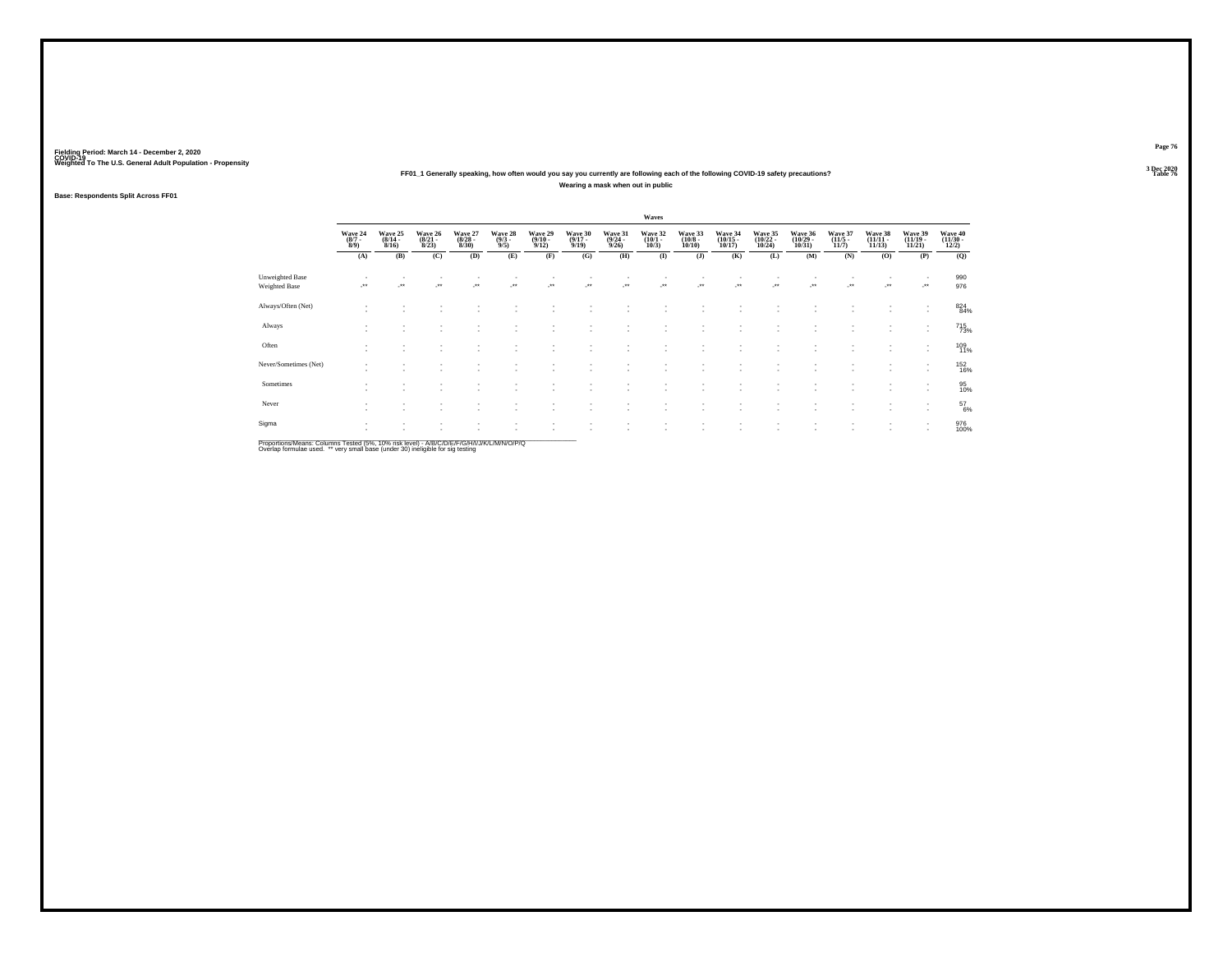Fielding Period: March 14 - December 2, 2020
COVID-19
Weighted To The U.S. General Adult Population - Propensity

3 Dec 2020
Table 76

## FF01_1 Generally speaking, how often would you say you currently are following each of the following COVID-19 safety precautions?

### Wearing a mask when out in public

Base: Respondents Split Across FF01

| | Waves | | | | | | | | | | | | | | | | |
|---|---|---|---|---|---|---|---|---|---|---|---|---|---|---|---|---|---|
| | Wave 24 (8/7 - 8/9) | Wave 25 (8/14 - 8/16) | Wave 26 (8/21 - 8/23) | Wave 27 (8/28 - 8/30) | Wave 28 (9/3 - 9/5) | Wave 29 (9/10 - 9/12) | Wave 30 (9/17 - 9/19) | Wave 31 (9/24 - 9/26) | Wave 32 (10/1 - 10/3) | Wave 33 (10/8 - 10/10) | Wave 34 (10/15 - 10/17) | Wave 35 (10/22 - 10/24) | Wave 36 (10/29 - 10/31) | Wave 37 (11/5 - 11/7) | Wave 38 (11/11 - 11/13) | Wave 39 (11/19 - 11/21) | Wave 40 (11/30 - 12/2) |
| | (A) | (B) | (C) | (D) | (E) | (F) | (G) | (H) | (I) | (J) | (K) | (L) | (M) | (N) | (O) | (P) | (Q) |
| Unweighted Base | - | - | - | - | - | - | - | - | - | - | - | - | - | - | - | - | 990 |
| Weighted Base | -** | -** | -** | -** | -** | -** | -** | -** | -** | -** | -** | -** | -** | -** | -** | -** | 976 |
| Always/Often (Net) | - | - | - | - | - | - | - | - | - | - | - | - | - | - | - | - | 824 |
| | - | - | - | - | - | - | - | - | - | - | - | - | - | - | - | - | 84% |
| Always | - | - | - | - | - | - | - | - | - | - | - | - | - | - | - | - | 715 |
| | - | - | - | - | - | - | - | - | - | - | - | - | - | - | - | - | 73% |
| Often | - | - | - | - | - | - | - | - | - | - | - | - | - | - | - | - | 109 |
| | - | - | - | - | - | - | - | - | - | - | - | - | - | - | - | - | 11% |
| Never/Sometimes (Net) | - | - | - | - | - | - | - | - | - | - | - | - | - | - | - | - | 152 |
| | - | - | - | - | - | - | - | - | - | - | - | - | - | - | - | - | 16% |
| Sometimes | - | - | - | - | - | - | - | - | - | - | - | - | - | - | - | - | 95 |
| | - | - | - | - | - | - | - | - | - | - | - | - | - | - | - | - | 10% |
| Never | - | - | - | - | - | - | - | - | - | - | - | - | - | - | - | - | 57 |
| | - | - | - | - | - | - | - | - | - | - | - | - | - | - | - | - | 6% |
| Sigma | - | - | - | - | - | - | - | - | - | - | - | - | - | - | - | - | 976 |
| | - | - | - | - | - | - | - | - | - | - | - | - | - | - | - | - | 100% |

Proportions/Means: Columns Tested (5%, 10% risk level) - A/B/C/D/E/F/G/H/I/J/K/L/M/N/O/P/Q
Overlap formulae used. ** very small base (under 30) ineligible for sig testing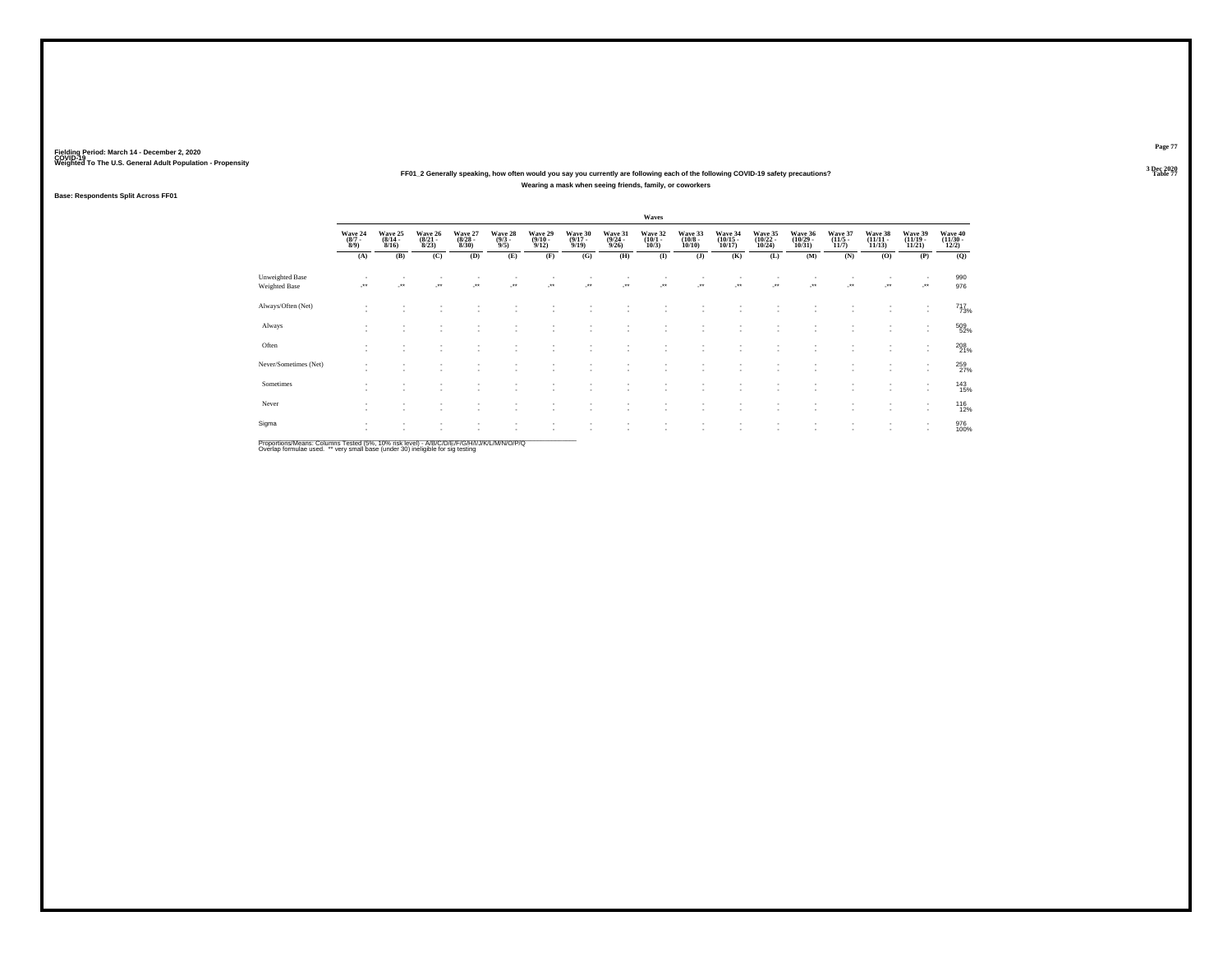Fielding Period: March 14 - December 2, 2020
COVID-19
Weighted To The U.S. General Adult Population - Propensity

3 Dec 2020
Table 77

FF01_2 Generally speaking, how often would you say you currently are following each of the following COVID-19 safety precautions?
Wearing a mask when seeing friends, family, or coworkers

Base: Respondents Split Across FF01

| | Waves | | | | | | | | | | | | | | | | |
|---|---|---|---|---|---|---|---|---|---|---|---|---|---|---|---|---|---|
| | Wave 24 (8/7 - 8/9) | Wave 25 (8/14 - 8/16) | Wave 26 (8/21 - 8/23) | Wave 27 (8/28 - 8/30) | Wave 28 (9/3 - 9/5) | Wave 29 (9/10 - 9/12) | Wave 30 (9/17 - 9/19) | Wave 31 (9/24 - 9/26) | Wave 32 (10/1 - 10/3) | Wave 33 (10/8 - 10/10) | Wave 34 (10/15 - 10/17) | Wave 35 (10/22 - 10/24) | Wave 36 (10/29 - 10/31) | Wave 37 (11/5 - 11/7) | Wave 38 (11/11 - 11/13) | Wave 39 (11/19 - 11/21) | Wave 40 (11/30 - 12/2) |
| | (A) | (B) | (C) | (D) | (E) | (F) | (G) | (H) | (I) | (J) | (K) | (L) | (M) | (N) | (O) | (P) | (Q) |
| Unweighted Base | - | - | - | - | - | - | - | - | - | - | - | - | - | - | - | - | 990 |
| Weighted Base | -** | -** | -** | -** | -** | -** | -** | -** | -** | -** | -** | -** | -** | -** | -** | -** | 976 |
| Always/Often (Net) | - | - | - | - | - | - | - | - | - | - | - | - | - | - | - | - | 717 73% |
| Always | - | - | - | - | - | - | - | - | - | - | - | - | - | - | - | - | 509 52% |
| Often | - | - | - | - | - | - | - | - | - | - | - | - | - | - | - | - | 208 21% |
| Never/Sometimes (Net) | - | - | - | - | - | - | - | - | - | - | - | - | - | - | - | - | 259 27% |
| Sometimes | - | - | - | - | - | - | - | - | - | - | - | - | - | - | - | - | 143 15% |
| Never | - | - | - | - | - | - | - | - | - | - | - | - | - | - | - | - | 116 12% |
| Sigma | - | - | - | - | - | - | - | - | - | - | - | - | - | - | - | - | 976 100% |

Proportions/Means: Columns Tested (5%, 10% risk level) - A/B/C/D/E/F/G/H/I/J/K/L/M/N/O/P/Q
Overlap formulae used. ** very small base (under 30) ineligible for sig testing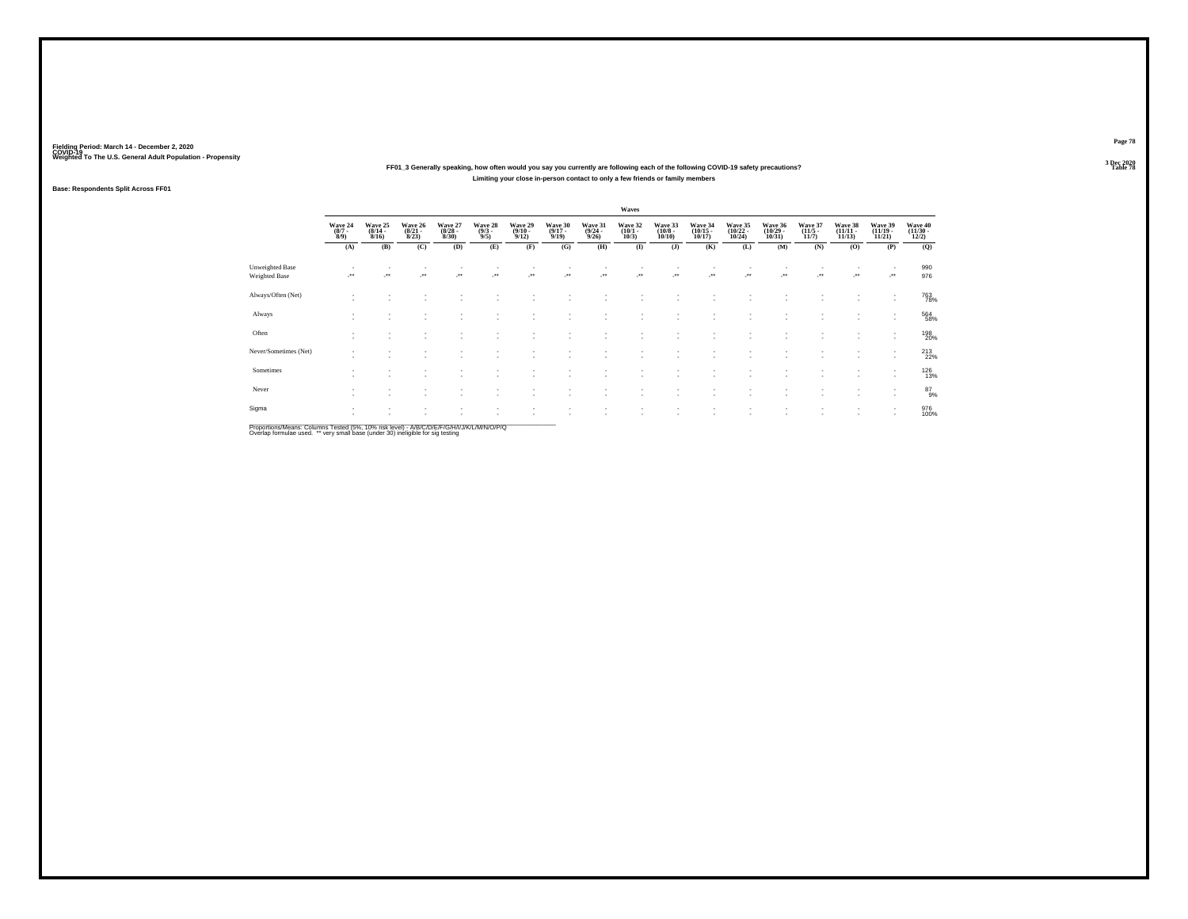Fielding Period: March 14 - December 2, 2020
COVID-19
Weighted To The U.S. General Adult Population - Propensity

3 Dec 2020
Table 78

**FF01_3 Generally speaking, how often would you say you currently are following each of the following COVID-19 safety precautions?**
**Limiting your close in-person contact to only a few friends or family members**

Base: Respondents Split Across FF01

| | Waves | | | | | | | | | | | | | | | | |
|---|---|---|---|---|---|---|---|---|---|---|---|---|---|---|---|---|---|
| | Wave 24 (8/7 - 8/9) | Wave 25 (8/14 - 8/16) | Wave 26 (8/21 - 8/23) | Wave 27 (8/28 - 8/30) | Wave 28 (9/3 - 9/5) | Wave 29 (9/10 - 9/12) | Wave 30 (9/17 - 9/19) | Wave 31 (9/24 - 9/26) | Wave 32 (10/1 - 10/3) | Wave 33 (10/8 - 10/10) | Wave 34 (10/15 - 10/17) | Wave 35 (10/22 - 10/24) | Wave 36 (10/29 - 10/31) | Wave 37 (11/5 - 11/7) | Wave 38 (11/11 - 11/13) | Wave 39 (11/19 - 11/21) | Wave 40 (11/30 - 12/2) |
| | (A) | (B) | (C) | (D) | (E) | (F) | (G) | (H) | (I) | (J) | (K) | (L) | (M) | (N) | (O) | (P) | (Q) |
| Unweighted Base | - | - | - | - | - | - | - | - | - | - | - | - | - | - | - | - | 990 |
| Weighted Base | -** | -** | -** | -** | -** | -** | -** | -** | -** | -** | -** | -** | -** | -** | -** | -** | 976 |
| Always/Often (Net) | - | - | - | - | - | - | - | - | - | - | - | - | - | - | - | - | 763 |
| | - | - | - | - | - | - | - | - | - | - | - | - | - | - | - | - | 78% |
| Always | - | - | - | - | - | - | - | - | - | - | - | - | - | - | - | - | 564 |
| | - | - | - | - | - | - | - | - | - | - | - | - | - | - | - | - | 58% |
| Often | - | - | - | - | - | - | - | - | - | - | - | - | - | - | - | - | 198 |
| | - | - | - | - | - | - | - | - | - | - | - | - | - | - | - | - | 20% |
| Never/Sometimes (Net) | - | - | - | - | - | - | - | - | - | - | - | - | - | - | - | - | 213 |
| | - | - | - | - | - | - | - | - | - | - | - | - | - | - | - | - | 22% |
| Sometimes | - | - | - | - | - | - | - | - | - | - | - | - | - | - | - | - | 126 |
| | - | - | - | - | - | - | - | - | - | - | - | - | - | - | - | - | 13% |
| Never | - | - | - | - | - | - | - | - | - | - | - | - | - | - | - | - | 87 |
| | - | - | - | - | - | - | - | - | - | - | - | - | - | - | - | - | 9% |
| Sigma | - | - | - | - | - | - | - | - | - | - | - | - | - | - | - | - | 976 |
| | - | - | - | - | - | - | - | - | - | - | - | - | - | - | - | - | 100% |

Proportions/Means: Columns Tested (5%, 10% risk level) - A/B/C/D/E/F/G/H/I/J/K/L/M/N/O/P/Q
Overlap formulae used. ** very small base (under 30) ineligible for sig testing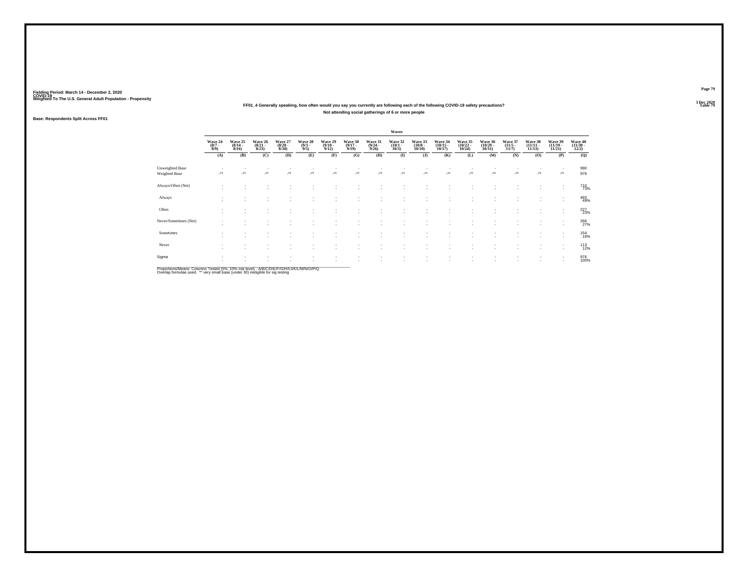Fielding Period: March 14 - December 2, 2020
COVID-19
Weighted To The U.S. General Adult Population - Propensity

3 Dec 2020
Table 79

**FF01_4 Generally speaking, how often would you say you currently are following each of the following COVID-19 safety precautions?**

**Not attending social gatherings of 6 or more people**

**Base: Respondents Split Across FF01**

| | Waves | | | | | | | | | | | | | | | | |
|---|---|---|---|---|---|---|---|---|---|---|---|---|---|---|---|---|---|
| | Wave 24 (8/7 - 8/9) | Wave 25 (8/14 - 8/16) | Wave 26 (8/21 - 8/23) | Wave 27 (8/28 - 8/30) | Wave 28 (9/3 - 9/5) | Wave 29 (9/10 - 9/12) | Wave 30 (9/17 - 9/19) | Wave 31 (9/24 - 9/26) | Wave 32 (10/1 - 10/3) | Wave 33 (10/8 - 10/10) | Wave 34 (10/15 - 10/17) | Wave 35 (10/22 - 10/24) | Wave 36 (10/29 - 10/31) | Wave 37 (11/5 - 11/7) | Wave 38 (11/11 - 11/13) | Wave 39 (11/19 - 11/21) | Wave 40 (11/30 - 12/2) |
| | (A) | (B) | (C) | (D) | (E) | (F) | (G) | (H) | (I) | (J) | (K) | (L) | (M) | (N) | (O) | (P) | (Q) |
| Unweighted Base | - | - | - | - | - | - | - | - | - | - | - | - | - | - | - | - | 990 |
| Weighted Base | -** | -** | -** | -** | -** | -** | -** | -** | -** | -** | -** | -** | -** | -** | -** | -** | 976 |
| Always/Often (Net) | - | - | - | - | - | - | - | - | - | - | - | - | - | - | - | - | 710 |
| | - | - | - | - | - | - | - | - | - | - | - | - | - | - | - | - | 73% |
| Always | - | - | - | - | - | - | - | - | - | - | - | - | - | - | - | - | 483 |
| | - | - | - | - | - | - | - | - | - | - | - | - | - | - | - | - | 49% |
| Often | - | - | - | - | - | - | - | - | - | - | - | - | - | - | - | - | 227 |
| | - | - | - | - | - | - | - | - | - | - | - | - | - | - | - | - | 23% |
| Never/Sometimes (Net) | - | - | - | - | - | - | - | - | - | - | - | - | - | - | - | - | 266 |
| | - | - | - | - | - | - | - | - | - | - | - | - | - | - | - | - | 27% |
| Sometimes | - | - | - | - | - | - | - | - | - | - | - | - | - | - | - | - | 154 |
| | - | - | - | - | - | - | - | - | - | - | - | - | - | - | - | - | 16% |
| Never | - | - | - | - | - | - | - | - | - | - | - | - | - | - | - | - | 113 |
| | - | - | - | - | - | - | - | - | - | - | - | - | - | - | - | - | 12% |
| Sigma | - | - | - | - | - | - | - | - | - | - | - | - | - | - | - | - | 976 |
| | - | - | - | - | - | - | - | - | - | - | - | - | - | - | - | - | 100% |

Proportions/Means: Columns Tested (5%, 10% risk level) - A/B/C/D/E/F/G/H/I/J/K/L/M/N/O/P/Q
Overlap formulae used. ** very small base (under 30) ineligible for sig testing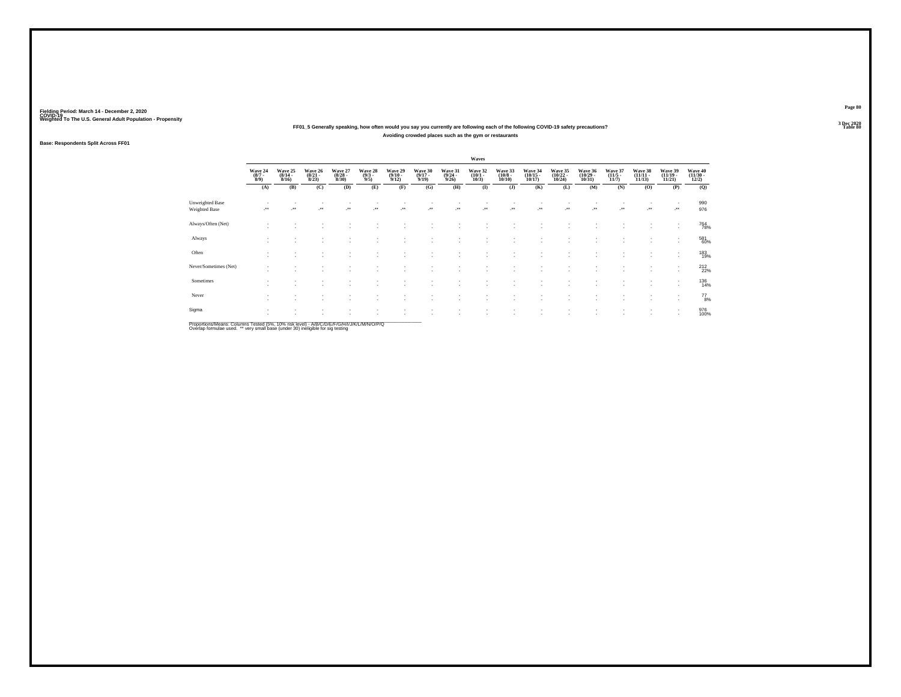Fielding Period: March 14 - December 2, 2020
COVID-19
Weighted To The U.S. General Adult Population - Propensity

3 Dec 2020
Table 80

**FF01_5 Generally speaking, how often would you say you currently are following each of the following COVID-19 safety precautions?**

**Avoiding crowded places such as the gym or restaurants**

**Base: Respondents Split Across FF01**

| | Waves | | | | | | | | | | | | | | | | |
|---|---|---|---|---|---|---|---|---|---|---|---|---|---|---|---|---|---|
| | Wave 24 (8/7 - 8/9) | Wave 25 (8/14 - 8/16) | Wave 26 (8/21 - 8/23) | Wave 27 (8/28 - 8/30) | Wave 28 (9/3 - 9/5) | Wave 29 (9/10 - 9/12) | Wave 30 (9/17 - 9/19) | Wave 31 (9/24 - 9/26) | Wave 32 (10/1 - 10/3) | Wave 33 (10/8 - 10/10) | Wave 34 (10/15 - 10/17) | Wave 35 (10/22 - 10/24) | Wave 36 (10/29 - 10/31) | Wave 37 (11/5 - 11/7) | Wave 38 (11/11 - 11/13) | Wave 39 (11/19 - 11/21) | Wave 40 (11/30 - 12/2) |
| | (A) | (B) | (C) | (D) | (E) | (F) | (G) | (H) | (I) | (J) | (K) | (L) | (M) | (N) | (O) | (P) | (Q) |
| Unweighted Base | - | - | - | - | - | - | - | - | - | - | - | - | - | - | - | - | 990 |
| Weighted Base | -** | -** | -** | -** | -** | -** | -** | -** | -** | -** | -** | -** | -** | -** | -** | -** | 976 |
| Always/Often (Net) | - | - | - | - | - | - | - | - | - | - | - | - | - | - | - | - | 764 78% |
| Always | - | - | - | - | - | - | - | - | - | - | - | - | - | - | - | - | 581 60% |
| Often | - | - | - | - | - | - | - | - | - | - | - | - | - | - | - | - | 183 19% |
| Never/Sometimes (Net) | - | - | - | - | - | - | - | - | - | - | - | - | - | - | - | - | 212 22% |
| Sometimes | - | - | - | - | - | - | - | - | - | - | - | - | - | - | - | - | 136 14% |
| Never | - | - | - | - | - | - | - | - | - | - | - | - | - | - | - | - | 77 8% |
| Sigma | - | - | - | - | - | - | - | - | - | - | - | - | - | - | - | - | 976 100% |

Proportions/Means: Columns Tested (5%, 10% risk level) - A/B/C/D/E/F/G/H/I/J/K/L/M/N/O/P/Q
Overlap formulae used. ** very small base (under 30) ineligible for sig testing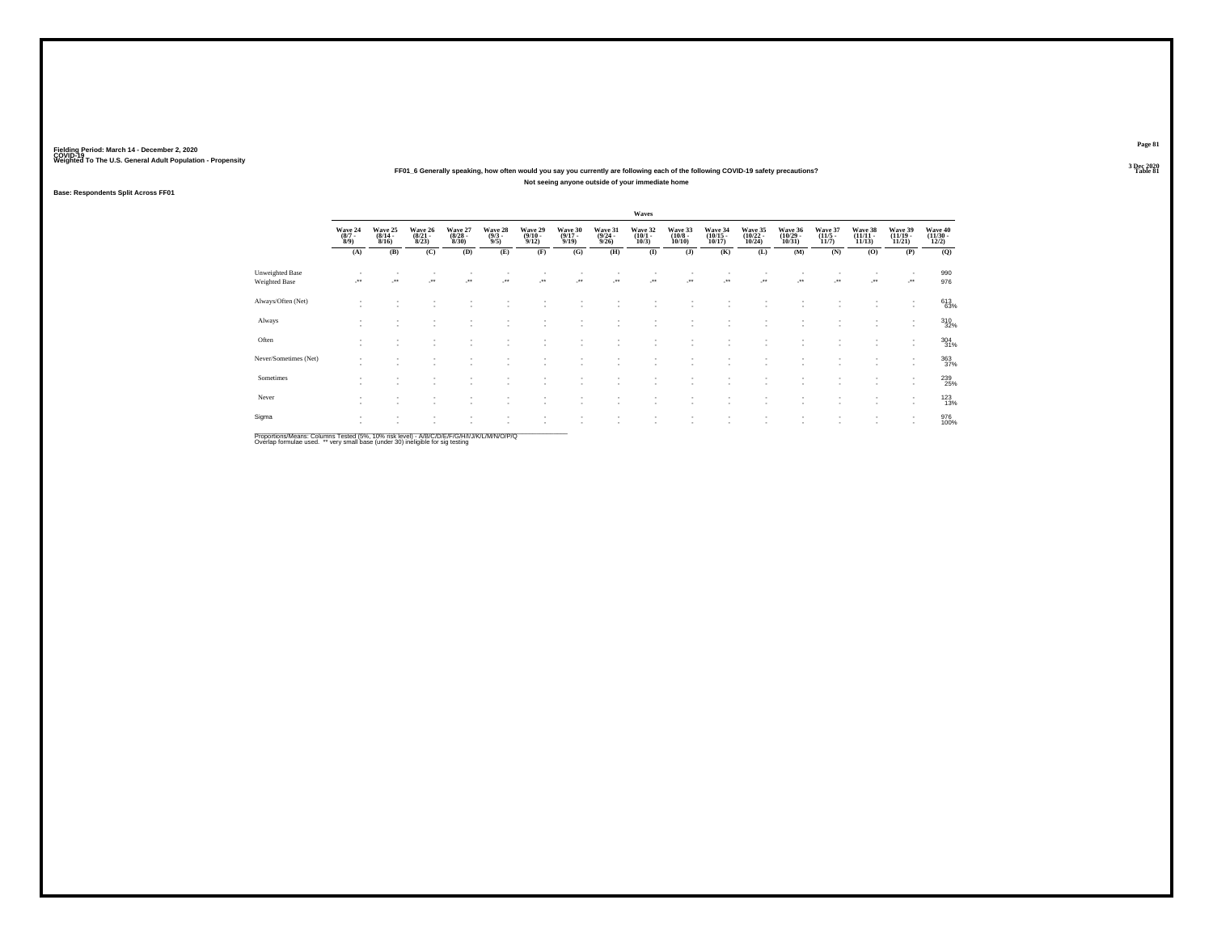Fielding Period: March 14 - December 2, 2020
COVID-19
Weighted To The U.S. General Adult Population - Propensity

3 Dec 2020
Table 81

### FF01_6 Generally speaking, how often would you say you currently are following each of the following COVID-19 safety precautions?
### Not seeing anyone outside of your immediate home

Base: Respondents Split Across FF01

| | Wave 24 (8/7 - 8/9) | Wave 25 (8/14 - 8/16) | Wave 26 (8/21 - 8/23) | Wave 27 (8/28 - 8/30) | Wave 28 (9/3 - 9/5) | Wave 29 (9/10 - 9/12) | Wave 30 (9/17 - 9/19) | Wave 31 (9/24 - 9/26) | Wave 32 (10/1 - 10/3) | Wave 33 (10/8 - 10/10) | Wave 34 (10/15 - 10/17) | Wave 35 (10/22 - 10/24) | Wave 36 (10/29 - 10/31) | Wave 37 (11/5 - 11/7) | Wave 38 (11/11 - 11/13) | Wave 39 (11/19 - 11/21) | Wave 40 (11/30 - 12/2) |
|---|---|---|---|---|---|---|---|---|---|---|---|---|---|---|---|---|---|
| | (A) | (B) | (C) | (D) | (E) | (F) | (G) | (H) | (I) | (J) | (K) | (L) | (M) | (N) | (O) | (P) | (Q) |
| Unweighted Base | - | - | - | - | - | - | - | - | - | - | - | - | - | - | - | - | 990 |
| Weighted Base | -** | -** | -** | -** | -** | -** | -** | -** | -** | -** | -** | -** | -** | -** | -** | -** | 976 |
| Always/Often (Net) | - | - | - | - | - | - | - | - | - | - | - | - | - | - | - | - | 613 63% |
| Always | - | - | - | - | - | - | - | - | - | - | - | - | - | - | - | - | 310 32% |
| Often | - | - | - | - | - | - | - | - | - | - | - | - | - | - | - | - | 304 31% |
| Never/Sometimes (Net) | - | - | - | - | - | - | - | - | - | - | - | - | - | - | - | - | 363 37% |
| Sometimes | - | - | - | - | - | - | - | - | - | - | - | - | - | - | - | - | 239 25% |
| Never | - | - | - | - | - | - | - | - | - | - | - | - | - | - | - | - | 123 13% |
| Sigma | - | - | - | - | - | - | - | - | - | - | - | - | - | - | - | - | 976 100% |

Proportions/Means: Columns Tested (5%, 10% risk level) - A/B/C/D/E/F/G/H/I/J/K/L/M/N/O/P/Q
Overlap formulae used. ** very small base (under 30) ineligible for sig testing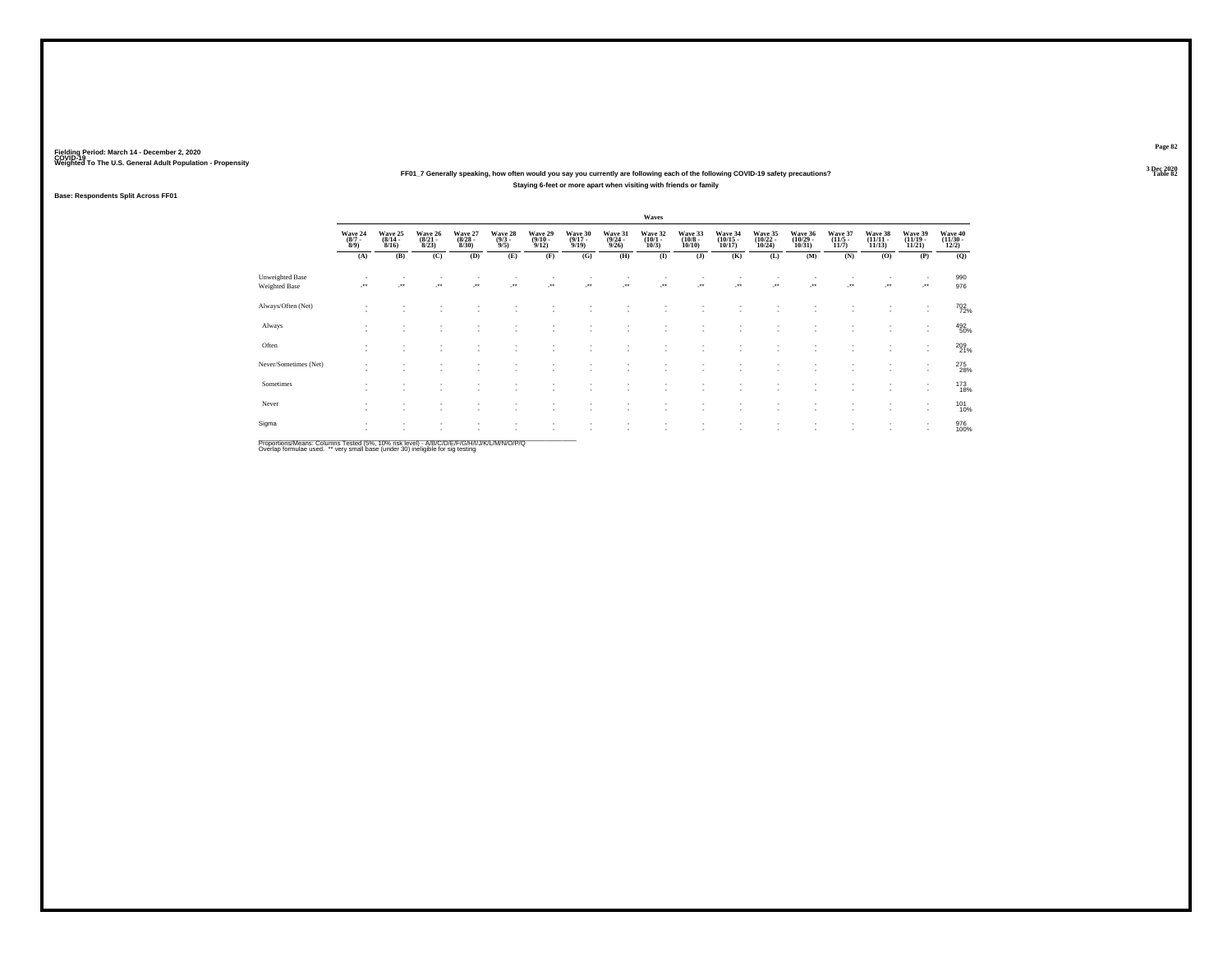Fielding Period: March 14 - December 2, 2020
COVID-19
Weighted To The U.S. General Adult Population - Propensity

3 Dec 2020
Table 82

**FF01_7 Generally speaking, how often would you say you currently are following each of the following COVID-19 safety precautions?**

**Staying 6-feet or more apart when visiting with friends or family**

**Base: Respondents Split Across FF01**

| | Waves | | | | | | | | | | | | | | | | |
|---|---|---|---|---|---|---|---|---|---|---|---|---|---|---|---|---|---|
| | Wave 24 (8/7 - 8/9) | Wave 25 (8/14 - 8/16) | Wave 26 (8/21 - 8/23) | Wave 27 (8/28 - 8/30) | Wave 28 (9/3 - 9/5) | Wave 29 (9/10 - 9/12) | Wave 30 (9/17 - 9/19) | Wave 31 (9/24 - 9/26) | Wave 32 (10/1 - 10/3) | Wave 33 (10/8 - 10/10) | Wave 34 (10/15 - 10/17) | Wave 35 (10/22 - 10/24) | Wave 36 (10/29 - 10/31) | Wave 37 (11/5 - 11/7) | Wave 38 (11/11 - 11/13) | Wave 39 (11/19 - 11/21) | Wave 40 (11/30 - 12/2) |
| | (A) | (B) | (C) | (D) | (E) | (F) | (G) | (H) | (I) | (J) | (K) | (L) | (M) | (N) | (O) | (P) | (Q) |
| Unweighted Base | - | - | - | - | - | - | - | - | - | - | - | - | - | - | - | - | 990 |
| Weighted Base | -** | -** | -** | -** | -** | -** | -** | -** | -** | -** | -** | -** | -** | -** | -** | -** | 976 |
| Always/Often (Net) | - | - | - | - | - | - | - | - | - | - | - | - | - | - | - | - | 702 |
| | - | - | - | - | - | - | - | - | - | - | - | - | - | - | - | - | 72% |
| Always | - | - | - | - | - | - | - | - | - | - | - | - | - | - | - | - | 492 |
| | - | - | - | - | - | - | - | - | - | - | - | - | - | - | - | - | 50% |
| Often | - | - | - | - | - | - | - | - | - | - | - | - | - | - | - | - | 209 |
| | - | - | - | - | - | - | - | - | - | - | - | - | - | - | - | - | 21% |
| Never/Sometimes (Net) | - | - | - | - | - | - | - | - | - | - | - | - | - | - | - | - | 275 |
| | - | - | - | - | - | - | - | - | - | - | - | - | - | - | - | - | 28% |
| Sometimes | - | - | - | - | - | - | - | - | - | - | - | - | - | - | - | - | 173 |
| | - | - | - | - | - | - | - | - | - | - | - | - | - | - | - | - | 18% |
| Never | - | - | - | - | - | - | - | - | - | - | - | - | - | - | - | - | 101 |
| | - | - | - | - | - | - | - | - | - | - | - | - | - | - | - | - | 10% |
| Sigma | - | - | - | - | - | - | - | - | - | - | - | - | - | - | - | - | 976 |
| | - | - | - | - | - | - | - | - | - | - | - | - | - | - | - | - | 100% |

Proportions/Means: Columns Tested (5%, 10% risk level) - A/B/C/D/E/F/G/H/I/J/K/L/M/N/O/P/Q
Overlap formulae used. ** very small base (under 30) ineligible for sig testing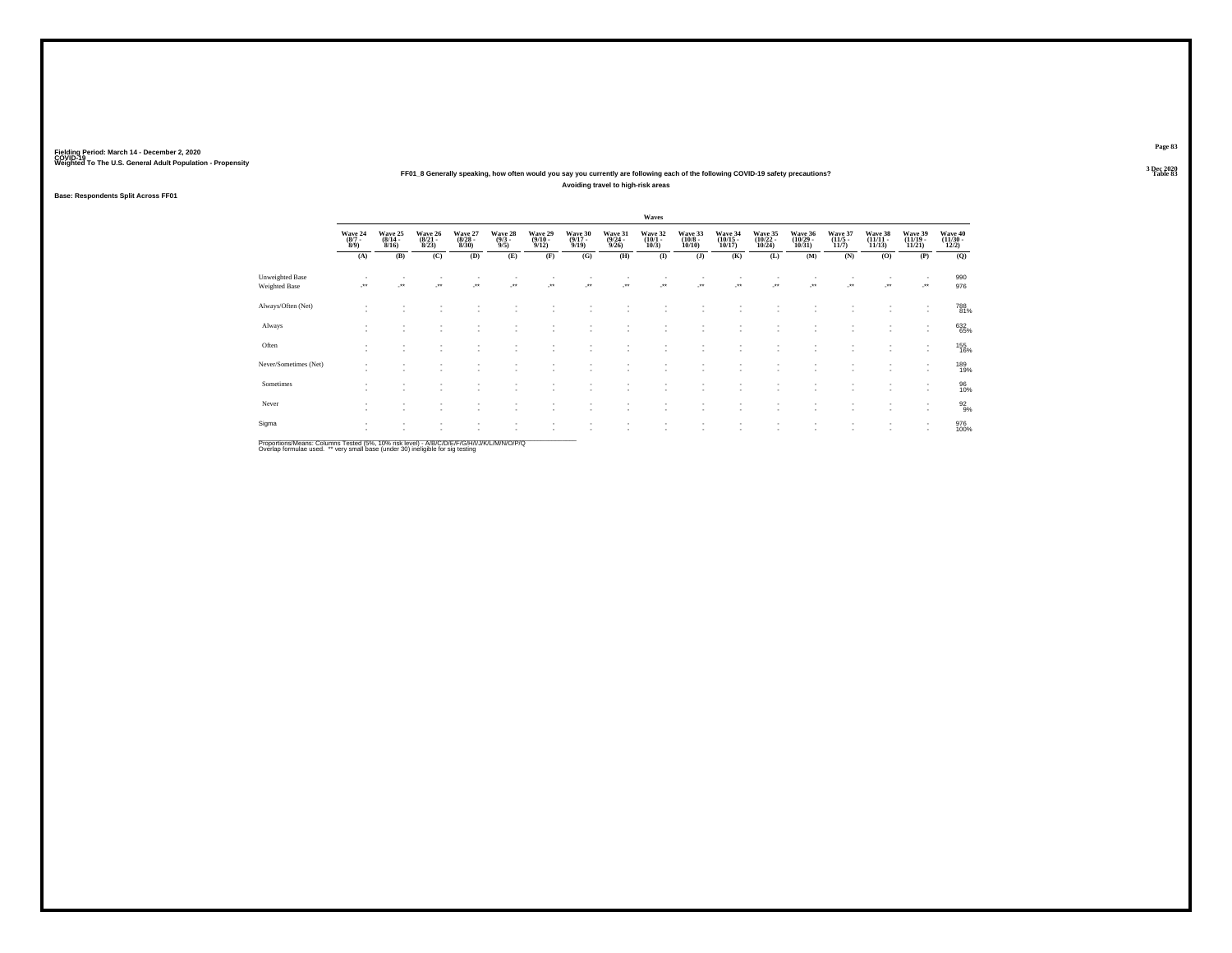Fielding Period: March 14 - December 2, 2020
COVID-19
Weighted To The U.S. General Adult Population - Propensity

**FF01_8 Generally speaking, how often would you say you currently are following each of the following COVID-19 safety precautions?**
**Avoiding travel to high-risk areas**

**Base: Respondents Split Across FF01**

| | Waves | | | | | | | | | | | | | | | | |
|---|---|---|---|---|---|---|---|---|---|---|---|---|---|---|---|---|---|
| | Wave 24 (8/7 - 8/9) | Wave 25 (8/14 - 8/16) | Wave 26 (8/21 - 8/23) | Wave 27 (8/28 - 8/30) | Wave 28 (9/3 - 9/5) | Wave 29 (9/10 - 9/12) | Wave 30 (9/17 - 9/19) | Wave 31 (9/24 - 9/26) | Wave 32 (10/1 - 10/3) | Wave 33 (10/8 - 10/10) | Wave 34 (10/15 - 10/17) | Wave 35 (10/22 - 10/24) | Wave 36 (10/29 - 10/31) | Wave 37 (11/5 - 11/7) | Wave 38 (11/11 - 11/13) | Wave 39 (11/19 - 11/21) | Wave 40 (11/30 - 12/2) |
| | (A) | (B) | (C) | (D) | (E) | (F) | (G) | (H) | (I) | (J) | (K) | (L) | (M) | (N) | (O) | (P) | (Q) |
| Unweighted Base | - | - | - | - | - | - | - | - | - | - | - | - | - | - | - | - | 990 |
| Weighted Base | -** | -** | -** | -** | -** | -** | -** | -** | -** | -** | -** | -** | -** | -** | -** | -** | 976 |
| Always/Often (Net) | - | - | - | - | - | - | - | - | - | - | - | - | - | - | - | - | 788 |
| | - | - | - | - | - | - | - | - | - | - | - | - | - | - | - | - | 81% |
| Always | - | - | - | - | - | - | - | - | - | - | - | - | - | - | - | - | 632 |
| | - | - | - | - | - | - | - | - | - | - | - | - | - | - | - | - | 65% |
| Often | - | - | - | - | - | - | - | - | - | - | - | - | - | - | - | - | 155 |
| | - | - | - | - | - | - | - | - | - | - | - | - | - | - | - | - | 16% |
| Never/Sometimes (Net) | - | - | - | - | - | - | - | - | - | - | - | - | - | - | - | - | 189 |
| | - | - | - | - | - | - | - | - | - | - | - | - | - | - | - | - | 19% |
| Sometimes | - | - | - | - | - | - | - | - | - | - | - | - | - | - | - | - | 96 |
| | - | - | - | - | - | - | - | - | - | - | - | - | - | - | - | - | 10% |
| Never | - | - | - | - | - | - | - | - | - | - | - | - | - | - | - | - | 92 |
| | - | - | - | - | - | - | - | - | - | - | - | - | - | - | - | - | 9% |
| Sigma | - | - | - | - | - | - | - | - | - | - | - | - | - | - | - | - | 976 |
| | - | - | - | - | - | - | - | - | - | - | - | - | - | - | - | - | 100% |

Proportions/Means: Columns Tested (5%, 10% risk level) - A/B/C/D/E/F/G/H/I/J/K/L/M/N/O/P/Q
Overlap formulae used. ** very small base (under 30) ineligible for sig testing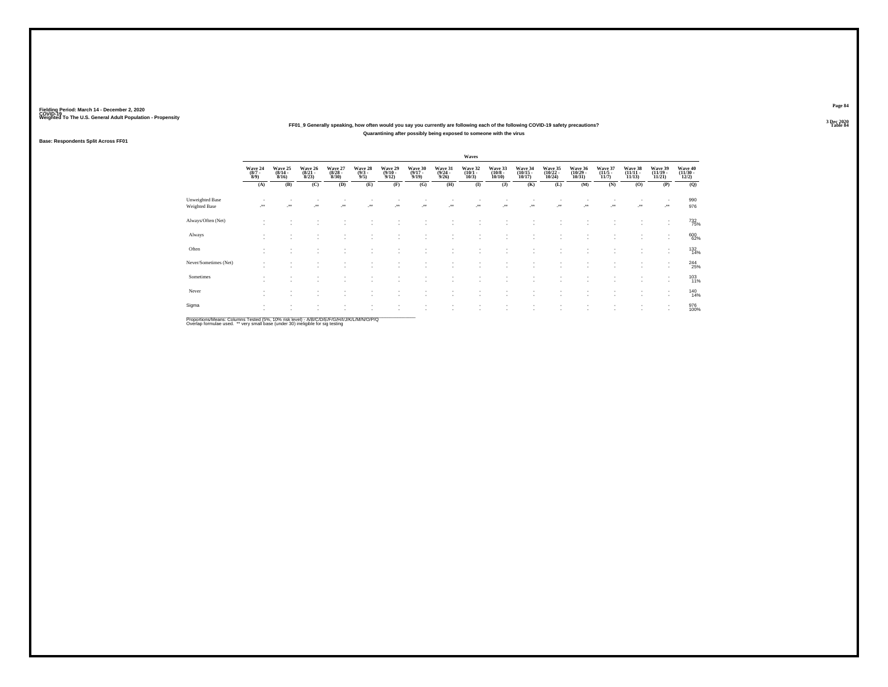Fielding Period: March 14 - December 2, 2020
COVID-19
Weighted To The U.S. General Adult Population - Propensity

3 Dec 2020
Table 84

### FF01_9 Generally speaking, how often would you say you currently are following each of the following COVID-19 safety precautions?
### Quarantining after possibly being exposed to someone with the virus

**Base: Respondents Split Across FF01**

| | Waves | | | | | | | | | | | | | | | | |
|---|---|---|---|---|---|---|---|---|---|---|---|---|---|---|---|---|---|
| | Wave 24 (8/7 - 8/9) | Wave 25 (8/14 - 8/16) | Wave 26 (8/21 - 8/23) | Wave 27 (8/28 - 8/30) | Wave 28 (9/3 - 9/5) | Wave 29 (9/10 - 9/12) | Wave 30 (9/17 - 9/19) | Wave 31 (9/24 - 9/26) | Wave 32 (10/1 - 10/3) | Wave 33 (10/8 - 10/10) | Wave 34 (10/15 - 10/17) | Wave 35 (10/22 - 10/24) | Wave 36 (10/29 - 10/31) | Wave 37 (11/5 - 11/7) | Wave 38 (11/11 - 11/13) | Wave 39 (11/19 - 11/21) | Wave 40 (11/30 - 12/2) |
| | (A) | (B) | (C) | (D) | (E) | (F) | (G) | (H) | (I) | (J) | (K) | (L) | (M) | (N) | (O) | (P) | (Q) |
| Unweighted Base | - | - | - | - | - | - | - | - | - | - | - | - | - | - | - | - | 990 |
| Weighted Base | -** | -** | -** | -** | -** | -** | -** | -** | -** | -** | -** | -** | -** | -** | -** | -** | 976 |
| Always/Often (Net) | - | - | - | - | - | - | - | - | - | - | - | - | - | - | - | - | 732 |
| | - | - | - | - | - | - | - | - | - | - | - | - | - | - | - | - | 75% |
| Always | - | - | - | - | - | - | - | - | - | - | - | - | - | - | - | - | 600 |
| | - | - | - | - | - | - | - | - | - | - | - | - | - | - | - | - | 62% |
| Often | - | - | - | - | - | - | - | - | - | - | - | - | - | - | - | - | 132 |
| | - | - | - | - | - | - | - | - | - | - | - | - | - | - | - | - | 14% |
| Never/Sometimes (Net) | - | - | - | - | - | - | - | - | - | - | - | - | - | - | - | - | 244 |
| | - | - | - | - | - | - | - | - | - | - | - | - | - | - | - | - | 25% |
| Sometimes | - | - | - | - | - | - | - | - | - | - | - | - | - | - | - | - | 103 |
| | - | - | - | - | - | - | - | - | - | - | - | - | - | - | - | - | 11% |
| Never | - | - | - | - | - | - | - | - | - | - | - | - | - | - | - | - | 140 |
| | - | - | - | - | - | - | - | - | - | - | - | - | - | - | - | - | 14% |
| Sigma | - | - | - | - | - | - | - | - | - | - | - | - | - | - | - | - | 976 |
| | - | - | - | - | - | - | - | - | - | - | - | - | - | - | - | - | 100% |

Proportions/Means: Columns Tested (5%, 10% risk level) - A/B/C/D/E/F/G/H/I/J/K/L/M/N/O/P/Q
Overlap formulae used. ** very small base (under 30) ineligible for sig testing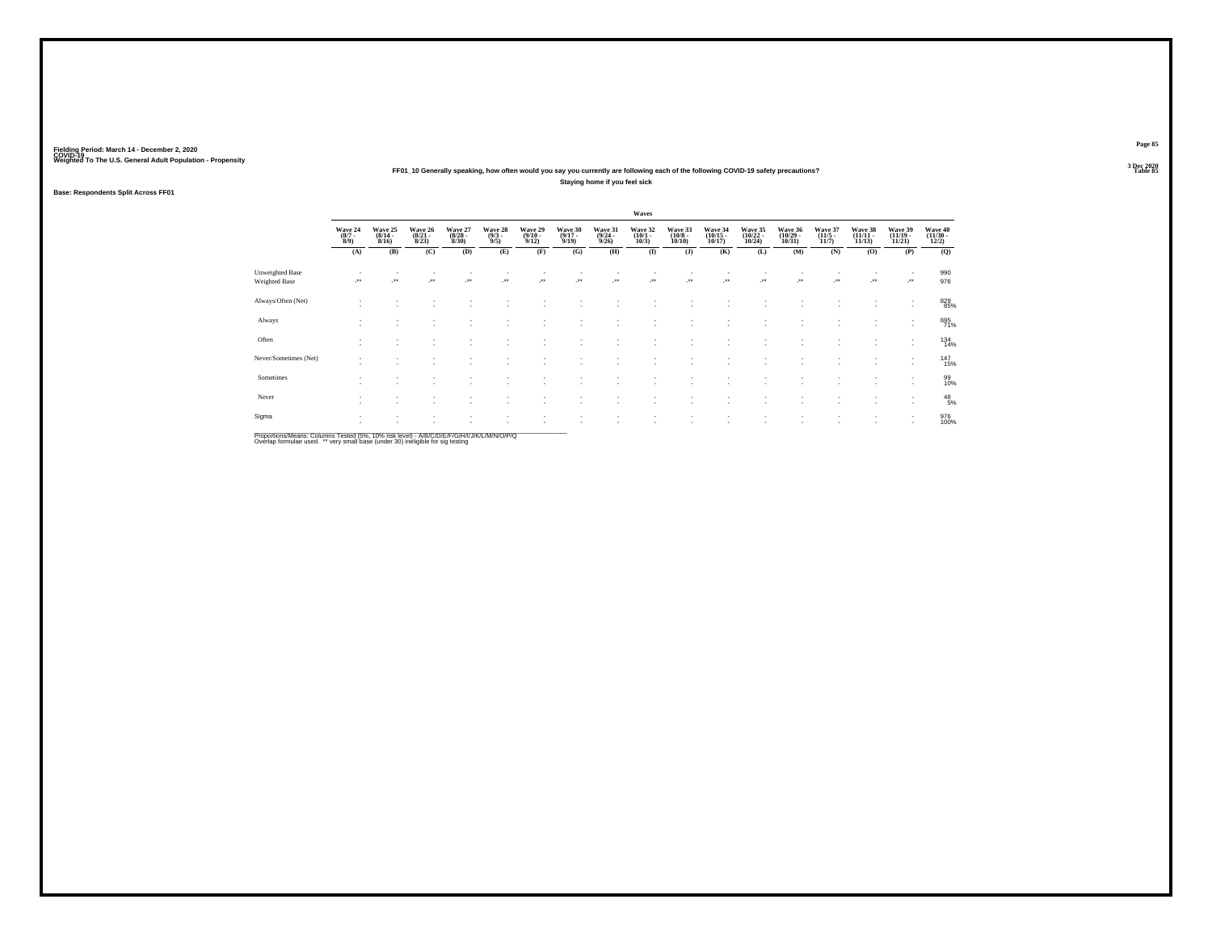Fielding Period: March 14 - December 2, 2020
COVID-19
Weighted To The U.S. General Adult Population - Propensity

3 Dec 2020
Table 85

FF01_10 Generally speaking, how often would you say you currently are following each of the following COVID-19 safety precautions?

Staying home if you feel sick

Base: Respondents Split Across FF01

| | Waves | | | | | | | | | | | | | | | | |
|---|---|---|---|---|---|---|---|---|---|---|---|---|---|---|---|---|---|
| | Wave 24 (8/7 - 8/9) | Wave 25 (8/14 - 8/16) | Wave 26 (8/21 - 8/23) | Wave 27 (8/28 - 8/30) | Wave 28 (9/3 - 9/5) | Wave 29 (9/10 - 9/12) | Wave 30 (9/17 - 9/19) | Wave 31 (9/24 - 9/26) | Wave 32 (10/1 - 10/3) | Wave 33 (10/8 - 10/10) | Wave 34 (10/15 - 10/17) | Wave 35 (10/22 - 10/24) | Wave 36 (10/29 - 10/31) | Wave 37 (11/5 - 11/7) | Wave 38 (11/11 - 11/13) | Wave 39 (11/19 - 11/21) | Wave 40 (11/30 - 12/2) |
| | (A) | (B) | (C) | (D) | (E) | (F) | (G) | (H) | (I) | (J) | (K) | (L) | (M) | (N) | (O) | (P) | (Q) |
| Unweighted Base | - | - | - | - | - | - | - | - | - | - | - | - | - | - | - | - | 990 |
| Weighted Base | -** | -** | -** | -** | -** | -** | -** | -** | -** | -** | -** | -** | -** | -** | -** | -** | 976 |
| Always/Often (Net) | - | - | - | - | - | - | - | - | - | - | - | - | - | - | - | - | 829 85% |
| Always | - | - | - | - | - | - | - | - | - | - | - | - | - | - | - | - | 695 71% |
| Often | - | - | - | - | - | - | - | - | - | - | - | - | - | - | - | - | 134 14% |
| Never/Sometimes (Net) | - | - | - | - | - | - | - | - | - | - | - | - | - | - | - | - | 147 15% |
| Sometimes | - | - | - | - | - | - | - | - | - | - | - | - | - | - | - | - | 99 10% |
| Never | - | - | - | - | - | - | - | - | - | - | - | - | - | - | - | - | 48 5% |
| Sigma | - | - | - | - | - | - | - | - | - | - | - | - | - | - | - | - | 976 100% |

Proportions/Means: Columns Tested (5%, 10% risk level) - A/B/C/D/E/F/G/H/I/J/K/L/M/N/O/P/Q
Overlap formulae used. ** very small base (under 30) ineligible for sig testing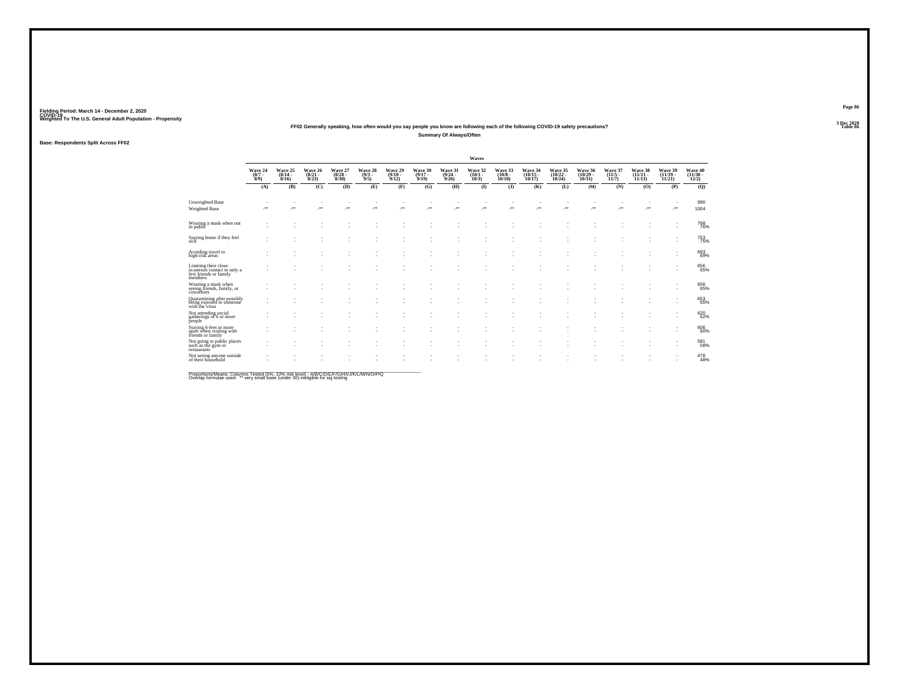Fielding Period: March 14 - December 2, 2020
COVID-19
Weighted To The U.S. General Adult Population - Propensity

3 Dec 2020
Table 86

FF02 Generally speaking, how often would you say people you know are following each of the following COVID-19 safety precautions?

Summary Of Always/Often

Base: Respondents Split Across FF02

| | Waves | | | | | | | | | | | | | | | | |
|---|---|---|---|---|---|---|---|---|---|---|---|---|---|---|---|---|---|
| | Wave 24 (8/7 - 8/9) | Wave 25 (8/14 - 8/16) | Wave 26 (8/21 - 8/23) | Wave 27 (8/28 - 8/30) | Wave 28 (9/3 - 9/5) | Wave 29 (9/10 - 9/12) | Wave 30 (9/17 - 9/19) | Wave 31 (9/24 - 9/26) | Wave 32 (10/1 - 10/3) | Wave 33 (10/8 - 10/10) | Wave 34 (10/15 - 10/17) | Wave 35 (10/22 - 10/24) | Wave 36 (10/29 - 10/31) | Wave 37 (11/5 - 11/7) | Wave 38 (11/11 - 11/13) | Wave 39 (11/19 - 11/21) | Wave 40 (11/30 - 12/2) |
| | (A) | (B) | (C) | (D) | (E) | (F) | (G) | (H) | (I) | (J) | (K) | (L) | (M) | (N) | (O) | (P) | (Q) |
| Unweighted Base | - | - | - | - | - | - | - | - | - | - | - | - | - | - | - | - | 990 |
| Weighted Base | -** | -** | -** | -** | -** | -** | -** | -** | -** | -** | -** | -** | -** | -** | -** | -** | 1004 |
| Wearing a mask when out in public | - | - | - | - | - | - | - | - | - | - | - | - | - | - | - | - | 768 |
| | - | - | - | - | - | - | - | - | - | - | - | - | - | - | - | - | 76% |
| Staying home if they feel sick | - | - | - | - | - | - | - | - | - | - | - | - | - | - | - | - | 753 |
| | - | - | - | - | - | - | - | - | - | - | - | - | - | - | - | - | 75% |
| Avoiding travel to high-risk areas | - | - | - | - | - | - | - | - | - | - | - | - | - | - | - | - | 693 |
| | - | - | - | - | - | - | - | - | - | - | - | - | - | - | - | - | 69% |
| Limiting their close in-person contact to only a few friends or family members | - | - | - | - | - | - | - | - | - | - | - | - | - | - | - | - | 656 |
| | - | - | - | - | - | - | - | - | - | - | - | - | - | - | - | - | 65% |
| Wearing a mask when seeing friends, family, or coworkers | - | - | - | - | - | - | - | - | - | - | - | - | - | - | - | - | 656 |
| | - | - | - | - | - | - | - | - | - | - | - | - | - | - | - | - | 65% |
| Quarantining after possibly being exposed to someone with the virus | - | - | - | - | - | - | - | - | - | - | - | - | - | - | - | - | 653 |
| | - | - | - | - | - | - | - | - | - | - | - | - | - | - | - | - | 65% |
| Not attending social gatherings of 6 or more people | - | - | - | - | - | - | - | - | - | - | - | - | - | - | - | - | 620 |
| | - | - | - | - | - | - | - | - | - | - | - | - | - | - | - | - | 62% |
| Staying 6-feet or more apart when visiting with friends or family | - | - | - | - | - | - | - | - | - | - | - | - | - | - | - | - | 606 |
| | - | - | - | - | - | - | - | - | - | - | - | - | - | - | - | - | 60% |
| Not going to public places such as the gym or restaurants | - | - | - | - | - | - | - | - | - | - | - | - | - | - | - | - | 581 |
| | - | - | - | - | - | - | - | - | - | - | - | - | - | - | - | - | 58% |
| Not seeing anyone outside of their household | - | - | - | - | - | - | - | - | - | - | - | - | - | - | - | - | 478 |
| | - | - | - | - | - | - | - | - | - | - | - | - | - | - | - | - | 48% |

Proportions/Means: Columns Tested (5%, 10% risk level) - A/B/C/D/E/F/G/H/I/J/K/L/M/N/O/P/Q
Overlap formulae used. ** very small base (under 30) ineligible for sig testing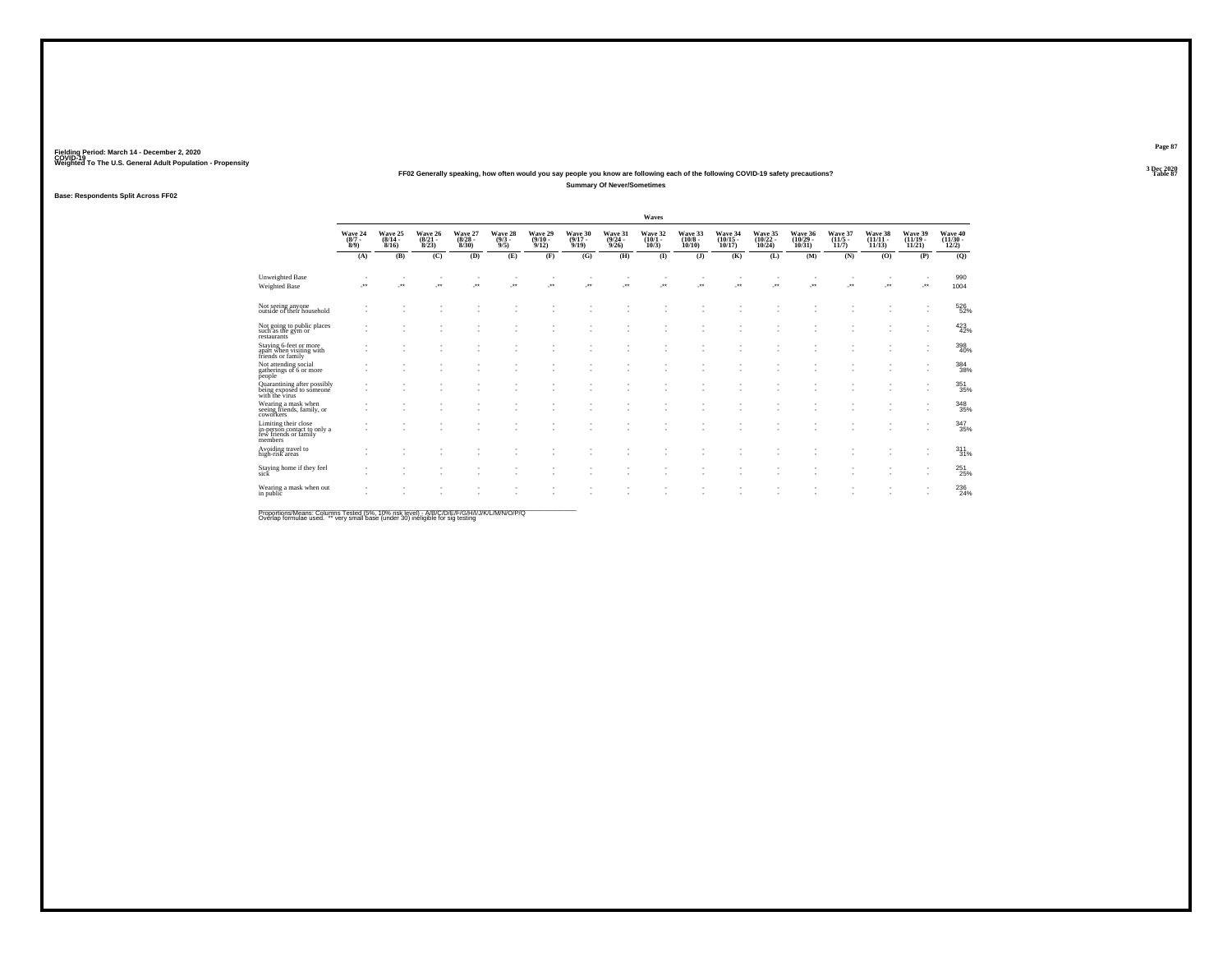Fielding Period: March 14 - December 2, 2020
COVID-19
Weighted To The U.S. General Adult Population - Propensity

3 Dec 2020
Table 87

FF02 Generally speaking, how often would you say people you know are following each of the following COVID-19 safety precautions?

Summary Of Never/Sometimes

Base: Respondents Split Across FF02

| | Wave 24 (8/7 - 8/9) | Wave 25 (8/14 - 8/16) | Wave 26 (8/21 - 8/23) | Wave 27 (8/28 - 8/30) | Wave 28 (9/3 - 9/5) | Wave 29 (9/10 - 9/12) | Wave 30 (9/17 - 9/19) | Wave 31 (9/24 - 9/26) | Wave 32 (10/1 - 10/3) | Wave 33 (10/8 - 10/10) | Wave 34 (10/15 - 10/17) | Wave 35 (10/22 - 10/24) | Wave 36 (10/29 - 10/31) | Wave 37 (11/5 - 11/7) | Wave 38 (11/11 - 11/13) | Wave 39 (11/19 - 11/21) | Wave 40 (11/30 - 12/2) |
|---|---|---|---|---|---|---|---|---|---|---|---|---|---|---|---|---|---|
| | (A) | (B) | (C) | (D) | (E) | (F) | (G) | (H) | (I) | (J) | (K) | (L) | (M) | (N) | (O) | (P) | (Q) |
| Unweighted Base | - | - | - | - | - | - | - | - | - | - | - | - | - | - | - | - | 990 |
| Weighted Base | -** | -** | -** | -** | -** | -** | -** | -** | -** | -** | -** | -** | -** | -** | -** | -** | 1004 |
| Not seeing anyone outside of their household | - | - | - | - | - | - | - | - | - | - | - | - | - | - | - | - | 526 52% |
| Not going to public places such as the gym or restaurants | - | - | - | - | - | - | - | - | - | - | - | - | - | - | - | - | 423 42% |
| Staying 6-feet or more apart when visiting with friends or family | - | - | - | - | - | - | - | - | - | - | - | - | - | - | - | - | 398 40% |
| Not attending social gatherings of 6 or more people | - | - | - | - | - | - | - | - | - | - | - | - | - | - | - | - | 384 38% |
| Quarantining after possibly being exposed to someone with the virus | - | - | - | - | - | - | - | - | - | - | - | - | - | - | - | - | 351 35% |
| Wearing a mask when seeing friends, family, or coworkers | - | - | - | - | - | - | - | - | - | - | - | - | - | - | - | - | 348 35% |
| Limiting their close in-person contact to only a few friends or family members | - | - | - | - | - | - | - | - | - | - | - | - | - | - | - | - | 347 35% |
| Avoiding travel to high-risk areas | - | - | - | - | - | - | - | - | - | - | - | - | - | - | - | - | 311 31% |
| Staying home if they feel sick | - | - | - | - | - | - | - | - | - | - | - | - | - | - | - | - | 251 25% |
| Wearing a mask when out in public | - | - | - | - | - | - | - | - | - | - | - | - | - | - | - | - | 236 24% |

Proportions/Means: Columns Tested (5%, 10% risk level) - A/B/C/D/E/F/G/H/I/J/K/L/M/N/O/P/Q
Overlap formulae used. ** very small base (under 30) ineligible for sig testing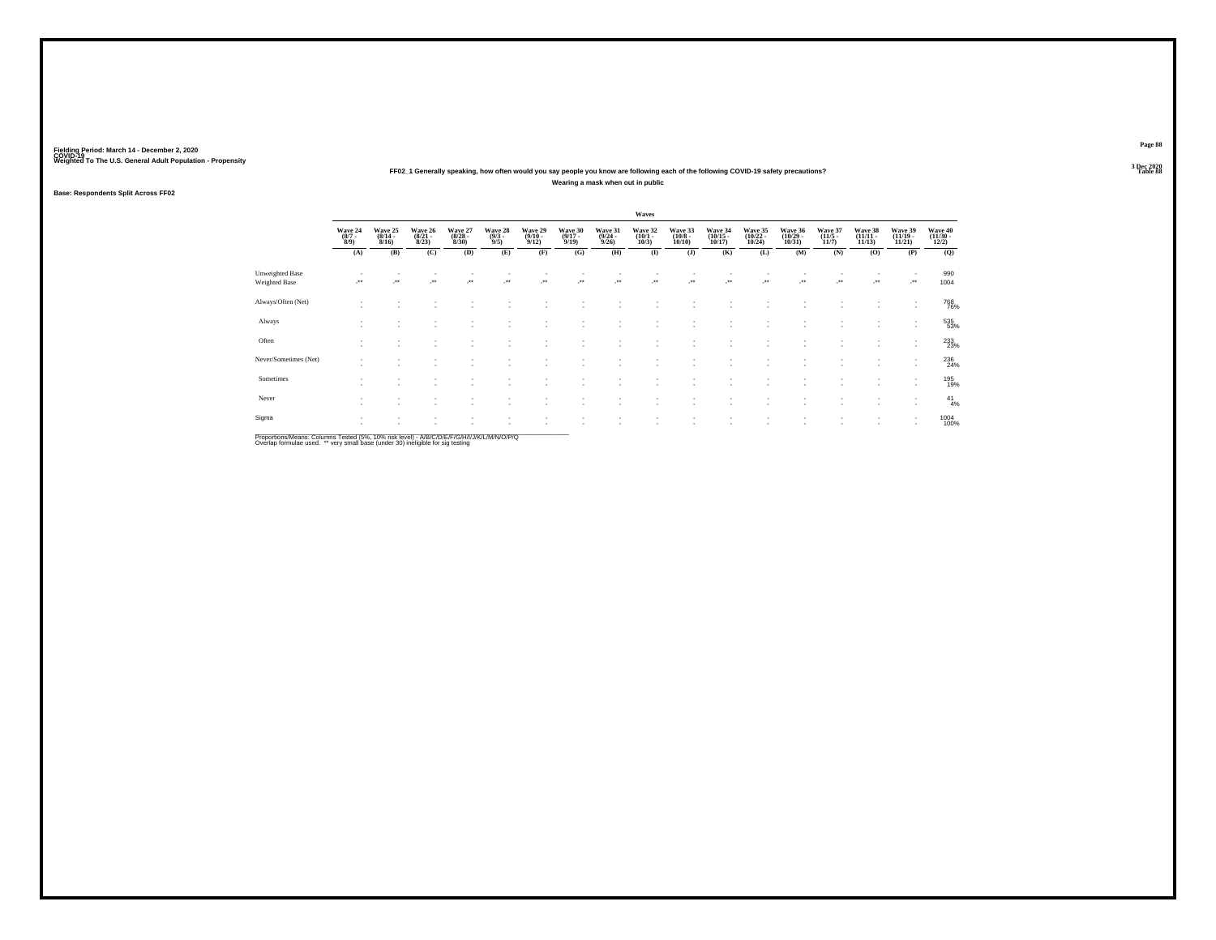Fielding Period: March 14 - December 2, 2020
COVID-19
Weighted To The U.S. General Adult Population - Propensity

3 Dec 2020
Table 88

FF02_1 Generally speaking, how often would you say people you know are following each of the following COVID-19 safety precautions?

Wearing a mask when out in public

Base: Respondents Split Across FF02

| | Waves | | | | | | | | | | | | | | | | |
|---|---|---|---|---|---|---|---|---|---|---|---|---|---|---|---|---|---|
| | Wave 24 (8/7 - 8/9) | Wave 25 (8/14 - 8/16) | Wave 26 (8/21 - 8/23) | Wave 27 (8/28 - 8/30) | Wave 28 (9/3 - 9/5) | Wave 29 (9/10 - 9/12) | Wave 30 (9/17 - 9/19) | Wave 31 (9/24 - 9/26) | Wave 32 (10/1 - 10/3) | Wave 33 (10/8 - 10/10) | Wave 34 (10/15 - 10/17) | Wave 35 (10/22 - 10/24) | Wave 36 (10/29 - 10/31) | Wave 37 (11/5 - 11/7) | Wave 38 (11/11 - 11/13) | Wave 39 (11/19 - 11/21) | Wave 40 (11/30 - 12/2) |
| | (A) | (B) | (C) | (D) | (E) | (F) | (G) | (H) | (I) | (J) | (K) | (L) | (M) | (N) | (O) | (P) | (Q) |
| Unweighted Base | - | - | - | - | - | - | - | - | - | - | - | - | - | - | - | - | 990 |
| Weighted Base | -** | -** | -** | -** | -** | -** | -** | -** | -** | -** | -** | -** | -** | -** | -** | -** | 1004 |
| Always/Often (Net) | - | - | - | - | - | - | - | - | - | - | - | - | - | - | - | - | 768 |
| | - | - | - | - | - | - | - | - | - | - | - | - | - | - | - | - | 76% |
| Always | - | - | - | - | - | - | - | - | - | - | - | - | - | - | - | - | 535 |
| | - | - | - | - | - | - | - | - | - | - | - | - | - | - | - | - | 53% |
| Often | - | - | - | - | - | - | - | - | - | - | - | - | - | - | - | - | 233 |
| | - | - | - | - | - | - | - | - | - | - | - | - | - | - | - | - | 23% |
| Never/Sometimes (Net) | - | - | - | - | - | - | - | - | - | - | - | - | - | - | - | - | 236 |
| | - | - | - | - | - | - | - | - | - | - | - | - | - | - | - | - | 24% |
| Sometimes | - | - | - | - | - | - | - | - | - | - | - | - | - | - | - | - | 195 |
| | - | - | - | - | - | - | - | - | - | - | - | - | - | - | - | - | 19% |
| Never | - | - | - | - | - | - | - | - | - | - | - | - | - | - | - | - | 41 |
| | - | - | - | - | - | - | - | - | - | - | - | - | - | - | - | - | 4% |
| Sigma | - | - | - | - | - | - | - | - | - | - | - | - | - | - | - | - | 1004 |
| | - | - | - | - | - | - | - | - | - | - | - | - | - | - | - | - | 100% |

Proportions/Means: Columns Tested (5%, 10% risk level) - A/B/C/D/E/F/G/H/I/J/K/L/M/N/O/P/Q
Overlap formulae used. ** very small base (under 30) ineligible for sig testing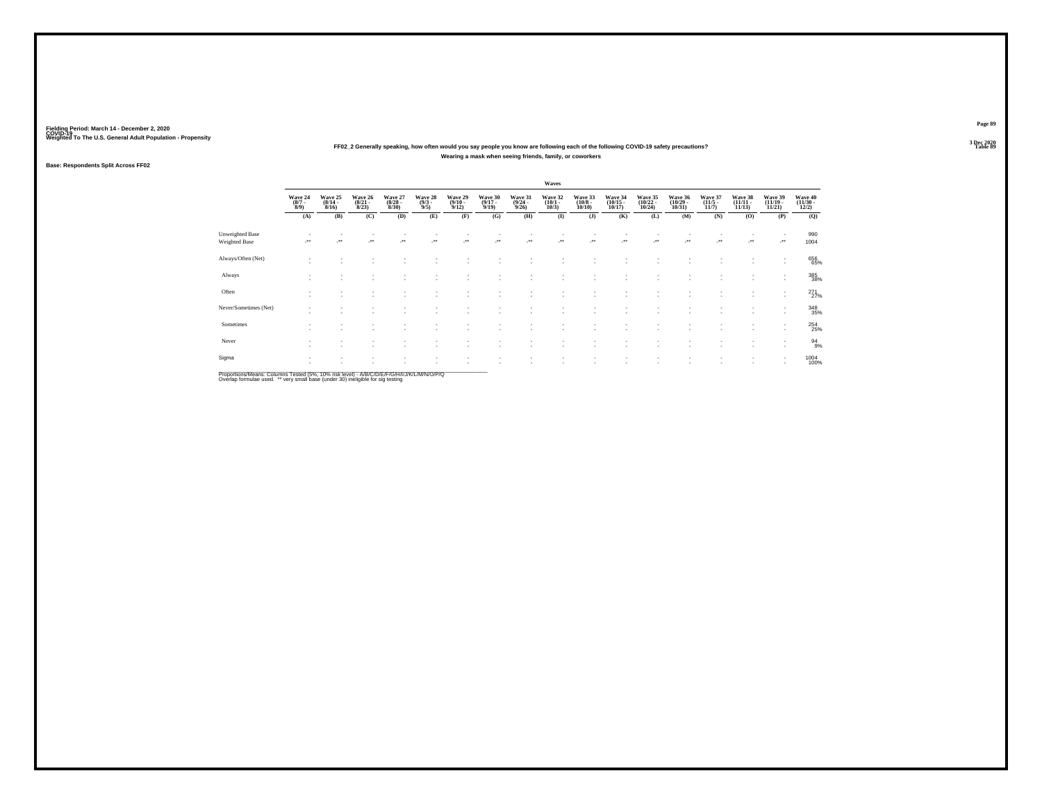Fielding Period: March 14 - December 2, 2020
COVID-19
Weighted To The U.S. General Adult Population - Propensity

3 Dec 2020
Table 89

### FF02_2 Generally speaking, how often would you say people you know are following each of the following COVID-19 safety precautions?

Wearing a mask when seeing friends, family, or coworkers

Base: Respondents Split Across FF02

| | Waves | | | | | | | | | | | | | | | | |
|---|---|---|---|---|---|---|---|---|---|---|---|---|---|---|---|---|---|
| | Wave 24 (8/7 - 8/9) | Wave 25 (8/14 - 8/16) | Wave 26 (8/21 - 8/23) | Wave 27 (8/28 - 8/30) | Wave 28 (9/3 - 9/5) | Wave 29 (9/10 - 9/12) | Wave 30 (9/17 - 9/19) | Wave 31 (9/24 - 9/26) | Wave 32 (10/1 - 10/3) | Wave 33 (10/8 - 10/10) | Wave 34 (10/15 - 10/17) | Wave 35 (10/22 - 10/24) | Wave 36 (10/29 - 10/31) | Wave 37 (11/5 - 11/7) | Wave 38 (11/11 - 11/13) | Wave 39 (11/19 - 11/21) | Wave 40 (11/30 - 12/2) |
| | (A) | (B) | (C) | (D) | (E) | (F) | (G) | (H) | (I) | (J) | (K) | (L) | (M) | (N) | (O) | (P) | (Q) |
| Unweighted Base | - | - | - | - | - | - | - | - | - | - | - | - | - | - | - | - | 990 |
| Weighted Base | -** | -** | -** | -** | -** | -** | -** | -** | -** | -** | -** | -** | -** | -** | -** | -** | 1004 |
| Always/Often (Net) | - | - | - | - | - | - | - | - | - | - | - | - | - | - | - | - | 656 |
| | - | - | - | - | - | - | - | - | - | - | - | - | - | - | - | - | 65% |
| Always | - | - | - | - | - | - | - | - | - | - | - | - | - | - | - | - | 385 |
| | - | - | - | - | - | - | - | - | - | - | - | - | - | - | - | - | 38% |
| Often | - | - | - | - | - | - | - | - | - | - | - | - | - | - | - | - | 271 |
| | - | - | - | - | - | - | - | - | - | - | - | - | - | - | - | - | 27% |
| Never/Sometimes (Net) | - | - | - | - | - | - | - | - | - | - | - | - | - | - | - | - | 348 |
| | - | - | - | - | - | - | - | - | - | - | - | - | - | - | - | - | 35% |
| Sometimes | - | - | - | - | - | - | - | - | - | - | - | - | - | - | - | - | 254 |
| | - | - | - | - | - | - | - | - | - | - | - | - | - | - | - | - | 25% |
| Never | - | - | - | - | - | - | - | - | - | - | - | - | - | - | - | - | 94 |
| | - | - | - | - | - | - | - | - | - | - | - | - | - | - | - | - | 9% |
| Sigma | - | - | - | - | - | - | - | - | - | - | - | - | - | - | - | - | 1004 |
| | - | - | - | - | - | - | - | - | - | - | - | - | - | - | - | - | 100% |

Proportions/Means: Columns Tested (5%, 10% risk level) - A/B/C/D/E/F/G/H/I/J/K/L/M/N/O/P/Q
Overlap formulae used. ** very small base (under 30) ineligible for sig testing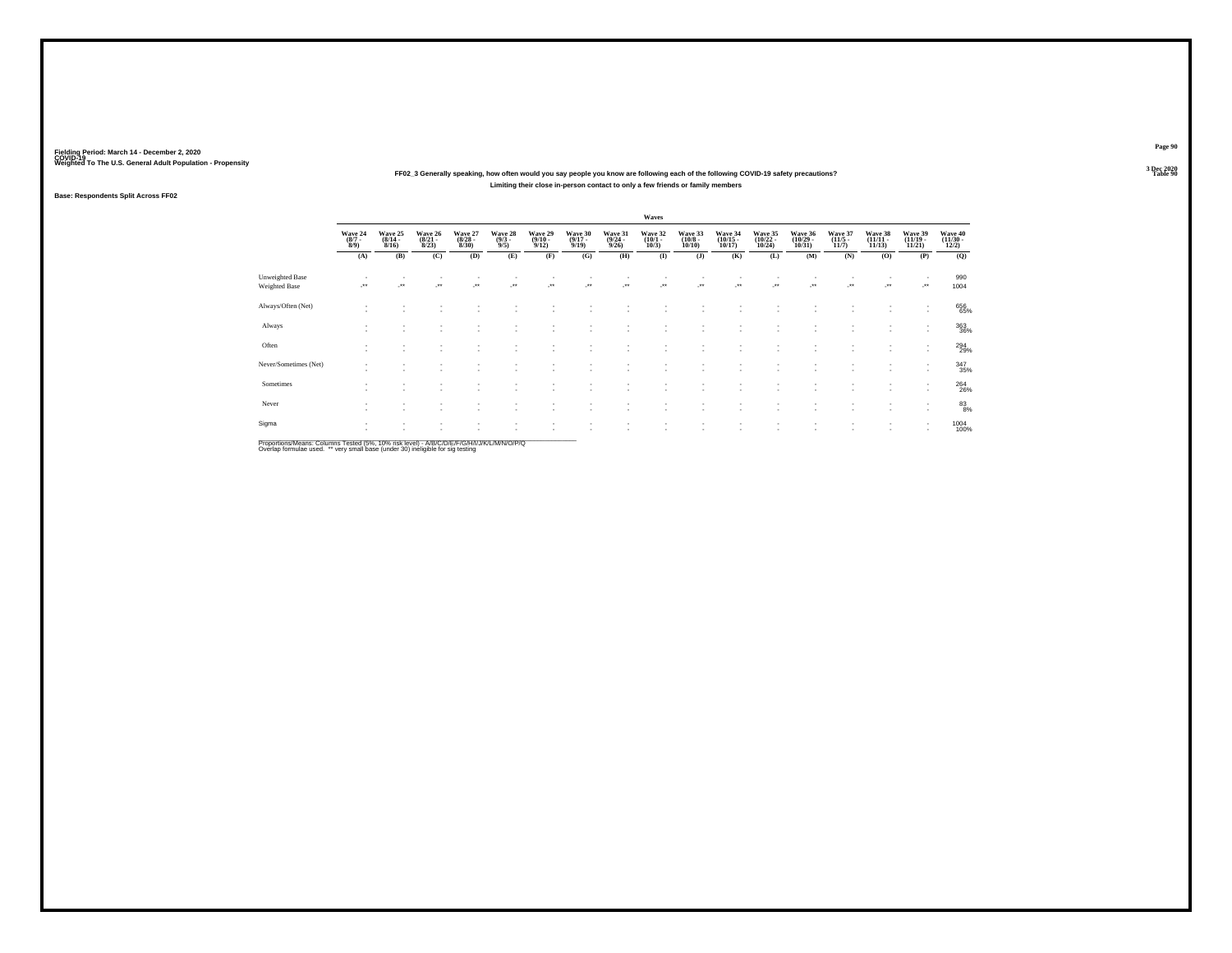Fielding Period: March 14 - December 2, 2020
COVID-19
Weighted To The U.S. General Adult Population - Propensity

3 Dec 2020
Table 90

### FF02_3 Generally speaking, how often would you say people you know are following each of the following COVID-19 safety precautions?

#### Limiting their close in-person contact to only a few friends or family members

Base: Respondents Split Across FF02

| | Wave 24 (8/7 - 8/9) | Wave 25 (8/14 - 8/16) | Wave 26 (8/21 - 8/23) | Wave 27 (8/28 - 8/30) | Wave 28 (9/3 - 9/5) | Wave 29 (9/10 - 9/12) | Wave 30 (9/17 - 9/19) | Wave 31 (9/24 - 9/26) | Wave 32 (10/1 - 10/3) | Wave 33 (10/8 - 10/10) | Wave 34 (10/15 - 10/17) | Wave 35 (10/22 - 10/24) | Wave 36 (10/29 - 10/31) | Wave 37 (11/5 - 11/7) | Wave 38 (11/11 - 11/13) | Wave 39 (11/19 - 11/21) | Wave 40 (11/30 - 12/2) |
|---|---|---|---|---|---|---|---|---|---|---|---|---|---|---|---|---|---|
| | (A) | (B) | (C) | (D) | (E) | (F) | (G) | (H) | (I) | (J) | (K) | (L) | (M) | (N) | (O) | (P) | (Q) |
| Unweighted Base | - | - | - | - | - | - | - | - | - | - | - | - | - | - | - | - | 990 |
| Weighted Base | -** | -** | -** | -** | -** | -** | -** | -** | -** | -** | -** | -** | -** | -** | -** | -** | 1004 |
| Always/Often (Net) | - | - | - | - | - | - | - | - | - | - | - | - | - | - | - | - | 656 |
| | - | - | - | - | - | - | - | - | - | - | - | - | - | - | - | - | 65% |
| Always | - | - | - | - | - | - | - | - | - | - | - | - | - | - | - | - | 363 |
| | - | - | - | - | - | - | - | - | - | - | - | - | - | - | - | - | 36% |
| Often | - | - | - | - | - | - | - | - | - | - | - | - | - | - | - | - | 294 |
| | - | - | - | - | - | - | - | - | - | - | - | - | - | - | - | - | 29% |
| Never/Sometimes (Net) | - | - | - | - | - | - | - | - | - | - | - | - | - | - | - | - | 347 |
| | - | - | - | - | - | - | - | - | - | - | - | - | - | - | - | - | 35% |
| Sometimes | - | - | - | - | - | - | - | - | - | - | - | - | - | - | - | - | 264 |
| | - | - | - | - | - | - | - | - | - | - | - | - | - | - | - | - | 26% |
| Never | - | - | - | - | - | - | - | - | - | - | - | - | - | - | - | - | 83 |
| | - | - | - | - | - | - | - | - | - | - | - | - | - | - | - | - | 8% |
| Sigma | - | - | - | - | - | - | - | - | - | - | - | - | - | - | - | - | 1004 |
| | - | - | - | - | - | - | - | - | - | - | - | - | - | - | - | - | 100% |

Proportions/Means: Columns Tested (5%, 10% risk level) - A/B/C/D/E/F/G/H/I/J/K/L/M/N/O/P/Q
Overlap formulae used. ** very small base (under 30) ineligible for sig testing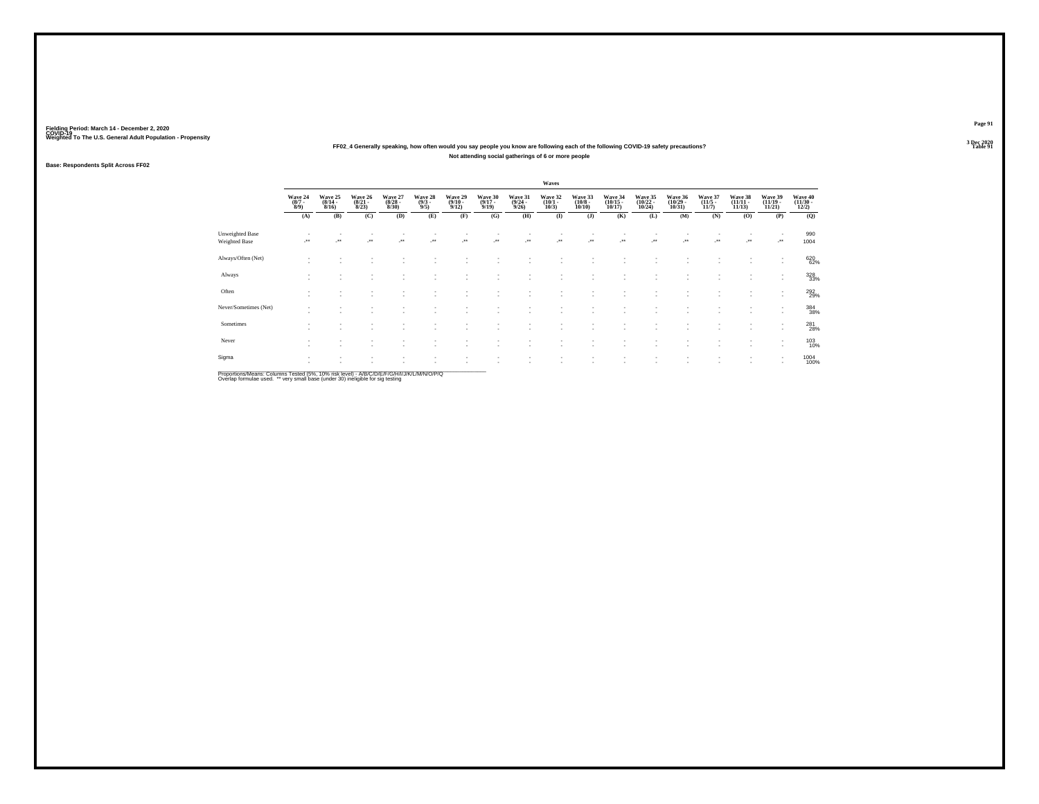Fielding Period: March 14 - December 2, 2020
COVID-19
Weighted To The U.S. General Adult Population - Propensity

3 Dec 2020
Table 91

### FF02_4 Generally speaking, how often would you say people you know are following each of the following COVID-19 safety precautions?

### Not attending social gatherings of 6 or more people

Base: Respondents Split Across FF02

| | Waves | | | | | | | | | | | | | | | | |
|---|---|---|---|---|---|---|---|---|---|---|---|---|---|---|---|---|---|
| | Wave 24 (8/7 - 8/9) | Wave 25 (8/14 - 8/16) | Wave 26 (8/21 - 8/23) | Wave 27 (8/28 - 8/30) | Wave 28 (9/3 - 9/5) | Wave 29 (9/10 - 9/12) | Wave 30 (9/17 - 9/19) | Wave 31 (9/24 - 9/26) | Wave 32 (10/1 - 10/3) | Wave 33 (10/8 - 10/10) | Wave 34 (10/15 - 10/17) | Wave 35 (10/22 - 10/24) | Wave 36 (10/29 - 10/31) | Wave 37 (11/5 - 11/7) | Wave 38 (11/11 - 11/13) | Wave 39 (11/19 - 11/21) | Wave 40 (11/30 - 12/2) |
| | (A) | (B) | (C) | (D) | (E) | (F) | (G) | (H) | (I) | (J) | (K) | (L) | (M) | (N) | (O) | (P) | (Q) |
| Unweighted Base | - | - | - | - | - | - | - | - | - | - | - | - | - | - | - | - | 990 |
| Weighted Base | -** | -** | -** | -** | -** | -** | -** | -** | -** | -** | -** | -** | -** | -** | -** | -** | 1004 |
| Always/Often (Net) | - | - | - | - | - | - | - | - | - | - | - | - | - | - | - | - | 620 |
| | - | - | - | - | - | - | - | - | - | - | - | - | - | - | - | - | 62% |
| Always | - | - | - | - | - | - | - | - | - | - | - | - | - | - | - | - | 328 |
| | - | - | - | - | - | - | - | - | - | - | - | - | - | - | - | - | 33% |
| Often | - | - | - | - | - | - | - | - | - | - | - | - | - | - | - | - | 292 |
| | - | - | - | - | - | - | - | - | - | - | - | - | - | - | - | - | 29% |
| Never/Sometimes (Net) | - | - | - | - | - | - | - | - | - | - | - | - | - | - | - | - | 384 |
| | - | - | - | - | - | - | - | - | - | - | - | - | - | - | - | - | 38% |
| Sometimes | - | - | - | - | - | - | - | - | - | - | - | - | - | - | - | - | 281 |
| | - | - | - | - | - | - | - | - | - | - | - | - | - | - | - | - | 28% |
| Never | - | - | - | - | - | - | - | - | - | - | - | - | - | - | - | - | 103 |
| | - | - | - | - | - | - | - | - | - | - | - | - | - | - | - | - | 10% |
| Sigma | - | - | - | - | - | - | - | - | - | - | - | - | - | - | - | - | 1004 |
| | - | - | - | - | - | - | - | - | - | - | - | - | - | - | - | - | 100% |

Proportions/Means: Columns Tested (5%, 10% risk level) - A/B/C/D/E/F/G/H/I/J/K/L/M/N/O/P/Q
Overlap formulae used. ** very small base (under 30) ineligible for sig testing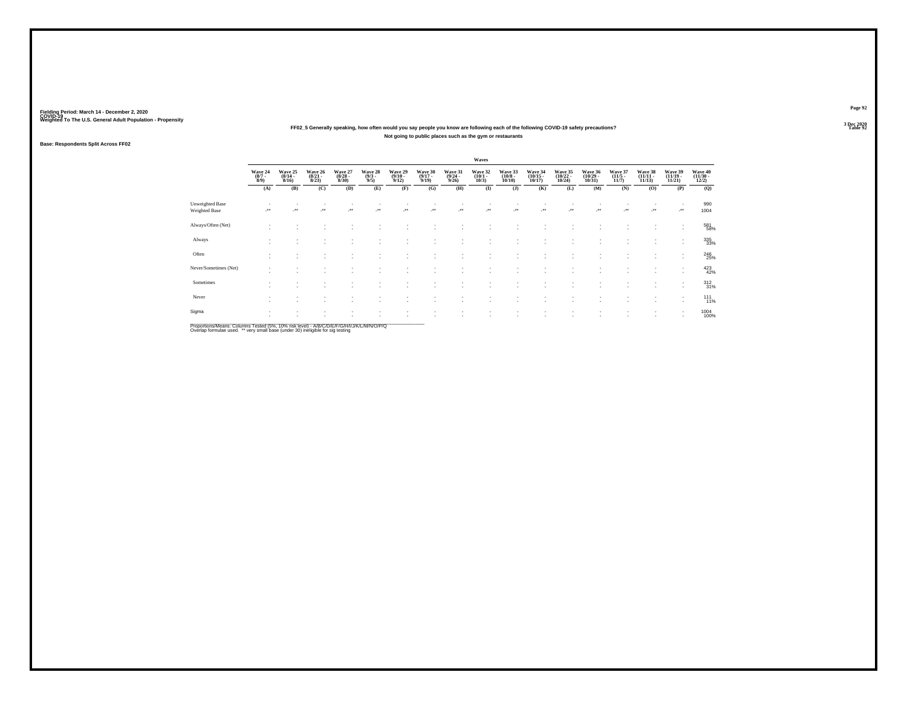Fielding Period: March 14 - December 2, 2020
COVID-19
Weighted To The U.S. General Adult Population - Propensity

3 Dec 2020
Table 92

**FF02_5 Generally speaking, how often would you say people you know are following each of the following COVID-19 safety precautions?**

**Not going to public places such as the gym or restaurants**

**Base: Respondents Split Across FF02**

| | Wave 24 (8/7 - 8/9) | Wave 25 (8/14 - 8/16) | Wave 26 (8/21 - 8/23) | Wave 27 (8/28 - 8/30) | Wave 28 (9/3 - 9/5) | Wave 29 (9/10 - 9/12) | Wave 30 (9/17 - 9/19) | Wave 31 (9/24 - 9/26) | Wave 32 (10/1 - 10/3) | Wave 33 (10/8 - 10/10) | Wave 34 (10/15 - 10/17) | Wave 35 (10/22 - 10/24) | Wave 36 (10/29 - 10/31) | Wave 37 (11/5 - 11/7) | Wave 38 (11/11 - 11/13) | Wave 39 (11/19 - 11/21) | Wave 40 (11/30 - 12/2) |
|---|---|---|---|---|---|---|---|---|---|---|---|---|---|---|---|---|---|
| | (A) | (B) | (C) | (D) | (E) | (F) | (G) | (H) | (I) | (J) | (K) | (L) | (M) | (N) | (O) | (P) | (Q) |
| Unweighted Base | - | - | - | - | - | - | - | - | - | - | - | - | - | - | - | - | 990 |
| Weighted Base | -** | -** | -** | -** | -** | -** | -** | -** | -** | -** | -** | -** | -** | -** | -** | -** | 1004 |
| Always/Often (Net) | - | - | - | - | - | - | - | - | - | - | - | - | - | - | - | - | 581 |
| | - | - | - | - | - | - | - | - | - | - | - | - | - | - | - | - | 58% |
| Always | - | - | - | - | - | - | - | - | - | - | - | - | - | - | - | - | 335 |
| | - | - | - | - | - | - | - | - | - | - | - | - | - | - | - | - | 33% |
| Often | - | - | - | - | - | - | - | - | - | - | - | - | - | - | - | - | 246 |
| | - | - | - | - | - | - | - | - | - | - | - | - | - | - | - | - | 25% |
| Never/Sometimes (Net) | - | - | - | - | - | - | - | - | - | - | - | - | - | - | - | - | 423 |
| | - | - | - | - | - | - | - | - | - | - | - | - | - | - | - | - | 42% |
| Sometimes | - | - | - | - | - | - | - | - | - | - | - | - | - | - | - | - | 312 |
| | - | - | - | - | - | - | - | - | - | - | - | - | - | - | - | - | 31% |
| Never | - | - | - | - | - | - | - | - | - | - | - | - | - | - | - | - | 111 |
| | - | - | - | - | - | - | - | - | - | - | - | - | - | - | - | - | 11% |
| Sigma | - | - | - | - | - | - | - | - | - | - | - | - | - | - | - | - | 1004 |
| | - | - | - | - | - | - | - | - | - | - | - | - | - | - | - | - | 100% |

Proportions/Means: Columns Tested (5%, 10% risk level) - A/B/C/D/E/F/G/H/I/J/K/L/M/N/O/P/Q
Overlap formulae used. ** very small base (under 30) ineligible for sig testing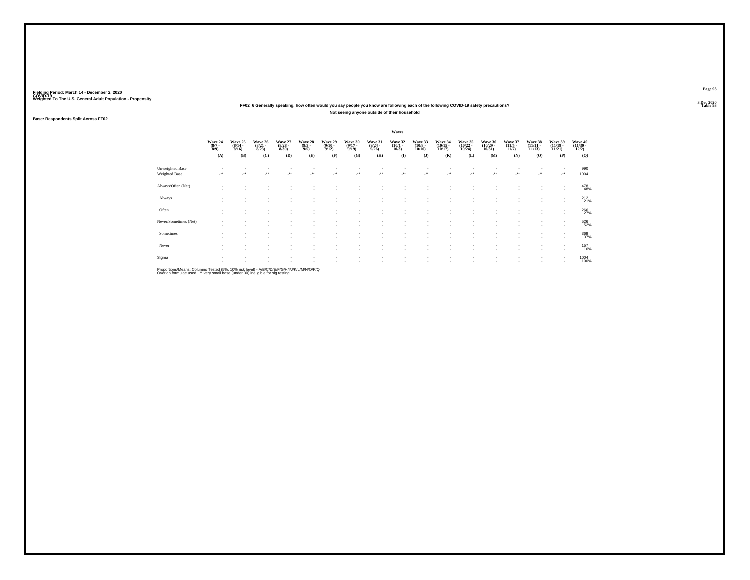Fielding Period: March 14 - December 2, 2020
COVID-19
Weighted To The U.S. General Adult Population - Propensity

3 Dec 2020
Table 93

**FF02_6 Generally speaking, how often would you say people you know are following each of the following COVID-19 safety precautions?**

**Not seeing anyone outside of their household**

**Base: Respondents Split Across FF02**

| | Waves | | | | | | | | | | | | | | | | |
|---|---|---|---|---|---|---|---|---|---|---|---|---|---|---|---|---|---|
| | Wave 24 (8/7 - 8/9) | Wave 25 (8/14 - 8/16) | Wave 26 (8/21 - 8/23) | Wave 27 (8/28 - 8/30) | Wave 28 (9/3 - 9/5) | Wave 29 (9/10 - 9/12) | Wave 30 (9/17 - 9/19) | Wave 31 (9/24 - 9/26) | Wave 32 (10/1 - 10/3) | Wave 33 (10/8 - 10/10) | Wave 34 (10/15 - 10/17) | Wave 35 (10/22 - 10/24) | Wave 36 (10/29 - 10/31) | Wave 37 (11/5 - 11/7) | Wave 38 (11/11 - 11/13) | Wave 39 (11/19 - 11/21) | Wave 40 (11/30 - 12/2) |
| | (A) | (B) | (C) | (D) | (E) | (F) | (G) | (H) | (I) | (J) | (K) | (L) | (M) | (N) | (O) | (P) | (Q) |
| Unweighted Base | - | - | - | - | - | - | - | - | - | - | - | - | - | - | - | - | 990 |
| Weighted Base | -** | -** | -** | -** | -** | -** | -** | -** | -** | -** | -** | -** | -** | -** | -** | -** | 1004 |
| Always/Often (Net) | - | - | - | - | - | - | - | - | - | - | - | - | - | - | - | - | 478 |
| | - | - | - | - | - | - | - | - | - | - | - | - | - | - | - | - | 48% |
| Always | - | - | - | - | - | - | - | - | - | - | - | - | - | - | - | - | 212 |
| | - | - | - | - | - | - | - | - | - | - | - | - | - | - | - | - | 21% |
| Often | - | - | - | - | - | - | - | - | - | - | - | - | - | - | - | - | 266 |
| | - | - | - | - | - | - | - | - | - | - | - | - | - | - | - | - | 27% |
| Never/Sometimes (Net) | - | - | - | - | - | - | - | - | - | - | - | - | - | - | - | - | 526 |
| | - | - | - | - | - | - | - | - | - | - | - | - | - | - | - | - | 52% |
| Sometimes | - | - | - | - | - | - | - | - | - | - | - | - | - | - | - | - | 369 |
| | - | - | - | - | - | - | - | - | - | - | - | - | - | - | - | - | 37% |
| Never | - | - | - | - | - | - | - | - | - | - | - | - | - | - | - | - | 157 |
| | - | - | - | - | - | - | - | - | - | - | - | - | - | - | - | - | 16% |
| Sigma | - | - | - | - | - | - | - | - | - | - | - | - | - | - | - | - | 1004 |
| | - | - | - | - | - | - | - | - | - | - | - | - | - | - | - | - | 100% |

Proportions/Means: Columns Tested (5%, 10% risk level) - A/B/C/D/E/F/G/H/I/J/K/L/M/N/O/P/Q
Overlap formulae used. ** very small base (under 30) ineligible for sig testing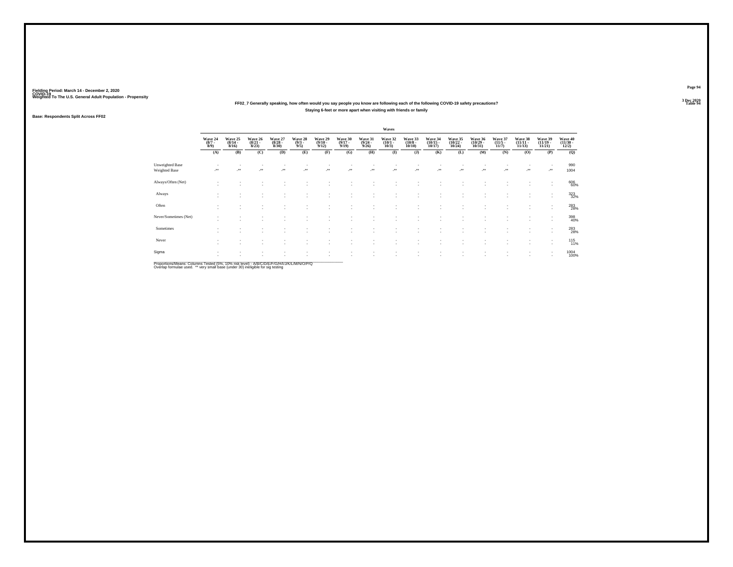Fielding Period: March 14 - December 2, 2020
COVID-19
Weighted To The U.S. General Adult Population - Propensity

3 Dec 2020
Table 94

## FF02_7 Generally speaking, how often would you say people you know are following each of the following COVID-19 safety precautions?

### Staying 6-feet or more apart when visiting with friends or family

Base: Respondents Split Across FF02

| | Wave 24 (8/7 - 8/9) | Wave 25 (8/14 - 8/16) | Wave 26 (8/21 - 8/23) | Wave 27 (8/28 - 8/30) | Wave 28 (9/3 - 9/5) | Wave 29 (9/10 - 9/12) | Wave 30 (9/17 - 9/19) | Wave 31 (9/24 - 9/26) | Wave 32 (10/1 - 10/3) | Wave 33 (10/8 - 10/10) | Wave 34 (10/15 - 10/17) | Wave 35 (10/22 - 10/24) | Wave 36 (10/29 - 10/31) | Wave 37 (11/5 - 11/7) | Wave 38 (11/11 - 11/13) | Wave 39 (11/19 - 11/21) | Wave 40 (11/30 - 12/2) |
|---|---|---|---|---|---|---|---|---|---|---|---|---|---|---|---|---|---|
| | (A) | (B) | (C) | (D) | (E) | (F) | (G) | (H) | (I) | (J) | (K) | (L) | (M) | (N) | (O) | (P) | (Q) |
| Unweighted Base | - | - | - | - | - | - | - | - | - | - | - | - | - | - | - | - | 990 |
| Weighted Base | -** | -** | -** | -** | -** | -** | -** | -** | -** | -** | -** | -** | -** | -** | -** | -** | 1004 |
| Always/Often (Net) | - | - | - | - | - | - | - | - | - | - | - | - | - | - | - | - | 606 60% |
| Always | - | - | - | - | - | - | - | - | - | - | - | - | - | - | - | - | 323 32% |
| Often | - | - | - | - | - | - | - | - | - | - | - | - | - | - | - | - | 283 28% |
| Never/Sometimes (Net) | - | - | - | - | - | - | - | - | - | - | - | - | - | - | - | - | 398 40% |
| Sometimes | - | - | - | - | - | - | - | - | - | - | - | - | - | - | - | - | 283 28% |
| Never | - | - | - | - | - | - | - | - | - | - | - | - | - | - | - | - | 115 11% |
| Sigma | - | - | - | - | - | - | - | - | - | - | - | - | - | - | - | - | 1004 100% |

Proportions/Means: Columns Tested (5%, 10% risk level) - A/B/C/D/E/F/G/H/I/J/K/L/M/N/O/P/Q
Overlap formulae used. ** very small base (under 30) ineligible for sig testing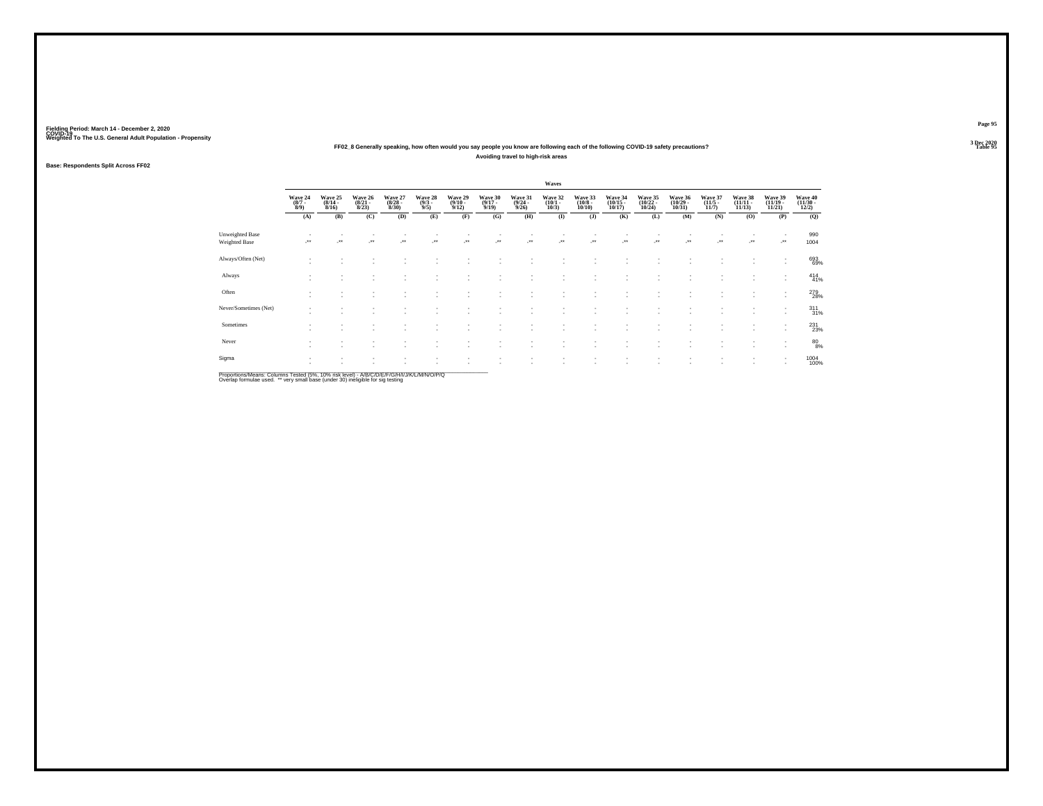Fielding Period: March 14 - December 2, 2020
COVID-19
Weighted To The U.S. General Adult Population - Propensity

3 Dec 2020
Table 95

**FF02_8 Generally speaking, how often would you say people you know are following each of the following COVID-19 safety precautions?**
**Avoiding travel to high-risk areas**

**Base: Respondents Split Across FF02**

| | Waves | | | | | | | | | | | | | | | | |
|---|---|---|---|---|---|---|---|---|---|---|---|---|---|---|---|---|---|
| | Wave 24 (8/7 - 8/9) | Wave 25 (8/14 - 8/16) | Wave 26 (8/21 - 8/23) | Wave 27 (8/28 - 8/30) | Wave 28 (9/3 - 9/5) | Wave 29 (9/10 - 9/12) | Wave 30 (9/17 - 9/19) | Wave 31 (9/24 - 9/26) | Wave 32 (10/1 - 10/3) | Wave 33 (10/8 - 10/10) | Wave 34 (10/15 - 10/17) | Wave 35 (10/22 - 10/24) | Wave 36 (10/29 - 10/31) | Wave 37 (11/5 - 11/7) | Wave 38 (11/11 - 11/13) | Wave 39 (11/19 - 11/21) | Wave 40 (11/30 - 12/2) |
| | (A) | (B) | (C) | (D) | (E) | (F) | (G) | (H) | (I) | (J) | (K) | (L) | (M) | (N) | (O) | (P) | (Q) |
| Unweighted Base | - | - | - | - | - | - | - | - | - | - | - | - | - | - | - | - | 990 |
| Weighted Base | -** | -** | -** | -** | -** | -** | -** | -** | -** | -** | -** | -** | -** | -** | -** | -** | 1004 |
| Always/Often (Net) | - | - | - | - | - | - | - | - | - | - | - | - | - | - | - | - | 693 |
| | - | - | - | - | - | - | - | - | - | - | - | - | - | - | - | - | 69% |
| Always | - | - | - | - | - | - | - | - | - | - | - | - | - | - | - | - | 414 |
| | - | - | - | - | - | - | - | - | - | - | - | - | - | - | - | - | 41% |
| Often | - | - | - | - | - | - | - | - | - | - | - | - | - | - | - | - | 279 |
| | - | - | - | - | - | - | - | - | - | - | - | - | - | - | - | - | 28% |
| Never/Sometimes (Net) | - | - | - | - | - | - | - | - | - | - | - | - | - | - | - | - | 311 |
| | - | - | - | - | - | - | - | - | - | - | - | - | - | - | - | - | 31% |
| Sometimes | - | - | - | - | - | - | - | - | - | - | - | - | - | - | - | - | 231 |
| | - | - | - | - | - | - | - | - | - | - | - | - | - | - | - | - | 23% |
| Never | - | - | - | - | - | - | - | - | - | - | - | - | - | - | - | - | 80 |
| | - | - | - | - | - | - | - | - | - | - | - | - | - | - | - | - | 8% |
| Sigma | - | - | - | - | - | - | - | - | - | - | - | - | - | - | - | - | 1004 |
| | - | - | - | - | - | - | - | - | - | - | - | - | - | - | - | - | 100% |

Proportions/Means: Columns Tested (5%, 10% risk level) - A/B/C/D/E/F/G/H/I/J/K/L/M/N/O/P/Q
Overlap formulae used. ** very small base (under 30) ineligible for sig testing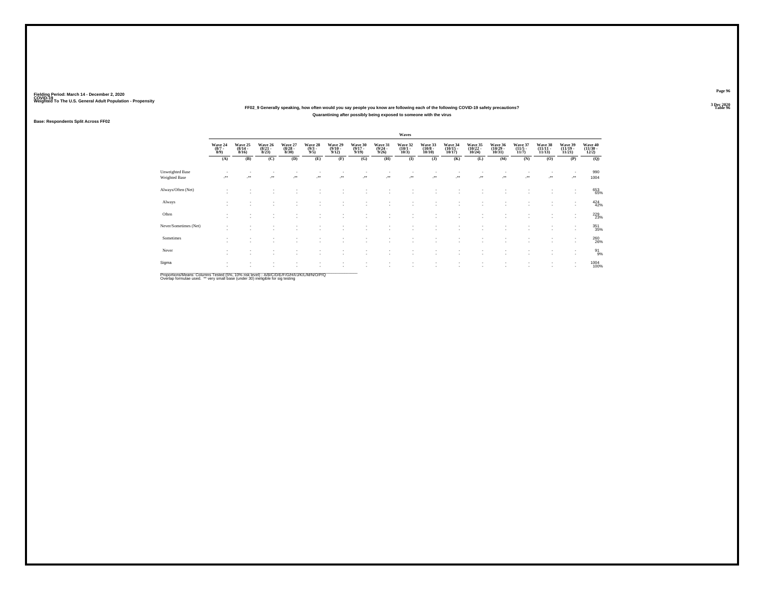Fielding Period: March 14 - December 2, 2020
COVID-19
Weighted To The U.S. General Adult Population - Propensity

3 Dec 2020
Table 96

**FF02_9 Generally speaking, how often would you say people you know are following each of the following COVID-19 safety precautions?**
**Quarantining after possibly being exposed to someone with the virus**

**Base: Respondents Split Across FF02**

| | Waves | | | | | | | | | | | | | | | | |
|---|---|---|---|---|---|---|---|---|---|---|---|---|---|---|---|---|---|
| | Wave 24 (8/7 - 8/9) | Wave 25 (8/14 - 8/16) | Wave 26 (8/21 - 8/23) | Wave 27 (8/28 - 8/30) | Wave 28 (9/3 - 9/5) | Wave 29 (9/10 - 9/12) | Wave 30 (9/17 - 9/19) | Wave 31 (9/24 - 9/26) | Wave 32 (10/1 - 10/3) | Wave 33 (10/8 - 10/10) | Wave 34 (10/15 - 10/17) | Wave 35 (10/22 - 10/24) | Wave 36 (10/29 - 10/31) | Wave 37 (11/5 - 11/7) | Wave 38 (11/11 - 11/13) | Wave 39 (11/19 - 11/21) | Wave 40 (11/30 - 12/2) |
| | (A) | (B) | (C) | (D) | (E) | (F) | (G) | (H) | (I) | (J) | (K) | (L) | (M) | (N) | (O) | (P) | (Q) |
| Unweighted Base | - | - | - | - | - | - | - | - | - | - | - | - | - | - | - | - | 990 |
| Weighted Base | -** | -** | -** | -** | -** | -** | -** | -** | -** | -** | -** | -** | -** | -** | -** | -** | 1004 |
| Always/Often (Net) | - | - | - | - | - | - | - | - | - | - | - | - | - | - | - | - | 653 |
| | - | - | - | - | - | - | - | - | - | - | - | - | - | - | - | - | 65% |
| Always | - | - | - | - | - | - | - | - | - | - | - | - | - | - | - | - | 424 |
| | - | - | - | - | - | - | - | - | - | - | - | - | - | - | - | - | 42% |
| Often | - | - | - | - | - | - | - | - | - | - | - | - | - | - | - | - | 229 |
| | - | - | - | - | - | - | - | - | - | - | - | - | - | - | - | - | 23% |
| Never/Sometimes (Net) | - | - | - | - | - | - | - | - | - | - | - | - | - | - | - | - | 351 |
| | - | - | - | - | - | - | - | - | - | - | - | - | - | - | - | - | 35% |
| Sometimes | - | - | - | - | - | - | - | - | - | - | - | - | - | - | - | - | 260 |
| | - | - | - | - | - | - | - | - | - | - | - | - | - | - | - | - | 26% |
| Never | - | - | - | - | - | - | - | - | - | - | - | - | - | - | - | - | 91 |
| | - | - | - | - | - | - | - | - | - | - | - | - | - | - | - | - | 9% |
| Sigma | - | - | - | - | - | - | - | - | - | - | - | - | - | - | - | - | 1004 |
| | - | - | - | - | - | - | - | - | - | - | - | - | - | - | - | - | 100% |

Proportions/Means: Columns Tested (5%, 10% risk level) - A/B/C/D/E/F/G/H/I/J/K/L/M/N/O/P/Q
Overlap formulae used. ** very small base (under 30) ineligible for sig testing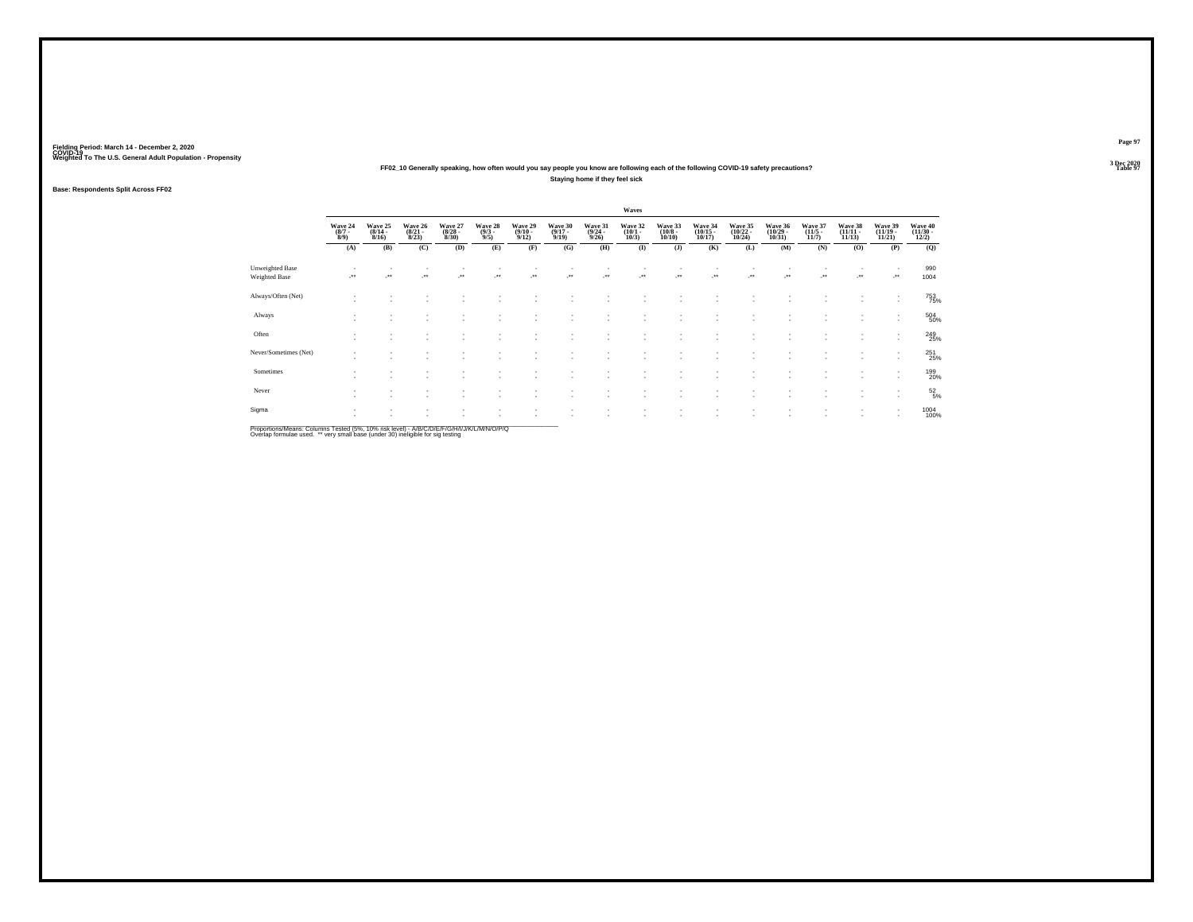Fielding Period: March 14 - December 2, 2020
COVID-19
Weighted To The U.S. General Adult Population - Propensity

3 Dec 2020
Table 97

FF02_10 Generally speaking, how often would you say people you know are following each of the following COVID-19 safety precautions?

Staying home if they feel sick

Base: Respondents Split Across FF02

| | Waves | | | | | | | | | | | | | | | | |
|---|---|---|---|---|---|---|---|---|---|---|---|---|---|---|---|---|---|
| | Wave 24 (8/7 - 8/9) | Wave 25 (8/14 - 8/16) | Wave 26 (8/21 - 8/23) | Wave 27 (8/28 - 8/30) | Wave 28 (9/3 - 9/5) | Wave 29 (9/10 - 9/12) | Wave 30 (9/17 - 9/19) | Wave 31 (9/24 - 9/26) | Wave 32 (10/1 - 10/3) | Wave 33 (10/8 - 10/10) | Wave 34 (10/15 - 10/17) | Wave 35 (10/22 - 10/24) | Wave 36 (10/29 - 10/31) | Wave 37 (11/5 - 11/7) | Wave 38 (11/11 - 11/13) | Wave 39 (11/19 - 11/21) | Wave 40 (11/30 - 12/2) |
| | (A) | (B) | (C) | (D) | (E) | (F) | (G) | (H) | (I) | (J) | (K) | (L) | (M) | (N) | (O) | (P) | (Q) |
| Unweighted Base | - | - | - | - | - | - | - | - | - | - | - | - | - | - | - | - | 990 |
| Weighted Base | -** | -** | -** | -** | -** | -** | -** | -** | -** | -** | -** | -** | -** | -** | -** | -** | 1004 |
| Always/Often (Net) | - | - | - | - | - | - | - | - | - | - | - | - | - | - | - | - | 753 |
| | - | - | - | - | - | - | - | - | - | - | - | - | - | - | - | - | 75% |
| Always | - | - | - | - | - | - | - | - | - | - | - | - | - | - | - | - | 504 |
| | - | - | - | - | - | - | - | - | - | - | - | - | - | - | - | - | 50% |
| Often | - | - | - | - | - | - | - | - | - | - | - | - | - | - | - | - | 249 |
| | - | - | - | - | - | - | - | - | - | - | - | - | - | - | - | - | 25% |
| Never/Sometimes (Net) | - | - | - | - | - | - | - | - | - | - | - | - | - | - | - | - | 251 |
| | - | - | - | - | - | - | - | - | - | - | - | - | - | - | - | - | 25% |
| Sometimes | - | - | - | - | - | - | - | - | - | - | - | - | - | - | - | - | 199 |
| | - | - | - | - | - | - | - | - | - | - | - | - | - | - | - | - | 20% |
| Never | - | - | - | - | - | - | - | - | - | - | - | - | - | - | - | - | 52 |
| | - | - | - | - | - | - | - | - | - | - | - | - | - | - | - | - | 5% |
| Sigma | - | - | - | - | - | - | - | - | - | - | - | - | - | - | - | - | 1004 |
| | - | - | - | - | - | - | - | - | - | - | - | - | - | - | - | - | 100% |

Proportions/Means: Columns Tested (5%, 10% risk level) - A/B/C/D/E/F/G/H/I/J/K/L/M/N/O/P/Q
Overlap formulae used. ** very small base (under 30) ineligible for sig testing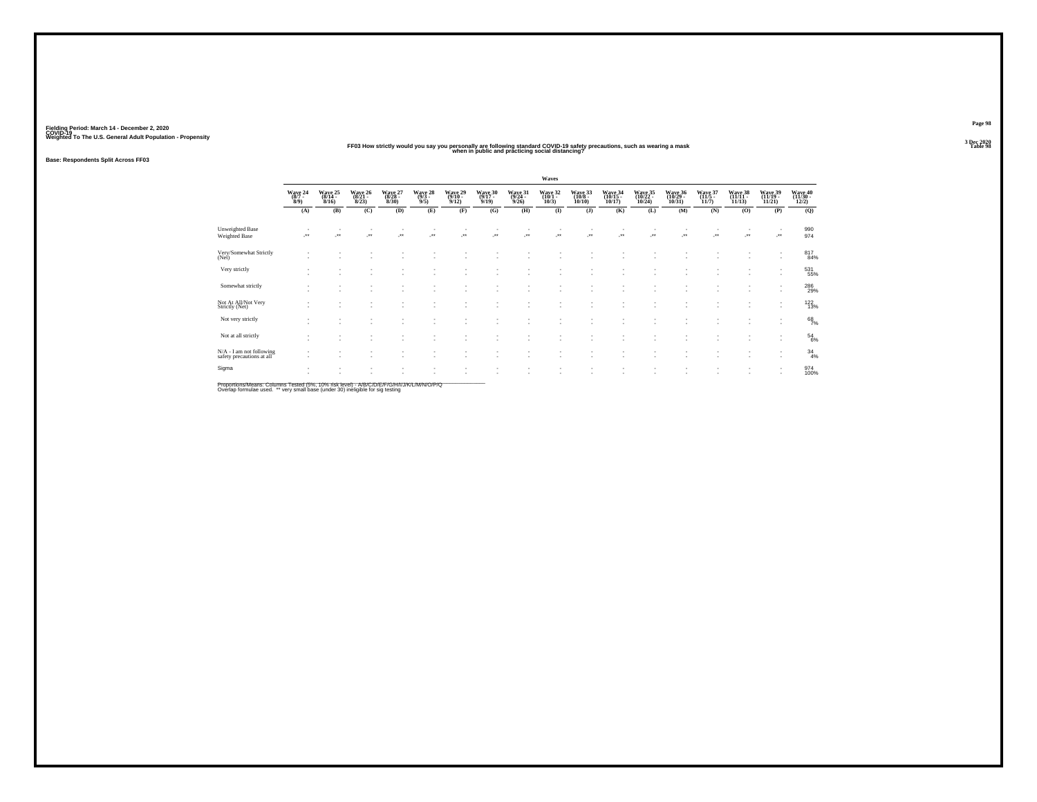Fielding Period: March 14 - December 2, 2020
COVID-19
Weighted To The U.S. General Adult Population - Propensity

3 Dec 2020
Table 98

## FF03 How strictly would you say you personally are following standard COVID-19 safety precautions, such as wearing a mask when in public and practicing social distancing?

Base: Respondents Split Across FF03

| | Waves | | | | | | | | | | | | | | | | |
|---|---|---|---|---|---|---|---|---|---|---|---|---|---|---|---|---|---|
| | Wave 24 (8/7 - 8/9) | Wave 25 (8/14 - 8/16) | Wave 26 (8/21 - 8/23) | Wave 27 (8/28 - 8/30) | Wave 28 (9/3 - 9/5) | Wave 29 (9/10 - 9/12) | Wave 30 (9/17 - 9/19) | Wave 31 (9/24 - 9/26) | Wave 32 (10/1 - 10/3) | Wave 33 (10/8 - 10/10) | Wave 34 (10/15 - 10/17) | Wave 35 (10/22 - 10/24) | Wave 36 (10/29 - 10/31) | Wave 37 (11/5 - 11/7) | Wave 38 (11/11 - 11/13) | Wave 39 (11/19 - 11/21) | Wave 40 (11/30 - 12/2) |
| | (A) | (B) | (C) | (D) | (E) | (F) | (G) | (H) | (I) | (J) | (K) | (L) | (M) | (N) | (O) | (P) | (Q) |
| Unweighted Base | - | - | - | - | - | - | - | - | - | - | - | - | - | - | - | - | 990 |
| Weighted Base | -** | -** | -** | -** | -** | -** | -** | -** | -** | -** | -** | -** | -** | -** | -** | -** | 974 |
| Very/Somewhat Strictly (Net) | - | - | - | - | - | - | - | - | - | - | - | - | - | - | - | - | 817 |
| | - | - | - | - | - | - | - | - | - | - | - | - | - | - | - | - | 84% |
| Very strictly | - | - | - | - | - | - | - | - | - | - | - | - | - | - | - | - | 531 |
| | - | - | - | - | - | - | - | - | - | - | - | - | - | - | - | - | 55% |
| Somewhat strictly | - | - | - | - | - | - | - | - | - | - | - | - | - | - | - | - | 286 |
| | - | - | - | - | - | - | - | - | - | - | - | - | - | - | - | - | 29% |
| Not At All/Not Very Strictly (Net) | - | - | - | - | - | - | - | - | - | - | - | - | - | - | - | - | 122 |
| | - | - | - | - | - | - | - | - | - | - | - | - | - | - | - | - | 13% |
| Not very strictly | - | - | - | - | - | - | - | - | - | - | - | - | - | - | - | - | 68 |
| | - | - | - | - | - | - | - | - | - | - | - | - | - | - | - | - | 7% |
| Not at all strictly | - | - | - | - | - | - | - | - | - | - | - | - | - | - | - | - | 54 |
| | - | - | - | - | - | - | - | - | - | - | - | - | - | - | - | - | 6% |
| N/A - I am not following safety precautions at all | - | - | - | - | - | - | - | - | - | - | - | - | - | - | - | - | 34 |
| | - | - | - | - | - | - | - | - | - | - | - | - | - | - | - | - | 4% |
| Sigma | - | - | - | - | - | - | - | - | - | - | - | - | - | - | - | - | 974 |
| | - | - | - | - | - | - | - | - | - | - | - | - | - | - | - | - | 100% |

Proportions/Means: Columns Tested (5%, 10% risk level) - A/B/C/D/E/F/G/H/I/J/K/L/M/N/O/P/Q
Overlap formulae used. ** very small base (under 30) ineligible for sig testing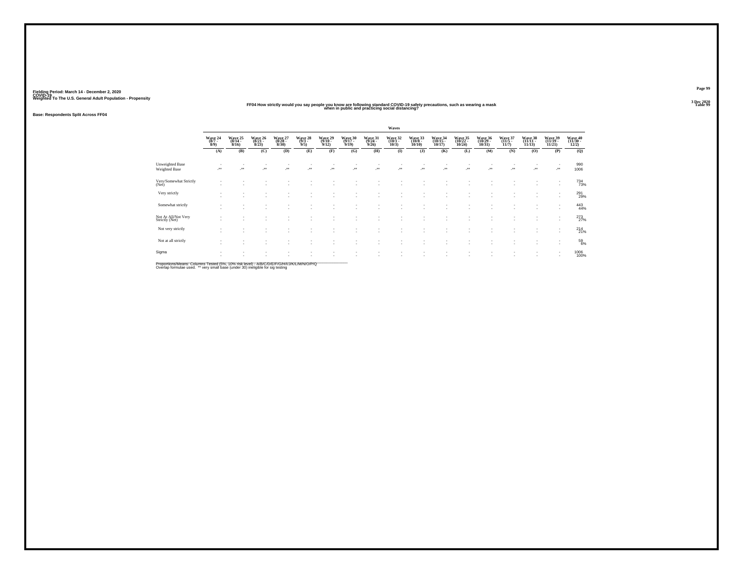Fielding Period: March 14 - December 2, 2020
COVID-19
Weighted To The U.S. General Adult Population - Propensity

3 Dec 2020
Table 99

## FF04 How strictly would you say people you know are following standard COVID-19 safety precautions, such as wearing a mask when in public and practicing social distancing?

**Base: Respondents Split Across FF04**

| | Waves | | | | | | | | | | | | | | | | |
|---|---|---|---|---|---|---|---|---|---|---|---|---|---|---|---|---|---|
| | Wave 24 (8/7 - 8/9) | Wave 25 (8/14 - 8/16) | Wave 26 (8/21 - 8/23) | Wave 27 (8/28 - 8/30) | Wave 28 (9/3 - 9/5) | Wave 29 (9/10 - 9/12) | Wave 30 (9/17 - 9/19) | Wave 31 (9/24 - 9/26) | Wave 32 (10/1 - 10/3) | Wave 33 (10/8 - 10/10) | Wave 34 (10/15 - 10/17) | Wave 35 (10/22 - 10/24) | Wave 36 (10/29 - 10/31) | Wave 37 (11/5 - 11/7) | Wave 38 (11/11 - 11/13) | Wave 39 (11/19 - 11/21) | Wave 40 (11/30 - 12/2) |
| | (A) | (B) | (C) | (D) | (E) | (F) | (G) | (H) | (I) | (J) | (K) | (L) | (M) | (N) | (O) | (P) | (Q) |
| Unweighted Base | - | - | - | - | - | - | - | - | - | - | - | - | - | - | - | - | 990 |
| Weighted Base | -** | -** | -** | -** | -** | -** | -** | -** | -** | -** | -** | -** | -** | -** | -** | -** | 1006 |
| Very/Somewhat Strictly (Net) | - | - | - | - | - | - | - | - | - | - | - | - | - | - | - | - | 734 |
| | - | - | - | - | - | - | - | - | - | - | - | - | - | - | - | - | 73% |
| Very strictly | - | - | - | - | - | - | - | - | - | - | - | - | - | - | - | - | 291 |
| | - | - | - | - | - | - | - | - | - | - | - | - | - | - | - | - | 29% |
| Somewhat strictly | - | - | - | - | - | - | - | - | - | - | - | - | - | - | - | - | 443 |
| | - | - | - | - | - | - | - | - | - | - | - | - | - | - | - | - | 44% |
| Not At All/Not Very Strictly (Net) | - | - | - | - | - | - | - | - | - | - | - | - | - | - | - | - | 273 |
| | - | - | - | - | - | - | - | - | - | - | - | - | - | - | - | - | 27% |
| Not very strictly | - | - | - | - | - | - | - | - | - | - | - | - | - | - | - | - | 214 |
| | - | - | - | - | - | - | - | - | - | - | - | - | - | - | - | - | 21% |
| Not at all strictly | - | - | - | - | - | - | - | - | - | - | - | - | - | - | - | - | 59 |
| | - | - | - | - | - | - | - | - | - | - | - | - | - | - | - | - | 6% |
| Sigma | - | - | - | - | - | - | - | - | - | - | - | - | - | - | - | - | 1006 |
| | - | - | - | - | - | - | - | - | - | - | - | - | - | - | - | - | 100% |

Proportions/Means: Columns Tested (5%, 10% risk level) - A/B/C/D/E/F/G/H/I/J/K/L/M/N/O/P/Q
Overlap formulae used. ** very small base (under 30) ineligible for sig testing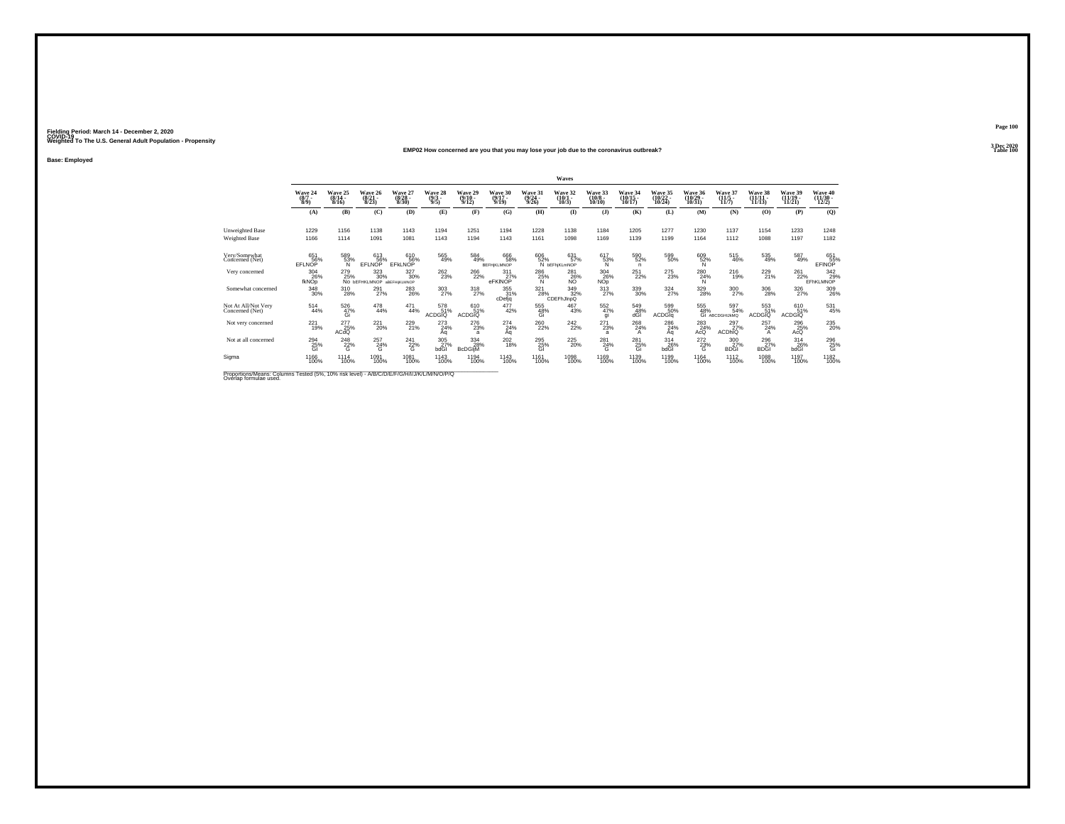Fielding Period: March 14 - December 2, 2020
COVID-19
Weighted To The U.S. General Adult Population - Propensity

3 Dec 2020
Table 100

**EMP02 How concerned are you that you may lose your job due to the coronavirus outbreak?**

**Base: Employed**

| | Wave 24 (8/7 - 8/9) | Wave 25 (8/14 - 8/16) | Wave 26 (8/21 - 8/23) | Wave 27 (8/28 - 8/30) | Wave 28 (9/3 - 9/5) | Wave 29 (9/10 - 9/12) | Wave 30 (9/17 - 9/19) | Wave 31 (9/24 - 9/26) | Wave 32 (10/1 - 10/3) | Wave 33 (10/8 - 10/10) | Wave 34 (10/15 - 10/17) | Wave 35 (10/22 - 10/24) | Wave 36 (10/29 - 10/31) | Wave 37 (11/5 - 11/7) | Wave 38 (11/11 - 11/13) | Wave 39 (11/19 - 11/21) | Wave 40 (11/30 - 12/2) |
|---|---|---|---|---|---|---|---|---|---|---|---|---|---|---|---|---|---|
| | (A) | (B) | (C) | (D) | (E) | (F) | (G) | (H) | (I) | (J) | (K) | (L) | (M) | (N) | (O) | (P) | (Q) |
| Unweighted Base | 1229 | 1156 | 1138 | 1143 | 1194 | 1251 | 1194 | 1228 | 1138 | 1184 | 1205 | 1277 | 1230 | 1137 | 1154 | 1233 | 1248 |
| Weighted Base | 1166 | 1114 | 1091 | 1081 | 1143 | 1194 | 1143 | 1161 | 1098 | 1169 | 1139 | 1199 | 1164 | 1112 | 1088 | 1197 | 1182 |
| Very/Somewhat Concerned (Net) | 651 56% EFLNOP | 589 53% N | 613 56% EFLNOP | 610 56% EFkLNOP | 565 49% | 584 49% | 666 58% BEFHjKLMNOP | 606 52% N | 631 57% bEFhjKLmNOP | 617 53% N | 590 52% n | 599 50% | 609 52% N | 515 46% | 535 49% | 587 49% | 651 55% EFlNOP |
| Very concerned | 304 26% fkNOp | 279 25% No | 323 30% bEFHKLMNOP | 327 30% aBEFHjKLMNOP | 262 23% | 266 22% | 311 27% eFKlNOP | 286 25% N | 281 26% NO | 304 26% NOp | 251 22% | 275 23% | 280 24% N | 216 19% | 229 21% | 261 22% | 342 29% EFhKLMNOP |
| Somewhat concerned | 348 30% | 310 28% | 291 27% | 283 26% | 303 27% | 318 27% | 355 31% cDefjq | 321 28% | 349 32% CDEFhJlnpQ | 313 27% | 339 30% | 324 27% | 329 28% | 300 27% | 306 28% | 326 27% | 309 26% |
| Not At All/Not Very Concerned (Net) | 514 44% | 526 47% Gi | 478 44% | 471 44% | 578 51% ACDGIQ | 610 51% ACDGIQ | 477 42% | 555 48% Gi | 467 43% | 552 47% gi | 549 48% dGI | 599 50% ACDGIq | 555 48% Gi | 597 54% ABCDGHIJkMQ | 553 51% ACDGIQ | 610 51% ACDGIQ | 531 45% |
| Not very concerned | 221 19% | 277 25% ACdQ | 221 20% | 229 21% | 273 24% Aq | 276 23% a | 274 24% Aq | 260 22% | 242 22% | 271 23% a | 268 24% A | 286 24% Aq | 283 24% AcQ | 297 27% ACDhIQ | 257 24% A | 296 25% AcQ | 235 20% |
| Not at all concerned | 294 25% GI | 248 22% G | 257 24% G | 241 22% G | 305 27% bdGI | 334 28% BcDGIjM | 202 18% | 295 25% GI | 225 20% | 281 24% G | 281 25% GI | 314 26% bdGI | 272 23% G | 300 27% BDGI | 296 27% BDGI | 314 26% bdGI | 296 25% GI |
| Sigma | 1166 100% | 1114 100% | 1091 100% | 1081 100% | 1143 100% | 1194 100% | 1143 100% | 1161 100% | 1098 100% | 1169 100% | 1139 100% | 1199 100% | 1164 100% | 1112 100% | 1088 100% | 1197 100% | 1182 100% |

Proportions/Means: Columns Tested (5%, 10% risk level) - A/B/C/D/E/F/G/H/I/J/K/L/M/N/O/P/Q
Overlap formulae used.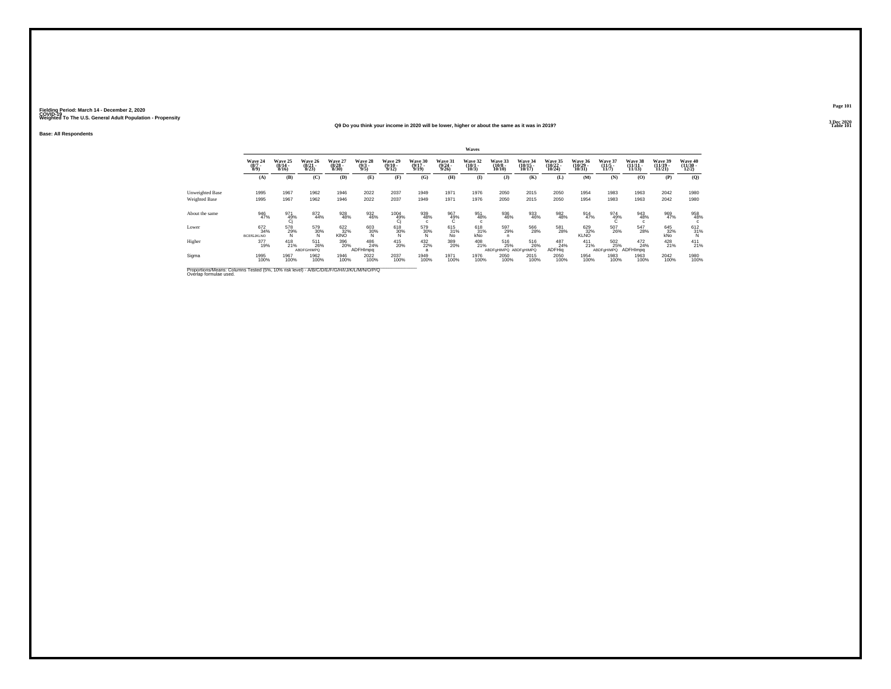Fielding Period: March 14 - December 2, 2020
COVID-19
Weighted To The U.S. General Adult Population - Propensity

3 Dec 2020
Table 101

Q9 Do you think your income in 2020 will be lower, higher or about the same as it was in 2019?

Base: All Respondents

| | Waves | | | | | | | | | | | | | | | | |
|---|---|---|---|---|---|---|---|---|---|---|---|---|---|---|---|---|---|
| | Wave 24 (8/7 - 8/9) | Wave 25 (8/14 - 8/16) | Wave 26 (8/21 - 8/23) | Wave 27 (8/28 - 8/30) | Wave 28 (9/3 - 9/5) | Wave 29 (9/10 - 9/12) | Wave 30 (9/17 - 9/19) | Wave 31 (9/24 - 9/26) | Wave 32 (10/1 - 10/3) | Wave 33 (10/8 - 10/10) | Wave 34 (10/15 - 10/17) | Wave 35 (10/22 - 10/24) | Wave 36 (10/29 - 10/31) | Wave 37 (11/5 - 11/7) | Wave 38 (11/11 - 11/13) | Wave 39 (11/19 - 11/21) | Wave 40 (11/30 - 12/2) |
| | (A) | (B) | (C) | (D) | (E) | (F) | (G) | (H) | (I) | (J) | (K) | (L) | (M) | (N) | (O) | (P) | (Q) |
| Unweighted Base | 1995 | 1967 | 1962 | 1946 | 2022 | 2037 | 1949 | 1971 | 1976 | 2050 | 2015 | 2050 | 1954 | 1983 | 1963 | 2042 | 1980 |
| Weighted Base | 1995 | 1967 | 1962 | 1946 | 2022 | 2037 | 1949 | 1971 | 1976 | 2050 | 2015 | 2050 | 1954 | 1983 | 1963 | 2042 | 1980 |
| About the same | 946 47% | 971 49% Cj | 872 44% | 928 48% | 932 46% | 1004 49% Cj | 939 48% c | 967 49% C | 951 48% c | 936 46% | 933 46% | 982 48% | 914 47% | 974 49% C | 943 48% c | 969 47% | 958 48% c |
| Lower | 672 34% BCEfGJKLNO | 578 29% N | 579 30% N | 622 32% KlNO | 603 30% N | 618 30% N | 579 30% N | 615 31% No | 618 31% kNo | 597 29% n | 566 28% | 581 28% | 629 32% KLNO | 507 26% | 547 28% | 645 32% kNo | 612 31% N |
| Higher | 377 19% | 418 21% | 511 26% ABDFGHIMPQ | 396 20% | 486 24% ADFHImpq | 415 20% | 432 22% a | 389 20% | 408 21% | 516 25% ABDFgHIMPQ | 516 26% ABDFgHIMPQ | 487 24% ADFHIq | 411 21% | 502 25% ABDFgHIMPQ | 472 24% ADFHImpq | 428 21% | 411 21% |
| Sigma | 1995 100% | 1967 100% | 1962 100% | 1946 100% | 2022 100% | 2037 100% | 1949 100% | 1971 100% | 1976 100% | 2050 100% | 2015 100% | 2050 100% | 1954 100% | 1983 100% | 1963 100% | 2042 100% | 1980 100% |

Proportions/Means: Columns Tested (5%, 10% risk level) - A/B/C/D/E/F/G/H/I/J/K/L/M/N/O/P/Q
Overlap formulae used.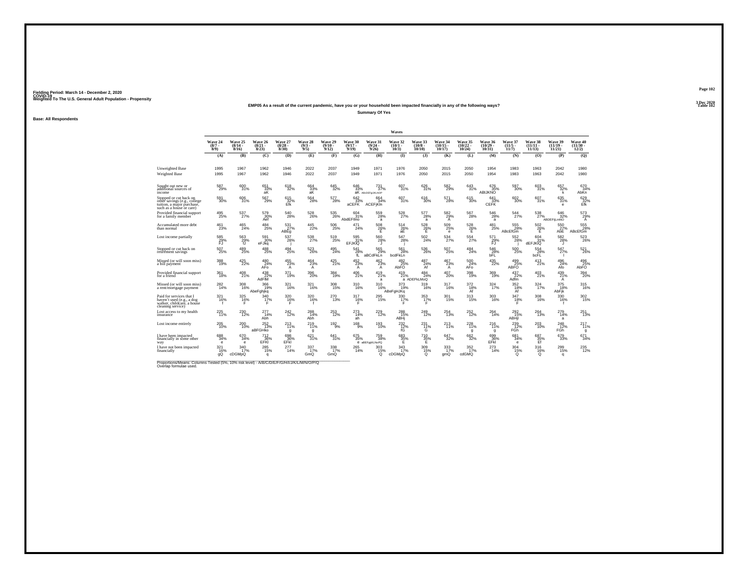Fielding Period: March 14 - December 2, 2020
COVID-19
Weighted To The U.S. General Adult Population - Propensity

Table 102

**EMP05 As a result of the current pandemic, have you or your household been impacted financially in any of the following ways?**

**Summary Of Yes**

**Base: All Respondents**

| | Waves | | | | | | | | | | | | | | | | |
|---|---|---|---|---|---|---|---|---|---|---|---|---|---|---|---|---|---|
| | Wave 24 (8/7 - 8/9) | Wave 25 (8/14 - 8/16) | Wave 26 (8/21 - 8/23) | Wave 27 (8/28 - 8/30) | Wave 28 (9/3 - 9/5) | Wave 29 (9/10 - 9/12) | Wave 30 (9/17 - 9/19) | Wave 31 (9/24 - 9/26) | Wave 32 (10/1 - 10/3) | Wave 33 (10/8 - 10/10) | Wave 34 (10/15 - 10/17) | Wave 35 (10/22 - 10/24) | Wave 36 (10/29 - 10/31) | Wave 37 (11/5 - 11/7) | Wave 38 (11/11 - 11/13) | Wave 39 (11/19 - 11/21) | Wave 40 (11/30 - 12/2) |
| | (A) | (B) | (C) | (D) | (E) | (F) | (G) | (H) | (I) | (J) | (K) | (L) | (M) | (N) | (O) | (P) | (Q) |
| Unweighted Base | 1995 | 1967 | 1962 | 1946 | 2022 | 2037 | 1949 | 1971 | 1976 | 2050 | 2015 | 2050 | 1954 | 1983 | 1963 | 2042 | 1980 |
| Weighted Base | 1995 | 1967 | 1962 | 1946 | 2022 | 2037 | 1949 | 1971 | 1976 | 2050 | 2015 | 2050 | 1954 | 1983 | 1963 | 2042 | 1980 |
| Sought out new or additional sources of income | 587 29% | 600 31% | 651 33% aK | 618 32% | 664 33% aK | 645 32% | 646 33% aK | 731 37% AbCDEFgIJKLNOP | 607 31% | 626 31% | 582 29% | 643 31% | 676 35% ABIJKNO | 597 30% | 603 31% | 657 32% k | 670 34% AbKn |
| Stopped or cut back on other savings (e.g., college tuition, a major purchase, such as a house or care) | 591 30% | 606 31% | 567 29% | 615 32% Efk | 564 28% | 577 28% | 642 33% aCEFK | 664 34% ACEFjKln | 607 31% | 616 30% | 571 28% | 615 30% | 641 33% CEFK | 602 30% | 607 31% | 635 31% e | 629 32% Efk |
| Provided financial support for a family member | 495 25% | 537 27% | 579 30% Aef | 540 28% | 528 26% | 535 26% | 604 31% AbdEFIlno | 559 28% a | 528 27% | 577 28% a | 582 29% A | 567 28% | 546 28% a | 544 27% | 538 27% | 646 32% ABDEFIjLmNO | 573 29% A |
| Accumulated more debt than normal | 461 23% | 465 24% | 484 25% | 531 27% ABEg | 445 22% | 506 25% | 471 24% | 508 26% E | 514 26% aE | 502 24% | 509 25% e | 528 26% E | 481 25% | 555 28% ABcEfGm | 502 26% E | 550 27% AbE | 555 28% ABcEfGm |
| Lost income partially | 585 29% FJ | 563 29% fJ | 591 30% eFJkq | 537 28% j | 538 27% | 519 25% | 595 31% EFJKlQ | 560 28% J | 547 28% j | 502 24% | 534 27% | 554 27% | 571 29% FJ | 552 28% j | 604 31% dEFJKlQ | 582 28% J | 523 26% |
| Stopped or cut back on retirement savings | 507 25% | 489 25% | 488 25% | 494 25% | 523 26% | 495 24% | 541 28% fL | 565 29% aBCdFkLn | 561 28% bcdFkLn | 536 26% | 507 25% | 484 24% | 546 28% bFL | 500 25% | 554 28% bcFL | 547 27% l | 521 26% |
| Missed (or will soon miss) a bill payment | 388 19% | 425 22% | 480 24% AFo | 455 23% A | 464 23% A | 425 21% | 452 23% A | 462 23% A | 492 25% AbFO | 487 24% Af | 467 23% A | 500 24% AFo | 435 22% | 499 25% ABFO | 413 21% | 496 24% Afo | 496 25% AbFO |
| Provided financial support for a friend | 361 18% | 408 21% | 438 22% AdFlM | 371 19% | 396 20% | 384 19% | 406 21% | 419 21% a | 419 21% a | 484 24% ADEFkLMoQ | 407 20% | 398 19% | 369 19% | 437 22% Adfm | 403 21% | 439 21% A | 394 20% |
| Missed (or will soon miss) a rent/mortgage payment | 282 14% | 308 16% | 366 19% AbeFghjkq | 321 16% | 321 16% | 308 15% | 310 16% | 310 16% | 373 19% ABeFgHJKq | 319 16% | 317 16% | 372 18% Af | 324 17% | 352 18% Af | 324 17% | 375 18% AbFjk | 315 16% |
| Paid for services that I haven't used (e.g., a dog walker, childcare, a house cleaning service) | 321 16% f | 325 16% F | 340 17% F | 320 16% F | 320 16% f | 270 13% | 317 16% F | 295 15% | 330 17% F | 353 17% F | 301 15% | 313 15% | 303 16% | 347 18% F | 308 16% | 330 16% f | 302 15% |
| Lost access to my health insurance | 225 11% | 230 12% | 277 14% Abh | 242 12% | 288 14% Abh | 253 12% | 273 14% ah | 229 12% | 288 15% ABHj | 249 12% | 254 13% | 252 12% | 264 14% | 292 15% ABHjl | 264 13% | 279 14% a | 251 13% |
| Lost income entirely | 205 10% | 200 10% | 252 13% aBFGHko | 213 11% g | 219 11% g | 192 9% | 168 9% | 193 10% | 232 12% fG | 231 11% G | 213 11% | 229 11% g | 216 11% g | 239 12% FGh | 203 10% | 248 12% FGh | 217 11% g |
| I have been impacted financially in some other way | 688 34% e | 670 34% e | 712 36% EFKl | 698 36% EFKl | 621 31% | 641 31% | 675 35% e | 759 38% aBEFgjKLNoPQ | 683 35% E | 710 35% E | 647 32% | 662 32% | 699 36% EFkl | 681 34% e | 687 35% Ef | 679 33% | 671 34% |
| I have not been impacted financially | 321 16% gQ | 340 17% cDGMpQ | 285 15% q | 277 14% | 337 17% GmQ | 338 17% GmQ | 265 14% | 303 15% Q | 343 17% cDGMpQ | 309 15% Q | 333 17% gmQ | 352 17% cdGMQ | 273 14% | 304 15% Q | 316 16% Q | 299 15% q | 235 12% |

Proportions/Means: Columns Tested (5%, 10% risk level) - A/B/C/D/E/F/G/H/I/J/K/L/M/N/O/P/Q
Overlap formulae used.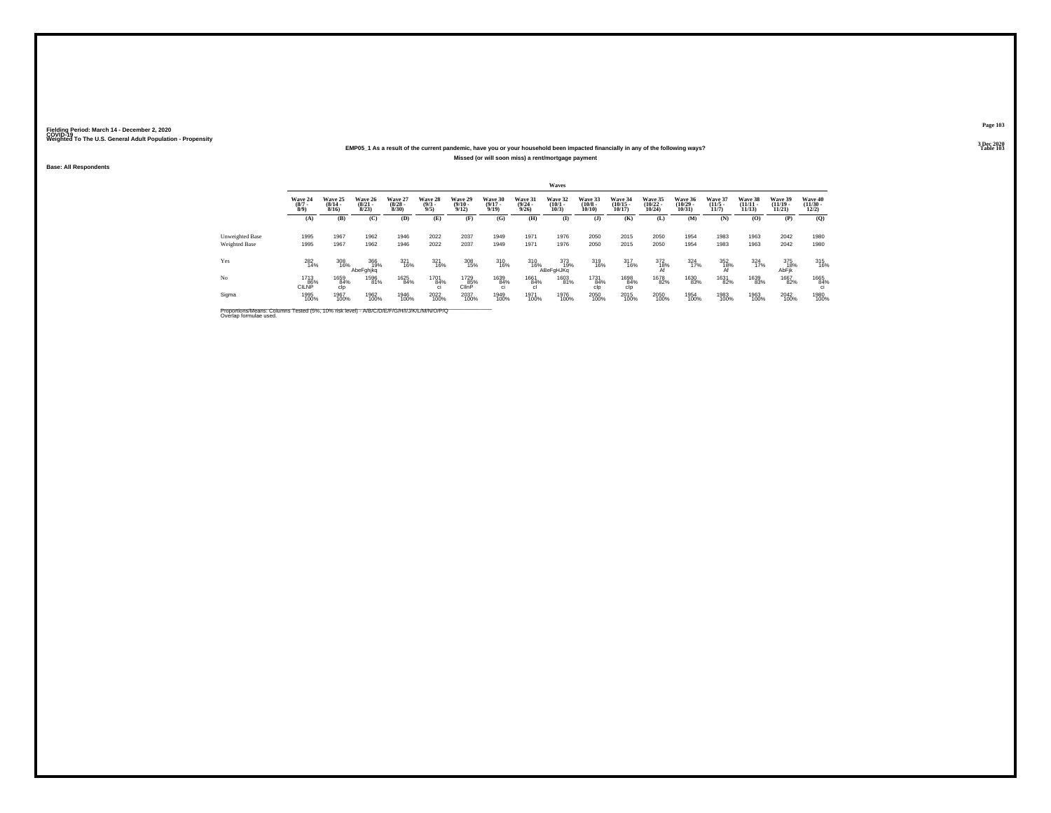Fielding Period: March 14 - December 2, 2020
COVID-19
Weighted To The U.S. General Adult Population - Propensity

3 Dec 2020
Table 103

**EMP05_1 As a result of the current pandemic, have you or your household been impacted financially in any of the following ways?**

**Missed (or will soon miss) a rent/mortgage payment**

**Base: All Respondents**

| | Waves | | | | | | | | | | | | | | | | |
|---|---|---|---|---|---|---|---|---|---|---|---|---|---|---|---|---|---|
| | Wave 24 (8/7 - 8/9) | Wave 25 (8/14 - 8/16) | Wave 26 (8/21 - 8/23) | Wave 27 (8/28 - 8/30) | Wave 28 (9/3 - 9/5) | Wave 29 (9/10 - 9/12) | Wave 30 (9/17 - 9/19) | Wave 31 (9/24 - 9/26) | Wave 32 (10/1 - 10/3) | Wave 33 (10/8 - 10/10) | Wave 34 (10/15 - 10/17) | Wave 35 (10/22 - 10/24) | Wave 36 (10/29 - 10/31) | Wave 37 (11/5 - 11/7) | Wave 38 (11/11 - 11/13) | Wave 39 (11/19 - 11/21) | Wave 40 (11/30 - 12/2) |
| | (A) | (B) | (C) | (D) | (E) | (F) | (G) | (H) | (I) | (J) | (K) | (L) | (M) | (N) | (O) | (P) | (Q) |
| Unweighted Base | 1995 | 1967 | 1962 | 1946 | 2022 | 2037 | 1949 | 1971 | 1976 | 2050 | 2015 | 2050 | 1954 | 1983 | 1963 | 2042 | 1980 |
| Weighted Base | 1995 | 1967 | 1962 | 1946 | 2022 | 2037 | 1949 | 1971 | 1976 | 2050 | 2015 | 2050 | 1954 | 1983 | 1963 | 2042 | 1980 |
| Yes | 282 14% | 308 16% | 366 19% AbeFghjkq | 321 16% | 321 16% | 308 15% | 310 16% | 310 16% | 373 19% ABeFgHJKq | 319 16% | 317 16% | 372 18% Af | 324 17% | 352 18% Af | 324 17% | 375 18% AbFjk | 315 16% |
| No | 1713 86% CILNP | 1659 84% clp | 1596 81% | 1625 84% | 1701 84% ci | 1729 85% CIlnP | 1639 84% ci | 1661 84% cl | 1603 81% | 1731 84% clp | 1698 84% clp | 1678 82% | 1630 83% | 1631 82% | 1639 83% | 1667 82% | 1665 84% ci |
| Sigma | 1995 100% | 1967 100% | 1962 100% | 1946 100% | 2022 100% | 2037 100% | 1949 100% | 1971 100% | 1976 100% | 2050 100% | 2015 100% | 2050 100% | 1954 100% | 1983 100% | 1963 100% | 2042 100% | 1980 100% |

Proportions/Means: Columns Tested (5%, 10% risk level) - A/B/C/D/E/F/G/H/I/J/K/L/M/N/O/P/Q
Overlap formulae used.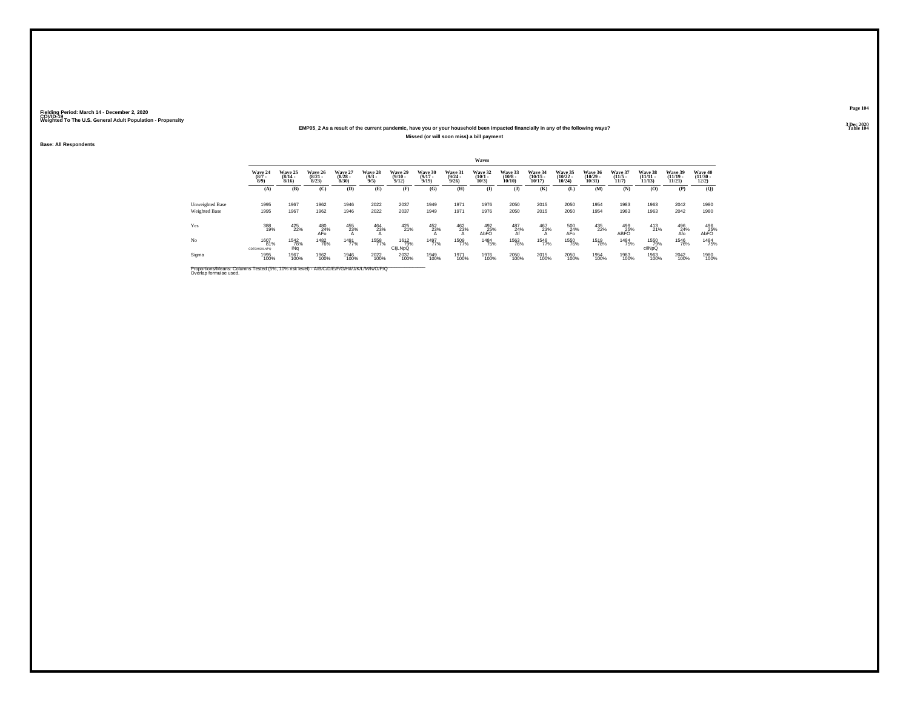Fielding Period: March 14 - December 2, 2020
COVID-19
Weighted To The U.S. General Adult Population - Propensity

3 Dec 2020
Table 104

**EMP05_2 As a result of the current pandemic, have you or your household been impacted financially in any of the following ways?**
**Missed (or will soon miss) a bill payment**

**Base: All Respondents**

| | Waves | | | | | | | | | | | | | | | | |
|---|---|---|---|---|---|---|---|---|---|---|---|---|---|---|---|---|---|
| | Wave 24 (8/7 - 8/9) | Wave 25 (8/14 - 8/16) | Wave 26 (8/21 - 8/23) | Wave 27 (8/28 - 8/30) | Wave 28 (9/3 - 9/5) | Wave 29 (9/10 - 9/12) | Wave 30 (9/17 - 9/19) | Wave 31 (9/24 - 9/26) | Wave 32 (10/1 - 10/3) | Wave 33 (10/8 - 10/10) | Wave 34 (10/15 - 10/17) | Wave 35 (10/22 - 10/24) | Wave 36 (10/29 - 10/31) | Wave 37 (11/5 - 11/7) | Wave 38 (11/11 - 11/13) | Wave 39 (11/19 - 11/21) | Wave 40 (11/30 - 12/2) |
| | (A) | (B) | (C) | (D) | (E) | (F) | (G) | (H) | (I) | (J) | (K) | (L) | (M) | (N) | (O) | (P) | (Q) |
| Unweighted Base | 1995 | 1967 | 1962 | 1946 | 2022 | 2037 | 1949 | 1971 | 1976 | 2050 | 2015 | 2050 | 1954 | 1983 | 1963 | 2042 | 1980 |
| Weighted Base | 1995 | 1967 | 1962 | 1946 | 2022 | 2037 | 1949 | 1971 | 1976 | 2050 | 2015 | 2050 | 1954 | 1983 | 1963 | 2042 | 1980 |
| Yes | 388 19% | 425 22% | 480 24% AFo | 455 23% A | 464 23% A | 425 21% | 452 23% A | 462 23% A | 492 25% AbFO | 487 24% Af | 467 23% A | 500 24% AFo | 435 22% | 499 25% ABFO | 413 21% | 496 24% Afo | 496 25% AbFO |
| No | 1607 81% CDEGHIJKLNPQ | 1542 78% iNq | 1482 76% | 1491 77% | 1558 77% | 1612 79% CIjLNpQ | 1497 77% | 1509 77% | 1484 75% | 1563 76% | 1548 77% | 1550 76% | 1519 78% | 1484 75% | 1550 79% cIlNpQ | 1546 76% | 1484 75% |
| Sigma | 1995 100% | 1967 100% | 1962 100% | 1946 100% | 2022 100% | 2037 100% | 1949 100% | 1971 100% | 1976 100% | 2050 100% | 2015 100% | 2050 100% | 1954 100% | 1983 100% | 1963 100% | 2042 100% | 1980 100% |

Proportions/Means: Columns Tested (5%, 10% risk level) - A/B/C/D/E/F/G/H/I/J/K/L/M/N/O/P/Q
Overlap formulae used.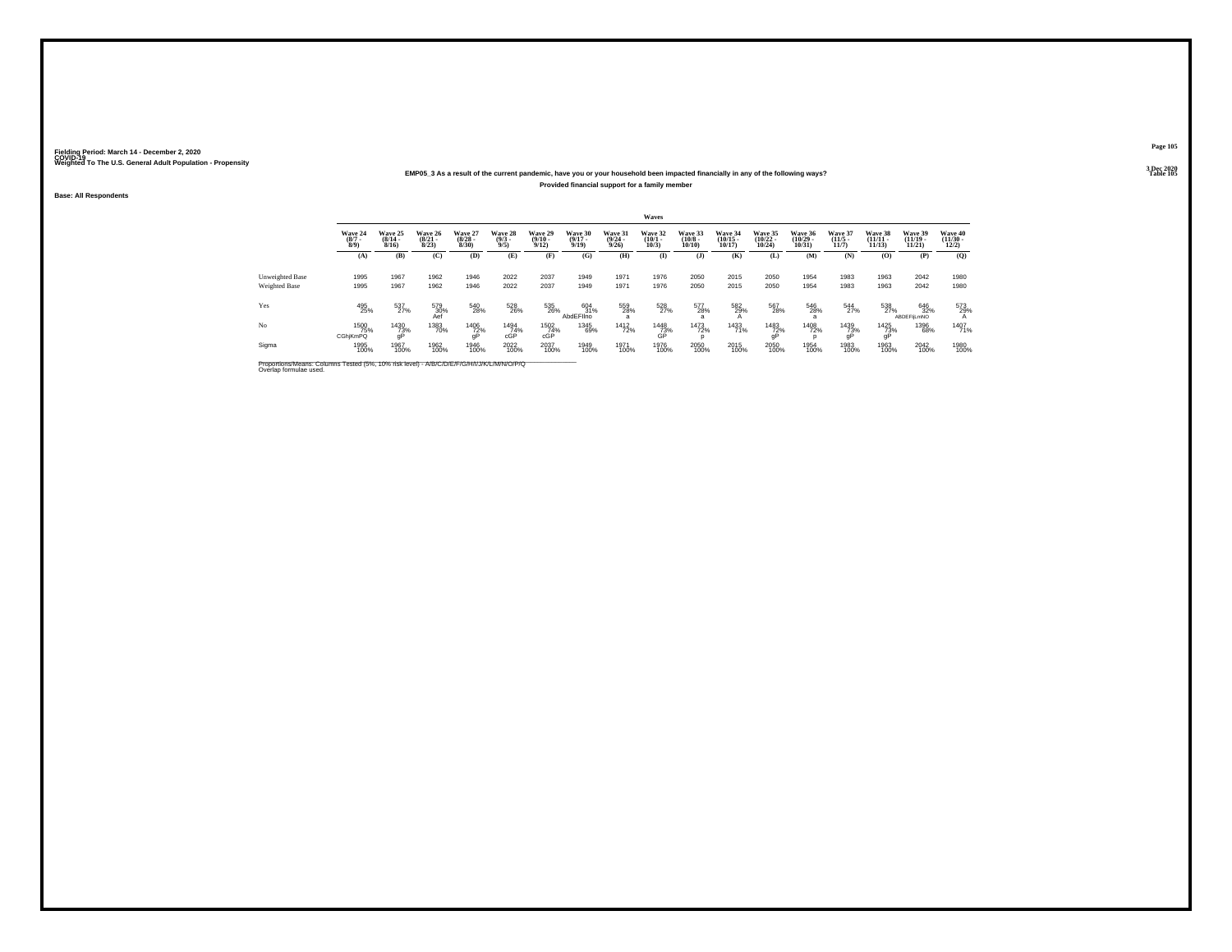Fielding Period: March 14 - December 2, 2020
COVID-19
Weighted To The U.S. General Adult Population - Propensity

3 Dec 2020
Table 105

**EMP05_3 As a result of the current pandemic, have you or your household been impacted financially in any of the following ways?**

**Provided financial support for a family member**

**Base: All Respondents**

| | Waves | | | | | | | | | | | | | | | | |
|---|---|---|---|---|---|---|---|---|---|---|---|---|---|---|---|---|---|
| | Wave 24 (8/7 - 8/9) | Wave 25 (8/14 - 8/16) | Wave 26 (8/21 - 8/23) | Wave 27 (8/28 - 8/30) | Wave 28 (9/3 - 9/5) | Wave 29 (9/10 - 9/12) | Wave 30 (9/17 - 9/19) | Wave 31 (9/24 - 9/26) | Wave 32 (10/1 - 10/3) | Wave 33 (10/8 - 10/10) | Wave 34 (10/15 - 10/17) | Wave 35 (10/22 - 10/24) | Wave 36 (10/29 - 10/31) | Wave 37 (11/5 - 11/7) | Wave 38 (11/11 - 11/13) | Wave 39 (11/19 - 11/21) | Wave 40 (11/30 - 12/2) |
| | (A) | (B) | (C) | (D) | (E) | (F) | (G) | (H) | (I) | (J) | (K) | (L) | (M) | (N) | (O) | (P) | (Q) |
| Unweighted Base | 1995 | 1967 | 1962 | 1946 | 2022 | 2037 | 1949 | 1971 | 1976 | 2050 | 2015 | 2050 | 1954 | 1983 | 1963 | 2042 | 1980 |
| Weighted Base | 1995 | 1967 | 1962 | 1946 | 2022 | 2037 | 1949 | 1971 | 1976 | 2050 | 2015 | 2050 | 1954 | 1983 | 1963 | 2042 | 1980 |
| Yes | 495 25% | 537 27% | 579 30% Aef | 540 28% | 528 26% | 535 26% | 604 31% AbdEFIno | 559 28% a | 528 27% | 577 28% a | 582 29% A | 567 28% | 546 28% a | 544 27% | 538 27% | 646 32% ABDEFIjLmNO | 573 29% A |
| No | 1500 75% CGhjKmPQ | 1430 73% gP | 1383 70% | 1406 72% gP | 1494 74% cGP | 1502 74% cGP | 1345 69% | 1412 72% | 1448 73% GP | 1473 72% p | 1433 71% | 1483 72% gP | 1408 72% p | 1439 73% gP | 1425 73% gP | 1396 68% | 1407 71% |
| Sigma | 1995 100% | 1967 100% | 1962 100% | 1946 100% | 2022 100% | 2037 100% | 1949 100% | 1971 100% | 1976 100% | 2050 100% | 2015 100% | 2050 100% | 1954 100% | 1983 100% | 1963 100% | 2042 100% | 1980 100% |

Proportions/Means: Columns Tested (5%, 10% risk level) - A/B/C/D/E/F/G/H/I/J/K/L/M/N/O/P/Q
Overlap formulae used.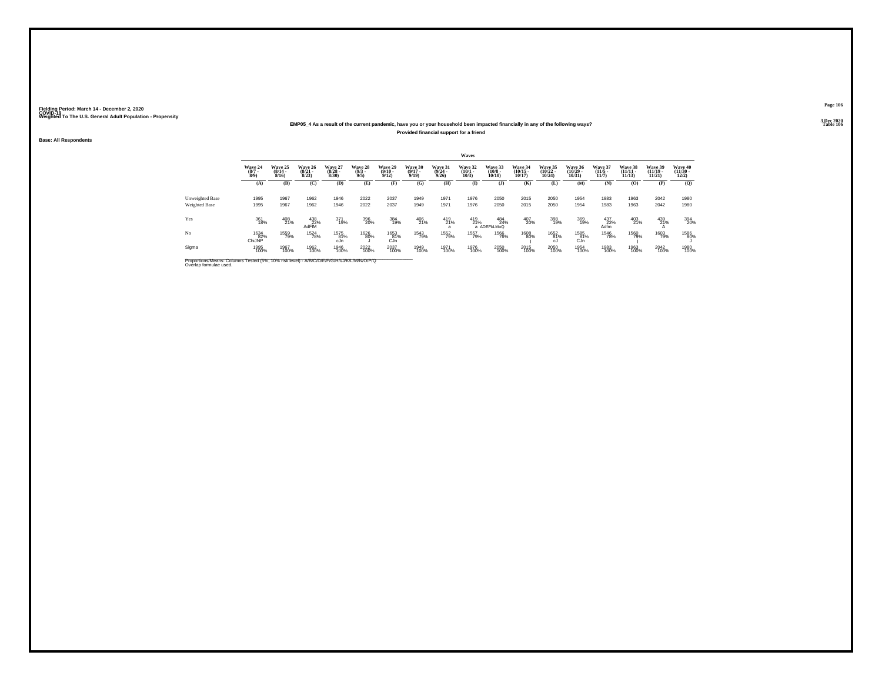Fielding Period: March 14 - December 2, 2020
COVID-19
Weighted To The U.S. General Adult Population - Propensity

3 Dec 2020
Table 106

**EMP05_4 As a result of the current pandemic, have you or your household been impacted financially in any of the following ways?**
**Provided financial support for a friend**

Base: All Respondents

| | Waves | | | | | | | | | | | | | | | | |
|---|---|---|---|---|---|---|---|---|---|---|---|---|---|---|---|---|---|
| | Wave 24 (8/7 - 8/9) | Wave 25 (8/14 - 8/16) | Wave 26 (8/21 - 8/23) | Wave 27 (8/28 - 8/30) | Wave 28 (9/3 - 9/5) | Wave 29 (9/10 - 9/12) | Wave 30 (9/17 - 9/19) | Wave 31 (9/24 - 9/26) | Wave 32 (10/1 - 10/3) | Wave 33 (10/8 - 10/10) | Wave 34 (10/15 - 10/17) | Wave 35 (10/22 - 10/24) | Wave 36 (10/29 - 10/31) | Wave 37 (11/5 - 11/7) | Wave 38 (11/11 - 11/13) | Wave 39 (11/19 - 11/21) | Wave 40 (11/30 - 12/2) |
| | (A) | (B) | (C) | (D) | (E) | (F) | (G) | (H) | (I) | (J) | (K) | (L) | (M) | (N) | (O) | (P) | (Q) |
| Unweighted Base | 1995 | 1967 | 1962 | 1946 | 2022 | 2037 | 1949 | 1971 | 1976 | 2050 | 2015 | 2050 | 1954 | 1983 | 1963 | 2042 | 1980 |
| Weighted Base | 1995 | 1967 | 1962 | 1946 | 2022 | 2037 | 1949 | 1971 | 1976 | 2050 | 2015 | 2050 | 1954 | 1983 | 1963 | 2042 | 1980 |
| Yes | 361 18% | 408 21% | 438 22% AdFlM | 371 19% | 396 20% | 384 19% | 406 21% | 419 21% a | 419 21% a | 484 24% ADEFkLMoQ | 407 20% | 398 19% | 369 19% | 437 22% Adfm | 403 21% | 439 21% A | 394 20% |
| No | 1634 82% ChiJNP | 1559 79% | 1524 78% | 1575 81% cJn | 1626 80% J | 1653 81% CJn | 1543 79% | 1552 79% | 1557 79% | 1566 76% | 1608 80% j | 1652 81% cJ | 1585 81% CJn | 1546 78% | 1560 79% j | 1603 79% | 1586 80% J |
| Sigma | 1995 100% | 1967 100% | 1962 100% | 1946 100% | 2022 100% | 2037 100% | 1949 100% | 1971 100% | 1976 100% | 2050 100% | 2015 100% | 2050 100% | 1954 100% | 1983 100% | 1963 100% | 2042 100% | 1980 100% |

Proportions/Means: Columns Tested (5%, 10% risk level) - A/B/C/D/E/F/G/H/I/J/K/L/M/N/O/P/Q
Overlap formulae used.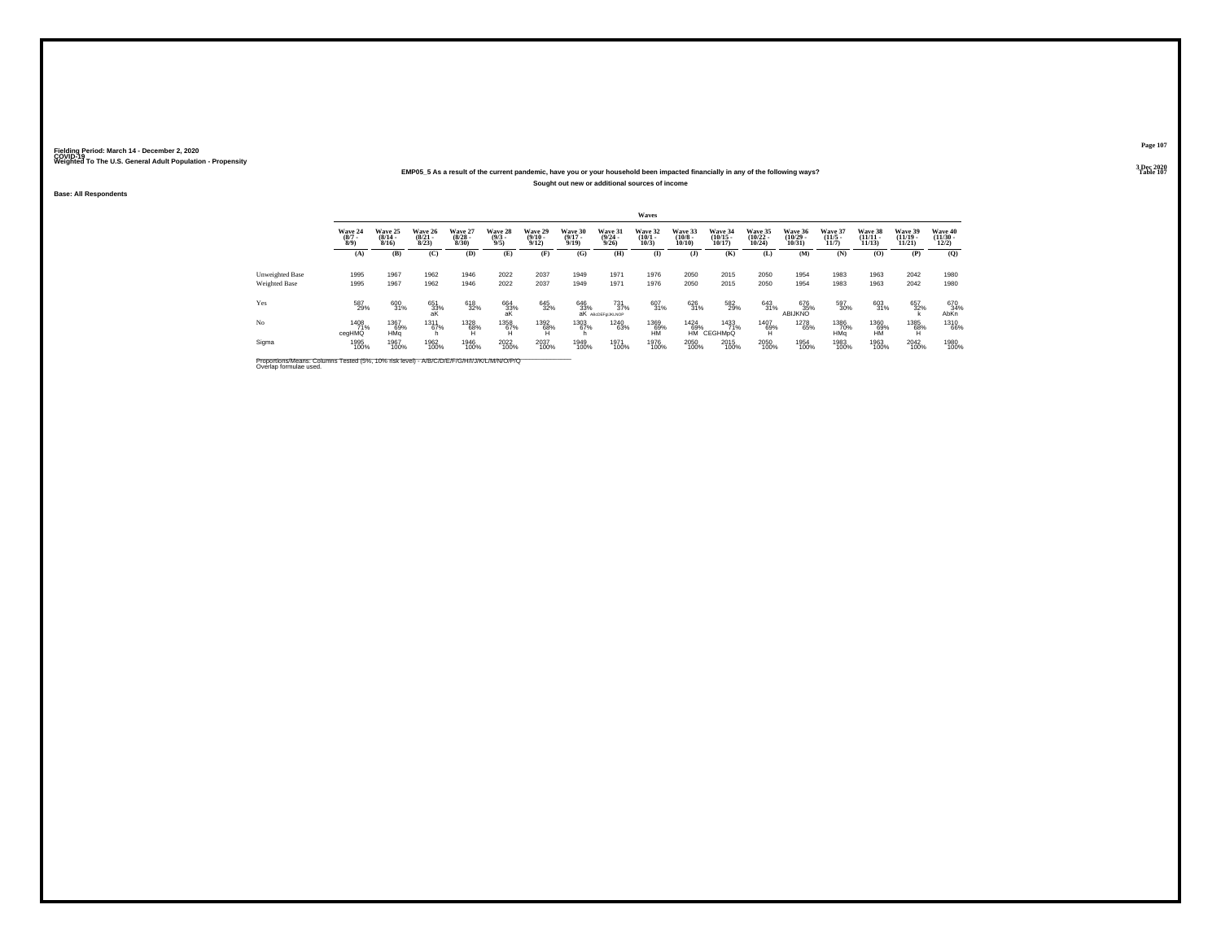Fielding Period: March 14 - December 2, 2020
COVID-19
Weighted To The U.S. General Adult Population - Propensity

3 Dec 2020
Table 107

**EMP05_5 As a result of the current pandemic, have you or your household been impacted financially in any of the following ways?**

**Sought out new or additional sources of income**

**Base: All Respondents**

| | Waves | | | | | | | | | | | | | | | | |
|---|---|---|---|---|---|---|---|---|---|---|---|---|---|---|---|---|---|
| | Wave 24 (8/7 - 8/9) | Wave 25 (8/14 - 8/16) | Wave 26 (8/21 - 8/23) | Wave 27 (8/28 - 8/30) | Wave 28 (9/3 - 9/5) | Wave 29 (9/10 - 9/12) | Wave 30 (9/17 - 9/19) | Wave 31 (9/24 - 9/26) | Wave 32 (10/1 - 10/3) | Wave 33 (10/8 - 10/10) | Wave 34 (10/15 - 10/17) | Wave 35 (10/22 - 10/24) | Wave 36 (10/29 - 10/31) | Wave 37 (11/5 - 11/7) | Wave 38 (11/11 - 11/13) | Wave 39 (11/19 - 11/21) | Wave 40 (11/30 - 12/2) |
| | (A) | (B) | (C) | (D) | (E) | (F) | (G) | (H) | (I) | (J) | (K) | (L) | (M) | (N) | (O) | (P) | (Q) |
| Unweighted Base | 1995 | 1967 | 1962 | 1946 | 2022 | 2037 | 1949 | 1971 | 1976 | 2050 | 2015 | 2050 | 1954 | 1983 | 1963 | 2042 | 1980 |
| Weighted Base | 1995 | 1967 | 1962 | 1946 | 2022 | 2037 | 1949 | 1971 | 1976 | 2050 | 2015 | 2050 | 1954 | 1983 | 1963 | 2042 | 1980 |
| Yes | 587 29% | 600 31% | 651 33% aK | 618 32% | 664 33% aK | 645 32% | 646 33% aK | 731 37% ABcDEFgIJKLNOP | 607 31% | 626 31% | 582 29% | 643 31% | 676 35% ABIJKNO | 597 30% | 603 31% | 657 32% k | 670 34% AbKn |
| No | 1408 71% cegHMQ | 1367 69% HMq | 1311 67% h | 1328 68% H | 1358 67% H | 1392 68% H | 1303 67% h | 1240 63% | 1369 69% HM | 1424 69% HM | 1433 71% CEGHMpQ | 1407 69% H | 1278 65% | 1386 70% HMq | 1360 69% HM | 1385 68% H | 1310 66% |
| Sigma | 1995 100% | 1967 100% | 1962 100% | 1946 100% | 2022 100% | 2037 100% | 1949 100% | 1971 100% | 1976 100% | 2050 100% | 2015 100% | 2050 100% | 1954 100% | 1983 100% | 1963 100% | 2042 100% | 1980 100% |

Proportions/Means: Columns Tested (5%, 10% risk level) - A/B/C/D/E/F/G/H/I/J/K/L/M/N/O/P/Q
Overlap formulae used.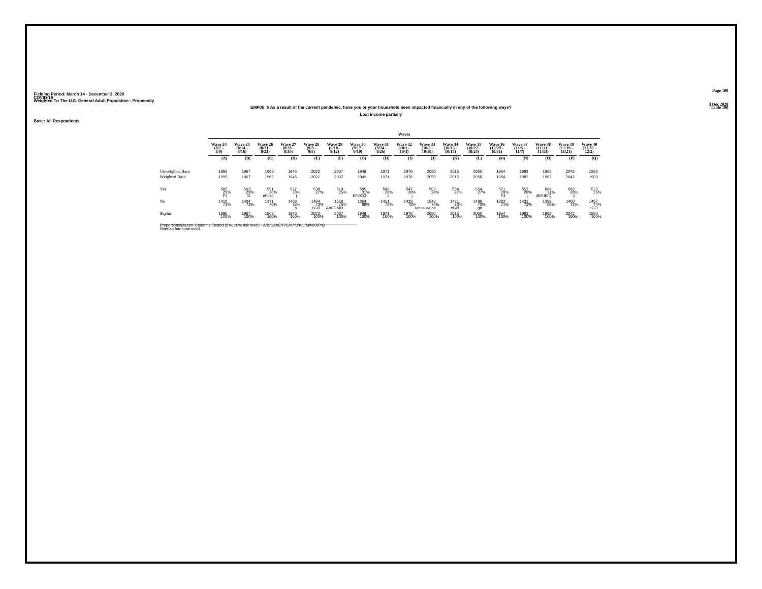Fielding Period: March 14 - December 2, 2020
COVID-19
Weighted To The U.S. General Adult Population - Propensity

3 Dec 2020
Table 108

## EMP05_6 As a result of the current pandemic, have you or your household been impacted financially in any of the following ways?

Lost income partially

Base: All Respondents

| | Waves | | | | | | | | | | | | | | | | |
|---|---|---|---|---|---|---|---|---|---|---|---|---|---|---|---|---|---|
| | Wave 24 (8/7 - 8/9) | Wave 25 (8/14 - 8/16) | Wave 26 (8/21 - 8/23) | Wave 27 (8/28 - 8/30) | Wave 28 (9/3 - 9/5) | Wave 29 (9/10 - 9/12) | Wave 30 (9/17 - 9/19) | Wave 31 (9/24 - 9/26) | Wave 32 (10/1 - 10/3) | Wave 33 (10/8 - 10/10) | Wave 34 (10/15 - 10/17) | Wave 35 (10/22 - 10/24) | Wave 36 (10/29 - 10/31) | Wave 37 (11/5 - 11/7) | Wave 38 (11/11 - 11/13) | Wave 39 (11/19 - 11/21) | Wave 40 (11/30 - 12/2) |
| | (A) | (B) | (C) | (D) | (E) | (F) | (G) | (H) | (I) | (J) | (K) | (L) | (M) | (N) | (O) | (P) | (Q) |
| Unweighted Base | 1995 | 1967 | 1962 | 1946 | 2022 | 2037 | 1949 | 1971 | 1976 | 2050 | 2015 | 2050 | 1954 | 1983 | 1963 | 2042 | 1980 |
| Weighted Base | 1995 | 1967 | 1962 | 1946 | 2022 | 2037 | 1949 | 1971 | 1976 | 2050 | 2015 | 2050 | 1954 | 1983 | 1963 | 2042 | 1980 |
| Yes | 585 29% FJ | 563 29% fJ | 591 30% eFJkq | 537 28% j | 538 27% | 519 25% | 595 31% EFJKlQ | 560 28% J | 547 28% j | 502 24% | 534 27% | 554 27% | 571 29% FJ | 552 28% j | 604 31% dEFJKlQ | 582 28% J | 523 26% |
| No | 1410 71% | 1404 71% | 1371 70% | 1409 72% o | 1484 73% cGO | 1518 75% AbCGMO | 1354 69% | 1411 72% | 1429 72% | 1548 76% ABCdGHIMnOP | 1481 73% cGO | 1496 73% go | 1383 71% | 1431 72% | 1359 69% | 1460 72% | 1457 74% cGO |
| Sigma | 1995 100% | 1967 100% | 1962 100% | 1946 100% | 2022 100% | 2037 100% | 1949 100% | 1971 100% | 1976 100% | 2050 100% | 2015 100% | 2050 100% | 1954 100% | 1983 100% | 1963 100% | 2042 100% | 1980 100% |

Proportions/Means: Columns Tested (5%, 10% risk level) - A/B/C/D/E/F/G/H/I/J/K/L/M/N/O/P/Q
Overlap formulae used.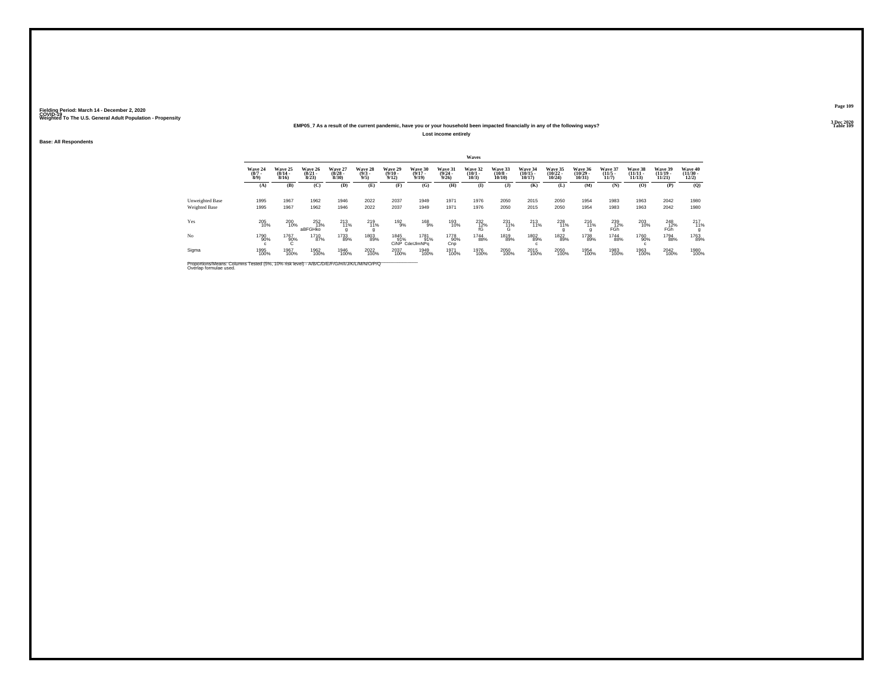Fielding Period: March 14 - December 2, 2020
COVID-19
Weighted To The U.S. General Adult Population - Propensity

3 Dec 2020
Table 109

EMP05_7 As a result of the current pandemic, have you or your household been impacted financially in any of the following ways?

Lost income entirely

Base: All Respondents

| | Waves | | | | | | | | | | | | | | | | |
|---|---|---|---|---|---|---|---|---|---|---|---|---|---|---|---|---|---|
| | Wave 24 (8/7 - 8/9) | Wave 25 (8/14 - 8/16) | Wave 26 (8/21 - 8/23) | Wave 27 (8/28 - 8/30) | Wave 28 (9/3 - 9/5) | Wave 29 (9/10 - 9/12) | Wave 30 (9/17 - 9/19) | Wave 31 (9/24 - 9/26) | Wave 32 (10/1 - 10/3) | Wave 33 (10/8 - 10/10) | Wave 34 (10/15 - 10/17) | Wave 35 (10/22 - 10/24) | Wave 36 (10/29 - 10/31) | Wave 37 (11/5 - 11/7) | Wave 38 (11/11 - 11/13) | Wave 39 (11/19 - 11/21) | Wave 40 (11/30 - 12/2) |
| | (A) | (B) | (C) | (D) | (E) | (F) | (G) | (H) | (I) | (J) | (K) | (L) | (M) | (N) | (O) | (P) | (Q) |
| Unweighted Base | 1995 | 1967 | 1962 | 1946 | 2022 | 2037 | 1949 | 1971 | 1976 | 2050 | 2015 | 2050 | 1954 | 1983 | 1963 | 2042 | 1980 |
| Weighted Base | 1995 | 1967 | 1962 | 1946 | 2022 | 2037 | 1949 | 1971 | 1976 | 2050 | 2015 | 2050 | 1954 | 1983 | 1963 | 2042 | 1980 |
| Yes | 205 10% | 200 10% | 252 13% aBFGHko | 213 11% g | 219 11% g | 192 9% | 168 9% | 193 10% | 232 12% fG | 231 11% G | 213 11% | 228 11% g | 216 11% g | 239 12% FGh | 203 10% | 248 12% FGh | 217 11% g |
| No | 1790 90% c | 1767 90% C | 1710 87% | 1733 89% | 1803 89% | 1845 91% CiNP | 1781 91% CdeIJlmNPq | 1778 90% Cnp | 1744 88% | 1819 89% | 1802 89% c | 1822 89% | 1738 89% | 1744 88% | 1760 90% c | 1794 88% | 1763 89% |
| Sigma | 1995 100% | 1967 100% | 1962 100% | 1946 100% | 2022 100% | 2037 100% | 1949 100% | 1971 100% | 1976 100% | 2050 100% | 2015 100% | 2050 100% | 1954 100% | 1983 100% | 1963 100% | 2042 100% | 1980 100% |

Proportions/Means: Columns Tested (5%, 10% risk level) - A/B/C/D/E/F/G/H/I/J/K/L/M/N/O/P/Q
Overlap formulae used.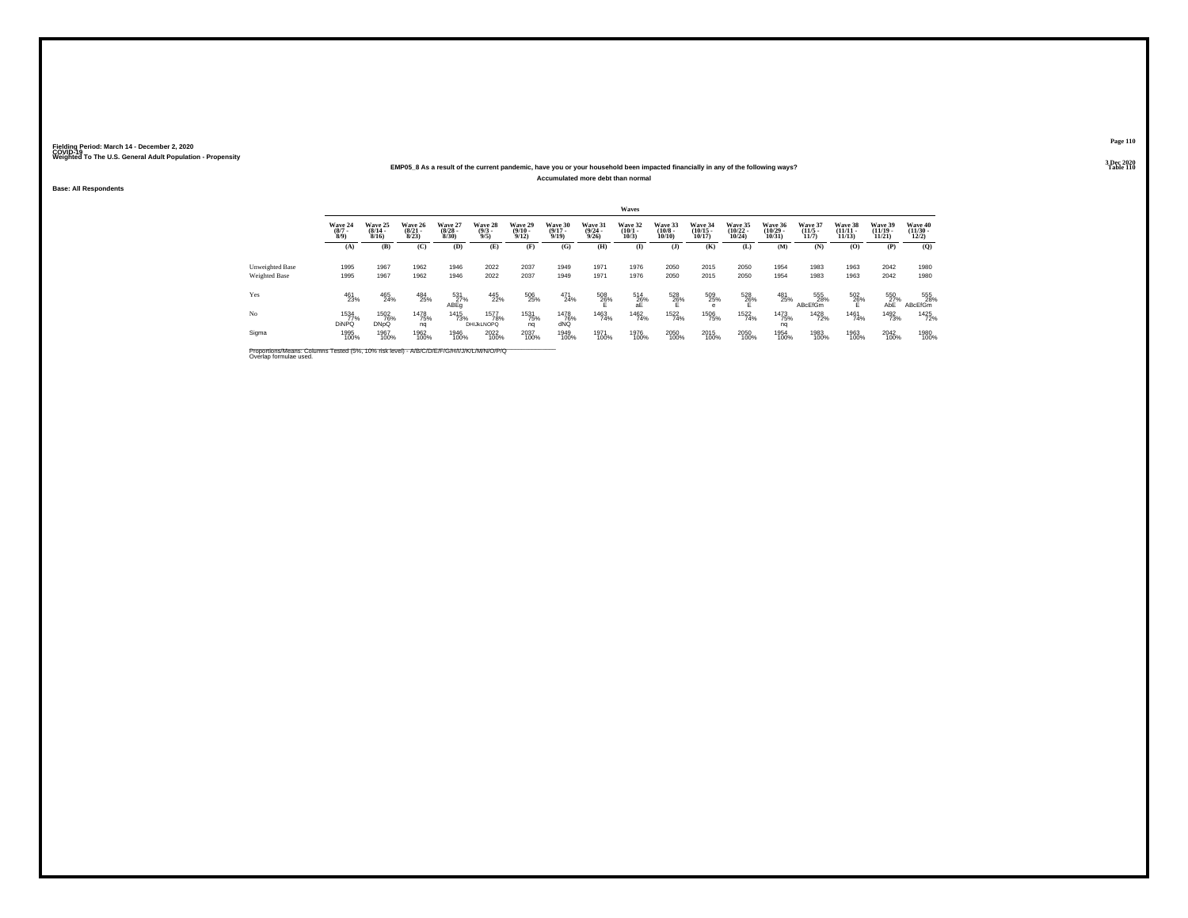Fielding Period: March 14 - December 2, 2020
COVID-19
Weighted To The U.S. General Adult Population - Propensity

3 Dec 2020
Table 110

**EMP05_8 As a result of the current pandemic, have you or your household been impacted financially in any of the following ways?**

**Accumulated more debt than normal**

**Base: All Respondents**

| | Waves | | | | | | | | | | | | | | | | |
|---|---|---|---|---|---|---|---|---|---|---|---|---|---|---|---|---|---|
| | Wave 24 (8/7 - 8/9) | Wave 25 (8/14 - 8/16) | Wave 26 (8/21 - 8/23) | Wave 27 (8/28 - 8/30) | Wave 28 (9/3 - 9/5) | Wave 29 (9/10 - 9/12) | Wave 30 (9/17 - 9/19) | Wave 31 (9/24 - 9/26) | Wave 32 (10/1 - 10/3) | Wave 33 (10/8 - 10/10) | Wave 34 (10/15 - 10/17) | Wave 35 (10/22 - 10/24) | Wave 36 (10/29 - 10/31) | Wave 37 (11/5 - 11/7) | Wave 38 (11/11 - 11/13) | Wave 39 (11/19 - 11/21) | Wave 40 (11/30 - 12/2) |
| | (A) | (B) | (C) | (D) | (E) | (F) | (G) | (H) | (I) | (J) | (K) | (L) | (M) | (N) | (O) | (P) | (Q) |
| Unweighted Base | 1995 | 1967 | 1962 | 1946 | 2022 | 2037 | 1949 | 1971 | 1976 | 2050 | 2015 | 2050 | 1954 | 1983 | 1963 | 2042 | 1980 |
| Weighted Base | 1995 | 1967 | 1962 | 1946 | 2022 | 2037 | 1949 | 1971 | 1976 | 2050 | 2015 | 2050 | 1954 | 1983 | 1963 | 2042 | 1980 |
| Yes | 461<br>23% | 465<br>24% | 484<br>25% | 531<br>27%<br>ABEg | 445<br>22% | 506<br>25% | 471<br>24% | 508<br>26%<br>E | 514<br>26%<br>aE | 528<br>26%<br>E | 509<br>25%<br>e | 528<br>26%<br>E | 481<br>25% | 555<br>28%<br>ABcEfGm | 502<br>26%<br>E | 550<br>27%<br>AbE | 555<br>28%<br>ABcEfGm |
| No | 1534<br>77%<br>DiNPQ | 1502<br>76%<br>DNpQ | 1478<br>75%<br>nq | 1415<br>73% | 1577<br>78%<br>DHIJkLNOPQ | 1531<br>75%<br>nq | 1478<br>76%<br>dNQ | 1463<br>74% | 1462<br>74% | 1522<br>74% | 1506<br>75% | 1522<br>74% | 1473<br>75%<br>nq | 1428<br>72% | 1461<br>74% | 1492<br>73% | 1425<br>72% |
| Sigma | 1995<br>100% | 1967<br>100% | 1962<br>100% | 1946<br>100% | 2022<br>100% | 2037<br>100% | 1949<br>100% | 1971<br>100% | 1976<br>100% | 2050<br>100% | 2015<br>100% | 2050<br>100% | 1954<br>100% | 1983<br>100% | 1963<br>100% | 2042<br>100% | 1980<br>100% |

Proportions/Means: Columns Tested (5%, 10% risk level) - A/B/C/D/E/F/G/H/I/J/K/L/M/N/O/P/Q
Overlap formulae used.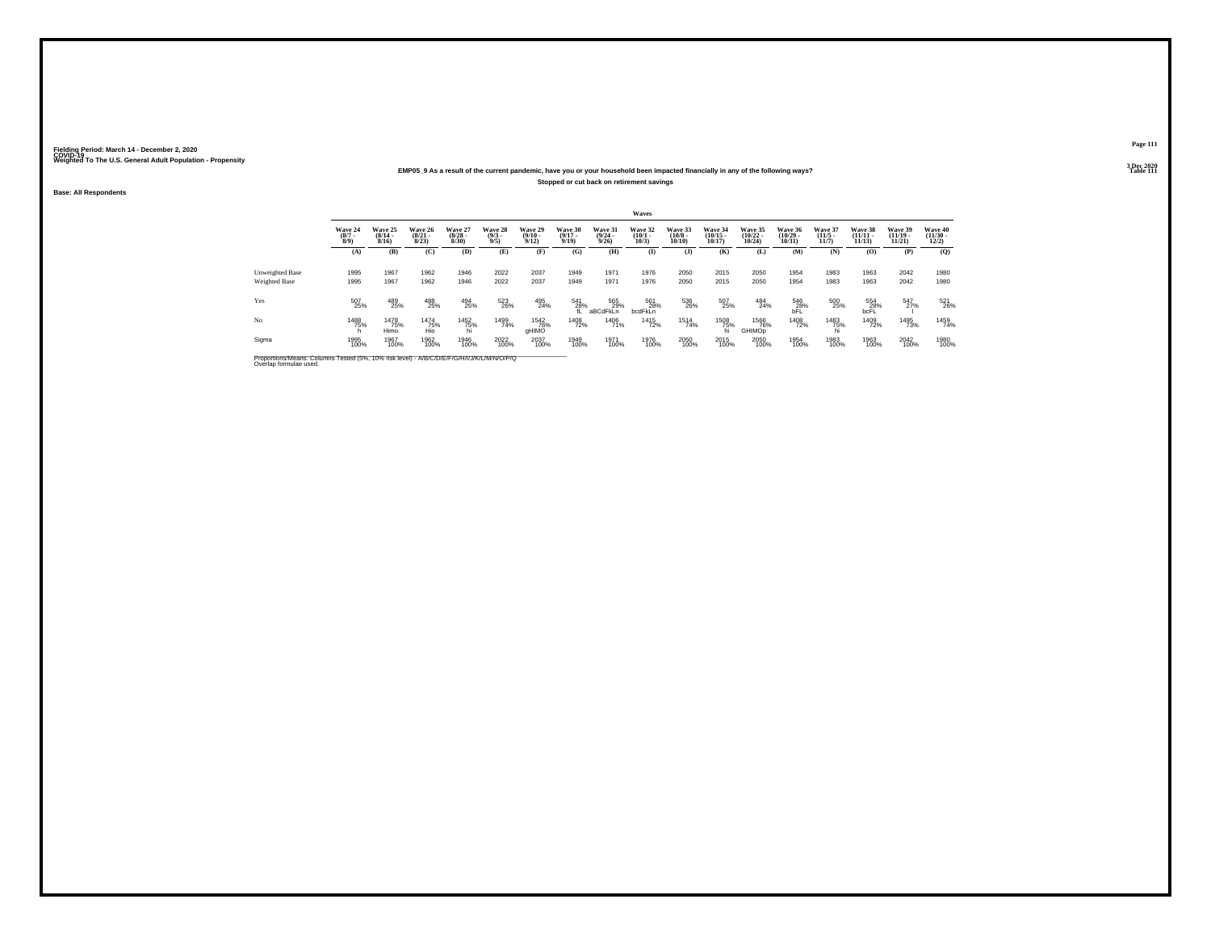Fielding Period: March 14 - December 2, 2020
COVID-19
Weighted To The U.S. General Adult Population - Propensity

3 Dec 2020
Table 111

**EMP05_9 As a result of the current pandemic, have you or your household been impacted financially in any of the following ways?**

**Stopped or cut back on retirement savings**

**Base: All Respondents**

| | Waves | | | | | | | | | | | | | | | | |
|---|---|---|---|---|---|---|---|---|---|---|---|---|---|---|---|---|---|
| | Wave 24 (8/7 - 8/9) | Wave 25 (8/14 - 8/16) | Wave 26 (8/21 - 8/23) | Wave 27 (8/28 - 8/30) | Wave 28 (9/3 - 9/5) | Wave 29 (9/10 - 9/12) | Wave 30 (9/17 - 9/19) | Wave 31 (9/24 - 9/26) | Wave 32 (10/1 - 10/3) | Wave 33 (10/8 - 10/10) | Wave 34 (10/15 - 10/17) | Wave 35 (10/22 - 10/24) | Wave 36 (10/29 - 10/31) | Wave 37 (11/5 - 11/7) | Wave 38 (11/11 - 11/13) | Wave 39 (11/19 - 11/21) | Wave 40 (11/30 - 12/2) |
| | (A) | (B) | (C) | (D) | (E) | (F) | (G) | (H) | (I) | (J) | (K) | (L) | (M) | (N) | (O) | (P) | (Q) |
| Unweighted Base | 1995 | 1967 | 1962 | 1946 | 2022 | 2037 | 1949 | 1971 | 1976 | 2050 | 2015 | 2050 | 1954 | 1983 | 1963 | 2042 | 1980 |
| Weighted Base | 1995 | 1967 | 1962 | 1946 | 2022 | 2037 | 1949 | 1971 | 1976 | 2050 | 2015 | 2050 | 1954 | 1983 | 1963 | 2042 | 1980 |
| Yes | 507 25% | 489 25% | 488 25% | 494 25% | 523 26% | 495 24% | 541 28% fL | 565 29% aBCdFkLn | 561 28% bcdFkLn | 536 26% | 507 25% | 484 24% | 546 28% bFL | 500 25% | 554 28% bcFL | 547 27% l | 521 26% |
| No | 1488 75% h | 1478 75% Himo | 1474 75% Hio | 1452 75% hi | 1499 74% | 1542 76% gHIMO | 1408 72% | 1406 71% | 1415 72% | 1514 74% | 1508 75% hi | 1566 76% GHIMOp | 1408 72% | 1483 75% hi | 1409 72% | 1495 73% | 1459 74% |
| Sigma | 1995 100% | 1967 100% | 1962 100% | 1946 100% | 2022 100% | 2037 100% | 1949 100% | 1971 100% | 1976 100% | 2050 100% | 2015 100% | 2050 100% | 1954 100% | 1983 100% | 1963 100% | 2042 100% | 1980 100% |

Proportions/Means: Columns Tested (5%, 10% risk level) - A/B/C/D/E/F/G/H/I/J/K/L/M/N/O/P/Q
Overlap formulae used.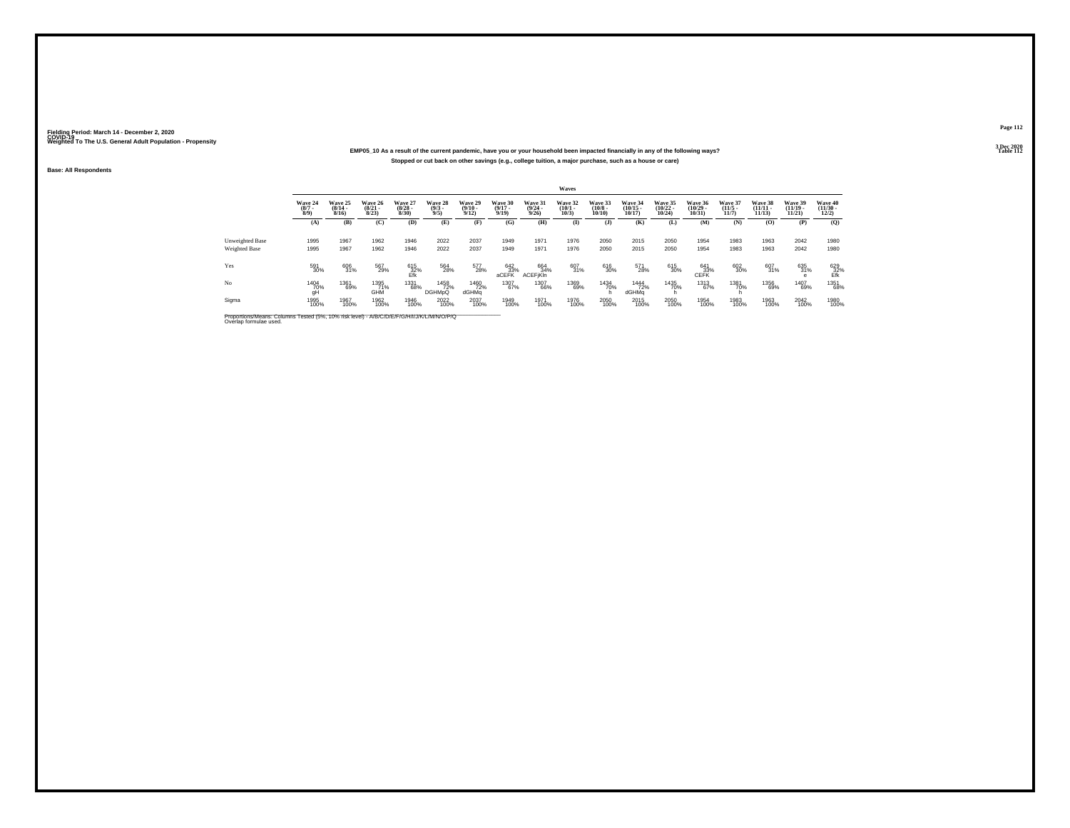Fielding Period: March 14 - December 2, 2020
COVID-19
Weighted To The U.S. General Adult Population - Propensity

3 Dec 2020
Table 112

**EMP05_10 As a result of the current pandemic, have you or your household been impacted financially in any of the following ways?**

**Stopped or cut back on other savings (e.g., college tuition, a major purchase, such as a house or care)**

**Base: All Respondents**

| | Waves | | | | | | | | | | | | | | | | |
|---|---|---|---|---|---|---|---|---|---|---|---|---|---|---|---|---|---|
| | Wave 24 (8/7 - 8/9) | Wave 25 (8/14 - 8/16) | Wave 26 (8/21 - 8/23) | Wave 27 (8/28 - 8/30) | Wave 28 (9/3 - 9/5) | Wave 29 (9/10 - 9/12) | Wave 30 (9/17 - 9/19) | Wave 31 (9/24 - 9/26) | Wave 32 (10/1 - 10/3) | Wave 33 (10/8 - 10/10) | Wave 34 (10/15 - 10/17) | Wave 35 (10/22 - 10/24) | Wave 36 (10/29 - 10/31) | Wave 37 (11/5 - 11/7) | Wave 38 (11/11 - 11/13) | Wave 39 (11/19 - 11/21) | Wave 40 (11/30 - 12/2) |
| | (A) | (B) | (C) | (D) | (E) | (F) | (G) | (H) | (I) | (J) | (K) | (L) | (M) | (N) | (O) | (P) | (Q) |
| Unweighted Base | 1995 | 1967 | 1962 | 1946 | 2022 | 2037 | 1949 | 1971 | 1976 | 2050 | 2015 | 2050 | 1954 | 1983 | 1963 | 2042 | 1980 |
| Weighted Base | 1995 | 1967 | 1962 | 1946 | 2022 | 2037 | 1949 | 1971 | 1976 | 2050 | 2015 | 2050 | 1954 | 1983 | 1963 | 2042 | 1980 |
| Yes | 591<br>30% | 606<br>31% | 567<br>29% | 615<br>32%<br>Efk | 564<br>28% | 577<br>28% | 642<br>33%<br>aCEFK | 664<br>34%<br>ACEFjKln | 607<br>31% | 616<br>30% | 571<br>28% | 615<br>30% | 641<br>33%<br>CEFK | 602<br>30% | 607<br>31% | 635<br>31%<br>e | 629<br>32%<br>Efk |
| No | 1404<br>70%<br>gH | 1361<br>69% | 1395<br>71%<br>GHM | 1331<br>68% | 1458<br>72%<br>DGHMpQ | 1460<br>72%<br>dGHMq | 1307<br>67% | 1307<br>66% | 1369<br>69% | 1434<br>70%<br>h | 1444<br>72%<br>dGHMq | 1435<br>70%<br>h | 1313<br>67% | 1381<br>70%<br>h | 1356<br>69% | 1407<br>69% | 1351<br>68% |
| Sigma | 1995<br>100% | 1967<br>100% | 1962<br>100% | 1946<br>100% | 2022<br>100% | 2037<br>100% | 1949<br>100% | 1971<br>100% | 1976<br>100% | 2050<br>100% | 2015<br>100% | 2050<br>100% | 1954<br>100% | 1983<br>100% | 1963<br>100% | 2042<br>100% | 1980<br>100% |

Proportions/Means: Columns Tested (5%, 10% risk level) - A/B/C/D/E/F/G/H/I/J/K/L/M/N/O/P/Q
Overlap formulae used.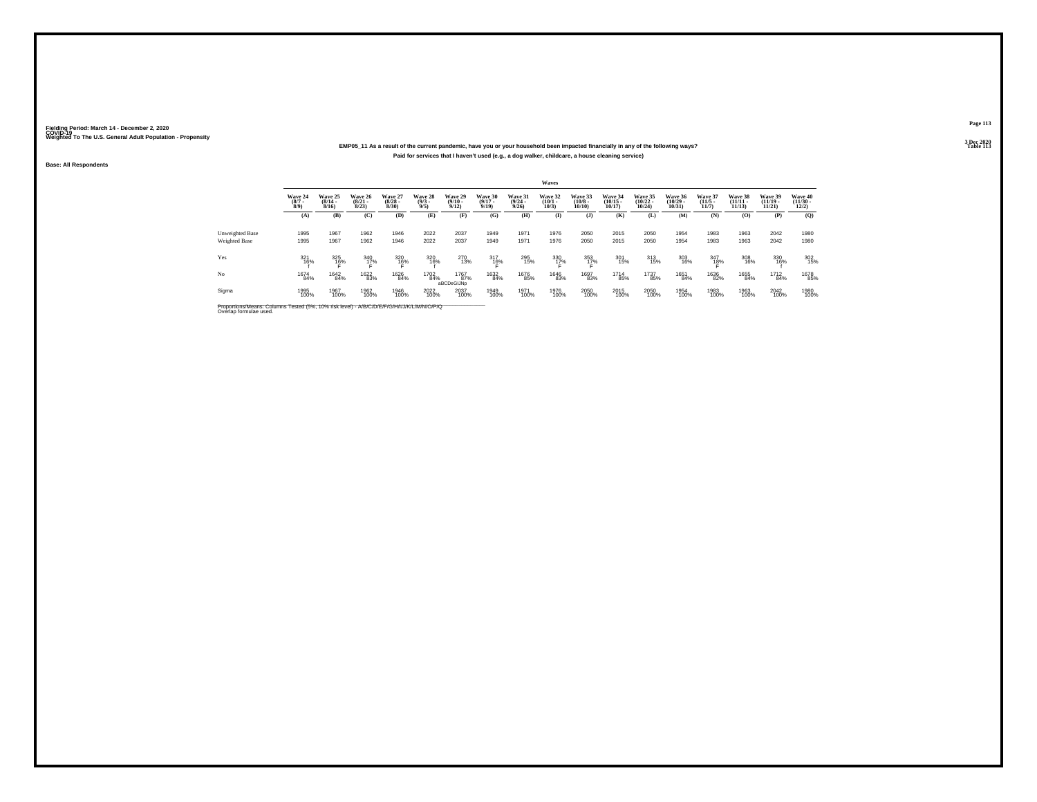Fielding Period: March 14 - December 2, 2020
COVID-19
Weighted To The U.S. General Adult Population - Propensity

3 Dec 2020
Table 113

**EMP05_11 As a result of the current pandemic, have you or your household been impacted financially in any of the following ways?**

**Paid for services that I haven't used (e.g., a dog walker, childcare, a house cleaning service)**

**Base: All Respondents**

| | Waves | | | | | | | | | | | | | | | | |
|---|---|---|---|---|---|---|---|---|---|---|---|---|---|---|---|---|---|
| | Wave 24 (8/7 - 8/9) | Wave 25 (8/14 - 8/16) | Wave 26 (8/21 - 8/23) | Wave 27 (8/28 - 8/30) | Wave 28 (9/3 - 9/5) | Wave 29 (9/10 - 9/12) | Wave 30 (9/17 - 9/19) | Wave 31 (9/24 - 9/26) | Wave 32 (10/1 - 10/3) | Wave 33 (10/8 - 10/10) | Wave 34 (10/15 - 10/17) | Wave 35 (10/22 - 10/24) | Wave 36 (10/29 - 10/31) | Wave 37 (11/5 - 11/7) | Wave 38 (11/11 - 11/13) | Wave 39 (11/19 - 11/21) | Wave 40 (11/30 - 12/2) |
| | (A) | (B) | (C) | (D) | (E) | (F) | (G) | (H) | (I) | (J) | (K) | (L) | (M) | (N) | (O) | (P) | (Q) |
| Unweighted Base | 1995 | 1967 | 1962 | 1946 | 2022 | 2037 | 1949 | 1971 | 1976 | 2050 | 2015 | 2050 | 1954 | 1983 | 1963 | 2042 | 1980 |
| Weighted Base | 1995 | 1967 | 1962 | 1946 | 2022 | 2037 | 1949 | 1971 | 1976 | 2050 | 2015 | 2050 | 1954 | 1983 | 1963 | 2042 | 1980 |
| Yes | 321 16% f | 325 16% F | 340 17% F | 320 16% F | 320 16% f | 270 13% | 317 16% F | 295 15% | 330 17% F | 353 17% F | 301 15% | 313 15% | 303 16% | 347 18% F | 308 16% | 330 16% f | 302 15% |
| No | 1674 84% | 1642 84% | 1622 83% | 1626 84% | 1702 84% | 1767 87% aBCDeGIJNp | 1632 84% | 1676 85% | 1646 83% | 1697 83% | 1714 85% | 1737 85% | 1651 84% | 1636 82% | 1655 84% | 1712 84% | 1678 85% |
| Sigma | 1995 100% | 1967 100% | 1962 100% | 1946 100% | 2022 100% | 2037 100% | 1949 100% | 1971 100% | 1976 100% | 2050 100% | 2015 100% | 2050 100% | 1954 100% | 1983 100% | 1963 100% | 2042 100% | 1980 100% |

Proportions/Means: Columns Tested (5%, 10% risk level) - A/B/C/D/E/F/G/H/I/J/K/L/M/N/O/P/Q
Overlap formulae used.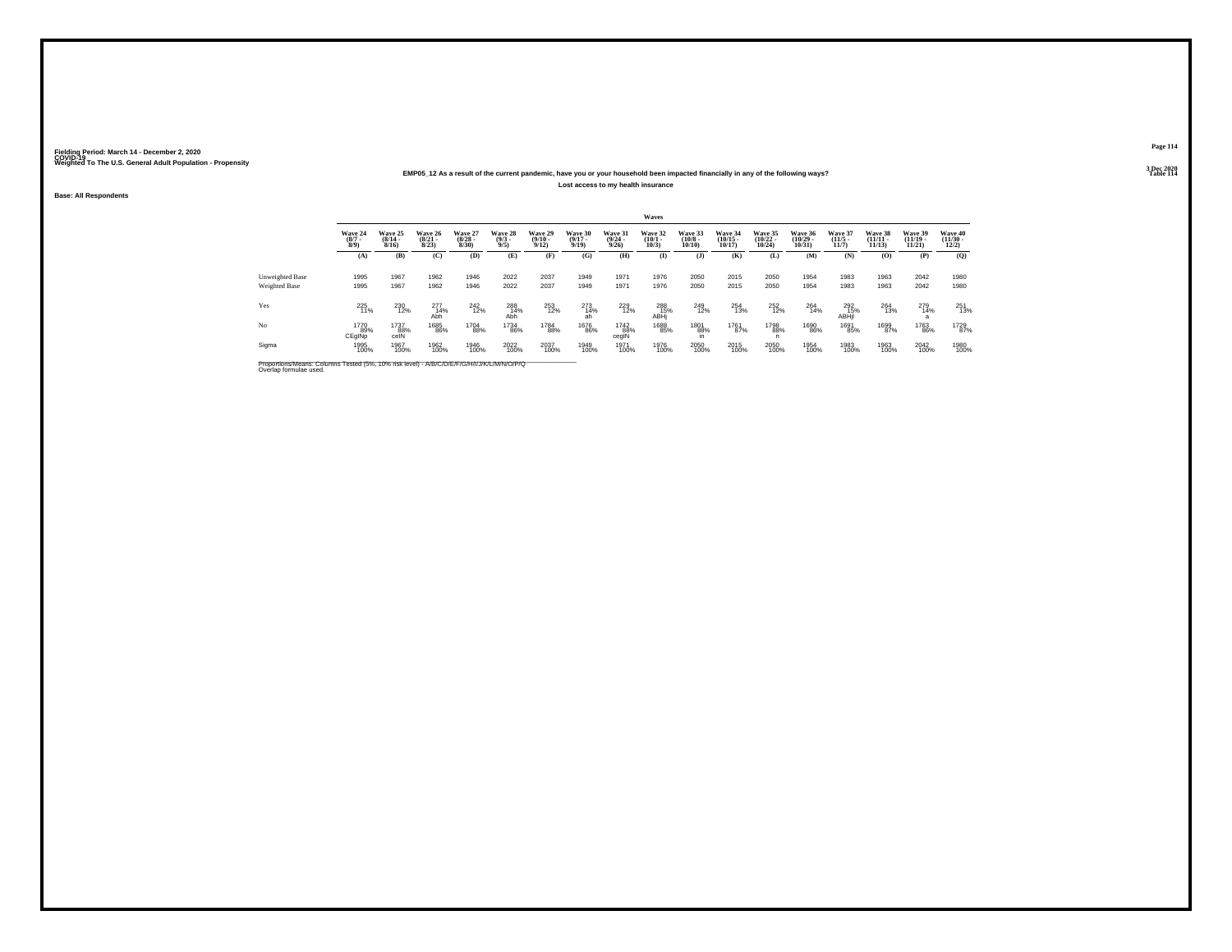Fielding Period: March 14 - December 2, 2020
COVID-19
Weighted To The U.S. General Adult Population - Propensity

3 Dec 2020
Table 114

## EMP05_12 As a result of the current pandemic, have you or your household been impacted financially in any of the following ways?

Lost access to my health insurance

Base: All Respondents

| | Wave 24 (8/7 - 8/9) | Wave 25 (8/14 - 8/16) | Wave 26 (8/21 - 8/23) | Wave 27 (8/28 - 8/30) | Wave 28 (9/3 - 9/5) | Wave 29 (9/10 - 9/12) | Wave 30 (9/17 - 9/19) | Wave 31 (9/24 - 9/26) | Wave 32 (10/1 - 10/3) | Wave 33 (10/8 - 10/10) | Wave 34 (10/15 - 10/17) | Wave 35 (10/22 - 10/24) | Wave 36 (10/29 - 10/31) | Wave 37 (11/5 - 11/7) | Wave 38 (11/11 - 11/13) | Wave 39 (11/19 - 11/21) | Wave 40 (11/30 - 12/2) |
|---|---|---|---|---|---|---|---|---|---|---|---|---|---|---|---|---|---|
| | (A) | (B) | (C) | (D) | (E) | (F) | (G) | (H) | (I) | (J) | (K) | (L) | (M) | (N) | (O) | (P) | (Q) |
| Unweighted Base | 1995 | 1967 | 1962 | 1946 | 2022 | 2037 | 1949 | 1971 | 1976 | 2050 | 2015 | 2050 | 1954 | 1983 | 1963 | 2042 | 1980 |
| Weighted Base | 1995 | 1967 | 1962 | 1946 | 2022 | 2037 | 1949 | 1971 | 1976 | 2050 | 2015 | 2050 | 1954 | 1983 | 1963 | 2042 | 1980 |
| Yes | 225<br>11% | 230<br>12% | 277<br>14%<br>Abh | 242<br>12% | 288<br>14%<br>Abh | 253<br>12% | 273<br>14%<br>ah | 229<br>12% | 288<br>15%<br>ABHj | 249<br>12% | 254<br>13% | 252<br>12% | 264<br>14% | 292<br>15%<br>ABHjl | 264<br>13% | 279<br>14%<br>a | 251<br>13% |
| No | 1770<br>89%<br>CEgINp | 1737<br>88%<br>ceIN | 1685<br>86% | 1704<br>88% | 1734<br>86% | 1784<br>88% | 1676<br>86% | 1742<br>88%<br>cegIN | 1688<br>85% | 1801<br>88%<br>in | 1761<br>87% | 1798<br>88%<br>n | 1690<br>86% | 1691<br>85% | 1699<br>87% | 1763<br>86% | 1729<br>87% |
| Sigma | 1995<br>100% | 1967<br>100% | 1962<br>100% | 1946<br>100% | 2022<br>100% | 2037<br>100% | 1949<br>100% | 1971<br>100% | 1976<br>100% | 2050<br>100% | 2015<br>100% | 2050<br>100% | 1954<br>100% | 1983<br>100% | 1963<br>100% | 2042<br>100% | 1980<br>100% |

Proportions/Means: Columns Tested (5%, 10% risk level) - A/B/C/D/E/F/G/H/I/J/K/L/M/N/O/P/Q
Overlap formulae used.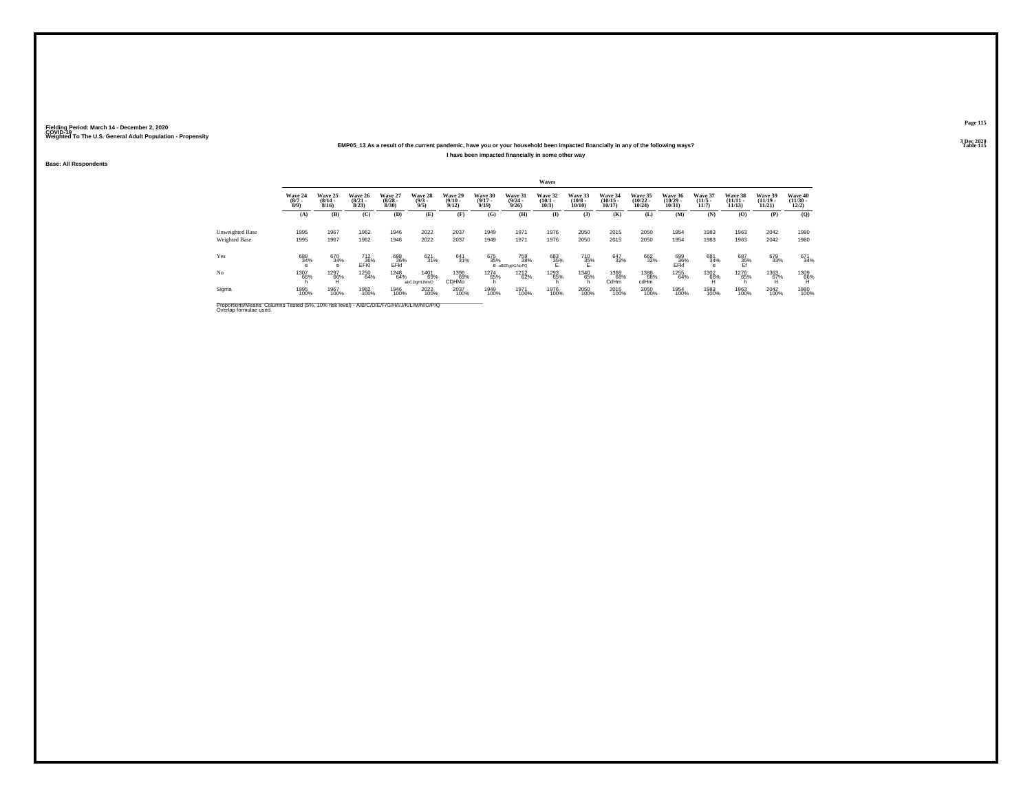Fielding Period: March 14 - December 2, 2020
COVID-19
Weighted To The U.S. General Adult Population - Propensity

3 Dec 2020
Table 115

## EMP05_13 As a result of the current pandemic, have you or your household been impacted financially in any of the following ways?

### I have been impacted financially in some other way

Base: All Respondents

| | Waves | | | | | | | | | | | | | | | | |
|---|---|---|---|---|---|---|---|---|---|---|---|---|---|---|---|---|---|
| | Wave 24 (8/7 - 8/9) | Wave 25 (8/14 - 8/16) | Wave 26 (8/21 - 8/23) | Wave 27 (8/28 - 8/30) | Wave 28 (9/3 - 9/5) | Wave 29 (9/10 - 9/12) | Wave 30 (9/17 - 9/19) | Wave 31 (9/24 - 9/26) | Wave 32 (10/1 - 10/3) | Wave 33 (10/8 - 10/10) | Wave 34 (10/15 - 10/17) | Wave 35 (10/22 - 10/24) | Wave 36 (10/29 - 10/31) | Wave 37 (11/5 - 11/7) | Wave 38 (11/11 - 11/13) | Wave 39 (11/19 - 11/21) | Wave 40 (11/30 - 12/2) |
| | (A) | (B) | (C) | (D) | (E) | (F) | (G) | (H) | (I) | (J) | (K) | (L) | (M) | (N) | (O) | (P) | (Q) |
| Unweighted Base | 1995 | 1967 | 1962 | 1946 | 2022 | 2037 | 1949 | 1971 | 1976 | 2050 | 2015 | 2050 | 1954 | 1983 | 1963 | 2042 | 1980 |
| Weighted Base | 1995 | 1967 | 1962 | 1946 | 2022 | 2037 | 1949 | 1971 | 1976 | 2050 | 2015 | 2050 | 1954 | 1983 | 1963 | 2042 | 1980 |
| Yes | 688 34% e | 670 34% e | 712 36% EFKl | 698 36% EFKl | 621 31% | 641 31% | 675 35% e | 759 38% aBEFgIjKLNoPQ | 683 35% E | 710 35% E | 647 32% | 662 32% | 699 36% EFKl | 681 34% e | 687 35% Ef | 679 33% | 671 34% |
| No | 1307 66% h | 1297 66% H | 1250 64% | 1248 64% | 1401 69% abCDgHIJMnO | 1396 69% CDHMo | 1274 65% h | 1212 62% | 1293 65% h | 1340 65% h | 1368 68% CdHm | 1388 68% cdHm | 1255 64% | 1302 66% H | 1276 65% h | 1363 67% H | 1309 66% H |
| Sigma | 1995 100% | 1967 100% | 1962 100% | 1946 100% | 2022 100% | 2037 100% | 1949 100% | 1971 100% | 1976 100% | 2050 100% | 2015 100% | 2050 100% | 1954 100% | 1983 100% | 1963 100% | 2042 100% | 1980 100% |

Proportions/Means: Columns Tested (5%, 10% risk level) - A/B/C/D/E/F/G/H/I/J/K/L/M/N/O/P/Q
Overlap formulae used.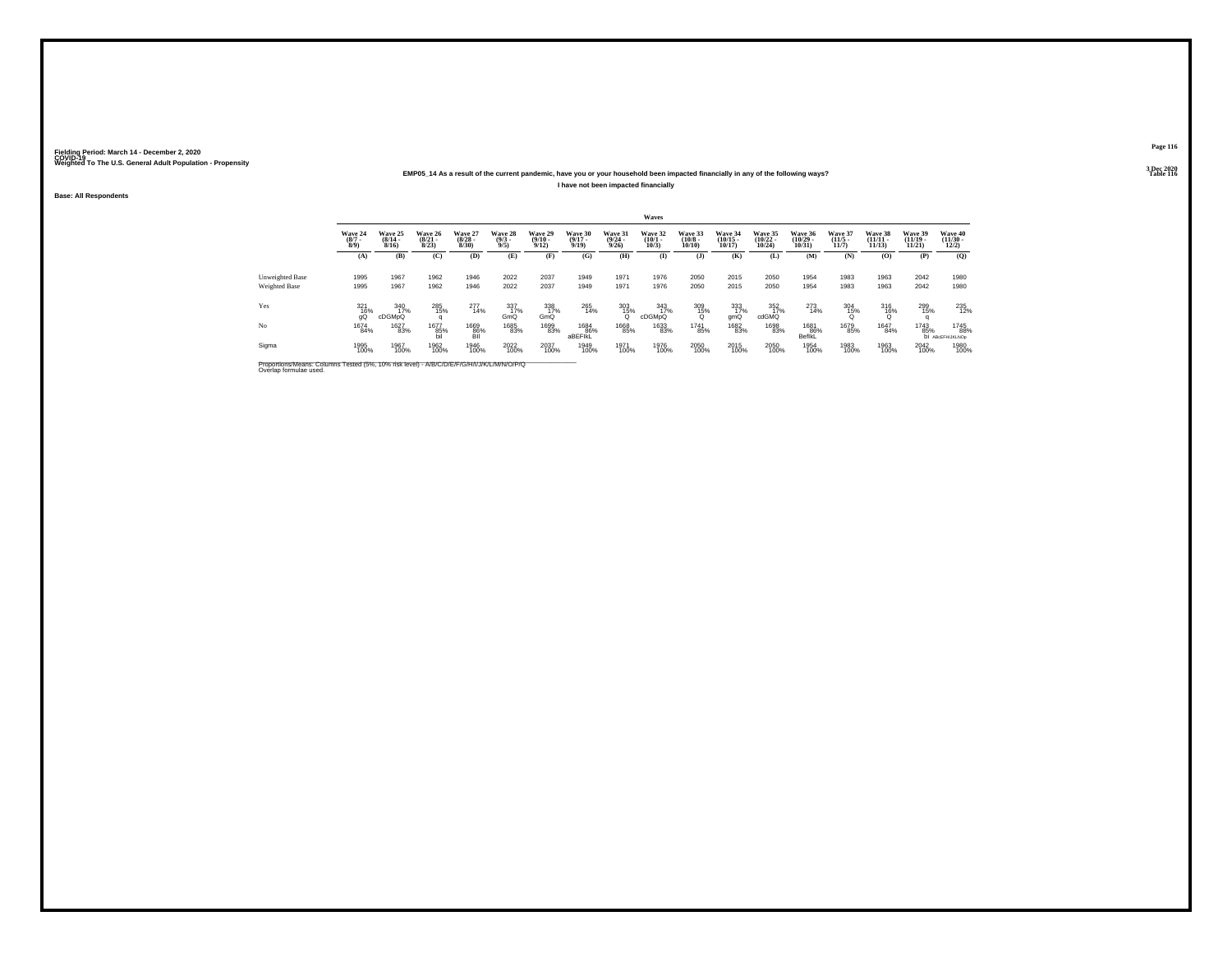Fielding Period: March 14 - December 2, 2020
COVID-19
Weighted To The U.S. General Adult Population - Propensity

3 Dec 2020
Table 116

## EMP05_14 As a result of the current pandemic, have you or your household been impacted financially in any of the following ways?

### I have not been impacted financially

Base: All Respondents

| | Waves | | | | | | | | | | | | | | | | |
|---|---|---|---|---|---|---|---|---|---|---|---|---|---|---|---|---|---|
| | Wave 24 (8/7 - 8/9) | Wave 25 (8/14 - 8/16) | Wave 26 (8/21 - 8/23) | Wave 27 (8/28 - 8/30) | Wave 28 (9/3 - 9/5) | Wave 29 (9/10 - 9/12) | Wave 30 (9/17 - 9/19) | Wave 31 (9/24 - 9/26) | Wave 32 (10/1 - 10/3) | Wave 33 (10/8 - 10/10) | Wave 34 (10/15 - 10/17) | Wave 35 (10/22 - 10/24) | Wave 36 (10/29 - 10/31) | Wave 37 (11/5 - 11/7) | Wave 38 (11/11 - 11/13) | Wave 39 (11/19 - 11/21) | Wave 40 (11/30 - 12/2) |
| | (A) | (B) | (C) | (D) | (E) | (F) | (G) | (H) | (I) | (J) | (K) | (L) | (M) | (N) | (O) | (P) | (Q) |
| Unweighted Base | 1995 | 1967 | 1962 | 1946 | 2022 | 2037 | 1949 | 1971 | 1976 | 2050 | 2015 | 2050 | 1954 | 1983 | 1963 | 2042 | 1980 |
| Weighted Base | 1995 | 1967 | 1962 | 1946 | 2022 | 2037 | 1949 | 1971 | 1976 | 2050 | 2015 | 2050 | 1954 | 1983 | 1963 | 2042 | 1980 |
| Yes | 321 16% gQ | 340 17% cDGMpQ | 285 15% q | 277 14% | 337 17% GmQ | 338 17% GmQ | 265 14% | 303 15% Q | 343 17% cDGMpQ | 309 15% Q | 333 17% gmQ | 352 17% cdGMQ | 273 14% | 304 15% Q | 316 16% Q | 299 15% q | 235 12% |
| No | 1674 84% | 1627 83% | 1677 85% bil | 1669 86% BIl | 1685 83% | 1699 83% | 1684 86% aBEFIkL | 1668 85% | 1633 83% | 1741 85% | 1682 83% | 1698 83% | 1681 86% BefIkL | 1679 85% | 1647 84% | 1743 85% bi | 1745 88% ABcEFHIJKLNOp |
| Sigma | 1995 100% | 1967 100% | 1962 100% | 1946 100% | 2022 100% | 2037 100% | 1949 100% | 1971 100% | 1976 100% | 2050 100% | 2015 100% | 2050 100% | 1954 100% | 1983 100% | 1963 100% | 2042 100% | 1980 100% |

Proportions/Means: Columns Tested (5%, 10% risk level) - A/B/C/D/E/F/G/H/I/J/K/L/M/N/O/P/Q
Overlap formulae used.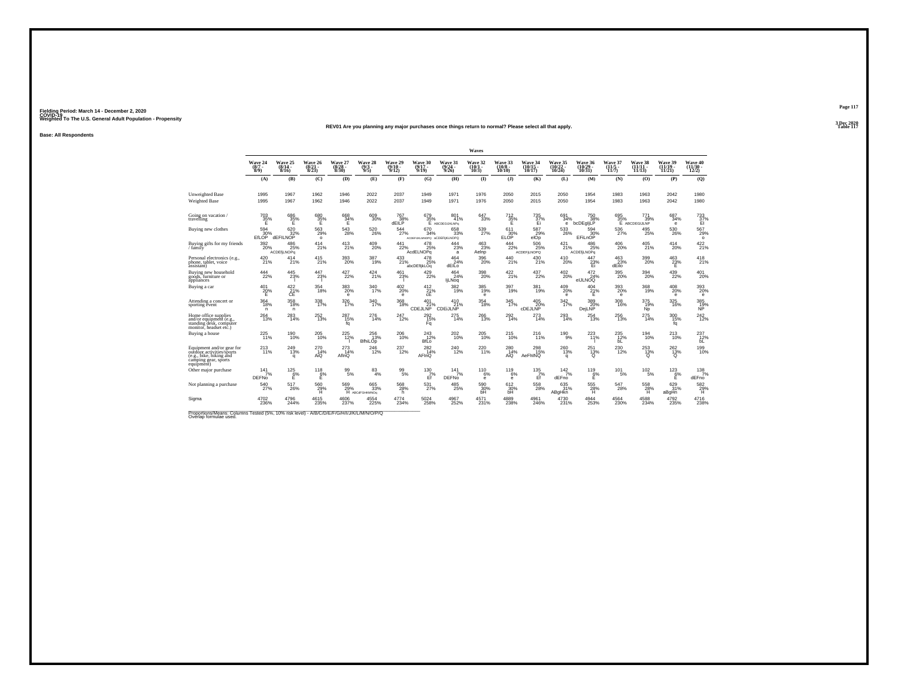Fielding Period: March 14 - December 2, 2020
COVID-19
Weighted To The U.S. General Adult Population - Propensity

REV01 Are you planning any major purchases once things return to normal? Please select all that apply.

Base: All Respondents

| | Waves | | | | | | | | | | | | | | | | |
|---|---|---|---|---|---|---|---|---|---|---|---|---|---|---|---|---|---|
| | Wave 24 (8/7 - 8/9) | Wave 25 (8/14 - 8/16) | Wave 26 (8/21 - 8/23) | Wave 27 (8/28 - 8/30) | Wave 28 (9/3 - 9/5) | Wave 29 (9/10 - 9/12) | Wave 30 (9/17 - 9/19) | Wave 31 (9/24 - 9/26) | Wave 32 (10/1 - 10/3) | Wave 33 (10/8 - 10/10) | Wave 34 (10/15 - 10/17) | Wave 35 (10/22 - 10/24) | Wave 36 (10/29 - 10/31) | Wave 37 (11/5 - 11/7) | Wave 38 (11/11 - 11/13) | Wave 39 (11/19 - 11/21) | Wave 40 (11/30 - 12/2) |
| | (A) | (B) | (C) | (D) | (E) | (F) | (G) | (H) | (I) | (J) | (K) | (L) | (M) | (N) | (O) | (P) | (Q) |
| Unweighted Base | 1995 | 1967 | 1962 | 1946 | 2022 | 2037 | 1949 | 1971 | 1976 | 2050 | 2015 | 2050 | 1954 | 1983 | 1963 | 2042 | 1980 |
| Weighted Base | 1995 | 1967 | 1962 | 1946 | 2022 | 2037 | 1949 | 1971 | 1976 | 2050 | 2015 | 2050 | 1954 | 1983 | 1963 | 2042 | 1980 |
| Going on vacation / travelling | 703 35% E | 686 35% E | 680 35% E | 668 34% E | 609 30% | 767 38% dEILP | 679 35% E | 801 41% ABCDEGIJKLNPq | 647 33% | 712 35% E | 735 37% Ei | 691 34% e | 750 38% bcDEgIjLP | 695 35% E | 771 39% ABCDEGIJLNP | 687 34% e | 733 37% EI |
| Buying new clothes | 594 30% EfLOP | 620 32% dEFILNOP | 563 29% o | 543 28% | 520 26% | 544 27% | 670 34% ACDEFIJKLMNOPQ | 658 33% aCDEFIjKLNOPQ | 539 27% | 611 30% ELOP | 587 29% eLOp | 533 26% | 594 30% EFiLnOP | 536 27% | 495 25% | 530 26% | 567 29% o |
| Buying gifts for my friends / family | 392 20% | 486 25% ACDEFjLNOPq | 414 21% | 413 21% | 409 20% | 441 22% | 478 25% AcdELNOPq | 444 23% a | 463 23% Aelnp | 444 22% | 506 25% ACDEFjLNOPQ | 421 21% | 486 25% ACDEfjLNOPq | 406 20% | 405 21% | 414 20% | 422 21% |
| Personal electronics (e.g., phone, tablet, voice assistant) | 420 21% | 414 21% | 415 21% | 393 20% | 387 19% | 433 21% | 478 25% abcDEfIjkLOq | 464 24% dEILo | 396 20% | 440 21% | 430 21% | 410 20% | 447 23% EI | 463 23% dEilo | 399 20% | 463 23% E | 418 21% |
| Buying new household goods, furniture or appliances | 444 22% | 445 23% i | 447 23% i | 427 22% | 424 21% | 461 23% i | 429 22% | 464 24% ijLNoq | 398 20% | 422 21% | 437 22% | 402 20% | 472 24% eIJLNOQ | 395 20% | 394 20% | 439 22% | 401 20% |
| Buying a car | 401 20% E | 422 21% CE | 354 18% | 383 20% e | 340 17% | 402 20% e | 412 21% cE | 382 19% | 385 19% e | 397 19% | 381 19% | 409 20% e | 404 21% E | 393 20% e | 368 19% | 408 20% e | 393 20% e |
| Attending a concert or sporting event | 364 18% n | 358 18% n | 338 17% | 326 17% | 340 17% | 368 18% | 401 21% CDEJLNP | 410 21% CDEIJLNP | 354 18% | 345 17% | 405 20% cDEJLNP | 342 17% | 389 20% DejLNP | 308 16% | 375 19% Np | 325 16% | 385 19% NP |
| Home office supplies and/or equipment (e.g., standing desk, computer monitor, headset etc.) | 264 13% | 283 14% | 252 13% | 287 15% fq | 276 14% | 247 12% | 292 15% Fq | 275 14% | 266 13% | 292 14% | 273 14% | 293 14% | 254 13% | 256 13% | 275 14% | 300 15% fq | 242 12% |
| Buying a house | 225 11% | 190 10% | 205 10% | 225 12% l | 256 13% BfhiLOp | 206 10% | 243 12% BfLo | 202 10% | 205 10% | 215 10% | 216 11% | 190 9% | 223 11% l | 235 12% bL | 194 10% | 213 10% | 237 12% bL |
| Equipment and/or gear for outdoor activities/sports (e.g., bike, hiking and camping gear, sports equipment) | 213 11% | 249 13% q | 270 14% AiQ | 273 14% AfinQ | 246 12% | 237 12% | 282 14% AFInQ | 240 12% | 220 11% | 280 14% AiQ | 298 15% AeFhINQ | 260 13% q | 251 13% Q | 230 12% | 253 13% Q | 262 13% Q | 199 10% |
| Other major purchase | 141 7% DEFNo | 125 6% E | 118 6% E | 99 5% | 83 4% | 99 5% | 130 7% Ef | 141 7% DEFNo | 110 6% e | 119 6% e | 135 7% Ef | 142 7% dEFno | 119 6% E | 101 5% | 102 5% | 123 6% E | 138 7% dEFno |
| Not planning a purchase | 540 27% | 517 26% | 560 29% H | 569 29% H | 665 33% ABCdFGHKMNOq | 568 28% h | 531 27% | 485 25% | 590 30% bH | 612 30% bH | 558 28% | 635 31% ABgHkn | 555 28% H | 547 28% | 558 28% H | 629 31% aBgHn | 582 29% H |
| Sigma | 4702 236% | 4796 244% | 4615 235% | 4606 237% | 4554 225% | 4774 234% | 5024 258% | 4967 252% | 4571 231% | 4889 238% | 4961 246% | 4730 231% | 4944 253% | 4564 230% | 4588 234% | 4792 235% | 4716 238% |

Proportions/Means: Columns Tested (5%, 10% risk level) - A/B/C/D/E/F/G/H/I/J/K/L/M/N/O/P/Q
Overlap formulae used.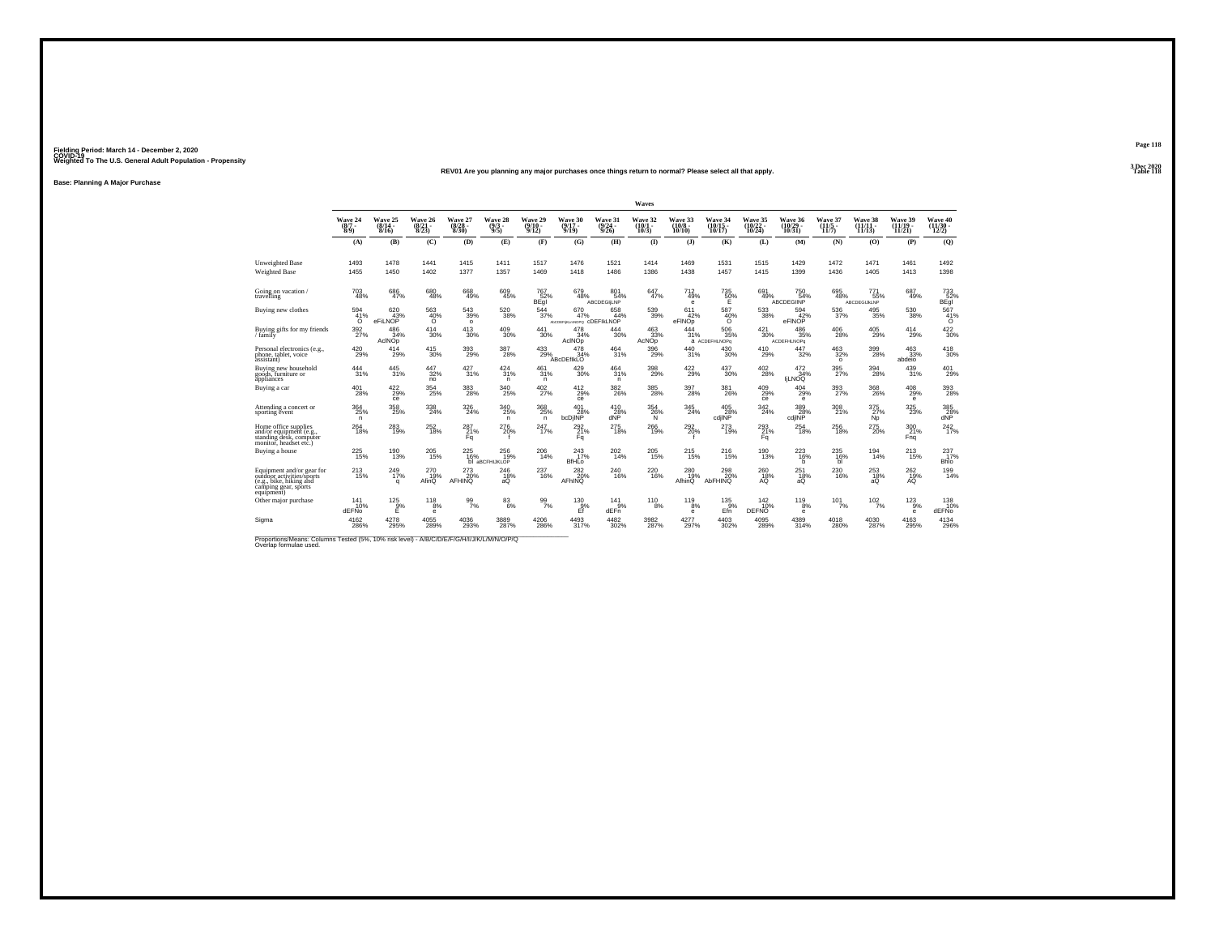Fielding Period: March 14 - December 2, 2020
COVID-19
Weighted To The U.S. General Adult Population - Propensity

3 Dec 2020
Table 118

**REV01 Are you planning any major purchases once things return to normal? Please select all that apply.**

**Base: Planning A Major Purchase**

| | Wave 24 (8/7 - 8/9) | Wave 25 (8/14 - 8/16) | Wave 26 (8/21 - 8/23) | Wave 27 (8/28 - 8/30) | Wave 28 (9/3 - 9/5) | Wave 29 (9/10 - 9/12) | Wave 30 (9/17 - 9/19) | Wave 31 (9/24 - 9/26) | Wave 32 (10/1 - 10/3) | Wave 33 (10/8 - 10/10) | Wave 34 (10/15 - 10/17) | Wave 35 (10/22 - 10/24) | Wave 36 (10/29 - 10/31) | Wave 37 (11/5 - 11/7) | Wave 38 (11/11 - 11/13) | Wave 39 (11/19 - 11/21) | Wave 40 (11/30 - 12/2) |
|---|---|---|---|---|---|---|---|---|---|---|---|---|---|---|---|---|---|
| | (A) | (B) | (C) | (D) | (E) | (F) | (G) | (H) | (I) | (J) | (K) | (L) | (M) | (N) | (O) | (P) | (Q) |
| Unweighted Base | 1493 | 1478 | 1441 | 1415 | 1411 | 1517 | 1476 | 1521 | 1414 | 1469 | 1531 | 1515 | 1429 | 1472 | 1471 | 1461 | 1492 |
| Weighted Base | 1455 | 1450 | 1402 | 1377 | 1357 | 1469 | 1418 | 1486 | 1386 | 1438 | 1457 | 1415 | 1399 | 1436 | 1405 | 1413 | 1398 |
| Going on vacation / travelling | 703 48% | 686 47% | 680 48% | 668 49% | 609 45% | 767 52% BEgI | 679 48% | 801 54% ABCDEGIjLNP | 647 47% | 712 49% e | 735 50% E | 691 49% | 750 54% ABCDEGIlNP | 695 48% | 771 55% ABCDEGIJkLNP | 687 49% | 733 52% BEgI |
| Buying new clothes | 594 41% O | 620 43% eFiLNOP | 563 40% O | 543 39% o | 520 38% | 544 37% | 670 47% AbCDEFIjKLLNOPQ | 658 44% cDEFIkLNOP | 539 39% | 611 42% eFlNOp | 587 40% O | 533 38% | 594 42% eFlNOP | 536 37% | 495 35% | 530 38% | 567 41% O |
| Buying gifts for my friends / family | 392 27% | 486 34% AcINOp | 414 30% | 413 30% | 409 30% | 441 30% | 478 34% AcINOp | 444 30% | 463 33% AcNOp | 444 31% a | 506 35% ACDEFHLNOPq | 421 30% | 486 35% ACDEFHLNOPq | 406 28% | 405 29% | 414 29% | 422 30% |
| Personal electronics (e.g., phone, tablet, voice assistant) | 420 29% | 414 29% | 415 30% | 393 29% | 387 28% | 433 29% | 478 34% ABcDEfIkLO | 464 31% | 396 29% | 440 31% | 430 30% | 410 29% | 447 32% | 463 32% o | 399 28% | 463 33% abdeo | 418 30% |
| Buying new household goods, furniture or appliances | 444 31% | 445 31% | 447 32% no | 427 31% | 424 31% n | 461 31% n | 429 30% | 464 31% n | 398 29% | 422 29% | 437 30% | 402 28% | 472 34% IjLNOQ | 395 27% | 394 28% | 439 31% | 401 29% |
| Buying a car | 401 28% | 422 29% ce | 354 25% | 383 28% | 340 25% | 402 27% | 412 29% ce | 382 26% | 385 28% | 397 28% | 381 26% | 409 29% ce | 404 29% e | 393 27% | 368 26% | 408 29% e | 393 28% |
| Attending a concert or sporting event | 364 25% n | 358 25% | 338 24% | 326 24% | 340 25% n | 368 25% n | 401 28% bcDjlNP | 410 28% dNP | 354 26% N | 345 24% | 405 28% cdjlNP | 342 24% | 389 28% cdjlNP | 308 21% | 375 27% Np | 325 23% | 385 28% dNP |
| Home office supplies and/or equipment (e.g., standing desk, computer monitor, headset etc.) | 264 18% | 283 19% | 252 18% | 287 21% Fq | 276 20% f | 247 17% | 292 21% Fq | 275 18% | 266 19% | 292 20% f | 273 19% | 293 21% Fq | 254 18% | 256 18% | 275 20% | 300 21% Fnq | 242 17% |
| Buying a house | 225 15% | 190 13% | 205 15% | 225 16% bl | 256 19% aBCFHIJKLOP | 206 14% | 243 17% BfHLo | 202 14% | 205 15% | 215 15% | 216 15% | 190 13% | 223 16% b | 235 16% bl | 194 14% | 213 15% | 237 17% Bhlo |
| Equipment and/or gear for outdoor activities/sports (e.g., bike, hiking and camping gear, sports equipment) | 213 15% | 249 17% q | 270 19% AfinQ | 273 20% AFHINQ | 246 18% aQ | 237 16% | 282 20% AFhINQ | 240 16% | 220 16% | 280 19% AfhinQ | 298 20% AbFHINQ | 260 18% AQ | 251 18% aQ | 230 16% | 253 18% aQ | 262 19% AQ | 199 14% |
| Other major purchase | 141 10% dEFNo | 125 9% E | 118 8% e | 99 7% | 83 6% | 99 7% | 130 9% Ef | 141 9% dEFn | 110 8% | 119 8% e | 135 9% Efn | 142 10% DEFNO | 119 8% e | 101 7% | 102 7% | 123 9% e | 138 10% dEFNo |
| Sigma | 4162 286% | 4278 295% | 4055 289% | 4036 293% | 3889 287% | 4206 286% | 4493 317% | 4482 302% | 3982 287% | 4277 297% | 4403 302% | 4095 289% | 4389 314% | 4018 280% | 4030 287% | 4163 295% | 4134 296% |

Proportions/Means: Columns Tested (5%, 10% risk level) - A/B/C/D/E/F/G/H/I/J/K/L/M/N/O/P/Q
Overlap formulae used.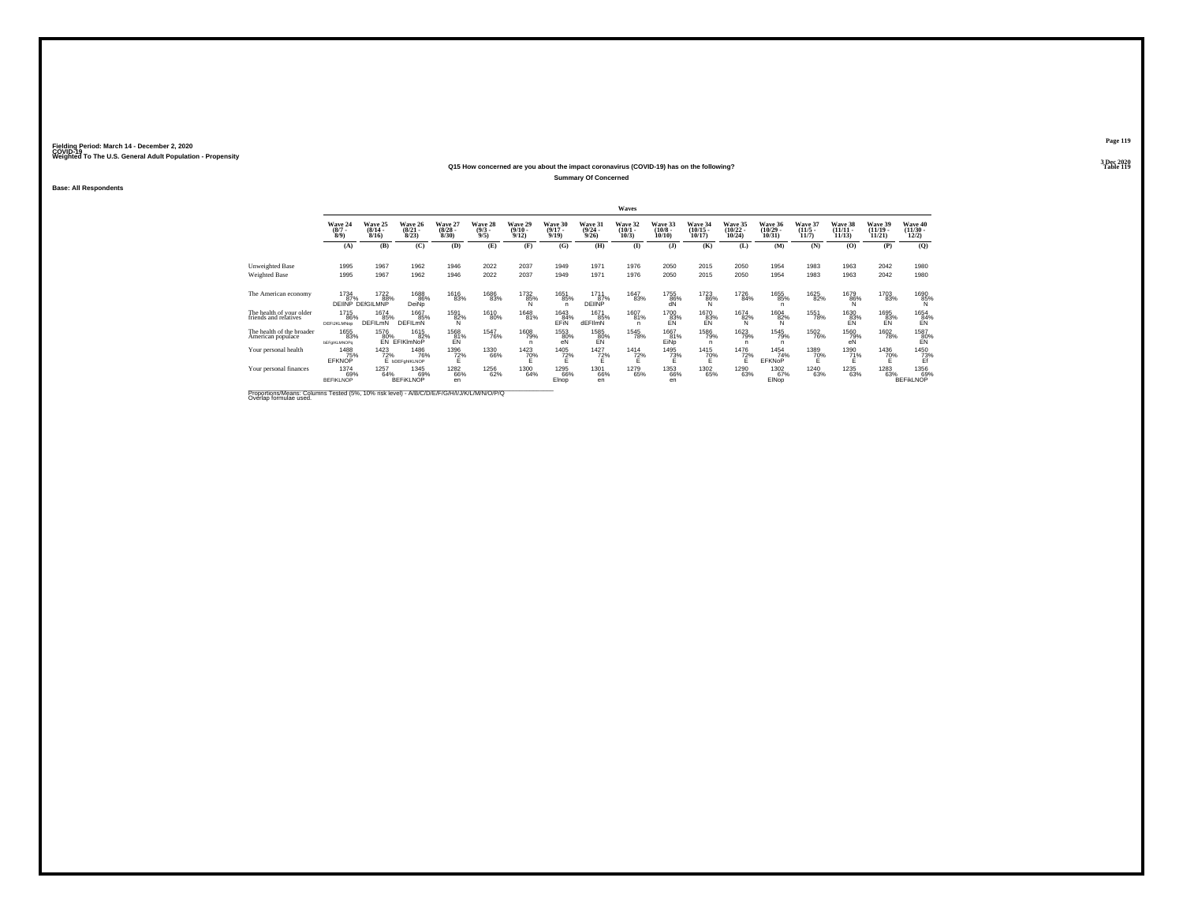Fielding Period: March 14 - December 2, 2020
COVID-19
Weighted To The U.S. General Adult Population - Propensity

3 Dec 2020
Table 119

### Q15 How concerned are you about the impact coronavirus (COVID-19) has on the following?
**Summary Of Concerned**

Base: All Respondents

| | Waves | | | | | | | | | | | | | | | | |
|---|---|---|---|---|---|---|---|---|---|---|---|---|---|---|---|---|---|
| | Wave 24 (8/7 - 8/9) | Wave 25 (8/14 - 8/16) | Wave 26 (8/21 - 8/23) | Wave 27 (8/28 - 8/30) | Wave 28 (9/3 - 9/5) | Wave 29 (9/10 - 9/12) | Wave 30 (9/17 - 9/19) | Wave 31 (9/24 - 9/26) | Wave 32 (10/1 - 10/3) | Wave 33 (10/8 - 10/10) | Wave 34 (10/15 - 10/17) | Wave 35 (10/22 - 10/24) | Wave 36 (10/29 - 10/31) | Wave 37 (11/5 - 11/7) | Wave 38 (11/11 - 11/13) | Wave 39 (11/19 - 11/21) | Wave 40 (11/30 - 12/2) |
| | (A) | (B) | (C) | (D) | (E) | (F) | (G) | (H) | (I) | (J) | (K) | (L) | (M) | (N) | (O) | (P) | (Q) |
| Unweighted Base | 1995 | 1967 | 1962 | 1946 | 2022 | 2037 | 1949 | 1971 | 1976 | 2050 | 2015 | 2050 | 1954 | 1983 | 1963 | 2042 | 1980 |
| Weighted Base | 1995 | 1967 | 1962 | 1946 | 2022 | 2037 | 1949 | 1971 | 1976 | 2050 | 2015 | 2050 | 1954 | 1983 | 1963 | 2042 | 1980 |
| The American economy | 1734 87% DEIlNP | 1722 88% DEfGILMNP | 1688 86% DeiNp | 1616 83% | 1686 83% | 1732 85% N | 1651 85% n | 1711 87% DEIlNP | 1647 83% | 1755 86% dN | 1723 86% N | 1726 84% | 1655 85% n | 1625 82% | 1679 86% N | 1703 83% | 1690 85% N |
| The health of your older friends and relatives | 1715 86% DEFIJKLMNop | 1674 85% DEFILmN | 1667 85% DEFILmN | 1591 82% N | 1610 80% | 1648 81% | 1643 84% EFiN | 1671 85% dEFIlmN | 1607 81% n | 1700 83% EN | 1670 83% EN | 1674 82% N | 1604 82% N | 1551 78% | 1630 83% EN | 1695 83% EN | 1654 84% EN |
| The health of the broader American populace | 1655 83% bEFgIKLMNOPq | 1576 80% EN | 1615 82% EFIKlmNoP | 1568 81% EN | 1547 76% | 1608 79% n | 1553 80% eN | 1585 80% EN | 1545 78% | 1667 81% EiNp | 1586 79% n | 1623 79% n | 1545 79% n | 1502 76% | 1560 79% eN | 1602 78% | 1587 80% EN |
| Your personal health | 1488 75% EFKNOP | 1423 72% E | 1486 76% bDEFgHIKLNOP | 1396 72% E | 1330 66% | 1423 70% E | 1405 72% E | 1427 72% E | 1414 72% E | 1495 73% E | 1415 70% E | 1476 72% E | 1454 74% EFKNoP | 1389 70% E | 1390 71% E | 1436 70% E | 1450 73% Ef |
| Your personal finances | 1374 69% BEFIKLNOP | 1257 64% | 1345 69% BEFiKLNOP | 1282 66% en | 1256 62% | 1300 64% | 1295 66% EInop | 1301 66% en | 1279 65% | 1353 66% en | 1302 65% | 1290 63% | 1302 67% EINop | 1240 63% | 1235 63% | 1283 63% | 1356 69% BEFiKLNOP |

Proportions/Means: Columns Tested (5%, 10% risk level) - A/B/C/D/E/F/G/H/I/J/K/L/M/N/O/P/Q
Overlap formulae used.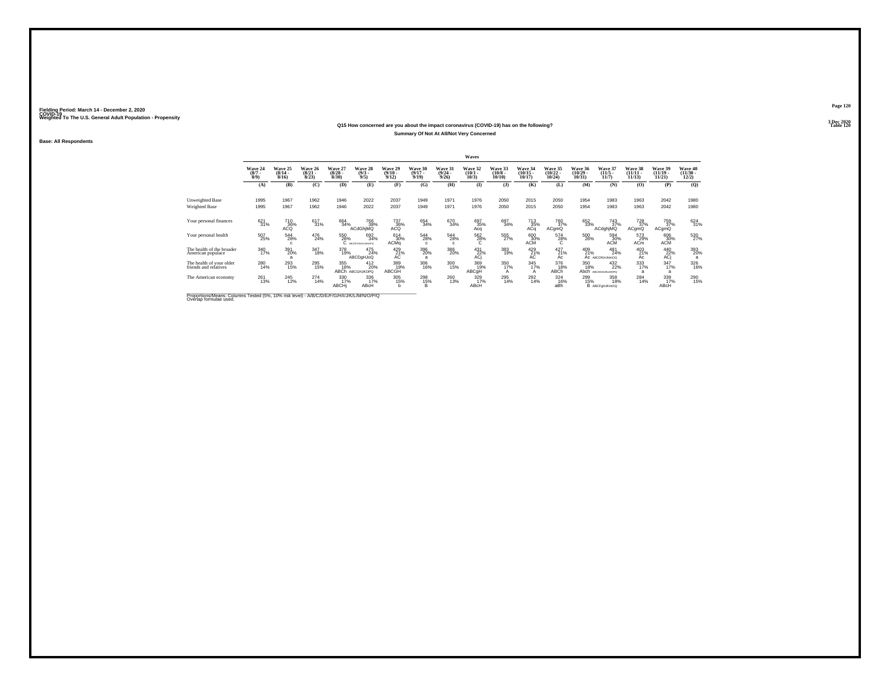Fielding Period: March 14 - December 2, 2020
COVID-19
Weighted To The U.S. General Adult Population - Propensity

## Q15 How concerned are you about the impact coronavirus (COVID-19) has on the following?

### Summary Of Not At All/Not Very Concerned

Base: All Respondents

| | Waves | | | | | | | | | | | | | | | | |
|---|---|---|---|---|---|---|---|---|---|---|---|---|---|---|---|---|---|
| | Wave 24 (8/7 - 8/9) | Wave 25 (8/14 - 8/16) | Wave 26 (8/21 - 8/23) | Wave 27 (8/28 - 8/30) | Wave 28 (9/3 - 9/5) | Wave 29 (9/10 - 9/12) | Wave 30 (9/17 - 9/19) | Wave 31 (9/24 - 9/26) | Wave 32 (10/1 - 10/3) | Wave 33 (10/8 - 10/10) | Wave 34 (10/15 - 10/17) | Wave 35 (10/22 - 10/24) | Wave 36 (10/29 - 10/31) | Wave 37 (11/5 - 11/7) | Wave 38 (11/11 - 11/13) | Wave 39 (11/19 - 11/21) | Wave 40 (11/30 - 12/2) |
| | (A) | (B) | (C) | (D) | (E) | (F) | (G) | (H) | (I) | (J) | (K) | (L) | (M) | (N) | (O) | (P) | (Q) |
| Unweighted Base | 1995 | 1967 | 1962 | 1946 | 2022 | 2037 | 1949 | 1971 | 1976 | 2050 | 2015 | 2050 | 1954 | 1983 | 1963 | 2042 | 1980 |
| Weighted Base | 1995 | 1967 | 1962 | 1946 | 2022 | 2037 | 1949 | 1971 | 1976 | 2050 | 2015 | 2050 | 1954 | 1983 | 1963 | 2042 | 1980 |
| Your personal finances | 621 31% | 710 36% ACQ | 617 31% | 664 34% | 766 38% ACdGhjMQ | 737 36% ACQ | 654 34% | 670 34% | 697 35% Acq | 697 34% | 713 35% ACq | 760 37% ACgmQ | 652 33% | 743 37% ACdghjMQ | 728 37% ACgmQ | 759 37% ACgmQ | 624 31% |
| Your personal health | 507 25% | 544 28% c | 476 24% | 550 28% C | 692 34% ABCDFGHIJKLMNOPQ | 614 30% ACMq | 544 28% c | 544 28% c | 562 28% C | 555 27% | 600 30% ACM | 574 28% C | 500 26% | 594 30% ACM | 573 29% ACm | 606 30% ACM | 530 27% |
| The health of the broader American populace | 340 17% | 391 20% a | 347 18% | 378 19% | 475 24% ABCDgHJoQ | 429 21% AC | 396 20% a | 386 20% | 431 22% ACj | 383 19% | 429 21% AC | 427 21% Ac | 409 21% Ac | 481 24% ABCDGHJkmOQ | 403 21% Ac | 440 22% ACj | 393 20% a |
| The health of your older friends and relatives | 280 14% | 293 15% | 295 15% | 355 18% ABCh | 412 20% ABCGHJKOPQ | 389 19% ABCGH | 306 16% | 300 15% | 369 19% ABCgH | 350 17% A | 345 17% A | 376 18% ABCh | 350 18% Abch | 432 22% ABCDGHJKLMOPQ | 333 17% a | 347 17% a | 326 16% |
| The American economy | 261 13% | 245 12% | 274 14% | 330 17% ABCHj | 336 17% ABcH | 305 15% b | 298 15% B | 260 13% | 329 17% ABcH | 295 14% | 292 14% | 324 16% aBh | 299 15% B | 358 18% ABCFgHJKmOQ | 284 14% | 339 17% ABcH | 290 15% |

Proportions/Means: Columns Tested (5%, 10% risk level) - A/B/C/D/E/F/G/H/I/J/K/L/M/N/O/P/Q
Overlap formulae used.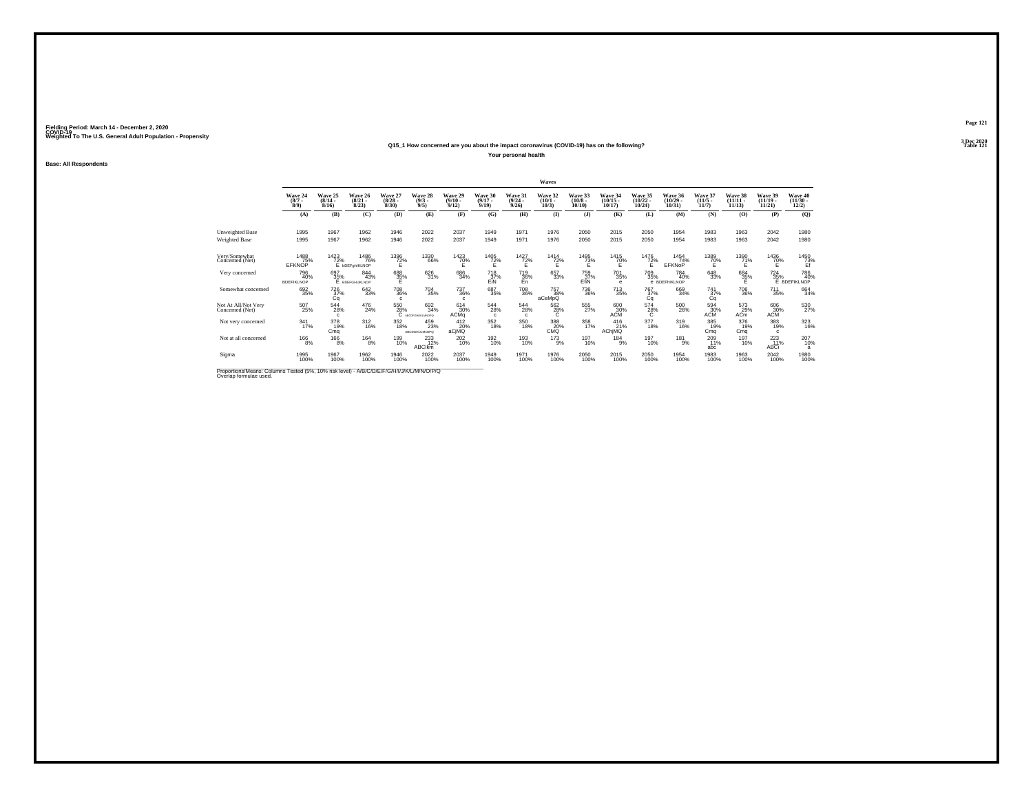Fielding Period: March 14 - December 2, 2020
COVID-19
Weighted To The U.S. General Adult Population - Propensity

3 Dec 2020
Table 121

## Q15_1 How concerned are you about the impact coronavirus (COVID-19) has on the following?

**Your personal health**

**Base: All Respondents**

| | Wave 24 (8/7 - 8/9) | Wave 25 (8/14 - 8/16) | Wave 26 (8/21 - 8/23) | Wave 27 (8/28 - 8/30) | Wave 28 (9/3 - 9/5) | Wave 29 (9/10 - 9/12) | Wave 30 (9/17 - 9/19) | Wave 31 (9/24 - 9/26) | Wave 32 (10/1 - 10/3) | Wave 33 (10/8 - 10/10) | Wave 34 (10/15 - 10/17) | Wave 35 (10/22 - 10/24) | Wave 36 (10/29 - 10/31) | Wave 37 (11/5 - 11/7) | Wave 38 (11/11 - 11/13) | Wave 39 (11/19 - 11/21) | Wave 40 (11/30 - 12/2) |
|---|---|---|---|---|---|---|---|---|---|---|---|---|---|---|---|---|---|
| | (A) | (B) | (C) | (D) | (E) | (F) | (G) | (H) | (I) | (J) | (K) | (L) | (M) | (N) | (O) | (P) | (Q) |
| Unweighted Base | 1995 | 1967 | 1962 | 1946 | 2022 | 2037 | 1949 | 1971 | 1976 | 2050 | 2015 | 2050 | 1954 | 1983 | 1963 | 2042 | 1980 |
| Weighted Base | 1995 | 1967 | 1962 | 1946 | 2022 | 2037 | 1949 | 1971 | 1976 | 2050 | 2015 | 2050 | 1954 | 1983 | 1963 | 2042 | 1980 |
| Very/Somewhat Concerned (Net) | 1488 75% EFKNOP | 1423 72% E | 1486 76% bDEFghIKLNOP | 1396 72% E | 1330 66% | 1423 70% E | 1405 72% E | 1427 72% E | 1414 72% E | 1495 73% E | 1415 70% E | 1476 72% E | 1454 74% EFKNoP | 1389 70% E | 1390 71% E | 1436 70% E | 1450 73% Ef |
| Very concerned | 796 40% BDEFIKLNOP | 697 35% E | 844 43% BDEFGHIJKLNOP | 688 35% E | 626 31% | 686 34% | 718 37% EiN | 719 36% En | 657 33% | 759 37% EfN | 701 35% e | 709 35% e | 784 40% BDEFhIKLNOP | 648 33% | 684 35% E | 724 35% E | 786 40% BDEFIKLNOP |
| Somewhat concerned | 692 35% | 726 37% Cq | 642 33% | 708 36% c | 704 35% | 737 36% c | 687 35% | 708 36% | 757 38% aCeMpQ | 736 36% | 713 35% | 767 37% Cq | 669 34% | 741 37% Cq | 706 36% | 711 35% | 664 34% |
| Not At All/Not Very Concerned (Net) | 507 25% | 544 28% c | 476 24% | 550 28% C | 692 34% ABCDFGHIJKLMNOPQ | 614 30% ACMq | 544 28% c | 544 28% c | 562 28% C | 555 27% | 600 30% ACM | 574 28% C | 500 26% | 594 30% ACM | 573 29% ACm | 606 30% ACM | 530 27% |
| Not very concerned | 341 17% | 378 19% Cmq | 312 16% | 352 18% | 459 23% ABCDGHJLMNOPQ | 412 20% aCjMQ | 352 18% | 350 18% | 388 20% CMQ | 358 17% | 416 21% AChjMQ | 377 18% | 319 16% | 385 19% Cmq | 376 19% Cmq | 383 19% c | 323 16% |
| Not at all concerned | 166 8% | 166 8% | 164 8% | 199 10% | 233 12% ABCIkm | 202 10% | 192 10% | 193 10% | 173 9% | 197 10% | 184 9% | 197 10% | 181 9% | 209 11% abc | 197 10% | 223 11% ABCi | 207 10% a |
| Sigma | 1995 100% | 1967 100% | 1962 100% | 1946 100% | 2022 100% | 2037 100% | 1949 100% | 1971 100% | 1976 100% | 2050 100% | 2015 100% | 2050 100% | 1954 100% | 1983 100% | 1963 100% | 2042 100% | 1980 100% |

Proportions/Means: Columns Tested (5%, 10% risk level) - A/B/C/D/E/F/G/H/I/J/K/L/M/N/O/P/Q
Overlap formulae used.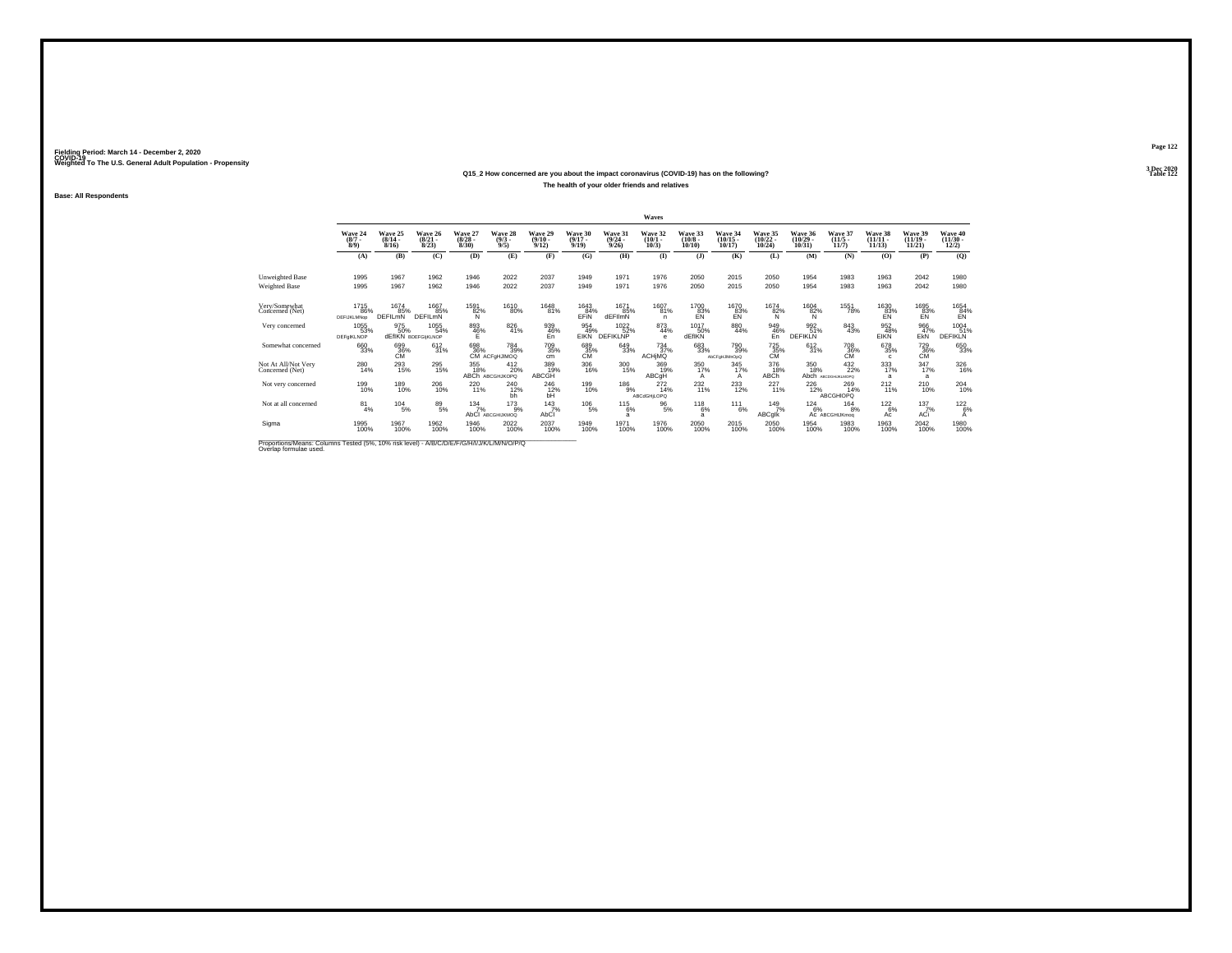Fielding Period: March 14 - December 2, 2020
COVID-19
Weighted To The U.S. General Adult Population - Propensity

3 Dec 2020
Table 122

### Q15_2 How concerned are you about the impact coronavirus (COVID-19) has on the following?
### The health of your older friends and relatives

**Base: All Respondents**

| | Wave 24 (8/7 - 8/9) | Wave 25 (8/14 - 8/16) | Wave 26 (8/21 - 8/23) | Wave 27 (8/28 - 8/30) | Wave 28 (9/3 - 9/5) | Wave 29 (9/10 - 9/12) | Wave 30 (9/17 - 9/19) | Wave 31 (9/24 - 9/26) | Wave 32 (10/1 - 10/3) | Wave 33 (10/8 - 10/10) | Wave 34 (10/15 - 10/17) | Wave 35 (10/22 - 10/24) | Wave 36 (10/29 - 10/31) | Wave 37 (11/5 - 11/7) | Wave 38 (11/11 - 11/13) | Wave 39 (11/19 - 11/21) | Wave 40 (11/30 - 12/2) |
|---|---|---|---|---|---|---|---|---|---|---|---|---|---|---|---|---|---|
| | (A) | (B) | (C) | (D) | (E) | (F) | (G) | (H) | (I) | (J) | (K) | (L) | (M) | (N) | (O) | (P) | (Q) |
| Unweighted Base | 1995 | 1967 | 1962 | 1946 | 2022 | 2037 | 1949 | 1971 | 1976 | 2050 | 2015 | 2050 | 1954 | 1983 | 1963 | 2042 | 1980 |
| Weighted Base | 1995 | 1967 | 1962 | 1946 | 2022 | 2037 | 1949 | 1971 | 1976 | 2050 | 2015 | 2050 | 1954 | 1983 | 1963 | 2042 | 1980 |
| Very/Somewhat Concerned (Net) | 1715 86% DEFIJKLMNop | 1674 85% DEFILmN | 1667 85% DEFILmN | 1591 82% N | 1610 80% | 1648 81% | 1643 84% EFIN | 1671 85% dEFIlmN | 1607 81% n | 1700 83% EN | 1670 83% EN | 1674 82% N | 1604 82% N | 1551 78% | 1630 83% EN | 1695 83% EN | 1654 84% EN |
| Very concerned | 1055 53% DEFgIKLNOP | 975 50% dEfIKN | 1055 54% DEFGIjKLNOP | 893 46% E | 826 41% | 939 46% En | 954 49% EIKN | 1022 52% DEFIKLNP | 873 44% e | 1017 50% dEfIKN | 880 44% | 949 46% En | 992 51% DEFIKLN | 843 43% | 952 48% EIKN | 966 47% EkN | 1004 51% DEFIKLN |
| Somewhat concerned | 660 33% | 699 36% CM | 612 31% | 698 36% CM | 784 39% ACFgHJMOQ | 709 35% cm | 689 35% CM | 649 33% | 734 37% ACHjMQ | 683 33% | 790 39% AbCFgHJMoOpQ | 725 35% CM | 612 31% | 708 36% CM | 678 35% c | 729 36% CM | 650 33% |
| Not At All/Not Very Concerned (Net) | 280 14% | 293 15% | 295 15% | 355 18% ABCh | 412 20% ABCGHJKOPQ | 389 19% ABCGH | 306 16% | 300 15% | 369 19% ABCgH | 350 17% A | 345 17% A | 376 18% ABCh | 350 18% Abch | 432 22% ABCDGHJKLMOPQ | 333 17% a | 347 17% a | 326 16% |
| Not very concerned | 199 10% | 189 10% | 206 10% | 220 11% | 240 12% bh | 246 12% bH | 199 10% | 186 9% | 272 14% ABCdGHjLOPQ | 232 11% | 233 12% | 227 11% | 226 12% | 269 14% ABCGHlOPQ | 212 11% | 210 10% | 204 10% |
| Not at all concerned | 81 4% | 104 5% | 89 5% | 134 7% AbCl | 173 9% ABCGHIJKMOQ | 143 7% AbCI | 106 5% | 115 6% a | 96 5% | 118 6% a | 111 6% | 149 7% ABCgIk | 124 6% Ac | 164 8% ABCGHIJKmoq | 122 6% Ac | 137 7% ACi | 122 6% A |
| Sigma | 1995 100% | 1967 100% | 1962 100% | 1946 100% | 2022 100% | 2037 100% | 1949 100% | 1971 100% | 1976 100% | 2050 100% | 2015 100% | 2050 100% | 1954 100% | 1983 100% | 1963 100% | 2042 100% | 1980 100% |

Proportions/Means: Columns Tested (5%, 10% risk level) - A/B/C/D/E/F/G/H/I/J/K/L/M/N/O/P/Q
Overlap formulae used.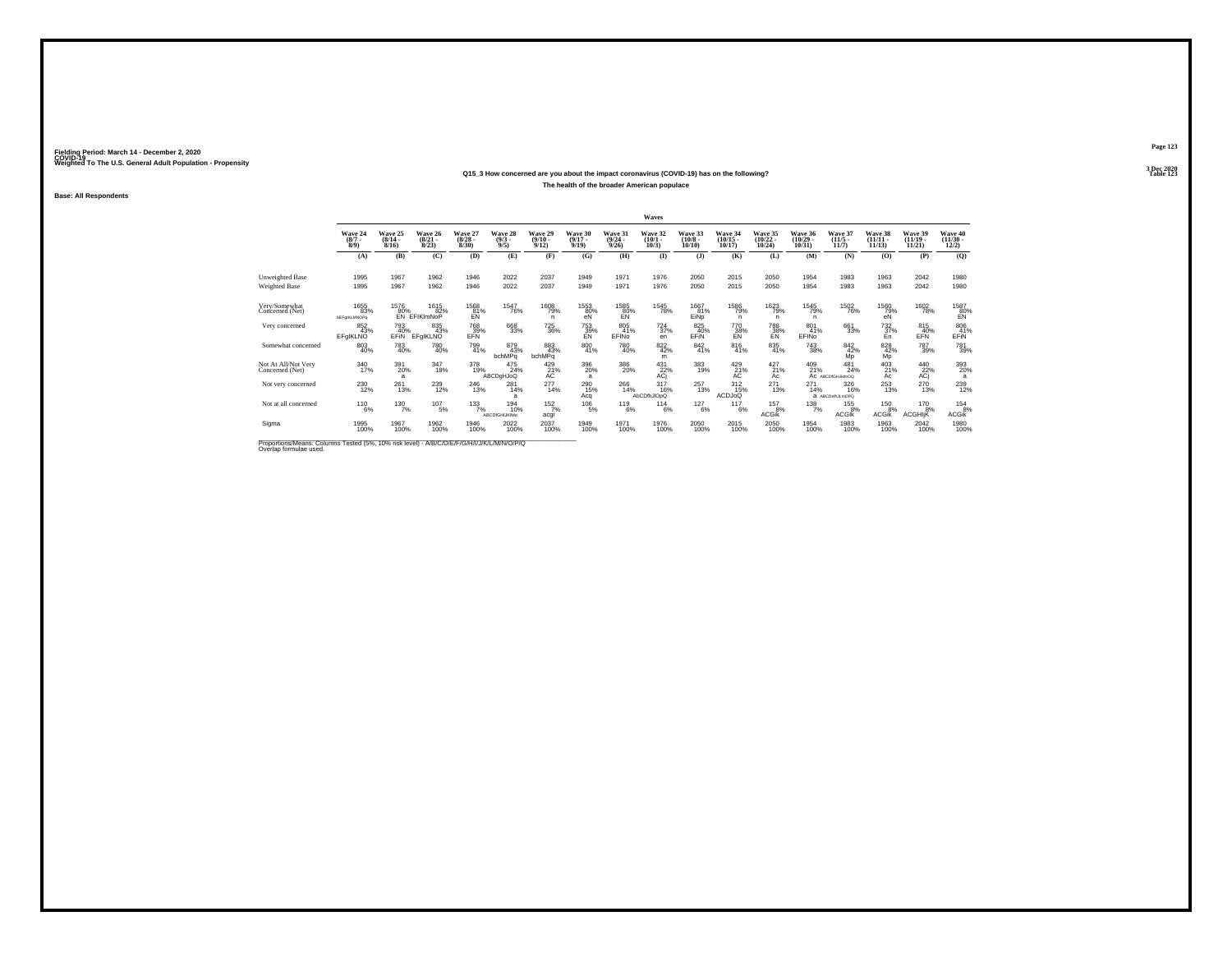Fielding Period: March 14 - December 2, 2020
COVID-19
Weighted To The U.S. General Adult Population - Propensity

3 Dec 2020
Table 123

## Q15_3 How concerned are you about the impact coronavirus (COVID-19) has on the following?

### The health of the broader American populace

Base: All Respondents

| | Waves | | | | | | | | | | | | | | | | |
|---|---|---|---|---|---|---|---|---|---|---|---|---|---|---|---|---|---|
| | Wave 24 (8/7 - 8/9) | Wave 25 (8/14 - 8/16) | Wave 26 (8/21 - 8/23) | Wave 27 (8/28 - 8/30) | Wave 28 (9/3 - 9/5) | Wave 29 (9/10 - 9/12) | Wave 30 (9/17 - 9/19) | Wave 31 (9/24 - 9/26) | Wave 32 (10/1 - 10/3) | Wave 33 (10/8 - 10/10) | Wave 34 (10/15 - 10/17) | Wave 35 (10/22 - 10/24) | Wave 36 (10/29 - 10/31) | Wave 37 (11/5 - 11/7) | Wave 38 (11/11 - 11/13) | Wave 39 (11/19 - 11/21) | Wave 40 (11/30 - 12/2) |
| | (A) | (B) | (C) | (D) | (E) | (F) | (G) | (H) | (I) | (J) | (K) | (L) | (M) | (N) | (O) | (P) | (Q) |
| Unweighted Base | 1995 | 1967 | 1962 | 1946 | 2022 | 2037 | 1949 | 1971 | 1976 | 2050 | 2015 | 2050 | 1954 | 1983 | 1963 | 2042 | 1980 |
| Weighted Base | 1995 | 1967 | 1962 | 1946 | 2022 | 2037 | 1949 | 1971 | 1976 | 2050 | 2015 | 2050 | 1954 | 1983 | 1963 | 2042 | 1980 |
| Very/Somewhat Concerned (Net) | 1655 | 1576 | 1615 | 1568 | 1547 | 1608 | 1553 | 1585 | 1545 | 1667 | 1586 | 1623 | 1545 | 1502 | 1560 | 1602 | 1587 |
| | 83% | 80% | 82% | 81% | 76% | 79% | 80% | 80% | 78% | 81% | 79% | 79% | 79% | 76% | 79% | 78% | 80% |
| | bEFgIKLMNOPq | EN | EFIKlmNoP | EN | | n | eN | EN | | EINp | n | n | n | | eN | | EN |
| Very concerned | 852 | 793 | 835 | 768 | 668 | 725 | 753 | 805 | 724 | 825 | 770 | 788 | 801 | 661 | 732 | 815 | 806 |
| | 43% | 40% | 43% | 39% | 33% | 36% | 39% | 41% | 37% | 40% | 38% | 38% | 41% | 33% | 37% | 40% | 41% |
| | EFgIKLNO | EFiN | EFgIKLNO | EFN | | | EN | EFINo | en | EFiN | EN | EN | EFINo | | En | EFN | EFiN |
| Somewhat concerned | 803 | 783 | 780 | 799 | 879 | 883 | 800 | 780 | 822 | 842 | 816 | 835 | 743 | 842 | 828 | 787 | 781 |
| | 40% | 40% | 40% | 41% | 43% | 43% | 41% | 40% | 42% | 41% | 41% | 41% | 38% | 42% | 42% | 39% | 39% |
| | | | | | bchMPq | bchMPq | | | m | | | | | Mp | Mp | | |
| Not At All/Not Very Concerned (Net) | 340 | 391 | 347 | 378 | 475 | 429 | 396 | 386 | 431 | 383 | 429 | 427 | 409 | 481 | 403 | 440 | 393 |
| | 17% | 20% | 18% | 19% | 24% | 21% | 20% | 20% | 22% | 19% | 21% | 21% | 21% | 24% | 21% | 22% | 20% |
| | | a | | | ABCDgHJoQ | AC | a | | ACj | | AC | Ac | Ac | ABCDGHJkMOQ | Ac | ACj | a |
| Not very concerned | 230 | 261 | 239 | 246 | 281 | 277 | 290 | 266 | 317 | 257 | 312 | 271 | 271 | 326 | 253 | 270 | 239 |
| | 12% | 13% | 12% | 13% | 14% | 14% | 15% | 14% | 16% | 13% | 15% | 13% | 14% | 16% | 13% | 13% | 12% |
| | | | | | a | | Acq | | AbCDfhJlOpQ | | ACDJoQ | | a | ABCDefhJLmOPQ | | | |
| Not at all concerned | 110 | 130 | 107 | 133 | 194 | 152 | 106 | 119 | 114 | 127 | 117 | 157 | 138 | 155 | 150 | 170 | 154 |
| | 6% | 7% | 5% | 7% | 10% | 7% | 5% | 6% | 6% | 6% | 6% | 8% | 7% | 8% | 8% | 8% | 8% |
| | | | | | ABCDfGHIJKMo | acgi | | | | | | ACGik | | ACGik | ACGik | ACGHIjK | ACGik |
| Sigma | 1995 | 1967 | 1962 | 1946 | 2022 | 2037 | 1949 | 1971 | 1976 | 2050 | 2015 | 2050 | 1954 | 1983 | 1963 | 2042 | 1980 |
| | 100% | 100% | 100% | 100% | 100% | 100% | 100% | 100% | 100% | 100% | 100% | 100% | 100% | 100% | 100% | 100% | 100% |

Proportions/Means: Columns Tested (5%, 10% risk level) - A/B/C/D/E/F/G/H/I/J/K/L/M/N/O/P/Q
Overlap formulae used.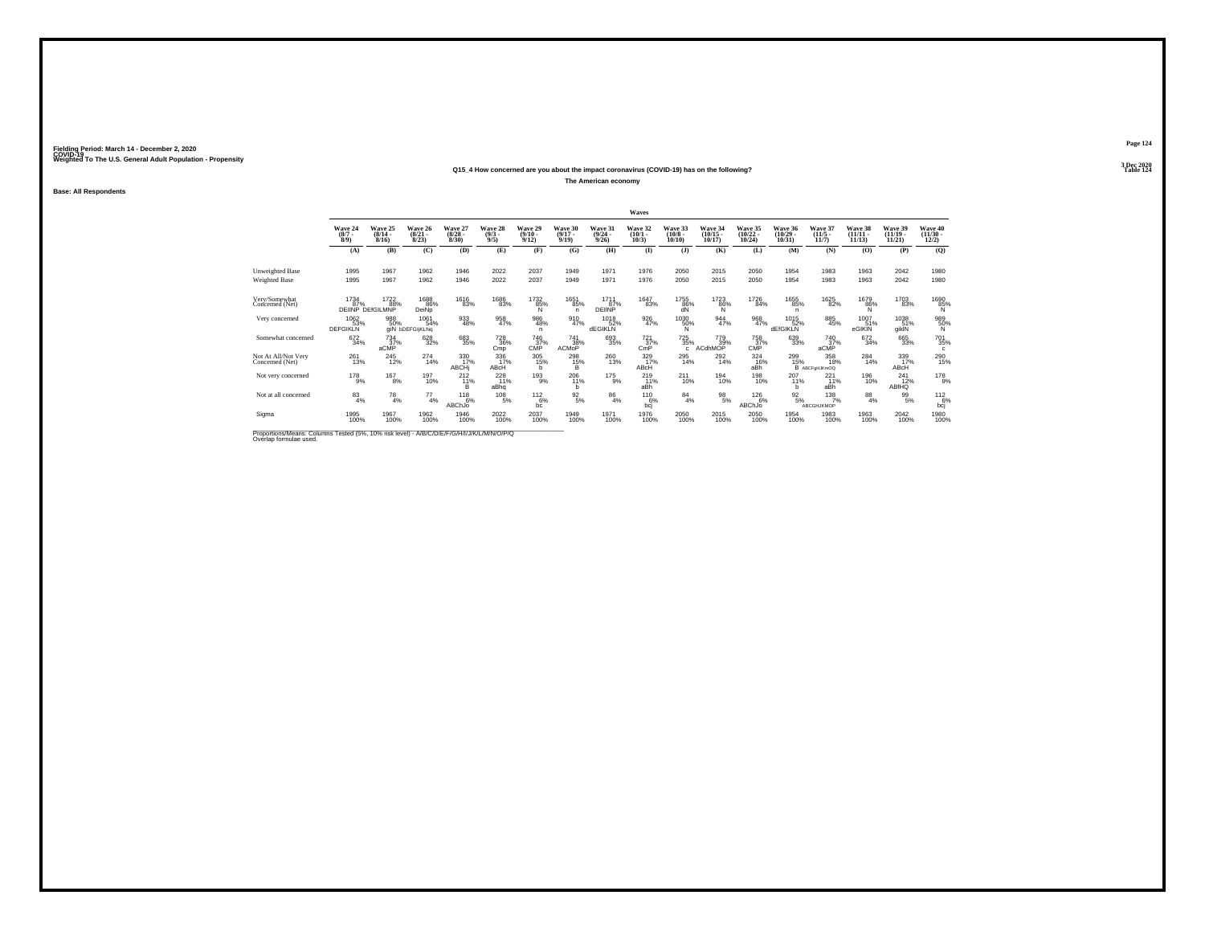Fielding Period: March 14 - December 2, 2020
COVID-19
Weighted To The U.S. General Adult Population - Propensity

3 Dec 2020
Table 124

### Q15_4 How concerned are you about the impact coronavirus (COVID-19) has on the following?

**The American economy**

**Base: All Respondents**

| | Waves | | | | | | | | | | | | | | | | |
|---|---|---|---|---|---|---|---|---|---|---|---|---|---|---|---|---|---|
| | Wave 24 (8/7 - 8/9) | Wave 25 (8/14 - 8/16) | Wave 26 (8/21 - 8/23) | Wave 27 (8/28 - 8/30) | Wave 28 (9/3 - 9/5) | Wave 29 (9/10 - 9/12) | Wave 30 (9/17 - 9/19) | Wave 31 (9/24 - 9/26) | Wave 32 (10/1 - 10/3) | Wave 33 (10/8 - 10/10) | Wave 34 (10/15 - 10/17) | Wave 35 (10/22 - 10/24) | Wave 36 (10/29 - 10/31) | Wave 37 (11/5 - 11/7) | Wave 38 (11/11 - 11/13) | Wave 39 (11/19 - 11/21) | Wave 40 (11/30 - 12/2) |
| | (A) | (B) | (C) | (D) | (E) | (F) | (G) | (H) | (I) | (J) | (K) | (L) | (M) | (N) | (O) | (P) | (Q) |
| Unweighted Base | 1995 | 1967 | 1962 | 1946 | 2022 | 2037 | 1949 | 1971 | 1976 | 2050 | 2015 | 2050 | 1954 | 1983 | 1963 | 2042 | 1980 |
| Weighted Base | 1995 | 1967 | 1962 | 1946 | 2022 | 2037 | 1949 | 1971 | 1976 | 2050 | 2015 | 2050 | 1954 | 1983 | 1963 | 2042 | 1980 |
| Very/Somewhat Concerned (Net) | 1734 87% DEIlNP | 1722 88% DEfGILMNP | 1688 86% DeiNp | 1616 83% | 1686 83% | 1732 85% N | 1651 85% n | 1711 87% DEIlNP | 1647 83% | 1755 86% dN | 1723 86% N | 1726 84% | 1655 85% n | 1625 82% | 1679 86% N | 1703 83% | 1690 85% N |
| Very concerned | 1062 53% DEFGIKLN | 988 50% gIN | 1061 54% bDEFGIjKLNq | 933 48% | 958 47% | 986 48% n | 910 47% | 1018 52% dEGIKLN | 926 47% | 1030 50% N | 944 47% | 968 47% | 1015 52% dEfGIKLN | 885 45% | 1007 51% eGIKlN | 1038 51% gikN | 989 50% N |
| Somewhat concerned | 672 34% | 734 37% aCMP | 628 32% | 683 35% | 728 36% Cmp | 746 37% CMP | 741 38% ACMoP | 693 35% | 721 37% CmP | 725 35% c | 779 39% ACdhMOP | 758 37% CMP | 639 33% | 740 37% aCMP | 672 34% | 665 33% | 701 35% c |
| Not At All/Not Very Concerned (Net) | 261 13% | 245 12% | 274 14% | 330 17% ABCHj | 336 17% ABcH | 305 15% b | 298 15% B | 260 13% | 329 17% ABcH | 295 14% | 292 14% | 324 16% aBh | 299 15% B | 358 18% ABCFgHJKmOQ | 284 14% | 339 17% ABcH | 290 15% |
| Not very concerned | 178 9% | 167 8% | 197 10% | 212 11% B | 228 11% aBhq | 193 9% | 206 11% b | 175 9% | 219 11% aBh | 211 10% | 194 10% | 198 10% | 207 11% b | 221 11% aBh | 196 10% | 241 12% ABfHQ | 178 9% |
| Not at all concerned | 83 4% | 78 4% | 77 4% | 118 6% ABChJo | 108 5% | 112 6% bc | 92 5% | 86 4% | 110 6% bcj | 84 4% | 98 5% | 126 6% ABChJo | 92 5% | 138 7% ABCGHJKMOP | 88 4% | 99 5% | 112 6% bcj |
| Sigma | 1995 100% | 1967 100% | 1962 100% | 1946 100% | 2022 100% | 2037 100% | 1949 100% | 1971 100% | 1976 100% | 2050 100% | 2015 100% | 2050 100% | 1954 100% | 1983 100% | 1963 100% | 2042 100% | 1980 100% |

Proportions/Means: Columns Tested (5%, 10% risk level) - A/B/C/D/E/F/G/H/I/J/K/L/M/N/O/P/Q
Overlap formulae used.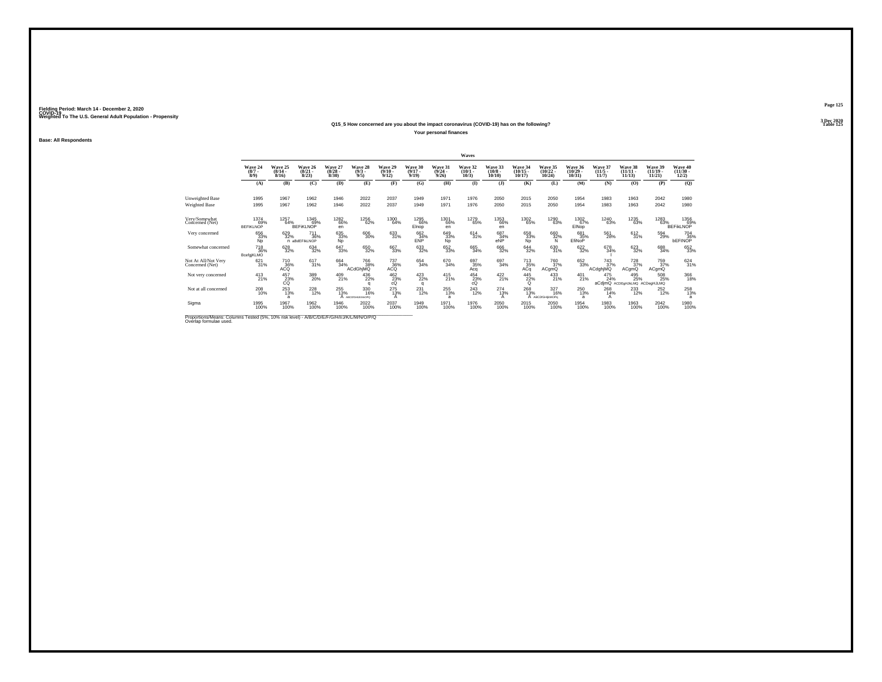Fielding Period: March 14 - December 2, 2020
COVID-19
Weighted To The U.S. General Adult Population - Propensity

3 Dec 2020
Table 125

### Q15_5 How concerned are you about the impact coronavirus (COVID-19) has on the following?

Your personal finances

Base: All Respondents

| | Wave 24 (8/7 - 8/9) | Wave 25 (8/14 - 8/16) | Wave 26 (8/21 - 8/23) | Wave 27 (8/28 - 8/30) | Wave 28 (9/3 - 9/5) | Wave 29 (9/10 - 9/12) | Wave 30 (9/17 - 9/19) | Wave 31 (9/24 - 9/26) | Wave 32 (10/1 - 10/3) | Wave 33 (10/8 - 10/10) | Wave 34 (10/15 - 10/17) | Wave 35 (10/22 - 10/24) | Wave 36 (10/29 - 10/31) | Wave 37 (11/5 - 11/7) | Wave 38 (11/11 - 11/13) | Wave 39 (11/19 - 11/21) | Wave 40 (11/30 - 12/2) |
|---|---|---|---|---|---|---|---|---|---|---|---|---|---|---|---|---|---|
| | (A) | (B) | (C) | (D) | (E) | (F) | (G) | (H) | (I) | (J) | (K) | (L) | (M) | (N) | (O) | (P) | (Q) |
| Unweighted Base | 1995 | 1967 | 1962 | 1946 | 2022 | 2037 | 1949 | 1971 | 1976 | 2050 | 2015 | 2050 | 1954 | 1983 | 1963 | 2042 | 1980 |
| Weighted Base | 1995 | 1967 | 1962 | 1946 | 2022 | 2037 | 1949 | 1971 | 1976 | 2050 | 2015 | 2050 | 1954 | 1983 | 1963 | 2042 | 1980 |
| Very/Somewhat Concerned (Net) | 1374 69% BEFIKLNOP | 1257 64% | 1345 69% BEFIKLNOP | 1282 66% en | 1256 62% | 1300 64% | 1295 66% EInop | 1301 66% en | 1279 65% | 1353 66% en | 1302 65% | 1290 63% | 1302 67% EINop | 1240 63% | 1235 63% | 1283 63% | 1356 69% BEFIkLNOP |
| Very concerned | 656 33% Np | 629 32% n | 711 36% aBdEFIkLNOP | 635 33% Np | 606 30% | 633 31% | 662 34% ENP | 649 33% Np | 614 31% | 687 34% eNP | 658 33% Np | 660 32% N | 681 35% EfINoP | 561 28% | 612 31% | 594 29% | 704 36% bEFINOP |
| Somewhat concerned | 718 36% BcefgjKLMO | 628 32% | 634 32% | 647 33% | 650 32% | 667 33% | 633 32% | 652 33% | 665 34% | 666 32% | 644 32% | 630 31% | 622 32% | 678 34% l | 623 32% | 688 34% | 652 33% |
| Not At All/Not Very Concerned (Net) | 621 31% | 710 36% ACQ | 617 31% | 664 34% | 766 38% ACdGhjMQ | 737 36% ACQ | 654 34% | 670 34% | 697 35% Acq | 697 34% | 713 35% ACq | 760 37% ACgmQ | 652 33% | 743 37% ACdghjMQ | 728 37% ACgmQ | 759 37% ACgmQ | 624 31% |
| Not very concerned | 413 21% | 457 23% CQ | 389 20% | 409 21% | 436 22% q | 462 23% cQ | 423 22% q | 415 21% | 454 23% cQ | 422 21% | 445 22% Q | 433 21% | 401 21% | 475 24% aCdjmQ | 495 25% ACDEgHJkLMQ | 508 25% ACDegHJLMQ | 366 18% |
| Not at all concerned | 208 10% | 253 13% a | 228 12% | 255 13% A | 330 16% ABCDFGHIJKMNOPQ | 275 13% A | 231 12% | 255 13% a | 243 12% | 274 13% A | 268 13% A | 327 16% ABCDFGHIJKMOPq | 250 13% a | 268 14% A | 233 12% | 252 12% | 258 13% a |
| Sigma | 1995 100% | 1967 100% | 1962 100% | 1946 100% | 2022 100% | 2037 100% | 1949 100% | 1971 100% | 1976 100% | 2050 100% | 2015 100% | 2050 100% | 1954 100% | 1983 100% | 1963 100% | 2042 100% | 1980 100% |

Proportions/Means: Columns Tested (5%, 10% risk level) - A/B/C/D/E/F/G/H/I/J/K/L/M/N/O/P/Q
Overlap formulae used.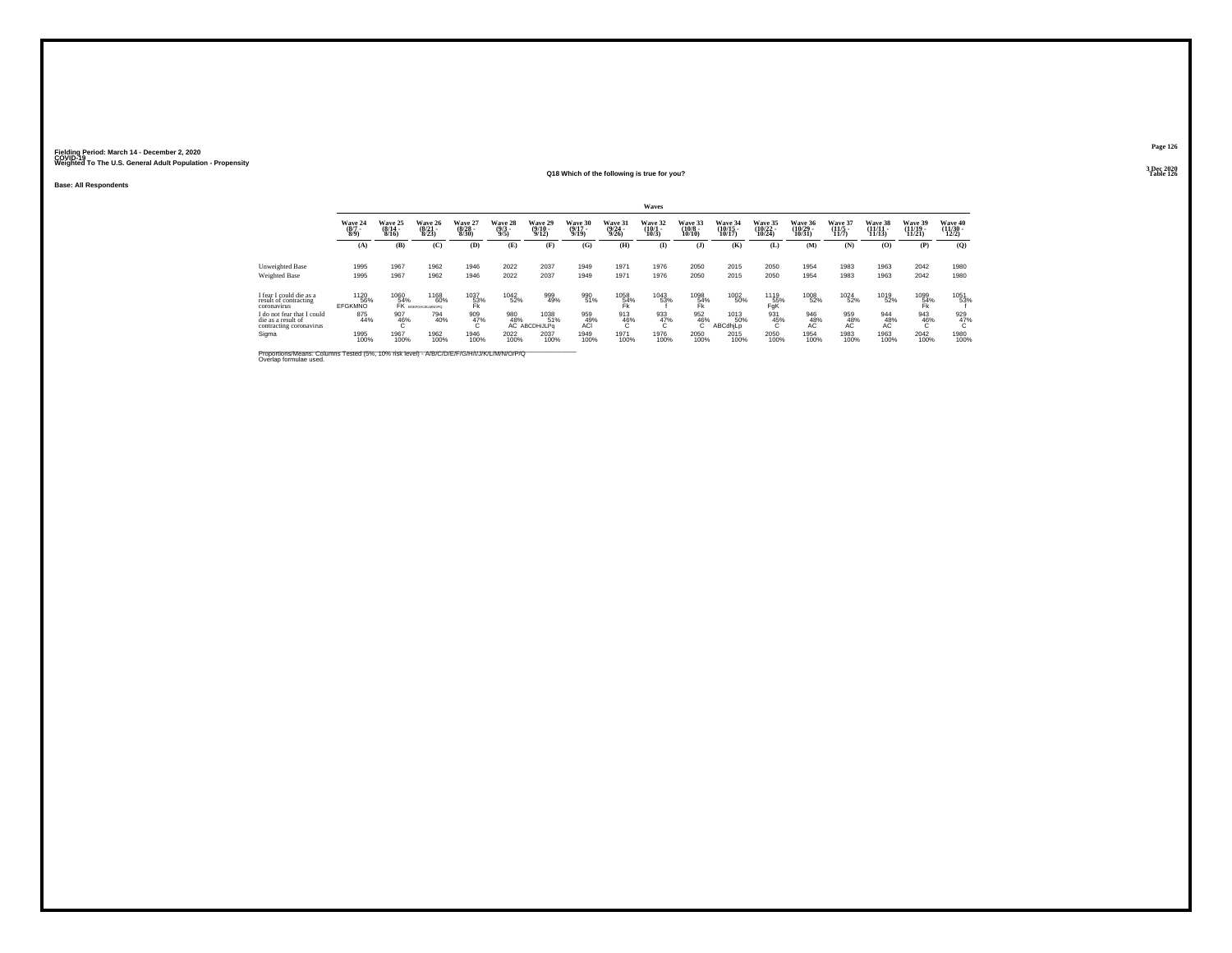Fielding Period: March 14 - December 2, 2020
COVID-19
Weighted To The U.S. General Adult Population - Propensity

3 Dec 2020
Table 126

## Q18 Which of the following is true for you?

Base: All Respondents

| | Waves | | | | | | | | | | | | | | | | |
|---|---|---|---|---|---|---|---|---|---|---|---|---|---|---|---|---|---|
| | Wave 24 (8/7 - 8/9) | Wave 25 (8/14 - 8/16) | Wave 26 (8/21 - 8/23) | Wave 27 (8/28 - 8/30) | Wave 28 (9/3 - 9/5) | Wave 29 (9/10 - 9/12) | Wave 30 (9/17 - 9/19) | Wave 31 (9/24 - 9/26) | Wave 32 (10/1 - 10/3) | Wave 33 (10/8 - 10/10) | Wave 34 (10/15 - 10/17) | Wave 35 (10/22 - 10/24) | Wave 36 (10/29 - 10/31) | Wave 37 (11/5 - 11/7) | Wave 38 (11/11 - 11/13) | Wave 39 (11/19 - 11/21) | Wave 40 (11/30 - 12/2) |
| | (A) | (B) | (C) | (D) | (E) | (F) | (G) | (H) | (I) | (J) | (K) | (L) | (M) | (N) | (O) | (P) | (Q) |
| Unweighted Base | 1995 | 1967 | 1962 | 1946 | 2022 | 2037 | 1949 | 1971 | 1976 | 2050 | 2015 | 2050 | 1954 | 1983 | 1963 | 2042 | 1980 |
| Weighted Base | 1995 | 1967 | 1962 | 1946 | 2022 | 2037 | 1949 | 1971 | 1976 | 2050 | 2015 | 2050 | 1954 | 1983 | 1963 | 2042 | 1980 |
| I fear I could die as a result of contracting coronavirus | 1120 56% EFGKMNO | 1060 54% FK | 1168 60% BDEFGHIJKLMNOPQ | 1037 53% Fk | 1042 52% | 999 49% | 990 51% | 1058 54% Fk | 1043 53% f | 1098 54% Fk | 1002 50% | 1119 55% FgK | 1008 52% | 1024 52% | 1019 52% | 1099 54% Fk | 1051 53% f |
| I do not fear that I could die as a result of contracting coronavirus | 875 44% | 907 46% C | 794 40% | 909 47% C | 980 48% AC | 1038 51% ABCDHIJLPq | 959 49% ACl | 913 46% C | 933 47% C | 952 46% C | 1013 50% ABCdhjLp | 931 45% C | 946 48% AC | 959 48% AC | 944 48% AC | 943 46% C | 929 47% C |
| Sigma | 1995 100% | 1967 100% | 1962 100% | 1946 100% | 2022 100% | 2037 100% | 1949 100% | 1971 100% | 1976 100% | 2050 100% | 2015 100% | 2050 100% | 1954 100% | 1983 100% | 1963 100% | 2042 100% | 1980 100% |

Proportions/Means: Columns Tested (5%, 10% risk level) - A/B/C/D/E/F/G/H/I/J/K/L/M/N/O/P/Q
Overlap formulae used.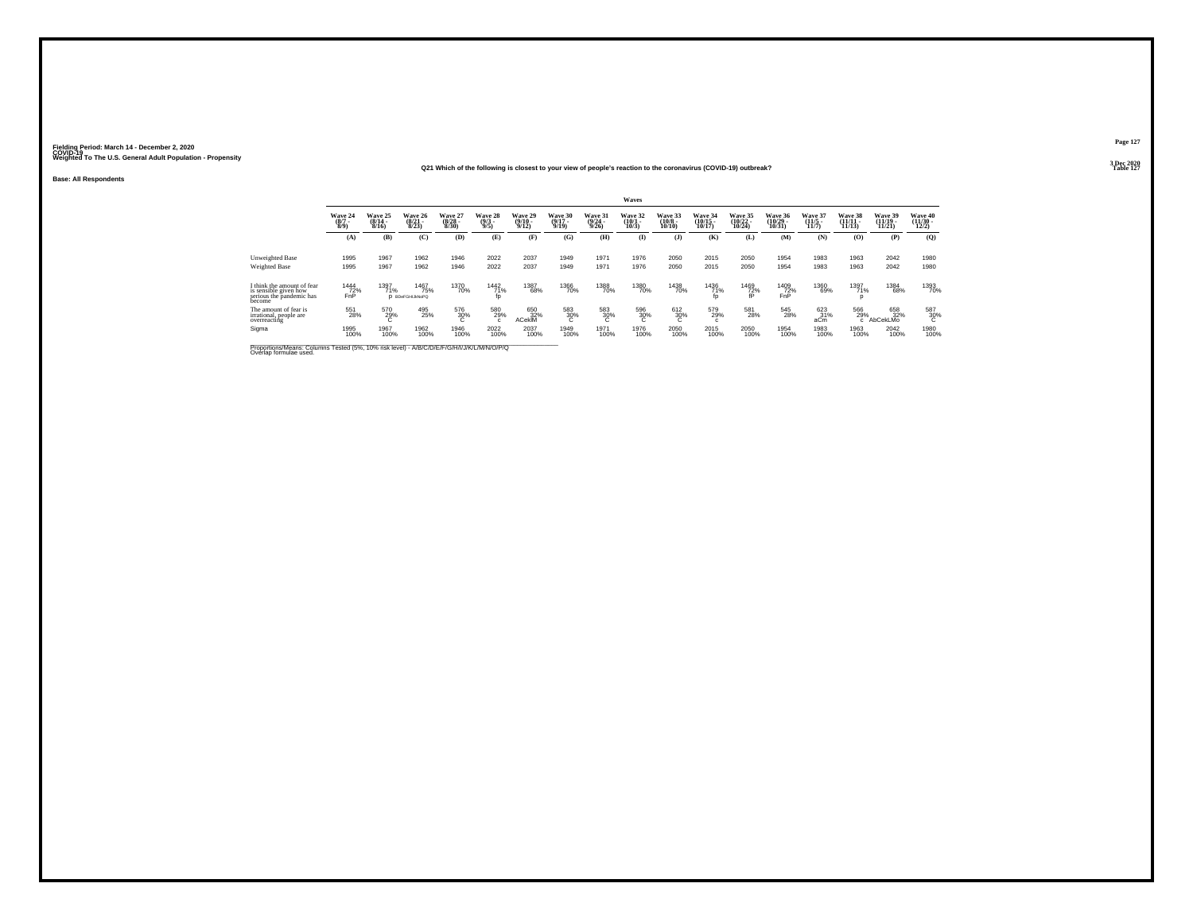Fielding Period: March 14 - December 2, 2020
COVID-19
Weighted To The U.S. General Adult Population - Propensity

Table 127

Q21 Which of the following is closest to your view of people's reaction to the coronavirus (COVID-19) outbreak?

Base: All Respondents

| | Waves | | | | | | | | | | | | | | | | |
|---|---|---|---|---|---|---|---|---|---|---|---|---|---|---|---|---|---|
| | Wave 24 (8/7 - 8/9) | Wave 25 (8/14 - 8/16) | Wave 26 (8/21 - 8/23) | Wave 27 (8/28 - 8/30) | Wave 28 (9/3 - 9/5) | Wave 29 (9/10 - 9/12) | Wave 30 (9/17 - 9/19) | Wave 31 (9/24 - 9/26) | Wave 32 (10/1 - 10/3) | Wave 33 (10/8 - 10/10) | Wave 34 (10/15 - 10/17) | Wave 35 (10/22 - 10/24) | Wave 36 (10/29 - 10/31) | Wave 37 (11/5 - 11/7) | Wave 38 (11/11 - 11/13) | Wave 39 (11/19 - 11/21) | Wave 40 (11/30 - 12/2) |
| | (A) | (B) | (C) | (D) | (E) | (F) | (G) | (H) | (I) | (J) | (K) | (L) | (M) | (N) | (O) | (P) | (Q) |
| Unweighted Base | 1995 | 1967 | 1962 | 1946 | 2022 | 2037 | 1949 | 1971 | 1976 | 2050 | 2015 | 2050 | 1954 | 1983 | 1963 | 2042 | 1980 |
| Weighted Base | 1995 | 1967 | 1962 | 1946 | 2022 | 2037 | 1949 | 1971 | 1976 | 2050 | 2015 | 2050 | 1954 | 1983 | 1963 | 2042 | 1980 |
| I think the amount of fear is sensible given how serious the pandemic has become | 1444 72% FnP | 1397 71% p | 1467 75% BDeFGHIJkNoPQ | 1370 70% | 1442 71% fp | 1387 68% | 1366 70% | 1388 70% | 1380 70% | 1438 70% | 1436 71% fp | 1469 72% fP | 1409 72% FnP | 1360 69% | 1397 71% p | 1384 68% | 1393 70% |
| The amount of fear is irrational, people are overreacting | 551 28% | 570 29% C | 495 25% | 576 30% C | 580 29% c | 650 32% ACeklM | 583 30% C | 583 30% C | 596 30% C | 612 30% C | 579 29% c | 581 28% | 545 28% | 623 31% aCm | 566 29% c | 658 32% AbCekLMo | 587 30% C |
| Sigma | 1995 100% | 1967 100% | 1962 100% | 1946 100% | 2022 100% | 2037 100% | 1949 100% | 1971 100% | 1976 100% | 2050 100% | 2015 100% | 2050 100% | 1954 100% | 1983 100% | 1963 100% | 2042 100% | 1980 100% |

Proportions/Means: Columns Tested (5%, 10% risk level) - A/B/C/D/E/F/G/H/I/J/K/L/M/N/O/P/Q
Overlap formulae used.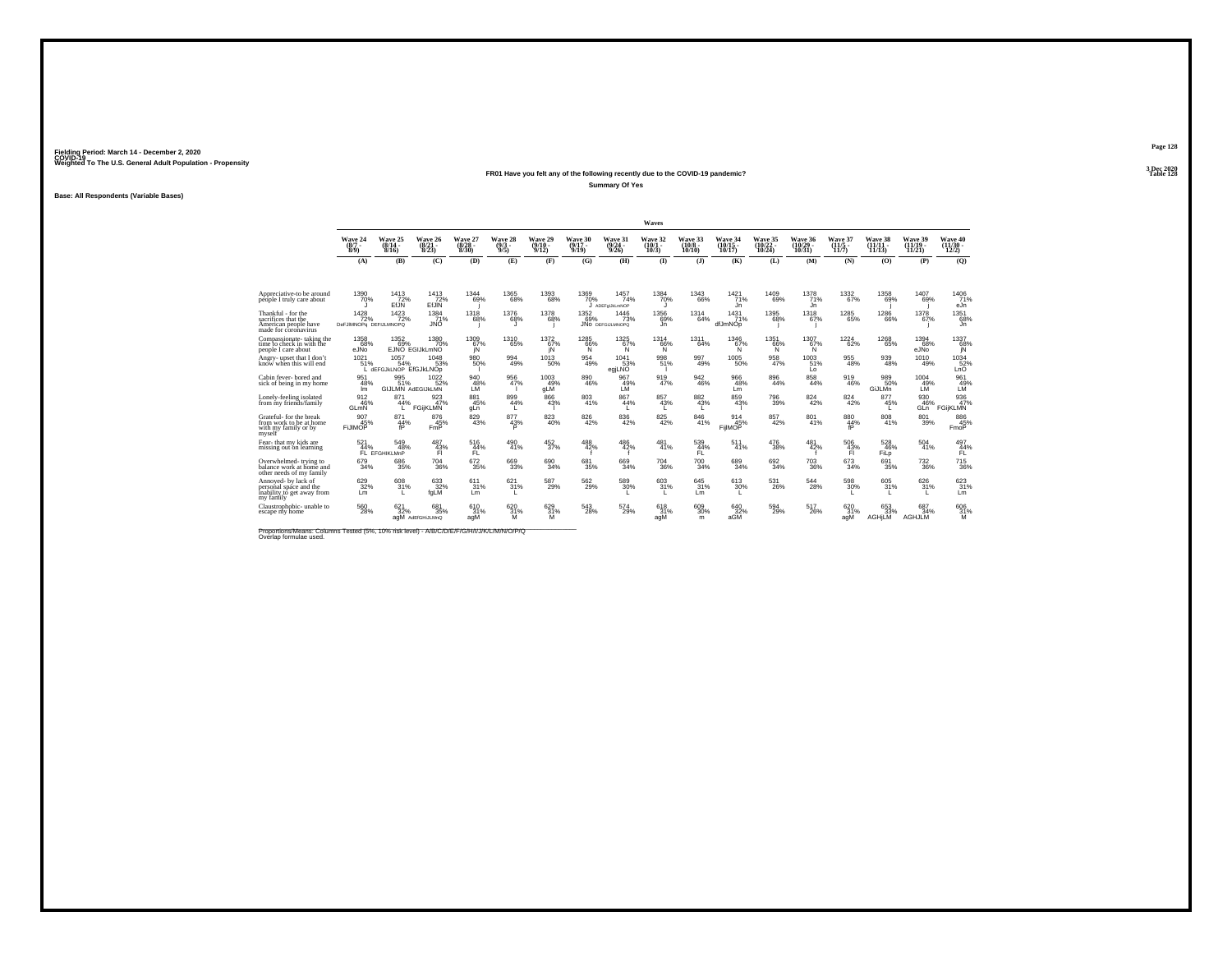Fielding Period: March 14 - December 2, 2020
COVID-19
Weighted To The U.S. General Adult Population - Propensity

3 Dec 2020
Table 128

FR01 Have you felt any of the following recently due to the COVID-19 pandemic?

Summary Of Yes

Base: All Respondents (Variable Bases)

| | Waves | | | | | | | | | | | | | | | | |
|---|---|---|---|---|---|---|---|---|---|---|---|---|---|---|---|---|---|
| | Wave 24 (8/7 - 8/9) | Wave 25 (8/14 - 8/16) | Wave 26 (8/21 - 8/23) | Wave 27 (8/28 - 8/30) | Wave 28 (9/3 - 9/5) | Wave 29 (9/10 - 9/12) | Wave 30 (9/17 - 9/19) | Wave 31 (9/24 - 9/26) | Wave 32 (10/1 - 10/3) | Wave 33 (10/8 - 10/10) | Wave 34 (10/15 - 10/17) | Wave 35 (10/22 - 10/24) | Wave 36 (10/29 - 10/31) | Wave 37 (11/5 - 11/7) | Wave 38 (11/11 - 11/13) | Wave 39 (11/19 - 11/21) | Wave 40 (11/30 - 12/2) |
| | (A) | (B) | (C) | (D) | (E) | (F) | (G) | (H) | (I) | (J) | (K) | (L) | (M) | (N) | (O) | (P) | (Q) |
| Appreciative-to be around people I truly care about | 1390 70% J | 1413 72% EfJN | 1413 72% EfJN | 1344 69% j | 1365 68% | 1393 68% | 1369 70% J | 1457 74% ADEFgIJkLmNOP | 1384 70% J | 1343 66% | 1421 71% Jn | 1409 69% | 1378 71% Jn | 1332 67% | 1358 69% j | 1407 69% j | 1406 71% eJn |
| Thankful - for the sacrifices that the American people have made for coronavirus | 1428 72% DeFJlMNOPq | 1423 72% DEFIJLMNOPQ | 1384 71% JNO | 1318 68% j | 1376 68% J | 1378 68% j | 1352 69% JNo | 1446 73% DEFGIJLMNOPQ | 1356 69% Jn | 1314 64% | 1431 71% dfJmNOp | 1395 68% j | 1318 67% j | 1285 65% | 1286 66% | 1378 67% j | 1351 68% Jn |
| Compassionate- taking the time to check in with the people I care about | 1358 68% eJNo | 1352 69% EJNO | 1380 70% EGIJkLmNO | 1309 67% jN | 1310 65% | 1372 67% jN | 1285 66% N | 1325 67% N | 1314 66% N | 1311 64% | 1346 67% N | 1351 66% N | 1307 67% N | 1224 62% | 1268 65% | 1394 68% eJNo | 1337 68% jN |
| Angry- upset that I don't know when this will end | 1021 51% L | 1057 54% dEFGJkLNOP | 1048 53% EfGJkLNOp | 980 50% l | 994 49% | 1013 50% | 954 49% | 1041 53% egjLNO | 998 51% l | 997 49% | 1005 50% | 958 47% | 1003 51% Lo | 955 48% | 939 48% | 1010 49% | 1034 52% LnO |
| Cabin fever- bored and sick of being in my home | 951 48% lm | 995 51% GIJLMN | 1022 52% AdEGIJkLMN | 940 48% LM | 956 47% l | 1003 49% gLM | 890 46% | 967 49% LM | 919 47% | 942 46% | 966 48% Lm | 896 44% | 858 44% | 919 46% | 989 50% GiJLMn | 1004 49% LM | 961 49% LM |
| Lonely-feeling isolated from my friends/family | 912 46% GLmN | 871 44% L | 923 47% FGijKLMN | 881 45% gLn | 899 44% L | 866 43% l | 803 41% | 867 44% L | 857 43% L | 882 43% L | 859 43% l | 796 39% | 824 42% | 824 42% | 877 45% L | 930 46% GLn | 936 47% FGijKLMN |
| Grateful- for the break from work to be at home with my family or by myself | 907 45% FiJlMOP | 871 44% fP | 876 45% FmP | 829 43% | 877 43% P | 823 40% | 826 42% | 836 42% | 825 42% | 846 41% | 914 45% FijlMOP | 857 42% | 801 41% | 880 44% fP | 808 41% | 801 39% | 886 45% FmoP |
| Fear- that my kids are missing out on learning | 521 44% FL | 549 48% EFGHIKLMnP | 487 43% Fl | 516 44% FL | 490 41% | 452 37% | 488 42% f | 486 42% f | 481 41% | 539 44% FL | 511 41% | 476 38% | 481 42% f | 506 43% Fl | 528 46% FiLp | 504 41% | 497 44% FL |
| Overwhelmed- trying to balance work at home and other needs of my family | 679 34% | 686 35% | 704 36% | 672 35% | 669 33% | 690 34% | 681 35% | 669 34% | 704 36% | 700 34% | 689 34% | 692 34% | 703 36% | 673 34% | 691 35% | 732 36% | 715 36% |
| Annoyed- by lack of personal space and the inability to get away from my family | 629 32% Lm | 608 31% L | 633 32% fgLM | 611 31% Lm | 621 31% L | 587 29% | 562 29% | 589 30% L | 603 31% L | 645 31% Lm | 613 30% L | 531 26% | 544 28% | 598 30% L | 605 31% L | 626 31% L | 623 31% Lm |
| Claustrophobic- unable to escape my home | 560 28% | 621 32% agM | 681 35% AdEfGHIJLMnQ | 610 31% agM | 620 31% M | 629 31% M | 543 28% | 574 29% | 618 31% agM | 609 30% m | 640 32% aGM | 594 29% | 517 26% | 620 31% agM | 653 33% AGHjLM | 687 34% AGHJLM | 606 31% M |

Proportions/Means: Columns Tested (5%, 10% risk level) - A/B/C/D/E/F/G/H/I/J/K/L/M/N/O/P/Q
Overlap formulae used.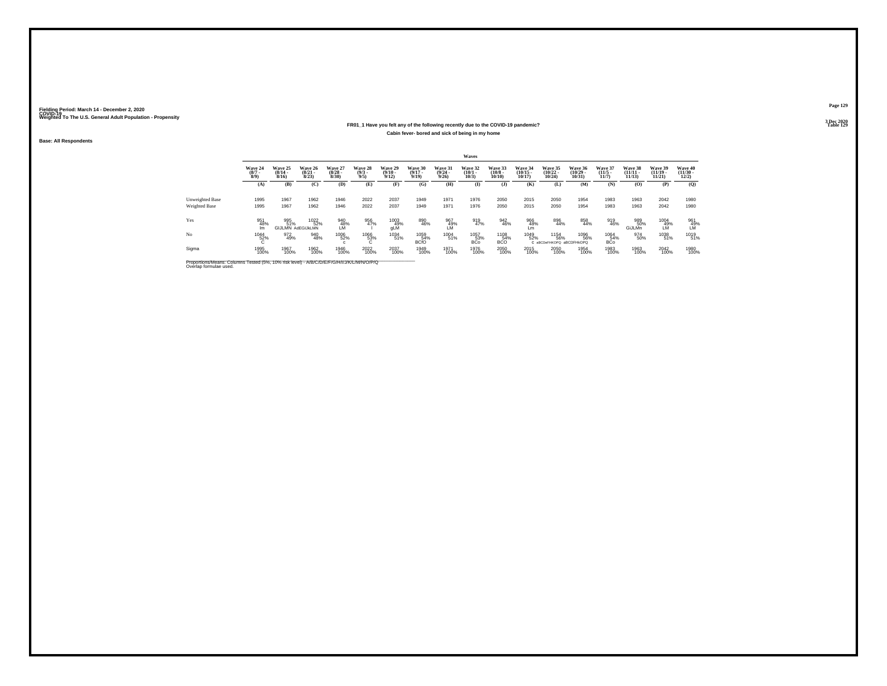Fielding Period: March 14 - December 2, 2020
COVID-19
Weighted To The U.S. General Adult Population - Propensity

3 Dec 2020
Table 129

**FR01_1 Have you felt any of the following recently due to the COVID-19 pandemic?**

**Cabin fever- bored and sick of being in my home**

**Base: All Respondents**

| | Waves | | | | | | | | | | | | | | | | |
|---|---|---|---|---|---|---|---|---|---|---|---|---|---|---|---|---|---|
| | Wave 24 (8/7 - 8/9) | Wave 25 (8/14 - 8/16) | Wave 26 (8/21 - 8/23) | Wave 27 (8/28 - 8/30) | Wave 28 (9/3 - 9/5) | Wave 29 (9/10 - 9/12) | Wave 30 (9/17 - 9/19) | Wave 31 (9/24 - 9/26) | Wave 32 (10/1 - 10/3) | Wave 33 (10/8 - 10/10) | Wave 34 (10/15 - 10/17) | Wave 35 (10/22 - 10/24) | Wave 36 (10/29 - 10/31) | Wave 37 (11/5 - 11/7) | Wave 38 (11/11 - 11/13) | Wave 39 (11/19 - 11/21) | Wave 40 (11/30 - 12/2) |
| | (A) | (B) | (C) | (D) | (E) | (F) | (G) | (H) | (I) | (J) | (K) | (L) | (M) | (N) | (O) | (P) | (Q) |
| Unweighted Base | 1995 | 1967 | 1962 | 1946 | 2022 | 2037 | 1949 | 1971 | 1976 | 2050 | 2015 | 2050 | 1954 | 1983 | 1963 | 2042 | 1980 |
| Weighted Base | 1995 | 1967 | 1962 | 1946 | 2022 | 2037 | 1949 | 1971 | 1976 | 2050 | 2015 | 2050 | 1954 | 1983 | 1963 | 2042 | 1980 |
| Yes | 951 | 995 | 1022 | 940 | 956 | 1003 | 890 | 967 | 919 | 942 | 966 | 896 | 858 | 919 | 989 | 1004 | 961 |
| | 48% | 51% | 52% | 48% | 47% | 49% | 46% | 49% | 47% | 46% | 48% | 44% | 44% | 46% | 50% | 49% | 49% |
| | lm | GIJLMN | AdEGIJkLMN | LM | l | gLM | | LM | | | Lm | | | | GiJLMn | LM | LM |
| No | 1044 | 972 | 940 | 1006 | 1066 | 1034 | 1059 | 1004 | 1057 | 1108 | 1049 | 1154 | 1096 | 1064 | 974 | 1038 | 1019 |
| | 52% | 49% | 48% | 52% | 53% | 51% | 54% | 51% | 53% | 54% | 52% | 56% | 56% | 54% | 50% | 51% | 51% |
| | C | | | c | C | | BCfO | | BCo | BCO | C | aBCDeFHKOPQ | aBCDFHkOPQ | BCo | | | |
| Sigma | 1995 | 1967 | 1962 | 1946 | 2022 | 2037 | 1949 | 1971 | 1976 | 2050 | 2015 | 2050 | 1954 | 1983 | 1963 | 2042 | 1980 |
| | 100% | 100% | 100% | 100% | 100% | 100% | 100% | 100% | 100% | 100% | 100% | 100% | 100% | 100% | 100% | 100% | 100% |

Proportions/Means: Columns Tested (5%, 10% risk level) - A/B/C/D/E/F/G/H/I/J/K/L/M/N/O/P/Q
Overlap formulae used.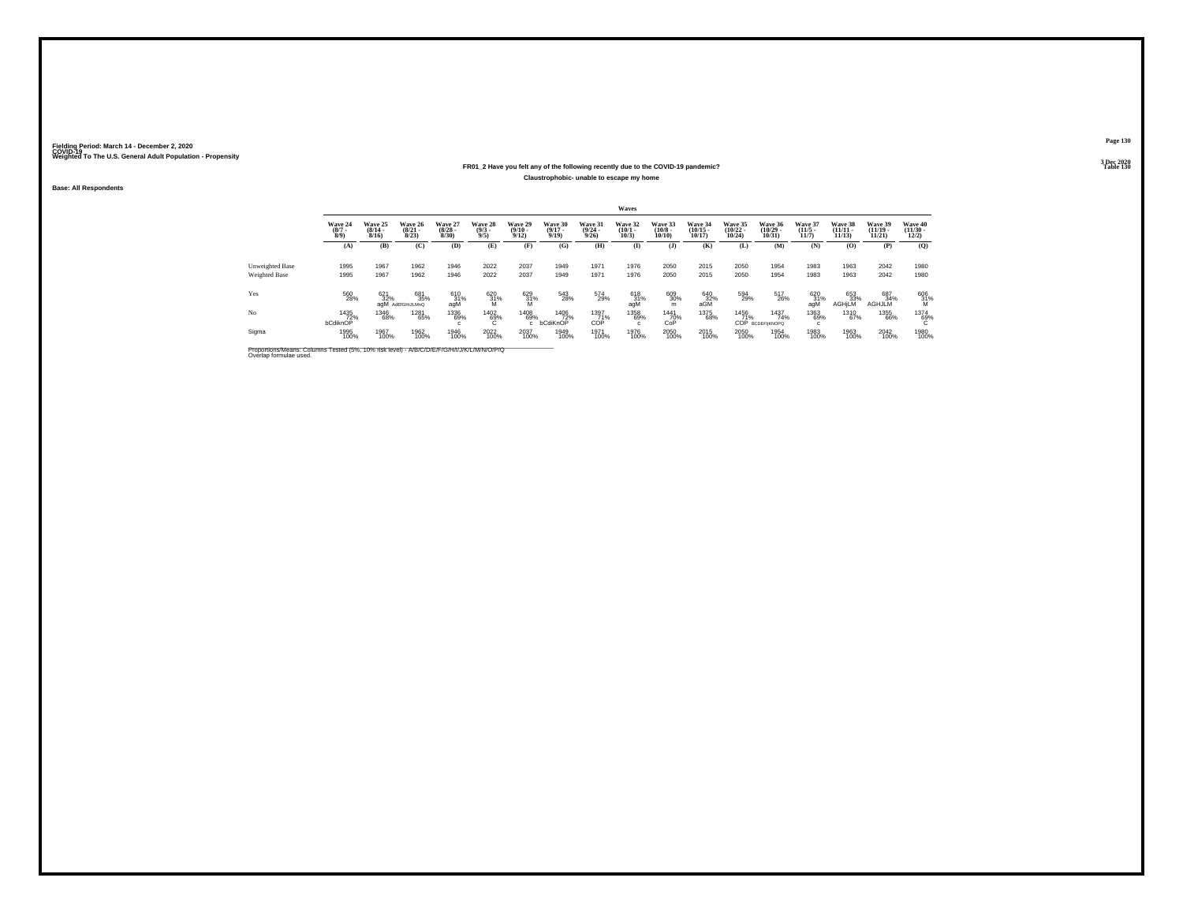Fielding Period: March 14 - December 2, 2020
COVID-19
Weighted To The U.S. General Adult Population - Propensity

3 Dec 2020
Table 130

**FR01_2 Have you felt any of the following recently due to the COVID-19 pandemic?**

**Claustrophobic- unable to escape my home**

**Base: All Respondents**

| | Waves | | | | | | | | | | | | | | | | |
|---|---|---|---|---|---|---|---|---|---|---|---|---|---|---|---|---|---|
| | Wave 24 (8/7 - 8/9) | Wave 25 (8/14 - 8/16) | Wave 26 (8/21 - 8/23) | Wave 27 (8/28 - 8/30) | Wave 28 (9/3 - 9/5) | Wave 29 (9/10 - 9/12) | Wave 30 (9/17 - 9/19) | Wave 31 (9/24 - 9/26) | Wave 32 (10/1 - 10/3) | Wave 33 (10/8 - 10/10) | Wave 34 (10/15 - 10/17) | Wave 35 (10/22 - 10/24) | Wave 36 (10/29 - 10/31) | Wave 37 (11/5 - 11/7) | Wave 38 (11/11 - 11/13) | Wave 39 (11/19 - 11/21) | Wave 40 (11/30 - 12/2) |
| | (A) | (B) | (C) | (D) | (E) | (F) | (G) | (H) | (I) | (J) | (K) | (L) | (M) | (N) | (O) | (P) | (Q) |
| Unweighted Base | 1995 | 1967 | 1962 | 1946 | 2022 | 2037 | 1949 | 1971 | 1976 | 2050 | 2015 | 2050 | 1954 | 1983 | 1963 | 2042 | 1980 |
| Weighted Base | 1995 | 1967 | 1962 | 1946 | 2022 | 2037 | 1949 | 1971 | 1976 | 2050 | 2015 | 2050 | 1954 | 1983 | 1963 | 2042 | 1980 |
| Yes | 560<br>28% | 621<br>32%<br>agM | 681<br>35%<br>AdfGHJLMnQ | 610<br>31%<br>agM | 620<br>31%<br>M | 629<br>31%<br>M | 543<br>28% | 574<br>29% | 618<br>31%<br>agM | 609<br>30%<br>m | 640<br>32%<br>aGM | 594<br>29% | 517<br>26% | 620<br>31%<br>agM | 653<br>33%<br>AGHjLM | 687<br>34%<br>AGHJLM | 606<br>31%<br>M |
| No | 1435<br>72%<br>bCdiknOP | 1346<br>68% | 1281<br>65% | 1336<br>69%<br>c | 1402<br>69%<br>C | 1408<br>69%<br>c | 1406<br>72%<br>bCdiKnOP | 1397<br>71%<br>COP | 1358<br>69%<br>c | 1441<br>70%<br>CoP | 1375<br>68% | 1456<br>71%<br>COP | 1437<br>74%<br>BCDEFIjKNOPQ | 1363<br>69%<br>c | 1310<br>67% | 1355<br>66% | 1374<br>69%<br>C |
| Sigma | 1995<br>100% | 1967<br>100% | 1962<br>100% | 1946<br>100% | 2022<br>100% | 2037<br>100% | 1949<br>100% | 1971<br>100% | 1976<br>100% | 2050<br>100% | 2015<br>100% | 2050<br>100% | 1954<br>100% | 1983<br>100% | 1963<br>100% | 2042<br>100% | 1980<br>100% |

Proportions/Means: Columns Tested (5%, 10% risk level) - A/B/C/D/E/F/G/H/I/J/K/L/M/N/O/P/Q
Overlap formulae used.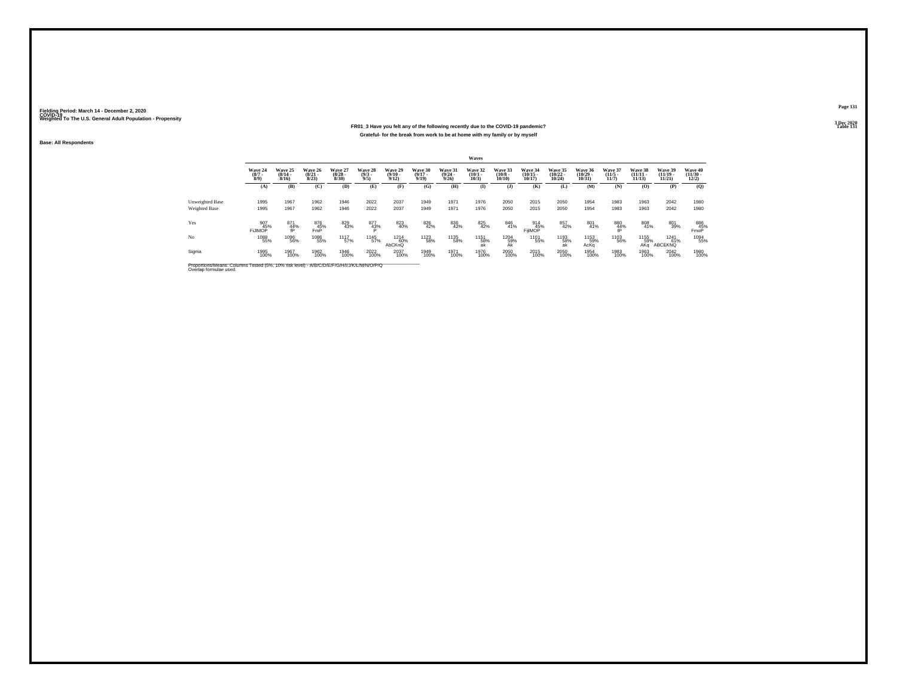Fielding Period: March 14 - December 2, 2020
COVID-19
Weighted To The U.S. General Adult Population - Propensity

3 Dec 2020
Table 131

**FR01_3 Have you felt any of the following recently due to the COVID-19 pandemic?**

**Grateful- for the break from work to be at home with my family or by myself**

Base: All Respondents

| | Waves | | | | | | | | | | | | | | | | |
|---|---|---|---|---|---|---|---|---|---|---|---|---|---|---|---|---|---|
| | Wave 24 (8/7 - 8/9) | Wave 25 (8/14 - 8/16) | Wave 26 (8/21 - 8/23) | Wave 27 (8/28 - 8/30) | Wave 28 (9/3 - 9/5) | Wave 29 (9/10 - 9/12) | Wave 30 (9/17 - 9/19) | Wave 31 (9/24 - 9/26) | Wave 32 (10/1 - 10/3) | Wave 33 (10/8 - 10/10) | Wave 34 (10/15 - 10/17) | Wave 35 (10/22 - 10/24) | Wave 36 (10/29 - 10/31) | Wave 37 (11/5 - 11/7) | Wave 38 (11/11 - 11/13) | Wave 39 (11/19 - 11/21) | Wave 40 (11/30 - 12/2) |
| | (A) | (B) | (C) | (D) | (E) | (F) | (G) | (H) | (I) | (J) | (K) | (L) | (M) | (N) | (O) | (P) | (Q) |
| Unweighted Base | 1995 | 1967 | 1962 | 1946 | 2022 | 2037 | 1949 | 1971 | 1976 | 2050 | 2015 | 2050 | 1954 | 1983 | 1963 | 2042 | 1980 |
| Weighted Base | 1995 | 1967 | 1962 | 1946 | 2022 | 2037 | 1949 | 1971 | 1976 | 2050 | 2015 | 2050 | 1954 | 1983 | 1963 | 2042 | 1980 |
| Yes | 907 45% FIJMOP | 871 44% fP | 876 45% FmP | 829 43% | 877 43% P | 823 40% | 826 42% | 836 42% | 825 42% | 846 41% | 914 45% FIJMOP | 857 42% | 801 41% | 880 44% fP | 808 41% | 801 39% | 886 45% FmoP |
| No | 1088 55% | 1096 56% | 1086 55% | 1117 57% | 1145 57% | 1214 60% AbCKnQ | 1123 58% | 1135 58% | 1151 58% ak | 1204 59% Ak | 1101 55% | 1193 58% ak | 1153 59% AcKq | 1103 56% | 1155 59% AKq | 1241 61% ABCEKNQ | 1094 55% |
| Sigma | 1995 100% | 1967 100% | 1962 100% | 1946 100% | 2022 100% | 2037 100% | 1949 100% | 1971 100% | 1976 100% | 2050 100% | 2015 100% | 2050 100% | 1954 100% | 1983 100% | 1963 100% | 2042 100% | 1980 100% |

Proportions/Means: Columns Tested (5%, 10% risk level) - A/B/C/D/E/F/G/H/I/J/K/L/M/N/O/P/Q
Overlap formulae used.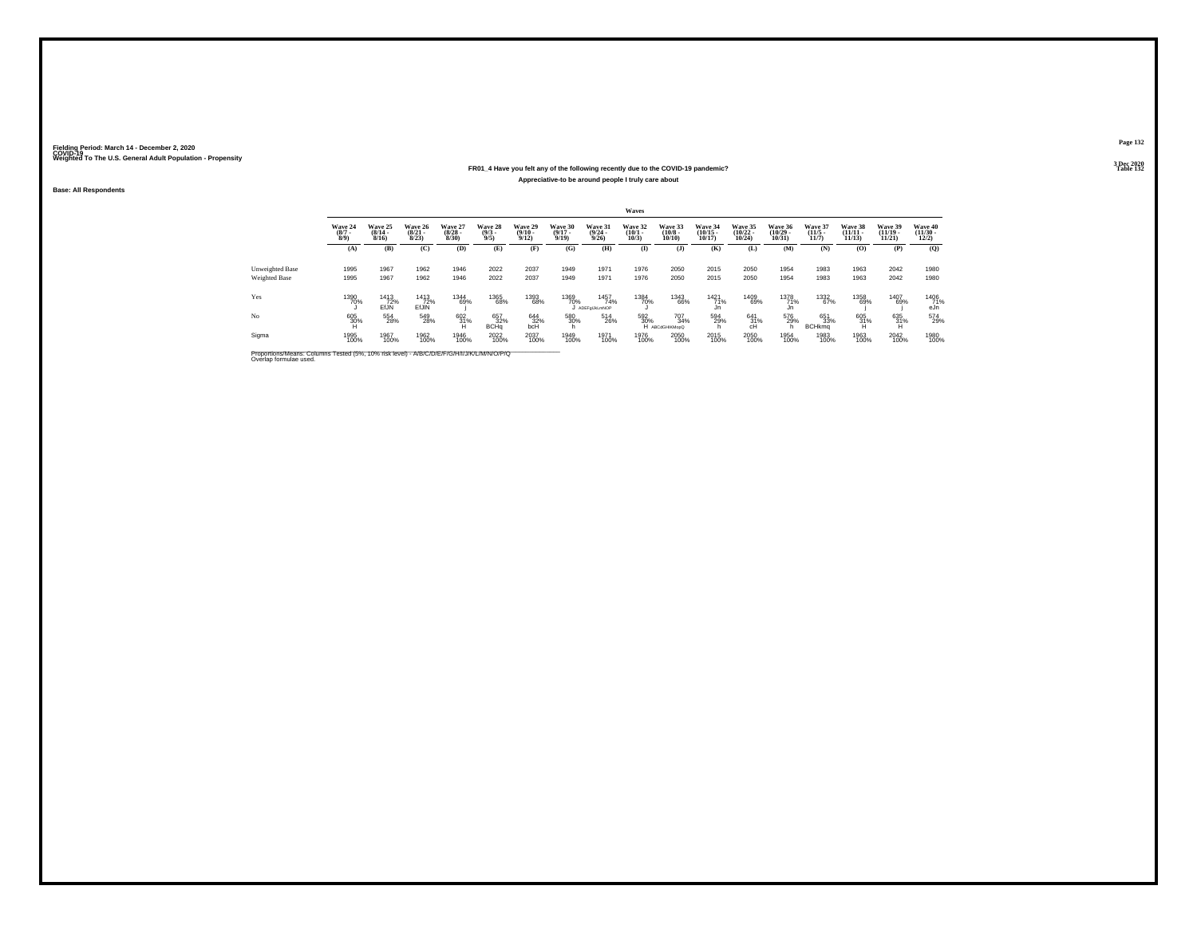Fielding Period: March 14 - December 2, 2020
COVID-19
Weighted To The U.S. General Adult Population - Propensity

3 Dec 2020
Table 132

**FR01_4 Have you felt any of the following recently due to the COVID-19 pandemic?**

**Appreciative-to be around people I truly care about**

**Base: All Respondents**

| | Waves | | | | | | | | | | | | | | | | |
|---|---|---|---|---|---|---|---|---|---|---|---|---|---|---|---|---|---|
| | Wave 24 (8/7 - 8/9) | Wave 25 (8/14 - 8/16) | Wave 26 (8/21 - 8/23) | Wave 27 (8/28 - 8/30) | Wave 28 (9/3 - 9/5) | Wave 29 (9/10 - 9/12) | Wave 30 (9/17 - 9/19) | Wave 31 (9/24 - 9/26) | Wave 32 (10/1 - 10/3) | Wave 33 (10/8 - 10/10) | Wave 34 (10/15 - 10/17) | Wave 35 (10/22 - 10/24) | Wave 36 (10/29 - 10/31) | Wave 37 (11/5 - 11/7) | Wave 38 (11/11 - 11/13) | Wave 39 (11/19 - 11/21) | Wave 40 (11/30 - 12/2) |
| | (A) | (B) | (C) | (D) | (E) | (F) | (G) | (H) | (I) | (J) | (K) | (L) | (M) | (N) | (O) | (P) | (Q) |
| Unweighted Base | 1995 | 1967 | 1962 | 1946 | 2022 | 2037 | 1949 | 1971 | 1976 | 2050 | 2015 | 2050 | 1954 | 1983 | 1963 | 2042 | 1980 |
| Weighted Base | 1995 | 1967 | 1962 | 1946 | 2022 | 2037 | 1949 | 1971 | 1976 | 2050 | 2015 | 2050 | 1954 | 1983 | 1963 | 2042 | 1980 |
| Yes | 1390<br>70%<br>J | 1413<br>72%<br>EfJN | 1413<br>72%<br>EfJN | 1344<br>69%<br>j | 1365<br>68% | 1393<br>68% | 1369<br>70%<br>J | 1457<br>74%<br>ADEFgIJkLmNOP | 1384<br>70%<br>J | 1343<br>66% | 1421<br>71%<br>Jn | 1409<br>69% | 1378<br>71%<br>Jn | 1332<br>67% | 1358<br>69%<br>j | 1407<br>69%<br>j | 1406<br>71%<br>eJn |
| No | 605<br>30%<br>H | 554<br>28% | 549<br>28% | 602<br>31%<br>H | 657<br>32%<br>BCHq | 644<br>32%<br>bcH | 580<br>30%<br>h | 514<br>26% | 592<br>30%<br>H | 707<br>34%<br>ABCdGHIKMopQ | 594<br>29%<br>h | 641<br>31%<br>cH | 576<br>29%<br>h | 651<br>33%<br>BCHkmq | 605<br>31%<br>H | 635<br>31%<br>H | 574<br>29% |
| Sigma | 1995<br>100% | 1967<br>100% | 1962<br>100% | 1946<br>100% | 2022<br>100% | 2037<br>100% | 1949<br>100% | 1971<br>100% | 1976<br>100% | 2050<br>100% | 2015<br>100% | 2050<br>100% | 1954<br>100% | 1983<br>100% | 1963<br>100% | 2042<br>100% | 1980<br>100% |

Proportions/Means: Columns Tested (5%, 10% risk level) - A/B/C/D/E/F/G/H/I/J/K/L/M/N/O/P/Q
Overlap formulae used.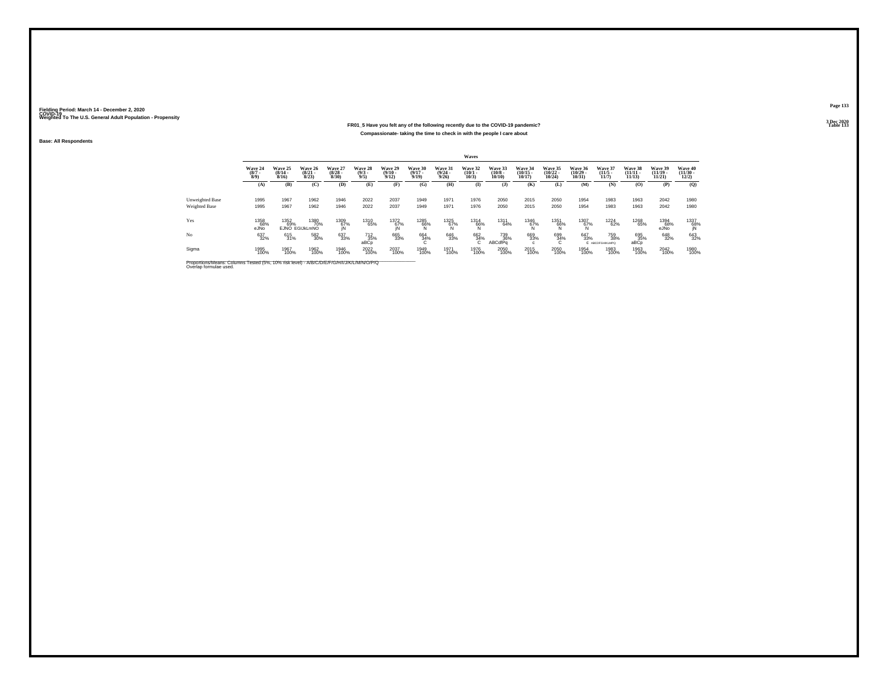Fielding Period: March 14 - December 2, 2020
COVID-19
Weighted To The U.S. General Adult Population - Propensity

3 Dec 2020
Table 133

**FR01_5 Have you felt any of the following recently due to the COVID-19 pandemic?**
**Compassionate- taking the time to check in with the people I care about**

Base: All Respondents

| | Waves | | | | | | | | | | | | | | | | |
|---|---|---|---|---|---|---|---|---|---|---|---|---|---|---|---|---|---|
| | Wave 24 (8/7 - 8/9) | Wave 25 (8/14 - 8/16) | Wave 26 (8/21 - 8/23) | Wave 27 (8/28 - 8/30) | Wave 28 (9/3 - 9/5) | Wave 29 (9/10 - 9/12) | Wave 30 (9/17 - 9/19) | Wave 31 (9/24 - 9/26) | Wave 32 (10/1 - 10/3) | Wave 33 (10/8 - 10/10) | Wave 34 (10/15 - 10/17) | Wave 35 (10/22 - 10/24) | Wave 36 (10/29 - 10/31) | Wave 37 (11/5 - 11/7) | Wave 38 (11/11 - 11/13) | Wave 39 (11/19 - 11/21) | Wave 40 (11/30 - 12/2) |
| | (A) | (B) | (C) | (D) | (E) | (F) | (G) | (H) | (I) | (J) | (K) | (L) | (M) | (N) | (O) | (P) | (Q) |
| Unweighted Base | 1995 | 1967 | 1962 | 1946 | 2022 | 2037 | 1949 | 1971 | 1976 | 2050 | 2015 | 2050 | 1954 | 1983 | 1963 | 2042 | 1980 |
| Weighted Base | 1995 | 1967 | 1962 | 1946 | 2022 | 2037 | 1949 | 1971 | 1976 | 2050 | 2015 | 2050 | 1954 | 1983 | 1963 | 2042 | 1980 |
| Yes | 1358 68% eJNo | 1352 69% EJNO | 1380 70% EGIJkLmNO | 1309 67% jN | 1310 65% | 1372 67% jN | 1285 66% N | 1325 67% N | 1314 66% N | 1311 64% | 1346 67% N | 1351 66% N | 1307 67% N | 1224 62% | 1268 65% | 1394 68% eJNo | 1337 68% jN |
| No | 637 32% | 615 31% | 582 30% | 637 33% | 712 35% aBCp | 665 33% | 664 34% C | 646 33% | 662 34% C | 739 36% ABCdfPq | 669 33% c | 699 34% C | 647 33% c | 759 38% ABCDFGHIKLMPQ | 695 35% aBCp | 648 32% | 643 32% |
| Sigma | 1995 100% | 1967 100% | 1962 100% | 1946 100% | 2022 100% | 2037 100% | 1949 100% | 1971 100% | 1976 100% | 2050 100% | 2015 100% | 2050 100% | 1954 100% | 1983 100% | 1963 100% | 2042 100% | 1980 100% |

Proportions/Means: Columns Tested (5%, 10% risk level) - A/B/C/D/E/F/G/H/I/J/K/L/M/N/O/P/Q
Overlap formulae used.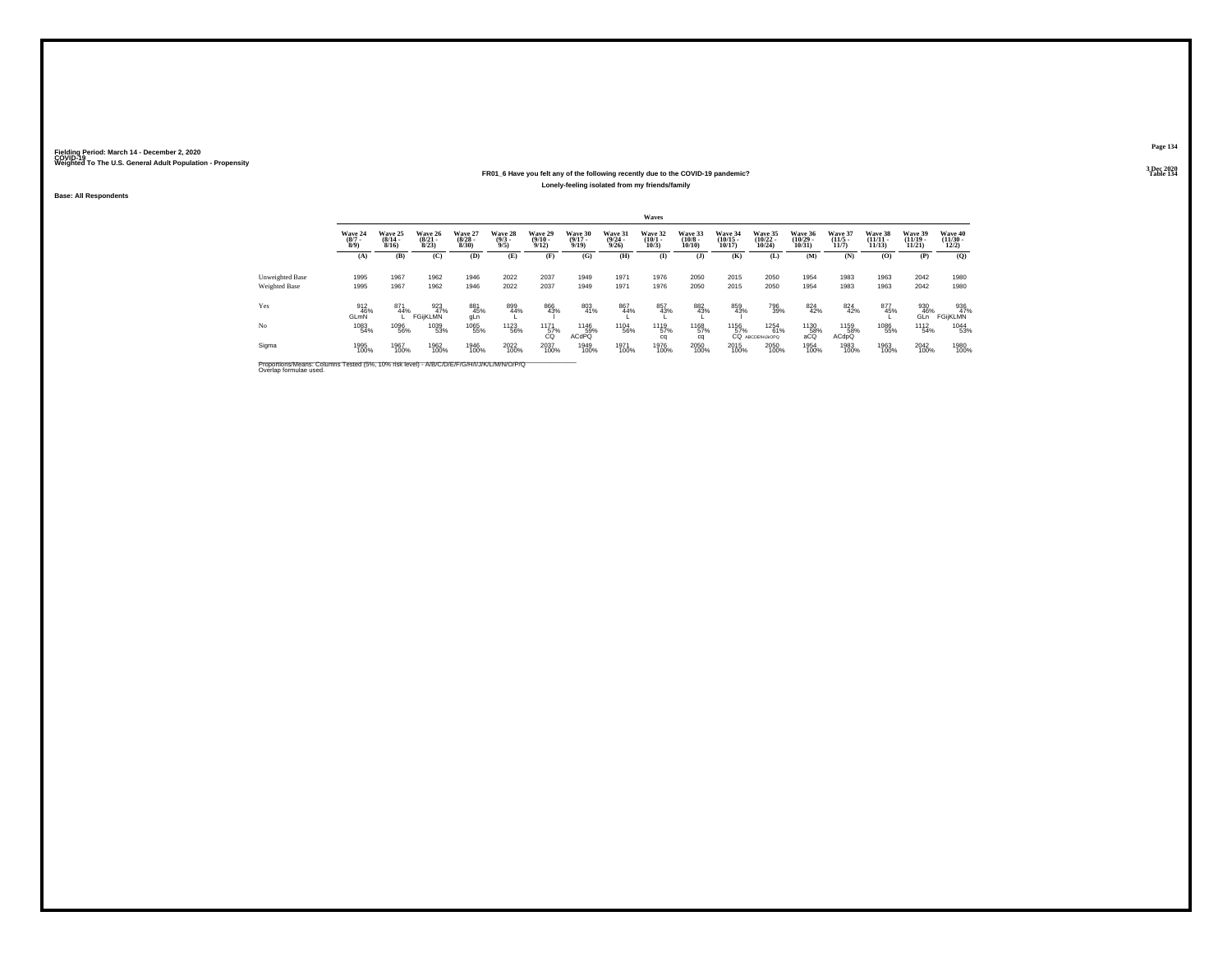Fielding Period: March 14 - December 2, 2020
COVID-19
Weighted To The U.S. General Adult Population - Propensity

3 Dec 2020
Table 134

### FR01_6 Have you felt any of the following recently due to the COVID-19 pandemic?

Lonely-feeling isolated from my friends/family

Base: All Respondents

| | Waves | | | | | | | | | | | | | | | | |
|---|---|---|---|---|---|---|---|---|---|---|---|---|---|---|---|---|---|
| | Wave 24 (8/7 - 8/9) | Wave 25 (8/14 - 8/16) | Wave 26 (8/21 - 8/23) | Wave 27 (8/28 - 8/30) | Wave 28 (9/3 - 9/5) | Wave 29 (9/10 - 9/12) | Wave 30 (9/17 - 9/19) | Wave 31 (9/24 - 9/26) | Wave 32 (10/1 - 10/3) | Wave 33 (10/8 - 10/10) | Wave 34 (10/15 - 10/17) | Wave 35 (10/22 - 10/24) | Wave 36 (10/29 - 10/31) | Wave 37 (11/5 - 11/7) | Wave 38 (11/11 - 11/13) | Wave 39 (11/19 - 11/21) | Wave 40 (11/30 - 12/2) |
| | (A) | (B) | (C) | (D) | (E) | (F) | (G) | (H) | (I) | (J) | (K) | (L) | (M) | (N) | (O) | (P) | (Q) |
| Unweighted Base | 1995 | 1967 | 1962 | 1946 | 2022 | 2037 | 1949 | 1971 | 1976 | 2050 | 2015 | 2050 | 1954 | 1983 | 1963 | 2042 | 1980 |
| Weighted Base | 1995 | 1967 | 1962 | 1946 | 2022 | 2037 | 1949 | 1971 | 1976 | 2050 | 2015 | 2050 | 1954 | 1983 | 1963 | 2042 | 1980 |
| Yes | 912 46% GLmN | 871 44% L | 923 47% FGijKLMN | 881 45% gLn | 899 44% L | 866 43% l | 803 41% | 867 44% L | 857 43% L | 882 43% L | 859 43% l | 796 39% | 824 42% | 824 42% | 877 45% L | 930 46% GLn | 936 47% FGijKLMN |
| No | 1083 54% | 1096 56% | 1039 53% | 1065 55% | 1123 56% | 1171 57% CQ | 1146 59% ACdPQ | 1104 56% | 1119 57% cq | 1168 57% cq | 1156 57% CQ | 1254 61% ABCDEhIJkOPQ | 1130 58% aCQ | 1159 58% ACdpQ | 1086 55% | 1112 54% | 1044 53% |
| Sigma | 1995 100% | 1967 100% | 1962 100% | 1946 100% | 2022 100% | 2037 100% | 1949 100% | 1971 100% | 1976 100% | 2050 100% | 2015 100% | 2050 100% | 1954 100% | 1983 100% | 1963 100% | 2042 100% | 1980 100% |

Proportions/Means: Columns Tested (5%, 10% risk level) - A/B/C/D/E/F/G/H/I/J/K/L/M/N/O/P/Q
Overlap formulae used.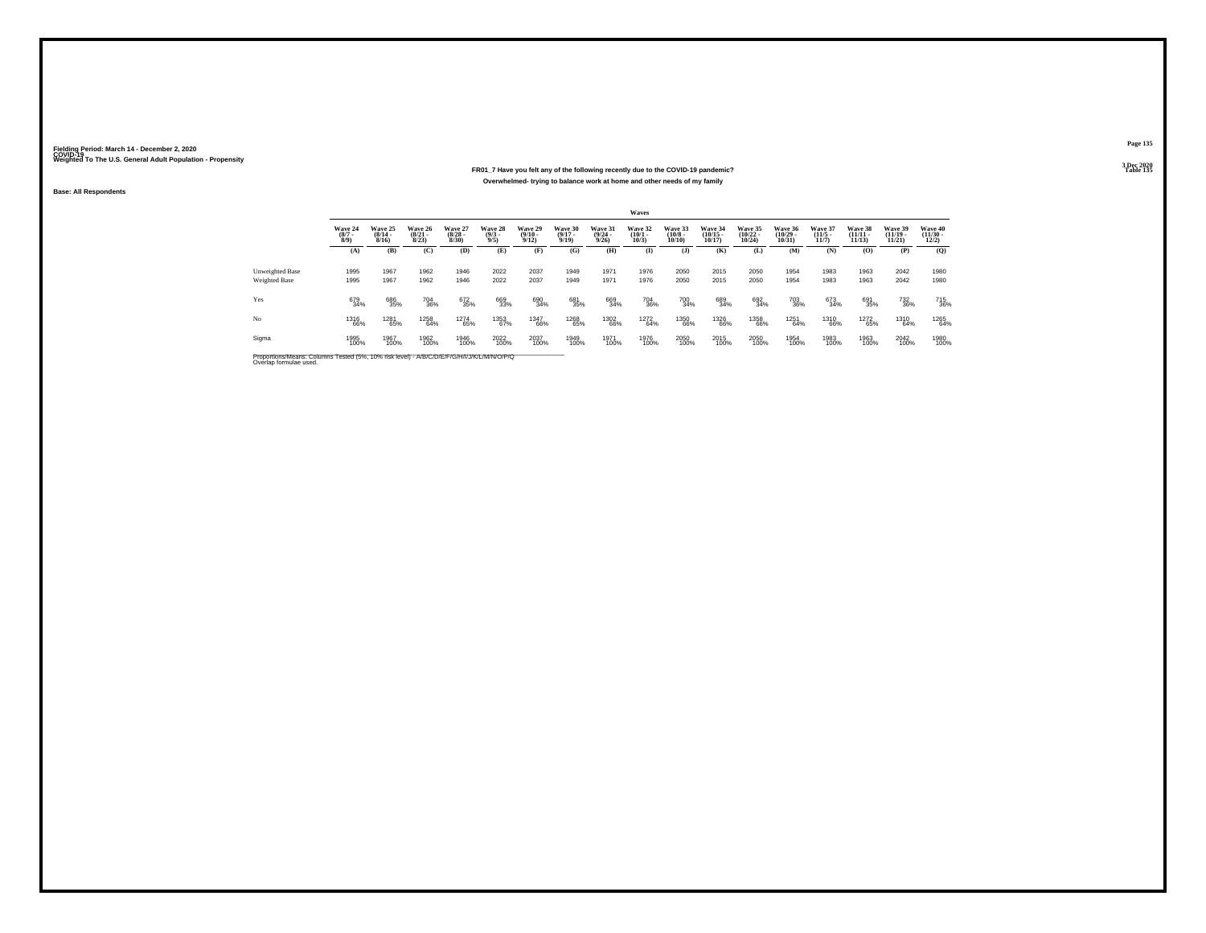Fielding Period: March 14 - December 2, 2020
COVID-19
Weighted To The U.S. General Adult Population - Propensity

3 Dec 2020
Table 135

**FR01_7 Have you felt any of the following recently due to the COVID-19 pandemic?**
**Overwhelmed- trying to balance work at home and other needs of my family**

**Base: All Respondents**

| | Waves | | | | | | | | | | | | | | | | |
|---|---|---|---|---|---|---|---|---|---|---|---|---|---|---|---|---|---|
| | Wave 24 (8/7 - 8/9) | Wave 25 (8/14 - 8/16) | Wave 26 (8/21 - 8/23) | Wave 27 (8/28 - 8/30) | Wave 28 (9/3 - 9/5) | Wave 29 (9/10 - 9/12) | Wave 30 (9/17 - 9/19) | Wave 31 (9/24 - 9/26) | Wave 32 (10/1 - 10/3) | Wave 33 (10/8 - 10/10) | Wave 34 (10/15 - 10/17) | Wave 35 (10/22 - 10/24) | Wave 36 (10/29 - 10/31) | Wave 37 (11/5 - 11/7) | Wave 38 (11/11 - 11/13) | Wave 39 (11/19 - 11/21) | Wave 40 (11/30 - 12/2) |
| | (A) | (B) | (C) | (D) | (E) | (F) | (G) | (H) | (I) | (J) | (K) | (L) | (M) | (N) | (O) | (P) | (Q) |
| Unweighted Base | 1995 | 1967 | 1962 | 1946 | 2022 | 2037 | 1949 | 1971 | 1976 | 2050 | 2015 | 2050 | 1954 | 1983 | 1963 | 2042 | 1980 |
| Weighted Base | 1995 | 1967 | 1962 | 1946 | 2022 | 2037 | 1949 | 1971 | 1976 | 2050 | 2015 | 2050 | 1954 | 1983 | 1963 | 2042 | 1980 |
| Yes | 679 34% | 686 35% | 704 36% | 672 35% | 669 33% | 690 34% | 681 35% | 669 34% | 704 36% | 700 34% | 689 34% | 692 34% | 703 36% | 673 34% | 691 35% | 732 36% | 715 36% |
| No | 1316 66% | 1281 65% | 1258 64% | 1274 65% | 1353 67% | 1347 66% | 1268 65% | 1302 66% | 1272 64% | 1350 66% | 1326 66% | 1358 66% | 1251 64% | 1310 66% | 1272 65% | 1310 64% | 1265 64% |
| Sigma | 1995 100% | 1967 100% | 1962 100% | 1946 100% | 2022 100% | 2037 100% | 1949 100% | 1971 100% | 1976 100% | 2050 100% | 2015 100% | 2050 100% | 1954 100% | 1983 100% | 1963 100% | 2042 100% | 1980 100% |

Proportions/Means: Columns Tested (5%, 10% risk level) - A/B/C/D/E/F/G/H/I/J/K/L/M/N/O/P/Q
Overlap formulae used.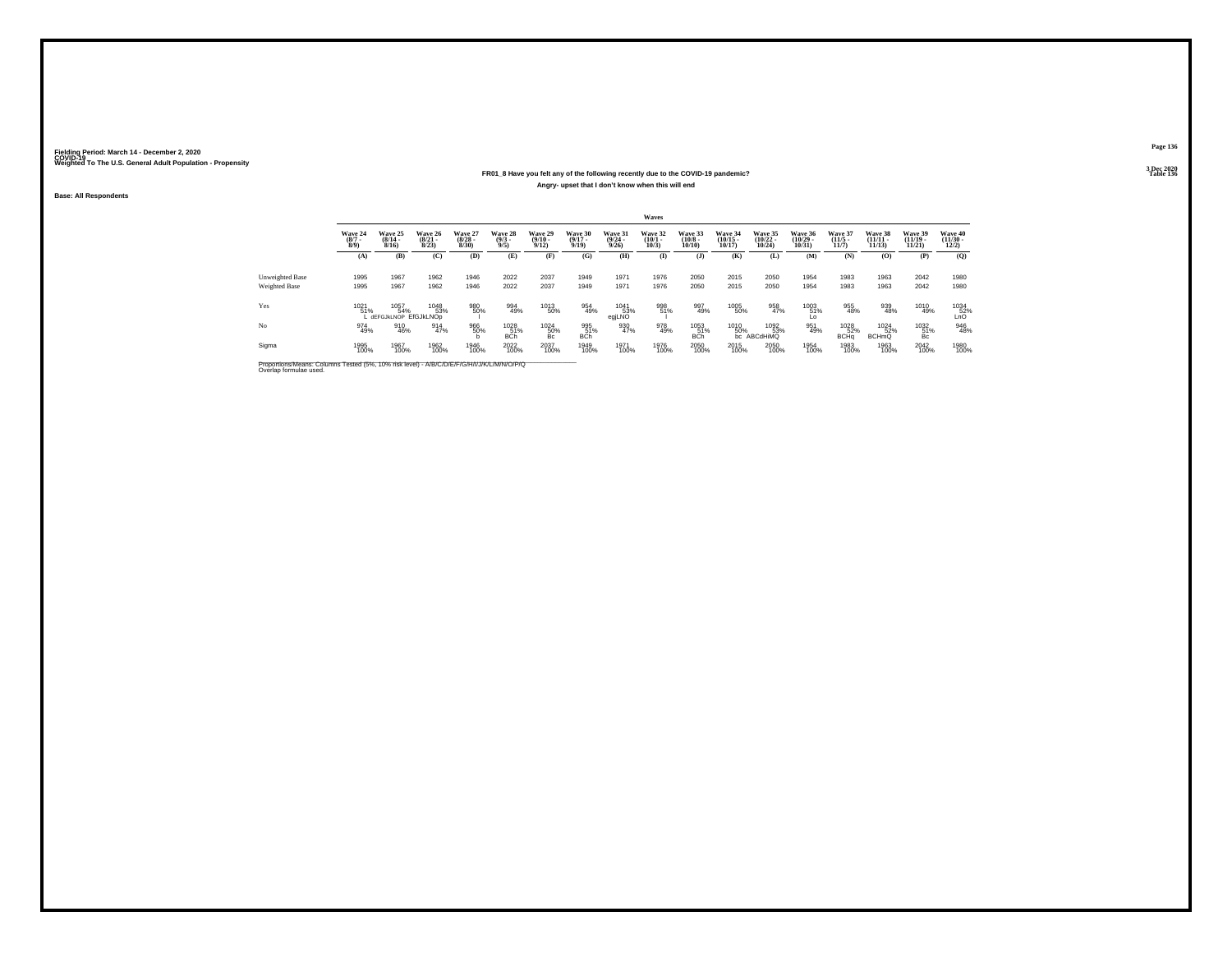Fielding Period: March 14 - December 2, 2020
COVID-19
Weighted To The U.S. General Adult Population - Propensity

3 Dec 2020
Table 136

## FR01_8 Have you felt any of the following recently due to the COVID-19 pandemic?
### Angry- upset that I don't know when this will end

Base: All Respondents

| | Waves | | | | | | | | | | | | | | | | |
|---|---|---|---|---|---|---|---|---|---|---|---|---|---|---|---|---|---|
| | Wave 24 (8/7 - 8/9) | Wave 25 (8/14 - 8/16) | Wave 26 (8/21 - 8/23) | Wave 27 (8/28 - 8/30) | Wave 28 (9/3 - 9/5) | Wave 29 (9/10 - 9/12) | Wave 30 (9/17 - 9/19) | Wave 31 (9/24 - 9/26) | Wave 32 (10/1 - 10/3) | Wave 33 (10/8 - 10/10) | Wave 34 (10/15 - 10/17) | Wave 35 (10/22 - 10/24) | Wave 36 (10/29 - 10/31) | Wave 37 (11/5 - 11/7) | Wave 38 (11/11 - 11/13) | Wave 39 (11/19 - 11/21) | Wave 40 (11/30 - 12/2) |
| | (A) | (B) | (C) | (D) | (E) | (F) | (G) | (H) | (I) | (J) | (K) | (L) | (M) | (N) | (O) | (P) | (Q) |
| Unweighted Base | 1995 | 1967 | 1962 | 1946 | 2022 | 2037 | 1949 | 1971 | 1976 | 2050 | 2015 | 2050 | 1954 | 1983 | 1963 | 2042 | 1980 |
| Weighted Base | 1995 | 1967 | 1962 | 1946 | 2022 | 2037 | 1949 | 1971 | 1976 | 2050 | 2015 | 2050 | 1954 | 1983 | 1963 | 2042 | 1980 |
| Yes | 1021 | 1057 | 1048 | 980 | 994 | 1013 | 954 | 1041 | 998 | 997 | 1005 | 958 | 1003 | 955 | 939 | 1010 | 1034 |
| | 51% | 54% | 53% | 50% | 49% | 50% | 49% | 53% | 51% | 49% | 50% | 47% | 51% | 48% | 48% | 49% | 52% |
| | L | dEFGJkLNOP | EfGJkLNOp | l | | | | egjLNO | l | | | | Lo | | | | LnO |
| No | 974 | 910 | 914 | 966 | 1028 | 1024 | 995 | 930 | 978 | 1053 | 1010 | 1092 | 951 | 1028 | 1024 | 1032 | 946 |
| | 49% | 46% | 47% | 50% | 51% | 50% | 51% | 47% | 49% | 51% | 50% | 53% | 49% | 52% | 52% | 51% | 48% |
| | | | | b | BCh | Bc | BCh | | | BCh | bc | ABCdHiMQ | | BCHq | BCHmQ | Bc | |
| Sigma | 1995 | 1967 | 1962 | 1946 | 2022 | 2037 | 1949 | 1971 | 1976 | 2050 | 2015 | 2050 | 1954 | 1983 | 1963 | 2042 | 1980 |
| | 100% | 100% | 100% | 100% | 100% | 100% | 100% | 100% | 100% | 100% | 100% | 100% | 100% | 100% | 100% | 100% | 100% |

Proportions/Means: Columns Tested (5%, 10% risk level) - A/B/C/D/E/F/G/H/I/J/K/L/M/N/O/P/Q
Overlap formulae used.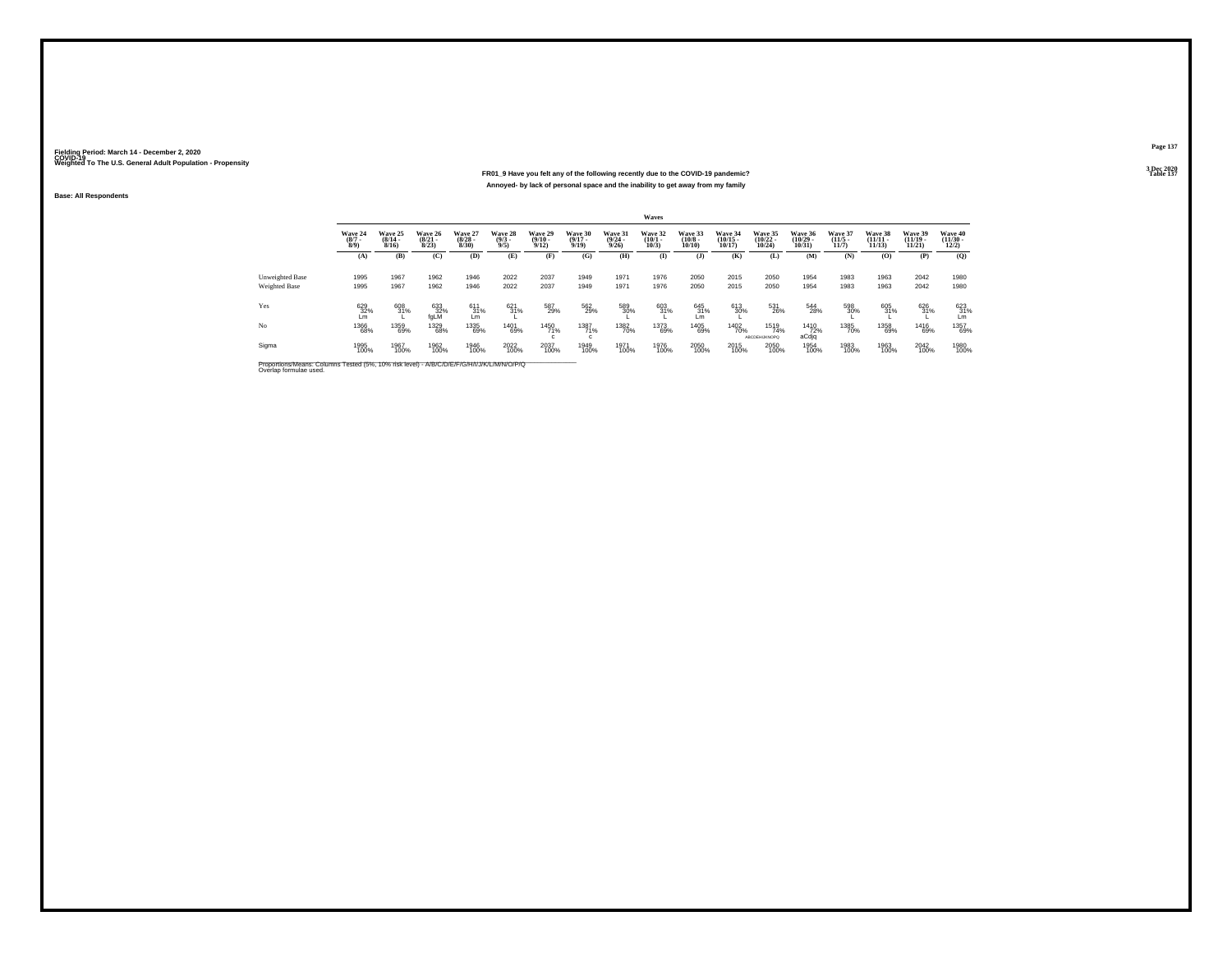Fielding Period: March 14 - December 2, 2020
COVID-19
Weighted To The U.S. General Adult Population - Propensity

3 Dec 2020
Table 137

### FR01_9 Have you felt any of the following recently due to the COVID-19 pandemic?

### Annoyed- by lack of personal space and the inability to get away from my family

Base: All Respondents

| | Waves | | | | | | | | | | | | | | | | |
|---|---|---|---|---|---|---|---|---|---|---|---|---|---|---|---|---|---|
| | Wave 24 (8/7 - 8/9) | Wave 25 (8/14 - 8/16) | Wave 26 (8/21 - 8/23) | Wave 27 (8/28 - 8/30) | Wave 28 (9/3 - 9/5) | Wave 29 (9/10 - 9/12) | Wave 30 (9/17 - 9/19) | Wave 31 (9/24 - 9/26) | Wave 32 (10/1 - 10/3) | Wave 33 (10/8 - 10/10) | Wave 34 (10/15 - 10/17) | Wave 35 (10/22 - 10/24) | Wave 36 (10/29 - 10/31) | Wave 37 (11/5 - 11/7) | Wave 38 (11/11 - 11/13) | Wave 39 (11/19 - 11/21) | Wave 40 (11/30 - 12/2) |
| | (A) | (B) | (C) | (D) | (E) | (F) | (G) | (H) | (I) | (J) | (K) | (L) | (M) | (N) | (O) | (P) | (Q) |
| Unweighted Base | 1995 | 1967 | 1962 | 1946 | 2022 | 2037 | 1949 | 1971 | 1976 | 2050 | 2015 | 2050 | 1954 | 1983 | 1963 | 2042 | 1980 |
| Weighted Base | 1995 | 1967 | 1962 | 1946 | 2022 | 2037 | 1949 | 1971 | 1976 | 2050 | 2015 | 2050 | 1954 | 1983 | 1963 | 2042 | 1980 |
| Yes | 629 32% Lm | 608 31% L | 633 32% fgLM | 611 31% Lm | 621 31% L | 587 29% | 562 29% | 589 30% L | 603 31% L | 645 31% Lm | 613 30% L | 531 26% | 544 28% | 598 30% L | 605 31% L | 626 31% L | 623 31% Lm |
| No | 1366 68% | 1359 69% | 1329 68% | 1335 69% | 1401 69% | 1450 71% c | 1387 71% c | 1382 70% | 1373 69% | 1405 69% | 1402 70% | 1519 74% ABCDEHIJKNOPQ | 1410 72% aCdjq | 1385 70% | 1358 69% | 1416 69% | 1357 69% |
| Sigma | 1995 100% | 1967 100% | 1962 100% | 1946 100% | 2022 100% | 2037 100% | 1949 100% | 1971 100% | 1976 100% | 2050 100% | 2015 100% | 2050 100% | 1954 100% | 1983 100% | 1963 100% | 2042 100% | 1980 100% |

Proportions/Means: Columns Tested (5%, 10% risk level) - A/B/C/D/E/F/G/H/I/J/K/L/M/N/O/P/Q
Overlap formulae used.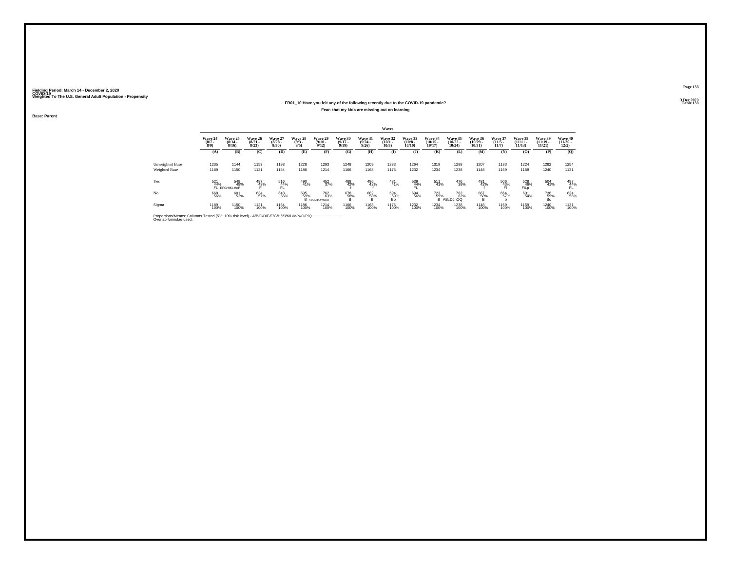Fielding Period: March 14 - December 2, 2020
COVID-19
Weighted To The U.S. General Adult Population - Propensity

3 Dec 2020
Table 138

### FR01_10 Have you felt any of the following recently due to the COVID-19 pandemic?
#### Fear- that my kids are missing out on learning

**Base: Parent**

| | Waves | | | | | | | | | | | | | | | | |
|---|---|---|---|---|---|---|---|---|---|---|---|---|---|---|---|---|---|
| | Wave 24 (8/7 - 8/9) | Wave 25 (8/14 - 8/16) | Wave 26 (8/21 - 8/23) | Wave 27 (8/28 - 8/30) | Wave 28 (9/3 - 9/5) | Wave 29 (9/10 - 9/12) | Wave 30 (9/17 - 9/19) | Wave 31 (9/24 - 9/26) | Wave 32 (10/1 - 10/3) | Wave 33 (10/8 - 10/10) | Wave 34 (10/15 - 10/17) | Wave 35 (10/22 - 10/24) | Wave 36 (10/29 - 10/31) | Wave 37 (11/5 - 11/7) | Wave 38 (11/11 - 11/13) | Wave 39 (11/19 - 11/21) | Wave 40 (11/30 - 12/2) |
| | (A) | (B) | (C) | (D) | (E) | (F) | (G) | (H) | (I) | (J) | (K) | (L) | (M) | (N) | (O) | (P) | (Q) |
| Unweighted Base | 1235 | 1144 | 1153 | 1193 | 1228 | 1293 | 1248 | 1209 | 1233 | 1264 | 1319 | 1288 | 1207 | 1183 | 1224 | 1282 | 1254 |
| Weighted Base | 1189 | 1150 | 1121 | 1164 | 1186 | 1214 | 1166 | 1168 | 1175 | 1232 | 1234 | 1238 | 1148 | 1169 | 1159 | 1240 | 1131 |
| Yes | 521 44% FL | 549 48% EFGHIKLMnP | 487 43% Fl | 516 44% FL | 490 41% | 452 37% | 488 42% f | 486 42% f | 481 41% | 539 44% FL | 511 41% | 476 38% | 481 42% f | 506 43% Fl | 528 46% FiLp | 504 41% | 497 44% FL |
| No | 668 56% | 601 52% | 634 57% | 648 56% | 695 59% B | 762 63% ABCDghJmNOQ | 678 58% B | 682 58% B | 694 59% Bo | 694 56% | 723 59% B | 762 62% ABcDJnOQ | 667 58% B | 664 57% b | 631 54% | 736 59% Bo | 634 56% |
| Sigma | 1189 100% | 1150 100% | 1121 100% | 1164 100% | 1186 100% | 1214 100% | 1166 100% | 1168 100% | 1175 100% | 1232 100% | 1234 100% | 1238 100% | 1148 100% | 1169 100% | 1159 100% | 1240 100% | 1131 100% |

Proportions/Means: Columns Tested (5%, 10% risk level) - A/B/C/D/E/F/G/H/I/J/K/L/M/N/O/P/Q
Overlap formulae used.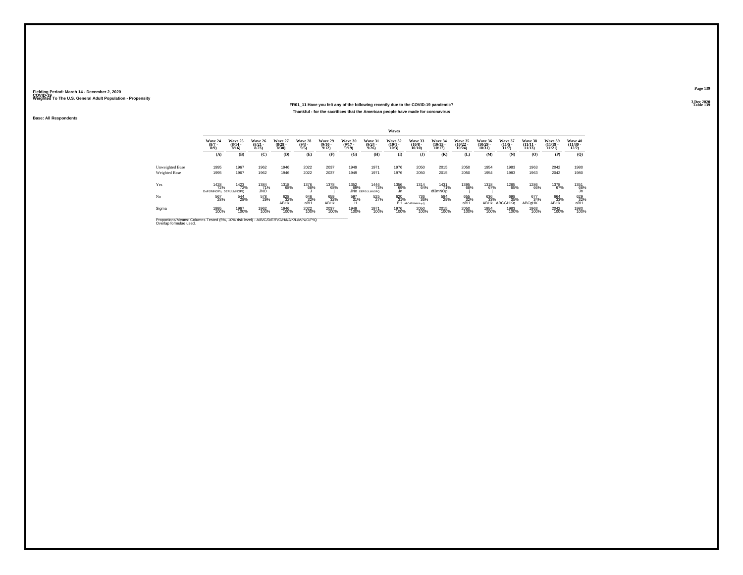Fielding Period: March 14 - December 2, 2020
COVID-19
Weighted To The U.S. General Adult Population - Propensity

3 Dec 2020
Table 139

**FR01_11 Have you felt any of the following recently due to the COVID-19 pandemic?**

**Thankful - for the sacrifices that the American people have made for coronavirus**

Base: All Respondents

| | Waves | | | | | | | | | | | | | | | | |
|---|---|---|---|---|---|---|---|---|---|---|---|---|---|---|---|---|---|
| | Wave 24 (8/7 - 8/9) | Wave 25 (8/14 - 8/16) | Wave 26 (8/21 - 8/23) | Wave 27 (8/28 - 8/30) | Wave 28 (9/3 - 9/5) | Wave 29 (9/10 - 9/12) | Wave 30 (9/17 - 9/19) | Wave 31 (9/24 - 9/26) | Wave 32 (10/1 - 10/3) | Wave 33 (10/8 - 10/10) | Wave 34 (10/15 - 10/17) | Wave 35 (10/22 - 10/24) | Wave 36 (10/29 - 10/31) | Wave 37 (11/5 - 11/7) | Wave 38 (11/11 - 11/13) | Wave 39 (11/19 - 11/21) | Wave 40 (11/30 - 12/2) |
| | (A) | (B) | (C) | (D) | (E) | (F) | (G) | (H) | (I) | (J) | (K) | (L) | (M) | (N) | (O) | (P) | (Q) |
| Unweighted Base | 1995 | 1967 | 1962 | 1946 | 2022 | 2037 | 1949 | 1971 | 1976 | 2050 | 2015 | 2050 | 1954 | 1983 | 1963 | 2042 | 1980 |
| Weighted Base | 1995 | 1967 | 1962 | 1946 | 2022 | 2037 | 1949 | 1971 | 1976 | 2050 | 2015 | 2050 | 1954 | 1983 | 1963 | 2042 | 1980 |
| Yes | 1428 | 1423 | 1384 | 1318 | 1376 | 1378 | 1352 | 1446 | 1356 | 1314 | 1431 | 1395 | 1318 | 1285 | 1286 | 1378 | 1351 |
| | 72% | 72% | 71% | 68% | 68% | 68% | 69% | 73% | 69% | 64% | 71% | 68% | 67% | 65% | 66% | 67% | 68% |
| | DeFJlMNOPq | DEFIJLMNOPQ | JNO | j | J | j | JNo | DEFGIJLMNOPQ | Jn | | dfJmNOp | j | j | | | j | Jn |
| No | 567 | 544 | 578 | 628 | 646 | 659 | 597 | 525 | 620 | 736 | 584 | 655 | 636 | 698 | 677 | 664 | 629 |
| | 28% | 28% | 29% | 32% | 32% | 32% | 31% | 27% | 31% | 36% | 29% | 32% | 33% | 35% | 34% | 33% | 32% |
| | | | | ABHk | aBH | ABHk | H | | BH | ABCdEFGHIKlnpQ | | aBH | ABHk | ABCGHIKq | ABCgHK | ABHk | aBH |
| Sigma | 1995 | 1967 | 1962 | 1946 | 2022 | 2037 | 1949 | 1971 | 1976 | 2050 | 2015 | 2050 | 1954 | 1983 | 1963 | 2042 | 1980 |
| | 100% | 100% | 100% | 100% | 100% | 100% | 100% | 100% | 100% | 100% | 100% | 100% | 100% | 100% | 100% | 100% | 100% |

Proportions/Means: Columns Tested (5%, 10% risk level) - A/B/C/D/E/F/G/H/I/J/K/L/M/N/O/P/Q
Overlap formulae used.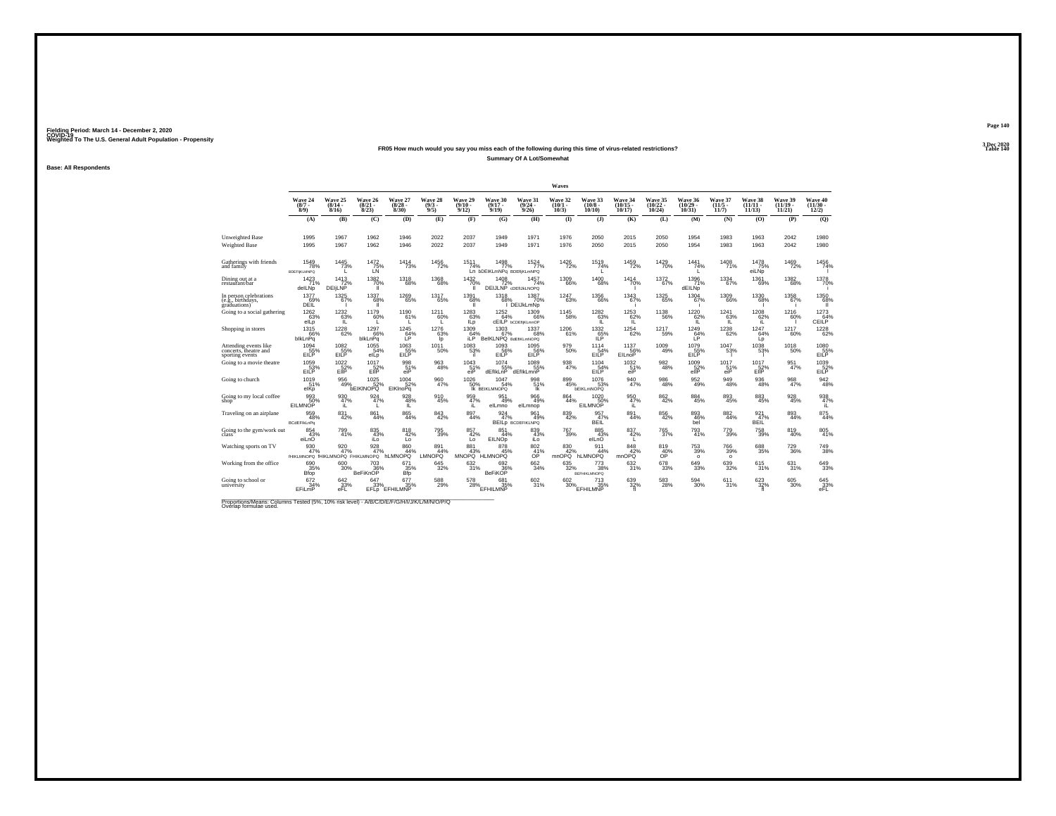Fielding Period: March 14 - December 2, 2020
COVID-19
Weighted To The U.S. General Adult Population - Propensity

3 Dec 2020
Table 140

**FR05 How much would you say you miss each of the following during this time of virus-related restrictions?**

**Summary Of A Lot/Somewhat**

**Base: All Respondents**

| | Wave 24 (8/7 - 8/9) | Wave 25 (8/14 - 8/16) | Wave 26 (8/21 - 8/23) | Wave 27 (8/28 - 8/30) | Wave 28 (9/3 - 9/5) | Wave 29 (9/10 - 9/12) | Wave 30 (9/17 - 9/19) | Wave 31 (9/24 - 9/26) | Wave 32 (10/1 - 10/3) | Wave 33 (10/8 - 10/10) | Wave 34 (10/15 - 10/17) | Wave 35 (10/22 - 10/24) | Wave 36 (10/29 - 10/31) | Wave 37 (11/5 - 11/7) | Wave 38 (11/11 - 11/13) | Wave 39 (11/19 - 11/21) | Wave 40 (11/30 - 12/2) |
|---|---|---|---|---|---|---|---|---|---|---|---|---|---|---|---|---|---|
| | (A) | (B) | (C) | (D) | (E) | (F) | (G) | (H) | (I) | (J) | (K) | (L) | (M) | (N) | (O) | (P) | (Q) |
| Unweighted Base | 1995 | 1967 | 1962 | 1946 | 2022 | 2037 | 1949 | 1971 | 1976 | 2050 | 2015 | 2050 | 1954 | 1983 | 1963 | 2042 | 1980 |
| Weighted Base | 1995 | 1967 | 1962 | 1946 | 2022 | 2037 | 1949 | 1971 | 1976 | 2050 | 2015 | 2050 | 1954 | 1983 | 1963 | 2042 | 1980 |
| Gatherings with friends and family | 1549 78% BDEFIjKLMNPQ | 1445 73% L | 1472 75% LN | 1414 73% | 1456 72% | 1511 74% Ln | 1498 77% bDEIKLmNPq | 1524 77% BDEfIjKLmNPQ | 1426 72% | 1519 74% L | 1459 72% | 1429 70% | 1441 74% L | 1408 71% | 1478 75% eiLNp | 1469 72% | 1456 74% l |
| Dining out at a restaurant/bar | 1423 71% deILNp | 1413 72% DEIjLNP | 1382 70% Il | 1318 68% | 1368 68% | 1432 70% Il | 1408 72% DEIJLNP | 1457 74% cDEfIJkLNOPQ | 1309 66% | 1400 68% | 1414 70% l | 1372 67% | 1396 71% dEILNp | 1334 67% | 1361 69% | 1382 68% | 1378 70% i |
| In person celebrations (e.g., birthdays, graduations) | 1377 69% DEIL | 1325 67% l | 1337 68% Il | 1269 65% | 1317 65% | 1391 68% Il | 1318 68% l | 1387 70% DEIJkLmNp | 1247 63% | 1356 66% | 1343 67% i | 1325 65% | 1304 67% i | 1309 66% | 1330 68% I | 1358 67% i | 1350 68% Il |
| Going to a social gathering | 1262 63% elLp | 1232 63% IL | 1179 60% L | 1190 61% L | 1211 60% L | 1283 63% ILp | 1252 64% cEILP | 1309 66% bCDEfIjKLmnOP | 1145 58% | 1282 63% IL | 1253 62% IL | 1138 56% | 1220 62% IL | 1241 63% IL | 1208 62% iL | 1216 60% l | 1273 64% CEILP |
| Shopping in stores | 1315 66% bIkLnPq | 1228 62% | 1297 66% bIkLnPq | 1245 64% LP | 1276 63% lp | 1309 64% iLP | 1303 67% BeIKLNPQ | 1337 68% BdEfIKLmNOPQ | 1206 61% | 1332 65% ILP | 1254 62% | 1217 59% | 1249 64% LP | 1238 62% | 1247 64% Lp | 1217 60% | 1228 62% |
| Attending events like concerts, theatre and sporting events | 1094 55% EILP | 1082 55% EILP | 1055 54% eiLp | 1063 55% EILP | 1011 50% | 1083 53% Il | 1093 56% EILP | 1095 56% EILP | 979 50% | 1114 54% EILP | 1137 56% EILnoP | 1009 49% | 1079 55% EILP | 1047 53% l | 1038 53% l | 1018 50% | 1080 55% EILP |
| Going to a movie theatre | 1059 53% EILP | 1022 52% EIlP | 1017 52% EIlP | 998 51% eiP | 963 48% | 1043 51% eiP | 1074 55% dEIlkLnP | 1089 55% dEIlkLmnP | 938 47% | 1104 54% EILP | 1032 51% eiP | 982 48% | 1009 52% eIlP | 1017 51% eiP | 1017 52% EIlP | 951 47% | 1039 52% EILP |
| Going to church | 1019 51% elKp | 956 49% | 1025 52% bEIKlNOPQ | 1004 52% EIKlnoPq | 960 47% | 1026 50% Ik | 1047 54% BEIKLMNOPQ | 998 51% Ik | 899 45% | 1076 53% bEIKLmNOPQ | 940 47% | 986 48% | 952 49% | 949 48% | 936 48% | 968 47% | 942 48% |
| Going to my local coffee shop | 993 50% EILMNOP | 930 47% iL | 924 47% L | 928 48% IL | 910 45% | 959 47% iL | 951 49% eILmno | 966 49% eILmnop | 864 44% | 1020 50% EILMNOP | 950 47% iL | 862 42% | 884 45% | 893 45% | 883 45% | 928 45% | 938 47% iL |
| Traveling on an airplane | 959 48% BCdEFIkLnPq | 831 42% | 861 44% | 865 44% | 843 42% | 897 44% | 924 47% BEILp | 961 49% BCDEFIKLNPQ | 839 42% | 957 47% BEIL | 891 44% | 856 42% | 893 46% bel | 882 44% | 921 47% BEIL | 893 44% | 875 44% |
| Going to the gym/work out class | 854 43% eiLnO | 799 41% | 835 43% iLo | 818 42% Lo | 795 39% | 857 42% Lo | 851 44% EILNOp | 839 43% iLo | 767 39% | 885 43% eILnO | 837 42% L | 765 37% | 793 41% | 779 39% | 758 39% | 819 40% | 805 41% |
| Watching sports on TV | 930 47% fHIKLMNOPQ | 920 47% fHIKLMNOPQ | 928 47% FHIKLMNOPQ | 860 44% hLMNOPQ | 891 44% LMNOPQ | 881 43% MNOPQ | 878 45% HLMNOPQ | 802 41% OP | 830 42% mnOPQ | 911 44% hLMNOPQ | 848 42% mnOPQ | 819 40% OP | 753 39% o | 766 39% o | 688 35% | 729 36% | 749 38% |
| Working from the office | 690 35% Bfop | 600 30% | 703 36% BeFiKnOP | 671 35% Bfp | 645 32% | 632 31% | 692 36% BeFiKOP | 662 34% | 635 32% | 773 38% BEFHIKLMNOPQ | 632 31% | 678 33% | 649 33% | 639 32% | 615 31% | 631 31% | 649 33% |
| Going to school or university | 672 34% EFiLmP | 642 33% eFL | 647 33% EFLp | 677 35% EFHILMNP | 588 29% | 578 28% | 681 35% EFHILMNP | 602 31% | 602 30% | 713 35% EFHILMNP | 639 32% fl | 583 28% | 594 30% | 611 31% | 623 32% fl | 605 30% | 645 33% eFL |

Proportions/Means: Columns Tested (5%, 10% risk level) - A/B/C/D/E/F/G/H/I/J/K/L/M/N/O/P/Q
Overlap formulae used.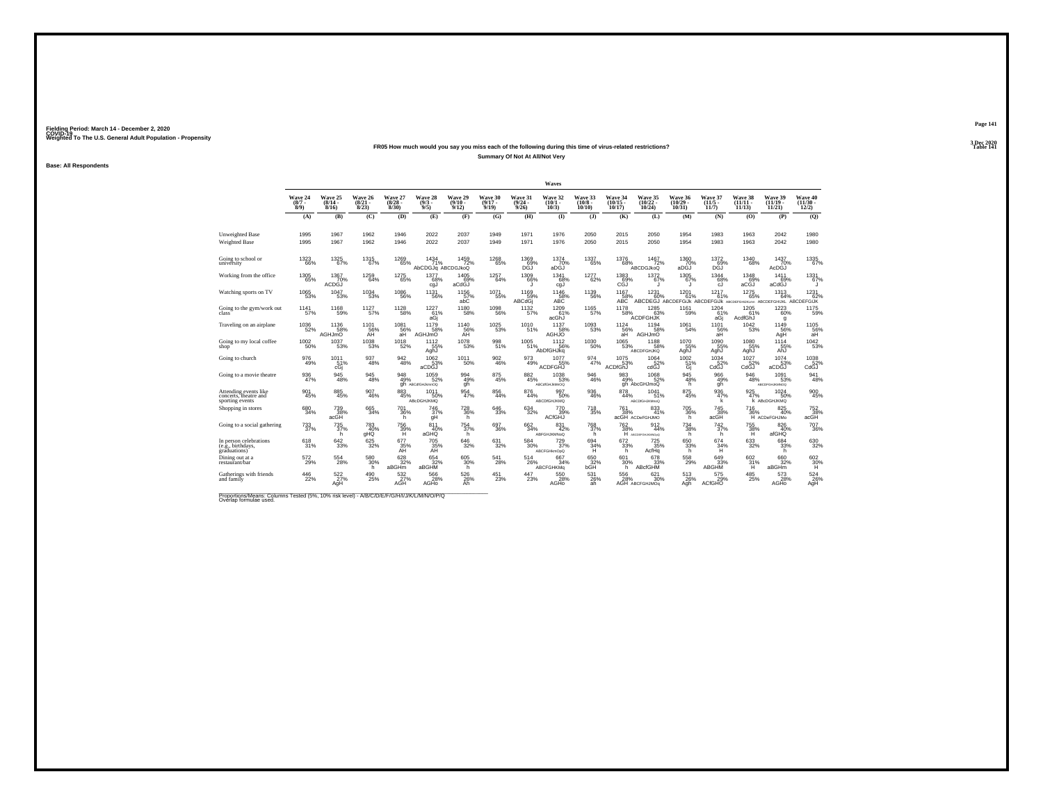Fielding Period: March 14 - December 2, 2020
COVID-19
Weighted To The U.S. General Adult Population - Propensity

3 Dec 2020
Table 141

**FR05 How much would you say you miss each of the following during this time of virus-related restrictions?**

**Summary Of Not At All/Not Very**

**Base: All Respondents**

| | Wave 24 (8/7 - 8/9) | Wave 25 (8/14 - 8/16) | Wave 26 (8/21 - 8/23) | Wave 27 (8/28 - 8/30) | Wave 28 (9/3 - 9/5) | Wave 29 (9/10 - 9/12) | Wave 30 (9/17 - 9/19) | Wave 31 (9/24 - 9/26) | Wave 32 (10/1 - 10/3) | Wave 33 (10/8 - 10/10) | Wave 34 (10/15 - 10/17) | Wave 35 (10/22 - 10/24) | Wave 36 (10/29 - 10/31) | Wave 37 (11/5 - 11/7) | Wave 38 (11/11 - 11/13) | Wave 39 (11/19 - 11/21) | Wave 40 (11/30 - 12/2) |
|---|---|---|---|---|---|---|---|---|---|---|---|---|---|---|---|---|---|
| | (A) | (B) | (C) | (D) | (E) | (F) | (G) | (H) | (I) | (J) | (K) | (L) | (M) | (N) | (O) | (P) | (Q) |
| Unweighted Base | 1995 | 1967 | 1962 | 1946 | 2022 | 2037 | 1949 | 1971 | 1976 | 2050 | 2015 | 2050 | 1954 | 1983 | 1963 | 2042 | 1980 |
| Weighted Base | 1995 | 1967 | 1962 | 1946 | 2022 | 2037 | 1949 | 1971 | 1976 | 2050 | 2015 | 2050 | 1954 | 1983 | 1963 | 2042 | 1980 |
| Going to school or university | 1323 66% | 1325 67% | 1315 67% | 1269 65% | 1434 71% AbCDGJq | 1459 72% ABCDGJkoQ | 1268 65% | 1369 69% DGJ | 1374 70% aDGJ | 1337 65% | 1376 68% | 1467 72% ABCDGJkoQ | 1360 70% aDGJ | 1372 69% DGJ | 1340 68% | 1437 70% AcDGJ | 1335 67% |
| Working from the office | 1305 65% | 1367 70% ACDGJ | 1259 64% | 1275 65% | 1377 68% cgJ | 1405 69% aCdGJ | 1257 64% | 1309 66% J | 1341 68% cgJ | 1277 62% | 1383 69% CGJ | 1372 67% J | 1305 67% J | 1344 68% cJ | 1348 69% aCGJ | 1411 69% aCdGJ | 1331 67% J |
| Watching sports on TV | 1065 53% | 1047 53% | 1034 53% | 1086 56% | 1131 56% | 1156 57% abC | 1071 55% | 1169 59% ABCdGj | 1146 58% ABC | 1139 56% | 1167 58% ABC | 1231 60% ABCDEGJ | 1201 61% ABCDEFGJk | 1217 61% ABCDEFGIJk | 1275 65% ABCDEFGHIJKLMN | 1313 64% ABCDEFGHIJKL | 1231 62% ABCDEFGIJK |
| Going to the gym/work out class | 1141 57% | 1168 59% | 1127 57% | 1128 58% | 1227 61% aGj | 1180 58% | 1098 56% | 1132 57% | 1209 61% acGhJ | 1165 57% | 1178 58% | 1285 63% ACDFGHJK | 1161 59% | 1204 61% aGj | 1205 61% AcdfGhJ | 1223 60% g | 1175 59% |
| Traveling on an airplane | 1036 52% | 1136 58% AGHJmO | 1101 56% AH | 1081 56% aH | 1179 58% AGHJmO | 1140 56% AH | 1025 53% | 1010 51% | 1137 58% AGHJO | 1093 53% | 1124 56% aH | 1194 58% AGHJmO | 1061 54% | 1101 56% aH | 1042 53% | 1149 56% AgH | 1105 56% aH |
| Going to my local coffee shop | 1002 50% | 1037 53% | 1038 53% | 1018 52% | 1112 55% AghJ | 1078 53% | 998 51% | 1005 51% | 1112 56% AbDfGHJkq | 1030 50% | 1065 53% | 1188 58% ABCDFGHJKQ | 1070 55% AghJ | 1090 55% AghJ | 1080 55% AghJ | 1114 55% AhJ | 1042 53% |
| Going to church | 976 49% | 1011 51% cGj | 937 48% | 942 48% | 1062 53% aCDGJ | 1011 50% | 902 46% | 973 49% | 1077 55% ACDFGHJ | 974 47% | 1075 53% ACDfGHJ | 1064 52% cdGJ | 1002 51% Gj | 1034 52% CdGJ | 1027 52% CdGJ | 1074 53% aCDGJ | 1038 52% CdGJ |
| Going to a movie theatre | 936 47% | 945 48% | 945 48% | 948 49% gh | 1059 52% ABCdfGHJkmnOQ | 994 49% gh | 875 45% | 882 45% | 1038 53% ABCdfGHJkMnOQ | 946 46% | 983 49% gh | 1068 52% AbcGHJmoQ | 945 48% h | 966 49% gh | 946 48% | 1091 53% ABCDFGHJKMNOQ | 941 48% |
| Attending events like concerts, theatre and sporting events | 901 45% | 885 45% | 907 46% | 883 45% | 1011 50% ABcDGHJKMQ | 954 47% | 856 44% | 876 44% | 997 50% ABCDfGHJKMQ | 936 46% | 878 44% | 1041 51% ABCDfGHJKMnQ | 875 45% | 936 47% k | 925 47% k | 1024 50% ABcDGHJKMQ | 900 45% |
| Shopping in stores | 680 34% | 739 38% acGH | 665 34% | 701 36% h | 746 37% gH | 728 36% h | 646 33% | 634 32% | 770 39% ACfGHJ | 718 35% | 761 38% acGH | 833 41% ACDeFGHJMO | 705 36% h | 745 38% acGH | 716 36% H | 825 40% ACDeFGHJMo | 752 38% acGH |
| Going to a social gathering | 733 37% | 735 37% h | 783 40% gHQ | 756 39% H | 811 40% aGHQ | 754 37% h | 697 36% | 662 34% | 831 42% ABFGHJKMNoQ | 768 37% h | 762 38% H | 912 44% ABCDEFGHJKMNOpQ | 734 38% h | 742 37% h | 755 38% H | 826 40% afGHQ | 707 36% |
| In person celebrations (e.g., birthdays, graduations) | 618 31% | 642 33% | 625 32% | 677 35% AH | 705 35% AH | 646 32% | 631 32% | 584 30% | 729 37% ABCFGHKmOpQ | 694 34% H | 672 33% h | 725 35% AcfHq | 650 33% h | 674 34% H | 633 32% | 684 33% h | 630 32% |
| Dining out at a restaurant/bar | 572 29% | 554 28% | 580 30% h | 628 32% aBGHm | 654 32% aBGHM | 605 30% h | 541 28% | 514 26% | 667 34% ABCFGHKMq | 650 32% bGH | 601 30% h | 678 33% ABcfGHM | 558 29% | 649 33% ABGHM | 602 31% H | 660 32% aBGHm | 602 30% H |
| Gatherings with friends and family | 446 22% | 522 27% AgH | 490 25% | 532 27% AGH | 566 28% AGHo | 526 26% Ah | 451 23% | 447 23% | 550 28% AGHo | 531 26% ah | 556 28% AGH | 621 30% ABCFGHJMOq | 513 26% Agh | 575 29% ACfGHO | 485 25% | 573 28% AGHo | 524 26% AgH |

Proportions/Means: Columns Tested (5%, 10% risk level) - A/B/C/D/E/F/G/H/I/J/K/L/M/N/O/P/Q
Overlap formulae used.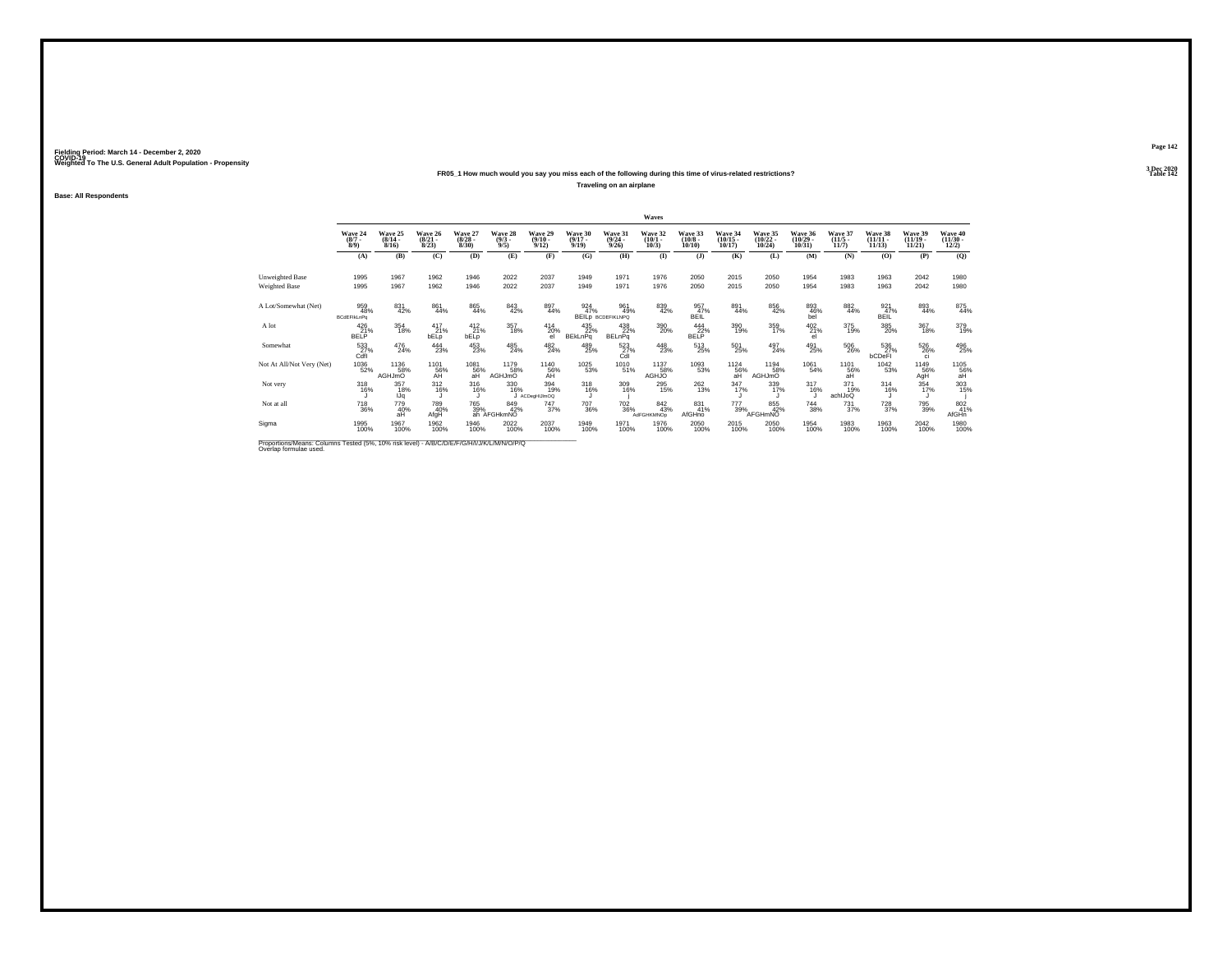Fielding Period: March 14 - December 2, 2020
COVID-19
Weighted To The U.S. General Adult Population - Propensity

3 Dec 2020
Table 142

## FR05_1 How much would you say you miss each of the following during this time of virus-related restrictions?

### Traveling on an airplane

Base: All Respondents

| | Waves | | | | | | | | | | | | | | | | |
|---|---|---|---|---|---|---|---|---|---|---|---|---|---|---|---|---|---|
| | Wave 24 (8/7 - 8/9) | Wave 25 (8/14 - 8/16) | Wave 26 (8/21 - 8/23) | Wave 27 (8/28 - 8/30) | Wave 28 (9/3 - 9/5) | Wave 29 (9/10 - 9/12) | Wave 30 (9/17 - 9/19) | Wave 31 (9/24 - 9/26) | Wave 32 (10/1 - 10/3) | Wave 33 (10/8 - 10/10) | Wave 34 (10/15 - 10/17) | Wave 35 (10/22 - 10/24) | Wave 36 (10/29 - 10/31) | Wave 37 (11/5 - 11/7) | Wave 38 (11/11 - 11/13) | Wave 39 (11/19 - 11/21) | Wave 40 (11/30 - 12/2) |
| | (A) | (B) | (C) | (D) | (E) | (F) | (G) | (H) | (I) | (J) | (K) | (L) | (M) | (N) | (O) | (P) | (Q) |
| Unweighted Base | 1995 | 1967 | 1962 | 1946 | 2022 | 2037 | 1949 | 1971 | 1976 | 2050 | 2015 | 2050 | 1954 | 1983 | 1963 | 2042 | 1980 |
| Weighted Base | 1995 | 1967 | 1962 | 1946 | 2022 | 2037 | 1949 | 1971 | 1976 | 2050 | 2015 | 2050 | 1954 | 1983 | 1963 | 2042 | 1980 |
| A Lot/Somewhat (Net) | 959 48% BCdEFIKLnPq | 831 42% | 861 44% | 865 44% | 843 42% | 897 44% | 924 47% BEILp | 961 49% BCDEFIKLNPQ | 839 42% | 957 47% BEIL | 891 44% | 856 42% | 893 46% bel | 882 44% | 921 47% BEIL | 893 44% | 875 44% |
| A lot | 426 21% BELP | 354 18% | 417 21% bELp | 412 21% bELp | 357 18% | 414 20% el | 435 22% BEkLnPq | 438 22% BELnPq | 390 20% | 444 22% BELP | 390 19% | 359 17% | 402 21% el | 375 19% | 385 20% | 367 18% | 379 19% |
| Somewhat | 533 27% CdfI | 476 24% | 444 23% | 453 23% | 485 24% | 482 24% | 489 25% | 523 27% CdI | 448 23% | 513 25% | 501 25% | 497 24% | 491 25% | 506 26% | 536 27% bCDeFI | 526 26% ci | 496 25% |
| Not At All/Not Very (Net) | 1036 52% | 1136 58% AGHJmO | 1101 56% AH | 1081 56% aH | 1179 58% AGHJmO | 1140 56% AH | 1025 53% | 1010 51% | 1137 58% AGHJO | 1093 53% | 1124 56% aH | 1194 58% AGHJmO | 1061 54% | 1101 56% aH | 1042 53% | 1149 56% AgH | 1105 56% aH |
| Not very | 318 16% J | 357 18% IJq | 312 16% J | 316 16% J | 330 16% J | 394 19% ACDegHIJmOQ | 318 16% J | 309 16% j | 295 15% | 262 13% | 347 17% J | 339 17% J | 317 16% J | 371 19% achIJoQ | 314 16% J | 354 17% J | 303 15% j |
| Not at all | 718 36% | 779 40% aH | 789 40% AfgH | 765 39% aH | 849 42% AFGHkmNO | 747 37% | 707 36% | 702 36% | 842 43% AdFGHKMNOp | 831 41% AfGHno | 777 39% | 855 42% AFGHmNO | 744 38% | 731 37% | 728 37% | 795 39% | 802 41% AfGHn |
| Sigma | 1995 100% | 1967 100% | 1962 100% | 1946 100% | 2022 100% | 2037 100% | 1949 100% | 1971 100% | 1976 100% | 2050 100% | 2015 100% | 2050 100% | 1954 100% | 1983 100% | 1963 100% | 2042 100% | 1980 100% |

Proportions/Means: Columns Tested (5%, 10% risk level) - A/B/C/D/E/F/G/H/I/J/K/L/M/N/O/P/Q
Overlap formulae used.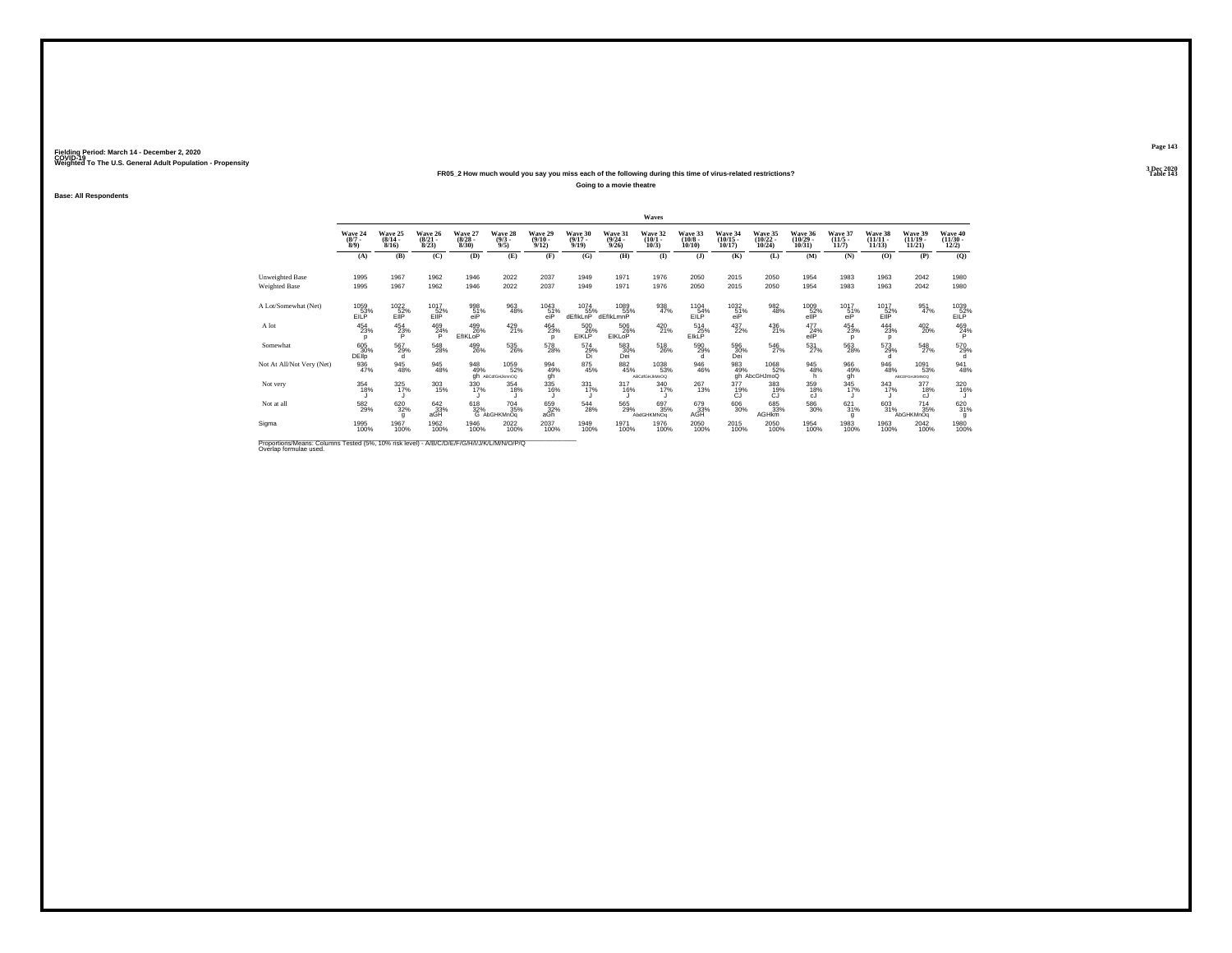Fielding Period: March 14 - December 2, 2020
COVID-19
Weighted To The U.S. General Adult Population - Propensity

3 Dec 2020
Table 143

### FR05_2 How much would you say you miss each of the following during this time of virus-related restrictions?

**Going to a movie theatre**

**Base: All Respondents**

| | Waves | | | | | | | | | | | | | | | | |
|---|---|---|---|---|---|---|---|---|---|---|---|---|---|---|---|---|---|
| | Wave 24 (8/7 - 8/9) | Wave 25 (8/14 - 8/16) | Wave 26 (8/21 - 8/23) | Wave 27 (8/28 - 8/30) | Wave 28 (9/3 - 9/5) | Wave 29 (9/10 - 9/12) | Wave 30 (9/17 - 9/19) | Wave 31 (9/24 - 9/26) | Wave 32 (10/1 - 10/3) | Wave 33 (10/8 - 10/10) | Wave 34 (10/15 - 10/17) | Wave 35 (10/22 - 10/24) | Wave 36 (10/29 - 10/31) | Wave 37 (11/5 - 11/7) | Wave 38 (11/11 - 11/13) | Wave 39 (11/19 - 11/21) | Wave 40 (11/30 - 12/2) |
| | (A) | (B) | (C) | (D) | (E) | (F) | (G) | (H) | (I) | (J) | (K) | (L) | (M) | (N) | (O) | (P) | (Q) |
| Unweighted Base | 1995 | 1967 | 1962 | 1946 | 2022 | 2037 | 1949 | 1971 | 1976 | 2050 | 2015 | 2050 | 1954 | 1983 | 1963 | 2042 | 1980 |
| Weighted Base | 1995 | 1967 | 1962 | 1946 | 2022 | 2037 | 1949 | 1971 | 1976 | 2050 | 2015 | 2050 | 1954 | 1983 | 1963 | 2042 | 1980 |
| A Lot/Somewhat (Net) | 1059 53% EILP | 1022 52% EIlP | 1017 52% EIlP | 998 51% eiP | 963 48% | 1043 51% eiP | 1074 55% dEfIkLnP | 1089 55% dEfIkLmnP | 938 47% | 1104 54% EILP | 1032 51% eiP | 982 48% | 1009 52% eIlP | 1017 51% eiP | 1017 52% EIlP | 951 47% | 1039 52% EILP |
| A lot | 454 23% p | 454 23% P | 469 24% P | 499 26% EfIKLoP | 429 21% | 464 23% p | 500 26% EIKLP | 506 26% EIKLoP | 420 21% | 514 25% EIkLP | 437 22% | 436 21% | 477 24% eilP | 454 23% p | 444 23% p | 402 20% | 469 24% P |
| Somewhat | 605 30% DEIlp | 567 29% d | 548 28% | 499 26% | 535 26% | 578 28% | 574 29% Di | 583 30% Dei | 518 26% | 590 29% d | 596 30% Dei | 546 27% | 531 27% | 563 28% | 573 29% d | 548 27% | 570 29% d |
| Not At All/Not Very (Net) | 936 47% | 945 48% | 945 48% | 948 49% gh | 1059 52% ABCdFGHJkmnOQ | 994 49% gh | 875 45% | 882 45% | 1038 53% ABCdFGHJkMnOQ | 946 46% | 983 49% gh | 1068 52% AbcGHJmoQ | 945 48% h | 966 49% gh | 946 48% | 1091 53% ABCDFGHJKMNOQ | 941 48% |
| Not very | 354 18% J | 325 17% J | 303 15% | 330 17% J | 354 18% J | 335 16% J | 331 17% J | 317 16% J | 340 17% J | 267 13% | 377 19% CJ | 383 19% CJ | 359 18% cJ | 345 17% J | 343 17% J | 377 18% cJ | 320 16% J |
| Not at all | 582 29% | 620 32% g | 642 33% aGH | 618 32% G | 704 35% AbGHKMnOq | 659 32% aGh | 544 28% | 565 29% | 697 35% AbGHKMnOq | 679 33% AGH | 606 30% | 685 33% AGHkm | 586 30% | 621 31% g | 603 31% | 714 35% AbGHKMnOq | 620 31% g |
| Sigma | 1995 100% | 1967 100% | 1962 100% | 1946 100% | 2022 100% | 2037 100% | 1949 100% | 1971 100% | 1976 100% | 2050 100% | 2015 100% | 2050 100% | 1954 100% | 1983 100% | 1963 100% | 2042 100% | 1980 100% |

Proportions/Means: Columns Tested (5%, 10% risk level) - A/B/C/D/E/F/G/H/I/J/K/L/M/N/O/P/Q
Overlap formulae used.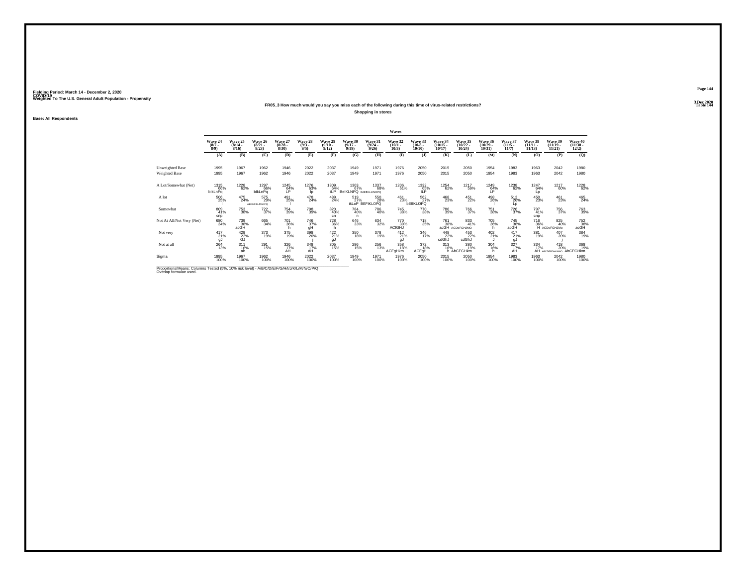Fielding Period: March 14 - December 2, 2020
COVID-19
Weighted To The U.S. General Adult Population - Propensity

3 Dec 2020
Table 144

### FR05_3 How much would you say you miss each of the following during this time of virus-related restrictions?

**Shopping in stores**

**Base: All Respondents**

| | Waves | | | | | | | | | | | | | | | | |
|---|---|---|---|---|---|---|---|---|---|---|---|---|---|---|---|---|---|
| | Wave 24 (8/7 - 8/9) | Wave 25 (8/14 - 8/16) | Wave 26 (8/21 - 8/23) | Wave 27 (8/28 - 8/30) | Wave 28 (9/3 - 9/5) | Wave 29 (9/10 - 9/12) | Wave 30 (9/17 - 9/19) | Wave 31 (9/24 - 9/26) | Wave 32 (10/1 - 10/3) | Wave 33 (10/8 - 10/10) | Wave 34 (10/15 - 10/17) | Wave 35 (10/22 - 10/24) | Wave 36 (10/29 - 10/31) | Wave 37 (11/5 - 11/7) | Wave 38 (11/11 - 11/13) | Wave 39 (11/19 - 11/21) | Wave 40 (11/30 - 12/2) |
| | (A) | (B) | (C) | (D) | (E) | (F) | (G) | (H) | (I) | (J) | (K) | (L) | (M) | (N) | (O) | (P) | (Q) |
| Unweighted Base | 1995 | 1967 | 1962 | 1946 | 2022 | 2037 | 1949 | 1971 | 1976 | 2050 | 2015 | 2050 | 1954 | 1983 | 1963 | 2042 | 1980 |
| Weighted Base | 1995 | 1967 | 1962 | 1946 | 2022 | 2037 | 1949 | 1971 | 1976 | 2050 | 2015 | 2050 | 1954 | 1983 | 1963 | 2042 | 1980 |
| A Lot/Somewhat (Net) | 1315 66% blkLnPq | 1228 62% | 1297 66% blkLnPq | 1245 64% LP | 1276 63% lp | 1309 64% iLP | 1303 67% BelKLNPQ | 1337 68% BdEfIKLmNOPQ | 1206 61% | 1332 65% ILP | 1254 62% | 1217 59% | 1249 64% LP | 1238 62% | 1247 64% Lp | 1217 60% | 1228 62% |
| A lot | 506 25% I | 475 24% | 575 29% ABDEFIKLMnOPQ | 491 25% I | 478 24% | 489 24% | 519 27% ikLoP | 550 28% BEFIKLOPQ | 461 23% | 562 27% bEfIKLOPQ | 468 23% | 451 22% | 498 26% I | 512 26% Lp | 450 23% | 461 23% | 465 24% |
| Somewhat | 809 41% cnp | 753 38% | 722 37% | 754 39% | 798 39% | 820 40% cn | 784 40% n | 786 40% | 745 38% | 770 38% | 786 39% | 766 37% | 751 38% | 726 37% | 797 41% cnp | 756 37% | 763 39% |
| Not At All/Not Very (Net) | 680 34% | 739 38% acGH | 665 34% | 701 36% h | 746 37% gH | 728 36% h | 646 33% | 634 32% | 770 39% ACfGHJ | 718 35% | 761 38% acGH | 833 41% ACDeFGHJMO | 705 36% h | 745 38% acGH | 716 36% H | 825 40% ACDeFGHJMo | 752 38% acGH |
| Not very | 417 21% gJ | 429 22% GJ | 373 19% | 375 19% | 398 20% j | 422 21% gJ | 350 18% | 378 19% | 412 21% gJ | 346 17% | 448 22% cdGhJ | 453 22% cdGhJ | 402 21% J | 417 21% gJ | 381 19% | 407 20% j | 384 19% |
| Not at all | 264 13% | 311 16% ah | 291 15% | 326 17% AH | 348 17% AH | 305 15% | 296 15% | 256 13% | 358 18% ACFgHkm | 372 18% ACFgH | 313 16% h | 380 19% AbCFGHkm | 304 16% h | 327 17% AH | 334 17% AH | 418 20% ABCDEFGHIKMNO | 368 19% AbCFGHkm |
| Sigma | 1995 100% | 1967 100% | 1962 100% | 1946 100% | 2022 100% | 2037 100% | 1949 100% | 1971 100% | 1976 100% | 2050 100% | 2015 100% | 2050 100% | 1954 100% | 1983 100% | 1963 100% | 2042 100% | 1980 100% |

Proportions/Means: Columns Tested (5%, 10% risk level) - A/B/C/D/E/F/G/H/I/J/K/L/M/N/O/P/Q
Overlap formulae used.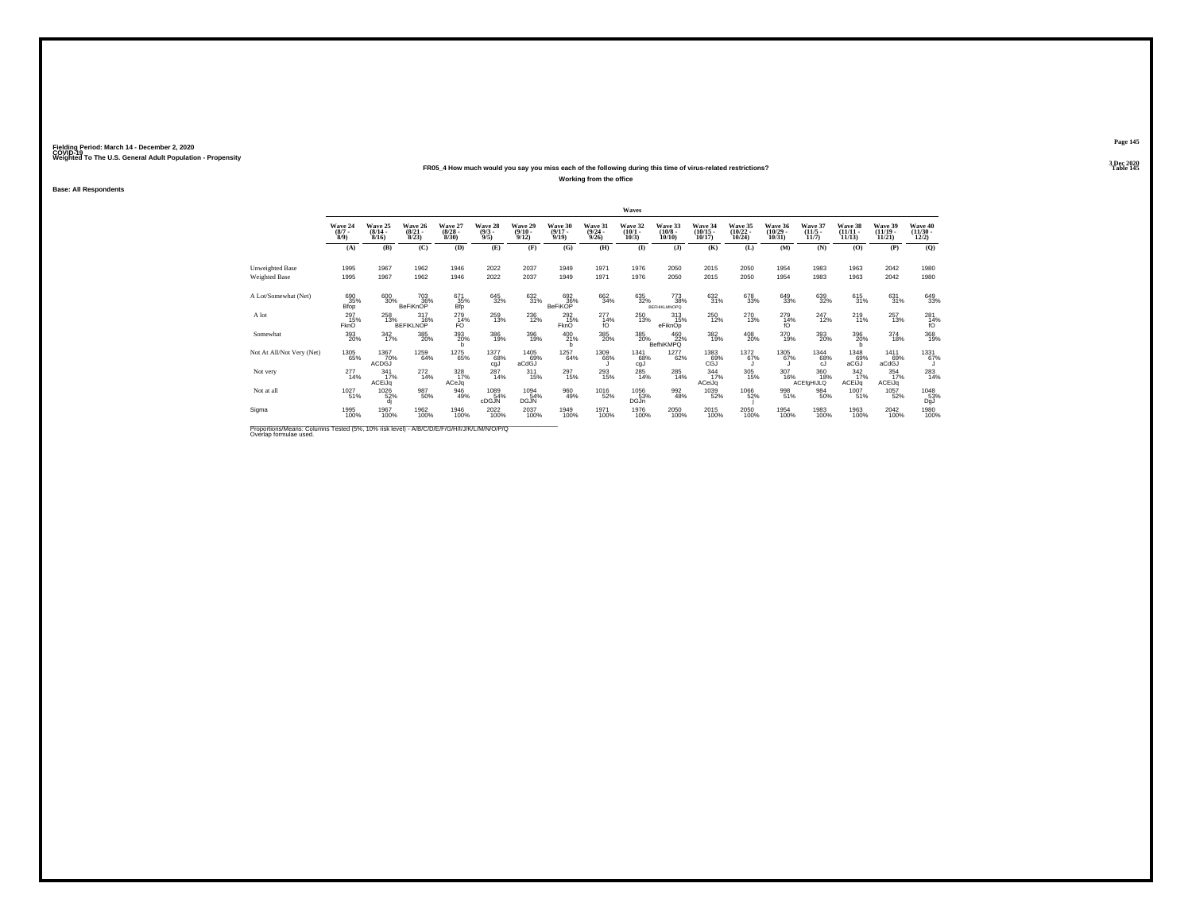Fielding Period: March 14 - December 2, 2020
COVID-19
Weighted To The U.S. General Adult Population - Propensity

3 Dec 2020
Table 145

### FR05_4 How much would you say you miss each of the following during this time of virus-related restrictions?

**Working from the office**

**Base: All Respondents**

| | Waves | | | | | | | | | | | | | | | | |
|---|---|---|---|---|---|---|---|---|---|---|---|---|---|---|---|---|---|
| | Wave 24 (8/7 - 8/9) | Wave 25 (8/14 - 8/16) | Wave 26 (8/21 - 8/23) | Wave 27 (8/28 - 8/30) | Wave 28 (9/3 - 9/5) | Wave 29 (9/10 - 9/12) | Wave 30 (9/17 - 9/19) | Wave 31 (9/24 - 9/26) | Wave 32 (10/1 - 10/3) | Wave 33 (10/8 - 10/10) | Wave 34 (10/15 - 10/17) | Wave 35 (10/22 - 10/24) | Wave 36 (10/29 - 10/31) | Wave 37 (11/5 - 11/7) | Wave 38 (11/11 - 11/13) | Wave 39 (11/19 - 11/21) | Wave 40 (11/30 - 12/2) |
| | (A) | (B) | (C) | (D) | (E) | (F) | (G) | (H) | (I) | (J) | (K) | (L) | (M) | (N) | (O) | (P) | (Q) |
| Unweighted Base | 1995 | 1967 | 1962 | 1946 | 2022 | 2037 | 1949 | 1971 | 1976 | 2050 | 2015 | 2050 | 1954 | 1983 | 1963 | 2042 | 1980 |
| Weighted Base | 1995 | 1967 | 1962 | 1946 | 2022 | 2037 | 1949 | 1971 | 1976 | 2050 | 2015 | 2050 | 1954 | 1983 | 1963 | 2042 | 1980 |
| A Lot/Somewhat (Net) | 690 35% Bfop | 600 30% | 703 36% BeFiKnOP | 671 35% Bfp | 645 32% | 632 31% | 692 36% BeFiKOP | 662 34% | 635 32% | 773 38% BEFHIKLMNOPQ | 632 31% | 678 33% | 649 33% | 639 32% | 615 31% | 631 31% | 649 33% |
| A lot | 297 15% FknO | 258 13% | 317 16% BEFIKLNOP | 279 14% FO | 259 13% | 236 12% | 292 15% FknO | 277 14% fO | 250 13% | 313 15% eFiknOp | 250 12% | 270 13% | 279 14% fO | 247 12% | 219 11% | 257 13% | 281 14% fO |
| Somewhat | 393 20% | 342 17% | 385 20% | 393 20% b | 386 19% | 396 19% | 400 21% b | 385 20% | 385 20% | 460 22% BefhiKMPQ | 382 19% | 408 20% | 370 19% | 393 20% | 396 20% b | 374 18% | 368 19% |
| Not At All/Not Very (Net) | 1305 65% | 1367 70% ACDGJ | 1259 64% | 1275 65% | 1377 68% cgJ | 1405 69% aCdGJ | 1257 64% | 1309 66% J | 1341 68% cgJ | 1277 62% | 1383 69% CGJ | 1372 67% J | 1305 67% J | 1344 68% cJ | 1348 69% aCGJ | 1411 69% aCdGJ | 1331 67% J |
| Not very | 277 14% | 341 17% ACEiJq | 272 14% | 328 17% ACeJq | 287 14% | 311 15% | 297 15% | 293 15% | 285 14% | 285 14% | 344 17% ACeiJq | 305 15% | 307 16% | 360 18% ACEfgHIJLQ | 342 17% ACEiJq | 354 17% ACEiJq | 283 14% |
| Not at all | 1027 51% | 1026 52% dj | 987 50% | 946 49% | 1089 54% cDGJN | 1094 54% DGJN | 960 49% | 1016 52% | 1056 53% DGJn | 992 48% | 1039 52% | 1066 52% j | 998 51% | 984 50% | 1007 51% | 1057 52% | 1048 53% DgJ |
| Sigma | 1995 100% | 1967 100% | 1962 100% | 1946 100% | 2022 100% | 2037 100% | 1949 100% | 1971 100% | 1976 100% | 2050 100% | 2015 100% | 2050 100% | 1954 100% | 1983 100% | 1963 100% | 2042 100% | 1980 100% |

Proportions/Means: Columns Tested (5%, 10% risk level) - A/B/C/D/E/F/G/H/I/J/K/L/M/N/O/P/Q
Overlap formulae used.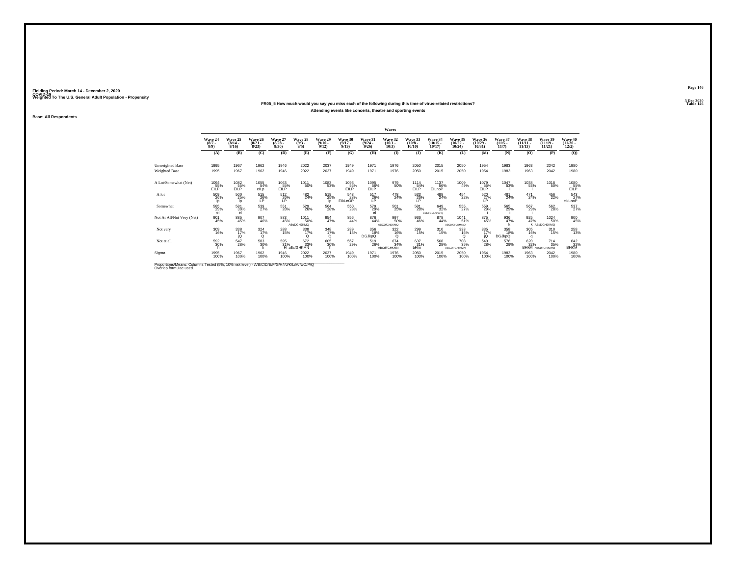Fielding Period: March 14 - December 2, 2020
COVID-19
Weighted To The U.S. General Adult Population - Propensity

3 Dec 2020
Table 146

**FR05_5 How much would you say you miss each of the following during this time of virus-related restrictions?**

**Attending events like concerts, theatre and sporting events**

**Base: All Respondents**

| | Waves | | | | | | | | | | | | | | | | |
|---|---|---|---|---|---|---|---|---|---|---|---|---|---|---|---|---|---|
| | Wave 24 (8/7 - 8/9) | Wave 25 (8/14 - 8/16) | Wave 26 (8/21 - 8/23) | Wave 27 (8/28 - 8/30) | Wave 28 (9/3 - 9/5) | Wave 29 (9/10 - 9/12) | Wave 30 (9/17 - 9/19) | Wave 31 (9/24 - 9/26) | Wave 32 (10/1 - 10/3) | Wave 33 (10/8 - 10/10) | Wave 34 (10/15 - 10/17) | Wave 35 (10/22 - 10/24) | Wave 36 (10/29 - 10/31) | Wave 37 (11/5 - 11/7) | Wave 38 (11/11 - 11/13) | Wave 39 (11/19 - 11/21) | Wave 40 (11/30 - 12/2) |
| | (A) | (B) | (C) | (D) | (E) | (F) | (G) | (H) | (I) | (J) | (K) | (L) | (M) | (N) | (O) | (P) | (Q) |
| Unweighted Base | 1995 | 1967 | 1962 | 1946 | 2022 | 2037 | 1949 | 1971 | 1976 | 2050 | 2015 | 2050 | 1954 | 1983 | 1963 | 2042 | 1980 |
| Weighted Base | 1995 | 1967 | 1962 | 1946 | 2022 | 2037 | 1949 | 1971 | 1976 | 2050 | 2015 | 2050 | 1954 | 1983 | 1963 | 2042 | 1980 |
| A Lot/Somewhat (Net) | 1094 55% EILP | 1082 55% EILP | 1055 54% eILp | 1063 55% EILP | 1011 50% | 1083 53% il | 1093 56% EILP | 1095 56% EILP | 979 50% | 1114 54% EILP | 1137 56% EILnoP | 1009 49% | 1079 55% EILP | 1047 53% l | 1038 53% l | 1018 50% | 1080 55% EILP |
| A lot | 509 26% lp | 500 25% lp | 515 26% LP | 512 26% LP | 482 24% | 519 25% lp | 543 28% EIkLnOP | 517 26% LP | 478 24% | 533 26% LP | 488 24% | 454 22% | 520 27% LP | 481 24% | 471 24% | 456 22% | 543 27% eikLnoP |
| Somewhat | 585 29% el | 581 30% el | 539 27% | 551 28% | 529 26% | 564 28% | 550 28% | 579 29% el | 501 25% | 581 28% | 649 32% CDEFGIJLmnoPQ | 555 27% | 559 29% i | 565 29% i | 567 29% i | 562 28% | 537 27% |
| Not At All/Not Very (Net) | 901 45% | 885 45% | 907 46% | 883 45% | 1011 50% ABcDGHJKMQ | 954 47% | 856 44% | 876 44% | 997 50% ABCDfGHJKMQ | 936 46% | 878 44% | 1041 51% ABCDfGHJKMnoQ | 875 45% | 936 47% k | 925 47% k | 1024 50% ABcDGHJKMQ | 900 45% |
| Not very | 309 16% | 338 17% jQ | 324 17% Q | 288 15% | 338 17% Q | 348 17% Q | 289 15% | 356 18% DGJkpQ | 322 16% Q | 299 15% | 310 15% | 333 16% Q | 335 17% jQ | 358 18% DGJkpQ | 305 16% q | 310 15% | 258 13% |
| Not at all | 592 30% h | 547 28% | 583 30% h | 595 31% H | 672 33% aBcfGHKMN | 605 30% h | 567 29% | 519 26% | 674 34% ABCdFGHKMN | 637 31% bHm | 568 28% | 708 35% ABCDFGHjKMN | 540 28% | 578 29% | 620 32% BHKM | 714 35% ABCDFGHjKMNo | 642 32% BHKM |
| Sigma | 1995 100% | 1967 100% | 1962 100% | 1946 100% | 2022 100% | 2037 100% | 1949 100% | 1971 100% | 1976 100% | 2050 100% | 2015 100% | 2050 100% | 1954 100% | 1983 100% | 1963 100% | 2042 100% | 1980 100% |

Proportions/Means: Columns Tested (5%, 10% risk level) - A/B/C/D/E/F/G/H/I/J/K/L/M/N/O/P/Q
Overlap formulae used.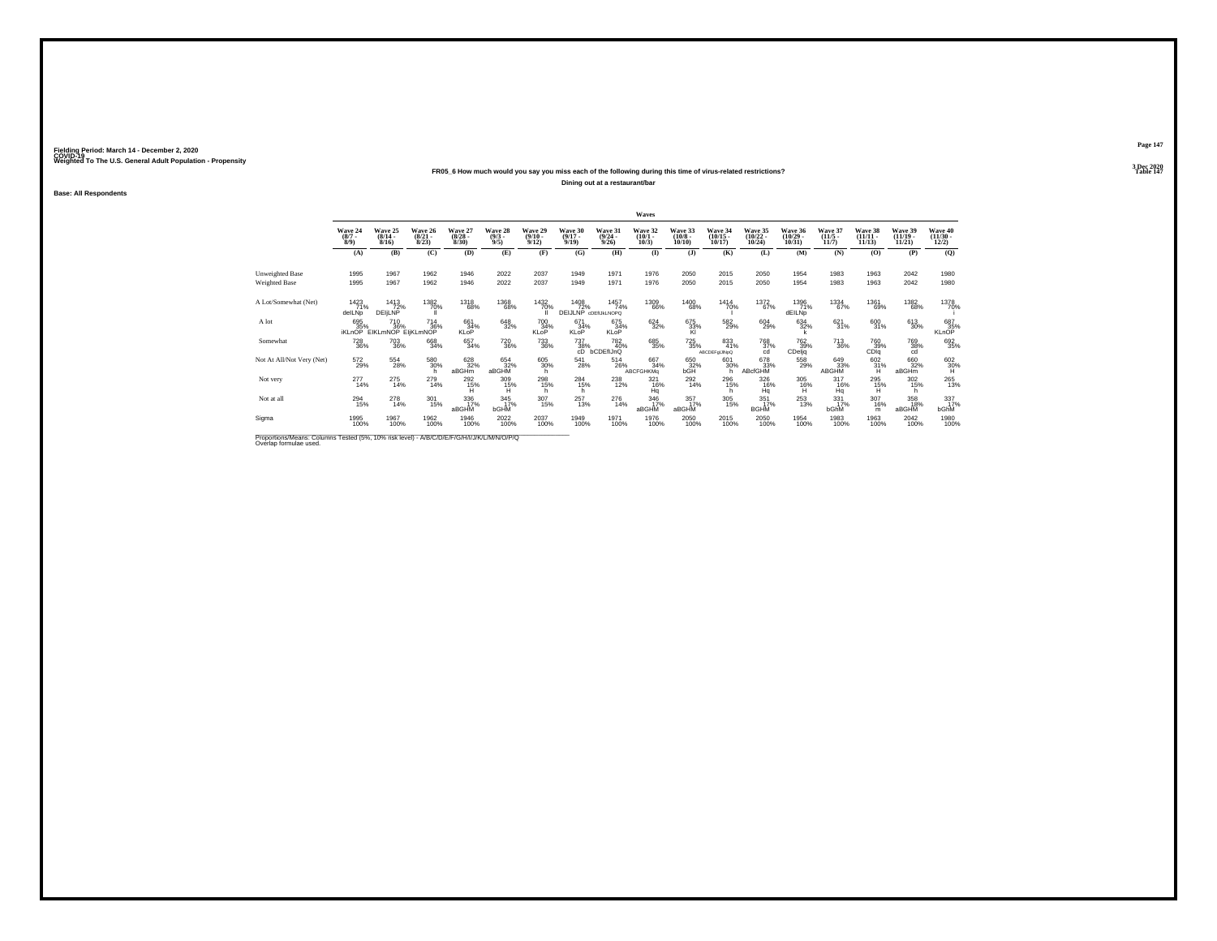Fielding Period: March 14 - December 2, 2020
COVID-19
Weighted To The U.S. General Adult Population - Propensity

3 Dec 2020
Table 147

**FR05_6 How much would you say you miss each of the following during this time of virus-related restrictions?**

**Dining out at a restaurant/bar**

Base: All Respondents

| | Waves | | | | | | | | | | | | | | | | |
|---|---|---|---|---|---|---|---|---|---|---|---|---|---|---|---|---|---|
| | Wave 24 (8/7 - 8/9) | Wave 25 (8/14 - 8/16) | Wave 26 (8/21 - 8/23) | Wave 27 (8/28 - 8/30) | Wave 28 (9/3 - 9/5) | Wave 29 (9/10 - 9/12) | Wave 30 (9/17 - 9/19) | Wave 31 (9/24 - 9/26) | Wave 32 (10/1 - 10/3) | Wave 33 (10/8 - 10/10) | Wave 34 (10/15 - 10/17) | Wave 35 (10/22 - 10/24) | Wave 36 (10/29 - 10/31) | Wave 37 (11/5 - 11/7) | Wave 38 (11/11 - 11/13) | Wave 39 (11/19 - 11/21) | Wave 40 (11/30 - 12/2) |
| | (A) | (B) | (C) | (D) | (E) | (F) | (G) | (H) | (I) | (J) | (K) | (L) | (M) | (N) | (O) | (P) | (Q) |
| Unweighted Base | 1995 | 1967 | 1962 | 1946 | 2022 | 2037 | 1949 | 1971 | 1976 | 2050 | 2015 | 2050 | 1954 | 1983 | 1963 | 2042 | 1980 |
| Weighted Base | 1995 | 1967 | 1962 | 1946 | 2022 | 2037 | 1949 | 1971 | 1976 | 2050 | 2015 | 2050 | 1954 | 1983 | 1963 | 2042 | 1980 |
| A Lot/Somewhat (Net) | 1423 71% deILNp | 1413 72% DEIjLNP | 1382 70% Il | 1318 68% | 1368 68% | 1432 70% Il | 1408 72% DEIJLNP | 1457 74% cDEfIJkLNOPQ | 1309 66% | 1400 68% | 1414 70% I | 1372 67% | 1396 71% dEILNp | 1334 67% | 1361 69% | 1382 68% | 1378 70% i |
| A lot | 695 35% iKLnOP | 710 36% EIKLmNOP | 714 36% EIjKLmNOP | 661 34% KLoP | 648 32% | 700 34% KLoP | 671 34% KLoP | 675 34% KLoP | 624 32% | 675 33% Kl | 582 29% | 604 29% | 634 32% k | 621 31% | 600 31% | 613 30% | 687 35% KLnOP |
| Somewhat | 728 36% | 703 36% | 668 34% | 657 34% | 720 36% | 733 36% | 737 38% cD | 782 40% bCDEfIJnQ | 685 35% | 725 35% | 833 41% ABCDEFgIJlNpQ | 768 37% cd | 762 39% CDeIjq | 713 36% | 760 39% CDIq | 769 38% cd | 692 35% |
| Not At All/Not Very (Net) | 572 29% | 554 28% | 580 30% h | 628 32% aBGHm | 654 32% aBGHM | 605 30% h | 541 28% | 514 26% | 667 34% ABCFGHKMq | 650 32% bGH | 601 30% h | 678 33% ABcfGHM | 558 29% | 649 33% ABGHM | 602 31% H | 660 32% aBGHm | 602 30% H |
| Not very | 277 14% | 275 14% | 279 14% | 292 15% H | 309 15% H | 298 15% h | 284 15% h | 238 12% | 321 16% Hq | 292 14% | 296 15% h | 326 16% Hq | 305 16% H | 317 16% Hq | 295 15% H | 302 15% h | 265 13% |
| Not at all | 294 15% | 278 14% | 301 15% | 336 17% aBGHM | 345 17% bGHM | 307 15% | 257 13% | 276 14% | 346 17% aBGHM | 357 17% aBGHM | 305 15% | 351 17% BGHM | 253 13% | 331 17% bGhM | 307 16% m | 358 18% aBGHM | 337 17% bGhM |
| Sigma | 1995 100% | 1967 100% | 1962 100% | 1946 100% | 2022 100% | 2037 100% | 1949 100% | 1971 100% | 1976 100% | 2050 100% | 2015 100% | 2050 100% | 1954 100% | 1983 100% | 1963 100% | 2042 100% | 1980 100% |

Proportions/Means: Columns Tested (5%, 10% risk level) - A/B/C/D/E/F/G/H/I/J/K/L/M/N/O/P/Q
Overlap formulae used.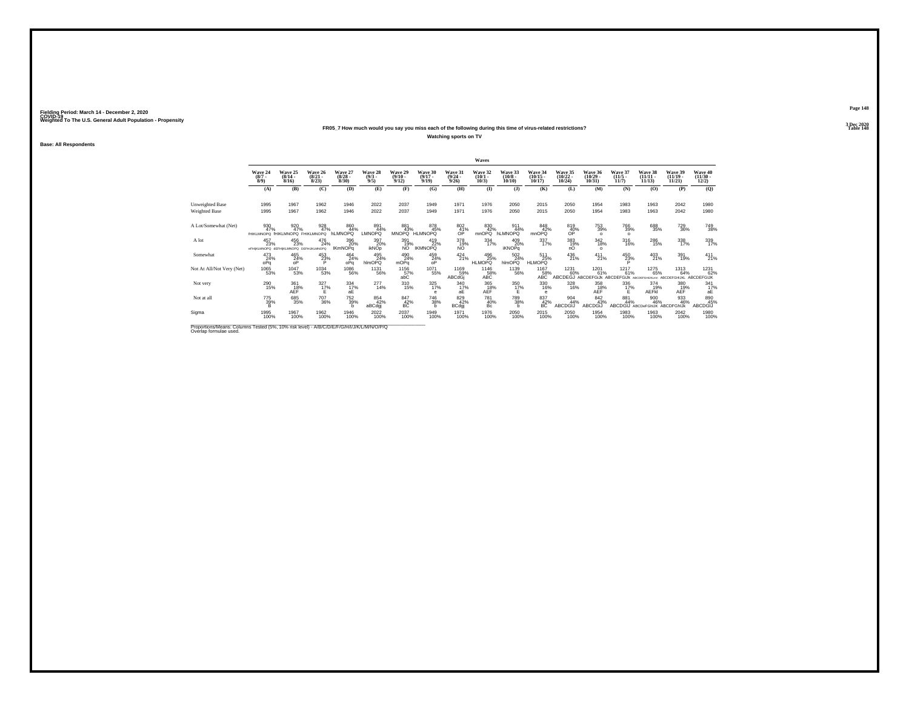Fielding Period: March 14 - December 2, 2020
COVID-19
Weighted To The U.S. General Adult Population - Propensity

3 Dec 2020
Table 148

FR05_7 How much would you say you miss each of the following during this time of virus-related restrictions?

Watching sports on TV

Base: All Respondents

| | Waves | | | | | | | | | | | | | | | | |
|---|---|---|---|---|---|---|---|---|---|---|---|---|---|---|---|---|---|
| | Wave 24 (8/7 - 8/9) | Wave 25 (8/14 - 8/16) | Wave 26 (8/21 - 8/23) | Wave 27 (8/28 - 8/30) | Wave 28 (9/3 - 9/5) | Wave 29 (9/10 - 9/12) | Wave 30 (9/17 - 9/19) | Wave 31 (9/24 - 9/26) | Wave 32 (10/1 - 10/3) | Wave 33 (10/8 - 10/10) | Wave 34 (10/15 - 10/17) | Wave 35 (10/22 - 10/24) | Wave 36 (10/29 - 10/31) | Wave 37 (11/5 - 11/7) | Wave 38 (11/11 - 11/13) | Wave 39 (11/19 - 11/21) | Wave 40 (11/30 - 12/2) |
| | (A) | (B) | (C) | (D) | (E) | (F) | (G) | (H) | (I) | (J) | (K) | (L) | (M) | (N) | (O) | (P) | (Q) |
| Unweighted Base | 1995 | 1967 | 1962 | 1946 | 2022 | 2037 | 1949 | 1971 | 1976 | 2050 | 2015 | 2050 | 1954 | 1983 | 1963 | 2042 | 1980 |
| Weighted Base | 1995 | 1967 | 1962 | 1946 | 2022 | 2037 | 1949 | 1971 | 1976 | 2050 | 2015 | 2050 | 1954 | 1983 | 1963 | 2042 | 1980 |
| A Lot/Somewhat (Net) | 930 47% fHIKLMNOPQ | 920 47% fHIKLMNOPQ | 928 47% FHIKLMNOPQ | 860 44% hLMNOPQ | 891 44% LMNOPQ | 881 43% MNOPQ | 878 45% HLMNOPQ | 802 41% OP | 830 42% mnOPQ | 911 44% hLMNOPQ | 848 42% mnOPQ | 819 40% OP | 753 39% o | 766 39% o | 688 35% | 729 36% | 749 38% |
| A lot | 457 23% eFHIjKLMNOPQ | 456 23% dEFHIjKLMNOPQ | 476 24% DEFHIJKLMNOPQ | 396 20% lKmNOPq | 397 20% ikNOp | 391 19% NO | 419 22% IKMNOPQ | 378 19% NO | 334 17% | 409 20% iKNOPq | 337 17% | 383 19% nO | 342 18% o | 316 16% | 286 15% | 338 17% | 339 17% |
| Somewhat | 473 24% oPq | 465 24% oP | 453 23% P | 464 24% oPq | 495 24% hlmOPQ | 490 24% mOPq | 459 24% oP | 424 21% | 496 25% HLMOPQ | 502 24% hlmOPQ | 511 25% HLMOPQ | 436 21% | 411 21% | 450 23% P | 403 21% | 391 19% | 411 21% |
| Not At All/Not Very (Net) | 1065 53% | 1047 53% | 1034 53% | 1086 56% | 1131 56% | 1156 57% abC | 1071 55% | 1169 59% ABCdGj | 1146 58% ABC | 1139 56% | 1167 58% ABC | 1231 60% ABCDEGJ | 1201 61% ABCDEFGJk | 1217 61% ABCDEFGJk | 1275 65% ABCDEFGHIJKLmn | 1313 64% ABCDEFGHIJKL | 1231 62% ABCDEFGIJK |
| Not very | 290 15% | 361 18% AEF | 327 17% E | 334 17% aE | 277 14% | 310 15% | 325 17% e | 340 17% aE | 365 18% AEF | 350 17% E | 330 16% e | 328 16% | 358 18% AEF | 336 17% E | 374 19% AEFkl | 380 19% AEF | 341 17% aE |
| Not at all | 775 39% B | 685 35% | 707 36% | 752 39% b | 854 42% aBCdgj | 847 42% BC | 746 38% b | 829 42% BCdgj | 781 40% Bc | 789 38% b | 837 42% BC | 904 44% ABCDGIJ | 842 43% ABCDGIJ | 881 44% ABCDGIJ | 900 46% ABCDeFGhIJK | 933 46% ABCDFGhIJK | 890 45% ABCDGIJ |
| Sigma | 1995 100% | 1967 100% | 1962 100% | 1946 100% | 2022 100% | 2037 100% | 1949 100% | 1971 100% | 1976 100% | 2050 100% | 2015 100% | 2050 100% | 1954 100% | 1983 100% | 1963 100% | 2042 100% | 1980 100% |

Proportions/Means: Columns Tested (5%, 10% risk level) - A/B/C/D/E/F/G/H/I/J/K/L/M/N/O/P/Q
Overlap formulae used.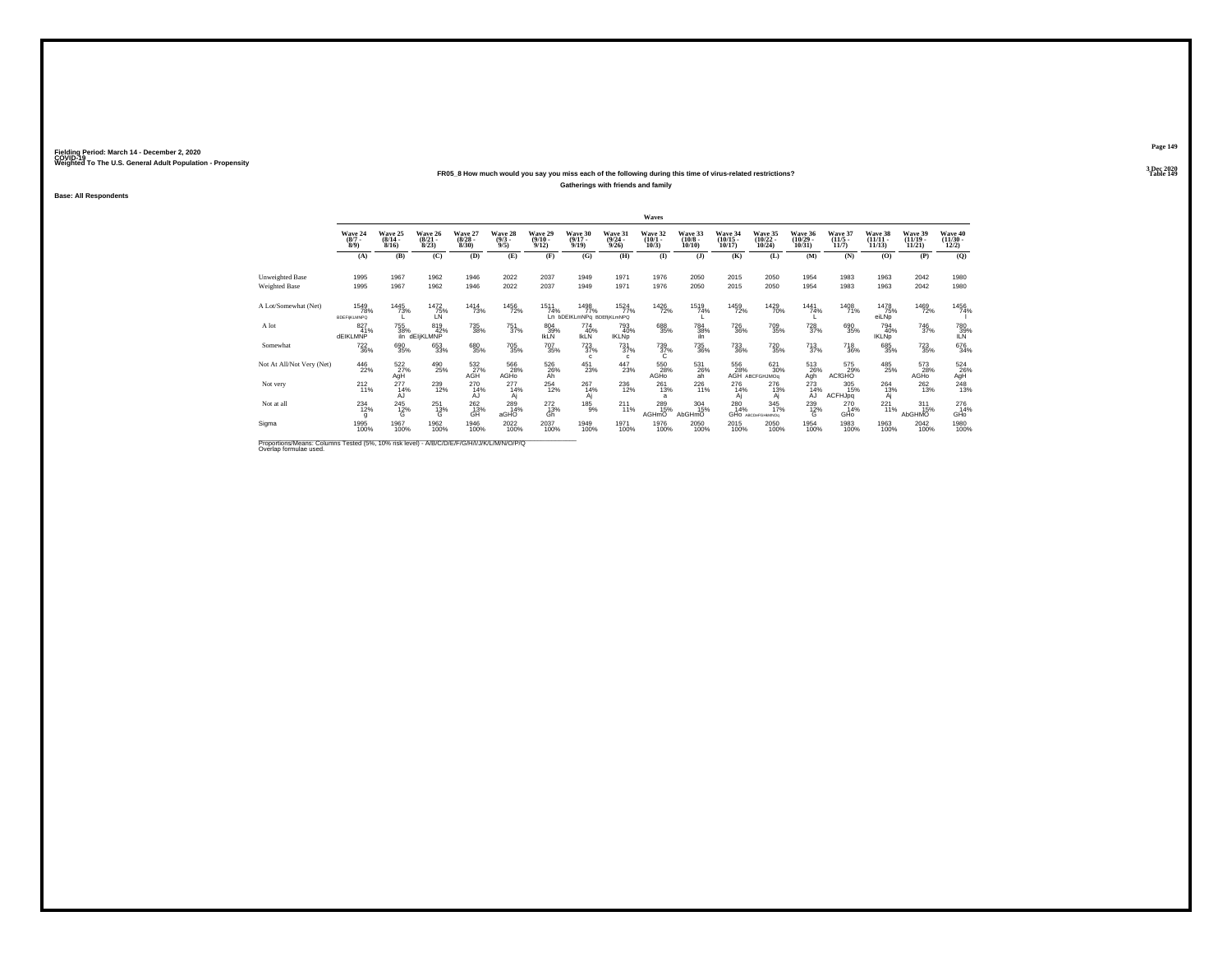Fielding Period: March 14 - December 2, 2020
COVID-19
Weighted To The U.S. General Adult Population - Propensity

3 Dec 2020
Table 149

### FR05_8 How much would you say you miss each of the following during this time of virus-related restrictions?

Gatherings with friends and family

Base: All Respondents

| | Waves | | | | | | | | | | | | | | | | |
|---|---|---|---|---|---|---|---|---|---|---|---|---|---|---|---|---|---|
| | Wave 24 (8/7 - 8/9) | Wave 25 (8/14 - 8/16) | Wave 26 (8/21 - 8/23) | Wave 27 (8/28 - 8/30) | Wave 28 (9/3 - 9/5) | Wave 29 (9/10 - 9/12) | Wave 30 (9/17 - 9/19) | Wave 31 (9/24 - 9/26) | Wave 32 (10/1 - 10/3) | Wave 33 (10/8 - 10/10) | Wave 34 (10/15 - 10/17) | Wave 35 (10/22 - 10/24) | Wave 36 (10/29 - 10/31) | Wave 37 (11/5 - 11/7) | Wave 38 (11/11 - 11/13) | Wave 39 (11/19 - 11/21) | Wave 40 (11/30 - 12/2) |
| | (A) | (B) | (C) | (D) | (E) | (F) | (G) | (H) | (I) | (J) | (K) | (L) | (M) | (N) | (O) | (P) | (Q) |
| Unweighted Base | 1995 | 1967 | 1962 | 1946 | 2022 | 2037 | 1949 | 1971 | 1976 | 2050 | 2015 | 2050 | 1954 | 1983 | 1963 | 2042 | 1980 |
| Weighted Base | 1995 | 1967 | 1962 | 1946 | 2022 | 2037 | 1949 | 1971 | 1976 | 2050 | 2015 | 2050 | 1954 | 1983 | 1963 | 2042 | 1980 |
| A Lot/Somewhat (Net) | 1549 78% BDEFIjKLMNPQ | 1445 73% L | 1472 75% LN | 1414 73% | 1456 72% | 1511 74% Ln | 1498 77% bDEIKLmNPq | 1524 77% BDEfIjKLmNPQ | 1426 72% | 1519 74% L | 1459 72% | 1429 70% | 1441 74% L | 1408 71% | 1478 75% eiLNp | 1469 72% | 1456 74% l |
| A lot | 827 41% dEIKLMNP | 755 38% iln | 819 42% dEIijKLMNP | 735 38% | 751 37% | 804 39% IkLN | 774 40% IkLN | 793 40% IKLNp | 688 35% | 784 38% iln | 726 36% | 709 35% | 728 37% | 690 35% | 794 40% IKLNp | 746 37% | 780 39% iLN |
| Somewhat | 722 36% | 690 35% | 653 33% | 680 35% | 705 35% | 707 35% | 723 37% c | 731 37% c | 739 37% C | 735 36% | 733 36% | 720 35% | 713 37% | 718 36% | 685 35% | 723 35% | 676 34% |
| Not At All/Not Very (Net) | 446 22% | 522 27% AgH | 490 25% | 532 27% AGH | 566 28% AGHo | 526 26% Ah | 451 23% | 447 23% | 550 28% AGHo | 531 26% ah | 556 28% AGH | 621 30% ABCFGHJMOq | 513 26% Agh | 575 29% ACfGHO | 485 25% | 573 28% AGHo | 524 26% AgH |
| Not very | 212 11% | 277 14% AJ | 239 12% | 270 14% AJ | 277 14% Aj | 254 12% | 267 14% Aj | 236 12% | 261 13% a | 226 11% | 276 14% Aj | 276 13% Aj | 273 14% AJ | 305 15% ACFHJpq | 264 13% Aj | 262 13% | 248 13% |
| Not at all | 234 12% g | 245 12% G | 251 13% G | 262 13% GH | 289 14% aGHO | 272 13% Gh | 185 9% | 211 11% | 289 15% AGHmO | 304 15% AbGHmO | 280 14% GHo | 345 17% ABCDeFGHiMNOq | 239 12% G | 270 14% GHo | 221 11% | 311 15% AbGHMO | 276 14% GHo |
| Sigma | 1995 100% | 1967 100% | 1962 100% | 1946 100% | 2022 100% | 2037 100% | 1949 100% | 1971 100% | 1976 100% | 2050 100% | 2015 100% | 2050 100% | 1954 100% | 1983 100% | 1963 100% | 2042 100% | 1980 100% |

Proportions/Means: Columns Tested (5%, 10% risk level) - A/B/C/D/E/F/G/H/I/J/K/L/M/N/O/P/Q
Overlap formulae used.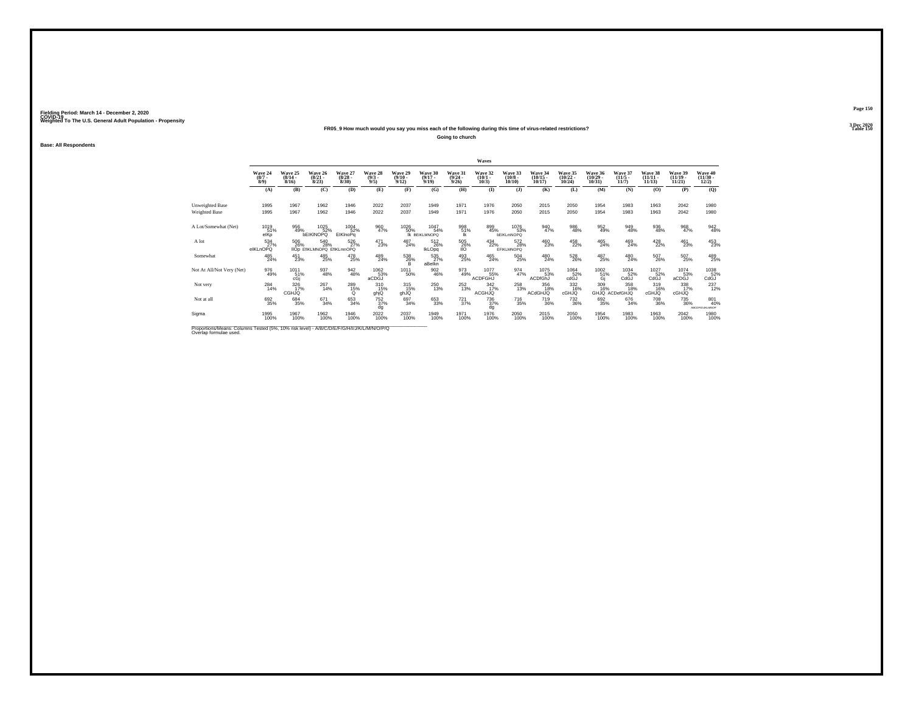Fielding Period: March 14 - December 2, 2020
COVID-19
Weighted To The U.S. General Adult Population - Propensity

3 Dec 2020
Table 150

### FR05_9 How much would you say you miss each of the following during this time of virus-related restrictions?

Going to church

Base: All Respondents

| | Waves | | | | | | | | | | | | | | | | |
|---|---|---|---|---|---|---|---|---|---|---|---|---|---|---|---|---|---|
| | Wave 24 (8/7 - 8/9) | Wave 25 (8/14 - 8/16) | Wave 26 (8/21 - 8/23) | Wave 27 (8/28 - 8/30) | Wave 28 (9/3 - 9/5) | Wave 29 (9/10 - 9/12) | Wave 30 (9/17 - 9/19) | Wave 31 (9/24 - 9/26) | Wave 32 (10/1 - 10/3) | Wave 33 (10/8 - 10/10) | Wave 34 (10/15 - 10/17) | Wave 35 (10/22 - 10/24) | Wave 36 (10/29 - 10/31) | Wave 37 (11/5 - 11/7) | Wave 38 (11/11 - 11/13) | Wave 39 (11/19 - 11/21) | Wave 40 (11/30 - 12/2) |
| | (A) | (B) | (C) | (D) | (E) | (F) | (G) | (H) | (I) | (J) | (K) | (L) | (M) | (N) | (O) | (P) | (Q) |
| Unweighted Base | 1995 | 1967 | 1962 | 1946 | 2022 | 2037 | 1949 | 1971 | 1976 | 2050 | 2015 | 2050 | 1954 | 1983 | 1963 | 2042 | 1980 |
| Weighted Base | 1995 | 1967 | 1962 | 1946 | 2022 | 2037 | 1949 | 1971 | 1976 | 2050 | 2015 | 2050 | 1954 | 1983 | 1963 | 2042 | 1980 |
| A Lot/Somewhat (Net) | 1019 51% elKp | 956 49% | 1025 52% bEIKlNOPQ | 1004 52% EIKlnoPq | 960 47% | 1026 50% Ik | 1047 54% BEIKLMNOPQ | 998 51% Ik | 899 45% | 1076 53% bEIKLmNOPQ | 940 47% | 986 48% | 952 49% | 949 48% | 936 48% | 968 47% | 942 48% |
| A lot | 534 27% elKLnOPQ | 506 26% llOp | 540 28% EIKLMNOPQ | 526 27% EIKLmnOPQ | 471 23% | 487 24% | 512 26% IkLOpq | 505 26% IlO | 434 22% | 572 28% EFIKLMNOPQ | 460 23% | 458 22% | 465 24% | 469 24% | 428 22% | 461 23% | 453 23% |
| Somewhat | 485 24% | 451 23% | 485 25% | 478 25% | 489 24% | 538 26% B | 535 27% aBelkn | 493 25% | 465 24% | 504 25% | 480 24% | 528 26% | 487 25% | 480 24% | 507 26% | 507 25% | 489 25% |
| Not At All/Not Very (Net) | 976 49% | 1011 51% cGj | 937 48% | 942 48% | 1062 53% aCDGJ | 1011 50% | 902 46% | 973 49% | 1077 55% ACDFGHJ | 974 47% | 1075 53% ACDfGhJ | 1064 52% cdGJ | 1002 51% Gj | 1034 52% CdGJ | 1027 52% CdGJ | 1074 53% aCDGJ | 1038 52% CdGJ |
| Not very | 284 14% | 326 17% CGHJQ | 267 14% | 289 15% Q | 310 15% ghjQ | 315 15% ghJQ | 250 13% | 252 13% | 342 17% ACGHJQ | 258 13% | 356 18% ACdGHJQ | 332 16% cGHJQ | 309 16% GHJQ | 358 18% ACDefGHJQ | 319 16% cGHJQ | 338 17% cGHJQ | 237 12% |
| Not at all | 692 35% | 684 35% | 671 34% | 653 34% | 752 37% dg | 697 34% | 653 33% | 721 37% | 736 37% dg | 716 35% | 719 36% | 732 36% | 692 35% | 676 34% | 708 36% | 735 36% | 801 40% ABCDFGHJKLMNOP |
| Sigma | 1995 100% | 1967 100% | 1962 100% | 1946 100% | 2022 100% | 2037 100% | 1949 100% | 1971 100% | 1976 100% | 2050 100% | 2015 100% | 2050 100% | 1954 100% | 1983 100% | 1963 100% | 2042 100% | 1980 100% |

Proportions/Means: Columns Tested (5%, 10% risk level) - A/B/C/D/E/F/G/H/I/J/K/L/M/N/O/P/Q
Overlap formulae used.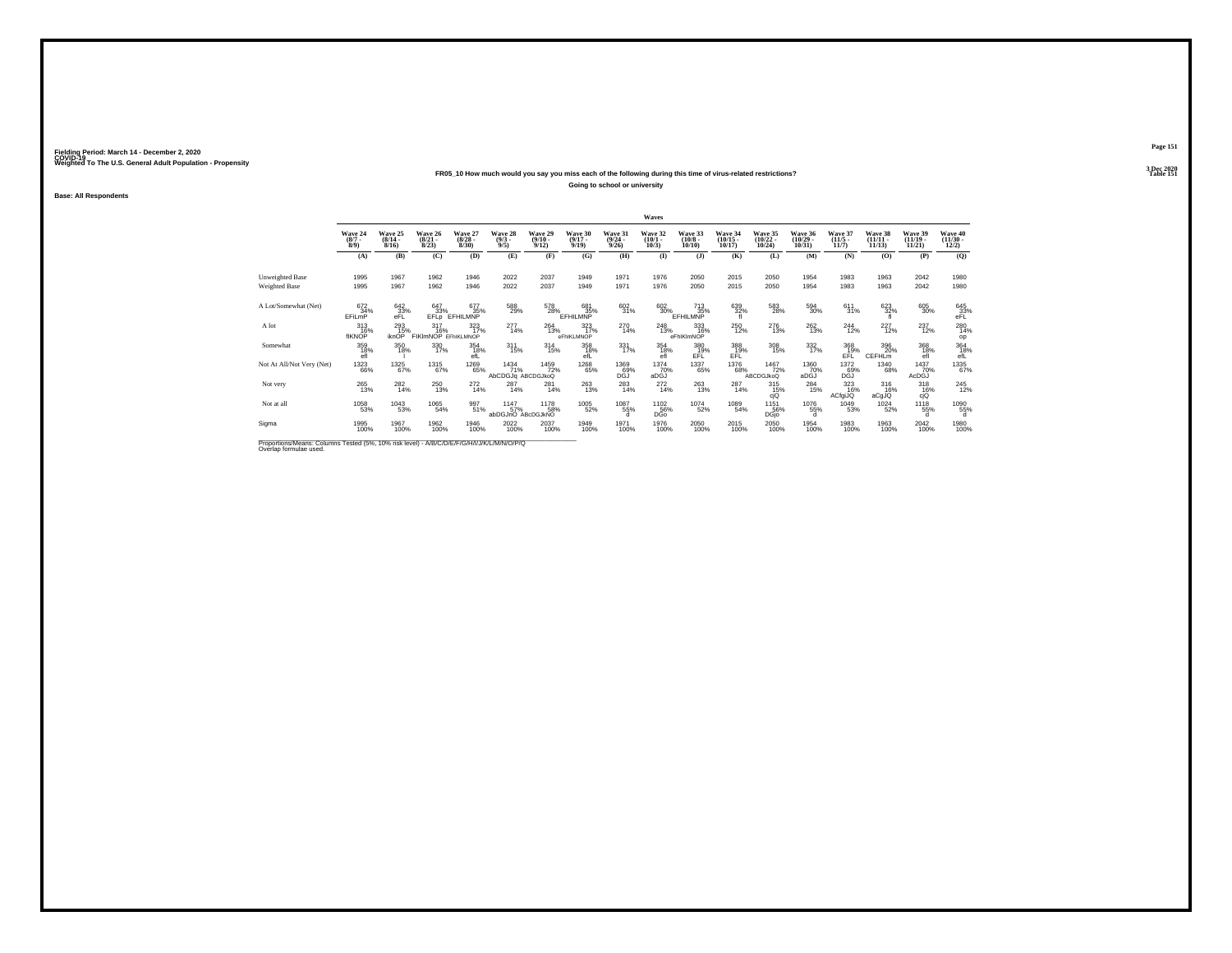Fielding Period: March 14 - December 2, 2020
COVID-19
Weighted To The U.S. General Adult Population - Propensity

3 Dec 2020
Table 151

**FR05_10 How much would you say you miss each of the following during this time of virus-related restrictions?**

**Going to school or university**

**Base: All Respondents**

| | Waves | | | | | | | | | | | | | | | | |
|---|---|---|---|---|---|---|---|---|---|---|---|---|---|---|---|---|---|
| | Wave 24 (8/7 - 8/9) | Wave 25 (8/14 - 8/16) | Wave 26 (8/21 - 8/23) | Wave 27 (8/28 - 8/30) | Wave 28 (9/3 - 9/5) | Wave 29 (9/10 - 9/12) | Wave 30 (9/17 - 9/19) | Wave 31 (9/24 - 9/26) | Wave 32 (10/1 - 10/3) | Wave 33 (10/8 - 10/10) | Wave 34 (10/15 - 10/17) | Wave 35 (10/22 - 10/24) | Wave 36 (10/29 - 10/31) | Wave 37 (11/5 - 11/7) | Wave 38 (11/11 - 11/13) | Wave 39 (11/19 - 11/21) | Wave 40 (11/30 - 12/2) |
| | (A) | (B) | (C) | (D) | (E) | (F) | (G) | (H) | (I) | (J) | (K) | (L) | (M) | (N) | (O) | (P) | (Q) |
| Unweighted Base | 1995 | 1967 | 1962 | 1946 | 2022 | 2037 | 1949 | 1971 | 1976 | 2050 | 2015 | 2050 | 1954 | 1983 | 1963 | 2042 | 1980 |
| Weighted Base | 1995 | 1967 | 1962 | 1946 | 2022 | 2037 | 1949 | 1971 | 1976 | 2050 | 2015 | 2050 | 1954 | 1983 | 1963 | 2042 | 1980 |
| A Lot/Somewhat (Net) | 672 34% EFiLmP | 642 33% eFL | 647 33% EFLp | 677 35% EFHILMNP | 588 29% | 578 28% | 681 35% EFHILMNP | 602 31% | 602 30% | 713 35% EFHILMNP | 639 32% fl | 583 28% | 594 30% | 611 31% | 623 32% fl | 605 30% | 645 33% eFL |
| A lot | 313 16% flKNOP | 293 15% iknOP | 317 16% FIKlmNOP | 323 17% EFhIKLMNOP | 277 14% | 264 13% | 323 17% eFhIKLMNOP | 270 14% | 248 13% | 333 16% eFhIKlmNOP | 250 12% | 276 13% | 262 13% | 244 12% | 227 12% | 237 12% | 280 14% op |
| Somewhat | 359 18% efl | 350 18% l | 330 17% | 354 18% efL | 311 15% | 314 15% | 358 18% efL | 331 17% | 354 18% efl | 380 19% EFL | 388 19% EFL | 308 15% | 332 17% | 368 19% EFL | 396 20% CEFHLm | 368 18% efl | 364 18% efL |
| Not At All/Not Very (Net) | 1323 66% | 1325 67% | 1315 67% | 1269 65% | 1434 71% AbCDGJq | 1459 72% ABCDGJkoQ | 1268 65% | 1369 69% DGJ | 1374 70% aDGJ | 1337 65% | 1376 68% | 1467 72% ABCDGJkoQ | 1360 70% aDGJ | 1372 69% DGJ | 1340 68% | 1437 70% AcDGJ | 1335 67% |
| Not very | 265 13% | 282 14% | 250 13% | 272 14% | 287 14% | 281 14% | 263 13% | 283 14% | 272 14% | 263 13% | 287 14% | 315 15% cjQ | 284 15% | 323 16% ACfgiJQ | 316 16% aCgJQ | 318 16% cjQ | 245 12% |
| Not at all | 1058 53% | 1043 53% | 1065 54% | 997 51% | 1147 57% abDGJnO | 1178 58% ABcDGJknO | 1005 52% | 1087 55% d | 1102 56% DGo | 1074 52% | 1089 54% | 1151 56% DGjo | 1076 55% d | 1049 53% | 1024 52% | 1118 55% d | 1090 55% d |
| Sigma | 1995 100% | 1967 100% | 1962 100% | 1946 100% | 2022 100% | 2037 100% | 1949 100% | 1971 100% | 1976 100% | 2050 100% | 2015 100% | 2050 100% | 1954 100% | 1983 100% | 1963 100% | 2042 100% | 1980 100% |

Proportions/Means: Columns Tested (5%, 10% risk level) - A/B/C/D/E/F/G/H/I/J/K/L/M/N/O/P/Q
Overlap formulae used.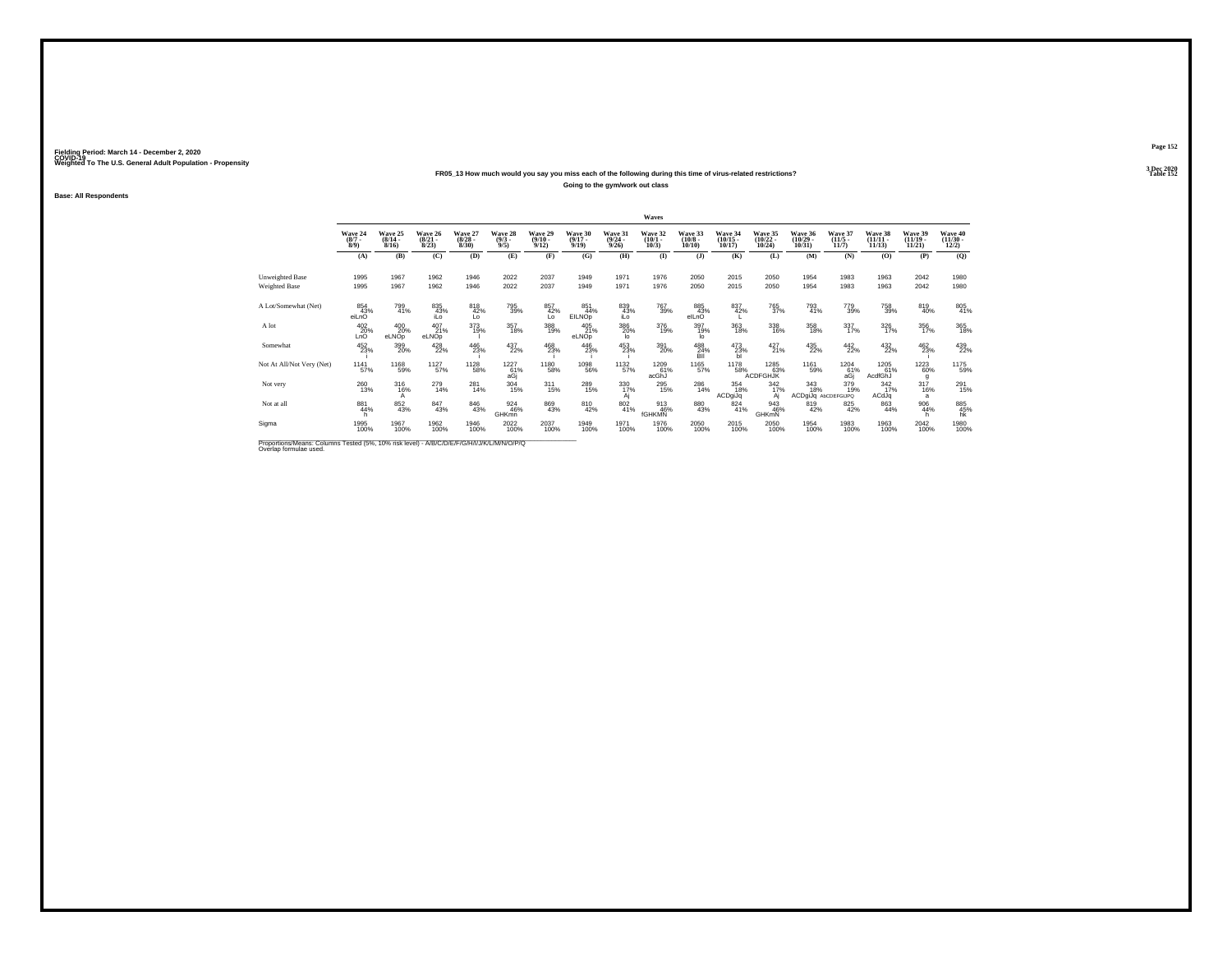Fielding Period: March 14 - December 2, 2020
COVID-19
Weighted To The U.S. General Adult Population - Propensity

3 Dec 2020
Table 152

**FR05_13 How much would you say you miss each of the following during this time of virus-related restrictions?**

**Going to the gym/work out class**

**Base: All Respondents**

| | Waves | | | | | | | | | | | | | | | | |
|---|---|---|---|---|---|---|---|---|---|---|---|---|---|---|---|---|---|
| | Wave 24 (8/7 - 8/9) | Wave 25 (8/14 - 8/16) | Wave 26 (8/21 - 8/23) | Wave 27 (8/28 - 8/30) | Wave 28 (9/3 - 9/5) | Wave 29 (9/10 - 9/12) | Wave 30 (9/17 - 9/19) | Wave 31 (9/24 - 9/26) | Wave 32 (10/1 - 10/3) | Wave 33 (10/8 - 10/10) | Wave 34 (10/15 - 10/17) | Wave 35 (10/22 - 10/24) | Wave 36 (10/29 - 10/31) | Wave 37 (11/5 - 11/7) | Wave 38 (11/11 - 11/13) | Wave 39 (11/19 - 11/21) | Wave 40 (11/30 - 12/2) |
| | (A) | (B) | (C) | (D) | (E) | (F) | (G) | (H) | (I) | (J) | (K) | (L) | (M) | (N) | (O) | (P) | (Q) |
| Unweighted Base | 1995 | 1967 | 1962 | 1946 | 2022 | 2037 | 1949 | 1971 | 1976 | 2050 | 2015 | 2050 | 1954 | 1983 | 1963 | 2042 | 1980 |
| Weighted Base | 1995 | 1967 | 1962 | 1946 | 2022 | 2037 | 1949 | 1971 | 1976 | 2050 | 2015 | 2050 | 1954 | 1983 | 1963 | 2042 | 1980 |
| A Lot/Somewhat (Net) | 854 43% eiLnO | 799 41% | 835 43% iLo | 818 42% Lo | 795 39% | 857 42% Lo | 851 44% EILNOp | 839 43% iLo | 767 39% | 885 43% eLnO | 837 42% L | 765 37% | 793 41% | 779 39% | 758 39% | 819 40% | 805 41% |
| A lot | 402 20% LnO | 400 20% eLNOp | 407 21% eLNOp | 373 19% l | 357 18% | 388 19% | 405 21% eLNOp | 386 20% lo | 376 19% | 397 19% lo | 363 18% | 338 16% | 358 18% | 337 17% | 326 17% | 356 17% | 365 18% |
| Somewhat | 452 23% i | 399 20% | 428 22% | 446 23% i | 437 22% | 468 23% i | 446 23% i | 453 23% i | 391 20% | 488 24% BIl | 473 23% bI | 427 21% | 435 22% | 442 22% | 432 22% | 462 23% i | 439 22% |
| Not At All/Not Very (Net) | 1141 57% | 1168 59% | 1127 57% | 1128 58% | 1227 61% aGj | 1180 58% | 1098 56% | 1132 57% | 1209 61% acGhJ | 1165 57% | 1178 58% | 1285 63% ACDFGHJK | 1161 59% | 1204 61% aGj | 1205 61% AcdfGhJ | 1223 60% g | 1175 59% |
| Not very | 260 13% | 316 16% A | 279 14% | 281 14% | 304 15% | 311 15% | 289 15% | 330 17% Aj | 295 15% | 286 14% | 354 18% ACDgiJq | 342 17% Aj | 343 18% ACDgiJq | 379 19% ABCDEFGIJPQ | 342 17% ACdJq | 317 16% a | 291 15% |
| Not at all | 881 44% h | 852 43% | 847 43% | 846 43% | 924 46% GHKmn | 869 43% | 810 42% | 802 41% | 913 46% fGHKMN | 880 43% | 824 41% | 943 46% GHKmN | 819 42% | 825 42% | 863 44% | 906 44% h | 885 45% hk |
| Sigma | 1995 100% | 1967 100% | 1962 100% | 1946 100% | 2022 100% | 2037 100% | 1949 100% | 1971 100% | 1976 100% | 2050 100% | 2015 100% | 2050 100% | 1954 100% | 1983 100% | 1963 100% | 2042 100% | 1980 100% |

Proportions/Means: Columns Tested (5%, 10% risk level) - A/B/C/D/E/F/G/H/I/J/K/L/M/N/O/P/Q
Overlap formulae used.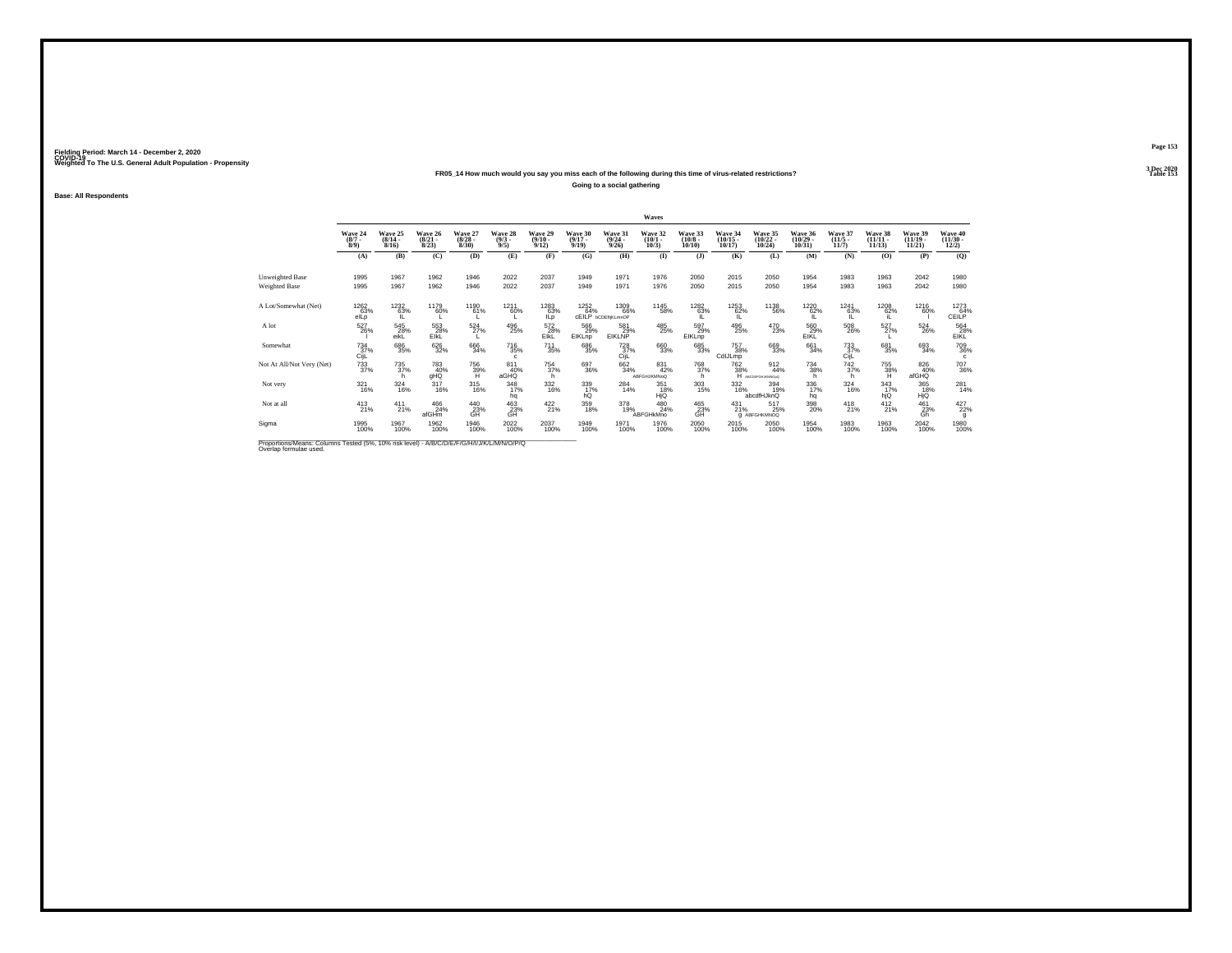Fielding Period: March 14 - December 2, 2020
COVID-19
Weighted To The U.S. General Adult Population - Propensity

3 Dec 2020
Table 153

**FR05_14 How much would you say you miss each of the following during this time of virus-related restrictions?**

**Going to a social gathering**

**Base: All Respondents**

| | Waves | | | | | | | | | | | | | | | | |
|---|---|---|---|---|---|---|---|---|---|---|---|---|---|---|---|---|---|
| | Wave 24 (8/7 - 8/9) | Wave 25 (8/14 - 8/16) | Wave 26 (8/21 - 8/23) | Wave 27 (8/28 - 8/30) | Wave 28 (9/3 - 9/5) | Wave 29 (9/10 - 9/12) | Wave 30 (9/17 - 9/19) | Wave 31 (9/24 - 9/26) | Wave 32 (10/1 - 10/3) | Wave 33 (10/8 - 10/10) | Wave 34 (10/15 - 10/17) | Wave 35 (10/22 - 10/24) | Wave 36 (10/29 - 10/31) | Wave 37 (11/5 - 11/7) | Wave 38 (11/11 - 11/13) | Wave 39 (11/19 - 11/21) | Wave 40 (11/30 - 12/2) |
| | (A) | (B) | (C) | (D) | (E) | (F) | (G) | (H) | (I) | (J) | (K) | (L) | (M) | (N) | (O) | (P) | (Q) |
| Unweighted Base | 1995 | 1967 | 1962 | 1946 | 2022 | 2037 | 1949 | 1971 | 1976 | 2050 | 2015 | 2050 | 1954 | 1983 | 1963 | 2042 | 1980 |
| Weighted Base | 1995 | 1967 | 1962 | 1946 | 2022 | 2037 | 1949 | 1971 | 1976 | 2050 | 2015 | 2050 | 1954 | 1983 | 1963 | 2042 | 1980 |
| A Lot/Somewhat (Net) | 1262 63% eILp | 1232 63% IL | 1179 60% L | 1190 61% L | 1211 60% L | 1283 63% ILp | 1252 64% cEILP | 1309 66% bCDEfIjKLmnoP | 1145 58% | 1282 63% IL | 1253 62% IL | 1138 56% | 1220 62% IL | 1241 63% IL | 1208 62% IL | 1216 60% I | 1273 64% CEILP |
| A lot | 527 26% I | 545 28% eikL | 553 28% EIkL | 524 27% L | 496 25% | 572 28% EIkL | 566 29% EIKLnp | 581 29% EIKLNP | 485 25% | 597 29% EIKLnp | 496 25% | 470 23% | 560 29% EIKL | 508 26% | 527 27% L | 524 26% | 564 28% EIKL |
| Somewhat | 734 37% CijL | 686 35% | 626 32% | 666 34% | 716 35% c | 711 35% | 686 35% | 729 37% CijL | 660 33% | 685 33% | 757 38% CdIJLmp | 669 33% | 661 34% | 733 37% CijL | 681 35% | 693 34% | 709 36% c |
| Not At All/Not Very (Net) | 733 37% | 735 37% h | 783 40% gHQ | 756 39% H | 811 40% aGHQ | 754 37% h | 697 36% | 662 34% | 831 42% ABFGHJKMNoQ | 768 37% h | 762 38% H | 912 44% ABCDEFGHJKMNOpQ | 734 38% h | 742 37% h | 755 38% H | 826 40% afGHQ | 707 36% |
| Not very | 321 16% | 324 16% | 317 16% | 315 16% | 348 17% hq | 332 16% | 339 17% hQ | 284 14% | 351 18% HjQ | 303 15% | 332 16% | 394 19% abcdfHJknQ | 336 17% hq | 324 16% | 343 17% hjQ | 365 18% HjQ | 281 14% |
| Not at all | 413 21% | 411 21% | 466 24% afGHm | 440 23% GH | 463 23% GH | 422 21% | 359 18% | 378 19% | 480 24% ABFGHkMno | 465 23% GH | 431 21% g | 517 25% ABFGHKMNOQ | 398 20% | 418 21% | 412 21% | 461 23% Gh | 427 22% g |
| Sigma | 1995 100% | 1967 100% | 1962 100% | 1946 100% | 2022 100% | 2037 100% | 1949 100% | 1971 100% | 1976 100% | 2050 100% | 2015 100% | 2050 100% | 1954 100% | 1983 100% | 1963 100% | 2042 100% | 1980 100% |

Proportions/Means: Columns Tested (5%, 10% risk level) - A/B/C/D/E/F/G/H/I/J/K/L/M/N/O/P/Q
Overlap formulae used.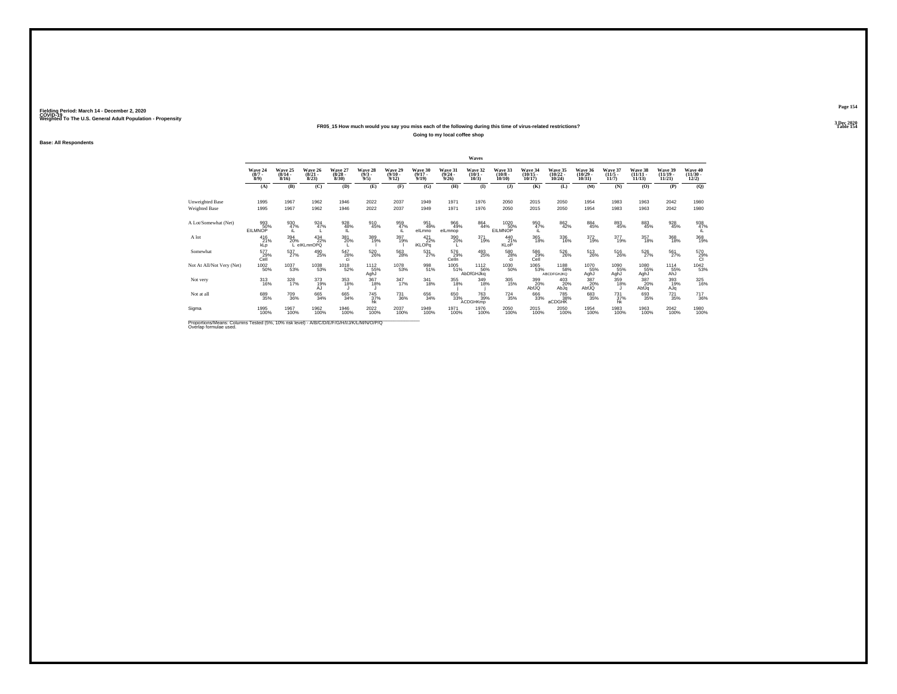Fielding Period: March 14 - December 2, 2020
COVID-19
Weighted To The U.S. General Adult Population - Propensity

3 Dec 2020
Table 154

**FR05_15 How much would you say you miss each of the following during this time of virus-related restrictions?**

**Going to my local coffee shop**

**Base: All Respondents**

| | Wave 24 (8/7 - 8/9) | Wave 25 (8/14 - 8/16) | Wave 26 (8/21 - 8/23) | Wave 27 (8/28 - 8/30) | Wave 28 (9/3 - 9/5) | Wave 29 (9/10 - 9/12) | Wave 30 (9/17 - 9/19) | Wave 31 (9/24 - 9/26) | Wave 32 (10/1 - 10/3) | Wave 33 (10/8 - 10/10) | Wave 34 (10/15 - 10/17) | Wave 35 (10/22 - 10/24) | Wave 36 (10/29 - 10/31) | Wave 37 (11/5 - 11/7) | Wave 38 (11/11 - 11/13) | Wave 39 (11/19 - 11/21) | Wave 40 (11/30 - 12/2) |
|---|---|---|---|---|---|---|---|---|---|---|---|---|---|---|---|---|---|
| | (A) | (B) | (C) | (D) | (E) | (F) | (G) | (H) | (I) | (J) | (K) | (L) | (M) | (N) | (O) | (P) | (Q) |
| Unweighted Base | 1995 | 1967 | 1962 | 1946 | 2022 | 2037 | 1949 | 1971 | 1976 | 2050 | 2015 | 2050 | 1954 | 1983 | 1963 | 2042 | 1980 |
| Weighted Base | 1995 | 1967 | 1962 | 1946 | 2022 | 2037 | 1949 | 1971 | 1976 | 2050 | 2015 | 2050 | 1954 | 1983 | 1963 | 2042 | 1980 |
| A Lot/Somewhat (Net) | 993 50% EILMNOP | 930 47% iL | 924 47% L | 928 48% IL | 910 45% | 959 47% iL | 951 49% eILmno | 966 49% eILmnop | 864 44% | 1020 50% EILMNOP | 950 47% iL | 862 42% | 884 45% | 893 45% | 883 45% | 928 45% | 938 47% iL |
| A lot | 416 21% kLp | 394 20% L | 434 22% eIKLmnOPQ | 381 20% L | 389 19% l | 397 19% l | 421 22% iKLOPq | 390 20% L | 371 19% | 440 21% KLoP | 365 18% | 336 16% | 372 19% | 377 19% | 357 18% | 368 18% | 368 19% |
| Somewhat | 577 29% CelI | 537 27% | 490 25% | 547 28% ci | 520 26% | 563 28% | 531 27% | 576 29% CelIn | 493 25% | 580 28% ci | 586 29% CelI | 526 26% | 513 26% | 516 26% | 526 27% | 561 27% | 570 29% CI |
| Not At All/Not Very (Net) | 1002 50% | 1037 53% | 1038 53% | 1018 52% | 1112 55% AghJ | 1078 53% | 998 51% | 1005 51% | 1112 56% AbDfGHJkq | 1030 50% | 1065 53% | 1188 58% ABCDFGHJKQ | 1070 55% AghJ | 1090 55% AghJ | 1080 55% AghJ | 1114 55% AhJ | 1042 53% |
| Not very | 313 16% | 328 17% | 373 19% AJ | 353 18% J | 367 18% J | 347 17% | 341 18% | 355 18% j | 349 18% j | 305 15% | 399 20% AbfJQ | 403 20% AbJq | 387 20% AbfJQ | 359 18% J | 387 20% AbfJq | 393 19% AJq | 325 16% |
| Not at all | 689 35% | 709 36% | 665 34% | 665 34% | 745 37% hk | 731 36% | 656 34% | 650 33% | 763 39% ACDGHKmp | 724 35% | 666 33% | 785 38% aCDGHK | 683 35% | 731 37% hk | 693 35% | 721 35% | 717 36% |
| Sigma | 1995 100% | 1967 100% | 1962 100% | 1946 100% | 2022 100% | 2037 100% | 1949 100% | 1971 100% | 1976 100% | 2050 100% | 2015 100% | 2050 100% | 1954 100% | 1983 100% | 1963 100% | 2042 100% | 1980 100% |

Proportions/Means: Columns Tested (5%, 10% risk level) - A/B/C/D/E/F/G/H/I/J/K/L/M/N/O/P/Q
Overlap formulae used.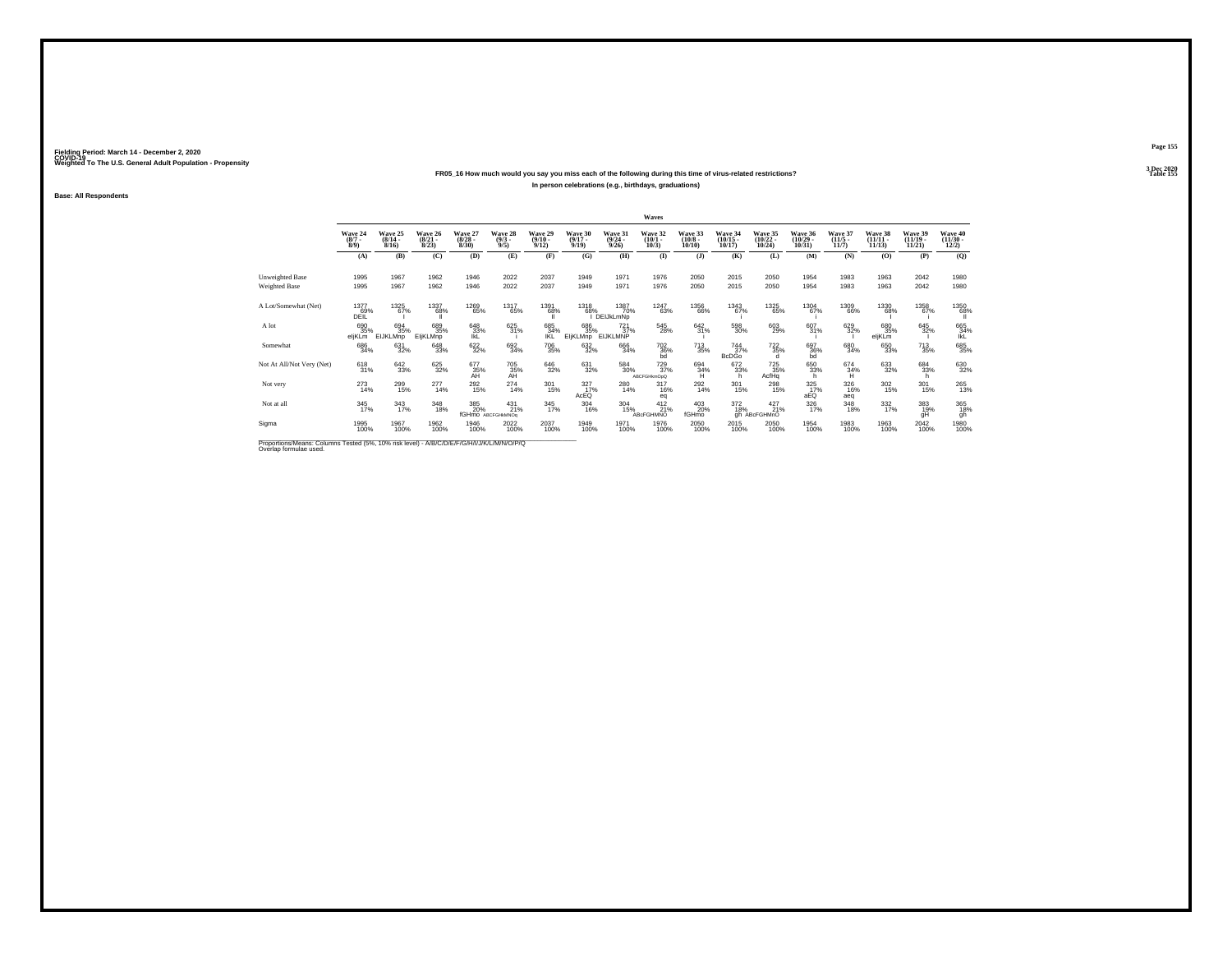Fielding Period: March 14 - December 2, 2020
COVID-19
Weighted To The U.S. General Adult Population - Propensity

**FR05_16 How much would you say you miss each of the following during this time of virus-related restrictions?**
**In person celebrations (e.g., birthdays, graduations)**

**Base: All Respondents**

| | Waves | | | | | | | | | | | | | | | | |
|---|---|---|---|---|---|---|---|---|---|---|---|---|---|---|---|---|---|
| | Wave 24 (8/7 - 8/9) | Wave 25 (8/14 - 8/16) | Wave 26 (8/21 - 8/23) | Wave 27 (8/28 - 8/30) | Wave 28 (9/3 - 9/5) | Wave 29 (9/10 - 9/12) | Wave 30 (9/17 - 9/19) | Wave 31 (9/24 - 9/26) | Wave 32 (10/1 - 10/3) | Wave 33 (10/8 - 10/10) | Wave 34 (10/15 - 10/17) | Wave 35 (10/22 - 10/24) | Wave 36 (10/29 - 10/31) | Wave 37 (11/5 - 11/7) | Wave 38 (11/11 - 11/13) | Wave 39 (11/19 - 11/21) | Wave 40 (11/30 - 12/2) |
| | (A) | (B) | (C) | (D) | (E) | (F) | (G) | (H) | (I) | (J) | (K) | (L) | (M) | (N) | (O) | (P) | (Q) |
| Unweighted Base | 1995 | 1967 | 1962 | 1946 | 2022 | 2037 | 1949 | 1971 | 1976 | 2050 | 2015 | 2050 | 1954 | 1983 | 1963 | 2042 | 1980 |
| Weighted Base | 1995 | 1967 | 1962 | 1946 | 2022 | 2037 | 1949 | 1971 | 1976 | 2050 | 2015 | 2050 | 1954 | 1983 | 1963 | 2042 | 1980 |
| A Lot/Somewhat (Net) | 1377 69% DEIL | 1325 67% I | 1337 68% Il | 1269 65% | 1317 65% | 1391 68% Il | 1318 68% I | 1387 70% DEIJkLmNp | 1247 63% | 1356 66% | 1343 67% i | 1325 65% | 1304 67% i | 1309 66% | 1330 68% I | 1358 67% i | 1350 68% Il |
| A lot | 690 35% eIjKLm | 694 35% EIJKLMnp | 689 35% EIjKLMnp | 648 33% IkL | 625 31% i | 685 34% IKL | 686 35% EIjKLMnp | 721 37% EIJKLMNP | 545 28% | 642 31% i | 598 30% | 603 29% | 607 31% i | 629 32% I | 680 35% eIjKLm | 645 32% I | 665 34% IkL |
| Somewhat | 686 34% | 631 32% | 648 33% | 622 32% | 692 34% | 706 35% | 632 32% | 666 34% | 702 36% bd | 713 35% | 744 37% BcDGo | 722 35% d | 697 36% bd | 680 34% | 650 33% | 713 35% | 685 35% |
| Not At All/Not Very (Net) | 618 31% | 642 33% | 625 32% | 677 35% AH | 705 35% AH | 646 32% | 631 32% | 584 30% | 729 37% ABCFGHmnOpQ | 694 34% H | 672 33% h | 725 35% AcfHq | 650 33% h | 674 34% H | 633 32% | 684 33% h | 630 32% |
| Not very | 273 14% | 299 15% | 277 14% | 292 15% | 274 14% | 301 15% | 327 17% AcEQ | 280 14% | 317 16% eq | 292 14% | 301 15% | 298 15% | 325 17% aEQ | 326 16% aeq | 302 15% | 301 15% | 265 13% |
| Not at all | 345 17% | 343 17% | 348 18% | 385 20% fGHmo | 431 21% ABCFGHMNOq | 345 17% | 304 16% | 304 15% | 412 21% ABcFGHMNO | 403 20% fGHmo | 372 18% gh | 427 21% ABcFGHMnO | 326 17% | 348 18% | 332 17% | 383 19% gH | 365 18% gh |
| Sigma | 1995 100% | 1967 100% | 1962 100% | 1946 100% | 2022 100% | 2037 100% | 1949 100% | 1971 100% | 1976 100% | 2050 100% | 2015 100% | 2050 100% | 1954 100% | 1983 100% | 1963 100% | 2042 100% | 1980 100% |

Proportions/Means: Columns Tested (5%, 10% risk level) - A/B/C/D/E/F/G/H/I/J/K/L/M/N/O/P/Q
Overlap formulae used.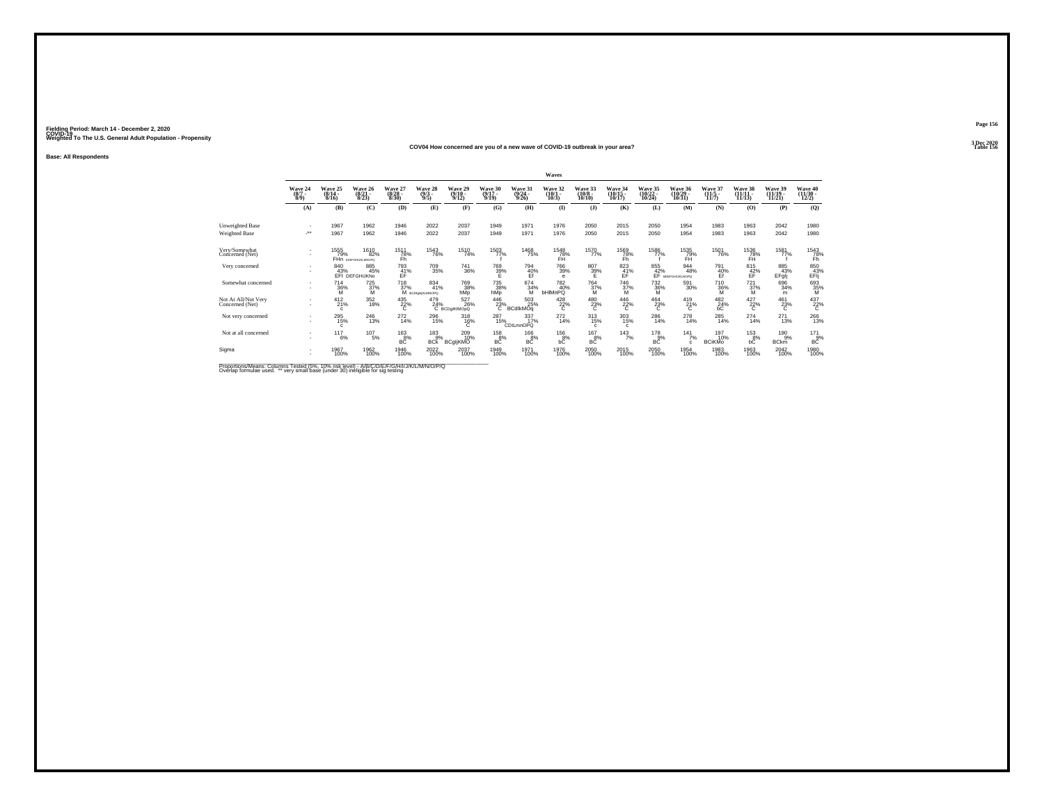Fielding Period: March 14 - December 2, 2020
COVID-19
Weighted To The U.S. General Adult Population - Propensity

3 Dec 2020
Table 156

COV04 How concerned are you of a new wave of COVID-19 outbreak in your area?

Base: All Respondents

| | Waves | | | | | | | | | | | | | | | | |
|---|---|---|---|---|---|---|---|---|---|---|---|---|---|---|---|---|---|
| | Wave 24 (8/7 - 8/9) | Wave 25 (8/14 - 8/16) | Wave 26 (8/21 - 8/23) | Wave 27 (8/28 - 8/30) | Wave 28 (9/3 - 9/5) | Wave 29 (9/10 - 9/12) | Wave 30 (9/17 - 9/19) | Wave 31 (9/24 - 9/26) | Wave 32 (10/1 - 10/3) | Wave 33 (10/8 - 10/10) | Wave 34 (10/15 - 10/17) | Wave 35 (10/22 - 10/24) | Wave 36 (10/29 - 10/31) | Wave 37 (11/5 - 11/7) | Wave 38 (11/11 - 11/13) | Wave 39 (11/19 - 11/21) | Wave 40 (11/30 - 12/2) |
| | (A) | (B) | (C) | (D) | (E) | (F) | (G) | (H) | (I) | (J) | (K) | (L) | (M) | (N) | (O) | (P) | (Q) |
| Unweighted Base | - | 1967 | 1962 | 1946 | 2022 | 2037 | 1949 | 1971 | 1976 | 2050 | 2015 | 2050 | 1954 | 1983 | 1963 | 2042 | 1980 |
| Weighted Base | -** | 1967 | 1962 | 1946 | 2022 | 2037 | 1949 | 1971 | 1976 | 2050 | 2015 | 2050 | 1954 | 1983 | 1963 | 2042 | 1980 |
| Very/Somewhat Concerned (Net) | - | 1555 | 1610 | 1511 | 1543 | 1510 | 1503 | 1468 | 1548 | 1570 | 1569 | 1586 | 1535 | 1501 | 1536 | 1581 | 1543 |
| | - | 79% | 82% | 78% | 76% | 74% | 77% | 75% | 78% | 77% | 78% | 77% | 79% | 76% | 78% | 77% | 78% |
| | | FHn | bDEFGHIJKLMNOPQ | Fh | | | f | | FH | | Fh | f | FH | | FH | f | Fh |
| Very concerned | - | 840 | 885 | 793 | 709 | 741 | 769 | 794 | 766 | 807 | 823 | 855 | 944 | 791 | 815 | 885 | 850 |
| | - | 43% | 45% | 41% | 35% | 36% | 39% | 40% | 39% | 39% | 41% | 42% | 48% | 40% | 42% | 43% | 43% |
| | | EFI | DEFGHIJKNo | EF | | | E | Ef | e | E | EF | EF | BDEFGHIJKLNOPQ | Ef | EF | EFgIj | EFIj |
| Somewhat concerned | - | 714 | 725 | 718 | 834 | 769 | 735 | 674 | 782 | 764 | 746 | 732 | 591 | 710 | 721 | 696 | 693 |
| | - | 36% | 37% | 37% | 41% | 38% | 38% | 34% | 40% | 37% | 37% | 36% | 30% | 36% | 37% | 34% | 35% |
| | | M | M | M | BCDfgHJKLMNOPQ | hMp | hMp | M | bHlMnPQ | M | M | M | | M | M | m | M |
| Not At All/Not Very Concerned (Net) | - | 412 | 352 | 435 | 479 | 527 | 446 | 503 | 428 | 480 | 446 | 464 | 419 | 482 | 427 | 461 | 437 |
| | - | 21% | 18% | 22% | 24% | 26% | 23% | 25% | 22% | 23% | 22% | 23% | 21% | 24% | 22% | 23% | 22% |
| | | c | | C | C | BCDgIKMOpQ | C | BCdIkMOq | C | C | C | C | C | bC | C | C | C |
| Not very concerned | - | 295 | 246 | 272 | 296 | 318 | 287 | 337 | 272 | 313 | 303 | 286 | 278 | 285 | 274 | 271 | 266 |
| | - | 15% | 13% | 14% | 15% | 16% | 15% | 17% | 14% | 15% | 15% | 14% | 14% | 14% | 14% | 13% | 13% |
| | | c | | | | C | | CDILmnOPQ | | c | c | | | | | | |
| Not at all concerned | - | 117 | 107 | 163 | 183 | 209 | 158 | 166 | 156 | 167 | 143 | 178 | 141 | 197 | 153 | 190 | 171 |
| | - | 6% | 5% | 8% | 9% | 10% | 8% | 8% | 8% | 8% | 7% | 9% | 7% | 10% | 8% | 9% | 9% |
| | | | | BC | BCk | BCgIjKMO | BC | BC | bC | BC | | BC | c | BCIKMo | bC | BCkm | BC |
| Sigma | - | 1967 | 1962 | 1946 | 2022 | 2037 | 1949 | 1971 | 1976 | 2050 | 2015 | 2050 | 1954 | 1983 | 1963 | 2042 | 1980 |
| | - | 100% | 100% | 100% | 100% | 100% | 100% | 100% | 100% | 100% | 100% | 100% | 100% | 100% | 100% | 100% | 100% |

Proportions/Means: Columns Tested (5%, 10% risk level) - A/B/C/D/E/F/G/H/I/J/K/L/M/N/O/P/Q
Overlap formulae used. ** very small base (under 30) ineligible for sig testing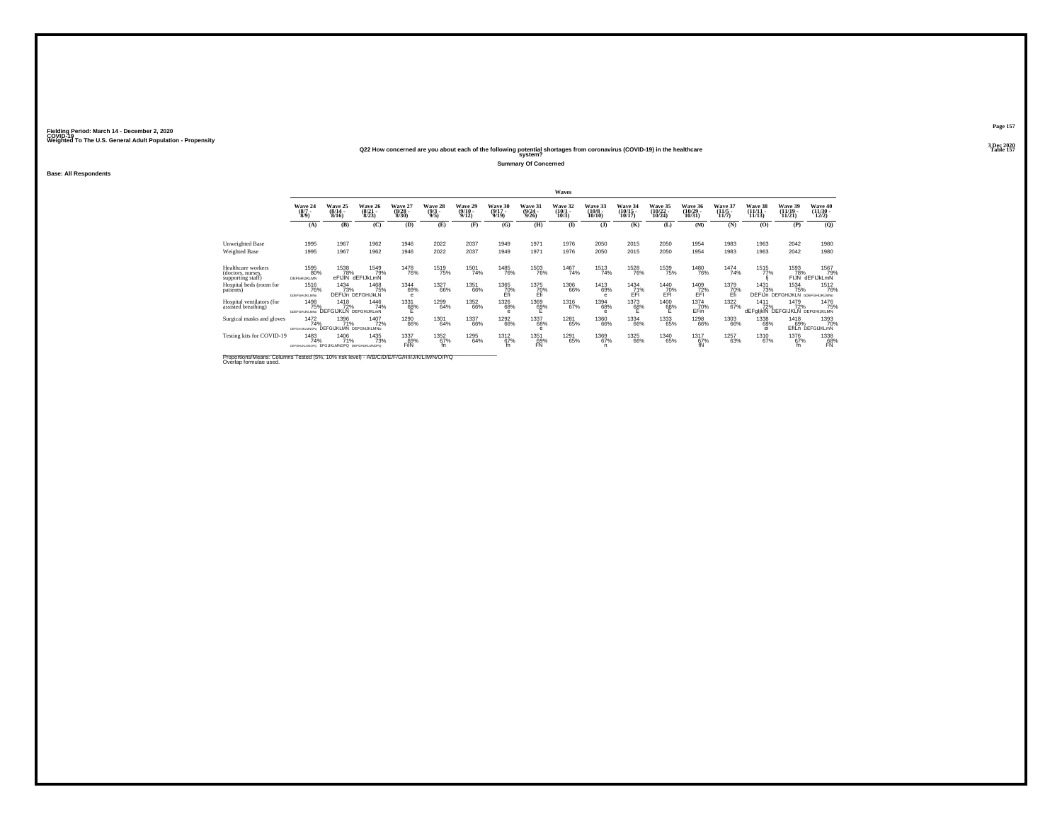Fielding Period: March 14 - December 2, 2020
COVID-19
Weighted To The U.S. General Adult Population - Propensity

3 Dec 2020
Table 157

Q22 How concerned are you about each of the following potential shortages from coronavirus (COVID-19) in the healthcare system?

Summary Of Concerned

Base: All Respondents

| | Waves | | | | | | | | | | | | | | | | |
|---|---|---|---|---|---|---|---|---|---|---|---|---|---|---|---|---|---|
| | Wave 24 (8/7 - 8/9) | Wave 25 (8/14 - 8/16) | Wave 26 (8/21 - 8/23) | Wave 27 (8/28 - 8/30) | Wave 28 (9/3 - 9/5) | Wave 29 (9/10 - 9/12) | Wave 30 (9/17 - 9/19) | Wave 31 (9/24 - 9/26) | Wave 32 (10/1 - 10/3) | Wave 33 (10/8 - 10/10) | Wave 34 (10/15 - 10/17) | Wave 35 (10/22 - 10/24) | Wave 36 (10/29 - 10/31) | Wave 37 (11/5 - 11/7) | Wave 38 (11/11 - 11/15) | Wave 39 (11/19 - 11/21) | Wave 40 (11/30 - 12/2) |
| | (A) | (B) | (C) | (D) | (E) | (F) | (G) | (H) | (I) | (J) | (K) | (L) | (M) | (N) | (O) | (P) | (Q) |
| Unweighted Base | 1995 | 1967 | 1962 | 1946 | 2022 | 2037 | 1949 | 1971 | 1976 | 2050 | 2015 | 2050 | 1954 | 1983 | 1963 | 2042 | 1980 |
| Weighted Base | 1995 | 1967 | 1962 | 1946 | 2022 | 2037 | 1949 | 1971 | 1976 | 2050 | 2015 | 2050 | 1954 | 1983 | 1963 | 2042 | 1980 |
| Healthcare workers (doctors, nurses, supporting staff) | 1595<br>80%<br>DEFGHIJKLMN | 1538<br>78%<br>eFIJlN | 1549<br>79%<br>dEFIJkLmN | 1478<br>76% | 1519<br>75% | 1501<br>74% | 1485<br>76% | 1503<br>76% | 1467<br>74% | 1513<br>74% | 1528<br>76% | 1539<br>75% | 1480<br>76% | 1474<br>74% | 1515<br>77%<br>fj | 1593<br>78%<br>FIJN | 1567<br>79%<br>dEFIJkLmN |
| Hospital beds (room for patients) | 1516<br>76%<br>DEFGHIJKLMNo | 1434<br>73%<br>DEFIJn | 1468<br>75%<br>DEFGHIJkLN | 1344<br>69%<br>e | 1327<br>66% | 1351<br>66% | 1365<br>70%<br>Efi | 1375<br>70%<br>Efi | 1306<br>66% | 1413<br>69%<br>e | 1434<br>71%<br>EFI | 1440<br>70%<br>EFI | 1409<br>72%<br>EFI | 1379<br>70%<br>Efi | 1431<br>73%<br>DEFIJn | 1534<br>75%<br>DEFGHIJKLN | 1512<br>76%<br>bDEFGHIJKLMNo |
| Hospital ventilators (for assisted breathing) | 1498<br>75%<br>bDEFGHIJKLMNo | 1418<br>72%<br>DEFGIJKLN | 1446<br>74%<br>DEFGHIJKLmN | 1331<br>68%<br>E | 1299<br>64% | 1352<br>66% | 1326<br>68%<br>e | 1369<br>69%<br>E | 1316<br>67% | 1394<br>68%<br>e | 1373<br>68%<br>E | 1400<br>68%<br>E | 1374<br>70%<br>EFin | 1322<br>67% | 1411<br>72%<br>dEFgIjklN | 1479<br>72%<br>DEFGIJKLN | 1476<br>75%<br>DEFGHIJKLMN |
| Surgical masks and gloves | 1472<br>74%<br>DEFGHIJKLMNOPq | 1396<br>71%<br>DEFGIJKLMN | 1407<br>72%<br>DEFGHIJKLMNo | 1290<br>66% | 1301<br>64% | 1337<br>66% | 1292<br>66% | 1337<br>68%<br>e | 1281<br>65% | 1360<br>66% | 1334<br>66% | 1333<br>65% | 1298<br>66% | 1303<br>66% | 1338<br>68%<br>ei | 1418<br>69%<br>EfILn | 1393<br>70%<br>DEFGIJKLmN |
| Testing kits for COVID-19 | 1483<br>74%<br>DEFGHIJKLMNOPQ | 1406<br>71%<br>EFGIJKLMNOPQ | 1435<br>73%<br>DEFGHIJKLMNOPQ | 1337<br>69%<br>FilN | 1352<br>67%<br>fn | 1295<br>64% | 1312<br>67%<br>fn | 1351<br>69%<br>FN | 1291<br>65% | 1369<br>67%<br>n | 1325<br>66% | 1340<br>65% | 1317<br>67%<br>fN | 1257<br>63% | 1310<br>67% | 1376<br>67%<br>fn | 1338<br>68%<br>FN |

Proportions/Means: Columns Tested (5%, 10% risk level) - A/B/C/D/E/F/G/H/I/J/K/L/M/N/O/P/Q
Overlap formulae used.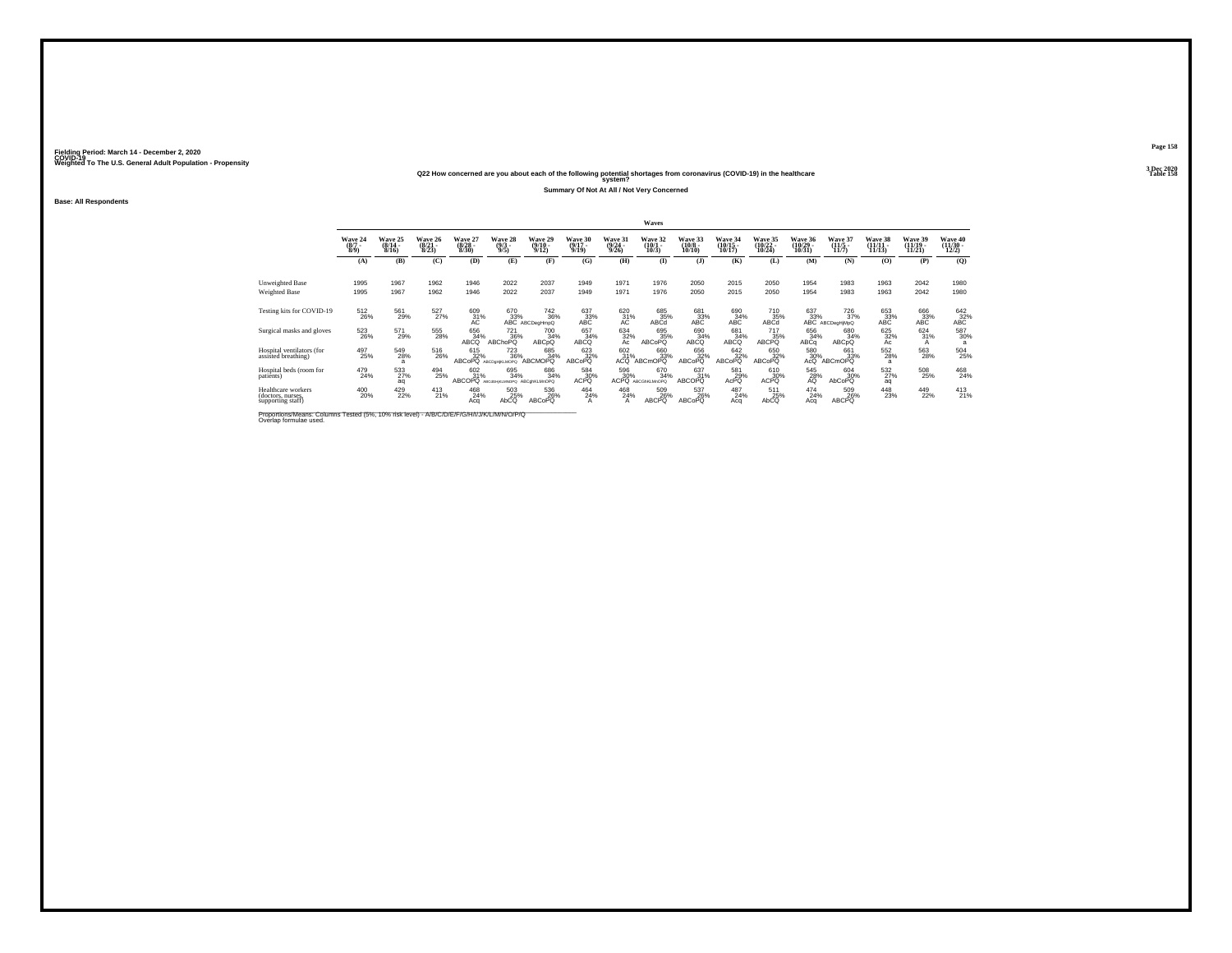Fielding Period: March 14 - December 2, 2020
COVID-19
Weighted To The U.S. General Adult Population - Propensity

3 Dec 2020
Table 158

### Q22 How concerned are you about each of the following potential shortages from coronavirus (COVID-19) in the healthcare system?

**Summary Of Not At All / Not Very Concerned**

**Base: All Respondents**

| | Wave 24 (8/7 - 8/9) | Wave 25 (8/14 - 8/16) | Wave 26 (8/21 - 8/23) | Wave 27 (8/28 - 8/30) | Wave 28 (9/3 - 9/5) | Wave 29 (9/10 - 9/12) | Wave 30 (9/17 - 9/19) | Wave 31 (9/24 - 9/26) | Wave 32 (10/1 - 10/3) | Wave 33 (10/8 - 10/10) | Wave 34 (10/15 - 10/17) | Wave 35 (10/22 - 10/24) | Wave 36 (10/29 - 10/31) | Wave 37 (11/5 - 11/7) | Wave 38 (11/11 - 11/15) | Wave 39 (11/19 - 11/21) | Wave 40 (11/30 - 12/2) |
|---|---|---|---|---|---|---|---|---|---|---|---|---|---|---|---|---|---|
| | (A) | (B) | (C) | (D) | (E) | (F) | (G) | (H) | (I) | (J) | (K) | (L) | (M) | (N) | (O) | (P) | (Q) |
| Unweighted Base | 1995 | 1967 | 1962 | 1946 | 2022 | 2037 | 1949 | 1971 | 1976 | 2050 | 2015 | 2050 | 1954 | 1983 | 1963 | 2042 | 1980 |
| Weighted Base | 1995 | 1967 | 1962 | 1946 | 2022 | 2037 | 1949 | 1971 | 1976 | 2050 | 2015 | 2050 | 1954 | 1983 | 1963 | 2042 | 1980 |
| Testing kits for COVID-19 | 512 | 561 | 527 | 609 | 670 | 742 | 637 | 620 | 685 | 681 | 690 | 710 | 637 | 726 | 653 | 666 | 642 |
| | 26% | 29% | 27% | 31% | 33% | 36% | 33% | 31% | 35% | 33% | 34% | 35% | 33% | 37% | 33% | 33% | 32% |
| | | | | AC | ABC | ABCDegHmpQ | ABC | AC | ABCd | ABC | ABC | ABCd | ABC | ABCDegHjMpQ | ABC | ABC | ABC |
| Surgical masks and gloves | 523 | 571 | 555 | 656 | 721 | 700 | 657 | 634 | 695 | 690 | 681 | 717 | 656 | 680 | 625 | 624 | 587 |
| | 26% | 29% | 28% | 34% | 36% | 34% | 34% | 32% | 35% | 34% | 34% | 35% | 34% | 34% | 32% | 31% | 30% |
| | | | | ABCQ | ABChoPQ | ABCpQ | ABCQ | Ac | ABCoPQ | ABCQ | ABCQ | ABCPQ | ABCq | ABCpQ | Ac | A | a |
| Hospital ventilators (for assisted breathing) | 497 | 549 | 516 | 615 | 723 | 685 | 623 | 602 | 660 | 656 | 642 | 650 | 580 | 661 | 552 | 563 | 504 |
| | 25% | 28% | 26% | 32% | 36% | 34% | 32% | 31% | 33% | 32% | 32% | 32% | 30% | 33% | 28% | 28% | 25% |
| | | a | | ABCoPQ | ABCDgHjKLMOPQ | ABCMOPQ | ABCoPQ | ACQ | ABCmOPQ | ABCoPQ | ABCoPQ | ABCoPQ | AcQ | ABCmOPQ | a | | |
| Hospital beds (room for patients) | 479 | 533 | 494 | 602 | 695 | 686 | 584 | 596 | 670 | 637 | 581 | 610 | 545 | 604 | 532 | 508 | 468 |
| | 24% | 27% | 25% | 31% | 34% | 34% | 30% | 30% | 34% | 31% | 29% | 30% | 28% | 30% | 27% | 25% | 24% |
| | | aq | | ABCOPQ | ABCdGHjKLMNOPQ | ABCgHKLMnOPQ | ACPQ | ACPQ | ABCGhKLMnOPQ | ABCOPQ | AcPQ | ACPQ | AQ | AbCoPQ | aq | | |
| Healthcare workers (doctors, nurses, supporting staff) | 400 | 429 | 413 | 468 | 503 | 536 | 464 | 468 | 509 | 537 | 487 | 511 | 474 | 509 | 448 | 449 | 413 |
| | 20% | 22% | 21% | 24% | 25% | 26% | 24% | 24% | 26% | 26% | 24% | 25% | 24% | 26% | 23% | 22% | 21% |
| | | | | Acq | AbCQ | ABCoPQ | A | A | ABCPQ | ABCoPQ | Acq | AbCQ | Acq | ABCPQ | | | |

Proportions/Means: Columns Tested (5%, 10% risk level) - A/B/C/D/E/F/G/H/I/J/K/L/M/N/O/P/Q
Overlap formulae used.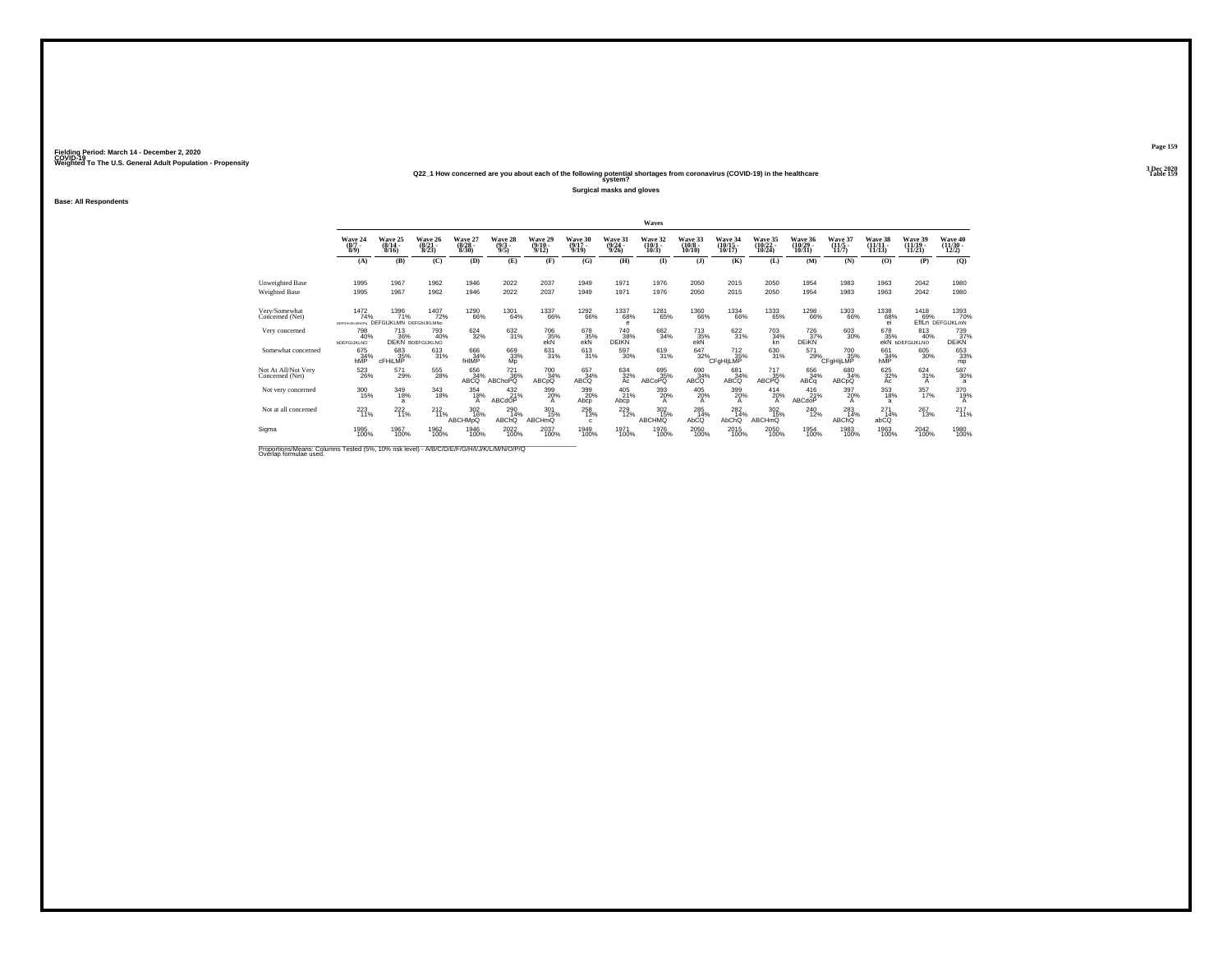Fielding Period: March 14 - December 2, 2020
COVID-19
Weighted To The U.S. General Adult Population - Propensity

3 Dec 2020
Table 159

## Q22_1 How concerned are you about each of the following potential shortages from coronavirus (COVID-19) in the healthcare system?

### Surgical masks and gloves

Base: All Respondents

| | Waves | | | | | | | | | | | | | | | | |
|---|---|---|---|---|---|---|---|---|---|---|---|---|---|---|---|---|---|
| | Wave 24 (8/7 - 8/9) | Wave 25 (8/14 - 8/16) | Wave 26 (8/21 - 8/23) | Wave 27 (8/28 - 8/30) | Wave 28 (9/3 - 9/5) | Wave 29 (9/10 - 9/12) | Wave 30 (9/17 - 9/19) | Wave 31 (9/24 - 9/26) | Wave 32 (10/1 - 10/3) | Wave 33 (10/8 - 10/10) | Wave 34 (10/15 - 10/17) | Wave 35 (10/22 - 10/24) | Wave 36 (10/29 - 10/31) | Wave 37 (11/5 - 11/7) | Wave 38 (11/11 - 11/15) | Wave 39 (11/19 - 11/21) | Wave 40 (11/30 - 12/2) |
| | (A) | (B) | (C) | (D) | (E) | (F) | (G) | (H) | (I) | (J) | (K) | (L) | (M) | (N) | (O) | (P) | (Q) |
| Unweighted Base | 1995 | 1967 | 1962 | 1946 | 2022 | 2037 | 1949 | 1971 | 1976 | 2050 | 2015 | 2050 | 1954 | 1983 | 1963 | 2042 | 1980 |
| Weighted Base | 1995 | 1967 | 1962 | 1946 | 2022 | 2037 | 1949 | 1971 | 1976 | 2050 | 2015 | 2050 | 1954 | 1983 | 1963 | 2042 | 1980 |
| Very/Somewhat Concerned (Net) | 1472 74% DEFGHIJKLMNOPq | 1396 71% DEFGIJKLMN | 1407 72% DEFGhIJKLMNo | 1290 66% | 1301 64% | 1337 66% | 1292 66% | 1337 68% e | 1281 65% | 1360 66% | 1334 66% | 1333 65% | 1298 66% | 1303 66% | 1338 68% ei | 1418 69% EfILn | 1393 70% DEFGIJKLmN |
| Very concerned | 798 40% bDEFGIJKLNO | 713 36% DEKN | 793 40% bDEFGIJKLNO | 624 32% | 632 31% | 706 35% ekN | 678 35% ekN | 740 38% DEIKN | 662 34% | 713 35% ekN | 622 31% | 703 34% kn | 726 37% DEIKN | 603 30% | 678 35% ekN | 813 40% bDEFGIJKLNO | 739 37% DEIKN |
| Somewhat concerned | 675 34% hMP | 683 35% cFHiLMP | 613 31% | 666 34% fHIMP | 669 33% Mp | 631 31% | 613 31% | 597 30% | 619 31% | 647 32% | 712 35% CFgHIjLMP | 630 31% | 571 29% | 700 35% CFgHIjLMP | 661 34% hMP | 605 30% | 653 33% mp |
| Not At All/Not Very Concerned (Net) | 523 26% | 571 29% | 555 28% | 656 34% ABCQ | 721 36% ABChoPQ | 700 34% ABCpQ | 657 34% ABCQ | 634 32% Ac | 695 35% ABCoPQ | 690 34% ABCQ | 681 34% ABCQ | 717 35% ABCPQ | 656 34% ABCq | 680 34% ABCpQ | 625 32% Ac | 624 31% A | 587 30% a |
| Not very concerned | 300 15% | 349 18% a | 343 18% | 354 18% A | 432 21% ABCdOP | 399 20% A | 399 20% Abcp | 405 21% Abcp | 393 20% A | 405 20% A | 399 20% A | 414 20% A | 416 21% ABCdoP | 397 20% A | 353 18% a | 357 17% | 370 19% A |
| Not at all concerned | 223 11% | 222 11% | 212 11% | 302 16% ABCHMpQ | 290 14% ABChQ | 301 15% ABCHmQ | 258 13% c | 229 12% | 302 15% ABCHMQ | 285 14% AbCQ | 282 14% AbChQ | 302 15% ABCHmQ | 240 12% | 283 14% ABChQ | 271 14% abCQ | 267 13% | 217 11% |
| Sigma | 1995 100% | 1967 100% | 1962 100% | 1946 100% | 2022 100% | 2037 100% | 1949 100% | 1971 100% | 1976 100% | 2050 100% | 2015 100% | 2050 100% | 1954 100% | 1983 100% | 1963 100% | 2042 100% | 1980 100% |

Proportions/Means: Columns Tested (5%, 10% risk level) - A/B/C/D/E/F/G/H/I/J/K/L/M/N/O/P/Q
Overlap formulae used.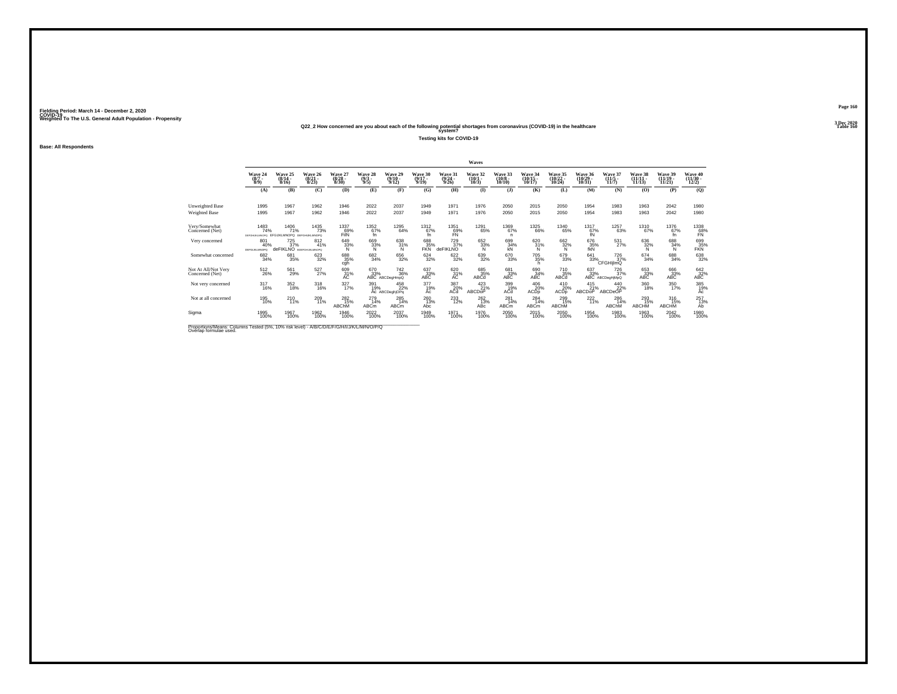Fielding Period: March 14 - December 2, 2020
COVID-19
Weighted To The U.S. General Adult Population - Propensity

3 Dec 2020
Table 160

## Q22_2 How concerned are you about each of the following potential shortages from coronavirus (COVID-19) in the healthcare system?

### Testing kits for COVID-19

Base: All Respondents

| | Wave 24 (8/7 - 8/9) | Wave 25 (8/14 - 8/16) | Wave 26 (8/21 - 8/23) | Wave 27 (8/28 - 8/30) | Wave 28 (9/3 - 9/5) | Wave 29 (9/10 - 9/12) | Wave 30 (9/17 - 9/19) | Wave 31 (9/24 - 9/26) | Wave 32 (10/1 - 10/3) | Wave 33 (10/8 - 10/10) | Wave 34 (10/15 - 10/17) | Wave 35 (10/22 - 10/24) | Wave 36 (10/29 - 10/31) | Wave 37 (11/5 - 11/7) | Wave 38 (11/11 - 11/15) | Wave 39 (11/19 - 11/21) | Wave 40 (11/30 - 12/2) |
|---|---|---|---|---|---|---|---|---|---|---|---|---|---|---|---|---|---|
| | (A) | (B) | (C) | (D) | (E) | (F) | (G) | (H) | (I) | (J) | (K) | (L) | (M) | (N) | (O) | (P) | (Q) |
| Unweighted Base | 1995 | 1967 | 1962 | 1946 | 2022 | 2037 | 1949 | 1971 | 1976 | 2050 | 2015 | 2050 | 1954 | 1983 | 1963 | 2042 | 1980 |
| Weighted Base | 1995 | 1967 | 1962 | 1946 | 2022 | 2037 | 1949 | 1971 | 1976 | 2050 | 2015 | 2050 | 1954 | 1983 | 1963 | 2042 | 1980 |
| Very/Somewhat Concerned (Net) | 1483 74% DEFGHIJKLMNOPQ | 1406 71% EFGIJKLMNOPQ | 1435 73% DEFGHIJKLMNOPQ | 1337 69% FiIN | 1352 67% fn | 1295 64% | 1312 67% fn | 1351 69% FN | 1291 65% | 1369 67% n | 1325 66% | 1340 65% | 1317 67% fN | 1257 63% | 1310 67% | 1376 67% fn | 1338 68% FN |
| Very concerned | 801 40% DEFGIJKLMNOPQ | 725 37% deFIKLNO | 812 41% BDEFGHIJKLMNOPQ | 649 33% N | 669 33% N | 638 31% N | 688 35% FKN | 729 37% deFIKLNO | 652 33% N | 699 34% kN | 620 31% N | 662 32% N | 676 35% fkN | 531 27% | 636 32% N | 688 34% N | 699 35% FKN |
| Somewhat concerned | 682 34% | 681 35% | 623 32% | 688 35% cgh | 682 34% | 656 32% | 624 32% | 622 32% | 639 32% | 670 33% | 705 35% h | 679 33% | 641 33% | 726 37% CFGHIjlmQ | 674 34% | 688 34% | 638 32% |
| Not At All/Not Very Concerned (Net) | 512 26% | 561 29% | 527 27% | 609 31% AC | 670 33% ABC | 742 36% ABCDegHmpQ | 637 33% ABC | 620 31% AC | 685 35% ABCd | 681 33% ABC | 690 34% ABC | 710 35% ABCd | 637 33% ABC | 726 37% ABCDegHjMpQ | 653 33% ABC | 666 33% ABC | 642 32% ABC |
| Not very concerned | 317 16% | 352 18% | 318 16% | 327 17% | 391 19% Ac | 458 22% ABCDeghjOPq | 377 19% Ac | 387 20% ACd | 423 21% ABCDoP | 399 19% ACd | 406 20% ACDp | 410 20% ACDp | 415 21% ABCDoP | 440 22% ABCDeOP | 360 18% | 350 17% | 385 19% Ac |
| Not at all concerned | 195 10% | 210 11% | 209 11% | 282 15% ABChM | 279 14% ABCm | 285 14% ABCm | 260 13% Abc | 233 12% | 262 13% ABc | 281 14% ABCm | 284 14% ABCm | 299 15% ABChM | 222 11% | 286 14% ABChM | 293 15% ABCHM | 316 15% ABCHM | 257 13% Ab |
| Sigma | 1995 100% | 1967 100% | 1962 100% | 1946 100% | 2022 100% | 2037 100% | 1949 100% | 1971 100% | 1976 100% | 2050 100% | 2015 100% | 2050 100% | 1954 100% | 1983 100% | 1963 100% | 2042 100% | 1980 100% |

Proportions/Means: Columns Tested (5%, 10% risk level) - A/B/C/D/E/F/G/H/I/J/K/L/M/N/O/P/Q
Overlap formulae used.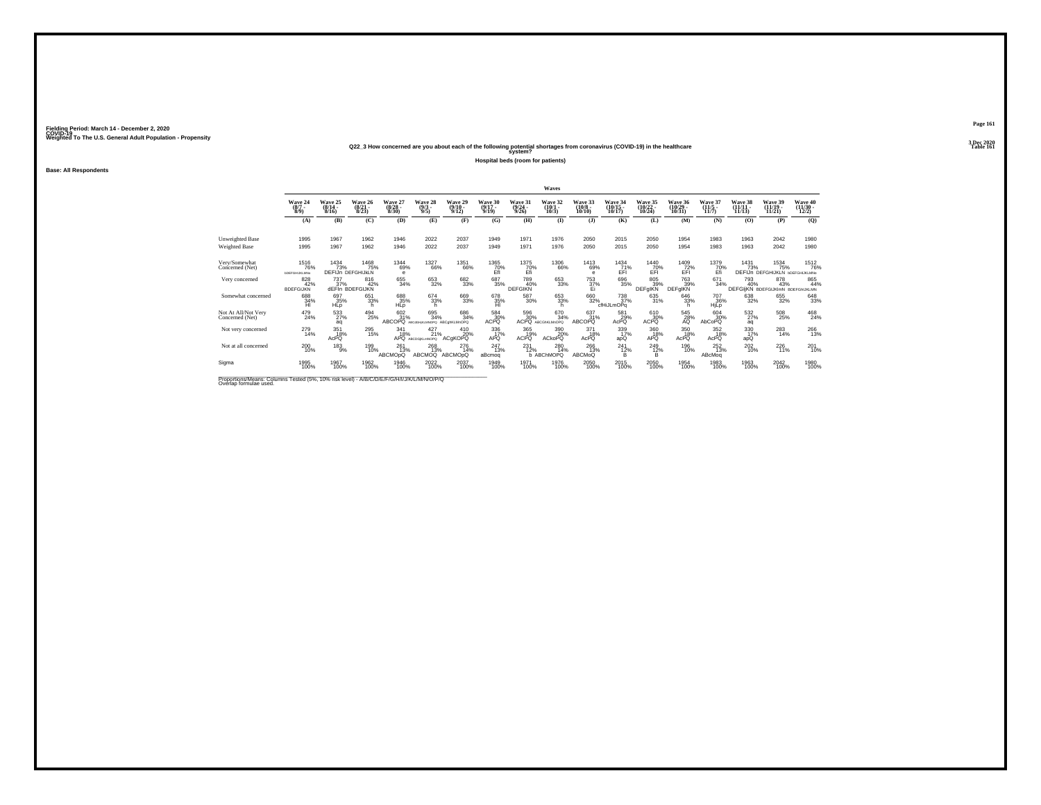Fielding Period: March 14 - December 2, 2020
COVID-19
Weighted To The U.S. General Adult Population - Propensity

Q22_3 How concerned are you about each of the following potential shortages from coronavirus (COVID-19) in the healthcare system?

Hospital beds (room for patients)

Base: All Respondents

| | Wave 24 (8/7 - 8/9) | Wave 25 (8/14 - 8/16) | Wave 26 (8/21 - 8/23) | Wave 27 (8/28 - 8/30) | Wave 28 (9/3 - 9/5) | Wave 29 (9/10 - 9/12) | Wave 30 (9/17 - 9/19) | Wave 31 (9/24 - 9/26) | Wave 32 (10/1 - 10/3) | Wave 33 (10/8 - 10/10) | Wave 34 (10/15 - 10/17) | Wave 35 (10/22 - 10/24) | Wave 36 (10/29 - 10/31) | Wave 37 (11/5 - 11/7) | Wave 38 (11/11 - 11/15) | Wave 39 (11/19 - 11/21) | Wave 40 (11/30 - 12/2) |
|---|---|---|---|---|---|---|---|---|---|---|---|---|---|---|---|---|---|
| | (A) | (B) | (C) | (D) | (E) | (F) | (G) | (H) | (I) | (J) | (K) | (L) | (M) | (N) | (O) | (P) | (Q) |
| Unweighted Base | 1995 | 1967 | 1962 | 1946 | 2022 | 2037 | 1949 | 1971 | 1976 | 2050 | 2015 | 2050 | 1954 | 1983 | 1963 | 2042 | 1980 |
| Weighted Base | 1995 | 1967 | 1962 | 1946 | 2022 | 2037 | 1949 | 1971 | 1976 | 2050 | 2015 | 2050 | 1954 | 1983 | 1963 | 2042 | 1980 |
| Very/Somewhat Concerned (Net) | 1516 76% bDEFGHIJKLMNo | 1434 73% DEFIJn | 1468 75% DEFGHIJkLN | 1344 69% e | 1327 66% | 1351 66% | 1365 70% Efi | 1375 70% Efi | 1306 66% | 1413 69% e | 1434 71% EFI | 1440 70% EFI | 1409 72% EFI | 1379 70% Efi | 1431 73% DEFIJn | 1534 75% DEFGHIJKLN | 1512 76% bDEFGHIJKLMNo |
| Very concerned | 828 42% BDEFGIJKN | 737 37% dEFIn | 816 42% BDEFGIJKN | 655 34% | 653 32% | 682 33% | 687 35% | 789 40% DEFGIKN | 653 33% | 753 37% Ei | 696 35% | 805 39% DEFgIKN | 763 39% DEFgIKN | 671 34% | 793 40% DEFGIjKN | 878 43% BDEFGIJKlmN | 865 44% BDEFGhIJKLMN |
| Somewhat concerned | 688 34% Hl | 697 35% HLp | 651 33% h | 688 35% HLp | 674 33% h | 669 33% | 678 35% Hl | 587 30% | 653 33% h | 660 32% | 738 37% cfHiJLmOPq | 635 31% | 646 33% h | 707 36% HjLp | 638 32% | 655 32% | 648 33% |
| Not At All/Not Very Concerned (Net) | 479 24% | 533 27% aq | 494 25% | 602 31% ABCOPQ | 695 34% ABCdGhIJKLMNOPQ | 686 34% ABCgIKLMnOPQ | 584 30% ACPQ | 596 30% ACPQ | 670 34% ABCGhKLMnOPQ | 637 31% ABCOPQ | 581 29% AcPQ | 610 30% ACPQ | 545 28% AQ | 604 30% AbCoPQ | 532 27% aq | 508 25% | 468 24% |
| Not very concerned | 279 14% | 351 18% AcPQ | 295 15% | 341 18% APQ | 427 21% ABCDGjKLmNOPQ | 410 20% ACgKOPQ | 336 17% APQ | 365 19% ACPQ | 390 20% ACkoPQ | 371 18% AcPQ | 339 17% apQ | 360 18% APQ | 350 18% AcPQ | 352 18% AcPQ | 330 17% apQ | 283 14% | 266 13% |
| Not at all concerned | 200 10% | 183 9% | 199 10% | 261 13% ABCMOpQ | 268 13% ABCMOQ | 276 14% ABCMOpQ | 247 13% aBcmoq | 231 12% b | 280 14% ABChMOPQ | 266 13% ABCMoQ | 241 12% B | 249 12% B | 196 10% | 252 13% ABcMoq | 202 10% | 226 11% | 201 10% |
| Sigma | 1995 100% | 1967 100% | 1962 100% | 1946 100% | 2022 100% | 2037 100% | 1949 100% | 1971 100% | 1976 100% | 2050 100% | 2015 100% | 2050 100% | 1954 100% | 1983 100% | 1963 100% | 2042 100% | 1980 100% |

Proportions/Means: Columns Tested (5%, 10% risk level) - A/B/C/D/E/F/G/H/I/J/K/L/M/N/O/P/Q
Overlap formulae used.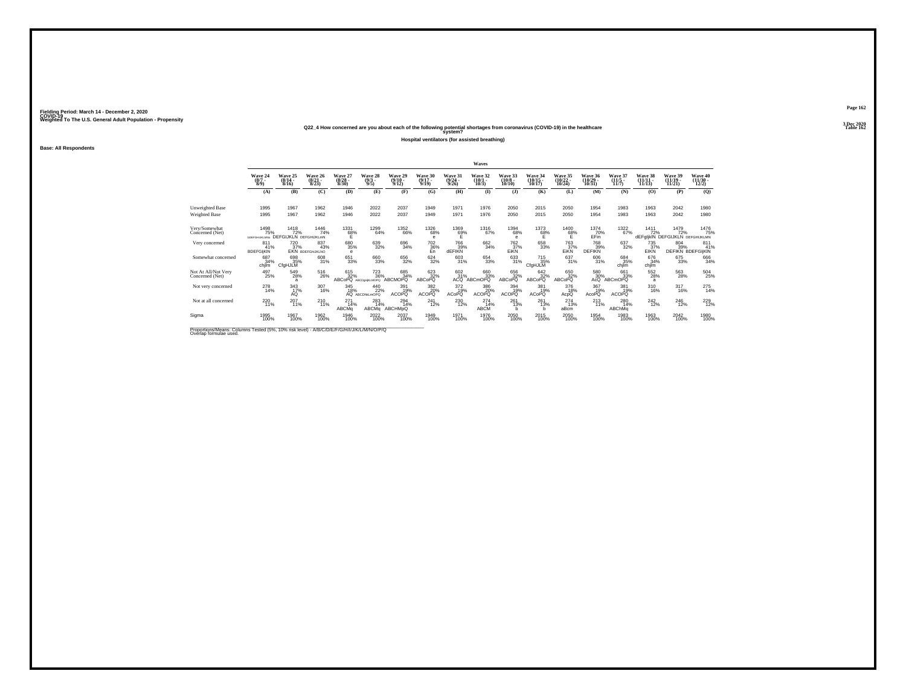Fielding Period: March 14 - December 2, 2020
COVID-19
Weighted To The U.S. General Adult Population - Propensity

3 Dec 2020
Table 162

### Q22_4 How concerned are you about each of the following potential shortages from coronavirus (COVID-19) in the healthcare system?

**Hospital ventilators (for assisted breathing)**

**Base: All Respondents**

| | Waves | | | | | | | | | | | | | | | | |
|---|---|---|---|---|---|---|---|---|---|---|---|---|---|---|---|---|---|
| | Wave 24 (8/7 - 8/9) | Wave 25 (8/14 - 8/16) | Wave 26 (8/21 - 8/23) | Wave 27 (8/28 - 8/30) | Wave 28 (9/3 - 9/5) | Wave 29 (9/10 - 9/12) | Wave 30 (9/17 - 9/19) | Wave 31 (9/24 - 9/26) | Wave 32 (10/1 - 10/3) | Wave 33 (10/8 - 10/10) | Wave 34 (10/15 - 10/17) | Wave 35 (10/22 - 10/24) | Wave 36 (10/29 - 10/31) | Wave 37 (11/5 - 11/7) | Wave 38 (11/11 - 11/15) | Wave 39 (11/19 - 11/21) | Wave 40 (11/30 - 12/2) |
| | (A) | (B) | (C) | (D) | (E) | (F) | (G) | (H) | (I) | (J) | (K) | (L) | (M) | (N) | (O) | (P) | (Q) |
| Unweighted Base | 1995 | 1967 | 1962 | 1946 | 2022 | 2037 | 1949 | 1971 | 1976 | 2050 | 2015 | 2050 | 1954 | 1983 | 1963 | 2042 | 1980 |
| Weighted Base | 1995 | 1967 | 1962 | 1946 | 2022 | 2037 | 1949 | 1971 | 1976 | 2050 | 2015 | 2050 | 1954 | 1983 | 1963 | 2042 | 1980 |
| Very/Somewhat Concerned (Net) | 1498 75% BDEFGHIJKLMNO | 1418 72% DEFGIJKLN | 1446 74% DEFGHIJKLmN | 1331 68% E | 1299 64% | 1352 66% | 1326 68% e | 1369 69% E | 1316 67% | 1394 68% e | 1373 68% E | 1400 68% E | 1374 70% EFin | 1322 67% | 1411 72% dEFgIjklN | 1479 72% DEFGIJKLN | 1476 75% DEFGHIJKLMN |
| Very concerned | 811 41% BDEFGIjKlN | 720 37% EKN | 837 43% BDEFGhIJKLNO | 680 35% e | 639 32% | 696 34% | 702 36% En | 766 39% dEFIKN | 662 34% | 762 37% EiKN | 658 33% | 763 37% EiKN | 768 39% DEFIKN | 637 32% | 735 37% EIKN | 804 39% DEFIKN | 811 41% BDEFGIjKIN |
| Somewhat concerned | 687 34% chjlm | 698 35% CfgHJLM | 608 31% | 651 33% | 660 33% | 656 32% | 624 32% | 603 31% | 654 33% | 633 31% | 715 35% CfgHJLM | 637 31% | 606 31% | 684 35% chjlm | 676 34% chjlm | 675 33% | 666 34% |
| Not At All/Not Very Concerned (Net) | 497 25% | 549 28% a | 516 26% | 615 32% ABCoPQ | 723 36% ABCDgHjKLMOPQ | 685 34% ABCMOPQ | 623 32% ABCoPQ | 602 31% ACQ | 660 33% ABCmOPQ | 656 32% ABCoPQ | 642 32% ABCoPQ | 650 32% ABCoPQ | 580 30% AcQ | 661 33% ABCmOPQ | 552 28% a | 563 28% | 504 25% |
| Not very concerned | 278 14% | 343 17% AQ | 307 16% | 345 18% AQ | 440 22% ABCDhkLmOPQ | 391 19% ACOPQ | 382 20% ACOPQ | 372 19% ACoPQ | 386 20% ACOPQ | 394 19% ACOPQ | 381 19% ACoPQ | 376 18% AcpQ | 367 19% AcoPQ | 381 19% ACOPQ | 310 16% | 317 16% | 275 14% |
| Not at all concerned | 220 11% | 207 11% | 210 11% | 271 14% ABCMq | 283 14% ABCMq | 294 14% ABCHMpQ | 241 12% | 230 12% | 274 14% ABCM | 261 13% b | 261 13% b | 274 13% aBcm | 213 11% | 280 14% ABChMq | 242 12% | 246 12% | 229 12% |
| Sigma | 1995 100% | 1967 100% | 1962 100% | 1946 100% | 2022 100% | 2037 100% | 1949 100% | 1971 100% | 1976 100% | 2050 100% | 2015 100% | 2050 100% | 1954 100% | 1983 100% | 1963 100% | 2042 100% | 1980 100% |

Proportions/Means: Columns Tested (5%, 10% risk level) - A/B/C/D/E/F/G/H/I/J/K/L/M/N/O/P/Q
Overlap formulae used.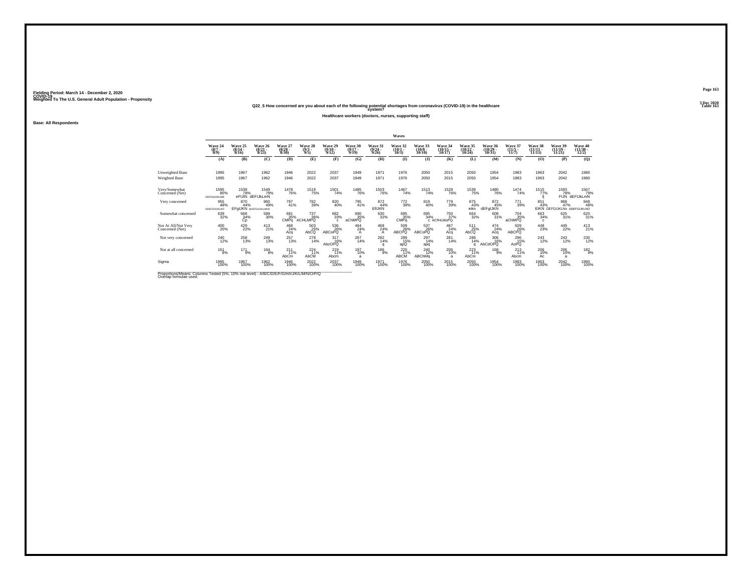Fielding Period: March 14 - December 2, 2020
COVID-19
Weighted To The U.S. General Adult Population - Propensity

3 Dec 2020
Table 163

### Q22_5 How concerned are you about each of the following potential shortages from coronavirus (COVID-19) in the healthcare system?

**Healthcare workers (doctors, nurses, supporting staff)**

**Base: All Respondents**

| | Wave 24 (8/7 - 8/9) | Wave 25 (8/14 - 8/16) | Wave 26 (8/21 - 8/23) | Wave 27 (8/28 - 8/30) | Wave 28 (9/3 - 9/5) | Wave 29 (9/10 - 9/12) | Wave 30 (9/17 - 9/19) | Wave 31 (9/24 - 9/26) | Wave 32 (10/1 - 10/3) | Wave 33 (10/8 - 10/10) | Wave 34 (10/15 - 10/17) | Wave 35 (10/22 - 10/24) | Wave 36 (10/29 - 10/31) | Wave 37 (11/5 - 11/7) | Wave 38 (11/11 - 11/15) | Wave 39 (11/19 - 11/21) | Wave 40 (11/30 - 12/2) |
|---|---|---|---|---|---|---|---|---|---|---|---|---|---|---|---|---|---|
| | (A) | (B) | (C) | (D) | (E) | (F) | (G) | (H) | (I) | (J) | (K) | (L) | (M) | (N) | (O) | (P) | (Q) |
| Unweighted Base | 1995 | 1967 | 1962 | 1946 | 2022 | 2037 | 1949 | 1971 | 1976 | 2050 | 2015 | 2050 | 1954 | 1983 | 1963 | 2042 | 1980 |
| Weighted Base | 1995 | 1967 | 1962 | 1946 | 2022 | 2037 | 1949 | 1971 | 1976 | 2050 | 2015 | 2050 | 1954 | 1983 | 1963 | 2042 | 1980 |
| Very/Somewhat Concerned (Net) | 1595 80% DEFGHIJKLMN | 1538 78% eFIJlN | 1549 79% dEFIJkLmN | 1478 76% | 1519 75% | 1501 74% | 1485 76% | 1503 76% | 1467 74% | 1513 74% | 1528 76% | 1539 75% | 1480 76% | 1474 74% | 1515 77% fj | 1593 78% FIJN | 1567 79% dEFIJkLmN |
| Very concerned | 955 48% bDEFGHIJKLNO | 870 44% EFgIJKN | 960 49% bDEFGHIJKLMNO | 797 41% | 782 39% | 820 40% | 795 41% | 872 44% EfIJKN | 772 39% | 819 40% | 779 39% | 875 43% eikn | 872 45% dEFgIJKN | 771 39% | 851 43% EIKN | 968 47% DEFGIJKLNo | 948 48% bDEFGIJKLNO |
| Somewhat concerned | 639 32% | 668 34% Cp | 589 30% | 681 35% CMPq | 737 36% ACHLMPQ | 682 33% c | 690 35% aChMPQ | 630 32% | 695 35% CMPq | 695 34% c | 750 37% ACfHLMoPQ | 664 32% | 608 31% | 704 35% aChMPQ | 663 34% c | 625 31% | 620 31% |
| Not At All/Not Very Concerned (Net) | 400 20% | 429 22% | 413 21% | 468 24% Acq | 503 25% AbCQ | 536 26% ABCoPQ | 464 24% A | 468 24% A | 509 26% ABCPQ | 537 26% ABCoPQ | 487 24% Acq | 511 25% AbCQ | 474 24% Acq | 509 26% ABCPQ | 448 23% | 449 22% | 413 21% |
| Not very concerned | 240 12% | 258 13% | 249 13% | 257 13% | 278 14% | 317 16% AbcOPQ | 267 14% | 282 14% q | 289 15% apQ | 297 14% apq | 281 14% | 288 14% q | 306 16% AbCdOPQ | 296 15% AoPQ | 243 12% | 243 12% | 230 12% |
| Not at all concerned | 161 8% | 171 9% | 164 8% | 211 11% AbCm | 224 11% AbCM | 219 11% Abcm | 197 10% a | 186 9% | 220 11% ABCM | 240 12% ABChMq | 206 10% a | 223 11% AbCm | 168 9% | 213 11% Abcm | 206 10% Ac | 206 10% a | 182 9% |
| Sigma | 1995 100% | 1967 100% | 1962 100% | 1946 100% | 2022 100% | 2037 100% | 1949 100% | 1971 100% | 1976 100% | 2050 100% | 2015 100% | 2050 100% | 1954 100% | 1983 100% | 1963 100% | 2042 100% | 1980 100% |

Proportions/Means: Columns Tested (5%, 10% risk level) - A/B/C/D/E/F/G/H/I/J/K/L/M/N/O/P/Q
Overlap formulae used.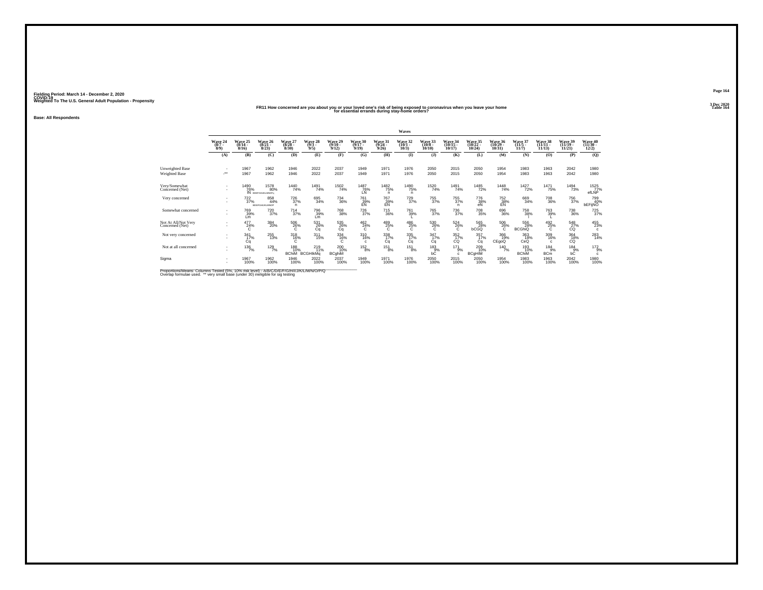Fielding Period: March 14 - December 2, 2020
COVID-19
Weighted To The U.S. General Adult Population - Propensity

3 Dec 2020
Table 164

**FR11 How concerned are you about you or your loved one's risk of being exposed to coronavirus when you leave your home for essential errands during stay-home orders?**

**Base: All Respondents**

| | Wave 24 (8/7 - 8/9) | Wave 25 (8/14 - 8/16) | Wave 26 (8/21 - 8/23) | Wave 27 (8/28 - 8/30) | Wave 28 (9/3 - 9/5) | Wave 29 (9/10 - 9/12) | Wave 30 (9/17 - 9/19) | Wave 31 (9/24 - 9/26) | Wave 32 (10/1 - 10/3) | Wave 33 (10/8 - 10/10) | Wave 34 (10/15 - 10/17) | Wave 35 (10/22 - 10/24) | Wave 36 (10/29 - 10/31) | Wave 37 (11/5 - 11/7) | Wave 38 (11/11 - 11/13) | Wave 39 (11/19 - 11/21) | Wave 40 (11/30 - 12/2) |
|---|---|---|---|---|---|---|---|---|---|---|---|---|---|---|---|---|---|
| | (A) | (B) | (C) | (D) | (E) | (F) | (G) | (H) | (I) | (J) | (K) | (L) | (M) | (N) | (O) | (P) | (Q) |
| Unweighted Base | - | 1967 | 1962 | 1946 | 2022 | 2037 | 1949 | 1971 | 1976 | 2050 | 2015 | 2050 | 1954 | 1983 | 1963 | 2042 | 1980 |
| Weighted Base | -** | 1967 | 1962 | 1946 | 2022 | 2037 | 1949 | 1971 | 1976 | 2050 | 2015 | 2050 | 1954 | 1983 | 1963 | 2042 | 1980 |
| Very/Somewhat Concerned (Net) | - | 1490 | 1578 | 1440 | 1491 | 1502 | 1487 | 1482 | 1490 | 1520 | 1491 | 1485 | 1448 | 1427 | 1471 | 1494 | 1525 |
| | - | 76% lN | 80% BDEFGHIJKLMNOPq | 74% | 74% | 74% | 76% LN | 75% n | 75% n | 74% | 74% | 72% | 74% | 72% | 75% | 73% | 77% efLNP |
| Very concerned | - | 722 | 858 | 726 | 695 | 734 | 761 | 767 | 729 | 755 | 755 | 776 | 752 | 669 | 708 | 756 | 799 |
| | - | 37% | 44% BDEFGHIJKLMNOP | 37% n | 34% | 36% | 39% EN | 39% EN | 37% | 37% | 37% n | 38% eN | 38% EN | 34% | 36% | 37% | 40% bEFIjNO |
| Somewhat concerned | - | 769 | 720 | 714 | 796 | 768 | 726 | 715 | 761 | 765 | 736 | 708 | 696 | 758 | 763 | 738 | 725 |
| | - | 39% Lm | 37% | 37% | 39% Lm | 38% | 37% | 36% | 39% L | 37% | 37% | 35% | 36% | 38% l | 39% L | 36% | 37% |
| Not At All/Not Very Concerned (Net) | - | 477 | 384 | 506 | 531 | 535 | 462 | 489 | 486 | 530 | 524 | 565 | 506 | 556 | 492 | 548 | 455 |
| | - | 24% C | 20% | 26% C | 26% Cq | 26% Cq | 24% C | 25% C | 25% C | 26% C | 26% C | 28% bCGQ | 26% C | 28% BCGhiQ | 25% C | 27% CQ | 23% c |
| Not very concerned | - | 341 | 255 | 318 | 311 | 334 | 310 | 338 | 335 | 347 | 352 | 357 | 366 | 363 | 309 | 364 | 283 |
| | - | 17% Cq | 13% | 16% C | 15% | 16% C | 16% c | 17% Cq | 17% Cq | 17% Cq | 17% CQ | 17% Cq | 19% CEgoQ | 18% CeQ | 16% c | 18% CQ | 14% |
| Not at all concerned | - | 136 | 129 | 188 | 219 | 200 | 152 | 151 | 151 | 183 | 171 | 209 | 140 | 193 | 184 | 184 | 172 |
| | - | 7% | 7% | 10% BChiM | 11% BCGHIkMq | 10% BCghiM | 8% | 8% | 8% | 9% bC | 9% c | 10% BCgHIM | 7% | 10% BChiM | 9% BCm | 9% bC | 9% c |
| Sigma | - | 1967 | 1962 | 1946 | 2022 | 2037 | 1949 | 1971 | 1976 | 2050 | 2015 | 2050 | 1954 | 1983 | 1963 | 2042 | 1980 |
| | - | 100% | 100% | 100% | 100% | 100% | 100% | 100% | 100% | 100% | 100% | 100% | 100% | 100% | 100% | 100% | 100% |

Proportions/Means: Columns Tested (5%, 10% risk level) - A/B/C/D/E/F/G/H/I/J/K/L/M/N/O/P/Q
Overlap formulae used. ** very small base (under 30) ineligible for sig testing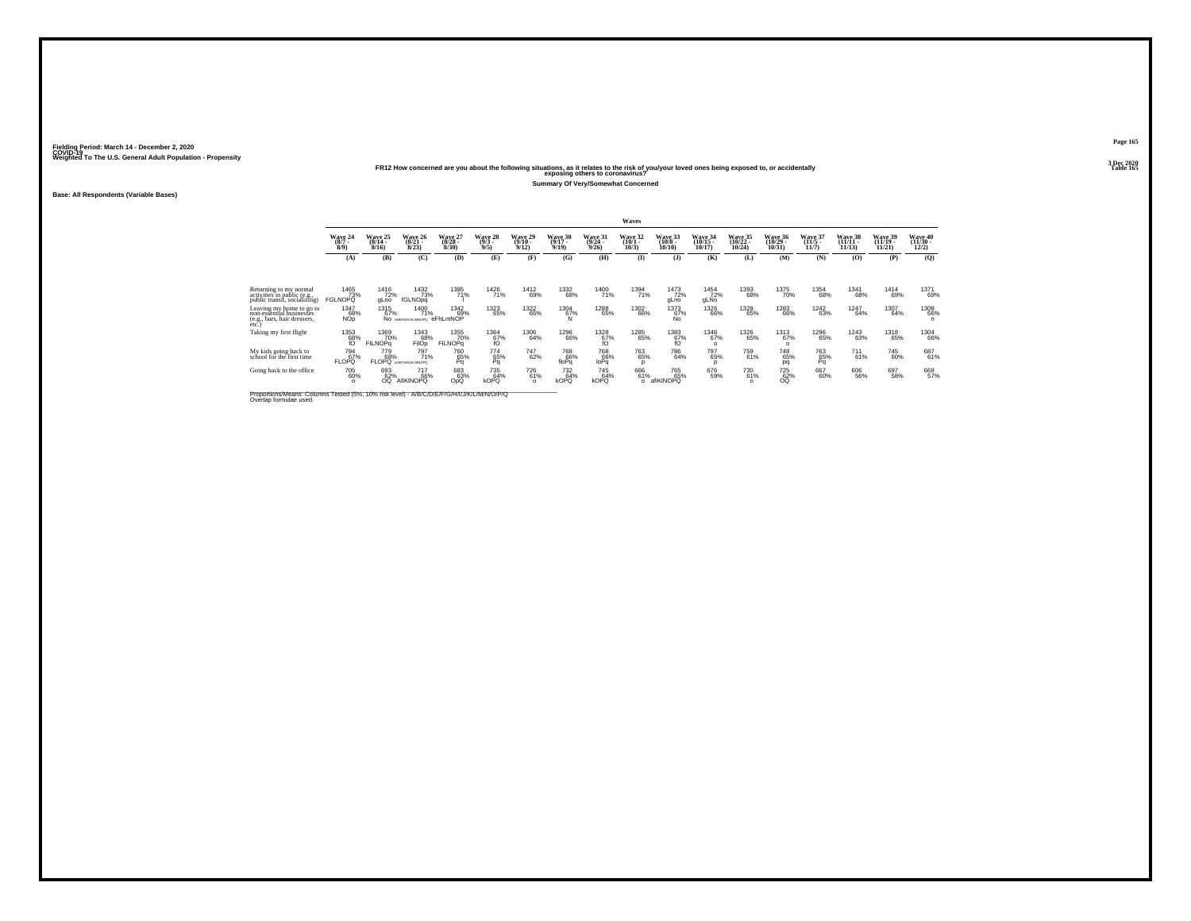Fielding Period: March 14 - December 2, 2020
COVID-19
Weighted To The U.S. General Adult Population - Propensity

3 Dec 2020
Table 165

### FR12 How concerned are you about the following situations, as it relates to the risk of you/your loved ones being exposed to, or accidentally exposing others to coronavirus?

**Summary Of Very/Somewhat Concerned**

**Base: All Respondents (Variable Bases)**

| | Waves | | | | | | | | | | | | | | | | |
|---|---|---|---|---|---|---|---|---|---|---|---|---|---|---|---|---|---|
| | Wave 24 (8/7 - 8/9) | Wave 25 (8/14 - 8/16) | Wave 26 (8/21 - 8/23) | Wave 27 (8/28 - 8/30) | Wave 28 (9/3 - 9/5) | Wave 29 (9/10 - 9/12) | Wave 30 (9/17 - 9/19) | Wave 31 (9/24 - 9/26) | Wave 32 (10/1 - 10/3) | Wave 33 (10/8 - 10/10) | Wave 34 (10/15 - 10/17) | Wave 35 (10/22 - 10/24) | Wave 36 (10/29 - 10/31) | Wave 37 (11/5 - 11/7) | Wave 38 (11/11 - 11/13) | Wave 39 (11/19 - 11/21) | Wave 40 (11/30 - 12/2) |
| | (A) | (B) | (C) | (D) | (E) | (F) | (G) | (H) | (I) | (J) | (K) | (L) | (M) | (N) | (O) | (P) | (Q) |
| Returning to my normal activities in public (e.g., public transit, socializing) | 1465 73% FGLNOPQ | 1416 72% gLno | 1432 73% fGLNOpq | 1385 71% l | 1426 71% | 1412 69% | 1332 68% | 1400 71% | 1394 71% | 1473 72% gLno | 1454 72% gLNo | 1393 68% | 1375 70% | 1354 68% | 1341 68% | 1414 69% | 1371 69% |
| Leaving my home to go to non-essential businesses (e.g., bars, hair dressers, etc.) | 1347 68% NOp | 1315 67% No | 1400 71% ABEFGHIJKLMNOPQ | 1342 69% eFhLmNOP | 1323 65% | 1322 65% | 1304 67% N | 1288 65% | 1302 66% | 1373 67% No | 1326 66% | 1328 65% | 1283 66% | 1242 63% | 1247 64% | 1307 64% | 1308 66% n |
| Taking my first flight | 1353 68% fO | 1369 70% FILNOPq | 1343 68% FIlOp | 1355 70% FILNOPq | 1364 67% fO | 1306 64% | 1296 66% | 1328 67% fO | 1285 65% | 1383 67% fO | 1346 67% o | 1326 65% | 1313 67% o | 1296 65% | 1243 63% | 1318 65% | 1304 66% |
| My kids going back to school for the first time | 794 67% FLOPQ | 779 68% FLOPQ | 797 71% ADEFGHIJKLMNOPQ | 760 65% Pq | 774 65% Pq | 747 62% | 768 66% floPq | 768 66% loPq | 763 65% p | 786 64% | 797 65% p | 759 61% | 748 65% pq | 763 65% Pq | 711 61% | 745 60% | 687 61% |
| Going back to the office | 705 60% o | 693 62% OQ | 717 66% AfiKlNOPQ | 683 63% OpQ | 735 64% kOPQ | 726 61% o | 732 64% kOPQ | 745 64% kOPQ | 666 61% o | 765 65% afiKlNOPQ | 676 59% | 730 61% o | 725 62% OQ | 667 60% | 606 56% | 697 58% | 668 57% |

Proportions/Means: Columns Tested (5%, 10% risk level) - A/B/C/D/E/F/G/H/I/J/K/L/M/N/O/P/Q
Overlap formulae used.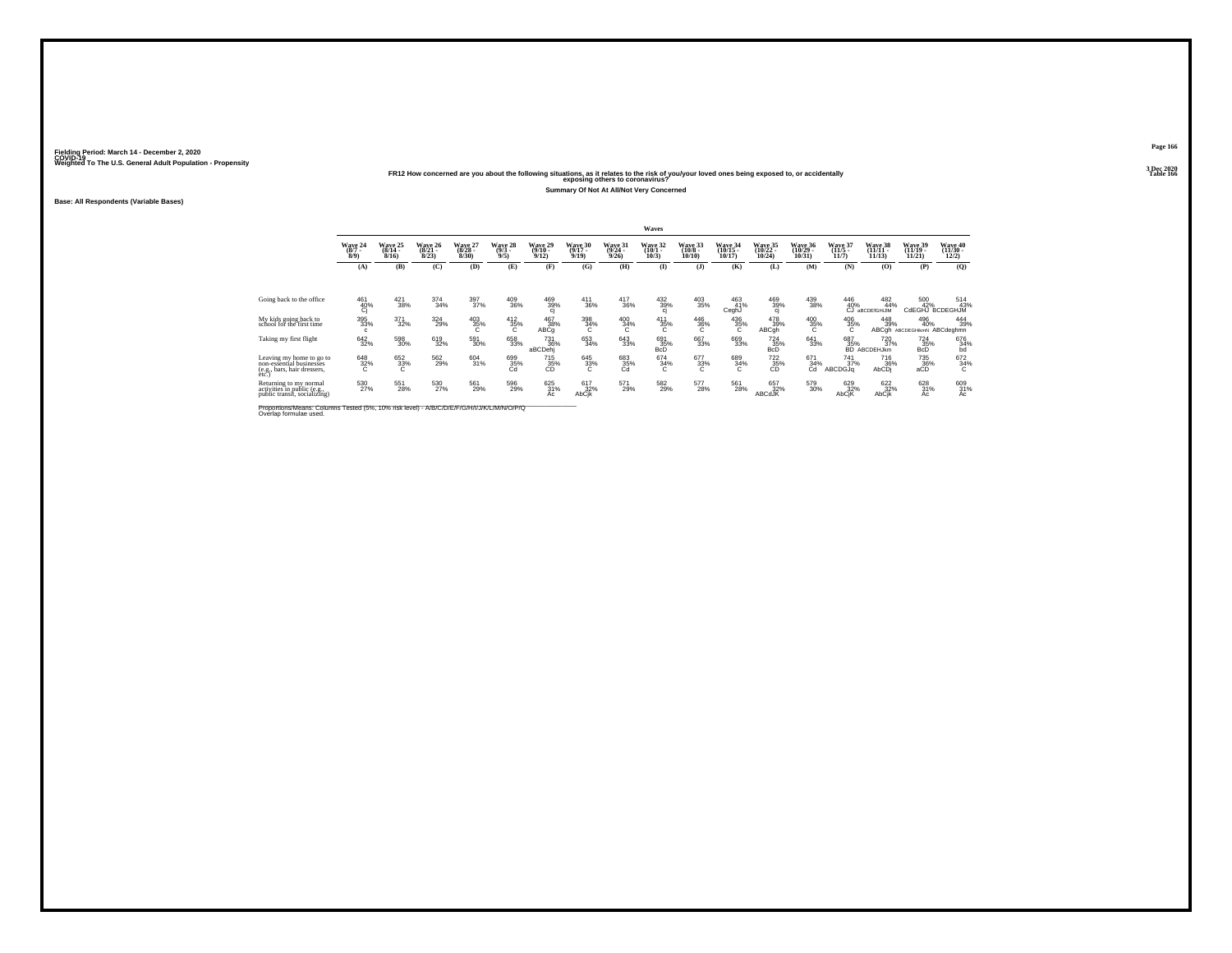Fielding Period: March 14 - December 2, 2020
COVID-19
Weighted To The U.S. General Adult Population - Propensity

3 Dec 2020
Table 166

FR12 How concerned are you about the following situations, as it relates to the risk of you/your loved ones being exposed to, or accidentally exposing others to coronavirus?

Summary Of Not At All/Not Very Concerned

Base: All Respondents (Variable Bases)

| | Waves | | | | | | | | | | | | | | | | |
|---|---|---|---|---|---|---|---|---|---|---|---|---|---|---|---|---|---|
| | Wave 24 (8/7 - 8/9) | Wave 25 (8/14 - 8/16) | Wave 26 (8/21 - 8/23) | Wave 27 (8/28 - 8/30) | Wave 28 (9/3 - 9/5) | Wave 29 (9/10 - 9/12) | Wave 30 (9/17 - 9/19) | Wave 31 (9/24 - 9/26) | Wave 32 (10/1 - 10/3) | Wave 33 (10/8 - 10/10) | Wave 34 (10/15 - 10/17) | Wave 35 (10/22 - 10/24) | Wave 36 (10/29 - 10/31) | Wave 37 (11/5 - 11/7) | Wave 38 (11/11 - 11/13) | Wave 39 (11/19 - 11/21) | Wave 40 (11/30 - 12/2) |
| | (A) | (B) | (C) | (D) | (E) | (F) | (G) | (H) | (I) | (J) | (K) | (L) | (M) | (N) | (O) | (P) | (Q) |
| Going back to the office | 461 40% Cj | 421 38% | 374 34% | 397 37% | 409 36% | 469 39% cj | 411 36% | 417 36% | 432 39% cj | 403 35% | 463 41% CeghJ | 469 39% cj | 439 38% | 446 40% CJ | 482 44% aBCDEfGHIJM | 500 42% CdEGHJ | 514 43% BCDEGHJM |
| My kids going back to school for the first time | 395 33% c | 371 32% | 324 29% | 403 35% C | 412 35% C | 467 38% ABCg | 398 34% C | 400 34% C | 411 35% C | 446 36% C | 436 35% C | 478 39% ABCgh | 400 35% C | 406 35% C | 448 39% ABCgh | 496 40% ABCDEGHIkmN | 444 39% ABCdeghmn |
| Taking my first flight | 642 32% | 598 30% | 619 32% | 591 30% | 658 33% | 731 36% aBCDehj | 653 34% | 643 33% | 691 35% BcD | 667 33% | 669 33% | 724 35% BcD | 641 33% | 687 35% BD | 720 37% ABCDEHJkm | 724 35% BcD | 676 34% bd |
| Leaving my home to go to non-essential businesses (e.g., bars, hair dressers, etc.) | 648 32% C | 652 33% C | 562 29% | 604 31% | 699 35% Cd | 715 35% CD | 645 33% C | 683 35% Cd | 674 34% C | 677 33% C | 689 34% C | 722 35% CD | 671 34% Cd | 741 37% ABCDGJq | 716 36% AbCDj | 735 36% aCD | 672 34% C |
| Returning to my normal activities in public (e.g., public transit, socializing) | 530 27% | 551 28% | 530 27% | 561 29% | 596 29% | 625 31% Ac | 617 32% AbCjk | 571 29% | 582 29% | 577 28% | 561 28% | 657 32% ABCdJK | 579 30% | 629 32% AbCjK | 622 32% AbCjk | 628 31% Ac | 609 31% Ac |

Proportions/Means: Columns Tested (5%, 10% risk level) - A/B/C/D/E/F/G/H/I/J/K/L/M/N/O/P/Q
Overlap formulae used.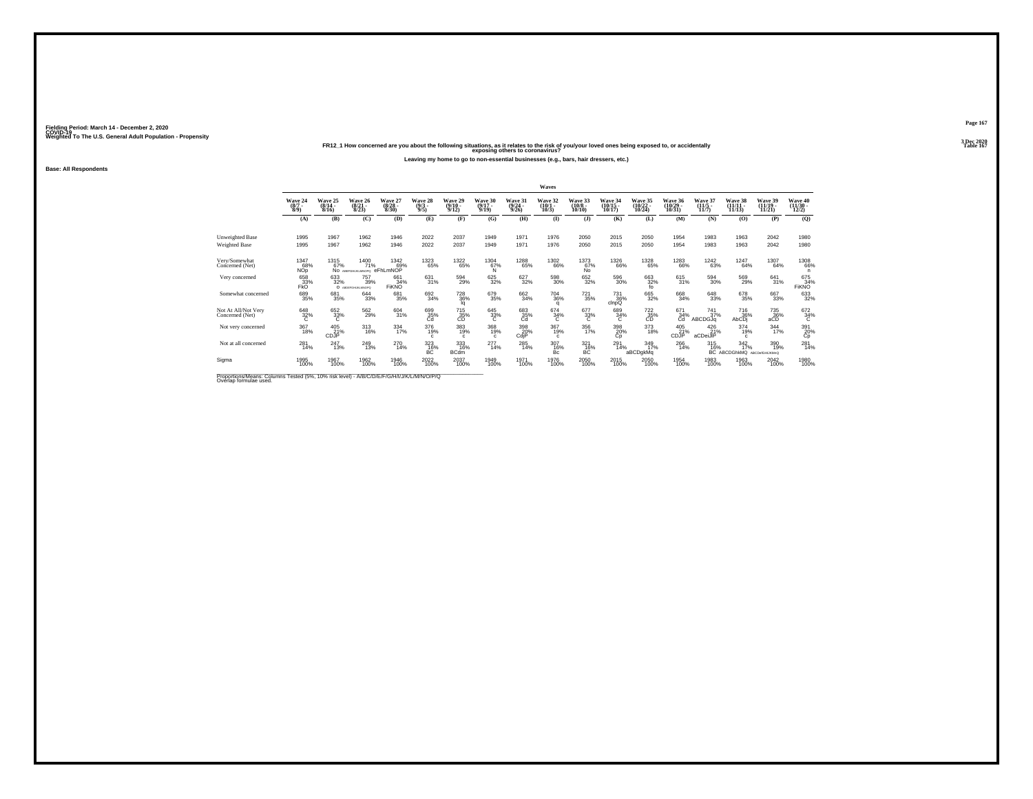Fielding Period: March 14 - December 2, 2020
COVID-19
Weighted To The U.S. General Adult Population - Propensity

3 Dec 2020
Table 167

FR12_1 How concerned are you about the following situations, as it relates to the risk of you/your loved ones being exposed to, or accidentally exposing others to coronavirus?

Leaving my home to go to non-essential businesses (e.g., bars, hair dressers, etc.)

Base: All Respondents

| | Waves | | | | | | | | | | | | | | | | |
|---|---|---|---|---|---|---|---|---|---|---|---|---|---|---|---|---|---|
| | Wave 24 (8/7 - 8/9) | Wave 25 (8/14 - 8/16) | Wave 26 (8/21 - 8/23) | Wave 27 (8/28 - 8/30) | Wave 28 (9/3 - 9/5) | Wave 29 (9/10 - 9/12) | Wave 30 (9/17 - 9/19) | Wave 31 (9/24 - 9/26) | Wave 32 (10/1 - 10/3) | Wave 33 (10/8 - 10/10) | Wave 34 (10/15 - 10/17) | Wave 35 (10/22 - 10/24) | Wave 36 (10/29 - 10/31) | Wave 37 (11/5 - 11/7) | Wave 38 (11/11 - 11/15) | Wave 39 (11/19 - 11/21) | Wave 40 (11/30 - 12/2) |
| | (A) | (B) | (C) | (D) | (E) | (F) | (G) | (H) | (I) | (J) | (K) | (L) | (M) | (N) | (O) | (P) | (Q) |
| Unweighted Base | 1995 | 1967 | 1962 | 1946 | 2022 | 2037 | 1949 | 1971 | 1976 | 2050 | 2015 | 2050 | 1954 | 1983 | 1963 | 2042 | 1980 |
| Weighted Base | 1995 | 1967 | 1962 | 1946 | 2022 | 2037 | 1949 | 1971 | 1976 | 2050 | 2015 | 2050 | 1954 | 1983 | 1963 | 2042 | 1980 |
| Very/Somewhat Concerned (Net) | 1347 68% NOp | 1315 67% No | 1400 71% ABEFGHIJKLMNOPQ | 1342 69% eFhLmNOP | 1323 65% | 1322 65% | 1304 67% N | 1288 65% | 1302 66% | 1373 67% No | 1326 66% | 1328 65% | 1283 66% | 1242 63% | 1247 64% | 1307 64% | 1308 66% n |
| Very concerned | 658 33% FkO | 633 32% O | 757 39% ABDEFGHIJKLMNOPQ | 661 34% FiKNO | 631 31% | 594 29% | 625 32% | 627 32% | 598 30% | 652 32% | 596 30% | 663 32% fo | 615 31% | 594 30% | 569 29% | 641 31% | 675 34% FiKNO |
| Somewhat concerned | 689 35% | 681 35% | 644 33% | 681 35% | 692 34% | 728 36% lq | 679 35% | 662 34% | 704 36% q | 721 35% | 731 36% clnpQ | 665 32% | 668 34% | 648 33% | 678 35% | 667 33% | 633 32% |
| Not At All/Not Very Concerned (Net) | 648 32% C | 652 33% C | 562 29% | 604 31% | 699 35% Cd | 715 35% CD | 645 33% C | 683 35% Cd | 674 34% C | 677 33% C | 689 34% C | 722 35% CD | 671 34% Cd | 741 37% ABCDGJq | 716 36% AbCDj | 735 36% aCD | 672 34% C |
| Not very concerned | 367 18% | 405 21% CDJP | 313 16% | 334 17% | 376 19% c | 383 19% c | 368 19% c | 398 20% CdjP | 367 19% c | 356 17% | 398 20% Cp | 373 18% | 405 21% CDJP | 426 21% aCDeiJlP | 374 19% c | 344 17% | 391 20% Cp |
| Not at all concerned | 281 14% | 247 13% | 249 13% | 270 14% | 323 16% BC | 333 16% BCdm | 277 14% | 285 14% | 307 16% Bc | 321 16% BC | 291 14% | 349 17% aBCDgkMq | 266 14% | 315 16% BC | 342 17% ABCDGhkMQ | 390 19% ABCDefGHIJKMNQ | 281 14% |
| Sigma | 1995 100% | 1967 100% | 1962 100% | 1946 100% | 2022 100% | 2037 100% | 1949 100% | 1971 100% | 1976 100% | 2050 100% | 2015 100% | 2050 100% | 1954 100% | 1983 100% | 1963 100% | 2042 100% | 1980 100% |

Proportions/Means: Columns Tested (5%, 10% risk level) - A/B/C/D/E/F/G/H/I/J/K/L/M/N/O/P/Q
Overlap formulae used.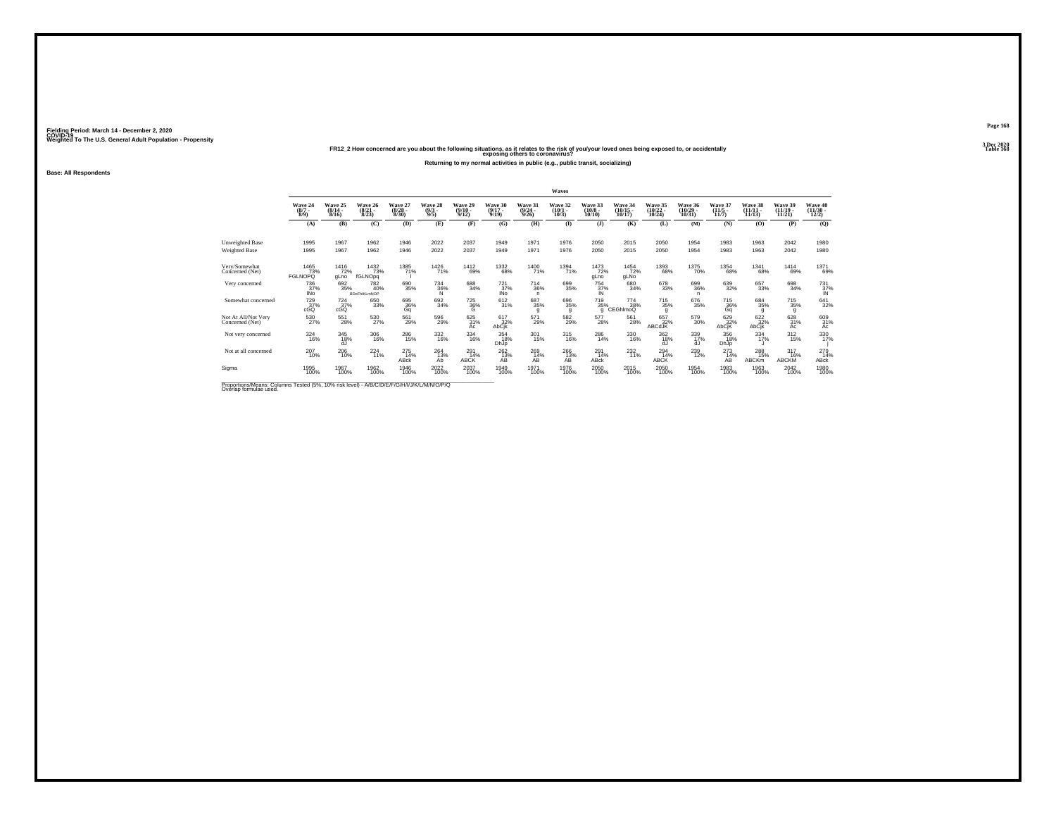Fielding Period: March 14 - December 2, 2020
COVID-19
Weighted To The U.S. General Adult Population - Propensity

3 Dec 2020
Table 168

## FR12_2 How concerned are you about the following situations, as it relates to the risk of you/your loved ones being exposed to, or accidentally exposing others to coronavirus?

Returning to my normal activities in public (e.g., public transit, socializing)

**Base: All Respondents**

| | Wave 24 (8/7 - 8/9) | Wave 25 (8/14 - 8/16) | Wave 26 (8/21 - 8/23) | Wave 27 (8/28 - 8/30) | Wave 28 (9/3 - 9/5) | Wave 29 (9/10 - 9/12) | Wave 30 (9/17 - 9/19) | Wave 31 (9/24 - 9/26) | Wave 32 (10/1 - 10/3) | Wave 33 (10/8 - 10/10) | Wave 34 (10/15 - 10/17) | Wave 35 (10/22 - 10/24) | Wave 36 (10/29 - 10/31) | Wave 37 (11/5 - 11/7) | Wave 38 (11/11 - 11/15) | Wave 39 (11/19 - 11/21) | Wave 40 (11/30 - 12/2) |
|---|---|---|---|---|---|---|---|---|---|---|---|---|---|---|---|---|---|
| | (A) | (B) | (C) | (D) | (E) | (F) | (G) | (H) | (I) | (J) | (K) | (L) | (M) | (N) | (O) | (P) | (Q) |
| Unweighted Base | 1995 | 1967 | 1962 | 1946 | 2022 | 2037 | 1949 | 1971 | 1976 | 2050 | 2015 | 2050 | 1954 | 1983 | 1963 | 2042 | 1980 |
| Weighted Base | 1995 | 1967 | 1962 | 1946 | 2022 | 2037 | 1949 | 1971 | 1976 | 2050 | 2015 | 2050 | 1954 | 1983 | 1963 | 2042 | 1980 |
| Very/Somewhat Concerned (Net) | 1465 73% FGLNOPQ | 1416 72% gLno | 1432 73% fGLNOpq | 1385 71% I | 1426 71% | 1412 69% | 1332 68% | 1400 71% | 1394 71% | 1473 72% gLno | 1454 72% gLNo | 1393 68% | 1375 70% | 1354 68% | 1341 68% | 1414 69% | 1371 69% |
| Very concerned | 736 37% INo | 692 35% | 782 40% BDeFhIKLmNOP | 690 35% | 734 36% N | 688 34% | 721 37% INo | 714 36% n | 699 35% | 754 37% IN | 680 34% | 678 33% | 699 36% n | 639 32% | 657 33% | 698 34% | 731 37% IN |
| Somewhat concerned | 729 37% cGQ | 724 37% cGQ | 650 33% | 695 36% Gq | 692 34% | 725 36% G | 612 31% | 687 35% g | 696 35% g | 719 35% g | 774 38% CEGhImoQ | 715 35% g | 676 35% | 715 36% Gq | 684 35% g | 715 35% g | 641 32% |
| Not At All/Not Very Concerned (Net) | 530 27% | 551 28% | 530 27% | 561 29% | 596 29% | 625 31% Ac | 617 32% AbCjk | 571 29% | 582 29% | 577 28% | 561 28% | 657 32% ABCdJK | 579 30% | 629 32% AbCjK | 622 32% AbCjk | 628 31% Ac | 609 31% Ac |
| Not very concerned | 324 16% | 345 18% dJ | 306 16% | 286 15% | 332 16% | 334 16% | 354 18% DhJp | 301 15% | 315 16% | 286 14% | 330 16% | 362 18% dJ | 339 17% dJ | 356 18% DhJp | 334 17% J | 312 15% | 330 17% j |
| Not at all concerned | 207 10% | 206 10% | 224 11% | 275 14% ABck | 264 13% Ab | 291 14% ABCK | 262 13% AB | 269 14% AB | 266 13% AB | 291 14% ABck | 232 11% | 294 14% ABCK | 239 12% | 273 14% AB | 288 15% ABCKm | 317 16% ABCKM | 279 14% ABck |
| Sigma | 1995 100% | 1967 100% | 1962 100% | 1946 100% | 2022 100% | 2037 100% | 1949 100% | 1971 100% | 1976 100% | 2050 100% | 2015 100% | 2050 100% | 1954 100% | 1983 100% | 1963 100% | 2042 100% | 1980 100% |

Proportions/Means: Columns Tested (5%, 10% risk level) - A/B/C/D/E/F/G/H/I/J/K/L/M/N/O/P/Q
Overlap formulae used.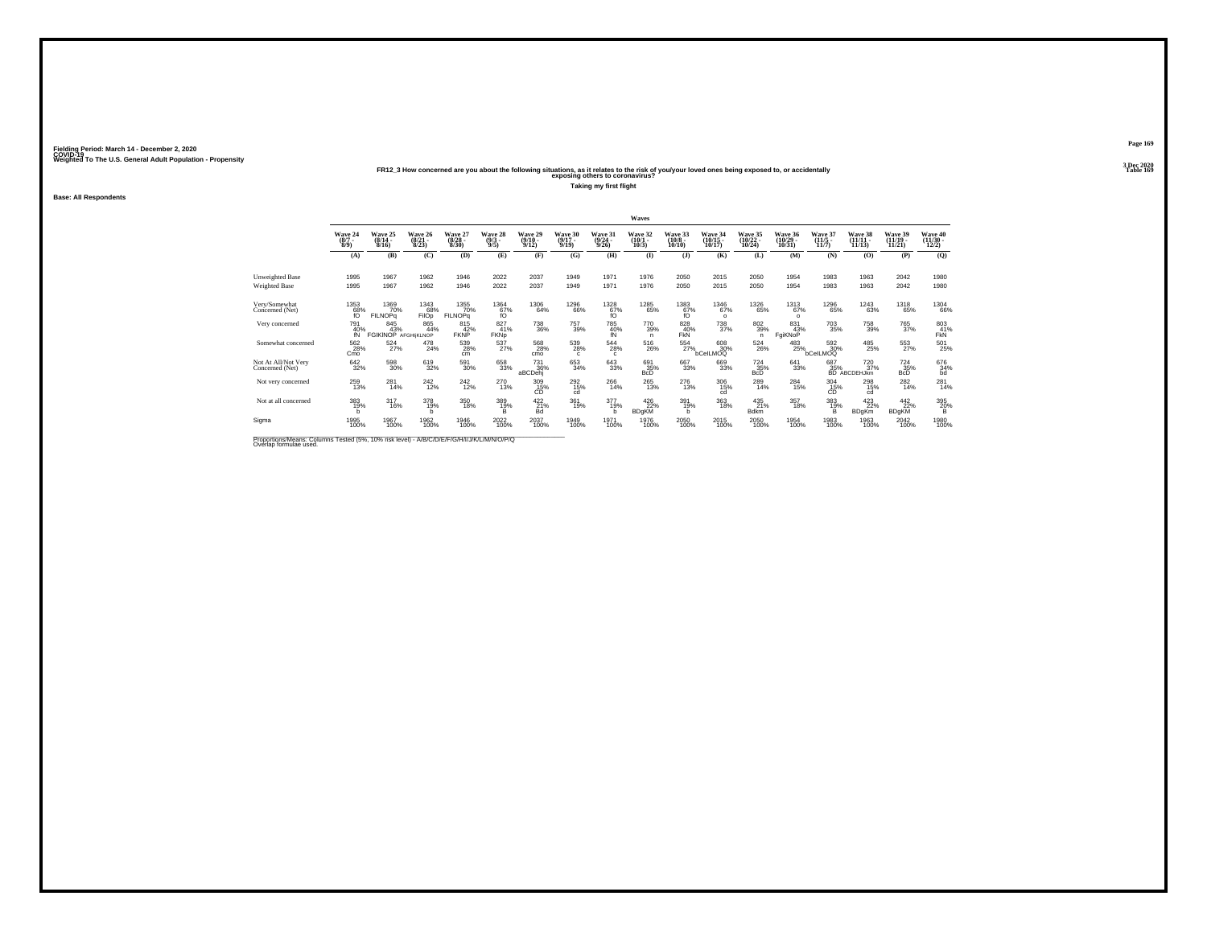Fielding Period: March 14 - December 2, 2020
COVID-19
Weighted To The U.S. General Adult Population - Propensity

3 Dec 2020
Table 169

### FR12_3 How concerned are you about the following situations, as it relates to the risk of you/your loved ones being exposed to, or accidentally exposing others to coronavirus?

**Taking my first flight**

**Base: All Respondents**

| | Waves | | | | | | | | | | | | | | | | |
|---|---|---|---|---|---|---|---|---|---|---|---|---|---|---|---|---|---|
| | Wave 24 (8/7 - 8/9) | Wave 25 (8/14 - 8/16) | Wave 26 (8/21 - 8/23) | Wave 27 (8/28 - 8/30) | Wave 28 (9/3 - 9/5) | Wave 29 (9/10 - 9/12) | Wave 30 (9/17 - 9/19) | Wave 31 (9/24 - 9/26) | Wave 32 (10/1 - 10/3) | Wave 33 (10/8 - 10/10) | Wave 34 (10/15 - 10/17) | Wave 35 (10/22 - 10/24) | Wave 36 (10/29 - 10/31) | Wave 37 (11/5 - 11/7) | Wave 38 (11/11 - 11/15) | Wave 39 (11/19 - 11/21) | Wave 40 (11/30 - 12/2) |
| | (A) | (B) | (C) | (D) | (E) | (F) | (G) | (H) | (I) | (J) | (K) | (L) | (M) | (N) | (O) | (P) | (Q) |
| Unweighted Base | 1995 | 1967 | 1962 | 1946 | 2022 | 2037 | 1949 | 1971 | 1976 | 2050 | 2015 | 2050 | 1954 | 1983 | 1963 | 2042 | 1980 |
| Weighted Base | 1995 | 1967 | 1962 | 1946 | 2022 | 2037 | 1949 | 1971 | 1976 | 2050 | 2015 | 2050 | 1954 | 1983 | 1963 | 2042 | 1980 |
| Very/Somewhat Concerned (Net) | 1353 68% fO | 1369 70% FILNOPq | 1343 68% FIlOp | 1355 70% FILNOPq | 1364 67% fO | 1306 64% | 1296 66% | 1328 67% fO | 1285 65% | 1383 67% fO | 1346 67% o | 1326 65% | 1313 67% o | 1296 65% | 1243 63% | 1318 65% | 1304 66% |
| Very concerned | 791 40% fN | 845 43% FGIKlNOP | 865 44% AFGHIjKLNOP | 815 42% FKNP | 827 41% FKNp | 738 36% | 757 39% | 785 40% fN | 770 39% n | 828 40% FkN | 738 37% | 802 39% n | 831 43% FgiKNoP | 703 35% | 758 39% | 765 37% | 803 41% FkN |
| Somewhat concerned | 562 28% Cmo | 524 27% | 478 24% | 539 28% cm | 537 27% | 568 28% cmo | 539 28% c | 544 28% c | 516 26% | 554 27% | 608 30% bCelLMOQ | 524 26% | 483 25% | 592 30% bCelLMOQ | 485 25% | 553 27% | 501 25% |
| Not At All/Not Very Concerned (Net) | 642 32% | 598 30% | 619 32% | 591 30% | 658 33% | 731 36% aBCDehj | 653 34% | 643 33% | 691 35% BcD | 667 33% | 669 33% | 724 35% BcD | 641 33% | 687 35% BD | 720 37% ABCDEHJkm | 724 35% BcD | 676 34% bd |
| Not very concerned | 259 13% | 281 14% | 242 12% | 242 12% | 270 13% | 309 15% CD | 292 15% cd | 266 14% | 265 13% | 276 13% | 306 15% cd | 289 14% | 284 15% | 304 15% CD | 298 15% cd | 282 14% | 281 14% |
| Not at all concerned | 383 19% b | 317 16% | 378 19% b | 350 18% | 389 19% B | 422 21% Bd | 361 19% | 377 19% b | 426 22% BDgKM | 391 19% b | 363 18% | 435 21% Bdkm | 357 18% | 383 19% B | 423 22% BDgKm | 442 22% BDgKM | 395 20% B |
| Sigma | 1995 100% | 1967 100% | 1962 100% | 1946 100% | 2022 100% | 2037 100% | 1949 100% | 1971 100% | 1976 100% | 2050 100% | 2015 100% | 2050 100% | 1954 100% | 1983 100% | 1963 100% | 2042 100% | 1980 100% |

Proportions/Means: Columns Tested (5%, 10% risk level) - A/B/C/D/E/F/G/H/I/J/K/L/M/N/O/P/Q
Overlap formulae used.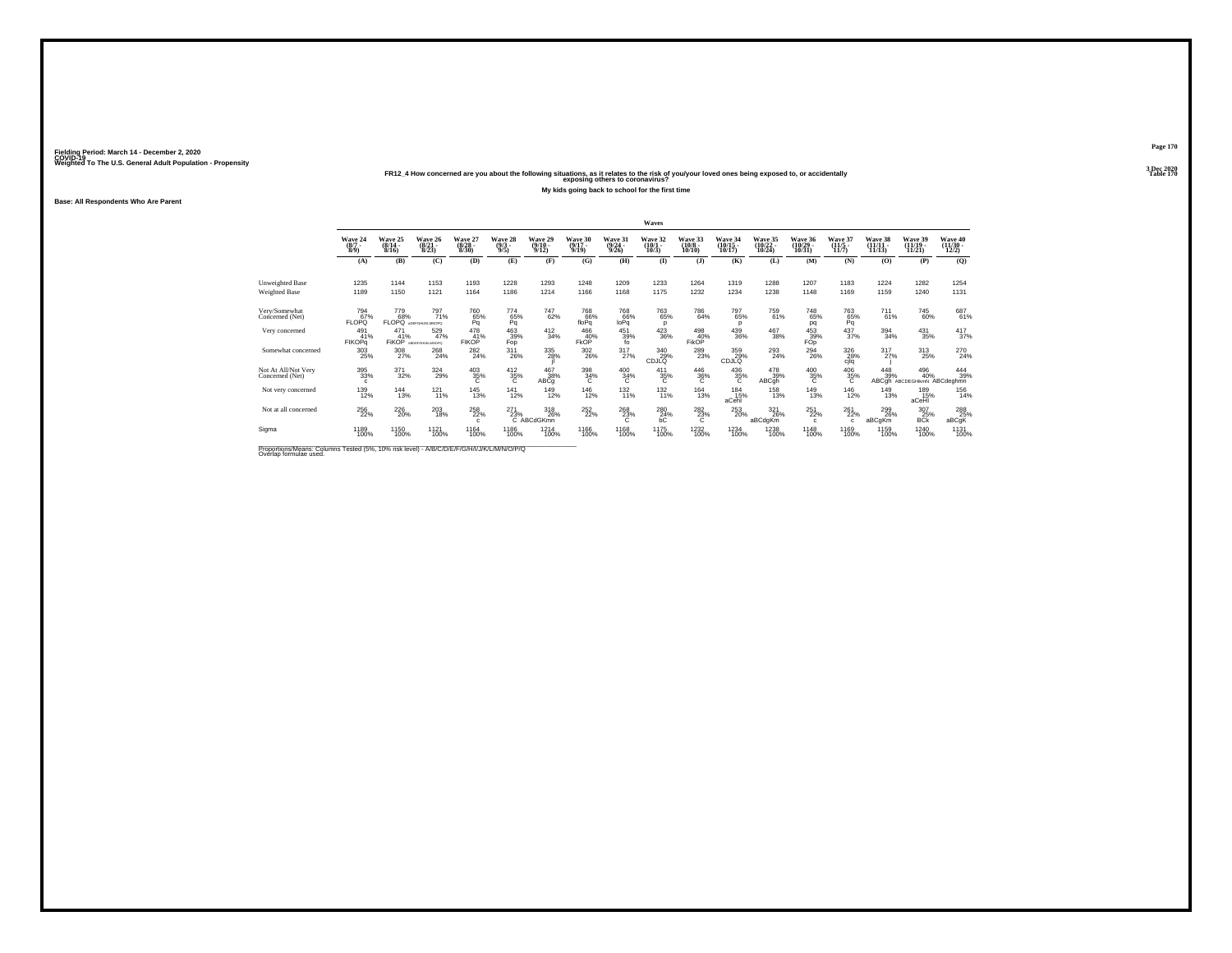Fielding Period: March 14 - December 2, 2020
COVID-19
Weighted To The U.S. General Adult Population - Propensity

3 Dec 2020
Table 170

## FR12_4 How concerned are you about the following situations, as it relates to the risk of you/your loved ones being exposed to, or accidentally exposing others to coronavirus?

### My kids going back to school for the first time

Base: All Respondents Who Are Parent

| | Wave 24 (8/7 - 8/9) | Wave 25 (8/14 - 8/16) | Wave 26 (8/21 - 8/23) | Wave 27 (8/28 - 8/30) | Wave 28 (9/3 - 9/5) | Wave 29 (9/10 - 9/12) | Wave 30 (9/17 - 9/19) | Wave 31 (9/24 - 9/26) | Wave 32 (10/1 - 10/3) | Wave 33 (10/8 - 10/10) | Wave 34 (10/15 - 10/17) | Wave 35 (10/22 - 10/24) | Wave 36 (10/29 - 10/31) | Wave 37 (11/5 - 11/7) | Wave 38 (11/11 - 11/15) | Wave 39 (11/19 - 11/21) | Wave 40 (11/30 - 12/2) |
|---|---|---|---|---|---|---|---|---|---|---|---|---|---|---|---|---|---|
| | (A) | (B) | (C) | (D) | (E) | (F) | (G) | (H) | (I) | (J) | (K) | (L) | (M) | (N) | (O) | (P) | (Q) |
| Unweighted Base | 1235 | 1144 | 1153 | 1193 | 1228 | 1293 | 1248 | 1209 | 1233 | 1264 | 1319 | 1288 | 1207 | 1183 | 1224 | 1282 | 1254 |
| Weighted Base | 1189 | 1150 | 1121 | 1164 | 1186 | 1214 | 1166 | 1168 | 1175 | 1232 | 1234 | 1238 | 1148 | 1169 | 1159 | 1240 | 1131 |
| Very/Somewhat Concerned (Net) | 794 67% FLOPQ | 779 68% FLOPQ | 797 71% aDEFGHIJKLMNOPQ | 760 65% Pq | 774 65% Pq | 747 62% | 768 66% floPq | 768 66% loPq | 763 65% p | 786 64% | 797 65% p | 759 61% | 748 65% pq | 763 65% Pq | 711 61% | 745 60% | 687 61% |
| Very concerned | 491 41% FIKOPq | 471 41% FIKOP | 529 47% ABDEFGHIJKLMNOPQ | 478 41% FIKOP | 463 39% Fop | 412 34% | 466 40% FkOP | 451 39% fo | 423 36% | 498 40% FikOP | 439 36% | 467 38% | 453 39% FOp | 437 37% | 394 34% | 431 35% | 417 37% |
| Somewhat concerned | 303 25% | 308 27% | 268 24% | 282 24% | 311 26% | 335 28% jl | 302 26% | 317 27% | 340 29% CDJLQ | 289 23% | 359 29% CDJLQ | 293 24% | 294 26% | 326 28% cjlq | 317 27% j | 313 25% | 270 24% |
| Not At All/Not Very Concerned (Net) | 395 33% c | 371 32% | 324 29% | 403 35% C | 412 35% C | 467 38% ABCg | 398 34% C | 400 34% C | 411 35% C | 446 36% C | 436 35% C | 478 39% ABCgh | 400 35% C | 406 35% C | 448 39% ABCgh | 496 40% ABCDEGHIkmN | 444 39% ABCdeghmn |
| Not very concerned | 139 12% | 144 13% | 121 11% | 145 13% | 141 12% | 149 12% | 146 12% | 132 11% | 132 11% | 164 13% | 184 15% aCehl | 158 13% | 149 13% | 146 12% | 149 13% | 189 15% aCeHl | 156 14% |
| Not at all concerned | 256 22% | 226 20% | 203 18% | 258 22% c | 271 23% C | 318 26% ABCdGKmn | 252 22% | 268 23% C | 280 24% bC | 282 23% C | 253 20% | 321 26% aBCdgKm | 251 22% c | 261 22% c | 299 26% aBCgKm | 307 25% BCk | 288 25% aBCgK |
| Sigma | 1189 100% | 1150 100% | 1121 100% | 1164 100% | 1186 100% | 1214 100% | 1166 100% | 1168 100% | 1175 100% | 1232 100% | 1234 100% | 1238 100% | 1148 100% | 1169 100% | 1159 100% | 1240 100% | 1131 100% |

Proportions/Means: Columns Tested (5%, 10% risk level) - A/B/C/D/E/F/G/H/I/J/K/L/M/N/O/P/Q
Overlap formulae used.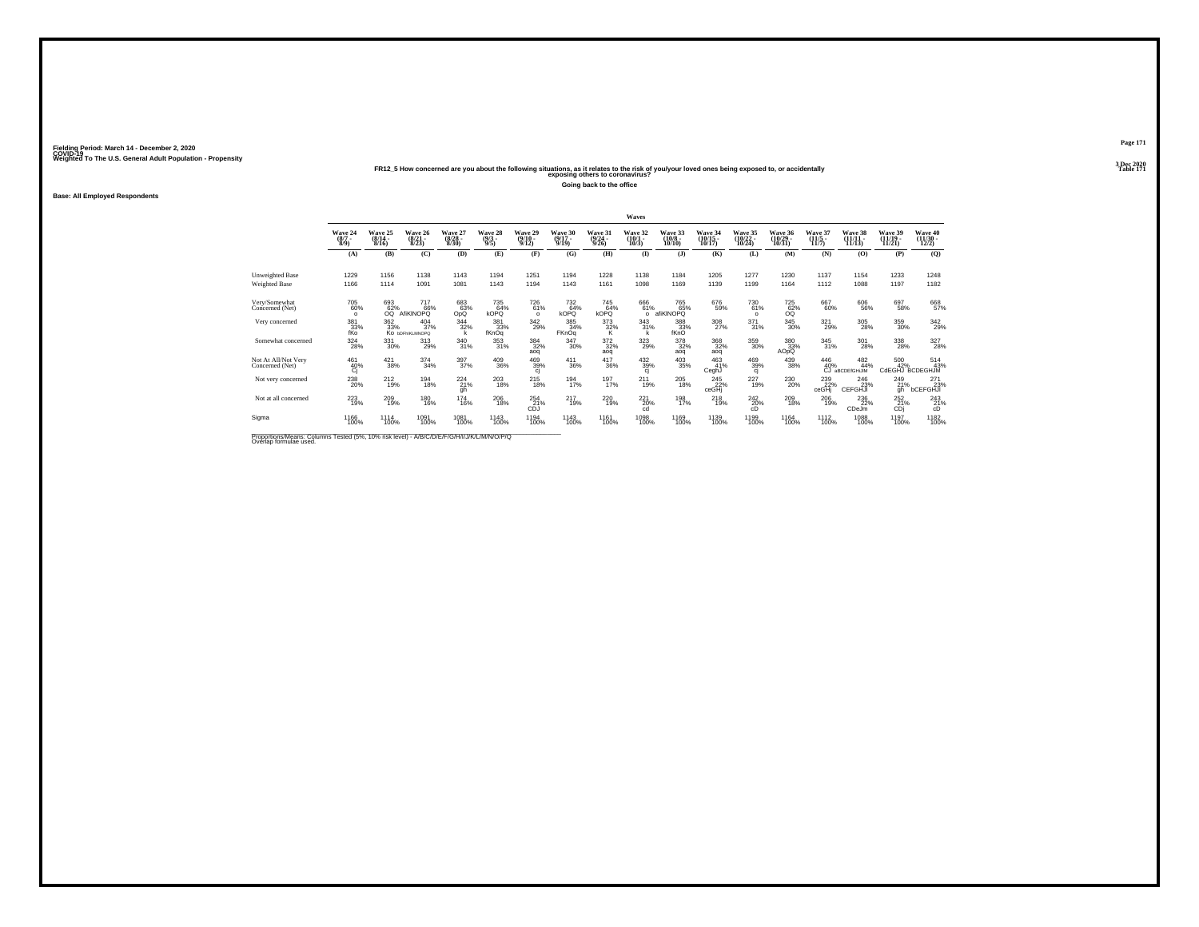Fielding Period: March 14 - December 2, 2020
COVID-19
Weighted To The U.S. General Adult Population - Propensity

3 Dec 2020
Table 171

## FR12_5 How concerned are you about the following situations, as it relates to the risk of you/your loved ones being exposed to, or accidentally exposing others to coronavirus?

### Going back to the office

Base: All Employed Respondents

| | Waves | | | | | | | | | | | | | | | | |
|---|---|---|---|---|---|---|---|---|---|---|---|---|---|---|---|---|---|
| | Wave 24 (8/7 - 8/9) | Wave 25 (8/14 - 8/16) | Wave 26 (8/21 - 8/23) | Wave 27 (8/28 - 8/30) | Wave 28 (9/3 - 9/5) | Wave 29 (9/10 - 9/12) | Wave 30 (9/17 - 9/19) | Wave 31 (9/24 - 9/26) | Wave 32 (10/1 - 10/3) | Wave 33 (10/8 - 10/10) | Wave 34 (10/15 - 10/17) | Wave 35 (10/22 - 10/24) | Wave 36 (10/29 - 10/31) | Wave 37 (11/5 - 11/7) | Wave 38 (11/11 - 11/15) | Wave 39 (11/19 - 11/21) | Wave 40 (11/30 - 12/2) |
| | (A) | (B) | (C) | (D) | (E) | (F) | (G) | (H) | (I) | (J) | (K) | (L) | (M) | (N) | (O) | (P) | (Q) |
| Unweighted Base | 1229 | 1156 | 1138 | 1143 | 1194 | 1251 | 1194 | 1228 | 1138 | 1184 | 1205 | 1277 | 1230 | 1137 | 1154 | 1233 | 1248 |
| Weighted Base | 1166 | 1114 | 1091 | 1081 | 1143 | 1194 | 1143 | 1161 | 1098 | 1169 | 1139 | 1199 | 1164 | 1112 | 1088 | 1197 | 1182 |
| Very/Somewhat Concerned (Net) | 705 60% o | 693 62% OQ | 717 66% AfiKlNOPQ | 683 63% OpQ | 735 64% kOPQ | 726 61% o | 732 64% kOPQ | 745 64% kOPQ | 666 61% o | 765 65% afiKlNOPQ | 676 59% | 730 61% o | 725 62% OQ | 667 60% | 606 56% | 697 58% | 668 57% |
| Very concerned | 381 33% fKo | 362 33% Ko | 404 37% bDFhIKLMNOPQ | 344 32% k | 381 33% fKnOq | 342 29% | 385 34% FKnOq | 373 32% K | 343 31% k | 388 33% fKnO | 308 27% | 371 31% | 345 30% | 321 29% | 305 28% | 359 30% | 342 29% |
| Somewhat concerned | 324 28% | 331 30% | 313 29% | 340 31% | 353 31% | 384 32% aoq | 347 30% | 372 32% aoq | 323 29% | 378 32% aoq | 368 32% aoq | 359 30% | 380 33% AOpQ | 345 31% | 301 28% | 338 28% | 327 28% |
| Not At All/Not Very Concerned (Net) | 461 40% Cj | 421 38% | 374 34% | 397 37% | 409 36% | 469 39% cj | 411 36% | 417 36% | 432 39% cj | 403 35% | 463 41% CegHJ | 469 39% cj | 439 38% | 446 40% CJ | 482 44% aBCDEfGHIJM | 500 42% CdEGHJ | 514 43% BCDEGHJM |
| Not very concerned | 238 20% | 212 19% | 194 18% | 224 21% gh | 203 18% | 215 18% | 194 17% | 197 17% | 211 19% | 205 18% | 245 22% ceGHj | 227 19% | 230 20% | 239 22% ceGHj | 246 23% CEFGHJ | 249 21% gh | 271 23% bCEFGHJ |
| Not at all concerned | 223 19% | 209 19% | 180 16% | 174 16% | 206 18% | 254 21% CDJ | 217 19% | 220 19% | 221 20% cd | 198 17% | 218 19% | 242 20% cD | 209 18% | 206 19% | 236 22% CDeJm | 252 21% CDj | 243 21% cD |
| Sigma | 1166 100% | 1114 100% | 1091 100% | 1081 100% | 1143 100% | 1194 100% | 1143 100% | 1161 100% | 1098 100% | 1169 100% | 1139 100% | 1199 100% | 1164 100% | 1112 100% | 1088 100% | 1197 100% | 1182 100% |

Proportions/Means: Columns Tested (5%, 10% risk level) - A/B/C/D/E/F/G/H/I/J/K/L/M/N/O/P/Q
Overlap formulae used.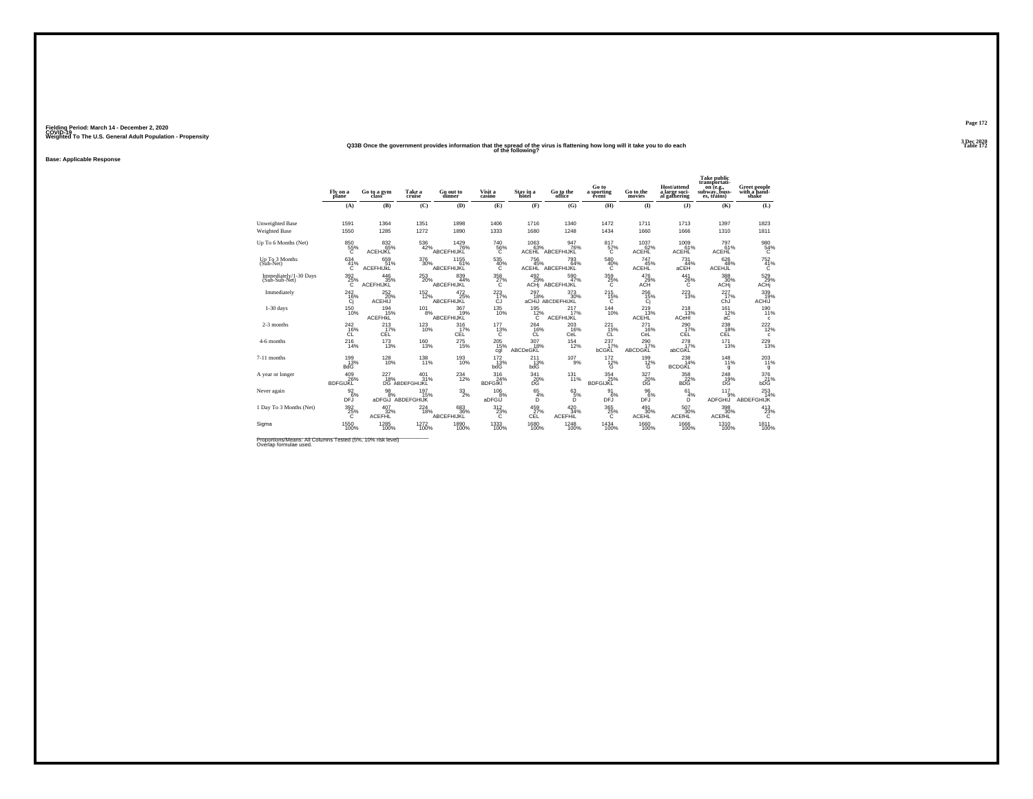Fielding Period: March 14 - December 2, 2020
COVID-19
Weighted To The U.S. General Adult Population - Propensity

3 Dec 2020
Table 172

## Q33B Once the government provides information that the spread of the virus is flattening how long will it take you to do each of the following?

**Base: Applicable Response**

| | Fly on a plane | Go to a gym class | Take a cruise | Go out to dinner | Visit a casino | Stay in a hotel | Go to the office | Go to a sporting event | Go to the movies | Host/attend a large social gathering | Take public transportation (e.g., subway, busses, trains) | Greet people with a handshake |
|---|---|---|---|---|---|---|---|---|---|---|---|---|
| | (A) | (B) | (C) | (D) | (E) | (F) | (G) | (H) | (I) | (J) | (K) | (L) |
| Unweighted Base | 1591 | 1364 | 1351 | 1898 | 1406 | 1716 | 1340 | 1472 | 1711 | 1713 | 1397 | 1823 |
| Weighted Base | 1550 | 1285 | 1272 | 1890 | 1333 | 1680 | 1248 | 1434 | 1660 | 1666 | 1310 | 1811 |
| Up To 6 Months (Net) | 850 55% C | 832 65% ACEHJKL | 536 42% | 1429 76% ABCEFHIJKL | 740 56% C | 1063 63% ACEHL | 947 76% ABCEFHIJKL | 817 57% C | 1037 62% ACEHL | 1009 61% ACEHL | 797 61% ACEHL | 980 54% C |
| Up To 3 Months (Sub-Net) | 634 41% C | 659 51% ACEFHIJKL | 376 30% | 1155 61% ABCEFHIJKL | 535 40% C | 756 45% ACEHL | 793 64% ABCEFHIJKL | 580 40% C | 747 45% ACEHL | 731 44% aCEH | 626 48% ACEHJL | 752 41% C |
| Immediately/1-30 Days (Sub-Sub-Net) | 392 25% C | 446 35% ACEFHIJKL | 253 20% | 839 44% ABCEFHIJKL | 358 27% C | 492 29% ACHj | 590 47% ABCEFHIJKL | 359 25% C | 476 29% ACH | 441 26% C | 388 30% ACHj | 529 29% ACHj |
| Immediately | 242 16% Cj | 252 20% ACEHIJ | 152 12% | 472 25% ABCEFHIJKL | 223 17% CJ | 297 18% aCHIJ | 373 30% ABCDEFHIJKL | 215 15% C | 256 15% Cj | 223 13% | 227 17% ChJ | 339 19% ACHIJ |
| 1-30 days | 150 10% | 194 15% ACEFHkL | 101 8% | 367 19% ABCEFHIJKL | 135 10% | 195 12% C | 217 17% ACEFHIJKL | 144 10% | 219 13% ACEHL | 218 13% ACeHl | 161 12% aC | 190 11% c |
| 2-3 months | 242 16% CL | 213 17% CEL | 123 10% | 316 17% CEL | 177 13% C | 264 16% CL | 203 16% CeL | 221 15% CL | 271 16% CeL | 290 17% CEL | 238 18% CEL | 222 12% c |
| 4-6 months | 216 14% | 173 13% | 160 13% | 275 15% | 205 15% cgl | 307 18% ABCDeGKL | 154 12% | 237 17% bCGKL | 290 17% ABCDGKL | 278 17% abCGKL | 171 13% | 229 13% |
| 7-11 months | 199 13% BdG | 128 10% | 138 11% | 193 10% | 172 13% bdG | 211 13% bdG | 107 9% | 172 12% G | 199 12% G | 238 14% BCDGKL | 148 11% g | 203 11% g |
| A year or longer | 409 26% BDFGIJKL | 227 18% DG | 401 31% ABDEFGHIJKL | 234 12% | 316 24% BDFGIKl | 341 20% DG | 131 11% | 354 25% BDFGIJKL | 327 20% DG | 358 22% BDG | 248 19% DG | 376 21% bDG |
| Never again | 92 6% DFJ | 98 8% aDFGiJ | 197 15% ABDEFGHIJK | 33 2% | 106 8% aDFGIJ | 65 4% D | 63 5% D | 91 6% DFJ | 96 6% DFJ | 61 4% D | 117 9% ADFGHIJ | 253 14% ABDEFGHIJK |
| 1 Day To 3 Months (Net) | 392 25% C | 407 32% ACEFHL | 224 18% | 683 36% ABCEFHIJKL | 312 23% C | 459 27% CEL | 420 34% ACEFHIL | 365 25% C | 491 30% ACEHL | 507 30% ACEHL | 398 30% ACEHL | 413 23% C |
| Sigma | 1550 100% | 1285 100% | 1272 100% | 1890 100% | 1333 100% | 1680 100% | 1248 100% | 1434 100% | 1660 100% | 1666 100% | 1310 100% | 1811 100% |

Proportions/Means: All Columns Tested (5%, 10% risk level)
Overlap formulae used.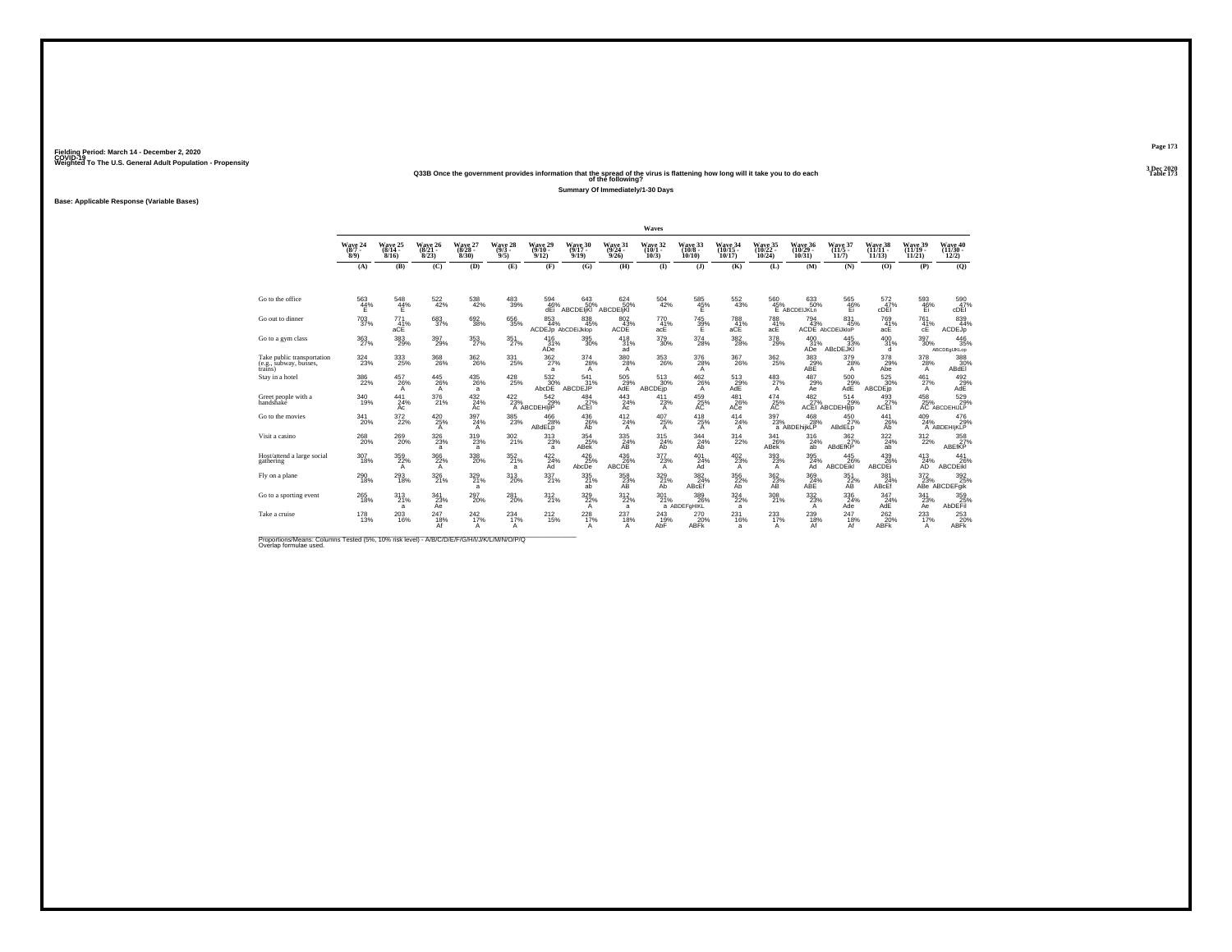Fielding Period: March 14 - December 2, 2020
COVID-19
Weighted To The U.S. General Adult Population - Propensity

3 Dec 2020
Table 173

## Q33B Once the government provides information that the spread of the virus is flattening how long will it take you to do each of the following?

### Summary Of Immediately/1-30 Days

Base: Applicable Response (Variable Bases)

| | Waves | | | | | | | | | | | | | | | | |
|---|---|---|---|---|---|---|---|---|---|---|---|---|---|---|---|---|---|
| | Wave 24 (8/7 - 8/9) | Wave 25 (8/14 - 8/16) | Wave 26 (8/21 - 8/23) | Wave 27 (8/28 - 8/30) | Wave 28 (9/3 - 9/5) | Wave 29 (9/10 - 9/12) | Wave 30 (9/17 - 9/19) | Wave 31 (9/24 - 9/26) | Wave 32 (10/1 - 10/3) | Wave 33 (10/8 - 10/10) | Wave 34 (10/15 - 10/17) | Wave 35 (10/22 - 10/24) | Wave 36 (10/29 - 10/31) | Wave 37 (11/5 - 11/7) | Wave 38 (11/11 - 11/13) | Wave 39 (11/19 - 11/21) | Wave 40 (11/30 - 12/2) |
| | (A) | (B) | (C) | (D) | (E) | (F) | (G) | (H) | (I) | (J) | (K) | (L) | (M) | (N) | (O) | (P) | (Q) |
| Go to the office | 563 44% E | 548 44% E | 522 42% | 538 42% | 483 39% | 594 46% dEl | 643 50% ABCDEIjKl | 624 50% ABCDEIjKl | 504 42% | 585 45% E | 552 43% | 560 45% E | 633 50% ABCDEIJKLn | 565 46% El | 572 47% cDEI | 593 46% EI | 590 47% cDEI |
| Go out to dinner | 703 37% | 771 41% aCE | 683 37% | 692 38% | 656 35% | 853 44% ACDEJp | 838 45% AbCDEIJklop | 802 43% ACDE | 770 41% acE | 745 39% E | 788 41% aCE | 788 41% acE | 794 43% ACDE | 831 45% AbCDEIJkloP | 769 41% acE | 761 41% cE | 839 44% ACDEJp |
| Go to a gym class | 363 27% | 383 29% | 397 29% | 353 27% | 351 27% | 416 31% ADe | 395 30% | 418 31% ad | 379 30% | 374 28% | 382 28% | 378 29% | 400 31% ADe | 445 33% ABcDEJKl | 400 31% d | 397 30% | 446 35% ABCDEgIJKLop |
| Take public transportation (e.g., subway, busses, trains) | 324 23% | 333 25% | 368 26% | 362 26% | 331 25% | 362 27% a | 374 28% A | 380 28% A | 353 26% | 376 28% A | 367 26% | 362 25% | 383 29% ABE | 379 28% A | 378 29% Abe | 378 28% A | 388 30% ABdEl |
| Stay in a hotel | 386 22% | 457 26% A | 445 26% A | 435 26% a | 428 25% | 532 30% AbcDE | 541 31% ABCDEJP | 505 29% AdE | 513 30% ABCDEjp | 462 26% A | 513 29% AdE | 483 27% A | 487 29% Ae | 500 29% AdE | 525 30% ABCDEjp | 461 27% A | 492 29% AdE |
| Greet people with a handshake | 340 19% | 441 24% Ac | 376 21% | 432 24% Ac | 422 23% A | 542 29% ABCDEHIjlP | 484 27% ACEl | 443 24% Ac | 411 23% A | 459 25% AC | 481 26% ACe | 474 25% AC | 482 27% ACEl | 514 29% ABCDEHIjlp | 493 27% ACEl | 458 25% AC | 529 29% ABCDEHIJLP |
| Go to the movies | 341 20% | 372 22% | 420 25% A | 397 24% A | 385 23% | 466 28% ABdELp | 436 26% Ab | 412 24% A | 407 25% A | 418 25% A | 414 24% A | 397 23% a | 468 28% ABDEhijKLP | 450 27% ABdELp | 441 26% Ab | 409 24% A | 476 29% ABDEHIjKLP |
| Visit a casino | 268 20% | 269 20% | 326 23% a | 319 23% a | 302 21% | 313 23% a | 354 25% ABek | 335 24% AB | 315 24% Ab | 344 24% Ab | 314 22% | 341 26% ABek | 316 24% ab | 362 27% ABdEfKP | 322 24% ab | 312 22% | 358 27% ABEfKP |
| Host/attend a large social gathering | 307 18% | 359 22% A | 366 22% A | 338 20% | 352 21% a | 422 24% Ad | 426 25% AbcDe | 436 26% ABCDE | 377 23% A | 401 24% Ad | 402 23% A | 393 23% A | 395 24% Ad | 445 26% ABCDEikl | 439 26% ABCDEi | 413 24% AD | 441 26% ABCDEikl |
| Fly on a plane | 290 18% | 293 18% | 326 21% | 329 21% a | 313 20% | 337 21% | 335 21% ab | 358 23% AB | 329 21% Ab | 382 24% ABcEf | 356 22% Ab | 362 23% AB | 369 24% ABE | 351 22% AB | 381 24% ABcEf | 372 23% ABe | 392 25% ABCDEFgk |
| Go to a sporting event | 265 18% | 313 21% a | 341 23% Ae | 297 20% | 281 20% | 312 21% | 329 22% A | 312 22% a | 301 21% a | 389 26% ABDEFgHIKL | 324 22% a | 308 21% | 332 23% A | 336 24% Ade | 347 24% AdE | 341 23% Ae | 359 25% AbDEFil |
| Take a cruise | 178 13% | 203 16% | 247 18% Af | 242 17% A | 234 17% A | 212 15% | 228 17% A | 237 18% A | 243 19% AbF | 270 20% ABFk | 231 16% a | 233 17% A | 239 18% Af | 247 18% Af | 262 20% ABFk | 233 17% A | 253 20% ABFk |

Proportions/Means: Columns Tested (5%, 10% risk level) - A/B/C/D/E/F/G/H/I/J/K/L/M/N/O/P/Q
Overlap formulae used.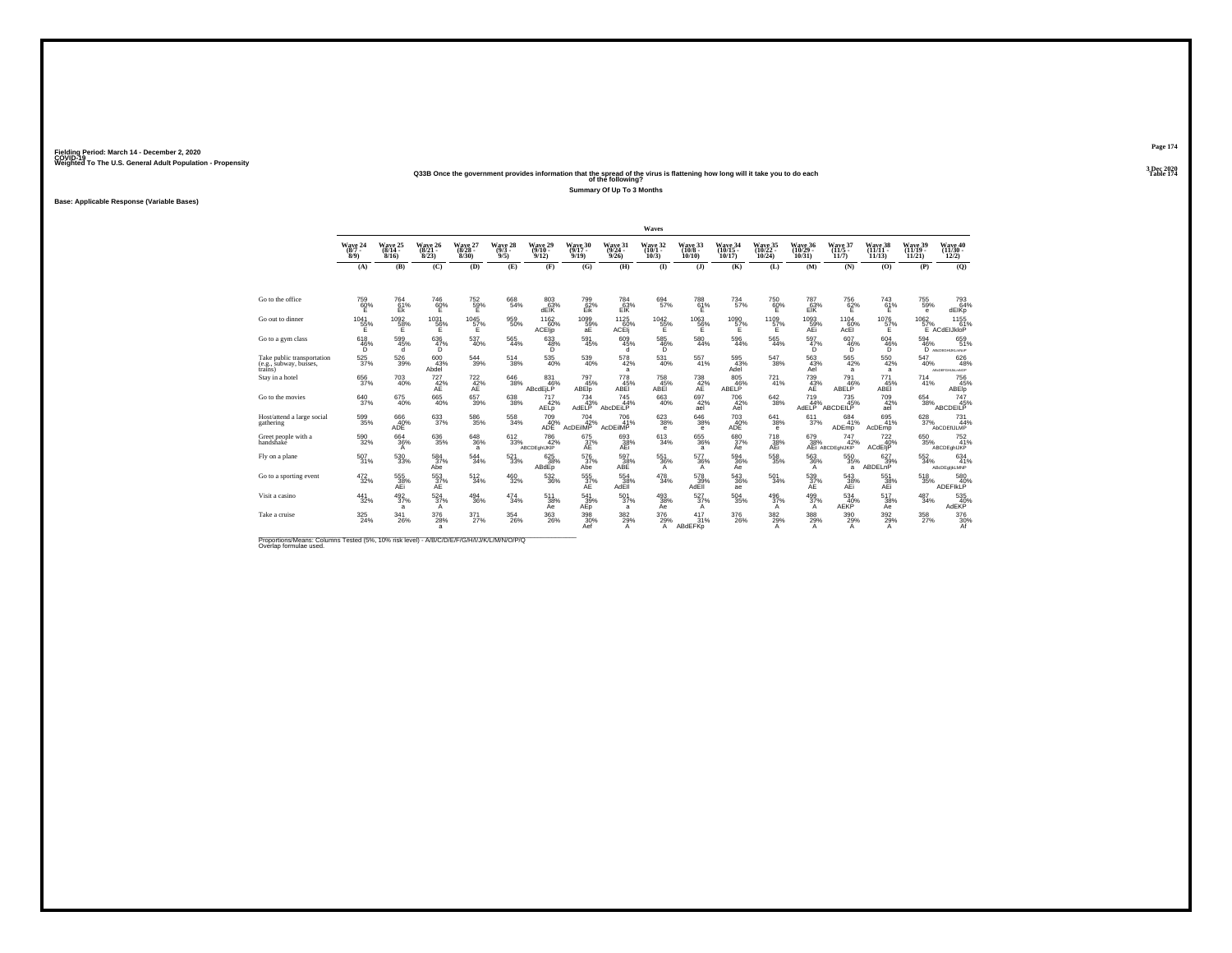Fielding Period: March 14 - December 2, 2020
COVID-19
Weighted To The U.S. General Adult Population - Propensity

3 Dec 2020
Table 174

## Q33B Once the government provides information that the spread of the virus is flattening how long will it take you to do each of the following?

### Summary Of Up To 3 Months

Base: Applicable Response (Variable Bases)

| | Waves | | | | | | | | | | | | | | | | |
|---|---|---|---|---|---|---|---|---|---|---|---|---|---|---|---|---|---|
| | Wave 24 (8/7 - 8/9) | Wave 25 (8/14 - 8/16) | Wave 26 (8/21 - 8/23) | Wave 27 (8/28 - 8/30) | Wave 28 (9/3 - 9/5) | Wave 29 (9/10 - 9/12) | Wave 30 (9/17 - 9/19) | Wave 31 (9/24 - 9/26) | Wave 32 (10/1 - 10/3) | Wave 33 (10/8 - 10/10) | Wave 34 (10/15 - 10/17) | Wave 35 (10/22 - 10/24) | Wave 36 (10/29 - 10/31) | Wave 37 (11/5 - 11/7) | Wave 38 (11/11 - 11/13) | Wave 39 (11/19 - 11/21) | Wave 40 (11/30 - 12/2) |
| | (A) | (B) | (C) | (D) | (E) | (F) | (G) | (H) | (I) | (J) | (K) | (L) | (M) | (N) | (O) | (P) | (Q) |
| Go to the office | 759 60% E | 764 61% Ek | 746 60% E | 752 59% E | 668 54% | 803 63% dEIK | 799 62% EIk | 784 63% EIK | 694 57% | 788 61% E | 734 57% | 750 60% E | 787 63% EIK | 756 62% E | 743 61% E | 755 59% e | 793 64% dEIKp |
| Go out to dinner | 1041 55% E | 1092 58% E | 1031 56% E | 1045 57% E | 959 50% | 1162 60% ACEIp | 1099 59% aE | 1125 60% ACEIj | 1042 55% E | 1063 56% E | 1090 57% E | 1109 57% E | 1093 59% AEi | 1104 60% AcEI | 1076 57% E | 1062 57% E | 1155 61% ACdEIJkloP |
| Go to a gym class | 618 46% D | 599 45% d | 636 47% D | 537 40% | 565 44% | 633 48% D | 591 45% | 609 45% d | 585 46% D | 580 44% | 596 44% | 565 44% | 597 47% D | 607 46% D | 604 46% D | 594 46% D | 659 51% ABcDEGHIJKLmNOP |
| Take public transportation (e.g., subway, busses, trains) | 525 37% | 526 39% | 600 43% Abdel | 544 39% | 514 38% | 535 40% | 539 40% | 578 42% a | 531 40% | 557 41% | 595 43% Adel | 547 38% | 563 43% Ael | 565 42% a | 550 42% a | 547 40% | 626 48% ABcDEFGHIJkLmNOP |
| Stay in a hotel | 656 37% | 703 40% | 727 42% AE | 722 42% AE | 646 38% | 831 46% ABcdEjLP | 797 45% ABElp | 778 45% ABEl | 758 45% ABEl | 738 42% AE | 805 46% ABELP | 721 41% | 739 43% AE | 791 46% ABELP | 771 45% ABEl | 714 41% | 756 45% ABElp |
| Go to the movies | 640 37% | 675 40% | 665 40% | 657 39% | 638 38% | 717 42% AELp | 734 43% AdELP | 745 44% AbcDEiLP | 663 40% | 697 42% ael | 706 42% Ael | 642 38% | 719 44% AdELP | 735 45% ABCDEILP | 709 42% ael | 654 38% | 747 45% ABCDEILP |
| Host/attend a large social gathering | 599 35% | 666 40% ADE | 633 37% | 586 35% | 558 34% | 709 40% ADE | 704 42% AcDEIlMP | 706 41% AcDEIMP | 623 38% e | 646 38% e | 703 40% ADE | 641 38% e | 611 37% | 684 41% ADEmp | 695 41% AcDEmp | 628 37% | 731 44% AbCDEfIJLMP |
| Greet people with a handshake | 590 32% | 664 36% A | 636 35% | 648 36% a | 612 33% | 786 42% ABCDEghIJKlP | 675 37% AE | 693 38% AEi | 613 34% | 655 36% a | 680 37% Ae | 718 38% AEi | 679 38% AEi | 747 42% ABCDEghIJKlP | 722 40% ACdEIjP | 650 35% | 752 41% ABCDEghIJKP |
| Fly on a plane | 507 31% | 530 33% | 584 37% Abe | 544 34% | 521 33% | 625 38% ABdEp | 576 37% Abe | 597 38% ABE | 551 36% A | 577 36% A | 594 36% Ae | 558 35% | 563 36% A | 550 35% a | 627 39% ABDELnP | 552 34% | 634 41% ABcDEgIjkLMNP |
| Go to a sporting event | 472 32% | 555 38% AEi | 553 37% AE | 512 34% | 460 32% | 532 36% | 555 37% AE | 554 38% AdEl | 478 34% | 578 39% AdEIl | 543 36% ae | 501 34% | 539 37% AE | 543 38% AEi | 551 38% AEi | 518 35% | 580 40% ADEFIkLP |
| Visit a casino | 441 32% | 492 37% a | 524 37% A | 494 36% | 474 34% | 511 38% Ae | 541 39% AEp | 501 37% a | 493 38% Ae | 527 37% A | 504 35% | 496 37% A | 499 37% A | 534 40% AEKP | 517 38% Ae | 487 34% | 535 40% AdEKP |
| Take a cruise | 325 24% | 341 26% | 376 28% a | 371 27% | 354 26% | 363 26% | 398 30% Aef | 382 29% A | 376 29% A | 417 31% ABdEFKp | 376 26% | 382 29% A | 388 29% A | 390 29% A | 392 29% A | 358 27% | 376 30% Af |

Proportions/Means: Columns Tested (5%, 10% risk level) - A/B/C/D/E/F/G/H/I/J/K/L/M/N/O/P/Q
Overlap formulae used.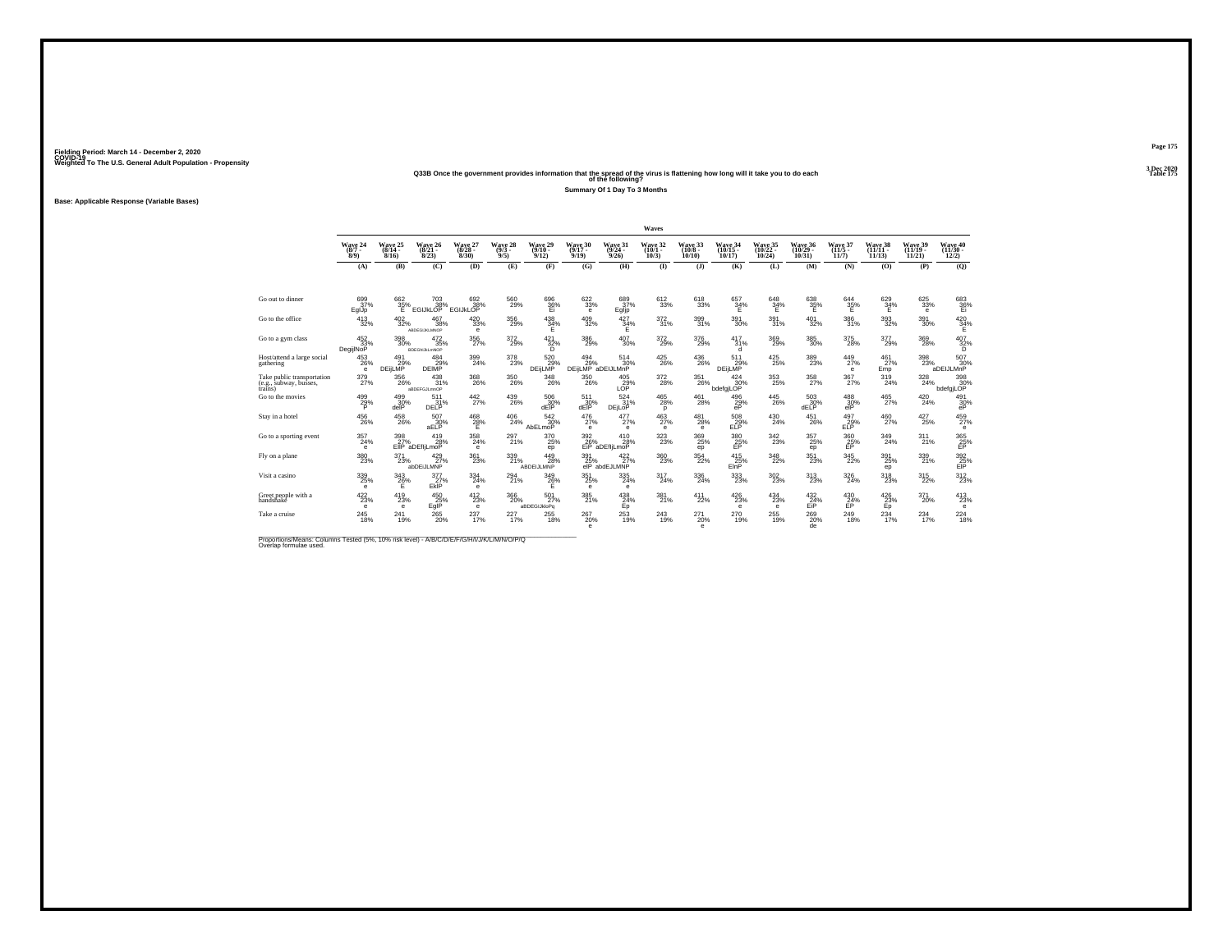Fielding Period: March 14 - December 2, 2020
COVID-19
Weighted To The U.S. General Adult Population - Propensity

3 Dec 2020
Table 175

## Q33B Once the government provides information that the spread of the virus is flattening how long will it take you to do each of the following?

### Summary Of 1 Day To 3 Months

Base: Applicable Response (Variable Bases)

| | Wave 24 (8/7 - 8/9) | Wave 25 (8/14 - 8/16) | Wave 26 (8/21 - 8/23) | Wave 27 (8/28 - 8/30) | Wave 28 (9/3 - 9/5) | Wave 29 (9/10 - 9/12) | Wave 30 (9/17 - 9/19) | Wave 31 (9/24 - 9/26) | Wave 32 (10/1 - 10/3) | Wave 33 (10/8 - 10/10) | Wave 34 (10/15 - 10/17) | Wave 35 (10/22 - 10/24) | Wave 36 (10/29 - 10/31) | Wave 37 (11/5 - 11/7) | Wave 38 (11/11 - 11/13) | Wave 39 (11/19 - 11/21) | Wave 40 (11/30 - 12/2) |
|---|---|---|---|---|---|---|---|---|---|---|---|---|---|---|---|---|---|
| | (A) | (B) | (C) | (D) | (E) | (F) | (G) | (H) | (I) | (J) | (K) | (L) | (M) | (N) | (O) | (P) | (Q) |
| Go out to dinner | 699 37% EgIJp | 662 35% E | 703 38% EGIJkLOP | 692 38% EGIJkLOP | 560 29% | 696 36% Ei | 622 33% e | 689 37% EgIJp | 612 33% | 618 33% | 657 34% E | 648 34% E | 638 35% E | 644 35% E | 629 34% E | 625 33% e | 683 36% Ei |
| Go to the office | 413 32% | 402 32% | 467 38% ABDEGIJKLMNOP | 420 33% e | 356 29% | 438 34% E | 409 32% | 427 34% E | 372 31% | 399 31% | 391 30% | 391 31% | 401 32% | 386 31% | 393 32% | 391 30% | 420 34% E |
| Go to a gym class | 452 33% DegIJNoP | 398 30% | 472 35% BDEGhIJkLmNOP | 356 27% | 372 29% | 421 32% D | 386 29% | 407 30% | 372 29% | 376 29% | 417 31% d | 369 29% | 385 30% | 375 28% | 377 29% | 369 28% | 407 32% D |
| Host/attend a large social gathering | 453 26% e | 491 29% DEIjLMP | 484 29% DEIMP | 399 24% | 378 23% | 520 29% DEIjLMP | 494 29% DEIjLMP | 514 30% aDEIJLMnP | 425 26% | 436 26% | 511 29% DEIjLMP | 425 25% | 389 23% | 449 27% e | 461 27% Emp | 398 23% | 507 30% aDEIJLMnP |
| Take public transportation (e.g., subway, busses, trains) | 379 27% | 356 26% | 438 31% aBDEFGJLmnOP | 368 26% | 350 26% | 348 26% | 350 26% | 405 29% LOP | 372 28% | 351 26% | 424 30% bdefgjLOP | 353 25% | 358 27% | 367 27% | 319 24% | 328 24% | 398 30% bdefgjLOP |
| Go to the movies | 499 29% P | 499 30% delP | 511 31% DELP | 442 27% | 439 26% | 506 30% dElP | 511 30% dElP | 524 31% DEjLoP | 465 28% p | 461 28% | 496 29% eP | 445 26% | 503 30% dELP | 488 30% elP | 465 27% | 420 24% | 491 30% eP |
| Stay in a hotel | 456 26% | 458 26% | 507 30% aELP | 468 28% E | 406 24% | 542 30% AbELmoP | 476 27% e | 477 27% e | 463 27% e | 481 28% e | 508 29% ELP | 430 24% | 451 26% | 497 29% ELP | 460 27% | 427 25% | 459 27% e |
| Go to a sporting event | 357 24% e | 398 27% EIlP | 419 28% aDEfIjLmoP | 358 24% e | 297 21% | 370 25% ep | 392 26% EIP | 410 28% aDEfIjLmoP | 323 23% | 369 25% ep | 380 25% EP | 342 23% | 357 25% ep | 360 25% EP | 349 24% | 311 21% | 365 25% EP |
| Fly on a plane | 380 23% | 371 23% | 429 27% abDEIJLMNP | 361 23% | 339 21% | 449 28% ABDEIJLMNP | 391 25% elP | 422 27% abdEJLMNP | 360 23% | 354 22% | 415 25% ElnP | 348 22% | 351 23% | 345 22% | 391 25% ep | 339 21% | 392 25% ElP |
| Visit a casino | 339 25% e | 343 26% E | 377 27% EklP | 334 24% e | 294 21% | 349 26% E | 351 25% e | 335 24% e | 317 24% | 336 24% | 333 23% | 302 23% | 313 23% | 326 24% | 318 23% | 315 22% | 312 23% |
| Greet people with a handshake | 422 23% e | 419 23% e | 450 25% EgIP | 412 23% e | 366 20% | 501 27% aBDEGIJkloPq | 385 21% | 438 24% Ep | 381 21% | 411 22% | 426 23% e | 434 23% e | 432 24% EiP | 430 24% EP | 426 23% Ep | 371 20% | 413 23% e |
| Take a cruise | 245 18% | 241 19% | 265 20% | 237 17% | 227 17% | 255 18% | 267 20% e | 253 19% | 243 19% | 271 20% e | 270 19% | 255 19% | 269 20% de | 249 18% | 234 17% | 234 17% | 224 18% |

Proportions/Means: Columns Tested (5%, 10% risk level) - A/B/C/D/E/F/G/H/I/J/K/L/M/N/O/P/Q
Overlap formulae used.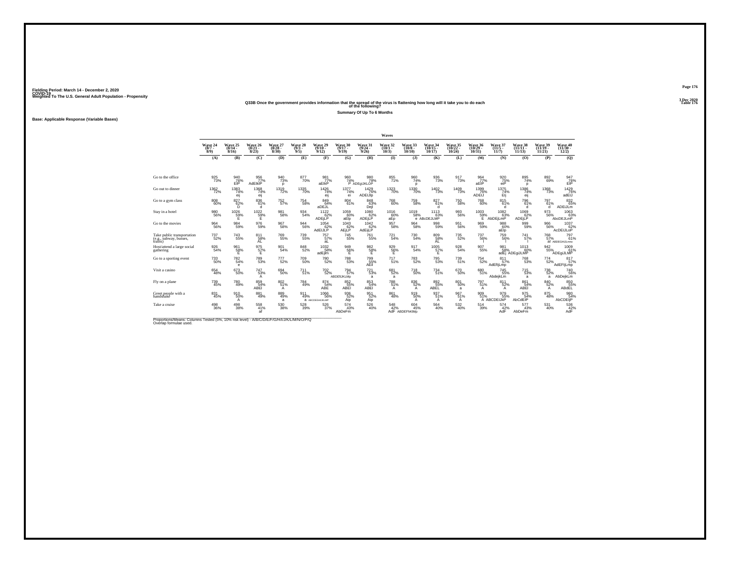Fielding Period: March 14 - December 2, 2020
COVID-19
Weighted To The U.S. General Adult Population - Propensity

3 Dec 2020
Table 176

## Q33B Once the government provides information that the spread of the virus is flattening how long will it take you to do each of the following?

### Summary Of Up To 6 Months

Base: Applicable Response (Variable Bases)

| | Wave 24 (8/7 - 8/9) | Wave 25 (8/14 - 8/16) | Wave 26 (8/21 - 8/23) | Wave 27 (8/28 - 8/30) | Wave 28 (9/3 - 9/5) | Wave 29 (9/10 - 9/12) | Wave 30 (9/17 - 9/19) | Wave 31 (9/24 - 9/26) | Wave 32 (10/1 - 10/3) | Wave 33 (10/8 - 10/10) | Wave 34 (10/15 - 10/17) | Wave 35 (10/22 - 10/24) | Wave 36 (10/29 - 10/31) | Wave 37 (11/5 - 11/7) | Wave 38 (11/11 - 11/13) | Wave 39 (11/19 - 11/21) | Wave 40 (11/30 - 12/2) |
|---|---|---|---|---|---|---|---|---|---|---|---|---|---|---|---|---|---|
| | (A) | (B) | (C) | (D) | (E) | (F) | (G) | (H) | (I) | (J) | (K) | (L) | (M) | (N) | (O) | (P) | (Q) |
| Go to the office | 925 73% | 940 76% EIP | 956 77% AdEIkIP | 940 73% p | 877 70% | 981 77% aEIkP | 960 74% P | 980 78% ADEgIJKLOP | 855 71% | 960 74% p | 936 73% | 917 73% | 964 77% aEIP | 920 75% eIP | 895 74% p | 892 69% | 947 76% EIP |
| Go out to dinner | 1362 72% | 1383 74% eij | 1368 74% eij | 1319 72% | 1335 70% | 1426 74% eij | 1377 74% ei | 1429 76% ADEIJlp | 1323 70% | 1330 70% | 1402 73% | 1409 73% | 1399 76% ADEIJ | 1375 74% EIj | 1386 74% eij | 1368 73% | 1429 76% adEIJ |
| Go to a gym class | 808 60% | 827 62% D | 836 61% d | 752 57% | 754 58% | 849 64% aDEJL | 804 61% | 848 63% Dejl | 768 60% | 759 58% | 827 61% d | 750 58% | 768 60% | 815 61% d | 796 61% d | 797 61% d | 832 65% ADEiJLm |
| Stay in a hotel | 980 56% | 1026 59% E | 1022 59% E | 981 58% | 934 54% | 1122 62% ADEjLP | 1059 60% aEIp | 1080 62% ADEjLP | 1016 60% aEp | 1019 58% e | 1113 63% ABcDEJLMP | 993 56% | 1003 59% E | 1082 63% AbDEjLmP | 1069 62% ADEjLP | 973 56% | 1063 63% AbcDEJLmP |
| Go to the movies | 964 56% | 984 59% | 976 59% | 967 58% | 944 56% | 1054 62% AdEIJLP | 1043 62% AEjLP | 1042 62% AdEijLP | 957 58% | 964 58% | 998 59% | 951 56% | 969 59% | 988 60% aEIp | 999 59% | 966 56% | 1037 62% AcDEIJLoP |
| Take public transportation (e.g., subway, busses, trains) | 737 52% | 743 55% | 811 58% AL | 769 55% | 739 55% | 757 57% aL | 745 55% | 761 55% | 721 54% | 730 54% | 809 58% AL | 735 52% | 737 56% l | 759 56% l | 741 57% l | 768 57% al | 797 61% ABDEGHIJLmno |
| Host/attend a large social gathering | 926 54% | 961 58% E | 975 57% E | 901 54% | 848 52% | 1032 58% adEjm | 949 56% E | 982 58% E | 929 56% E | 917 54% | 1005 57% E | 928 54% | 907 55% | 981 58% adEj | 1013 60% ADEgIJLMP | 942 55% | 1009 61% ADEgIJLMP |
| Go to a sporting event | 733 50% | 782 54% e | 789 53% | 777 52% | 709 50% | 780 52% | 788 53% | 799 55% AEil | 717 51% | 783 52% | 795 53% | 739 51% | 754 52% | 811 57% AdEfIjLmp | 768 53% | 774 52% | 817 57% AdEFIjLmp |
| Visit a casino | 654 48% | 673 50% | 747 53% A | 694 50% | 711 51% | 702 52% | 794 57% ABDEfIJKLMp | 721 53% a | 681 52% a | 718 50% | 734 51% | 670 50% | 680 51% | 745 55% AbdejkLm | 715 53% a | 738 52% a | 740 56% AbDejkLm |
| Fly on a plane | 739 45% | 780 49% | 859 54% ABEI | 802 51% A | 784 49% | 874 54% ABE | 852 55% ABEI | 853 54% ABEI | 788 51% A | 836 52% A | 892 55% ABEL | 801 50% a | 797 51% A | 811 52% A | 861 54% ABEI | 840 52% A | 850 55% ABdEL |
| Greet people with a handshake | 831 45% | 910 50% A | 881 49% | 889 49% a | 911 49% a | 1066 56% ABCDEGHIJKLMP | 936 52% Aip | 951 52% Aip | 861 48% | 919 50% A | 937 51% A | 967 51% A | 909 51% A | 979 55% ABCDEIJkP | 975 54% AbCdEIP | 875 48% | 980 54% AbCDEIjP |
| Take a cruise | 498 36% | 498 38% | 558 41% af | 530 38% | 528 39% | 526 37% | 574 43% AbDeFm | 526 40% | 548 42% AdF | 604 45% ABDEFhKlMp | 564 40% | 532 40% | 514 39% | 574 42% AdF | 577 43% AbDeFm | 531 40% | 536 42% AdF |

Proportions/Means: Columns Tested (5%, 10% risk level) - A/B/C/D/E/F/G/H/I/J/K/L/M/N/O/P/Q
Overlap formulae used.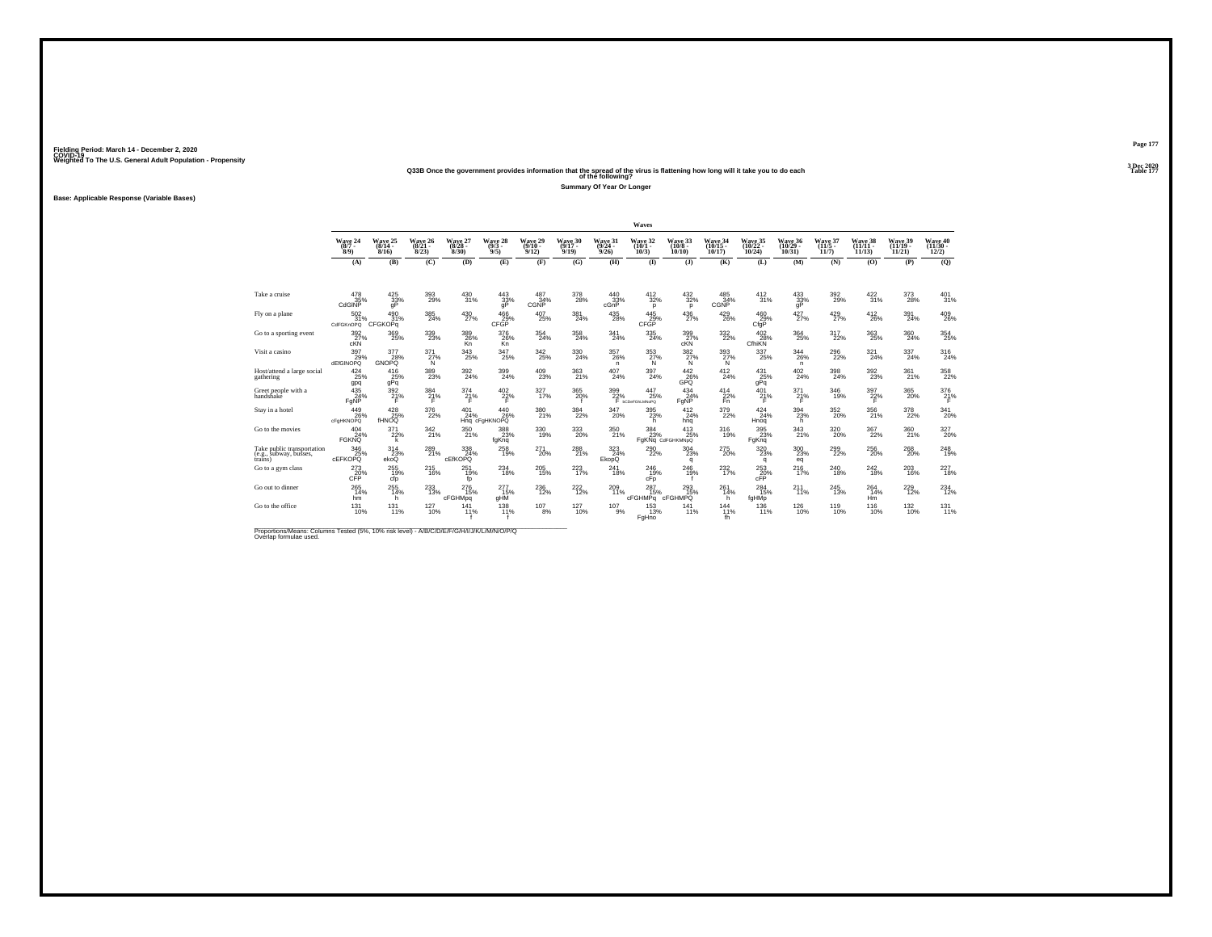Fielding Period: March 14 - December 2, 2020
COVID-19
Weighted To The U.S. General Adult Population - Propensity

3 Dec 2020
Table 177

## Q33B Once the government provides information that the spread of the virus is flattening how long will it take you to do each of the following?

**Summary Of Year Or Longer**

**Base: Applicable Response (Variable Bases)**

| | Waves | | | | | | | | | | | | | | | | |
|---|---|---|---|---|---|---|---|---|---|---|---|---|---|---|---|---|---|
| | Wave 24 (8/7 - 8/9) | Wave 25 (8/14 - 8/16) | Wave 26 (8/21 - 8/23) | Wave 27 (8/28 - 8/30) | Wave 28 (9/3 - 9/5) | Wave 29 (9/10 - 9/12) | Wave 30 (9/17 - 9/19) | Wave 31 (9/24 - 9/26) | Wave 32 (10/1 - 10/3) | Wave 33 (10/8 - 10/10) | Wave 34 (10/15 - 10/17) | Wave 35 (10/22 - 10/24) | Wave 36 (10/29 - 10/31) | Wave 37 (11/5 - 11/7) | Wave 38 (11/11 - 11/13) | Wave 39 (11/19 - 11/21) | Wave 40 (11/30 - 12/2) |
| | (A) | (B) | (C) | (D) | (E) | (F) | (G) | (H) | (I) | (J) | (K) | (L) | (M) | (N) | (O) | (P) | (Q) |
| Take a cruise | 478 35% CdGINP | 425 33% gP | 393 29% | 430 31% | 443 33% gP | 487 34% CGNP | 378 28% | 440 33% cGnP | 412 32% p | 432 32% p | 485 34% CGNP | 412 31% | 433 33% gP | 392 29% | 422 31% | 373 28% | 401 31% |
| Fly on a plane | 502 31% CdFGKnOPQ | 490 31% CFGKOPq | 385 24% | 430 27% | 466 29% CFGP | 407 25% | 381 24% | 435 28% | 445 29% CFGP | 436 27% | 429 26% | 460 29% CfgP | 427 27% | 429 27% | 412 26% | 391 24% | 409 26% |
| Go to a sporting event | 392 27% cKN | 369 25% | 339 23% | 389 26% Kn | 376 26% Kn | 354 24% | 358 24% | 341 24% | 335 24% | 399 27% cKN | 332 22% | 402 28% CfhiKN | 364 25% | 317 22% | 363 25% | 360 24% | 354 25% |
| Visit a casino | 397 29% dEfGINOPQ | 377 28% GNOPQ | 371 27% N | 343 25% | 347 25% | 342 25% | 330 24% | 357 26% n | 353 27% N | 382 27% N | 393 27% N | 337 25% | 344 26% n | 296 22% | 321 24% | 337 24% | 316 24% |
| Host/attend a large social gathering | 424 25% gpq | 416 25% gPq | 389 23% | 392 24% | 399 24% | 409 23% | 363 21% | 407 24% | 397 24% | 442 26% GPQ | 412 24% | 431 25% gPq | 402 24% | 398 24% | 392 23% | 361 21% | 358 22% |
| Greet people with a handshake | 435 24% FgNP | 392 21% F | 384 21% F | 374 21% F | 402 22% F | 327 17% | 365 20% f | 399 22% F | 447 25% bCDeFGhLMNoPQ | 434 24% FgNP | 414 22% Fn | 401 21% F | 371 21% F | 346 19% | 397 22% F | 365 20% | 376 21% F |
| Stay in a hotel | 449 26% cFgHKNOPQ | 428 25% fHNOQ | 376 22% | 401 24% Hnq | 440 26% cFgHKNOPQ | 380 21% | 384 22% | 347 20% | 395 23% h | 412 24% hnq | 379 22% | 424 24% Hnoq | 394 23% h | 352 20% | 356 21% | 378 22% | 341 20% |
| Go to the movies | 404 24% FGKNQ | 371 22% k | 342 21% | 350 21% | 388 23% fgKnq | 330 19% | 333 20% | 350 21% | 384 23% FgKNq | 413 25% CdFGHKMNpQ | 316 19% | 395 23% FgKnq | 343 21% | 320 20% | 367 22% | 360 21% | 327 20% |
| Take public transportation (e.g., subway, busses, trains) | 346 25% cEFKOPQ | 314 23% ekoQ | 289 21% | 338 24% cEfKOPQ | 258 19% | 271 20% | 288 21% | 323 24% EkopQ | 290 22% | 304 23% q | 275 20% | 320 23% q | 300 23% eq | 299 22% | 256 20% | 268 20% | 248 19% |
| Go to a gym class | 273 20% CFP | 255 19% cfp | 215 16% | 251 19% fp | 234 18% | 205 15% | 223 17% | 241 18% | 246 19% cFp | 246 19% f | 232 17% | 253 20% cFP | 216 17% | 240 18% | 242 18% | 203 16% | 227 18% |
| Go out to dinner | 265 14% hm | 255 14% h | 233 13% | 276 15% cFGHMpq | 277 15% gHM | 236 12% | 222 12% | 209 11% | 287 15% cFGHMPq | 293 15% cFGHMPQ | 261 14% h | 284 15% fgHMp | 211 11% | 245 13% | 264 14% Hm | 229 12% | 234 12% |
| Go to the office | 131 10% | 131 11% | 127 10% | 141 11% f | 138 11% f | 107 8% | 127 10% | 107 9% | 153 13% FgHno | 141 11% | 144 11% fh | 136 11% | 126 10% | 119 10% | 116 10% | 132 10% | 131 11% |

Proportions/Means: Columns Tested (5%, 10% risk level) - A/B/C/D/E/F/G/H/I/J/K/L/M/N/O/P/Q
Overlap formulae used.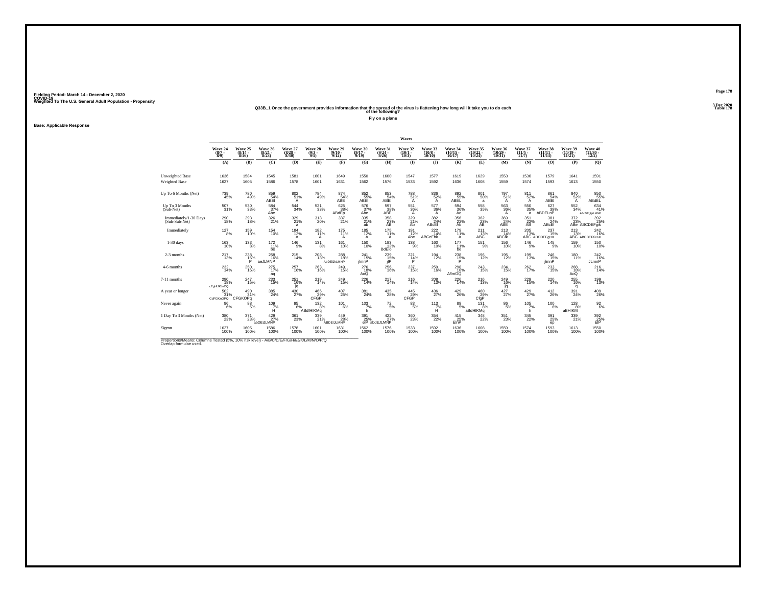Fielding Period: March 14 - December 2, 2020
COVID-19
Weighted To The U.S. General Adult Population - Propensity

3 Dec 2020
Table 178

### Q33B_1 Once the government provides information that the spread of the virus is flattening how long will it take you to do each of the following?

Fly on a plane

Base: Applicable Response

| | Wave 24 (8/7 - 8/9) | Wave 25 (8/14 - 8/16) | Wave 26 (8/21 - 8/23) | Wave 27 (8/28 - 8/30) | Wave 28 (9/3 - 9/5) | Wave 29 (9/10 - 9/12) | Wave 30 (9/17 - 9/19) | Wave 31 (9/24 - 9/26) | Wave 32 (10/1 - 10/3) | Wave 33 (10/8 - 10/10) | Wave 34 (10/15 - 10/17) | Wave 35 (10/22 - 10/24) | Wave 36 (10/29 - 10/31) | Wave 37 (11/5 - 11/7) | Wave 38 (11/11 - 11/15) | Wave 39 (11/19 - 11/21) | Wave 40 (11/30 - 12/2) |
|---|---|---|---|---|---|---|---|---|---|---|---|---|---|---|---|---|---|
| | (A) | (B) | (C) | (D) | (E) | (F) | (G) | (H) | (I) | (J) | (K) | (L) | (M) | (N) | (O) | (P) | (Q) |
| Unweighted Base | 1636 | 1584 | 1545 | 1581 | 1601 | 1649 | 1550 | 1600 | 1547 | 1577 | 1619 | 1629 | 1553 | 1536 | 1579 | 1641 | 1591 |
| Weighted Base | 1627 | 1605 | 1586 | 1578 | 1601 | 1631 | 1562 | 1576 | 1533 | 1592 | 1636 | 1608 | 1559 | 1574 | 1593 | 1613 | 1550 |
| Up To 6 Months (Net) | 739 45% | 780 49% | 859 54% ABEI | 802 51% A | 784 49% | 874 54% ABE | 852 55% ABEI | 853 54% ABEI | 788 51% A | 836 52% A | 892 55% ABEL | 801 50% a | 797 51% A | 811 52% A | 861 54% ABEI | 840 52% A | 850 55% ABdEL |
| Up To 3 Months (Sub-Net) | 507 31% | 530 33% | 584 37% Abe | 544 34% | 521 33% | 625 38% ABdEp | 576 37% Abe | 597 38% ABE | 551 36% A | 577 36% A | 594 36% Ae | 558 35% | 563 36% A | 550 35% a | 627 39% ABDELnP | 552 34% | 634 41% ABcDEgIjkLMNP |
| Immediately/1-30 Days (Sub-Sub-Net) | 290 18% | 293 18% | 326 21% | 329 21% a | 313 20% | 337 21% | 335 21% ab | 358 23% AB | 329 21% Ab | 382 24% ABcEf | 356 22% Ab | 362 23% AB | 369 24% ABE | 351 22% AB | 381 24% ABcEf | 372 23% ABe | 392 25% ABCDEFgk |
| Immediately | 127 8% | 159 10% | 154 10% | 184 12% A | 182 11% A | 175 11% A | 185 12% A | 175 11% A | 191 12% Abc | 222 14% ABCeFhk | 179 11% A | 211 13% ABC | 213 14% ABCfk | 205 13% ABC | 237 15% ABCDEFgHK | 213 13% ABC | 242 16% ABCDEFGHiK |
| 1-30 days | 163 10% | 133 8% | 172 11% be | 146 9% | 131 8% | 161 10% | 150 10% | 183 12% BdEio | 138 9% | 160 10% | 177 11% be | 151 9% | 156 10% | 146 9% | 145 9% | 159 10% | 150 10% |
| 2-3 months | 217 13% | 238 15% P | 258 16% aeJLMNP | 215 14% | 208 13% | 288 18% AbDEJkLMNP | 241 15% jlmnP | 239 15% jlP | 221 14% P | 194 12% | 238 15% P | 196 12% | 195 12% | 199 13% | 246 15% jlmnP | 180 11% | 242 16% JLmnP |
| 4-6 months | 232 14% | 250 16% | 275 17% aq | 257 16% | 263 16% | 249 15% | 276 18% AoQ | 256 16% | 237 15% | 259 16% | 298 18% AfImOQ | 243 15% | 234 15% | 262 17% | 233 15% | 288 18% AoQ | 216 14% |
| 7-11 months | 290 18% cEgHIJKLnOQ | 247 15% | 233 15% | 251 16% jq | 219 14% | 249 15% | 226 14% | 217 14% | 216 14% | 208 13% | 226 14% | 216 13% | 249 16% jq | 229 15% | 220 14% | 255 16% q | 199 13% |
| A year or longer | 502 31% CdFGKnOPQ | 490 31% CFGKOPq | 385 24% | 430 27% | 466 29% CFGP | 407 25% | 381 24% | 435 28% | 445 29% CFGP | 436 27% | 429 26% | 460 29% CfgP | 427 27% | 429 27% | 412 26% | 391 24% | 409 26% |
| Never again | 96 6% | 88 5% | 109 7% H | 95 6% | 132 8% ABdfHIKMq | 101 6% | 103 7% h | 72 5% | 83 5% | 113 7% H | 89 5% | 131 8% aBdHIKMq | 86 5% | 105 7% h | 100 6% | 128 8% aBHIKM | 92 6% |
| 1 Day To 3 Months (Net) | 380 23% | 371 23% | 429 27% abDEJLMNP | 361 23% | 339 21% | 449 28% ABDEIJLMNP | 391 25% elP | 422 27% abdEJLMNP | 360 23% | 354 22% | 415 25% ElnP | 348 22% | 351 23% | 345 22% | 391 25% ep | 339 21% | 392 25% ElP |
| Sigma | 1627 100% | 1605 100% | 1586 100% | 1578 100% | 1601 100% | 1631 100% | 1562 100% | 1576 100% | 1533 100% | 1592 100% | 1636 100% | 1608 100% | 1559 100% | 1574 100% | 1593 100% | 1613 100% | 1550 100% |

Proportions/Means: Columns Tested (5%, 10% risk level) - A/B/C/D/E/F/G/H/I/J/K/L/M/N/O/P/Q
Overlap formulae used.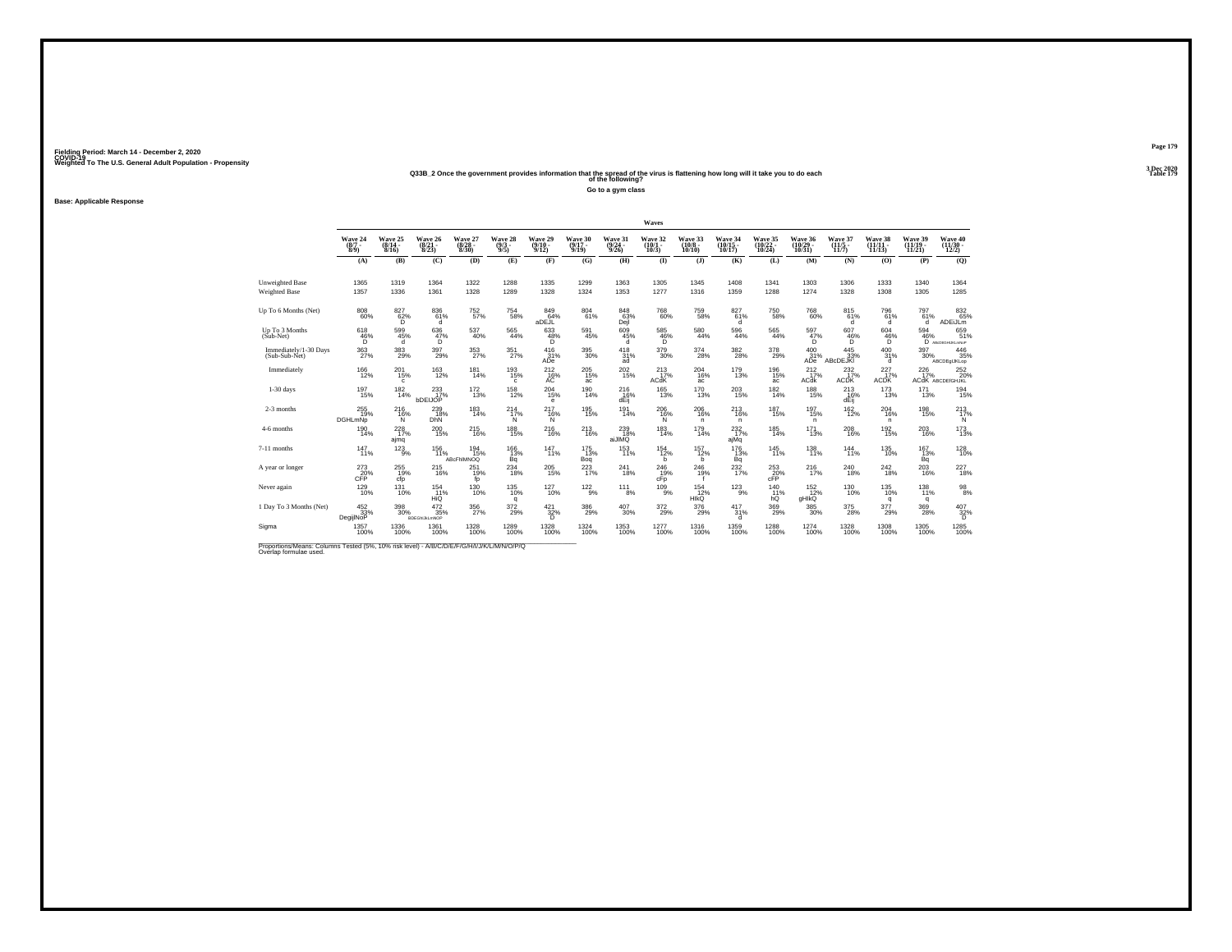Fielding Period: March 14 - December 2, 2020
COVID-19
Weighted To The U.S. General Adult Population - Propensity

3 Dec 2020
Table 179

## Q33B_2 Once the government provides information that the spread of the virus is flattening how long will it take you to do each of the following?

Go to a gym class

Base: Applicable Response

| | Wave 24 (8/7 - 8/9) | Wave 25 (8/14 - 8/16) | Wave 26 (8/21 - 8/23) | Wave 27 (8/28 - 8/30) | Wave 28 (9/3 - 9/5) | Wave 29 (9/10 - 9/12) | Wave 30 (9/17 - 9/19) | Wave 31 (9/24 - 9/26) | Wave 32 (10/1 - 10/3) | Wave 33 (10/8 - 10/10) | Wave 34 (10/15 - 10/17) | Wave 35 (10/22 - 10/24) | Wave 36 (10/29 - 10/31) | Wave 37 (11/5 - 11/7) | Wave 38 (11/11 - 11/15) | Wave 39 (11/19 - 11/21) | Wave 40 (11/30 - 12/2) |
|---|---|---|---|---|---|---|---|---|---|---|---|---|---|---|---|---|---|
| | (A) | (B) | (C) | (D) | (E) | (F) | (G) | (H) | (I) | (J) | (K) | (L) | (M) | (N) | (O) | (P) | (Q) |
| Unweighted Base | 1365 | 1319 | 1364 | 1322 | 1288 | 1335 | 1299 | 1363 | 1305 | 1345 | 1408 | 1341 | 1303 | 1306 | 1333 | 1340 | 1364 |
| Weighted Base | 1357 | 1336 | 1361 | 1328 | 1289 | 1328 | 1324 | 1353 | 1277 | 1316 | 1359 | 1288 | 1274 | 1328 | 1308 | 1305 | 1285 |
| Up To 6 Months (Net) | 808 60% D | 827 62% D | 836 61% d | 752 57% | 754 58% | 849 64% aDEJL | 804 61% | 848 63% DejI | 768 60% | 759 58% | 827 61% d | 750 58% | 768 60% | 815 61% d | 796 61% d | 797 61% d | 832 65% ADEiJLm |
| Up To 3 Months (Sub-Net) | 618 46% D | 599 45% d | 636 47% D | 537 40% | 565 44% | 633 48% D | 591 45% | 609 45% d | 585 46% D | 580 44% | 596 44% | 565 44% | 597 47% D | 607 46% D | 604 46% D | 594 46% D | 659 51% ABDEGHJKLmNoP |
| Immediately/1-30 Days (Sub-Sub-Net) | 363 27% | 383 29% | 397 29% | 353 27% | 351 27% | 416 31% ADe | 395 30% | 418 31% ad | 379 30% | 374 28% | 382 28% | 378 29% | 400 31% ADe | 445 33% ABcDEJKl | 400 31% d | 397 30% | 446 35% ABCDEgIJKLop |
| Immediately | 166 12% | 201 15% c | 163 12% | 181 14% | 193 15% c | 212 16% AC | 205 15% ac | 202 15% | 213 17% ACdK | 204 16% ac | 179 13% | 196 15% ac | 212 17% ACdk | 232 17% ACDK | 227 17% ACDK | 226 17% ACdK | 252 20% ABCDEfGHJKL |
| 1-30 days | 197 15% | 182 14% | 233 17% bDEIJOP | 172 13% | 158 12% | 204 15% e | 190 14% | 216 16% dEij | 165 13% | 170 13% | 203 15% | 182 14% | 188 15% | 213 16% dEij | 173 13% | 171 13% | 194 15% |
| 2-3 months | 255 19% DGHLmNp | 216 16% N | 239 18% DhN | 183 14% | 214 17% N | 217 16% N | 195 15% | 191 14% | 206 16% N | 206 16% n | 213 16% n | 187 15% | 197 15% n | 162 12% | 204 16% n | 198 15% | 213 17% N |
| 4-6 months | 190 14% | 228 17% ajmq | 200 15% | 215 16% | 188 15% | 216 16% | 213 16% | 239 18% aiJlMQ | 183 14% | 179 14% | 232 17% ajMq | 185 14% | 171 13% | 208 16% | 192 15% | 203 16% | 173 13% |
| 7-11 months | 147 11% | 123 9% | 156 11% | 194 15% ABcFhMNOQ | 166 13% Bq | 147 11% | 175 13% Boq | 153 11% | 154 12% b | 157 12% b | 176 13% Bq | 145 11% | 138 11% | 144 11% | 135 10% | 167 13% Bq | 128 10% |
| A year or longer | 273 20% CFP | 255 19% cfp | 215 16% | 251 19% fp | 234 18% | 205 15% | 223 17% | 241 18% | 246 19% cFp | 246 19% f | 232 17% | 253 20% cFP | 216 17% | 240 18% | 242 18% | 203 16% | 227 18% |
| Never again | 129 10% | 131 10% | 154 11% HiQ | 130 10% | 135 10% q | 127 10% | 122 9% | 111 8% | 109 9% | 154 12% HIkQ | 123 9% | 140 11% hQ | 152 12% gHIkQ | 130 10% | 135 10% q | 138 11% q | 98 8% |
| 1 Day To 3 Months (Net) | 452 33% DegijlNoP | 398 30% | 472 35% BDEGHIJKLmNOP | 356 27% | 372 29% | 421 32% D | 386 29% | 407 30% | 372 29% | 376 29% | 417 31% d | 369 29% | 385 30% | 375 28% | 377 29% | 369 28% | 407 32% D |
| Sigma | 1357 100% | 1336 100% | 1361 100% | 1328 100% | 1289 100% | 1328 100% | 1324 100% | 1353 100% | 1277 100% | 1316 100% | 1359 100% | 1288 100% | 1274 100% | 1328 100% | 1308 100% | 1305 100% | 1285 100% |

Proportions/Means: Columns Tested (5%, 10% risk level) - A/B/C/D/E/F/G/H/I/J/K/L/M/N/O/P/Q
Overlap formulae used.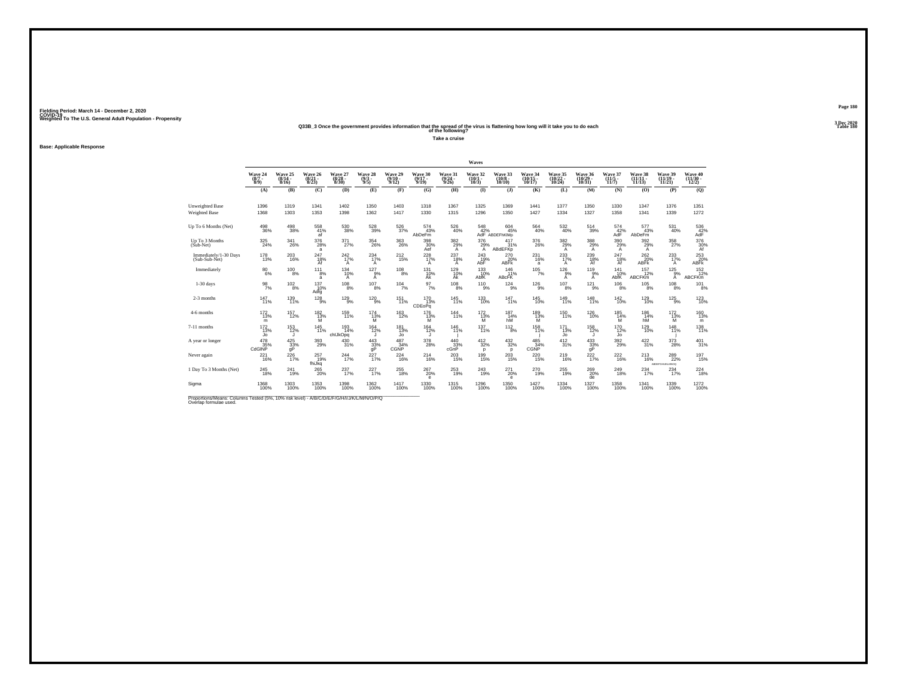Fielding Period: March 14 - December 2, 2020
COVID-19
Weighted To The U.S. General Adult Population - Propensity

3 Dec 2020
Table 180

### Q33B_3 Once the government provides information that the spread of the virus is flattening how long will it take you to do each of the following?

**Take a cruise**

**Base: Applicable Response**

| | Wave 24 (8/7 - 8/9) | Wave 25 (8/14 - 8/16) | Wave 26 (8/21 - 8/23) | Wave 27 (8/28 - 8/30) | Wave 28 (9/3 - 9/5) | Wave 29 (9/10 - 9/12) | Wave 30 (9/17 - 9/19) | Wave 31 (9/24 - 9/26) | Wave 32 (10/1 - 10/3) | Wave 33 (10/8 - 10/10) | Wave 34 (10/15 - 10/17) | Wave 35 (10/22 - 10/24) | Wave 36 (10/29 - 10/31) | Wave 37 (11/5 - 11/7) | Wave 38 (11/11 - 11/15) | Wave 39 (11/19 - 11/21) | Wave 40 (11/30 - 12/2) |
|---|---|---|---|---|---|---|---|---|---|---|---|---|---|---|---|---|---|
| | (A) | (B) | (C) | (D) | (E) | (F) | (G) | (H) | (I) | (J) | (K) | (L) | (M) | (N) | (O) | (P) | (Q) |
| Unweighted Base | 1396 | 1319 | 1341 | 1402 | 1350 | 1403 | 1318 | 1367 | 1325 | 1369 | 1441 | 1377 | 1350 | 1330 | 1347 | 1376 | 1351 |
| Weighted Base | 1368 | 1303 | 1353 | 1398 | 1362 | 1417 | 1330 | 1315 | 1296 | 1350 | 1427 | 1334 | 1327 | 1358 | 1341 | 1339 | 1272 |
| Up To 6 Months (Net) | 498 36% | 498 38% | 558 41% af | 530 38% | 528 39% | 526 37% | 574 43% AbDeFm | 526 40% | 548 42% AdF | 604 45% ABDEFhKlMp | 564 40% | 532 40% | 514 39% | 574 42% AdF | 577 43% AbDeFm | 531 40% | 536 42% AdF |
| Up To 3 Months (Sub-Net) | 325 24% | 341 26% | 376 28% a | 371 27% | 354 26% | 363 26% | 398 30% Aef | 382 29% A | 376 29% A | 417 31% ABdEFKp | 376 26% | 382 29% A | 388 29% A | 390 29% A | 392 29% A | 358 27% | 376 30% Af |
| Immediately/1-30 Days (Sub-Sub-Net) | 178 13% | 203 16% | 247 18% Af | 242 17% A | 234 17% A | 212 15% | 228 17% A | 237 18% A | 243 19% AbF | 270 20% ABFk | 231 16% a | 233 17% A | 239 18% Af | 247 18% Af | 262 20% ABFk | 233 17% A | 253 20% ABFk |
| Immediately | 80 6% | 100 8% | 111 8% a | 134 10% A | 127 9% A | 108 8% | 131 10% Ak | 129 10% Ak | 133 10% AbfK | 146 11% ABcFK | 105 7% | 126 9% A | 119 9% A | 141 10% AbfK | 157 12% ABCFKm | 125 9% A | 152 12% ABCFKm |
| 1-30 days | 98 7% | 102 8% | 137 10% Adfg | 108 8% | 107 8% | 104 7% | 97 7% | 108 8% | 110 9% | 124 9% | 126 9% | 107 8% | 121 9% | 106 8% | 105 8% | 108 8% | 101 8% |
| 2-3 months | 147 11% | 139 11% | 128 9% | 129 9% | 120 9% | 151 11% | 170 13% CDEoPq | 145 11% | 133 10% | 147 11% | 145 10% | 149 11% | 148 11% | 142 10% | 129 10% | 125 9% | 123 10% |
| 4-6 months | 172 13% m | 157 12% | 182 13% M | 159 11% | 174 13% M | 163 12% | 176 13% M | 144 11% | 172 13% M | 187 14% hM | 189 13% M | 150 11% | 126 10% | 185 14% M | 186 14% hM | 172 13% M | 160 13% m |
| 7-11 months | 172 13% Jo | 153 12% J | 145 11% | 193 14% chIJkOpq | 164 12% J | 181 13% Jo | 164 12% J | 146 11% j | 137 11% | 112 8% | 158 11% j | 171 13% Jo | 158 12% J | 170 12% Jo | 129 10% | 148 11% j | 138 11% |
| A year or longer | 478 35% CdGINP | 425 33% gP | 393 29% | 430 31% | 443 33% gP | 487 34% CGNP | 378 28% | 440 33% cGnP | 412 32% p | 432 32% p | 485 34% CGNP | 412 31% | 433 33% gP | 392 29% | 422 31% | 373 28% | 401 31% |
| Never again | 221 16% | 226 17% | 257 19% fhiJkq | 244 17% | 227 17% | 224 16% | 214 16% | 203 15% | 199 15% | 203 15% | 220 15% | 219 16% | 222 17% | 222 16% | 213 16% | 289 22% ABDEFGHIJKLMNOQ | 197 15% |
| 1 Day To 3 Months (Net) | 245 18% | 241 19% | 265 20% | 237 17% | 227 17% | 255 18% | 267 20% e | 253 19% | 243 19% | 271 20% e | 270 19% | 255 19% | 269 20% de | 249 18% | 234 17% | 234 17% | 224 18% |
| Sigma | 1368 100% | 1303 100% | 1353 100% | 1398 100% | 1362 100% | 1417 100% | 1330 100% | 1315 100% | 1296 100% | 1350 100% | 1427 100% | 1334 100% | 1327 100% | 1358 100% | 1341 100% | 1339 100% | 1272 100% |

Proportions/Means: Columns Tested (5%, 10% risk level) - A/B/C/D/E/F/G/H/I/J/K/L/M/N/O/P/Q
Overlap formulae used.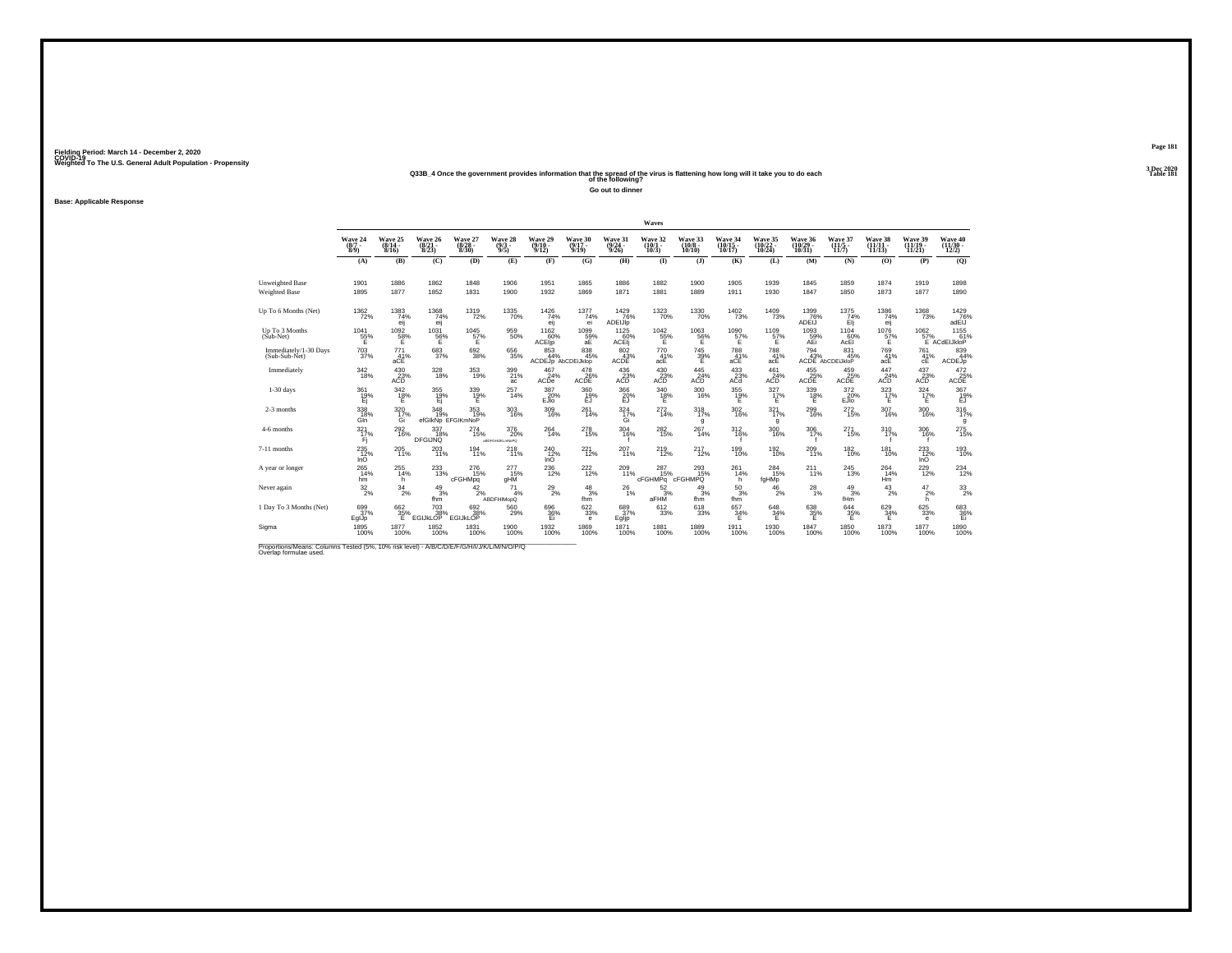Fielding Period: March 14 - December 2, 2020
COVID-19
Weighted To The U.S. General Adult Population - Propensity

3 Dec 2020
Table 181

### Q33B_4 Once the government provides information that the spread of the virus is flattening how long will it take you to do each of the following?

**Go out to dinner**

**Base: Applicable Response**

| | Wave 24 (8/7 - 8/9) | Wave 25 (8/14 - 8/16) | Wave 26 (8/21 - 8/23) | Wave 27 (8/28 - 8/30) | Wave 28 (9/3 - 9/5) | Wave 29 (9/10 - 9/12) | Wave 30 (9/17 - 9/19) | Wave 31 (9/24 - 9/26) | Wave 32 (10/1 - 10/3) | Wave 33 (10/8 - 10/10) | Wave 34 (10/15 - 10/17) | Wave 35 (10/22 - 10/24) | Wave 36 (10/29 - 10/31) | Wave 37 (11/5 - 11/7) | Wave 38 (11/11 - 11/15) | Wave 39 (11/19 - 11/21) | Wave 40 (11/30 - 12/2) |
|---|---|---|---|---|---|---|---|---|---|---|---|---|---|---|---|---|---|
| | (A) | (B) | (C) | (D) | (E) | (F) | (G) | (H) | (I) | (J) | (K) | (L) | (M) | (N) | (O) | (P) | (Q) |
| Unweighted Base | 1901 | 1886 | 1862 | 1848 | 1906 | 1951 | 1865 | 1886 | 1882 | 1900 | 1905 | 1939 | 1845 | 1859 | 1874 | 1919 | 1898 |
| Weighted Base | 1895 | 1877 | 1852 | 1831 | 1900 | 1932 | 1869 | 1871 | 1881 | 1889 | 1911 | 1930 | 1847 | 1850 | 1873 | 1877 | 1890 |
| Up To 6 Months (Net) | 1362 72% | 1383 74% ej | 1368 74% ej | 1319 72% | 1335 70% | 1426 74% ej | 1377 74% ei | 1429 76% ADEIJlp | 1323 70% | 1330 70% | 1402 73% | 1409 73% | 1399 76% ADEIJ | 1375 74% Eij | 1386 74% eij | 1368 73% | 1429 76% adEIJ |
| Up To 3 Months (Sub-Net) | 1041 55% E | 1092 58% E | 1031 56% E | 1045 57% E | 959 50% | 1162 60% ACEIjp | 1099 59% aE | 1125 60% ACEIj | 1042 55% E | 1063 56% E | 1090 57% E | 1109 57% E | 1093 59% AEi | 1104 60% AcEI | 1076 57% E | 1062 57% E | 1155 61% ACdEIJkloP |
| Immediately/1-30 Days (Sub-Sub-Net) | 703 37% | 771 41% aCE | 683 37% | 692 38% | 656 35% | 853 44% ACDEJp | 838 45% AbCDEiJklop | 802 43% ACDE | 770 41% acE | 745 39% E | 788 41% aCE | 788 41% acE | 794 43% ACDE | 831 45% AbCDEiJkloP | 769 41% acE | 761 41% cE | 839 44% ACDEJp |
| Immediately | 342 18% | 430 23% ACD | 328 18% | 353 19% | 399 21% ac | 467 24% ACDe | 478 26% ACDE | 436 23% ACD | 430 23% ACD | 445 24% ACD | 433 23% ACd | 461 24% ACD | 455 25% ACDE | 459 25% ACDE | 447 24% ACD | 437 23% ACD | 472 25% ACDE |
| 1-30 days | 361 19% Ej | 342 18% E | 355 19% Ej | 339 19% E | 257 14% | 387 20% EJlo | 360 19% EJ | 366 20% EJ | 340 18% E | 300 16% | 355 19% E | 327 17% E | 339 18% E | 372 20% EJlo | 323 17% E | 324 17% E | 367 19% EJ |
| 2-3 months | 338 18% GIn | 320 17% Gi | 348 19% efGIkNp | 353 19% EFGIKmNoP | 303 16% | 309 16% | 261 14% | 324 17% Gi | 272 14% | 318 17% g | 302 16% | 321 17% g | 299 16% | 272 15% | 307 16% | 300 16% | 316 17% g |
| 4-6 months | 321 17% Fj | 292 16% | 337 18% DFGIJNQ | 274 15% | 376 20% ABDFGHIJKLMNoPQ | 264 14% | 278 15% | 304 16% f | 282 15% | 267 14% | 312 16% f | 300 16% | 306 17% f | 271 15% | 310 17% f | 306 16% f | 275 15% |
| 7-11 months | 235 12% lnO | 205 11% | 203 11% | 194 11% | 218 11% | 240 12% lnO | 221 12% | 207 11% | 219 12% | 217 12% | 199 10% | 192 10% | 209 11% | 182 10% | 181 10% | 233 12% lnO | 193 10% |
| A year or longer | 265 14% hm | 255 14% h | 233 13% | 276 15% cFGHMpq | 277 15% gHM | 236 12% | 222 12% | 209 11% | 287 15% cFGHMPq | 293 15% cFGHMPQ | 261 14% h | 284 15% fgHMp | 211 11% | 245 13% | 264 14% Hm | 229 12% | 234 12% |
| Never again | 32 2% | 34 2% | 49 3% fhm | 42 2% | 71 4% ABDFHMopQ | 29 2% | 48 3% fhm | 26 1% | 52 3% aFHM | 49 3% fhm | 50 3% fhm | 46 2% | 28 1% | 49 3% fHm | 43 2% | 47 2% h | 33 2% |
| 1 Day To 3 Months (Net) | 699 37% EgIJp | 662 35% E | 703 38% EGIJkLOP | 692 38% EGIJkLOP | 560 29% | 696 36% Ei | 622 33% e | 689 37% EgIjp | 612 33% | 618 33% | 657 34% E | 648 34% E | 638 35% E | 644 35% E | 629 34% E | 625 33% e | 683 36% Ei |
| Sigma | 1895 100% | 1877 100% | 1852 100% | 1831 100% | 1900 100% | 1932 100% | 1869 100% | 1871 100% | 1881 100% | 1889 100% | 1911 100% | 1930 100% | 1847 100% | 1850 100% | 1873 100% | 1877 100% | 1890 100% |

Proportions/Means: Columns Tested (5%, 10% risk level) - A/B/C/D/E/F/G/H/I/J/K/L/M/N/O/P/Q
Overlap formulae used.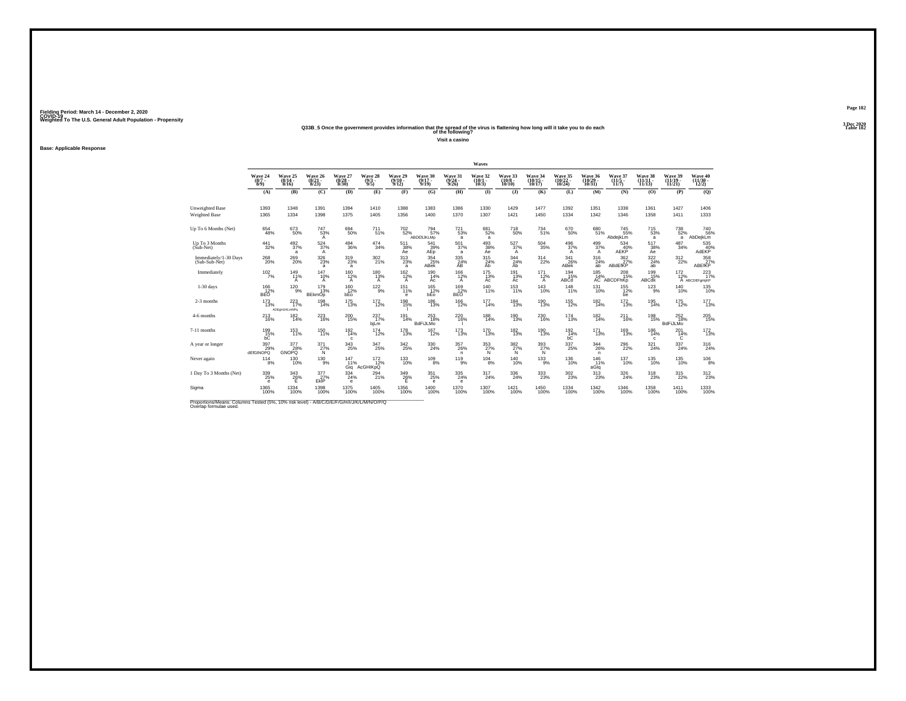Fielding Period: March 14 - December 2, 2020
COVID-19
Weighted To The U.S. General Adult Population - Propensity

3 Dec 2020
Table 182

## Q33B_5 Once the government provides information that the spread of the virus is flattening how long will it take you to do each of the following?

Visit a casino

Base: Applicable Response

| | Wave 24 (8/7 - 8/9) | Wave 25 (8/14 - 8/16) | Wave 26 (8/21 - 8/23) | Wave 27 (8/28 - 8/30) | Wave 28 (9/3 - 9/5) | Wave 29 (9/10 - 9/12) | Wave 30 (9/17 - 9/19) | Wave 31 (9/24 - 9/26) | Wave 32 (10/1 - 10/3) | Wave 33 (10/8 - 10/10) | Wave 34 (10/15 - 10/17) | Wave 35 (10/22 - 10/24) | Wave 36 (10/29 - 10/31) | Wave 37 (11/5 - 11/7) | Wave 38 (11/11 - 11/13) | Wave 39 (11/19 - 11/21) | Wave 40 (11/30 - 12/2) |
|---|---|---|---|---|---|---|---|---|---|---|---|---|---|---|---|---|---|
| | (A) | (B) | (C) | (D) | (E) | (F) | (G) | (H) | (I) | (J) | (K) | (L) | (M) | (N) | (O) | (P) | (Q) |
| Unweighted Base | 1393 | 1348 | 1391 | 1394 | 1410 | 1388 | 1383 | 1386 | 1330 | 1429 | 1477 | 1392 | 1351 | 1338 | 1361 | 1427 | 1406 |
| Weighted Base | 1365 | 1334 | 1398 | 1375 | 1405 | 1356 | 1400 | 1370 | 1307 | 1421 | 1450 | 1334 | 1342 | 1346 | 1358 | 1411 | 1333 |
| Up To 6 Months (Net) | 654 48% | 673 50% | 747 53% A | 694 50% | 711 51% | 702 52% | 794 57% ABDEfJKLMo | 721 53% a | 681 52% a | 718 50% | 734 51% | 670 50% | 680 51% | 745 55% AbdejkLm | 715 53% a | 738 52% a | 740 56% AbDejkLm |
| Up To 3 Months (Sub-Net) | 441 32% | 492 37% a | 524 37% A | 494 36% | 474 34% | 511 38% Ae | 541 39% AEp | 501 37% a | 493 38% Ae | 527 37% A | 504 35% | 496 37% A | 499 37% A | 534 40% AEKP | 517 38% Ae | 487 34% | 535 40% AdEKP |
| Immediately/1-30 Days (Sub-Sub-Net) | 268 20% | 269 20% | 326 23% a | 319 23% a | 302 21% | 313 23% a | 354 25% ABek | 335 24% AB | 315 24% Ab | 344 24% Ab | 314 22% | 341 26% ABek | 316 24% ab | 362 27% ABdEfKP | 322 24% ab | 312 22% | 358 27% ABEfKP |
| Immediately | 102 7% | 149 11% A | 147 10% A | 160 12% A | 180 13% A | 162 12% A | 190 14% Ac | 166 12% A | 175 13% Ac | 191 13% Ac | 171 12% A | 194 15% ABCd | 185 14% AC | 208 15% ABCDFhKp | 199 15% ABCdk | 172 12% A | 223 17% ABCDEFgHijKP |
| 1-30 days | 166 12% BEO | 120 9% | 179 13% BEkmOp | 160 12% bEo | 122 9% | 151 11% e | 165 12% bEo | 169 12% BEO | 140 11% | 153 11% | 143 10% | 148 11% | 131 10% | 155 12% be | 123 9% | 140 10% | 135 10% |
| 2-3 months | 173 13% | 223 17% ACEgHIJKLmNPq | 198 14% | 175 13% | 172 12% | 198 15% l | 186 13% | 166 12% | 177 14% | 184 13% | 190 13% | 155 12% | 182 14% | 172 13% | 195 14% | 175 12% | 177 13% |
| 4-6 months | 213 16% | 182 14% | 223 16% | 200 15% | 237 17% bjLm | 191 14% | 253 18% BdFiJLMo | 220 16% l | 188 14% | 190 13% | 230 16% | 174 13% | 182 14% | 211 16% | 198 15% | 252 18% BdFiJLMo | 205 15% |
| 7-11 months | 199 15% bC | 153 11% | 150 11% | 192 14% c | 174 12% | 178 13% | 167 12% | 173 13% | 170 13% | 182 13% | 190 13% | 192 14% bC | 171 13% | 169 13% | 186 14% c | 201 14% C | 172 13% |
| A year or longer | 397 29% dEfGlNOPQ | 377 28% GNOPQ | 371 27% N | 343 25% | 347 25% | 342 25% | 330 24% | 357 26% n | 353 27% N | 382 27% N | 393 27% N | 337 25% | 344 26% n | 296 22% | 321 24% | 337 24% | 316 24% |
| Never again | 114 8% | 130 10% | 130 9% | 147 11% Giq | 172 12% AcGHIKpQ | 133 10% | 109 8% | 119 9% | 104 8% | 140 10% | 133 9% | 136 10% | 146 11% aGiq | 137 10% | 135 10% | 135 10% | 106 8% |
| 1 Day To 3 Months (Net) | 339 25% e | 343 26% E | 377 27% EkP | 334 24% e | 294 21% | 349 26% E | 351 25% e | 335 24% e | 317 24% | 336 24% | 333 23% | 302 23% | 313 23% | 326 24% | 318 23% | 315 22% | 312 23% |
| Sigma | 1365 100% | 1334 100% | 1398 100% | 1375 100% | 1405 100% | 1356 100% | 1400 100% | 1370 100% | 1307 100% | 1421 100% | 1450 100% | 1334 100% | 1342 100% | 1346 100% | 1358 100% | 1411 100% | 1333 100% |

Proportions/Means: Columns Tested (5%, 10% risk level) - A/B/C/D/E/F/G/H/I/J/K/L/M/N/O/P/Q
Overlap formulae used.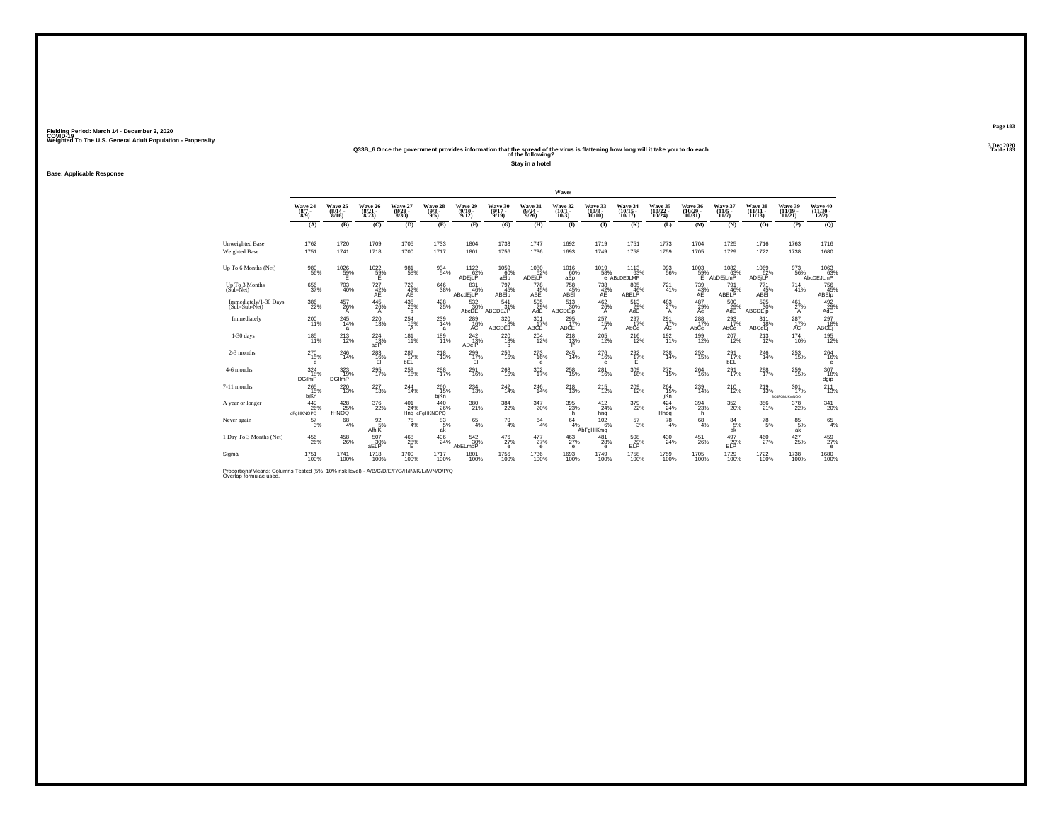Fielding Period: March 14 - December 2, 2020
COVID-19
Weighted To The U.S. General Adult Population - Propensity

3 Dec 2020
Table 183

## Q33B_6 Once the government provides information that the spread of the virus is flattening how long will it take you to do each of the following?

Stay in a hotel

Base: Applicable Response

| | Waves | | | | | | | | | | | | | | | | |
|---|---|---|---|---|---|---|---|---|---|---|---|---|---|---|---|---|---|
| | Wave 24 (8/7 - 8/9) | Wave 25 (8/14 - 8/16) | Wave 26 (8/21 - 8/23) | Wave 27 (8/28 - 8/30) | Wave 28 (9/3 - 9/5) | Wave 29 (9/10 - 9/12) | Wave 30 (9/17 - 9/19) | Wave 31 (9/24 - 9/26) | Wave 32 (10/1 - 10/3) | Wave 33 (10/8 - 10/10) | Wave 34 (10/15 - 10/17) | Wave 35 (10/22 - 10/24) | Wave 36 (10/29 - 10/31) | Wave 37 (11/5 - 11/7) | Wave 38 (11/11 - 11/15) | Wave 39 (11/19 - 11/21) | Wave 40 (11/30 - 12/2) |
| | (A) | (B) | (C) | (D) | (E) | (F) | (G) | (H) | (I) | (J) | (K) | (L) | (M) | (N) | (O) | (P) | (Q) |
| Unweighted Base | 1762 | 1720 | 1709 | 1705 | 1733 | 1804 | 1733 | 1747 | 1692 | 1719 | 1751 | 1773 | 1704 | 1725 | 1716 | 1763 | 1716 |
| Weighted Base | 1751 | 1741 | 1718 | 1700 | 1717 | 1801 | 1756 | 1736 | 1693 | 1749 | 1758 | 1759 | 1705 | 1729 | 1722 | 1738 | 1680 |
| Up To 6 Months (Net) | 980 56% | 1026 59% E | 1022 59% E | 981 58% | 934 54% | 1122 62% ADEjLP | 1059 60% aElp | 1080 62% ADEjLP | 1016 60% aEp | 1019 58% e | 1113 63% ABcDEJLMP | 993 56% | 1003 59% E | 1082 63% AbDEjLmP | 1069 62% ADEjLP | 973 56% | 1063 63% AbcDEJLmP |
| Up To 3 Months (Sub-Net) | 656 37% | 703 40% | 727 42% AE | 722 42% AE | 646 38% | 831 46% ABcdEjLP | 797 45% ABElp | 778 45% ABEl | 758 45% ABEl | 738 42% AE | 805 46% ABELP | 721 41% | 739 43% AE | 791 46% ABELP | 771 45% ABEl | 714 41% | 756 45% ABElp |
| Immediately/1-30 Days (Sub-Sub-Net) | 386 22% | 457 26% A | 445 26% A | 435 26% a | 428 25% | 532 30% AbcDE | 541 31% ABCDEJP | 505 29% AdE | 513 30% ABCDEjp | 462 26% A | 513 29% AdE | 483 27% A | 487 29% Ae | 500 29% AdE | 525 30% ABCDEjp | 461 27% A | 492 29% AdE |
| Immediately | 200 11% | 245 14% a | 220 13% | 254 15% A | 239 14% a | 289 16% AC | 320 18% ABCDEJ | 301 17% ABCE | 295 17% ABCE | 257 15% A | 297 17% AbCe | 291 17% AC | 288 17% AbCe | 293 17% AbCe | 311 18% ABCdEj | 287 17% AC | 297 18% ABCEj |
| 1-30 days | 185 11% | 213 12% | 224 13% adP | 181 11% | 189 11% | 242 13% ADelP | 220 13% p | 204 12% | 218 13% P | 205 12% | 216 12% | 192 11% | 199 12% | 207 12% | 213 12% | 174 10% | 195 12% |
| 2-3 months | 270 15% e | 246 14% | 283 16% El | 287 17% bEL | 218 13% | 299 17% El | 256 15% | 273 16% e | 245 14% | 276 16% e | 292 17% El | 238 14% | 252 15% | 291 17% bEL | 246 14% | 253 15% | 264 16% e |
| 4-6 months | 324 18% DGilmP | 323 19% DGIlmP | 295 17% | 259 15% | 288 17% | 291 16% | 263 15% | 302 17% | 258 15% | 281 16% | 309 18% | 272 15% | 264 16% | 291 17% | 298 17% | 259 15% | 307 18% dgip |
| 7-11 months | 265 15% bjKn | 220 13% | 227 13% | 244 14% | 260 15% bjKn | 234 13% | 242 14% | 246 14% | 218 13% | 215 12% | 209 12% | 264 15% jKn | 239 14% | 210 12% | 219 13% | 301 17% BCdFGhIJKmNOQ | 211 13% |
| A year or longer | 449 26% cFgHKNOPQ | 428 25% fHNOQ | 376 22% | 401 24% Hnq | 440 26% cFgHKNOPQ | 380 21% | 384 22% | 347 20% | 395 23% h | 412 24% hnq | 379 22% | 424 24% Hnoq | 394 23% h | 352 20% | 356 21% | 378 22% | 341 20% |
| Never again | 57 3% | 68 4% | 92 5% AfhiK | 75 4% | 83 5% ak | 65 4% | 70 4% | 64 4% | 64 4% | 102 6% AbFgHIKmq | 57 3% | 78 4% | 68 4% | 84 5% ak | 78 5% | 85 5% ak | 65 4% |
| 1 Day To 3 Months (Net) | 456 26% | 458 26% | 507 30% aELP | 468 28% E | 406 24% | 542 30% AbELmoP | 476 27% e | 477 27% e | 463 27% e | 481 28% e | 508 29% ELP | 430 24% | 451 26% | 497 29% ELP | 460 27% | 427 25% | 459 27% e |
| Sigma | 1751 100% | 1741 100% | 1718 100% | 1700 100% | 1717 100% | 1801 100% | 1756 100% | 1736 100% | 1693 100% | 1749 100% | 1758 100% | 1759 100% | 1705 100% | 1729 100% | 1722 100% | 1738 100% | 1680 100% |

Proportions/Means: Columns Tested (5%, 10% risk level) - A/B/C/D/E/F/G/H/I/J/K/L/M/N/O/P/Q
Overlap formulae used.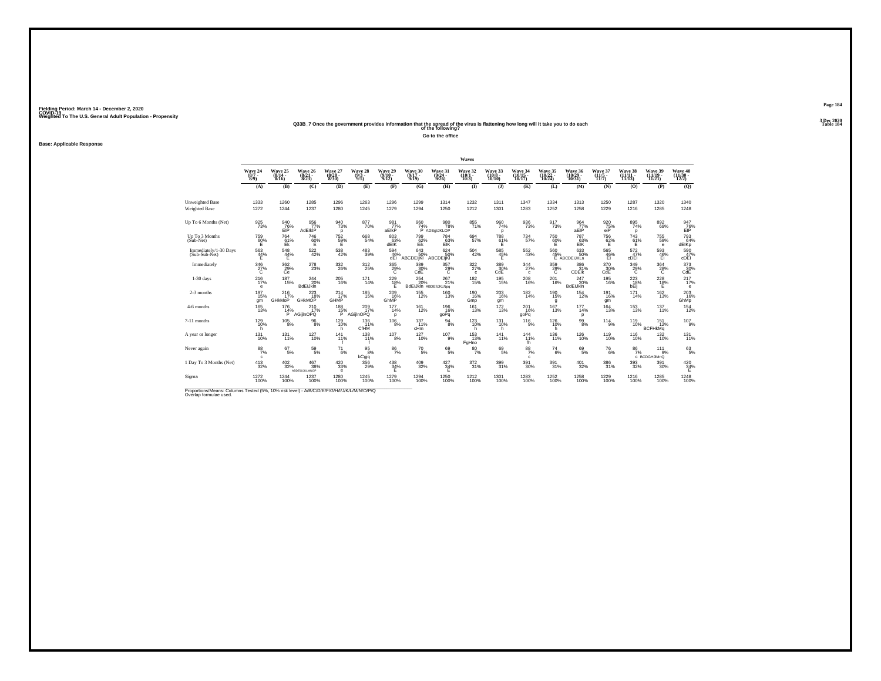Fielding Period: March 14 - December 2, 2020
COVID-19
Weighted To The U.S. General Adult Population - Propensity

3 Dec 2020
Table 184

## Q33B_7 Once the government provides information that the spread of the virus is flattening how long will it take you to do each of the following?

### Go to the office

**Base: Applicable Response**

| | Wave 24 (8/7 - 8/9) | Wave 25 (8/14 - 8/16) | Wave 26 (8/21 - 8/23) | Wave 27 (8/28 - 8/30) | Wave 28 (9/3 - 9/5) | Wave 29 (9/10 - 9/12) | Wave 30 (9/17 - 9/19) | Wave 31 (9/24 - 9/26) | Wave 32 (10/1 - 10/3) | Wave 33 (10/8 - 10/10) | Wave 34 (10/15 - 10/17) | Wave 35 (10/22 - 10/24) | Wave 36 (10/29 - 10/31) | Wave 37 (11/5 - 11/7) | Wave 38 (11/11 - 11/15) | Wave 39 (11/19 - 11/21) | Wave 40 (11/30 - 12/2) |
|---|---|---|---|---|---|---|---|---|---|---|---|---|---|---|---|---|---|
| | (A) | (B) | (C) | (D) | (E) | (F) | (G) | (H) | (I) | (J) | (K) | (L) | (M) | (N) | (O) | (P) | (Q) |
| Unweighted Base | 1333 | 1260 | 1285 | 1296 | 1263 | 1296 | 1299 | 1314 | 1232 | 1311 | 1347 | 1334 | 1313 | 1250 | 1287 | 1320 | 1340 |
| Weighted Base | 1272 | 1244 | 1237 | 1280 | 1245 | 1279 | 1294 | 1250 | 1212 | 1301 | 1283 | 1252 | 1258 | 1229 | 1216 | 1285 | 1248 |
| Up To 6 Months (Net) | 925 73% | 940 76% EIP | 956 77% AdEIkIP | 940 73% p | 877 70% | 981 77% aEIkP | 960 74% P | 980 78% ADEgIJKLOP | 855 71% | 960 74% p | 936 73% | 917 73% | 964 77% aEIP | 920 75% eiP | 895 74% p | 892 69% | 947 76% EIP |
| Up To 3 Months (Sub-Net) | 759 60% E | 764 61% Ek | 746 60% E | 752 59% E | 668 54% | 803 63% dEIK | 799 62% Eik | 784 63% EIK | 694 57% | 788 61% E | 734 57% | 750 60% E | 787 63% EIK | 756 62% E | 743 61% E | 755 59% e | 793 64% dEIKp |
| Immediately/1-30 Days (Sub-Sub-Net) | 563 44% E | 548 44% E | 522 42% | 538 42% | 483 39% | 594 46% dEI | 643 50% ABCDEIjKl | 624 50% ABCDEIjKl | 504 42% | 585 45% E | 552 43% | 560 45% E | 633 50% ABCDEIJKLn | 565 46% Ei | 572 47% cDEI | 593 46% Ei | 590 47% cDEI |
| Immediately | 346 27% C | 362 29% Ce | 278 23% | 332 26% | 312 25% | 365 29% C | 389 30% CdE | 357 29% C | 322 27% c | 389 30% CdE | 344 27% c | 359 29% C | 386 31% CDEik | 370 30% CdE | 349 29% C | 364 28% C | 373 30% CdE |
| 1-30 days | 216 17% e | 187 15% | 244 20% BdEIJkln | 205 16% | 171 14% | 229 18% E | 254 20% BdEIJkln | 267 21% ABDEIIJKLNpq | 182 15% | 195 15% | 208 16% | 201 16% | 247 20% BdEIJkln | 195 16% | 223 18% bEij | 228 18% E | 217 17% e |
| 2-3 months | 197 15% gm | 216 17% GHkMoP | 223 18% GHkMOP | 214 17% GHMP | 185 15% | 209 16% GhMP | 155 12% | 160 13% | 190 16% Gmp | 203 16% gm | 182 14% | 190 15% g | 154 12% | 191 16% gm | 171 14% | 162 13% | 203 16% GhMp |
| 4-6 months | 165 13% | 176 14% P | 210 17% AGijlnOPQ | 188 15% P | 209 17% AGijlnOPQ | 177 14% p | 161 12% | 196 16% goPq | 161 13% | 172 13% | 201 16% goPq | 167 13% | 177 14% p | 164 13% | 153 13% | 137 11% | 154 12% |
| 7-11 months | 129 10% h | 105 8% | 96 8% | 129 10% h | 136 11% CfHM | 106 8% | 137 11% cHm | 94 8% | 123 10% h | 131 10% h | 116 9% | 126 10% h | 99 8% | 114 9% | 119 10% | 151 12% BCFHkMq | 107 9% |
| A year or longer | 131 10% | 131 11% | 127 10% | 141 11% f | 138 11% f | 107 8% | 127 10% | 107 9% | 153 13% FgHno | 141 11% | 144 11% fh | 136 11% | 126 10% | 119 10% | 116 10% | 132 10% | 131 11% |
| Never again | 88 7% c | 67 5% | 59 5% | 71 6% | 95 8% bCgjq | 86 7% | 70 5% | 69 5% | 80 7% | 69 5% | 88 7% c | 74 6% | 69 5% | 76 6% | 86 7% c | 111 9% BCDGHJMnQ | 63 5% |
| 1 Day To 3 Months (Net) | 413 32% | 402 32% | 467 38% ABDEGIJKLMNOP | 420 33% e | 356 29% | 438 34% E | 409 32% | 427 34% E | 372 31% | 399 31% | 391 30% | 391 31% | 401 32% | 386 31% | 393 32% | 391 30% | 420 34% E |
| Sigma | 1272 100% | 1244 100% | 1237 100% | 1280 100% | 1245 100% | 1279 100% | 1294 100% | 1250 100% | 1212 100% | 1301 100% | 1283 100% | 1252 100% | 1258 100% | 1229 100% | 1216 100% | 1285 100% | 1248 100% |

Proportions/Means: Columns Tested (5%, 10% risk level) - A/B/C/D/E/F/G/H/I/J/K/L/M/N/O/P/Q
Overlap formulae used.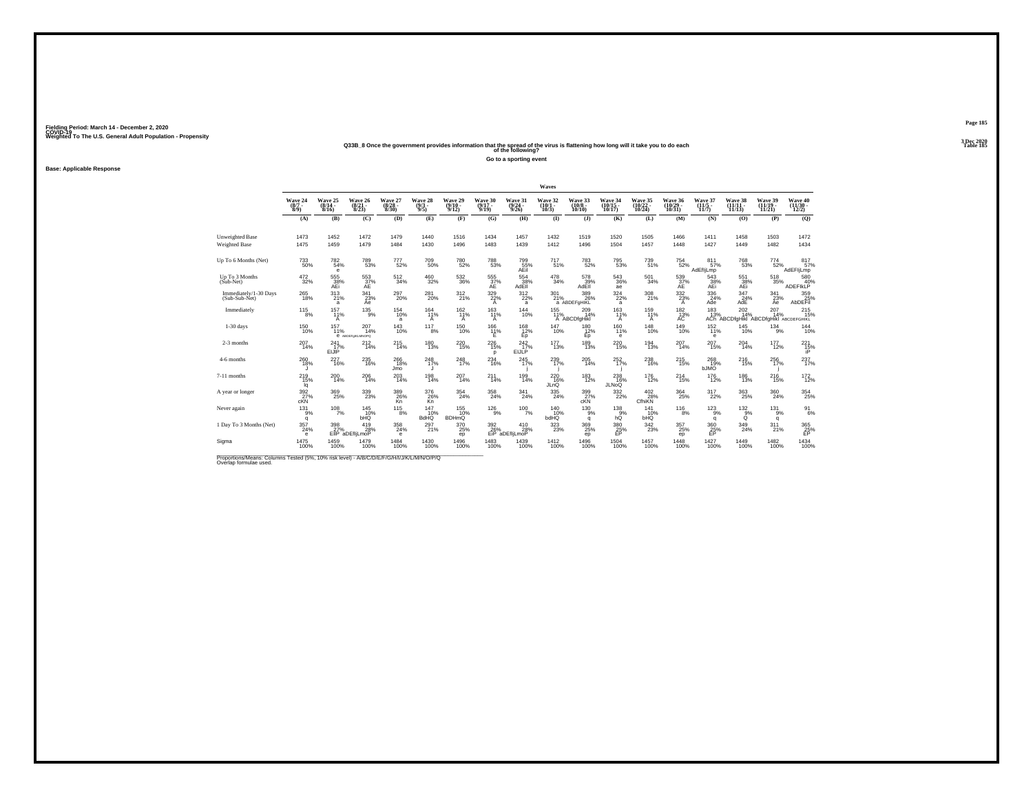Fielding Period: March 14 - December 2, 2020
COVID-19
Weighted To The U.S. General Adult Population - Propensity

3 Dec 2020
Table 185

**Q33B_8 Once the government provides information that the spread of the virus is flattening how long will it take you to do each of the following?**

**Go to a sporting event**

**Base: Applicable Response**

| | Wave 24 (8/7 - 8/9) | Wave 25 (8/14 - 8/16) | Wave 26 (8/21 - 8/23) | Wave 27 (8/28 - 8/30) | Wave 28 (9/3 - 9/5) | Wave 29 (9/10 - 9/12) | Wave 30 (9/17 - 9/19) | Wave 31 (9/24 - 9/26) | Wave 32 (10/1 - 10/3) | Wave 33 (10/8 - 10/10) | Wave 34 (10/15 - 10/17) | Wave 35 (10/22 - 10/24) | Wave 36 (10/29 - 10/31) | Wave 37 (11/5 - 11/7) | Wave 38 (11/11 - 11/15) | Wave 39 (11/19 - 11/21) | Wave 40 (11/30 - 12/2) |
|---|---|---|---|---|---|---|---|---|---|---|---|---|---|---|---|---|---|
| | (A) | (B) | (C) | (D) | (E) | (F) | (G) | (H) | (I) | (J) | (K) | (L) | (M) | (N) | (O) | (P) | (Q) |
| Unweighted Base | 1473 | 1452 | 1472 | 1479 | 1440 | 1516 | 1434 | 1457 | 1432 | 1519 | 1520 | 1505 | 1466 | 1411 | 1458 | 1503 | 1472 |
| Weighted Base | 1475 | 1459 | 1479 | 1484 | 1430 | 1496 | 1483 | 1439 | 1412 | 1496 | 1504 | 1457 | 1448 | 1427 | 1449 | 1482 | 1434 |
| Up To 6 Months (Net) | 733 50% | 782 54% e | 789 53% | 777 52% | 709 50% | 780 52% | 788 53% | 799 55% AEil | 717 51% | 783 52% | 795 53% | 739 51% | 754 52% | 811 57% AdEfIjLmp | 768 53% | 774 52% | 817 57% AdEfIjLmp |
| Up To 3 Months (Sub-Net) | 472 32% | 555 38% AEi | 553 37% AE | 512 34% | 460 32% | 532 36% | 555 37% AE | 554 38% AdEIl | 478 34% | 578 39% AdEIl | 543 36% ae | 501 34% | 539 37% AE | 543 38% AEi | 551 38% AEi | 518 35% | 580 40% ADEFIkLP |
| Immediately/1-30 Days (Sub-Sub-Net) | 265 18% | 313 21% a | 341 23% Ae | 297 20% | 281 20% | 312 21% | 329 22% A | 312 22% a | 301 21% a | 389 26% ABDEFgHIKL | 324 22% a | 308 21% | 332 23% A | 336 24% Ade | 347 24% AdE | 341 23% Ae | 359 25% AbDEFil |
| Immediately | 115 8% | 157 11% A | 135 9% | 154 10% a | 164 11% A | 162 11% A | 163 11% A | 144 10% | 155 11% A | 209 14% ABCDfgHkl | 163 11% A | 159 11% A | 182 13% AC | 183 13% ACh | 202 14% ABCDfgHkl | 207 14% ABCDfgHkl | 215 15% ABCDEFGHIKL |
| 1-30 days | 150 10% | 157 11% e | 207 14% ABDEFgIKLMNOPQ | 143 10% | 117 8% | 150 10% | 166 11% E | 168 12% Ep | 147 10% | 180 12% Ep | 160 11% e | 148 10% | 149 10% | 152 11% e | 145 10% | 134 9% | 144 10% |
| 2-3 months | 207 14% | 241 17% EIJP | 212 14% | 215 14% | 180 13% | 220 15% | 226 15% p | 242 17% EIJLP | 177 13% | 189 13% | 220 15% | 194 13% | 207 14% | 207 15% | 204 14% | 177 12% | 221 15% iP |
| 4-6 months | 260 18% J | 227 16% | 235 16% | 266 18% Jmo | 248 17% J | 248 17% | 234 16% | 245 17% j | 239 17% j | 205 14% | 252 17% j | 238 16% | 215 15% | 268 19% bJMO | 216 15% | 256 17% j | 237 17% |
| 7-11 months | 219 15% lq | 200 14% | 206 14% | 203 14% | 198 14% | 207 14% | 211 14% | 199 14% | 220 16% JLnQ | 183 12% | 238 16% JLNoQ | 176 12% | 214 15% | 176 12% | 186 13% | 216 15% | 172 12% |
| A year or longer | 392 27% cKN | 369 25% | 339 23% | 389 26% Kn | 376 26% Kn | 354 24% | 358 24% | 341 24% | 335 24% | 399 27% cKN | 332 22% | 402 28% CfhiKN | 364 25% | 317 22% | 363 25% | 360 24% | 354 25% |
| Never again | 131 9% q | 108 7% | 145 10% bHQ | 115 8% | 147 10% BdHQ | 155 10% BDHmQ | 126 9% | 100 7% | 140 10% bdHQ | 130 9% q | 138 9% hQ | 141 10% bHQ | 116 8% | 123 9% q | 132 9% Q | 131 9% q | 91 6% |
| 1 Day To 3 Months (Net) | 357 24% e | 398 27% EIP | 419 28% aDEfIjLmoP | 358 24% e | 297 21% | 370 25% ep | 392 26% EIP | 410 28% aDEfIjLmoP | 323 23% | 369 25% ep | 380 25% EP | 342 23% | 357 25% ep | 360 25% EP | 349 24% | 311 21% | 365 25% EP |
| Sigma | 1475 100% | 1459 100% | 1479 100% | 1484 100% | 1430 100% | 1496 100% | 1483 100% | 1439 100% | 1412 100% | 1496 100% | 1504 100% | 1457 100% | 1448 100% | 1427 100% | 1449 100% | 1482 100% | 1434 100% |

Proportions/Means: Columns Tested (5%, 10% risk level) - A/B/C/D/E/F/G/H/I/J/K/L/M/N/O/P/Q
Overlap formulae used.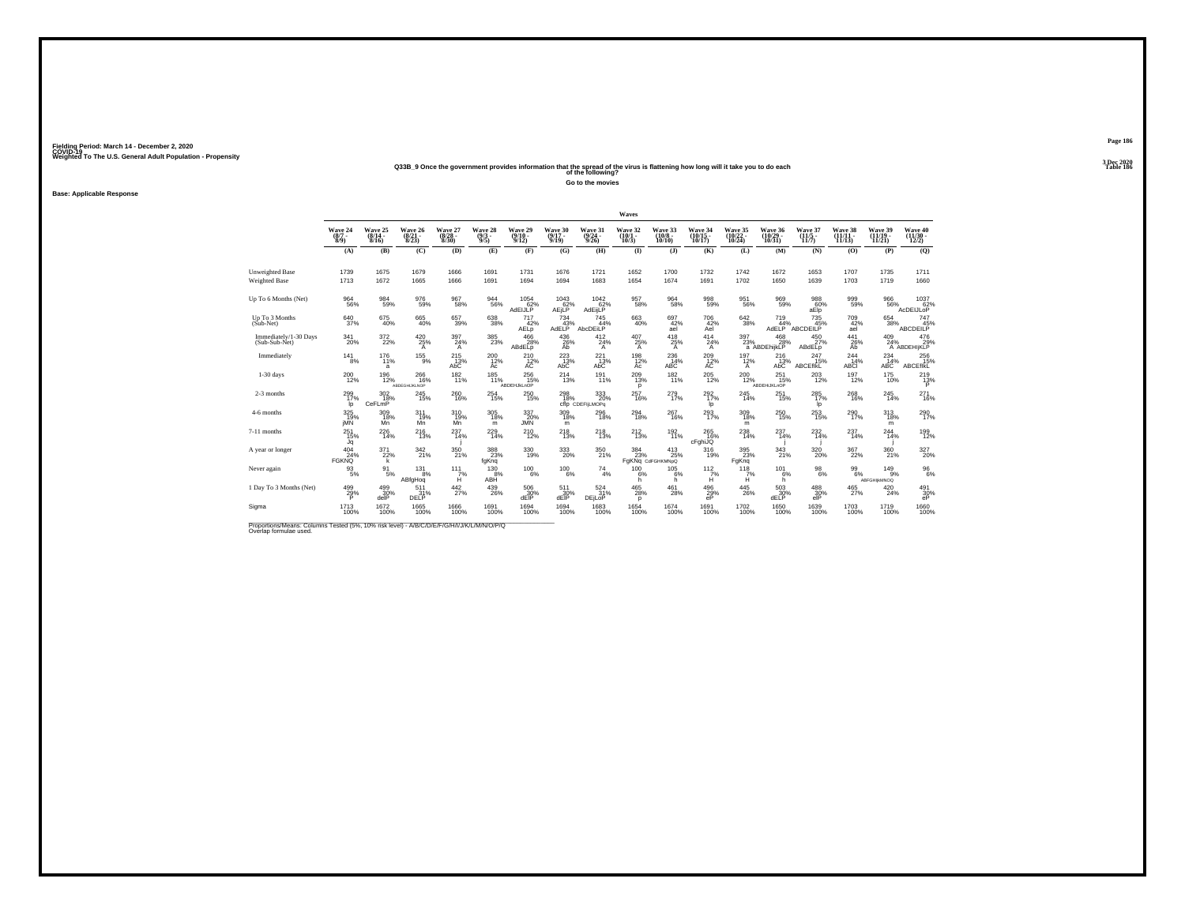Fielding Period: March 14 - December 2, 2020
COVID-19
Weighted To The U.S. General Adult Population - Propensity

3 Dec 2020
Table 186

## Q33B_9 Once the government provides information that the spread of the virus is flattening how long will it take you to do each of the following?

### Go to the movies

**Base: Applicable Response**

| | Wave 24 (8/7 - 8/9) | Wave 25 (8/14 - 8/16) | Wave 26 (8/21 - 8/23) | Wave 27 (8/28 - 8/30) | Wave 28 (9/3 - 9/5) | Wave 29 (9/10 - 9/12) | Wave 30 (9/17 - 9/19) | Wave 31 (9/24 - 9/26) | Wave 32 (10/1 - 10/3) | Wave 33 (10/8 - 10/10) | Wave 34 (10/15 - 10/17) | Wave 35 (10/22 - 10/24) | Wave 36 (10/29 - 10/31) | Wave 37 (11/5 - 11/7) | Wave 38 (11/11 - 11/15) | Wave 39 (11/19 - 11/21) | Wave 40 (11/30 - 12/2) |
|---|---|---|---|---|---|---|---|---|---|---|---|---|---|---|---|---|---|
| | (A) | (B) | (C) | (D) | (E) | (F) | (G) | (H) | (I) | (J) | (K) | (L) | (M) | (N) | (O) | (P) | (Q) |
| Unweighted Base | 1739 | 1675 | 1679 | 1666 | 1691 | 1731 | 1676 | 1721 | 1652 | 1700 | 1732 | 1742 | 1672 | 1653 | 1707 | 1735 | 1711 |
| Weighted Base | 1713 | 1672 | 1665 | 1666 | 1691 | 1694 | 1694 | 1683 | 1654 | 1674 | 1691 | 1702 | 1650 | 1639 | 1703 | 1719 | 1660 |
| Up To 6 Months (Net) | 964 56% | 984 59% | 976 59% | 967 58% | 944 56% | 1054 62% AdEIJLP | 1043 62% AEjLP | 1042 62% AdEijLP | 957 58% | 964 58% | 998 59% | 951 56% | 969 59% | 988 60% aElp | 999 59% | 966 56% | 1037 62% AcDEIJLoP |
| Up To 3 Months (Sub-Net) | 640 37% | 675 40% | 665 40% | 657 39% | 638 38% | 717 42% AELp | 734 43% AdELP | 745 44% AbcDEiLP | 663 40% | 697 42% ael | 706 42% Ael | 642 38% | 719 44% AdELP | 735 45% ABCDEILP | 709 42% ael | 654 38% | 747 45% ABCDEILP |
| Immediately/1-30 Days (Sub-Sub-Net) | 341 20% | 372 22% | 420 25% A | 397 24% A | 385 23% | 466 28% ABdELp | 436 26% Ab | 412 24% A | 407 25% A | 418 25% A | 414 24% A | 397 23% a | 468 28% ABDEhijkLP | 450 27% ABdELp | 441 26% Ab | 409 24% A | 476 29% ABDEHIjKLP |
| Immediately | 141 8% | 176 11% a | 155 9% | 215 13% AbC | 200 12% Ac | 210 12% AC | 223 13% AbC | 221 13% AbC | 198 12% Ac | 236 14% ABC | 209 12% AC | 197 12% A | 216 13% AbC | 247 15% ABCEfIkL | 244 14% ABCl | 234 14% ABC | 256 15% ABCEfIkL |
| 1-30 days | 200 12% | 196 12% | 266 16% ABDEGHIJKLNOP | 182 11% | 185 11% | 256 15% ABDEHIJkLnOP | 214 13% | 191 11% | 209 13% p | 182 11% | 205 12% | 200 12% | 251 15% ABDEHIJKLnOP | 203 12% | 197 12% | 175 10% | 219 13% P |
| 2-3 months | 299 17% lp | 302 18% CeFLmP | 245 15% | 260 16% | 254 15% | 250 15% | 298 18% cflp | 333 20% CDEFIjLMOPq | 257 16% | 279 17% | 292 17% lp | 245 14% | 251 15% | 285 17% lp | 268 16% | 245 14% | 271 16% |
| 4-6 months | 325 19% jMN | 309 18% Mn | 311 19% Mn | 310 19% Mn | 305 18% m | 337 20% JMN | 309 18% m | 296 18% | 294 18% | 267 16% | 293 17% | 309 18% m | 250 15% | 253 15% | 290 17% | 313 18% m | 290 17% |
| 7-11 months | 251 15% Jq | 226 14% | 216 13% | 237 14% j | 229 14% | 210 12% | 218 13% | 218 13% | 212 13% | 192 11% | 265 16% cFghiJQ | 238 14% | 237 14% j | 232 14% j | 237 14% | 244 14% j | 199 12% |
| A year or longer | 404 24% FGKNQ | 371 22% k | 342 21% | 350 21% | 388 23% fgKnq | 330 19% | 333 20% | 350 21% | 384 23% FgKNq | 413 25% CdFGHKMNpQ | 316 19% | 395 23% FgKnq | 343 21% | 320 20% | 367 22% | 360 21% | 327 20% |
| Never again | 93 5% | 91 5% | 131 8% ABfgHoq | 111 7% H | 130 8% ABH | 100 6% | 100 6% | 74 4% | 100 6% h | 105 6% h | 112 7% H | 118 7% H | 101 6% h | 98 6% | 99 6% | 149 9% ABFGHijkMNOQ | 96 6% |
| 1 Day To 3 Months (Net) | 499 29% P | 499 30% delP | 511 31% DELP | 442 27% | 439 26% | 506 30% dElP | 511 30% dElP | 524 31% DEjLoP | 465 28% p | 461 28% | 496 29% eP | 445 26% | 503 30% dELP | 488 30% elP | 465 27% | 420 24% | 491 30% eP |
| Sigma | 1713 100% | 1672 100% | 1665 100% | 1666 100% | 1691 100% | 1694 100% | 1694 100% | 1683 100% | 1654 100% | 1674 100% | 1691 100% | 1702 100% | 1650 100% | 1639 100% | 1703 100% | 1719 100% | 1660 100% |

Proportions/Means: Columns Tested (5%, 10% risk level) - A/B/C/D/E/F/G/H/I/J/K/L/M/N/O/P/Q
Overlap formulae used.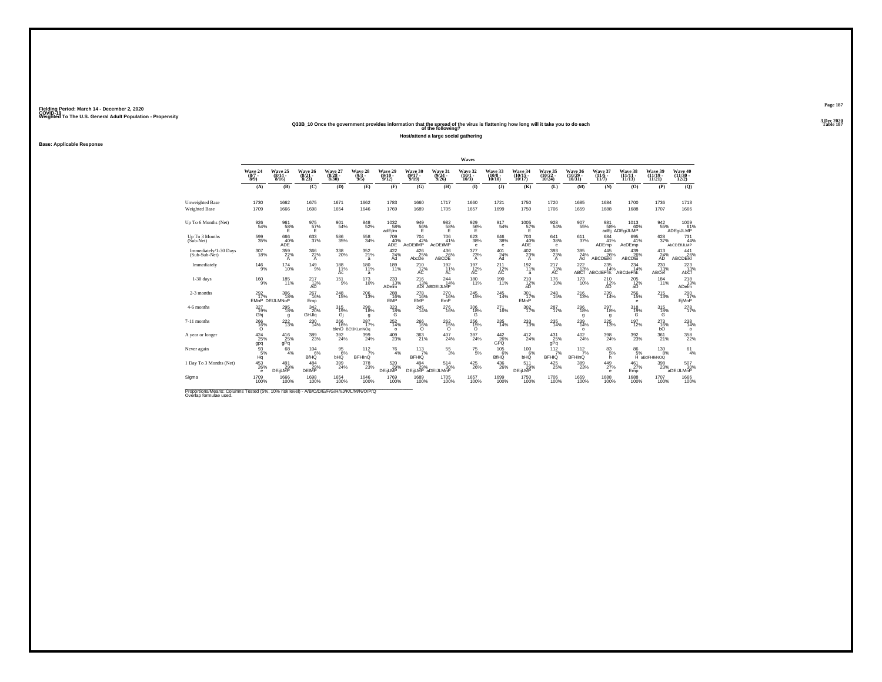Fielding Period: March 14 - December 2, 2020
COVID-19
Weighted To The U.S. General Adult Population - Propensity

3 Dec 2020
Table 187

## Q33B_10 Once the government provides information that the spread of the virus is flattening how long will it take you to do each of the following?

### Host/attend a large social gathering

Base: Applicable Response

| | Waves | | | | | | | | | | | | | | | | |
|---|---|---|---|---|---|---|---|---|---|---|---|---|---|---|---|---|---|
| | Wave 24 (8/7 - 8/9) | Wave 25 (8/14 - 8/16) | Wave 26 (8/21 - 8/23) | Wave 27 (8/28 - 8/30) | Wave 28 (9/3 - 9/5) | Wave 29 (9/10 - 9/12) | Wave 30 (9/17 - 9/19) | Wave 31 (9/24 - 9/26) | Wave 32 (10/1 - 10/3) | Wave 33 (10/8 - 10/10) | Wave 34 (10/15 - 10/17) | Wave 35 (10/22 - 10/24) | Wave 36 (10/29 - 10/31) | Wave 37 (11/5 - 11/7) | Wave 38 (11/11 - 11/15) | Wave 39 (11/19 - 11/21) | Wave 40 (11/30 - 12/2) |
| | (A) | (B) | (C) | (D) | (E) | (F) | (G) | (H) | (I) | (J) | (K) | (L) | (M) | (N) | (O) | (P) | (Q) |
| Unweighted Base | 1730 | 1662 | 1675 | 1671 | 1662 | 1783 | 1660 | 1717 | 1660 | 1721 | 1750 | 1720 | 1685 | 1684 | 1700 | 1736 | 1713 |
| Weighted Base | 1709 | 1666 | 1698 | 1654 | 1646 | 1769 | 1689 | 1705 | 1657 | 1699 | 1750 | 1706 | 1659 | 1688 | 1688 | 1707 | 1666 |
| Up To 6 Months (Net) | 926 54% | 961 58% E | 975 57% E | 901 54% | 848 52% | 1032 58% adEjlm | 949 56% E | 982 58% E | 929 56% E | 917 54% | 1005 57% E | 928 54% | 907 55% | 981 58% adEj | 1013 60% ADEgiJLMP | 942 55% | 1009 61% ADEgiJLMP |
| Up To 3 Months (Sub-Net) | 599 35% | 666 40% ADE | 633 37% | 586 35% | 558 34% | 709 40% ADE | 704 42% AcDEiIMP | 706 41% AcDEiMP | 623 38% e | 646 38% e | 703 40% ADE | 641 38% e | 611 37% | 684 41% ADEmp | 695 41% AcDEmp | 628 37% | 731 44% AbCDEIIJLMP |
| Immediately/1-30 Days (Sub-Sub-Net) | 307 18% | 359 22% A | 366 22% A | 338 20% | 352 21% a | 422 24% Ad | 426 25% AbcDe | 436 26% ABCDE | 377 23% A | 401 24% Ad | 402 23% A | 393 23% A | 395 24% Ad | 445 26% ABCDEikl | 439 26% ABCDEi | 413 24% AD | 441 26% ABCDEikl |
| Immediately | 146 9% | 174 10% | 149 9% | 188 11% Ac | 180 11% a | 189 11% | 210 12% AC | 192 11% Ac | 197 12% AC | 211 12% AC | 192 11% a | 217 13% AC | 222 13% ABCf | 235 14% ABCdEFhk | 234 14% ABCdeFhk | 230 13% ABCef | 223 13% AbCf |
| 1-30 days | 160 9% | 185 11% | 217 13% AD | 151 9% | 173 10% | 233 13% ADelm | 216 13% ADI | 244 14% ABDEIJLMP | 180 11% | 190 11% | 210 12% aD | 176 10% | 173 10% | 210 12% AD | 205 12% aD | 184 11% | 218 13% ADelm |
| 2-3 months | 292 17% EMnP | 306 18% DEIJLMNoP | 267 16% Emp | 248 15% | 206 13% | 288 16% EMP | 278 16% EMP | 270 16% EmP | 245 15% | 245 14% | 301 17% EMnP | 248 15% | 216 13% | 239 14% | 256 15% e | 215 13% | 290 17% EjMnP |
| 4-6 months | 327 19% Ghj | 295 18% g | 342 20% GHJlq | 315 19% Gj | 290 18% g | 323 18% G | 245 14% | 276 16% | 306 18% G | 271 16% | 302 17% | 287 17% | 296 18% g | 297 18% g | 318 19% G | 315 18% G | 278 17% |
| 7-11 months | 266 16% O | 222 13% | 230 14% | 266 16% bkmO | 287 17% BCIJKLmNOq | 252 14% o | 266 16% O | 262 15% O | 256 15% O | 235 14% | 233 13% | 235 14% | 239 14% o | 225 13% | 197 12% | 273 16% bO | 238 14% o |
| A year or longer | 424 25% gpq | 416 25% gPq | 389 23% | 392 24% | 399 24% | 409 23% | 363 21% | 407 24% | 397 24% | 442 26% GPQ | 412 24% | 431 25% gPq | 402 24% | 398 24% | 392 23% | 361 21% | 358 22% |
| Never again | 93 5% Hq | 68 4% | 104 6% BfHQ | 95 6% bHQ | 112 7% BFHInQ | 76 4% | 113 7% BFHIQ | 55 3% | 75 5% | 105 6% BfHQ | 100 6% bHQ | 112 7% BFHIQ | 112 7% BFHInQ | 83 5% h | 86 5% H | 130 8% aBdFHIkNOQ | 61 4% |
| 1 Day To 3 Months (Net) | 453 26% e | 491 29% DEijLMP | 484 29% DEIMP | 399 24% | 378 23% | 520 29% DEijLMP | 494 29% DEijLMP | 514 30% aDEIJLMnP | 425 26% | 436 26% | 511 29% DEijLMP | 425 25% | 389 23% | 449 27% e | 461 27% Emp | 398 23% | 507 30% aDEIJLMnP |
| Sigma | 1709 100% | 1666 100% | 1698 100% | 1654 100% | 1646 100% | 1769 100% | 1689 100% | 1705 100% | 1657 100% | 1699 100% | 1750 100% | 1706 100% | 1659 100% | 1688 100% | 1688 100% | 1707 100% | 1666 100% |

Proportions/Means: Columns Tested (5%, 10% risk level) - A/B/C/D/E/F/G/H/I/J/K/L/M/N/O/P/Q
Overlap formulae used.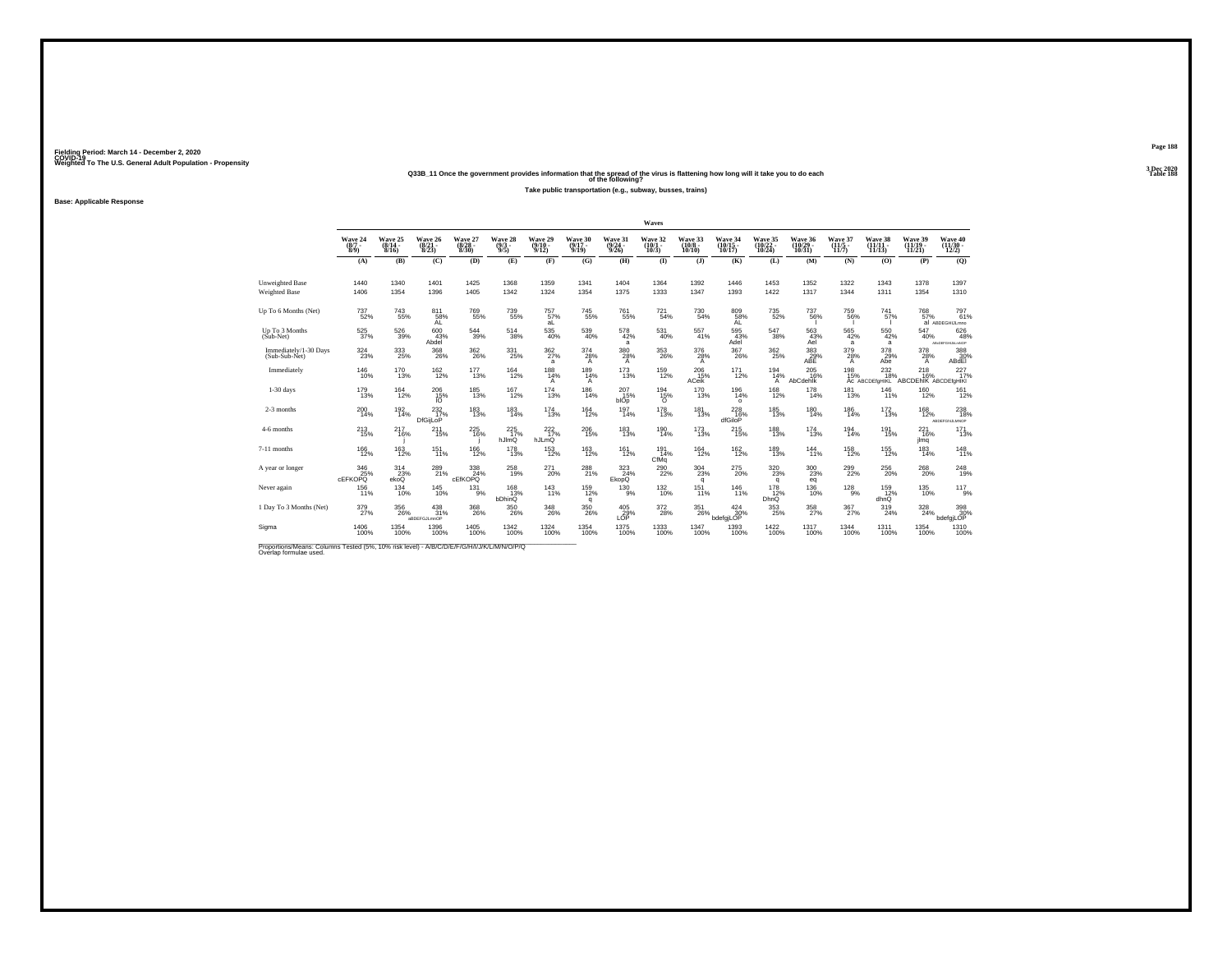Fielding Period: March 14 - December 2, 2020
COVID-19
Weighted To The U.S. General Adult Population - Propensity

Table 188

Q33B_11 Once the government provides information that the spread of the virus is flattening how long will it take you to do each of the following?

Take public transportation (e.g., subway, busses, trains)

Base: Applicable Response

| | Wave 24 (8/7 - 8/9) | Wave 25 (8/14 - 8/16) | Wave 26 (8/21 - 8/23) | Wave 27 (8/28 - 8/30) | Wave 28 (9/3 - 9/5) | Wave 29 (9/10 - 9/12) | Wave 30 (9/17 - 9/19) | Wave 31 (9/24 - 9/26) | Wave 32 (10/1 - 10/3) | Wave 33 (10/8 - 10/10) | Wave 34 (10/15 - 10/17) | Wave 35 (10/22 - 10/24) | Wave 36 (10/29 - 10/31) | Wave 37 (11/5 - 11/7) | Wave 38 (11/11 - 11/15) | Wave 39 (11/19 - 11/21) | Wave 40 (11/30 - 12/2) |
|---|---|---|---|---|---|---|---|---|---|---|---|---|---|---|---|---|---|
| | (A) | (B) | (C) | (D) | (E) | (F) | (G) | (H) | (I) | (J) | (K) | (L) | (M) | (N) | (O) | (P) | (Q) |
| Unweighted Base | 1440 | 1340 | 1401 | 1425 | 1368 | 1359 | 1341 | 1404 | 1364 | 1392 | 1446 | 1453 | 1352 | 1322 | 1343 | 1378 | 1397 |
| Weighted Base | 1406 | 1354 | 1396 | 1405 | 1342 | 1324 | 1354 | 1375 | 1333 | 1347 | 1393 | 1422 | 1317 | 1344 | 1311 | 1354 | 1310 |
| Up To 6 Months (Net) | 737 52% | 743 55% | 811 58% AL | 769 55% | 739 55% | 757 57% aL | 745 55% | 761 55% | 721 54% | 730 54% | 809 58% AL | 735 52% | 737 56% l | 759 56% l | 741 57% l | 768 57% al | 797 61% ABDEGHIJLmno |
| Up To 3 Months (Sub-Net) | 525 37% | 526 39% | 600 43% Abdel | 544 39% | 514 38% | 535 40% | 539 40% | 578 42% a | 531 40% | 557 41% | 595 43% Adel | 547 38% | 563 43% Ael | 565 42% a | 550 42% a | 547 40% | 626 48% ABcDEFGHIJkLmNOP |
| Immediately/1-30 Days (Sub-Sub-Net) | 324 23% | 333 25% | 368 26% | 362 26% | 331 25% | 362 27% a | 374 28% A | 380 28% A | 353 26% | 376 28% A | 367 26% | 362 25% | 383 29% ABE | 379 28% A | 378 29% Abe | 378 28% A | 388 30% ABdEl |
| Immediately | 146 10% | 170 13% | 162 12% | 177 13% | 164 12% | 188 14% A | 189 14% A | 173 13% | 159 12% | 206 15% ACeik | 171 12% | 194 14% A | 205 16% AbCdehik | 198 15% Ac | 232 18% ABCDEfgHIKL | 218 16% ABCDEhIK | 227 17% ABCDEfgHIKl |
| 1-30 days | 179 13% | 164 12% | 206 15% IO | 185 13% | 167 12% | 174 13% | 186 14% | 207 15% bIOp | 194 15% O | 170 13% | 196 14% o | 168 12% | 178 14% | 181 13% | 146 11% | 160 12% | 161 12% |
| 2-3 months | 200 14% | 192 14% | 232 17% DfGijLoP | 183 13% | 183 14% | 174 13% | 164 12% | 197 14% | 178 13% | 181 13% | 228 16% dfGiloP | 185 13% | 180 14% | 186 14% | 172 13% | 168 12% | 238 18% ABDEFGIJLMNOP |
| 4-6 months | 213 15% | 217 16% j | 211 15% | 225 16% j | 225 17% hJlmQ | 222 17% hJLmQ | 206 15% | 183 13% | 190 14% | 173 13% | 215 15% | 188 13% | 174 13% | 194 14% | 191 15% | 221 16% jlmq | 171 13% |
| 7-11 months | 166 12% | 163 12% | 151 11% | 166 12% | 178 13% | 153 12% | 163 12% | 161 12% | 191 14% CfMq | 164 12% | 162 12% | 189 13% | 144 11% | 158 12% | 155 12% | 183 14% | 148 11% |
| A year or longer | 346 25% cEFKOPQ | 314 23% ekoQ | 289 21% | 338 24% cEfKOPQ | 258 19% | 271 20% | 288 21% | 323 24% EkopQ | 290 22% | 304 23% q | 275 20% | 320 23% q | 300 23% eq | 299 22% | 256 20% | 268 20% | 248 19% |
| Never again | 156 11% | 134 10% | 145 10% | 131 9% | 168 13% bDhinQ | 143 11% | 159 12% q | 130 9% | 132 10% | 151 11% | 146 11% | 178 12% DhnQ | 136 10% | 128 9% | 159 12% dhnQ | 135 10% | 117 9% |
| 1 Day To 3 Months (Net) | 379 27% | 356 26% | 438 31% aBDEFGJLmnOP | 368 26% | 350 26% | 348 26% | 350 26% | 405 29% LOP | 372 28% | 351 26% | 424 30% bdefgjLOP | 353 25% | 358 27% | 367 27% | 319 24% | 328 24% | 398 30% bdefgjLOP |
| Sigma | 1406 100% | 1354 100% | 1396 100% | 1405 100% | 1342 100% | 1324 100% | 1354 100% | 1375 100% | 1333 100% | 1347 100% | 1393 100% | 1422 100% | 1317 100% | 1344 100% | 1311 100% | 1354 100% | 1310 100% |

Proportions/Means: Columns Tested (5%, 10% risk level) - A/B/C/D/E/F/G/H/I/J/K/L/M/N/O/P/Q
Overlap formulae used.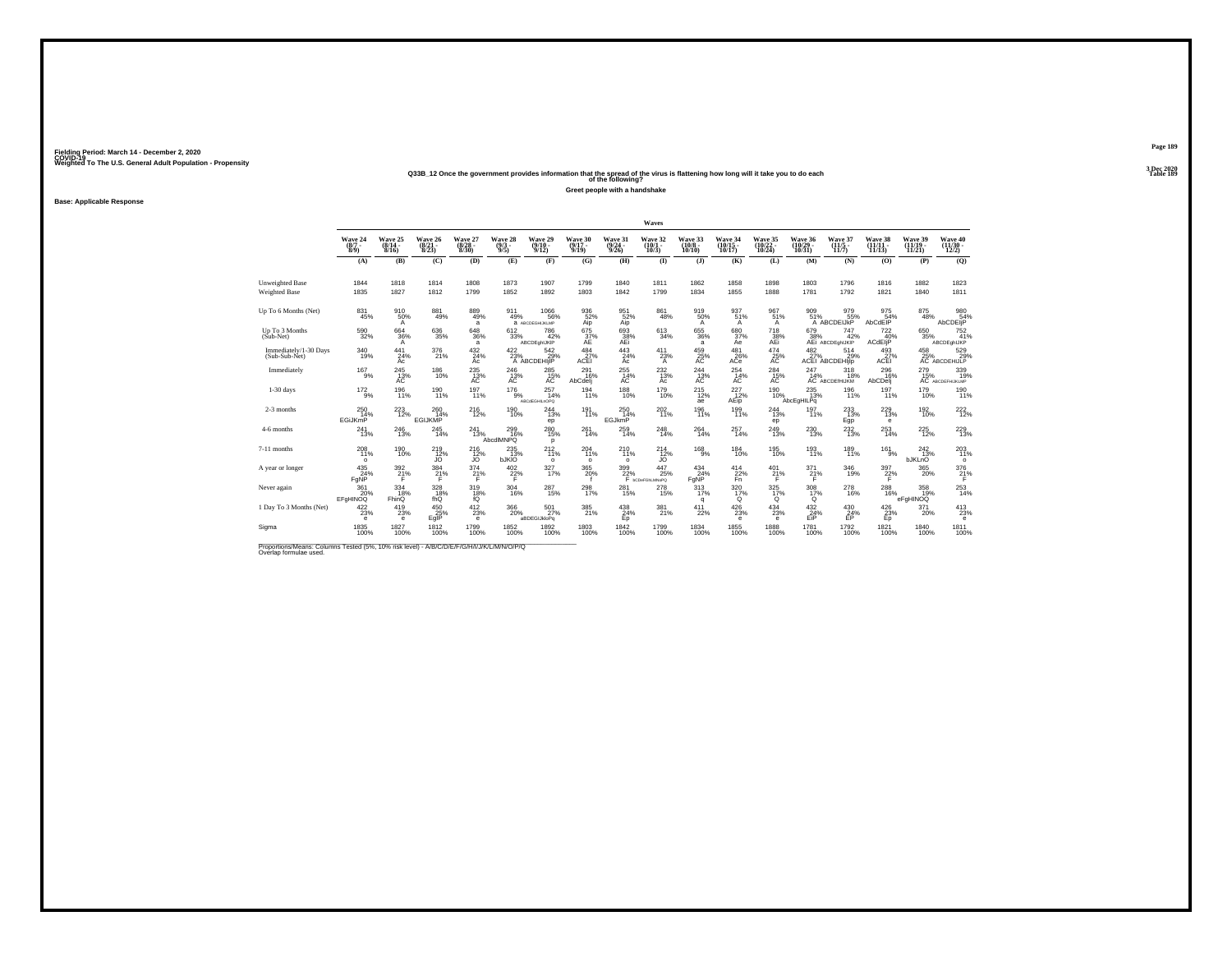Fielding Period: March 14 - December 2, 2020
COVID-19
Weighted To The U.S. General Adult Population - Propensity

3 Dec 2020
Table 189

## Q33B_12 Once the government provides information that the spread of the virus is flattening how long will it take you to do each of the following?

### Greet people with a handshake

**Base: Applicable Response**

| | Wave 24 (8/7 - 8/9) | Wave 25 (8/14 - 8/16) | Wave 26 (8/21 - 8/23) | Wave 27 (8/28 - 8/30) | Wave 28 (9/3 - 9/5) | Wave 29 (9/10 - 9/12) | Wave 30 (9/17 - 9/19) | Wave 31 (9/24 - 9/26) | Wave 32 (10/1 - 10/3) | Wave 33 (10/8 - 10/10) | Wave 34 (10/15 - 10/17) | Wave 35 (10/22 - 10/24) | Wave 36 (10/29 - 10/31) | Wave 37 (11/5 - 11/7) | Wave 38 (11/11 - 11/15) | Wave 39 (11/19 - 11/21) | Wave 40 (11/30 - 12/2) |
|---|---|---|---|---|---|---|---|---|---|---|---|---|---|---|---|---|---|
| | (A) | (B) | (C) | (D) | (E) | (F) | (G) | (H) | (I) | (J) | (K) | (L) | (M) | (N) | (O) | (P) | (Q) |
| Unweighted Base | 1844 | 1818 | 1814 | 1808 | 1873 | 1907 | 1799 | 1840 | 1811 | 1862 | 1858 | 1898 | 1803 | 1796 | 1816 | 1882 | 1823 |
| Weighted Base | 1835 | 1827 | 1812 | 1799 | 1852 | 1892 | 1803 | 1842 | 1799 | 1834 | 1855 | 1888 | 1781 | 1792 | 1821 | 1840 | 1811 |
| Up To 6 Months (Net) | 831 45% | 910 50% A | 881 49% | 889 49% a | 911 49% a | 1066 56% ABCDEGHIJKLMP | 936 52% Aip | 951 52% Aip | 861 48% | 919 50% A | 937 51% A | 967 51% A | 909 51% A | 979 55% ABCDEIJkP | 975 54% AbCdEIP | 875 48% | 980 54% AbCDEIjP |
| Up To 3 Months (Sub-Net) | 590 32% | 664 36% A | 636 35% | 648 36% a | 612 33% | 786 42% ABCDEghIJKlP | 675 37% AE | 693 38% AEi | 613 34% | 655 36% a | 680 37% Ae | 718 38% AEi | 679 38% AEi | 747 42% ABCDEghIJKlP | 722 40% ACdEIjP | 650 35% | 752 41% ABCDEghIJKP |
| Immediately/1-30 Days (Sub-Sub-Net) | 340 19% | 441 24% Ac | 376 21% | 432 24% Ac | 422 23% A | 542 29% ABCDEHIjlP | 484 27% ACEI | 443 24% Ac | 411 23% A | 459 25% AC | 481 26% ACe | 474 25% AC | 482 27% ACEI | 514 29% ABCDEHIjp | 493 27% ACEI | 458 25% AC | 529 29% ABCDEHIJLP |
| Immediately | 167 9% | 245 13% AC | 186 10% | 235 13% AC | 246 13% AC | 285 15% AC | 291 16% AbCdelj | 255 14% AC | 232 13% Ac | 244 13% AC | 254 14% AC | 284 15% AC | 247 14% AC | 318 18% ABCDEfHIJKM | 296 16% AbCdelj | 279 15% AC | 339 19% ABCDEFHIJKLMP |
| 1-30 days | 172 9% | 196 11% | 190 11% | 197 11% | 176 9% | 257 14% ABCdEGHIjLNOPQ | 194 11% | 188 10% | 179 10% | 215 12% ae | 227 12% AEip | 190 10% | 235 13% AbcEgHILPq | 196 11% | 197 11% | 179 10% | 190 11% |
| 2-3 months | 250 14% EGIJKmP | 223 12% | 260 14% EGIJKMP | 216 12% | 190 10% | 244 13% ep | 191 11% | 250 14% EGJkmP | 202 11% | 196 11% | 199 11% | 244 13% ep | 197 11% | 233 13% Egp | 229 13% e | 192 10% | 222 12% |
| 4-6 months | 241 13% | 246 13% | 245 14% | 241 13% | 299 16% AbcdlMNPQ | 280 15% p | 261 14% | 259 14% | 248 14% | 264 14% | 257 14% | 249 13% | 230 13% | 232 13% | 253 14% | 225 12% | 229 13% |
| 7-11 months | 208 11% o | 190 10% | 219 12% JO | 216 12% JO | 235 13% bJKlO | 212 11% o | 204 11% o | 210 11% o | 214 12% JO | 168 9% | 184 10% | 195 10% | 193 11% | 189 11% | 161 9% | 242 13% bJKLnO | 203 11% o |
| A year or longer | 435 24% FgNP | 392 21% F | 384 21% F | 374 21% F | 402 22% F | 327 17% | 365 20% f | 399 22% F | 447 25% bCDeFGhLMNoPQ | 434 24% FgNP | 414 22% Fn | 401 21% F | 371 21% F | 346 19% | 397 22% F | 365 20% | 376 21% F |
| Never again | 361 20% EFgHINOQ | 334 18% FhinQ | 328 18% fhQ | 319 18% fQ | 304 16% | 287 15% | 298 17% | 281 15% | 278 15% | 313 17% q | 320 17% Q | 325 17% Q | 308 17% Q | 278 16% | 288 16% | 358 19% eFgHINOQ | 253 14% |
| 1 Day To 3 Months (Net) | 422 23% e | 419 23% e | 450 25% EgIP | 412 23% e | 366 20% | 501 27% aBDEGIJkloPq | 385 21% | 438 24% Ep | 381 21% | 411 22% | 426 23% e | 434 23% e | 432 24% EIP | 430 24% EP | 426 23% Ep | 371 20% | 413 23% e |
| Sigma | 1835 100% | 1827 100% | 1812 100% | 1799 100% | 1852 100% | 1892 100% | 1803 100% | 1842 100% | 1799 100% | 1834 100% | 1855 100% | 1888 100% | 1781 100% | 1792 100% | 1821 100% | 1840 100% | 1811 100% |

Proportions/Means: Columns Tested (5%, 10% risk level) - A/B/C/D/E/F/G/H/I/J/K/L/M/N/O/P/Q
Overlap formulae used.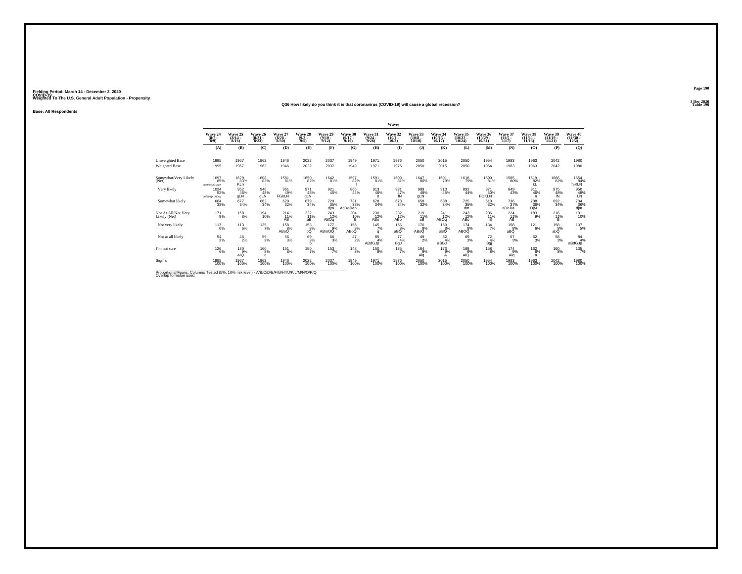Fielding Period: March 14 - December 2, 2020
COVID-19
Weighted To The U.S. General Adult Population - Propensity

Q36 How likely do you think it is that coronavirus (COVID-19) will cause a global recession?

Base: All Respondents

| | Waves | | | | | | | | | | | | | | | | |
|---|---|---|---|---|---|---|---|---|---|---|---|---|---|---|---|---|---|
| | Wave 24 (8/7 - 8/9) | Wave 25 (8/14 - 8/16) | Wave 26 (8/21 - 8/23) | Wave 27 (8/28 - 8/30) | Wave 28 (9/3 - 9/5) | Wave 29 (9/10 - 9/12) | Wave 30 (9/17 - 9/19) | Wave 31 (9/24 - 9/26) | Wave 32 (10/1 - 10/3) | Wave 33 (10/8 - 10/10) | Wave 34 (10/15 - 10/17) | Wave 35 (10/22 - 10/24) | Wave 36 (10/29 - 10/31) | Wave 37 (11/5 - 11/7) | Wave 38 (11/11 - 11/13) | Wave 39 (11/19 - 11/21) | Wave 40 (11/30 - 12/2) |
| | (A) | (B) | (C) | (D) | (E) | (F) | (G) | (H) | (I) | (J) | (K) | (L) | (M) | (N) | (O) | (P) | (Q) |
| Unweighted Base | 1995 | 1967 | 1962 | 1946 | 2022 | 2037 | 1949 | 1971 | 1976 | 2050 | 2015 | 2050 | 1954 | 1983 | 1963 | 2042 | 1980 |
| Weighted Base | 1995 | 1967 | 1962 | 1946 | 2022 | 2037 | 1949 | 1971 | 1976 | 2050 | 2015 | 2050 | 1954 | 1983 | 1963 | 2042 | 1980 |
| Somewhat/Very Likely (Net) | 1697 85% CDEFGHIJKLMNoP | 1629 83% KLn | 1608 82% I | 1581 81% | 1650 82% | 1642 81% | 1597 82% I | 1591 81% | 1609 81% | 1647 80% | 1601 79% | 1618 79% | 1590 81% | 1585 80% | 1619 82% kL | 1666 82% | 1654 84% fhjKLN |
| Very likely | 1034 52% oeFGHIjKLNOpq | 952 48% gLN | 946 48% gLN | 961 49% FGkLN | 971 48% gLN | 921 45% | 866 44% | 913 46% n | 931 47% lN | 989 48% gLN | 913 45% | 892 44% | 971 50% FGKLN | 849 43% | 911 46% n | 975 48% lN | 950 48% LN |
| Somewhat likely | 664 33% | 677 34% | 662 34% | 620 32% | 679 34% | 720 35% djm | 731 38% AcDeJMp | 678 34% | 678 34% | 658 32% | 688 34% | 725 35% dm | 619 32% | 736 37% aDeJM | 708 36% DjM | 692 34% | 704 36% djm |
| Not At All/Not Very Likely (Net) | 171 9% | 158 8% | 194 10% | 214 11% AB | 222 11% aB | 243 12% ABOq | 204 10% B | 230 12% ABo | 232 12% ABo | 219 11% aB | 241 12% ABOq | 243 12% ABo | 206 11% B | 224 11% AB | 183 9% | 216 11% B | 191 10% |
| Not very likely | 117 6% | 113 6% | 135 7% | 158 8% ABoQ | 153 8% bQ | 177 9% ABmOQ | 156 8% ABoQ | 145 7% q | 156 8% aBQ | 170 8% ABoQ | 159 8% aBQ | 174 8% ABOQ | 134 7% | 158 8% aBQ | 121 6% | 158 8% abQ | 107 5% |
| Not at all likely | 54 3% | 45 2% | 59 3% | 56 3% | 69 3% b | 66 3% | 47 2% | 85 4% ABdGJp | 77 4% BgJ | 49 2% | 82 4% aBGJ | 69 3% | 72 4% Bgj | 67 3% | 62 3% | 58 3% | 84 4% aBdGJp |
| I'm not sure | 126 6% | 180 9% AIQ | 160 8% a | 151 8% | 150 7% | 153 7% | 148 8% | 150 8% | 135 7% | 184 9% Aiq | 173 9% A | 189 9% AIQ | 158 8% | 174 9% Aiq | 162 8% a | 160 8% | 135 7% |
| Sigma | 1995 100% | 1967 100% | 1962 100% | 1946 100% | 2022 100% | 2037 100% | 1949 100% | 1971 100% | 1976 100% | 2050 100% | 2015 100% | 2050 100% | 1954 100% | 1983 100% | 1963 100% | 2042 100% | 1980 100% |

Proportions/Means: Columns Tested (5%, 10% risk level) - A/B/C/D/E/F/G/H/I/J/K/L/M/N/O/P/Q
Overlap formulae used.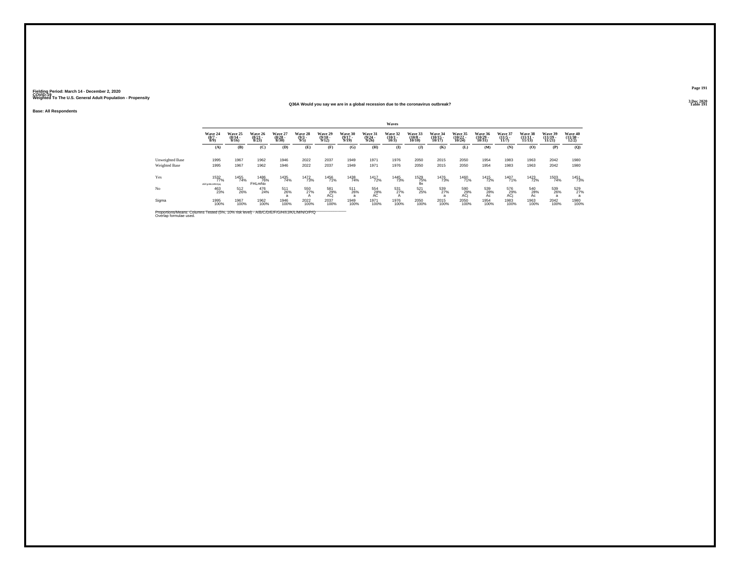Fielding Period: March 14 - December 2, 2020
COVID-19
Weighted To The U.S. General Adult Population - Propensity

3 Dec 2020
Table 191

## Q36A Would you say we are in a global recession due to the coronavirus outbreak?

Base: All Respondents

| | Waves | | | | | | | | | | | | | | | | |
|---|---|---|---|---|---|---|---|---|---|---|---|---|---|---|---|---|---|
| | Wave 24 (8/7 - 8/9) | Wave 25 (8/14 - 8/16) | Wave 26 (8/21 - 8/23) | Wave 27 (8/28 - 8/30) | Wave 28 (9/3 - 9/5) | Wave 29 (9/10 - 9/12) | Wave 30 (9/17 - 9/19) | Wave 31 (9/24 - 9/26) | Wave 32 (10/1 - 10/3) | Wave 33 (10/8 - 10/10) | Wave 34 (10/15 - 10/17) | Wave 35 (10/22 - 10/24) | Wave 36 (10/29 - 10/31) | Wave 37 (11/5 - 11/7) | Wave 38 (11/11 - 11/13) | Wave 39 (11/19 - 11/21) | Wave 40 (11/30 - 12/2) |
| | (A) | (B) | (C) | (D) | (E) | (F) | (G) | (H) | (I) | (J) | (K) | (L) | (M) | (N) | (O) | (P) | (Q) |
| Unweighted Base | 1995 | 1967 | 1962 | 1946 | 2022 | 2037 | 1949 | 1971 | 1976 | 2050 | 2015 | 2050 | 1954 | 1983 | 1963 | 2042 | 1980 |
| Weighted Base | 1995 | 1967 | 1962 | 1946 | 2022 | 2037 | 1949 | 1971 | 1976 | 2050 | 2015 | 2050 | 1954 | 1983 | 1963 | 2042 | 1980 |
| Yes | 1532 77% dEFgHIkLMNOpq | 1455 74% | 1486 76% FHLmNo | 1435 74% | 1472 73% | 1456 71% | 1438 74% | 1417 72% | 1445 73% | 1529 75% fln | 1476 73% | 1460 71% | 1415 72% | 1407 71% | 1423 72% | 1503 74% | 1451 73% |
| No | 463 23% | 512 26% | 476 24% | 511 26% a | 550 27% A | 581 29% ACj | 511 26% a | 554 28% AC | 531 27% A | 521 25% | 539 27% a | 590 29% ACj | 539 28% Ac | 576 29% ACj | 540 28% Ac | 539 26% a | 529 27% a |
| Sigma | 1995 100% | 1967 100% | 1962 100% | 1946 100% | 2022 100% | 2037 100% | 1949 100% | 1971 100% | 1976 100% | 2050 100% | 2015 100% | 2050 100% | 1954 100% | 1983 100% | 1963 100% | 2042 100% | 1980 100% |

Proportions/Means: Columns Tested (5%, 10% risk level) - A/B/C/D/E/F/G/H/I/J/K/L/M/N/O/P/Q
Overlap formulae used.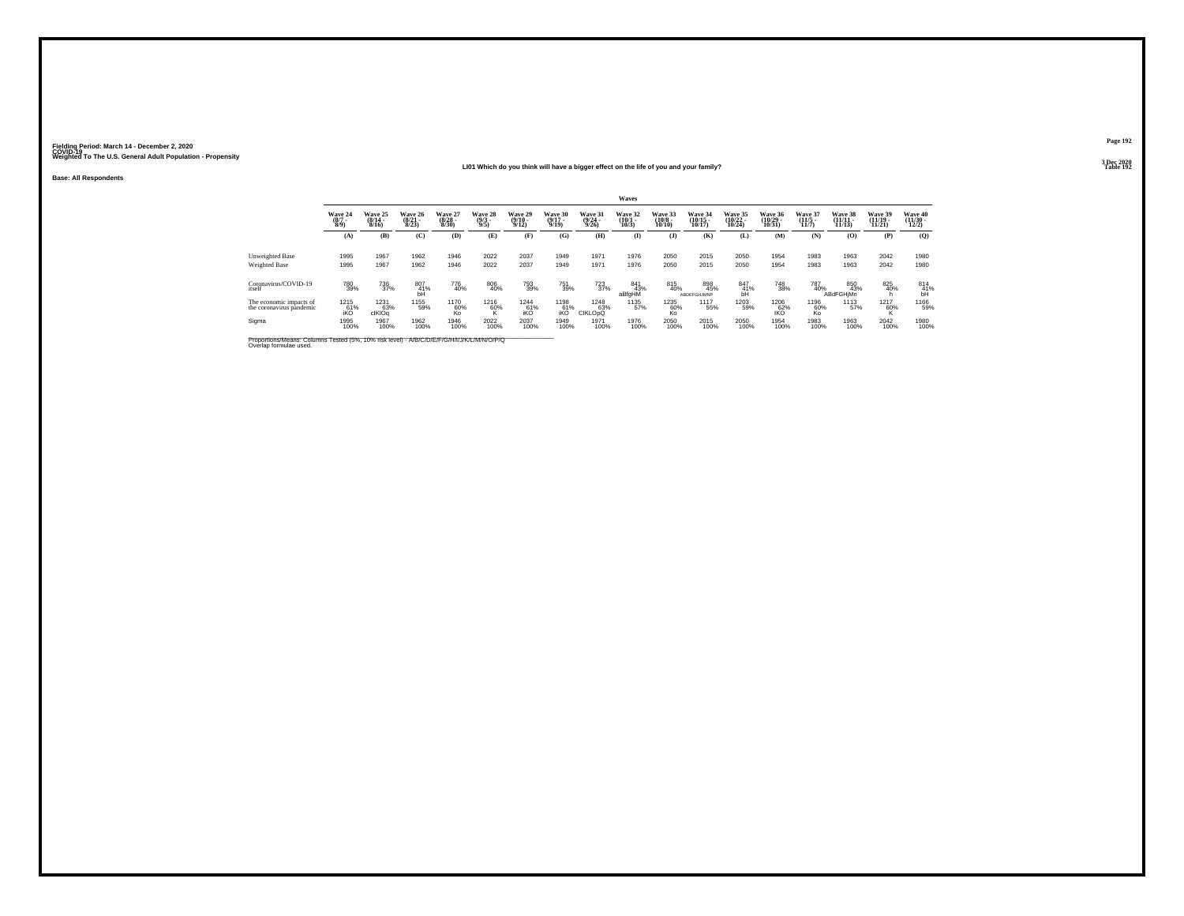Fielding Period: March 14 - December 2, 2020
COVID-19
Weighted To The U.S. General Adult Population - Propensity

3 Dec 2020
Table 192

## LI01 Which do you think will have a bigger effect on the life of you and your family?

**Base: All Respondents**

| | Waves | | | | | | | | | | | | | | | | |
|---|---|---|---|---|---|---|---|---|---|---|---|---|---|---|---|---|---|
| | Wave 24 (8/7 - 8/9) | Wave 25 (8/14 - 8/16) | Wave 26 (8/21 - 8/23) | Wave 27 (8/28 - 8/30) | Wave 28 (9/3 - 9/5) | Wave 29 (9/10 - 9/12) | Wave 30 (9/17 - 9/19) | Wave 31 (9/24 - 9/26) | Wave 32 (10/1 - 10/3) | Wave 33 (10/8 - 10/10) | Wave 34 (10/15 - 10/17) | Wave 35 (10/22 - 10/24) | Wave 36 (10/29 - 10/31) | Wave 37 (11/5 - 11/7) | Wave 38 (11/11 - 11/13) | Wave 39 (11/19 - 11/21) | Wave 40 (11/30 - 12/2) |
| | (A) | (B) | (C) | (D) | (E) | (F) | (G) | (H) | (I) | (J) | (K) | (L) | (M) | (N) | (O) | (P) | (Q) |
| Unweighted Base | 1995 | 1967 | 1962 | 1946 | 2022 | 2037 | 1949 | 1971 | 1976 | 2050 | 2015 | 2050 | 1954 | 1983 | 1963 | 2042 | 1980 |
| Weighted Base | 1995 | 1967 | 1962 | 1946 | 2022 | 2037 | 1949 | 1971 | 1976 | 2050 | 2015 | 2050 | 1954 | 1983 | 1963 | 2042 | 1980 |
| Coronavirus/COVID-19 itself | 780 39% | 736 37% | 807 41% bH | 776 40% | 806 40% | 793 39% | 751 39% | 723 37% | 841 43% aBfgHM | 815 40% | 898 45% ABDEFGHLMNP | 847 41% bH | 748 38% | 787 40% | 850 43% ABdFGHjMn | 825 40% h | 814 41% bH |
| The economic impacts of the coronavirus pandemic | 1215 61% iKO | 1231 63% cIKlOq | 1155 59% | 1170 60% Ko | 1216 60% K | 1244 61% iKO | 1198 61% iKO | 1248 63% CIKLOpQ | 1135 57% | 1235 60% Ko | 1117 55% | 1203 59% | 1206 62% IKO | 1196 60% Ko | 1113 57% | 1217 60% K | 1166 59% |
| Sigma | 1995 100% | 1967 100% | 1962 100% | 1946 100% | 2022 100% | 2037 100% | 1949 100% | 1971 100% | 1976 100% | 2050 100% | 2015 100% | 2050 100% | 1954 100% | 1983 100% | 1963 100% | 2042 100% | 1980 100% |

Proportions/Means: Columns Tested (5%, 10% risk level) - A/B/C/D/E/F/G/H/I/J/K/L/M/N/O/P/Q
Overlap formulae used.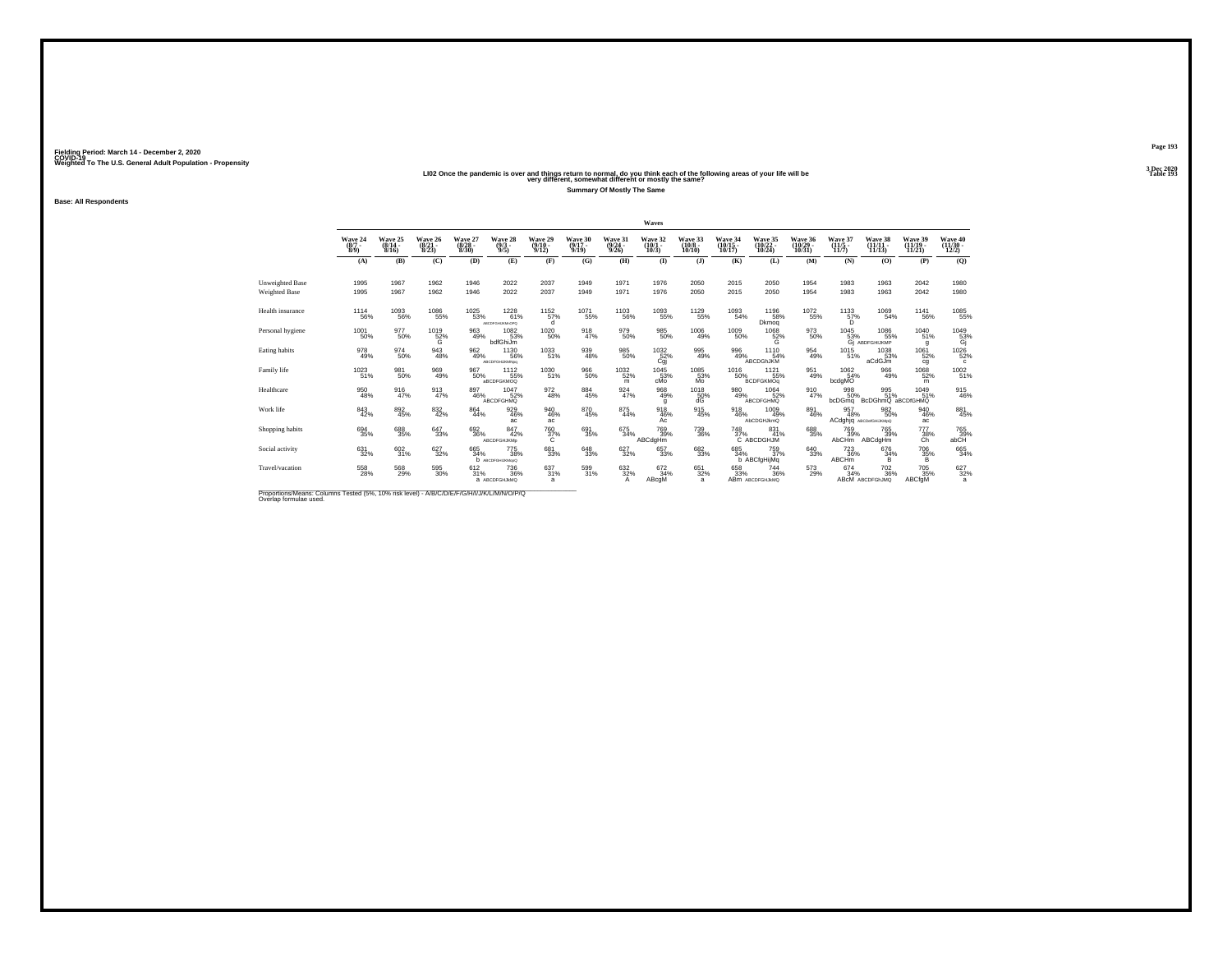Fielding Period: March 14 - December 2, 2020
COVID-19
Weighted To The U.S. General Adult Population - Propensity

3 Dec 2020
Table 193

**LI02 Once the pandemic is over and things return to normal, do you think each of the following areas of your life will be very different, somewhat different or mostly the same?**

**Summary Of Mostly The Same**

**Base: All Respondents**

| | Waves | | | | | | | | | | | | | | | | |
|---|---|---|---|---|---|---|---|---|---|---|---|---|---|---|---|---|---|
| | Wave 24 (8/7 - 8/9) | Wave 25 (8/14 - 8/16) | Wave 26 (8/21 - 8/23) | Wave 27 (8/28 - 8/30) | Wave 28 (9/3 - 9/5) | Wave 29 (9/10 - 9/12) | Wave 30 (9/17 - 9/19) | Wave 31 (9/24 - 9/26) | Wave 32 (10/1 - 10/3) | Wave 33 (10/8 - 10/10) | Wave 34 (10/15 - 10/17) | Wave 35 (10/22 - 10/24) | Wave 36 (10/29 - 10/31) | Wave 37 (11/5 - 11/7) | Wave 38 (11/11 - 11/15) | Wave 39 (11/19 - 11/21) | Wave 40 (11/30 - 12/2) |
| | (A) | (B) | (C) | (D) | (E) | (F) | (G) | (H) | (I) | (J) | (K) | (L) | (M) | (N) | (O) | (P) | (Q) |
| Unweighted Base | 1995 | 1967 | 1962 | 1946 | 2022 | 2037 | 1949 | 1971 | 1976 | 2050 | 2015 | 2050 | 1954 | 1983 | 1963 | 2042 | 1980 |
| Weighted Base | 1995 | 1967 | 1962 | 1946 | 2022 | 2037 | 1949 | 1971 | 1976 | 2050 | 2015 | 2050 | 1954 | 1983 | 1963 | 2042 | 1980 |
| Health insurance | 1114 56% | 1093 56% | 1086 55% | 1025 53% | 1228 61% ABCDFGHIJKMNOPQ | 1152 57% d | 1071 55% | 1103 56% | 1093 55% | 1129 55% | 1093 54% | 1196 58% Dkmoq | 1072 55% | 1133 57% D | 1069 54% | 1141 56% | 1085 55% |
| Personal hygiene | 1001 50% | 977 50% | 1019 52% G | 963 49% | 1082 53% bdfGhiJm | 1020 50% | 918 47% | 979 50% | 985 50% | 1006 49% | 1009 50% | 1068 52% G | 973 50% | 1045 53% Gj | 1086 55% ABDFGHIJKMP | 1040 51% g | 1049 53% Gj |
| Eating habits | 978 49% | 974 50% | 943 48% | 962 49% | 1130 56% ABCDFGHIJKMNpq | 1033 51% | 939 48% | 985 50% | 1032 52% Cgj | 995 49% | 996 49% | 1110 54% ABCDGhJKM | 954 49% | 1015 51% | 1038 53% aCdGJm | 1061 52% cg | 1026 52% c |
| Family life | 1023 51% | 981 50% | 969 49% | 967 50% | 1112 55% aBCDFGKMOQ | 1030 51% | 966 50% | 1032 52% m | 1045 53% cMo | 1085 53% Mo | 1016 50% | 1121 55% BCDFGKMOq | 951 49% | 1062 54% bcdgMO | 966 49% | 1068 52% m | 1002 51% |
| Healthcare | 950 48% | 916 47% | 913 47% | 897 46% | 1047 52% ABCDFGHMQ | 972 48% | 884 45% | 924 47% | 968 49% g | 1018 50% dG | 980 49% | 1064 52% ABCDFGHMQ | 910 47% | 998 50% bcDGmq | 995 51% BcDGhmQ | 1049 51% aBCDfGHMQ | 915 46% |
| Work life | 843 42% | 892 45% | 832 42% | 864 44% | 929 46% ac | 940 46% ac | 870 45% | 875 44% | 918 46% Ac | 915 45% | 918 46% | 1009 49% AbCDGHJkmQ | 891 46% | 957 48% ACdghjq | 982 50% ABCDdGHIJKMpQ | 940 46% ac | 881 45% |
| Shopping habits | 694 35% | 688 35% | 647 33% | 692 36% | 847 42% ABCDFGHJKMp | 760 37% C | 691 35% | 675 34% | 769 39% ABCdgHm | 739 36% | 748 37% C | 831 41% ABCDGHJM | 688 35% | 769 39% AbCHm | 765 39% ABCdgHm | 777 38% Ch | 765 39% abCH |
| Social activity | 631 32% | 602 31% | 627 32% | 665 34% b | 775 38% ABCDFGHIJKMopQ | 681 33% | 648 33% | 627 32% | 657 33% | 682 33% | 685 34% b | 759 37% ABCfgHIjMq | 640 33% | 723 36% ABCHm | 676 34% B | 706 35% B | 665 34% |
| Travel/vacation | 558 28% | 568 29% | 595 30% | 612 31% a | 736 36% ABCDFGHJkMQ | 637 31% a | 599 31% | 632 32% A | 672 34% ABcgM | 651 32% a | 658 33% ABm | 744 36% ABCDFGHJkMQ | 573 29% | 674 34% ABcM | 702 36% ABCDFGhJMQ | 705 35% ABCfgM | 627 32% a |

Proportions/Means: Columns Tested (5%, 10% risk level) - A/B/C/D/E/F/G/H/I/J/K/L/M/N/O/P/Q
Overlap formulae used.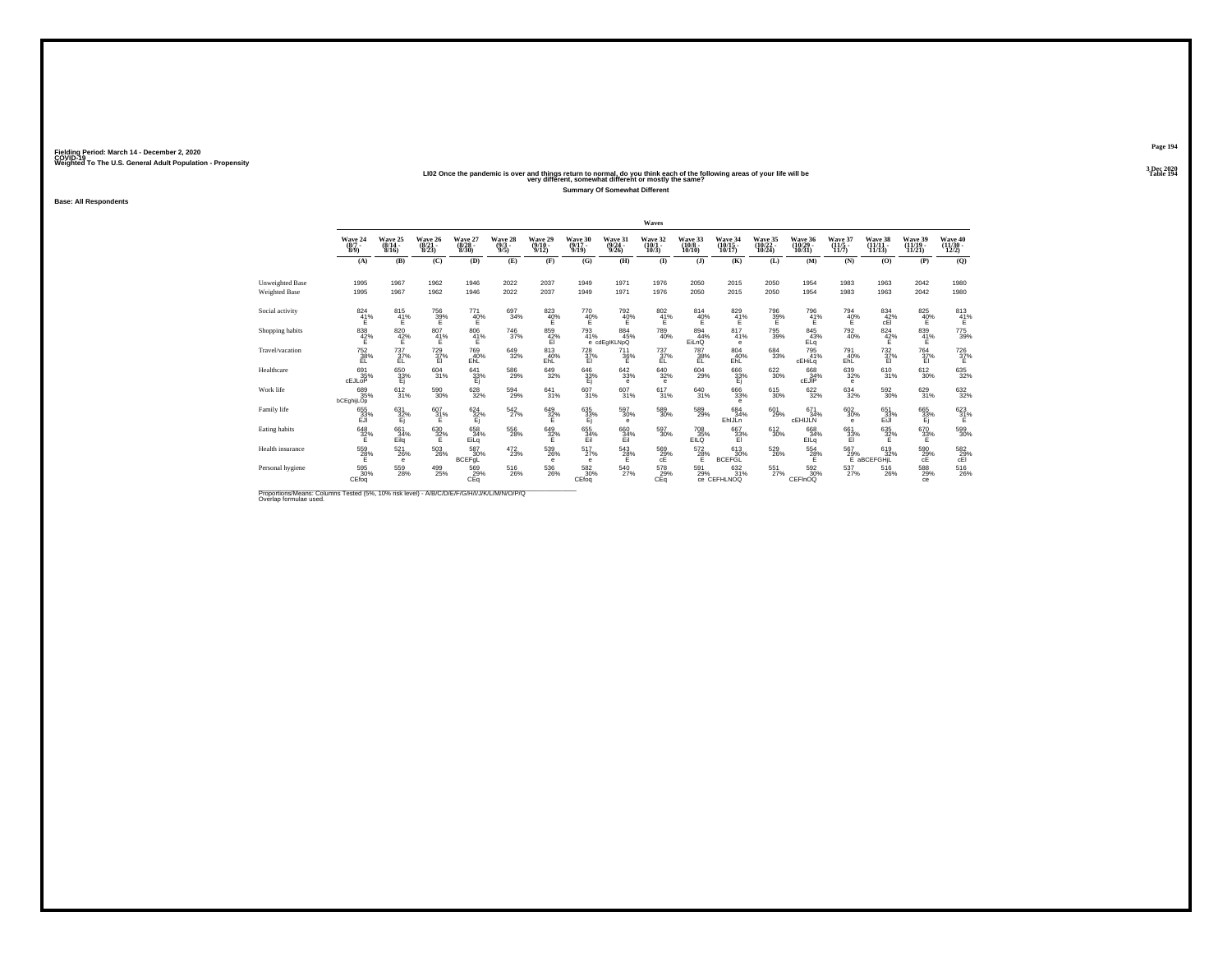Fielding Period: March 14 - December 2, 2020
COVID-19
Weighted To The U.S. General Adult Population - Propensity

3 Dec 2020
Table 194

## LI02 Once the pandemic is over and things return to normal, do you think each of the following areas of your life will be very different, somewhat different or mostly the same?

### Summary Of Somewhat Different

**Base: All Respondents**

| | Wave 24 (8/7 - 8/9) | Wave 25 (8/14 - 8/16) | Wave 26 (8/21 - 8/23) | Wave 27 (8/28 - 8/30) | Wave 28 (9/3 - 9/5) | Wave 29 (9/10 - 9/12) | Wave 30 (9/17 - 9/19) | Wave 31 (9/24 - 9/26) | Wave 32 (10/1 - 10/3) | Wave 33 (10/8 - 10/10) | Wave 34 (10/15 - 10/17) | Wave 35 (10/22 - 10/24) | Wave 36 (10/29 - 10/31) | Wave 37 (11/5 - 11/7) | Wave 38 (11/11 - 11/15) | Wave 39 (11/19 - 11/21) | Wave 40 (11/30 - 12/2) |
|---|---|---|---|---|---|---|---|---|---|---|---|---|---|---|---|---|---|
| | (A) | (B) | (C) | (D) | (E) | (F) | (G) | (H) | (I) | (J) | (K) | (L) | (M) | (N) | (O) | (P) | (Q) |
| Unweighted Base | 1995 | 1967 | 1962 | 1946 | 2022 | 2037 | 1949 | 1971 | 1976 | 2050 | 2015 | 2050 | 1954 | 1983 | 1963 | 2042 | 1980 |
| Weighted Base | 1995 | 1967 | 1962 | 1946 | 2022 | 2037 | 1949 | 1971 | 1976 | 2050 | 2015 | 2050 | 1954 | 1983 | 1963 | 2042 | 1980 |
| Social activity | 824 41% E | 815 41% E | 756 39% E | 771 40% E | 697 34% | 823 40% E | 770 40% E | 792 40% E | 802 41% E | 814 40% E | 829 41% E | 796 39% E | 796 41% E | 794 40% E | 834 42% cEl | 825 40% E | 813 41% E |
| Shopping habits | 838 42% E | 820 42% E | 807 41% E | 806 41% E | 746 37% | 859 42% El | 793 41% e | 884 45% cdEglKLNpQ | 789 40% | 894 44% EiLnQ | 817 41% e | 795 39% | 845 43% ELq | 792 40% | 824 42% E | 839 41% E | 775 39% |
| Travel/vacation | 752 38% EL | 737 37% EL | 729 37% El | 769 40% EhL | 649 32% | 813 40% EhL | 728 37% El | 711 36% E | 737 37% EL | 787 38% EL | 804 40% EhL | 684 33% | 795 41% cEHiLq | 791 40% EhL | 732 37% El | 764 37% El | 726 37% E |
| Healthcare | 691 35% cEJLoP | 650 33% Ej | 604 31% | 641 33% Ej | 586 29% | 649 32% | 646 33% Ej | 642 33% e | 640 32% e | 604 29% | 666 33% Ej | 622 30% | 668 34% cEJlP | 639 32% e | 610 31% | 612 30% | 635 32% |
| Work life | 689 35% bCEghijLOp | 612 31% | 590 30% | 628 32% | 594 29% | 641 31% | 607 31% | 607 31% | 617 31% | 640 31% | 666 33% e | 615 30% | 622 32% | 634 32% | 592 30% | 629 31% | 632 32% |
| Family life | 655 33% EJl | 631 32% Ej | 607 31% E | 624 32% Ej | 542 27% | 649 32% E | 635 33% Ej | 597 30% e | 589 30% | 589 29% | 684 34% EhIJLn | 601 29% | 671 34% cEHIJLN | 602 30% e | 651 33% EiJl | 665 33% Ej | 623 31% E |
| Eating habits | 648 32% E | 661 34% Eilq | 630 32% E | 658 34% EiLq | 556 28% | 649 32% E | 655 34% Eil | 660 34% Eil | 597 30% | 708 35% EILQ | 667 33% El | 612 30% | 668 34% EiLq | 661 33% El | 635 32% E | 670 33% E | 599 30% |
| Health insurance | 559 28% E | 521 26% e | 503 26% | 587 30% BCEFgL | 472 23% | 539 26% e | 517 27% e | 543 28% E | 569 29% cE | 572 28% E | 613 30% BCEFGL | 529 26% | 554 28% E | 567 29% E | 619 32% aBCEFGHjL | 590 29% cE | 582 29% cEl |
| Personal hygiene | 595 30% CEfoq | 559 28% | 499 25% | 569 29% CEq | 516 26% | 536 26% | 582 30% CEfoq | 540 27% | 578 29% CEq | 591 29% ce | 632 31% CEFHLNOQ | 551 27% | 592 30% CEFlnOQ | 537 27% | 516 26% | 588 29% ce | 516 26% |

Proportions/Means: Columns Tested (5%, 10% risk level) - A/B/C/D/E/F/G/H/I/J/K/L/M/N/O/P/Q
Overlap formulae used.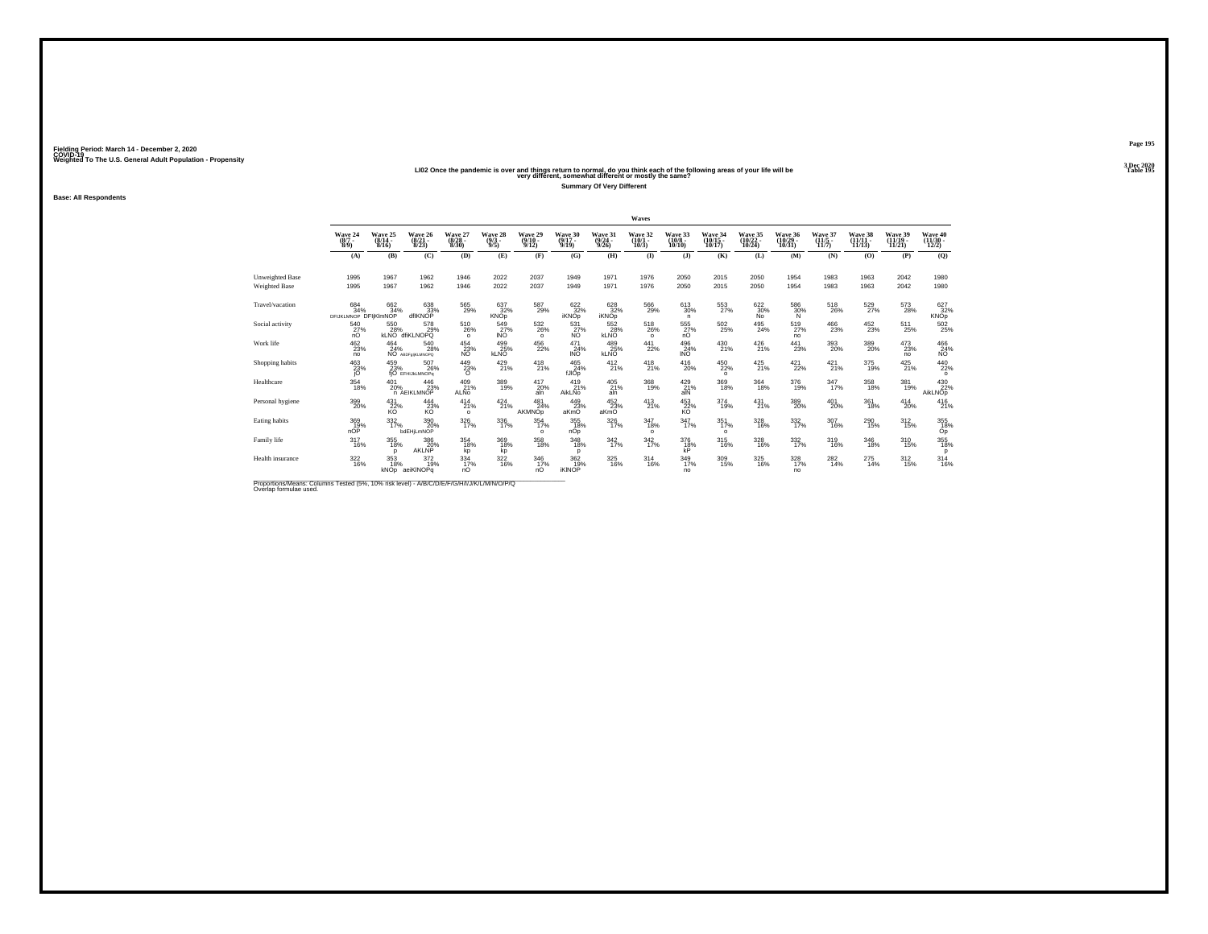Fielding Period: March 14 - December 2, 2020
COVID-19
Weighted To The U.S. General Adult Population - Propensity

3 Dec 2020
Table 195

## LI02 Once the pandemic is over and things return to normal, do you think each of the following areas of your life will be very different, somewhat different or mostly the same?

**Summary Of Very Different**

**Base: All Respondents**

| | Wave 24 (8/7 - 8/9) | Wave 25 (8/14 - 8/16) | Wave 26 (8/21 - 8/23) | Wave 27 (8/28 - 8/30) | Wave 28 (9/3 - 9/5) | Wave 29 (9/10 - 9/12) | Wave 30 (9/17 - 9/19) | Wave 31 (9/24 - 9/26) | Wave 32 (10/1 - 10/3) | Wave 33 (10/8 - 10/10) | Wave 34 (10/15 - 10/17) | Wave 35 (10/22 - 10/24) | Wave 36 (10/29 - 10/31) | Wave 37 (11/5 - 11/7) | Wave 38 (11/11 - 11/15) | Wave 39 (11/19 - 11/21) | Wave 40 (11/30 - 12/2) |
|---|---|---|---|---|---|---|---|---|---|---|---|---|---|---|---|---|---|
| | (A) | (B) | (C) | (D) | (E) | (F) | (G) | (H) | (I) | (J) | (K) | (L) | (M) | (N) | (O) | (P) | (Q) |
| Unweighted Base | 1995 | 1967 | 1962 | 1946 | 2022 | 2037 | 1949 | 1971 | 1976 | 2050 | 2015 | 2050 | 1954 | 1983 | 1963 | 2042 | 1980 |
| Weighted Base | 1995 | 1967 | 1962 | 1946 | 2022 | 2037 | 1949 | 1971 | 1976 | 2050 | 2015 | 2050 | 1954 | 1983 | 1963 | 2042 | 1980 |
| Travel/vacation | 684 34% DFIJKLMNOP | 662 34% DFIJKlmNOP | 638 33% dfIKNOP | 565 29% | 637 32% KNOp | 587 29% | 622 32% iKNOp | 628 32% iKNOp | 566 29% | 613 30% n | 553 27% | 622 30% No | 586 30% N | 518 26% | 529 27% | 573 28% | 627 32% KNOp |
| Social activity | 540 27% nO | 550 28% kLNO | 578 29% dfiKLNOPQ | 510 26% o | 549 27% lNO | 532 26% o | 531 27% NO | 552 28% kLNO | 518 26% o | 555 27% nO | 502 25% | 495 24% | 519 27% no | 466 23% | 452 23% | 511 25% | 502 25% |
| Work life | 462 23% no | 464 24% NO | 540 28% ABDFgIjKLMNOPQ | 454 23% NO | 499 25% kLNO | 456 22% | 471 24% lNO | 489 25% kLNO | 441 22% | 496 24% lNO | 430 21% | 426 21% | 441 23% | 393 20% | 389 20% | 473 23% no | 466 24% NO |
| Shopping habits | 463 23% jO | 459 23% fjO | 507 26% EFHIJkLMNOPq | 449 23% O | 429 21% | 418 21% | 465 24% fJlOp | 412 21% | 418 21% | 416 20% | 450 22% o | 425 21% | 421 22% | 421 21% | 375 19% | 425 21% | 440 22% o |
| Healthcare | 354 18% | 401 20% n | 446 23% AEIKLMNOP | 409 21% ALNo | 389 19% | 417 20% aln | 419 21% AikLNo | 405 21% aln | 368 19% | 429 21% alN | 369 18% | 364 18% | 376 19% | 347 17% | 358 18% | 381 19% | 430 22% AikLNOp |
| Personal hygiene | 399 20% | 431 22% KO | 444 23% KO | 414 21% o | 424 21% | 481 24% AKMNOp | 449 23% aKmO | 452 23% aKmO | 413 21% | 453 22% KO | 374 19% | 431 21% | 389 20% | 401 20% | 361 18% | 414 20% | 416 21% |
| Eating habits | 369 19% nOP | 332 17% | 390 20% bdEHjLmNOP | 326 17% | 336 17% | 354 17% o | 355 18% nOp | 326 17% | 347 18% o | 347 17% | 351 17% o | 328 16% | 332 17% | 307 16% | 290 15% | 312 15% | 355 18% Op |
| Family life | 317 16% | 355 18% p | 386 20% AKLNP | 354 18% kp | 369 18% kp | 358 18% | 348 18% p | 342 17% | 342 17% | 376 18% kP | 315 16% | 328 16% | 332 17% | 319 16% | 346 18% | 310 15% | 355 18% p |
| Health insurance | 322 16% | 353 18% kNOp | 372 19% aeiKlNOPq | 334 17% nO | 322 16% | 346 17% nO | 362 19% iKlNOP | 325 16% | 314 16% | 349 17% no | 309 15% | 325 16% | 328 17% no | 282 14% | 275 14% | 312 15% | 314 16% |

Proportions/Means: Columns Tested (5%, 10% risk level) - A/B/C/D/E/F/G/H/I/J/K/L/M/N/O/P/Q
Overlap formulae used.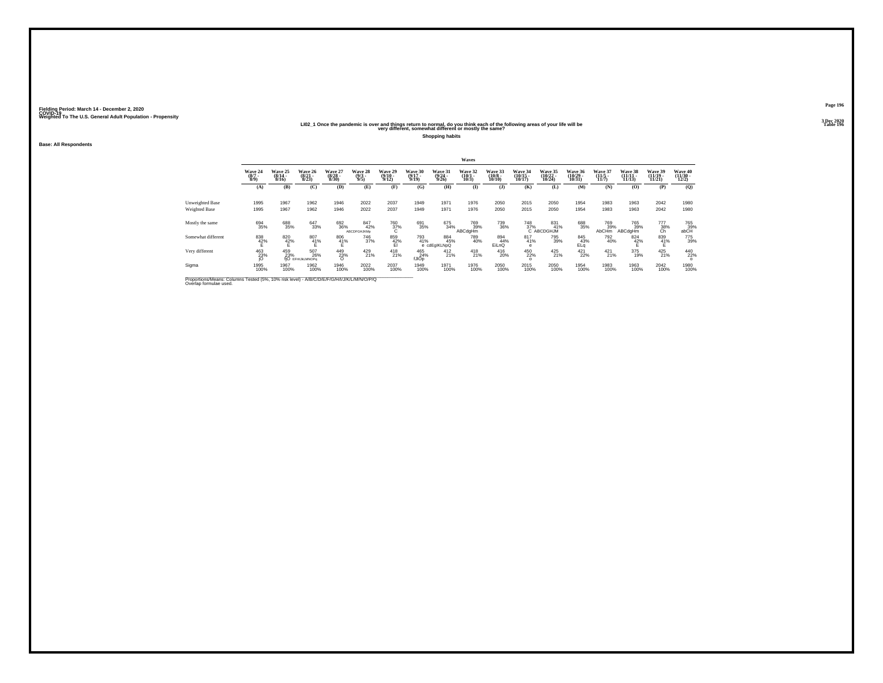Fielding Period: March 14 - December 2, 2020
COVID-19
Weighted To The U.S. General Adult Population - Propensity

3 Dec 2020
Table 196

## LI02_1 Once the pandemic is over and things return to normal, do you think each of the following areas of your life will be very different, somewhat different or mostly the same?

**Shopping habits**

**Base: All Respondents**

| | Waves | | | | | | | | | | | | | | | | |
|---|---|---|---|---|---|---|---|---|---|---|---|---|---|---|---|---|---|
| | Wave 24 (8/7 - 8/9) | Wave 25 (8/14 - 8/16) | Wave 26 (8/21 - 8/23) | Wave 27 (8/28 - 8/30) | Wave 28 (9/3 - 9/5) | Wave 29 (9/10 - 9/12) | Wave 30 (9/17 - 9/19) | Wave 31 (9/24 - 9/26) | Wave 32 (10/1 - 10/3) | Wave 33 (10/8 - 10/10) | Wave 34 (10/15 - 10/17) | Wave 35 (10/22 - 10/24) | Wave 36 (10/29 - 10/31) | Wave 37 (11/5 - 11/7) | Wave 38 (11/11 - 11/15) | Wave 39 (11/19 - 11/21) | Wave 40 (11/30 - 12/2) |
| | (A) | (B) | (C) | (D) | (E) | (F) | (G) | (H) | (I) | (J) | (K) | (L) | (M) | (N) | (O) | (P) | (Q) |
| Unweighted Base | 1995 | 1967 | 1962 | 1946 | 2022 | 2037 | 1949 | 1971 | 1976 | 2050 | 2015 | 2050 | 1954 | 1983 | 1963 | 2042 | 1980 |
| Weighted Base | 1995 | 1967 | 1962 | 1946 | 2022 | 2037 | 1949 | 1971 | 1976 | 2050 | 2015 | 2050 | 1954 | 1983 | 1963 | 2042 | 1980 |
| Mostly the same | 694 35% | 688 35% | 647 33% | 692 36% | 847 42% ABCDFGHJKMp | 760 37% C | 691 35% | 675 34% | 769 39% ABCdgHm | 739 36% | 748 37% C | 831 41% ABCDGHJM | 688 35% | 769 39% AbCHm | 765 39% ABCdgHm | 777 38% Ch | 765 39% abCH |
| Somewhat different | 838 42% E | 820 42% E | 807 41% E | 806 41% E | 746 37% | 859 42% El | 793 41% e | 884 45% cdEgIKLNpQ | 789 40% | 894 44% EiLnQ | 817 41% e | 795 39% | 845 43% ELq | 792 40% | 824 42% E | 839 41% E | 775 39% |
| Very different | 463 23% jO | 459 23% fjO | 507 26% EFHIJkLMNOPq | 449 23% O | 429 21% | 418 21% | 465 24% fJlOp | 412 21% | 418 21% | 416 20% | 450 22% o | 425 21% | 421 22% | 421 21% | 375 19% | 425 21% | 440 22% o |
| Sigma | 1995 100% | 1967 100% | 1962 100% | 1946 100% | 2022 100% | 2037 100% | 1949 100% | 1971 100% | 1976 100% | 2050 100% | 2015 100% | 2050 100% | 1954 100% | 1983 100% | 1963 100% | 2042 100% | 1980 100% |

Proportions/Means: Columns Tested (5%, 10% risk level) - A/B/C/D/E/F/G/H/I/J/K/L/M/N/O/P/Q
Overlap formulae used.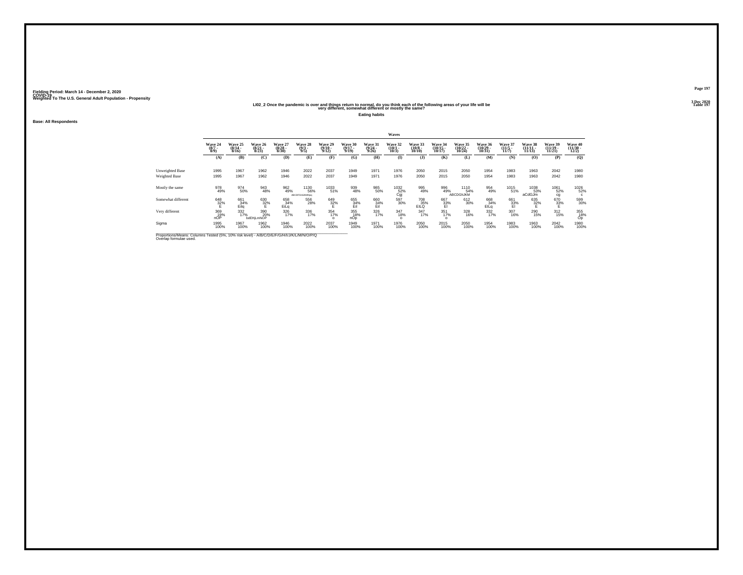Fielding Period: March 14 - December 2, 2020
COVID-19
Weighted To The U.S. General Adult Population - Propensity

3 Dec 2020
Table 197

LI02_2 Once the pandemic is over and things return to normal, do you think each of the following areas of your life will be very different, somewhat different or mostly the same?

Eating habits

Base: All Respondents

| | Waves | | | | | | | | | | | | | | | | |
|---|---|---|---|---|---|---|---|---|---|---|---|---|---|---|---|---|---|
| | Wave 24 (8/7 - 8/9) | Wave 25 (8/14 - 8/16) | Wave 26 (8/21 - 8/23) | Wave 27 (8/28 - 8/30) | Wave 28 (9/3 - 9/5) | Wave 29 (9/10 - 9/12) | Wave 30 (9/17 - 9/19) | Wave 31 (9/24 - 9/26) | Wave 32 (10/1 - 10/3) | Wave 33 (10/8 - 10/10) | Wave 34 (10/15 - 10/17) | Wave 35 (10/22 - 10/24) | Wave 36 (10/29 - 10/31) | Wave 37 (11/5 - 11/7) | Wave 38 (11/11 - 11/15) | Wave 39 (11/19 - 11/21) | Wave 40 (11/30 - 12/2) |
| | (A) | (B) | (C) | (D) | (E) | (F) | (G) | (H) | (I) | (J) | (K) | (L) | (M) | (N) | (O) | (P) | (Q) |
| Unweighted Base | 1995 | 1967 | 1962 | 1946 | 2022 | 2037 | 1949 | 1971 | 1976 | 2050 | 2015 | 2050 | 1954 | 1983 | 1963 | 2042 | 1980 |
| Weighted Base | 1995 | 1967 | 1962 | 1946 | 2022 | 2037 | 1949 | 1971 | 1976 | 2050 | 2015 | 2050 | 1954 | 1983 | 1963 | 2042 | 1980 |
| Mostly the same | 978 49% | 974 50% | 943 48% | 962 49% | 1130 56% ABCDFGHIJKMNpq | 1033 51% | 939 48% | 985 50% | 1032 52% Cgj | 995 49% | 996 49% | 1110 54% ABCDGhJKM | 954 49% | 1015 51% | 1038 53% aCdGJm | 1061 52% cg | 1026 52% c |
| Somewhat different | 648 32% E | 661 34% Eilq | 630 32% E | 658 34% EiLq | 556 28% | 649 32% E | 655 34% Eil | 660 34% Eil | 597 30% | 708 35% EILQ | 667 33% El | 612 30% | 668 34% ElLq | 661 33% El | 635 32% E | 670 33% E | 599 30% |
| Very different | 369 19% nOP | 332 17% | 390 20% bdEHjLmNOP | 326 17% | 336 17% | 354 17% o | 355 18% nOp | 326 17% | 347 18% o | 347 17% | 351 17% o | 328 16% | 332 17% | 307 16% | 290 15% | 312 15% | 355 18% Op |
| Sigma | 1995 100% | 1967 100% | 1962 100% | 1946 100% | 2022 100% | 2037 100% | 1949 100% | 1971 100% | 1976 100% | 2050 100% | 2015 100% | 2050 100% | 1954 100% | 1983 100% | 1963 100% | 2042 100% | 1980 100% |

Proportions/Means: Columns Tested (5%, 10% risk level) - A/B/C/D/E/F/G/H/I/J/K/L/M/N/O/P/Q
Overlap formulae used.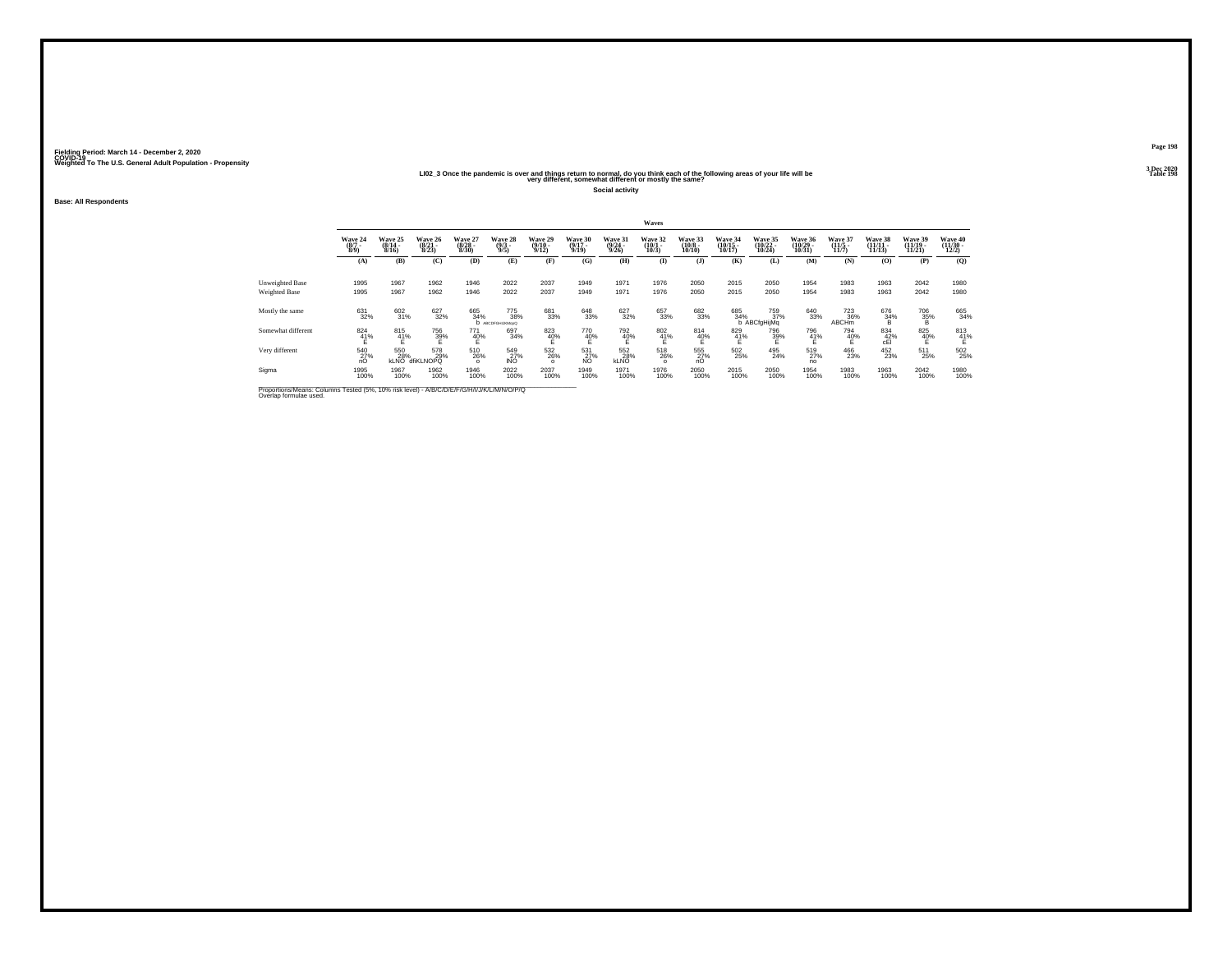Fielding Period: March 14 - December 2, 2020
COVID-19
Weighted To The U.S. General Adult Population - Propensity

3 Dec 2020
Table 198

## LI02_3 Once the pandemic is over and things return to normal, do you think each of the following areas of your life will be very different, somewhat different or mostly the same?

**Social activity**

**Base: All Respondents**

| | Waves | | | | | | | | | | | | | | | | |
|---|---|---|---|---|---|---|---|---|---|---|---|---|---|---|---|---|---|
| | Wave 24 (8/7 - 8/9) | Wave 25 (8/14 - 8/16) | Wave 26 (8/21 - 8/23) | Wave 27 (8/28 - 8/30) | Wave 28 (9/3 - 9/5) | Wave 29 (9/10 - 9/12) | Wave 30 (9/17 - 9/19) | Wave 31 (9/24 - 9/26) | Wave 32 (10/1 - 10/3) | Wave 33 (10/8 - 10/10) | Wave 34 (10/15 - 10/17) | Wave 35 (10/22 - 10/24) | Wave 36 (10/29 - 10/31) | Wave 37 (11/5 - 11/7) | Wave 38 (11/11 - 11/15) | Wave 39 (11/19 - 11/21) | Wave 40 (11/30 - 12/2) |
| | (A) | (B) | (C) | (D) | (E) | (F) | (G) | (H) | (I) | (J) | (K) | (L) | (M) | (N) | (O) | (P) | (Q) |
| Unweighted Base | 1995 | 1967 | 1962 | 1946 | 2022 | 2037 | 1949 | 1971 | 1976 | 2050 | 2015 | 2050 | 1954 | 1983 | 1963 | 2042 | 1980 |
| Weighted Base | 1995 | 1967 | 1962 | 1946 | 2022 | 2037 | 1949 | 1971 | 1976 | 2050 | 2015 | 2050 | 1954 | 1983 | 1963 | 2042 | 1980 |
| Mostly the same | 631 | 602 | 627 | 665 | 775 | 681 | 648 | 627 | 657 | 682 | 685 | 759 | 640 | 723 | 676 | 706 | 665 |
| | 32% | 31% | 32% | 34% | 38% | 33% | 33% | 32% | 33% | 33% | 34% | 37% | 33% | 36% | 34% | 35% | 34% |
| | | | | b | ABCDFGHIJKMNOPQ | | | | | | b | ABCfgHIjMq | | ABCHm | B | B | |
| Somewhat different | 824 | 815 | 756 | 771 | 697 | 823 | 770 | 792 | 802 | 814 | 829 | 796 | 796 | 794 | 834 | 825 | 813 |
| | 41% | 41% | 39% | 40% | 34% | 40% | 40% | 40% | 41% | 40% | 41% | 39% | 41% | 40% | 42% | 40% | 41% |
| | E | E | E | E | | E | E | E | E | E | E | E | E | E | cEl | E | E |
| Very different | 540 | 550 | 578 | 510 | 549 | 532 | 531 | 552 | 518 | 555 | 502 | 495 | 519 | 466 | 452 | 511 | 502 |
| | 27% | 28% | 29% | 26% | 27% | 26% | 27% | 28% | 26% | 27% | 25% | 24% | 27% | 23% | 23% | 25% | 25% |
| | nO | kLNO | dfiKLNOPQ | o | lNO | o | NO | kLNO | o | nO | | | no | | | | |
| Sigma | 1995 | 1967 | 1962 | 1946 | 2022 | 2037 | 1949 | 1971 | 1976 | 2050 | 2015 | 2050 | 1954 | 1983 | 1963 | 2042 | 1980 |
| | 100% | 100% | 100% | 100% | 100% | 100% | 100% | 100% | 100% | 100% | 100% | 100% | 100% | 100% | 100% | 100% | 100% |

Proportions/Means: Columns Tested (5%, 10% risk level) - A/B/C/D/E/F/G/H/I/J/K/L/M/N/O/P/Q
Overlap formulae used.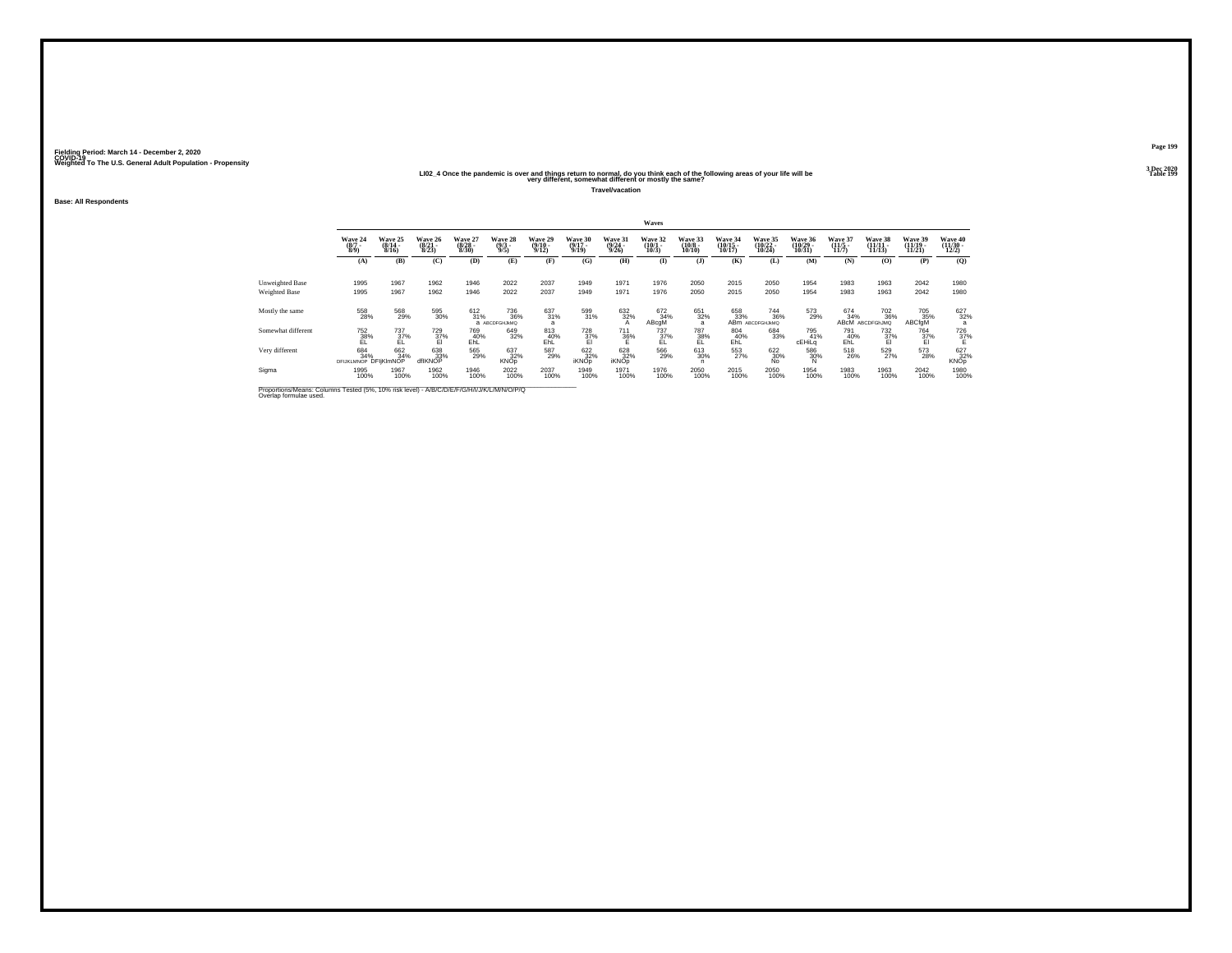Fielding Period: March 14 - December 2, 2020
COVID-19
Weighted To The U.S. General Adult Population - Propensity

3 Dec 2020
Table 199

## LI02_4 Once the pandemic is over and things return to normal, do you think each of the following areas of your life will be very different, somewhat different or mostly the same?

**Travel/vacation**

**Base: All Respondents**

| | Waves | | | | | | | | | | | | | | | | |
|---|---|---|---|---|---|---|---|---|---|---|---|---|---|---|---|---|---|
| | Wave 24 (8/7 - 8/9) | Wave 25 (8/14 - 8/16) | Wave 26 (8/21 - 8/23) | Wave 27 (8/28 - 8/30) | Wave 28 (9/3 - 9/5) | Wave 29 (9/10 - 9/12) | Wave 30 (9/17 - 9/19) | Wave 31 (9/24 - 9/26) | Wave 32 (10/1 - 10/3) | Wave 33 (10/8 - 10/10) | Wave 34 (10/15 - 10/17) | Wave 35 (10/22 - 10/24) | Wave 36 (10/29 - 10/31) | Wave 37 (11/5 - 11/7) | Wave 38 (11/11 - 11/15) | Wave 39 (11/19 - 11/21) | Wave 40 (11/30 - 12/2) |
| | (A) | (B) | (C) | (D) | (E) | (F) | (G) | (H) | (I) | (J) | (K) | (L) | (M) | (N) | (O) | (P) | (Q) |
| Unweighted Base | 1995 | 1967 | 1962 | 1946 | 2022 | 2037 | 1949 | 1971 | 1976 | 2050 | 2015 | 2050 | 1954 | 1983 | 1963 | 2042 | 1980 |
| Weighted Base | 1995 | 1967 | 1962 | 1946 | 2022 | 2037 | 1949 | 1971 | 1976 | 2050 | 2015 | 2050 | 1954 | 1983 | 1963 | 2042 | 1980 |
| Mostly the same | 558 28% | 568 29% | 595 30% | 612 31% a | 736 36% ABCDFGHIJKMQ | 637 31% a | 599 31% | 632 32% A | 672 34% ABcgM | 651 32% a | 658 33% ABm | 744 36% ABCDFGHIJKMQ | 573 29% | 674 34% ABcM | 702 36% ABCDFGHJMQ | 705 35% ABCfgM | 627 32% a |
| Somewhat different | 752 38% EL | 737 37% EL | 729 37% El | 769 40% EhL | 649 32% | 813 40% EhL | 728 37% El | 711 36% E | 737 37% EL | 787 38% EL | 804 40% EhL | 684 33% | 795 41% cEHiLq | 791 40% EhL | 732 37% El | 764 37% El | 726 37% E |
| Very different | 684 34% DFIJKLMNOP | 662 34% DFIjKlmNOP | 638 33% dfIKNOP | 565 29% | 637 32% KNOp | 587 29% | 622 32% iKNOp | 628 32% iKNOp | 566 29% | 613 30% n | 553 27% | 622 30% No | 586 30% N | 518 26% | 529 27% | 573 28% | 627 32% KNOp |
| Sigma | 1995 100% | 1967 100% | 1962 100% | 1946 100% | 2022 100% | 2037 100% | 1949 100% | 1971 100% | 1976 100% | 2050 100% | 2015 100% | 2050 100% | 1954 100% | 1983 100% | 1963 100% | 2042 100% | 1980 100% |

Proportions/Means: Columns Tested (5%, 10% risk level) - A/B/C/D/E/F/G/H/I/J/K/L/M/N/O/P/Q
Overlap formulae used.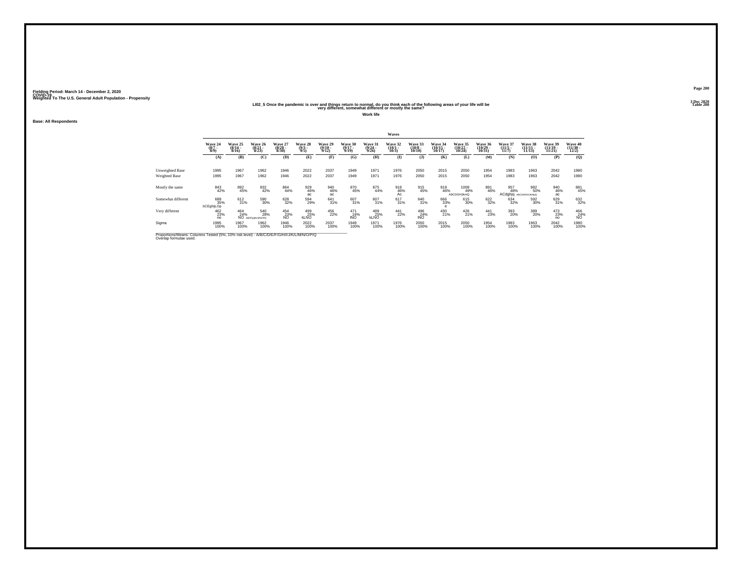Fielding Period: March 14 - December 2, 2020
COVID-19
Weighted To The U.S. General Adult Population - Propensity

3 Dec 2020
Table 200

## LI02_5 Once the pandemic is over and things return to normal, do you think each of the following areas of your life will be very different, somewhat different or mostly the same?

**Work life**

**Base: All Respondents**

| | Waves | | | | | | | | | | | | | | | | |
|---|---|---|---|---|---|---|---|---|---|---|---|---|---|---|---|---|---|
| | Wave 24 (8/7 - 8/9) | Wave 25 (8/14 - 8/16) | Wave 26 (8/21 - 8/23) | Wave 27 (8/28 - 8/30) | Wave 28 (9/3 - 9/5) | Wave 29 (9/10 - 9/12) | Wave 30 (9/17 - 9/19) | Wave 31 (9/24 - 9/26) | Wave 32 (10/1 - 10/3) | Wave 33 (10/8 - 10/10) | Wave 34 (10/15 - 10/17) | Wave 35 (10/22 - 10/24) | Wave 36 (10/29 - 10/31) | Wave 37 (11/5 - 11/7) | Wave 38 (11/11 - 11/15) | Wave 39 (11/19 - 11/21) | Wave 40 (11/30 - 12/2) |
| | (A) | (B) | (C) | (D) | (E) | (F) | (G) | (H) | (I) | (J) | (K) | (L) | (M) | (N) | (O) | (P) | (Q) |
| Unweighted Base | 1995 | 1967 | 1962 | 1946 | 2022 | 2037 | 1949 | 1971 | 1976 | 2050 | 2015 | 2050 | 1954 | 1983 | 1963 | 2042 | 1980 |
| Weighted Base | 1995 | 1967 | 1962 | 1946 | 2022 | 2037 | 1949 | 1971 | 1976 | 2050 | 2015 | 2050 | 1954 | 1983 | 1963 | 2042 | 1980 |
| Mostly the same | 843 | 892 | 832 | 864 | 929 | 940 | 870 | 875 | 918 | 915 | 918 | 1009 | 891 | 957 | 982 | 940 | 881 |
| | 42% | 45% | 42% | 44% | 46% | 46% | 45% | 44% | 46% | 45% | 46% | 49% | 46% | 48% | 50% | 46% | 45% |
| | | | | | ac | ac | | | Ac | | | AbCDGHJkmQ | | ACdghjq | ABCDeFGHiJKMpQ | ac | |
| Somewhat different | 689 | 612 | 590 | 628 | 594 | 641 | 607 | 607 | 617 | 640 | 666 | 615 | 622 | 634 | 592 | 629 | 632 |
| | 35% | 31% | 30% | 32% | 29% | 31% | 31% | 31% | 31% | 31% | 33% | 30% | 32% | 32% | 30% | 31% | 32% |
| | bCEghijLOp | | | | | | | | | | e | | | | | | |
| Very different | 462 | 464 | 540 | 454 | 499 | 456 | 471 | 489 | 441 | 496 | 430 | 426 | 441 | 393 | 389 | 473 | 466 |
| | 23% | 24% | 28% | 23% | 25% | 22% | 24% | 25% | 22% | 24% | 21% | 21% | 23% | 20% | 20% | 23% | 24% |
| | no | NO | ABDFgIjKLMNOPQ | NO | kLNO | | lNO | kLNO | | lNO | | | | | | no | NO |
| Sigma | 1995 | 1967 | 1962 | 1946 | 2022 | 2037 | 1949 | 1971 | 1976 | 2050 | 2015 | 2050 | 1954 | 1983 | 1963 | 2042 | 1980 |
| | 100% | 100% | 100% | 100% | 100% | 100% | 100% | 100% | 100% | 100% | 100% | 100% | 100% | 100% | 100% | 100% | 100% |

Proportions/Means: Columns Tested (5%, 10% risk level) - A/B/C/D/E/F/G/H/I/J/K/L/M/N/O/P/Q
Overlap formulae used.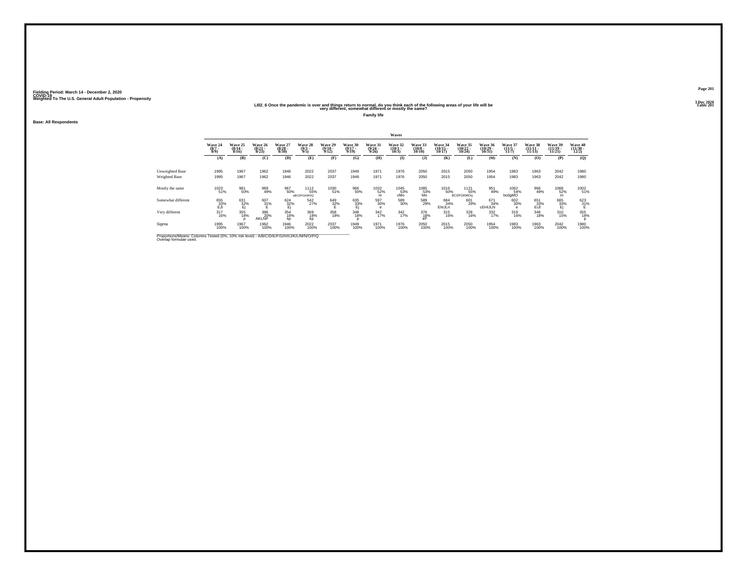Fielding Period: March 14 - December 2, 2020
COVID-19
Weighted To The U.S. General Adult Population - Propensity

3 Dec 2020
Table 201

## LI02_6 Once the pandemic is over and things return to normal, do you think each of the following areas of your life will be very different, somewhat different or mostly the same?

**Family life**

**Base: All Respondents**

| | Waves | | | | | | | | | | | | | | | | |
|---|---|---|---|---|---|---|---|---|---|---|---|---|---|---|---|---|---|
| | Wave 24 (8/7 - 8/9) | Wave 25 (8/14 - 8/16) | Wave 26 (8/21 - 8/23) | Wave 27 (8/28 - 8/30) | Wave 28 (9/3 - 9/5) | Wave 29 (9/10 - 9/12) | Wave 30 (9/17 - 9/19) | Wave 31 (9/24 - 9/26) | Wave 32 (10/1 - 10/3) | Wave 33 (10/8 - 10/10) | Wave 34 (10/15 - 10/17) | Wave 35 (10/22 - 10/24) | Wave 36 (10/29 - 10/31) | Wave 37 (11/5 - 11/7) | Wave 38 (11/11 - 11/15) | Wave 39 (11/19 - 11/21) | Wave 40 (11/30 - 12/2) |
| | (A) | (B) | (C) | (D) | (E) | (F) | (G) | (H) | (I) | (J) | (K) | (L) | (M) | (N) | (O) | (P) | (Q) |
| Unweighted Base | 1995 | 1967 | 1962 | 1946 | 2022 | 2037 | 1949 | 1971 | 1976 | 2050 | 2015 | 2050 | 1954 | 1983 | 1963 | 2042 | 1980 |
| Weighted Base | 1995 | 1967 | 1962 | 1946 | 2022 | 2037 | 1949 | 1971 | 1976 | 2050 | 2015 | 2050 | 1954 | 1983 | 1963 | 2042 | 1980 |
| Mostly the same | 1023 | 981 | 969 | 967 | 1112 | 1030 | 966 | 1032 | 1045 | 1085 | 1016 | 1121 | 951 | 1062 | 966 | 1068 | 1002 |
| | 51% | 50% | 49% | 50% | 55% | 51% | 50% | 52% | 53% | 53% | 50% | 55% | 49% | 54% | 49% | 52% | 51% |
| | | | | | aBCDFGKMOQ | | | m | cMo | Mo | | BCDFGKMOq | | bcdgMO | | m | |
| Somewhat different | 655 | 631 | 607 | 624 | 542 | 649 | 635 | 597 | 589 | 589 | 684 | 601 | 671 | 602 | 651 | 665 | 623 |
| | 33% | 32% | 31% | 32% | 27% | 32% | 33% | 30% | 30% | 29% | 34% | 29% | 34% | 30% | 33% | 33% | 31% |
| | EJl | Ej | E | Ej | | E | Ej | e | | | EhIJLn | | cEHIJLN | e | EiJl | Ej | E |
| Very different | 317 | 355 | 386 | 354 | 369 | 358 | 348 | 342 | 342 | 376 | 315 | 328 | 332 | 319 | 346 | 310 | 355 |
| | 16% | 18% | 20% | 18% | 18% | 18% | 18% | 17% | 17% | 18% | 16% | 16% | 17% | 16% | 18% | 15% | 18% |
| | | p | AKLNP | kp | kp | | p | | | kP | | | | | | | p |
| Sigma | 1995 | 1967 | 1962 | 1946 | 2022 | 2037 | 1949 | 1971 | 1976 | 2050 | 2015 | 2050 | 1954 | 1983 | 1963 | 2042 | 1980 |
| | 100% | 100% | 100% | 100% | 100% | 100% | 100% | 100% | 100% | 100% | 100% | 100% | 100% | 100% | 100% | 100% | 100% |

Proportions/Means: Columns Tested (5%, 10% risk level) - A/B/C/D/E/F/G/H/I/J/K/L/M/N/O/P/Q
Overlap formulae used.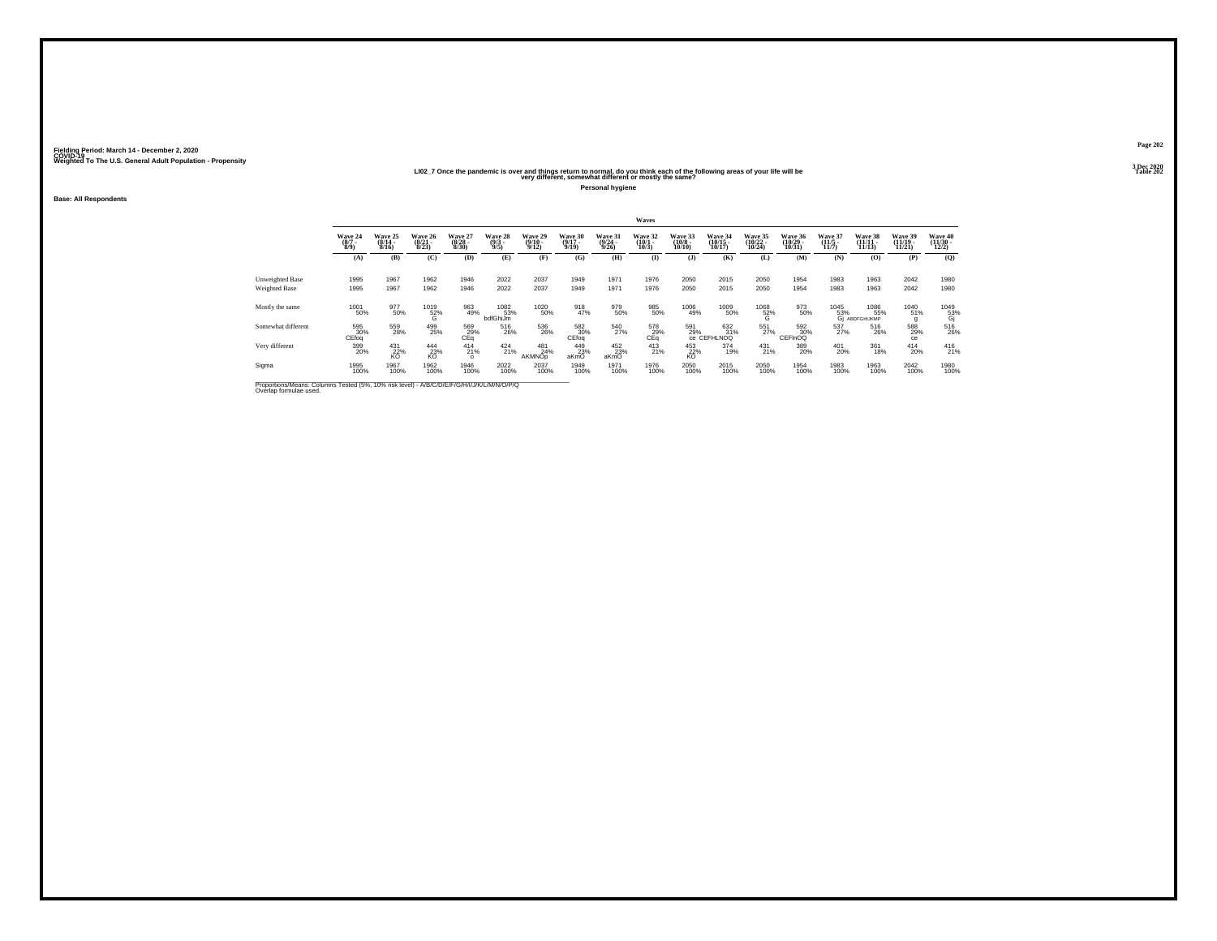Fielding Period: March 14 - December 2, 2020
COVID-19
Weighted To The U.S. General Adult Population - Propensity

3 Dec 2020
Table 202

## LI02_7 Once the pandemic is over and things return to normal, do you think each of the following areas of your life will be very different, somewhat different or mostly the same?

**Personal hygiene**

**Base: All Respondents**

| | Waves | | | | | | | | | | | | | | | | |
|---|---|---|---|---|---|---|---|---|---|---|---|---|---|---|---|---|---|
| | Wave 24 (8/7 - 8/9) | Wave 25 (8/14 - 8/16) | Wave 26 (8/21 - 8/23) | Wave 27 (8/28 - 8/30) | Wave 28 (9/3 - 9/5) | Wave 29 (9/10 - 9/12) | Wave 30 (9/17 - 9/19) | Wave 31 (9/24 - 9/26) | Wave 32 (10/1 - 10/3) | Wave 33 (10/8 - 10/10) | Wave 34 (10/15 - 10/17) | Wave 35 (10/22 - 10/24) | Wave 36 (10/29 - 10/31) | Wave 37 (11/5 - 11/7) | Wave 38 (11/11 - 11/15) | Wave 39 (11/19 - 11/21) | Wave 40 (11/30 - 12/2) |
| | (A) | (B) | (C) | (D) | (E) | (F) | (G) | (H) | (I) | (J) | (K) | (L) | (M) | (N) | (O) | (P) | (Q) |
| Unweighted Base | 1995 | 1967 | 1962 | 1946 | 2022 | 2037 | 1949 | 1971 | 1976 | 2050 | 2015 | 2050 | 1954 | 1983 | 1963 | 2042 | 1980 |
| Weighted Base | 1995 | 1967 | 1962 | 1946 | 2022 | 2037 | 1949 | 1971 | 1976 | 2050 | 2015 | 2050 | 1954 | 1983 | 1963 | 2042 | 1980 |
| Mostly the same | 1001 50% | 977 50% | 1019 52% G | 963 49% | 1082 53% bdfGhiJm | 1020 50% | 918 47% | 979 50% | 985 50% | 1006 49% | 1009 50% | 1068 52% G | 973 50% | 1045 53% Gj | 1086 55% ABDFGHIJKMP | 1040 51% g | 1049 53% Gj |
| Somewhat different | 595 30% CEfoq | 559 28% | 499 25% | 569 29% CEq | 516 26% | 536 26% | 582 30% CEfoq | 540 27% | 578 29% CEq | 591 29% ce | 632 31% CEFHLNOQ | 551 27% | 592 30% CEFlnOQ | 537 27% | 516 26% | 588 29% ce | 516 26% |
| Very different | 399 20% | 431 22% KO | 444 23% KO | 414 21% o | 424 21% | 481 24% AKMNOp | 449 23% aKmO | 452 23% aKmO | 413 21% | 453 22% KO | 374 19% | 431 21% | 389 20% | 401 20% | 361 18% | 414 20% | 416 21% |
| Sigma | 1995 100% | 1967 100% | 1962 100% | 1946 100% | 2022 100% | 2037 100% | 1949 100% | 1971 100% | 1976 100% | 2050 100% | 2015 100% | 2050 100% | 1954 100% | 1983 100% | 1963 100% | 2042 100% | 1980 100% |

Proportions/Means: Columns Tested (5%, 10% risk level) - A/B/C/D/E/F/G/H/I/J/K/L/M/N/O/P/Q
Overlap formulae used.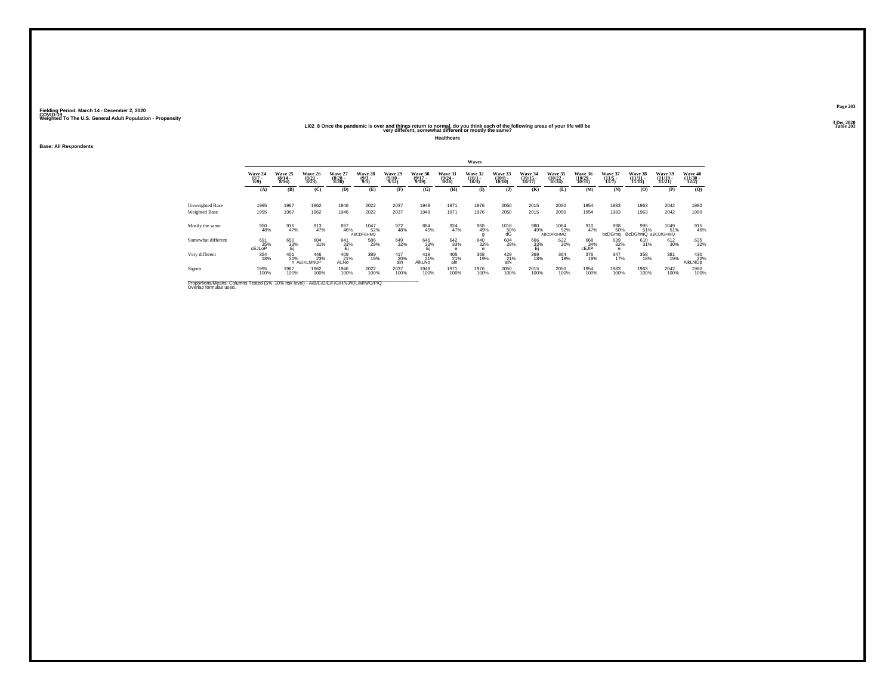Fielding Period: March 14 - December 2, 2020
COVID-19
Weighted To The U.S. General Adult Population - Propensity

3 Dec 2020
Table 203

### LI02_8 Once the pandemic is over and things return to normal, do you think each of the following areas of your life will be very different, somewhat different or mostly the same?

**Healthcare**

**Base: All Respondents**

| | Waves | | | | | | | | | | | | | | | | |
|---|---|---|---|---|---|---|---|---|---|---|---|---|---|---|---|---|---|
| | Wave 24 (8/7 - 8/9) | Wave 25 (8/14 - 8/16) | Wave 26 (8/21 - 8/23) | Wave 27 (8/28 - 8/30) | Wave 28 (9/3 - 9/5) | Wave 29 (9/10 - 9/12) | Wave 30 (9/17 - 9/19) | Wave 31 (9/24 - 9/26) | Wave 32 (10/1 - 10/3) | Wave 33 (10/8 - 10/10) | Wave 34 (10/15 - 10/17) | Wave 35 (10/22 - 10/24) | Wave 36 (10/29 - 10/31) | Wave 37 (11/5 - 11/7) | Wave 38 (11/11 - 11/15) | Wave 39 (11/19 - 11/21) | Wave 40 (11/30 - 12/2) |
| | (A) | (B) | (C) | (D) | (E) | (F) | (G) | (H) | (I) | (J) | (K) | (L) | (M) | (N) | (O) | (P) | (Q) |
| Unweighted Base | 1995 | 1967 | 1962 | 1946 | 2022 | 2037 | 1949 | 1971 | 1976 | 2050 | 2015 | 2050 | 1954 | 1983 | 1963 | 2042 | 1980 |
| Weighted Base | 1995 | 1967 | 1962 | 1946 | 2022 | 2037 | 1949 | 1971 | 1976 | 2050 | 2015 | 2050 | 1954 | 1983 | 1963 | 2042 | 1980 |
| Mostly the same | 950 | 916 | 913 | 897 | 1047 | 972 | 884 | 924 | 968 | 1018 | 980 | 1064 | 910 | 998 | 995 | 1049 | 915 |
| | 48% | 47% | 47% | 46% | 52% | 48% | 45% | 47% | 49% | 50% | 49% | 52% | 47% | 50% | 51% | 51% | 46% |
| | | | | | ABCDFGHMQ | | | | g | dG | | ABCDFGHMQ | | bcDGmq | BcDGhmQ | aBCDfGHMQ | |
| Somewhat different | 691 | 650 | 604 | 641 | 586 | 649 | 646 | 642 | 640 | 604 | 666 | 622 | 668 | 639 | 610 | 612 | 635 |
| | 35% | 33% | 31% | 33% | 29% | 32% | 33% | 33% | 32% | 29% | 33% | 30% | 34% | 32% | 31% | 30% | 32% |
| | cEJLoP | Ej | | Ej | | | Ej | e | e | | Ej | | cEJlP | e | | | |
| Very different | 354 | 401 | 446 | 409 | 389 | 417 | 419 | 405 | 368 | 429 | 369 | 364 | 376 | 347 | 358 | 381 | 430 |
| | 18% | 20% | 23% | 21% | 19% | 20% | 21% | 21% | 19% | 21% | 18% | 18% | 19% | 17% | 18% | 19% | 22% |
| | | n | AEIKLMNOP | ALNo | | aln | AikLNo | aln | | alN | | | | | | | AikLNOp |
| Sigma | 1995 | 1967 | 1962 | 1946 | 2022 | 2037 | 1949 | 1971 | 1976 | 2050 | 2015 | 2050 | 1954 | 1983 | 1963 | 2042 | 1980 |
| | 100% | 100% | 100% | 100% | 100% | 100% | 100% | 100% | 100% | 100% | 100% | 100% | 100% | 100% | 100% | 100% | 100% |

Proportions/Means: Columns Tested (5%, 10% risk level) - A/B/C/D/E/F/G/H/I/J/K/L/M/N/O/P/Q
Overlap formulae used.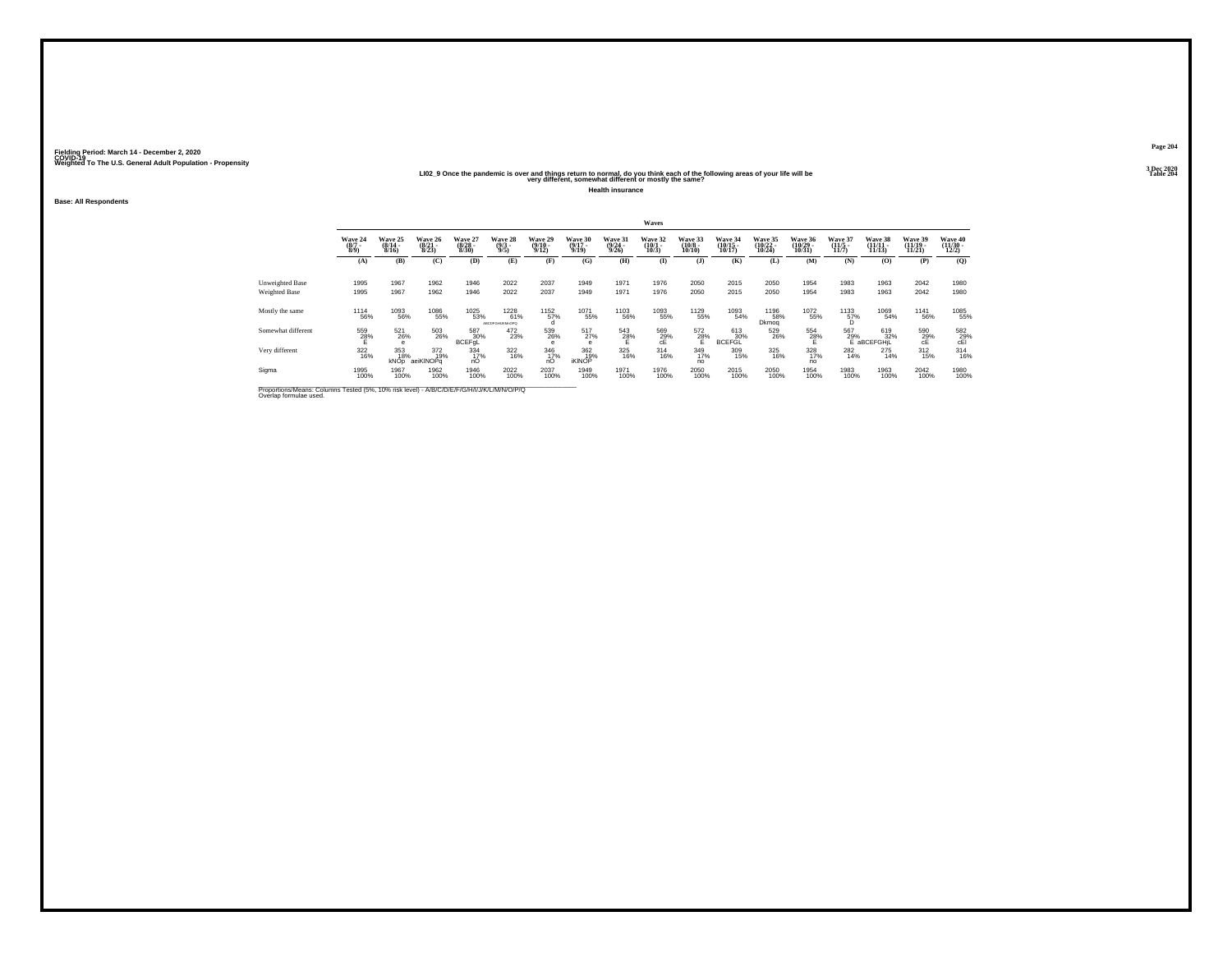Fielding Period: March 14 - December 2, 2020
COVID-19
Weighted To The U.S. General Adult Population - Propensity

3 Dec 2020
Table 204

## LI02_9 Once the pandemic is over and things return to normal, do you think each of the following areas of your life will be very different, somewhat different or mostly the same?

**Health insurance**

**Base: All Respondents**

| | Waves | | | | | | | | | | | | | | | | |
|---|---|---|---|---|---|---|---|---|---|---|---|---|---|---|---|---|---|
| | Wave 24 (8/7 - 8/9) | Wave 25 (8/14 - 8/16) | Wave 26 (8/21 - 8/23) | Wave 27 (8/28 - 8/30) | Wave 28 (9/3 - 9/5) | Wave 29 (9/10 - 9/12) | Wave 30 (9/17 - 9/19) | Wave 31 (9/24 - 9/26) | Wave 32 (10/1 - 10/3) | Wave 33 (10/8 - 10/10) | Wave 34 (10/15 - 10/17) | Wave 35 (10/22 - 10/24) | Wave 36 (10/29 - 10/31) | Wave 37 (11/5 - 11/7) | Wave 38 (11/11 - 11/15) | Wave 39 (11/19 - 11/21) | Wave 40 (11/30 - 12/2) |
| | (A) | (B) | (C) | (D) | (E) | (F) | (G) | (H) | (I) | (J) | (K) | (L) | (M) | (N) | (O) | (P) | (Q) |
| Unweighted Base | 1995 | 1967 | 1962 | 1946 | 2022 | 2037 | 1949 | 1971 | 1976 | 2050 | 2015 | 2050 | 1954 | 1983 | 1963 | 2042 | 1980 |
| Weighted Base | 1995 | 1967 | 1962 | 1946 | 2022 | 2037 | 1949 | 1971 | 1976 | 2050 | 2015 | 2050 | 1954 | 1983 | 1963 | 2042 | 1980 |
| Mostly the same | 1114 56% | 1093 56% | 1086 55% | 1025 53% | 1228 61% ABCDFGHIJKMNOPQ | 1152 57% d | 1071 55% | 1103 56% | 1093 55% | 1129 55% | 1093 54% | 1196 58% Dkmoq | 1072 55% | 1133 57% D | 1069 54% | 1141 56% | 1085 55% |
| Somewhat different | 559 28% E | 521 26% e | 503 26% | 587 30% BCEFgL | 472 23% | 539 26% e | 517 27% e | 543 28% E | 569 29% cE | 572 28% E | 613 30% BCEFGL | 529 26% | 554 28% E | 567 29% E | 619 32% aBCEFGHjL | 590 29% cE | 582 29% cEl |
| Very different | 322 16% | 353 18% kNOp | 372 19% aeiKlNOPq | 334 17% nO | 322 16% | 346 17% nO | 362 19% iKlNOP | 325 16% | 314 16% | 349 17% no | 309 15% | 325 16% | 328 17% no | 282 14% | 275 14% | 312 15% | 314 16% |
| Sigma | 1995 100% | 1967 100% | 1962 100% | 1946 100% | 2022 100% | 2037 100% | 1949 100% | 1971 100% | 1976 100% | 2050 100% | 2015 100% | 2050 100% | 1954 100% | 1983 100% | 1963 100% | 2042 100% | 1980 100% |

Proportions/Means: Columns Tested (5%, 10% risk level) - A/B/C/D/E/F/G/H/I/J/K/L/M/N/O/P/Q
Overlap formulae used.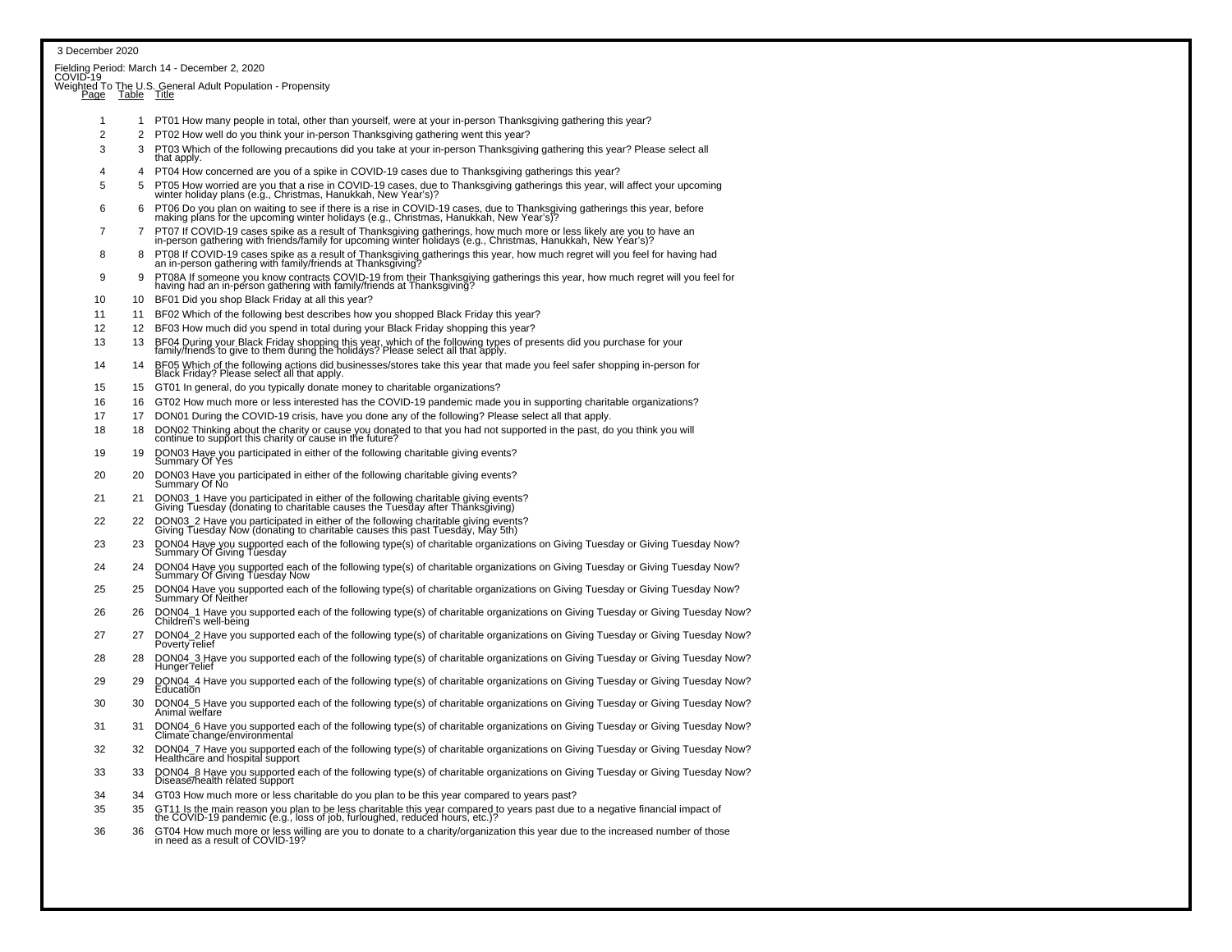3 December 2020

Fielding Period: March 14 - December 2, 2020
COVID-19
Weighted To The U.S. General Adult Population - Propensity

| Page | Table | Title |
|---|---|---|
| 1 | 1 | PT01 How many people in total, other than yourself, were at your in-person Thanksgiving gathering this year? |
| 2 | 2 | PT02 How well do you think your in-person Thanksgiving gathering went this year? |
| 3 | 3 | PT03 Which of the following precautions did you take at your in-person Thanksgiving gathering this year? Please select all that apply. |
| 4 | 4 | PT04 How concerned are you of a spike in COVID-19 cases due to Thanksgiving gatherings this year? |
| 5 | 5 | PT05 How worried are you that a rise in COVID-19 cases, due to Thanksgiving gatherings this year, will affect your upcoming winter holiday plans (e.g., Christmas, Hanukkah, New Year's)? |
| 6 | 6 | PT06 Do you plan on waiting to see if there is a rise in COVID-19 cases, due to Thanksgiving gatherings this year, before making plans for the upcoming winter holidays (e.g., Christmas, Hanukkah, New Year's)? |
| 7 | 7 | PT07 If COVID-19 cases spike as a result of Thanksgiving gatherings, how much more or less likely are you to have an in-person gathering with friends/family for upcoming winter holidays (e.g., Christmas, Hanukkah, New Year's)? |
| 8 | 8 | PT08 If COVID-19 cases spike as a result of Thanksgiving gatherings this year, how much regret will you feel for having had an in-person gathering with family/friends at Thanksgiving? |
| 9 | 9 | PT08A If someone you know contracts COVID-19 from their Thanksgiving gatherings this year, how much regret will you feel for having had an in-person gathering with family/friends at Thanksgiving? |
| 10 | 10 | BF01 Did you shop Black Friday at all this year? |
| 11 | 11 | BF02 Which of the following best describes how you shopped Black Friday this year? |
| 12 | 12 | BF03 How much did you spend in total during your Black Friday shopping this year? |
| 13 | 13 | BF04 During your Black Friday shopping this year, which of the following types of presents did you purchase for your family/friends to give to them during the holidays? Please select all that apply. |
| 14 | 14 | BF05 Which of the following actions did businesses/stores take this year that made you feel safer shopping in-person for Black Friday? Please select all that apply. |
| 15 | 15 | GT01 In general, do you typically donate money to charitable organizations? |
| 16 | 16 | GT02 How much more or less interested has the COVID-19 pandemic made you in supporting charitable organizations? |
| 17 | 17 | DON01 During the COVID-19 crisis, have you done any of the following? Please select all that apply. |
| 18 | 18 | DON02 Thinking about the charity or cause you donated to that you had not supported in the past, do you think you will continue to support this charity or cause in the future? |
| 19 | 19 | DON03 Have you participated in either of the following charitable giving events? Summary Of Yes |
| 20 | 20 | DON03 Have you participated in either of the following charitable giving events? Summary Of No |
| 21 | 21 | DON03_1 Have you participated in either of the following charitable giving events? Giving Tuesday (donating to charitable causes the Tuesday after Thanksgiving) |
| 22 | 22 | DON03_2 Have you participated in either of the following charitable giving events? Giving Tuesday Now (donating to charitable causes this past Tuesday, May 5th) |
| 23 | 23 | DON04 Have you supported each of the following type(s) of charitable organizations on Giving Tuesday or Giving Tuesday Now? Summary Of Giving Tuesday |
| 24 | 24 | DON04 Have you supported each of the following type(s) of charitable organizations on Giving Tuesday or Giving Tuesday Now? Summary Of Giving Tuesday Now |
| 25 | 25 | DON04 Have you supported each of the following type(s) of charitable organizations on Giving Tuesday or Giving Tuesday Now? Summary Of Neither |
| 26 | 26 | DON04_1 Have you supported each of the following type(s) of charitable organizations on Giving Tuesday or Giving Tuesday Now? Children's well-being |
| 27 | 27 | DON04_2 Have you supported each of the following type(s) of charitable organizations on Giving Tuesday or Giving Tuesday Now? Poverty relief |
| 28 | 28 | DON04_3 Have you supported each of the following type(s) of charitable organizations on Giving Tuesday or Giving Tuesday Now? Hunger relief |
| 29 | 29 | DON04_4 Have you supported each of the following type(s) of charitable organizations on Giving Tuesday or Giving Tuesday Now? Education |
| 30 | 30 | DON04_5 Have you supported each of the following type(s) of charitable organizations on Giving Tuesday or Giving Tuesday Now? Animal welfare |
| 31 | 31 | DON04_6 Have you supported each of the following type(s) of charitable organizations on Giving Tuesday or Giving Tuesday Now? Climate change/environmental |
| 32 | 32 | DON04_7 Have you supported each of the following type(s) of charitable organizations on Giving Tuesday or Giving Tuesday Now? Healthcare and hospital support |
| 33 | 33 | DON04_8 Have you supported each of the following type(s) of charitable organizations on Giving Tuesday or Giving Tuesday Now? Disease/health related support |
| 34 | 34 | GT03 How much more or less charitable do you plan to be this year compared to years past? |
| 35 | 35 | GT11 Is the main reason you plan to be less charitable this year compared to years past due to a negative financial impact of the COVID-19 pandemic (e.g., loss of job, furloughed, reduced hours, etc.)? |
| 36 | 36 | GT04 How much more or less willing are you to donate to a charity/organization this year due to the increased number of those in need as a result of COVID-19? |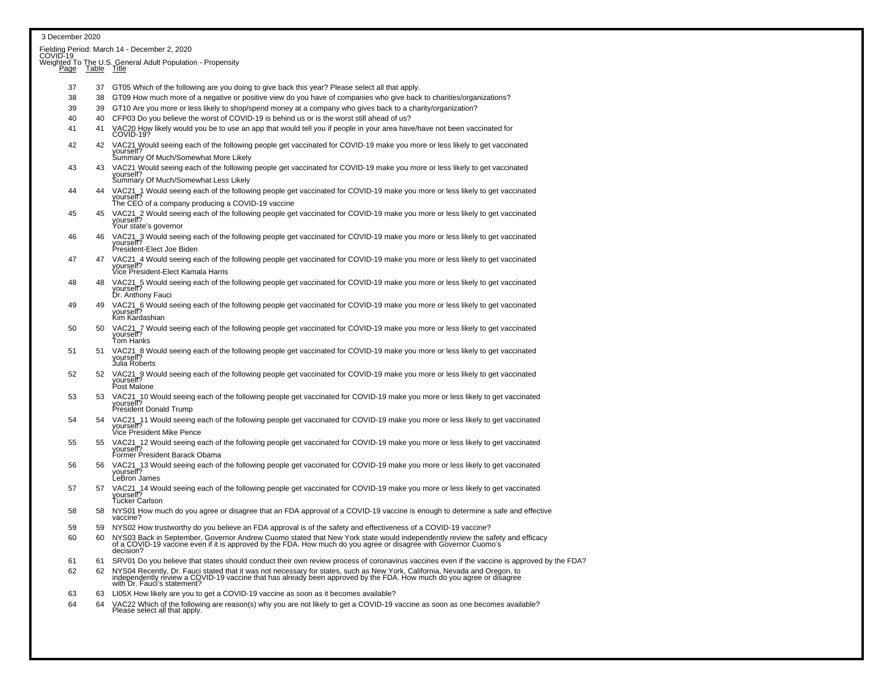3 December 2020

Fielding Period: March 14 - December 2, 2020
COVID-19
Weighted To The U.S. General Adult Population - Propensity

| Page | Table | Title |
|---|---|---|
| 37 | 37 | GT05 Which of the following are you doing to give back this year? Please select all that apply. |
| 38 | 38 | GT09 How much more of a negative or positive view do you have of companies who give back to charities/organizations? |
| 39 | 39 | GT10 Are you more or less likely to shop/spend money at a company who gives back to a charity/organization? |
| 40 | 40 | CFP03 Do you believe the worst of COVID-19 is behind us or is the worst still ahead of us? |
| 41 | 41 | VAC20 How likely would you be to use an app that would tell you if people in your area have/have not been vaccinated for COVID-19? |
| 42 | 42 | VAC21 Would seeing each of the following people get vaccinated for COVID-19 make you more or less likely to get vaccinated yourself? Summary Of Much/Somewhat More Likely |
| 43 | 43 | VAC21 Would seeing each of the following people get vaccinated for COVID-19 make you more or less likely to get vaccinated yourself? Summary Of Much/Somewhat Less Likely |
| 44 | 44 | VAC21_1 Would seeing each of the following people get vaccinated for COVID-19 make you more or less likely to get vaccinated yourself? The CEO of a company producing a COVID-19 vaccine |
| 45 | 45 | VAC21_2 Would seeing each of the following people get vaccinated for COVID-19 make you more or less likely to get vaccinated yourself? Your state's governor |
| 46 | 46 | VAC21_3 Would seeing each of the following people get vaccinated for COVID-19 make you more or less likely to get vaccinated yourself? President-Elect Joe Biden |
| 47 | 47 | VAC21_4 Would seeing each of the following people get vaccinated for COVID-19 make you more or less likely to get vaccinated yourself? Vice President-Elect Kamala Harris |
| 48 | 48 | VAC21_5 Would seeing each of the following people get vaccinated for COVID-19 make you more or less likely to get vaccinated yourself? Dr. Anthony Fauci |
| 49 | 49 | VAC21_6 Would seeing each of the following people get vaccinated for COVID-19 make you more or less likely to get vaccinated yourself? Kim Kardashian |
| 50 | 50 | VAC21_7 Would seeing each of the following people get vaccinated for COVID-19 make you more or less likely to get vaccinated yourself? Tom Hanks |
| 51 | 51 | VAC21_8 Would seeing each of the following people get vaccinated for COVID-19 make you more or less likely to get vaccinated yourself? Julia Roberts |
| 52 | 52 | VAC21_9 Would seeing each of the following people get vaccinated for COVID-19 make you more or less likely to get vaccinated yourself? Post Malone |
| 53 | 53 | VAC21_10 Would seeing each of the following people get vaccinated for COVID-19 make you more or less likely to get vaccinated yourself? President Donald Trump |
| 54 | 54 | VAC21_11 Would seeing each of the following people get vaccinated for COVID-19 make you more or less likely to get vaccinated yourself? Vice President Mike Pence |
| 55 | 55 | VAC21_12 Would seeing each of the following people get vaccinated for COVID-19 make you more or less likely to get vaccinated yourself? Former President Barack Obama |
| 56 | 56 | VAC21_13 Would seeing each of the following people get vaccinated for COVID-19 make you more or less likely to get vaccinated yourself? LeBron James |
| 57 | 57 | VAC21_14 Would seeing each of the following people get vaccinated for COVID-19 make you more or less likely to get vaccinated yourself? Tucker Carlson |
| 58 | 58 | NYS01 How much do you agree or disagree that an FDA approval of a COVID-19 vaccine is enough to determine a safe and effective vaccine? |
| 59 | 59 | NYS02 How trustworthy do you believe an FDA approval is of the safety and effectiveness of a COVID-19 vaccine? |
| 60 | 60 | NYS03 Back in September, Governor Andrew Cuomo stated that New York state would independently review the safety and efficacy of a COVID-19 vaccine even if it is approved by the FDA. How much do you agree or disagree with Governor Cuomo's decision? |
| 61 | 61 | SRV01 Do you believe that states should conduct their own review process of coronavirus vaccines even if the vaccine is approved by the FDA? |
| 62 | 62 | NYS04 Recently, Dr. Fauci stated that it was not necessary for states, such as New York, California, Nevada and Oregon, to independently review a COVID-19 vaccine that has already been approved by the FDA. How much do you agree or disagree with Dr. Fauci's statement? |
| 63 | 63 | LI05X How likely are you to get a COVID-19 vaccine as soon as it becomes available? |
| 64 | 64 | VAC22 Which of the following are reason(s) why you are not likely to get a COVID-19 vaccine as soon as one becomes available? Please select all that apply. |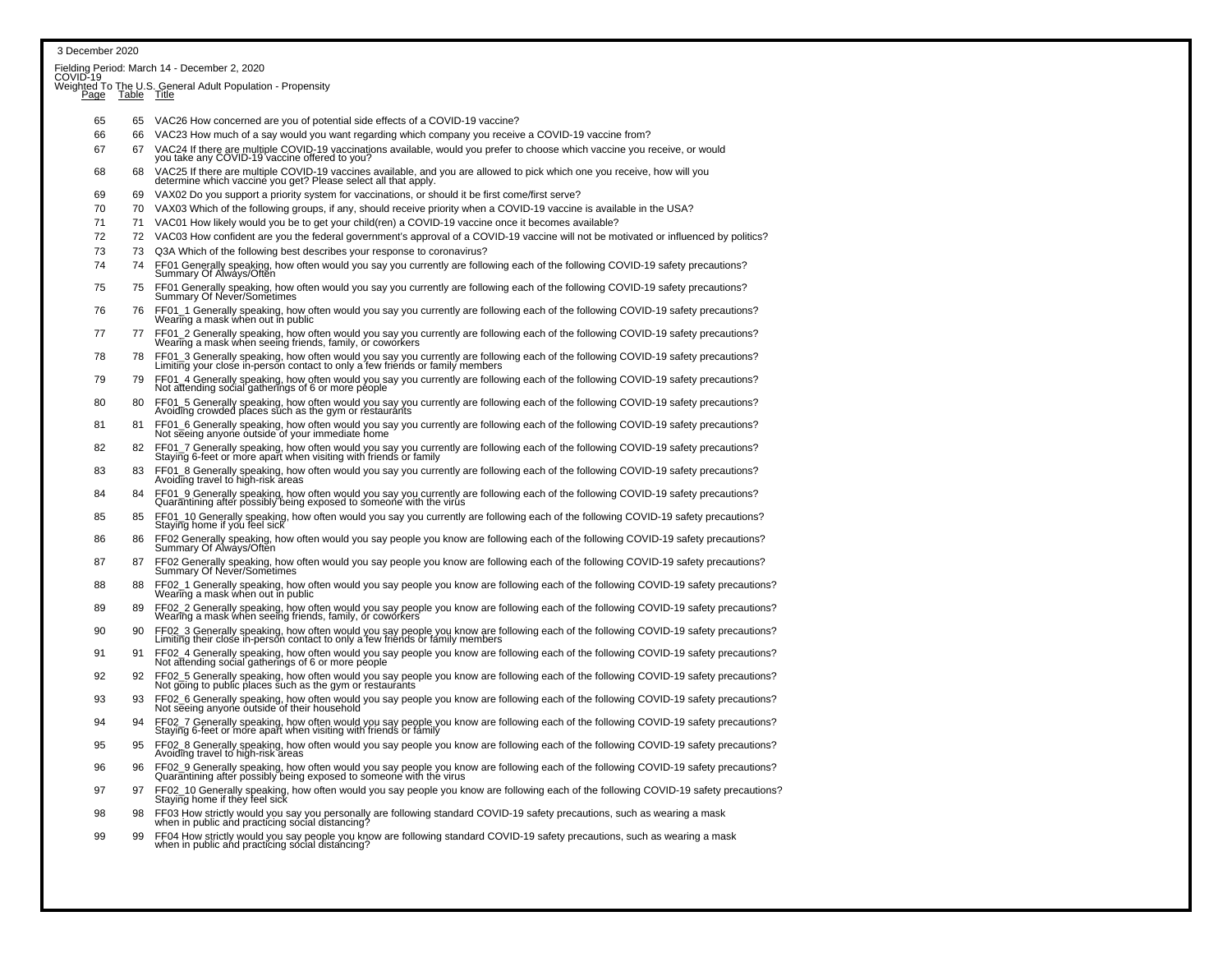3 December 2020

Fielding Period: March 14 - December 2, 2020
COVID-19
Weighted To The U.S. General Adult Population - Propensity

| Page | Table | Title |
|---|---|---|
| 65 | 65 | VAC26 How concerned are you of potential side effects of a COVID-19 vaccine? |
| 66 | 66 | VAC23 How much of a say would you want regarding which company you receive a COVID-19 vaccine from? |
| 67 | 67 | VAC24 If there are multiple COVID-19 vaccinations available, would you prefer to choose which vaccine you receive, or would you take any COVID-19 vaccine offered to you? |
| 68 | 68 | VAC25 If there are multiple COVID-19 vaccines available, and you are allowed to pick which one you receive, how will you determine which vaccine you get? Please select all that apply. |
| 69 | 69 | VAX02 Do you support a priority system for vaccinations, or should it be first come/first serve? |
| 70 | 70 | VAX03 Which of the following groups, if any, should receive priority when a COVID-19 vaccine is available in the USA? |
| 71 | 71 | VAC01 How likely would you be to get your child(ren) a COVID-19 vaccine once it becomes available? |
| 72 | 72 | VAC03 How confident are you the federal government's approval of a COVID-19 vaccine will not be motivated or influenced by politics? |
| 73 | 73 | Q3A Which of the following best describes your response to coronavirus? |
| 74 | 74 | FF01 Generally speaking, how often would you say you currently are following each of the following COVID-19 safety precautions? Summary Of Always/Often |
| 75 | 75 | FF01 Generally speaking, how often would you say you currently are following each of the following COVID-19 safety precautions? Summary Of Never/Sometimes |
| 76 | 76 | FF01_1 Generally speaking, how often would you say you currently are following each of the following COVID-19 safety precautions? Wearing a mask when out in public |
| 77 | 77 | FF01_2 Generally speaking, how often would you say you currently are following each of the following COVID-19 safety precautions? Wearing a mask when seeing friends, family, or coworkers |
| 78 | 78 | FF01_3 Generally speaking, how often would you say you currently are following each of the following COVID-19 safety precautions? Limiting your close in-person contact to only a few friends or family members |
| 79 | 79 | FF01_4 Generally speaking, how often would you say you currently are following each of the following COVID-19 safety precautions? Not attending social gatherings of 6 or more people |
| 80 | 80 | FF01_5 Generally speaking, how often would you say you currently are following each of the following COVID-19 safety precautions? Avoiding crowded places such as the gym or restaurants |
| 81 | 81 | FF01_6 Generally speaking, how often would you say you currently are following each of the following COVID-19 safety precautions? Not seeing anyone outside of your immediate home |
| 82 | 82 | FF01_7 Generally speaking, how often would you say you currently are following each of the following COVID-19 safety precautions? Staying 6-feet or more apart when visiting with friends or family |
| 83 | 83 | FF01_8 Generally speaking, how often would you say you currently are following each of the following COVID-19 safety precautions? Avoiding travel to high-risk areas |
| 84 | 84 | FF01_9 Generally speaking, how often would you say you currently are following each of the following COVID-19 safety precautions? Quarantining after possibly being exposed to someone with the virus |
| 85 | 85 | FF01_10 Generally speaking, how often would you say you currently are following each of the following COVID-19 safety precautions? Staying home if you feel sick |
| 86 | 86 | FF02 Generally speaking, how often would you say people you know are following each of the following COVID-19 safety precautions? Summary Of Always/Often |
| 87 | 87 | FF02 Generally speaking, how often would you say people you know are following each of the following COVID-19 safety precautions? Summary Of Never/Sometimes |
| 88 | 88 | FF02_1 Generally speaking, how often would you say people you know are following each of the following COVID-19 safety precautions? Wearing a mask when out in public |
| 89 | 89 | FF02_2 Generally speaking, how often would you say people you know are following each of the following COVID-19 safety precautions? Wearing a mask when seeing friends, family, or coworkers |
| 90 | 90 | FF02_3 Generally speaking, how often would you say people you know are following each of the following COVID-19 safety precautions? Limiting their close in-person contact to only a few friends or family members |
| 91 | 91 | FF02_4 Generally speaking, how often would you say people you know are following each of the following COVID-19 safety precautions? Not attending social gatherings of 6 or more people |
| 92 | 92 | FF02_5 Generally speaking, how often would you say people you know are following each of the following COVID-19 safety precautions? Not going to public places such as the gym or restaurants |
| 93 | 93 | FF02_6 Generally speaking, how often would you say people you know are following each of the following COVID-19 safety precautions? Not seeing anyone outside of their household |
| 94 | 94 | FF02_7 Generally speaking, how often would you say people you know are following each of the following COVID-19 safety precautions? Staying 6-feet or more apart when visiting with friends or family |
| 95 | 95 | FF02_8 Generally speaking, how often would you say people you know are following each of the following COVID-19 safety precautions? Avoiding travel to high-risk areas |
| 96 | 96 | FF02_9 Generally speaking, how often would you say people you know are following each of the following COVID-19 safety precautions? Quarantining after possibly being exposed to someone with the virus |
| 97 | 97 | FF02_10 Generally speaking, how often would you say people you know are following each of the following COVID-19 safety precautions? Staying home if they feel sick |
| 98 | 98 | FF03 How strictly would you say you personally are following standard COVID-19 safety precautions, such as wearing a mask when in public and practicing social distancing? |
| 99 | 99 | FF04 How strictly would you say people you know are following standard COVID-19 safety precautions, such as wearing a mask when in public and practicing social distancing? |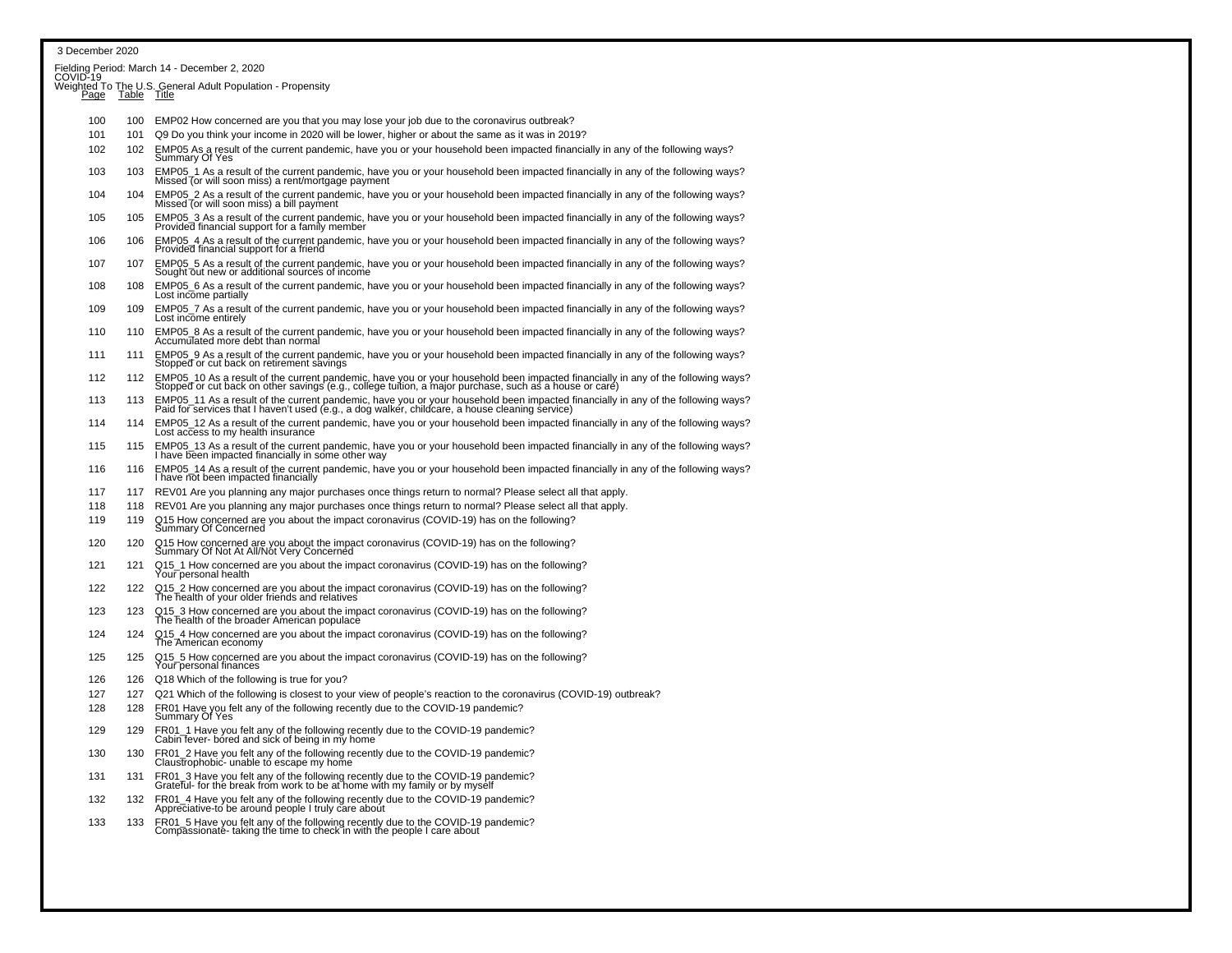3 December 2020

Fielding Period: March 14 - December 2, 2020
COVID-19
Weighted To The U.S. General Adult Population - Propensity

| Page | Table | Title |
|---|---|---|
| 100 | 100 | EMP02 How concerned are you that you may lose your job due to the coronavirus outbreak? |
| 101 | 101 | Q9 Do you think your income in 2020 will be lower, higher or about the same as it was in 2019? |
| 102 | 102 | EMP05 As a result of the current pandemic, have you or your household been impacted financially in any of the following ways? Summary Of Yes |
| 103 | 103 | EMP05_1 As a result of the current pandemic, have you or your household been impacted financially in any of the following ways? Missed (or will soon miss) a rent/mortgage payment |
| 104 | 104 | EMP05_2 As a result of the current pandemic, have you or your household been impacted financially in any of the following ways? Missed (or will soon miss) a bill payment |
| 105 | 105 | EMP05_3 As a result of the current pandemic, have you or your household been impacted financially in any of the following ways? Provided financial support for a family member |
| 106 | 106 | EMP05_4 As a result of the current pandemic, have you or your household been impacted financially in any of the following ways? Provided financial support for a friend |
| 107 | 107 | EMP05_5 As a result of the current pandemic, have you or your household been impacted financially in any of the following ways? Sought out new or additional sources of income |
| 108 | 108 | EMP05_6 As a result of the current pandemic, have you or your household been impacted financially in any of the following ways? Lost income partially |
| 109 | 109 | EMP05_7 As a result of the current pandemic, have you or your household been impacted financially in any of the following ways? Lost income entirely |
| 110 | 110 | EMP05_8 As a result of the current pandemic, have you or your household been impacted financially in any of the following ways? Accumulated more debt than normal |
| 111 | 111 | EMP05_9 As a result of the current pandemic, have you or your household been impacted financially in any of the following ways? Stopped or cut back on retirement savings |
| 112 | 112 | EMP05_10 As a result of the current pandemic, have you or your household been impacted financially in any of the following ways? Stopped or cut back on other savings (e.g., college tuition, a major purchase, such as a house or care) |
| 113 | 113 | EMP05_11 As a result of the current pandemic, have you or your household been impacted financially in any of the following ways? Paid for services that I haven't used (e.g., a dog walker, childcare, a house cleaning service) |
| 114 | 114 | EMP05_12 As a result of the current pandemic, have you or your household been impacted financially in any of the following ways? Lost access to my health insurance |
| 115 | 115 | EMP05_13 As a result of the current pandemic, have you or your household been impacted financially in any of the following ways? I have been impacted financially in some other way |
| 116 | 116 | EMP05_14 As a result of the current pandemic, have you or your household been impacted financially in any of the following ways? I have not been impacted financially |
| 117 | 117 | REV01 Are you planning any major purchases once things return to normal? Please select all that apply. |
| 118 | 118 | REV01 Are you planning any major purchases once things return to normal? Please select all that apply. |
| 119 | 119 | Q15 How concerned are you about the impact coronavirus (COVID-19) has on the following? Summary Of Concerned |
| 120 | 120 | Q15 How concerned are you about the impact coronavirus (COVID-19) has on the following? Summary Of Not At All/Not Very Concerned |
| 121 | 121 | Q15_1 How concerned are you about the impact coronavirus (COVID-19) has on the following? Your personal health |
| 122 | 122 | Q15_2 How concerned are you about the impact coronavirus (COVID-19) has on the following? The health of your older friends and relatives |
| 123 | 123 | Q15_3 How concerned are you about the impact coronavirus (COVID-19) has on the following? The health of the broader American populace |
| 124 | 124 | Q15_4 How concerned are you about the impact coronavirus (COVID-19) has on the following? The American economy |
| 125 | 125 | Q15_5 How concerned are you about the impact coronavirus (COVID-19) has on the following? Your personal finances |
| 126 | 126 | Q18 Which of the following is true for you? |
| 127 | 127 | Q21 Which of the following is closest to your view of people's reaction to the coronavirus (COVID-19) outbreak? |
| 128 | 128 | FR01 Have you felt any of the following recently due to the COVID-19 pandemic? Summary Of Yes |
| 129 | 129 | FR01_1 Have you felt any of the following recently due to the COVID-19 pandemic? Cabin fever- bored and sick of being in my home |
| 130 | 130 | FR01_2 Have you felt any of the following recently due to the COVID-19 pandemic? Claustrophobic- unable to escape my home |
| 131 | 131 | FR01_3 Have you felt any of the following recently due to the COVID-19 pandemic? Grateful- for the break from work to be at home with my family or by myself |
| 132 | 132 | FR01_4 Have you felt any of the following recently due to the COVID-19 pandemic? Appreciative-to be around people I truly care about |
| 133 | 133 | FR01_5 Have you felt any of the following recently due to the COVID-19 pandemic? Compassionate- taking the time to check in with the people I care about |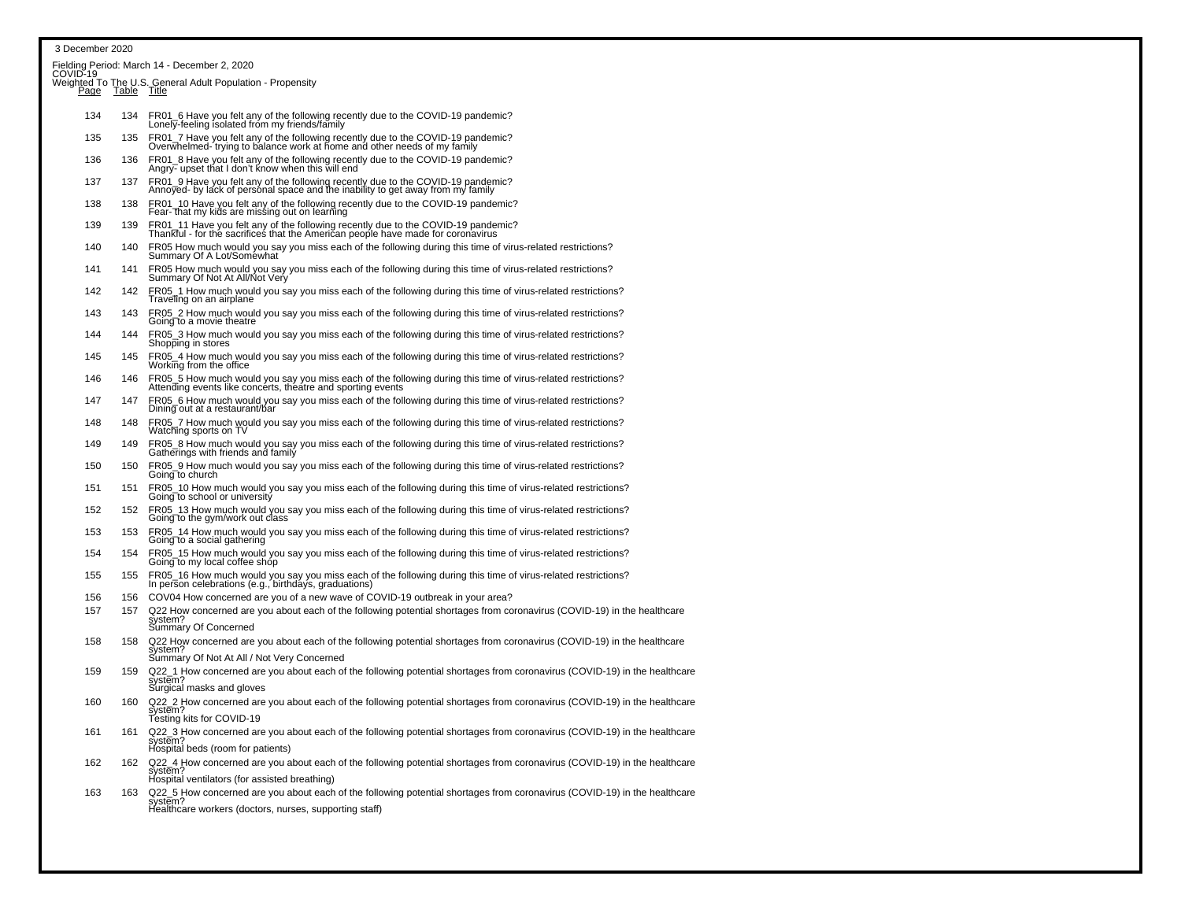3 December 2020

Fielding Period: March 14 - December 2, 2020
COVID-19
Weighted To The U.S. General Adult Population - Propensity

| Page | Table | Title |
|---|---|---|
| 134 | 134 | FR01_6 Have you felt any of the following recently due to the COVID-19 pandemic? Lonely-feeling isolated from my friends/family |
| 135 | 135 | FR01_7 Have you felt any of the following recently due to the COVID-19 pandemic? Overwhelmed- trying to balance work at home and other needs of my family |
| 136 | 136 | FR01_8 Have you felt any of the following recently due to the COVID-19 pandemic? Angry- upset that I don't know when this will end |
| 137 | 137 | FR01_9 Have you felt any of the following recently due to the COVID-19 pandemic? Annoyed- by lack of personal space and the inability to get away from my family |
| 138 | 138 | FR01_10 Have you felt any of the following recently due to the COVID-19 pandemic? Fear- that my kids are missing out on learning |
| 139 | 139 | FR01_11 Have you felt any of the following recently due to the COVID-19 pandemic? Thankful - for the sacrifices that the American people have made for coronavirus |
| 140 | 140 | FR05 How much would you say you miss each of the following during this time of virus-related restrictions? Summary Of A Lot/Somewhat |
| 141 | 141 | FR05 How much would you say you miss each of the following during this time of virus-related restrictions? Summary Of Not At All/Not Very |
| 142 | 142 | FR05_1 How much would you say you miss each of the following during this time of virus-related restrictions? Traveling on an airplane |
| 143 | 143 | FR05_2 How much would you say you miss each of the following during this time of virus-related restrictions? Going to a movie theatre |
| 144 | 144 | FR05_3 How much would you say you miss each of the following during this time of virus-related restrictions? Shopping in stores |
| 145 | 145 | FR05_4 How much would you say you miss each of the following during this time of virus-related restrictions? Working from the office |
| 146 | 146 | FR05_5 How much would you say you miss each of the following during this time of virus-related restrictions? Attending events like concerts, theatre and sporting events |
| 147 | 147 | FR05_6 How much would you say you miss each of the following during this time of virus-related restrictions? Dining out at a restaurant/bar |
| 148 | 148 | FR05_7 How much would you say you miss each of the following during this time of virus-related restrictions? Watching sports on TV |
| 149 | 149 | FR05_8 How much would you say you miss each of the following during this time of virus-related restrictions? Gatherings with friends and family |
| 150 | 150 | FR05_9 How much would you say you miss each of the following during this time of virus-related restrictions? Going to church |
| 151 | 151 | FR05_10 How much would you say you miss each of the following during this time of virus-related restrictions? Going to school or university |
| 152 | 152 | FR05_13 How much would you say you miss each of the following during this time of virus-related restrictions? Going to the gym/work out class |
| 153 | 153 | FR05_14 How much would you say you miss each of the following during this time of virus-related restrictions? Going to a social gathering |
| 154 | 154 | FR05_15 How much would you say you miss each of the following during this time of virus-related restrictions? Going to my local coffee shop |
| 155 | 155 | FR05_16 How much would you say you miss each of the following during this time of virus-related restrictions? In person celebrations (e.g., birthdays, graduations) |
| 156 | 156 | COV04 How concerned are you of a new wave of COVID-19 outbreak in your area? |
| 157 | 157 | Q22 How concerned are you about each of the following potential shortages from coronavirus (COVID-19) in the healthcare system? Summary Of Concerned |
| 158 | 158 | Q22 How concerned are you about each of the following potential shortages from coronavirus (COVID-19) in the healthcare system? Summary Of Not At All / Not Very Concerned |
| 159 | 159 | Q22_1 How concerned are you about each of the following potential shortages from coronavirus (COVID-19) in the healthcare system? Surgical masks and gloves |
| 160 | 160 | Q22_2 How concerned are you about each of the following potential shortages from coronavirus (COVID-19) in the healthcare system? Testing kits for COVID-19 |
| 161 | 161 | Q22_3 How concerned are you about each of the following potential shortages from coronavirus (COVID-19) in the healthcare system? Hospital beds (room for patients) |
| 162 | 162 | Q22_4 How concerned are you about each of the following potential shortages from coronavirus (COVID-19) in the healthcare system? Hospital ventilators (for assisted breathing) |
| 163 | 163 | Q22_5 How concerned are you about each of the following potential shortages from coronavirus (COVID-19) in the healthcare system? Healthcare workers (doctors, nurses, supporting staff) |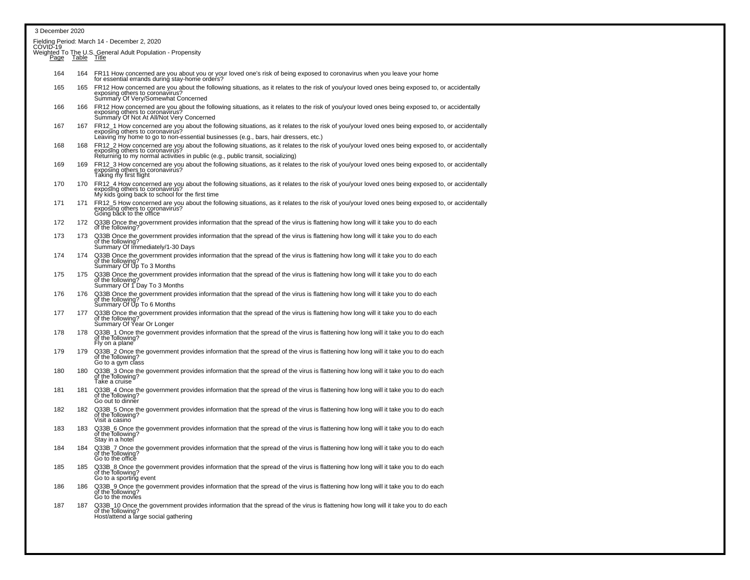3 December 2020

Fielding Period: March 14 - December 2, 2020
COVID-19
Weighted To The U.S. General Adult Population - Propensity

| Page | Table | Title |
|---|---|---|
| 164 | 164 | FR11 How concerned are you about you or your loved one's risk of being exposed to coronavirus when you leave your home for essential errands during stay-home orders? |
| 165 | 165 | FR12 How concerned are you about the following situations, as it relates to the risk of you/your loved ones being exposed to, or accidentally exposing others to coronavirus? Summary Of Very/Somewhat Concerned |
| 166 | 166 | FR12 How concerned are you about the following situations, as it relates to the risk of you/your loved ones being exposed to, or accidentally exposing others to coronavirus? Summary Of Not At All/Not Very Concerned |
| 167 | 167 | FR12_1 How concerned are you about the following situations, as it relates to the risk of you/your loved ones being exposed to, or accidentally exposing others to coronavirus? Leaving my home to go to non-essential businesses (e.g., bars, hair dressers, etc.) |
| 168 | 168 | FR12_2 How concerned are you about the following situations, as it relates to the risk of you/your loved ones being exposed to, or accidentally exposing others to coronavirus? Returning to my normal activities in public (e.g., public transit, socializing) |
| 169 | 169 | FR12_3 How concerned are you about the following situations, as it relates to the risk of you/your loved ones being exposed to, or accidentally exposing others to coronavirus? Taking my first flight |
| 170 | 170 | FR12_4 How concerned are you about the following situations, as it relates to the risk of you/your loved ones being exposed to, or accidentally exposing others to coronavirus? My kids going back to school for the first time |
| 171 | 171 | FR12_5 How concerned are you about the following situations, as it relates to the risk of you/your loved ones being exposed to, or accidentally exposing others to coronavirus? Going back to the office |
| 172 | 172 | Q33B Once the government provides information that the spread of the virus is flattening how long will it take you to do each of the following? |
| 173 | 173 | Q33B Once the government provides information that the spread of the virus is flattening how long will it take you to do each of the following? Summary Of Immediately/1-30 Days |
| 174 | 174 | Q33B Once the government provides information that the spread of the virus is flattening how long will it take you to do each of the following? Summary Of Up To 3 Months |
| 175 | 175 | Q33B Once the government provides information that the spread of the virus is flattening how long will it take you to do each of the following? Summary Of 1 Day To 3 Months |
| 176 | 176 | Q33B Once the government provides information that the spread of the virus is flattening how long will it take you to do each of the following? Summary Of Up To 6 Months |
| 177 | 177 | Q33B Once the government provides information that the spread of the virus is flattening how long will it take you to do each of the following? Summary Of Year Or Longer |
| 178 | 178 | Q33B_1 Once the government provides information that the spread of the virus is flattening how long will it take you to do each of the following? Fly on a plane |
| 179 | 179 | Q33B_2 Once the government provides information that the spread of the virus is flattening how long will it take you to do each of the following? Go to a gym class |
| 180 | 180 | Q33B_3 Once the government provides information that the spread of the virus is flattening how long will it take you to do each of the following? Take a cruise |
| 181 | 181 | Q33B_4 Once the government provides information that the spread of the virus is flattening how long will it take you to do each of the following? Go out to dinner |
| 182 | 182 | Q33B_5 Once the government provides information that the spread of the virus is flattening how long will it take you to do each of the following? Visit a casino |
| 183 | 183 | Q33B_6 Once the government provides information that the spread of the virus is flattening how long will it take you to do each of the following? Stay in a hotel |
| 184 | 184 | Q33B_7 Once the government provides information that the spread of the virus is flattening how long will it take you to do each of the following? Go to the office |
| 185 | 185 | Q33B_8 Once the government provides information that the spread of the virus is flattening how long will it take you to do each of the following? Go to a sporting event |
| 186 | 186 | Q33B_9 Once the government provides information that the spread of the virus is flattening how long will it take you to do each of the following? Go to the movies |
| 187 | 187 | Q33B_10 Once the government provides information that the spread of the virus is flattening how long will it take you to do each of the following? Host/attend a large social gathering |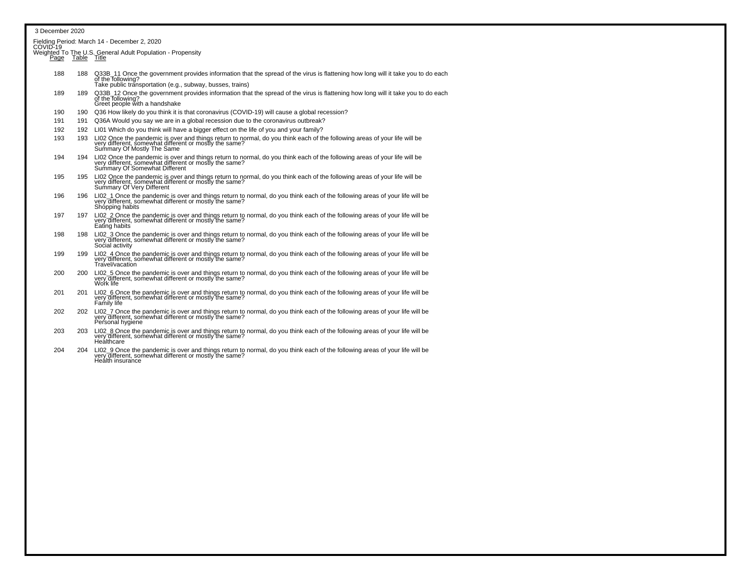3 December 2020

Fielding Period: March 14 - December 2, 2020
COVID-19
Weighted To The U.S. General Adult Population - Propensity

| Page | Table | Title |
|---|---|---|
| 188 | 188 | Q33B_11 Once the government provides information that the spread of the virus is flattening how long will it take you to do each of the following? Take public transportation (e.g., subway, busses, trains) |
| 189 | 189 | Q33B_12 Once the government provides information that the spread of the virus is flattening how long will it take you to do each of the following? Greet people with a handshake |
| 190 | 190 | Q36 How likely do you think it is that coronavirus (COVID-19) will cause a global recession? |
| 191 | 191 | Q36A Would you say we are in a global recession due to the coronavirus outbreak? |
| 192 | 192 | LI01 Which do you think will have a bigger effect on the life of you and your family? |
| 193 | 193 | LI02 Once the pandemic is over and things return to normal, do you think each of the following areas of your life will be very different, somewhat different or mostly the same? Summary Of Mostly The Same |
| 194 | 194 | LI02 Once the pandemic is over and things return to normal, do you think each of the following areas of your life will be very different, somewhat different or mostly the same? Summary Of Somewhat Different |
| 195 | 195 | LI02 Once the pandemic is over and things return to normal, do you think each of the following areas of your life will be very different, somewhat different or mostly the same? Summary Of Very Different |
| 196 | 196 | LI02_1 Once the pandemic is over and things return to normal, do you think each of the following areas of your life will be very different, somewhat different or mostly the same? Shopping habits |
| 197 | 197 | LI02_2 Once the pandemic is over and things return to normal, do you think each of the following areas of your life will be very different, somewhat different or mostly the same? Eating habits |
| 198 | 198 | LI02_3 Once the pandemic is over and things return to normal, do you think each of the following areas of your life will be very different, somewhat different or mostly the same? Social activity |
| 199 | 199 | LI02_4 Once the pandemic is over and things return to normal, do you think each of the following areas of your life will be very different, somewhat different or mostly the same? Travel/vacation |
| 200 | 200 | LI02_5 Once the pandemic is over and things return to normal, do you think each of the following areas of your life will be very different, somewhat different or mostly the same? Work life |
| 201 | 201 | LI02_6 Once the pandemic is over and things return to normal, do you think each of the following areas of your life will be very different, somewhat different or mostly the same? Family life |
| 202 | 202 | LI02_7 Once the pandemic is over and things return to normal, do you think each of the following areas of your life will be very different, somewhat different or mostly the same? Personal hygiene |
| 203 | 203 | LI02_8 Once the pandemic is over and things return to normal, do you think each of the following areas of your life will be very different, somewhat different or mostly the same? Healthcare |
| 204 | 204 | LI02_9 Once the pandemic is over and things return to normal, do you think each of the following areas of your life will be very different, somewhat different or mostly the same? Health insurance |